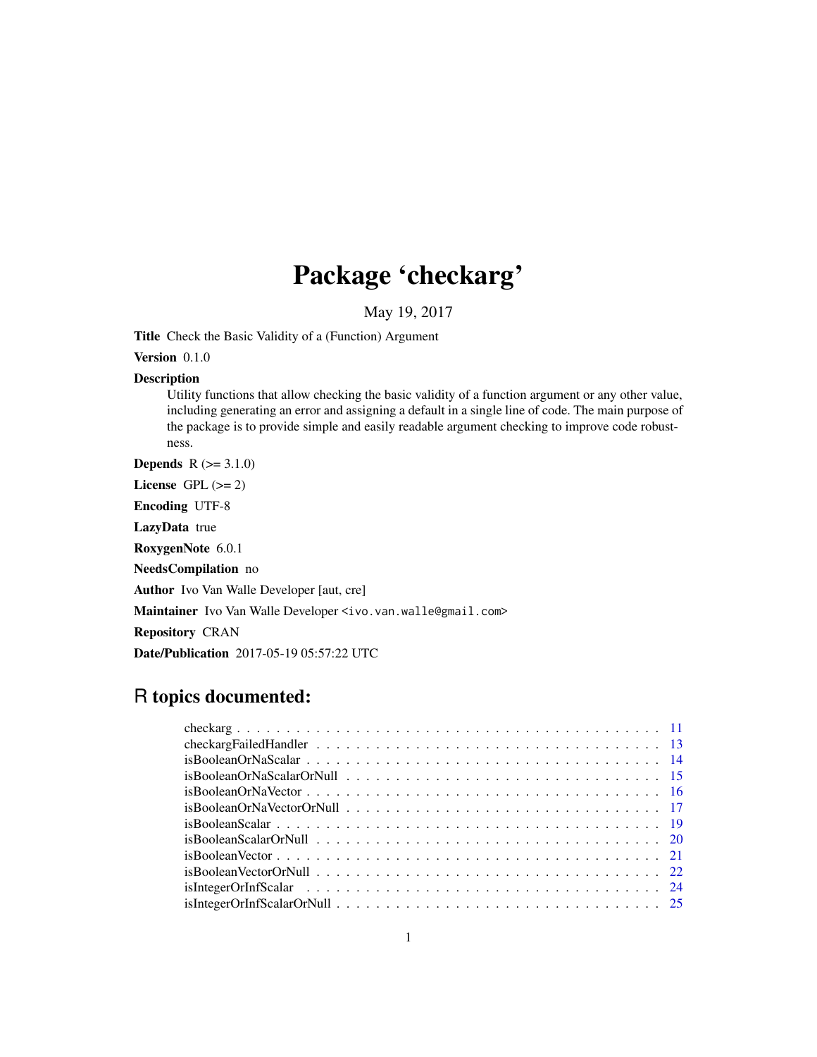# Package 'checkarg'

May 19, 2017

**Title** Check the Basic Validity of a (Function) Argument

**Version** 0.1.0

**Description**
Utility functions that allow checking the basic validity of a function argument or any other value, including generating an error and assigning a default in a single line of code. The main purpose of the package is to provide simple and easily readable argument checking to improve code robustness.

**Depends** R (>= 3.1.0)

**License** GPL (>= 2)

**Encoding** UTF-8

**LazyData** true

**RoxygenNote** 6.0.1

**NeedsCompilation** no

**Author** Ivo Van Walle Developer [aut, cre]

**Maintainer** Ivo Van Walle Developer <ivo.van.walle@gmail.com>

**Repository** CRAN

**Date/Publication** 2017-05-19 05:57:22 UTC

## R topics documented:

checkarg . . . . . . . . . . . . . . . . . . . . . . . . . . . . . . . . . . . . . . . . . . 11
checkargFailedHandler . . . . . . . . . . . . . . . . . . . . . . . . . . . . . . . . . . 13
isBooleanOrNaScalar . . . . . . . . . . . . . . . . . . . . . . . . . . . . . . . . . . . 14
isBooleanOrNaScalarOrNull . . . . . . . . . . . . . . . . . . . . . . . . . . . . . . . 15
isBooleanOrNaVector . . . . . . . . . . . . . . . . . . . . . . . . . . . . . . . . . . . 16
isBooleanOrNaVectorOrNull . . . . . . . . . . . . . . . . . . . . . . . . . . . . . . . 17
isBooleanScalar . . . . . . . . . . . . . . . . . . . . . . . . . . . . . . . . . . . . . 19
isBooleanScalarOrNull . . . . . . . . . . . . . . . . . . . . . . . . . . . . . . . . . . 20
isBooleanVector . . . . . . . . . . . . . . . . . . . . . . . . . . . . . . . . . . . . . 21
isBooleanVectorOrNull . . . . . . . . . . . . . . . . . . . . . . . . . . . . . . . . . . 22
isIntegerOrInfScalar . . . . . . . . . . . . . . . . . . . . . . . . . . . . . . . . . . . 24
isIntegerOrInfScalarOrNull . . . . . . . . . . . . . . . . . . . . . . . . . . . . . . . 25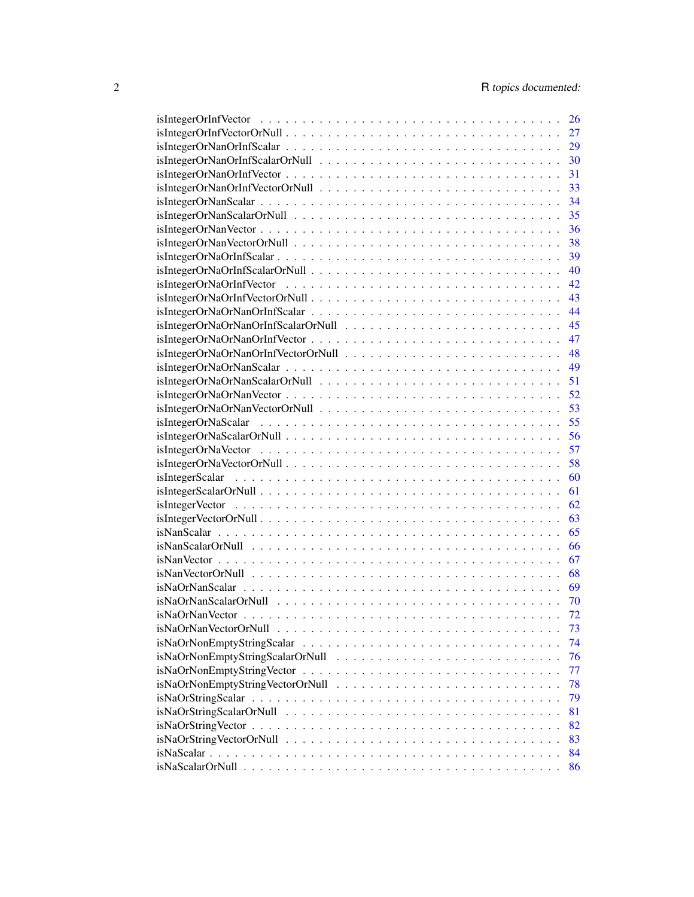isIntegerOrInfVector . . . . . . . . . . . . . . . . . . . . . . . . . . . . . . . . . . . . 26
isIntegerOrInfVectorOrNull . . . . . . . . . . . . . . . . . . . . . . . . . . . . . . . . . 27
isIntegerOrNanOrInfScalar . . . . . . . . . . . . . . . . . . . . . . . . . . . . . . . . . 29
isIntegerOrNanOrInfScalarOrNull . . . . . . . . . . . . . . . . . . . . . . . . . . . . . 30
isIntegerOrNanOrInfVector . . . . . . . . . . . . . . . . . . . . . . . . . . . . . . . . . 31
isIntegerOrNanOrInfVectorOrNull . . . . . . . . . . . . . . . . . . . . . . . . . . . . . 33
isIntegerOrNanScalar . . . . . . . . . . . . . . . . . . . . . . . . . . . . . . . . . . . . 34
isIntegerOrNanScalarOrNull . . . . . . . . . . . . . . . . . . . . . . . . . . . . . . . . 35
isIntegerOrNanVector . . . . . . . . . . . . . . . . . . . . . . . . . . . . . . . . . . . . 36
isIntegerOrNanVectorOrNull . . . . . . . . . . . . . . . . . . . . . . . . . . . . . . . . 38
isIntegerOrNaOrInfScalar . . . . . . . . . . . . . . . . . . . . . . . . . . . . . . . . . . 39
isIntegerOrNaOrInfScalarOrNull . . . . . . . . . . . . . . . . . . . . . . . . . . . . . . 40
isIntegerOrNaOrInfVector . . . . . . . . . . . . . . . . . . . . . . . . . . . . . . . . . . 42
isIntegerOrNaOrInfVectorOrNull . . . . . . . . . . . . . . . . . . . . . . . . . . . . . . 43
isIntegerOrNaOrNanOrInfScalar . . . . . . . . . . . . . . . . . . . . . . . . . . . . . . 44
isIntegerOrNaOrNanOrInfScalarOrNull . . . . . . . . . . . . . . . . . . . . . . . . . . . 45
isIntegerOrNaOrNanOrInfVector . . . . . . . . . . . . . . . . . . . . . . . . . . . . . . 47
isIntegerOrNaOrNanOrInfVectorOrNull . . . . . . . . . . . . . . . . . . . . . . . . . . . 48
isIntegerOrNaOrNanScalar . . . . . . . . . . . . . . . . . . . . . . . . . . . . . . . . . 49
isIntegerOrNaOrNanScalarOrNull . . . . . . . . . . . . . . . . . . . . . . . . . . . . . . 51
isIntegerOrNaOrNanVector . . . . . . . . . . . . . . . . . . . . . . . . . . . . . . . . . 52
isIntegerOrNaOrNanVectorOrNull . . . . . . . . . . . . . . . . . . . . . . . . . . . . . . 53
isIntegerOrNaScalar . . . . . . . . . . . . . . . . . . . . . . . . . . . . . . . . . . . . 55
isIntegerOrNaScalarOrNull . . . . . . . . . . . . . . . . . . . . . . . . . . . . . . . . . 56
isIntegerOrNaVector . . . . . . . . . . . . . . . . . . . . . . . . . . . . . . . . . . . . 57
isIntegerOrNaVectorOrNull . . . . . . . . . . . . . . . . . . . . . . . . . . . . . . . . . 58
isIntegerScalar . . . . . . . . . . . . . . . . . . . . . . . . . . . . . . . . . . . . . . . 60
isIntegerScalarOrNull . . . . . . . . . . . . . . . . . . . . . . . . . . . . . . . . . . . . 61
isIntegerVector . . . . . . . . . . . . . . . . . . . . . . . . . . . . . . . . . . . . . . . 62
isIntegerVectorOrNull . . . . . . . . . . . . . . . . . . . . . . . . . . . . . . . . . . . . 63
isNanScalar . . . . . . . . . . . . . . . . . . . . . . . . . . . . . . . . . . . . . . . . . 65
isNanScalarOrNull . . . . . . . . . . . . . . . . . . . . . . . . . . . . . . . . . . . . . . 66
isNanVector . . . . . . . . . . . . . . . . . . . . . . . . . . . . . . . . . . . . . . . . . 67
isNanVectorOrNull . . . . . . . . . . . . . . . . . . . . . . . . . . . . . . . . . . . . . . 68
isNaOrNanScalar . . . . . . . . . . . . . . . . . . . . . . . . . . . . . . . . . . . . . . . 69
isNaOrNanScalarOrNull . . . . . . . . . . . . . . . . . . . . . . . . . . . . . . . . . . . 70
isNaOrNanVector . . . . . . . . . . . . . . . . . . . . . . . . . . . . . . . . . . . . . . . 72
isNaOrNanVectorOrNull . . . . . . . . . . . . . . . . . . . . . . . . . . . . . . . . . . . 73
isNaOrNonEmptyStringScalar . . . . . . . . . . . . . . . . . . . . . . . . . . . . . . . . 74
isNaOrNonEmptyStringScalarOrNull . . . . . . . . . . . . . . . . . . . . . . . . . . . . 76
isNaOrNonEmptyStringVector . . . . . . . . . . . . . . . . . . . . . . . . . . . . . . . . 77
isNaOrNonEmptyStringVectorOrNull . . . . . . . . . . . . . . . . . . . . . . . . . . . . 78
isNaOrStringScalar . . . . . . . . . . . . . . . . . . . . . . . . . . . . . . . . . . . . . 79
isNaOrStringScalarOrNull . . . . . . . . . . . . . . . . . . . . . . . . . . . . . . . . . . 81
isNaOrStringVector . . . . . . . . . . . . . . . . . . . . . . . . . . . . . . . . . . . . . 82
isNaOrStringVectorOrNull . . . . . . . . . . . . . . . . . . . . . . . . . . . . . . . . . . 83
isNaScalar . . . . . . . . . . . . . . . . . . . . . . . . . . . . . . . . . . . . . . . . . . 84
isNaScalarOrNull . . . . . . . . . . . . . . . . . . . . . . . . . . . . . . . . . . . . . . . 86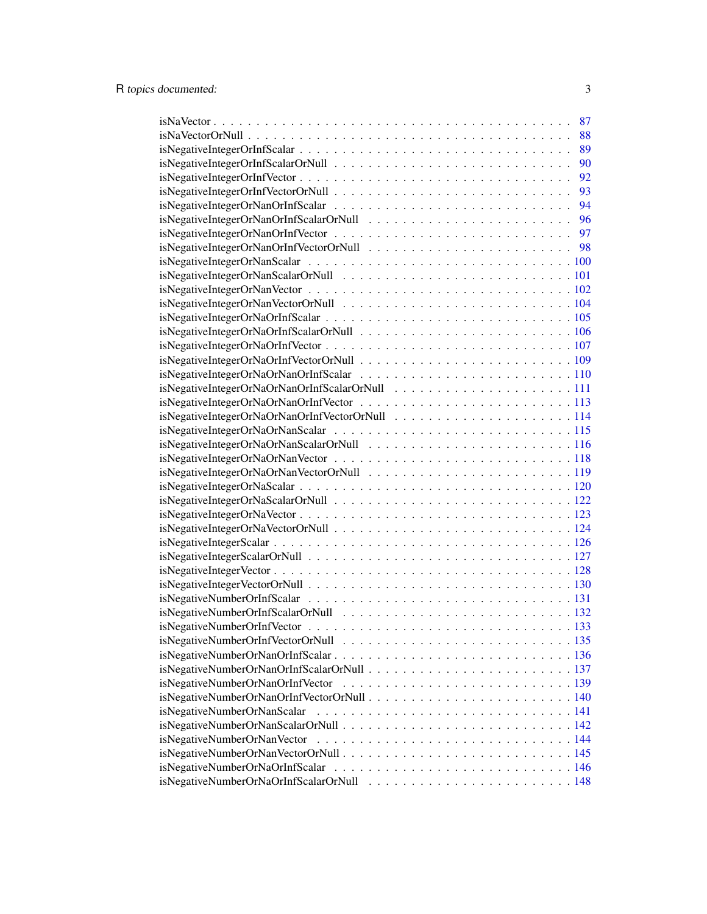isNaVector . . . . . . . . . . . . . . . . . . . . . . . . . . . . . . . . . . . . . . . . 87
isNaVectorOrNull . . . . . . . . . . . . . . . . . . . . . . . . . . . . . . . . . . . . . 88
isNegativeIntegerOrInfScalar . . . . . . . . . . . . . . . . . . . . . . . . . . . . . . . 89
isNegativeIntegerOrInfScalarOrNull . . . . . . . . . . . . . . . . . . . . . . . . . . . 90
isNegativeIntegerOrInfVector . . . . . . . . . . . . . . . . . . . . . . . . . . . . . . . 92
isNegativeIntegerOrInfVectorOrNull . . . . . . . . . . . . . . . . . . . . . . . . . . . 93
isNegativeIntegerOrNanOrInfScalar . . . . . . . . . . . . . . . . . . . . . . . . . . . 94
isNegativeIntegerOrNanOrInfScalarOrNull . . . . . . . . . . . . . . . . . . . . . . . 96
isNegativeIntegerOrNanOrInfVector . . . . . . . . . . . . . . . . . . . . . . . . . . . 97
isNegativeIntegerOrNanOrInfVectorOrNull . . . . . . . . . . . . . . . . . . . . . . . 98
isNegativeIntegerOrNanScalar . . . . . . . . . . . . . . . . . . . . . . . . . . . . . . 100
isNegativeIntegerOrNanScalarOrNull . . . . . . . . . . . . . . . . . . . . . . . . . . 101
isNegativeIntegerOrNanVector . . . . . . . . . . . . . . . . . . . . . . . . . . . . . . 102
isNegativeIntegerOrNanVectorOrNull . . . . . . . . . . . . . . . . . . . . . . . . . . 104
isNegativeIntegerOrNaOrInfScalar . . . . . . . . . . . . . . . . . . . . . . . . . . . . 105
isNegativeIntegerOrNaOrInfScalarOrNull . . . . . . . . . . . . . . . . . . . . . . . . 106
isNegativeIntegerOrNaOrInfVector . . . . . . . . . . . . . . . . . . . . . . . . . . . . 107
isNegativeIntegerOrNaOrInfVectorOrNull . . . . . . . . . . . . . . . . . . . . . . . . 109
isNegativeIntegerOrNaOrNanOrInfScalar . . . . . . . . . . . . . . . . . . . . . . . . 110
isNegativeIntegerOrNaOrNanOrInfScalarOrNull . . . . . . . . . . . . . . . . . . . . 111
isNegativeIntegerOrNaOrNanOrInfVector . . . . . . . . . . . . . . . . . . . . . . . . 113
isNegativeIntegerOrNaOrNanOrInfVectorOrNull . . . . . . . . . . . . . . . . . . . . 114
isNegativeIntegerOrNaOrNanScalar . . . . . . . . . . . . . . . . . . . . . . . . . . . 115
isNegativeIntegerOrNaOrNanScalarOrNull . . . . . . . . . . . . . . . . . . . . . . . 116
isNegativeIntegerOrNaOrNanVector . . . . . . . . . . . . . . . . . . . . . . . . . . . 118
isNegativeIntegerOrNaOrNanVectorOrNull . . . . . . . . . . . . . . . . . . . . . . . 119
isNegativeIntegerOrNaScalar . . . . . . . . . . . . . . . . . . . . . . . . . . . . . . . 120
isNegativeIntegerOrNaScalarOrNull . . . . . . . . . . . . . . . . . . . . . . . . . . . 122
isNegativeIntegerOrNaVector . . . . . . . . . . . . . . . . . . . . . . . . . . . . . . . 123
isNegativeIntegerOrNaVectorOrNull . . . . . . . . . . . . . . . . . . . . . . . . . . . 124
isNegativeIntegerScalar . . . . . . . . . . . . . . . . . . . . . . . . . . . . . . . . . . 126
isNegativeIntegerScalarOrNull . . . . . . . . . . . . . . . . . . . . . . . . . . . . . . 127
isNegativeIntegerVector . . . . . . . . . . . . . . . . . . . . . . . . . . . . . . . . . . 128
isNegativeIntegerVectorOrNull . . . . . . . . . . . . . . . . . . . . . . . . . . . . . . 130
isNegativeNumberOrInfScalar . . . . . . . . . . . . . . . . . . . . . . . . . . . . . . . 131
isNegativeNumberOrInfScalarOrNull . . . . . . . . . . . . . . . . . . . . . . . . . . . 132
isNegativeNumberOrInfVector . . . . . . . . . . . . . . . . . . . . . . . . . . . . . . . 133
isNegativeNumberOrInfVectorOrNull . . . . . . . . . . . . . . . . . . . . . . . . . . . 135
isNegativeNumberOrNanOrInfScalar . . . . . . . . . . . . . . . . . . . . . . . . . . . 136
isNegativeNumberOrNanOrInfScalarOrNull . . . . . . . . . . . . . . . . . . . . . . . 137
isNegativeNumberOrNanOrInfVector . . . . . . . . . . . . . . . . . . . . . . . . . . . 139
isNegativeNumberOrNanOrInfVectorOrNull . . . . . . . . . . . . . . . . . . . . . . . 140
isNegativeNumberOrNanScalar . . . . . . . . . . . . . . . . . . . . . . . . . . . . . . 141
isNegativeNumberOrNanScalarOrNull . . . . . . . . . . . . . . . . . . . . . . . . . . 142
isNegativeNumberOrNanVector . . . . . . . . . . . . . . . . . . . . . . . . . . . . . . 144
isNegativeNumberOrNanVectorOrNull . . . . . . . . . . . . . . . . . . . . . . . . . . 145
isNegativeNumberOrNaOrInfScalar . . . . . . . . . . . . . . . . . . . . . . . . . . . . 146
isNegativeNumberOrNaOrInfScalarOrNull . . . . . . . . . . . . . . . . . . . . . . . . 148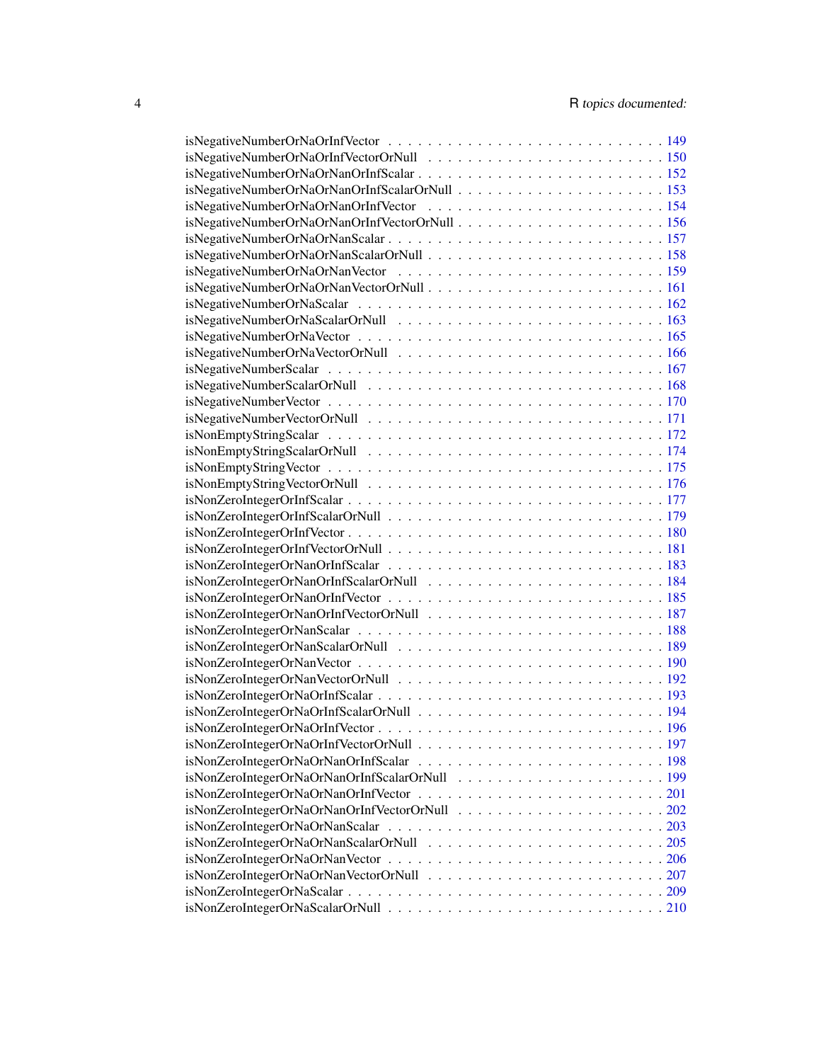isNegativeNumberOrNaOrInfVector . . . . . . . . . . . . . . . . . . . . . . . . . . 149
isNegativeNumberOrNaOrInfVectorOrNull . . . . . . . . . . . . . . . . . . . . . . . 150
isNegativeNumberOrNaOrNanOrInfScalar . . . . . . . . . . . . . . . . . . . . . . . . 152
isNegativeNumberOrNaOrNanOrInfScalarOrNull . . . . . . . . . . . . . . . . . . . . 153
isNegativeNumberOrNaOrNanOrInfVector . . . . . . . . . . . . . . . . . . . . . . . . 154
isNegativeNumberOrNaOrNanOrInfVectorOrNull . . . . . . . . . . . . . . . . . . . . 156
isNegativeNumberOrNaOrNanScalar . . . . . . . . . . . . . . . . . . . . . . . . . . 157
isNegativeNumberOrNaOrNanScalarOrNull . . . . . . . . . . . . . . . . . . . . . . . 158
isNegativeNumberOrNaOrNanVector . . . . . . . . . . . . . . . . . . . . . . . . . . 159
isNegativeNumberOrNaOrNanVectorOrNull . . . . . . . . . . . . . . . . . . . . . . . 161
isNegativeNumberOrNaScalar . . . . . . . . . . . . . . . . . . . . . . . . . . . . . 162
isNegativeNumberOrNaScalarOrNull . . . . . . . . . . . . . . . . . . . . . . . . . . 163
isNegativeNumberOrNaVector . . . . . . . . . . . . . . . . . . . . . . . . . . . . . 165
isNegativeNumberOrNaVectorOrNull . . . . . . . . . . . . . . . . . . . . . . . . . . 166
isNegativeNumberScalar . . . . . . . . . . . . . . . . . . . . . . . . . . . . . . . 167
isNegativeNumberScalarOrNull . . . . . . . . . . . . . . . . . . . . . . . . . . . . 168
isNegativeNumberVector . . . . . . . . . . . . . . . . . . . . . . . . . . . . . . . 170
isNegativeNumberVectorOrNull . . . . . . . . . . . . . . . . . . . . . . . . . . . . 171
isNonEmptyStringScalar . . . . . . . . . . . . . . . . . . . . . . . . . . . . . . . 172
isNonEmptyStringScalarOrNull . . . . . . . . . . . . . . . . . . . . . . . . . . . . 174
isNonEmptyStringVector . . . . . . . . . . . . . . . . . . . . . . . . . . . . . . . 175
isNonEmptyStringVectorOrNull . . . . . . . . . . . . . . . . . . . . . . . . . . . . 176
isNonZeroIntegerOrInfScalar . . . . . . . . . . . . . . . . . . . . . . . . . . . . . 177
isNonZeroIntegerOrInfScalarOrNull . . . . . . . . . . . . . . . . . . . . . . . . . . 179
isNonZeroIntegerOrInfVector . . . . . . . . . . . . . . . . . . . . . . . . . . . . . 180
isNonZeroIntegerOrInfVectorOrNull . . . . . . . . . . . . . . . . . . . . . . . . . . 181
isNonZeroIntegerOrNanOrInfScalar . . . . . . . . . . . . . . . . . . . . . . . . . . 183
isNonZeroIntegerOrNanOrInfScalarOrNull . . . . . . . . . . . . . . . . . . . . . . . 184
isNonZeroIntegerOrNanOrInfVector . . . . . . . . . . . . . . . . . . . . . . . . . . 185
isNonZeroIntegerOrNanOrInfVectorOrNull . . . . . . . . . . . . . . . . . . . . . . . 187
isNonZeroIntegerOrNanScalar . . . . . . . . . . . . . . . . . . . . . . . . . . . . . 188
isNonZeroIntegerOrNanScalarOrNull . . . . . . . . . . . . . . . . . . . . . . . . . . 189
isNonZeroIntegerOrNanVector . . . . . . . . . . . . . . . . . . . . . . . . . . . . . 190
isNonZeroIntegerOrNanVectorOrNull . . . . . . . . . . . . . . . . . . . . . . . . . . 192
isNonZeroIntegerOrNaOrInfScalar . . . . . . . . . . . . . . . . . . . . . . . . . . . 193
isNonZeroIntegerOrNaOrInfScalarOrNull . . . . . . . . . . . . . . . . . . . . . . . . 194
isNonZeroIntegerOrNaOrInfVector . . . . . . . . . . . . . . . . . . . . . . . . . . . 196
isNonZeroIntegerOrNaOrInfVectorOrNull . . . . . . . . . . . . . . . . . . . . . . . . 197
isNonZeroIntegerOrNaOrNanOrInfScalar . . . . . . . . . . . . . . . . . . . . . . . . 198
isNonZeroIntegerOrNaOrNanOrInfScalarOrNull . . . . . . . . . . . . . . . . . . . . . 199
isNonZeroIntegerOrNaOrNanOrInfVector . . . . . . . . . . . . . . . . . . . . . . . . 201
isNonZeroIntegerOrNaOrNanOrInfVectorOrNull . . . . . . . . . . . . . . . . . . . . . 202
isNonZeroIntegerOrNaOrNanScalar . . . . . . . . . . . . . . . . . . . . . . . . . . . 203
isNonZeroIntegerOrNaOrNanScalarOrNull . . . . . . . . . . . . . . . . . . . . . . . . 205
isNonZeroIntegerOrNaOrNanVector . . . . . . . . . . . . . . . . . . . . . . . . . . . 206
isNonZeroIntegerOrNaOrNanVectorOrNull . . . . . . . . . . . . . . . . . . . . . . . . 207
isNonZeroIntegerOrNaScalar . . . . . . . . . . . . . . . . . . . . . . . . . . . . . . 209
isNonZeroIntegerOrNaScalarOrNull . . . . . . . . . . . . . . . . . . . . . . . . . . . 210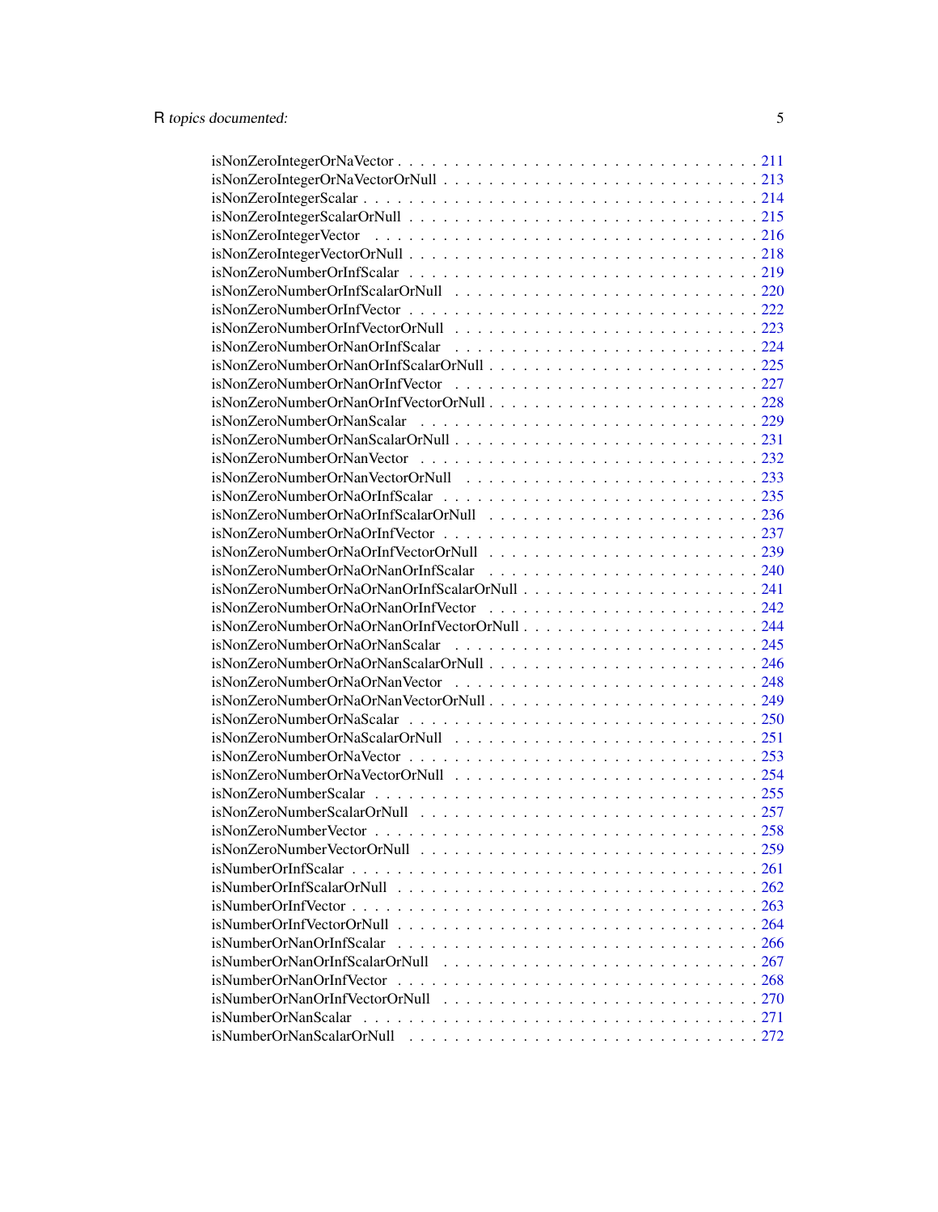isNonZeroIntegerOrNaVector . . . . . . . . . . . . . . . . . . . . . . . . . . . . . . 211
isNonZeroIntegerOrNaVectorOrNull . . . . . . . . . . . . . . . . . . . . . . . . . . . 213
isNonZeroIntegerScalar . . . . . . . . . . . . . . . . . . . . . . . . . . . . . . . . 214
isNonZeroIntegerScalarOrNull . . . . . . . . . . . . . . . . . . . . . . . . . . . . . 215
isNonZeroIntegerVector . . . . . . . . . . . . . . . . . . . . . . . . . . . . . . . . 216
isNonZeroIntegerVectorOrNull . . . . . . . . . . . . . . . . . . . . . . . . . . . . . 218
isNonZeroNumberOrInfScalar . . . . . . . . . . . . . . . . . . . . . . . . . . . . . . 219
isNonZeroNumberOrInfScalarOrNull . . . . . . . . . . . . . . . . . . . . . . . . . . . 220
isNonZeroNumberOrInfVector . . . . . . . . . . . . . . . . . . . . . . . . . . . . . . 222
isNonZeroNumberOrInfVectorOrNull . . . . . . . . . . . . . . . . . . . . . . . . . . . 223
isNonZeroNumberOrNanOrInfScalar . . . . . . . . . . . . . . . . . . . . . . . . . . . 224
isNonZeroNumberOrNanOrInfScalarOrNull . . . . . . . . . . . . . . . . . . . . . . . . 225
isNonZeroNumberOrNanOrInfVector . . . . . . . . . . . . . . . . . . . . . . . . . . . 227
isNonZeroNumberOrNanOrInfVectorOrNull . . . . . . . . . . . . . . . . . . . . . . . . 228
isNonZeroNumberOrNanScalar . . . . . . . . . . . . . . . . . . . . . . . . . . . . . . 229
isNonZeroNumberOrNanScalarOrNull . . . . . . . . . . . . . . . . . . . . . . . . . . . 231
isNonZeroNumberOrNanVector . . . . . . . . . . . . . . . . . . . . . . . . . . . . . . 232
isNonZeroNumberOrNanVectorOrNull . . . . . . . . . . . . . . . . . . . . . . . . . . . 233
isNonZeroNumberOrNaOrInfScalar . . . . . . . . . . . . . . . . . . . . . . . . . . . . 235
isNonZeroNumberOrNaOrInfScalarOrNull . . . . . . . . . . . . . . . . . . . . . . . . . 236
isNonZeroNumberOrNaOrInfVector . . . . . . . . . . . . . . . . . . . . . . . . . . . . 237
isNonZeroNumberOrNaOrInfVectorOrNull . . . . . . . . . . . . . . . . . . . . . . . . . 239
isNonZeroNumberOrNaOrNanOrInfScalar . . . . . . . . . . . . . . . . . . . . . . . . . 240
isNonZeroNumberOrNaOrNanOrInfScalarOrNull . . . . . . . . . . . . . . . . . . . . . . 241
isNonZeroNumberOrNaOrNanOrInfVector . . . . . . . . . . . . . . . . . . . . . . . . . 242
isNonZeroNumberOrNaOrNanOrInfVectorOrNull . . . . . . . . . . . . . . . . . . . . . . 244
isNonZeroNumberOrNaOrNanScalar . . . . . . . . . . . . . . . . . . . . . . . . . . . . 245
isNonZeroNumberOrNaOrNanScalarOrNull . . . . . . . . . . . . . . . . . . . . . . . . . 246
isNonZeroNumberOrNaOrNanVector . . . . . . . . . . . . . . . . . . . . . . . . . . . . 248
isNonZeroNumberOrNaOrNanVectorOrNull . . . . . . . . . . . . . . . . . . . . . . . . . 249
isNonZeroNumberOrNaScalar . . . . . . . . . . . . . . . . . . . . . . . . . . . . . . . 250
isNonZeroNumberOrNaScalarOrNull . . . . . . . . . . . . . . . . . . . . . . . . . . . . 251
isNonZeroNumberOrNaVector . . . . . . . . . . . . . . . . . . . . . . . . . . . . . . . 253
isNonZeroNumberOrNaVectorOrNull . . . . . . . . . . . . . . . . . . . . . . . . . . . . 254
isNonZeroNumberScalar . . . . . . . . . . . . . . . . . . . . . . . . . . . . . . . . . 255
isNonZeroNumberScalarOrNull . . . . . . . . . . . . . . . . . . . . . . . . . . . . . . 257
isNonZeroNumberVector . . . . . . . . . . . . . . . . . . . . . . . . . . . . . . . . . 258
isNonZeroNumberVectorOrNull . . . . . . . . . . . . . . . . . . . . . . . . . . . . . . 259
isNumberOrInfScalar . . . . . . . . . . . . . . . . . . . . . . . . . . . . . . . . . . 261
isNumberOrInfScalarOrNull . . . . . . . . . . . . . . . . . . . . . . . . . . . . . . . 262
isNumberOrInfVector . . . . . . . . . . . . . . . . . . . . . . . . . . . . . . . . . . 263
isNumberOrInfVectorOrNull . . . . . . . . . . . . . . . . . . . . . . . . . . . . . . . 264
isNumberOrNanOrInfScalar . . . . . . . . . . . . . . . . . . . . . . . . . . . . . . . 266
isNumberOrNanOrInfScalarOrNull . . . . . . . . . . . . . . . . . . . . . . . . . . . . 267
isNumberOrNanOrInfVector . . . . . . . . . . . . . . . . . . . . . . . . . . . . . . . 268
isNumberOrNanOrInfVectorOrNull . . . . . . . . . . . . . . . . . . . . . . . . . . . . 270
isNumberOrNanScalar . . . . . . . . . . . . . . . . . . . . . . . . . . . . . . . . . . 271
isNumberOrNanScalarOrNull . . . . . . . . . . . . . . . . . . . . . . . . . . . . . . . 272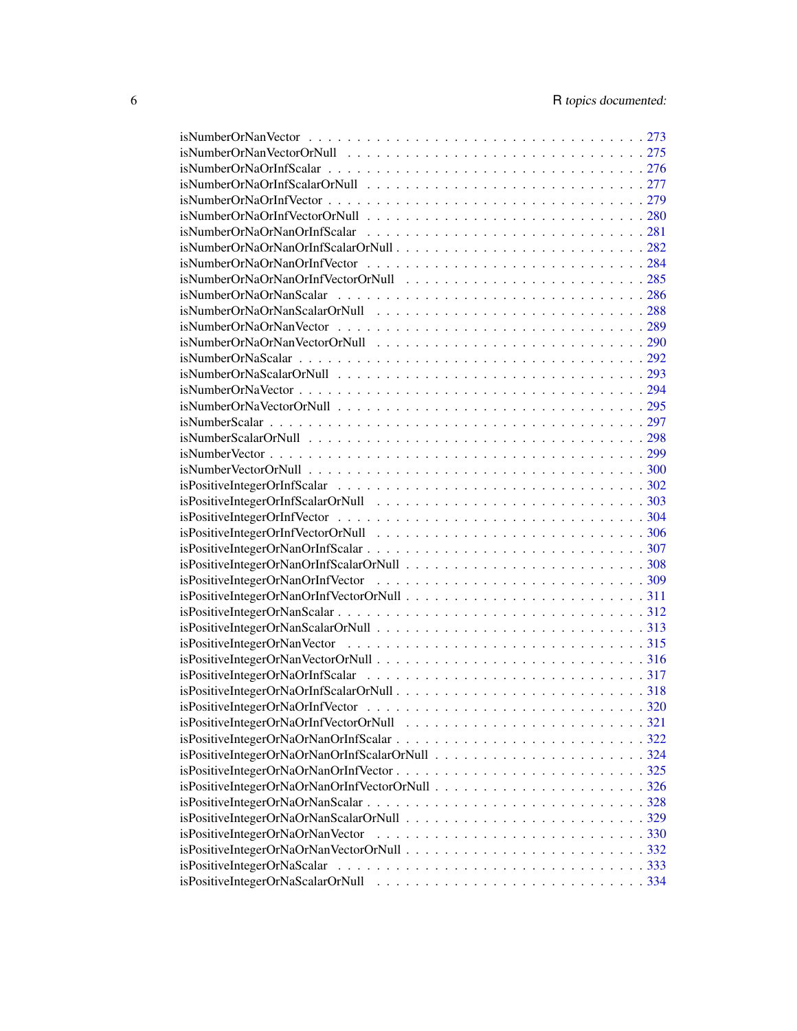isNumberOrNanVector . . . . . . . . . . . . . . . . . . . . . . . . . . . . . . . . . . . 273
isNumberOrNanVectorOrNull . . . . . . . . . . . . . . . . . . . . . . . . . . . . . . . 275
isNumberOrNaOrInfScalar . . . . . . . . . . . . . . . . . . . . . . . . . . . . . . . . 276
isNumberOrNaOrInfScalarOrNull . . . . . . . . . . . . . . . . . . . . . . . . . . . . 277
isNumberOrNaOrInfVector . . . . . . . . . . . . . . . . . . . . . . . . . . . . . . . . 279
isNumberOrNaOrInfVectorOrNull . . . . . . . . . . . . . . . . . . . . . . . . . . . . 280
isNumberOrNaOrNanOrInfScalar . . . . . . . . . . . . . . . . . . . . . . . . . . . . 281
isNumberOrNaOrNanOrInfScalarOrNull . . . . . . . . . . . . . . . . . . . . . . . . . 282
isNumberOrNaOrNanOrInfVector . . . . . . . . . . . . . . . . . . . . . . . . . . . . 284
isNumberOrNaOrNanOrInfVectorOrNull . . . . . . . . . . . . . . . . . . . . . . . . . 285
isNumberOrNaOrNanScalar . . . . . . . . . . . . . . . . . . . . . . . . . . . . . . . 286
isNumberOrNaOrNanScalarOrNull . . . . . . . . . . . . . . . . . . . . . . . . . . . . 288
isNumberOrNaOrNanVector . . . . . . . . . . . . . . . . . . . . . . . . . . . . . . . 289
isNumberOrNaOrNanVectorOrNull . . . . . . . . . . . . . . . . . . . . . . . . . . . . 290
isNumberOrNaScalar . . . . . . . . . . . . . . . . . . . . . . . . . . . . . . . . . . . 292
isNumberOrNaScalarOrNull . . . . . . . . . . . . . . . . . . . . . . . . . . . . . . . 293
isNumberOrNaVector . . . . . . . . . . . . . . . . . . . . . . . . . . . . . . . . . . . 294
isNumberOrNaVectorOrNull . . . . . . . . . . . . . . . . . . . . . . . . . . . . . . . 295
isNumberScalar . . . . . . . . . . . . . . . . . . . . . . . . . . . . . . . . . . . . . 297
isNumberScalarOrNull . . . . . . . . . . . . . . . . . . . . . . . . . . . . . . . . . . 298
isNumberVector . . . . . . . . . . . . . . . . . . . . . . . . . . . . . . . . . . . . . 299
isNumberVectorOrNull . . . . . . . . . . . . . . . . . . . . . . . . . . . . . . . . . . 300
isPositiveIntegerOrInfScalar . . . . . . . . . . . . . . . . . . . . . . . . . . . . . . 302
isPositiveIntegerOrInfScalarOrNull . . . . . . . . . . . . . . . . . . . . . . . . . . 303
isPositiveIntegerOrInfVector . . . . . . . . . . . . . . . . . . . . . . . . . . . . . . 304
isPositiveIntegerOrInfVectorOrNull . . . . . . . . . . . . . . . . . . . . . . . . . . 306
isPositiveIntegerOrNanOrInfScalar . . . . . . . . . . . . . . . . . . . . . . . . . . . 307
isPositiveIntegerOrNanOrInfScalarOrNull . . . . . . . . . . . . . . . . . . . . . . . 308
isPositiveIntegerOrNanOrInfVector . . . . . . . . . . . . . . . . . . . . . . . . . . . 309
isPositiveIntegerOrNanOrInfVectorOrNull . . . . . . . . . . . . . . . . . . . . . . . 311
isPositiveIntegerOrNanScalar . . . . . . . . . . . . . . . . . . . . . . . . . . . . . . 312
isPositiveIntegerOrNanScalarOrNull . . . . . . . . . . . . . . . . . . . . . . . . . . 313
isPositiveIntegerOrNanVector . . . . . . . . . . . . . . . . . . . . . . . . . . . . . . 315
isPositiveIntegerOrNanVectorOrNull . . . . . . . . . . . . . . . . . . . . . . . . . . 316
isPositiveIntegerOrNaOrInfScalar . . . . . . . . . . . . . . . . . . . . . . . . . . . 317
isPositiveIntegerOrNaOrInfScalarOrNull . . . . . . . . . . . . . . . . . . . . . . . . 318
isPositiveIntegerOrNaOrInfVector . . . . . . . . . . . . . . . . . . . . . . . . . . . 320
isPositiveIntegerOrNaOrInfVectorOrNull . . . . . . . . . . . . . . . . . . . . . . . . 321
isPositiveIntegerOrNaOrNanOrInfScalar . . . . . . . . . . . . . . . . . . . . . . . . 322
isPositiveIntegerOrNaOrNanOrInfScalarOrNull . . . . . . . . . . . . . . . . . . . . . 324
isPositiveIntegerOrNaOrNanOrInfVector . . . . . . . . . . . . . . . . . . . . . . . . 325
isPositiveIntegerOrNaOrNanOrInfVectorOrNull . . . . . . . . . . . . . . . . . . . . . 326
isPositiveIntegerOrNaOrNanScalar . . . . . . . . . . . . . . . . . . . . . . . . . . . 328
isPositiveIntegerOrNaOrNanScalarOrNull . . . . . . . . . . . . . . . . . . . . . . . . 329
isPositiveIntegerOrNaOrNanVector . . . . . . . . . . . . . . . . . . . . . . . . . . . 330
isPositiveIntegerOrNaOrNanVectorOrNull . . . . . . . . . . . . . . . . . . . . . . . . 332
isPositiveIntegerOrNaScalar . . . . . . . . . . . . . . . . . . . . . . . . . . . . . . 333
isPositiveIntegerOrNaScalarOrNull . . . . . . . . . . . . . . . . . . . . . . . . . . . 334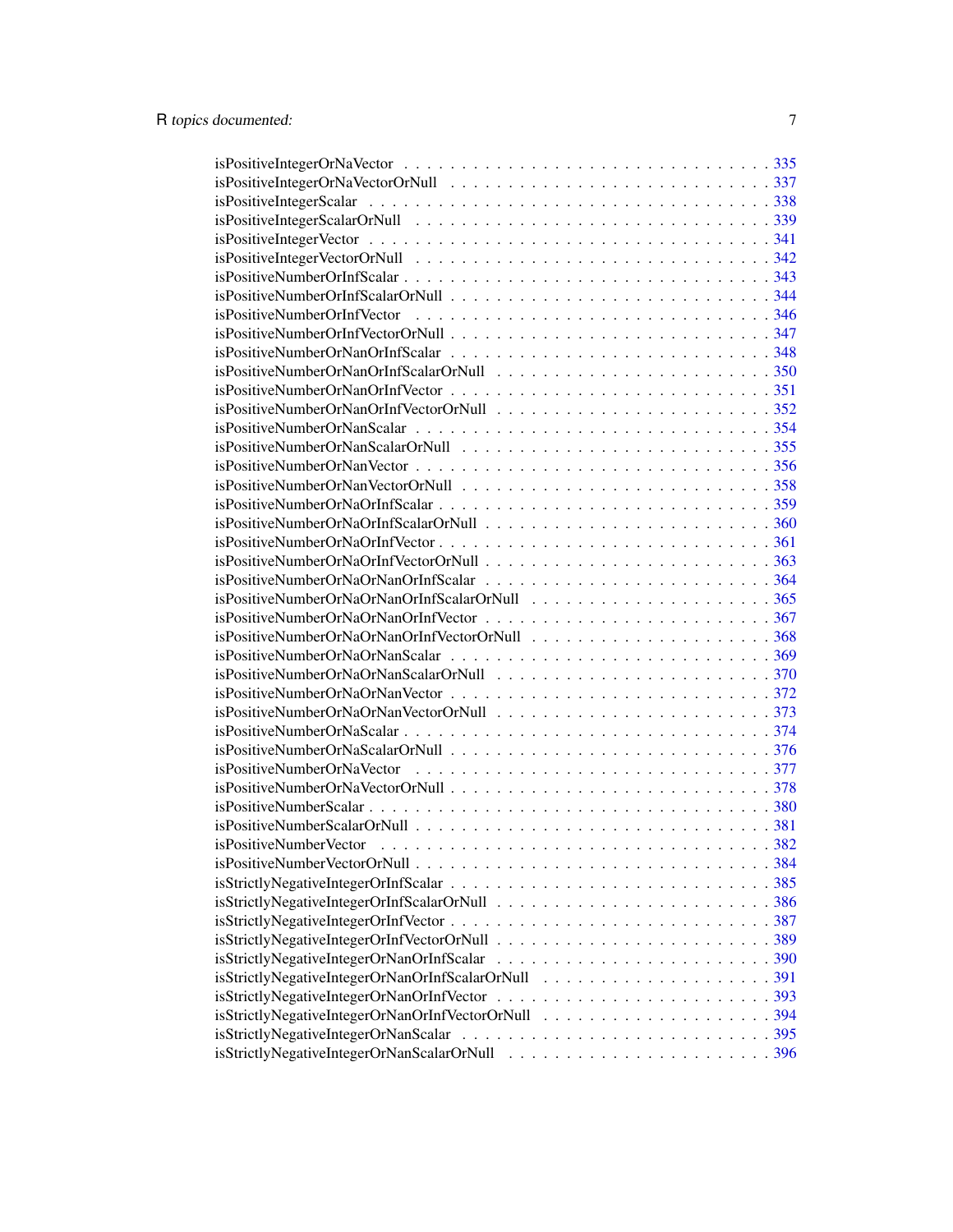isPositiveIntegerOrNaVector . . . . . . . . . . . . . . . . . . . . . . . . . . . . . . 335
isPositiveIntegerOrNaVectorOrNull . . . . . . . . . . . . . . . . . . . . . . . . . . . 337
isPositiveIntegerScalar . . . . . . . . . . . . . . . . . . . . . . . . . . . . . . . . 338
isPositiveIntegerScalarOrNull . . . . . . . . . . . . . . . . . . . . . . . . . . . . . 339
isPositiveIntegerVector . . . . . . . . . . . . . . . . . . . . . . . . . . . . . . . . 341
isPositiveIntegerVectorOrNull . . . . . . . . . . . . . . . . . . . . . . . . . . . . . 342
isPositiveNumberOrInfScalar . . . . . . . . . . . . . . . . . . . . . . . . . . . . . . 343
isPositiveNumberOrInfScalarOrNull . . . . . . . . . . . . . . . . . . . . . . . . . . . 344
isPositiveNumberOrInfVector . . . . . . . . . . . . . . . . . . . . . . . . . . . . . . 346
isPositiveNumberOrInfVectorOrNull . . . . . . . . . . . . . . . . . . . . . . . . . . . 347
isPositiveNumberOrNanOrInfScalar . . . . . . . . . . . . . . . . . . . . . . . . . . . 348
isPositiveNumberOrNanOrInfScalarOrNull . . . . . . . . . . . . . . . . . . . . . . . . 350
isPositiveNumberOrNanOrInfVector . . . . . . . . . . . . . . . . . . . . . . . . . . . 351
isPositiveNumberOrNanOrInfVectorOrNull . . . . . . . . . . . . . . . . . . . . . . . . 352
isPositiveNumberOrNanScalar . . . . . . . . . . . . . . . . . . . . . . . . . . . . . . 354
isPositiveNumberOrNanScalarOrNull . . . . . . . . . . . . . . . . . . . . . . . . . . . 355
isPositiveNumberOrNanVector . . . . . . . . . . . . . . . . . . . . . . . . . . . . . . 356
isPositiveNumberOrNanVectorOrNull . . . . . . . . . . . . . . . . . . . . . . . . . . . 358
isPositiveNumberOrNaOrInfScalar . . . . . . . . . . . . . . . . . . . . . . . . . . . . 359
isPositiveNumberOrNaOrInfScalarOrNull . . . . . . . . . . . . . . . . . . . . . . . . . 360
isPositiveNumberOrNaOrInfVector . . . . . . . . . . . . . . . . . . . . . . . . . . . . 361
isPositiveNumberOrNaOrInfVectorOrNull . . . . . . . . . . . . . . . . . . . . . . . . . 363
isPositiveNumberOrNaOrNanOrInfScalar . . . . . . . . . . . . . . . . . . . . . . . . . 364
isPositiveNumberOrNaOrNanOrInfScalarOrNull . . . . . . . . . . . . . . . . . . . . . . 365
isPositiveNumberOrNaOrNanOrInfVector . . . . . . . . . . . . . . . . . . . . . . . . . 367
isPositiveNumberOrNaOrNanOrInfVectorOrNull . . . . . . . . . . . . . . . . . . . . . . 368
isPositiveNumberOrNaOrNanScalar . . . . . . . . . . . . . . . . . . . . . . . . . . . . 369
isPositiveNumberOrNaOrNanScalarOrNull . . . . . . . . . . . . . . . . . . . . . . . . . 370
isPositiveNumberOrNaOrNanVector . . . . . . . . . . . . . . . . . . . . . . . . . . . . 372
isPositiveNumberOrNaOrNanVectorOrNull . . . . . . . . . . . . . . . . . . . . . . . . . 373
isPositiveNumberOrNaScalar . . . . . . . . . . . . . . . . . . . . . . . . . . . . . . . 374
isPositiveNumberOrNaScalarOrNull . . . . . . . . . . . . . . . . . . . . . . . . . . . . 376
isPositiveNumberOrNaVector . . . . . . . . . . . . . . . . . . . . . . . . . . . . . . . 377
isPositiveNumberOrNaVectorOrNull . . . . . . . . . . . . . . . . . . . . . . . . . . . . 378
isPositiveNumberScalar . . . . . . . . . . . . . . . . . . . . . . . . . . . . . . . . . 380
isPositiveNumberScalarOrNull . . . . . . . . . . . . . . . . . . . . . . . . . . . . . . 381
isPositiveNumberVector . . . . . . . . . . . . . . . . . . . . . . . . . . . . . . . . . 382
isPositiveNumberVectorOrNull . . . . . . . . . . . . . . . . . . . . . . . . . . . . . . 384
isStrictlyNegativeIntegerOrInfScalar . . . . . . . . . . . . . . . . . . . . . . . . . . 385
isStrictlyNegativeIntegerOrInfScalarOrNull . . . . . . . . . . . . . . . . . . . . . . . 386
isStrictlyNegativeIntegerOrInfVector . . . . . . . . . . . . . . . . . . . . . . . . . . 387
isStrictlyNegativeIntegerOrInfVectorOrNull . . . . . . . . . . . . . . . . . . . . . . . 389
isStrictlyNegativeIntegerOrNanOrInfScalar . . . . . . . . . . . . . . . . . . . . . . . 390
isStrictlyNegativeIntegerOrNanOrInfScalarOrNull . . . . . . . . . . . . . . . . . . . . 391
isStrictlyNegativeIntegerOrNanOrInfVector . . . . . . . . . . . . . . . . . . . . . . . 393
isStrictlyNegativeIntegerOrNanOrInfVectorOrNull . . . . . . . . . . . . . . . . . . . . 394
isStrictlyNegativeIntegerOrNanScalar . . . . . . . . . . . . . . . . . . . . . . . . . . 395
isStrictlyNegativeIntegerOrNanScalarOrNull . . . . . . . . . . . . . . . . . . . . . . . 396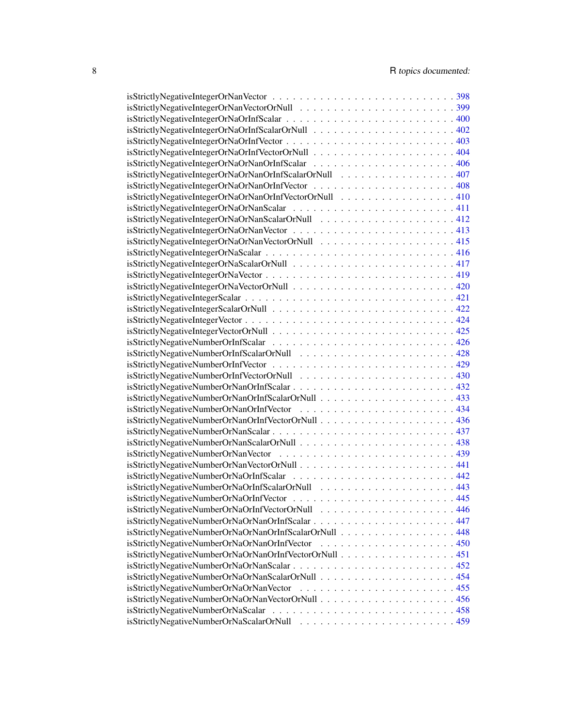isStrictlyNegativeIntegerOrNanVector . . . . . . . . . . . . . . . . . . . . . . . . . . 398
isStrictlyNegativeIntegerOrNanVectorOrNull . . . . . . . . . . . . . . . . . . . . . . . 399
isStrictlyNegativeIntegerOrNaOrInfScalar . . . . . . . . . . . . . . . . . . . . . . . . . 400
isStrictlyNegativeIntegerOrNaOrInfScalarOrNull . . . . . . . . . . . . . . . . . . . . . 402
isStrictlyNegativeIntegerOrNaOrInfVector . . . . . . . . . . . . . . . . . . . . . . . . . 403
isStrictlyNegativeIntegerOrNaOrInfVectorOrNull . . . . . . . . . . . . . . . . . . . . . 404
isStrictlyNegativeIntegerOrNaOrNanOrInfScalar . . . . . . . . . . . . . . . . . . . . . 406
isStrictlyNegativeIntegerOrNaOrNanOrInfScalarOrNull . . . . . . . . . . . . . . . . . . 407
isStrictlyNegativeIntegerOrNaOrNanOrInfVector . . . . . . . . . . . . . . . . . . . . . 408
isStrictlyNegativeIntegerOrNaOrNanOrInfVectorOrNull . . . . . . . . . . . . . . . . . . 410
isStrictlyNegativeIntegerOrNaOrNanScalar . . . . . . . . . . . . . . . . . . . . . . . . 411
isStrictlyNegativeIntegerOrNaOrNanScalarOrNull . . . . . . . . . . . . . . . . . . . . 412
isStrictlyNegativeIntegerOrNaOrNanVector . . . . . . . . . . . . . . . . . . . . . . . . 413
isStrictlyNegativeIntegerOrNaOrNanVectorOrNull . . . . . . . . . . . . . . . . . . . . 415
isStrictlyNegativeIntegerOrNaScalar . . . . . . . . . . . . . . . . . . . . . . . . . . . 416
isStrictlyNegativeIntegerOrNaScalarOrNull . . . . . . . . . . . . . . . . . . . . . . . . 417
isStrictlyNegativeIntegerOrNaVector . . . . . . . . . . . . . . . . . . . . . . . . . . . 419
isStrictlyNegativeIntegerOrNaVectorOrNull . . . . . . . . . . . . . . . . . . . . . . . . 420
isStrictlyNegativeIntegerScalar . . . . . . . . . . . . . . . . . . . . . . . . . . . . . 421
isStrictlyNegativeIntegerScalarOrNull . . . . . . . . . . . . . . . . . . . . . . . . . . 422
isStrictlyNegativeIntegerVector . . . . . . . . . . . . . . . . . . . . . . . . . . . . . 424
isStrictlyNegativeIntegerVectorOrNull . . . . . . . . . . . . . . . . . . . . . . . . . . 425
isStrictlyNegativeNumberOrInfScalar . . . . . . . . . . . . . . . . . . . . . . . . . . 426
isStrictlyNegativeNumberOrInfScalarOrNull . . . . . . . . . . . . . . . . . . . . . . . 428
isStrictlyNegativeNumberOrInfVector . . . . . . . . . . . . . . . . . . . . . . . . . . 429
isStrictlyNegativeNumberOrInfVectorOrNull . . . . . . . . . . . . . . . . . . . . . . . 430
isStrictlyNegativeNumberOrNanOrInfScalar . . . . . . . . . . . . . . . . . . . . . . . . 432
isStrictlyNegativeNumberOrNanOrInfScalarOrNull . . . . . . . . . . . . . . . . . . . . 433
isStrictlyNegativeNumberOrNanOrInfVector . . . . . . . . . . . . . . . . . . . . . . . 434
isStrictlyNegativeNumberOrNanOrInfVectorOrNull . . . . . . . . . . . . . . . . . . . . 436
isStrictlyNegativeNumberOrNanScalar . . . . . . . . . . . . . . . . . . . . . . . . . . 437
isStrictlyNegativeNumberOrNanScalarOrNull . . . . . . . . . . . . . . . . . . . . . . . 438
isStrictlyNegativeNumberOrNanVector . . . . . . . . . . . . . . . . . . . . . . . . . . 439
isStrictlyNegativeNumberOrNanVectorOrNull . . . . . . . . . . . . . . . . . . . . . . . 441
isStrictlyNegativeNumberOrNaOrInfScalar . . . . . . . . . . . . . . . . . . . . . . . . 442
isStrictlyNegativeNumberOrNaOrInfScalarOrNull . . . . . . . . . . . . . . . . . . . . . 443
isStrictlyNegativeNumberOrNaOrInfVector . . . . . . . . . . . . . . . . . . . . . . . . 445
isStrictlyNegativeNumberOrNaOrInfVectorOrNull . . . . . . . . . . . . . . . . . . . . . 446
isStrictlyNegativeNumberOrNaOrNanOrInfScalar . . . . . . . . . . . . . . . . . . . . . 447
isStrictlyNegativeNumberOrNaOrNanOrInfScalarOrNull . . . . . . . . . . . . . . . . . . 448
isStrictlyNegativeNumberOrNaOrNanOrInfVector . . . . . . . . . . . . . . . . . . . . . 450
isStrictlyNegativeNumberOrNaOrNanOrInfVectorOrNull . . . . . . . . . . . . . . . . . . 451
isStrictlyNegativeNumberOrNaOrNanScalar . . . . . . . . . . . . . . . . . . . . . . . . 452
isStrictlyNegativeNumberOrNaOrNanScalarOrNull . . . . . . . . . . . . . . . . . . . . . 454
isStrictlyNegativeNumberOrNaOrNanVector . . . . . . . . . . . . . . . . . . . . . . . . 455
isStrictlyNegativeNumberOrNaOrNanVectorOrNull . . . . . . . . . . . . . . . . . . . . . 456
isStrictlyNegativeNumberOrNaScalar . . . . . . . . . . . . . . . . . . . . . . . . . . . 458
isStrictlyNegativeNumberOrNaScalarOrNull . . . . . . . . . . . . . . . . . . . . . . . . 459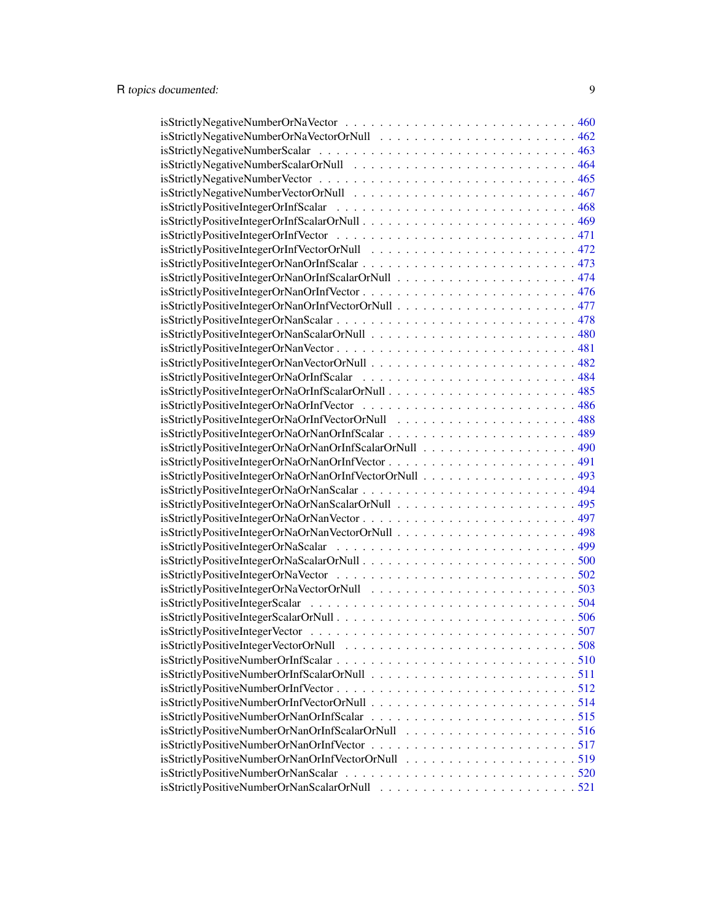isStrictlyNegativeNumberOrNaVector . . . . . . . . . . . . . . . . . . . . . . . . . . 460
isStrictlyNegativeNumberOrNaVectorOrNull . . . . . . . . . . . . . . . . . . . . . . . 462
isStrictlyNegativeNumberScalar . . . . . . . . . . . . . . . . . . . . . . . . . . . . 463
isStrictlyNegativeNumberScalarOrNull . . . . . . . . . . . . . . . . . . . . . . . . . 464
isStrictlyNegativeNumberVector . . . . . . . . . . . . . . . . . . . . . . . . . . . . 465
isStrictlyNegativeNumberVectorOrNull . . . . . . . . . . . . . . . . . . . . . . . . . 467
isStrictlyPositiveIntegerOrInfScalar . . . . . . . . . . . . . . . . . . . . . . . . . . 468
isStrictlyPositiveIntegerOrInfScalarOrNull . . . . . . . . . . . . . . . . . . . . . . . 469
isStrictlyPositiveIntegerOrInfVector . . . . . . . . . . . . . . . . . . . . . . . . . . 471
isStrictlyPositiveIntegerOrInfVectorOrNull . . . . . . . . . . . . . . . . . . . . . . . 472
isStrictlyPositiveIntegerOrNanOrInfScalar . . . . . . . . . . . . . . . . . . . . . . . 473
isStrictlyPositiveIntegerOrNanOrInfScalarOrNull . . . . . . . . . . . . . . . . . . . . 474
isStrictlyPositiveIntegerOrNanOrInfVector . . . . . . . . . . . . . . . . . . . . . . . 476
isStrictlyPositiveIntegerOrNanOrInfVectorOrNull . . . . . . . . . . . . . . . . . . . . 477
isStrictlyPositiveIntegerOrNanScalar . . . . . . . . . . . . . . . . . . . . . . . . . . 478
isStrictlyPositiveIntegerOrNanScalarOrNull . . . . . . . . . . . . . . . . . . . . . . . 480
isStrictlyPositiveIntegerOrNanVector . . . . . . . . . . . . . . . . . . . . . . . . . . 481
isStrictlyPositiveIntegerOrNanVectorOrNull . . . . . . . . . . . . . . . . . . . . . . . 482
isStrictlyPositiveIntegerOrNaOrInfScalar . . . . . . . . . . . . . . . . . . . . . . . . 484
isStrictlyPositiveIntegerOrNaOrInfScalarOrNull . . . . . . . . . . . . . . . . . . . . . 485
isStrictlyPositiveIntegerOrNaOrInfVector . . . . . . . . . . . . . . . . . . . . . . . . 486
isStrictlyPositiveIntegerOrNaOrInfVectorOrNull . . . . . . . . . . . . . . . . . . . . . 488
isStrictlyPositiveIntegerOrNaOrNanOrInfScalar . . . . . . . . . . . . . . . . . . . . . 489
isStrictlyPositiveIntegerOrNaOrNanOrInfScalarOrNull . . . . . . . . . . . . . . . . . . 490
isStrictlyPositiveIntegerOrNaOrNanOrInfVector . . . . . . . . . . . . . . . . . . . . . 491
isStrictlyPositiveIntegerOrNaOrNanOrInfVectorOrNull . . . . . . . . . . . . . . . . . . 493
isStrictlyPositiveIntegerOrNaOrNanScalar . . . . . . . . . . . . . . . . . . . . . . . . 494
isStrictlyPositiveIntegerOrNaOrNanScalarOrNull . . . . . . . . . . . . . . . . . . . . . 495
isStrictlyPositiveIntegerOrNaOrNanVector . . . . . . . . . . . . . . . . . . . . . . . . 497
isStrictlyPositiveIntegerOrNaOrNanVectorOrNull . . . . . . . . . . . . . . . . . . . . . 498
isStrictlyPositiveIntegerOrNaScalar . . . . . . . . . . . . . . . . . . . . . . . . . . . 499
isStrictlyPositiveIntegerOrNaScalarOrNull . . . . . . . . . . . . . . . . . . . . . . . . 500
isStrictlyPositiveIntegerOrNaVector . . . . . . . . . . . . . . . . . . . . . . . . . . . 502
isStrictlyPositiveIntegerOrNaVectorOrNull . . . . . . . . . . . . . . . . . . . . . . . . 503
isStrictlyPositiveIntegerScalar . . . . . . . . . . . . . . . . . . . . . . . . . . . . . 504
isStrictlyPositiveIntegerScalarOrNull . . . . . . . . . . . . . . . . . . . . . . . . . . 506
isStrictlyPositiveIntegerVector . . . . . . . . . . . . . . . . . . . . . . . . . . . . . 507
isStrictlyPositiveIntegerVectorOrNull . . . . . . . . . . . . . . . . . . . . . . . . . . 508
isStrictlyPositiveNumberOrInfScalar . . . . . . . . . . . . . . . . . . . . . . . . . . . 510
isStrictlyPositiveNumberOrInfScalarOrNull . . . . . . . . . . . . . . . . . . . . . . . . 511
isStrictlyPositiveNumberOrInfVector . . . . . . . . . . . . . . . . . . . . . . . . . . . 512
isStrictlyPositiveNumberOrInfVectorOrNull . . . . . . . . . . . . . . . . . . . . . . . . 514
isStrictlyPositiveNumberOrNanOrInfScalar . . . . . . . . . . . . . . . . . . . . . . . . 515
isStrictlyPositiveNumberOrNanOrInfScalarOrNull . . . . . . . . . . . . . . . . . . . . . 516
isStrictlyPositiveNumberOrNanOrInfVector . . . . . . . . . . . . . . . . . . . . . . . . 517
isStrictlyPositiveNumberOrNanOrInfVectorOrNull . . . . . . . . . . . . . . . . . . . . . 519
isStrictlyPositiveNumberOrNanScalar . . . . . . . . . . . . . . . . . . . . . . . . . . . 520
isStrictlyPositiveNumberOrNanScalarOrNull . . . . . . . . . . . . . . . . . . . . . . . . 521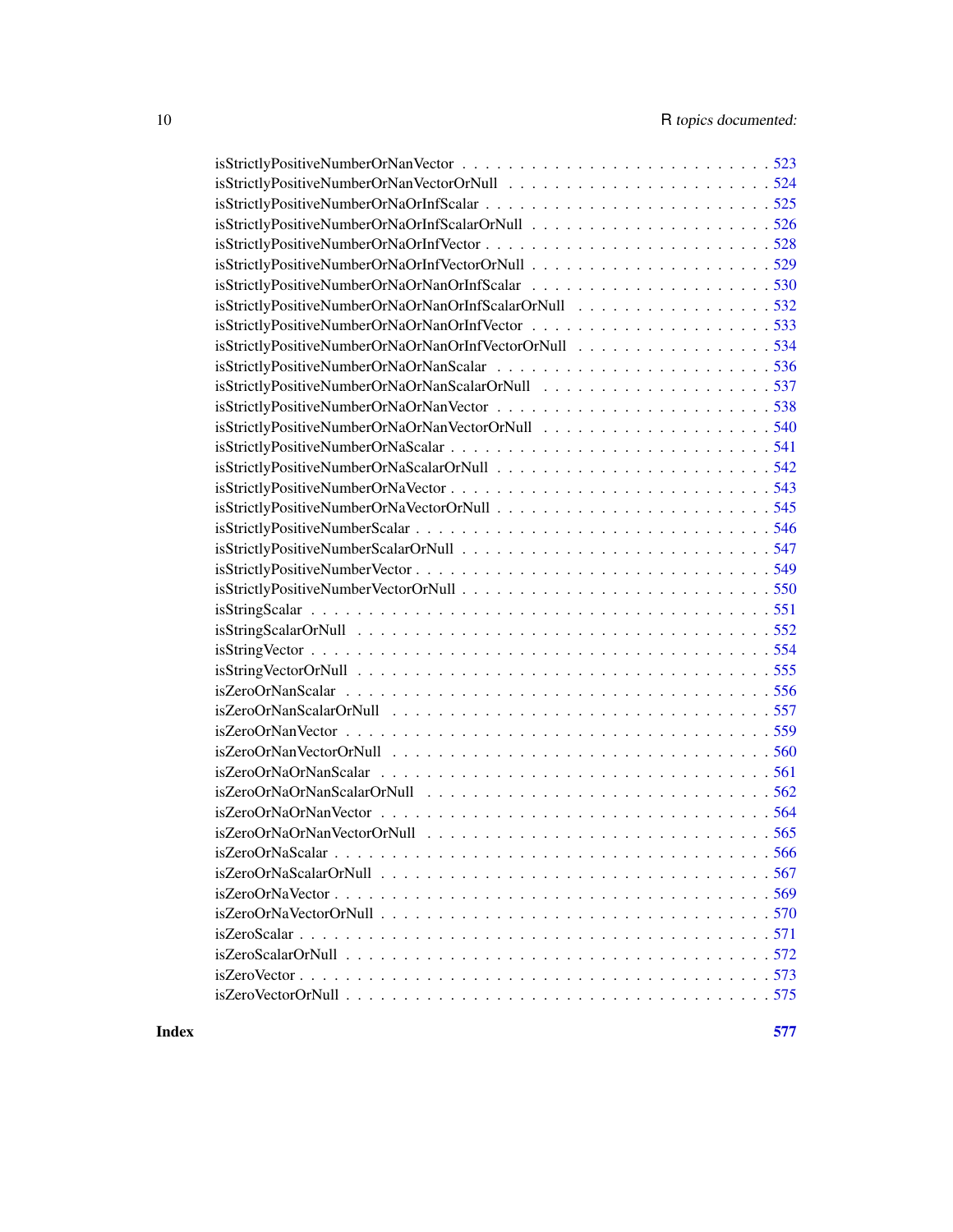isStrictlyPositiveNumberOrNanVector . . . . . . . . . . . . . . . . . . . . . . . . . . 523
isStrictlyPositiveNumberOrNanVectorOrNull . . . . . . . . . . . . . . . . . . . . . . . 524
isStrictlyPositiveNumberOrNaOrInfScalar . . . . . . . . . . . . . . . . . . . . . . . . . 525
isStrictlyPositiveNumberOrNaOrInfScalarOrNull . . . . . . . . . . . . . . . . . . . . . 526
isStrictlyPositiveNumberOrNaOrInfVector . . . . . . . . . . . . . . . . . . . . . . . . . 528
isStrictlyPositiveNumberOrNaOrInfVectorOrNull . . . . . . . . . . . . . . . . . . . . . 529
isStrictlyPositiveNumberOrNaOrNanOrInfScalar . . . . . . . . . . . . . . . . . . . . . 530
isStrictlyPositiveNumberOrNaOrNanOrInfScalarOrNull . . . . . . . . . . . . . . . . . 532
isStrictlyPositiveNumberOrNaOrNanOrInfVector . . . . . . . . . . . . . . . . . . . . . 533
isStrictlyPositiveNumberOrNaOrNanOrInfVectorOrNull . . . . . . . . . . . . . . . . . 534
isStrictlyPositiveNumberOrNaOrNanScalar . . . . . . . . . . . . . . . . . . . . . . . . 536
isStrictlyPositiveNumberOrNaOrNanScalarOrNull . . . . . . . . . . . . . . . . . . . . 537
isStrictlyPositiveNumberOrNaOrNanVector . . . . . . . . . . . . . . . . . . . . . . . . 538
isStrictlyPositiveNumberOrNaOrNanVectorOrNull . . . . . . . . . . . . . . . . . . . . 540
isStrictlyPositiveNumberOrNaScalar . . . . . . . . . . . . . . . . . . . . . . . . . . . 541
isStrictlyPositiveNumberOrNaScalarOrNull . . . . . . . . . . . . . . . . . . . . . . . . 542
isStrictlyPositiveNumberOrNaVector . . . . . . . . . . . . . . . . . . . . . . . . . . . 543
isStrictlyPositiveNumberOrNaVectorOrNull . . . . . . . . . . . . . . . . . . . . . . . . 545
isStrictlyPositiveNumberScalar . . . . . . . . . . . . . . . . . . . . . . . . . . . . . . 546
isStrictlyPositiveNumberScalarOrNull . . . . . . . . . . . . . . . . . . . . . . . . . . . 547
isStrictlyPositiveNumberVector . . . . . . . . . . . . . . . . . . . . . . . . . . . . . . 549
isStrictlyPositiveNumberVectorOrNull . . . . . . . . . . . . . . . . . . . . . . . . . . . 550
isStringScalar . . . . . . . . . . . . . . . . . . . . . . . . . . . . . . . . . . . . . . . . 551
isStringScalarOrNull . . . . . . . . . . . . . . . . . . . . . . . . . . . . . . . . . . . . 552
isStringVector . . . . . . . . . . . . . . . . . . . . . . . . . . . . . . . . . . . . . . . . 554
isStringVectorOrNull . . . . . . . . . . . . . . . . . . . . . . . . . . . . . . . . . . . . 555
isZeroOrNanScalar . . . . . . . . . . . . . . . . . . . . . . . . . . . . . . . . . . . . . 556
isZeroOrNanScalarOrNull . . . . . . . . . . . . . . . . . . . . . . . . . . . . . . . . . . 557
isZeroOrNanVector . . . . . . . . . . . . . . . . . . . . . . . . . . . . . . . . . . . . . 559
isZeroOrNanVectorOrNull . . . . . . . . . . . . . . . . . . . . . . . . . . . . . . . . . . 560
isZeroOrNaOrNanScalar . . . . . . . . . . . . . . . . . . . . . . . . . . . . . . . . . . . 561
isZeroOrNaOrNanScalarOrNull . . . . . . . . . . . . . . . . . . . . . . . . . . . . . . . 562
isZeroOrNaOrNanVector . . . . . . . . . . . . . . . . . . . . . . . . . . . . . . . . . . . 564
isZeroOrNaOrNanVectorOrNull . . . . . . . . . . . . . . . . . . . . . . . . . . . . . . . 565
isZeroOrNaScalar . . . . . . . . . . . . . . . . . . . . . . . . . . . . . . . . . . . . . . 566
isZeroOrNaScalarOrNull . . . . . . . . . . . . . . . . . . . . . . . . . . . . . . . . . . . 567
isZeroOrNaVector . . . . . . . . . . . . . . . . . . . . . . . . . . . . . . . . . . . . . . 569
isZeroOrNaVectorOrNull . . . . . . . . . . . . . . . . . . . . . . . . . . . . . . . . . . . 570
isZeroScalar . . . . . . . . . . . . . . . . . . . . . . . . . . . . . . . . . . . . . . . . . 571
isZeroScalarOrNull . . . . . . . . . . . . . . . . . . . . . . . . . . . . . . . . . . . . . 572
isZeroVector . . . . . . . . . . . . . . . . . . . . . . . . . . . . . . . . . . . . . . . . . 573
isZeroVectorOrNull . . . . . . . . . . . . . . . . . . . . . . . . . . . . . . . . . . . . . 575

**Index** **577**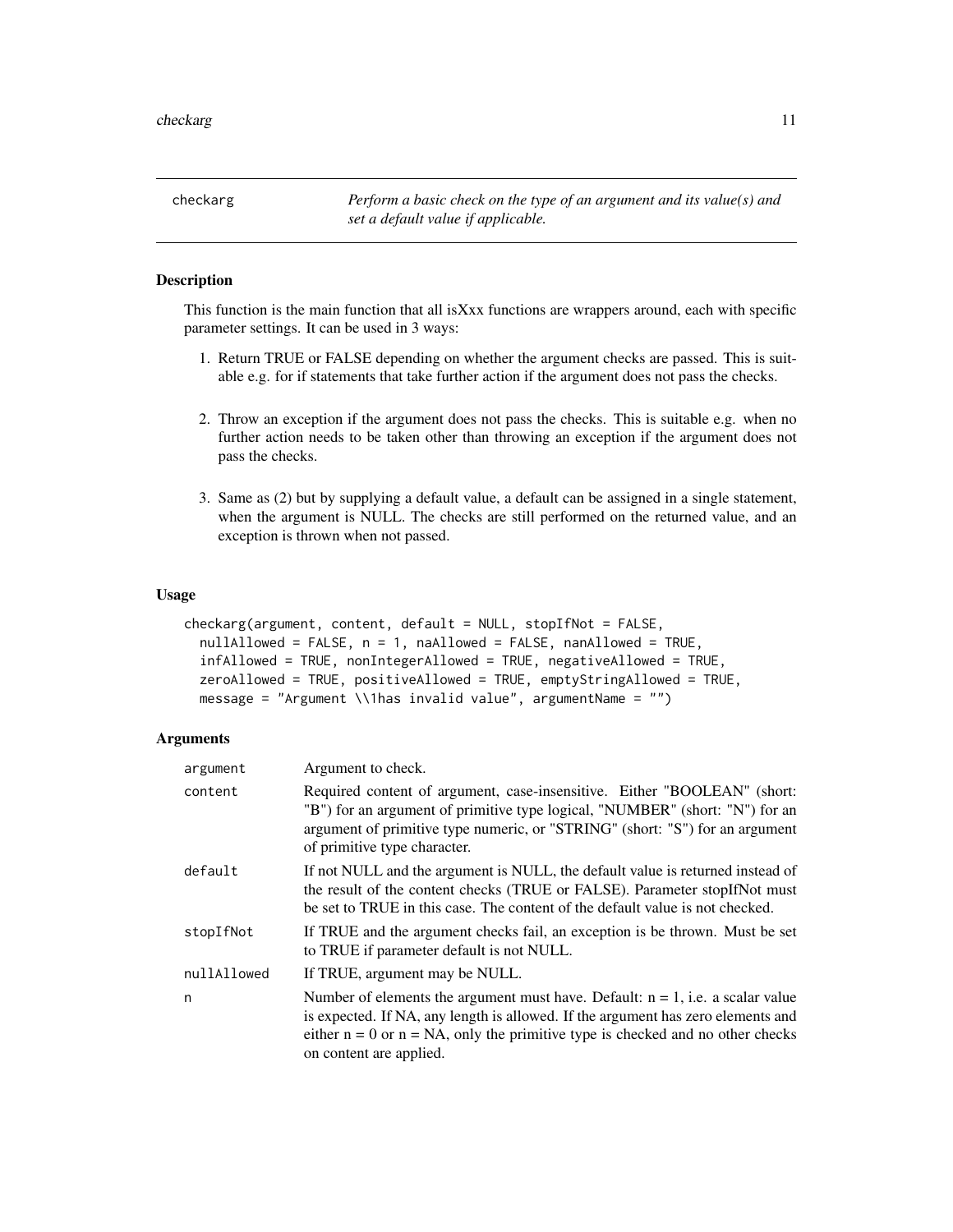## checkarg

*Perform a basic check on the type of an argument and its value(s) and set a default value if applicable.*

### Description

This function is the main function that all isXxx functions are wrappers around, each with specific parameter settings. It can be used in 3 ways:

1. Return TRUE or FALSE depending on whether the argument checks are passed. This is suitable e.g. for if statements that take further action if the argument does not pass the checks.
2. Throw an exception if the argument does not pass the checks. This is suitable e.g. when no further action needs to be taken other than throwing an exception if the argument does not pass the checks.
3. Same as (2) but by supplying a default value, a default can be assigned in a single statement, when the argument is NULL. The checks are still performed on the returned value, and an exception is thrown when not passed.

### Usage

```
checkarg(argument, content, default = NULL, stopIfNot = FALSE,
  nullAllowed = FALSE, n = 1, naAllowed = FALSE, nanAllowed = TRUE,
  infAllowed = TRUE, nonIntegerAllowed = TRUE, negativeAllowed = TRUE,
  zeroAllowed = TRUE, positiveAllowed = TRUE, emptyStringAllowed = TRUE,
  message = "Argument \\1has invalid value", argumentName = "")
```

### Arguments

| | |
|---|---|
| argument | Argument to check. |
| content | Required content of argument, case-insensitive. Either "BOOLEAN" (short: "B") for an argument of primitive type logical, "NUMBER" (short: "N") for an argument of primitive type numeric, or "STRING" (short: "S") for an argument of primitive type character. |
| default | If not NULL and the argument is NULL, the default value is returned instead of the result of the content checks (TRUE or FALSE). Parameter stopIfNot must be set to TRUE in this case. The content of the default value is not checked. |
| stopIfNot | If TRUE and the argument checks fail, an exception is be thrown. Must be set to TRUE if parameter default is not NULL. |
| nullAllowed | If TRUE, argument may be NULL. |
| n | Number of elements the argument must have. Default: n = 1, i.e. a scalar value is expected. If NA, any length is allowed. If the argument has zero elements and either n = 0 or n = NA, only the primitive type is checked and no other checks on content are applied. |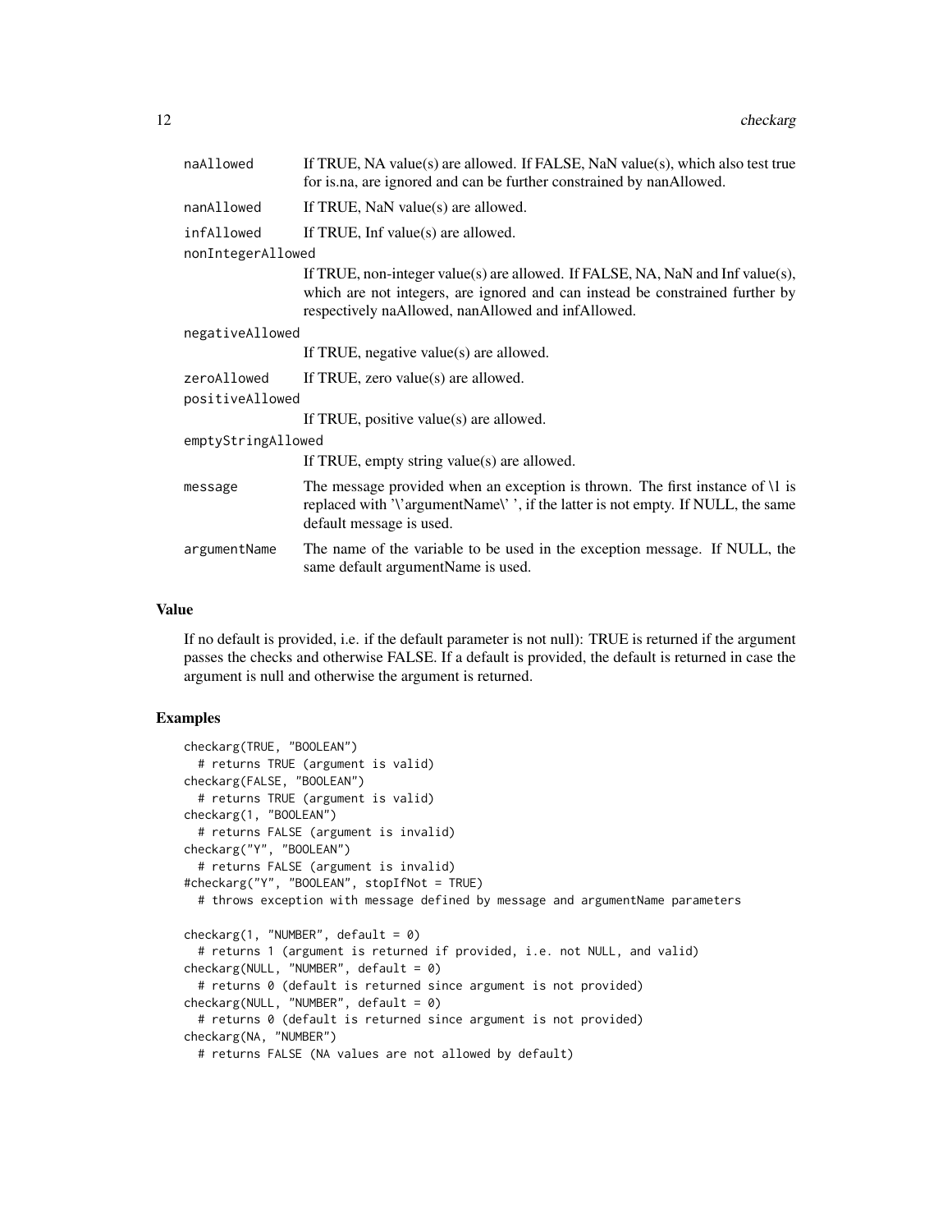| | |
|---|---|
| naAllowed | If TRUE, NA value(s) are allowed. If FALSE, NaN value(s), which also test true for is.na, are ignored and can be further constrained by nanAllowed. |
| nanAllowed | If TRUE, NaN value(s) are allowed. |
| infAllowed | If TRUE, Inf value(s) are allowed. |
| nonIntegerAllowed | If TRUE, non-integer value(s) are allowed. If FALSE, NA, NaN and Inf value(s), which are not integers, are ignored and can instead be constrained further by respectively naAllowed, nanAllowed and infAllowed. |
| negativeAllowed | If TRUE, negative value(s) are allowed. |
| zeroAllowed | If TRUE, zero value(s) are allowed. |
| positiveAllowed | If TRUE, positive value(s) are allowed. |
| emptyStringAllowed | If TRUE, empty string value(s) are allowed. |
| message | The message provided when an exception is thrown. The first instance of \1 is replaced with '\'argumentName\' ', if the latter is not empty. If NULL, the same default message is used. |
| argumentName | The name of the variable to be used in the exception message. If NULL, the same default argumentName is used. |

## Value

If no default is provided, i.e. if the default parameter is not null): TRUE is returned if the argument passes the checks and otherwise FALSE. If a default is provided, the default is returned in case the argument is null and otherwise the argument is returned.

## Examples

```
checkarg(TRUE, "BOOLEAN")
  # returns TRUE (argument is valid)
checkarg(FALSE, "BOOLEAN")
  # returns TRUE (argument is valid)
checkarg(1, "BOOLEAN")
  # returns FALSE (argument is invalid)
checkarg("Y", "BOOLEAN")
  # returns FALSE (argument is invalid)
#checkarg("Y", "BOOLEAN", stopIfNot = TRUE)
  # throws exception with message defined by message and argumentName parameters

checkarg(1, "NUMBER", default = 0)
  # returns 1 (argument is returned if provided, i.e. not NULL, and valid)
checkarg(NULL, "NUMBER", default = 0)
  # returns 0 (default is returned since argument is not provided)
checkarg(NULL, "NUMBER", default = 0)
  # returns 0 (default is returned since argument is not provided)
checkarg(NA, "NUMBER")
  # returns FALSE (NA values are not allowed by default)
```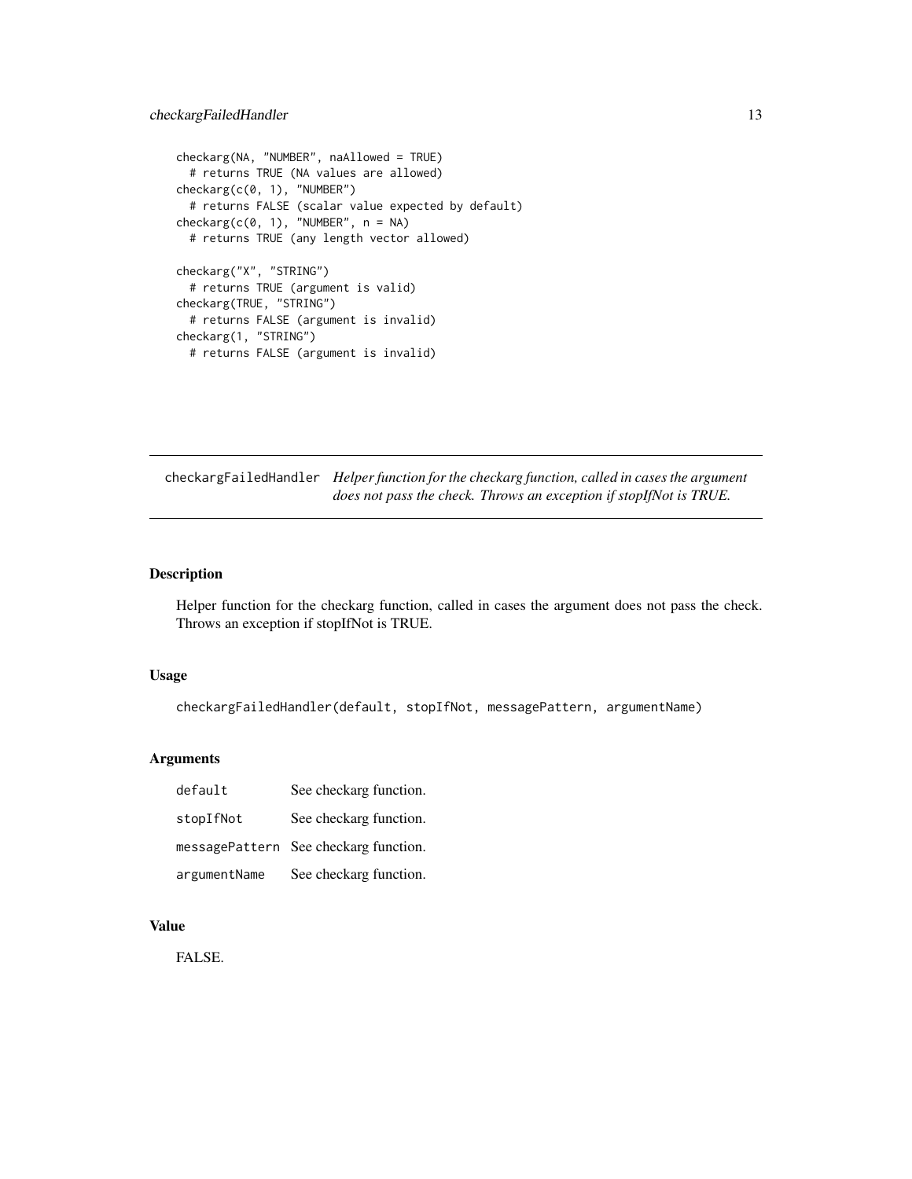```
checkarg(NA, "NUMBER", naAllowed = TRUE)
  # returns TRUE (NA values are allowed)
checkarg(c(0, 1), "NUMBER")
  # returns FALSE (scalar value expected by default)
checkarg(c(0, 1), "NUMBER", n = NA)
  # returns TRUE (any length vector allowed)

checkarg("X", "STRING")
  # returns TRUE (argument is valid)
checkarg(TRUE, "STRING")
  # returns FALSE (argument is invalid)
checkarg(1, "STRING")
  # returns FALSE (argument is invalid)
```

---

## checkargFailedHandler *Helper function for the checkarg function, called in cases the argument does not pass the check. Throws an exception if stopIfNot is TRUE.*

---

### Description

Helper function for the checkarg function, called in cases the argument does not pass the check. Throws an exception if stopIfNot is TRUE.

### Usage

```
checkargFailedHandler(default, stopIfNot, messagePattern, argumentName)
```

### Arguments

| | |
|---|---|
| `default` | See checkarg function. |
| `stopIfNot` | See checkarg function. |
| `messagePattern` | See checkarg function. |
| `argumentName` | See checkarg function. |

### Value

FALSE.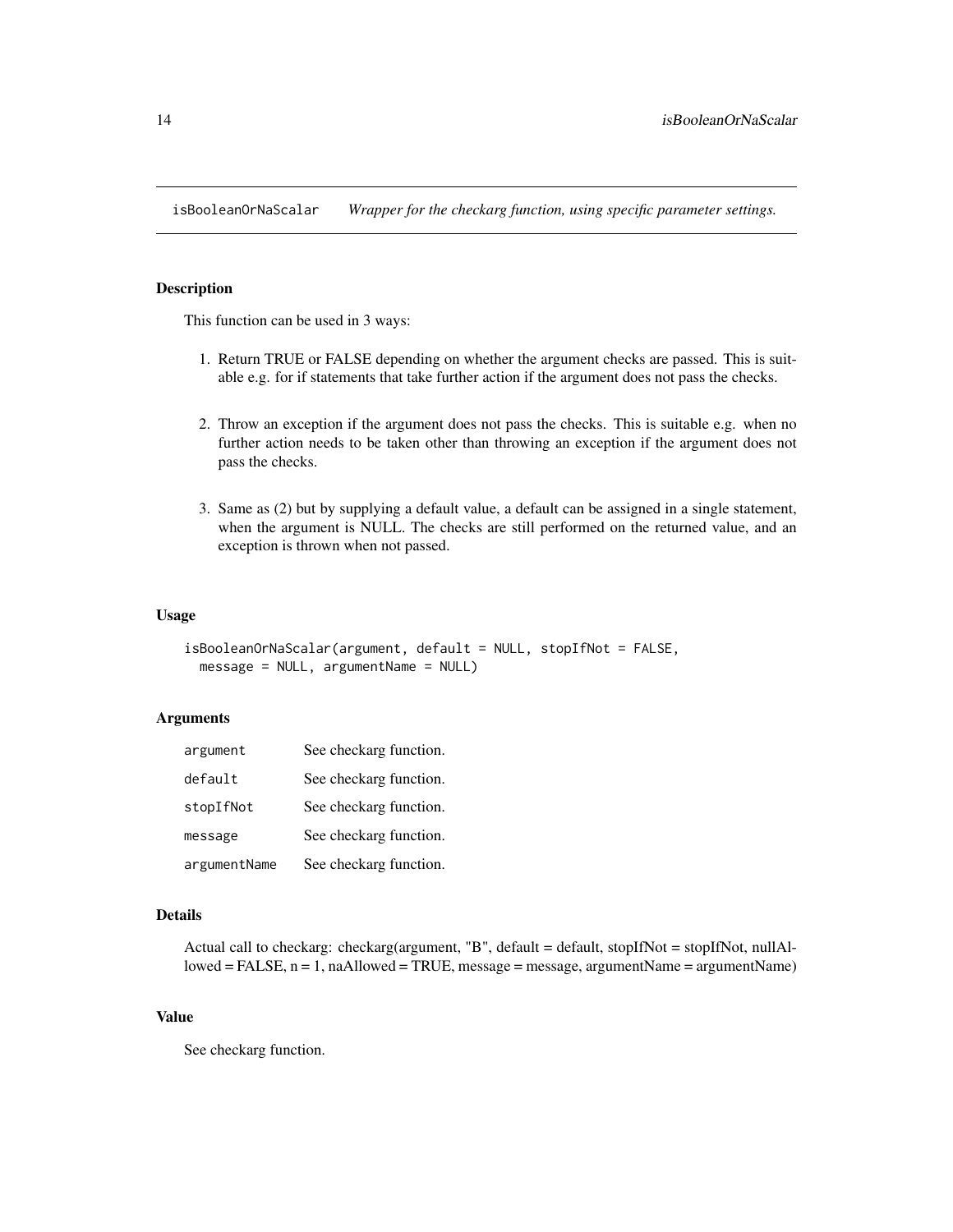## isBooleanOrNaScalar *Wrapper for the checkarg function, using specific parameter settings.*

### Description

This function can be used in 3 ways:

1. Return TRUE or FALSE depending on whether the argument checks are passed. This is suitable e.g. for if statements that take further action if the argument does not pass the checks.
2. Throw an exception if the argument does not pass the checks. This is suitable e.g. when no further action needs to be taken other than throwing an exception if the argument does not pass the checks.
3. Same as (2) but by supplying a default value, a default can be assigned in a single statement, when the argument is NULL. The checks are still performed on the returned value, and an exception is thrown when not passed.

### Usage

```
isBooleanOrNaScalar(argument, default = NULL, stopIfNot = FALSE,
  message = NULL, argumentName = NULL)
```

### Arguments

| | |
|---|---|
| `argument` | See checkarg function. |
| `default` | See checkarg function. |
| `stopIfNot` | See checkarg function. |
| `message` | See checkarg function. |
| `argumentName` | See checkarg function. |

### Details

Actual call to checkarg: checkarg(argument, "B", default = default, stopIfNot = stopIfNot, nullAllowed = FALSE, n = 1, naAllowed = TRUE, message = message, argumentName = argumentName)

### Value

See checkarg function.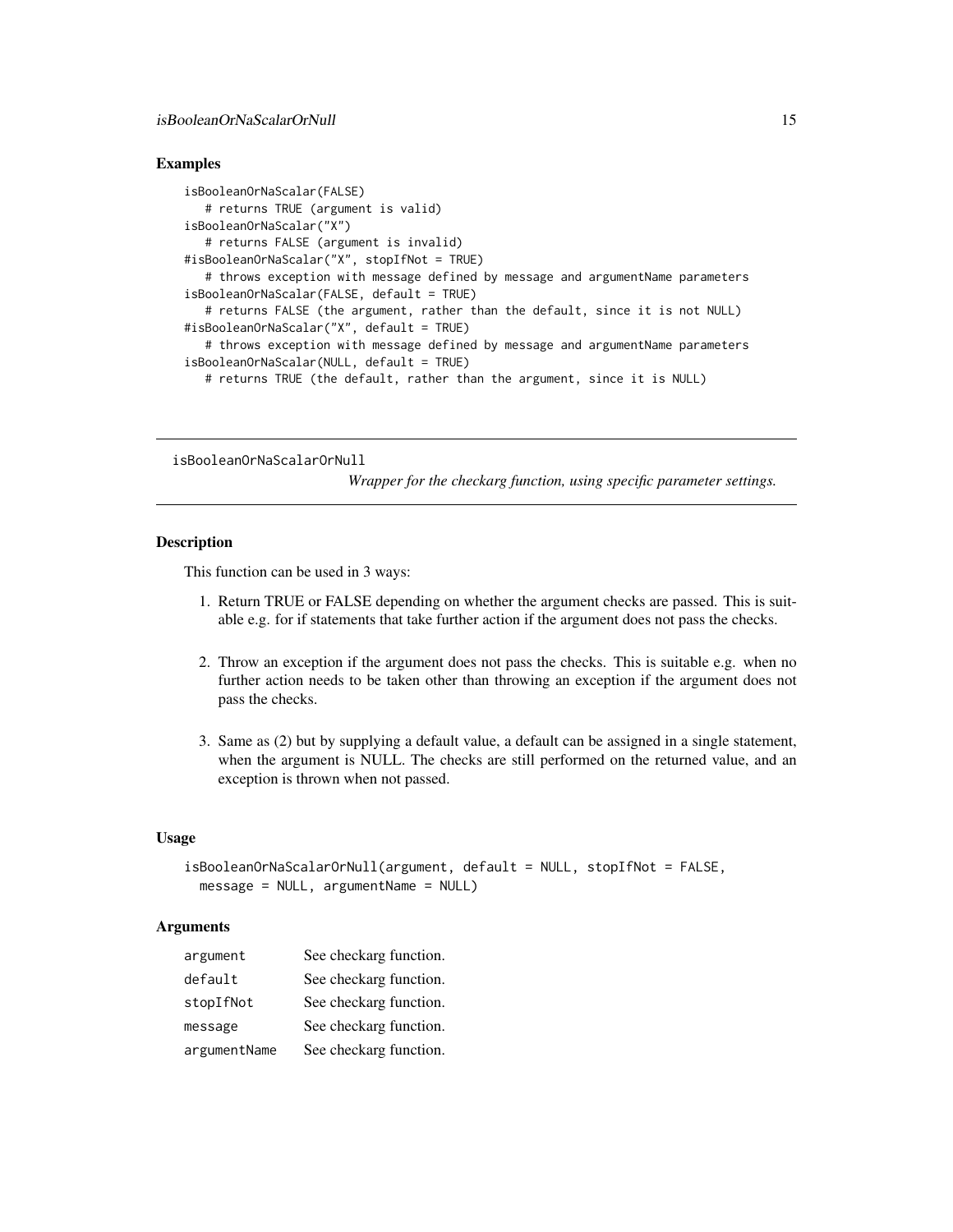## Examples

```
isBooleanOrNaScalar(FALSE)
   # returns TRUE (argument is valid)
isBooleanOrNaScalar("X")
   # returns FALSE (argument is invalid)
#isBooleanOrNaScalar("X", stopIfNot = TRUE)
   # throws exception with message defined by message and argumentName parameters
isBooleanOrNaScalar(FALSE, default = TRUE)
   # returns FALSE (the argument, rather than the default, since it is not NULL)
#isBooleanOrNaScalar("X", default = TRUE)
   # throws exception with message defined by message and argumentName parameters
isBooleanOrNaScalar(NULL, default = TRUE)
   # returns TRUE (the default, rather than the argument, since it is NULL)
```

---

# isBooleanOrNaScalarOrNull

*Wrapper for the checkarg function, using specific parameter settings.*

---

## Description

This function can be used in 3 ways:

1. Return TRUE or FALSE depending on whether the argument checks are passed. This is suitable e.g. for if statements that take further action if the argument does not pass the checks.
2. Throw an exception if the argument does not pass the checks. This is suitable e.g. when no further action needs to be taken other than throwing an exception if the argument does not pass the checks.
3. Same as (2) but by supplying a default value, a default can be assigned in a single statement, when the argument is NULL. The checks are still performed on the returned value, and an exception is thrown when not passed.

## Usage

```
isBooleanOrNaScalarOrNull(argument, default = NULL, stopIfNot = FALSE,
  message = NULL, argumentName = NULL)
```

## Arguments

| | |
|---|---|
| `argument` | See checkarg function. |
| `default` | See checkarg function. |
| `stopIfNot` | See checkarg function. |
| `message` | See checkarg function. |
| `argumentName` | See checkarg function. |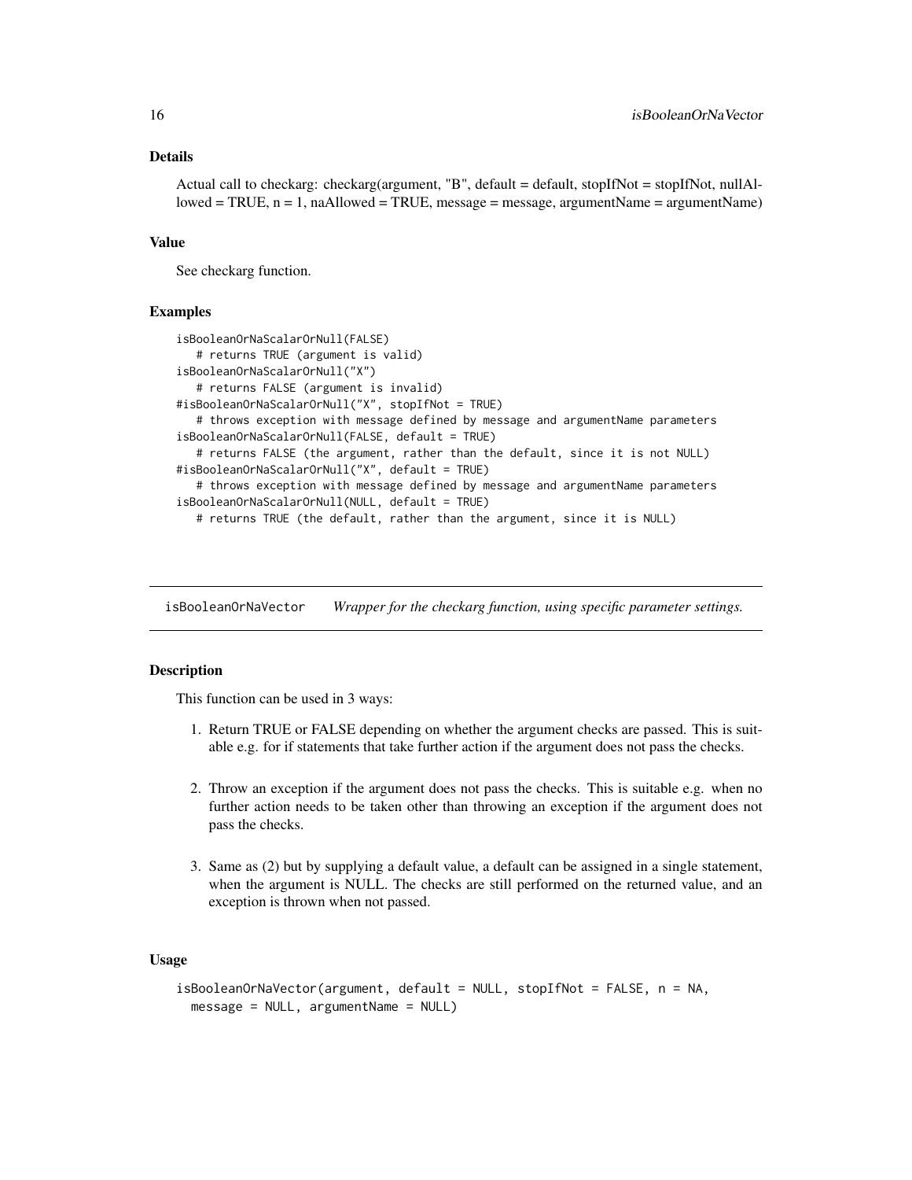### Details

Actual call to checkarg: checkarg(argument, "B", default = default, stopIfNot = stopIfNot, nullAllowed = TRUE, n = 1, naAllowed = TRUE, message = message, argumentName = argumentName)

### Value

See checkarg function.

### Examples

```
isBooleanOrNaScalarOrNull(FALSE)
   # returns TRUE (argument is valid)
isBooleanOrNaScalarOrNull("X")
   # returns FALSE (argument is invalid)
#isBooleanOrNaScalarOrNull("X", stopIfNot = TRUE)
   # throws exception with message defined by message and argumentName parameters
isBooleanOrNaScalarOrNull(FALSE, default = TRUE)
   # returns FALSE (the argument, rather than the default, since it is not NULL)
#isBooleanOrNaScalarOrNull("X", default = TRUE)
   # throws exception with message defined by message and argumentName parameters
isBooleanOrNaScalarOrNull(NULL, default = TRUE)
   # returns TRUE (the default, rather than the argument, since it is NULL)
```

---

## isBooleanOrNaVector    *Wrapper for the checkarg function, using specific parameter settings.*

---

### Description

This function can be used in 3 ways:

1. Return TRUE or FALSE depending on whether the argument checks are passed. This is suitable e.g. for if statements that take further action if the argument does not pass the checks.
2. Throw an exception if the argument does not pass the checks. This is suitable e.g. when no further action needs to be taken other than throwing an exception if the argument does not pass the checks.
3. Same as (2) but by supplying a default value, a default can be assigned in a single statement, when the argument is NULL. The checks are still performed on the returned value, and an exception is thrown when not passed.

### Usage

```
isBooleanOrNaVector(argument, default = NULL, stopIfNot = FALSE, n = NA,
  message = NULL, argumentName = NULL)
```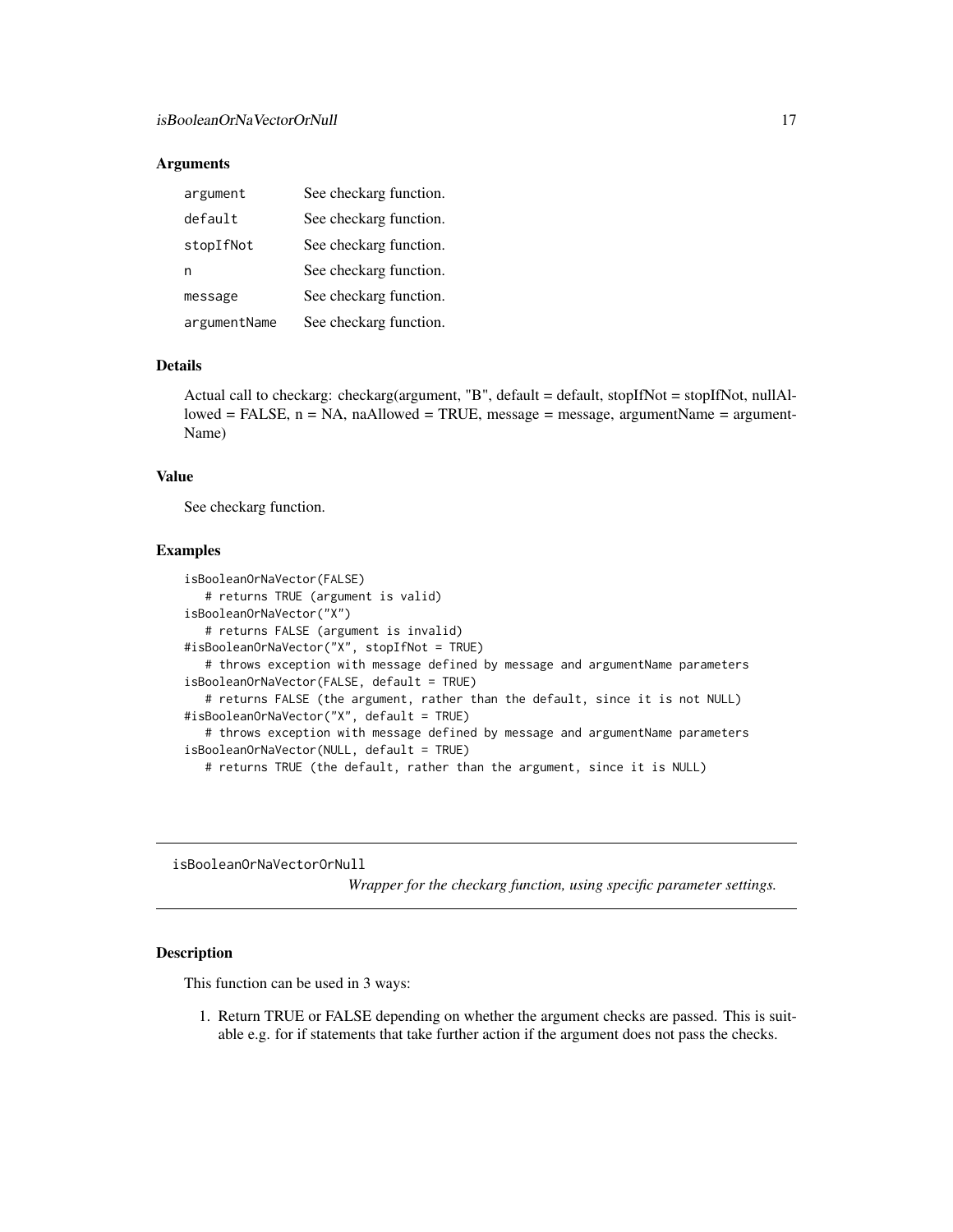### Arguments

| | |
|---|---|
| argument | See checkarg function. |
| default | See checkarg function. |
| stopIfNot | See checkarg function. |
| n | See checkarg function. |
| message | See checkarg function. |
| argumentName | See checkarg function. |

### Details

Actual call to checkarg: checkarg(argument, "B", default = default, stopIfNot = stopIfNot, nullAllowed = FALSE, n = NA, naAllowed = TRUE, message = message, argumentName = argumentName)

### Value

See checkarg function.

### Examples

```
isBooleanOrNaVector(FALSE)
   # returns TRUE (argument is valid)
isBooleanOrNaVector("X")
   # returns FALSE (argument is invalid)
#isBooleanOrNaVector("X", stopIfNot = TRUE)
   # throws exception with message defined by message and argumentName parameters
isBooleanOrNaVector(FALSE, default = TRUE)
   # returns FALSE (the argument, rather than the default, since it is not NULL)
#isBooleanOrNaVector("X", default = TRUE)
   # throws exception with message defined by message and argumentName parameters
isBooleanOrNaVector(NULL, default = TRUE)
   # returns TRUE (the default, rather than the argument, since it is NULL)
```

---

## isBooleanOrNaVectorOrNull

*Wrapper for the checkarg function, using specific parameter settings.*

### Description

This function can be used in 3 ways:

1. Return TRUE or FALSE depending on whether the argument checks are passed. This is suitable e.g. for if statements that take further action if the argument does not pass the checks.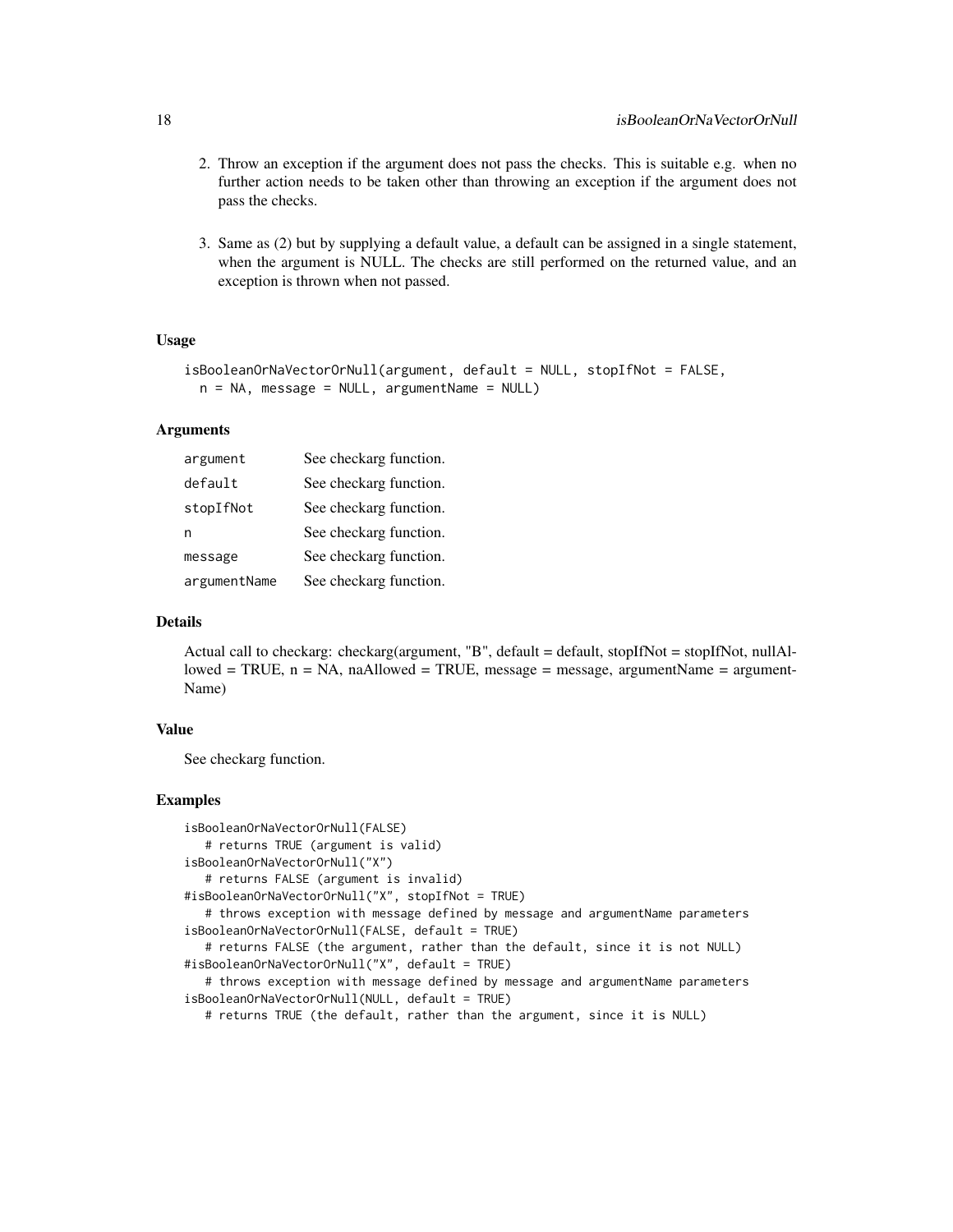2. Throw an exception if the argument does not pass the checks. This is suitable e.g. when no further action needs to be taken other than throwing an exception if the argument does not pass the checks.

3. Same as (2) but by supplying a default value, a default can be assigned in a single statement, when the argument is NULL. The checks are still performed on the returned value, and an exception is thrown when not passed.

### Usage

```
isBooleanOrNaVectorOrNull(argument, default = NULL, stopIfNot = FALSE,
  n = NA, message = NULL, argumentName = NULL)
```

### Arguments

| | |
|---|---|
| argument | See checkarg function. |
| default | See checkarg function. |
| stopIfNot | See checkarg function. |
| n | See checkarg function. |
| message | See checkarg function. |
| argumentName | See checkarg function. |

### Details

Actual call to checkarg: checkarg(argument, "B", default = default, stopIfNot = stopIfNot, nullAllowed = TRUE, n = NA, naAllowed = TRUE, message = message, argumentName = argumentName)

### Value

See checkarg function.

### Examples

```
isBooleanOrNaVectorOrNull(FALSE)
   # returns TRUE (argument is valid)
isBooleanOrNaVectorOrNull("X")
   # returns FALSE (argument is invalid)
#isBooleanOrNaVectorOrNull("X", stopIfNot = TRUE)
   # throws exception with message defined by message and argumentName parameters
isBooleanOrNaVectorOrNull(FALSE, default = TRUE)
   # returns FALSE (the argument, rather than the default, since it is not NULL)
#isBooleanOrNaVectorOrNull("X", default = TRUE)
   # throws exception with message defined by message and argumentName parameters
isBooleanOrNaVectorOrNull(NULL, default = TRUE)
   # returns TRUE (the default, rather than the argument, since it is NULL)
```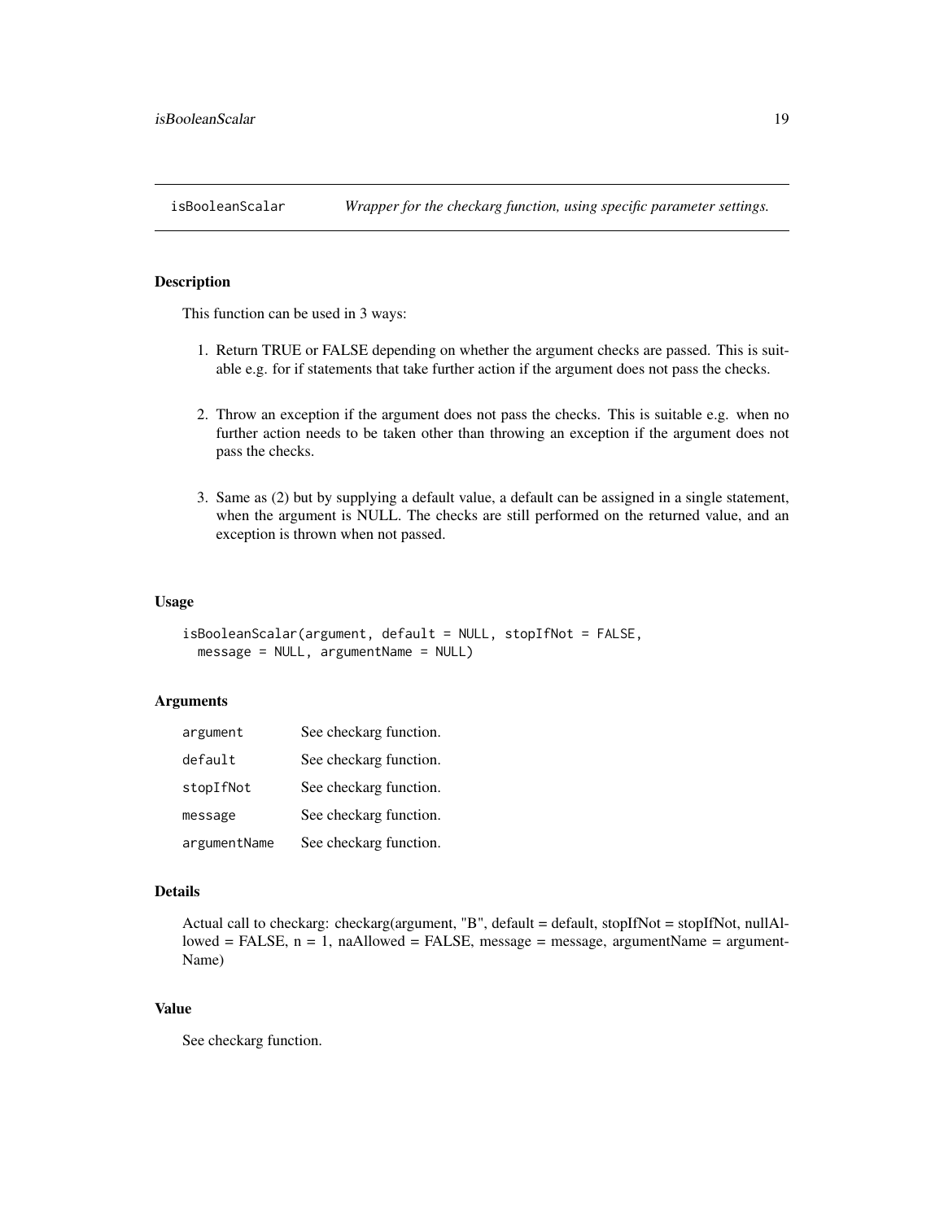## isBooleanScalar — *Wrapper for the checkarg function, using specific parameter settings.*

### Description

This function can be used in 3 ways:

1. Return TRUE or FALSE depending on whether the argument checks are passed. This is suitable e.g. for if statements that take further action if the argument does not pass the checks.
2. Throw an exception if the argument does not pass the checks. This is suitable e.g. when no further action needs to be taken other than throwing an exception if the argument does not pass the checks.
3. Same as (2) but by supplying a default value, a default can be assigned in a single statement, when the argument is NULL. The checks are still performed on the returned value, and an exception is thrown when not passed.

### Usage

```
isBooleanScalar(argument, default = NULL, stopIfNot = FALSE,
  message = NULL, argumentName = NULL)
```

### Arguments

| | |
|---|---|
| `argument` | See checkarg function. |
| `default` | See checkarg function. |
| `stopIfNot` | See checkarg function. |
| `message` | See checkarg function. |
| `argumentName` | See checkarg function. |

### Details

Actual call to checkarg: checkarg(argument, "B", default = default, stopIfNot = stopIfNot, nullAllowed = FALSE, n = 1, naAllowed = FALSE, message = message, argumentName = argumentName)

### Value

See checkarg function.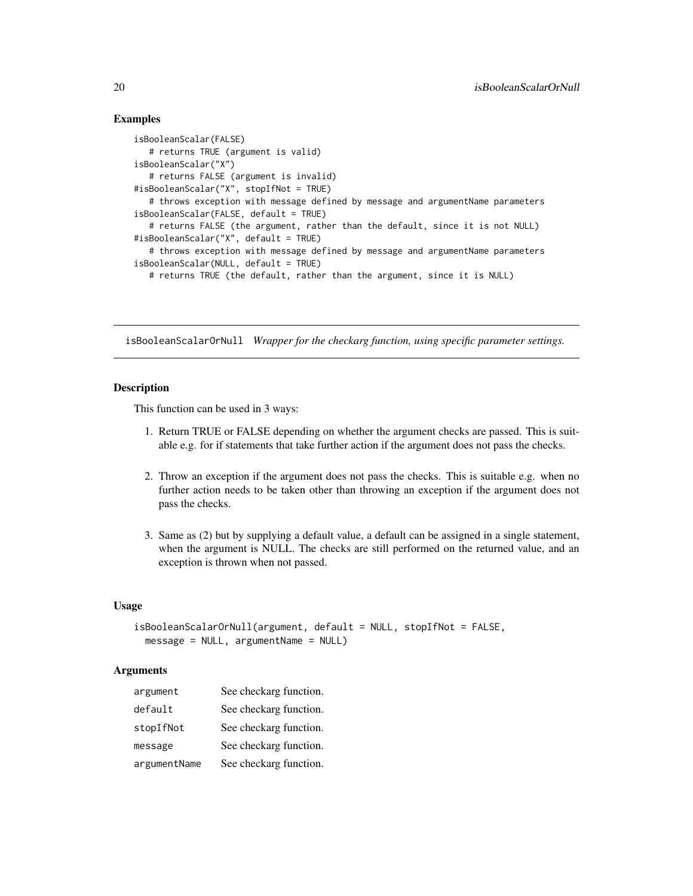## Examples

```
isBooleanScalar(FALSE)
   # returns TRUE (argument is valid)
isBooleanScalar("X")
   # returns FALSE (argument is invalid)
#isBooleanScalar("X", stopIfNot = TRUE)
   # throws exception with message defined by message and argumentName parameters
isBooleanScalar(FALSE, default = TRUE)
   # returns FALSE (the argument, rather than the default, since it is not NULL)
#isBooleanScalar("X", default = TRUE)
   # throws exception with message defined by message and argumentName parameters
isBooleanScalar(NULL, default = TRUE)
   # returns TRUE (the default, rather than the argument, since it is NULL)
```

---

# isBooleanScalarOrNull *Wrapper for the checkarg function, using specific parameter settings.*

---

## Description

This function can be used in 3 ways:

1. Return TRUE or FALSE depending on whether the argument checks are passed. This is suitable e.g. for if statements that take further action if the argument does not pass the checks.
2. Throw an exception if the argument does not pass the checks. This is suitable e.g. when no further action needs to be taken other than throwing an exception if the argument does not pass the checks.
3. Same as (2) but by supplying a default value, a default can be assigned in a single statement, when the argument is NULL. The checks are still performed on the returned value, and an exception is thrown when not passed.

## Usage

```
isBooleanScalarOrNull(argument, default = NULL, stopIfNot = FALSE,
  message = NULL, argumentName = NULL)
```

## Arguments

| | |
|---|---|
| argument | See checkarg function. |
| default | See checkarg function. |
| stopIfNot | See checkarg function. |
| message | See checkarg function. |
| argumentName | See checkarg function. |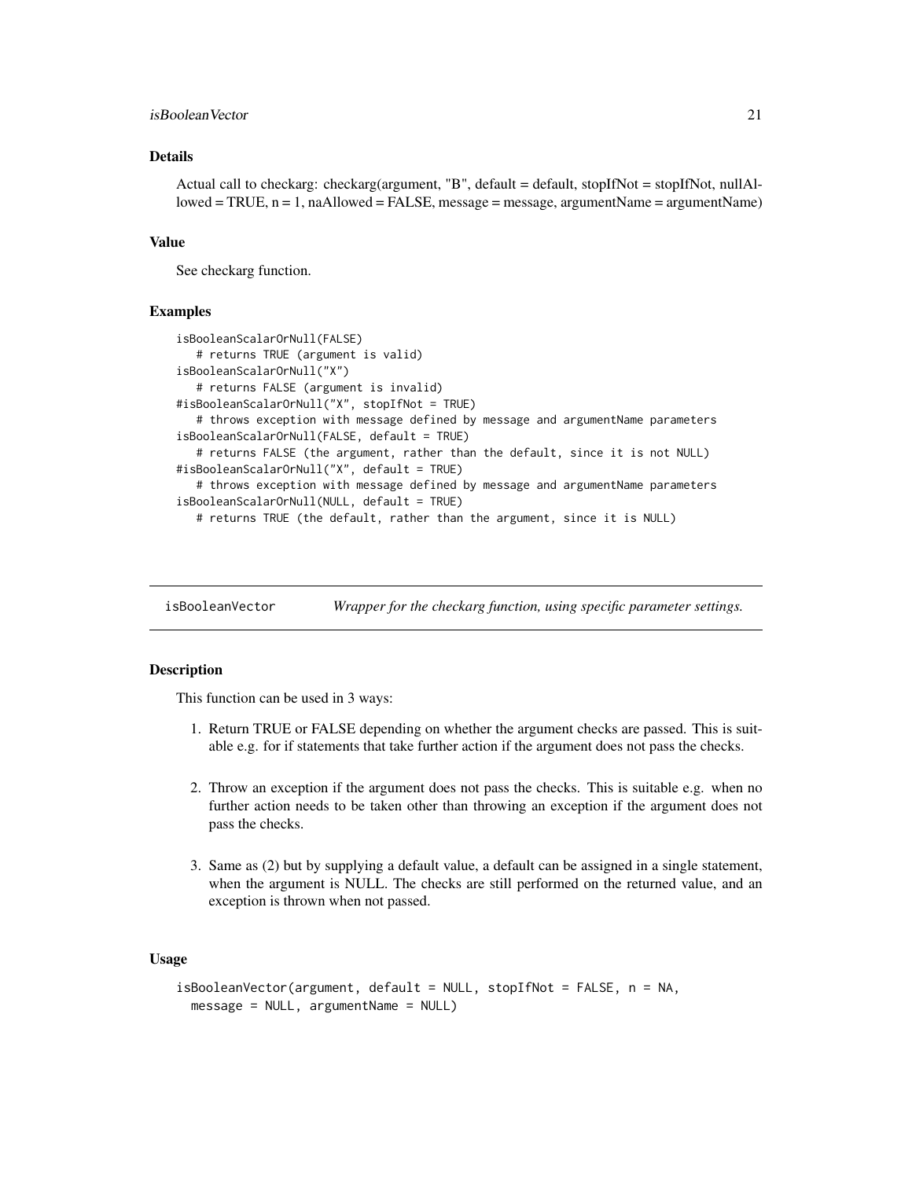### Details

Actual call to checkarg: checkarg(argument, "B", default = default, stopIfNot = stopIfNot, nullAllowed = TRUE, n = 1, naAllowed = FALSE, message = message, argumentName = argumentName)

### Value

See checkarg function.

### Examples

```
isBooleanScalarOrNull(FALSE)
   # returns TRUE (argument is valid)
isBooleanScalarOrNull("X")
   # returns FALSE (argument is invalid)
#isBooleanScalarOrNull("X", stopIfNot = TRUE)
   # throws exception with message defined by message and argumentName parameters
isBooleanScalarOrNull(FALSE, default = TRUE)
   # returns FALSE (the argument, rather than the default, since it is not NULL)
#isBooleanScalarOrNull("X", default = TRUE)
   # throws exception with message defined by message and argumentName parameters
isBooleanScalarOrNull(NULL, default = TRUE)
   # returns TRUE (the default, rather than the argument, since it is NULL)
```

---

## isBooleanVector — *Wrapper for the checkarg function, using specific parameter settings.*

### Description

This function can be used in 3 ways:

1. Return TRUE or FALSE depending on whether the argument checks are passed. This is suitable e.g. for if statements that take further action if the argument does not pass the checks.
2. Throw an exception if the argument does not pass the checks. This is suitable e.g. when no further action needs to be taken other than throwing an exception if the argument does not pass the checks.
3. Same as (2) but by supplying a default value, a default can be assigned in a single statement, when the argument is NULL. The checks are still performed on the returned value, and an exception is thrown when not passed.

### Usage

```
isBooleanVector(argument, default = NULL, stopIfNot = FALSE, n = NA,
  message = NULL, argumentName = NULL)
```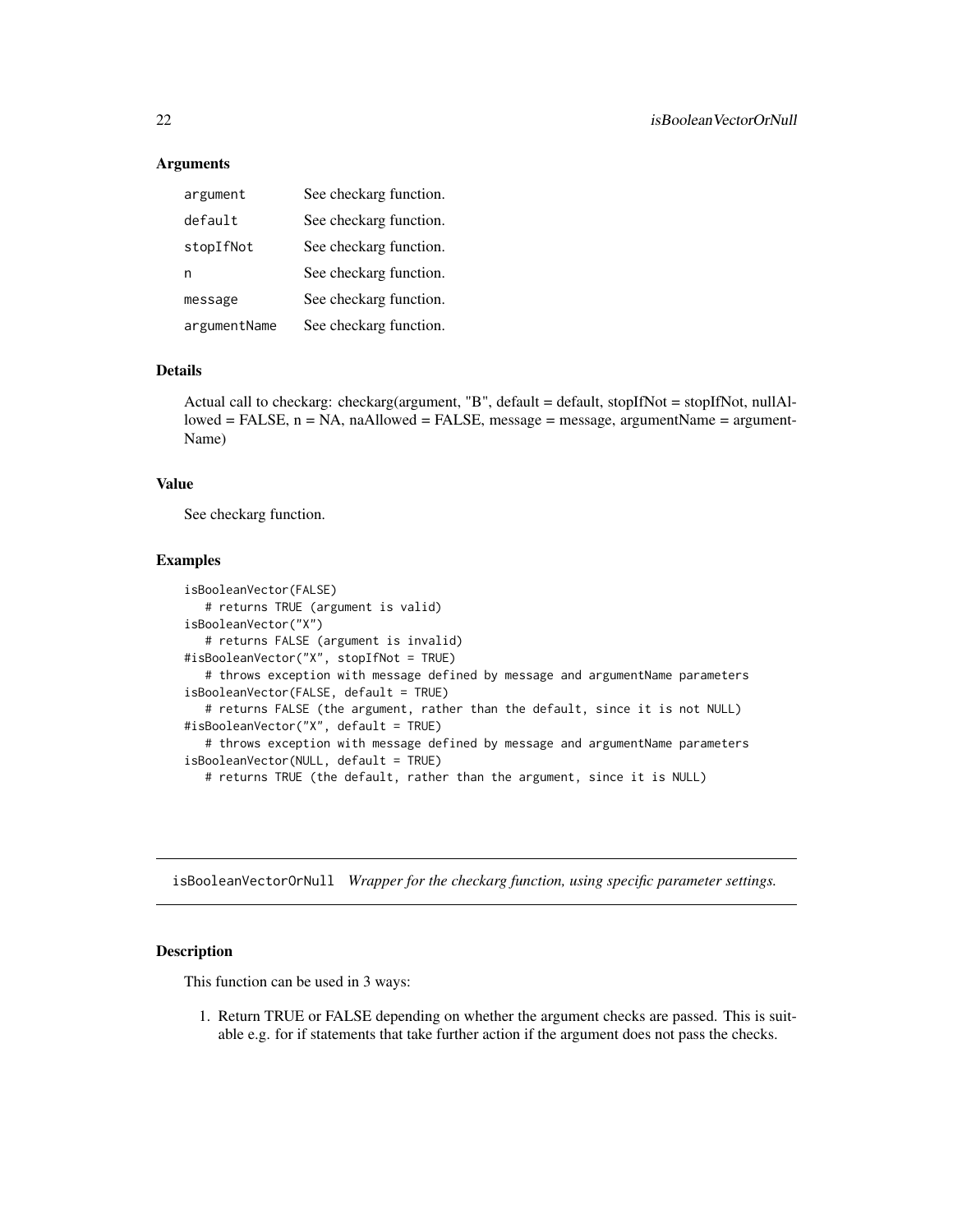### Arguments

| | |
|---|---|
| argument | See checkarg function. |
| default | See checkarg function. |
| stopIfNot | See checkarg function. |
| n | See checkarg function. |
| message | See checkarg function. |
| argumentName | See checkarg function. |

### Details

Actual call to checkarg: checkarg(argument, "B", default = default, stopIfNot = stopIfNot, nullAllowed = FALSE, n = NA, naAllowed = FALSE, message = message, argumentName = argumentName)

### Value

See checkarg function.

### Examples

```
isBooleanVector(FALSE)
   # returns TRUE (argument is valid)
isBooleanVector("X")
   # returns FALSE (argument is invalid)
#isBooleanVector("X", stopIfNot = TRUE)
   # throws exception with message defined by message and argumentName parameters
isBooleanVector(FALSE, default = TRUE)
   # returns FALSE (the argument, rather than the default, since it is not NULL)
#isBooleanVector("X", default = TRUE)
   # throws exception with message defined by message and argumentName parameters
isBooleanVector(NULL, default = TRUE)
   # returns TRUE (the default, rather than the argument, since it is NULL)
```

## isBooleanVectorOrNull *Wrapper for the checkarg function, using specific parameter settings.*

### Description

This function can be used in 3 ways:

1. Return TRUE or FALSE depending on whether the argument checks are passed. This is suitable e.g. for if statements that take further action if the argument does not pass the checks.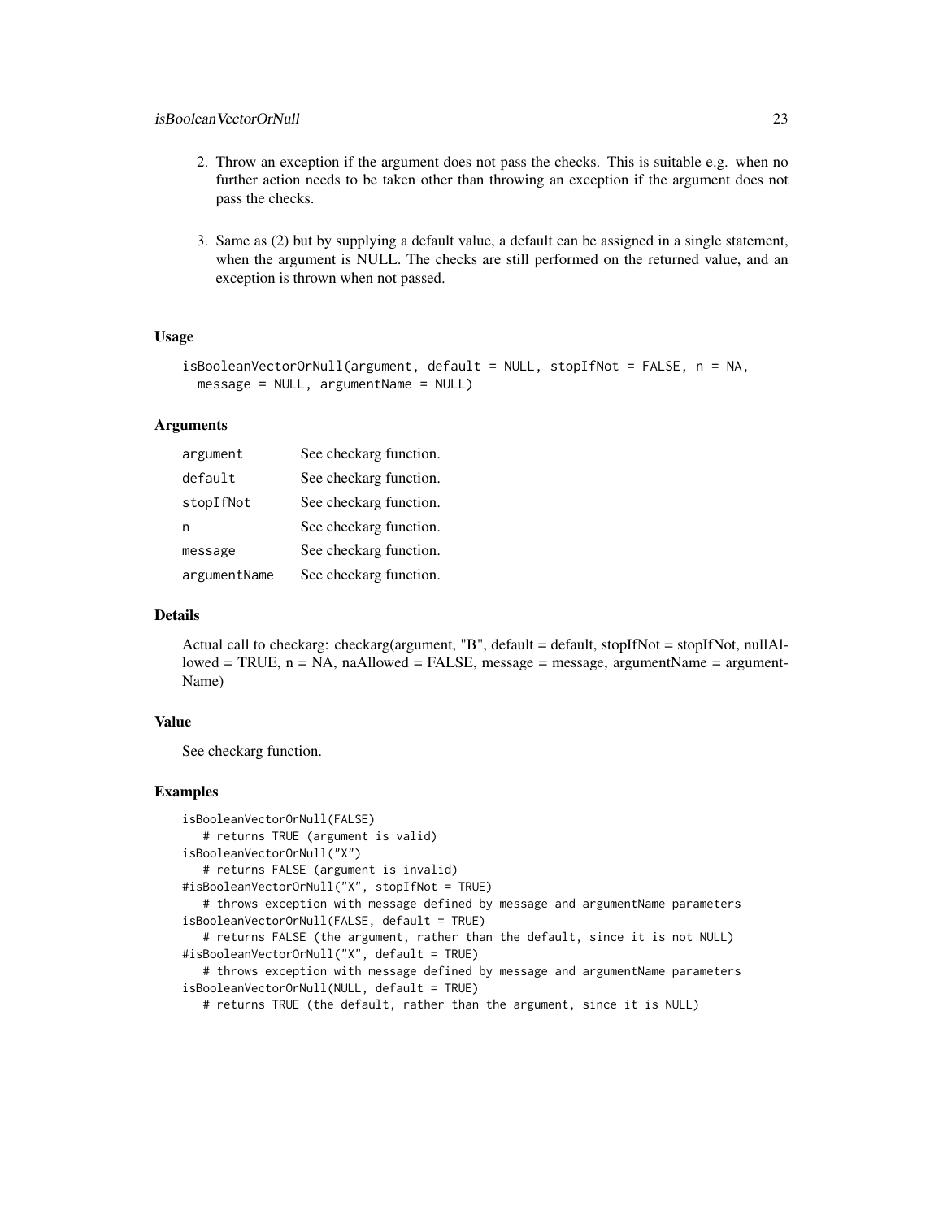2. Throw an exception if the argument does not pass the checks. This is suitable e.g. when no further action needs to be taken other than throwing an exception if the argument does not pass the checks.

3. Same as (2) but by supplying a default value, a default can be assigned in a single statement, when the argument is NULL. The checks are still performed on the returned value, and an exception is thrown when not passed.

### Usage

```
isBooleanVectorOrNull(argument, default = NULL, stopIfNot = FALSE, n = NA,
  message = NULL, argumentName = NULL)
```

### Arguments

| | |
|---|---|
| `argument` | See checkarg function. |
| `default` | See checkarg function. |
| `stopIfNot` | See checkarg function. |
| `n` | See checkarg function. |
| `message` | See checkarg function. |
| `argumentName` | See checkarg function. |

### Details

Actual call to checkarg: checkarg(argument, "B", default = default, stopIfNot = stopIfNot, nullAllowed = TRUE, n = NA, naAllowed = FALSE, message = message, argumentName = argumentName)

### Value

See checkarg function.

### Examples

```
isBooleanVectorOrNull(FALSE)
   # returns TRUE (argument is valid)
isBooleanVectorOrNull("X")
   # returns FALSE (argument is invalid)
#isBooleanVectorOrNull("X", stopIfNot = TRUE)
   # throws exception with message defined by message and argumentName parameters
isBooleanVectorOrNull(FALSE, default = TRUE)
   # returns FALSE (the argument, rather than the default, since it is not NULL)
#isBooleanVectorOrNull("X", default = TRUE)
   # throws exception with message defined by message and argumentName parameters
isBooleanVectorOrNull(NULL, default = TRUE)
   # returns TRUE (the default, rather than the argument, since it is NULL)
```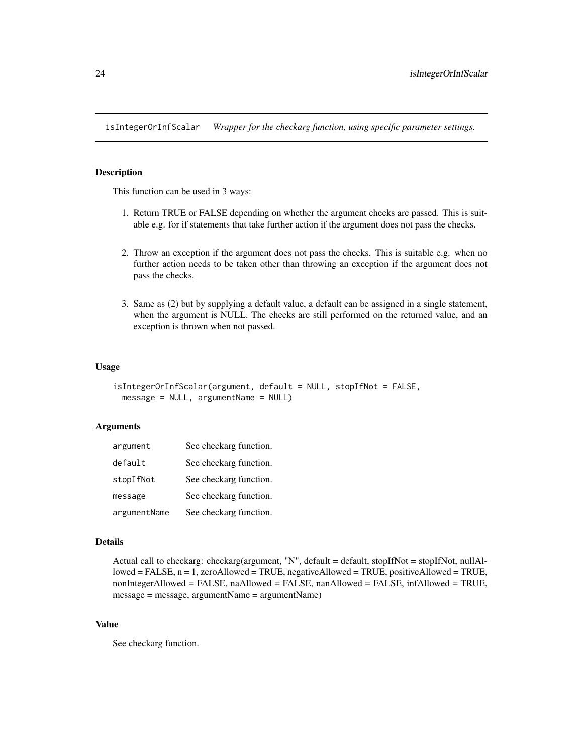## isIntegerOrInfScalar *Wrapper for the checkarg function, using specific parameter settings.*

### Description

This function can be used in 3 ways:

1. Return TRUE or FALSE depending on whether the argument checks are passed. This is suitable e.g. for if statements that take further action if the argument does not pass the checks.
2. Throw an exception if the argument does not pass the checks. This is suitable e.g. when no further action needs to be taken other than throwing an exception if the argument does not pass the checks.
3. Same as (2) but by supplying a default value, a default can be assigned in a single statement, when the argument is NULL. The checks are still performed on the returned value, and an exception is thrown when not passed.

### Usage

```
isIntegerOrInfScalar(argument, default = NULL, stopIfNot = FALSE,
  message = NULL, argumentName = NULL)
```

### Arguments

| | |
|---|---|
| argument | See checkarg function. |
| default | See checkarg function. |
| stopIfNot | See checkarg function. |
| message | See checkarg function. |
| argumentName | See checkarg function. |

### Details

Actual call to checkarg: checkarg(argument, "N", default = default, stopIfNot = stopIfNot, nullAllowed = FALSE, n = 1, zeroAllowed = TRUE, negativeAllowed = TRUE, positiveAllowed = TRUE, nonIntegerAllowed = FALSE, naAllowed = FALSE, nanAllowed = FALSE, infAllowed = TRUE, message = message, argumentName = argumentName)

### Value

See checkarg function.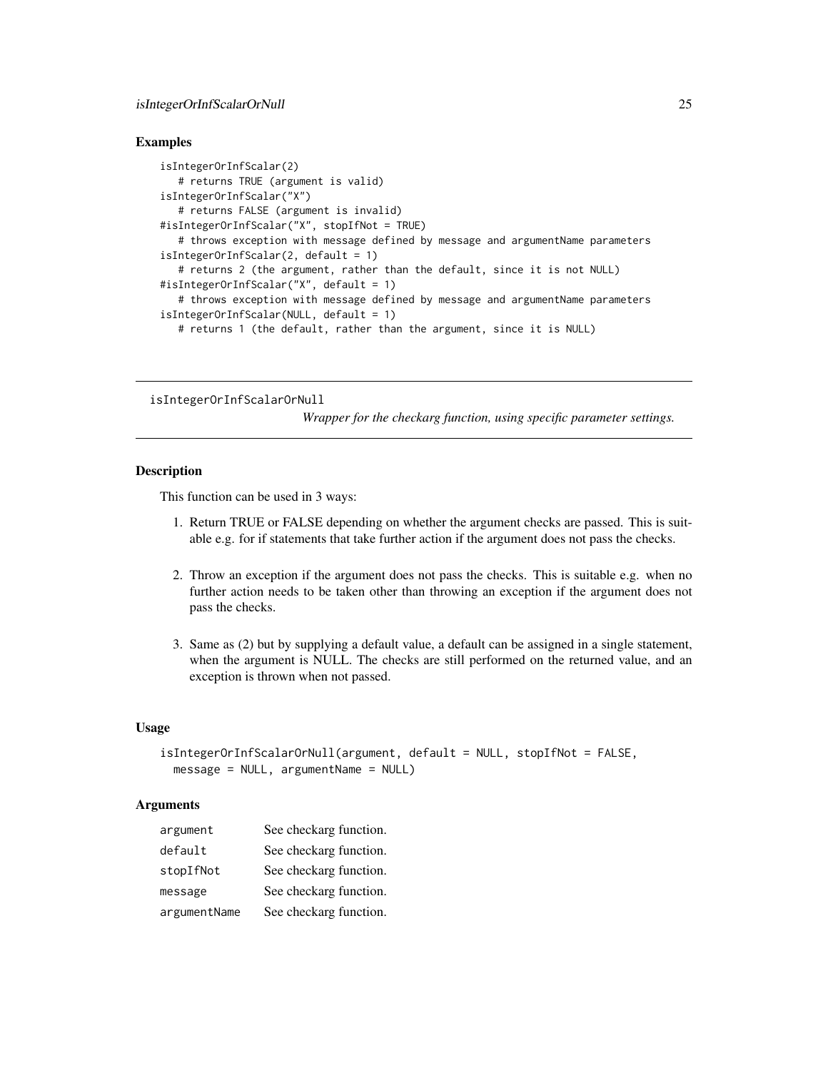### Examples

```
isIntegerOrInfScalar(2)
   # returns TRUE (argument is valid)
isIntegerOrInfScalar("X")
   # returns FALSE (argument is invalid)
#isIntegerOrInfScalar("X", stopIfNot = TRUE)
   # throws exception with message defined by message and argumentName parameters
isIntegerOrInfScalar(2, default = 1)
   # returns 2 (the argument, rather than the default, since it is not NULL)
#isIntegerOrInfScalar("X", default = 1)
   # throws exception with message defined by message and argumentName parameters
isIntegerOrInfScalar(NULL, default = 1)
   # returns 1 (the default, rather than the argument, since it is NULL)
```

---

## isIntegerOrInfScalarOrNull

*Wrapper for the checkarg function, using specific parameter settings.*

---

### Description

This function can be used in 3 ways:

1. Return TRUE or FALSE depending on whether the argument checks are passed. This is suitable e.g. for if statements that take further action if the argument does not pass the checks.
2. Throw an exception if the argument does not pass the checks. This is suitable e.g. when no further action needs to be taken other than throwing an exception if the argument does not pass the checks.
3. Same as (2) but by supplying a default value, a default can be assigned in a single statement, when the argument is NULL. The checks are still performed on the returned value, and an exception is thrown when not passed.

### Usage

```
isIntegerOrInfScalarOrNull(argument, default = NULL, stopIfNot = FALSE,
  message = NULL, argumentName = NULL)
```

### Arguments

| | |
|---|---|
| argument | See checkarg function. |
| default | See checkarg function. |
| stopIfNot | See checkarg function. |
| message | See checkarg function. |
| argumentName | See checkarg function. |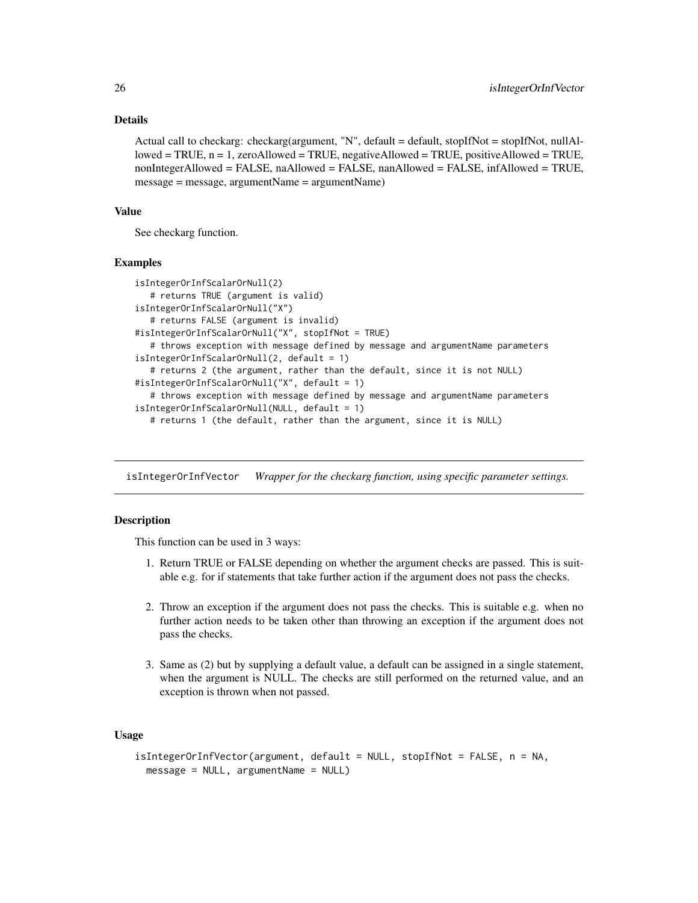### Details

Actual call to checkarg: checkarg(argument, "N", default = default, stopIfNot = stopIfNot, nullAllowed = TRUE, n = 1, zeroAllowed = TRUE, negativeAllowed = TRUE, positiveAllowed = TRUE, nonIntegerAllowed = FALSE, naAllowed = FALSE, nanAllowed = FALSE, infAllowed = TRUE, message = message, argumentName = argumentName)

### Value

See checkarg function.

### Examples

```
isIntegerOrInfScalarOrNull(2)
   # returns TRUE (argument is valid)
isIntegerOrInfScalarOrNull("X")
   # returns FALSE (argument is invalid)
#isIntegerOrInfScalarOrNull("X", stopIfNot = TRUE)
   # throws exception with message defined by message and argumentName parameters
isIntegerOrInfScalarOrNull(2, default = 1)
   # returns 2 (the argument, rather than the default, since it is not NULL)
#isIntegerOrInfScalarOrNull("X", default = 1)
   # throws exception with message defined by message and argumentName parameters
isIntegerOrInfScalarOrNull(NULL, default = 1)
   # returns 1 (the default, rather than the argument, since it is NULL)
```

---

## isIntegerOrInfVector *Wrapper for the checkarg function, using specific parameter settings.*

---

### Description

This function can be used in 3 ways:

1. Return TRUE or FALSE depending on whether the argument checks are passed. This is suitable e.g. for if statements that take further action if the argument does not pass the checks.
2. Throw an exception if the argument does not pass the checks. This is suitable e.g. when no further action needs to be taken other than throwing an exception if the argument does not pass the checks.
3. Same as (2) but by supplying a default value, a default can be assigned in a single statement, when the argument is NULL. The checks are still performed on the returned value, and an exception is thrown when not passed.

### Usage

```
isIntegerOrInfVector(argument, default = NULL, stopIfNot = FALSE, n = NA,
  message = NULL, argumentName = NULL)
```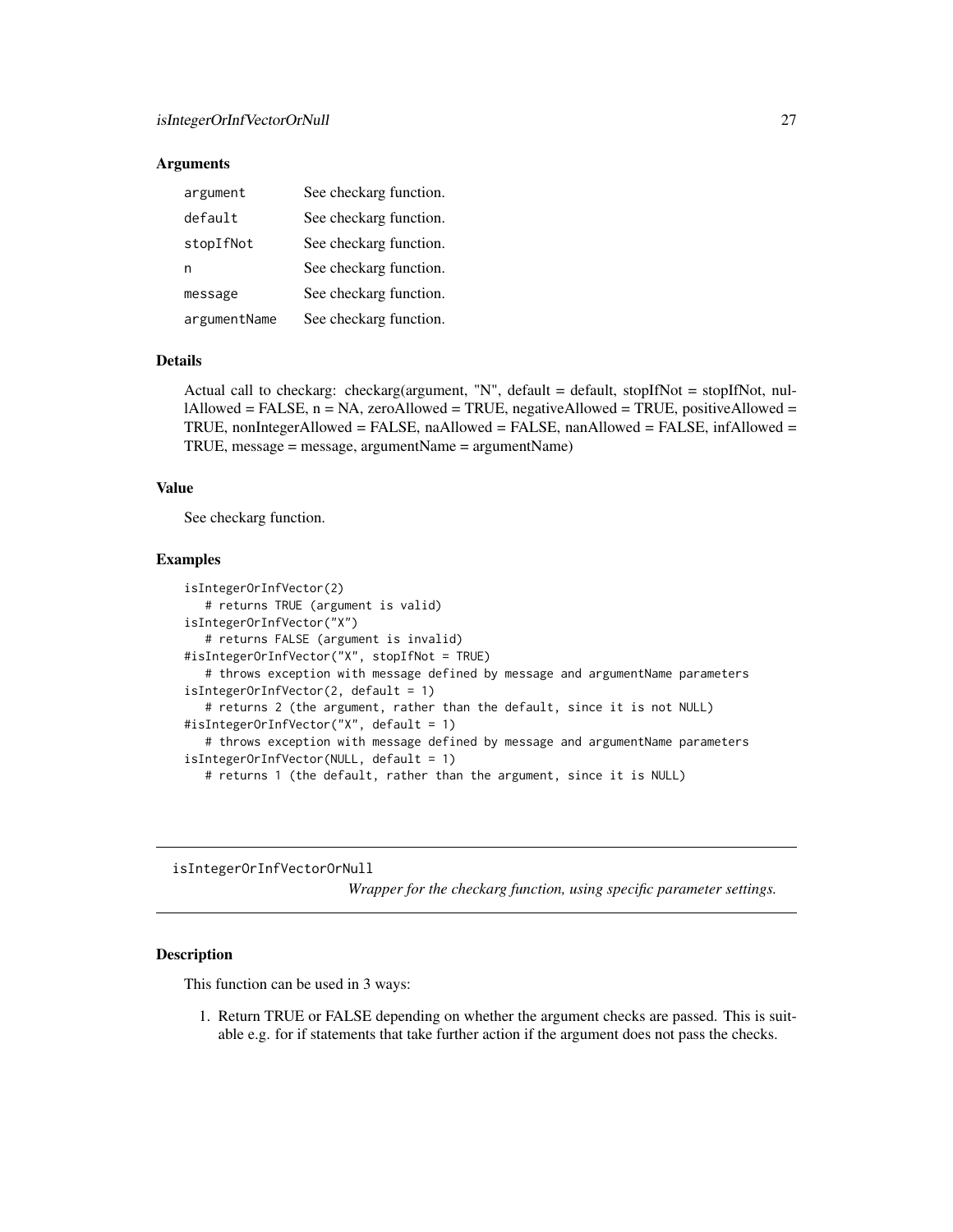### Arguments

| | |
|---|---|
| argument | See checkarg function. |
| default | See checkarg function. |
| stopIfNot | See checkarg function. |
| n | See checkarg function. |
| message | See checkarg function. |
| argumentName | See checkarg function. |

### Details

Actual call to checkarg: checkarg(argument, "N", default = default, stopIfNot = stopIfNot, nullAllowed = FALSE, n = NA, zeroAllowed = TRUE, negativeAllowed = TRUE, positiveAllowed = TRUE, nonIntegerAllowed = FALSE, naAllowed = FALSE, nanAllowed = FALSE, infAllowed = TRUE, message = message, argumentName = argumentName)

### Value

See checkarg function.

### Examples

```
isIntegerOrInfVector(2)
   # returns TRUE (argument is valid)
isIntegerOrInfVector("X")
   # returns FALSE (argument is invalid)
#isIntegerOrInfVector("X", stopIfNot = TRUE)
   # throws exception with message defined by message and argumentName parameters
isIntegerOrInfVector(2, default = 1)
   # returns 2 (the argument, rather than the default, since it is not NULL)
#isIntegerOrInfVector("X", default = 1)
   # throws exception with message defined by message and argumentName parameters
isIntegerOrInfVector(NULL, default = 1)
   # returns 1 (the default, rather than the argument, since it is NULL)
```

---

## isIntegerOrInfVectorOrNull

*Wrapper for the checkarg function, using specific parameter settings.*

### Description

This function can be used in 3 ways:

1. Return TRUE or FALSE depending on whether the argument checks are passed. This is suitable e.g. for if statements that take further action if the argument does not pass the checks.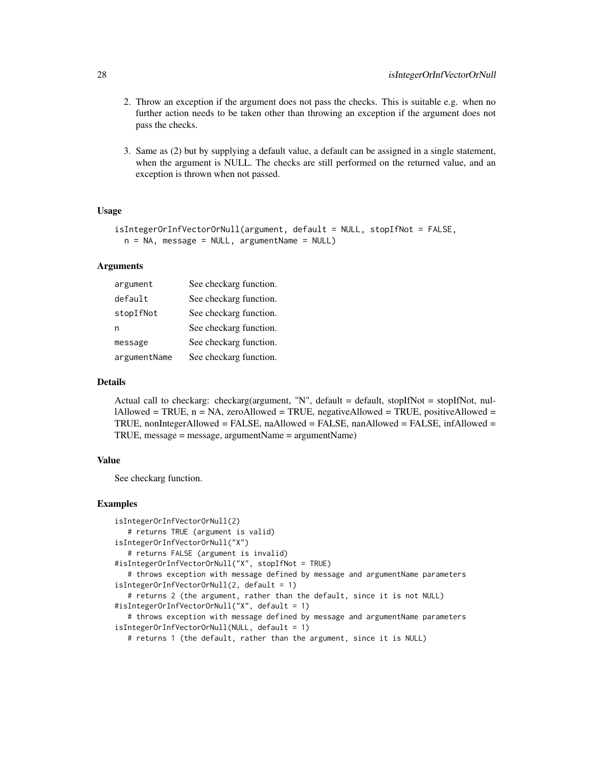2. Throw an exception if the argument does not pass the checks. This is suitable e.g. when no further action needs to be taken other than throwing an exception if the argument does not pass the checks.

3. Same as (2) but by supplying a default value, a default can be assigned in a single statement, when the argument is NULL. The checks are still performed on the returned value, and an exception is thrown when not passed.

### Usage

```
isIntegerOrInfVectorOrNull(argument, default = NULL, stopIfNot = FALSE,
  n = NA, message = NULL, argumentName = NULL)
```

### Arguments

| | |
|---|---|
| argument | See checkarg function. |
| default | See checkarg function. |
| stopIfNot | See checkarg function. |
| n | See checkarg function. |
| message | See checkarg function. |
| argumentName | See checkarg function. |

### Details

Actual call to checkarg: checkarg(argument, "N", default = default, stopIfNot = stopIfNot, nullAllowed = TRUE, n = NA, zeroAllowed = TRUE, negativeAllowed = TRUE, positiveAllowed = TRUE, nonIntegerAllowed = FALSE, naAllowed = FALSE, nanAllowed = FALSE, infAllowed = TRUE, message = message, argumentName = argumentName)

### Value

See checkarg function.

### Examples

```
isIntegerOrInfVectorOrNull(2)
   # returns TRUE (argument is valid)
isIntegerOrInfVectorOrNull("X")
   # returns FALSE (argument is invalid)
#isIntegerOrInfVectorOrNull("X", stopIfNot = TRUE)
   # throws exception with message defined by message and argumentName parameters
isIntegerOrInfVectorOrNull(2, default = 1)
   # returns 2 (the argument, rather than the default, since it is not NULL)
#isIntegerOrInfVectorOrNull("X", default = 1)
   # throws exception with message defined by message and argumentName parameters
isIntegerOrInfVectorOrNull(NULL, default = 1)
   # returns 1 (the default, rather than the argument, since it is NULL)
```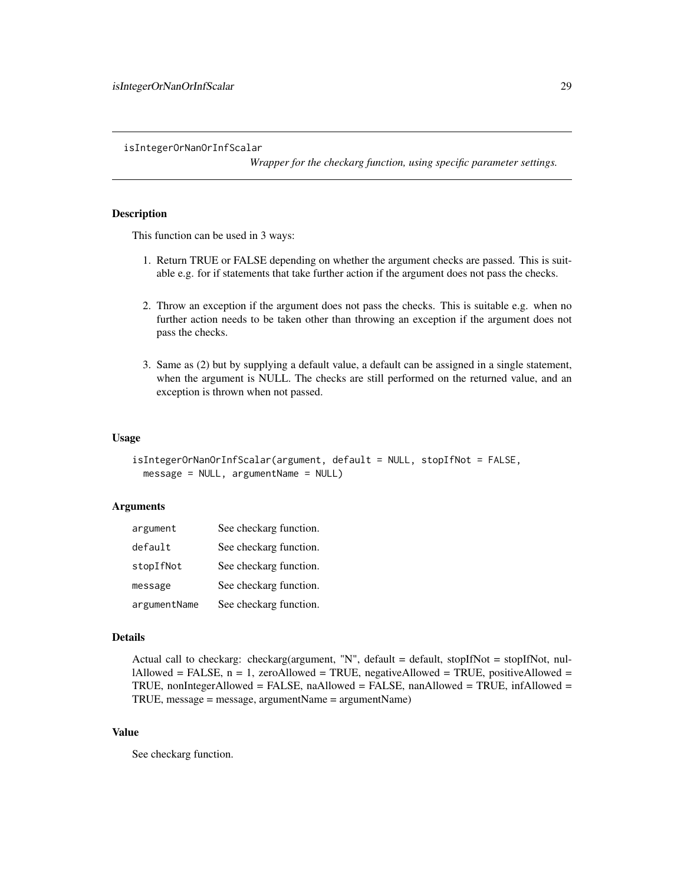# isIntegerOrNanOrInfScalar

*Wrapper for the checkarg function, using specific parameter settings.*

## Description

This function can be used in 3 ways:

1. Return TRUE or FALSE depending on whether the argument checks are passed. This is suitable e.g. for if statements that take further action if the argument does not pass the checks.

2. Throw an exception if the argument does not pass the checks. This is suitable e.g. when no further action needs to be taken other than throwing an exception if the argument does not pass the checks.

3. Same as (2) but by supplying a default value, a default can be assigned in a single statement, when the argument is NULL. The checks are still performed on the returned value, and an exception is thrown when not passed.

## Usage

```
isIntegerOrNanOrInfScalar(argument, default = NULL, stopIfNot = FALSE,
  message = NULL, argumentName = NULL)
```

## Arguments

| | |
|---|---|
| argument | See checkarg function. |
| default | See checkarg function. |
| stopIfNot | See checkarg function. |
| message | See checkarg function. |
| argumentName | See checkarg function. |

## Details

Actual call to checkarg: checkarg(argument, "N", default = default, stopIfNot = stopIfNot, nullAllowed = FALSE, n = 1, zeroAllowed = TRUE, negativeAllowed = TRUE, positiveAllowed = TRUE, nonIntegerAllowed = FALSE, naAllowed = FALSE, nanAllowed = TRUE, infAllowed = TRUE, message = message, argumentName = argumentName)

## Value

See checkarg function.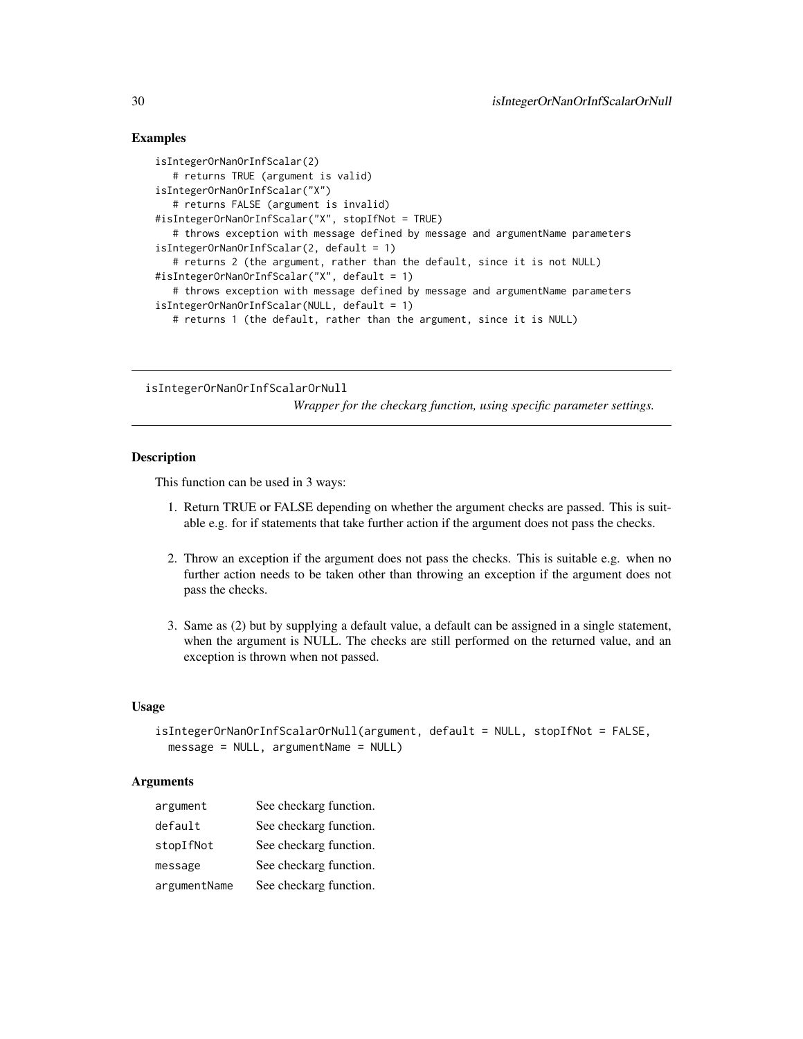## Examples

```
isIntegerOrNanOrInfScalar(2)
   # returns TRUE (argument is valid)
isIntegerOrNanOrInfScalar("X")
   # returns FALSE (argument is invalid)
#isIntegerOrNanOrInfScalar("X", stopIfNot = TRUE)
   # throws exception with message defined by message and argumentName parameters
isIntegerOrNanOrInfScalar(2, default = 1)
   # returns 2 (the argument, rather than the default, since it is not NULL)
#isIntegerOrNanOrInfScalar("X", default = 1)
   # throws exception with message defined by message and argumentName parameters
isIntegerOrNanOrInfScalar(NULL, default = 1)
   # returns 1 (the default, rather than the argument, since it is NULL)
```

---

# isIntegerOrNanOrInfScalarOrNull

*Wrapper for the checkarg function, using specific parameter settings.*

---

## Description

This function can be used in 3 ways:

1. Return TRUE or FALSE depending on whether the argument checks are passed. This is suitable e.g. for if statements that take further action if the argument does not pass the checks.
2. Throw an exception if the argument does not pass the checks. This is suitable e.g. when no further action needs to be taken other than throwing an exception if the argument does not pass the checks.
3. Same as (2) but by supplying a default value, a default can be assigned in a single statement, when the argument is NULL. The checks are still performed on the returned value, and an exception is thrown when not passed.

## Usage

```
isIntegerOrNanOrInfScalarOrNull(argument, default = NULL, stopIfNot = FALSE,
  message = NULL, argumentName = NULL)
```

## Arguments

| | |
|---|---|
| argument | See checkarg function. |
| default | See checkarg function. |
| stopIfNot | See checkarg function. |
| message | See checkarg function. |
| argumentName | See checkarg function. |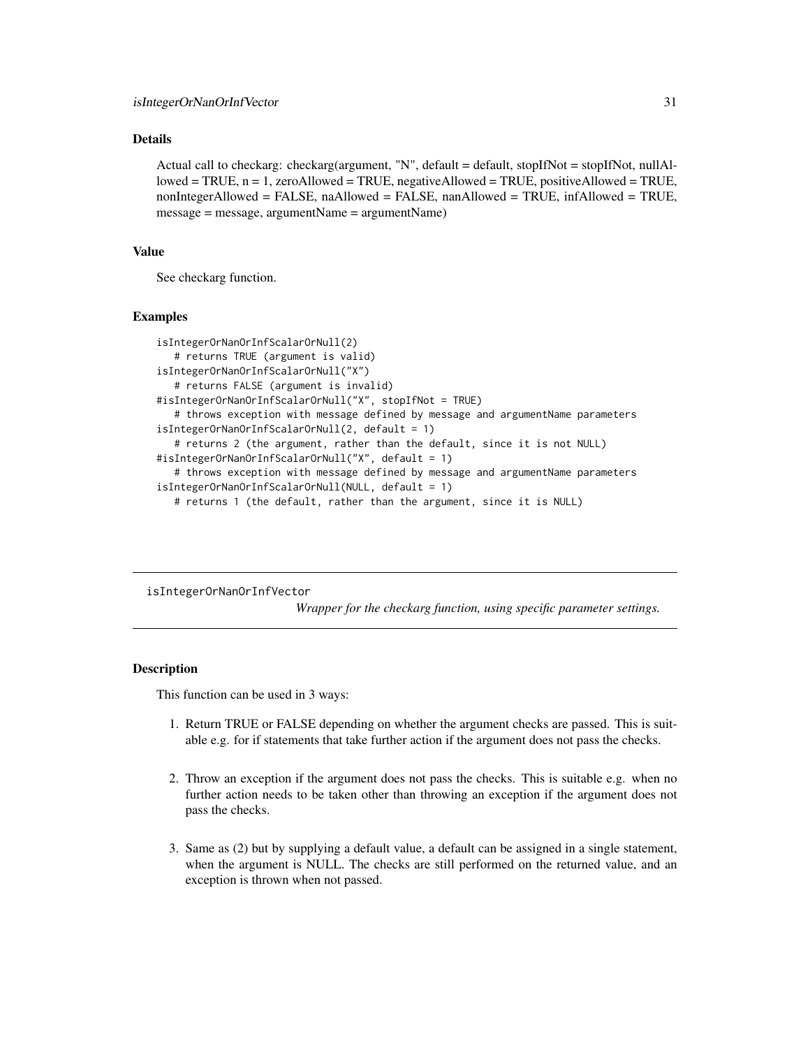## Details

Actual call to checkarg: checkarg(argument, "N", default = default, stopIfNot = stopIfNot, nullAllowed = TRUE, n = 1, zeroAllowed = TRUE, negativeAllowed = TRUE, positiveAllowed = TRUE, nonIntegerAllowed = FALSE, naAllowed = FALSE, nanAllowed = TRUE, infAllowed = TRUE, message = message, argumentName = argumentName)

## Value

See checkarg function.

## Examples

```
isIntegerOrNanOrInfScalarOrNull(2)
   # returns TRUE (argument is valid)
isIntegerOrNanOrInfScalarOrNull("X")
   # returns FALSE (argument is invalid)
#isIntegerOrNanOrInfScalarOrNull("X", stopIfNot = TRUE)
   # throws exception with message defined by message and argumentName parameters
isIntegerOrNanOrInfScalarOrNull(2, default = 1)
   # returns 2 (the argument, rather than the default, since it is not NULL)
#isIntegerOrNanOrInfScalarOrNull("X", default = 1)
   # throws exception with message defined by message and argumentName parameters
isIntegerOrNanOrInfScalarOrNull(NULL, default = 1)
   # returns 1 (the default, rather than the argument, since it is NULL)
```

---

# isIntegerOrNanOrInfVector

*Wrapper for the checkarg function, using specific parameter settings.*

---

## Description

This function can be used in 3 ways:

1. Return TRUE or FALSE depending on whether the argument checks are passed. This is suitable e.g. for if statements that take further action if the argument does not pass the checks.
2. Throw an exception if the argument does not pass the checks. This is suitable e.g. when no further action needs to be taken other than throwing an exception if the argument does not pass the checks.
3. Same as (2) but by supplying a default value, a default can be assigned in a single statement, when the argument is NULL. The checks are still performed on the returned value, and an exception is thrown when not passed.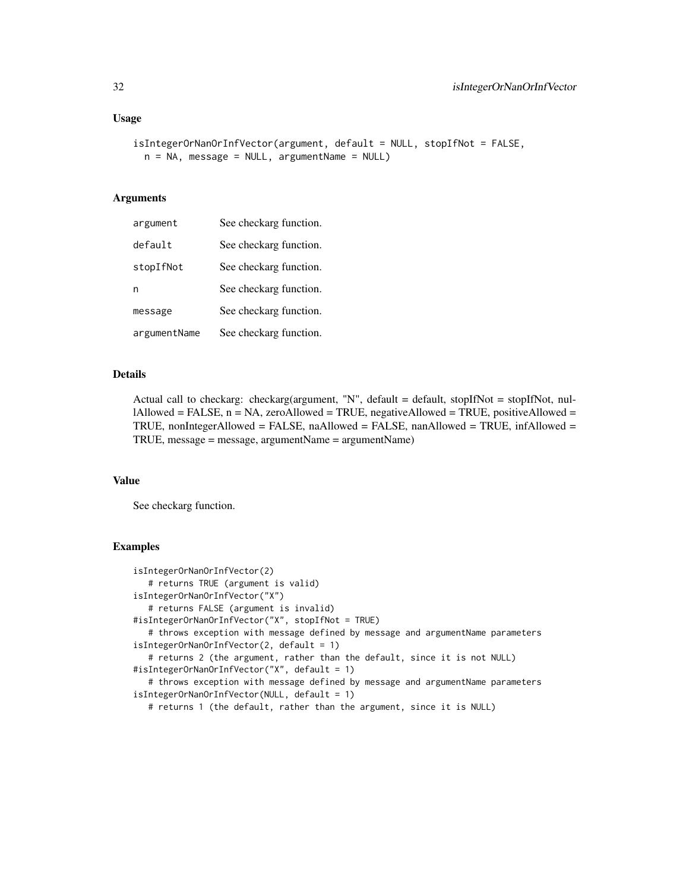### Usage

```
isIntegerOrNanOrInfVector(argument, default = NULL, stopIfNot = FALSE,
  n = NA, message = NULL, argumentName = NULL)
```

### Arguments

| | |
|---|---|
| argument | See checkarg function. |
| default | See checkarg function. |
| stopIfNot | See checkarg function. |
| n | See checkarg function. |
| message | See checkarg function. |
| argumentName | See checkarg function. |

### Details

Actual call to checkarg: checkarg(argument, "N", default = default, stopIfNot = stopIfNot, nullAllowed = FALSE, n = NA, zeroAllowed = TRUE, negativeAllowed = TRUE, positiveAllowed = TRUE, nonIntegerAllowed = FALSE, naAllowed = FALSE, nanAllowed = TRUE, infAllowed = TRUE, message = message, argumentName = argumentName)

### Value

See checkarg function.

### Examples

```
isIntegerOrNanOrInfVector(2)
   # returns TRUE (argument is valid)
isIntegerOrNanOrInfVector("X")
   # returns FALSE (argument is invalid)
#isIntegerOrNanOrInfVector("X", stopIfNot = TRUE)
   # throws exception with message defined by message and argumentName parameters
isIntegerOrNanOrInfVector(2, default = 1)
   # returns 2 (the argument, rather than the default, since it is not NULL)
#isIntegerOrNanOrInfVector("X", default = 1)
   # throws exception with message defined by message and argumentName parameters
isIntegerOrNanOrInfVector(NULL, default = 1)
   # returns 1 (the default, rather than the argument, since it is NULL)
```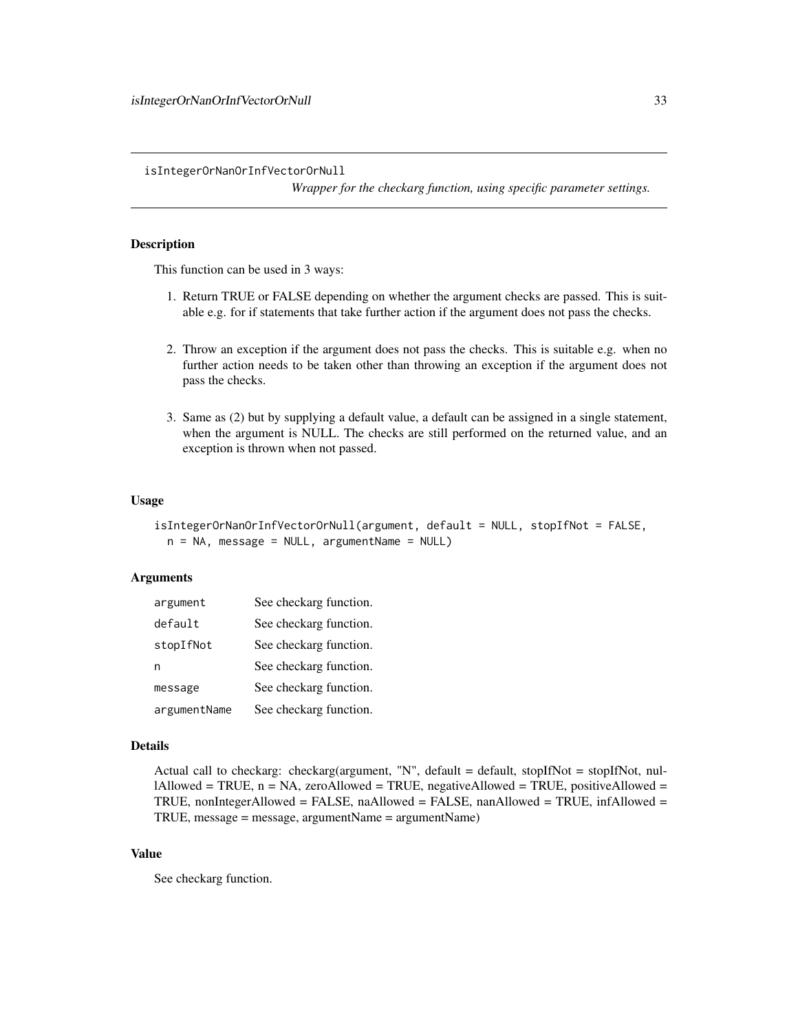isIntegerOrNanOrInfVectorOrNull

*Wrapper for the checkarg function, using specific parameter settings.*

## Description

This function can be used in 3 ways:

1. Return TRUE or FALSE depending on whether the argument checks are passed. This is suitable e.g. for if statements that take further action if the argument does not pass the checks.
2. Throw an exception if the argument does not pass the checks. This is suitable e.g. when no further action needs to be taken other than throwing an exception if the argument does not pass the checks.
3. Same as (2) but by supplying a default value, a default can be assigned in a single statement, when the argument is NULL. The checks are still performed on the returned value, and an exception is thrown when not passed.

## Usage

```
isIntegerOrNanOrInfVectorOrNull(argument, default = NULL, stopIfNot = FALSE,
  n = NA, message = NULL, argumentName = NULL)
```

## Arguments

| | |
|---|---|
| argument | See checkarg function. |
| default | See checkarg function. |
| stopIfNot | See checkarg function. |
| n | See checkarg function. |
| message | See checkarg function. |
| argumentName | See checkarg function. |

## Details

Actual call to checkarg: checkarg(argument, "N", default = default, stopIfNot = stopIfNot, nullAllowed = TRUE, n = NA, zeroAllowed = TRUE, negativeAllowed = TRUE, positiveAllowed = TRUE, nonIntegerAllowed = FALSE, naAllowed = FALSE, nanAllowed = TRUE, infAllowed = TRUE, message = message, argumentName = argumentName)

## Value

See checkarg function.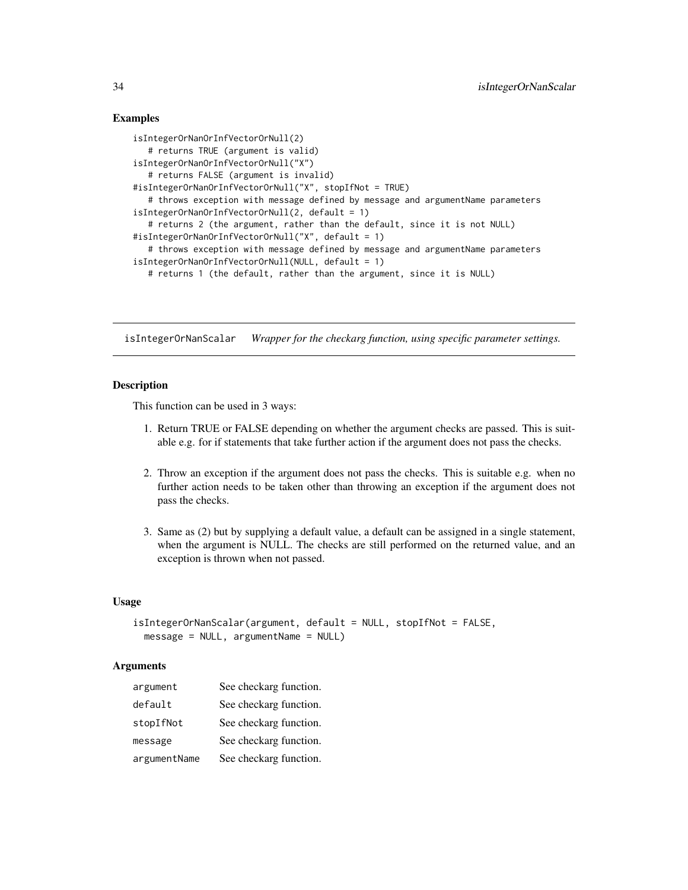### Examples

```
isIntegerOrNanOrInfVectorOrNull(2)
   # returns TRUE (argument is valid)
isIntegerOrNanOrInfVectorOrNull("X")
   # returns FALSE (argument is invalid)
#isIntegerOrNanOrInfVectorOrNull("X", stopIfNot = TRUE)
   # throws exception with message defined by message and argumentName parameters
isIntegerOrNanOrInfVectorOrNull(2, default = 1)
   # returns 2 (the argument, rather than the default, since it is not NULL)
#isIntegerOrNanOrInfVectorOrNull("X", default = 1)
   # throws exception with message defined by message and argumentName parameters
isIntegerOrNanOrInfVectorOrNull(NULL, default = 1)
   # returns 1 (the default, rather than the argument, since it is NULL)
```

---

## isIntegerOrNanScalar *Wrapper for the checkarg function, using specific parameter settings.*

---

### Description

This function can be used in 3 ways:

1. Return TRUE or FALSE depending on whether the argument checks are passed. This is suitable e.g. for if statements that take further action if the argument does not pass the checks.
2. Throw an exception if the argument does not pass the checks. This is suitable e.g. when no further action needs to be taken other than throwing an exception if the argument does not pass the checks.
3. Same as (2) but by supplying a default value, a default can be assigned in a single statement, when the argument is NULL. The checks are still performed on the returned value, and an exception is thrown when not passed.

### Usage

```
isIntegerOrNanScalar(argument, default = NULL, stopIfNot = FALSE,
  message = NULL, argumentName = NULL)
```

### Arguments

| | |
|---|---|
| argument | See checkarg function. |
| default | See checkarg function. |
| stopIfNot | See checkarg function. |
| message | See checkarg function. |
| argumentName | See checkarg function. |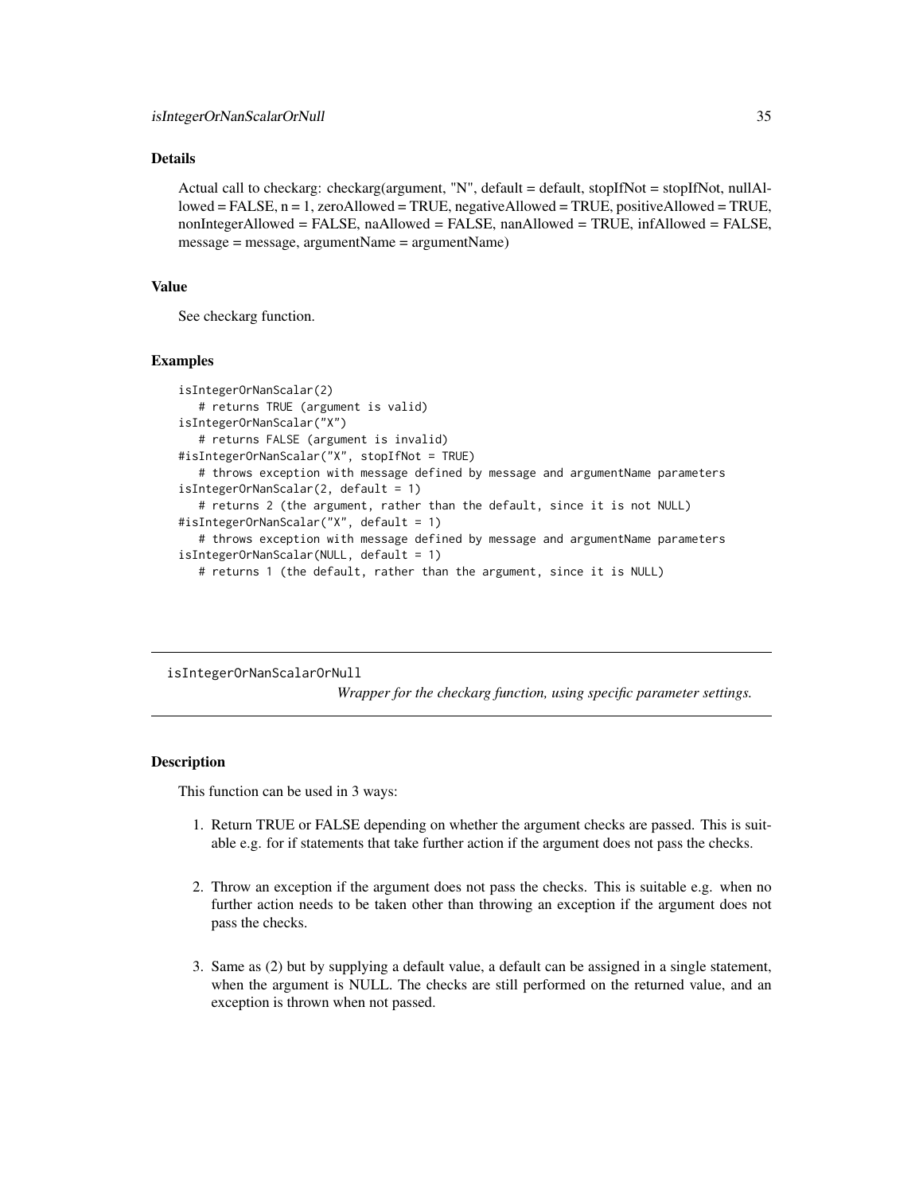### Details

Actual call to checkarg: checkarg(argument, "N", default = default, stopIfNot = stopIfNot, nullAllowed = FALSE, n = 1, zeroAllowed = TRUE, negativeAllowed = TRUE, positiveAllowed = TRUE, nonIntegerAllowed = FALSE, naAllowed = FALSE, nanAllowed = TRUE, infAllowed = FALSE, message = message, argumentName = argumentName)

### Value

See checkarg function.

### Examples

```
isIntegerOrNanScalar(2)
   # returns TRUE (argument is valid)
isIntegerOrNanScalar("X")
   # returns FALSE (argument is invalid)
#isIntegerOrNanScalar("X", stopIfNot = TRUE)
   # throws exception with message defined by message and argumentName parameters
isIntegerOrNanScalar(2, default = 1)
   # returns 2 (the argument, rather than the default, since it is not NULL)
#isIntegerOrNanScalar("X", default = 1)
   # throws exception with message defined by message and argumentName parameters
isIntegerOrNanScalar(NULL, default = 1)
   # returns 1 (the default, rather than the argument, since it is NULL)
```

---

## isIntegerOrNanScalarOrNull

*Wrapper for the checkarg function, using specific parameter settings.*

---

### Description

This function can be used in 3 ways:

1. Return TRUE or FALSE depending on whether the argument checks are passed. This is suitable e.g. for if statements that take further action if the argument does not pass the checks.
2. Throw an exception if the argument does not pass the checks. This is suitable e.g. when no further action needs to be taken other than throwing an exception if the argument does not pass the checks.
3. Same as (2) but by supplying a default value, a default can be assigned in a single statement, when the argument is NULL. The checks are still performed on the returned value, and an exception is thrown when not passed.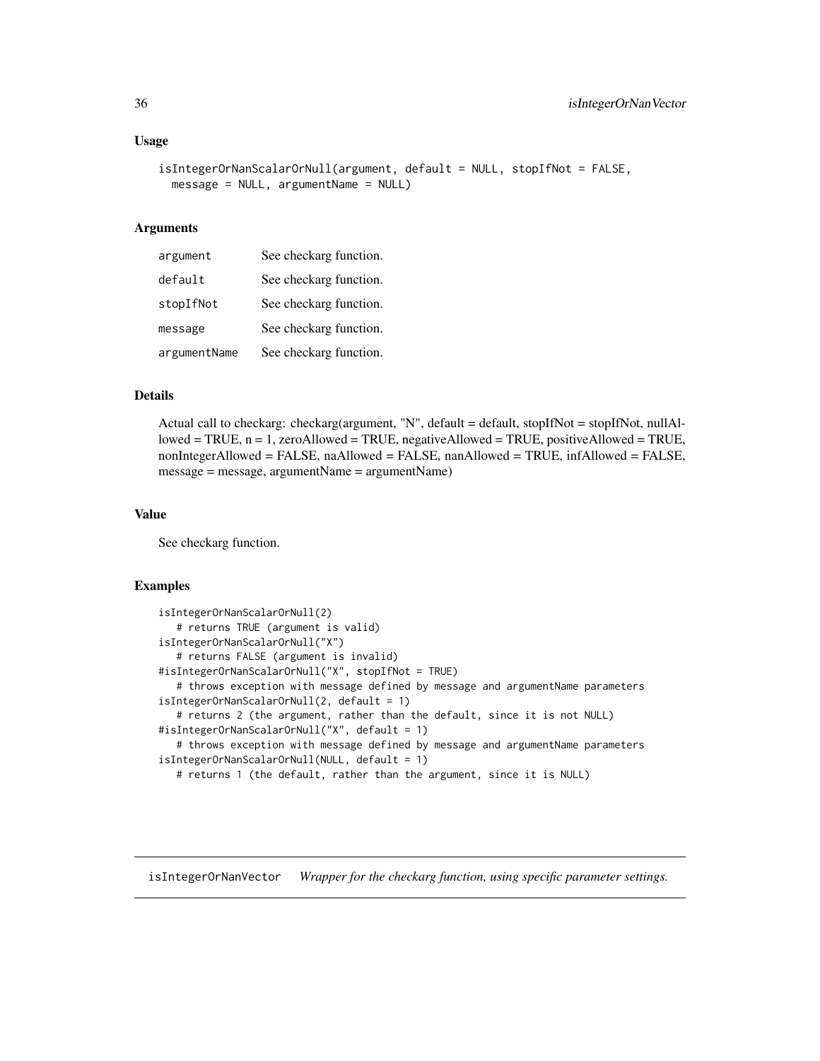### Usage

```
isIntegerOrNanScalarOrNull(argument, default = NULL, stopIfNot = FALSE,
  message = NULL, argumentName = NULL)
```

### Arguments

| | |
|---|---|
| argument | See checkarg function. |
| default | See checkarg function. |
| stopIfNot | See checkarg function. |
| message | See checkarg function. |
| argumentName | See checkarg function. |

### Details

Actual call to checkarg: checkarg(argument, "N", default = default, stopIfNot = stopIfNot, nullAllowed = TRUE, n = 1, zeroAllowed = TRUE, negativeAllowed = TRUE, positiveAllowed = TRUE, nonIntegerAllowed = FALSE, naAllowed = FALSE, nanAllowed = TRUE, infAllowed = FALSE, message = message, argumentName = argumentName)

### Value

See checkarg function.

### Examples

```
isIntegerOrNanScalarOrNull(2)
   # returns TRUE (argument is valid)
isIntegerOrNanScalarOrNull("X")
   # returns FALSE (argument is invalid)
#isIntegerOrNanScalarOrNull("X", stopIfNot = TRUE)
   # throws exception with message defined by message and argumentName parameters
isIntegerOrNanScalarOrNull(2, default = 1)
   # returns 2 (the argument, rather than the default, since it is not NULL)
#isIntegerOrNanScalarOrNull("X", default = 1)
   # throws exception with message defined by message and argumentName parameters
isIntegerOrNanScalarOrNull(NULL, default = 1)
   # returns 1 (the default, rather than the argument, since it is NULL)
```

---

## isIntegerOrNanVector    *Wrapper for the checkarg function, using specific parameter settings.*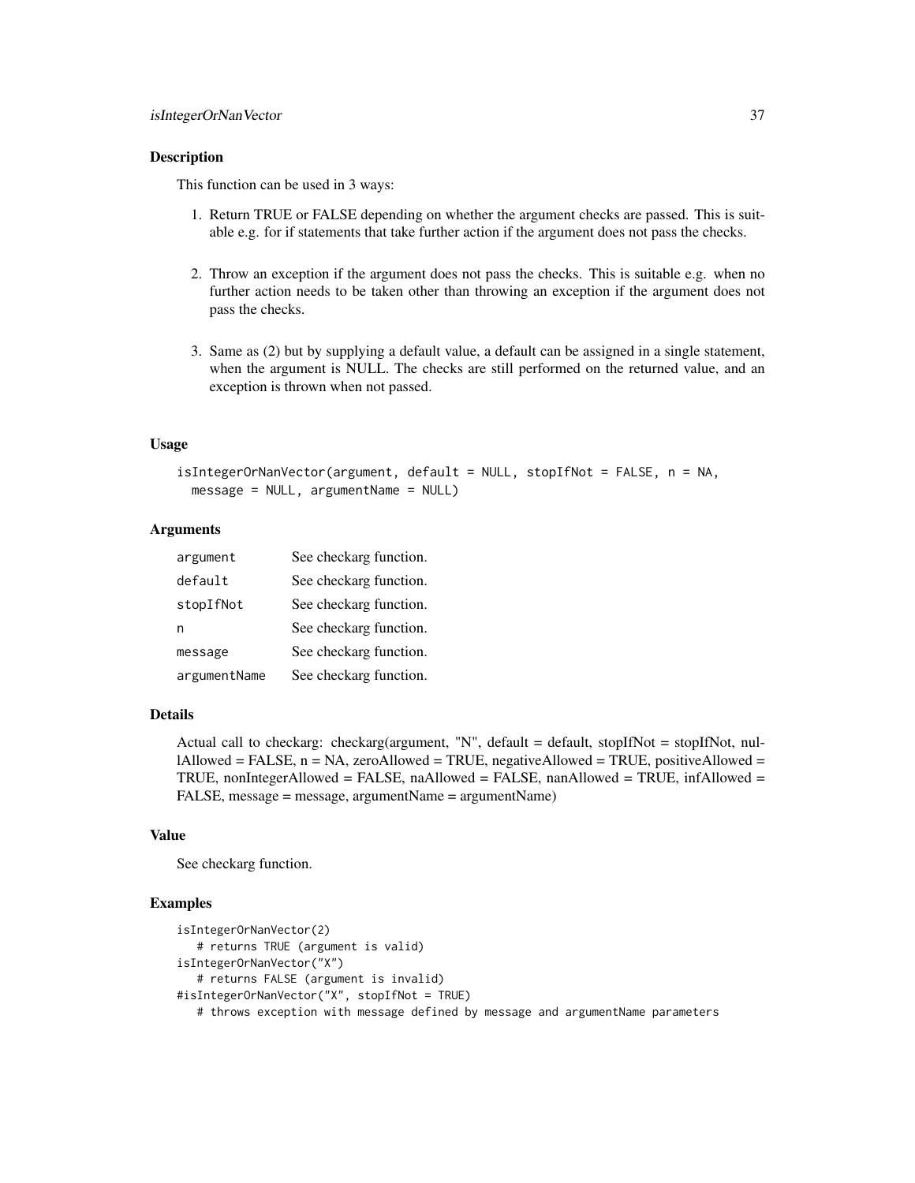### Description

This function can be used in 3 ways:

1. Return TRUE or FALSE depending on whether the argument checks are passed. This is suitable e.g. for if statements that take further action if the argument does not pass the checks.
2. Throw an exception if the argument does not pass the checks. This is suitable e.g. when no further action needs to be taken other than throwing an exception if the argument does not pass the checks.
3. Same as (2) but by supplying a default value, a default can be assigned in a single statement, when the argument is NULL. The checks are still performed on the returned value, and an exception is thrown when not passed.

### Usage

```
isIntegerOrNanVector(argument, default = NULL, stopIfNot = FALSE, n = NA,
  message = NULL, argumentName = NULL)
```

### Arguments

| | |
|---|---|
| argument | See checkarg function. |
| default | See checkarg function. |
| stopIfNot | See checkarg function. |
| n | See checkarg function. |
| message | See checkarg function. |
| argumentName | See checkarg function. |

### Details

Actual call to checkarg: checkarg(argument, "N", default = default, stopIfNot = stopIfNot, nullAllowed = FALSE, n = NA, zeroAllowed = TRUE, negativeAllowed = TRUE, positiveAllowed = TRUE, nonIntegerAllowed = FALSE, naAllowed = FALSE, nanAllowed = TRUE, infAllowed = FALSE, message = message, argumentName = argumentName)

### Value

See checkarg function.

### Examples

```
isIntegerOrNanVector(2)
   # returns TRUE (argument is valid)
isIntegerOrNanVector("X")
   # returns FALSE (argument is invalid)
#isIntegerOrNanVector("X", stopIfNot = TRUE)
   # throws exception with message defined by message and argumentName parameters
```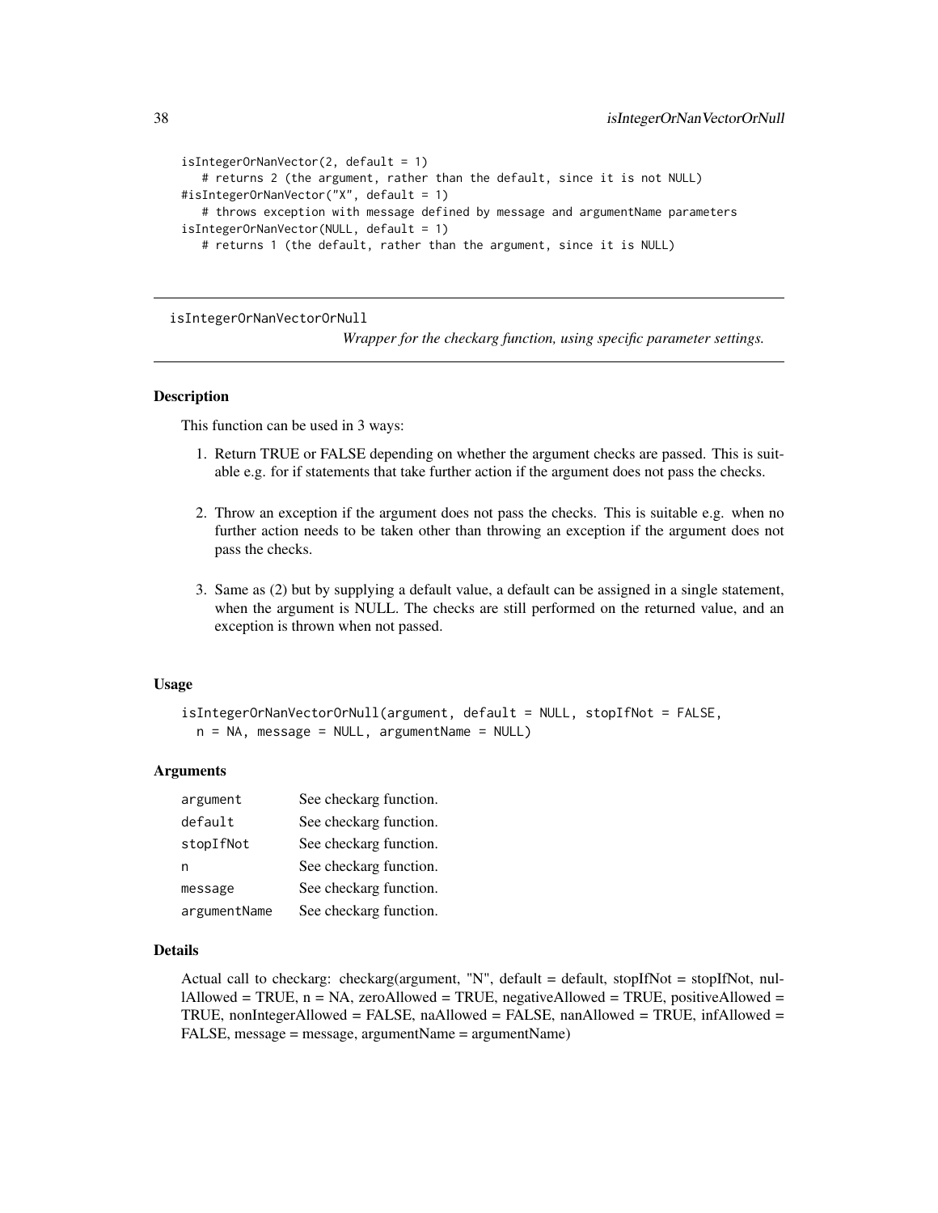```
isIntegerOrNanVector(2, default = 1)
   # returns 2 (the argument, rather than the default, since it is not NULL)
#isIntegerOrNanVector("X", default = 1)
   # throws exception with message defined by message and argumentName parameters
isIntegerOrNanVector(NULL, default = 1)
   # returns 1 (the default, rather than the argument, since it is NULL)
```

---

## isIntegerOrNanVectorOrNull

*Wrapper for the checkarg function, using specific parameter settings.*

---

### Description

This function can be used in 3 ways:

1. Return TRUE or FALSE depending on whether the argument checks are passed. This is suitable e.g. for if statements that take further action if the argument does not pass the checks.
2. Throw an exception if the argument does not pass the checks. This is suitable e.g. when no further action needs to be taken other than throwing an exception if the argument does not pass the checks.
3. Same as (2) but by supplying a default value, a default can be assigned in a single statement, when the argument is NULL. The checks are still performed on the returned value, and an exception is thrown when not passed.

### Usage

```
isIntegerOrNanVectorOrNull(argument, default = NULL, stopIfNot = FALSE,
  n = NA, message = NULL, argumentName = NULL)
```

### Arguments

| | |
|---|---|
| argument | See checkarg function. |
| default | See checkarg function. |
| stopIfNot | See checkarg function. |
| n | See checkarg function. |
| message | See checkarg function. |
| argumentName | See checkarg function. |

### Details

Actual call to checkarg: checkarg(argument, "N", default = default, stopIfNot = stopIfNot, nullAllowed = TRUE, n = NA, zeroAllowed = TRUE, negativeAllowed = TRUE, positiveAllowed = TRUE, nonIntegerAllowed = FALSE, naAllowed = FALSE, nanAllowed = TRUE, infAllowed = FALSE, message = message, argumentName = argumentName)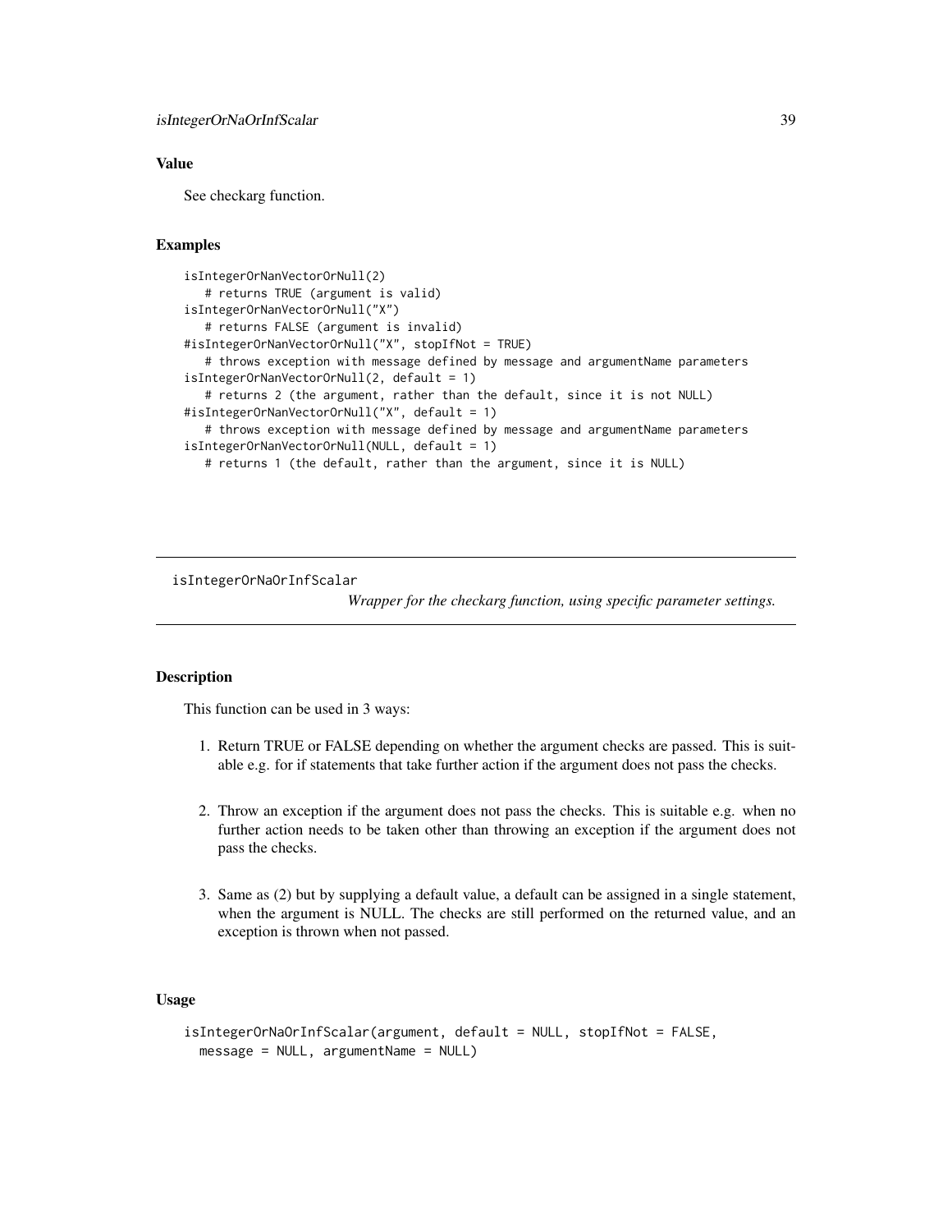### Value

See checkarg function.

### Examples

```
isIntegerOrNanVectorOrNull(2)
   # returns TRUE (argument is valid)
isIntegerOrNanVectorOrNull("X")
   # returns FALSE (argument is invalid)
#isIntegerOrNanVectorOrNull("X", stopIfNot = TRUE)
   # throws exception with message defined by message and argumentName parameters
isIntegerOrNanVectorOrNull(2, default = 1)
   # returns 2 (the argument, rather than the default, since it is not NULL)
#isIntegerOrNanVectorOrNull("X", default = 1)
   # throws exception with message defined by message and argumentName parameters
isIntegerOrNanVectorOrNull(NULL, default = 1)
   # returns 1 (the default, rather than the argument, since it is NULL)
```

---

## isIntegerOrNaOrInfScalar

*Wrapper for the checkarg function, using specific parameter settings.*

---

### Description

This function can be used in 3 ways:

1. Return TRUE or FALSE depending on whether the argument checks are passed. This is suitable e.g. for if statements that take further action if the argument does not pass the checks.
2. Throw an exception if the argument does not pass the checks. This is suitable e.g. when no further action needs to be taken other than throwing an exception if the argument does not pass the checks.
3. Same as (2) but by supplying a default value, a default can be assigned in a single statement, when the argument is NULL. The checks are still performed on the returned value, and an exception is thrown when not passed.

### Usage

```
isIntegerOrNaOrInfScalar(argument, default = NULL, stopIfNot = FALSE,
  message = NULL, argumentName = NULL)
```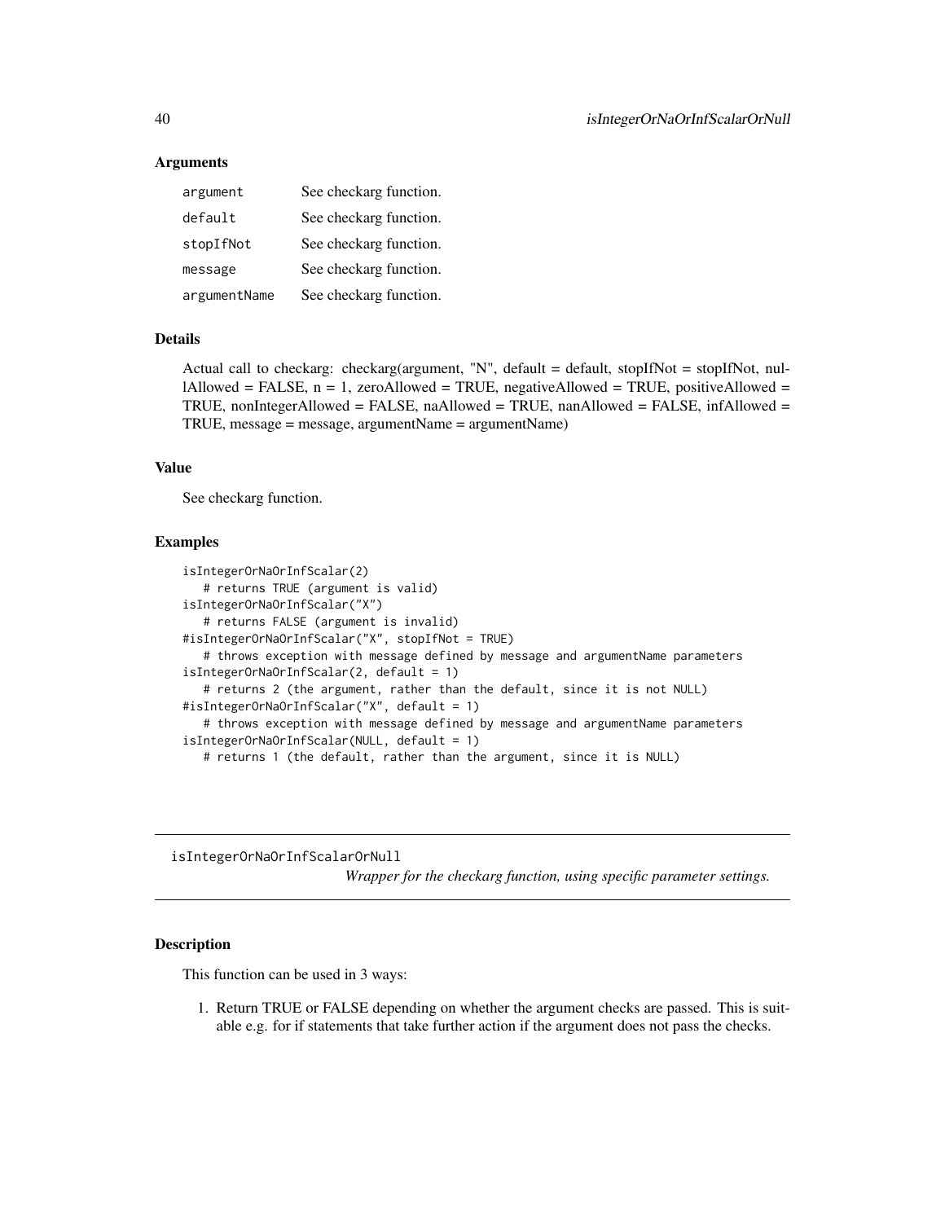### Arguments

| | |
|---|---|
| argument | See checkarg function. |
| default | See checkarg function. |
| stopIfNot | See checkarg function. |
| message | See checkarg function. |
| argumentName | See checkarg function. |

### Details

Actual call to checkarg: checkarg(argument, "N", default = default, stopIfNot = stopIfNot, nullAllowed = FALSE, n = 1, zeroAllowed = TRUE, negativeAllowed = TRUE, positiveAllowed = TRUE, nonIntegerAllowed = FALSE, naAllowed = TRUE, nanAllowed = FALSE, infAllowed = TRUE, message = message, argumentName = argumentName)

### Value

See checkarg function.

### Examples

```
isIntegerOrNaOrInfScalar(2)
   # returns TRUE (argument is valid)
isIntegerOrNaOrInfScalar("X")
   # returns FALSE (argument is invalid)
#isIntegerOrNaOrInfScalar("X", stopIfNot = TRUE)
   # throws exception with message defined by message and argumentName parameters
isIntegerOrNaOrInfScalar(2, default = 1)
   # returns 2 (the argument, rather than the default, since it is not NULL)
#isIntegerOrNaOrInfScalar("X", default = 1)
   # throws exception with message defined by message and argumentName parameters
isIntegerOrNaOrInfScalar(NULL, default = 1)
   # returns 1 (the default, rather than the argument, since it is NULL)
```

---

## isIntegerOrNaOrInfScalarOrNull

*Wrapper for the checkarg function, using specific parameter settings.*

---

### Description

This function can be used in 3 ways:

1. Return TRUE or FALSE depending on whether the argument checks are passed. This is suitable e.g. for if statements that take further action if the argument does not pass the checks.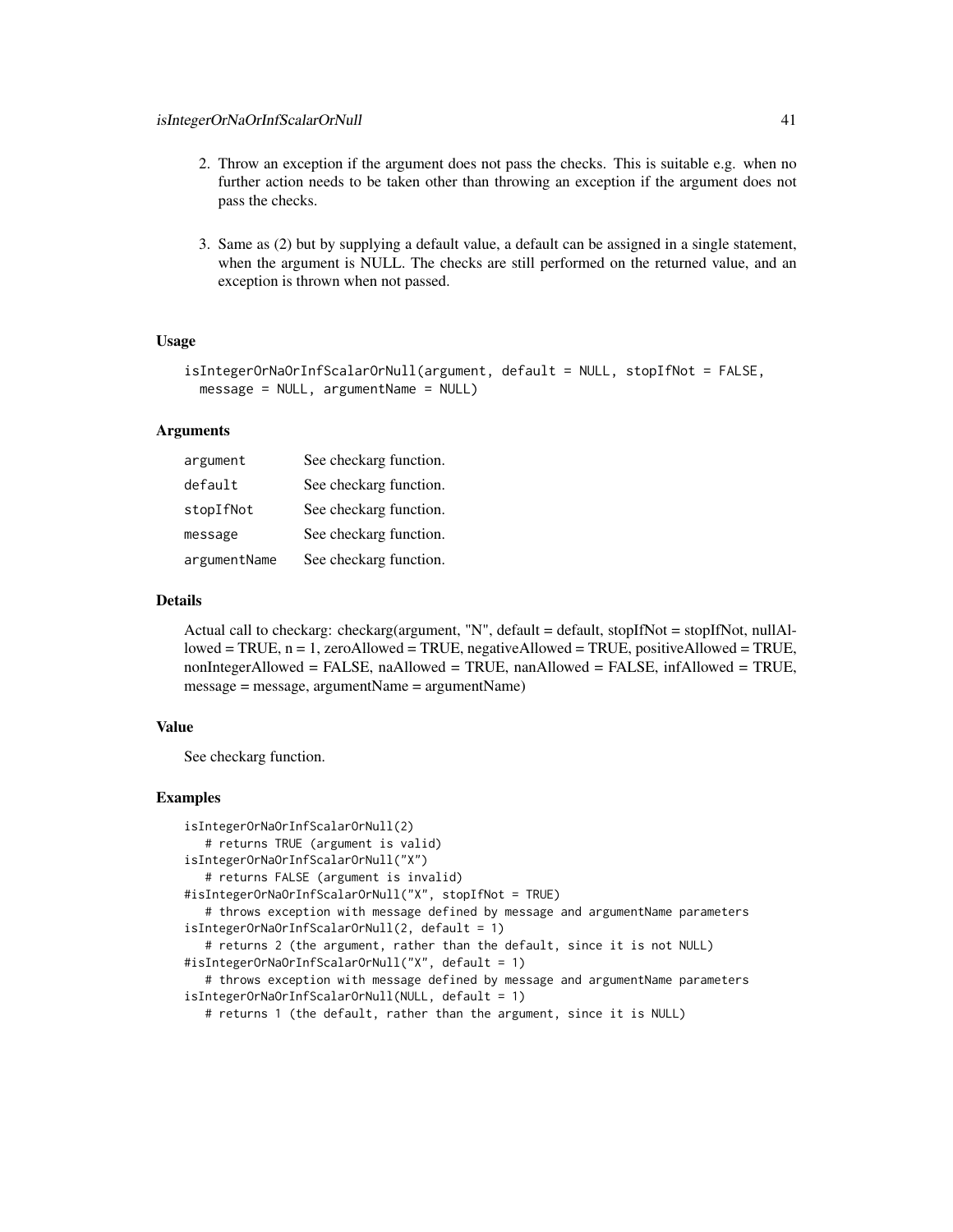2. Throw an exception if the argument does not pass the checks. This is suitable e.g. when no further action needs to be taken other than throwing an exception if the argument does not pass the checks.

3. Same as (2) but by supplying a default value, a default can be assigned in a single statement, when the argument is NULL. The checks are still performed on the returned value, and an exception is thrown when not passed.

### Usage

```
isIntegerOrNaOrInfScalarOrNull(argument, default = NULL, stopIfNot = FALSE,
  message = NULL, argumentName = NULL)
```

### Arguments

| | |
|---|---|
| argument | See checkarg function. |
| default | See checkarg function. |
| stopIfNot | See checkarg function. |
| message | See checkarg function. |
| argumentName | See checkarg function. |

### Details

Actual call to checkarg: checkarg(argument, "N", default = default, stopIfNot = stopIfNot, nullAllowed = TRUE, n = 1, zeroAllowed = TRUE, negativeAllowed = TRUE, positiveAllowed = TRUE, nonIntegerAllowed = FALSE, naAllowed = TRUE, nanAllowed = FALSE, infAllowed = TRUE, message = message, argumentName = argumentName)

### Value

See checkarg function.

### Examples

```
isIntegerOrNaOrInfScalarOrNull(2)
   # returns TRUE (argument is valid)
isIntegerOrNaOrInfScalarOrNull("X")
   # returns FALSE (argument is invalid)
#isIntegerOrNaOrInfScalarOrNull("X", stopIfNot = TRUE)
   # throws exception with message defined by message and argumentName parameters
isIntegerOrNaOrInfScalarOrNull(2, default = 1)
   # returns 2 (the argument, rather than the default, since it is not NULL)
#isIntegerOrNaOrInfScalarOrNull("X", default = 1)
   # throws exception with message defined by message and argumentName parameters
isIntegerOrNaOrInfScalarOrNull(NULL, default = 1)
   # returns 1 (the default, rather than the argument, since it is NULL)
```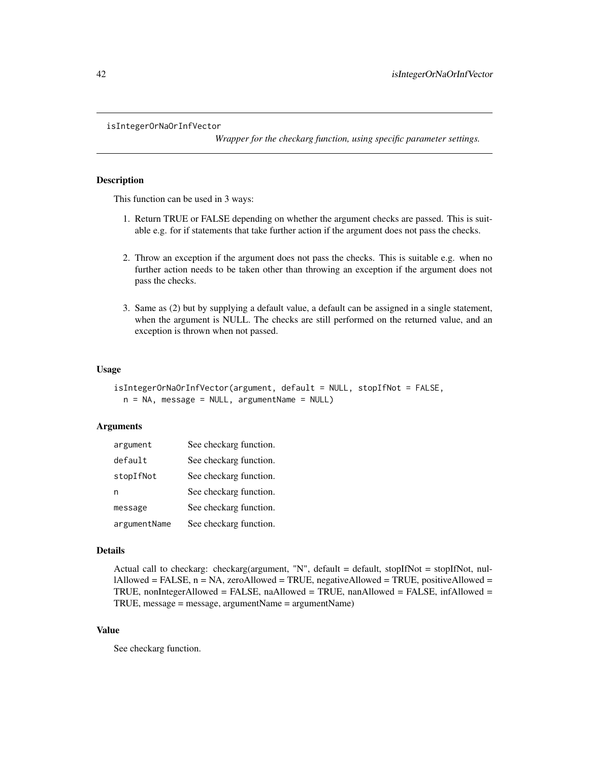isIntegerOrNaOrInfVector

*Wrapper for the checkarg function, using specific parameter settings.*

### Description

This function can be used in 3 ways:

1. Return TRUE or FALSE depending on whether the argument checks are passed. This is suitable e.g. for if statements that take further action if the argument does not pass the checks.
2. Throw an exception if the argument does not pass the checks. This is suitable e.g. when no further action needs to be taken other than throwing an exception if the argument does not pass the checks.
3. Same as (2) but by supplying a default value, a default can be assigned in a single statement, when the argument is NULL. The checks are still performed on the returned value, and an exception is thrown when not passed.

### Usage

```
isIntegerOrNaOrInfVector(argument, default = NULL, stopIfNot = FALSE,
  n = NA, message = NULL, argumentName = NULL)
```

### Arguments

| | |
|---|---|
| `argument` | See checkarg function. |
| `default` | See checkarg function. |
| `stopIfNot` | See checkarg function. |
| `n` | See checkarg function. |
| `message` | See checkarg function. |
| `argumentName` | See checkarg function. |

### Details

Actual call to checkarg: checkarg(argument, "N", default = default, stopIfNot = stopIfNot, nullAllowed = FALSE, n = NA, zeroAllowed = TRUE, negativeAllowed = TRUE, positiveAllowed = TRUE, nonIntegerAllowed = FALSE, naAllowed = TRUE, nanAllowed = FALSE, infAllowed = TRUE, message = message, argumentName = argumentName)

### Value

See checkarg function.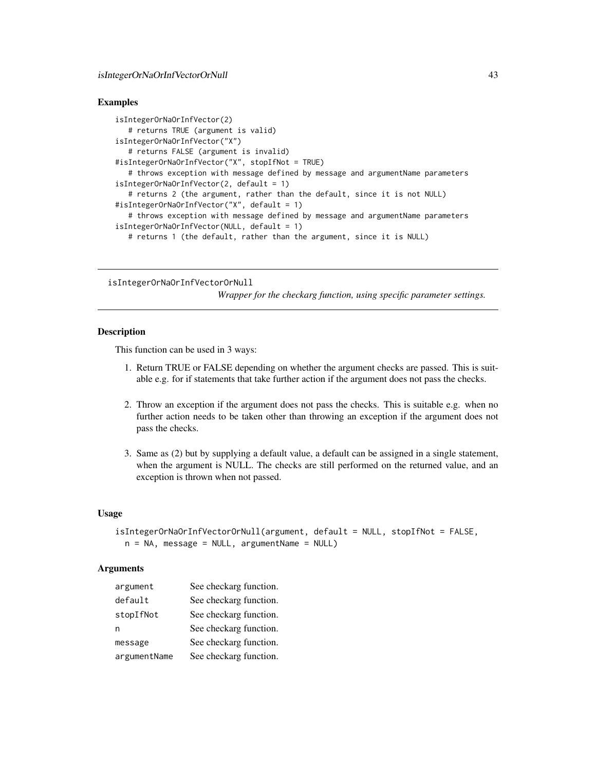## Examples

```
isIntegerOrNaOrInfVector(2)
   # returns TRUE (argument is valid)
isIntegerOrNaOrInfVector("X")
   # returns FALSE (argument is invalid)
#isIntegerOrNaOrInfVector("X", stopIfNot = TRUE)
   # throws exception with message defined by message and argumentName parameters
isIntegerOrNaOrInfVector(2, default = 1)
   # returns 2 (the argument, rather than the default, since it is not NULL)
#isIntegerOrNaOrInfVector("X", default = 1)
   # throws exception with message defined by message and argumentName parameters
isIntegerOrNaOrInfVector(NULL, default = 1)
   # returns 1 (the default, rather than the argument, since it is NULL)
```

---

# isIntegerOrNaOrInfVectorOrNull

*Wrapper for the checkarg function, using specific parameter settings.*

---

## Description

This function can be used in 3 ways:

1. Return TRUE or FALSE depending on whether the argument checks are passed. This is suitable e.g. for if statements that take further action if the argument does not pass the checks.
2. Throw an exception if the argument does not pass the checks. This is suitable e.g. when no further action needs to be taken other than throwing an exception if the argument does not pass the checks.
3. Same as (2) but by supplying a default value, a default can be assigned in a single statement, when the argument is NULL. The checks are still performed on the returned value, and an exception is thrown when not passed.

## Usage

```
isIntegerOrNaOrInfVectorOrNull(argument, default = NULL, stopIfNot = FALSE,
  n = NA, message = NULL, argumentName = NULL)
```

## Arguments

| | |
|---|---|
| argument | See checkarg function. |
| default | See checkarg function. |
| stopIfNot | See checkarg function. |
| n | See checkarg function. |
| message | See checkarg function. |
| argumentName | See checkarg function. |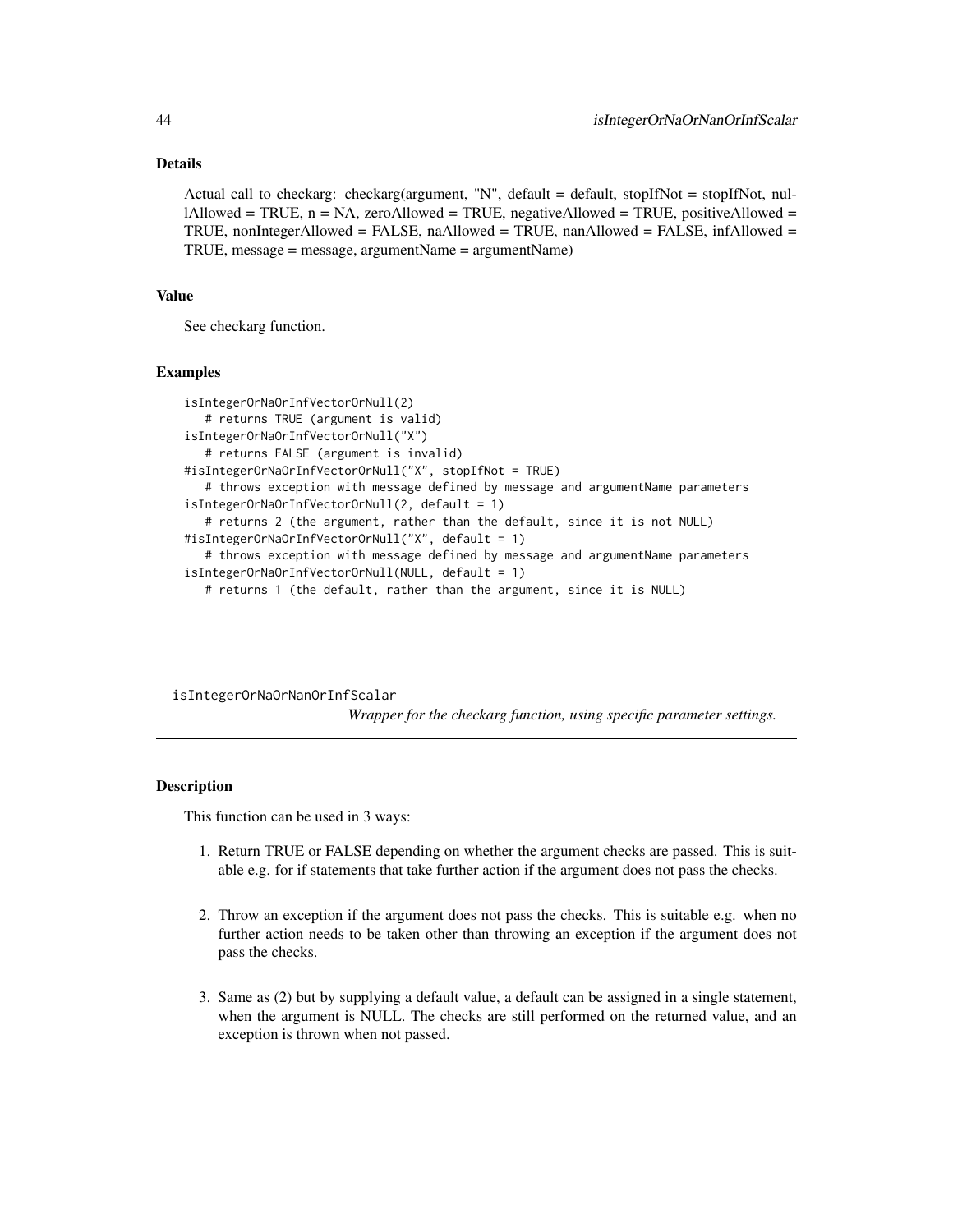### Details

Actual call to checkarg: checkarg(argument, "N", default = default, stopIfNot = stopIfNot, nullAllowed = TRUE, n = NA, zeroAllowed = TRUE, negativeAllowed = TRUE, positiveAllowed = TRUE, nonIntegerAllowed = FALSE, naAllowed = TRUE, nanAllowed = FALSE, infAllowed = TRUE, message = message, argumentName = argumentName)

### Value

See checkarg function.

### Examples

```
isIntegerOrNaOrInfVectorOrNull(2)
   # returns TRUE (argument is valid)
isIntegerOrNaOrInfVectorOrNull("X")
   # returns FALSE (argument is invalid)
#isIntegerOrNaOrInfVectorOrNull("X", stopIfNot = TRUE)
   # throws exception with message defined by message and argumentName parameters
isIntegerOrNaOrInfVectorOrNull(2, default = 1)
   # returns 2 (the argument, rather than the default, since it is not NULL)
#isIntegerOrNaOrInfVectorOrNull("X", default = 1)
   # throws exception with message defined by message and argumentName parameters
isIntegerOrNaOrInfVectorOrNull(NULL, default = 1)
   # returns 1 (the default, rather than the argument, since it is NULL)
```

---

## isIntegerOrNaOrNanOrInfScalar

*Wrapper for the checkarg function, using specific parameter settings.*

---

### Description

This function can be used in 3 ways:

1. Return TRUE or FALSE depending on whether the argument checks are passed. This is suitable e.g. for if statements that take further action if the argument does not pass the checks.
2. Throw an exception if the argument does not pass the checks. This is suitable e.g. when no further action needs to be taken other than throwing an exception if the argument does not pass the checks.
3. Same as (2) but by supplying a default value, a default can be assigned in a single statement, when the argument is NULL. The checks are still performed on the returned value, and an exception is thrown when not passed.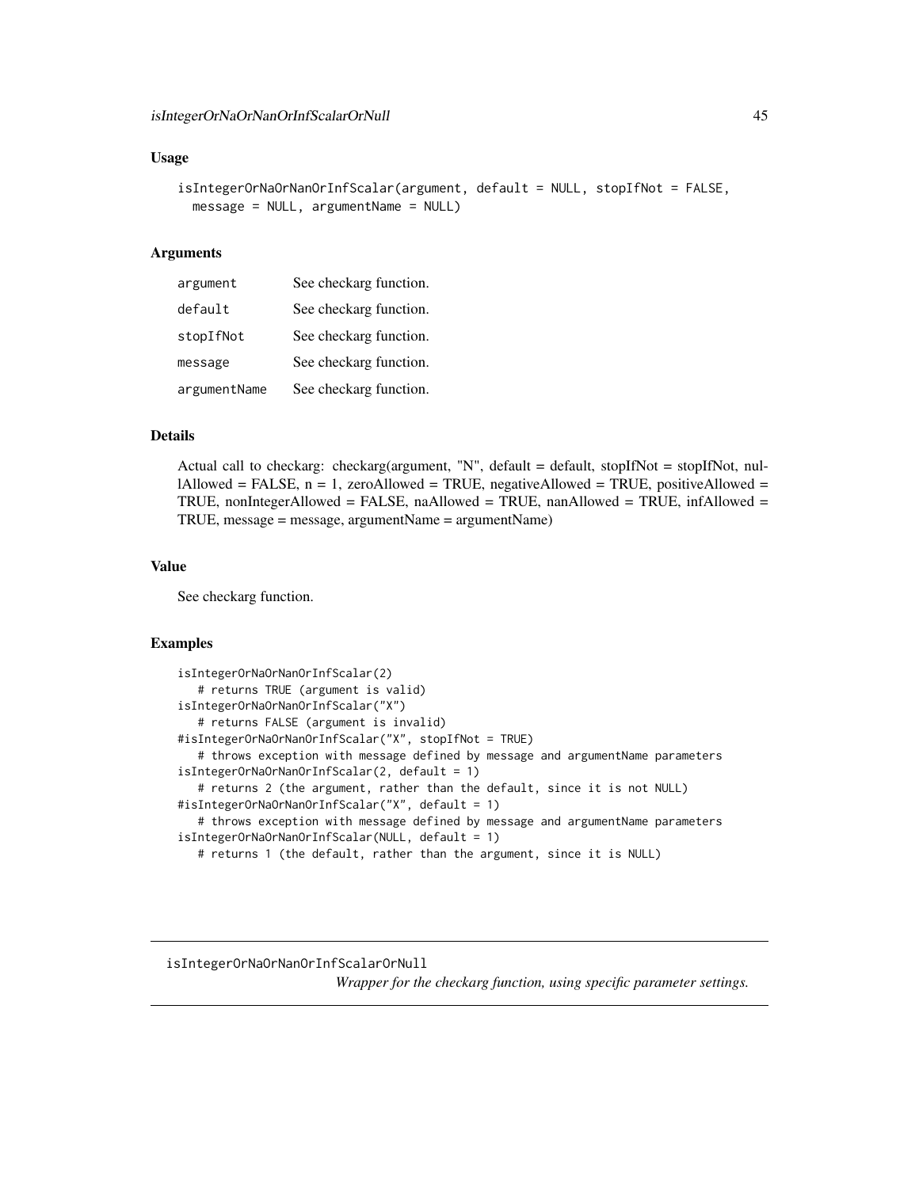### Usage

```
isIntegerOrNaOrNanOrInfScalar(argument, default = NULL, stopIfNot = FALSE,
  message = NULL, argumentName = NULL)
```

### Arguments

| | |
|---|---|
| argument | See checkarg function. |
| default | See checkarg function. |
| stopIfNot | See checkarg function. |
| message | See checkarg function. |
| argumentName | See checkarg function. |

### Details

Actual call to checkarg: checkarg(argument, "N", default = default, stopIfNot = stopIfNot, nullAllowed = FALSE, n = 1, zeroAllowed = TRUE, negativeAllowed = TRUE, positiveAllowed = TRUE, nonIntegerAllowed = FALSE, naAllowed = TRUE, nanAllowed = TRUE, infAllowed = TRUE, message = message, argumentName = argumentName)

### Value

See checkarg function.

### Examples

```
isIntegerOrNaOrNanOrInfScalar(2)
   # returns TRUE (argument is valid)
isIntegerOrNaOrNanOrInfScalar("X")
   # returns FALSE (argument is invalid)
#isIntegerOrNaOrNanOrInfScalar("X", stopIfNot = TRUE)
   # throws exception with message defined by message and argumentName parameters
isIntegerOrNaOrNanOrInfScalar(2, default = 1)
   # returns 2 (the argument, rather than the default, since it is not NULL)
#isIntegerOrNaOrNanOrInfScalar("X", default = 1)
   # throws exception with message defined by message and argumentName parameters
isIntegerOrNaOrNanOrInfScalar(NULL, default = 1)
   # returns 1 (the default, rather than the argument, since it is NULL)
```

## isIntegerOrNaOrNanOrInfScalarOrNull

*Wrapper for the checkarg function, using specific parameter settings.*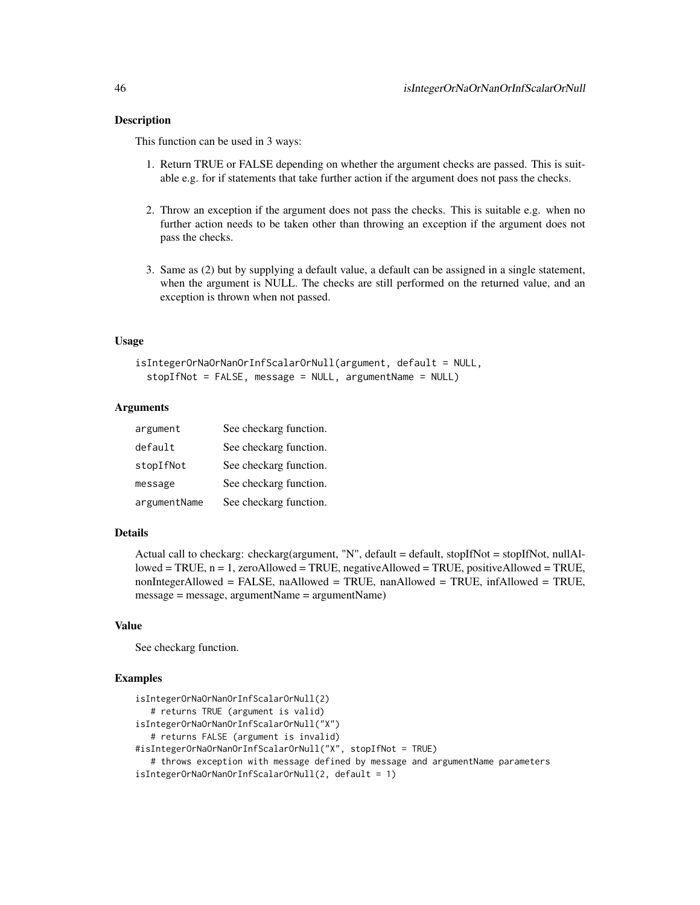### Description

This function can be used in 3 ways:

1. Return TRUE or FALSE depending on whether the argument checks are passed. This is suitable e.g. for if statements that take further action if the argument does not pass the checks.

2. Throw an exception if the argument does not pass the checks. This is suitable e.g. when no further action needs to be taken other than throwing an exception if the argument does not pass the checks.

3. Same as (2) but by supplying a default value, a default can be assigned in a single statement, when the argument is NULL. The checks are still performed on the returned value, and an exception is thrown when not passed.

### Usage

```
isIntegerOrNaOrNanOrInfScalarOrNull(argument, default = NULL,
  stopIfNot = FALSE, message = NULL, argumentName = NULL)
```

### Arguments

| | |
|---|---|
| argument | See checkarg function. |
| default | See checkarg function. |
| stopIfNot | See checkarg function. |
| message | See checkarg function. |
| argumentName | See checkarg function. |

### Details

Actual call to checkarg: checkarg(argument, "N", default = default, stopIfNot = stopIfNot, nullAllowed = TRUE, n = 1, zeroAllowed = TRUE, negativeAllowed = TRUE, positiveAllowed = TRUE, nonIntegerAllowed = FALSE, naAllowed = TRUE, nanAllowed = TRUE, infAllowed = TRUE, message = message, argumentName = argumentName)

### Value

See checkarg function.

### Examples

```
isIntegerOrNaOrNanOrInfScalarOrNull(2)
   # returns TRUE (argument is valid)
isIntegerOrNaOrNanOrInfScalarOrNull("X")
   # returns FALSE (argument is invalid)
#isIntegerOrNaOrNanOrInfScalarOrNull("X", stopIfNot = TRUE)
   # throws exception with message defined by message and argumentName parameters
isIntegerOrNaOrNanOrInfScalarOrNull(2, default = 1)
```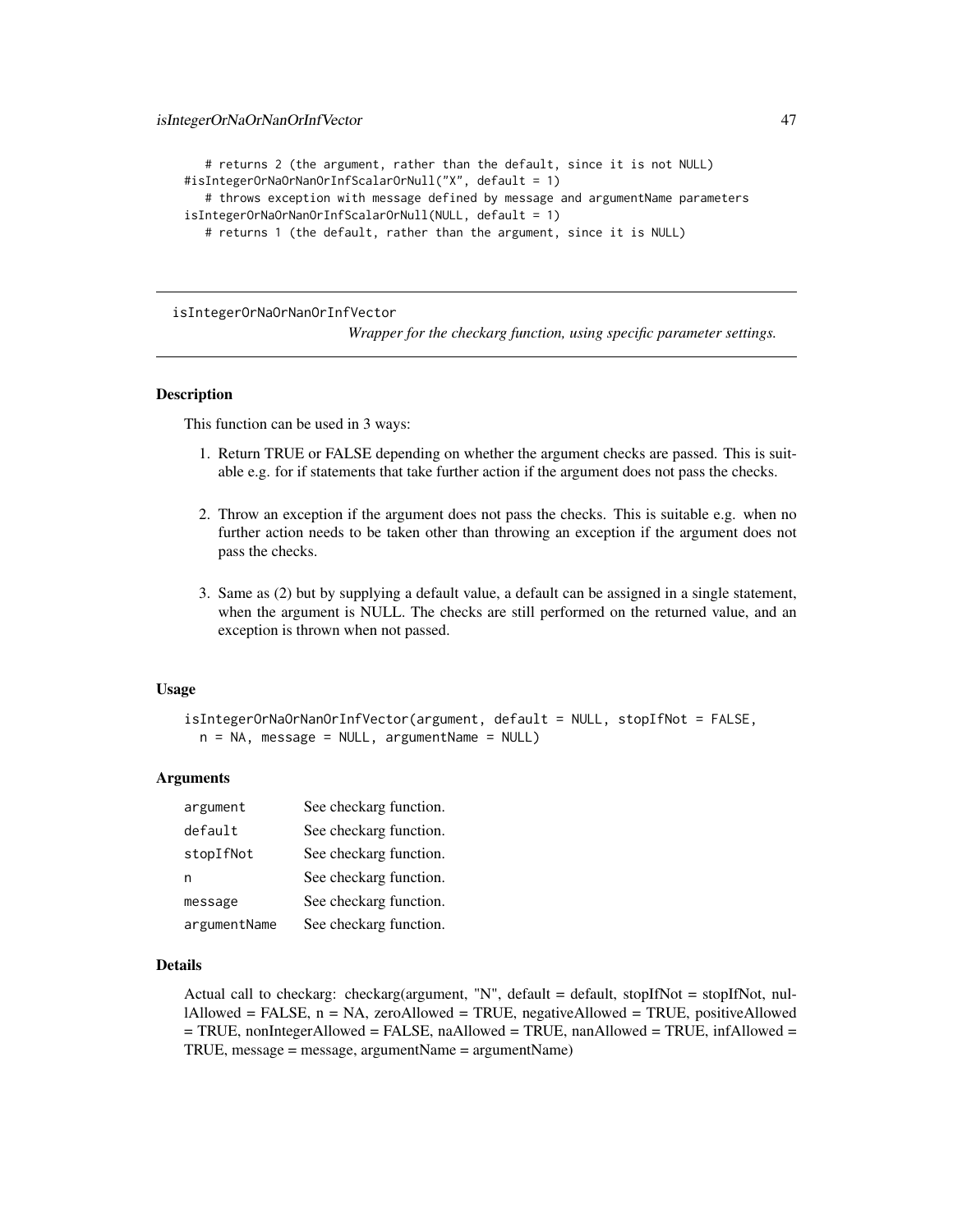```
   # returns 2 (the argument, rather than the default, since it is not NULL)
#isIntegerOrNaOrNanOrInfScalarOrNull("X", default = 1)
   # throws exception with message defined by message and argumentName parameters
isIntegerOrNaOrNanOrInfScalarOrNull(NULL, default = 1)
   # returns 1 (the default, rather than the argument, since it is NULL)
```

---

## isIntegerOrNaOrNanOrInfVector

*Wrapper for the checkarg function, using specific parameter settings.*

---

### Description

This function can be used in 3 ways:

1. Return TRUE or FALSE depending on whether the argument checks are passed. This is suitable e.g. for if statements that take further action if the argument does not pass the checks.
2. Throw an exception if the argument does not pass the checks. This is suitable e.g. when no further action needs to be taken other than throwing an exception if the argument does not pass the checks.
3. Same as (2) but by supplying a default value, a default can be assigned in a single statement, when the argument is NULL. The checks are still performed on the returned value, and an exception is thrown when not passed.

### Usage

```
isIntegerOrNaOrNanOrInfVector(argument, default = NULL, stopIfNot = FALSE,
  n = NA, message = NULL, argumentName = NULL)
```

### Arguments

| | |
|---|---|
| argument | See checkarg function. |
| default | See checkarg function. |
| stopIfNot | See checkarg function. |
| n | See checkarg function. |
| message | See checkarg function. |
| argumentName | See checkarg function. |

### Details

Actual call to checkarg: checkarg(argument, "N", default = default, stopIfNot = stopIfNot, nullAllowed = FALSE, n = NA, zeroAllowed = TRUE, negativeAllowed = TRUE, positiveAllowed = TRUE, nonIntegerAllowed = FALSE, naAllowed = TRUE, nanAllowed = TRUE, infAllowed = TRUE, message = message, argumentName = argumentName)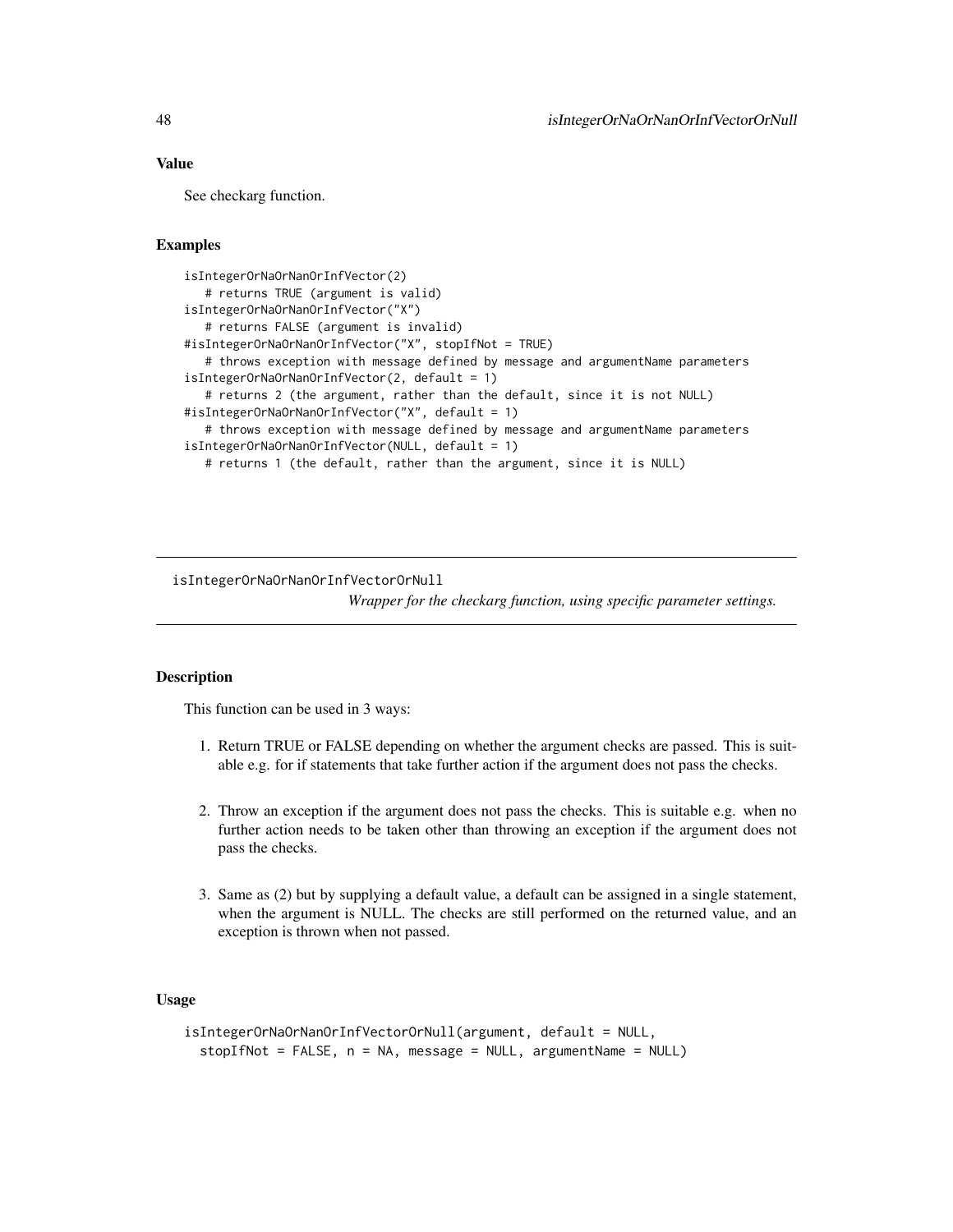## Value

See checkarg function.

## Examples

```
isIntegerOrNaOrNanOrInfVector(2)
   # returns TRUE (argument is valid)
isIntegerOrNaOrNanOrInfVector("X")
   # returns FALSE (argument is invalid)
#isIntegerOrNaOrNanOrInfVector("X", stopIfNot = TRUE)
   # throws exception with message defined by message and argumentName parameters
isIntegerOrNaOrNanOrInfVector(2, default = 1)
   # returns 2 (the argument, rather than the default, since it is not NULL)
#isIntegerOrNaOrNanOrInfVector("X", default = 1)
   # throws exception with message defined by message and argumentName parameters
isIntegerOrNaOrNanOrInfVector(NULL, default = 1)
   # returns 1 (the default, rather than the argument, since it is NULL)
```

---

# isIntegerOrNaOrNanOrInfVectorOrNull

*Wrapper for the checkarg function, using specific parameter settings.*

---

## Description

This function can be used in 3 ways:

1. Return TRUE or FALSE depending on whether the argument checks are passed. This is suitable e.g. for if statements that take further action if the argument does not pass the checks.
2. Throw an exception if the argument does not pass the checks. This is suitable e.g. when no further action needs to be taken other than throwing an exception if the argument does not pass the checks.
3. Same as (2) but by supplying a default value, a default can be assigned in a single statement, when the argument is NULL. The checks are still performed on the returned value, and an exception is thrown when not passed.

## Usage

```
isIntegerOrNaOrNanOrInfVectorOrNull(argument, default = NULL,
  stopIfNot = FALSE, n = NA, message = NULL, argumentName = NULL)
```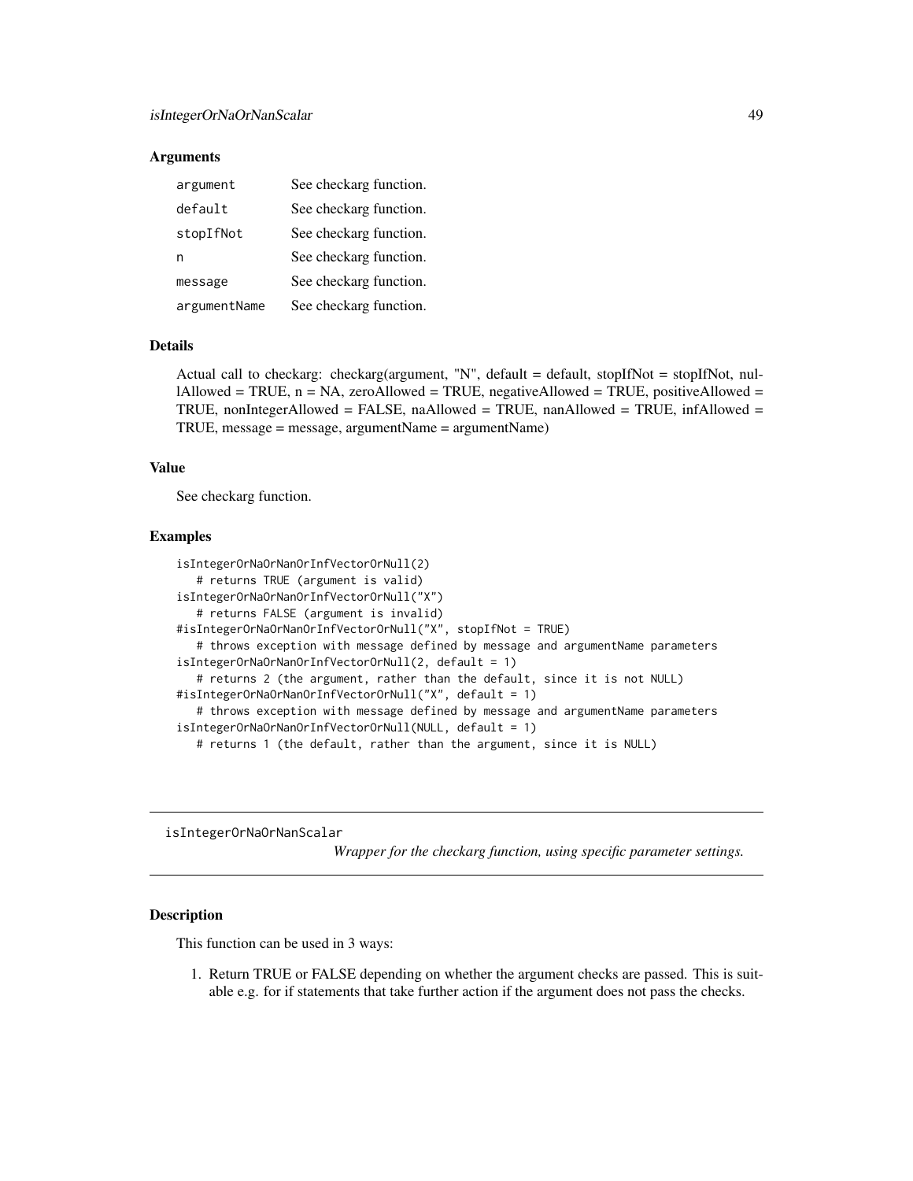### Arguments

| | |
|---|---|
| argument | See checkarg function. |
| default | See checkarg function. |
| stopIfNot | See checkarg function. |
| n | See checkarg function. |
| message | See checkarg function. |
| argumentName | See checkarg function. |

### Details

Actual call to checkarg: checkarg(argument, "N", default = default, stopIfNot = stopIfNot, nullAllowed = TRUE, n = NA, zeroAllowed = TRUE, negativeAllowed = TRUE, positiveAllowed = TRUE, nonIntegerAllowed = FALSE, naAllowed = TRUE, nanAllowed = TRUE, infAllowed = TRUE, message = message, argumentName = argumentName)

### Value

See checkarg function.

### Examples

```
isIntegerOrNaOrNanOrInfVectorOrNull(2)
   # returns TRUE (argument is valid)
isIntegerOrNaOrNanOrInfVectorOrNull("X")
   # returns FALSE (argument is invalid)
#isIntegerOrNaOrNanOrInfVectorOrNull("X", stopIfNot = TRUE)
   # throws exception with message defined by message and argumentName parameters
isIntegerOrNaOrNanOrInfVectorOrNull(2, default = 1)
   # returns 2 (the argument, rather than the default, since it is not NULL)
#isIntegerOrNaOrNanOrInfVectorOrNull("X", default = 1)
   # throws exception with message defined by message and argumentName parameters
isIntegerOrNaOrNanOrInfVectorOrNull(NULL, default = 1)
   # returns 1 (the default, rather than the argument, since it is NULL)
```

---

## isIntegerOrNaOrNanScalar

*Wrapper for the checkarg function, using specific parameter settings.*

---

### Description

This function can be used in 3 ways:

1. Return TRUE or FALSE depending on whether the argument checks are passed. This is suitable e.g. for if statements that take further action if the argument does not pass the checks.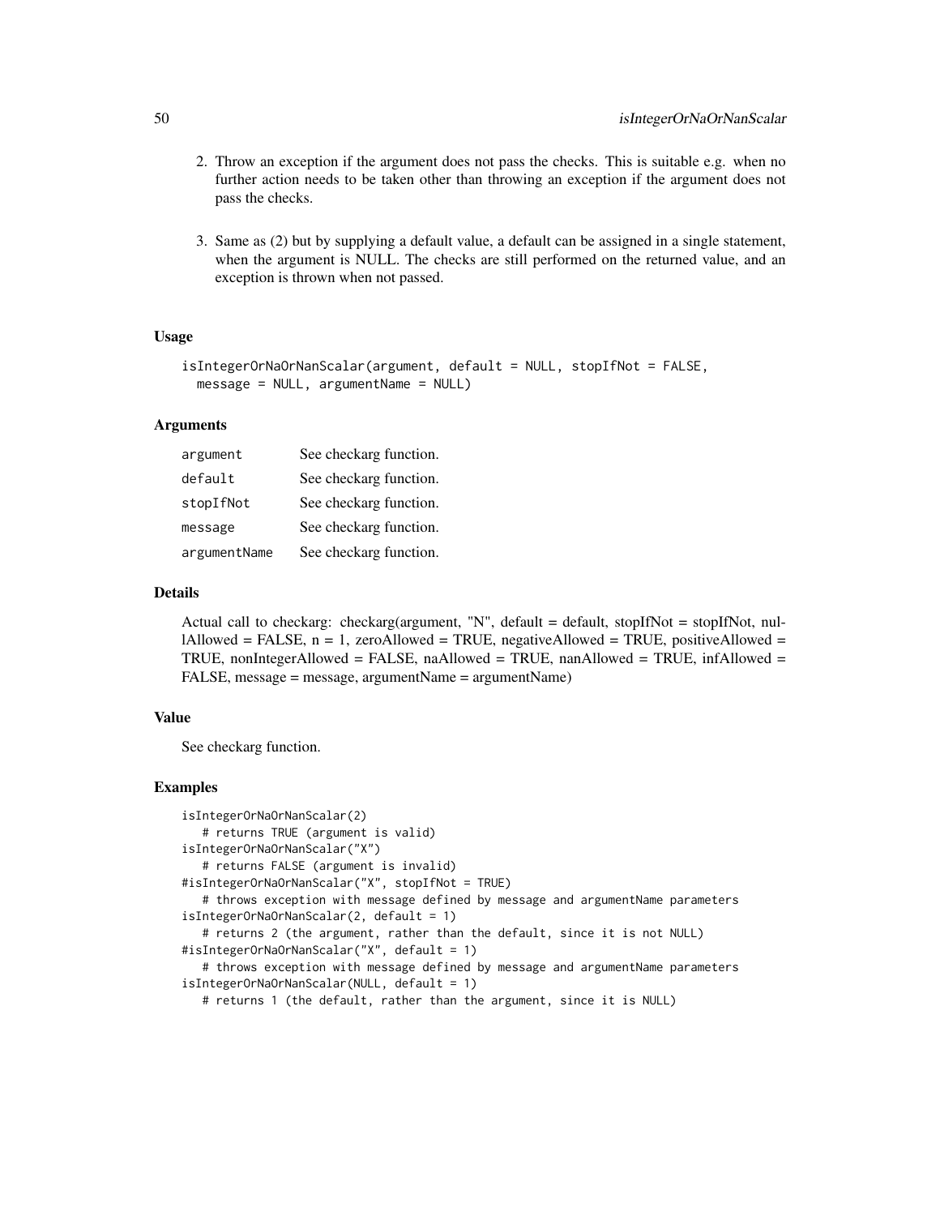2. Throw an exception if the argument does not pass the checks. This is suitable e.g. when no further action needs to be taken other than throwing an exception if the argument does not pass the checks.

3. Same as (2) but by supplying a default value, a default can be assigned in a single statement, when the argument is NULL. The checks are still performed on the returned value, and an exception is thrown when not passed.

### Usage

```
isIntegerOrNaOrNanScalar(argument, default = NULL, stopIfNot = FALSE,
  message = NULL, argumentName = NULL)
```

### Arguments

| | |
|---|---|
| argument | See checkarg function. |
| default | See checkarg function. |
| stopIfNot | See checkarg function. |
| message | See checkarg function. |
| argumentName | See checkarg function. |

### Details

Actual call to checkarg: checkarg(argument, "N", default = default, stopIfNot = stopIfNot, nullAllowed = FALSE, n = 1, zeroAllowed = TRUE, negativeAllowed = TRUE, positiveAllowed = TRUE, nonIntegerAllowed = FALSE, naAllowed = TRUE, nanAllowed = TRUE, infAllowed = FALSE, message = message, argumentName = argumentName)

### Value

See checkarg function.

### Examples

```
isIntegerOrNaOrNanScalar(2)
   # returns TRUE (argument is valid)
isIntegerOrNaOrNanScalar("X")
   # returns FALSE (argument is invalid)
#isIntegerOrNaOrNanScalar("X", stopIfNot = TRUE)
   # throws exception with message defined by message and argumentName parameters
isIntegerOrNaOrNanScalar(2, default = 1)
   # returns 2 (the argument, rather than the default, since it is not NULL)
#isIntegerOrNaOrNanScalar("X", default = 1)
   # throws exception with message defined by message and argumentName parameters
isIntegerOrNaOrNanScalar(NULL, default = 1)
   # returns 1 (the default, rather than the argument, since it is NULL)
```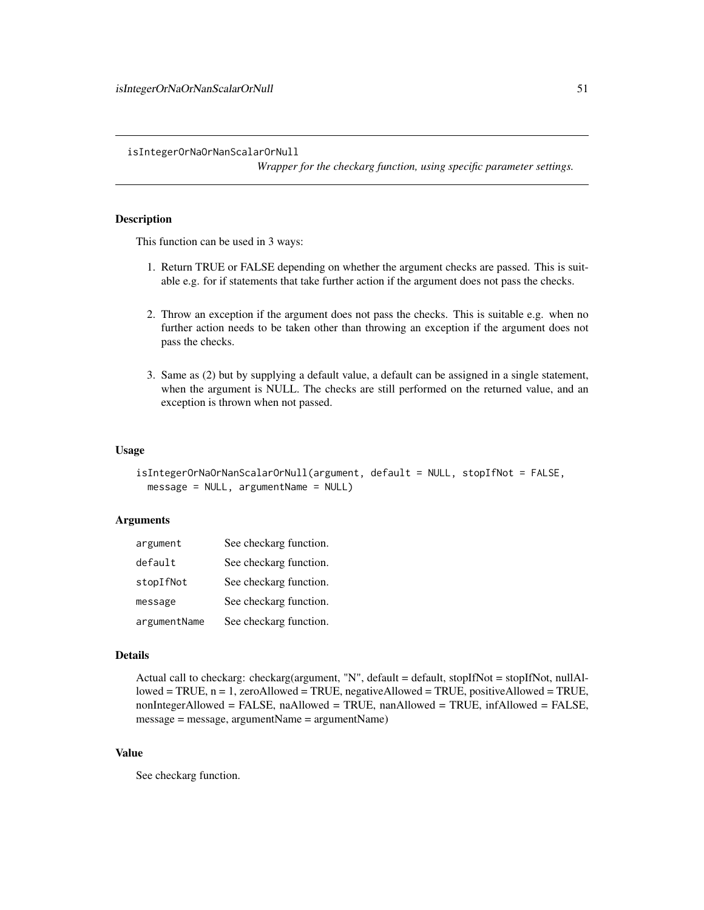# isIntegerOrNaOrNanScalarOrNull

*Wrapper for the checkarg function, using specific parameter settings.*

## Description

This function can be used in 3 ways:

1. Return TRUE or FALSE depending on whether the argument checks are passed. This is suitable e.g. for if statements that take further action if the argument does not pass the checks.
2. Throw an exception if the argument does not pass the checks. This is suitable e.g. when no further action needs to be taken other than throwing an exception if the argument does not pass the checks.
3. Same as (2) but by supplying a default value, a default can be assigned in a single statement, when the argument is NULL. The checks are still performed on the returned value, and an exception is thrown when not passed.

## Usage

```
isIntegerOrNaOrNanScalarOrNull(argument, default = NULL, stopIfNot = FALSE,
  message = NULL, argumentName = NULL)
```

## Arguments

| | |
|---|---|
| argument | See checkarg function. |
| default | See checkarg function. |
| stopIfNot | See checkarg function. |
| message | See checkarg function. |
| argumentName | See checkarg function. |

## Details

Actual call to checkarg: checkarg(argument, "N", default = default, stopIfNot = stopIfNot, nullAllowed = TRUE, n = 1, zeroAllowed = TRUE, negativeAllowed = TRUE, positiveAllowed = TRUE, nonIntegerAllowed = FALSE, naAllowed = TRUE, nanAllowed = TRUE, infAllowed = FALSE, message = message, argumentName = argumentName)

## Value

See checkarg function.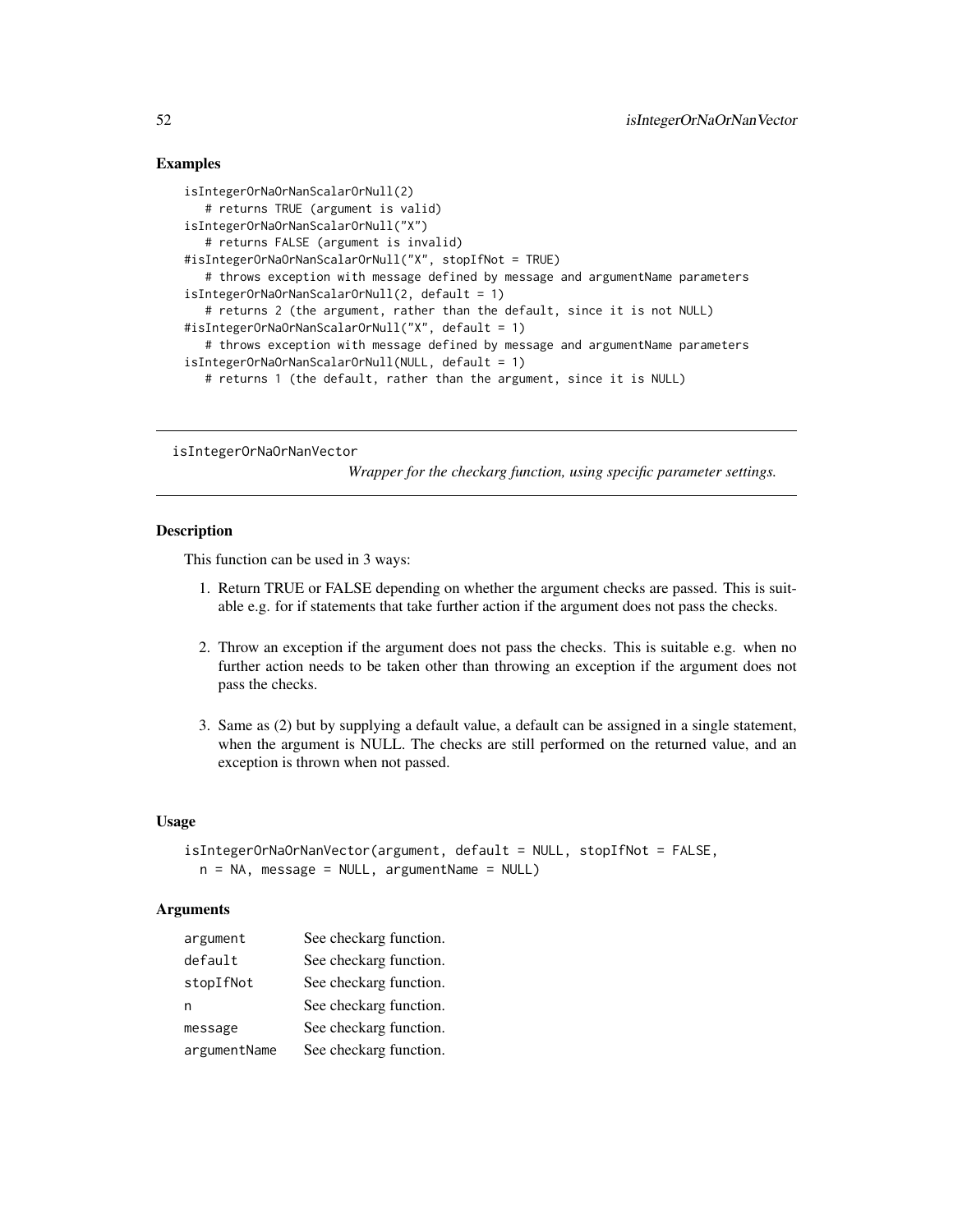## Examples

```
isIntegerOrNaOrNanScalarOrNull(2)
   # returns TRUE (argument is valid)
isIntegerOrNaOrNanScalarOrNull("X")
   # returns FALSE (argument is invalid)
#isIntegerOrNaOrNanScalarOrNull("X", stopIfNot = TRUE)
   # throws exception with message defined by message and argumentName parameters
isIntegerOrNaOrNanScalarOrNull(2, default = 1)
   # returns 2 (the argument, rather than the default, since it is not NULL)
#isIntegerOrNaOrNanScalarOrNull("X", default = 1)
   # throws exception with message defined by message and argumentName parameters
isIntegerOrNaOrNanScalarOrNull(NULL, default = 1)
   # returns 1 (the default, rather than the argument, since it is NULL)
```

---

# isIntegerOrNaOrNanVector

*Wrapper for the checkarg function, using specific parameter settings.*

---

## Description

This function can be used in 3 ways:

1. Return TRUE or FALSE depending on whether the argument checks are passed. This is suitable e.g. for if statements that take further action if the argument does not pass the checks.
2. Throw an exception if the argument does not pass the checks. This is suitable e.g. when no further action needs to be taken other than throwing an exception if the argument does not pass the checks.
3. Same as (2) but by supplying a default value, a default can be assigned in a single statement, when the argument is NULL. The checks are still performed on the returned value, and an exception is thrown when not passed.

## Usage

```
isIntegerOrNaOrNanVector(argument, default = NULL, stopIfNot = FALSE,
  n = NA, message = NULL, argumentName = NULL)
```

## Arguments

| | |
|---|---|
| argument | See checkarg function. |
| default | See checkarg function. |
| stopIfNot | See checkarg function. |
| n | See checkarg function. |
| message | See checkarg function. |
| argumentName | See checkarg function. |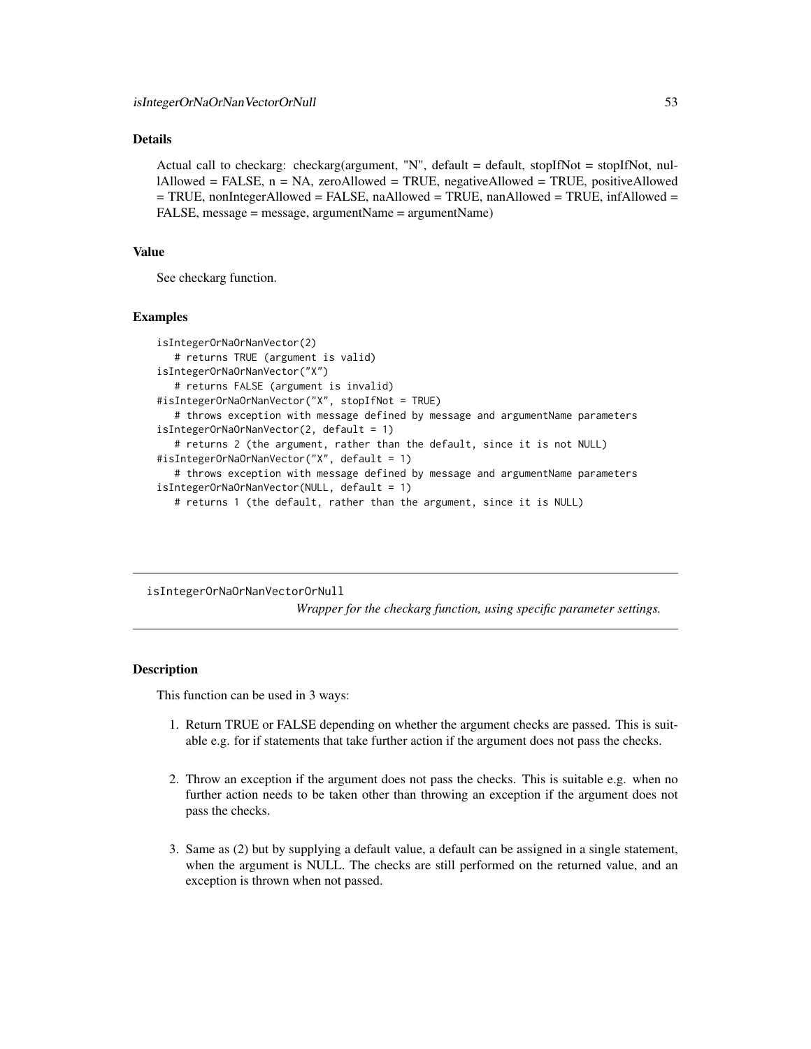### Details

Actual call to checkarg: checkarg(argument, "N", default = default, stopIfNot = stopIfNot, nullAllowed = FALSE, n = NA, zeroAllowed = TRUE, negativeAllowed = TRUE, positiveAllowed = TRUE, nonIntegerAllowed = FALSE, naAllowed = TRUE, nanAllowed = TRUE, infAllowed = FALSE, message = message, argumentName = argumentName)

### Value

See checkarg function.

### Examples

```
isIntegerOrNaOrNanVector(2)
   # returns TRUE (argument is valid)
isIntegerOrNaOrNanVector("X")
   # returns FALSE (argument is invalid)
#isIntegerOrNaOrNanVector("X", stopIfNot = TRUE)
   # throws exception with message defined by message and argumentName parameters
isIntegerOrNaOrNanVector(2, default = 1)
   # returns 2 (the argument, rather than the default, since it is not NULL)
#isIntegerOrNaOrNanVector("X", default = 1)
   # throws exception with message defined by message and argumentName parameters
isIntegerOrNaOrNanVector(NULL, default = 1)
   # returns 1 (the default, rather than the argument, since it is NULL)
```

---

## isIntegerOrNaOrNanVectorOrNull

*Wrapper for the checkarg function, using specific parameter settings.*

---

### Description

This function can be used in 3 ways:

1. Return TRUE or FALSE depending on whether the argument checks are passed. This is suitable e.g. for if statements that take further action if the argument does not pass the checks.
2. Throw an exception if the argument does not pass the checks. This is suitable e.g. when no further action needs to be taken other than throwing an exception if the argument does not pass the checks.
3. Same as (2) but by supplying a default value, a default can be assigned in a single statement, when the argument is NULL. The checks are still performed on the returned value, and an exception is thrown when not passed.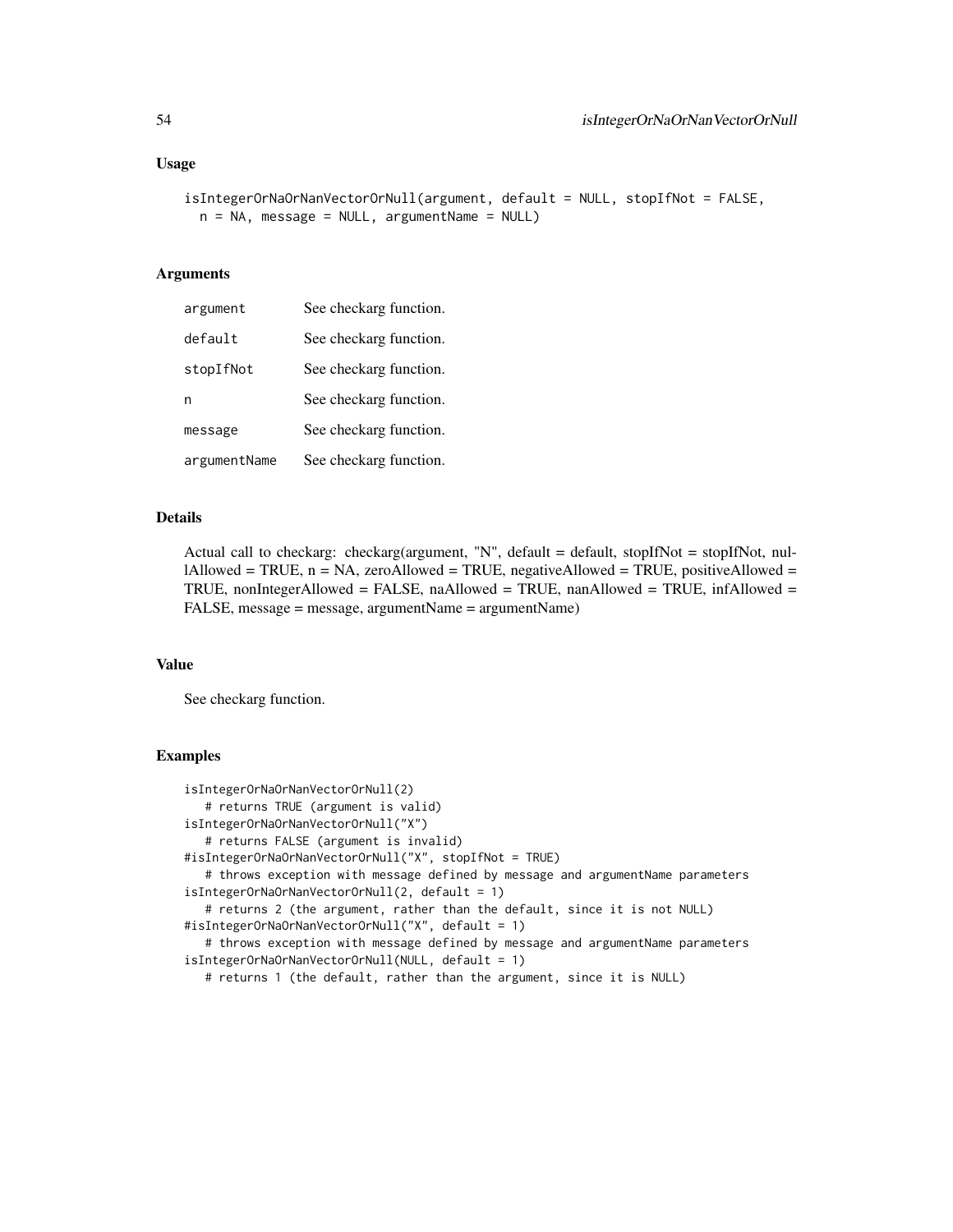## Usage

```
isIntegerOrNaOrNanVectorOrNull(argument, default = NULL, stopIfNot = FALSE,
  n = NA, message = NULL, argumentName = NULL)
```

## Arguments

| | |
|---|---|
| argument | See checkarg function. |
| default | See checkarg function. |
| stopIfNot | See checkarg function. |
| n | See checkarg function. |
| message | See checkarg function. |
| argumentName | See checkarg function. |

## Details

Actual call to checkarg: checkarg(argument, "N", default = default, stopIfNot = stopIfNot, nullAllowed = TRUE, n = NA, zeroAllowed = TRUE, negativeAllowed = TRUE, positiveAllowed = TRUE, nonIntegerAllowed = FALSE, naAllowed = TRUE, nanAllowed = TRUE, infAllowed = FALSE, message = message, argumentName = argumentName)

## Value

See checkarg function.

## Examples

```
isIntegerOrNaOrNanVectorOrNull(2)
   # returns TRUE (argument is valid)
isIntegerOrNaOrNanVectorOrNull("X")
   # returns FALSE (argument is invalid)
#isIntegerOrNaOrNanVectorOrNull("X", stopIfNot = TRUE)
   # throws exception with message defined by message and argumentName parameters
isIntegerOrNaOrNanVectorOrNull(2, default = 1)
   # returns 2 (the argument, rather than the default, since it is not NULL)
#isIntegerOrNaOrNanVectorOrNull("X", default = 1)
   # throws exception with message defined by message and argumentName parameters
isIntegerOrNaOrNanVectorOrNull(NULL, default = 1)
   # returns 1 (the default, rather than the argument, since it is NULL)
```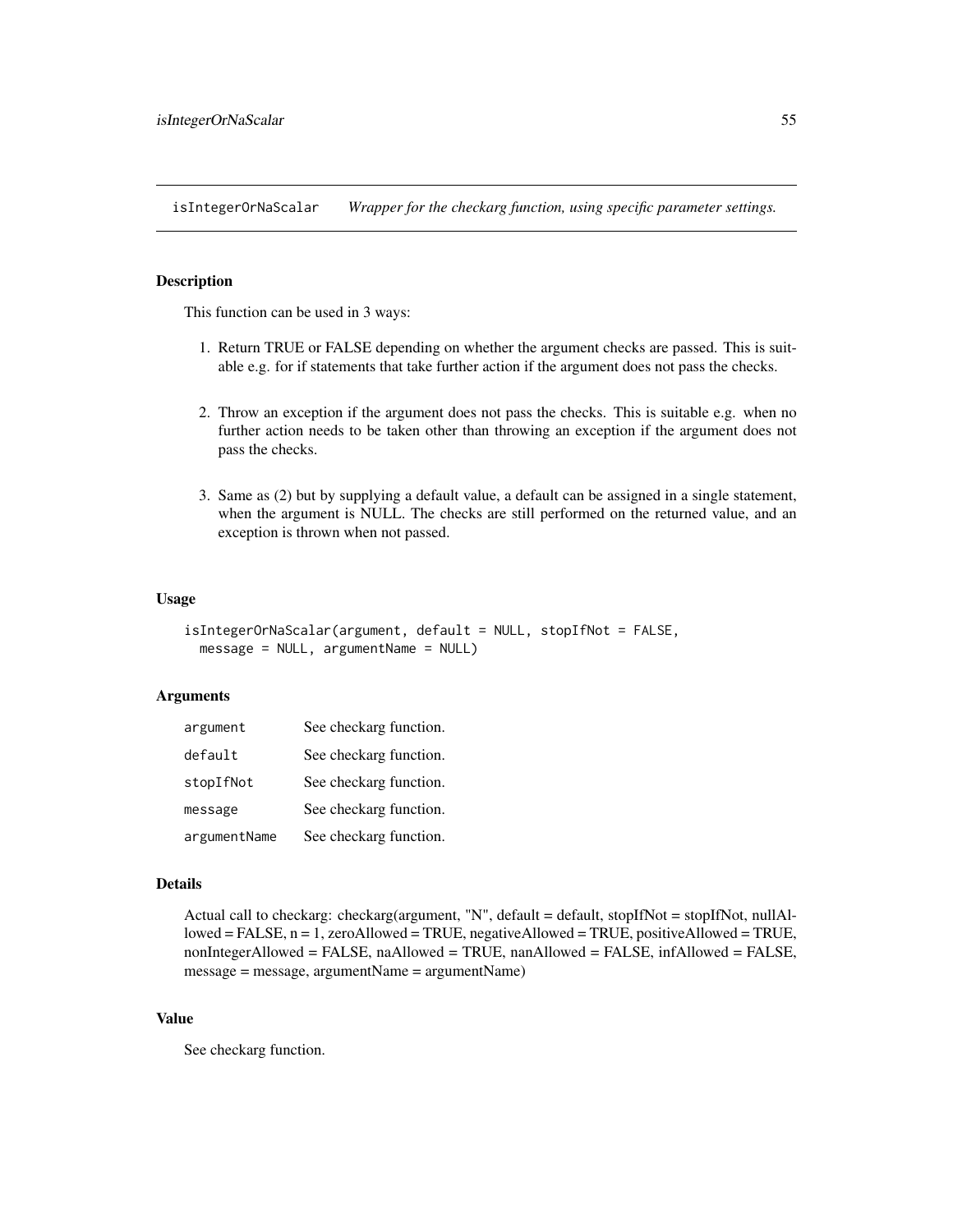## isIntegerOrNaScalar — *Wrapper for the checkarg function, using specific parameter settings.*

### Description

This function can be used in 3 ways:

1. Return TRUE or FALSE depending on whether the argument checks are passed. This is suitable e.g. for if statements that take further action if the argument does not pass the checks.
2. Throw an exception if the argument does not pass the checks. This is suitable e.g. when no further action needs to be taken other than throwing an exception if the argument does not pass the checks.
3. Same as (2) but by supplying a default value, a default can be assigned in a single statement, when the argument is NULL. The checks are still performed on the returned value, and an exception is thrown when not passed.

### Usage

```
isIntegerOrNaScalar(argument, default = NULL, stopIfNot = FALSE,
  message = NULL, argumentName = NULL)
```

### Arguments

| | |
|---|---|
| `argument` | See checkarg function. |
| `default` | See checkarg function. |
| `stopIfNot` | See checkarg function. |
| `message` | See checkarg function. |
| `argumentName` | See checkarg function. |

### Details

Actual call to checkarg: checkarg(argument, "N", default = default, stopIfNot = stopIfNot, nullAllowed = FALSE, n = 1, zeroAllowed = TRUE, negativeAllowed = TRUE, positiveAllowed = TRUE, nonIntegerAllowed = FALSE, naAllowed = TRUE, nanAllowed = FALSE, infAllowed = FALSE, message = message, argumentName = argumentName)

### Value

See checkarg function.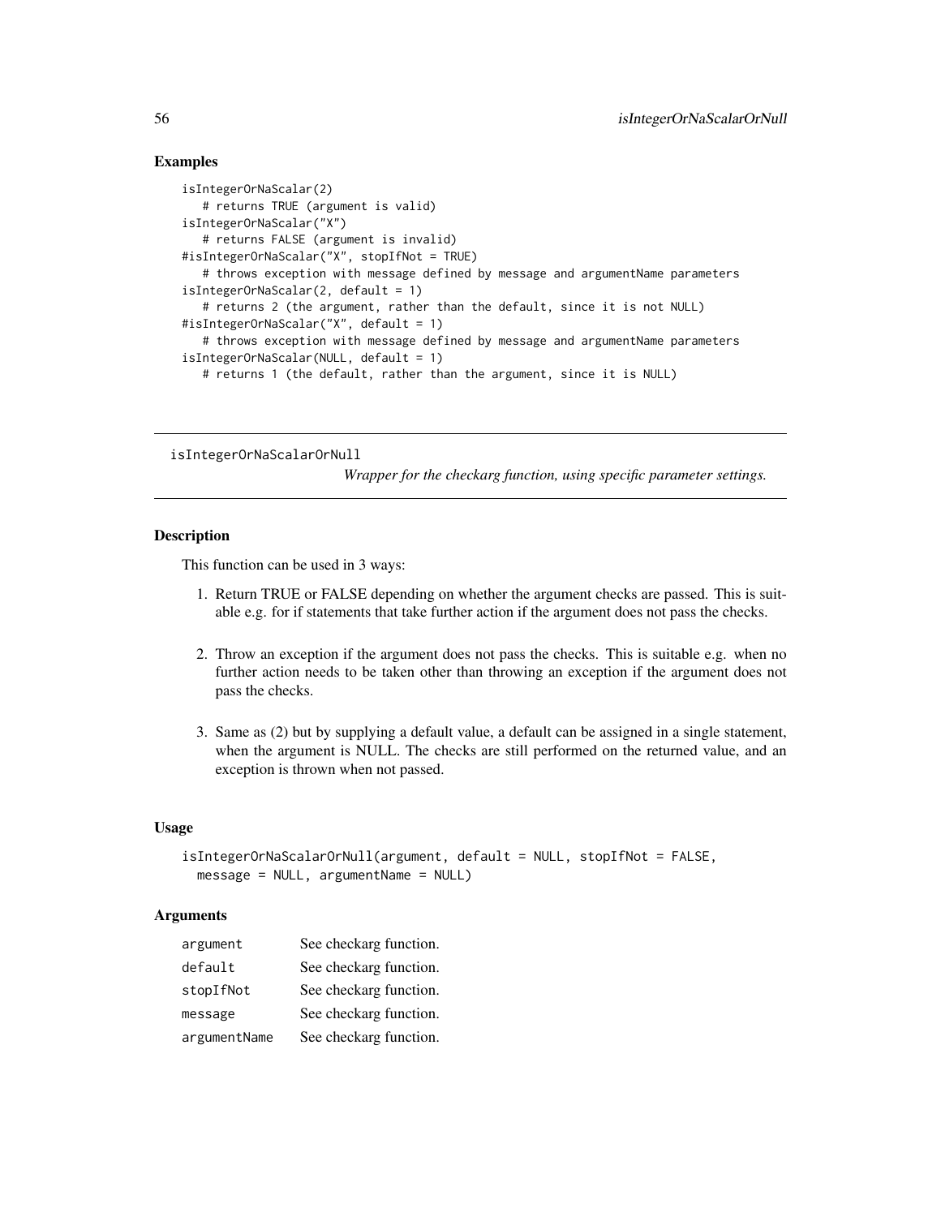### Examples

```
isIntegerOrNaScalar(2)
   # returns TRUE (argument is valid)
isIntegerOrNaScalar("X")
   # returns FALSE (argument is invalid)
#isIntegerOrNaScalar("X", stopIfNot = TRUE)
   # throws exception with message defined by message and argumentName parameters
isIntegerOrNaScalar(2, default = 1)
   # returns 2 (the argument, rather than the default, since it is not NULL)
#isIntegerOrNaScalar("X", default = 1)
   # throws exception with message defined by message and argumentName parameters
isIntegerOrNaScalar(NULL, default = 1)
   # returns 1 (the default, rather than the argument, since it is NULL)
```

---

## isIntegerOrNaScalarOrNull

*Wrapper for the checkarg function, using specific parameter settings.*

---

### Description

This function can be used in 3 ways:

1. Return TRUE or FALSE depending on whether the argument checks are passed. This is suitable e.g. for if statements that take further action if the argument does not pass the checks.
2. Throw an exception if the argument does not pass the checks. This is suitable e.g. when no further action needs to be taken other than throwing an exception if the argument does not pass the checks.
3. Same as (2) but by supplying a default value, a default can be assigned in a single statement, when the argument is NULL. The checks are still performed on the returned value, and an exception is thrown when not passed.

### Usage

```
isIntegerOrNaScalarOrNull(argument, default = NULL, stopIfNot = FALSE,
  message = NULL, argumentName = NULL)
```

### Arguments

| | |
|---|---|
| argument | See checkarg function. |
| default | See checkarg function. |
| stopIfNot | See checkarg function. |
| message | See checkarg function. |
| argumentName | See checkarg function. |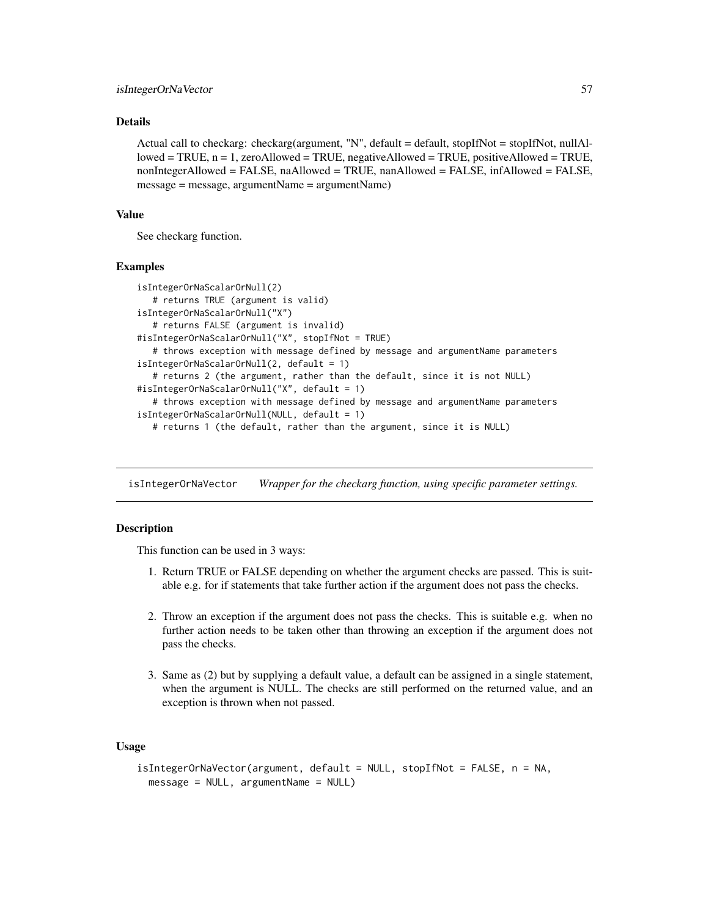### Details

Actual call to checkarg: checkarg(argument, "N", default = default, stopIfNot = stopIfNot, nullAllowed = TRUE, n = 1, zeroAllowed = TRUE, negativeAllowed = TRUE, positiveAllowed = TRUE, nonIntegerAllowed = FALSE, naAllowed = TRUE, nanAllowed = FALSE, infAllowed = FALSE, message = message, argumentName = argumentName)

### Value

See checkarg function.

### Examples

```
isIntegerOrNaScalarOrNull(2)
   # returns TRUE (argument is valid)
isIntegerOrNaScalarOrNull("X")
   # returns FALSE (argument is invalid)
#isIntegerOrNaScalarOrNull("X", stopIfNot = TRUE)
   # throws exception with message defined by message and argumentName parameters
isIntegerOrNaScalarOrNull(2, default = 1)
   # returns 2 (the argument, rather than the default, since it is not NULL)
#isIntegerOrNaScalarOrNull("X", default = 1)
   # throws exception with message defined by message and argumentName parameters
isIntegerOrNaScalarOrNull(NULL, default = 1)
   # returns 1 (the default, rather than the argument, since it is NULL)
```

---

## isIntegerOrNaVector — *Wrapper for the checkarg function, using specific parameter settings.*

---

### Description

This function can be used in 3 ways:

1. Return TRUE or FALSE depending on whether the argument checks are passed. This is suitable e.g. for if statements that take further action if the argument does not pass the checks.
2. Throw an exception if the argument does not pass the checks. This is suitable e.g. when no further action needs to be taken other than throwing an exception if the argument does not pass the checks.
3. Same as (2) but by supplying a default value, a default can be assigned in a single statement, when the argument is NULL. The checks are still performed on the returned value, and an exception is thrown when not passed.

### Usage

```
isIntegerOrNaVector(argument, default = NULL, stopIfNot = FALSE, n = NA,
  message = NULL, argumentName = NULL)
```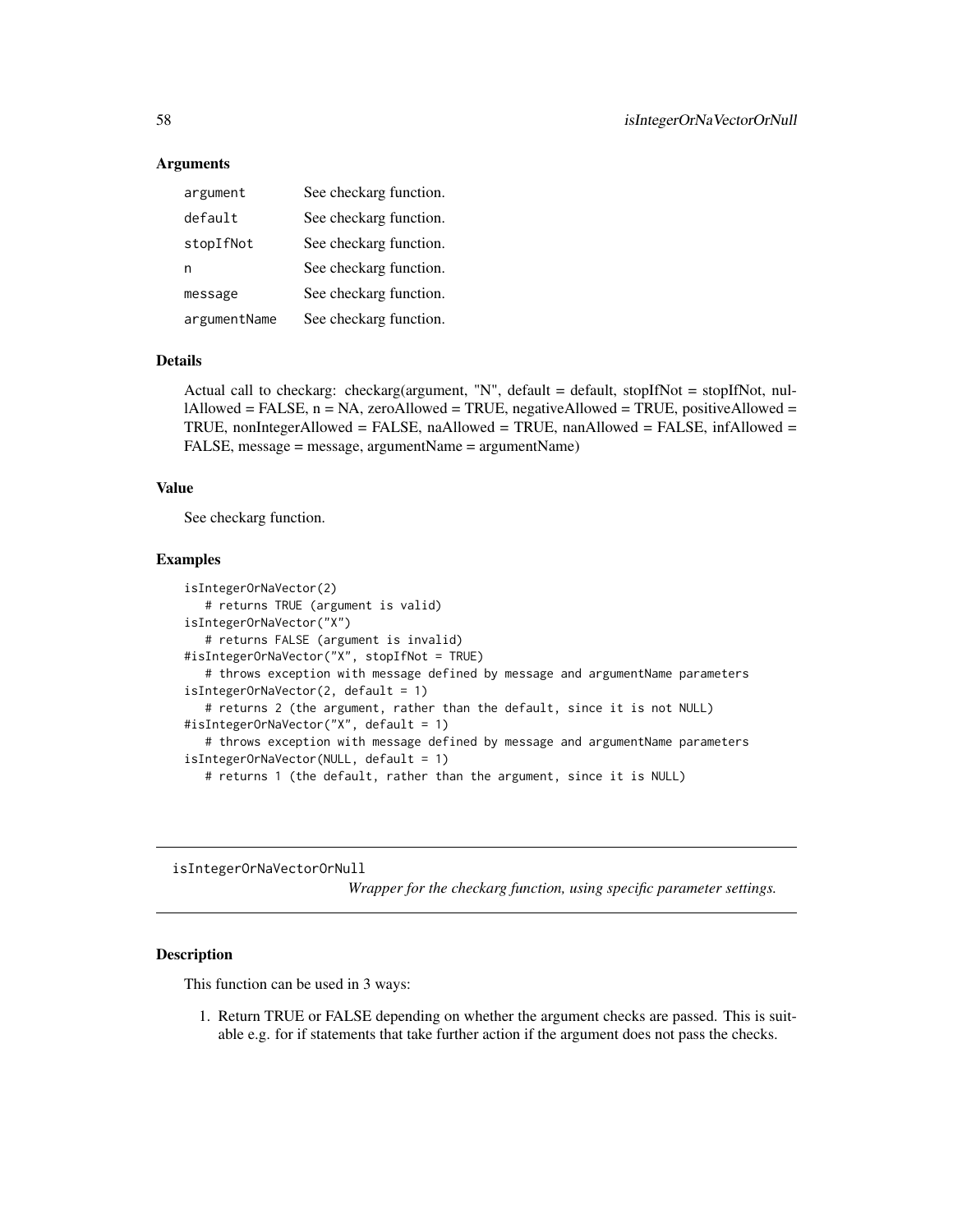### Arguments

| | |
|---|---|
| argument | See checkarg function. |
| default | See checkarg function. |
| stopIfNot | See checkarg function. |
| n | See checkarg function. |
| message | See checkarg function. |
| argumentName | See checkarg function. |

### Details

Actual call to checkarg: checkarg(argument, "N", default = default, stopIfNot = stopIfNot, nullAllowed = FALSE, n = NA, zeroAllowed = TRUE, negativeAllowed = TRUE, positiveAllowed = TRUE, nonIntegerAllowed = FALSE, naAllowed = TRUE, nanAllowed = FALSE, infAllowed = FALSE, message = message, argumentName = argumentName)

### Value

See checkarg function.

### Examples

```
isIntegerOrNaVector(2)
   # returns TRUE (argument is valid)
isIntegerOrNaVector("X")
   # returns FALSE (argument is invalid)
#isIntegerOrNaVector("X", stopIfNot = TRUE)
   # throws exception with message defined by message and argumentName parameters
isIntegerOrNaVector(2, default = 1)
   # returns 2 (the argument, rather than the default, since it is not NULL)
#isIntegerOrNaVector("X", default = 1)
   # throws exception with message defined by message and argumentName parameters
isIntegerOrNaVector(NULL, default = 1)
   # returns 1 (the default, rather than the argument, since it is NULL)
```

---

## isIntegerOrNaVectorOrNull

*Wrapper for the checkarg function, using specific parameter settings.*

---

### Description

This function can be used in 3 ways:

1. Return TRUE or FALSE depending on whether the argument checks are passed. This is suitable e.g. for if statements that take further action if the argument does not pass the checks.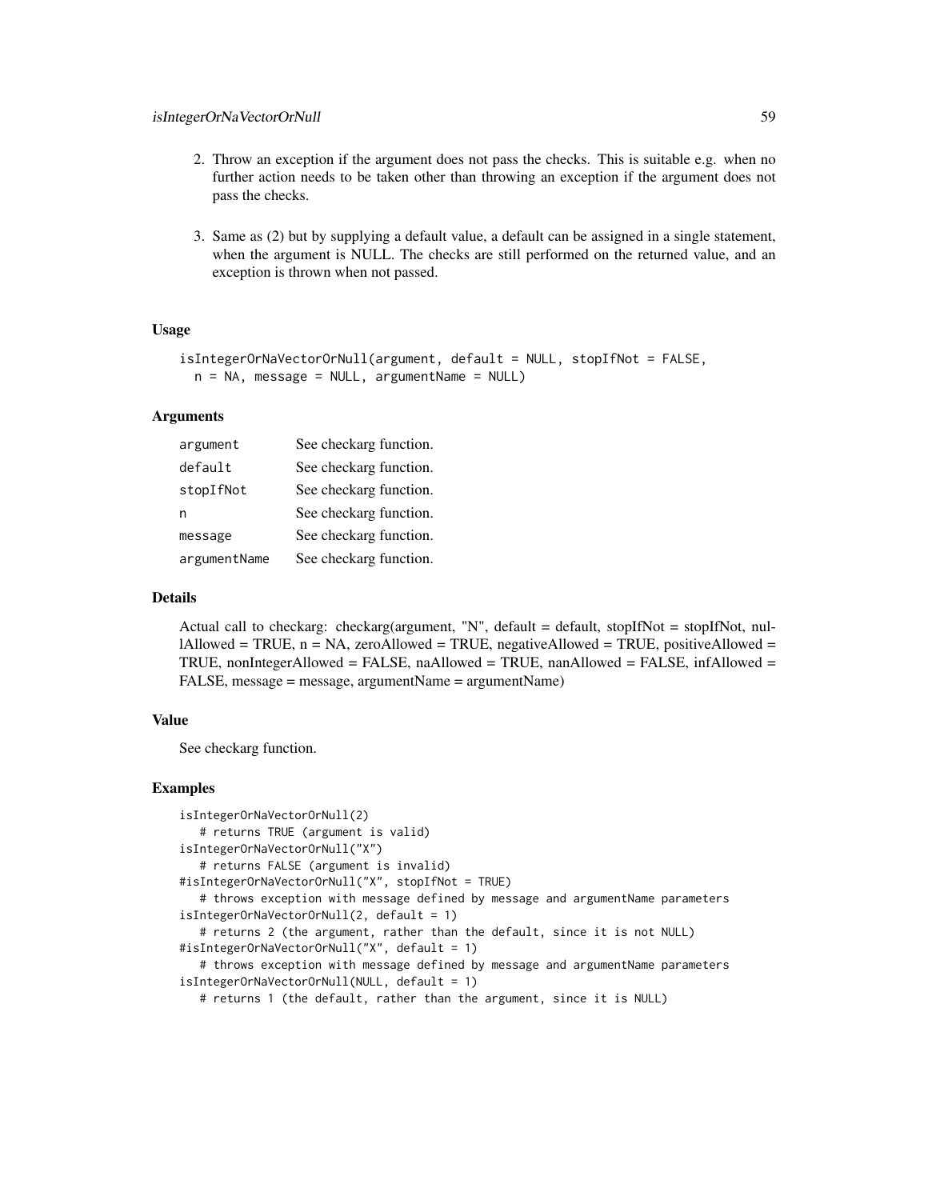2. Throw an exception if the argument does not pass the checks. This is suitable e.g. when no further action needs to be taken other than throwing an exception if the argument does not pass the checks.

3. Same as (2) but by supplying a default value, a default can be assigned in a single statement, when the argument is NULL. The checks are still performed on the returned value, and an exception is thrown when not passed.

### Usage

```
isIntegerOrNaVectorOrNull(argument, default = NULL, stopIfNot = FALSE,
  n = NA, message = NULL, argumentName = NULL)
```

### Arguments

| | |
|---|---|
| argument | See checkarg function. |
| default | See checkarg function. |
| stopIfNot | See checkarg function. |
| n | See checkarg function. |
| message | See checkarg function. |
| argumentName | See checkarg function. |

### Details

Actual call to checkarg: checkarg(argument, "N", default = default, stopIfNot = stopIfNot, nullAllowed = TRUE, n = NA, zeroAllowed = TRUE, negativeAllowed = TRUE, positiveAllowed = TRUE, nonIntegerAllowed = FALSE, naAllowed = TRUE, nanAllowed = FALSE, infAllowed = FALSE, message = message, argumentName = argumentName)

### Value

See checkarg function.

### Examples

```
isIntegerOrNaVectorOrNull(2)
   # returns TRUE (argument is valid)
isIntegerOrNaVectorOrNull("X")
   # returns FALSE (argument is invalid)
#isIntegerOrNaVectorOrNull("X", stopIfNot = TRUE)
   # throws exception with message defined by message and argumentName parameters
isIntegerOrNaVectorOrNull(2, default = 1)
   # returns 2 (the argument, rather than the default, since it is not NULL)
#isIntegerOrNaVectorOrNull("X", default = 1)
   # throws exception with message defined by message and argumentName parameters
isIntegerOrNaVectorOrNull(NULL, default = 1)
   # returns 1 (the default, rather than the argument, since it is NULL)
```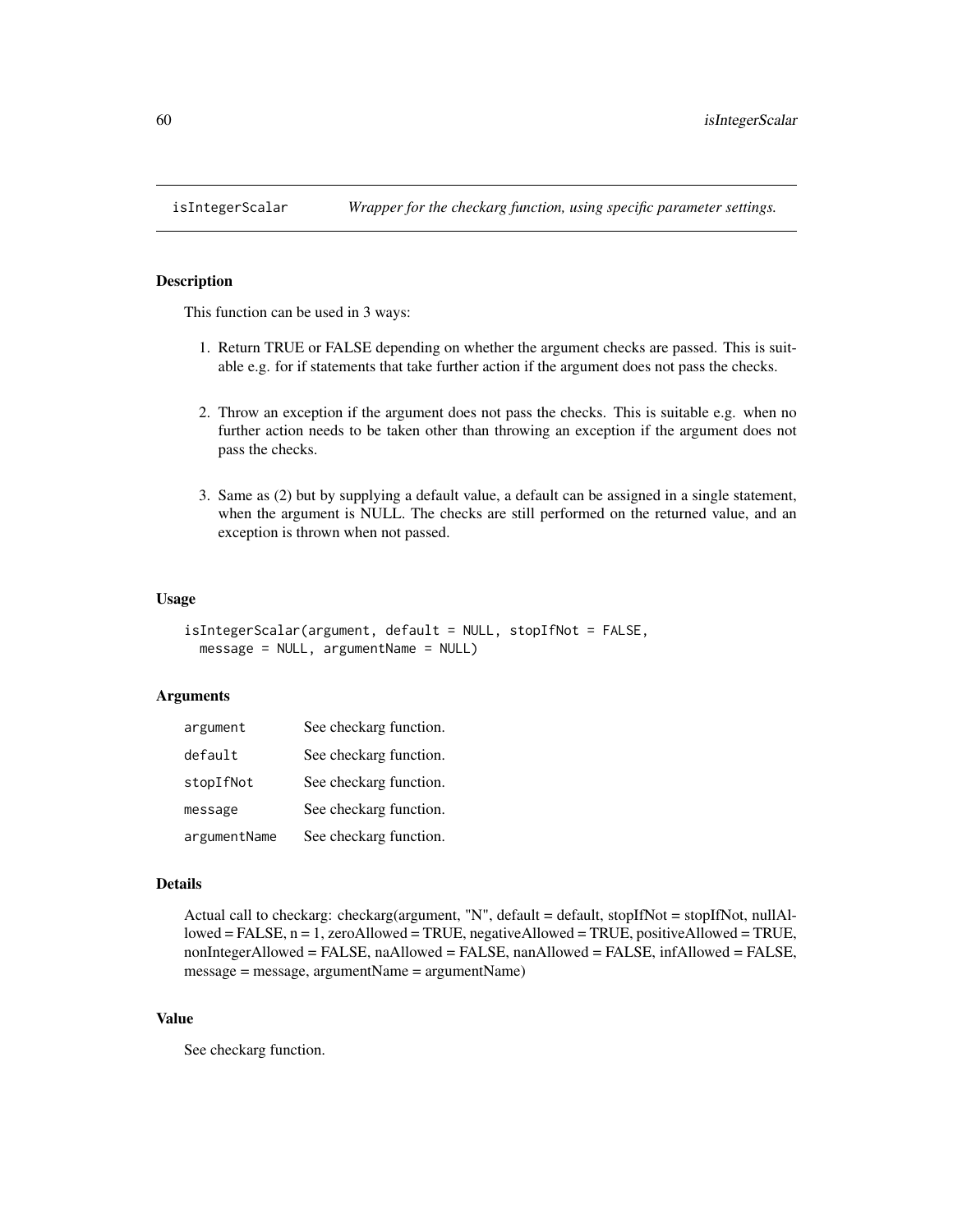# isIntegerScalar

*Wrapper for the checkarg function, using specific parameter settings.*

## Description

This function can be used in 3 ways:

1. Return TRUE or FALSE depending on whether the argument checks are passed. This is suitable e.g. for if statements that take further action if the argument does not pass the checks.
2. Throw an exception if the argument does not pass the checks. This is suitable e.g. when no further action needs to be taken other than throwing an exception if the argument does not pass the checks.
3. Same as (2) but by supplying a default value, a default can be assigned in a single statement, when the argument is NULL. The checks are still performed on the returned value, and an exception is thrown when not passed.

## Usage

```
isIntegerScalar(argument, default = NULL, stopIfNot = FALSE,
  message = NULL, argumentName = NULL)
```

## Arguments

| | |
|---|---|
| argument | See checkarg function. |
| default | See checkarg function. |
| stopIfNot | See checkarg function. |
| message | See checkarg function. |
| argumentName | See checkarg function. |

## Details

Actual call to checkarg: checkarg(argument, "N", default = default, stopIfNot = stopIfNot, nullAllowed = FALSE, n = 1, zeroAllowed = TRUE, negativeAllowed = TRUE, positiveAllowed = TRUE, nonIntegerAllowed = FALSE, naAllowed = FALSE, nanAllowed = FALSE, infAllowed = FALSE, message = message, argumentName = argumentName)

## Value

See checkarg function.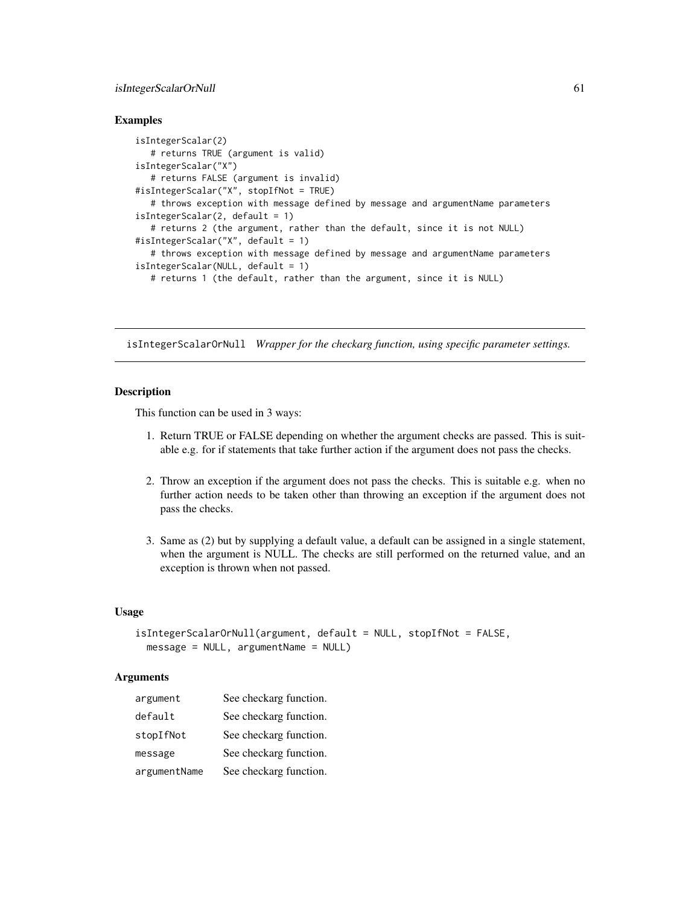### Examples

```
isIntegerScalar(2)
   # returns TRUE (argument is valid)
isIntegerScalar("X")
   # returns FALSE (argument is invalid)
#isIntegerScalar("X", stopIfNot = TRUE)
   # throws exception with message defined by message and argumentName parameters
isIntegerScalar(2, default = 1)
   # returns 2 (the argument, rather than the default, since it is not NULL)
#isIntegerScalar("X", default = 1)
   # throws exception with message defined by message and argumentName parameters
isIntegerScalar(NULL, default = 1)
   # returns 1 (the default, rather than the argument, since it is NULL)
```

---

## isIntegerScalarOrNull *Wrapper for the checkarg function, using specific parameter settings.*

### Description

This function can be used in 3 ways:

1. Return TRUE or FALSE depending on whether the argument checks are passed. This is suitable e.g. for if statements that take further action if the argument does not pass the checks.
2. Throw an exception if the argument does not pass the checks. This is suitable e.g. when no further action needs to be taken other than throwing an exception if the argument does not pass the checks.
3. Same as (2) but by supplying a default value, a default can be assigned in a single statement, when the argument is NULL. The checks are still performed on the returned value, and an exception is thrown when not passed.

### Usage

```
isIntegerScalarOrNull(argument, default = NULL, stopIfNot = FALSE,
  message = NULL, argumentName = NULL)
```

### Arguments

| | |
|---|---|
| argument | See checkarg function. |
| default | See checkarg function. |
| stopIfNot | See checkarg function. |
| message | See checkarg function. |
| argumentName | See checkarg function. |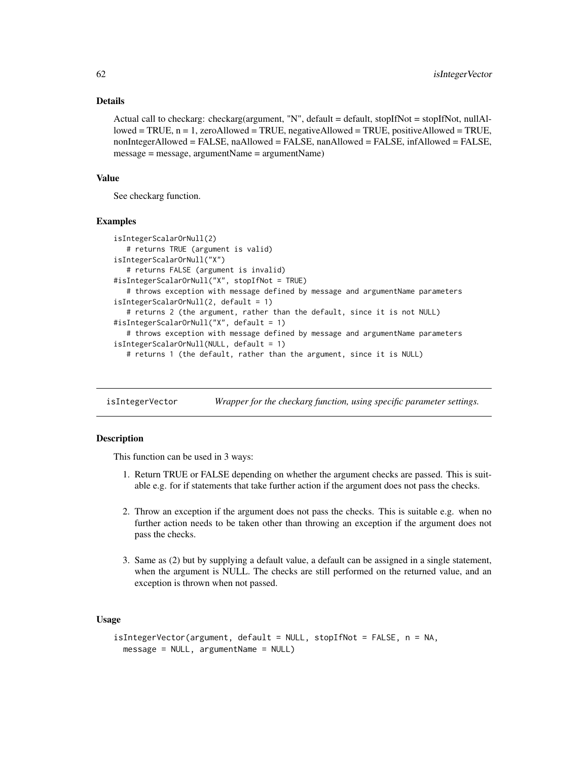### Details

Actual call to checkarg: checkarg(argument, "N", default = default, stopIfNot = stopIfNot, nullAllowed = TRUE, n = 1, zeroAllowed = TRUE, negativeAllowed = TRUE, positiveAllowed = TRUE, nonIntegerAllowed = FALSE, naAllowed = FALSE, nanAllowed = FALSE, infAllowed = FALSE, message = message, argumentName = argumentName)

### Value

See checkarg function.

### Examples

```
isIntegerScalarOrNull(2)
   # returns TRUE (argument is valid)
isIntegerScalarOrNull("X")
   # returns FALSE (argument is invalid)
#isIntegerScalarOrNull("X", stopIfNot = TRUE)
   # throws exception with message defined by message and argumentName parameters
isIntegerScalarOrNull(2, default = 1)
   # returns 2 (the argument, rather than the default, since it is not NULL)
#isIntegerScalarOrNull("X", default = 1)
   # throws exception with message defined by message and argumentName parameters
isIntegerScalarOrNull(NULL, default = 1)
   # returns 1 (the default, rather than the argument, since it is NULL)
```

---

## isIntegerVector &nbsp;&nbsp;&nbsp; *Wrapper for the checkarg function, using specific parameter settings.*

---

### Description

This function can be used in 3 ways:

1. Return TRUE or FALSE depending on whether the argument checks are passed. This is suitable e.g. for if statements that take further action if the argument does not pass the checks.
2. Throw an exception if the argument does not pass the checks. This is suitable e.g. when no further action needs to be taken other than throwing an exception if the argument does not pass the checks.
3. Same as (2) but by supplying a default value, a default can be assigned in a single statement, when the argument is NULL. The checks are still performed on the returned value, and an exception is thrown when not passed.

### Usage

```
isIntegerVector(argument, default = NULL, stopIfNot = FALSE, n = NA,
  message = NULL, argumentName = NULL)
```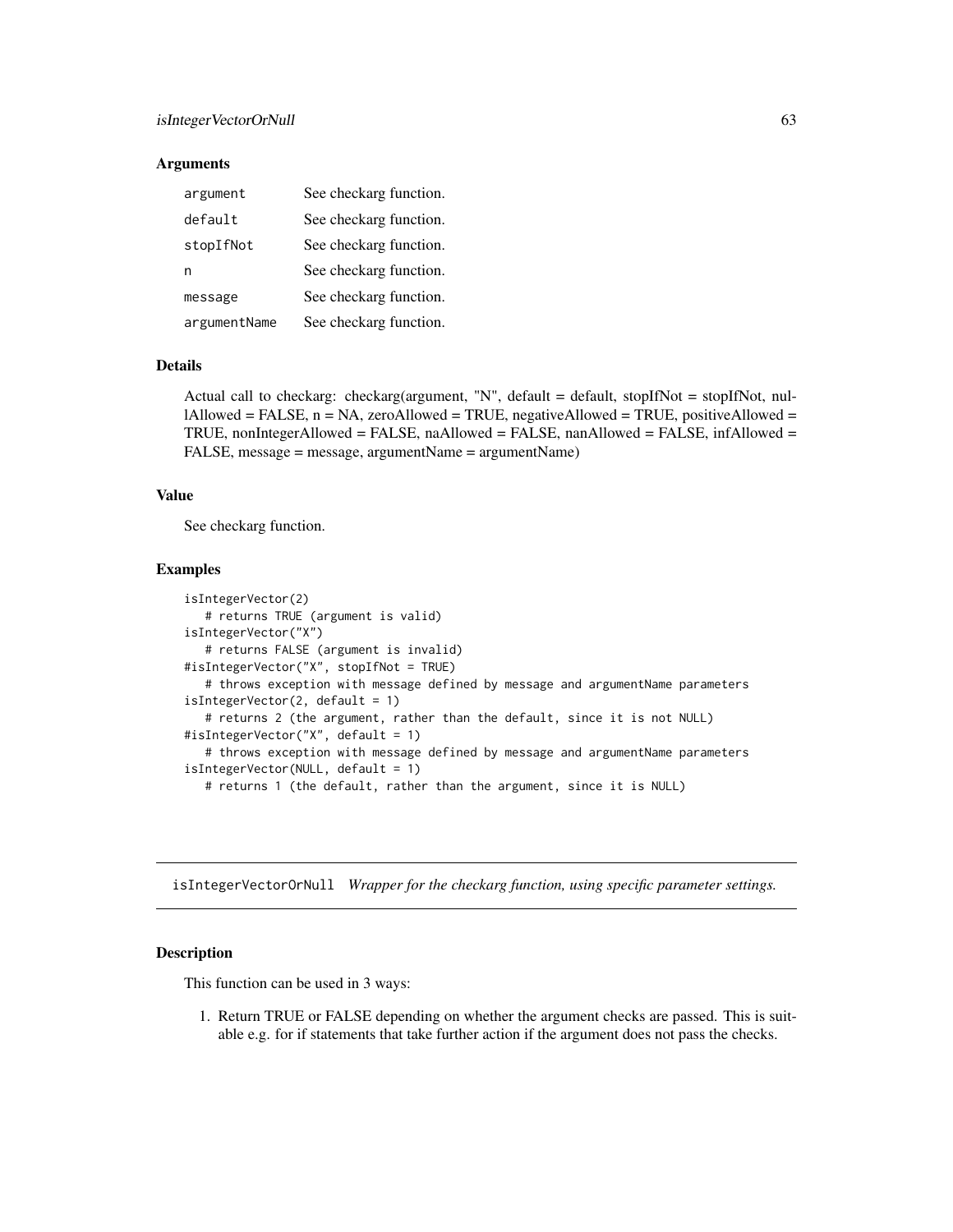### Arguments

| | |
|---|---|
| argument | See checkarg function. |
| default | See checkarg function. |
| stopIfNot | See checkarg function. |
| n | See checkarg function. |
| message | See checkarg function. |
| argumentName | See checkarg function. |

### Details

Actual call to checkarg: checkarg(argument, "N", default = default, stopIfNot = stopIfNot, nullAllowed = FALSE, n = NA, zeroAllowed = TRUE, negativeAllowed = TRUE, positiveAllowed = TRUE, nonIntegerAllowed = FALSE, naAllowed = FALSE, nanAllowed = FALSE, infAllowed = FALSE, message = message, argumentName = argumentName)

### Value

See checkarg function.

### Examples

```
isIntegerVector(2)
   # returns TRUE (argument is valid)
isIntegerVector("X")
   # returns FALSE (argument is invalid)
#isIntegerVector("X", stopIfNot = TRUE)
   # throws exception with message defined by message and argumentName parameters
isIntegerVector(2, default = 1)
   # returns 2 (the argument, rather than the default, since it is not NULL)
#isIntegerVector("X", default = 1)
   # throws exception with message defined by message and argumentName parameters
isIntegerVector(NULL, default = 1)
   # returns 1 (the default, rather than the argument, since it is NULL)
```

---

## isIntegerVectorOrNull *Wrapper for the checkarg function, using specific parameter settings.*

---

### Description

This function can be used in 3 ways:

1. Return TRUE or FALSE depending on whether the argument checks are passed. This is suitable e.g. for if statements that take further action if the argument does not pass the checks.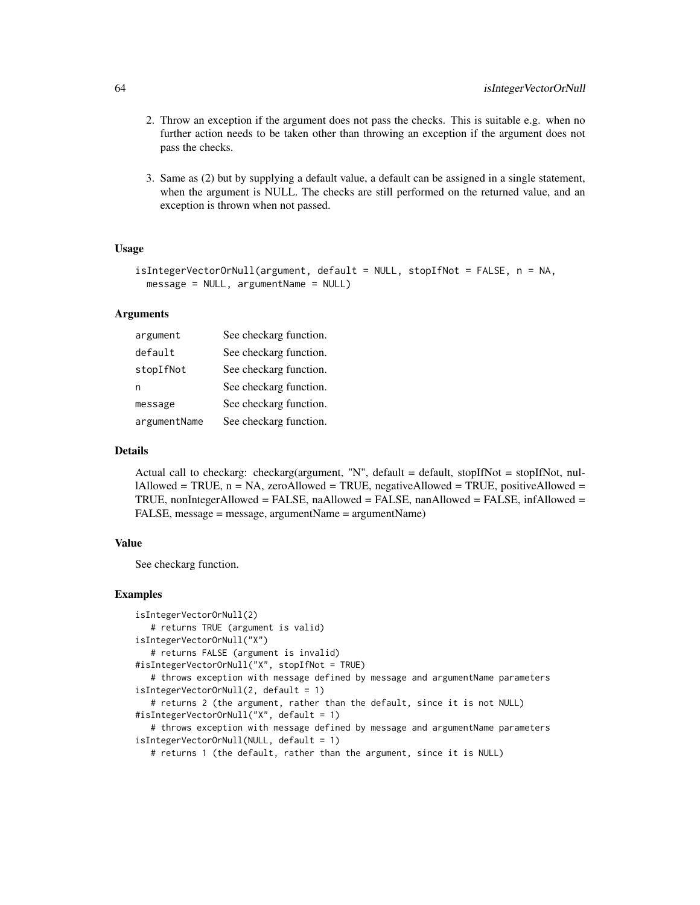2. Throw an exception if the argument does not pass the checks. This is suitable e.g. when no further action needs to be taken other than throwing an exception if the argument does not pass the checks.

3. Same as (2) but by supplying a default value, a default can be assigned in a single statement, when the argument is NULL. The checks are still performed on the returned value, and an exception is thrown when not passed.

### Usage

```
isIntegerVectorOrNull(argument, default = NULL, stopIfNot = FALSE, n = NA,
  message = NULL, argumentName = NULL)
```

### Arguments

| | |
|---|---|
| argument | See checkarg function. |
| default | See checkarg function. |
| stopIfNot | See checkarg function. |
| n | See checkarg function. |
| message | See checkarg function. |
| argumentName | See checkarg function. |

### Details

Actual call to checkarg: checkarg(argument, "N", default = default, stopIfNot = stopIfNot, nullAllowed = TRUE, n = NA, zeroAllowed = TRUE, negativeAllowed = TRUE, positiveAllowed = TRUE, nonIntegerAllowed = FALSE, naAllowed = FALSE, nanAllowed = FALSE, infAllowed = FALSE, message = message, argumentName = argumentName)

### Value

See checkarg function.

### Examples

```
isIntegerVectorOrNull(2)
   # returns TRUE (argument is valid)
isIntegerVectorOrNull("X")
   # returns FALSE (argument is invalid)
#isIntegerVectorOrNull("X", stopIfNot = TRUE)
   # throws exception with message defined by message and argumentName parameters
isIntegerVectorOrNull(2, default = 1)
   # returns 2 (the argument, rather than the default, since it is not NULL)
#isIntegerVectorOrNull("X", default = 1)
   # throws exception with message defined by message and argumentName parameters
isIntegerVectorOrNull(NULL, default = 1)
   # returns 1 (the default, rather than the argument, since it is NULL)
```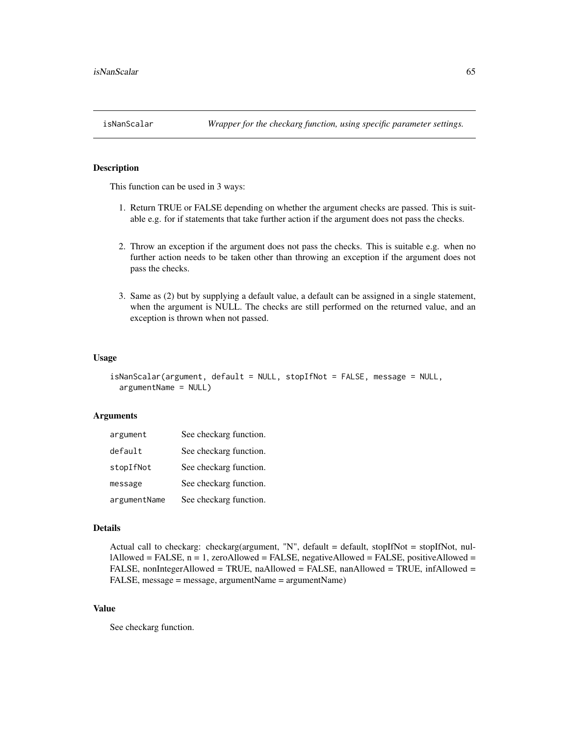# isNanScalar — *Wrapper for the checkarg function, using specific parameter settings.*

## Description

This function can be used in 3 ways:

1. Return TRUE or FALSE depending on whether the argument checks are passed. This is suitable e.g. for if statements that take further action if the argument does not pass the checks.
2. Throw an exception if the argument does not pass the checks. This is suitable e.g. when no further action needs to be taken other than throwing an exception if the argument does not pass the checks.
3. Same as (2) but by supplying a default value, a default can be assigned in a single statement, when the argument is NULL. The checks are still performed on the returned value, and an exception is thrown when not passed.

## Usage

```
isNanScalar(argument, default = NULL, stopIfNot = FALSE, message = NULL,
  argumentName = NULL)
```

## Arguments

| | |
|---|---|
| argument | See checkarg function. |
| default | See checkarg function. |
| stopIfNot | See checkarg function. |
| message | See checkarg function. |
| argumentName | See checkarg function. |

## Details

Actual call to checkarg: checkarg(argument, "N", default = default, stopIfNot = stopIfNot, nullAllowed = FALSE, n = 1, zeroAllowed = FALSE, negativeAllowed = FALSE, positiveAllowed = FALSE, nonIntegerAllowed = TRUE, naAllowed = FALSE, nanAllowed = TRUE, infAllowed = FALSE, message = message, argumentName = argumentName)

## Value

See checkarg function.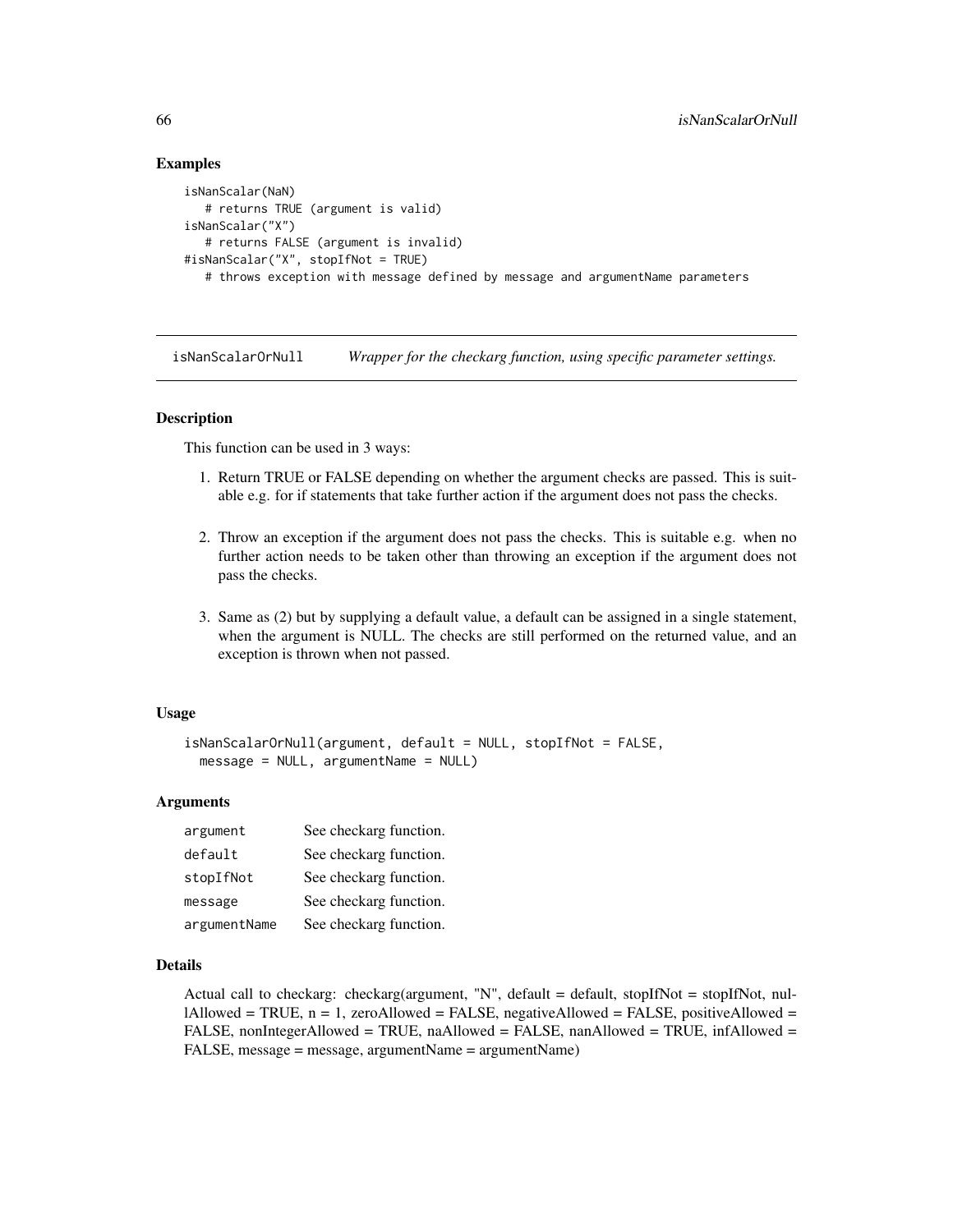### Examples

```
isNanScalar(NaN)
   # returns TRUE (argument is valid)
isNanScalar("X")
   # returns FALSE (argument is invalid)
#isNanScalar("X", stopIfNot = TRUE)
   # throws exception with message defined by message and argumentName parameters
```

---

## isNanScalarOrNull *Wrapper for the checkarg function, using specific parameter settings.*

### Description

This function can be used in 3 ways:

1. Return TRUE or FALSE depending on whether the argument checks are passed. This is suitable e.g. for if statements that take further action if the argument does not pass the checks.
2. Throw an exception if the argument does not pass the checks. This is suitable e.g. when no further action needs to be taken other than throwing an exception if the argument does not pass the checks.
3. Same as (2) but by supplying a default value, a default can be assigned in a single statement, when the argument is NULL. The checks are still performed on the returned value, and an exception is thrown when not passed.

### Usage

```
isNanScalarOrNull(argument, default = NULL, stopIfNot = FALSE,
  message = NULL, argumentName = NULL)
```

### Arguments

| | |
|---|---|
| argument | See checkarg function. |
| default | See checkarg function. |
| stopIfNot | See checkarg function. |
| message | See checkarg function. |
| argumentName | See checkarg function. |

### Details

Actual call to checkarg: checkarg(argument, "N", default = default, stopIfNot = stopIfNot, nullAllowed = TRUE, n = 1, zeroAllowed = FALSE, negativeAllowed = FALSE, positiveAllowed = FALSE, nonIntegerAllowed = TRUE, naAllowed = FALSE, nanAllowed = TRUE, infAllowed = FALSE, message = message, argumentName = argumentName)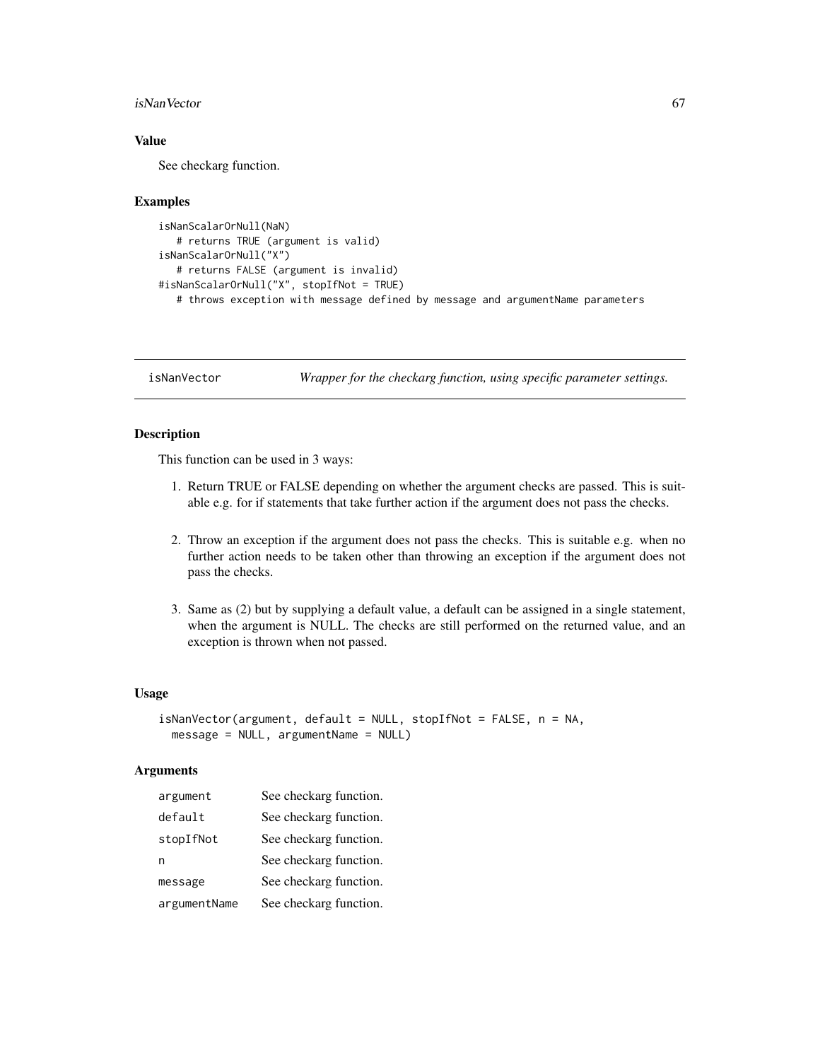### Value

See checkarg function.

### Examples

```
isNanScalarOrNull(NaN)
   # returns TRUE (argument is valid)
isNanScalarOrNull("X")
   # returns FALSE (argument is invalid)
#isNanScalarOrNull("X", stopIfNot = TRUE)
   # throws exception with message defined by message and argumentName parameters
```

---

## isNanVector — *Wrapper for the checkarg function, using specific parameter settings.*

---

### Description

This function can be used in 3 ways:

1. Return TRUE or FALSE depending on whether the argument checks are passed. This is suitable e.g. for if statements that take further action if the argument does not pass the checks.
2. Throw an exception if the argument does not pass the checks. This is suitable e.g. when no further action needs to be taken other than throwing an exception if the argument does not pass the checks.
3. Same as (2) but by supplying a default value, a default can be assigned in a single statement, when the argument is NULL. The checks are still performed on the returned value, and an exception is thrown when not passed.

### Usage

```
isNanVector(argument, default = NULL, stopIfNot = FALSE, n = NA,
  message = NULL, argumentName = NULL)
```

### Arguments

| | |
|---|---|
| argument | See checkarg function. |
| default | See checkarg function. |
| stopIfNot | See checkarg function. |
| n | See checkarg function. |
| message | See checkarg function. |
| argumentName | See checkarg function. |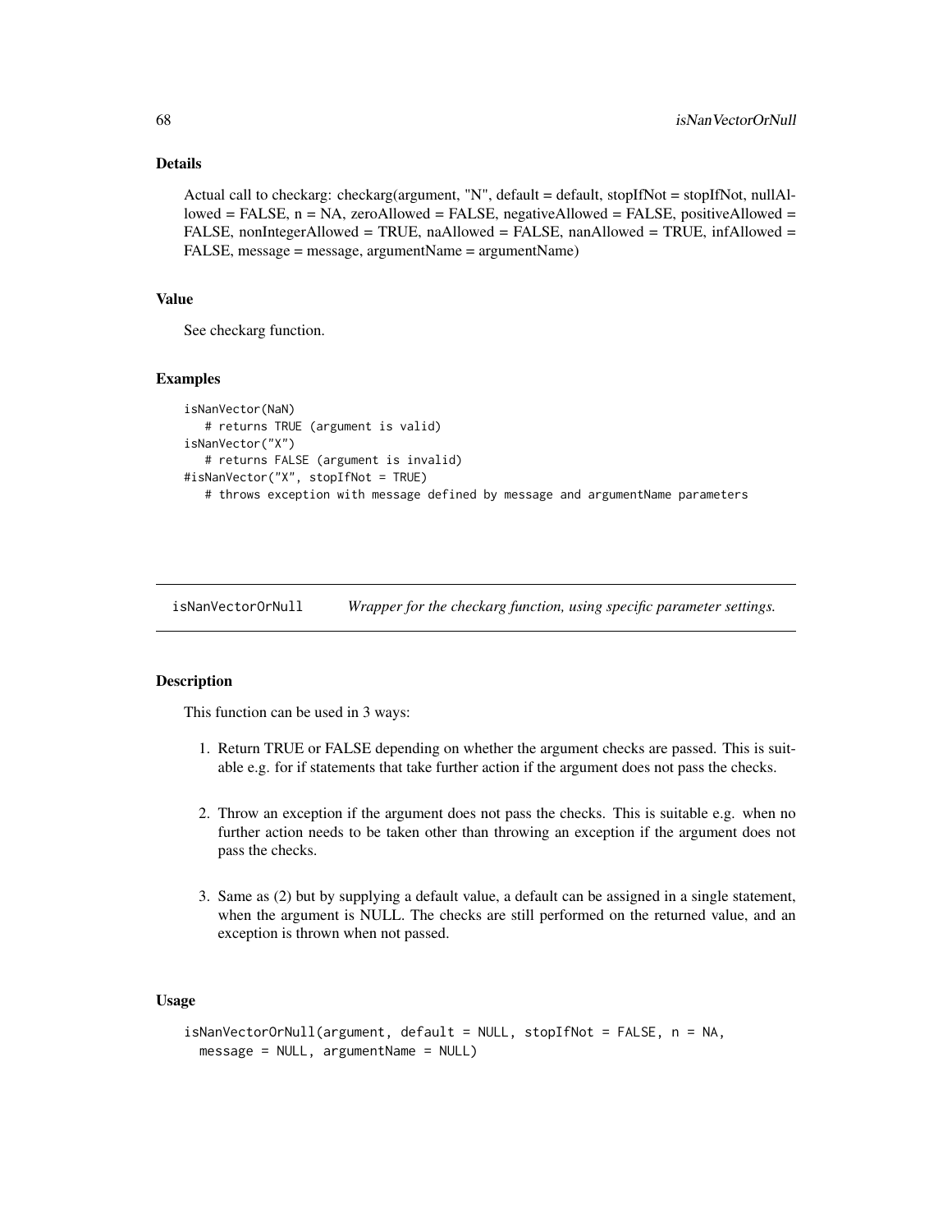### Details

Actual call to checkarg: checkarg(argument, "N", default = default, stopIfNot = stopIfNot, nullAllowed = FALSE, n = NA, zeroAllowed = FALSE, negativeAllowed = FALSE, positiveAllowed = FALSE, nonIntegerAllowed = TRUE, naAllowed = FALSE, nanAllowed = TRUE, infAllowed = FALSE, message = message, argumentName = argumentName)

### Value

See checkarg function.

### Examples

```
isNanVector(NaN)
   # returns TRUE (argument is valid)
isNanVector("X")
   # returns FALSE (argument is invalid)
#isNanVector("X", stopIfNot = TRUE)
   # throws exception with message defined by message and argumentName parameters
```

---

## isNanVectorOrNull    *Wrapper for the checkarg function, using specific parameter settings.*

---

### Description

This function can be used in 3 ways:

1. Return TRUE or FALSE depending on whether the argument checks are passed. This is suitable e.g. for if statements that take further action if the argument does not pass the checks.
2. Throw an exception if the argument does not pass the checks. This is suitable e.g. when no further action needs to be taken other than throwing an exception if the argument does not pass the checks.
3. Same as (2) but by supplying a default value, a default can be assigned in a single statement, when the argument is NULL. The checks are still performed on the returned value, and an exception is thrown when not passed.

### Usage

```
isNanVectorOrNull(argument, default = NULL, stopIfNot = FALSE, n = NA,
  message = NULL, argumentName = NULL)
```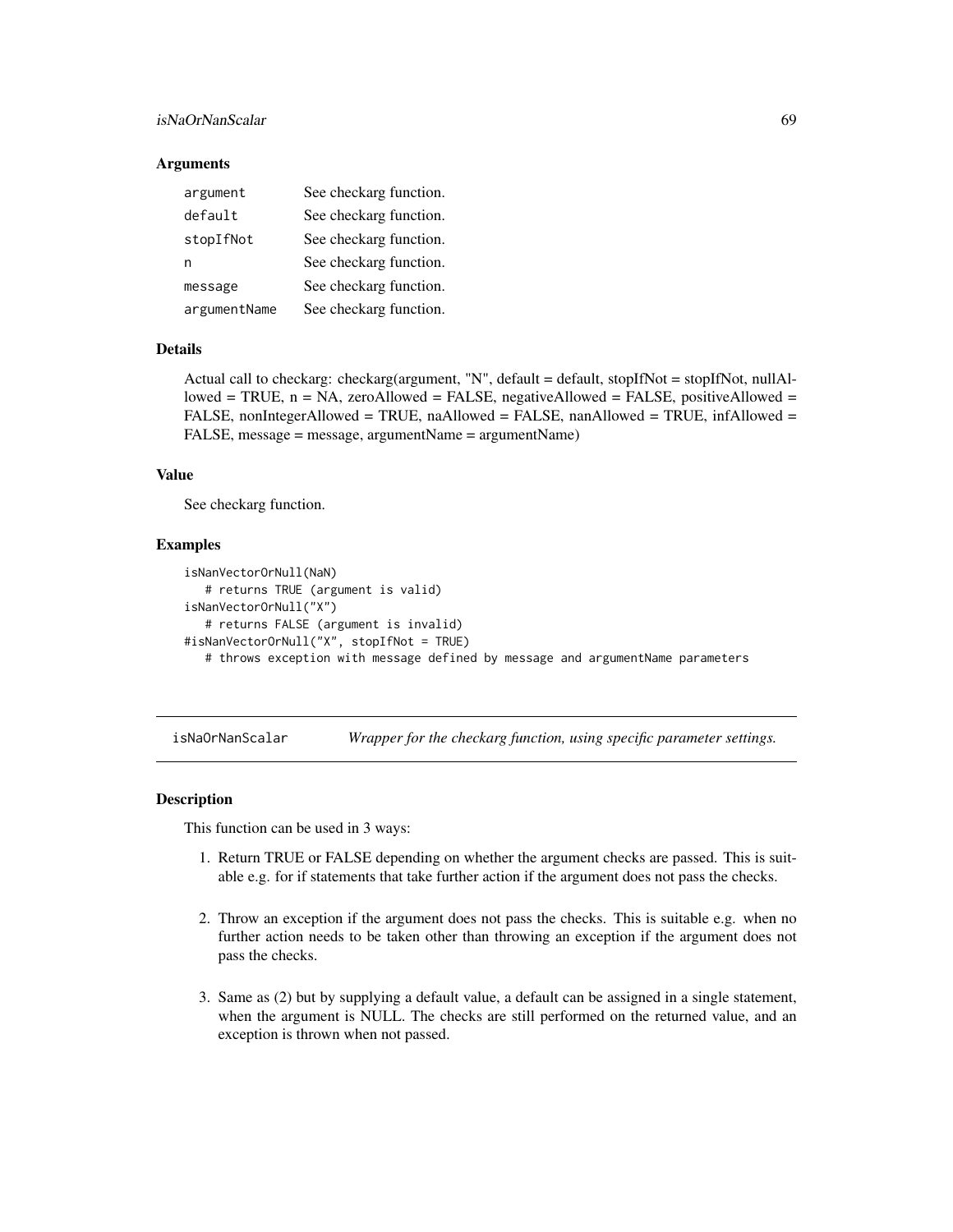### Arguments

| | |
|---|---|
| argument | See checkarg function. |
| default | See checkarg function. |
| stopIfNot | See checkarg function. |
| n | See checkarg function. |
| message | See checkarg function. |
| argumentName | See checkarg function. |

### Details

Actual call to checkarg: checkarg(argument, "N", default = default, stopIfNot = stopIfNot, nullAllowed = TRUE, n = NA, zeroAllowed = FALSE, negativeAllowed = FALSE, positiveAllowed = FALSE, nonIntegerAllowed = TRUE, naAllowed = FALSE, nanAllowed = TRUE, infAllowed = FALSE, message = message, argumentName = argumentName)

### Value

See checkarg function.

### Examples

```
isNanVectorOrNull(NaN)
   # returns TRUE (argument is valid)
isNanVectorOrNull("X")
   # returns FALSE (argument is invalid)
#isNanVectorOrNull("X", stopIfNot = TRUE)
   # throws exception with message defined by message and argumentName parameters
```

---

## isNaOrNanScalar *Wrapper for the checkarg function, using specific parameter settings.*

---

### Description

This function can be used in 3 ways:

1. Return TRUE or FALSE depending on whether the argument checks are passed. This is suitable e.g. for if statements that take further action if the argument does not pass the checks.
2. Throw an exception if the argument does not pass the checks. This is suitable e.g. when no further action needs to be taken other than throwing an exception if the argument does not pass the checks.
3. Same as (2) but by supplying a default value, a default can be assigned in a single statement, when the argument is NULL. The checks are still performed on the returned value, and an exception is thrown when not passed.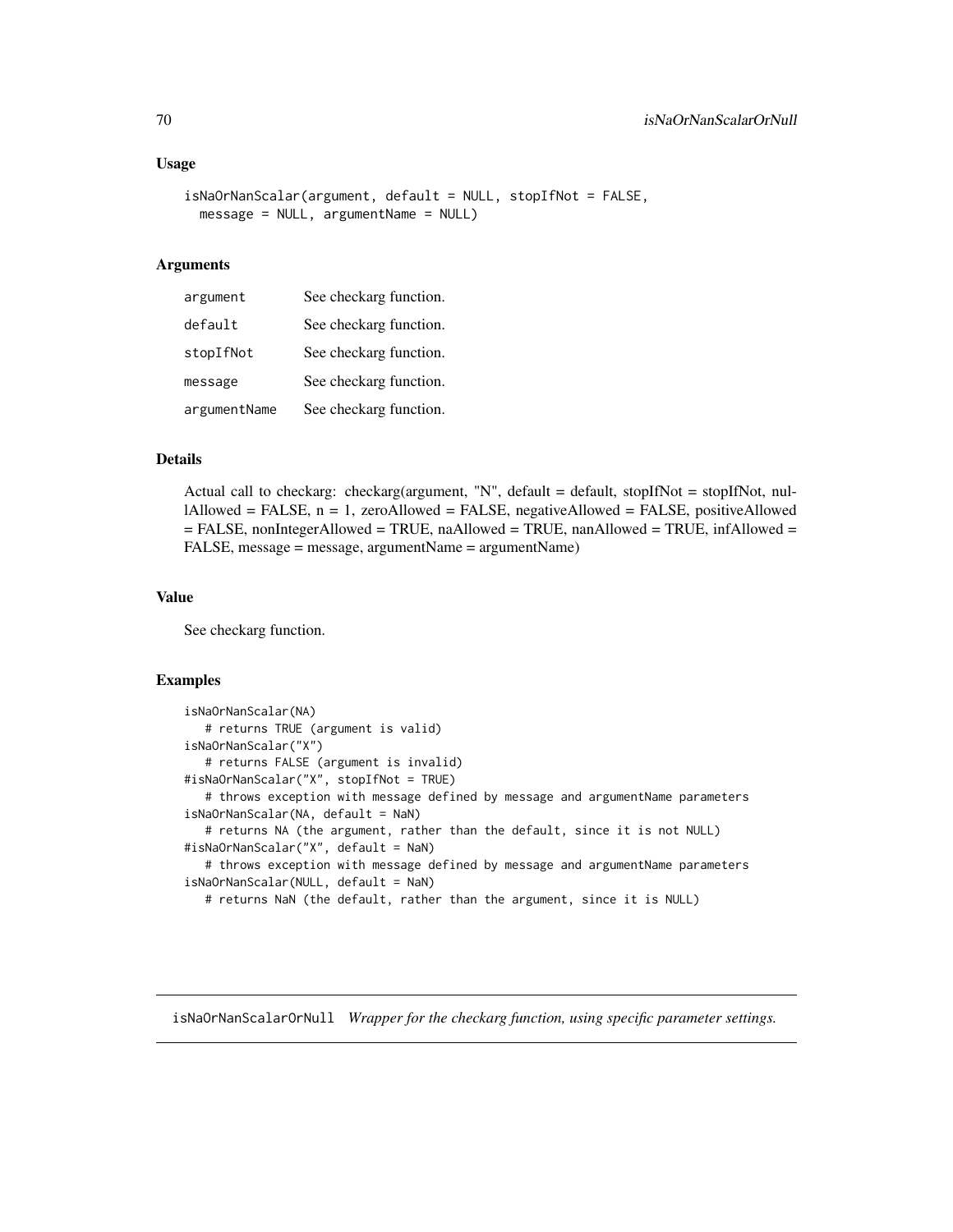### Usage

```
isNaOrNanScalar(argument, default = NULL, stopIfNot = FALSE,
  message = NULL, argumentName = NULL)
```

### Arguments

| | |
|---|---|
| argument | See checkarg function. |
| default | See checkarg function. |
| stopIfNot | See checkarg function. |
| message | See checkarg function. |
| argumentName | See checkarg function. |

### Details

Actual call to checkarg: checkarg(argument, "N", default = default, stopIfNot = stopIfNot, nullAllowed = FALSE, n = 1, zeroAllowed = FALSE, negativeAllowed = FALSE, positiveAllowed = FALSE, nonIntegerAllowed = TRUE, naAllowed = TRUE, nanAllowed = TRUE, infAllowed = FALSE, message = message, argumentName = argumentName)

### Value

See checkarg function.

### Examples

```
isNaOrNanScalar(NA)
   # returns TRUE (argument is valid)
isNaOrNanScalar("X")
   # returns FALSE (argument is invalid)
#isNaOrNanScalar("X", stopIfNot = TRUE)
   # throws exception with message defined by message and argumentName parameters
isNaOrNanScalar(NA, default = NaN)
   # returns NA (the argument, rather than the default, since it is not NULL)
#isNaOrNanScalar("X", default = NaN)
   # throws exception with message defined by message and argumentName parameters
isNaOrNanScalar(NULL, default = NaN)
   # returns NaN (the default, rather than the argument, since it is NULL)
```

---

## isNaOrNanScalarOrNull *Wrapper for the checkarg function, using specific parameter settings.*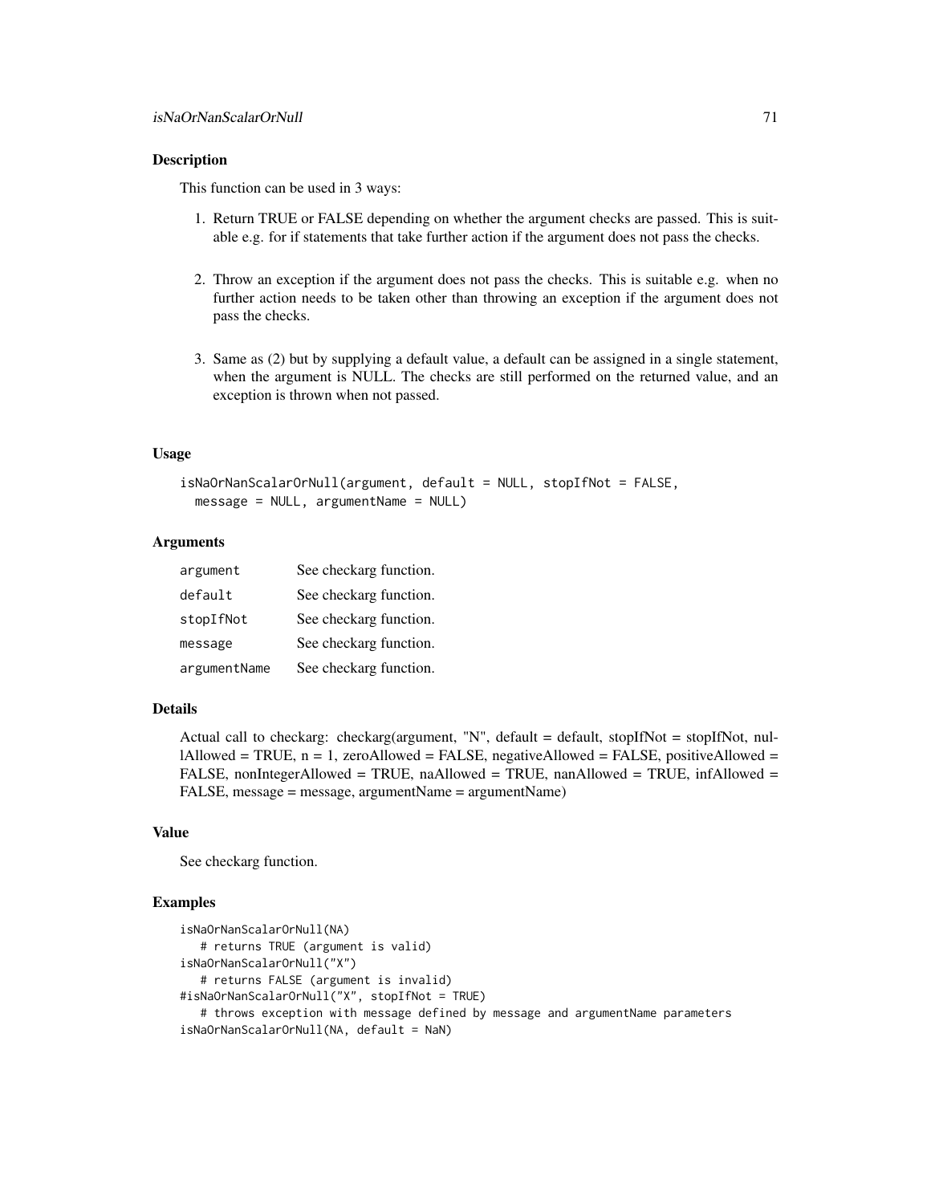### Description

This function can be used in 3 ways:

1. Return TRUE or FALSE depending on whether the argument checks are passed. This is suitable e.g. for if statements that take further action if the argument does not pass the checks.
2. Throw an exception if the argument does not pass the checks. This is suitable e.g. when no further action needs to be taken other than throwing an exception if the argument does not pass the checks.
3. Same as (2) but by supplying a default value, a default can be assigned in a single statement, when the argument is NULL. The checks are still performed on the returned value, and an exception is thrown when not passed.

### Usage

```
isNaOrNanScalarOrNull(argument, default = NULL, stopIfNot = FALSE,
  message = NULL, argumentName = NULL)
```

### Arguments

| | |
|---|---|
| argument | See checkarg function. |
| default | See checkarg function. |
| stopIfNot | See checkarg function. |
| message | See checkarg function. |
| argumentName | See checkarg function. |

### Details

Actual call to checkarg: checkarg(argument, "N", default = default, stopIfNot = stopIfNot, nullAllowed = TRUE, n = 1, zeroAllowed = FALSE, negativeAllowed = FALSE, positiveAllowed = FALSE, nonIntegerAllowed = TRUE, naAllowed = TRUE, nanAllowed = TRUE, infAllowed = FALSE, message = message, argumentName = argumentName)

### Value

See checkarg function.

### Examples

```
isNaOrNanScalarOrNull(NA)
   # returns TRUE (argument is valid)
isNaOrNanScalarOrNull("X")
   # returns FALSE (argument is invalid)
#isNaOrNanScalarOrNull("X", stopIfNot = TRUE)
   # throws exception with message defined by message and argumentName parameters
isNaOrNanScalarOrNull(NA, default = NaN)
```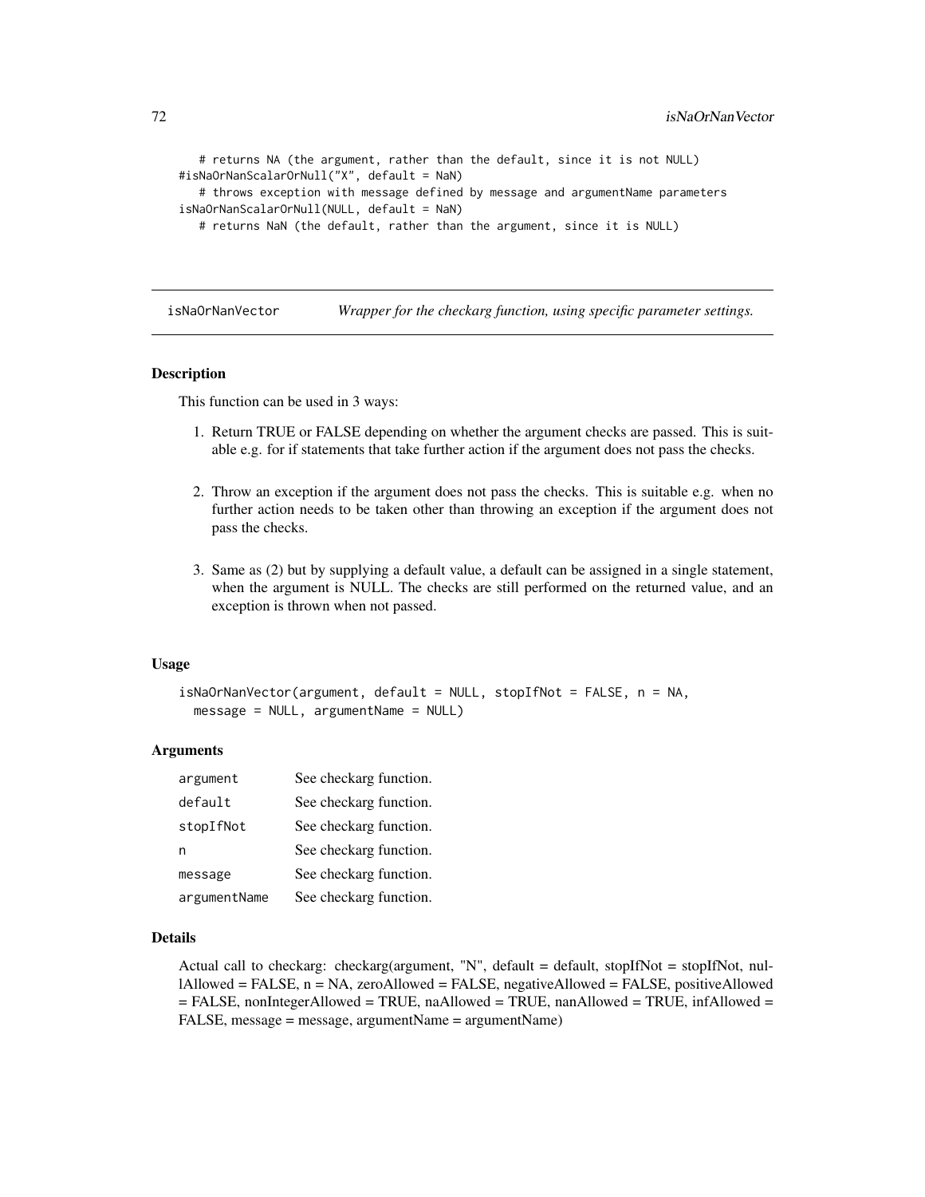```
   # returns NA (the argument, rather than the default, since it is not NULL)
#isNaOrNanScalarOrNull("X", default = NaN)
   # throws exception with message defined by message and argumentName parameters
isNaOrNanScalarOrNull(NULL, default = NaN)
   # returns NaN (the default, rather than the argument, since it is NULL)
```

## isNaOrNanVector — *Wrapper for the checkarg function, using specific parameter settings.*

### Description

This function can be used in 3 ways:

1. Return TRUE or FALSE depending on whether the argument checks are passed. This is suitable e.g. for if statements that take further action if the argument does not pass the checks.
2. Throw an exception if the argument does not pass the checks. This is suitable e.g. when no further action needs to be taken other than throwing an exception if the argument does not pass the checks.
3. Same as (2) but by supplying a default value, a default can be assigned in a single statement, when the argument is NULL. The checks are still performed on the returned value, and an exception is thrown when not passed.

### Usage

```
isNaOrNanVector(argument, default = NULL, stopIfNot = FALSE, n = NA,
  message = NULL, argumentName = NULL)
```

### Arguments

| | |
|---|---|
| argument | See checkarg function. |
| default | See checkarg function. |
| stopIfNot | See checkarg function. |
| n | See checkarg function. |
| message | See checkarg function. |
| argumentName | See checkarg function. |

### Details

Actual call to checkarg: checkarg(argument, "N", default = default, stopIfNot = stopIfNot, nullAllowed = FALSE, n = NA, zeroAllowed = FALSE, negativeAllowed = FALSE, positiveAllowed = FALSE, nonIntegerAllowed = TRUE, naAllowed = TRUE, nanAllowed = TRUE, infAllowed = FALSE, message = message, argumentName = argumentName)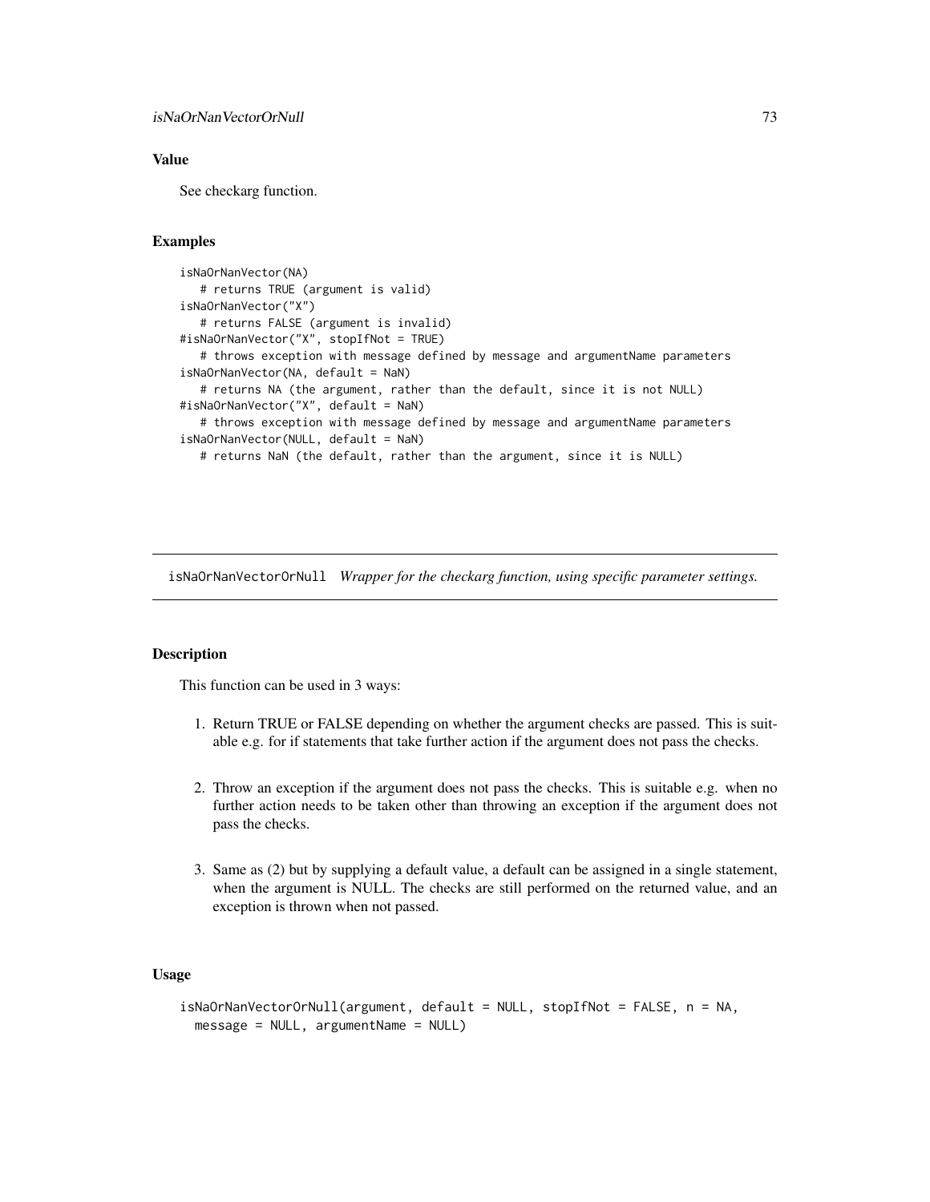### Value

See checkarg function.

### Examples

```
isNaOrNanVector(NA)
   # returns TRUE (argument is valid)
isNaOrNanVector("X")
   # returns FALSE (argument is invalid)
#isNaOrNanVector("X", stopIfNot = TRUE)
   # throws exception with message defined by message and argumentName parameters
isNaOrNanVector(NA, default = NaN)
   # returns NA (the argument, rather than the default, since it is not NULL)
#isNaOrNanVector("X", default = NaN)
   # throws exception with message defined by message and argumentName parameters
isNaOrNanVector(NULL, default = NaN)
   # returns NaN (the default, rather than the argument, since it is NULL)
```

## isNaOrNanVectorOrNull *Wrapper for the checkarg function, using specific parameter settings.*

### Description

This function can be used in 3 ways:

1. Return TRUE or FALSE depending on whether the argument checks are passed. This is suitable e.g. for if statements that take further action if the argument does not pass the checks.
2. Throw an exception if the argument does not pass the checks. This is suitable e.g. when no further action needs to be taken other than throwing an exception if the argument does not pass the checks.
3. Same as (2) but by supplying a default value, a default can be assigned in a single statement, when the argument is NULL. The checks are still performed on the returned value, and an exception is thrown when not passed.

### Usage

```
isNaOrNanVectorOrNull(argument, default = NULL, stopIfNot = FALSE, n = NA,
  message = NULL, argumentName = NULL)
```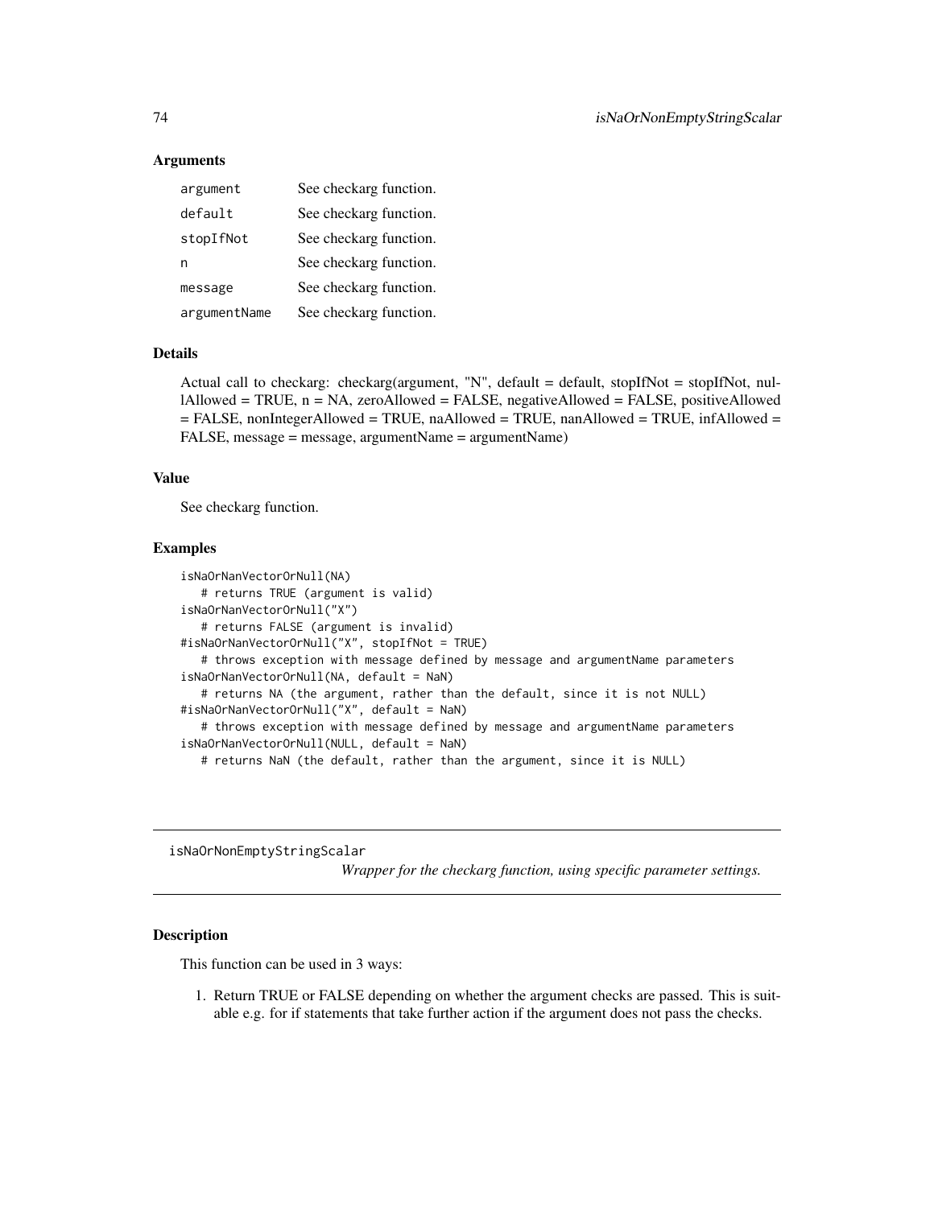### Arguments

| | |
|---|---|
| argument | See checkarg function. |
| default | See checkarg function. |
| stopIfNot | See checkarg function. |
| n | See checkarg function. |
| message | See checkarg function. |
| argumentName | See checkarg function. |

### Details

Actual call to checkarg: checkarg(argument, "N", default = default, stopIfNot = stopIfNot, nullAllowed = TRUE, n = NA, zeroAllowed = FALSE, negativeAllowed = FALSE, positiveAllowed = FALSE, nonIntegerAllowed = TRUE, naAllowed = TRUE, nanAllowed = TRUE, infAllowed = FALSE, message = message, argumentName = argumentName)

### Value

See checkarg function.

### Examples

```
isNaOrNanVectorOrNull(NA)
   # returns TRUE (argument is valid)
isNaOrNanVectorOrNull("X")
   # returns FALSE (argument is invalid)
#isNaOrNanVectorOrNull("X", stopIfNot = TRUE)
   # throws exception with message defined by message and argumentName parameters
isNaOrNanVectorOrNull(NA, default = NaN)
   # returns NA (the argument, rather than the default, since it is not NULL)
#isNaOrNanVectorOrNull("X", default = NaN)
   # throws exception with message defined by message and argumentName parameters
isNaOrNanVectorOrNull(NULL, default = NaN)
   # returns NaN (the default, rather than the argument, since it is NULL)
```

---

## isNaOrNonEmptyStringScalar

*Wrapper for the checkarg function, using specific parameter settings.*

---

### Description

This function can be used in 3 ways:

1. Return TRUE or FALSE depending on whether the argument checks are passed. This is suitable e.g. for if statements that take further action if the argument does not pass the checks.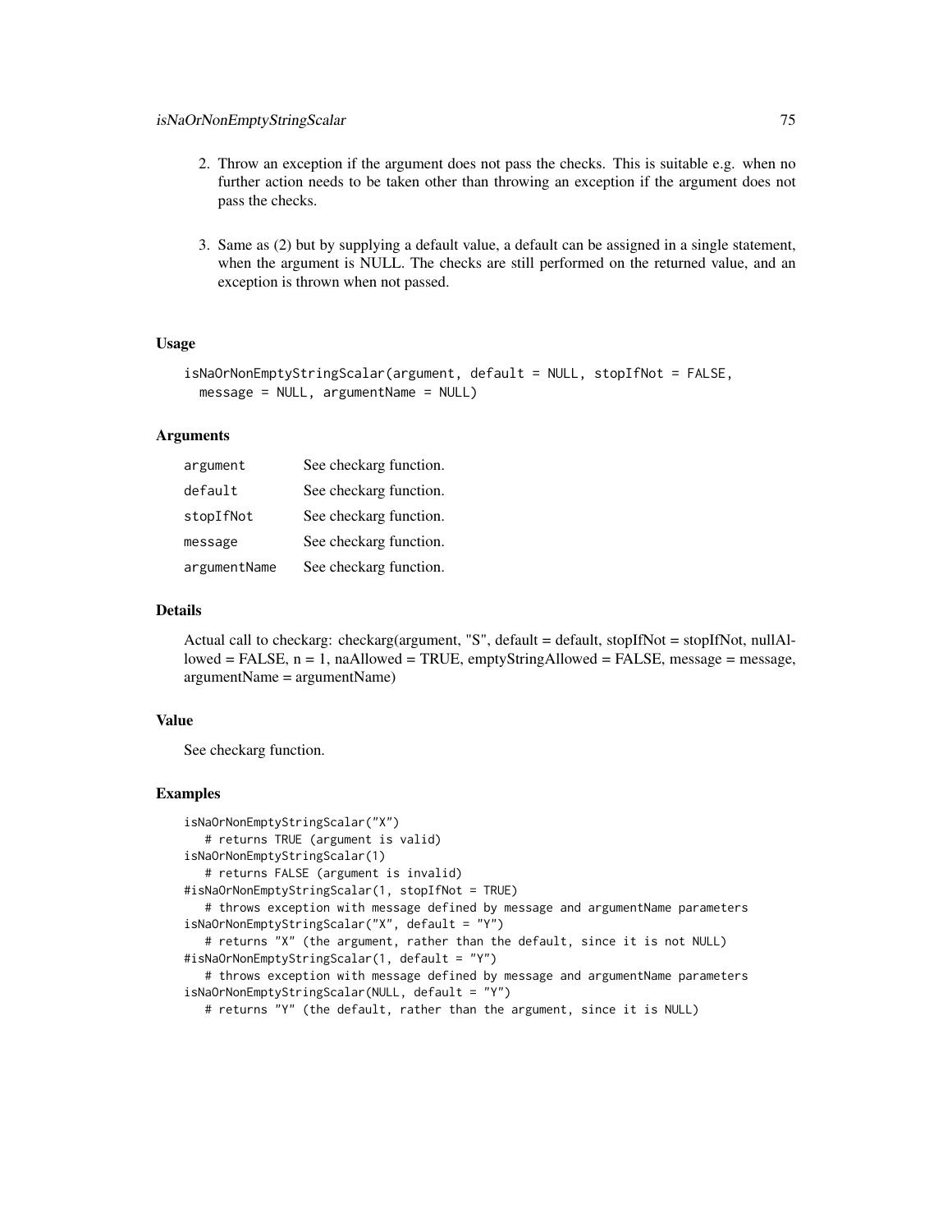2. Throw an exception if the argument does not pass the checks. This is suitable e.g. when no further action needs to be taken other than throwing an exception if the argument does not pass the checks.

3. Same as (2) but by supplying a default value, a default can be assigned in a single statement, when the argument is NULL. The checks are still performed on the returned value, and an exception is thrown when not passed.

### Usage

```
isNaOrNonEmptyStringScalar(argument, default = NULL, stopIfNot = FALSE,
  message = NULL, argumentName = NULL)
```

### Arguments

| | |
|---|---|
| `argument` | See checkarg function. |
| `default` | See checkarg function. |
| `stopIfNot` | See checkarg function. |
| `message` | See checkarg function. |
| `argumentName` | See checkarg function. |

### Details

Actual call to checkarg: checkarg(argument, "S", default = default, stopIfNot = stopIfNot, nullAllowed = FALSE, n = 1, naAllowed = TRUE, emptyStringAllowed = FALSE, message = message, argumentName = argumentName)

### Value

See checkarg function.

### Examples

```
isNaOrNonEmptyStringScalar("X")
   # returns TRUE (argument is valid)
isNaOrNonEmptyStringScalar(1)
   # returns FALSE (argument is invalid)
#isNaOrNonEmptyStringScalar(1, stopIfNot = TRUE)
   # throws exception with message defined by message and argumentName parameters
isNaOrNonEmptyStringScalar("X", default = "Y")
   # returns "X" (the argument, rather than the default, since it is not NULL)
#isNaOrNonEmptyStringScalar(1, default = "Y")
   # throws exception with message defined by message and argumentName parameters
isNaOrNonEmptyStringScalar(NULL, default = "Y")
   # returns "Y" (the default, rather than the argument, since it is NULL)
```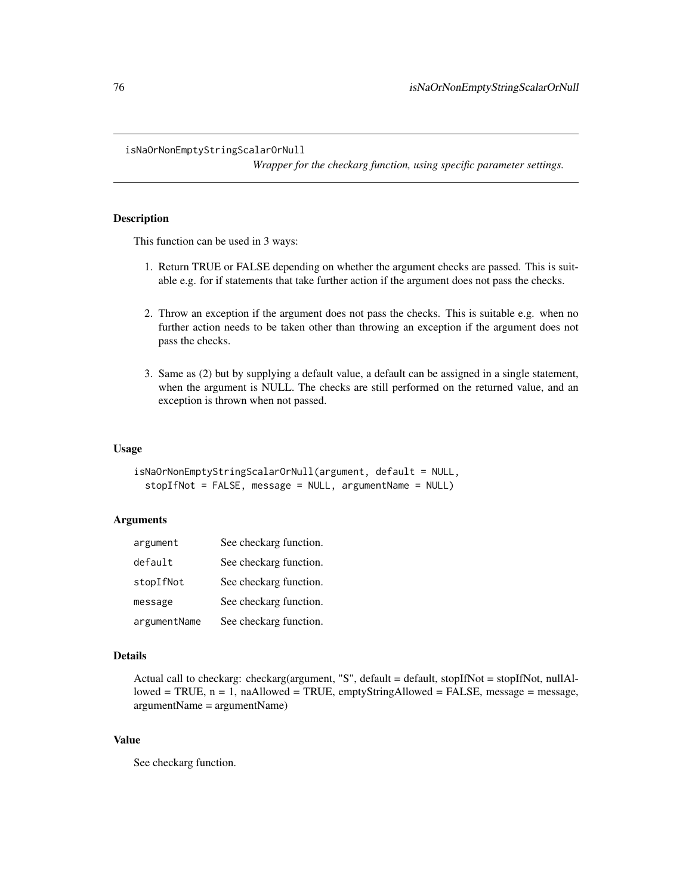# isNaOrNonEmptyStringScalarOrNull

*Wrapper for the checkarg function, using specific parameter settings.*

## Description

This function can be used in 3 ways:

1. Return TRUE or FALSE depending on whether the argument checks are passed. This is suitable e.g. for if statements that take further action if the argument does not pass the checks.
2. Throw an exception if the argument does not pass the checks. This is suitable e.g. when no further action needs to be taken other than throwing an exception if the argument does not pass the checks.
3. Same as (2) but by supplying a default value, a default can be assigned in a single statement, when the argument is NULL. The checks are still performed on the returned value, and an exception is thrown when not passed.

## Usage

```
isNaOrNonEmptyStringScalarOrNull(argument, default = NULL,
  stopIfNot = FALSE, message = NULL, argumentName = NULL)
```

## Arguments

| | |
|---|---|
| `argument` | See checkarg function. |
| `default` | See checkarg function. |
| `stopIfNot` | See checkarg function. |
| `message` | See checkarg function. |
| `argumentName` | See checkarg function. |

## Details

Actual call to checkarg: checkarg(argument, "S", default = default, stopIfNot = stopIfNot, nullAllowed = TRUE, n = 1, naAllowed = TRUE, emptyStringAllowed = FALSE, message = message, argumentName = argumentName)

## Value

See checkarg function.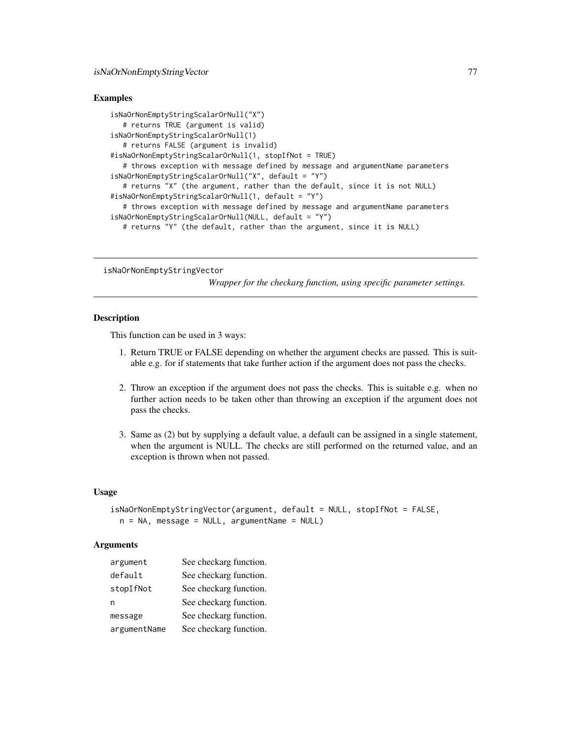### Examples

```
isNaOrNonEmptyStringScalarOrNull("X")
   # returns TRUE (argument is valid)
isNaOrNonEmptyStringScalarOrNull(1)
   # returns FALSE (argument is invalid)
#isNaOrNonEmptyStringScalarOrNull(1, stopIfNot = TRUE)
   # throws exception with message defined by message and argumentName parameters
isNaOrNonEmptyStringScalarOrNull("X", default = "Y")
   # returns "X" (the argument, rather than the default, since it is not NULL)
#isNaOrNonEmptyStringScalarOrNull(1, default = "Y")
   # throws exception with message defined by message and argumentName parameters
isNaOrNonEmptyStringScalarOrNull(NULL, default = "Y")
   # returns "Y" (the default, rather than the argument, since it is NULL)
```

---

## isNaOrNonEmptyStringVector

*Wrapper for the checkarg function, using specific parameter settings.*

### Description

This function can be used in 3 ways:

1. Return TRUE or FALSE depending on whether the argument checks are passed. This is suitable e.g. for if statements that take further action if the argument does not pass the checks.
2. Throw an exception if the argument does not pass the checks. This is suitable e.g. when no further action needs to be taken other than throwing an exception if the argument does not pass the checks.
3. Same as (2) but by supplying a default value, a default can be assigned in a single statement, when the argument is NULL. The checks are still performed on the returned value, and an exception is thrown when not passed.

### Usage

```
isNaOrNonEmptyStringVector(argument, default = NULL, stopIfNot = FALSE,
  n = NA, message = NULL, argumentName = NULL)
```

### Arguments

| | |
|---|---|
| argument | See checkarg function. |
| default | See checkarg function. |
| stopIfNot | See checkarg function. |
| n | See checkarg function. |
| message | See checkarg function. |
| argumentName | See checkarg function. |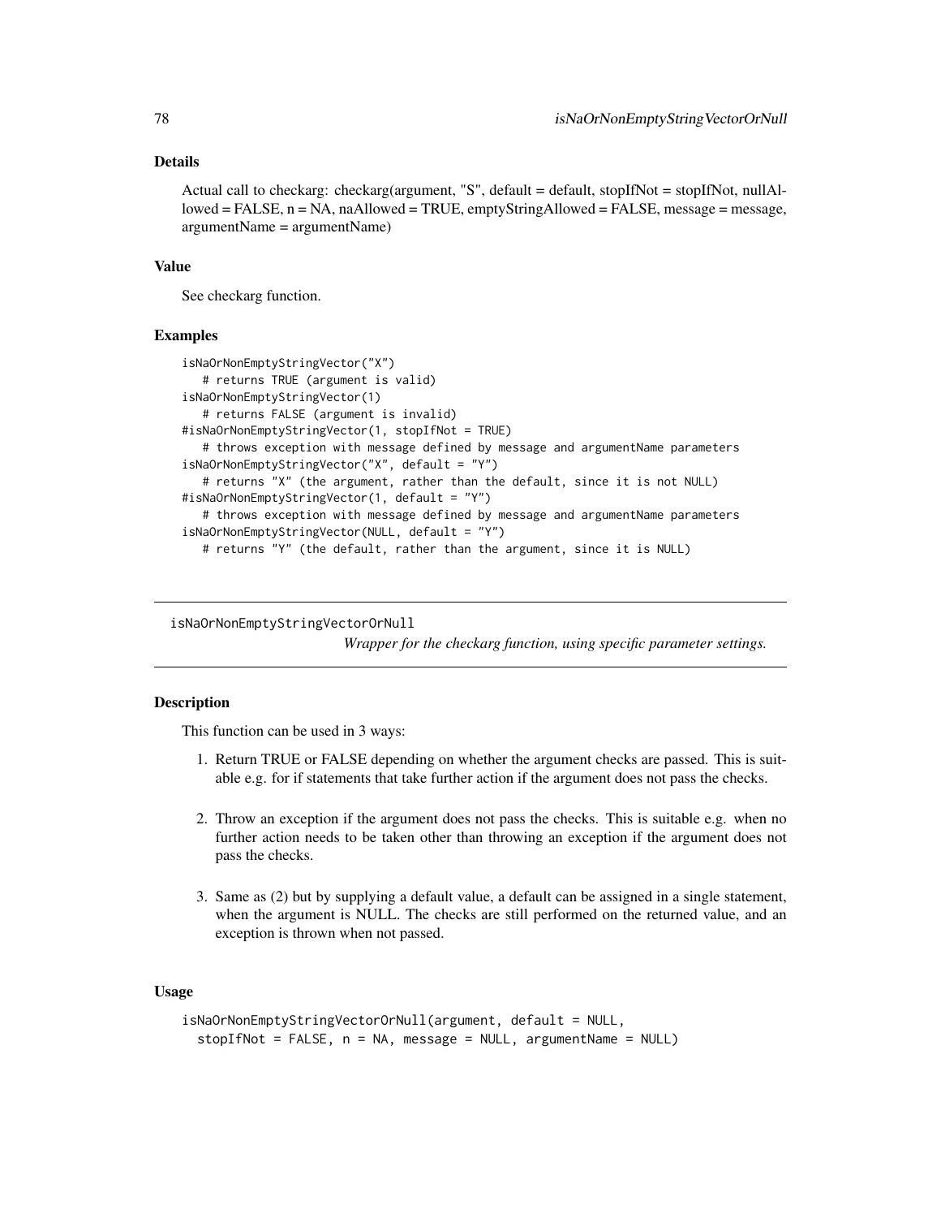### Details

Actual call to checkarg: checkarg(argument, "S", default = default, stopIfNot = stopIfNot, nullAllowed = FALSE, n = NA, naAllowed = TRUE, emptyStringAllowed = FALSE, message = message, argumentName = argumentName)

### Value

See checkarg function.

### Examples

```
isNaOrNonEmptyStringVector("X")
   # returns TRUE (argument is valid)
isNaOrNonEmptyStringVector(1)
   # returns FALSE (argument is invalid)
#isNaOrNonEmptyStringVector(1, stopIfNot = TRUE)
   # throws exception with message defined by message and argumentName parameters
isNaOrNonEmptyStringVector("X", default = "Y")
   # returns "X" (the argument, rather than the default, since it is not NULL)
#isNaOrNonEmptyStringVector(1, default = "Y")
   # throws exception with message defined by message and argumentName parameters
isNaOrNonEmptyStringVector(NULL, default = "Y")
   # returns "Y" (the default, rather than the argument, since it is NULL)
```

---

## isNaOrNonEmptyStringVectorOrNull

*Wrapper for the checkarg function, using specific parameter settings.*

---

### Description

This function can be used in 3 ways:

1. Return TRUE or FALSE depending on whether the argument checks are passed. This is suitable e.g. for if statements that take further action if the argument does not pass the checks.
2. Throw an exception if the argument does not pass the checks. This is suitable e.g. when no further action needs to be taken other than throwing an exception if the argument does not pass the checks.
3. Same as (2) but by supplying a default value, a default can be assigned in a single statement, when the argument is NULL. The checks are still performed on the returned value, and an exception is thrown when not passed.

### Usage

```
isNaOrNonEmptyStringVectorOrNull(argument, default = NULL,
  stopIfNot = FALSE, n = NA, message = NULL, argumentName = NULL)
```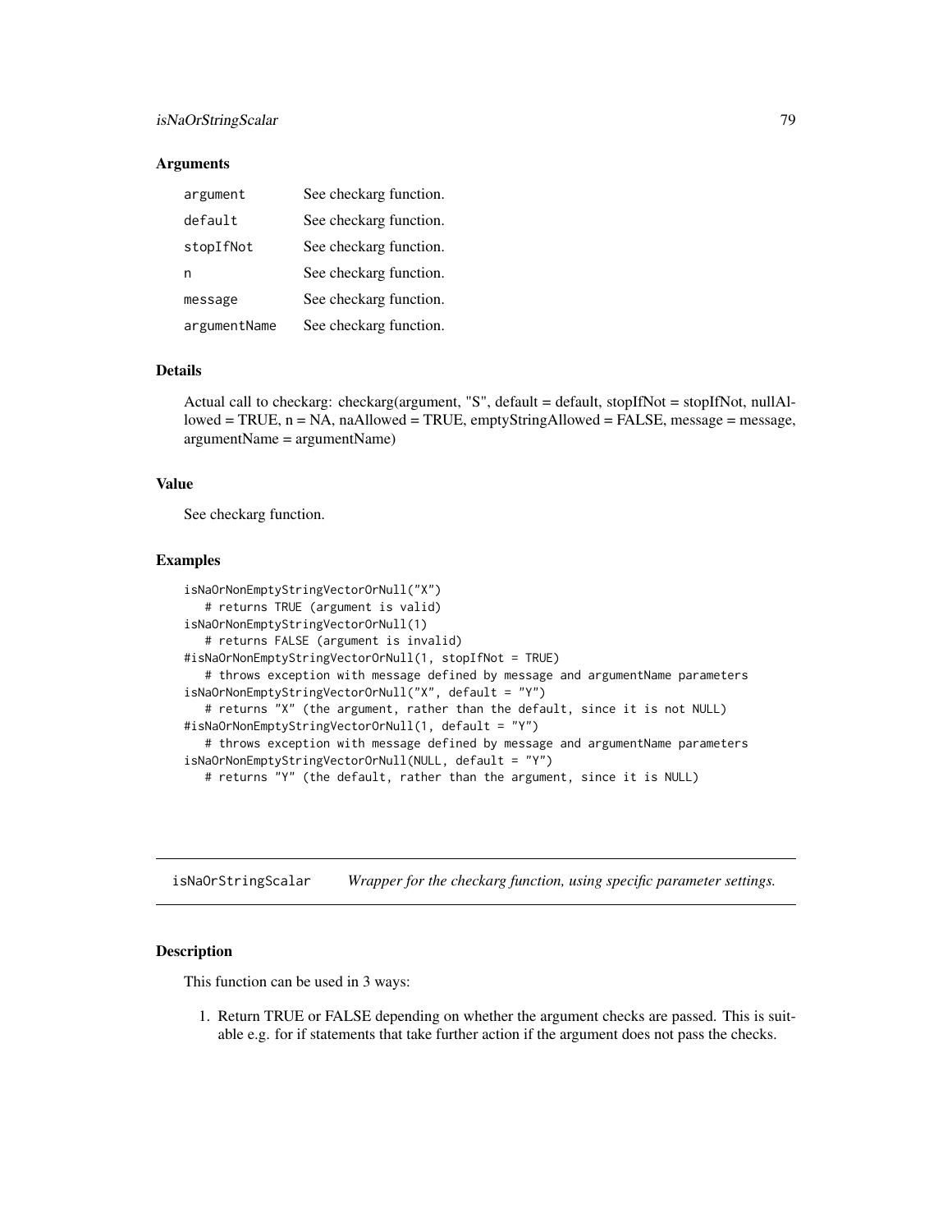### Arguments

| | |
|---|---|
| argument | See checkarg function. |
| default | See checkarg function. |
| stopIfNot | See checkarg function. |
| n | See checkarg function. |
| message | See checkarg function. |
| argumentName | See checkarg function. |

### Details

Actual call to checkarg: checkarg(argument, "S", default = default, stopIfNot = stopIfNot, nullAllowed = TRUE, n = NA, naAllowed = TRUE, emptyStringAllowed = FALSE, message = message, argumentName = argumentName)

### Value

See checkarg function.

### Examples

```
isNaOrNonEmptyStringVectorOrNull("X")
   # returns TRUE (argument is valid)
isNaOrNonEmptyStringVectorOrNull(1)
   # returns FALSE (argument is invalid)
#isNaOrNonEmptyStringVectorOrNull(1, stopIfNot = TRUE)
   # throws exception with message defined by message and argumentName parameters
isNaOrNonEmptyStringVectorOrNull("X", default = "Y")
   # returns "X" (the argument, rather than the default, since it is not NULL)
#isNaOrNonEmptyStringVectorOrNull(1, default = "Y")
   # throws exception with message defined by message and argumentName parameters
isNaOrNonEmptyStringVectorOrNull(NULL, default = "Y")
   # returns "Y" (the default, rather than the argument, since it is NULL)
```

## isNaOrStringScalar    *Wrapper for the checkarg function, using specific parameter settings.*

### Description

This function can be used in 3 ways:

1. Return TRUE or FALSE depending on whether the argument checks are passed. This is suitable e.g. for if statements that take further action if the argument does not pass the checks.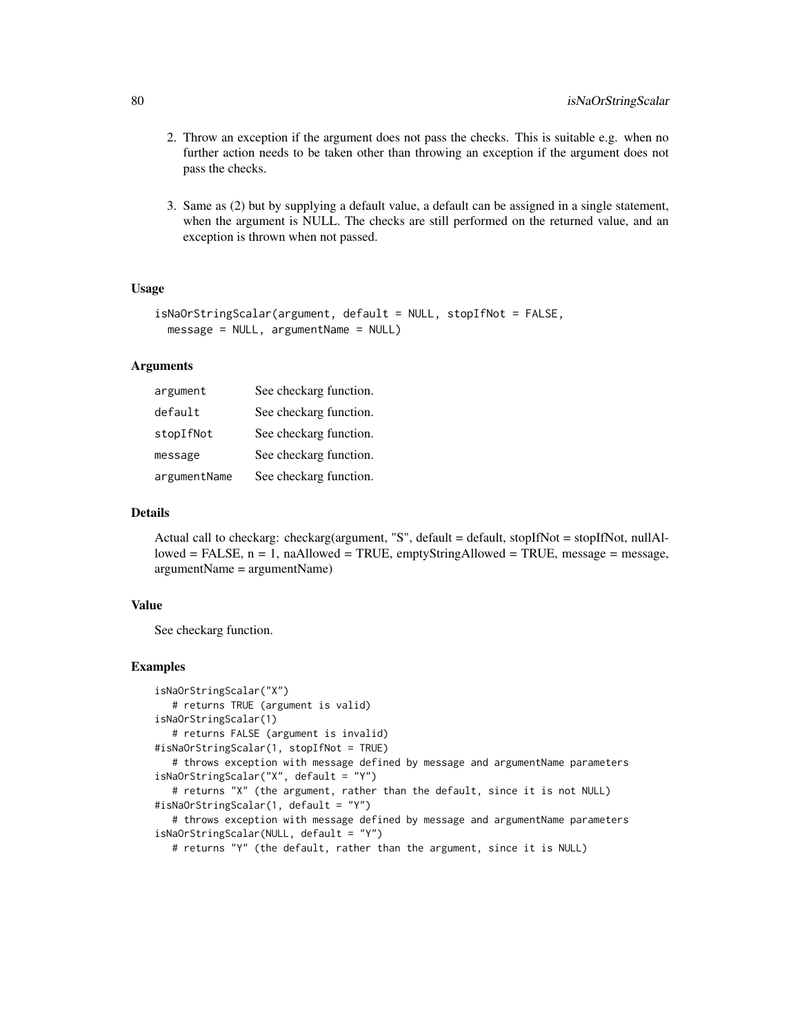2. Throw an exception if the argument does not pass the checks. This is suitable e.g. when no further action needs to be taken other than throwing an exception if the argument does not pass the checks.

3. Same as (2) but by supplying a default value, a default can be assigned in a single statement, when the argument is NULL. The checks are still performed on the returned value, and an exception is thrown when not passed.

### Usage

```
isNaOrStringScalar(argument, default = NULL, stopIfNot = FALSE,
  message = NULL, argumentName = NULL)
```

### Arguments

| | |
|---|---|
| argument | See checkarg function. |
| default | See checkarg function. |
| stopIfNot | See checkarg function. |
| message | See checkarg function. |
| argumentName | See checkarg function. |

### Details

Actual call to checkarg: checkarg(argument, "S", default = default, stopIfNot = stopIfNot, nullAllowed = FALSE, n = 1, naAllowed = TRUE, emptyStringAllowed = TRUE, message = message, argumentName = argumentName)

### Value

See checkarg function.

### Examples

```
isNaOrStringScalar("X")
   # returns TRUE (argument is valid)
isNaOrStringScalar(1)
   # returns FALSE (argument is invalid)
#isNaOrStringScalar(1, stopIfNot = TRUE)
   # throws exception with message defined by message and argumentName parameters
isNaOrStringScalar("X", default = "Y")
   # returns "X" (the argument, rather than the default, since it is not NULL)
#isNaOrStringScalar(1, default = "Y")
   # throws exception with message defined by message and argumentName parameters
isNaOrStringScalar(NULL, default = "Y")
   # returns "Y" (the default, rather than the argument, since it is NULL)
```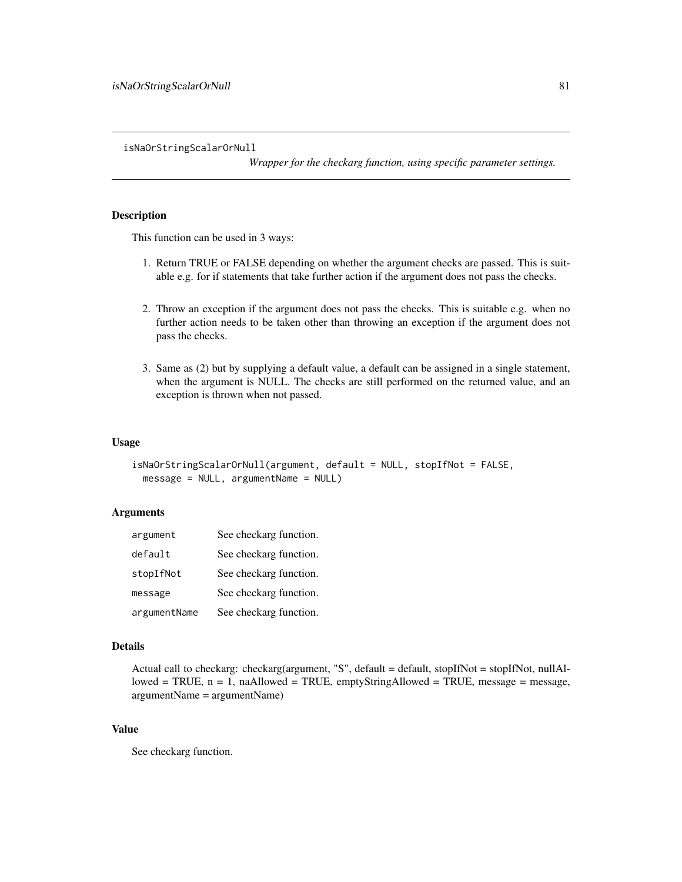`isNaOrStringScalarOrNull` *Wrapper for the checkarg function, using specific parameter settings.*

## Description

This function can be used in 3 ways:

1. Return TRUE or FALSE depending on whether the argument checks are passed. This is suitable e.g. for if statements that take further action if the argument does not pass the checks.
2. Throw an exception if the argument does not pass the checks. This is suitable e.g. when no further action needs to be taken other than throwing an exception if the argument does not pass the checks.
3. Same as (2) but by supplying a default value, a default can be assigned in a single statement, when the argument is NULL. The checks are still performed on the returned value, and an exception is thrown when not passed.

## Usage

```
isNaOrStringScalarOrNull(argument, default = NULL, stopIfNot = FALSE,
  message = NULL, argumentName = NULL)
```

## Arguments

| | |
|---|---|
| `argument` | See checkarg function. |
| `default` | See checkarg function. |
| `stopIfNot` | See checkarg function. |
| `message` | See checkarg function. |
| `argumentName` | See checkarg function. |

## Details

Actual call to checkarg: checkarg(argument, "S", default = default, stopIfNot = stopIfNot, nullAllowed = TRUE, n = 1, naAllowed = TRUE, emptyStringAllowed = TRUE, message = message, argumentName = argumentName)

## Value

See checkarg function.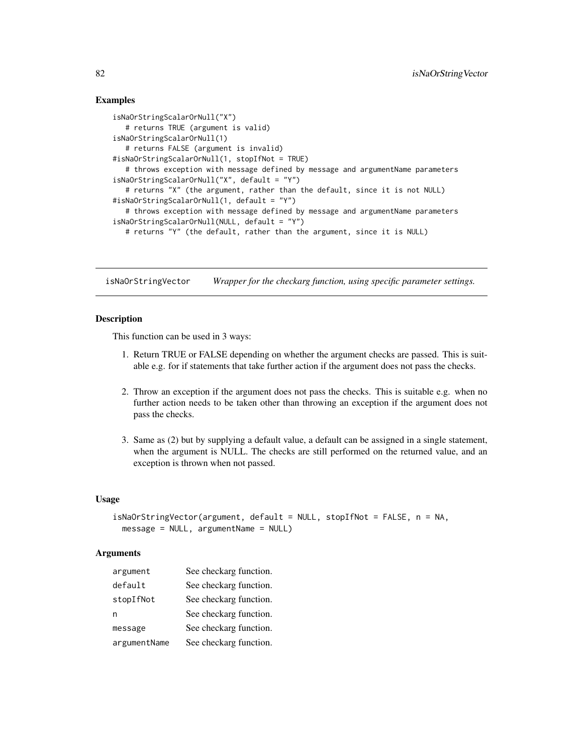### Examples

```
isNaOrStringScalarOrNull("X")
   # returns TRUE (argument is valid)
isNaOrStringScalarOrNull(1)
   # returns FALSE (argument is invalid)
#isNaOrStringScalarOrNull(1, stopIfNot = TRUE)
   # throws exception with message defined by message and argumentName parameters
isNaOrStringScalarOrNull("X", default = "Y")
   # returns "X" (the argument, rather than the default, since it is not NULL)
#isNaOrStringScalarOrNull(1, default = "Y")
   # throws exception with message defined by message and argumentName parameters
isNaOrStringScalarOrNull(NULL, default = "Y")
   # returns "Y" (the default, rather than the argument, since it is NULL)
```

---

## isNaOrStringVector — *Wrapper for the checkarg function, using specific parameter settings.*

### Description

This function can be used in 3 ways:

1. Return TRUE or FALSE depending on whether the argument checks are passed. This is suitable e.g. for if statements that take further action if the argument does not pass the checks.
2. Throw an exception if the argument does not pass the checks. This is suitable e.g. when no further action needs to be taken other than throwing an exception if the argument does not pass the checks.
3. Same as (2) but by supplying a default value, a default can be assigned in a single statement, when the argument is NULL. The checks are still performed on the returned value, and an exception is thrown when not passed.

### Usage

```
isNaOrStringVector(argument, default = NULL, stopIfNot = FALSE, n = NA,
  message = NULL, argumentName = NULL)
```

### Arguments

| | |
|---|---|
| argument | See checkarg function. |
| default | See checkarg function. |
| stopIfNot | See checkarg function. |
| n | See checkarg function. |
| message | See checkarg function. |
| argumentName | See checkarg function. |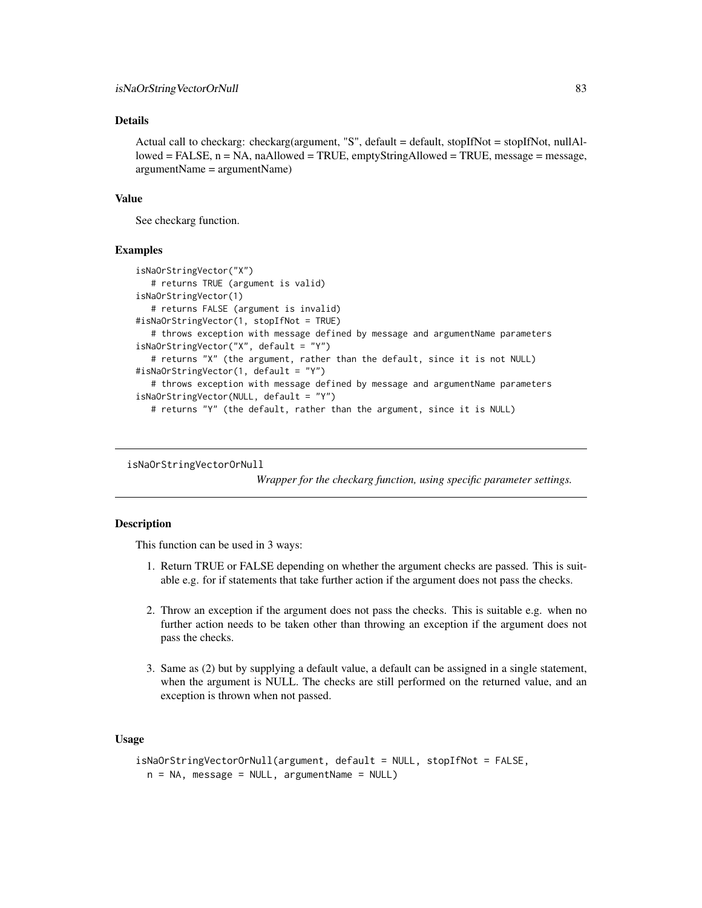### Details

Actual call to checkarg: checkarg(argument, "S", default = default, stopIfNot = stopIfNot, nullAllowed = FALSE, n = NA, naAllowed = TRUE, emptyStringAllowed = TRUE, message = message, argumentName = argumentName)

### Value

See checkarg function.

### Examples

```
isNaOrStringVector("X")
   # returns TRUE (argument is valid)
isNaOrStringVector(1)
   # returns FALSE (argument is invalid)
#isNaOrStringVector(1, stopIfNot = TRUE)
   # throws exception with message defined by message and argumentName parameters
isNaOrStringVector("X", default = "Y")
   # returns "X" (the argument, rather than the default, since it is not NULL)
#isNaOrStringVector(1, default = "Y")
   # throws exception with message defined by message and argumentName parameters
isNaOrStringVector(NULL, default = "Y")
   # returns "Y" (the default, rather than the argument, since it is NULL)
```

---

## isNaOrStringVectorOrNull

*Wrapper for the checkarg function, using specific parameter settings.*

### Description

This function can be used in 3 ways:

1. Return TRUE or FALSE depending on whether the argument checks are passed. This is suitable e.g. for if statements that take further action if the argument does not pass the checks.
2. Throw an exception if the argument does not pass the checks. This is suitable e.g. when no further action needs to be taken other than throwing an exception if the argument does not pass the checks.
3. Same as (2) but by supplying a default value, a default can be assigned in a single statement, when the argument is NULL. The checks are still performed on the returned value, and an exception is thrown when not passed.

### Usage

```
isNaOrStringVectorOrNull(argument, default = NULL, stopIfNot = FALSE,
  n = NA, message = NULL, argumentName = NULL)
```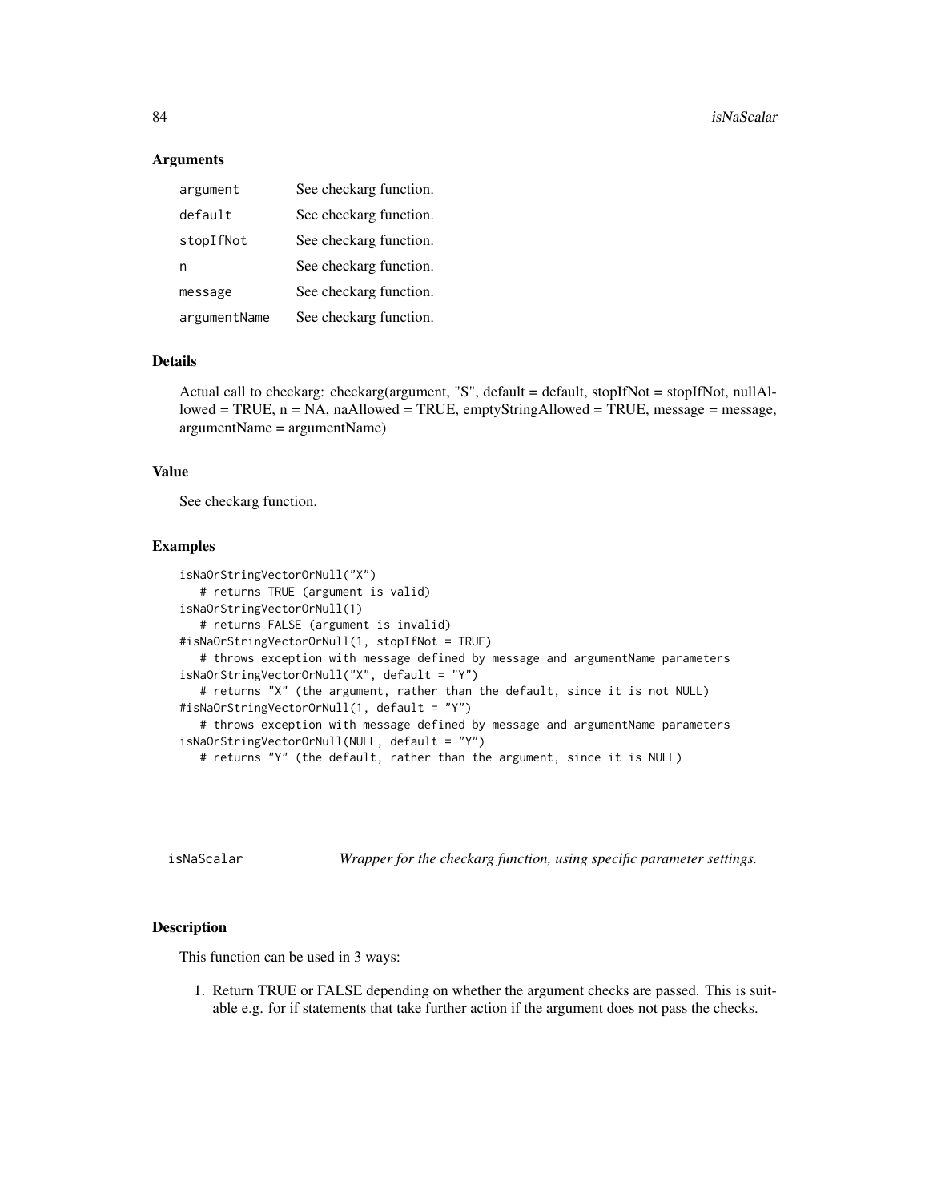### Arguments

| | |
|---|---|
| argument | See checkarg function. |
| default | See checkarg function. |
| stopIfNot | See checkarg function. |
| n | See checkarg function. |
| message | See checkarg function. |
| argumentName | See checkarg function. |

### Details

Actual call to checkarg: checkarg(argument, "S", default = default, stopIfNot = stopIfNot, nullAllowed = TRUE, n = NA, naAllowed = TRUE, emptyStringAllowed = TRUE, message = message, argumentName = argumentName)

### Value

See checkarg function.

### Examples

```
isNaOrStringVectorOrNull("X")
   # returns TRUE (argument is valid)
isNaOrStringVectorOrNull(1)
   # returns FALSE (argument is invalid)
#isNaOrStringVectorOrNull(1, stopIfNot = TRUE)
   # throws exception with message defined by message and argumentName parameters
isNaOrStringVectorOrNull("X", default = "Y")
   # returns "X" (the argument, rather than the default, since it is not NULL)
#isNaOrStringVectorOrNull(1, default = "Y")
   # throws exception with message defined by message and argumentName parameters
isNaOrStringVectorOrNull(NULL, default = "Y")
   # returns "Y" (the default, rather than the argument, since it is NULL)
```

---

## isNaScalar — *Wrapper for the checkarg function, using specific parameter settings.*

### Description

This function can be used in 3 ways:

1. Return TRUE or FALSE depending on whether the argument checks are passed. This is suitable e.g. for if statements that take further action if the argument does not pass the checks.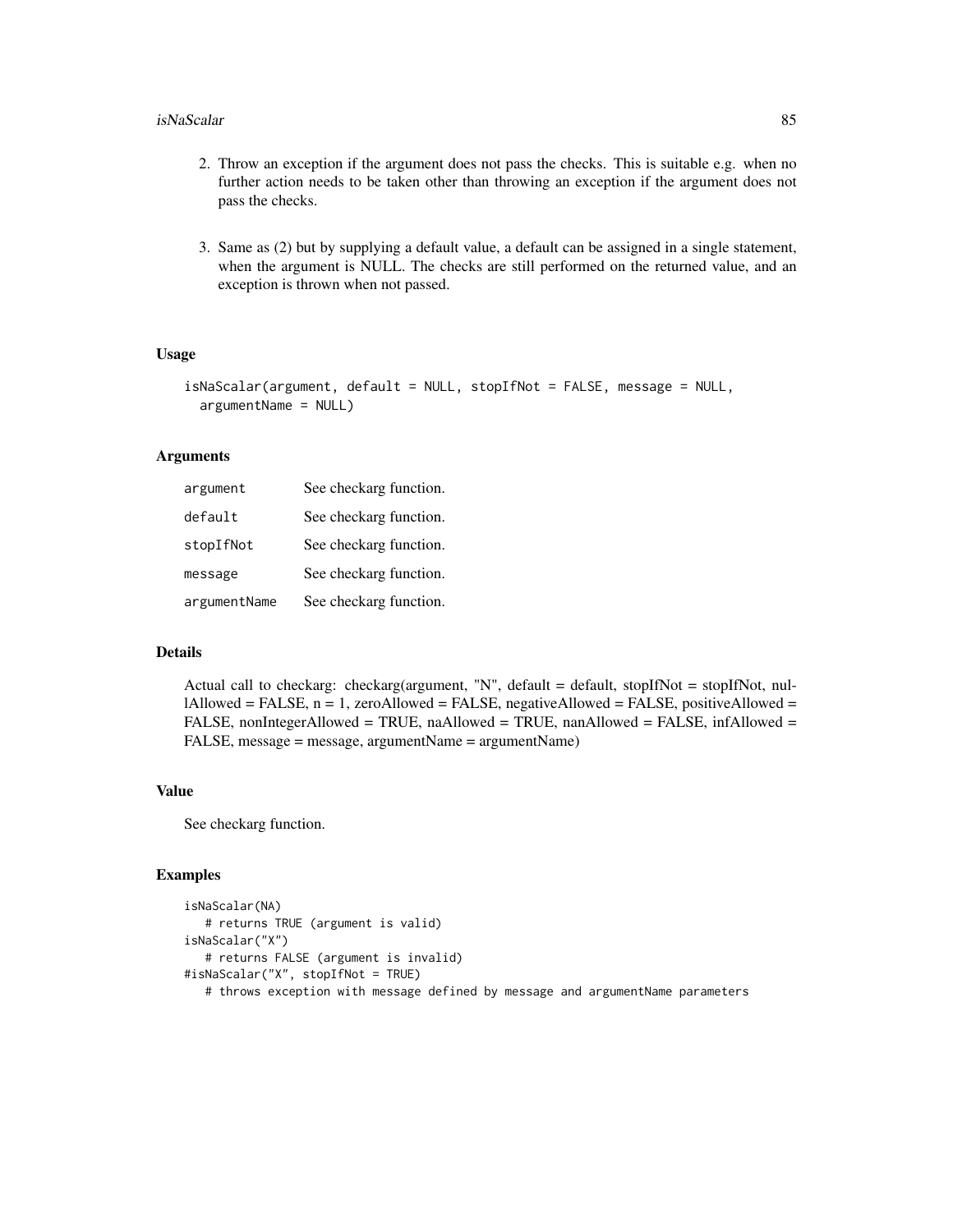2. Throw an exception if the argument does not pass the checks. This is suitable e.g. when no further action needs to be taken other than throwing an exception if the argument does not pass the checks.

3. Same as (2) but by supplying a default value, a default can be assigned in a single statement, when the argument is NULL. The checks are still performed on the returned value, and an exception is thrown when not passed.

### Usage

```
isNaScalar(argument, default = NULL, stopIfNot = FALSE, message = NULL,
  argumentName = NULL)
```

### Arguments

| | |
|---|---|
| argument | See checkarg function. |
| default | See checkarg function. |
| stopIfNot | See checkarg function. |
| message | See checkarg function. |
| argumentName | See checkarg function. |

### Details

Actual call to checkarg: checkarg(argument, "N", default = default, stopIfNot = stopIfNot, nullAllowed = FALSE, n = 1, zeroAllowed = FALSE, negativeAllowed = FALSE, positiveAllowed = FALSE, nonIntegerAllowed = TRUE, naAllowed = TRUE, nanAllowed = FALSE, infAllowed = FALSE, message = message, argumentName = argumentName)

### Value

See checkarg function.

### Examples

```
isNaScalar(NA)
   # returns TRUE (argument is valid)
isNaScalar("X")
   # returns FALSE (argument is invalid)
#isNaScalar("X", stopIfNot = TRUE)
   # throws exception with message defined by message and argumentName parameters
```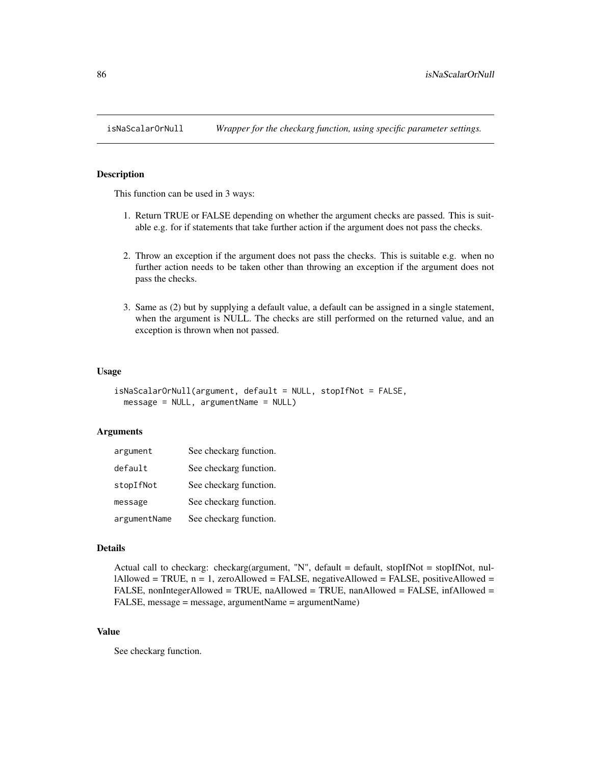isNaScalarOrNull *Wrapper for the checkarg function, using specific parameter settings.*

## Description

This function can be used in 3 ways:

1. Return TRUE or FALSE depending on whether the argument checks are passed. This is suitable e.g. for if statements that take further action if the argument does not pass the checks.
2. Throw an exception if the argument does not pass the checks. This is suitable e.g. when no further action needs to be taken other than throwing an exception if the argument does not pass the checks.
3. Same as (2) but by supplying a default value, a default can be assigned in a single statement, when the argument is NULL. The checks are still performed on the returned value, and an exception is thrown when not passed.

## Usage

```
isNaScalarOrNull(argument, default = NULL, stopIfNot = FALSE,
  message = NULL, argumentName = NULL)
```

## Arguments

| | |
|---|---|
| argument | See checkarg function. |
| default | See checkarg function. |
| stopIfNot | See checkarg function. |
| message | See checkarg function. |
| argumentName | See checkarg function. |

## Details

Actual call to checkarg: checkarg(argument, "N", default = default, stopIfNot = stopIfNot, nullAllowed = TRUE, n = 1, zeroAllowed = FALSE, negativeAllowed = FALSE, positiveAllowed = FALSE, nonIntegerAllowed = TRUE, naAllowed = TRUE, nanAllowed = FALSE, infAllowed = FALSE, message = message, argumentName = argumentName)

## Value

See checkarg function.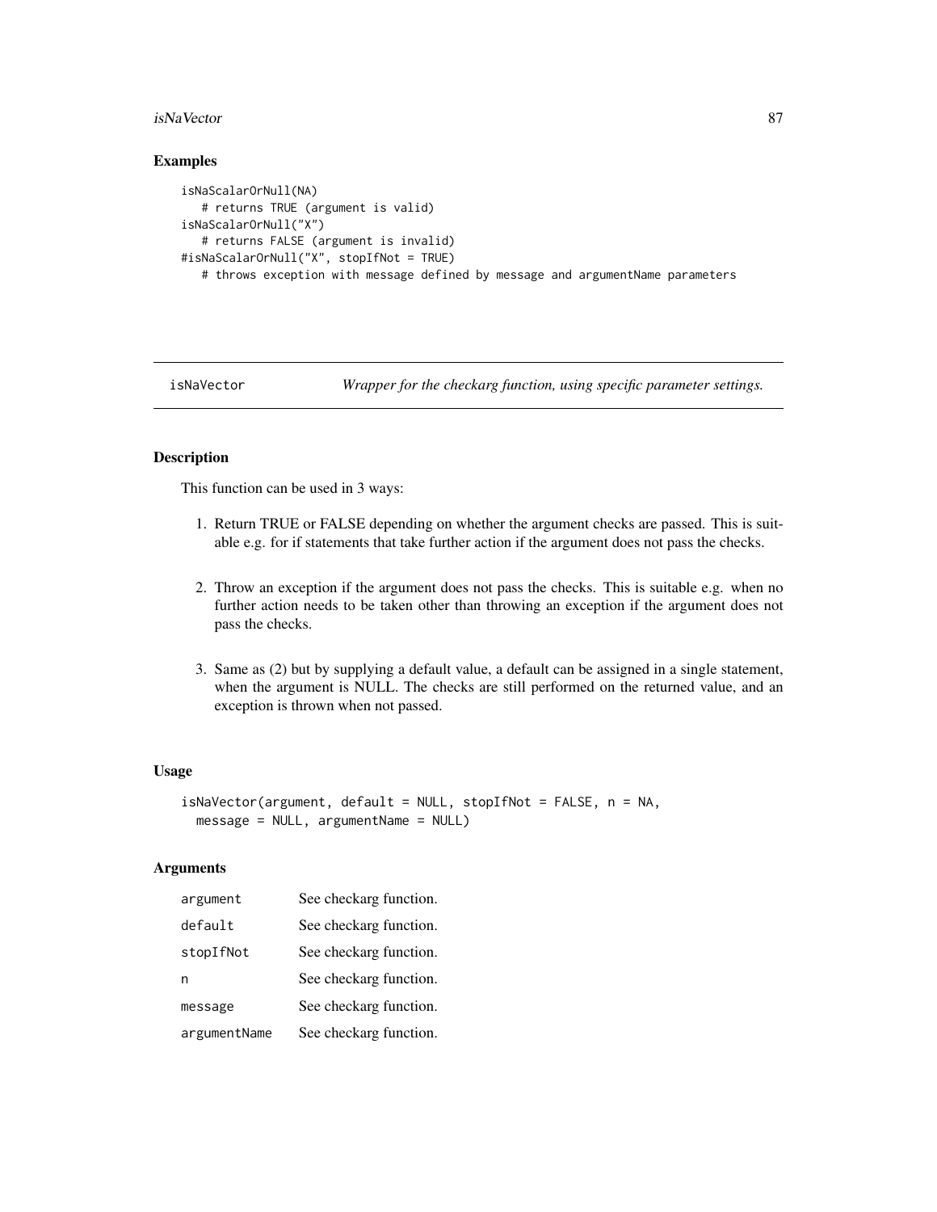### Examples

```
isNaScalarOrNull(NA)
   # returns TRUE (argument is valid)
isNaScalarOrNull("X")
   # returns FALSE (argument is invalid)
#isNaScalarOrNull("X", stopIfNot = TRUE)
   # throws exception with message defined by message and argumentName parameters
```

---

## isNaVector — *Wrapper for the checkarg function, using specific parameter settings.*

---

### Description

This function can be used in 3 ways:

1. Return TRUE or FALSE depending on whether the argument checks are passed. This is suitable e.g. for if statements that take further action if the argument does not pass the checks.
2. Throw an exception if the argument does not pass the checks. This is suitable e.g. when no further action needs to be taken other than throwing an exception if the argument does not pass the checks.
3. Same as (2) but by supplying a default value, a default can be assigned in a single statement, when the argument is NULL. The checks are still performed on the returned value, and an exception is thrown when not passed.

### Usage

```
isNaVector(argument, default = NULL, stopIfNot = FALSE, n = NA,
  message = NULL, argumentName = NULL)
```

### Arguments

| | |
|---|---|
| argument | See checkarg function. |
| default | See checkarg function. |
| stopIfNot | See checkarg function. |
| n | See checkarg function. |
| message | See checkarg function. |
| argumentName | See checkarg function. |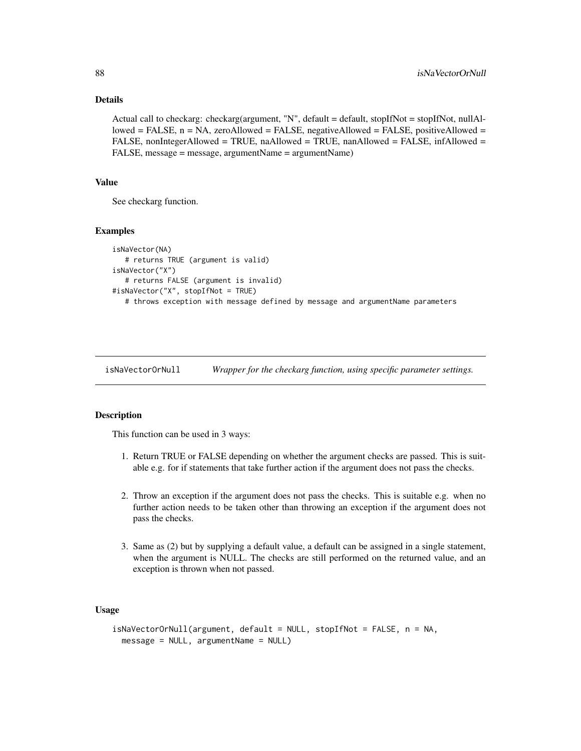### Details

Actual call to checkarg: checkarg(argument, "N", default = default, stopIfNot = stopIfNot, nullAllowed = FALSE, n = NA, zeroAllowed = FALSE, negativeAllowed = FALSE, positiveAllowed = FALSE, nonIntegerAllowed = TRUE, naAllowed = TRUE, nanAllowed = FALSE, infAllowed = FALSE, message = message, argumentName = argumentName)

### Value

See checkarg function.

### Examples

```
isNaVector(NA)
   # returns TRUE (argument is valid)
isNaVector("X")
   # returns FALSE (argument is invalid)
#isNaVector("X", stopIfNot = TRUE)
   # throws exception with message defined by message and argumentName parameters
```

---

## isNaVectorOrNull *Wrapper for the checkarg function, using specific parameter settings.*

---

### Description

This function can be used in 3 ways:

1. Return TRUE or FALSE depending on whether the argument checks are passed. This is suitable e.g. for if statements that take further action if the argument does not pass the checks.
2. Throw an exception if the argument does not pass the checks. This is suitable e.g. when no further action needs to be taken other than throwing an exception if the argument does not pass the checks.
3. Same as (2) but by supplying a default value, a default can be assigned in a single statement, when the argument is NULL. The checks are still performed on the returned value, and an exception is thrown when not passed.

### Usage

```
isNaVectorOrNull(argument, default = NULL, stopIfNot = FALSE, n = NA,
  message = NULL, argumentName = NULL)
```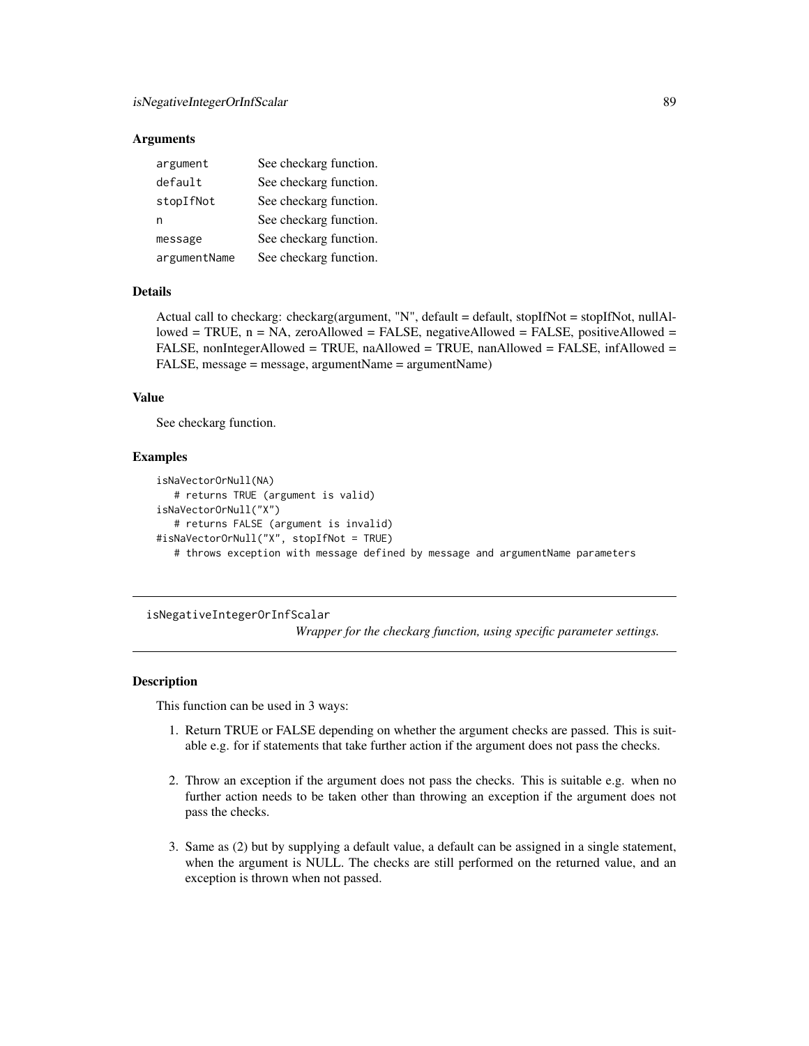### Arguments

| | |
|---|---|
| argument | See checkarg function. |
| default | See checkarg function. |
| stopIfNot | See checkarg function. |
| n | See checkarg function. |
| message | See checkarg function. |
| argumentName | See checkarg function. |

### Details

Actual call to checkarg: checkarg(argument, "N", default = default, stopIfNot = stopIfNot, nullAllowed = TRUE, n = NA, zeroAllowed = FALSE, negativeAllowed = FALSE, positiveAllowed = FALSE, nonIntegerAllowed = TRUE, naAllowed = TRUE, nanAllowed = FALSE, infAllowed = FALSE, message = message, argumentName = argumentName)

### Value

See checkarg function.

### Examples

```
isNaVectorOrNull(NA)
   # returns TRUE (argument is valid)
isNaVectorOrNull("X")
   # returns FALSE (argument is invalid)
#isNaVectorOrNull("X", stopIfNot = TRUE)
   # throws exception with message defined by message and argumentName parameters
```

---

## isNegativeIntegerOrInfScalar

*Wrapper for the checkarg function, using specific parameter settings.*

---

### Description

This function can be used in 3 ways:

1. Return TRUE or FALSE depending on whether the argument checks are passed. This is suitable e.g. for if statements that take further action if the argument does not pass the checks.
2. Throw an exception if the argument does not pass the checks. This is suitable e.g. when no further action needs to be taken other than throwing an exception if the argument does not pass the checks.
3. Same as (2) but by supplying a default value, a default can be assigned in a single statement, when the argument is NULL. The checks are still performed on the returned value, and an exception is thrown when not passed.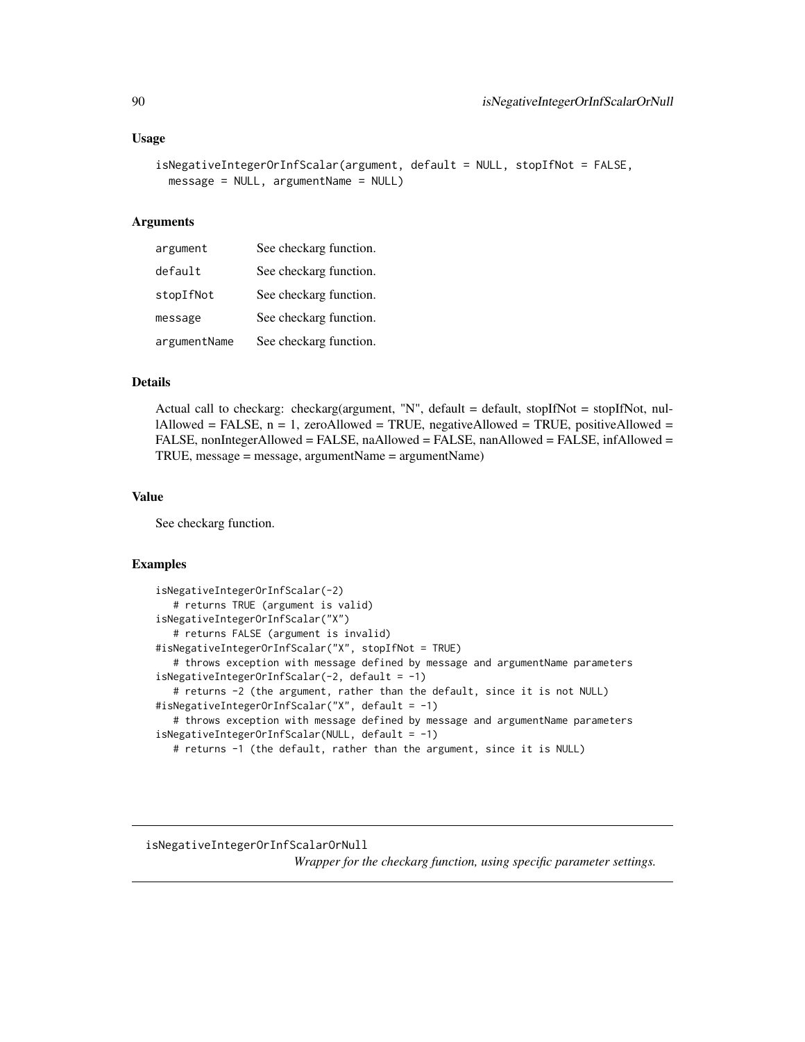### Usage

```
isNegativeIntegerOrInfScalar(argument, default = NULL, stopIfNot = FALSE,
  message = NULL, argumentName = NULL)
```

### Arguments

| | |
|---|---|
| argument | See checkarg function. |
| default | See checkarg function. |
| stopIfNot | See checkarg function. |
| message | See checkarg function. |
| argumentName | See checkarg function. |

### Details

Actual call to checkarg: checkarg(argument, "N", default = default, stopIfNot = stopIfNot, nullAllowed = FALSE, n = 1, zeroAllowed = TRUE, negativeAllowed = TRUE, positiveAllowed = FALSE, nonIntegerAllowed = FALSE, naAllowed = FALSE, nanAllowed = FALSE, infAllowed = TRUE, message = message, argumentName = argumentName)

### Value

See checkarg function.

### Examples

```
isNegativeIntegerOrInfScalar(-2)
   # returns TRUE (argument is valid)
isNegativeIntegerOrInfScalar("X")
   # returns FALSE (argument is invalid)
#isNegativeIntegerOrInfScalar("X", stopIfNot = TRUE)
   # throws exception with message defined by message and argumentName parameters
isNegativeIntegerOrInfScalar(-2, default = -1)
   # returns -2 (the argument, rather than the default, since it is not NULL)
#isNegativeIntegerOrInfScalar("X", default = -1)
   # throws exception with message defined by message and argumentName parameters
isNegativeIntegerOrInfScalar(NULL, default = -1)
   # returns -1 (the default, rather than the argument, since it is NULL)
```

## isNegativeIntegerOrInfScalarOrNull

*Wrapper for the checkarg function, using specific parameter settings.*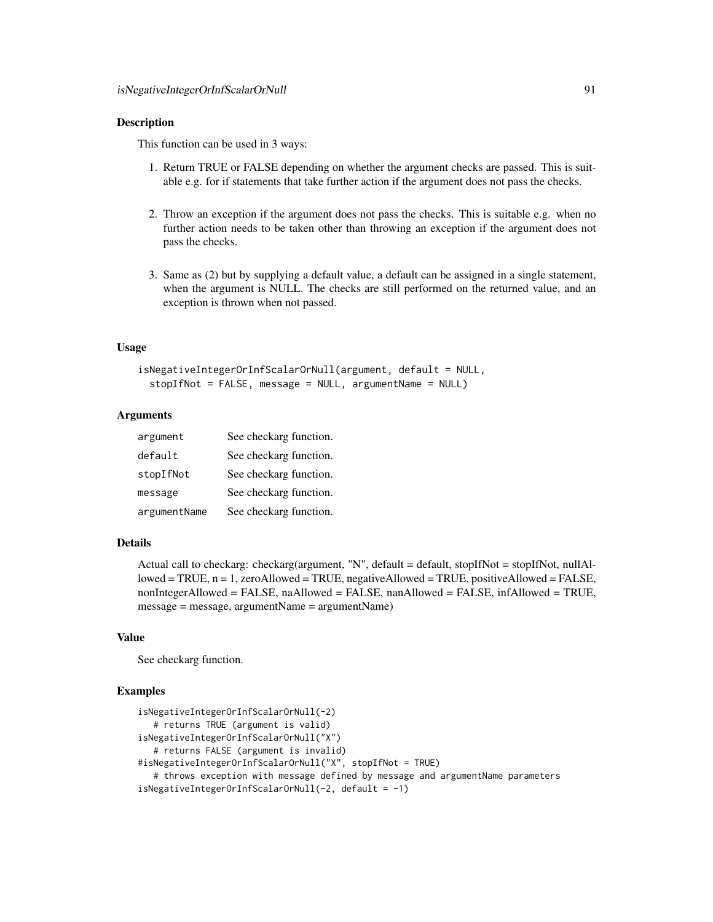### Description

This function can be used in 3 ways:

1. Return TRUE or FALSE depending on whether the argument checks are passed. This is suitable e.g. for if statements that take further action if the argument does not pass the checks.

2. Throw an exception if the argument does not pass the checks. This is suitable e.g. when no further action needs to be taken other than throwing an exception if the argument does not pass the checks.

3. Same as (2) but by supplying a default value, a default can be assigned in a single statement, when the argument is NULL. The checks are still performed on the returned value, and an exception is thrown when not passed.

### Usage

```
isNegativeIntegerOrInfScalarOrNull(argument, default = NULL,
  stopIfNot = FALSE, message = NULL, argumentName = NULL)
```

### Arguments

| | |
|---|---|
| argument | See checkarg function. |
| default | See checkarg function. |
| stopIfNot | See checkarg function. |
| message | See checkarg function. |
| argumentName | See checkarg function. |

### Details

Actual call to checkarg: checkarg(argument, "N", default = default, stopIfNot = stopIfNot, nullAllowed = TRUE, n = 1, zeroAllowed = TRUE, negativeAllowed = TRUE, positiveAllowed = FALSE, nonIntegerAllowed = FALSE, naAllowed = FALSE, nanAllowed = FALSE, infAllowed = TRUE, message = message, argumentName = argumentName)

### Value

See checkarg function.

### Examples

```
isNegativeIntegerOrInfScalarOrNull(-2)
   # returns TRUE (argument is valid)
isNegativeIntegerOrInfScalarOrNull("X")
   # returns FALSE (argument is invalid)
#isNegativeIntegerOrInfScalarOrNull("X", stopIfNot = TRUE)
   # throws exception with message defined by message and argumentName parameters
isNegativeIntegerOrInfScalarOrNull(-2, default = -1)
```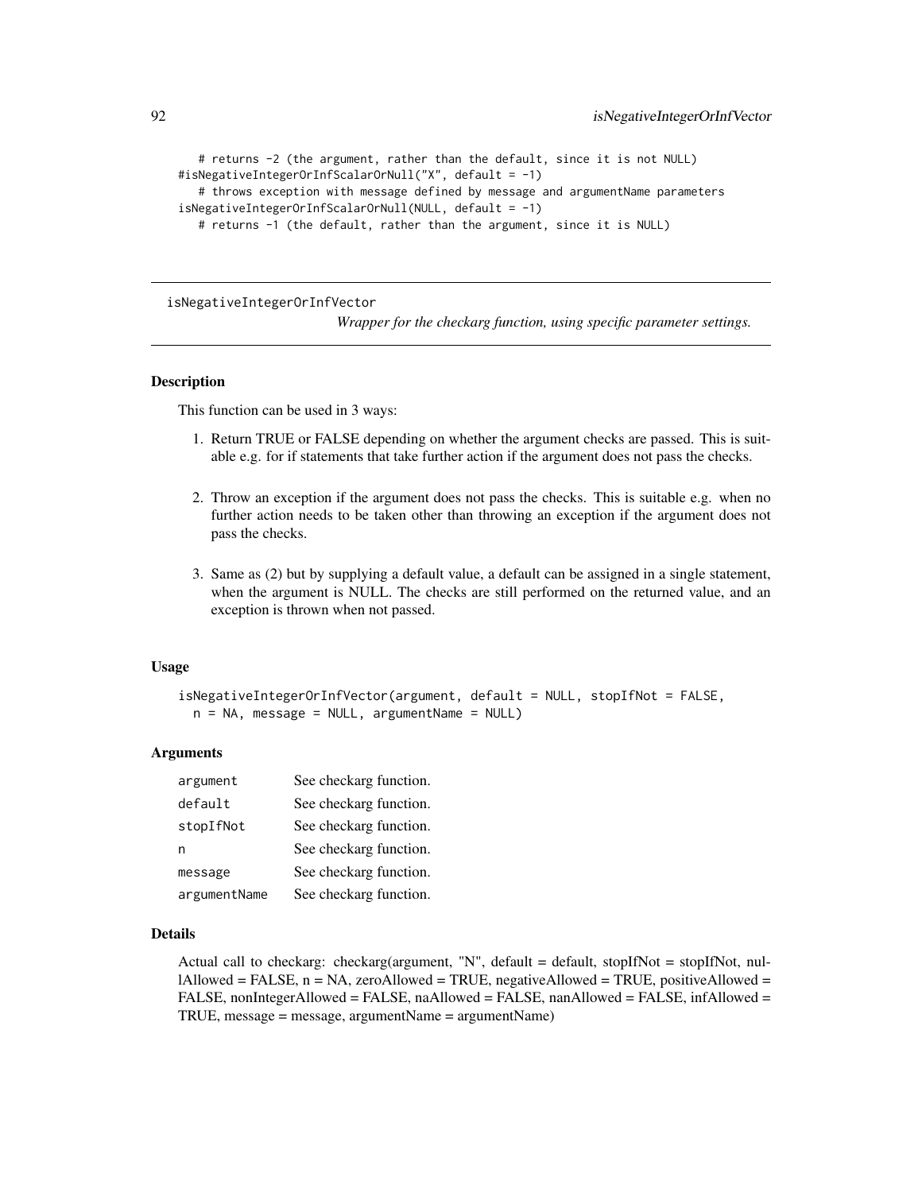```
    # returns -2 (the argument, rather than the default, since it is not NULL)
#isNegativeIntegerOrInfScalarOrNull("X", default = -1)
    # throws exception with message defined by message and argumentName parameters
isNegativeIntegerOrInfScalarOrNull(NULL, default = -1)
    # returns -1 (the default, rather than the argument, since it is NULL)
```

## isNegativeIntegerOrInfVector

*Wrapper for the checkarg function, using specific parameter settings.*

### Description

This function can be used in 3 ways:

1. Return TRUE or FALSE depending on whether the argument checks are passed. This is suitable e.g. for if statements that take further action if the argument does not pass the checks.
2. Throw an exception if the argument does not pass the checks. This is suitable e.g. when no further action needs to be taken other than throwing an exception if the argument does not pass the checks.
3. Same as (2) but by supplying a default value, a default can be assigned in a single statement, when the argument is NULL. The checks are still performed on the returned value, and an exception is thrown when not passed.

### Usage

```
isNegativeIntegerOrInfVector(argument, default = NULL, stopIfNot = FALSE,
  n = NA, message = NULL, argumentName = NULL)
```

### Arguments

| | |
|---|---|
| argument | See checkarg function. |
| default | See checkarg function. |
| stopIfNot | See checkarg function. |
| n | See checkarg function. |
| message | See checkarg function. |
| argumentName | See checkarg function. |

### Details

Actual call to checkarg: checkarg(argument, "N", default = default, stopIfNot = stopIfNot, nullAllowed = FALSE, n = NA, zeroAllowed = TRUE, negativeAllowed = TRUE, positiveAllowed = FALSE, nonIntegerAllowed = FALSE, naAllowed = FALSE, nanAllowed = FALSE, infAllowed = TRUE, message = message, argumentName = argumentName)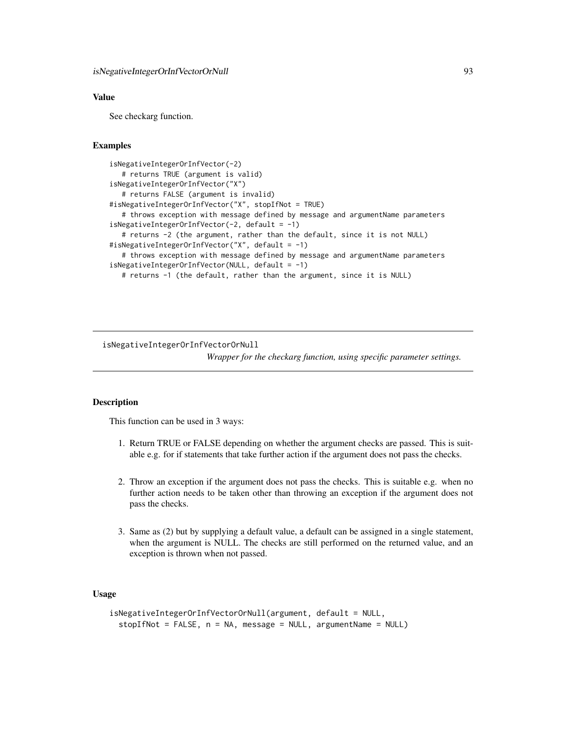### Value

See checkarg function.

### Examples

```
isNegativeIntegerOrInfVector(-2)
   # returns TRUE (argument is valid)
isNegativeIntegerOrInfVector("X")
   # returns FALSE (argument is invalid)
#isNegativeIntegerOrInfVector("X", stopIfNot = TRUE)
   # throws exception with message defined by message and argumentName parameters
isNegativeIntegerOrInfVector(-2, default = -1)
   # returns -2 (the argument, rather than the default, since it is not NULL)
#isNegativeIntegerOrInfVector("X", default = -1)
   # throws exception with message defined by message and argumentName parameters
isNegativeIntegerOrInfVector(NULL, default = -1)
   # returns -1 (the default, rather than the argument, since it is NULL)
```

---

## isNegativeIntegerOrInfVectorOrNull

*Wrapper for the checkarg function, using specific parameter settings.*

---

### Description

This function can be used in 3 ways:

1. Return TRUE or FALSE depending on whether the argument checks are passed. This is suitable e.g. for if statements that take further action if the argument does not pass the checks.
2. Throw an exception if the argument does not pass the checks. This is suitable e.g. when no further action needs to be taken other than throwing an exception if the argument does not pass the checks.
3. Same as (2) but by supplying a default value, a default can be assigned in a single statement, when the argument is NULL. The checks are still performed on the returned value, and an exception is thrown when not passed.

### Usage

```
isNegativeIntegerOrInfVectorOrNull(argument, default = NULL,
  stopIfNot = FALSE, n = NA, message = NULL, argumentName = NULL)
```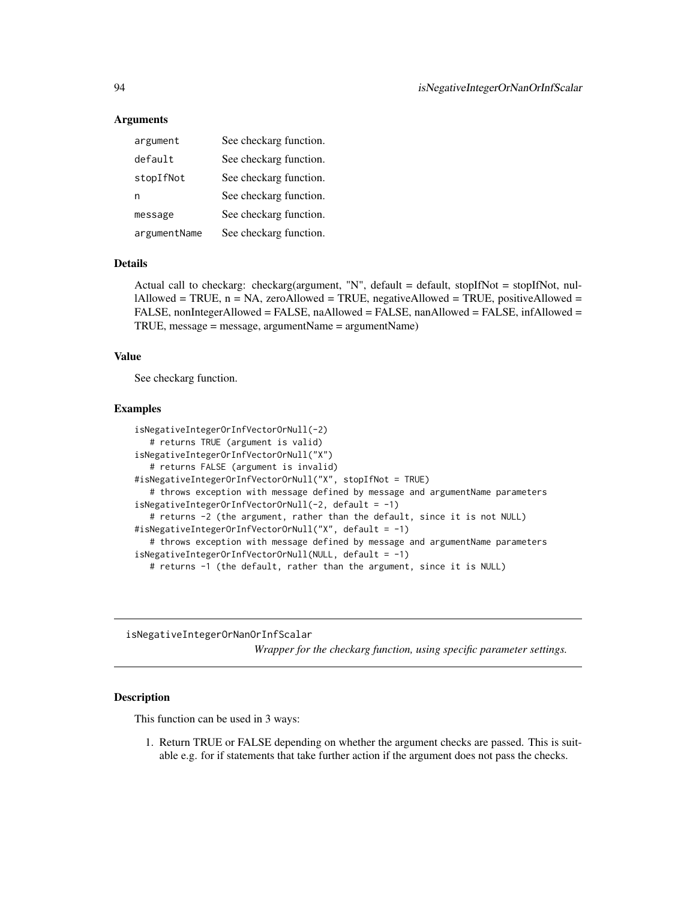### Arguments

| | |
|---|---|
| argument | See checkarg function. |
| default | See checkarg function. |
| stopIfNot | See checkarg function. |
| n | See checkarg function. |
| message | See checkarg function. |
| argumentName | See checkarg function. |

### Details

Actual call to checkarg: checkarg(argument, "N", default = default, stopIfNot = stopIfNot, nullAllowed = TRUE, n = NA, zeroAllowed = TRUE, negativeAllowed = TRUE, positiveAllowed = FALSE, nonIntegerAllowed = FALSE, naAllowed = FALSE, nanAllowed = FALSE, infAllowed = TRUE, message = message, argumentName = argumentName)

### Value

See checkarg function.

### Examples

```
isNegativeIntegerOrInfVectorOrNull(-2)
   # returns TRUE (argument is valid)
isNegativeIntegerOrInfVectorOrNull("X")
   # returns FALSE (argument is invalid)
#isNegativeIntegerOrInfVectorOrNull("X", stopIfNot = TRUE)
   # throws exception with message defined by message and argumentName parameters
isNegativeIntegerOrInfVectorOrNull(-2, default = -1)
   # returns -2 (the argument, rather than the default, since it is not NULL)
#isNegativeIntegerOrInfVectorOrNull("X", default = -1)
   # throws exception with message defined by message and argumentName parameters
isNegativeIntegerOrInfVectorOrNull(NULL, default = -1)
   # returns -1 (the default, rather than the argument, since it is NULL)
```

---

## isNegativeIntegerOrNanOrInfScalar

*Wrapper for the checkarg function, using specific parameter settings.*

---

### Description

This function can be used in 3 ways:

1. Return TRUE or FALSE depending on whether the argument checks are passed. This is suitable e.g. for if statements that take further action if the argument does not pass the checks.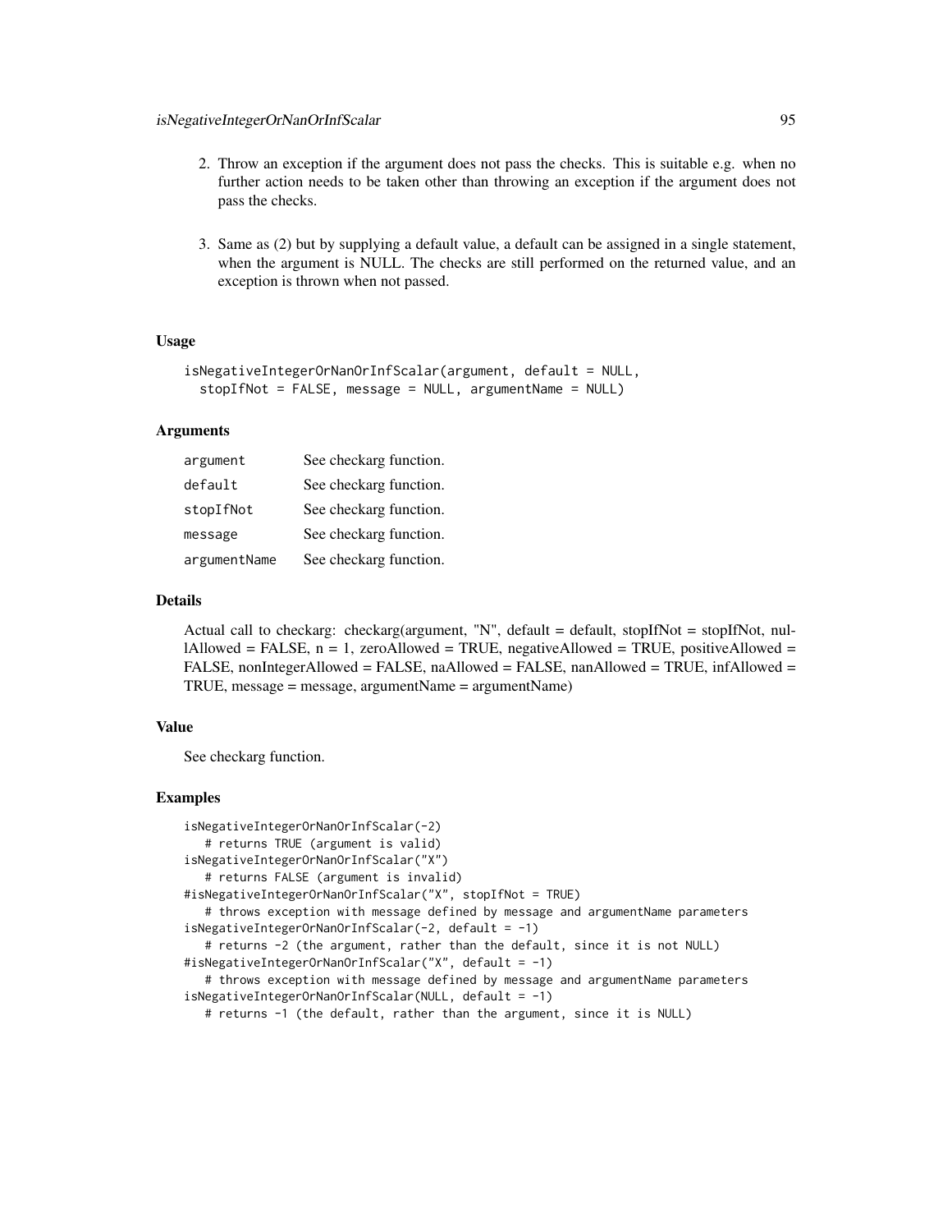2. Throw an exception if the argument does not pass the checks. This is suitable e.g. when no further action needs to be taken other than throwing an exception if the argument does not pass the checks.

3. Same as (2) but by supplying a default value, a default can be assigned in a single statement, when the argument is NULL. The checks are still performed on the returned value, and an exception is thrown when not passed.

### Usage

```
isNegativeIntegerOrNanOrInfScalar(argument, default = NULL,
  stopIfNot = FALSE, message = NULL, argumentName = NULL)
```

### Arguments

| | |
|---|---|
| argument | See checkarg function. |
| default | See checkarg function. |
| stopIfNot | See checkarg function. |
| message | See checkarg function. |
| argumentName | See checkarg function. |

### Details

Actual call to checkarg: checkarg(argument, "N", default = default, stopIfNot = stopIfNot, nullAllowed = FALSE, n = 1, zeroAllowed = TRUE, negativeAllowed = TRUE, positiveAllowed = FALSE, nonIntegerAllowed = FALSE, naAllowed = FALSE, nanAllowed = TRUE, infAllowed = TRUE, message = message, argumentName = argumentName)

### Value

See checkarg function.

### Examples

```
isNegativeIntegerOrNanOrInfScalar(-2)
   # returns TRUE (argument is valid)
isNegativeIntegerOrNanOrInfScalar("X")
   # returns FALSE (argument is invalid)
#isNegativeIntegerOrNanOrInfScalar("X", stopIfNot = TRUE)
   # throws exception with message defined by message and argumentName parameters
isNegativeIntegerOrNanOrInfScalar(-2, default = -1)
   # returns -2 (the argument, rather than the default, since it is not NULL)
#isNegativeIntegerOrNanOrInfScalar("X", default = -1)
   # throws exception with message defined by message and argumentName parameters
isNegativeIntegerOrNanOrInfScalar(NULL, default = -1)
   # returns -1 (the default, rather than the argument, since it is NULL)
```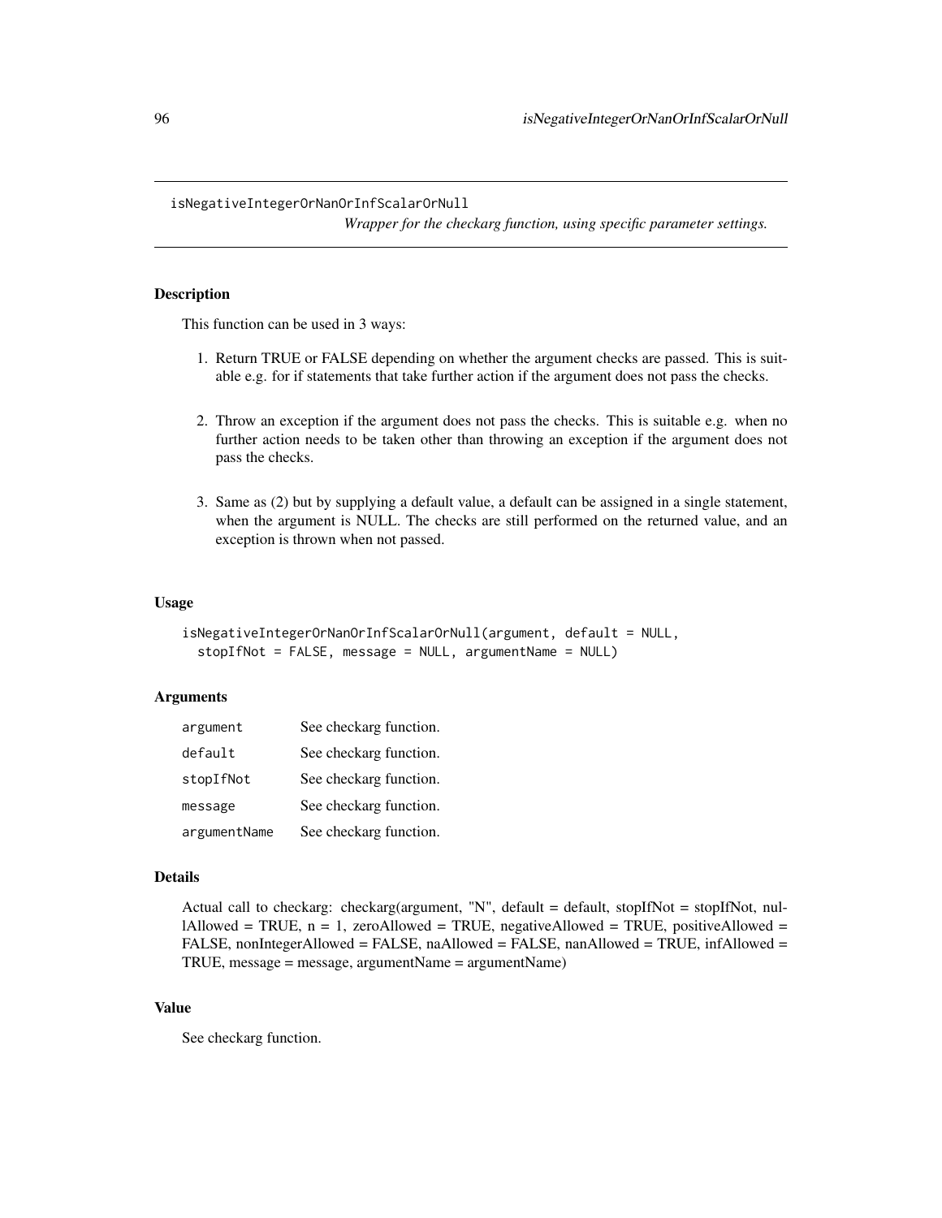# isNegativeIntegerOrNanOrInfScalarOrNull

*Wrapper for the checkarg function, using specific parameter settings.*

## Description

This function can be used in 3 ways:

1. Return TRUE or FALSE depending on whether the argument checks are passed. This is suitable e.g. for if statements that take further action if the argument does not pass the checks.
2. Throw an exception if the argument does not pass the checks. This is suitable e.g. when no further action needs to be taken other than throwing an exception if the argument does not pass the checks.
3. Same as (2) but by supplying a default value, a default can be assigned in a single statement, when the argument is NULL. The checks are still performed on the returned value, and an exception is thrown when not passed.

## Usage

```
isNegativeIntegerOrNanOrInfScalarOrNull(argument, default = NULL,
  stopIfNot = FALSE, message = NULL, argumentName = NULL)
```

## Arguments

| | |
|---|---|
| argument | See checkarg function. |
| default | See checkarg function. |
| stopIfNot | See checkarg function. |
| message | See checkarg function. |
| argumentName | See checkarg function. |

## Details

Actual call to checkarg: checkarg(argument, "N", default = default, stopIfNot = stopIfNot, nullAllowed = TRUE, n = 1, zeroAllowed = TRUE, negativeAllowed = TRUE, positiveAllowed = FALSE, nonIntegerAllowed = FALSE, naAllowed = FALSE, nanAllowed = TRUE, infAllowed = TRUE, message = message, argumentName = argumentName)

## Value

See checkarg function.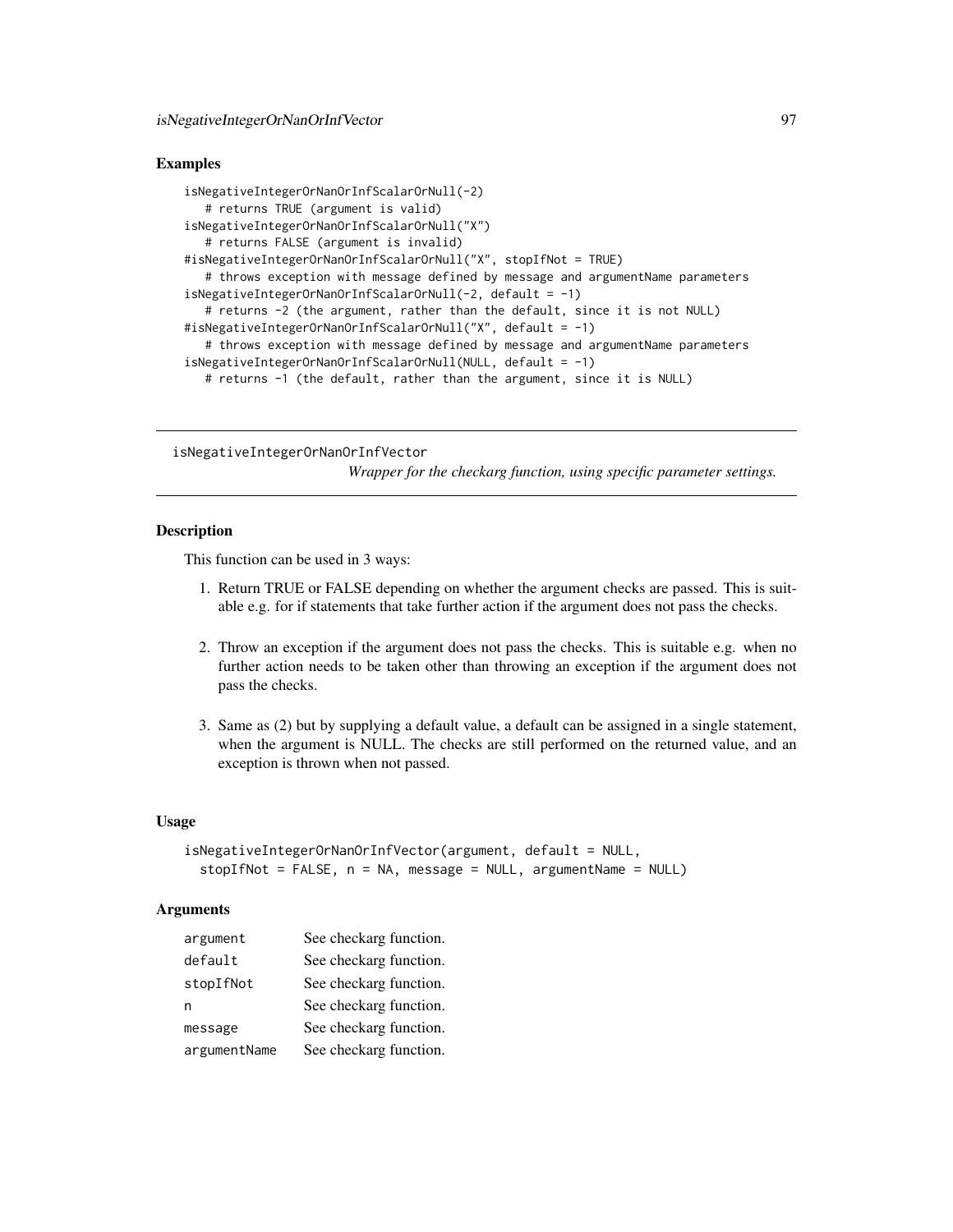## Examples

```
isNegativeIntegerOrNanOrInfScalarOrNull(-2)
   # returns TRUE (argument is valid)
isNegativeIntegerOrNanOrInfScalarOrNull("X")
   # returns FALSE (argument is invalid)
#isNegativeIntegerOrNanOrInfScalarOrNull("X", stopIfNot = TRUE)
   # throws exception with message defined by message and argumentName parameters
isNegativeIntegerOrNanOrInfScalarOrNull(-2, default = -1)
   # returns -2 (the argument, rather than the default, since it is not NULL)
#isNegativeIntegerOrNanOrInfScalarOrNull("X", default = -1)
   # throws exception with message defined by message and argumentName parameters
isNegativeIntegerOrNanOrInfScalarOrNull(NULL, default = -1)
   # returns -1 (the default, rather than the argument, since it is NULL)
```

---

# isNegativeIntegerOrNanOrInfVector

*Wrapper for the checkarg function, using specific parameter settings.*

---

## Description

This function can be used in 3 ways:

1. Return TRUE or FALSE depending on whether the argument checks are passed. This is suitable e.g. for if statements that take further action if the argument does not pass the checks.
2. Throw an exception if the argument does not pass the checks. This is suitable e.g. when no further action needs to be taken other than throwing an exception if the argument does not pass the checks.
3. Same as (2) but by supplying a default value, a default can be assigned in a single statement, when the argument is NULL. The checks are still performed on the returned value, and an exception is thrown when not passed.

## Usage

```
isNegativeIntegerOrNanOrInfVector(argument, default = NULL,
  stopIfNot = FALSE, n = NA, message = NULL, argumentName = NULL)
```

## Arguments

| | |
|---|---|
| argument | See checkarg function. |
| default | See checkarg function. |
| stopIfNot | See checkarg function. |
| n | See checkarg function. |
| message | See checkarg function. |
| argumentName | See checkarg function. |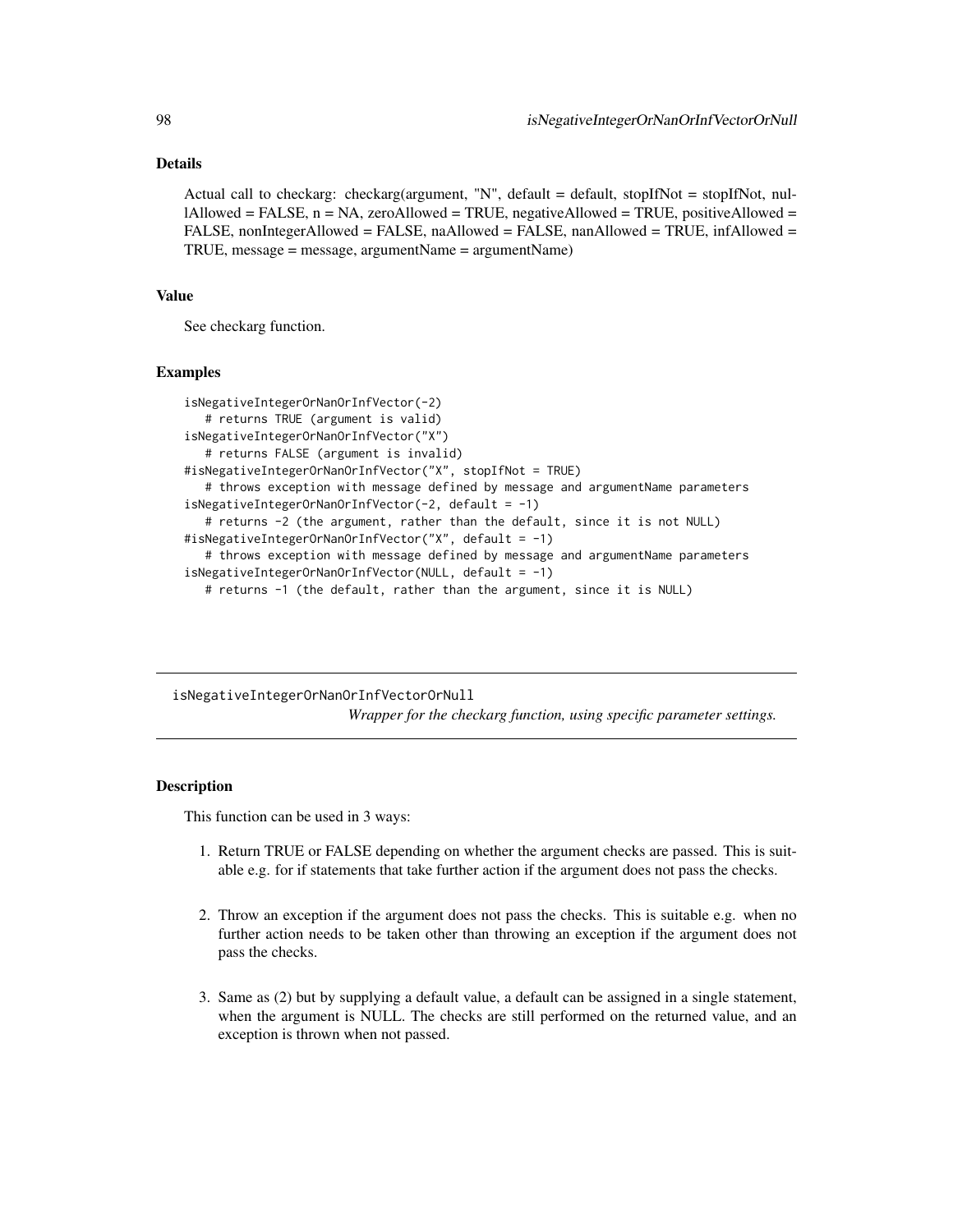### Details

Actual call to checkarg: checkarg(argument, "N", default = default, stopIfNot = stopIfNot, nullAllowed = FALSE, n = NA, zeroAllowed = TRUE, negativeAllowed = TRUE, positiveAllowed = FALSE, nonIntegerAllowed = FALSE, naAllowed = FALSE, nanAllowed = TRUE, infAllowed = TRUE, message = message, argumentName = argumentName)

### Value

See checkarg function.

### Examples

```
isNegativeIntegerOrNanOrInfVector(-2)
   # returns TRUE (argument is valid)
isNegativeIntegerOrNanOrInfVector("X")
   # returns FALSE (argument is invalid)
#isNegativeIntegerOrNanOrInfVector("X", stopIfNot = TRUE)
   # throws exception with message defined by message and argumentName parameters
isNegativeIntegerOrNanOrInfVector(-2, default = -1)
   # returns -2 (the argument, rather than the default, since it is not NULL)
#isNegativeIntegerOrNanOrInfVector("X", default = -1)
   # throws exception with message defined by message and argumentName parameters
isNegativeIntegerOrNanOrInfVector(NULL, default = -1)
   # returns -1 (the default, rather than the argument, since it is NULL)
```

---

## isNegativeIntegerOrNanOrInfVectorOrNull

*Wrapper for the checkarg function, using specific parameter settings.*

---

### Description

This function can be used in 3 ways:

1. Return TRUE or FALSE depending on whether the argument checks are passed. This is suitable e.g. for if statements that take further action if the argument does not pass the checks.
2. Throw an exception if the argument does not pass the checks. This is suitable e.g. when no further action needs to be taken other than throwing an exception if the argument does not pass the checks.
3. Same as (2) but by supplying a default value, a default can be assigned in a single statement, when the argument is NULL. The checks are still performed on the returned value, and an exception is thrown when not passed.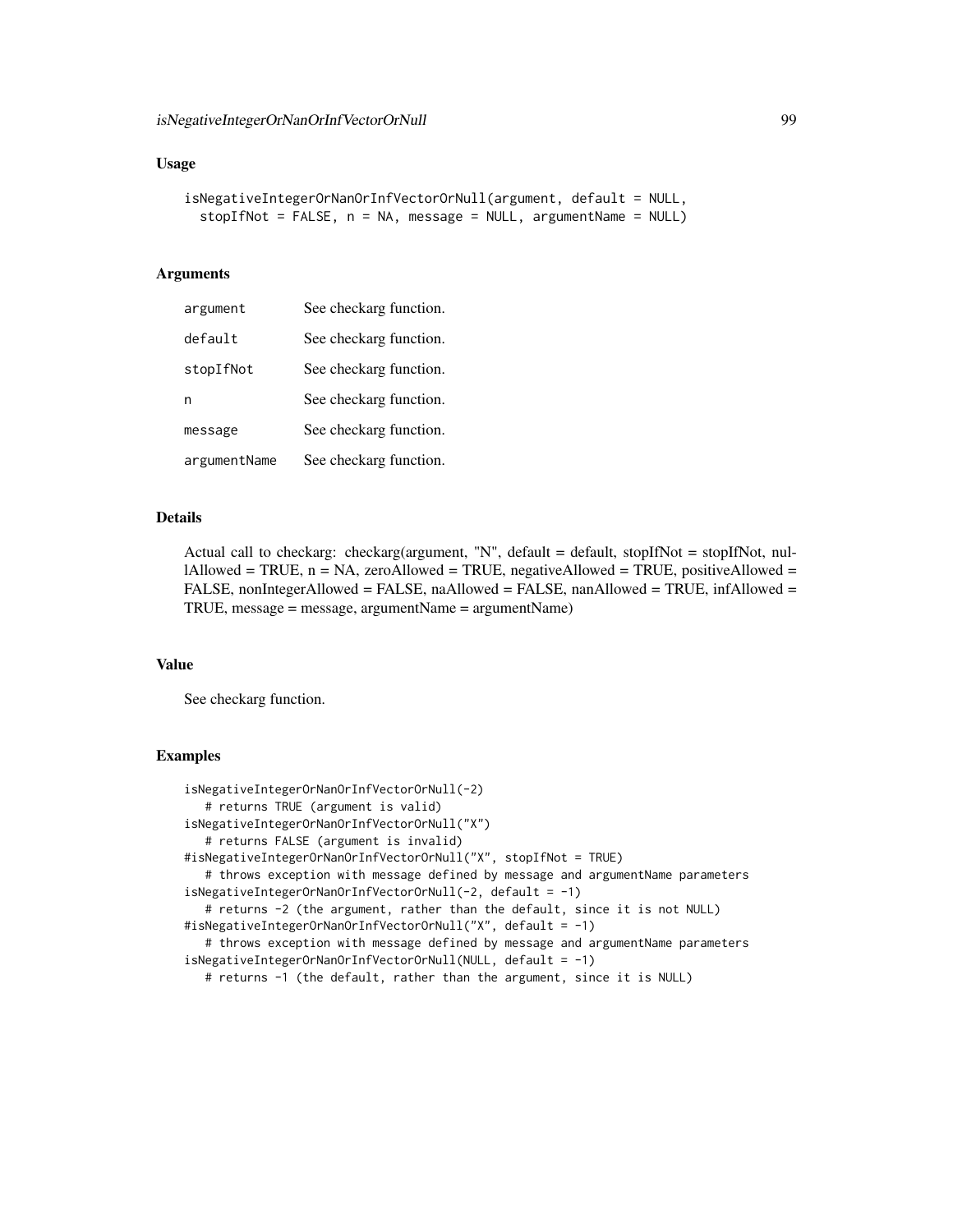### Usage

```
isNegativeIntegerOrNanOrInfVectorOrNull(argument, default = NULL,
  stopIfNot = FALSE, n = NA, message = NULL, argumentName = NULL)
```

### Arguments

| | |
|---|---|
| argument | See checkarg function. |
| default | See checkarg function. |
| stopIfNot | See checkarg function. |
| n | See checkarg function. |
| message | See checkarg function. |
| argumentName | See checkarg function. |

### Details

Actual call to checkarg: checkarg(argument, "N", default = default, stopIfNot = stopIfNot, nullAllowed = TRUE, n = NA, zeroAllowed = TRUE, negativeAllowed = TRUE, positiveAllowed = FALSE, nonIntegerAllowed = FALSE, naAllowed = FALSE, nanAllowed = TRUE, infAllowed = TRUE, message = message, argumentName = argumentName)

### Value

See checkarg function.

### Examples

```
isNegativeIntegerOrNanOrInfVectorOrNull(-2)
   # returns TRUE (argument is valid)
isNegativeIntegerOrNanOrInfVectorOrNull("X")
   # returns FALSE (argument is invalid)
#isNegativeIntegerOrNanOrInfVectorOrNull("X", stopIfNot = TRUE)
   # throws exception with message defined by message and argumentName parameters
isNegativeIntegerOrNanOrInfVectorOrNull(-2, default = -1)
   # returns -2 (the argument, rather than the default, since it is not NULL)
#isNegativeIntegerOrNanOrInfVectorOrNull("X", default = -1)
   # throws exception with message defined by message and argumentName parameters
isNegativeIntegerOrNanOrInfVectorOrNull(NULL, default = -1)
   # returns -1 (the default, rather than the argument, since it is NULL)
```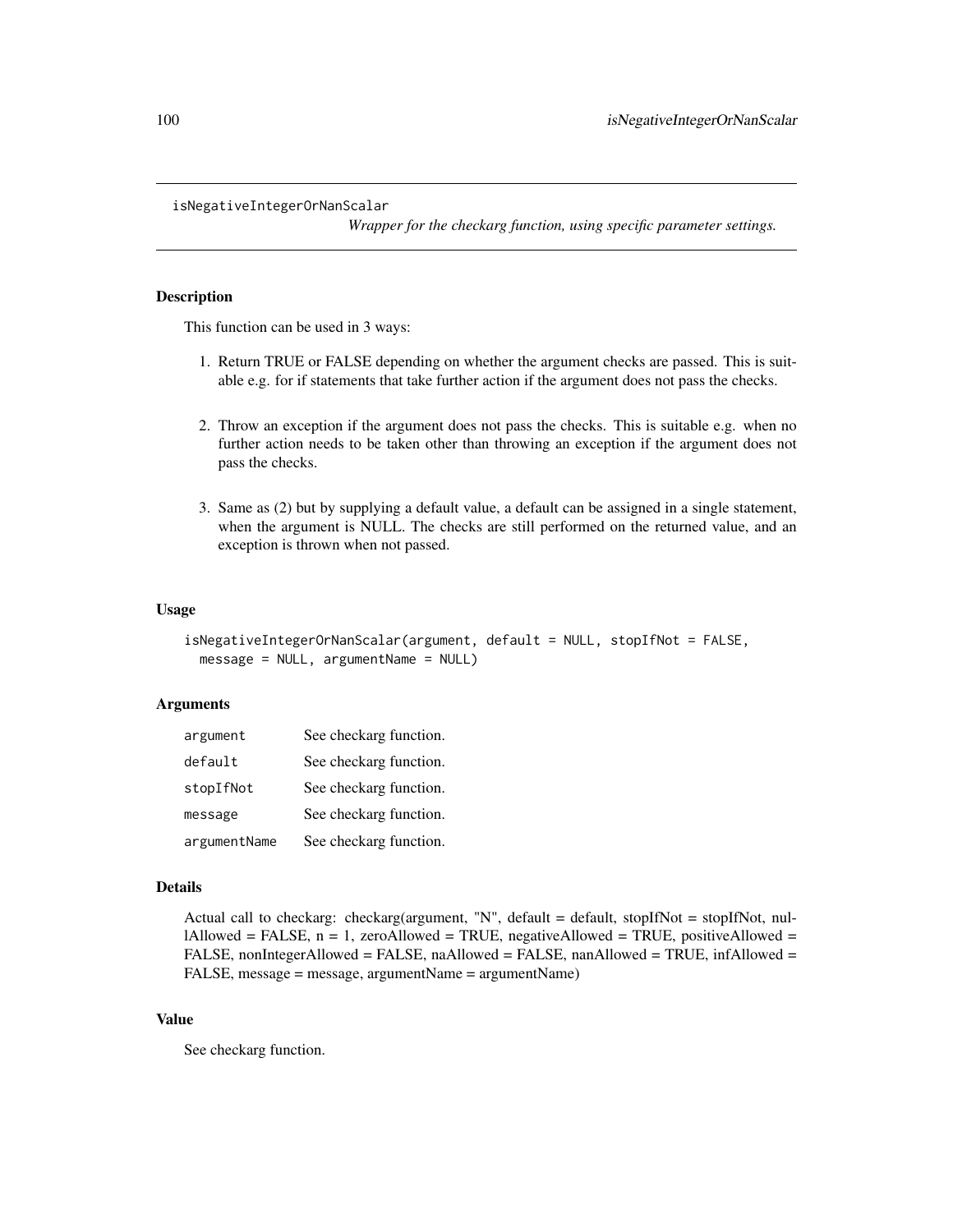isNegativeIntegerOrNanScalar

*Wrapper for the checkarg function, using specific parameter settings.*

### Description

This function can be used in 3 ways:

1. Return TRUE or FALSE depending on whether the argument checks are passed. This is suitable e.g. for if statements that take further action if the argument does not pass the checks.
2. Throw an exception if the argument does not pass the checks. This is suitable e.g. when no further action needs to be taken other than throwing an exception if the argument does not pass the checks.
3. Same as (2) but by supplying a default value, a default can be assigned in a single statement, when the argument is NULL. The checks are still performed on the returned value, and an exception is thrown when not passed.

### Usage

```
isNegativeIntegerOrNanScalar(argument, default = NULL, stopIfNot = FALSE,
  message = NULL, argumentName = NULL)
```

### Arguments

| | |
|---|---|
| argument | See checkarg function. |
| default | See checkarg function. |
| stopIfNot | See checkarg function. |
| message | See checkarg function. |
| argumentName | See checkarg function. |

### Details

Actual call to checkarg: checkarg(argument, "N", default = default, stopIfNot = stopIfNot, nullAllowed = FALSE, n = 1, zeroAllowed = TRUE, negativeAllowed = TRUE, positiveAllowed = FALSE, nonIntegerAllowed = FALSE, naAllowed = FALSE, nanAllowed = TRUE, infAllowed = FALSE, message = message, argumentName = argumentName)

### Value

See checkarg function.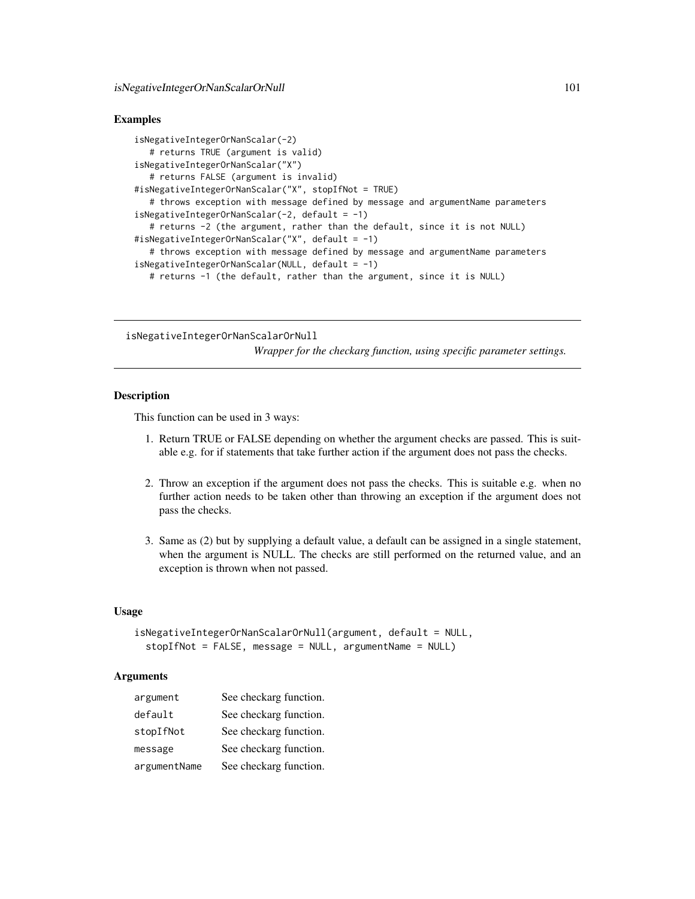## Examples

```
isNegativeIntegerOrNanScalar(-2)
   # returns TRUE (argument is valid)
isNegativeIntegerOrNanScalar("X")
   # returns FALSE (argument is invalid)
#isNegativeIntegerOrNanScalar("X", stopIfNot = TRUE)
   # throws exception with message defined by message and argumentName parameters
isNegativeIntegerOrNanScalar(-2, default = -1)
   # returns -2 (the argument, rather than the default, since it is not NULL)
#isNegativeIntegerOrNanScalar("X", default = -1)
   # throws exception with message defined by message and argumentName parameters
isNegativeIntegerOrNanScalar(NULL, default = -1)
   # returns -1 (the default, rather than the argument, since it is NULL)
```

---

# isNegativeIntegerOrNanScalarOrNull

*Wrapper for the checkarg function, using specific parameter settings.*

## Description

This function can be used in 3 ways:

1. Return TRUE or FALSE depending on whether the argument checks are passed. This is suitable e.g. for if statements that take further action if the argument does not pass the checks.
2. Throw an exception if the argument does not pass the checks. This is suitable e.g. when no further action needs to be taken other than throwing an exception if the argument does not pass the checks.
3. Same as (2) but by supplying a default value, a default can be assigned in a single statement, when the argument is NULL. The checks are still performed on the returned value, and an exception is thrown when not passed.

## Usage

```
isNegativeIntegerOrNanScalarOrNull(argument, default = NULL,
  stopIfNot = FALSE, message = NULL, argumentName = NULL)
```

## Arguments

| | |
|---|---|
| argument | See checkarg function. |
| default | See checkarg function. |
| stopIfNot | See checkarg function. |
| message | See checkarg function. |
| argumentName | See checkarg function. |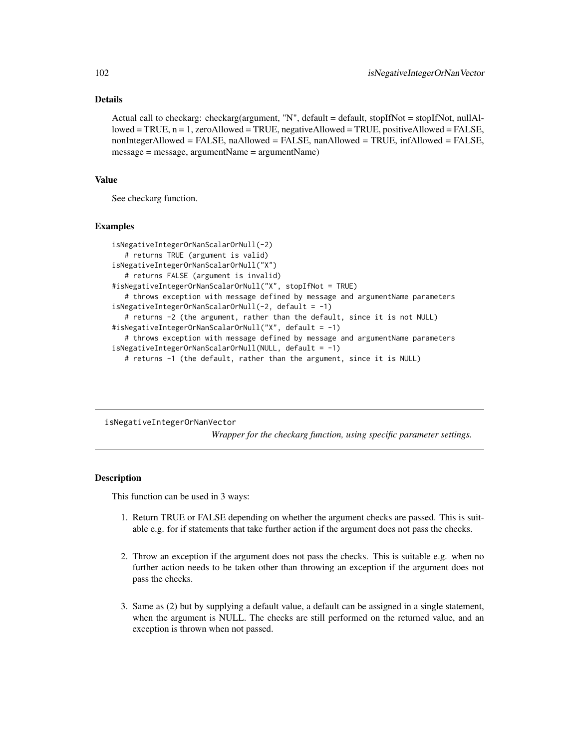### Details

Actual call to checkarg: checkarg(argument, "N", default = default, stopIfNot = stopIfNot, nullAllowed = TRUE, n = 1, zeroAllowed = TRUE, negativeAllowed = TRUE, positiveAllowed = FALSE, nonIntegerAllowed = FALSE, naAllowed = FALSE, nanAllowed = TRUE, infAllowed = FALSE, message = message, argumentName = argumentName)

### Value

See checkarg function.

### Examples

```
isNegativeIntegerOrNanScalarOrNull(-2)
   # returns TRUE (argument is valid)
isNegativeIntegerOrNanScalarOrNull("X")
   # returns FALSE (argument is invalid)
#isNegativeIntegerOrNanScalarOrNull("X", stopIfNot = TRUE)
   # throws exception with message defined by message and argumentName parameters
isNegativeIntegerOrNanScalarOrNull(-2, default = -1)
   # returns -2 (the argument, rather than the default, since it is not NULL)
#isNegativeIntegerOrNanScalarOrNull("X", default = -1)
   # throws exception with message defined by message and argumentName parameters
isNegativeIntegerOrNanScalarOrNull(NULL, default = -1)
   # returns -1 (the default, rather than the argument, since it is NULL)
```

---

## isNegativeIntegerOrNanVector

*Wrapper for the checkarg function, using specific parameter settings.*

---

### Description

This function can be used in 3 ways:

1. Return TRUE or FALSE depending on whether the argument checks are passed. This is suitable e.g. for if statements that take further action if the argument does not pass the checks.
2. Throw an exception if the argument does not pass the checks. This is suitable e.g. when no further action needs to be taken other than throwing an exception if the argument does not pass the checks.
3. Same as (2) but by supplying a default value, a default can be assigned in a single statement, when the argument is NULL. The checks are still performed on the returned value, and an exception is thrown when not passed.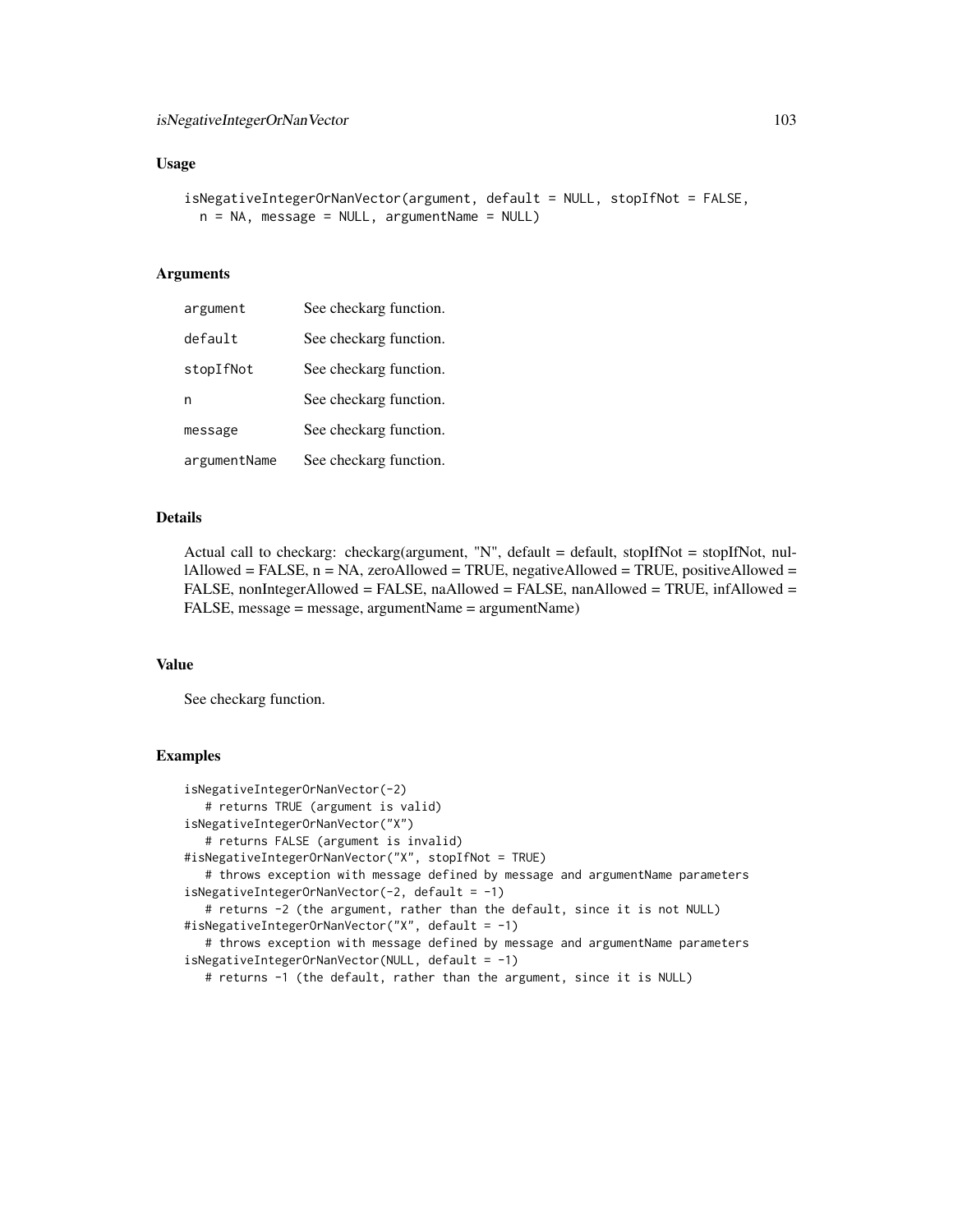### Usage

```
isNegativeIntegerOrNanVector(argument, default = NULL, stopIfNot = FALSE,
  n = NA, message = NULL, argumentName = NULL)
```

### Arguments

| | |
|---|---|
| argument | See checkarg function. |
| default | See checkarg function. |
| stopIfNot | See checkarg function. |
| n | See checkarg function. |
| message | See checkarg function. |
| argumentName | See checkarg function. |

### Details

Actual call to checkarg: checkarg(argument, "N", default = default, stopIfNot = stopIfNot, nullAllowed = FALSE, n = NA, zeroAllowed = TRUE, negativeAllowed = TRUE, positiveAllowed = FALSE, nonIntegerAllowed = FALSE, naAllowed = FALSE, nanAllowed = TRUE, infAllowed = FALSE, message = message, argumentName = argumentName)

### Value

See checkarg function.

### Examples

```
isNegativeIntegerOrNanVector(-2)
   # returns TRUE (argument is valid)
isNegativeIntegerOrNanVector("X")
   # returns FALSE (argument is invalid)
#isNegativeIntegerOrNanVector("X", stopIfNot = TRUE)
   # throws exception with message defined by message and argumentName parameters
isNegativeIntegerOrNanVector(-2, default = -1)
   # returns -2 (the argument, rather than the default, since it is not NULL)
#isNegativeIntegerOrNanVector("X", default = -1)
   # throws exception with message defined by message and argumentName parameters
isNegativeIntegerOrNanVector(NULL, default = -1)
   # returns -1 (the default, rather than the argument, since it is NULL)
```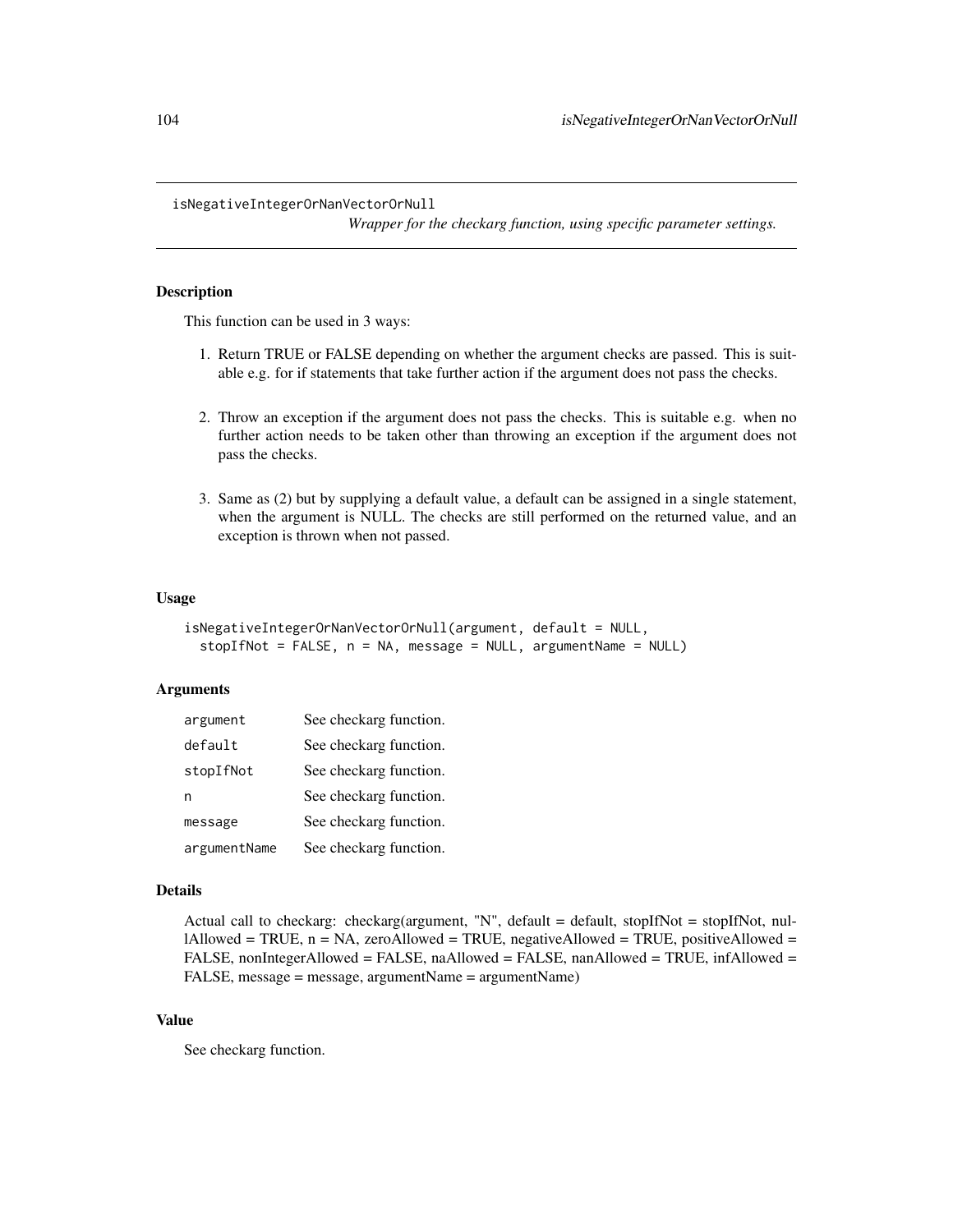isNegativeIntegerOrNanVectorOrNull

*Wrapper for the checkarg function, using specific parameter settings.*

## Description

This function can be used in 3 ways:

1. Return TRUE or FALSE depending on whether the argument checks are passed. This is suitable e.g. for if statements that take further action if the argument does not pass the checks.
2. Throw an exception if the argument does not pass the checks. This is suitable e.g. when no further action needs to be taken other than throwing an exception if the argument does not pass the checks.
3. Same as (2) but by supplying a default value, a default can be assigned in a single statement, when the argument is NULL. The checks are still performed on the returned value, and an exception is thrown when not passed.

## Usage

```
isNegativeIntegerOrNanVectorOrNull(argument, default = NULL,
  stopIfNot = FALSE, n = NA, message = NULL, argumentName = NULL)
```

## Arguments

| | |
|---|---|
| argument | See checkarg function. |
| default | See checkarg function. |
| stopIfNot | See checkarg function. |
| n | See checkarg function. |
| message | See checkarg function. |
| argumentName | See checkarg function. |

## Details

Actual call to checkarg: checkarg(argument, "N", default = default, stopIfNot = stopIfNot, nullAllowed = TRUE, n = NA, zeroAllowed = TRUE, negativeAllowed = TRUE, positiveAllowed = FALSE, nonIntegerAllowed = FALSE, naAllowed = FALSE, nanAllowed = TRUE, infAllowed = FALSE, message = message, argumentName = argumentName)

## Value

See checkarg function.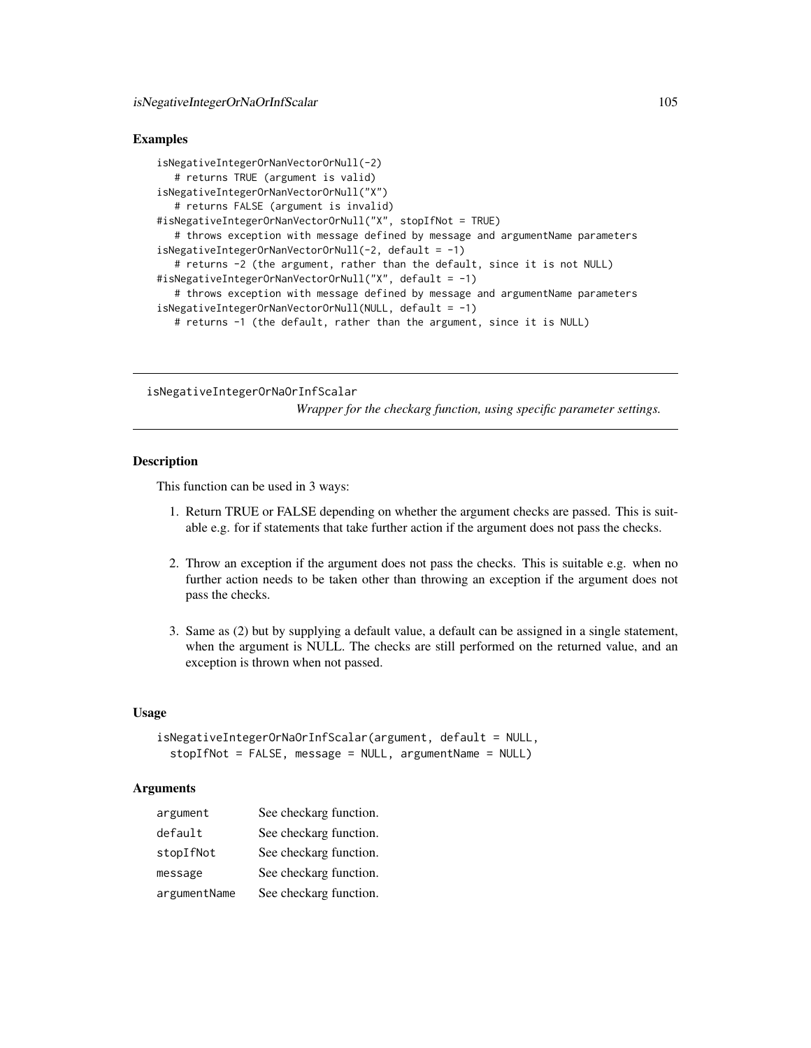### Examples

```
isNegativeIntegerOrNanVectorOrNull(-2)
   # returns TRUE (argument is valid)
isNegativeIntegerOrNanVectorOrNull("X")
   # returns FALSE (argument is invalid)
#isNegativeIntegerOrNanVectorOrNull("X", stopIfNot = TRUE)
   # throws exception with message defined by message and argumentName parameters
isNegativeIntegerOrNanVectorOrNull(-2, default = -1)
   # returns -2 (the argument, rather than the default, since it is not NULL)
#isNegativeIntegerOrNanVectorOrNull("X", default = -1)
   # throws exception with message defined by message and argumentName parameters
isNegativeIntegerOrNanVectorOrNull(NULL, default = -1)
   # returns -1 (the default, rather than the argument, since it is NULL)
```

---

## isNegativeIntegerOrNaOrInfScalar

*Wrapper for the checkarg function, using specific parameter settings.*

---

### Description

This function can be used in 3 ways:

1. Return TRUE or FALSE depending on whether the argument checks are passed. This is suitable e.g. for if statements that take further action if the argument does not pass the checks.
2. Throw an exception if the argument does not pass the checks. This is suitable e.g. when no further action needs to be taken other than throwing an exception if the argument does not pass the checks.
3. Same as (2) but by supplying a default value, a default can be assigned in a single statement, when the argument is NULL. The checks are still performed on the returned value, and an exception is thrown when not passed.

### Usage

```
isNegativeIntegerOrNaOrInfScalar(argument, default = NULL,
  stopIfNot = FALSE, message = NULL, argumentName = NULL)
```

### Arguments

| | |
|---|---|
| argument | See checkarg function. |
| default | See checkarg function. |
| stopIfNot | See checkarg function. |
| message | See checkarg function. |
| argumentName | See checkarg function. |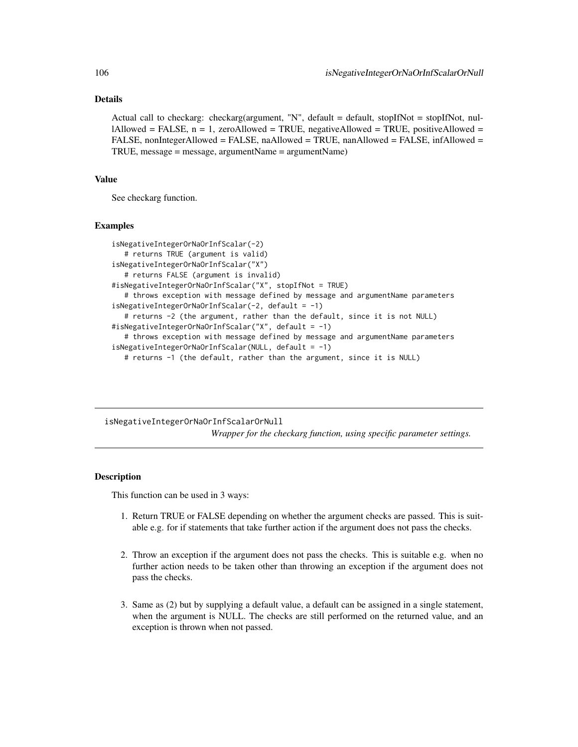## Details

Actual call to checkarg: checkarg(argument, "N", default = default, stopIfNot = stopIfNot, nullAllowed = FALSE, n = 1, zeroAllowed = TRUE, negativeAllowed = TRUE, positiveAllowed = FALSE, nonIntegerAllowed = FALSE, naAllowed = TRUE, nanAllowed = FALSE, infAllowed = TRUE, message = message, argumentName = argumentName)

## Value

See checkarg function.

## Examples

```
isNegativeIntegerOrNaOrInfScalar(-2)
   # returns TRUE (argument is valid)
isNegativeIntegerOrNaOrInfScalar("X")
   # returns FALSE (argument is invalid)
#isNegativeIntegerOrNaOrInfScalar("X", stopIfNot = TRUE)
   # throws exception with message defined by message and argumentName parameters
isNegativeIntegerOrNaOrInfScalar(-2, default = -1)
   # returns -2 (the argument, rather than the default, since it is not NULL)
#isNegativeIntegerOrNaOrInfScalar("X", default = -1)
   # throws exception with message defined by message and argumentName parameters
isNegativeIntegerOrNaOrInfScalar(NULL, default = -1)
   # returns -1 (the default, rather than the argument, since it is NULL)
```

---

# isNegativeIntegerOrNaOrInfScalarOrNull

*Wrapper for the checkarg function, using specific parameter settings.*

---

## Description

This function can be used in 3 ways:

1. Return TRUE or FALSE depending on whether the argument checks are passed. This is suitable e.g. for if statements that take further action if the argument does not pass the checks.
2. Throw an exception if the argument does not pass the checks. This is suitable e.g. when no further action needs to be taken other than throwing an exception if the argument does not pass the checks.
3. Same as (2) but by supplying a default value, a default can be assigned in a single statement, when the argument is NULL. The checks are still performed on the returned value, and an exception is thrown when not passed.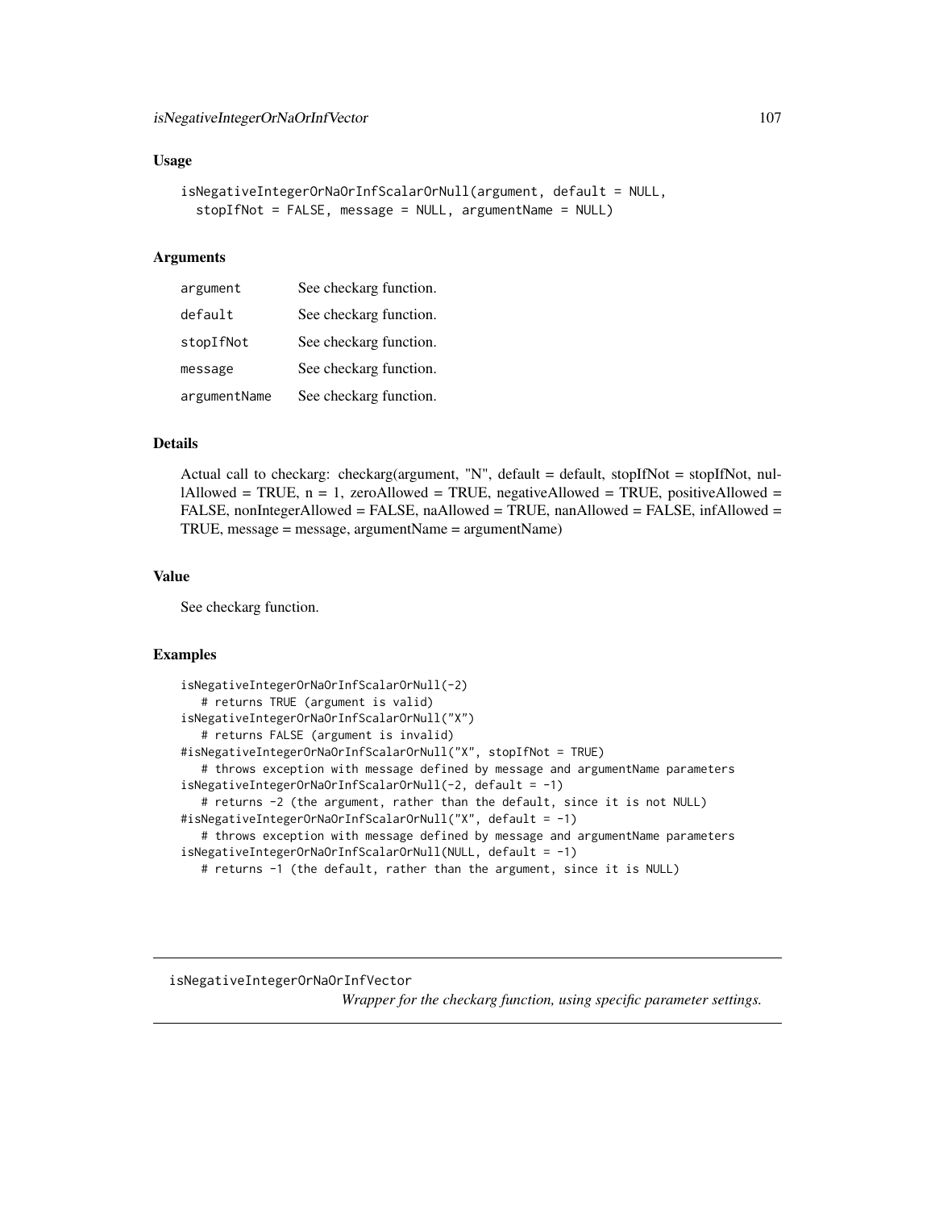### Usage

```
isNegativeIntegerOrNaOrInfScalarOrNull(argument, default = NULL,
  stopIfNot = FALSE, message = NULL, argumentName = NULL)
```

### Arguments

| | |
|---|---|
| argument | See checkarg function. |
| default | See checkarg function. |
| stopIfNot | See checkarg function. |
| message | See checkarg function. |
| argumentName | See checkarg function. |

### Details

Actual call to checkarg: checkarg(argument, "N", default = default, stopIfNot = stopIfNot, nullAllowed = TRUE, n = 1, zeroAllowed = TRUE, negativeAllowed = TRUE, positiveAllowed = FALSE, nonIntegerAllowed = FALSE, naAllowed = TRUE, nanAllowed = FALSE, infAllowed = TRUE, message = message, argumentName = argumentName)

### Value

See checkarg function.

### Examples

```
isNegativeIntegerOrNaOrInfScalarOrNull(-2)
   # returns TRUE (argument is valid)
isNegativeIntegerOrNaOrInfScalarOrNull("X")
   # returns FALSE (argument is invalid)
#isNegativeIntegerOrNaOrInfScalarOrNull("X", stopIfNot = TRUE)
   # throws exception with message defined by message and argumentName parameters
isNegativeIntegerOrNaOrInfScalarOrNull(-2, default = -1)
   # returns -2 (the argument, rather than the default, since it is not NULL)
#isNegativeIntegerOrNaOrInfScalarOrNull("X", default = -1)
   # throws exception with message defined by message and argumentName parameters
isNegativeIntegerOrNaOrInfScalarOrNull(NULL, default = -1)
   # returns -1 (the default, rather than the argument, since it is NULL)
```

---

## isNegativeIntegerOrNaOrInfVector

*Wrapper for the checkarg function, using specific parameter settings.*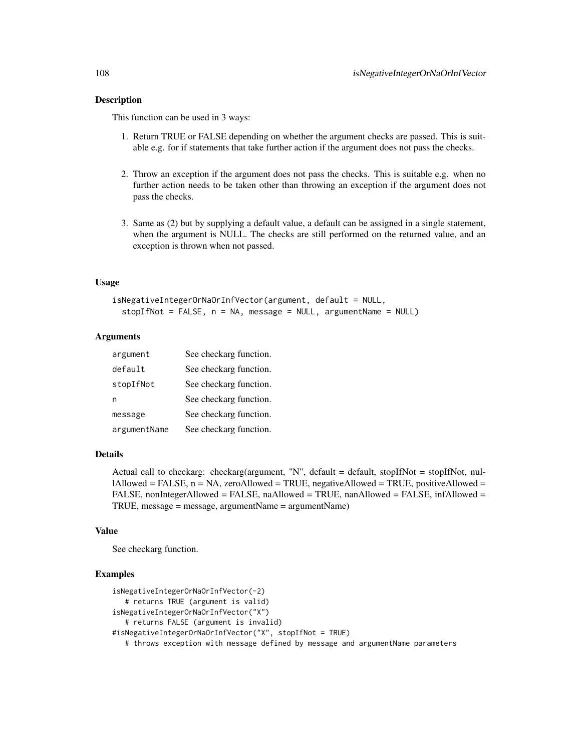### Description

This function can be used in 3 ways:

1. Return TRUE or FALSE depending on whether the argument checks are passed. This is suitable e.g. for if statements that take further action if the argument does not pass the checks.
2. Throw an exception if the argument does not pass the checks. This is suitable e.g. when no further action needs to be taken other than throwing an exception if the argument does not pass the checks.
3. Same as (2) but by supplying a default value, a default can be assigned in a single statement, when the argument is NULL. The checks are still performed on the returned value, and an exception is thrown when not passed.

### Usage

```
isNegativeIntegerOrNaOrInfVector(argument, default = NULL,
  stopIfNot = FALSE, n = NA, message = NULL, argumentName = NULL)
```

### Arguments

| | |
|---|---|
| argument | See checkarg function. |
| default | See checkarg function. |
| stopIfNot | See checkarg function. |
| n | See checkarg function. |
| message | See checkarg function. |
| argumentName | See checkarg function. |

### Details

Actual call to checkarg: checkarg(argument, "N", default = default, stopIfNot = stopIfNot, nullAllowed = FALSE, n = NA, zeroAllowed = TRUE, negativeAllowed = TRUE, positiveAllowed = FALSE, nonIntegerAllowed = FALSE, naAllowed = TRUE, nanAllowed = FALSE, infAllowed = TRUE, message = message, argumentName = argumentName)

### Value

See checkarg function.

### Examples

```
isNegativeIntegerOrNaOrInfVector(-2)
   # returns TRUE (argument is valid)
isNegativeIntegerOrNaOrInfVector("X")
   # returns FALSE (argument is invalid)
#isNegativeIntegerOrNaOrInfVector("X", stopIfNot = TRUE)
   # throws exception with message defined by message and argumentName parameters
```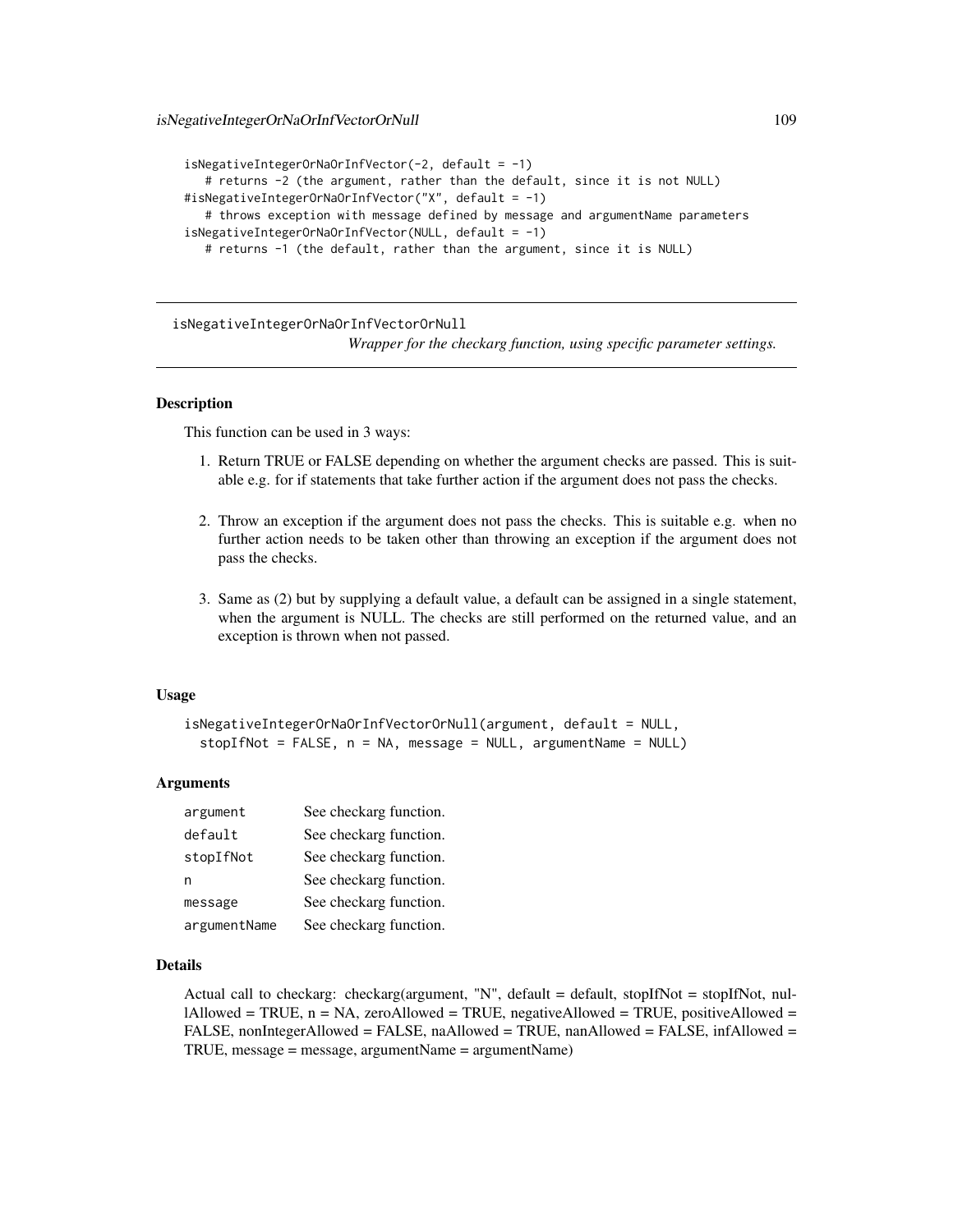```
isNegativeIntegerOrNaOrInfVector(-2, default = -1)
   # returns -2 (the argument, rather than the default, since it is not NULL)
#isNegativeIntegerOrNaOrInfVector("X", default = -1)
   # throws exception with message defined by message and argumentName parameters
isNegativeIntegerOrNaOrInfVector(NULL, default = -1)
   # returns -1 (the default, rather than the argument, since it is NULL)
```

---

## isNegativeIntegerOrNaOrInfVectorOrNull

*Wrapper for the checkarg function, using specific parameter settings.*

---

### Description

This function can be used in 3 ways:

1. Return TRUE or FALSE depending on whether the argument checks are passed. This is suitable e.g. for if statements that take further action if the argument does not pass the checks.
2. Throw an exception if the argument does not pass the checks. This is suitable e.g. when no further action needs to be taken other than throwing an exception if the argument does not pass the checks.
3. Same as (2) but by supplying a default value, a default can be assigned in a single statement, when the argument is NULL. The checks are still performed on the returned value, and an exception is thrown when not passed.

### Usage

```
isNegativeIntegerOrNaOrInfVectorOrNull(argument, default = NULL,
  stopIfNot = FALSE, n = NA, message = NULL, argumentName = NULL)
```

### Arguments

| | |
|---|---|
| argument | See checkarg function. |
| default | See checkarg function. |
| stopIfNot | See checkarg function. |
| n | See checkarg function. |
| message | See checkarg function. |
| argumentName | See checkarg function. |

### Details

Actual call to checkarg: checkarg(argument, "N", default = default, stopIfNot = stopIfNot, nullAllowed = TRUE, n = NA, zeroAllowed = TRUE, negativeAllowed = TRUE, positiveAllowed = FALSE, nonIntegerAllowed = FALSE, naAllowed = TRUE, nanAllowed = FALSE, infAllowed = TRUE, message = message, argumentName = argumentName)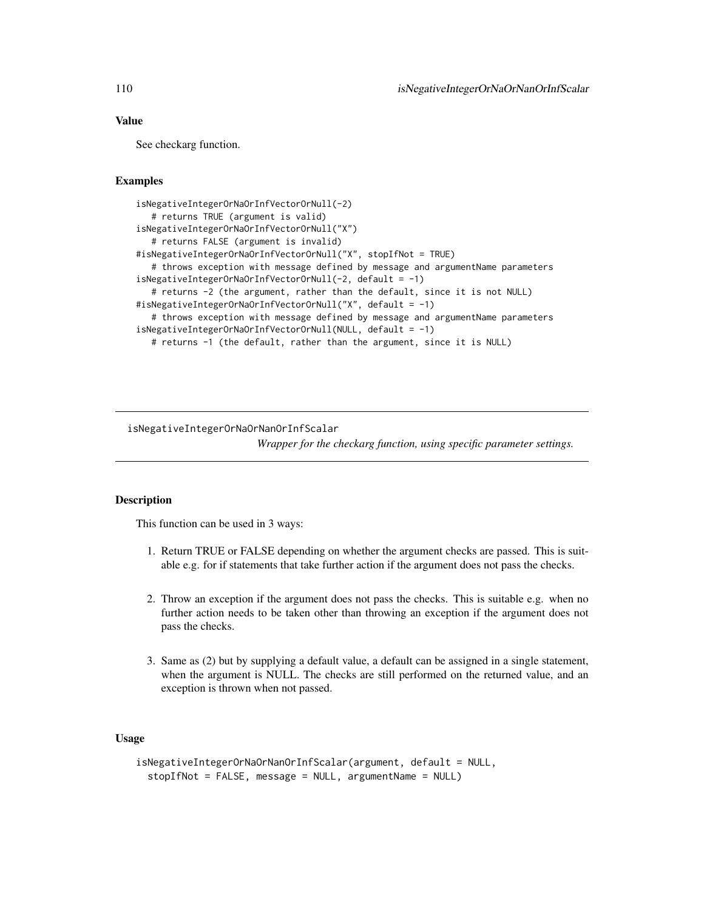### Value

See checkarg function.

### Examples

```
isNegativeIntegerOrNaOrInfVectorOrNull(-2)
   # returns TRUE (argument is valid)
isNegativeIntegerOrNaOrInfVectorOrNull("X")
   # returns FALSE (argument is invalid)
#isNegativeIntegerOrNaOrInfVectorOrNull("X", stopIfNot = TRUE)
   # throws exception with message defined by message and argumentName parameters
isNegativeIntegerOrNaOrInfVectorOrNull(-2, default = -1)
   # returns -2 (the argument, rather than the default, since it is not NULL)
#isNegativeIntegerOrNaOrInfVectorOrNull("X", default = -1)
   # throws exception with message defined by message and argumentName parameters
isNegativeIntegerOrNaOrInfVectorOrNull(NULL, default = -1)
   # returns -1 (the default, rather than the argument, since it is NULL)
```

---

## isNegativeIntegerOrNaOrNanOrInfScalar

*Wrapper for the checkarg function, using specific parameter settings.*

---

### Description

This function can be used in 3 ways:

1. Return TRUE or FALSE depending on whether the argument checks are passed. This is suitable e.g. for if statements that take further action if the argument does not pass the checks.
2. Throw an exception if the argument does not pass the checks. This is suitable e.g. when no further action needs to be taken other than throwing an exception if the argument does not pass the checks.
3. Same as (2) but by supplying a default value, a default can be assigned in a single statement, when the argument is NULL. The checks are still performed on the returned value, and an exception is thrown when not passed.

### Usage

```
isNegativeIntegerOrNaOrNanOrInfScalar(argument, default = NULL,
  stopIfNot = FALSE, message = NULL, argumentName = NULL)
```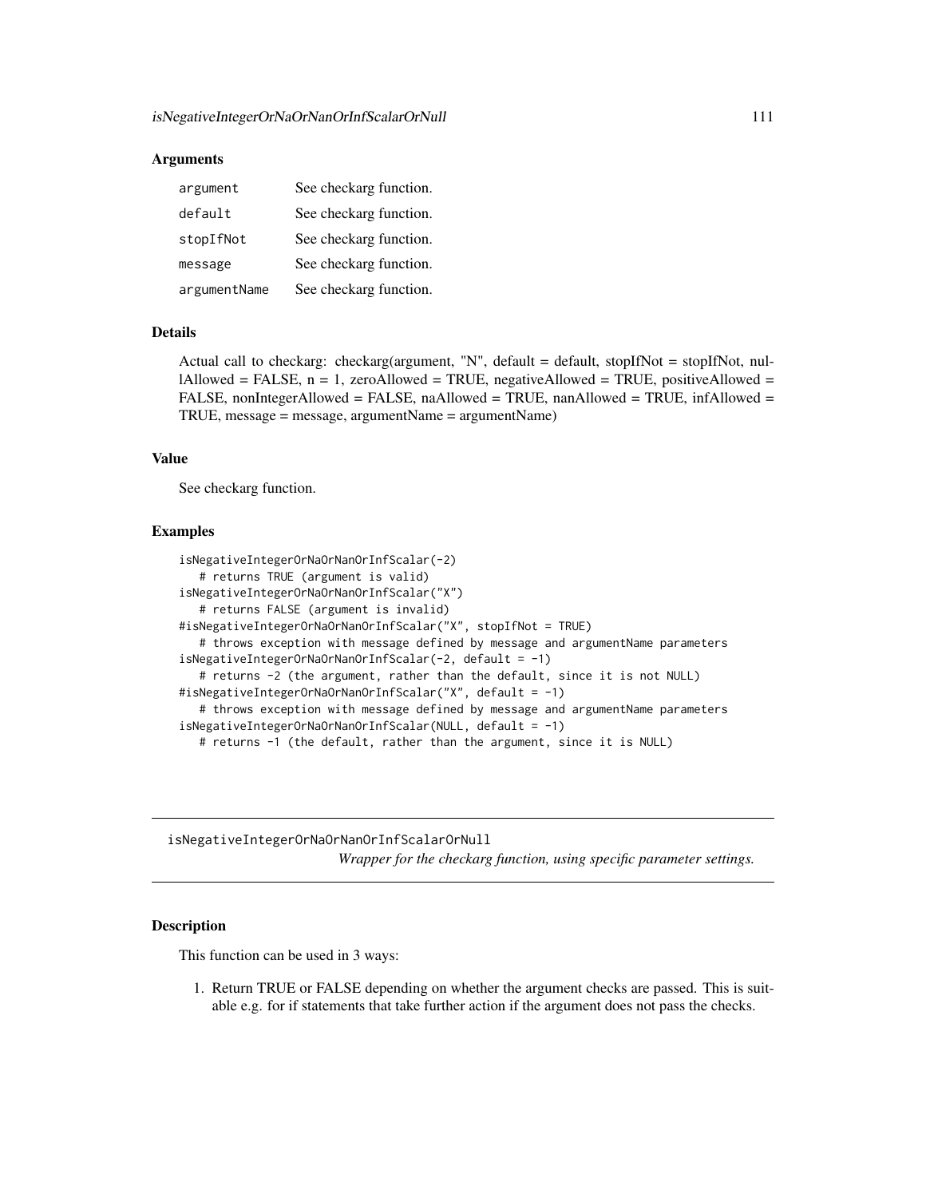### Arguments

| | |
|---|---|
| argument | See checkarg function. |
| default | See checkarg function. |
| stopIfNot | See checkarg function. |
| message | See checkarg function. |
| argumentName | See checkarg function. |

### Details

Actual call to checkarg: checkarg(argument, "N", default = default, stopIfNot = stopIfNot, nullAllowed = FALSE, n = 1, zeroAllowed = TRUE, negativeAllowed = TRUE, positiveAllowed = FALSE, nonIntegerAllowed = FALSE, naAllowed = TRUE, nanAllowed = TRUE, infAllowed = TRUE, message = message, argumentName = argumentName)

### Value

See checkarg function.

### Examples

```
isNegativeIntegerOrNaOrNanOrInfScalar(-2)
   # returns TRUE (argument is valid)
isNegativeIntegerOrNaOrNanOrInfScalar("X")
   # returns FALSE (argument is invalid)
#isNegativeIntegerOrNaOrNanOrInfScalar("X", stopIfNot = TRUE)
   # throws exception with message defined by message and argumentName parameters
isNegativeIntegerOrNaOrNanOrInfScalar(-2, default = -1)
   # returns -2 (the argument, rather than the default, since it is not NULL)
#isNegativeIntegerOrNaOrNanOrInfScalar("X", default = -1)
   # throws exception with message defined by message and argumentName parameters
isNegativeIntegerOrNaOrNanOrInfScalar(NULL, default = -1)
   # returns -1 (the default, rather than the argument, since it is NULL)
```

---

## isNegativeIntegerOrNaOrNanOrInfScalarOrNull

*Wrapper for the checkarg function, using specific parameter settings.*

---

### Description

This function can be used in 3 ways:

1. Return TRUE or FALSE depending on whether the argument checks are passed. This is suitable e.g. for if statements that take further action if the argument does not pass the checks.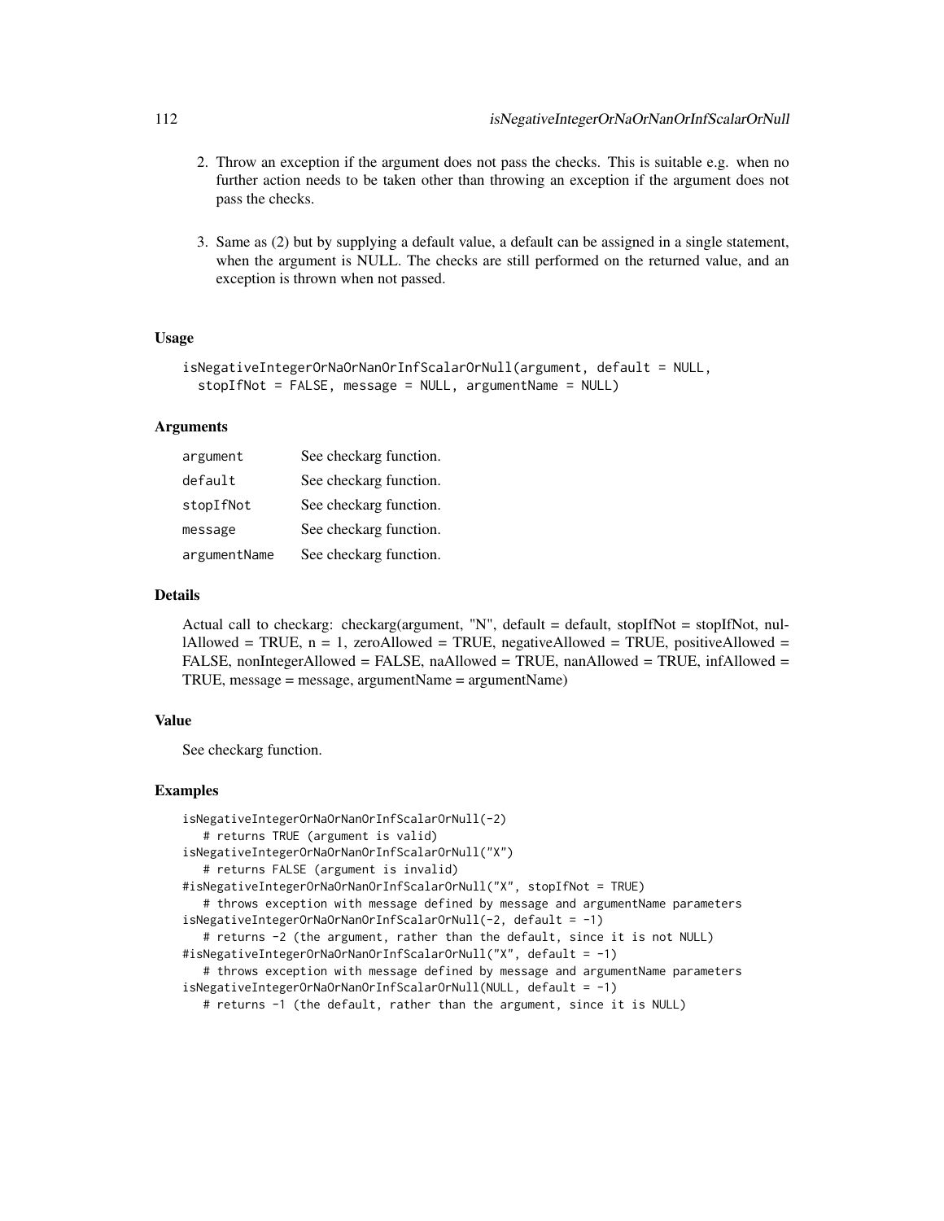2. Throw an exception if the argument does not pass the checks. This is suitable e.g. when no further action needs to be taken other than throwing an exception if the argument does not pass the checks.

3. Same as (2) but by supplying a default value, a default can be assigned in a single statement, when the argument is NULL. The checks are still performed on the returned value, and an exception is thrown when not passed.

### Usage

```
isNegativeIntegerOrNaOrNanOrInfScalarOrNull(argument, default = NULL,
  stopIfNot = FALSE, message = NULL, argumentName = NULL)
```

### Arguments

| | |
|---|---|
| argument | See checkarg function. |
| default | See checkarg function. |
| stopIfNot | See checkarg function. |
| message | See checkarg function. |
| argumentName | See checkarg function. |

### Details

Actual call to checkarg: checkarg(argument, "N", default = default, stopIfNot = stopIfNot, nullAllowed = TRUE, n = 1, zeroAllowed = TRUE, negativeAllowed = TRUE, positiveAllowed = FALSE, nonIntegerAllowed = FALSE, naAllowed = TRUE, nanAllowed = TRUE, infAllowed = TRUE, message = message, argumentName = argumentName)

### Value

See checkarg function.

### Examples

```
isNegativeIntegerOrNaOrNanOrInfScalarOrNull(-2)
   # returns TRUE (argument is valid)
isNegativeIntegerOrNaOrNanOrInfScalarOrNull("X")
   # returns FALSE (argument is invalid)
#isNegativeIntegerOrNaOrNanOrInfScalarOrNull("X", stopIfNot = TRUE)
   # throws exception with message defined by message and argumentName parameters
isNegativeIntegerOrNaOrNanOrInfScalarOrNull(-2, default = -1)
   # returns -2 (the argument, rather than the default, since it is not NULL)
#isNegativeIntegerOrNaOrNanOrInfScalarOrNull("X", default = -1)
   # throws exception with message defined by message and argumentName parameters
isNegativeIntegerOrNaOrNanOrInfScalarOrNull(NULL, default = -1)
   # returns -1 (the default, rather than the argument, since it is NULL)
```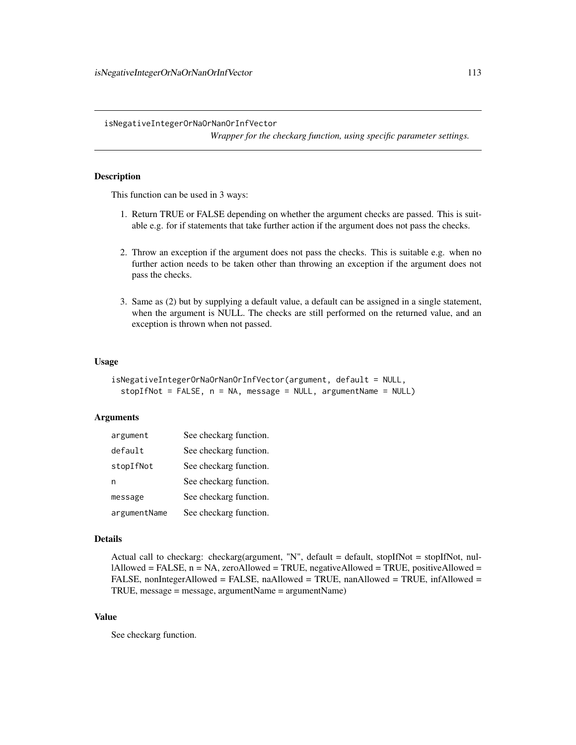# isNegativeIntegerOrNaOrNanOrInfVector

*Wrapper for the checkarg function, using specific parameter settings.*

## Description

This function can be used in 3 ways:

1. Return TRUE or FALSE depending on whether the argument checks are passed. This is suitable e.g. for if statements that take further action if the argument does not pass the checks.
2. Throw an exception if the argument does not pass the checks. This is suitable e.g. when no further action needs to be taken other than throwing an exception if the argument does not pass the checks.
3. Same as (2) but by supplying a default value, a default can be assigned in a single statement, when the argument is NULL. The checks are still performed on the returned value, and an exception is thrown when not passed.

## Usage

```
isNegativeIntegerOrNaOrNanOrInfVector(argument, default = NULL,
  stopIfNot = FALSE, n = NA, message = NULL, argumentName = NULL)
```

## Arguments

| | |
|---|---|
| `argument` | See checkarg function. |
| `default` | See checkarg function. |
| `stopIfNot` | See checkarg function. |
| `n` | See checkarg function. |
| `message` | See checkarg function. |
| `argumentName` | See checkarg function. |

## Details

Actual call to checkarg: checkarg(argument, "N", default = default, stopIfNot = stopIfNot, nullAllowed = FALSE, n = NA, zeroAllowed = TRUE, negativeAllowed = TRUE, positiveAllowed = FALSE, nonIntegerAllowed = FALSE, naAllowed = TRUE, nanAllowed = TRUE, infAllowed = TRUE, message = message, argumentName = argumentName)

## Value

See checkarg function.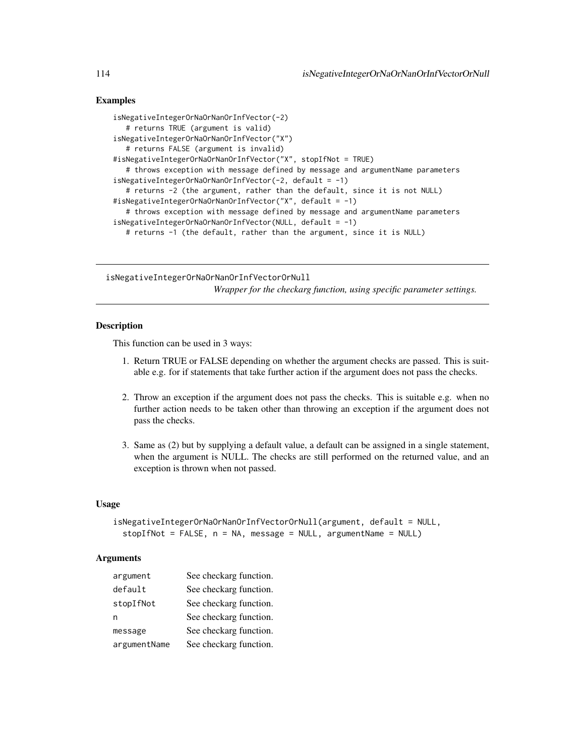## Examples

```
isNegativeIntegerOrNaOrNanOrInfVector(-2)
   # returns TRUE (argument is valid)
isNegativeIntegerOrNaOrNanOrInfVector("X")
   # returns FALSE (argument is invalid)
#isNegativeIntegerOrNaOrNanOrInfVector("X", stopIfNot = TRUE)
   # throws exception with message defined by message and argumentName parameters
isNegativeIntegerOrNaOrNanOrInfVector(-2, default = -1)
   # returns -2 (the argument, rather than the default, since it is not NULL)
#isNegativeIntegerOrNaOrNanOrInfVector("X", default = -1)
   # throws exception with message defined by message and argumentName parameters
isNegativeIntegerOrNaOrNanOrInfVector(NULL, default = -1)
   # returns -1 (the default, rather than the argument, since it is NULL)
```

---

# isNegativeIntegerOrNaOrNanOrInfVectorOrNull

*Wrapper for the checkarg function, using specific parameter settings.*

---

## Description

This function can be used in 3 ways:

1. Return TRUE or FALSE depending on whether the argument checks are passed. This is suitable e.g. for if statements that take further action if the argument does not pass the checks.
2. Throw an exception if the argument does not pass the checks. This is suitable e.g. when no further action needs to be taken other than throwing an exception if the argument does not pass the checks.
3. Same as (2) but by supplying a default value, a default can be assigned in a single statement, when the argument is NULL. The checks are still performed on the returned value, and an exception is thrown when not passed.

## Usage

```
isNegativeIntegerOrNaOrNanOrInfVectorOrNull(argument, default = NULL,
  stopIfNot = FALSE, n = NA, message = NULL, argumentName = NULL)
```

## Arguments

| | |
|---|---|
| argument | See checkarg function. |
| default | See checkarg function. |
| stopIfNot | See checkarg function. |
| n | See checkarg function. |
| message | See checkarg function. |
| argumentName | See checkarg function. |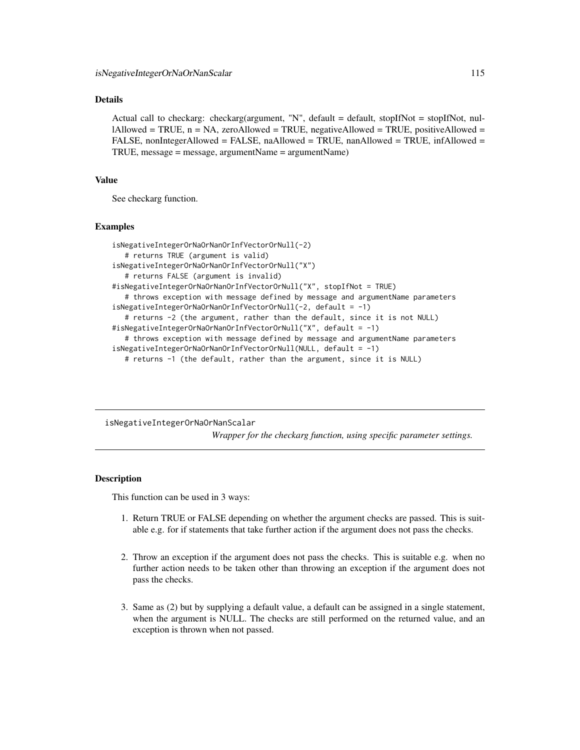### Details

Actual call to checkarg: checkarg(argument, "N", default = default, stopIfNot = stopIfNot, nullAllowed = TRUE, n = NA, zeroAllowed = TRUE, negativeAllowed = TRUE, positiveAllowed = FALSE, nonIntegerAllowed = FALSE, naAllowed = TRUE, nanAllowed = TRUE, infAllowed = TRUE, message = message, argumentName = argumentName)

### Value

See checkarg function.

### Examples

```
isNegativeIntegerOrNaOrNanOrInfVectorOrNull(-2)
   # returns TRUE (argument is valid)
isNegativeIntegerOrNaOrNanOrInfVectorOrNull("X")
   # returns FALSE (argument is invalid)
#isNegativeIntegerOrNaOrNanOrInfVectorOrNull("X", stopIfNot = TRUE)
   # throws exception with message defined by message and argumentName parameters
isNegativeIntegerOrNaOrNanOrInfVectorOrNull(-2, default = -1)
   # returns -2 (the argument, rather than the default, since it is not NULL)
#isNegativeIntegerOrNaOrNanOrInfVectorOrNull("X", default = -1)
   # throws exception with message defined by message and argumentName parameters
isNegativeIntegerOrNaOrNanOrInfVectorOrNull(NULL, default = -1)
   # returns -1 (the default, rather than the argument, since it is NULL)
```

---

## isNegativeIntegerOrNaOrNanScalar

*Wrapper for the checkarg function, using specific parameter settings.*

---

### Description

This function can be used in 3 ways:

1. Return TRUE or FALSE depending on whether the argument checks are passed. This is suitable e.g. for if statements that take further action if the argument does not pass the checks.
2. Throw an exception if the argument does not pass the checks. This is suitable e.g. when no further action needs to be taken other than throwing an exception if the argument does not pass the checks.
3. Same as (2) but by supplying a default value, a default can be assigned in a single statement, when the argument is NULL. The checks are still performed on the returned value, and an exception is thrown when not passed.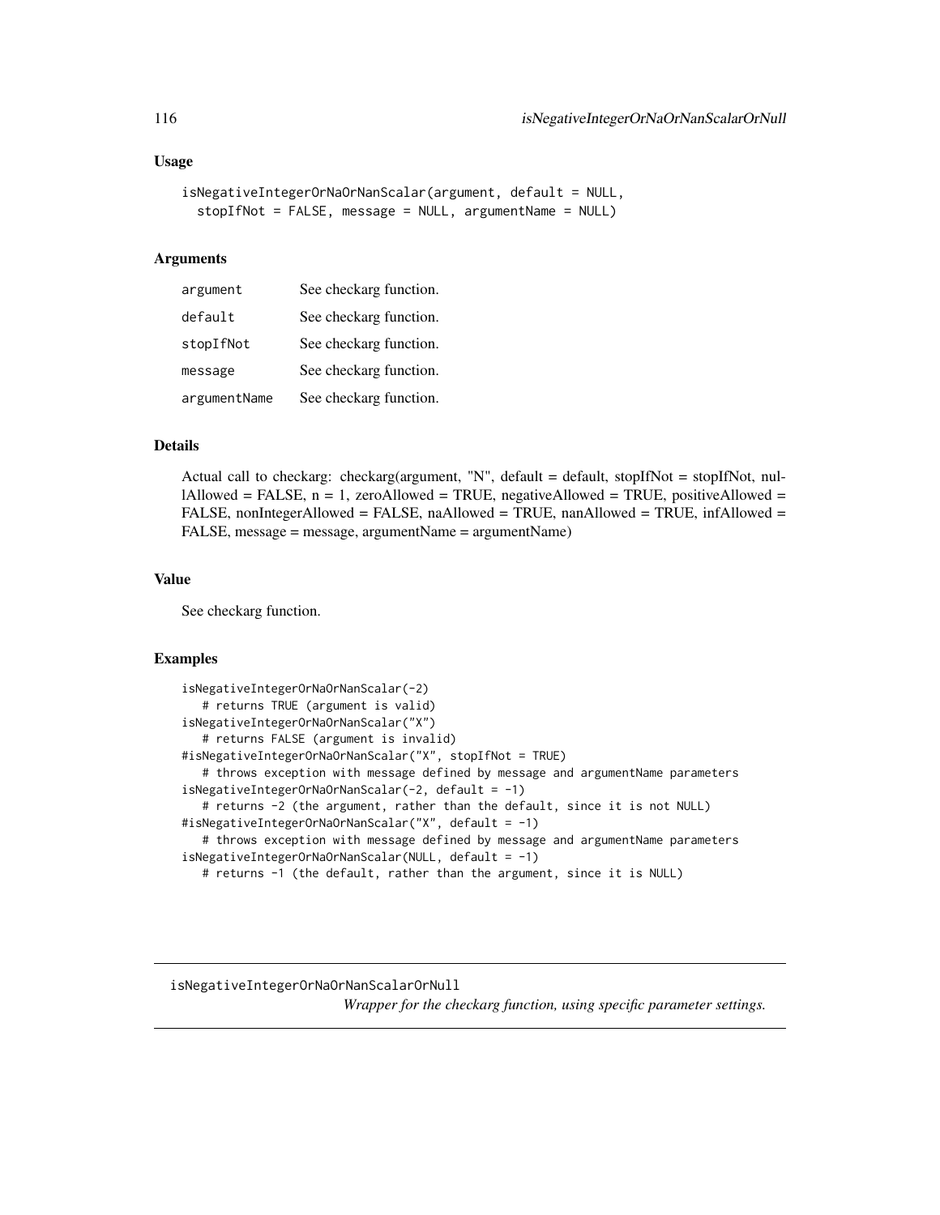### Usage

```
isNegativeIntegerOrNaOrNanScalar(argument, default = NULL,
  stopIfNot = FALSE, message = NULL, argumentName = NULL)
```

### Arguments

| | |
|---|---|
| argument | See checkarg function. |
| default | See checkarg function. |
| stopIfNot | See checkarg function. |
| message | See checkarg function. |
| argumentName | See checkarg function. |

### Details

Actual call to checkarg: checkarg(argument, "N", default = default, stopIfNot = stopIfNot, nullAllowed = FALSE, n = 1, zeroAllowed = TRUE, negativeAllowed = TRUE, positiveAllowed = FALSE, nonIntegerAllowed = FALSE, naAllowed = TRUE, nanAllowed = TRUE, infAllowed = FALSE, message = message, argumentName = argumentName)

### Value

See checkarg function.

### Examples

```
isNegativeIntegerOrNaOrNanScalar(-2)
   # returns TRUE (argument is valid)
isNegativeIntegerOrNaOrNanScalar("X")
   # returns FALSE (argument is invalid)
#isNegativeIntegerOrNaOrNanScalar("X", stopIfNot = TRUE)
   # throws exception with message defined by message and argumentName parameters
isNegativeIntegerOrNaOrNanScalar(-2, default = -1)
   # returns -2 (the argument, rather than the default, since it is not NULL)
#isNegativeIntegerOrNaOrNanScalar("X", default = -1)
   # throws exception with message defined by message and argumentName parameters
isNegativeIntegerOrNaOrNanScalar(NULL, default = -1)
   # returns -1 (the default, rather than the argument, since it is NULL)
```

## isNegativeIntegerOrNaOrNanScalarOrNull

*Wrapper for the checkarg function, using specific parameter settings.*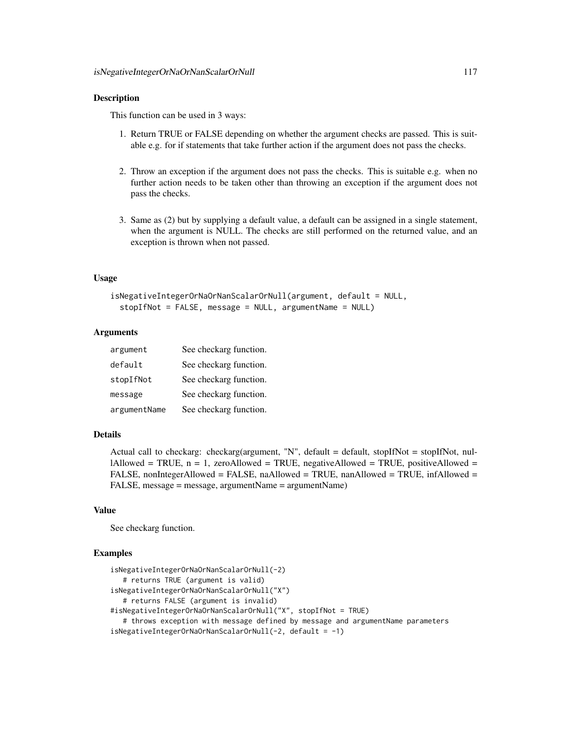### Description

This function can be used in 3 ways:

1. Return TRUE or FALSE depending on whether the argument checks are passed. This is suitable e.g. for if statements that take further action if the argument does not pass the checks.
2. Throw an exception if the argument does not pass the checks. This is suitable e.g. when no further action needs to be taken other than throwing an exception if the argument does not pass the checks.
3. Same as (2) but by supplying a default value, a default can be assigned in a single statement, when the argument is NULL. The checks are still performed on the returned value, and an exception is thrown when not passed.

### Usage

```
isNegativeIntegerOrNaOrNanScalarOrNull(argument, default = NULL,
  stopIfNot = FALSE, message = NULL, argumentName = NULL)
```

### Arguments

| | |
|---|---|
| argument | See checkarg function. |
| default | See checkarg function. |
| stopIfNot | See checkarg function. |
| message | See checkarg function. |
| argumentName | See checkarg function. |

### Details

Actual call to checkarg: checkarg(argument, "N", default = default, stopIfNot = stopIfNot, nullAllowed = TRUE, n = 1, zeroAllowed = TRUE, negativeAllowed = TRUE, positiveAllowed = FALSE, nonIntegerAllowed = FALSE, naAllowed = TRUE, nanAllowed = TRUE, infAllowed = FALSE, message = message, argumentName = argumentName)

### Value

See checkarg function.

### Examples

```
isNegativeIntegerOrNaOrNanScalarOrNull(-2)
   # returns TRUE (argument is valid)
isNegativeIntegerOrNaOrNanScalarOrNull("X")
   # returns FALSE (argument is invalid)
#isNegativeIntegerOrNaOrNanScalarOrNull("X", stopIfNot = TRUE)
   # throws exception with message defined by message and argumentName parameters
isNegativeIntegerOrNaOrNanScalarOrNull(-2, default = -1)
```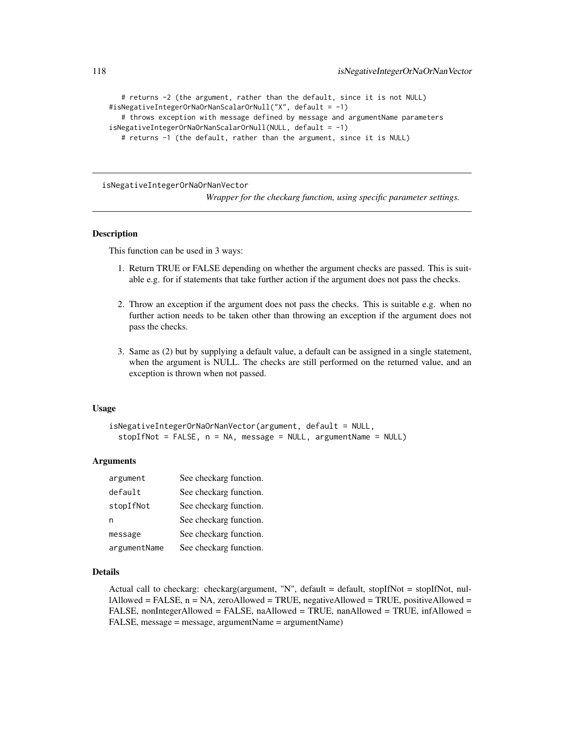```
   # returns -2 (the argument, rather than the default, since it is not NULL)
#isNegativeIntegerOrNaOrNanScalarOrNull("X", default = -1)
   # throws exception with message defined by message and argumentName parameters
isNegativeIntegerOrNaOrNanScalarOrNull(NULL, default = -1)
   # returns -1 (the default, rather than the argument, since it is NULL)
```

## isNegativeIntegerOrNaOrNanVector

*Wrapper for the checkarg function, using specific parameter settings.*

### Description

This function can be used in 3 ways:

1. Return TRUE or FALSE depending on whether the argument checks are passed. This is suitable e.g. for if statements that take further action if the argument does not pass the checks.
2. Throw an exception if the argument does not pass the checks. This is suitable e.g. when no further action needs to be taken other than throwing an exception if the argument does not pass the checks.
3. Same as (2) but by supplying a default value, a default can be assigned in a single statement, when the argument is NULL. The checks are still performed on the returned value, and an exception is thrown when not passed.

### Usage

```
isNegativeIntegerOrNaOrNanVector(argument, default = NULL,
  stopIfNot = FALSE, n = NA, message = NULL, argumentName = NULL)
```

### Arguments

| | |
|---|---|
| argument | See checkarg function. |
| default | See checkarg function. |
| stopIfNot | See checkarg function. |
| n | See checkarg function. |
| message | See checkarg function. |
| argumentName | See checkarg function. |

### Details

Actual call to checkarg: checkarg(argument, "N", default = default, stopIfNot = stopIfNot, nullAllowed = FALSE, n = NA, zeroAllowed = TRUE, negativeAllowed = TRUE, positiveAllowed = FALSE, nonIntegerAllowed = FALSE, naAllowed = TRUE, nanAllowed = TRUE, infAllowed = FALSE, message = message, argumentName = argumentName)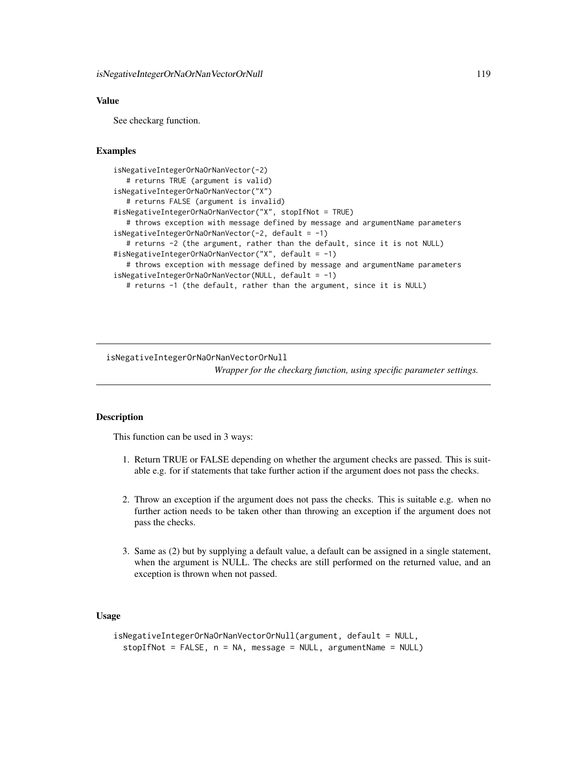### Value

See checkarg function.

### Examples

```
isNegativeIntegerOrNaOrNanVector(-2)
   # returns TRUE (argument is valid)
isNegativeIntegerOrNaOrNanVector("X")
   # returns FALSE (argument is invalid)
#isNegativeIntegerOrNaOrNanVector("X", stopIfNot = TRUE)
   # throws exception with message defined by message and argumentName parameters
isNegativeIntegerOrNaOrNanVector(-2, default = -1)
   # returns -2 (the argument, rather than the default, since it is not NULL)
#isNegativeIntegerOrNaOrNanVector("X", default = -1)
   # throws exception with message defined by message and argumentName parameters
isNegativeIntegerOrNaOrNanVector(NULL, default = -1)
   # returns -1 (the default, rather than the argument, since it is NULL)
```

---

## isNegativeIntegerOrNaOrNanVectorOrNull

*Wrapper for the checkarg function, using specific parameter settings.*

---

### Description

This function can be used in 3 ways:

1. Return TRUE or FALSE depending on whether the argument checks are passed. This is suitable e.g. for if statements that take further action if the argument does not pass the checks.
2. Throw an exception if the argument does not pass the checks. This is suitable e.g. when no further action needs to be taken other than throwing an exception if the argument does not pass the checks.
3. Same as (2) but by supplying a default value, a default can be assigned in a single statement, when the argument is NULL. The checks are still performed on the returned value, and an exception is thrown when not passed.

### Usage

```
isNegativeIntegerOrNaOrNanVectorOrNull(argument, default = NULL,
  stopIfNot = FALSE, n = NA, message = NULL, argumentName = NULL)
```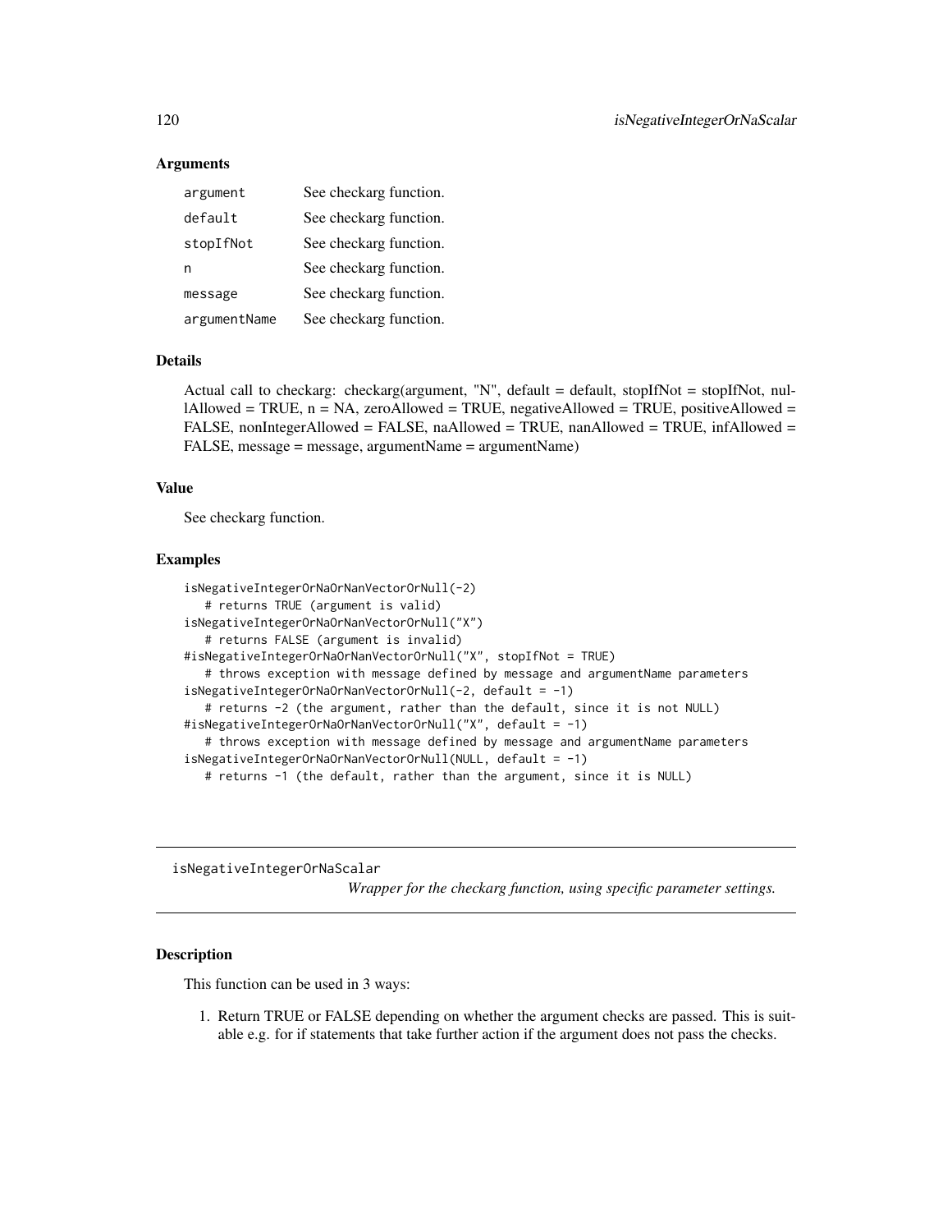### Arguments

| | |
|---|---|
| argument | See checkarg function. |
| default | See checkarg function. |
| stopIfNot | See checkarg function. |
| n | See checkarg function. |
| message | See checkarg function. |
| argumentName | See checkarg function. |

### Details

Actual call to checkarg: checkarg(argument, "N", default = default, stopIfNot = stopIfNot, nullAllowed = TRUE, n = NA, zeroAllowed = TRUE, negativeAllowed = TRUE, positiveAllowed = FALSE, nonIntegerAllowed = FALSE, naAllowed = TRUE, nanAllowed = TRUE, infAllowed = FALSE, message = message, argumentName = argumentName)

### Value

See checkarg function.

### Examples

```
isNegativeIntegerOrNaOrNanVectorOrNull(-2)
   # returns TRUE (argument is valid)
isNegativeIntegerOrNaOrNanVectorOrNull("X")
   # returns FALSE (argument is invalid)
#isNegativeIntegerOrNaOrNanVectorOrNull("X", stopIfNot = TRUE)
   # throws exception with message defined by message and argumentName parameters
isNegativeIntegerOrNaOrNanVectorOrNull(-2, default = -1)
   # returns -2 (the argument, rather than the default, since it is not NULL)
#isNegativeIntegerOrNaOrNanVectorOrNull("X", default = -1)
   # throws exception with message defined by message and argumentName parameters
isNegativeIntegerOrNaOrNanVectorOrNull(NULL, default = -1)
   # returns -1 (the default, rather than the argument, since it is NULL)
```

---

## isNegativeIntegerOrNaScalar

*Wrapper for the checkarg function, using specific parameter settings.*

---

### Description

This function can be used in 3 ways:

1. Return TRUE or FALSE depending on whether the argument checks are passed. This is suitable e.g. for if statements that take further action if the argument does not pass the checks.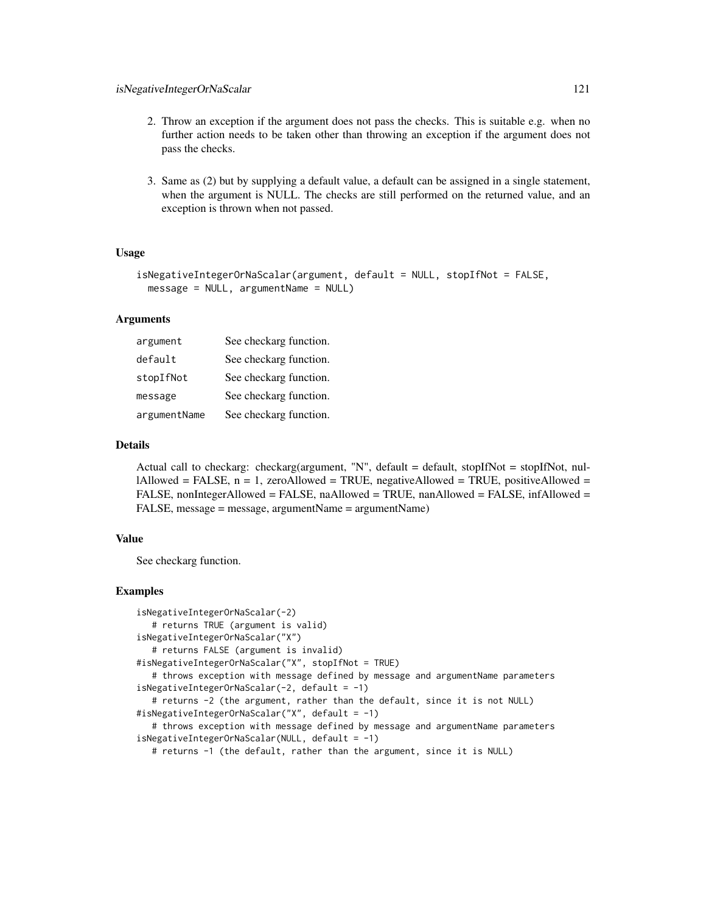2. Throw an exception if the argument does not pass the checks. This is suitable e.g. when no further action needs to be taken other than throwing an exception if the argument does not pass the checks.

3. Same as (2) but by supplying a default value, a default can be assigned in a single statement, when the argument is NULL. The checks are still performed on the returned value, and an exception is thrown when not passed.

### Usage

```
isNegativeIntegerOrNaScalar(argument, default = NULL, stopIfNot = FALSE,
  message = NULL, argumentName = NULL)
```

### Arguments

| | |
|---|---|
| argument | See checkarg function. |
| default | See checkarg function. |
| stopIfNot | See checkarg function. |
| message | See checkarg function. |
| argumentName | See checkarg function. |

### Details

Actual call to checkarg: checkarg(argument, "N", default = default, stopIfNot = stopIfNot, nullAllowed = FALSE, n = 1, zeroAllowed = TRUE, negativeAllowed = TRUE, positiveAllowed = FALSE, nonIntegerAllowed = FALSE, naAllowed = TRUE, nanAllowed = FALSE, infAllowed = FALSE, message = message, argumentName = argumentName)

### Value

See checkarg function.

### Examples

```
isNegativeIntegerOrNaScalar(-2)
   # returns TRUE (argument is valid)
isNegativeIntegerOrNaScalar("X")
   # returns FALSE (argument is invalid)
#isNegativeIntegerOrNaScalar("X", stopIfNot = TRUE)
   # throws exception with message defined by message and argumentName parameters
isNegativeIntegerOrNaScalar(-2, default = -1)
   # returns -2 (the argument, rather than the default, since it is not NULL)
#isNegativeIntegerOrNaScalar("X", default = -1)
   # throws exception with message defined by message and argumentName parameters
isNegativeIntegerOrNaScalar(NULL, default = -1)
   # returns -1 (the default, rather than the argument, since it is NULL)
```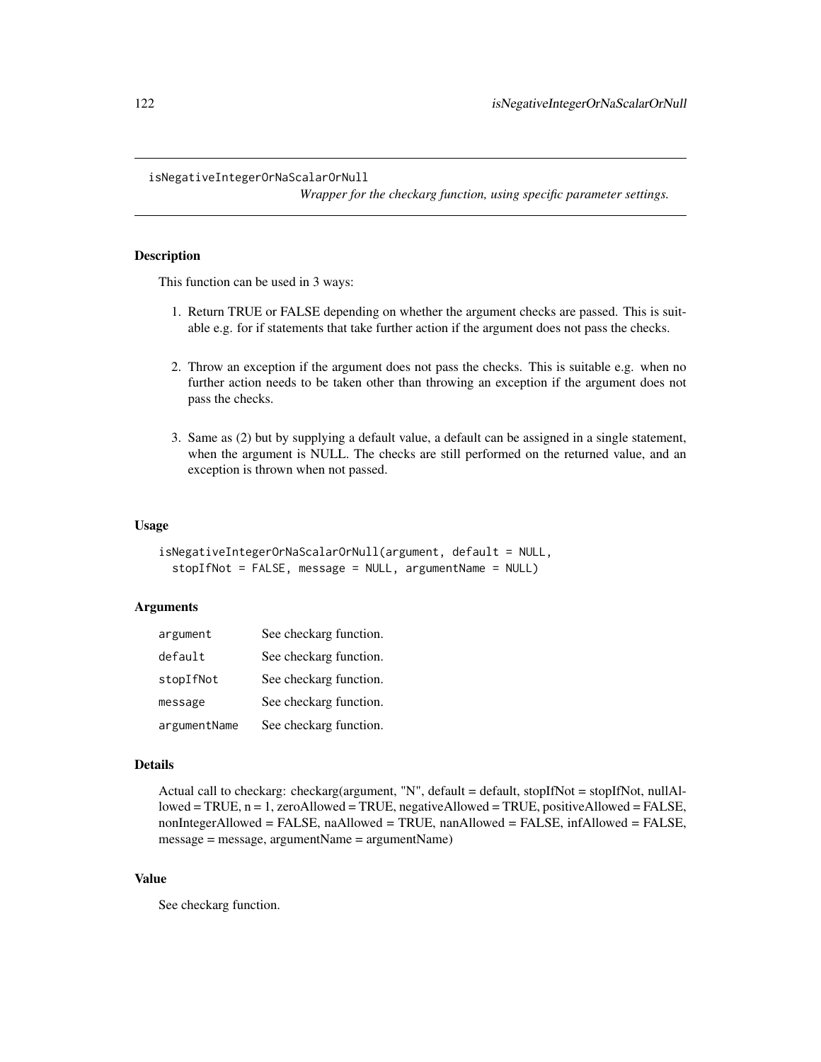`isNegativeIntegerOrNaScalarOrNull`

*Wrapper for the checkarg function, using specific parameter settings.*

## Description

This function can be used in 3 ways:

1. Return TRUE or FALSE depending on whether the argument checks are passed. This is suitable e.g. for if statements that take further action if the argument does not pass the checks.
2. Throw an exception if the argument does not pass the checks. This is suitable e.g. when no further action needs to be taken other than throwing an exception if the argument does not pass the checks.
3. Same as (2) but by supplying a default value, a default can be assigned in a single statement, when the argument is NULL. The checks are still performed on the returned value, and an exception is thrown when not passed.

## Usage

```
isNegativeIntegerOrNaScalarOrNull(argument, default = NULL,
  stopIfNot = FALSE, message = NULL, argumentName = NULL)
```

## Arguments

| | |
|---|---|
| `argument` | See checkarg function. |
| `default` | See checkarg function. |
| `stopIfNot` | See checkarg function. |
| `message` | See checkarg function. |
| `argumentName` | See checkarg function. |

## Details

Actual call to checkarg: checkarg(argument, "N", default = default, stopIfNot = stopIfNot, nullAllowed = TRUE, n = 1, zeroAllowed = TRUE, negativeAllowed = TRUE, positiveAllowed = FALSE, nonIntegerAllowed = FALSE, naAllowed = TRUE, nanAllowed = FALSE, infAllowed = FALSE, message = message, argumentName = argumentName)

## Value

See checkarg function.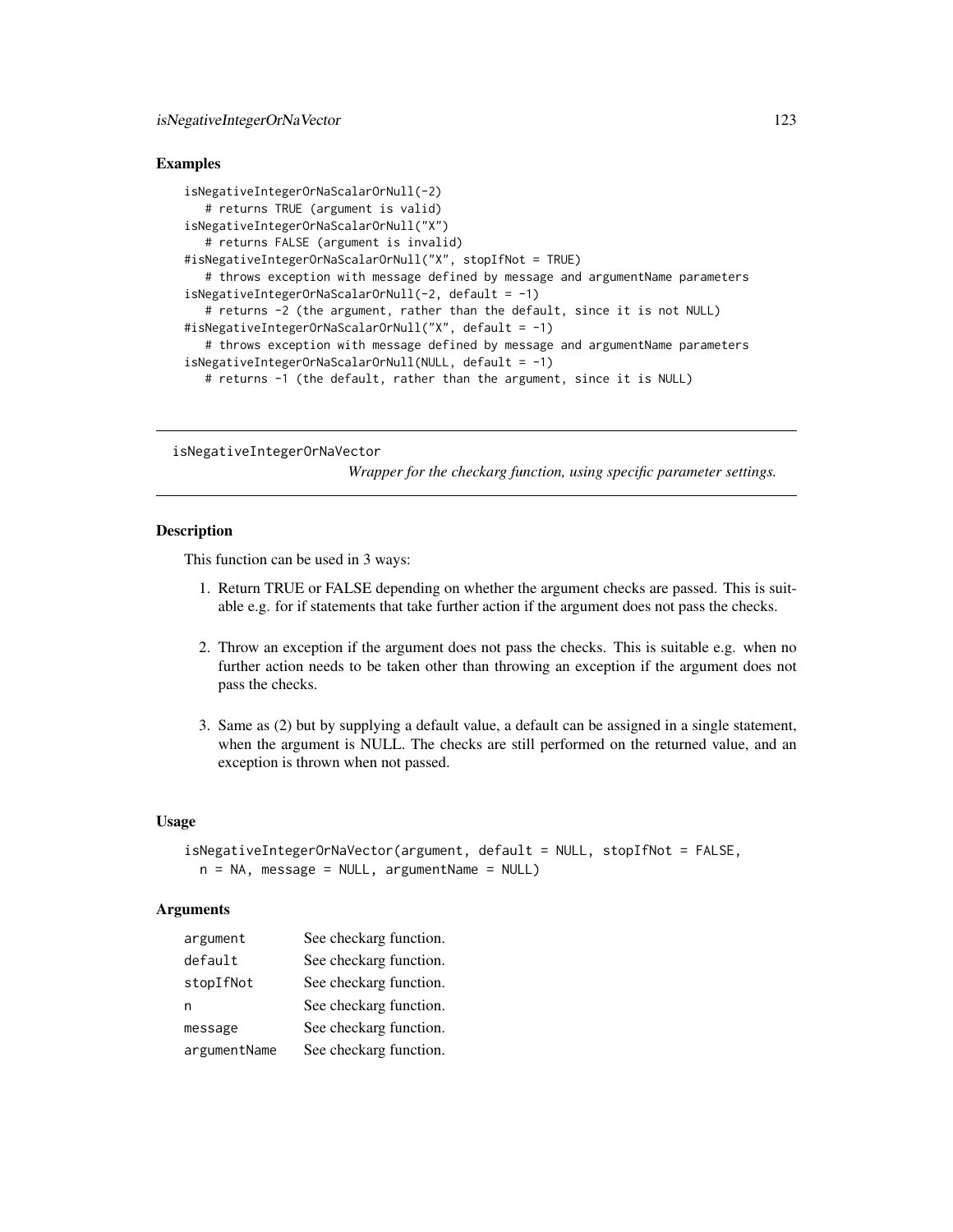### Examples

```
isNegativeIntegerOrNaScalarOrNull(-2)
   # returns TRUE (argument is valid)
isNegativeIntegerOrNaScalarOrNull("X")
   # returns FALSE (argument is invalid)
#isNegativeIntegerOrNaScalarOrNull("X", stopIfNot = TRUE)
   # throws exception with message defined by message and argumentName parameters
isNegativeIntegerOrNaScalarOrNull(-2, default = -1)
   # returns -2 (the argument, rather than the default, since it is not NULL)
#isNegativeIntegerOrNaScalarOrNull("X", default = -1)
   # throws exception with message defined by message and argumentName parameters
isNegativeIntegerOrNaScalarOrNull(NULL, default = -1)
   # returns -1 (the default, rather than the argument, since it is NULL)
```

---

## isNegativeIntegerOrNaVector

*Wrapper for the checkarg function, using specific parameter settings.*

---

### Description

This function can be used in 3 ways:

1. Return TRUE or FALSE depending on whether the argument checks are passed. This is suitable e.g. for if statements that take further action if the argument does not pass the checks.
2. Throw an exception if the argument does not pass the checks. This is suitable e.g. when no further action needs to be taken other than throwing an exception if the argument does not pass the checks.
3. Same as (2) but by supplying a default value, a default can be assigned in a single statement, when the argument is NULL. The checks are still performed on the returned value, and an exception is thrown when not passed.

### Usage

```
isNegativeIntegerOrNaVector(argument, default = NULL, stopIfNot = FALSE,
  n = NA, message = NULL, argumentName = NULL)
```

### Arguments

| | |
|---|---|
| argument | See checkarg function. |
| default | See checkarg function. |
| stopIfNot | See checkarg function. |
| n | See checkarg function. |
| message | See checkarg function. |
| argumentName | See checkarg function. |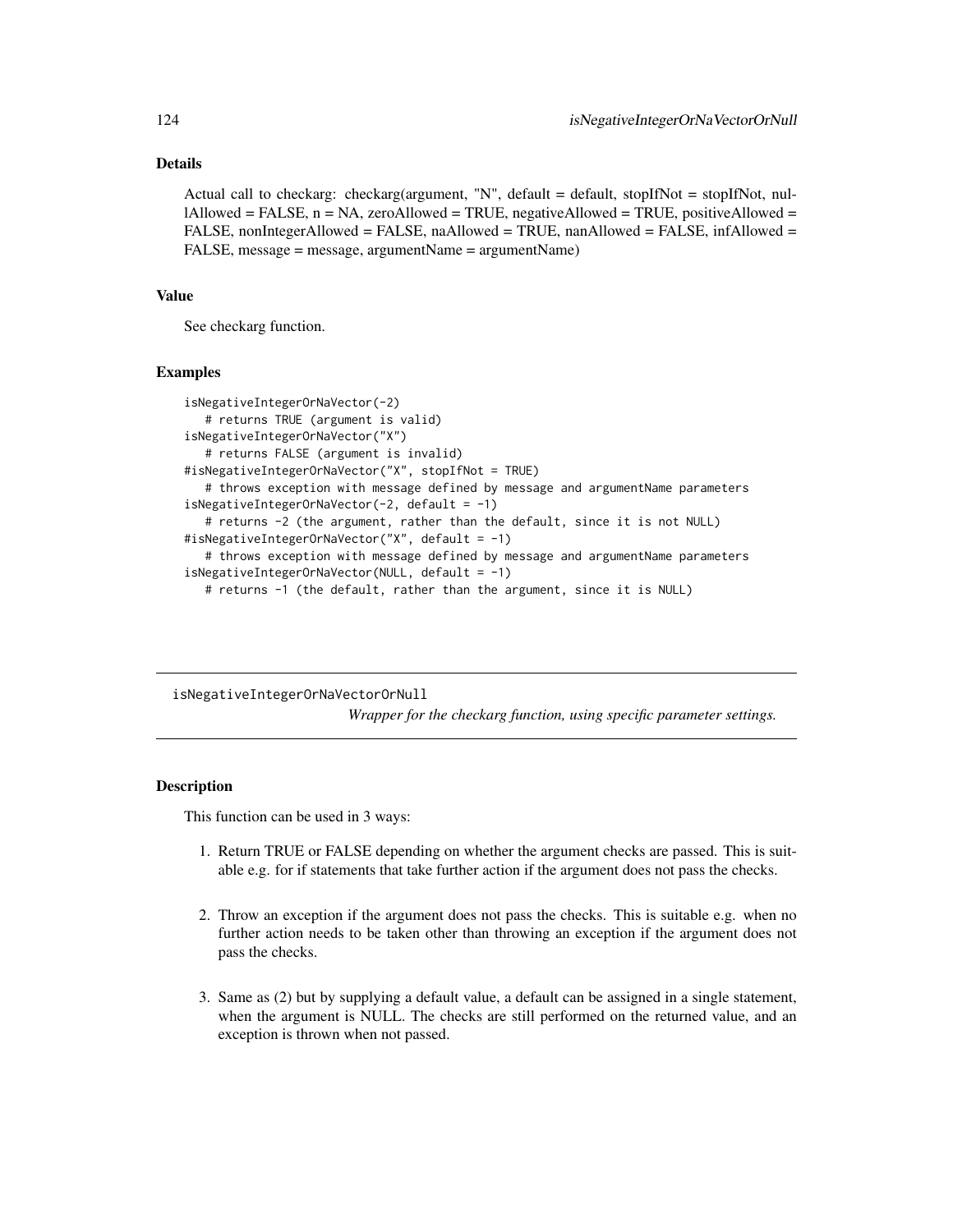### Details

Actual call to checkarg: checkarg(argument, "N", default = default, stopIfNot = stopIfNot, nullAllowed = FALSE, n = NA, zeroAllowed = TRUE, negativeAllowed = TRUE, positiveAllowed = FALSE, nonIntegerAllowed = FALSE, naAllowed = TRUE, nanAllowed = FALSE, infAllowed = FALSE, message = message, argumentName = argumentName)

### Value

See checkarg function.

### Examples

```
isNegativeIntegerOrNaVector(-2)
   # returns TRUE (argument is valid)
isNegativeIntegerOrNaVector("X")
   # returns FALSE (argument is invalid)
#isNegativeIntegerOrNaVector("X", stopIfNot = TRUE)
   # throws exception with message defined by message and argumentName parameters
isNegativeIntegerOrNaVector(-2, default = -1)
   # returns -2 (the argument, rather than the default, since it is not NULL)
#isNegativeIntegerOrNaVector("X", default = -1)
   # throws exception with message defined by message and argumentName parameters
isNegativeIntegerOrNaVector(NULL, default = -1)
   # returns -1 (the default, rather than the argument, since it is NULL)
```

---

## isNegativeIntegerOrNaVectorOrNull

*Wrapper for the checkarg function, using specific parameter settings.*

---

### Description

This function can be used in 3 ways:

1. Return TRUE or FALSE depending on whether the argument checks are passed. This is suitable e.g. for if statements that take further action if the argument does not pass the checks.
2. Throw an exception if the argument does not pass the checks. This is suitable e.g. when no further action needs to be taken other than throwing an exception if the argument does not pass the checks.
3. Same as (2) but by supplying a default value, a default can be assigned in a single statement, when the argument is NULL. The checks are still performed on the returned value, and an exception is thrown when not passed.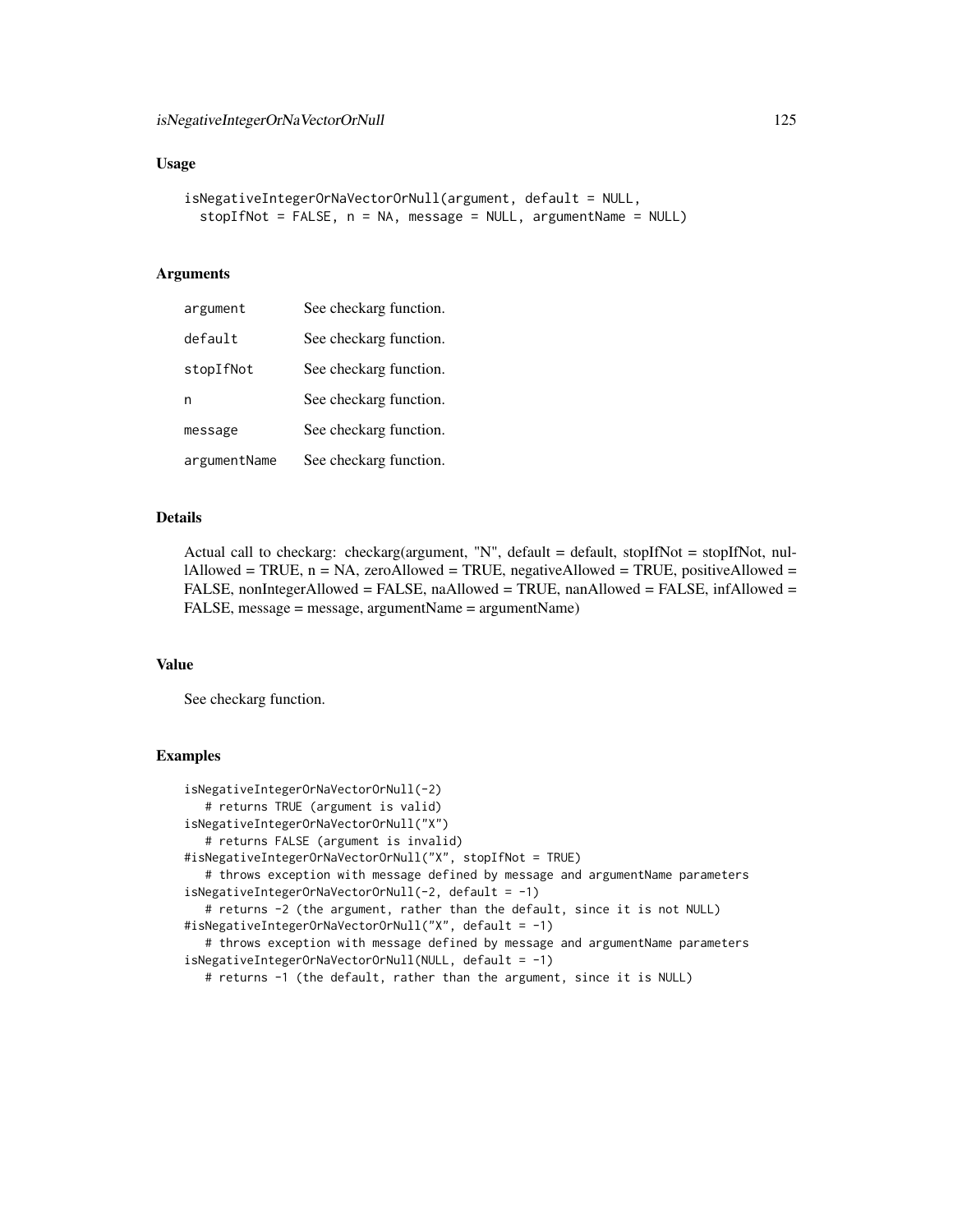## Usage

```
isNegativeIntegerOrNaVectorOrNull(argument, default = NULL,
  stopIfNot = FALSE, n = NA, message = NULL, argumentName = NULL)
```

## Arguments

| | |
|---|---|
| argument | See checkarg function. |
| default | See checkarg function. |
| stopIfNot | See checkarg function. |
| n | See checkarg function. |
| message | See checkarg function. |
| argumentName | See checkarg function. |

## Details

Actual call to checkarg: checkarg(argument, "N", default = default, stopIfNot = stopIfNot, nullAllowed = TRUE, n = NA, zeroAllowed = TRUE, negativeAllowed = TRUE, positiveAllowed = FALSE, nonIntegerAllowed = FALSE, naAllowed = TRUE, nanAllowed = FALSE, infAllowed = FALSE, message = message, argumentName = argumentName)

## Value

See checkarg function.

## Examples

```
isNegativeIntegerOrNaVectorOrNull(-2)
   # returns TRUE (argument is valid)
isNegativeIntegerOrNaVectorOrNull("X")
   # returns FALSE (argument is invalid)
#isNegativeIntegerOrNaVectorOrNull("X", stopIfNot = TRUE)
   # throws exception with message defined by message and argumentName parameters
isNegativeIntegerOrNaVectorOrNull(-2, default = -1)
   # returns -2 (the argument, rather than the default, since it is not NULL)
#isNegativeIntegerOrNaVectorOrNull("X", default = -1)
   # throws exception with message defined by message and argumentName parameters
isNegativeIntegerOrNaVectorOrNull(NULL, default = -1)
   # returns -1 (the default, rather than the argument, since it is NULL)
```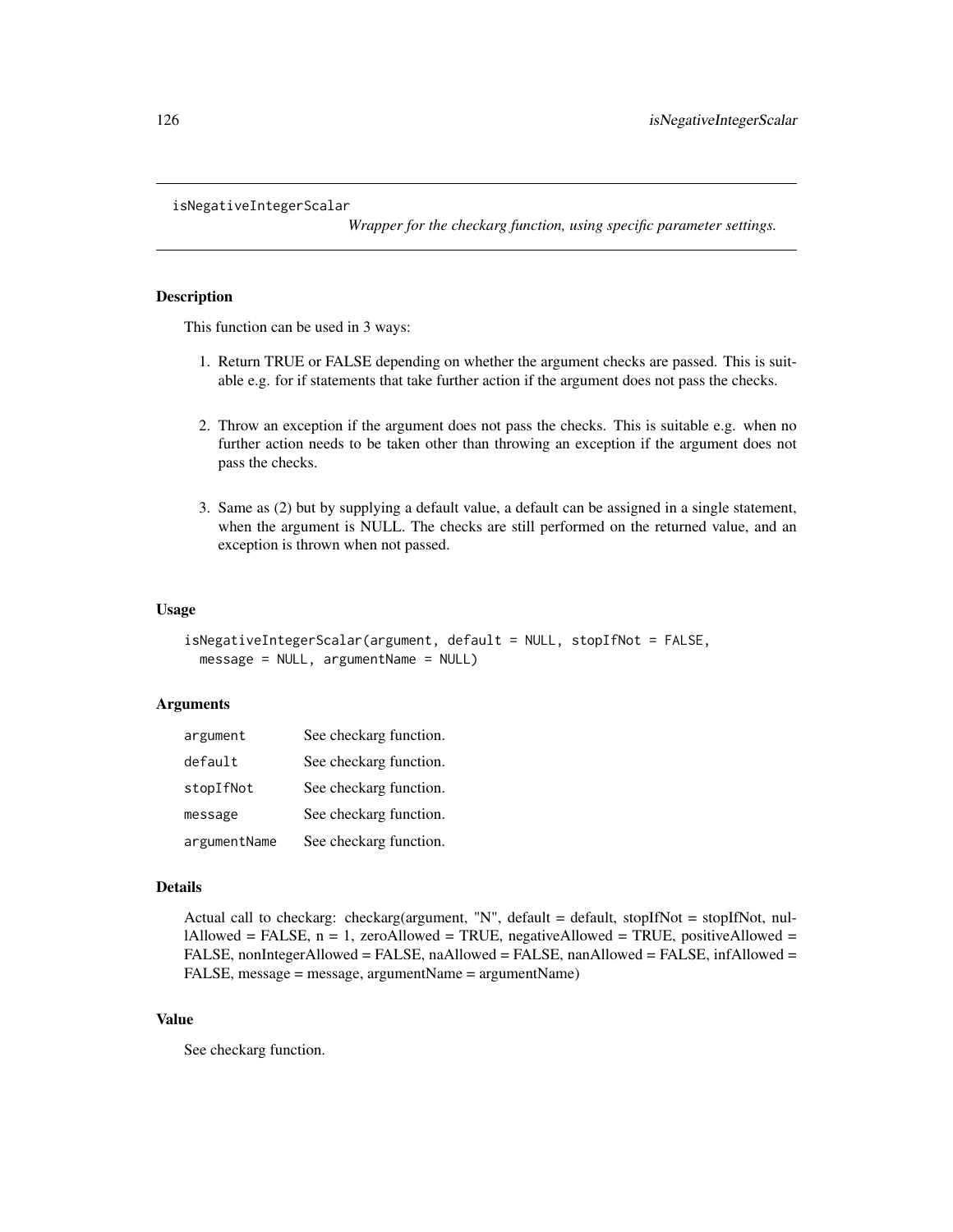`isNegativeIntegerScalar`

*Wrapper for the checkarg function, using specific parameter settings.*

## Description

This function can be used in 3 ways:

1. Return TRUE or FALSE depending on whether the argument checks are passed. This is suitable e.g. for if statements that take further action if the argument does not pass the checks.
2. Throw an exception if the argument does not pass the checks. This is suitable e.g. when no further action needs to be taken other than throwing an exception if the argument does not pass the checks.
3. Same as (2) but by supplying a default value, a default can be assigned in a single statement, when the argument is NULL. The checks are still performed on the returned value, and an exception is thrown when not passed.

## Usage

```
isNegativeIntegerScalar(argument, default = NULL, stopIfNot = FALSE,
  message = NULL, argumentName = NULL)
```

## Arguments

| | |
|---|---|
| argument | See checkarg function. |
| default | See checkarg function. |
| stopIfNot | See checkarg function. |
| message | See checkarg function. |
| argumentName | See checkarg function. |

## Details

Actual call to checkarg: checkarg(argument, "N", default = default, stopIfNot = stopIfNot, nullAllowed = FALSE, n = 1, zeroAllowed = TRUE, negativeAllowed = TRUE, positiveAllowed = FALSE, nonIntegerAllowed = FALSE, naAllowed = FALSE, nanAllowed = FALSE, infAllowed = FALSE, message = message, argumentName = argumentName)

## Value

See checkarg function.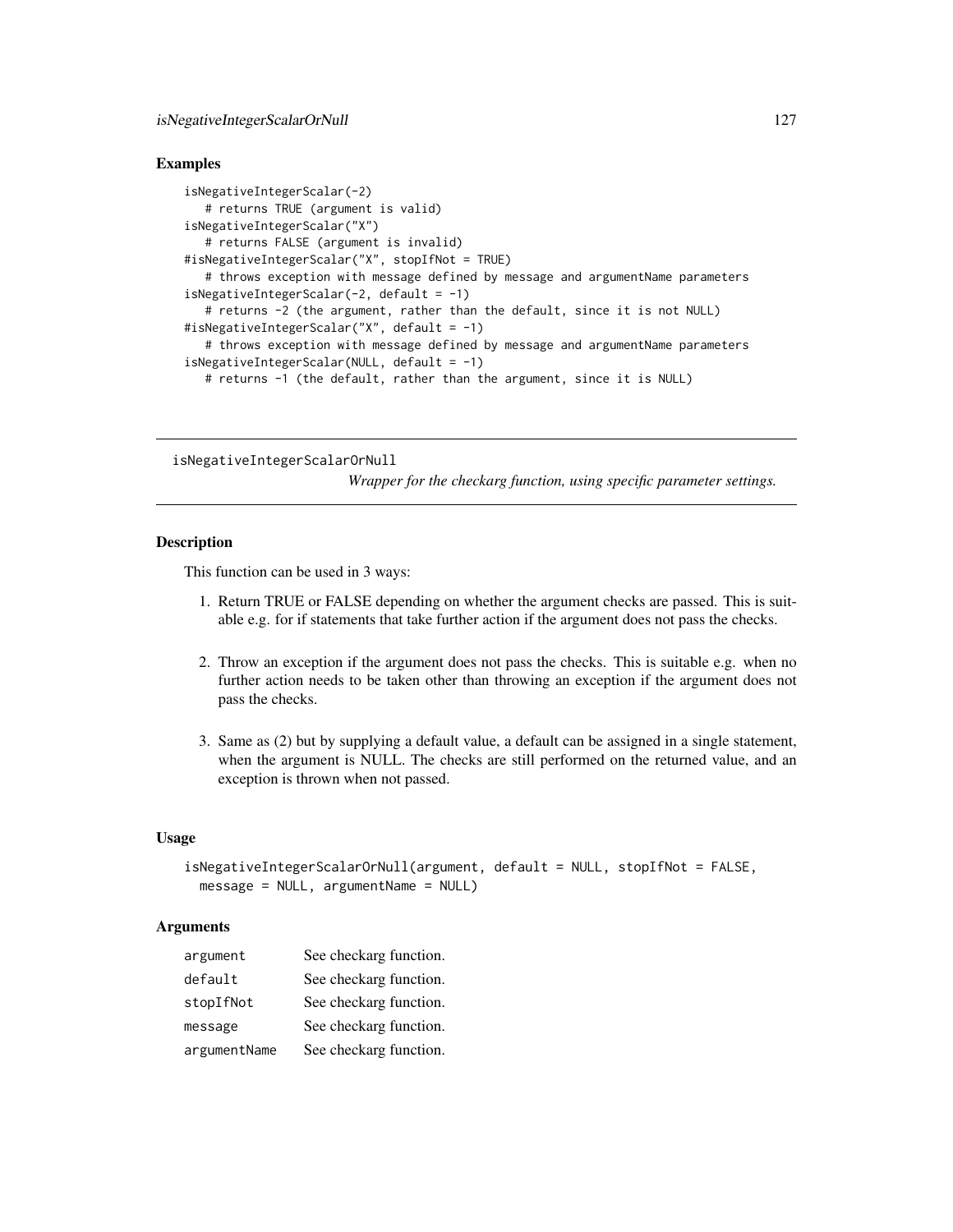### Examples

```
isNegativeIntegerScalar(-2)
   # returns TRUE (argument is valid)
isNegativeIntegerScalar("X")
   # returns FALSE (argument is invalid)
#isNegativeIntegerScalar("X", stopIfNot = TRUE)
   # throws exception with message defined by message and argumentName parameters
isNegativeIntegerScalar(-2, default = -1)
   # returns -2 (the argument, rather than the default, since it is not NULL)
#isNegativeIntegerScalar("X", default = -1)
   # throws exception with message defined by message and argumentName parameters
isNegativeIntegerScalar(NULL, default = -1)
   # returns -1 (the default, rather than the argument, since it is NULL)
```

## isNegativeIntegerScalarOrNull

*Wrapper for the checkarg function, using specific parameter settings.*

### Description

This function can be used in 3 ways:

1. Return TRUE or FALSE depending on whether the argument checks are passed. This is suitable e.g. for if statements that take further action if the argument does not pass the checks.
2. Throw an exception if the argument does not pass the checks. This is suitable e.g. when no further action needs to be taken other than throwing an exception if the argument does not pass the checks.
3. Same as (2) but by supplying a default value, a default can be assigned in a single statement, when the argument is NULL. The checks are still performed on the returned value, and an exception is thrown when not passed.

### Usage

```
isNegativeIntegerScalarOrNull(argument, default = NULL, stopIfNot = FALSE,
  message = NULL, argumentName = NULL)
```

### Arguments

| | |
|---|---|
| argument | See checkarg function. |
| default | See checkarg function. |
| stopIfNot | See checkarg function. |
| message | See checkarg function. |
| argumentName | See checkarg function. |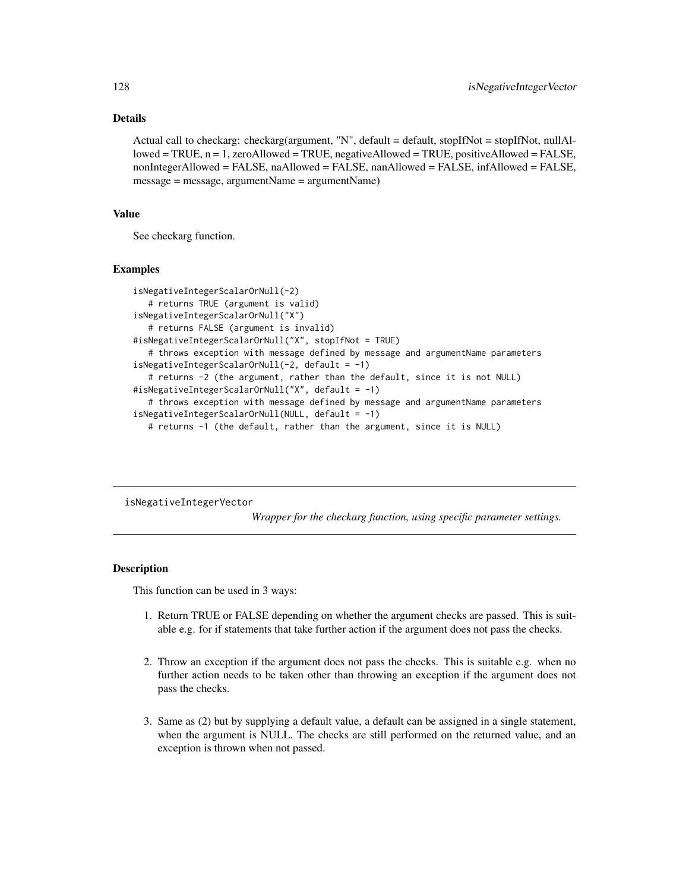### Details

Actual call to checkarg: checkarg(argument, "N", default = default, stopIfNot = stopIfNot, nullAllowed = TRUE, n = 1, zeroAllowed = TRUE, negativeAllowed = TRUE, positiveAllowed = FALSE, nonIntegerAllowed = FALSE, naAllowed = FALSE, nanAllowed = FALSE, infAllowed = FALSE, message = message, argumentName = argumentName)

### Value

See checkarg function.

### Examples

```
isNegativeIntegerScalarOrNull(-2)
   # returns TRUE (argument is valid)
isNegativeIntegerScalarOrNull("X")
   # returns FALSE (argument is invalid)
#isNegativeIntegerScalarOrNull("X", stopIfNot = TRUE)
   # throws exception with message defined by message and argumentName parameters
isNegativeIntegerScalarOrNull(-2, default = -1)
   # returns -2 (the argument, rather than the default, since it is not NULL)
#isNegativeIntegerScalarOrNull("X", default = -1)
   # throws exception with message defined by message and argumentName parameters
isNegativeIntegerScalarOrNull(NULL, default = -1)
   # returns -1 (the default, rather than the argument, since it is NULL)
```

---

## isNegativeIntegerVector

*Wrapper for the checkarg function, using specific parameter settings.*

---

### Description

This function can be used in 3 ways:

1. Return TRUE or FALSE depending on whether the argument checks are passed. This is suitable e.g. for if statements that take further action if the argument does not pass the checks.
2. Throw an exception if the argument does not pass the checks. This is suitable e.g. when no further action needs to be taken other than throwing an exception if the argument does not pass the checks.
3. Same as (2) but by supplying a default value, a default can be assigned in a single statement, when the argument is NULL. The checks are still performed on the returned value, and an exception is thrown when not passed.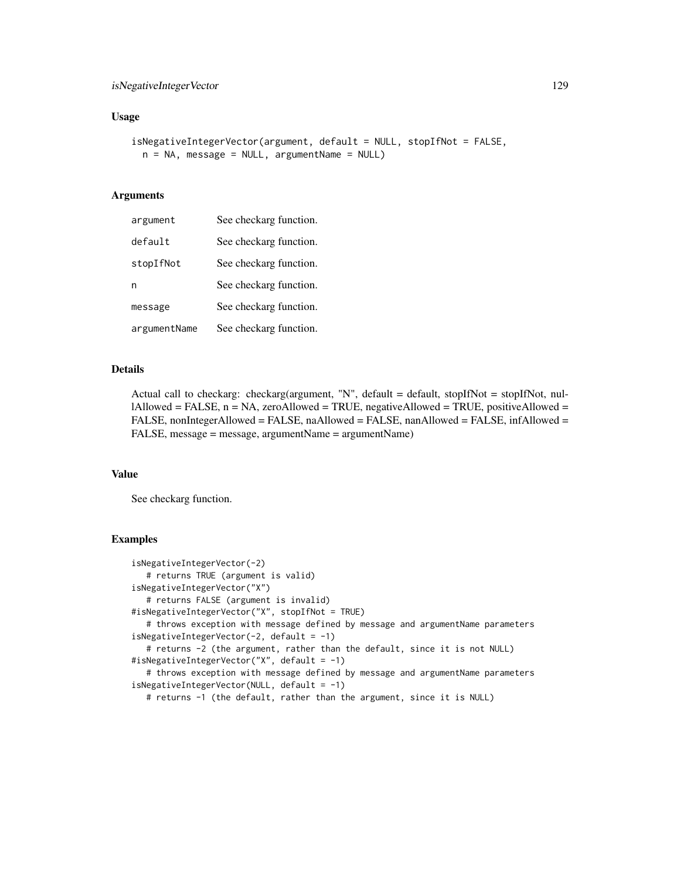## Usage

```
isNegativeIntegerVector(argument, default = NULL, stopIfNot = FALSE,
  n = NA, message = NULL, argumentName = NULL)
```

## Arguments

| | |
|---|---|
| argument | See checkarg function. |
| default | See checkarg function. |
| stopIfNot | See checkarg function. |
| n | See checkarg function. |
| message | See checkarg function. |
| argumentName | See checkarg function. |

## Details

Actual call to checkarg: checkarg(argument, "N", default = default, stopIfNot = stopIfNot, nullAllowed = FALSE, n = NA, zeroAllowed = TRUE, negativeAllowed = TRUE, positiveAllowed = FALSE, nonIntegerAllowed = FALSE, naAllowed = FALSE, nanAllowed = FALSE, infAllowed = FALSE, message = message, argumentName = argumentName)

## Value

See checkarg function.

## Examples

```
isNegativeIntegerVector(-2)
   # returns TRUE (argument is valid)
isNegativeIntegerVector("X")
   # returns FALSE (argument is invalid)
#isNegativeIntegerVector("X", stopIfNot = TRUE)
   # throws exception with message defined by message and argumentName parameters
isNegativeIntegerVector(-2, default = -1)
   # returns -2 (the argument, rather than the default, since it is not NULL)
#isNegativeIntegerVector("X", default = -1)
   # throws exception with message defined by message and argumentName parameters
isNegativeIntegerVector(NULL, default = -1)
   # returns -1 (the default, rather than the argument, since it is NULL)
```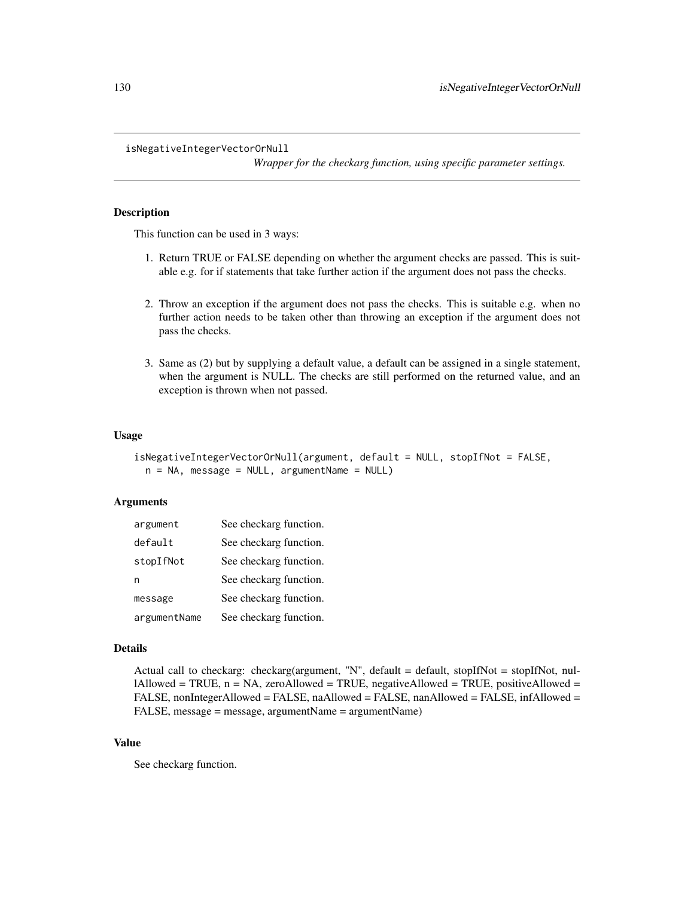# isNegativeIntegerVectorOrNull

*Wrapper for the checkarg function, using specific parameter settings.*

## Description

This function can be used in 3 ways:

1. Return TRUE or FALSE depending on whether the argument checks are passed. This is suitable e.g. for if statements that take further action if the argument does not pass the checks.
2. Throw an exception if the argument does not pass the checks. This is suitable e.g. when no further action needs to be taken other than throwing an exception if the argument does not pass the checks.
3. Same as (2) but by supplying a default value, a default can be assigned in a single statement, when the argument is NULL. The checks are still performed on the returned value, and an exception is thrown when not passed.

## Usage

```
isNegativeIntegerVectorOrNull(argument, default = NULL, stopIfNot = FALSE,
  n = NA, message = NULL, argumentName = NULL)
```

## Arguments

| | |
|---|---|
| argument | See checkarg function. |
| default | See checkarg function. |
| stopIfNot | See checkarg function. |
| n | See checkarg function. |
| message | See checkarg function. |
| argumentName | See checkarg function. |

## Details

Actual call to checkarg: checkarg(argument, "N", default = default, stopIfNot = stopIfNot, nullAllowed = TRUE, n = NA, zeroAllowed = TRUE, negativeAllowed = TRUE, positiveAllowed = FALSE, nonIntegerAllowed = FALSE, naAllowed = FALSE, nanAllowed = FALSE, infAllowed = FALSE, message = message, argumentName = argumentName)

## Value

See checkarg function.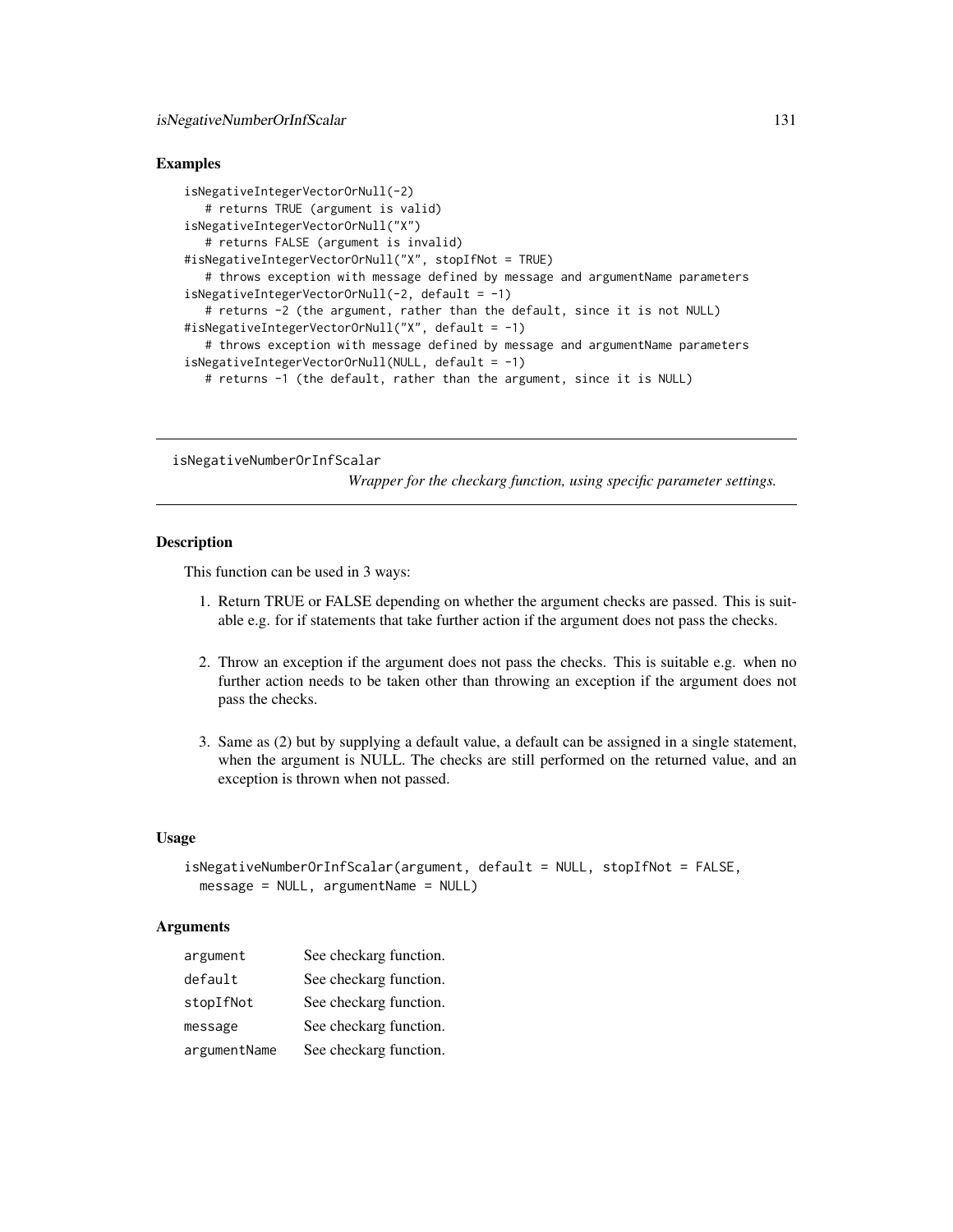## Examples

```
isNegativeIntegerVectorOrNull(-2)
   # returns TRUE (argument is valid)
isNegativeIntegerVectorOrNull("X")
   # returns FALSE (argument is invalid)
#isNegativeIntegerVectorOrNull("X", stopIfNot = TRUE)
   # throws exception with message defined by message and argumentName parameters
isNegativeIntegerVectorOrNull(-2, default = -1)
   # returns -2 (the argument, rather than the default, since it is not NULL)
#isNegativeIntegerVectorOrNull("X", default = -1)
   # throws exception with message defined by message and argumentName parameters
isNegativeIntegerVectorOrNull(NULL, default = -1)
   # returns -1 (the default, rather than the argument, since it is NULL)
```

---

# isNegativeNumberOrInfScalar

*Wrapper for the checkarg function, using specific parameter settings.*

---

## Description

This function can be used in 3 ways:

1. Return TRUE or FALSE depending on whether the argument checks are passed. This is suitable e.g. for if statements that take further action if the argument does not pass the checks.
2. Throw an exception if the argument does not pass the checks. This is suitable e.g. when no further action needs to be taken other than throwing an exception if the argument does not pass the checks.
3. Same as (2) but by supplying a default value, a default can be assigned in a single statement, when the argument is NULL. The checks are still performed on the returned value, and an exception is thrown when not passed.

## Usage

```
isNegativeNumberOrInfScalar(argument, default = NULL, stopIfNot = FALSE,
  message = NULL, argumentName = NULL)
```

## Arguments

| | |
|---|---|
| argument | See checkarg function. |
| default | See checkarg function. |
| stopIfNot | See checkarg function. |
| message | See checkarg function. |
| argumentName | See checkarg function. |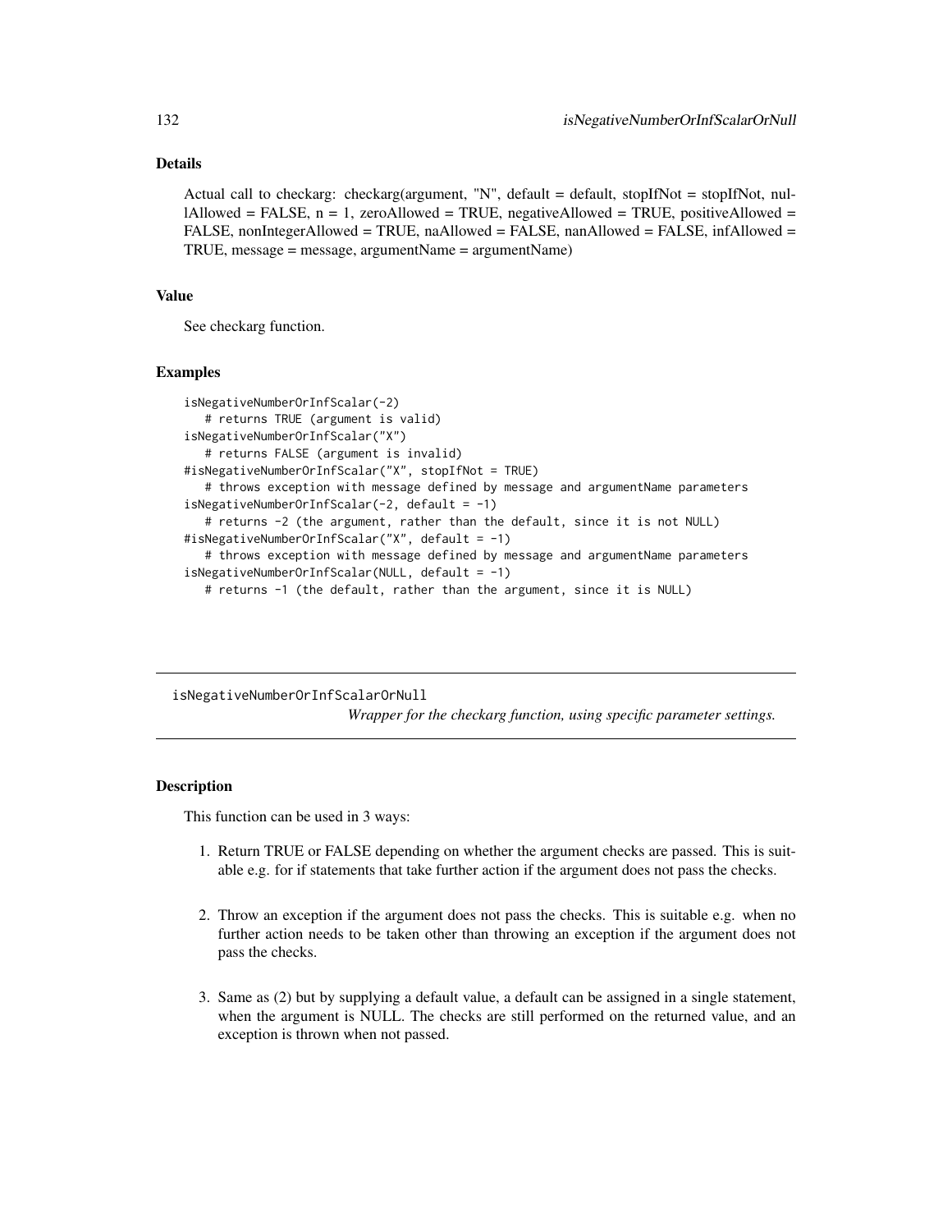### Details

Actual call to checkarg: checkarg(argument, "N", default = default, stopIfNot = stopIfNot, nullAllowed = FALSE, n = 1, zeroAllowed = TRUE, negativeAllowed = TRUE, positiveAllowed = FALSE, nonIntegerAllowed = TRUE, naAllowed = FALSE, nanAllowed = FALSE, infAllowed = TRUE, message = message, argumentName = argumentName)

### Value

See checkarg function.

### Examples

```
isNegativeNumberOrInfScalar(-2)
   # returns TRUE (argument is valid)
isNegativeNumberOrInfScalar("X")
   # returns FALSE (argument is invalid)
#isNegativeNumberOrInfScalar("X", stopIfNot = TRUE)
   # throws exception with message defined by message and argumentName parameters
isNegativeNumberOrInfScalar(-2, default = -1)
   # returns -2 (the argument, rather than the default, since it is not NULL)
#isNegativeNumberOrInfScalar("X", default = -1)
   # throws exception with message defined by message and argumentName parameters
isNegativeNumberOrInfScalar(NULL, default = -1)
   # returns -1 (the default, rather than the argument, since it is NULL)
```

---

## isNegativeNumberOrInfScalarOrNull

*Wrapper for the checkarg function, using specific parameter settings.*

---

### Description

This function can be used in 3 ways:

1. Return TRUE or FALSE depending on whether the argument checks are passed. This is suitable e.g. for if statements that take further action if the argument does not pass the checks.
2. Throw an exception if the argument does not pass the checks. This is suitable e.g. when no further action needs to be taken other than throwing an exception if the argument does not pass the checks.
3. Same as (2) but by supplying a default value, a default can be assigned in a single statement, when the argument is NULL. The checks are still performed on the returned value, and an exception is thrown when not passed.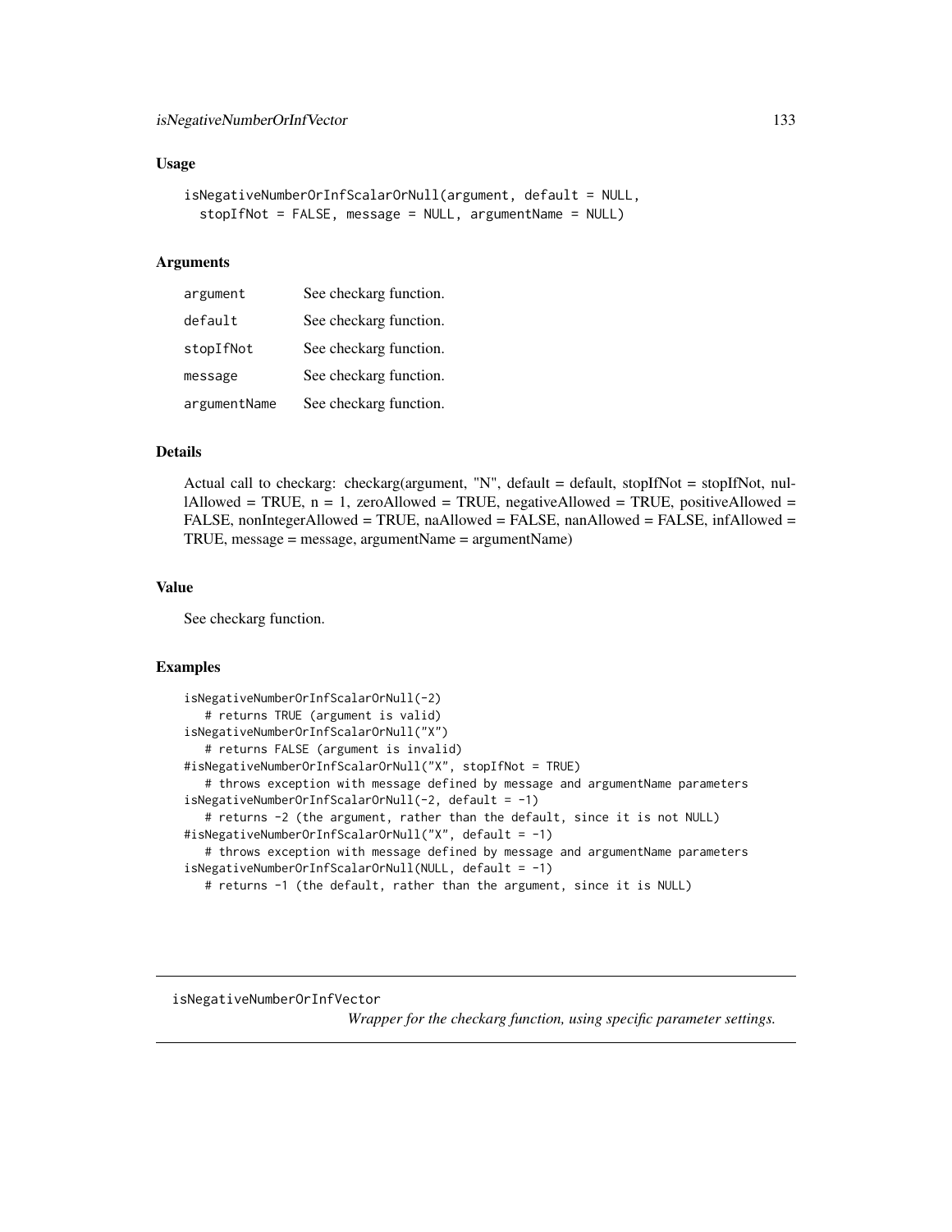### Usage

```
isNegativeNumberOrInfScalarOrNull(argument, default = NULL,
  stopIfNot = FALSE, message = NULL, argumentName = NULL)
```

### Arguments

| | |
|---|---|
| argument | See checkarg function. |
| default | See checkarg function. |
| stopIfNot | See checkarg function. |
| message | See checkarg function. |
| argumentName | See checkarg function. |

### Details

Actual call to checkarg: checkarg(argument, "N", default = default, stopIfNot = stopIfNot, nullAllowed = TRUE, n = 1, zeroAllowed = TRUE, negativeAllowed = TRUE, positiveAllowed = FALSE, nonIntegerAllowed = TRUE, naAllowed = FALSE, nanAllowed = FALSE, infAllowed = TRUE, message = message, argumentName = argumentName)

### Value

See checkarg function.

### Examples

```
isNegativeNumberOrInfScalarOrNull(-2)
   # returns TRUE (argument is valid)
isNegativeNumberOrInfScalarOrNull("X")
   # returns FALSE (argument is invalid)
#isNegativeNumberOrInfScalarOrNull("X", stopIfNot = TRUE)
   # throws exception with message defined by message and argumentName parameters
isNegativeNumberOrInfScalarOrNull(-2, default = -1)
   # returns -2 (the argument, rather than the default, since it is not NULL)
#isNegativeNumberOrInfScalarOrNull("X", default = -1)
   # throws exception with message defined by message and argumentName parameters
isNegativeNumberOrInfScalarOrNull(NULL, default = -1)
   # returns -1 (the default, rather than the argument, since it is NULL)
```

---

## isNegativeNumberOrInfVector

*Wrapper for the checkarg function, using specific parameter settings.*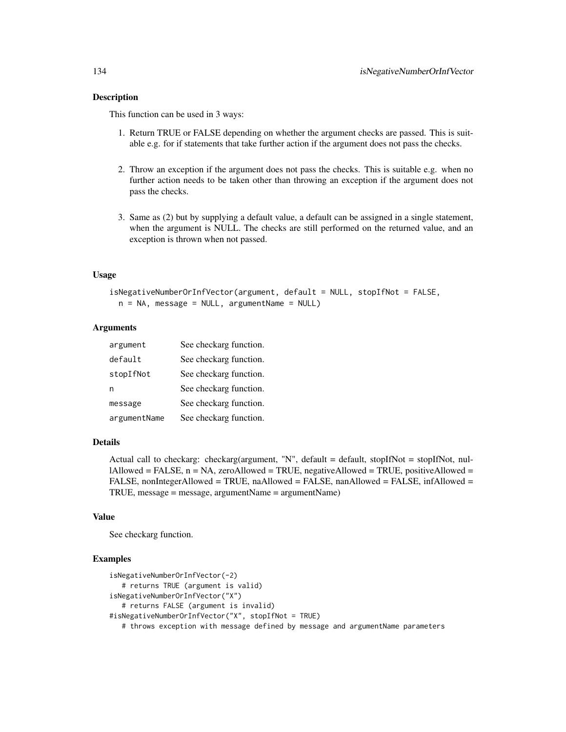### Description

This function can be used in 3 ways:

1. Return TRUE or FALSE depending on whether the argument checks are passed. This is suitable e.g. for if statements that take further action if the argument does not pass the checks.
2. Throw an exception if the argument does not pass the checks. This is suitable e.g. when no further action needs to be taken other than throwing an exception if the argument does not pass the checks.
3. Same as (2) but by supplying a default value, a default can be assigned in a single statement, when the argument is NULL. The checks are still performed on the returned value, and an exception is thrown when not passed.

### Usage

```
isNegativeNumberOrInfVector(argument, default = NULL, stopIfNot = FALSE,
  n = NA, message = NULL, argumentName = NULL)
```

### Arguments

| | |
|---|---|
| argument | See checkarg function. |
| default | See checkarg function. |
| stopIfNot | See checkarg function. |
| n | See checkarg function. |
| message | See checkarg function. |
| argumentName | See checkarg function. |

### Details

Actual call to checkarg: checkarg(argument, "N", default = default, stopIfNot = stopIfNot, nullAllowed = FALSE, n = NA, zeroAllowed = TRUE, negativeAllowed = TRUE, positiveAllowed = FALSE, nonIntegerAllowed = TRUE, naAllowed = FALSE, nanAllowed = FALSE, infAllowed = TRUE, message = message, argumentName = argumentName)

### Value

See checkarg function.

### Examples

```
isNegativeNumberOrInfVector(-2)
   # returns TRUE (argument is valid)
isNegativeNumberOrInfVector("X")
   # returns FALSE (argument is invalid)
#isNegativeNumberOrInfVector("X", stopIfNot = TRUE)
   # throws exception with message defined by message and argumentName parameters
```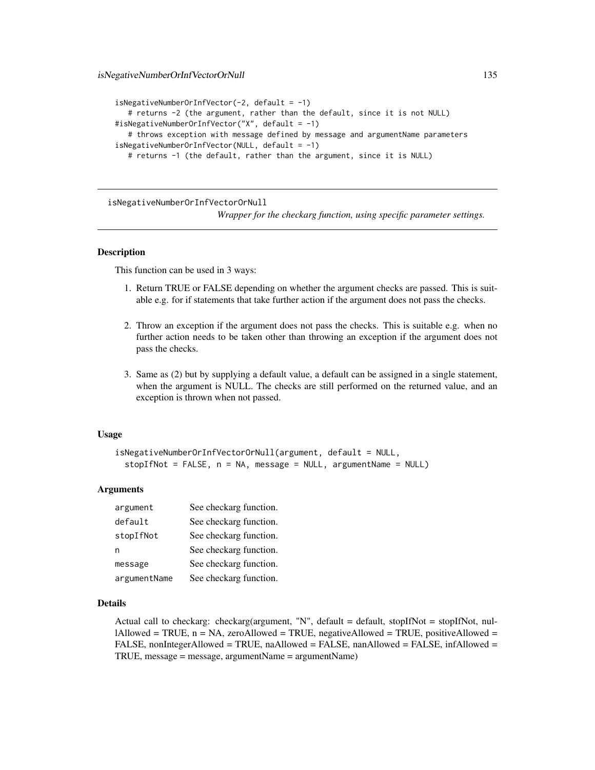```
isNegativeNumberOrInfVector(-2, default = -1)
   # returns -2 (the argument, rather than the default, since it is not NULL)
#isNegativeNumberOrInfVector("X", default = -1)
   # throws exception with message defined by message and argumentName parameters
isNegativeNumberOrInfVector(NULL, default = -1)
   # returns -1 (the default, rather than the argument, since it is NULL)
```

---

## isNegativeNumberOrInfVectorOrNull

*Wrapper for the checkarg function, using specific parameter settings.*

---

### Description

This function can be used in 3 ways:

1. Return TRUE or FALSE depending on whether the argument checks are passed. This is suitable e.g. for if statements that take further action if the argument does not pass the checks.
2. Throw an exception if the argument does not pass the checks. This is suitable e.g. when no further action needs to be taken other than throwing an exception if the argument does not pass the checks.
3. Same as (2) but by supplying a default value, a default can be assigned in a single statement, when the argument is NULL. The checks are still performed on the returned value, and an exception is thrown when not passed.

### Usage

```
isNegativeNumberOrInfVectorOrNull(argument, default = NULL,
  stopIfNot = FALSE, n = NA, message = NULL, argumentName = NULL)
```

### Arguments

| | |
|---|---|
| argument | See checkarg function. |
| default | See checkarg function. |
| stopIfNot | See checkarg function. |
| n | See checkarg function. |
| message | See checkarg function. |
| argumentName | See checkarg function. |

### Details

Actual call to checkarg: checkarg(argument, "N", default = default, stopIfNot = stopIfNot, nullAllowed = TRUE, n = NA, zeroAllowed = TRUE, negativeAllowed = TRUE, positiveAllowed = FALSE, nonIntegerAllowed = TRUE, naAllowed = FALSE, nanAllowed = FALSE, infAllowed = TRUE, message = message, argumentName = argumentName)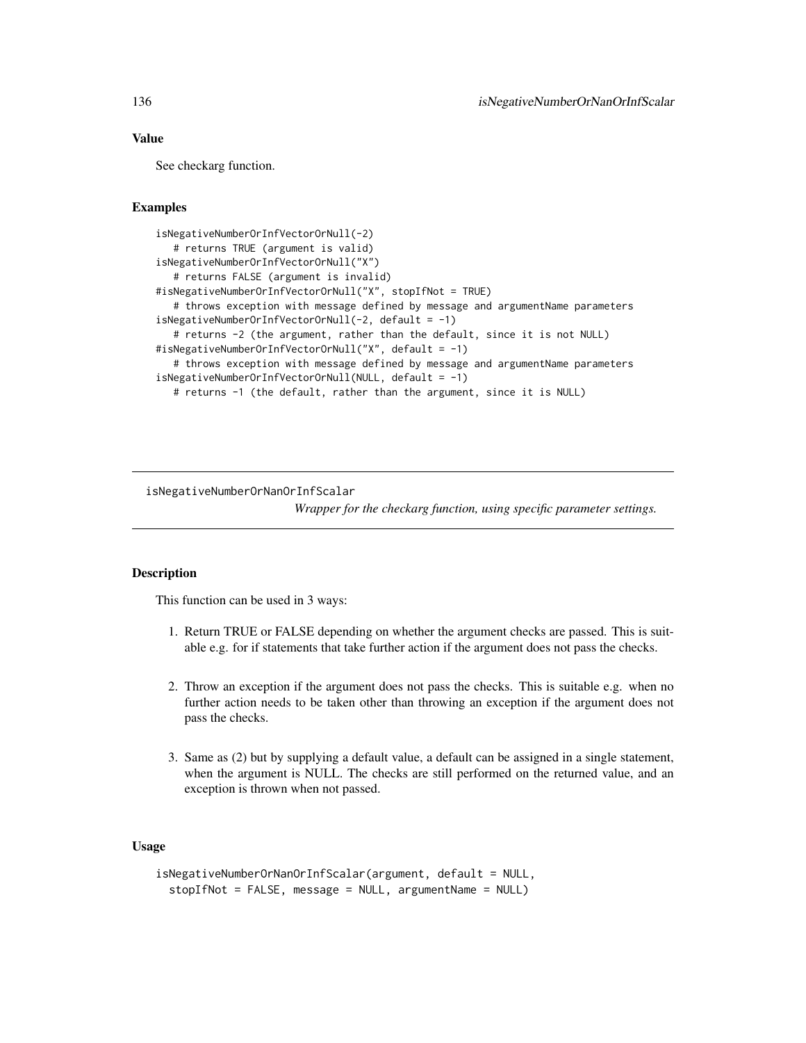### Value

See checkarg function.

### Examples

```
isNegativeNumberOrInfVectorOrNull(-2)
   # returns TRUE (argument is valid)
isNegativeNumberOrInfVectorOrNull("X")
   # returns FALSE (argument is invalid)
#isNegativeNumberOrInfVectorOrNull("X", stopIfNot = TRUE)
   # throws exception with message defined by message and argumentName parameters
isNegativeNumberOrInfVectorOrNull(-2, default = -1)
   # returns -2 (the argument, rather than the default, since it is not NULL)
#isNegativeNumberOrInfVectorOrNull("X", default = -1)
   # throws exception with message defined by message and argumentName parameters
isNegativeNumberOrInfVectorOrNull(NULL, default = -1)
   # returns -1 (the default, rather than the argument, since it is NULL)
```

---

## isNegativeNumberOrNanOrInfScalar

*Wrapper for the checkarg function, using specific parameter settings.*

---

### Description

This function can be used in 3 ways:

1. Return TRUE or FALSE depending on whether the argument checks are passed. This is suitable e.g. for if statements that take further action if the argument does not pass the checks.
2. Throw an exception if the argument does not pass the checks. This is suitable e.g. when no further action needs to be taken other than throwing an exception if the argument does not pass the checks.
3. Same as (2) but by supplying a default value, a default can be assigned in a single statement, when the argument is NULL. The checks are still performed on the returned value, and an exception is thrown when not passed.

### Usage

```
isNegativeNumberOrNanOrInfScalar(argument, default = NULL,
  stopIfNot = FALSE, message = NULL, argumentName = NULL)
```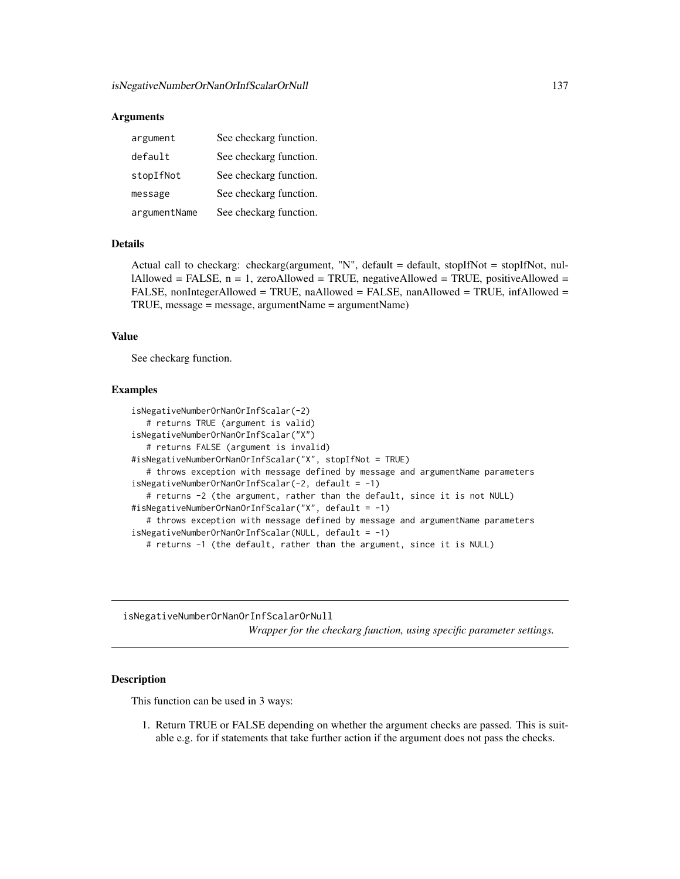### Arguments

| | |
|---|---|
| argument | See checkarg function. |
| default | See checkarg function. |
| stopIfNot | See checkarg function. |
| message | See checkarg function. |
| argumentName | See checkarg function. |

### Details

Actual call to checkarg: checkarg(argument, "N", default = default, stopIfNot = stopIfNot, nullAllowed = FALSE, n = 1, zeroAllowed = TRUE, negativeAllowed = TRUE, positiveAllowed = FALSE, nonIntegerAllowed = TRUE, naAllowed = FALSE, nanAllowed = TRUE, infAllowed = TRUE, message = message, argumentName = argumentName)

### Value

See checkarg function.

### Examples

```
isNegativeNumberOrNanOrInfScalar(-2)
   # returns TRUE (argument is valid)
isNegativeNumberOrNanOrInfScalar("X")
   # returns FALSE (argument is invalid)
#isNegativeNumberOrNanOrInfScalar("X", stopIfNot = TRUE)
   # throws exception with message defined by message and argumentName parameters
isNegativeNumberOrNanOrInfScalar(-2, default = -1)
   # returns -2 (the argument, rather than the default, since it is not NULL)
#isNegativeNumberOrNanOrInfScalar("X", default = -1)
   # throws exception with message defined by message and argumentName parameters
isNegativeNumberOrNanOrInfScalar(NULL, default = -1)
   # returns -1 (the default, rather than the argument, since it is NULL)
```

## isNegativeNumberOrNanOrInfScalarOrNull

*Wrapper for the checkarg function, using specific parameter settings.*

### Description

This function can be used in 3 ways:

1. Return TRUE or FALSE depending on whether the argument checks are passed. This is suitable e.g. for if statements that take further action if the argument does not pass the checks.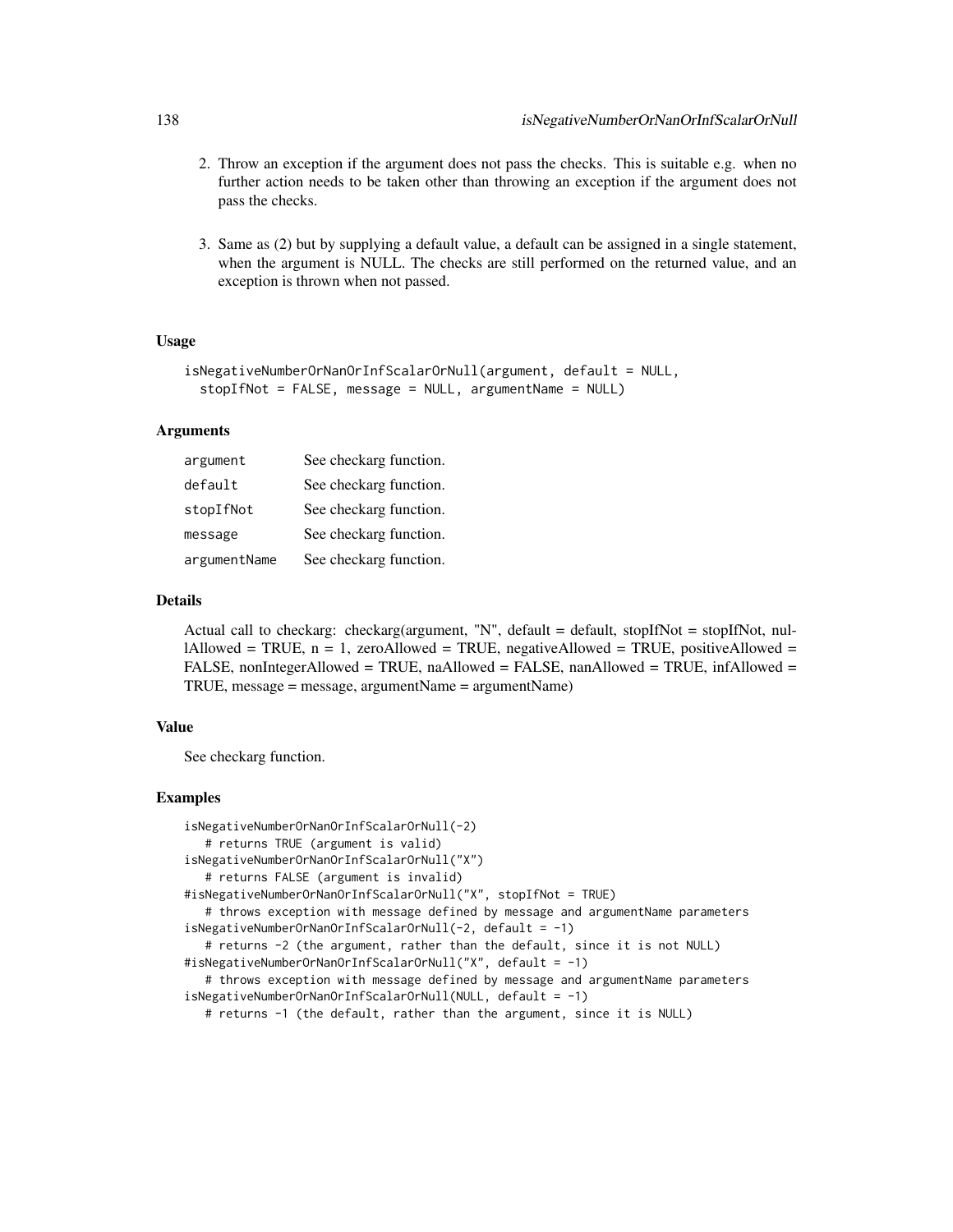2. Throw an exception if the argument does not pass the checks. This is suitable e.g. when no further action needs to be taken other than throwing an exception if the argument does not pass the checks.

3. Same as (2) but by supplying a default value, a default can be assigned in a single statement, when the argument is NULL. The checks are still performed on the returned value, and an exception is thrown when not passed.

### Usage

```
isNegativeNumberOrNanOrInfScalarOrNull(argument, default = NULL,
  stopIfNot = FALSE, message = NULL, argumentName = NULL)
```

### Arguments

| | |
|---|---|
| argument | See checkarg function. |
| default | See checkarg function. |
| stopIfNot | See checkarg function. |
| message | See checkarg function. |
| argumentName | See checkarg function. |

### Details

Actual call to checkarg: checkarg(argument, "N", default = default, stopIfNot = stopIfNot, nullAllowed = TRUE, n = 1, zeroAllowed = TRUE, negativeAllowed = TRUE, positiveAllowed = FALSE, nonIntegerAllowed = TRUE, naAllowed = FALSE, nanAllowed = TRUE, infAllowed = TRUE, message = message, argumentName = argumentName)

### Value

See checkarg function.

### Examples

```
isNegativeNumberOrNanOrInfScalarOrNull(-2)
   # returns TRUE (argument is valid)
isNegativeNumberOrNanOrInfScalarOrNull("X")
   # returns FALSE (argument is invalid)
#isNegativeNumberOrNanOrInfScalarOrNull("X", stopIfNot = TRUE)
   # throws exception with message defined by message and argumentName parameters
isNegativeNumberOrNanOrInfScalarOrNull(-2, default = -1)
   # returns -2 (the argument, rather than the default, since it is not NULL)
#isNegativeNumberOrNanOrInfScalarOrNull("X", default = -1)
   # throws exception with message defined by message and argumentName parameters
isNegativeNumberOrNanOrInfScalarOrNull(NULL, default = -1)
   # returns -1 (the default, rather than the argument, since it is NULL)
```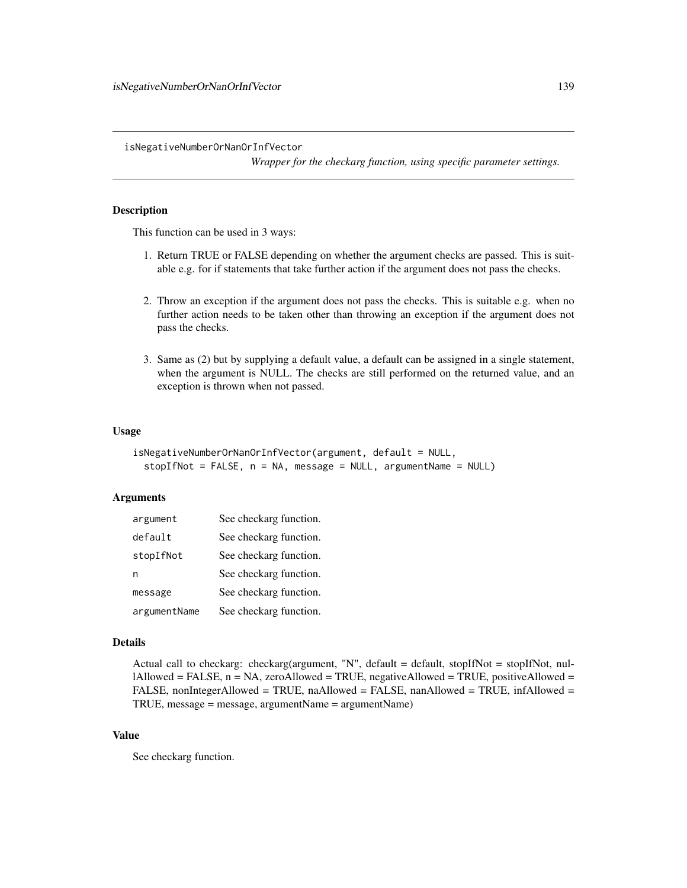isNegativeNumberOrNanOrInfVector    *Wrapper for the checkarg function, using specific parameter settings.*

## Description

This function can be used in 3 ways:

1. Return TRUE or FALSE depending on whether the argument checks are passed. This is suitable e.g. for if statements that take further action if the argument does not pass the checks.
2. Throw an exception if the argument does not pass the checks. This is suitable e.g. when no further action needs to be taken other than throwing an exception if the argument does not pass the checks.
3. Same as (2) but by supplying a default value, a default can be assigned in a single statement, when the argument is NULL. The checks are still performed on the returned value, and an exception is thrown when not passed.

## Usage

```
isNegativeNumberOrNanOrInfVector(argument, default = NULL,
  stopIfNot = FALSE, n = NA, message = NULL, argumentName = NULL)
```

## Arguments

| | |
|---|---|
| argument | See checkarg function. |
| default | See checkarg function. |
| stopIfNot | See checkarg function. |
| n | See checkarg function. |
| message | See checkarg function. |
| argumentName | See checkarg function. |

## Details

Actual call to checkarg: checkarg(argument, "N", default = default, stopIfNot = stopIfNot, nullAllowed = FALSE, n = NA, zeroAllowed = TRUE, negativeAllowed = TRUE, positiveAllowed = FALSE, nonIntegerAllowed = TRUE, naAllowed = FALSE, nanAllowed = TRUE, infAllowed = TRUE, message = message, argumentName = argumentName)

## Value

See checkarg function.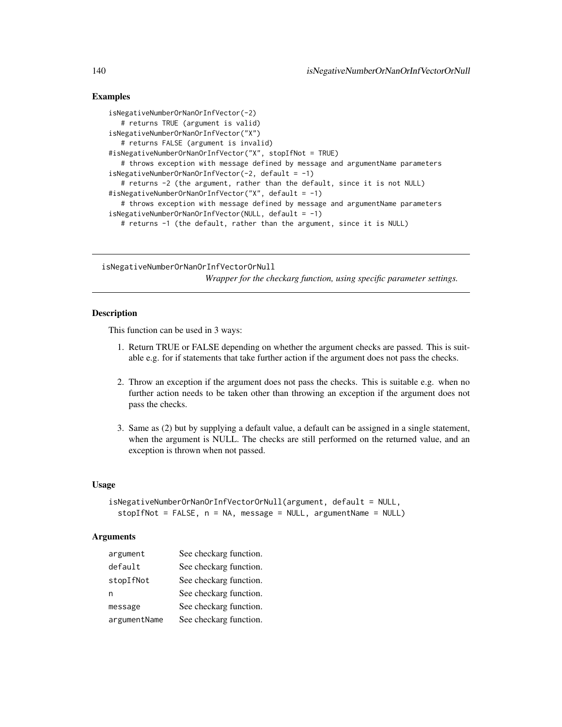## Examples

```
isNegativeNumberOrNanOrInfVector(-2)
   # returns TRUE (argument is valid)
isNegativeNumberOrNanOrInfVector("X")
   # returns FALSE (argument is invalid)
#isNegativeNumberOrNanOrInfVector("X", stopIfNot = TRUE)
   # throws exception with message defined by message and argumentName parameters
isNegativeNumberOrNanOrInfVector(-2, default = -1)
   # returns -2 (the argument, rather than the default, since it is not NULL)
#isNegativeNumberOrNanOrInfVector("X", default = -1)
   # throws exception with message defined by message and argumentName parameters
isNegativeNumberOrNanOrInfVector(NULL, default = -1)
   # returns -1 (the default, rather than the argument, since it is NULL)
```

---

# isNegativeNumberOrNanOrInfVectorOrNull

*Wrapper for the checkarg function, using specific parameter settings.*

---

## Description

This function can be used in 3 ways:

1. Return TRUE or FALSE depending on whether the argument checks are passed. This is suitable e.g. for if statements that take further action if the argument does not pass the checks.
2. Throw an exception if the argument does not pass the checks. This is suitable e.g. when no further action needs to be taken other than throwing an exception if the argument does not pass the checks.
3. Same as (2) but by supplying a default value, a default can be assigned in a single statement, when the argument is NULL. The checks are still performed on the returned value, and an exception is thrown when not passed.

## Usage

```
isNegativeNumberOrNanOrInfVectorOrNull(argument, default = NULL,
  stopIfNot = FALSE, n = NA, message = NULL, argumentName = NULL)
```

## Arguments

| | |
|---|---|
| argument | See checkarg function. |
| default | See checkarg function. |
| stopIfNot | See checkarg function. |
| n | See checkarg function. |
| message | See checkarg function. |
| argumentName | See checkarg function. |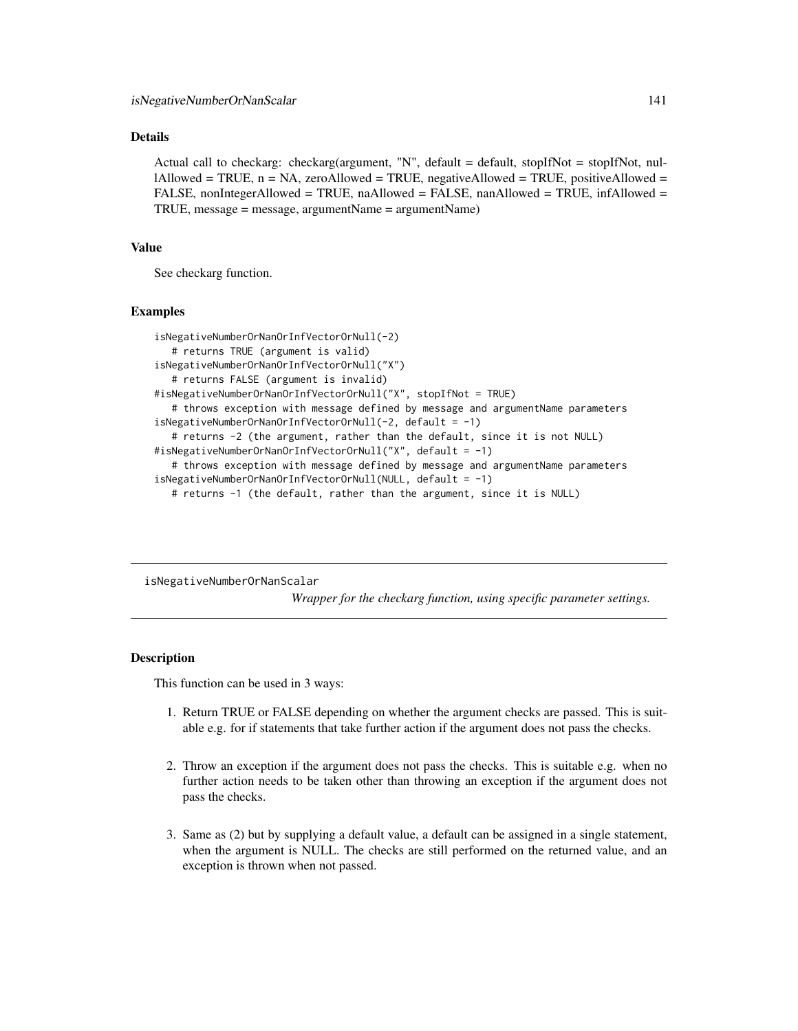### Details

Actual call to checkarg: checkarg(argument, "N", default = default, stopIfNot = stopIfNot, nullAllowed = TRUE, n = NA, zeroAllowed = TRUE, negativeAllowed = TRUE, positiveAllowed = FALSE, nonIntegerAllowed = TRUE, naAllowed = FALSE, nanAllowed = TRUE, infAllowed = TRUE, message = message, argumentName = argumentName)

### Value

See checkarg function.

### Examples

```
isNegativeNumberOrNanOrInfVectorOrNull(-2)
   # returns TRUE (argument is valid)
isNegativeNumberOrNanOrInfVectorOrNull("X")
   # returns FALSE (argument is invalid)
#isNegativeNumberOrNanOrInfVectorOrNull("X", stopIfNot = TRUE)
   # throws exception with message defined by message and argumentName parameters
isNegativeNumberOrNanOrInfVectorOrNull(-2, default = -1)
   # returns -2 (the argument, rather than the default, since it is not NULL)
#isNegativeNumberOrNanOrInfVectorOrNull("X", default = -1)
   # throws exception with message defined by message and argumentName parameters
isNegativeNumberOrNanOrInfVectorOrNull(NULL, default = -1)
   # returns -1 (the default, rather than the argument, since it is NULL)
```

---

## isNegativeNumberOrNanScalar

*Wrapper for the checkarg function, using specific parameter settings.*

---

### Description

This function can be used in 3 ways:

1. Return TRUE or FALSE depending on whether the argument checks are passed. This is suitable e.g. for if statements that take further action if the argument does not pass the checks.
2. Throw an exception if the argument does not pass the checks. This is suitable e.g. when no further action needs to be taken other than throwing an exception if the argument does not pass the checks.
3. Same as (2) but by supplying a default value, a default can be assigned in a single statement, when the argument is NULL. The checks are still performed on the returned value, and an exception is thrown when not passed.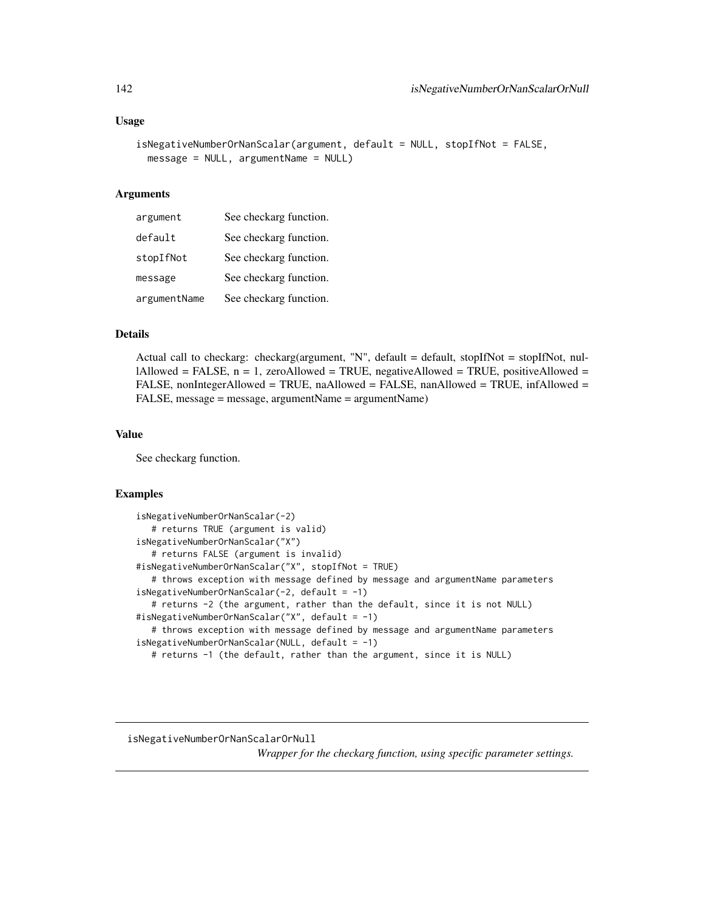### Usage

```
isNegativeNumberOrNanScalar(argument, default = NULL, stopIfNot = FALSE,
  message = NULL, argumentName = NULL)
```

### Arguments

| | |
|---|---|
| argument | See checkarg function. |
| default | See checkarg function. |
| stopIfNot | See checkarg function. |
| message | See checkarg function. |
| argumentName | See checkarg function. |

### Details

Actual call to checkarg: checkarg(argument, "N", default = default, stopIfNot = stopIfNot, nullAllowed = FALSE, n = 1, zeroAllowed = TRUE, negativeAllowed = TRUE, positiveAllowed = FALSE, nonIntegerAllowed = TRUE, naAllowed = FALSE, nanAllowed = TRUE, infAllowed = FALSE, message = message, argumentName = argumentName)

### Value

See checkarg function.

### Examples

```
isNegativeNumberOrNanScalar(-2)
   # returns TRUE (argument is valid)
isNegativeNumberOrNanScalar("X")
   # returns FALSE (argument is invalid)
#isNegativeNumberOrNanScalar("X", stopIfNot = TRUE)
   # throws exception with message defined by message and argumentName parameters
isNegativeNumberOrNanScalar(-2, default = -1)
   # returns -2 (the argument, rather than the default, since it is not NULL)
#isNegativeNumberOrNanScalar("X", default = -1)
   # throws exception with message defined by message and argumentName parameters
isNegativeNumberOrNanScalar(NULL, default = -1)
   # returns -1 (the default, rather than the argument, since it is NULL)
```

---

## isNegativeNumberOrNanScalarOrNull

*Wrapper for the checkarg function, using specific parameter settings.*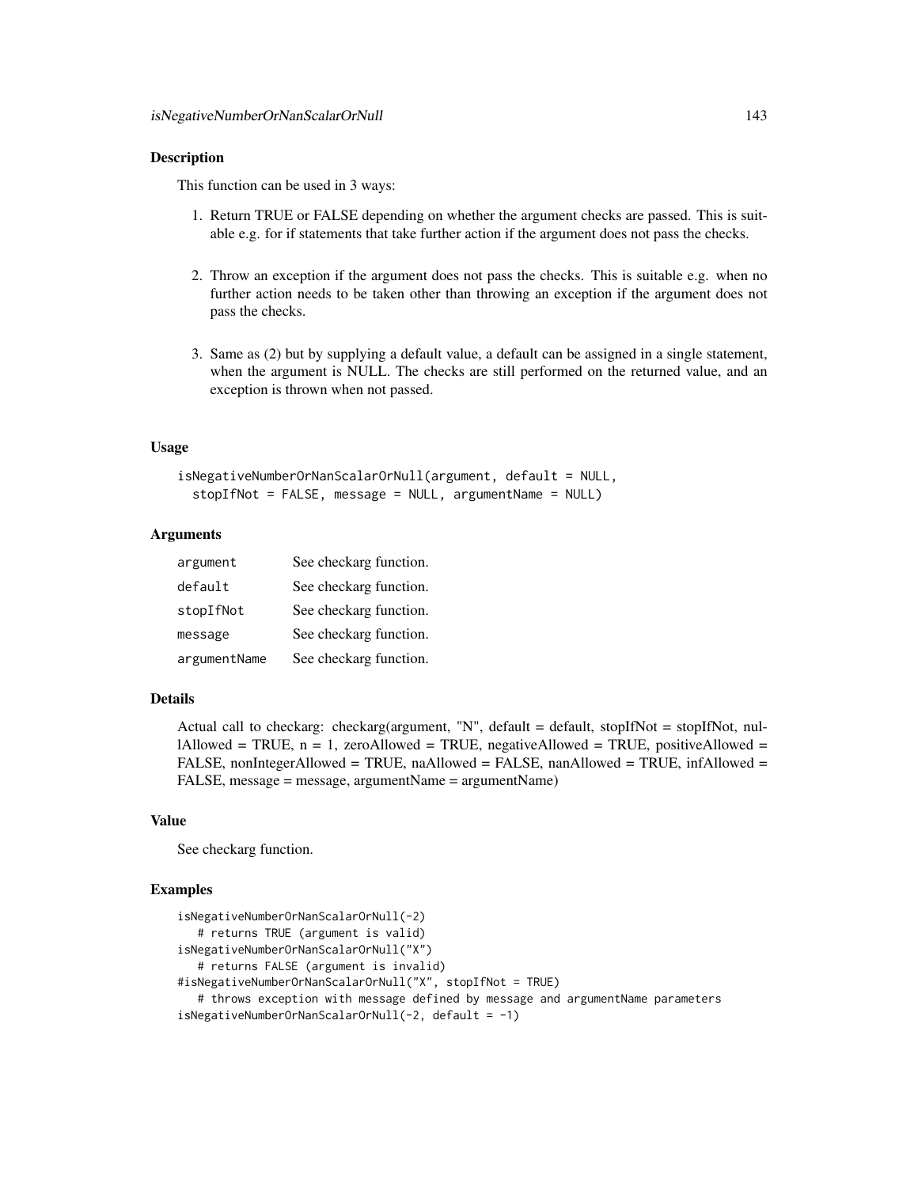### Description

This function can be used in 3 ways:

1. Return TRUE or FALSE depending on whether the argument checks are passed. This is suitable e.g. for if statements that take further action if the argument does not pass the checks.

2. Throw an exception if the argument does not pass the checks. This is suitable e.g. when no further action needs to be taken other than throwing an exception if the argument does not pass the checks.

3. Same as (2) but by supplying a default value, a default can be assigned in a single statement, when the argument is NULL. The checks are still performed on the returned value, and an exception is thrown when not passed.

### Usage

```
isNegativeNumberOrNanScalarOrNull(argument, default = NULL,
  stopIfNot = FALSE, message = NULL, argumentName = NULL)
```

### Arguments

| | |
|---|---|
| argument | See checkarg function. |
| default | See checkarg function. |
| stopIfNot | See checkarg function. |
| message | See checkarg function. |
| argumentName | See checkarg function. |

### Details

Actual call to checkarg: checkarg(argument, "N", default = default, stopIfNot = stopIfNot, nullAllowed = TRUE, n = 1, zeroAllowed = TRUE, negativeAllowed = TRUE, positiveAllowed = FALSE, nonIntegerAllowed = TRUE, naAllowed = FALSE, nanAllowed = TRUE, infAllowed = FALSE, message = message, argumentName = argumentName)

### Value

See checkarg function.

### Examples

```
isNegativeNumberOrNanScalarOrNull(-2)
   # returns TRUE (argument is valid)
isNegativeNumberOrNanScalarOrNull("X")
   # returns FALSE (argument is invalid)
#isNegativeNumberOrNanScalarOrNull("X", stopIfNot = TRUE)
   # throws exception with message defined by message and argumentName parameters
isNegativeNumberOrNanScalarOrNull(-2, default = -1)
```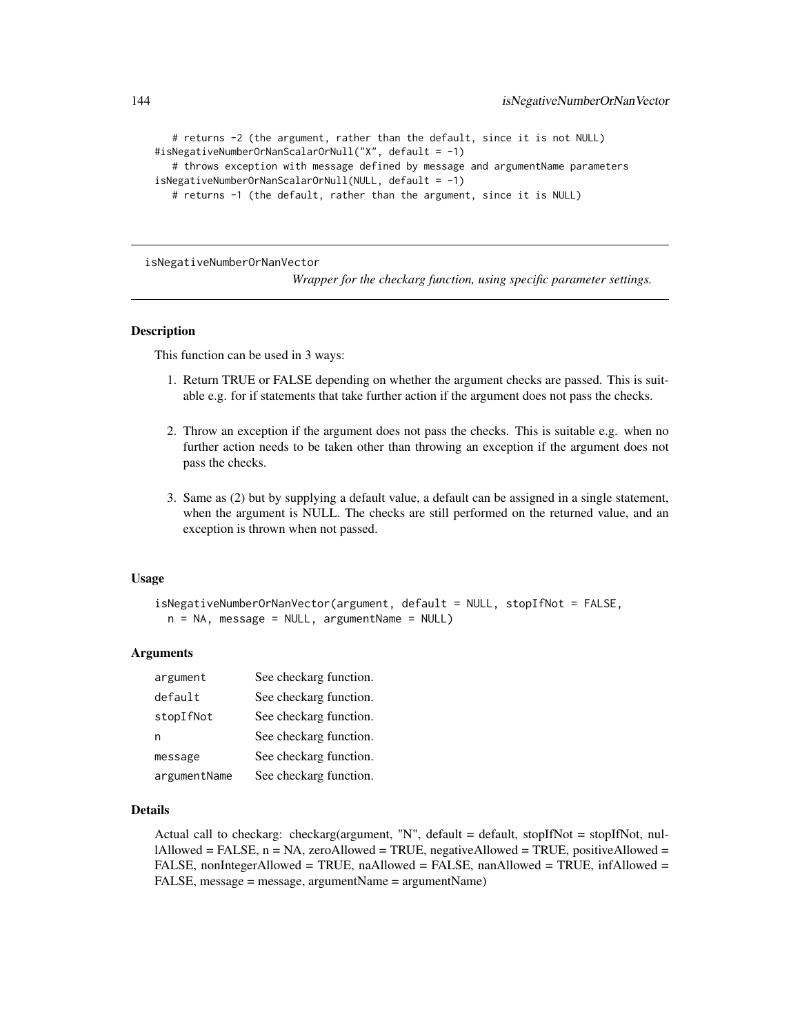```
    # returns -2 (the argument, rather than the default, since it is not NULL)
#isNegativeNumberOrNanScalarOrNull("X", default = -1)
    # throws exception with message defined by message and argumentName parameters
isNegativeNumberOrNanScalarOrNull(NULL, default = -1)
    # returns -1 (the default, rather than the argument, since it is NULL)
```

---

## isNegativeNumberOrNanVector

*Wrapper for the checkarg function, using specific parameter settings.*

---

### Description

This function can be used in 3 ways:

1. Return TRUE or FALSE depending on whether the argument checks are passed. This is suitable e.g. for if statements that take further action if the argument does not pass the checks.
2. Throw an exception if the argument does not pass the checks. This is suitable e.g. when no further action needs to be taken other than throwing an exception if the argument does not pass the checks.
3. Same as (2) but by supplying a default value, a default can be assigned in a single statement, when the argument is NULL. The checks are still performed on the returned value, and an exception is thrown when not passed.

### Usage

```
isNegativeNumberOrNanVector(argument, default = NULL, stopIfNot = FALSE,
  n = NA, message = NULL, argumentName = NULL)
```

### Arguments

| | |
|---|---|
| argument | See checkarg function. |
| default | See checkarg function. |
| stopIfNot | See checkarg function. |
| n | See checkarg function. |
| message | See checkarg function. |
| argumentName | See checkarg function. |

### Details

Actual call to checkarg: checkarg(argument, "N", default = default, stopIfNot = stopIfNot, nullAllowed = FALSE, n = NA, zeroAllowed = TRUE, negativeAllowed = TRUE, positiveAllowed = FALSE, nonIntegerAllowed = TRUE, naAllowed = FALSE, nanAllowed = TRUE, infAllowed = FALSE, message = message, argumentName = argumentName)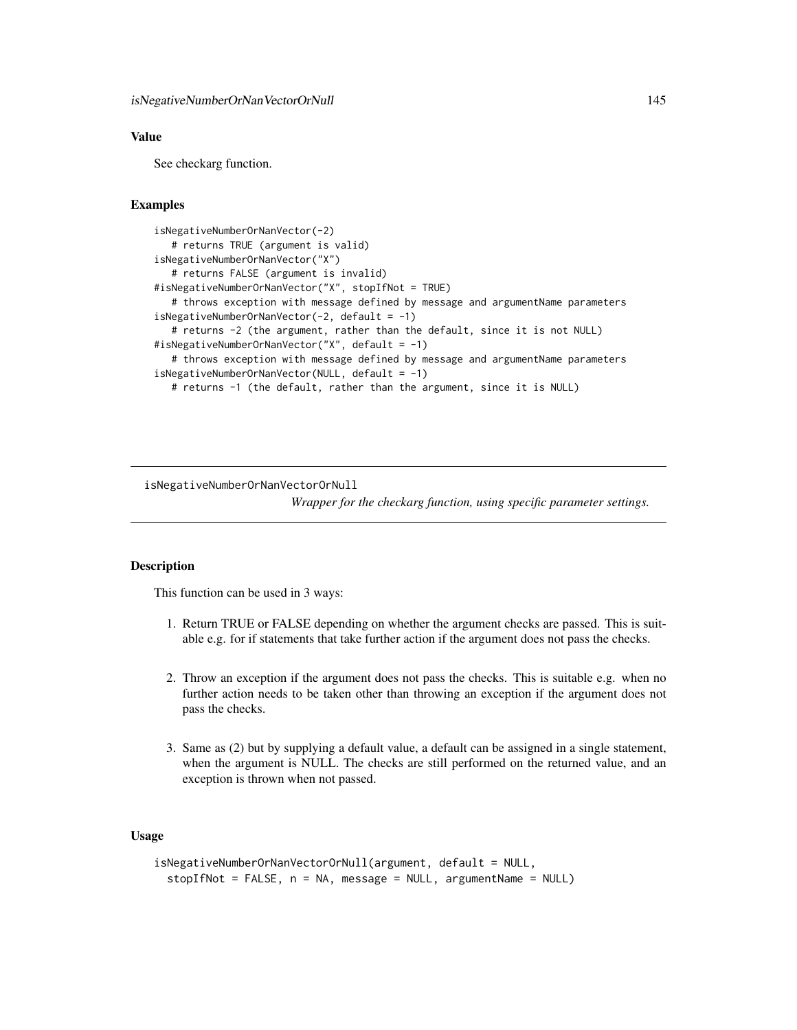### Value

See checkarg function.

### Examples

```
isNegativeNumberOrNanVector(-2)
   # returns TRUE (argument is valid)
isNegativeNumberOrNanVector("X")
   # returns FALSE (argument is invalid)
#isNegativeNumberOrNanVector("X", stopIfNot = TRUE)
   # throws exception with message defined by message and argumentName parameters
isNegativeNumberOrNanVector(-2, default = -1)
   # returns -2 (the argument, rather than the default, since it is not NULL)
#isNegativeNumberOrNanVector("X", default = -1)
   # throws exception with message defined by message and argumentName parameters
isNegativeNumberOrNanVector(NULL, default = -1)
   # returns -1 (the default, rather than the argument, since it is NULL)
```

---

## isNegativeNumberOrNanVectorOrNull

*Wrapper for the checkarg function, using specific parameter settings.*

---

### Description

This function can be used in 3 ways:

1. Return TRUE or FALSE depending on whether the argument checks are passed. This is suitable e.g. for if statements that take further action if the argument does not pass the checks.
2. Throw an exception if the argument does not pass the checks. This is suitable e.g. when no further action needs to be taken other than throwing an exception if the argument does not pass the checks.
3. Same as (2) but by supplying a default value, a default can be assigned in a single statement, when the argument is NULL. The checks are still performed on the returned value, and an exception is thrown when not passed.

### Usage

```
isNegativeNumberOrNanVectorOrNull(argument, default = NULL,
  stopIfNot = FALSE, n = NA, message = NULL, argumentName = NULL)
```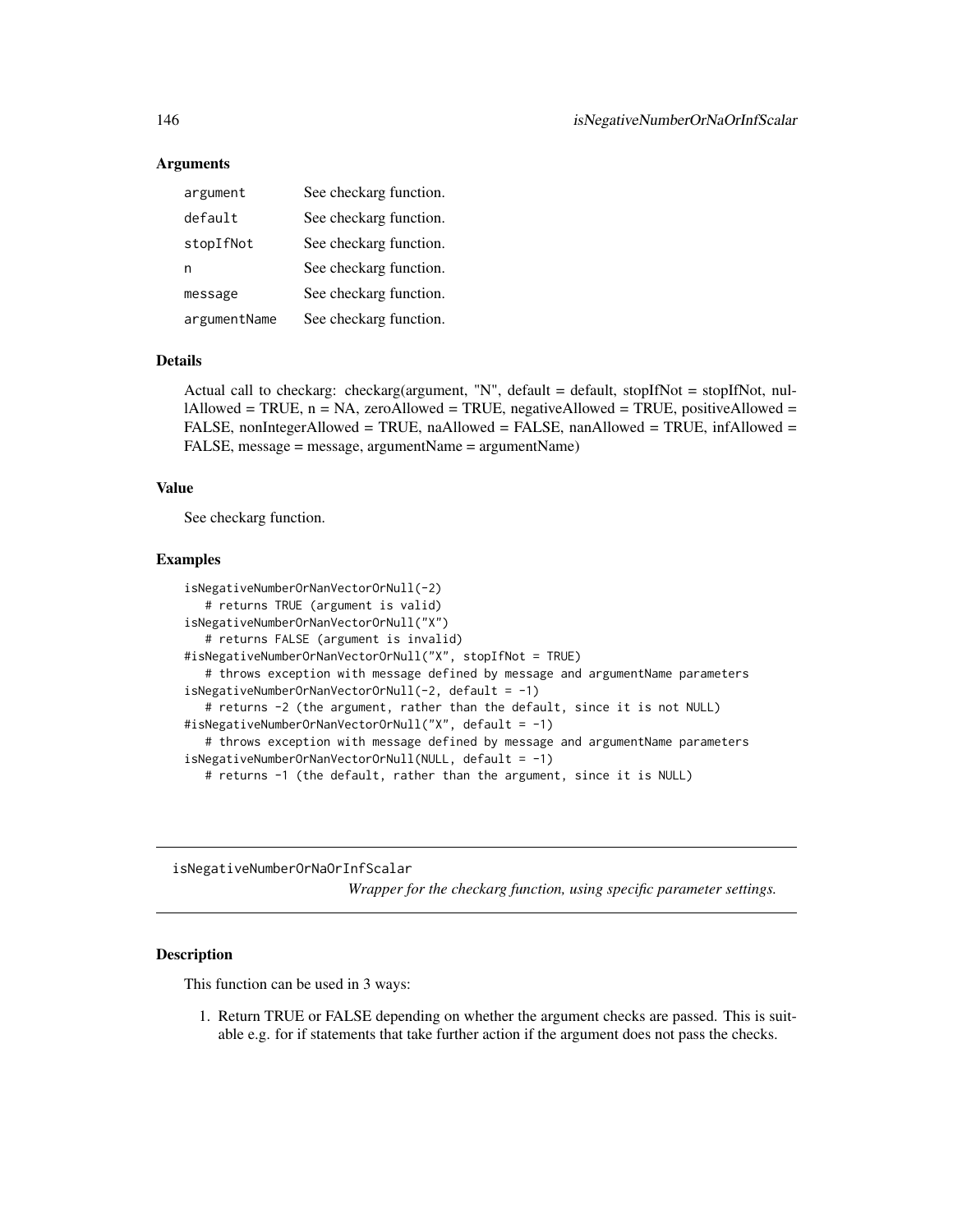### Arguments

| | |
|---|---|
| argument | See checkarg function. |
| default | See checkarg function. |
| stopIfNot | See checkarg function. |
| n | See checkarg function. |
| message | See checkarg function. |
| argumentName | See checkarg function. |

### Details

Actual call to checkarg: checkarg(argument, "N", default = default, stopIfNot = stopIfNot, nullAllowed = TRUE, n = NA, zeroAllowed = TRUE, negativeAllowed = TRUE, positiveAllowed = FALSE, nonIntegerAllowed = TRUE, naAllowed = FALSE, nanAllowed = TRUE, infAllowed = FALSE, message = message, argumentName = argumentName)

### Value

See checkarg function.

### Examples

```
isNegativeNumberOrNanVectorOrNull(-2)
   # returns TRUE (argument is valid)
isNegativeNumberOrNanVectorOrNull("X")
   # returns FALSE (argument is invalid)
#isNegativeNumberOrNanVectorOrNull("X", stopIfNot = TRUE)
   # throws exception with message defined by message and argumentName parameters
isNegativeNumberOrNanVectorOrNull(-2, default = -1)
   # returns -2 (the argument, rather than the default, since it is not NULL)
#isNegativeNumberOrNanVectorOrNull("X", default = -1)
   # throws exception with message defined by message and argumentName parameters
isNegativeNumberOrNanVectorOrNull(NULL, default = -1)
   # returns -1 (the default, rather than the argument, since it is NULL)
```

---

## isNegativeNumberOrNaOrInfScalar

*Wrapper for the checkarg function, using specific parameter settings.*

---

### Description

This function can be used in 3 ways:

1. Return TRUE or FALSE depending on whether the argument checks are passed. This is suitable e.g. for if statements that take further action if the argument does not pass the checks.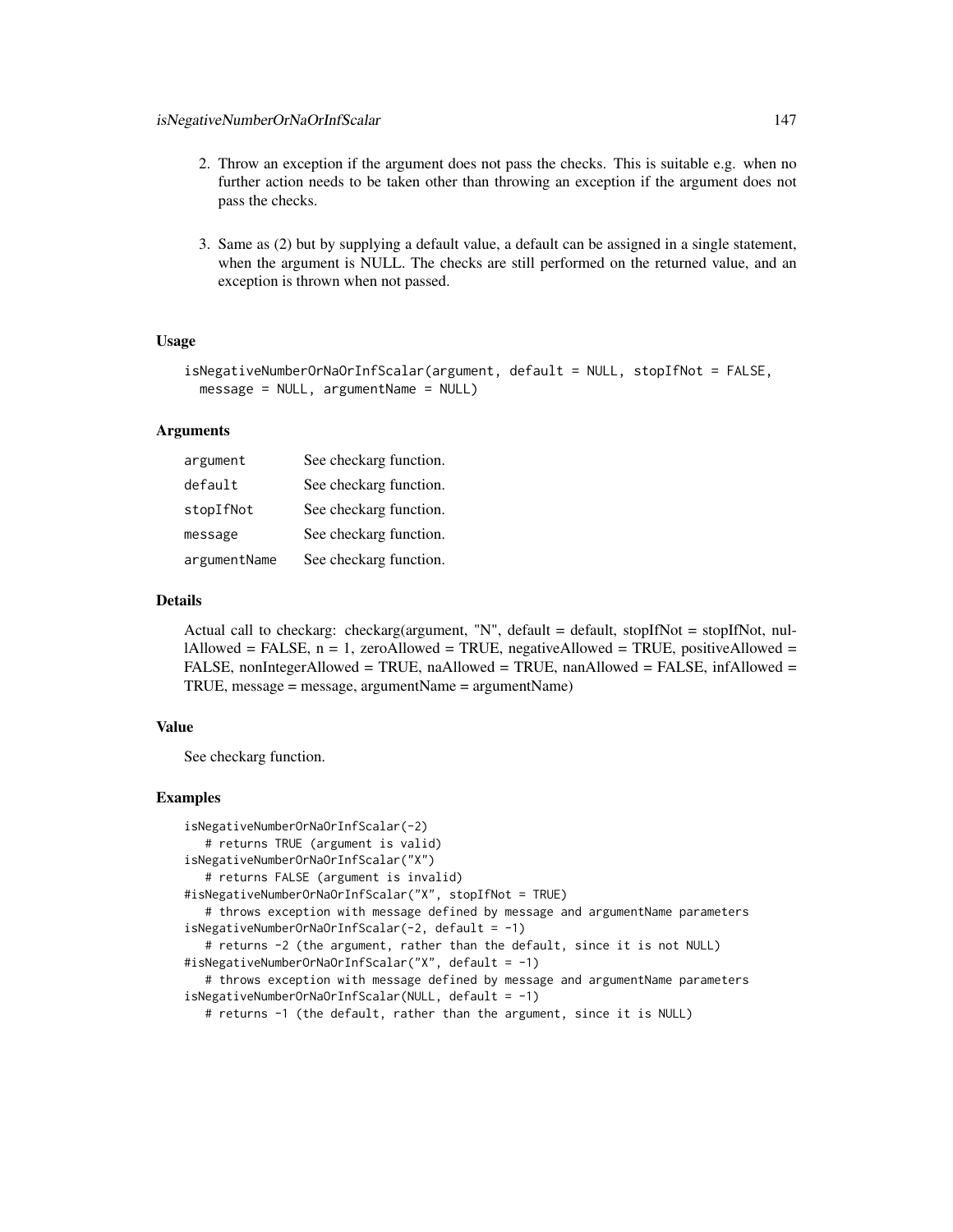2. Throw an exception if the argument does not pass the checks. This is suitable e.g. when no further action needs to be taken other than throwing an exception if the argument does not pass the checks.

3. Same as (2) but by supplying a default value, a default can be assigned in a single statement, when the argument is NULL. The checks are still performed on the returned value, and an exception is thrown when not passed.

### Usage

```
isNegativeNumberOrNaOrInfScalar(argument, default = NULL, stopIfNot = FALSE,
  message = NULL, argumentName = NULL)
```

### Arguments

| | |
|---|---|
| argument | See checkarg function. |
| default | See checkarg function. |
| stopIfNot | See checkarg function. |
| message | See checkarg function. |
| argumentName | See checkarg function. |

### Details

Actual call to checkarg: checkarg(argument, "N", default = default, stopIfNot = stopIfNot, nullAllowed = FALSE, n = 1, zeroAllowed = TRUE, negativeAllowed = TRUE, positiveAllowed = FALSE, nonIntegerAllowed = TRUE, naAllowed = TRUE, nanAllowed = FALSE, infAllowed = TRUE, message = message, argumentName = argumentName)

### Value

See checkarg function.

### Examples

```
isNegativeNumberOrNaOrInfScalar(-2)
   # returns TRUE (argument is valid)
isNegativeNumberOrNaOrInfScalar("X")
   # returns FALSE (argument is invalid)
#isNegativeNumberOrNaOrInfScalar("X", stopIfNot = TRUE)
   # throws exception with message defined by message and argumentName parameters
isNegativeNumberOrNaOrInfScalar(-2, default = -1)
   # returns -2 (the argument, rather than the default, since it is not NULL)
#isNegativeNumberOrNaOrInfScalar("X", default = -1)
   # throws exception with message defined by message and argumentName parameters
isNegativeNumberOrNaOrInfScalar(NULL, default = -1)
   # returns -1 (the default, rather than the argument, since it is NULL)
```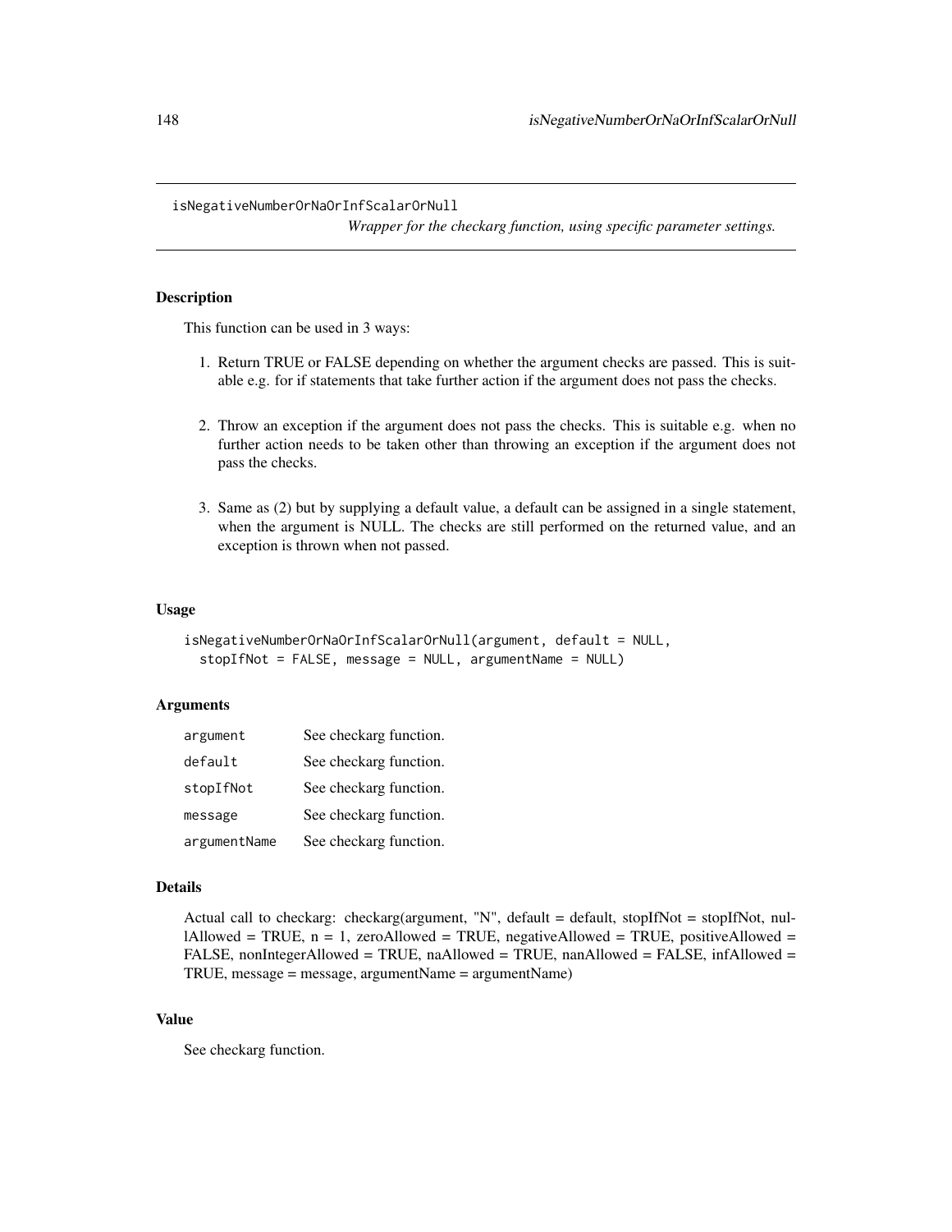isNegativeNumberOrNaOrInfScalarOrNull

*Wrapper for the checkarg function, using specific parameter settings.*

## Description

This function can be used in 3 ways:

1. Return TRUE or FALSE depending on whether the argument checks are passed. This is suitable e.g. for if statements that take further action if the argument does not pass the checks.
2. Throw an exception if the argument does not pass the checks. This is suitable e.g. when no further action needs to be taken other than throwing an exception if the argument does not pass the checks.
3. Same as (2) but by supplying a default value, a default can be assigned in a single statement, when the argument is NULL. The checks are still performed on the returned value, and an exception is thrown when not passed.

## Usage

```
isNegativeNumberOrNaOrInfScalarOrNull(argument, default = NULL,
  stopIfNot = FALSE, message = NULL, argumentName = NULL)
```

## Arguments

| | |
|---|---|
| argument | See checkarg function. |
| default | See checkarg function. |
| stopIfNot | See checkarg function. |
| message | See checkarg function. |
| argumentName | See checkarg function. |

## Details

Actual call to checkarg: checkarg(argument, "N", default = default, stopIfNot = stopIfNot, nullAllowed = TRUE, n = 1, zeroAllowed = TRUE, negativeAllowed = TRUE, positiveAllowed = FALSE, nonIntegerAllowed = TRUE, naAllowed = TRUE, nanAllowed = FALSE, infAllowed = TRUE, message = message, argumentName = argumentName)

## Value

See checkarg function.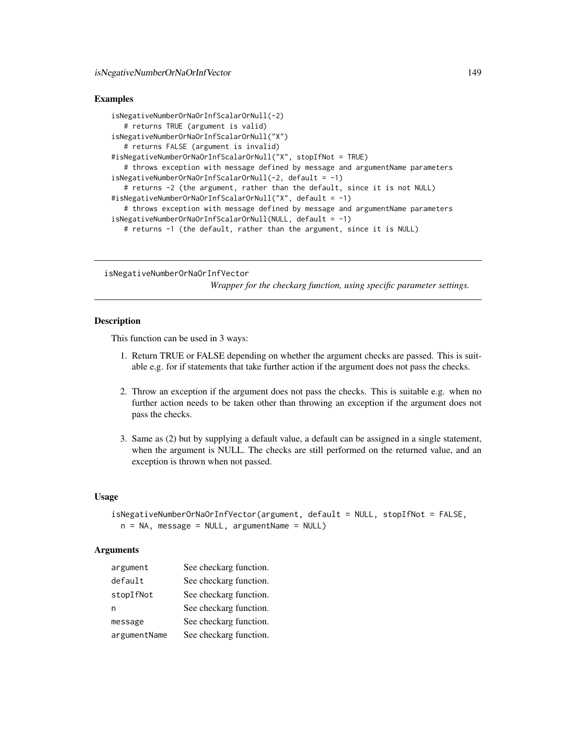### Examples

```
isNegativeNumberOrNaOrInfScalarOrNull(-2)
   # returns TRUE (argument is valid)
isNegativeNumberOrNaOrInfScalarOrNull("X")
   # returns FALSE (argument is invalid)
#isNegativeNumberOrNaOrInfScalarOrNull("X", stopIfNot = TRUE)
   # throws exception with message defined by message and argumentName parameters
isNegativeNumberOrNaOrInfScalarOrNull(-2, default = -1)
   # returns -2 (the argument, rather than the default, since it is not NULL)
#isNegativeNumberOrNaOrInfScalarOrNull("X", default = -1)
   # throws exception with message defined by message and argumentName parameters
isNegativeNumberOrNaOrInfScalarOrNull(NULL, default = -1)
   # returns -1 (the default, rather than the argument, since it is NULL)
```

---

## isNegativeNumberOrNaOrInfVector

*Wrapper for the checkarg function, using specific parameter settings.*

---

### Description

This function can be used in 3 ways:

1. Return TRUE or FALSE depending on whether the argument checks are passed. This is suitable e.g. for if statements that take further action if the argument does not pass the checks.
2. Throw an exception if the argument does not pass the checks. This is suitable e.g. when no further action needs to be taken other than throwing an exception if the argument does not pass the checks.
3. Same as (2) but by supplying a default value, a default can be assigned in a single statement, when the argument is NULL. The checks are still performed on the returned value, and an exception is thrown when not passed.

### Usage

```
isNegativeNumberOrNaOrInfVector(argument, default = NULL, stopIfNot = FALSE,
  n = NA, message = NULL, argumentName = NULL)
```

### Arguments

| | |
|---|---|
| argument | See checkarg function. |
| default | See checkarg function. |
| stopIfNot | See checkarg function. |
| n | See checkarg function. |
| message | See checkarg function. |
| argumentName | See checkarg function. |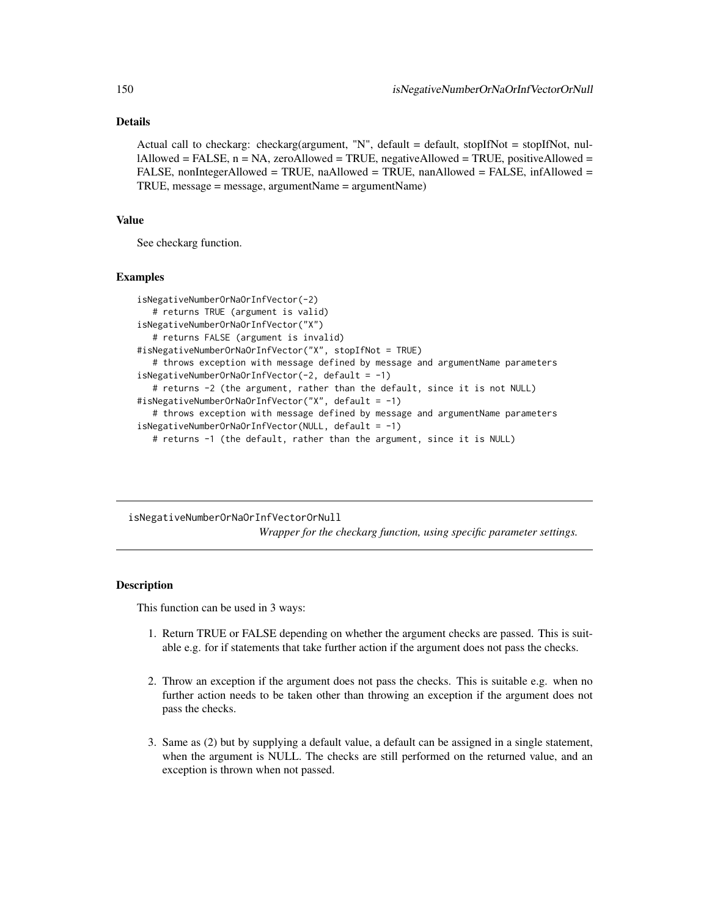### Details

Actual call to checkarg: checkarg(argument, "N", default = default, stopIfNot = stopIfNot, nullAllowed = FALSE, n = NA, zeroAllowed = TRUE, negativeAllowed = TRUE, positiveAllowed = FALSE, nonIntegerAllowed = TRUE, naAllowed = TRUE, nanAllowed = FALSE, infAllowed = TRUE, message = message, argumentName = argumentName)

### Value

See checkarg function.

### Examples

```
isNegativeNumberOrNaOrInfVector(-2)
   # returns TRUE (argument is valid)
isNegativeNumberOrNaOrInfVector("X")
   # returns FALSE (argument is invalid)
#isNegativeNumberOrNaOrInfVector("X", stopIfNot = TRUE)
   # throws exception with message defined by message and argumentName parameters
isNegativeNumberOrNaOrInfVector(-2, default = -1)
   # returns -2 (the argument, rather than the default, since it is not NULL)
#isNegativeNumberOrNaOrInfVector("X", default = -1)
   # throws exception with message defined by message and argumentName parameters
isNegativeNumberOrNaOrInfVector(NULL, default = -1)
   # returns -1 (the default, rather than the argument, since it is NULL)
```

---

## isNegativeNumberOrNaOrInfVectorOrNull

*Wrapper for the checkarg function, using specific parameter settings.*

---

### Description

This function can be used in 3 ways:

1. Return TRUE or FALSE depending on whether the argument checks are passed. This is suitable e.g. for if statements that take further action if the argument does not pass the checks.
2. Throw an exception if the argument does not pass the checks. This is suitable e.g. when no further action needs to be taken other than throwing an exception if the argument does not pass the checks.
3. Same as (2) but by supplying a default value, a default can be assigned in a single statement, when the argument is NULL. The checks are still performed on the returned value, and an exception is thrown when not passed.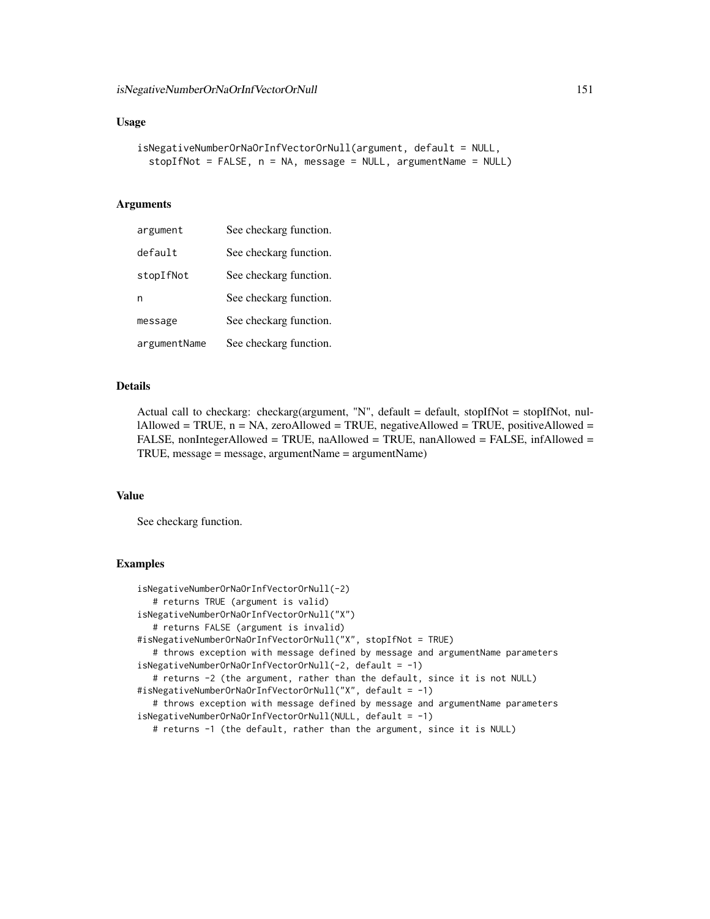### Usage

```
isNegativeNumberOrNaOrInfVectorOrNull(argument, default = NULL,
  stopIfNot = FALSE, n = NA, message = NULL, argumentName = NULL)
```

### Arguments

| | |
|---|---|
| argument | See checkarg function. |
| default | See checkarg function. |
| stopIfNot | See checkarg function. |
| n | See checkarg function. |
| message | See checkarg function. |
| argumentName | See checkarg function. |

### Details

Actual call to checkarg: checkarg(argument, "N", default = default, stopIfNot = stopIfNot, nullAllowed = TRUE, n = NA, zeroAllowed = TRUE, negativeAllowed = TRUE, positiveAllowed = FALSE, nonIntegerAllowed = TRUE, naAllowed = TRUE, nanAllowed = FALSE, infAllowed = TRUE, message = message, argumentName = argumentName)

### Value

See checkarg function.

### Examples

```
isNegativeNumberOrNaOrInfVectorOrNull(-2)
   # returns TRUE (argument is valid)
isNegativeNumberOrNaOrInfVectorOrNull("X")
   # returns FALSE (argument is invalid)
#isNegativeNumberOrNaOrInfVectorOrNull("X", stopIfNot = TRUE)
   # throws exception with message defined by message and argumentName parameters
isNegativeNumberOrNaOrInfVectorOrNull(-2, default = -1)
   # returns -2 (the argument, rather than the default, since it is not NULL)
#isNegativeNumberOrNaOrInfVectorOrNull("X", default = -1)
   # throws exception with message defined by message and argumentName parameters
isNegativeNumberOrNaOrInfVectorOrNull(NULL, default = -1)
   # returns -1 (the default, rather than the argument, since it is NULL)
```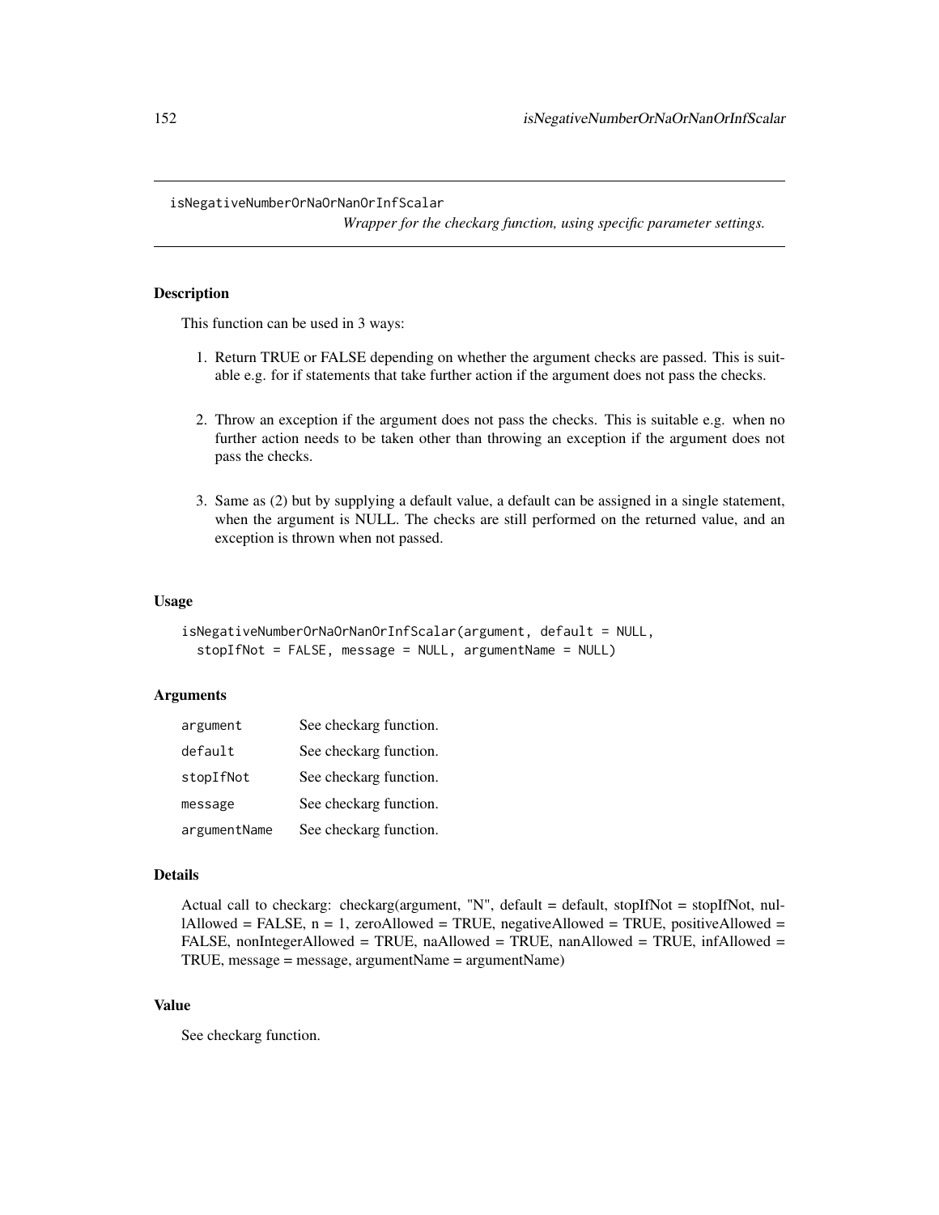isNegativeNumberOrNaOrNanOrInfScalar

*Wrapper for the checkarg function, using specific parameter settings.*

## Description

This function can be used in 3 ways:

1. Return TRUE or FALSE depending on whether the argument checks are passed. This is suitable e.g. for if statements that take further action if the argument does not pass the checks.
2. Throw an exception if the argument does not pass the checks. This is suitable e.g. when no further action needs to be taken other than throwing an exception if the argument does not pass the checks.
3. Same as (2) but by supplying a default value, a default can be assigned in a single statement, when the argument is NULL. The checks are still performed on the returned value, and an exception is thrown when not passed.

## Usage

```
isNegativeNumberOrNaOrNanOrInfScalar(argument, default = NULL,
  stopIfNot = FALSE, message = NULL, argumentName = NULL)
```

## Arguments

| | |
|---|---|
| argument | See checkarg function. |
| default | See checkarg function. |
| stopIfNot | See checkarg function. |
| message | See checkarg function. |
| argumentName | See checkarg function. |

## Details

Actual call to checkarg: checkarg(argument, "N", default = default, stopIfNot = stopIfNot, nullAllowed = FALSE, n = 1, zeroAllowed = TRUE, negativeAllowed = TRUE, positiveAllowed = FALSE, nonIntegerAllowed = TRUE, naAllowed = TRUE, nanAllowed = TRUE, infAllowed = TRUE, message = message, argumentName = argumentName)

## Value

See checkarg function.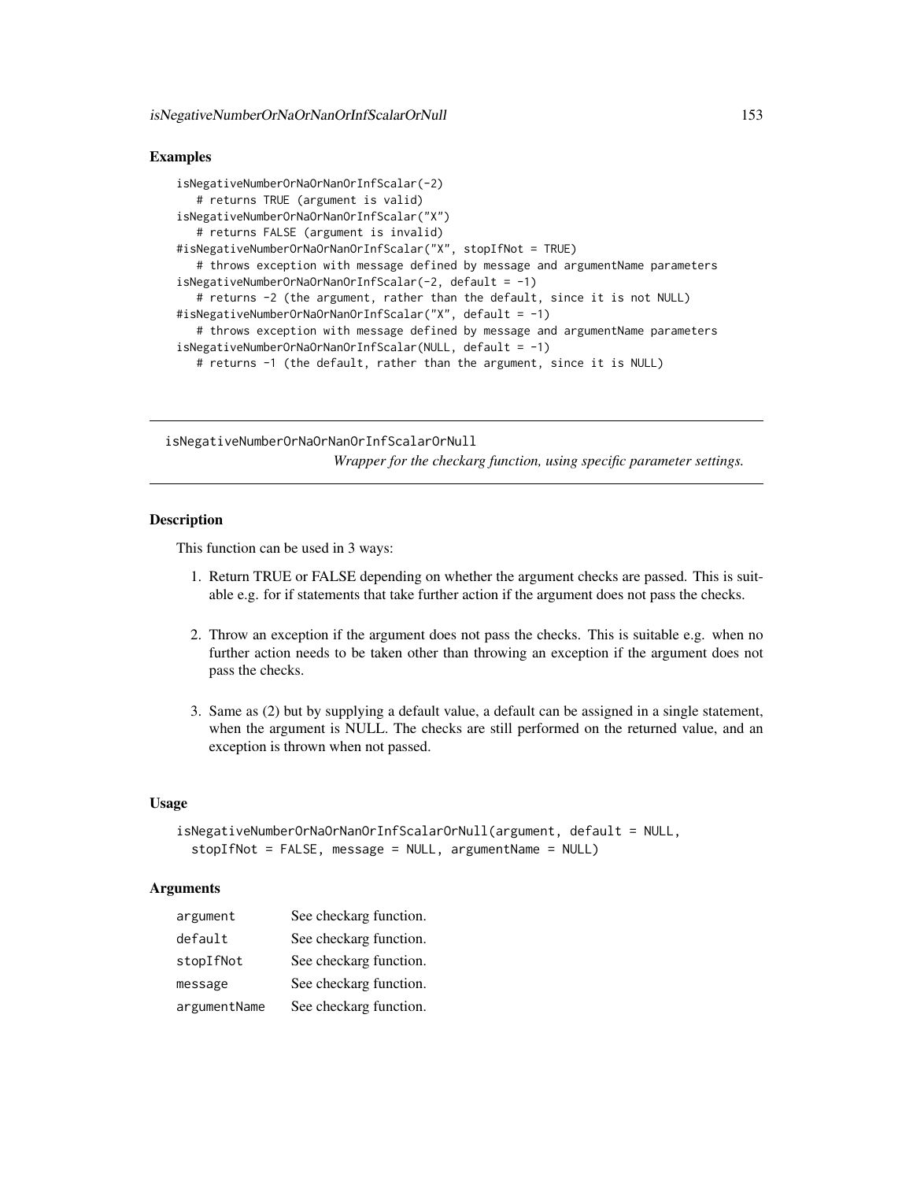## Examples

```
isNegativeNumberOrNaOrNanOrInfScalar(-2)
   # returns TRUE (argument is valid)
isNegativeNumberOrNaOrNanOrInfScalar("X")
   # returns FALSE (argument is invalid)
#isNegativeNumberOrNaOrNanOrInfScalar("X", stopIfNot = TRUE)
   # throws exception with message defined by message and argumentName parameters
isNegativeNumberOrNaOrNanOrInfScalar(-2, default = -1)
   # returns -2 (the argument, rather than the default, since it is not NULL)
#isNegativeNumberOrNaOrNanOrInfScalar("X", default = -1)
   # throws exception with message defined by message and argumentName parameters
isNegativeNumberOrNaOrNanOrInfScalar(NULL, default = -1)
   # returns -1 (the default, rather than the argument, since it is NULL)
```

---

# isNegativeNumberOrNaOrNanOrInfScalarOrNull

*Wrapper for the checkarg function, using specific parameter settings.*

---

## Description

This function can be used in 3 ways:

1. Return TRUE or FALSE depending on whether the argument checks are passed. This is suitable e.g. for if statements that take further action if the argument does not pass the checks.
2. Throw an exception if the argument does not pass the checks. This is suitable e.g. when no further action needs to be taken other than throwing an exception if the argument does not pass the checks.
3. Same as (2) but by supplying a default value, a default can be assigned in a single statement, when the argument is NULL. The checks are still performed on the returned value, and an exception is thrown when not passed.

## Usage

```
isNegativeNumberOrNaOrNanOrInfScalarOrNull(argument, default = NULL,
  stopIfNot = FALSE, message = NULL, argumentName = NULL)
```

## Arguments

| | |
|---|---|
| argument | See checkarg function. |
| default | See checkarg function. |
| stopIfNot | See checkarg function. |
| message | See checkarg function. |
| argumentName | See checkarg function. |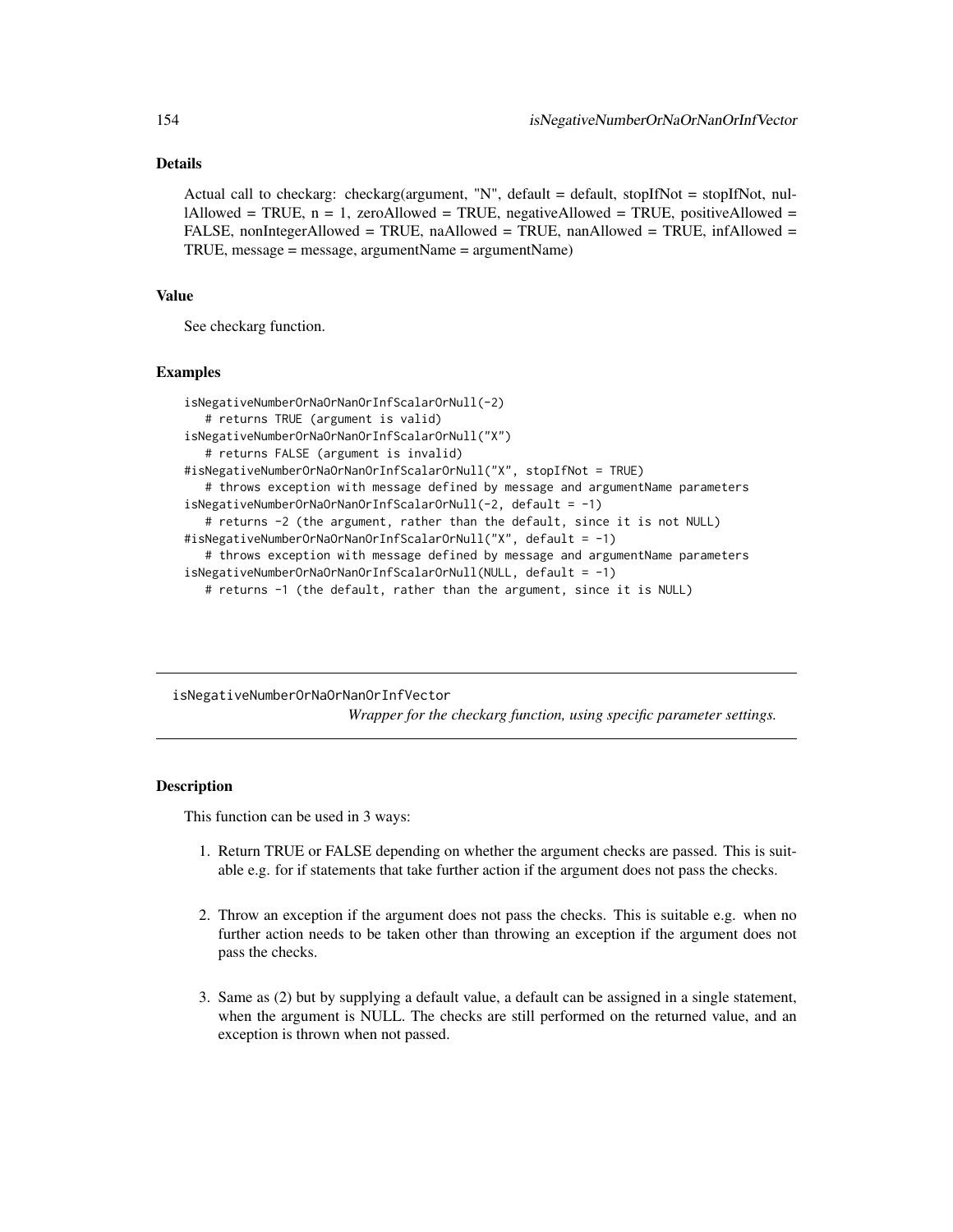### Details

Actual call to checkarg: checkarg(argument, "N", default = default, stopIfNot = stopIfNot, nullAllowed = TRUE, n = 1, zeroAllowed = TRUE, negativeAllowed = TRUE, positiveAllowed = FALSE, nonIntegerAllowed = TRUE, naAllowed = TRUE, nanAllowed = TRUE, infAllowed = TRUE, message = message, argumentName = argumentName)

### Value

See checkarg function.

### Examples

```
isNegativeNumberOrNaOrNanOrInfScalarOrNull(-2)
   # returns TRUE (argument is valid)
isNegativeNumberOrNaOrNanOrInfScalarOrNull("X")
   # returns FALSE (argument is invalid)
#isNegativeNumberOrNaOrNanOrInfScalarOrNull("X", stopIfNot = TRUE)
   # throws exception with message defined by message and argumentName parameters
isNegativeNumberOrNaOrNanOrInfScalarOrNull(-2, default = -1)
   # returns -2 (the argument, rather than the default, since it is not NULL)
#isNegativeNumberOrNaOrNanOrInfScalarOrNull("X", default = -1)
   # throws exception with message defined by message and argumentName parameters
isNegativeNumberOrNaOrNanOrInfScalarOrNull(NULL, default = -1)
   # returns -1 (the default, rather than the argument, since it is NULL)
```

---

## isNegativeNumberOrNaOrNanOrInfVector

*Wrapper for the checkarg function, using specific parameter settings.*

---

### Description

This function can be used in 3 ways:

1. Return TRUE or FALSE depending on whether the argument checks are passed. This is suitable e.g. for if statements that take further action if the argument does not pass the checks.
2. Throw an exception if the argument does not pass the checks. This is suitable e.g. when no further action needs to be taken other than throwing an exception if the argument does not pass the checks.
3. Same as (2) but by supplying a default value, a default can be assigned in a single statement, when the argument is NULL. The checks are still performed on the returned value, and an exception is thrown when not passed.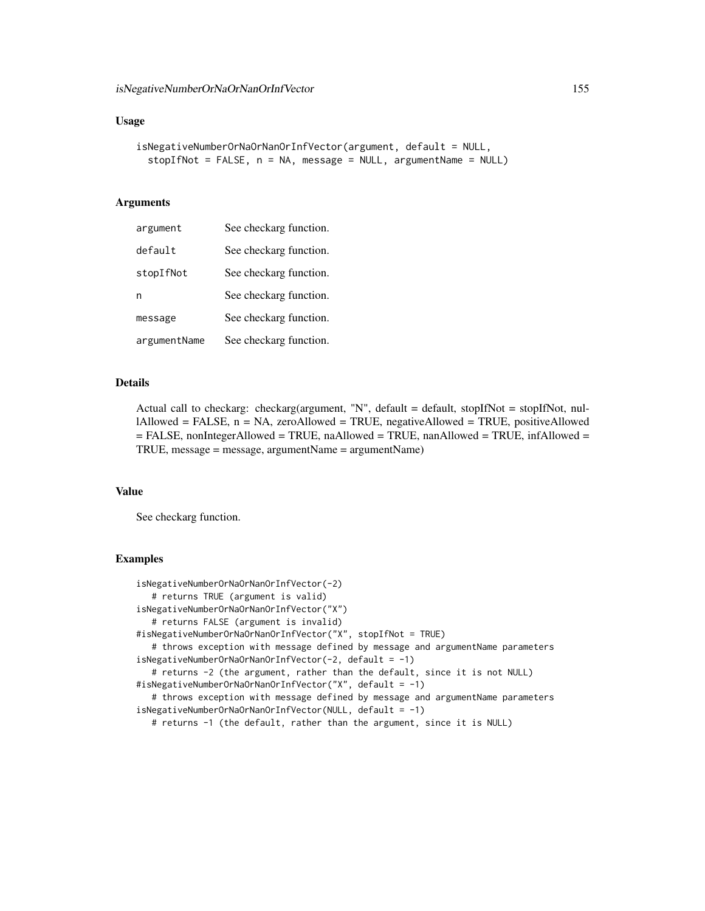## Usage

```
isNegativeNumberOrNaOrNanOrInfVector(argument, default = NULL,
  stopIfNot = FALSE, n = NA, message = NULL, argumentName = NULL)
```

## Arguments

| | |
|---|---|
| argument | See checkarg function. |
| default | See checkarg function. |
| stopIfNot | See checkarg function. |
| n | See checkarg function. |
| message | See checkarg function. |
| argumentName | See checkarg function. |

## Details

Actual call to checkarg: checkarg(argument, "N", default = default, stopIfNot = stopIfNot, nullAllowed = FALSE, n = NA, zeroAllowed = TRUE, negativeAllowed = TRUE, positiveAllowed = FALSE, nonIntegerAllowed = TRUE, naAllowed = TRUE, nanAllowed = TRUE, infAllowed = TRUE, message = message, argumentName = argumentName)

## Value

See checkarg function.

## Examples

```
isNegativeNumberOrNaOrNanOrInfVector(-2)
   # returns TRUE (argument is valid)
isNegativeNumberOrNaOrNanOrInfVector("X")
   # returns FALSE (argument is invalid)
#isNegativeNumberOrNaOrNanOrInfVector("X", stopIfNot = TRUE)
   # throws exception with message defined by message and argumentName parameters
isNegativeNumberOrNaOrNanOrInfVector(-2, default = -1)
   # returns -2 (the argument, rather than the default, since it is not NULL)
#isNegativeNumberOrNaOrNanOrInfVector("X", default = -1)
   # throws exception with message defined by message and argumentName parameters
isNegativeNumberOrNaOrNanOrInfVector(NULL, default = -1)
   # returns -1 (the default, rather than the argument, since it is NULL)
```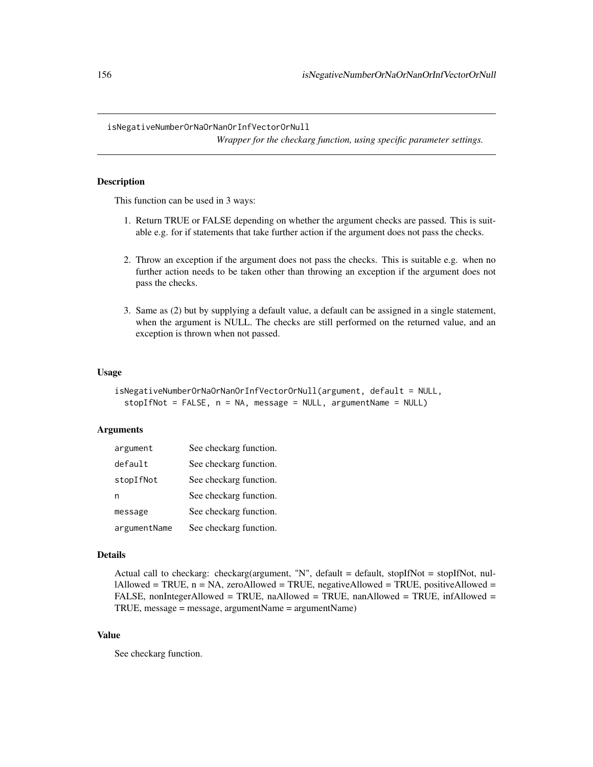isNegativeNumberOrNaOrNanOrInfVectorOrNull

*Wrapper for the checkarg function, using specific parameter settings.*

### Description

This function can be used in 3 ways:

1. Return TRUE or FALSE depending on whether the argument checks are passed. This is suitable e.g. for if statements that take further action if the argument does not pass the checks.

2. Throw an exception if the argument does not pass the checks. This is suitable e.g. when no further action needs to be taken other than throwing an exception if the argument does not pass the checks.

3. Same as (2) but by supplying a default value, a default can be assigned in a single statement, when the argument is NULL. The checks are still performed on the returned value, and an exception is thrown when not passed.

### Usage

```
isNegativeNumberOrNaOrNanOrInfVectorOrNull(argument, default = NULL,
  stopIfNot = FALSE, n = NA, message = NULL, argumentName = NULL)
```

### Arguments

| | |
|---|---|
| argument | See checkarg function. |
| default | See checkarg function. |
| stopIfNot | See checkarg function. |
| n | See checkarg function. |
| message | See checkarg function. |
| argumentName | See checkarg function. |

### Details

Actual call to checkarg: checkarg(argument, "N", default = default, stopIfNot = stopIfNot, nullAllowed = TRUE, n = NA, zeroAllowed = TRUE, negativeAllowed = TRUE, positiveAllowed = FALSE, nonIntegerAllowed = TRUE, naAllowed = TRUE, nanAllowed = TRUE, infAllowed = TRUE, message = message, argumentName = argumentName)

### Value

See checkarg function.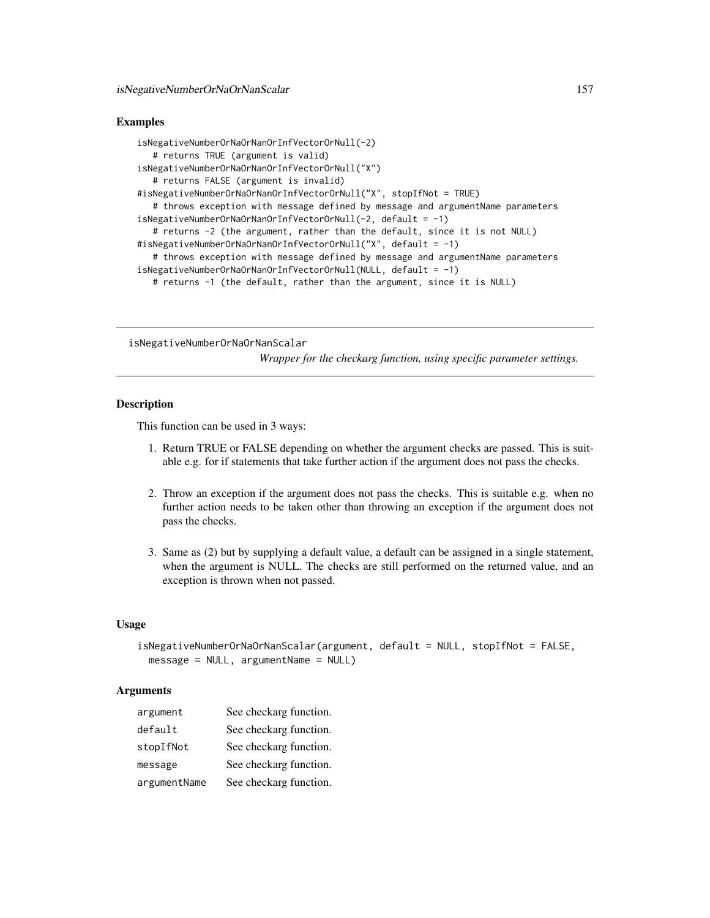## Examples

```
isNegativeNumberOrNaOrNanOrInfVectorOrNull(-2)
   # returns TRUE (argument is valid)
isNegativeNumberOrNaOrNanOrInfVectorOrNull("X")
   # returns FALSE (argument is invalid)
#isNegativeNumberOrNaOrNanOrInfVectorOrNull("X", stopIfNot = TRUE)
   # throws exception with message defined by message and argumentName parameters
isNegativeNumberOrNaOrNanOrInfVectorOrNull(-2, default = -1)
   # returns -2 (the argument, rather than the default, since it is not NULL)
#isNegativeNumberOrNaOrNanOrInfVectorOrNull("X", default = -1)
   # throws exception with message defined by message and argumentName parameters
isNegativeNumberOrNaOrNanOrInfVectorOrNull(NULL, default = -1)
   # returns -1 (the default, rather than the argument, since it is NULL)
```

---

# isNegativeNumberOrNaOrNanScalar

*Wrapper for the checkarg function, using specific parameter settings.*

---

## Description

This function can be used in 3 ways:

1. Return TRUE or FALSE depending on whether the argument checks are passed. This is suitable e.g. for if statements that take further action if the argument does not pass the checks.
2. Throw an exception if the argument does not pass the checks. This is suitable e.g. when no further action needs to be taken other than throwing an exception if the argument does not pass the checks.
3. Same as (2) but by supplying a default value, a default can be assigned in a single statement, when the argument is NULL. The checks are still performed on the returned value, and an exception is thrown when not passed.

## Usage

```
isNegativeNumberOrNaOrNanScalar(argument, default = NULL, stopIfNot = FALSE,
  message = NULL, argumentName = NULL)
```

## Arguments

| | |
|---|---|
| argument | See checkarg function. |
| default | See checkarg function. |
| stopIfNot | See checkarg function. |
| message | See checkarg function. |
| argumentName | See checkarg function. |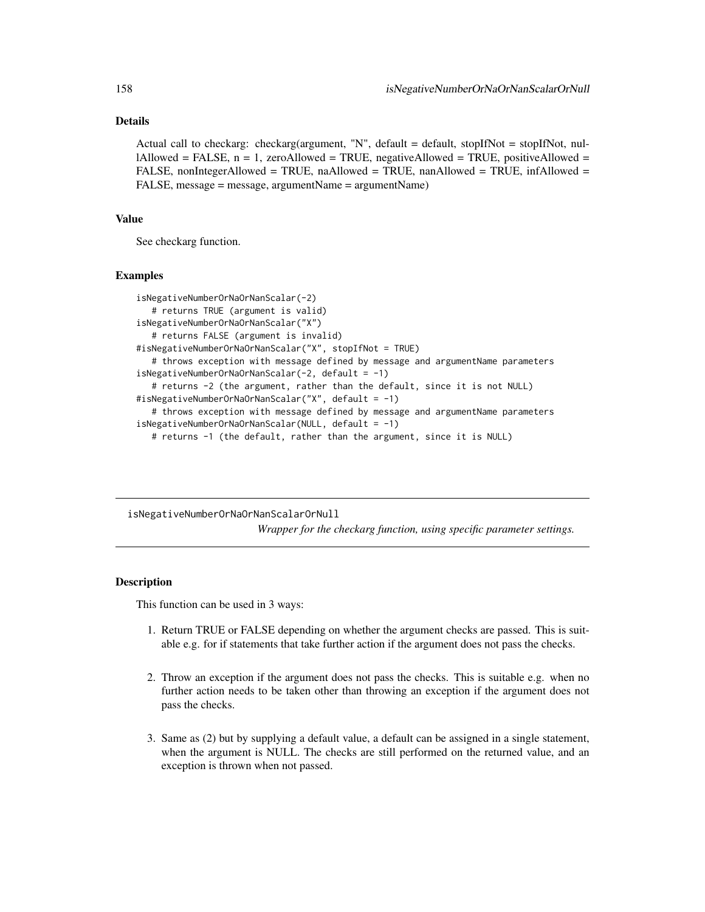### Details

Actual call to checkarg: checkarg(argument, "N", default = default, stopIfNot = stopIfNot, nullAllowed = FALSE, n = 1, zeroAllowed = TRUE, negativeAllowed = TRUE, positiveAllowed = FALSE, nonIntegerAllowed = TRUE, naAllowed = TRUE, nanAllowed = TRUE, infAllowed = FALSE, message = message, argumentName = argumentName)

### Value

See checkarg function.

### Examples

```
isNegativeNumberOrNaOrNanScalar(-2)
   # returns TRUE (argument is valid)
isNegativeNumberOrNaOrNanScalar("X")
   # returns FALSE (argument is invalid)
#isNegativeNumberOrNaOrNanScalar("X", stopIfNot = TRUE)
   # throws exception with message defined by message and argumentName parameters
isNegativeNumberOrNaOrNanScalar(-2, default = -1)
   # returns -2 (the argument, rather than the default, since it is not NULL)
#isNegativeNumberOrNaOrNanScalar("X", default = -1)
   # throws exception with message defined by message and argumentName parameters
isNegativeNumberOrNaOrNanScalar(NULL, default = -1)
   # returns -1 (the default, rather than the argument, since it is NULL)
```

---

## isNegativeNumberOrNaOrNanScalarOrNull

*Wrapper for the checkarg function, using specific parameter settings.*

---

### Description

This function can be used in 3 ways:

1. Return TRUE or FALSE depending on whether the argument checks are passed. This is suitable e.g. for if statements that take further action if the argument does not pass the checks.
2. Throw an exception if the argument does not pass the checks. This is suitable e.g. when no further action needs to be taken other than throwing an exception if the argument does not pass the checks.
3. Same as (2) but by supplying a default value, a default can be assigned in a single statement, when the argument is NULL. The checks are still performed on the returned value, and an exception is thrown when not passed.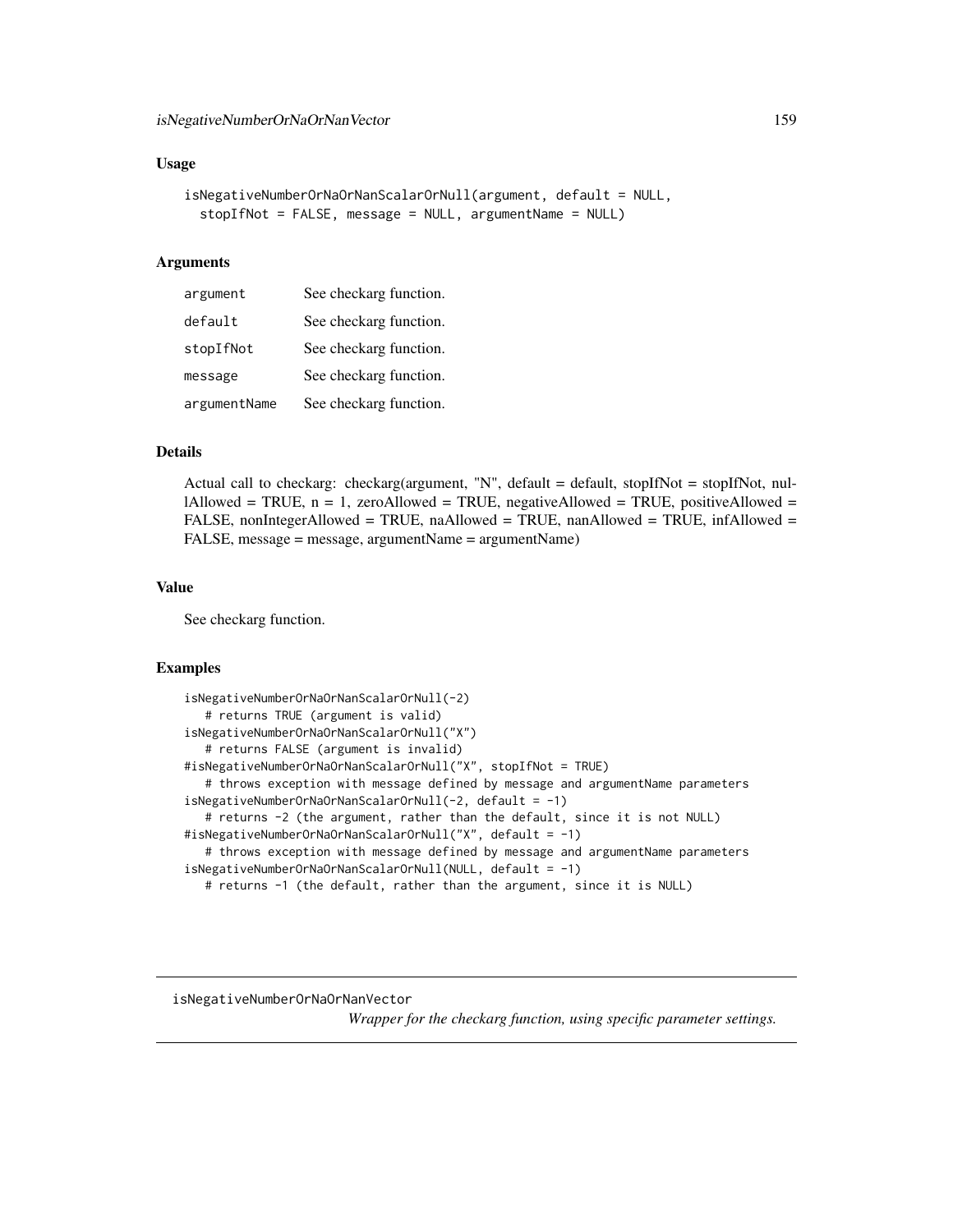### Usage

```
isNegativeNumberOrNaOrNanScalarOrNull(argument, default = NULL,
  stopIfNot = FALSE, message = NULL, argumentName = NULL)
```

### Arguments

| | |
|---|---|
| argument | See checkarg function. |
| default | See checkarg function. |
| stopIfNot | See checkarg function. |
| message | See checkarg function. |
| argumentName | See checkarg function. |

### Details

Actual call to checkarg: checkarg(argument, "N", default = default, stopIfNot = stopIfNot, nullAllowed = TRUE, n = 1, zeroAllowed = TRUE, negativeAllowed = TRUE, positiveAllowed = FALSE, nonIntegerAllowed = TRUE, naAllowed = TRUE, nanAllowed = TRUE, infAllowed = FALSE, message = message, argumentName = argumentName)

### Value

See checkarg function.

### Examples

```
isNegativeNumberOrNaOrNanScalarOrNull(-2)
   # returns TRUE (argument is valid)
isNegativeNumberOrNaOrNanScalarOrNull("X")
   # returns FALSE (argument is invalid)
#isNegativeNumberOrNaOrNanScalarOrNull("X", stopIfNot = TRUE)
   # throws exception with message defined by message and argumentName parameters
isNegativeNumberOrNaOrNanScalarOrNull(-2, default = -1)
   # returns -2 (the argument, rather than the default, since it is not NULL)
#isNegativeNumberOrNaOrNanScalarOrNull("X", default = -1)
   # throws exception with message defined by message and argumentName parameters
isNegativeNumberOrNaOrNanScalarOrNull(NULL, default = -1)
   # returns -1 (the default, rather than the argument, since it is NULL)
```

---

## isNegativeNumberOrNaOrNanVector

*Wrapper for the checkarg function, using specific parameter settings.*

---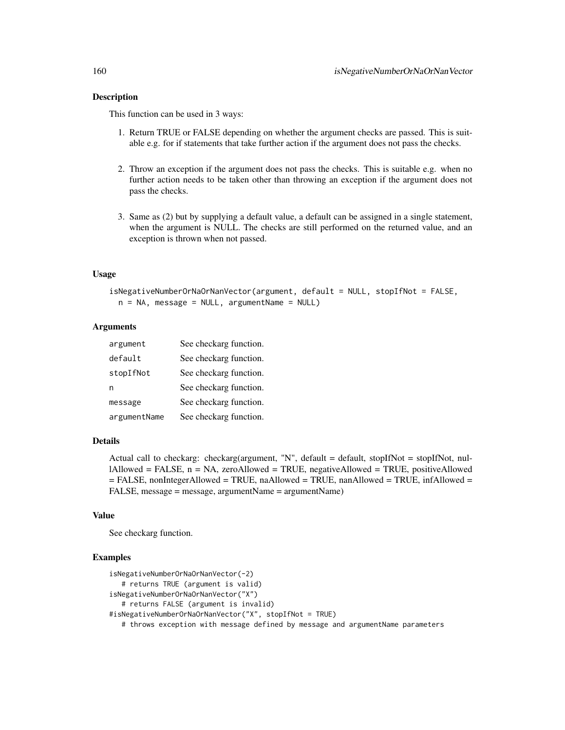## Description

This function can be used in 3 ways:

1. Return TRUE or FALSE depending on whether the argument checks are passed. This is suitable e.g. for if statements that take further action if the argument does not pass the checks.
2. Throw an exception if the argument does not pass the checks. This is suitable e.g. when no further action needs to be taken other than throwing an exception if the argument does not pass the checks.
3. Same as (2) but by supplying a default value, a default can be assigned in a single statement, when the argument is NULL. The checks are still performed on the returned value, and an exception is thrown when not passed.

## Usage

```
isNegativeNumberOrNaOrNanVector(argument, default = NULL, stopIfNot = FALSE,
  n = NA, message = NULL, argumentName = NULL)
```

## Arguments

| | |
|---|---|
| argument | See checkarg function. |
| default | See checkarg function. |
| stopIfNot | See checkarg function. |
| n | See checkarg function. |
| message | See checkarg function. |
| argumentName | See checkarg function. |

## Details

Actual call to checkarg: checkarg(argument, "N", default = default, stopIfNot = stopIfNot, nullAllowed = FALSE, n = NA, zeroAllowed = TRUE, negativeAllowed = TRUE, positiveAllowed = FALSE, nonIntegerAllowed = TRUE, naAllowed = TRUE, nanAllowed = TRUE, infAllowed = FALSE, message = message, argumentName = argumentName)

## Value

See checkarg function.

## Examples

```
isNegativeNumberOrNaOrNanVector(-2)
   # returns TRUE (argument is valid)
isNegativeNumberOrNaOrNanVector("X")
   # returns FALSE (argument is invalid)
#isNegativeNumberOrNaOrNanVector("X", stopIfNot = TRUE)
   # throws exception with message defined by message and argumentName parameters
```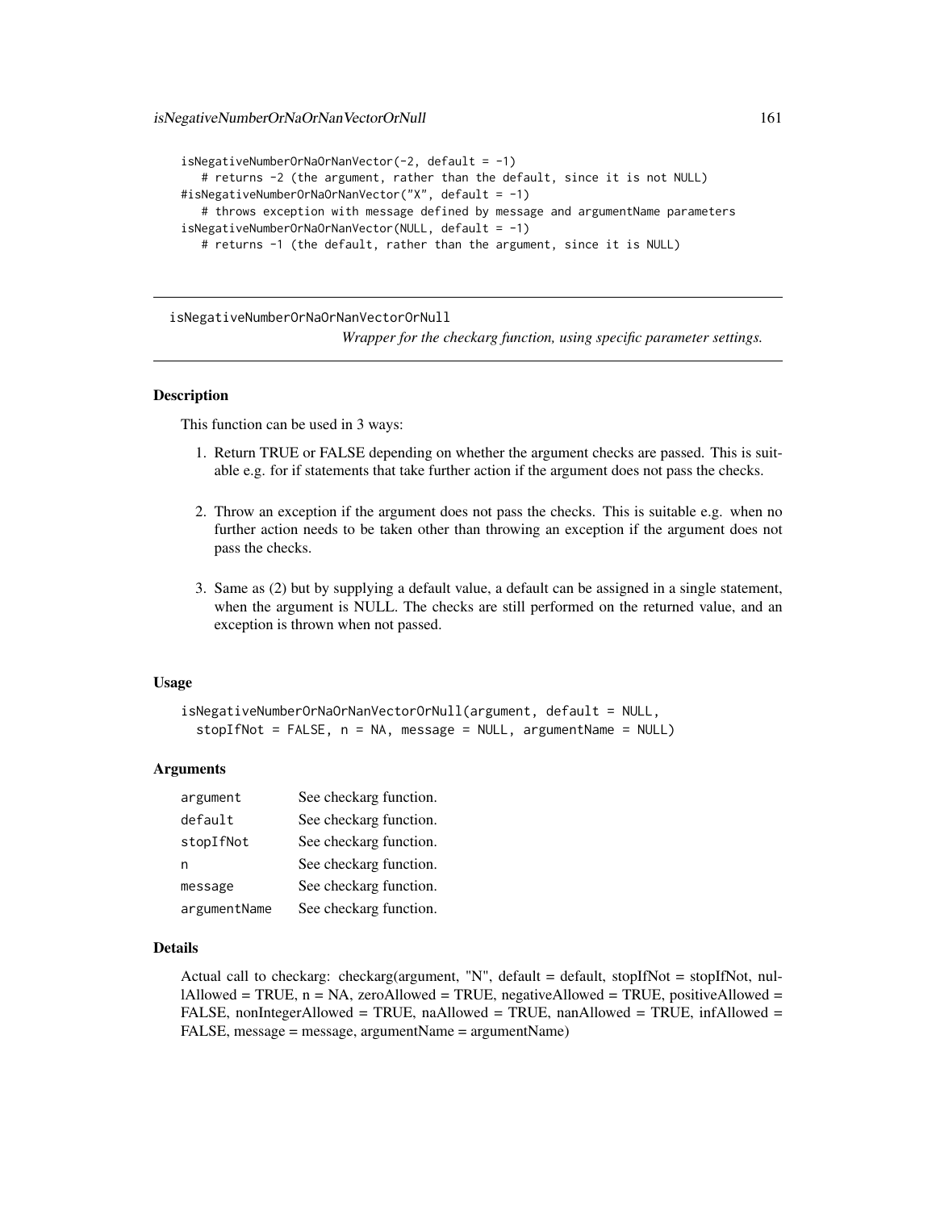```
isNegativeNumberOrNaOrNanVector(-2, default = -1)
   # returns -2 (the argument, rather than the default, since it is not NULL)
#isNegativeNumberOrNaOrNanVector("X", default = -1)
   # throws exception with message defined by message and argumentName parameters
isNegativeNumberOrNaOrNanVector(NULL, default = -1)
   # returns -1 (the default, rather than the argument, since it is NULL)
```

## isNegativeNumberOrNaOrNanVectorOrNull

*Wrapper for the checkarg function, using specific parameter settings.*

### Description

This function can be used in 3 ways:

1. Return TRUE or FALSE depending on whether the argument checks are passed. This is suitable e.g. for if statements that take further action if the argument does not pass the checks.
2. Throw an exception if the argument does not pass the checks. This is suitable e.g. when no further action needs to be taken other than throwing an exception if the argument does not pass the checks.
3. Same as (2) but by supplying a default value, a default can be assigned in a single statement, when the argument is NULL. The checks are still performed on the returned value, and an exception is thrown when not passed.

### Usage

```
isNegativeNumberOrNaOrNanVectorOrNull(argument, default = NULL,
  stopIfNot = FALSE, n = NA, message = NULL, argumentName = NULL)
```

### Arguments

| | |
|---|---|
| argument | See checkarg function. |
| default | See checkarg function. |
| stopIfNot | See checkarg function. |
| n | See checkarg function. |
| message | See checkarg function. |
| argumentName | See checkarg function. |

### Details

Actual call to checkarg: checkarg(argument, "N", default = default, stopIfNot = stopIfNot, nullAllowed = TRUE, n = NA, zeroAllowed = TRUE, negativeAllowed = TRUE, positiveAllowed = FALSE, nonIntegerAllowed = TRUE, naAllowed = TRUE, nanAllowed = TRUE, infAllowed = FALSE, message = message, argumentName = argumentName)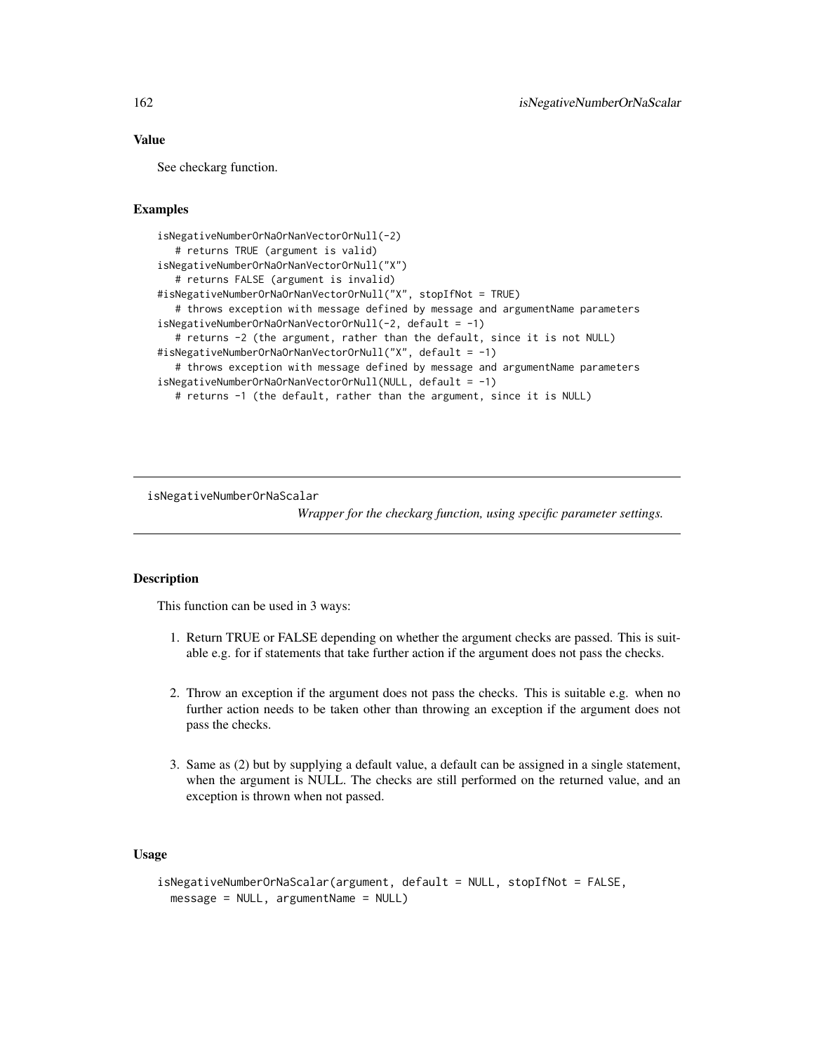### Value

See checkarg function.

### Examples

```
isNegativeNumberOrNaOrNanVectorOrNull(-2)
   # returns TRUE (argument is valid)
isNegativeNumberOrNaOrNanVectorOrNull("X")
   # returns FALSE (argument is invalid)
#isNegativeNumberOrNaOrNanVectorOrNull("X", stopIfNot = TRUE)
   # throws exception with message defined by message and argumentName parameters
isNegativeNumberOrNaOrNanVectorOrNull(-2, default = -1)
   # returns -2 (the argument, rather than the default, since it is not NULL)
#isNegativeNumberOrNaOrNanVectorOrNull("X", default = -1)
   # throws exception with message defined by message and argumentName parameters
isNegativeNumberOrNaOrNanVectorOrNull(NULL, default = -1)
   # returns -1 (the default, rather than the argument, since it is NULL)
```

---

## isNegativeNumberOrNaScalar

*Wrapper for the checkarg function, using specific parameter settings.*

---

### Description

This function can be used in 3 ways:

1. Return TRUE or FALSE depending on whether the argument checks are passed. This is suitable e.g. for if statements that take further action if the argument does not pass the checks.
2. Throw an exception if the argument does not pass the checks. This is suitable e.g. when no further action needs to be taken other than throwing an exception if the argument does not pass the checks.
3. Same as (2) but by supplying a default value, a default can be assigned in a single statement, when the argument is NULL. The checks are still performed on the returned value, and an exception is thrown when not passed.

### Usage

```
isNegativeNumberOrNaScalar(argument, default = NULL, stopIfNot = FALSE,
  message = NULL, argumentName = NULL)
```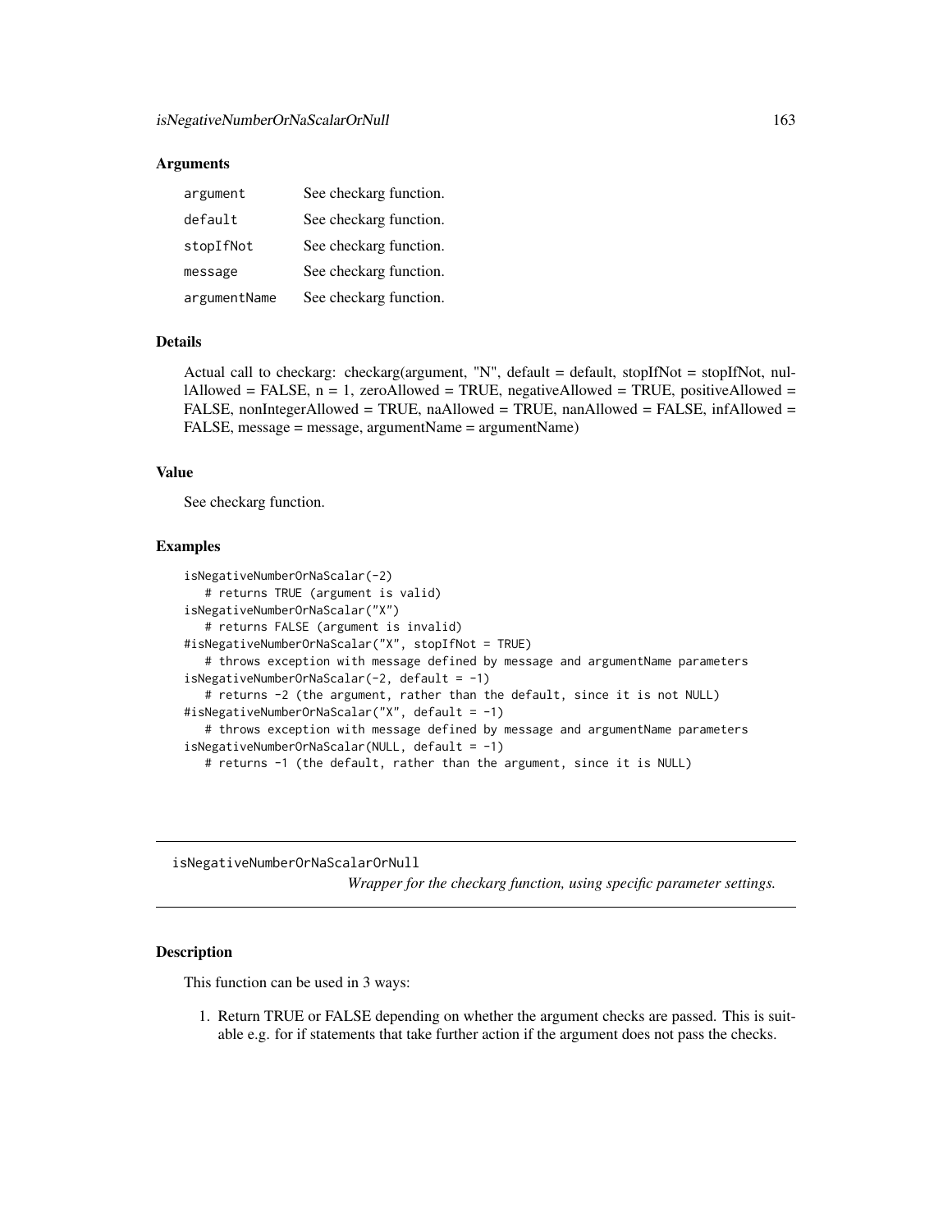### Arguments

| | |
|---|---|
| argument | See checkarg function. |
| default | See checkarg function. |
| stopIfNot | See checkarg function. |
| message | See checkarg function. |
| argumentName | See checkarg function. |

### Details

Actual call to checkarg: checkarg(argument, "N", default = default, stopIfNot = stopIfNot, nullAllowed = FALSE, n = 1, zeroAllowed = TRUE, negativeAllowed = TRUE, positiveAllowed = FALSE, nonIntegerAllowed = TRUE, naAllowed = TRUE, nanAllowed = FALSE, infAllowed = FALSE, message = message, argumentName = argumentName)

### Value

See checkarg function.

### Examples

```
isNegativeNumberOrNaScalar(-2)
   # returns TRUE (argument is valid)
isNegativeNumberOrNaScalar("X")
   # returns FALSE (argument is invalid)
#isNegativeNumberOrNaScalar("X", stopIfNot = TRUE)
   # throws exception with message defined by message and argumentName parameters
isNegativeNumberOrNaScalar(-2, default = -1)
   # returns -2 (the argument, rather than the default, since it is not NULL)
#isNegativeNumberOrNaScalar("X", default = -1)
   # throws exception with message defined by message and argumentName parameters
isNegativeNumberOrNaScalar(NULL, default = -1)
   # returns -1 (the default, rather than the argument, since it is NULL)
```

---

## isNegativeNumberOrNaScalarOrNull

*Wrapper for the checkarg function, using specific parameter settings.*

---

### Description

This function can be used in 3 ways:

1. Return TRUE or FALSE depending on whether the argument checks are passed. This is suitable e.g. for if statements that take further action if the argument does not pass the checks.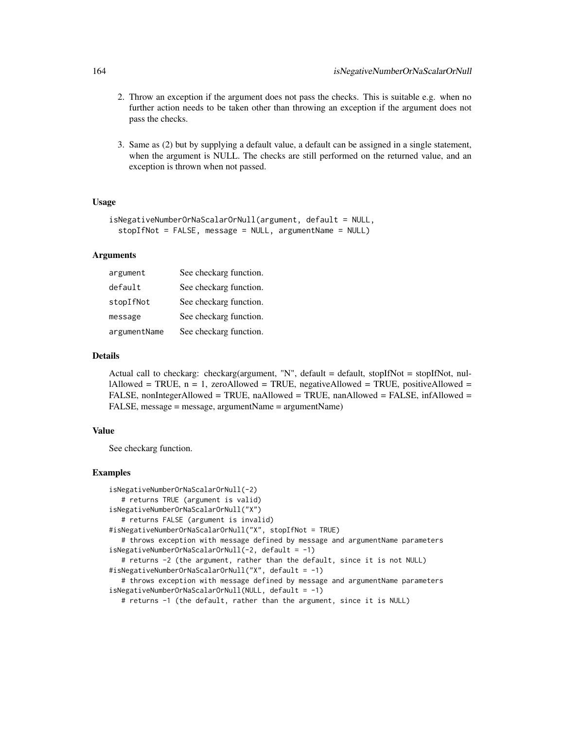2. Throw an exception if the argument does not pass the checks. This is suitable e.g. when no further action needs to be taken other than throwing an exception if the argument does not pass the checks.

3. Same as (2) but by supplying a default value, a default can be assigned in a single statement, when the argument is NULL. The checks are still performed on the returned value, and an exception is thrown when not passed.

### Usage

```
isNegativeNumberOrNaScalarOrNull(argument, default = NULL,
  stopIfNot = FALSE, message = NULL, argumentName = NULL)
```

### Arguments

| | |
|---|---|
| argument | See checkarg function. |
| default | See checkarg function. |
| stopIfNot | See checkarg function. |
| message | See checkarg function. |
| argumentName | See checkarg function. |

### Details

Actual call to checkarg: checkarg(argument, "N", default = default, stopIfNot = stopIfNot, nullAllowed = TRUE, n = 1, zeroAllowed = TRUE, negativeAllowed = TRUE, positiveAllowed = FALSE, nonIntegerAllowed = TRUE, naAllowed = TRUE, nanAllowed = FALSE, infAllowed = FALSE, message = message, argumentName = argumentName)

### Value

See checkarg function.

### Examples

```
isNegativeNumberOrNaScalarOrNull(-2)
   # returns TRUE (argument is valid)
isNegativeNumberOrNaScalarOrNull("X")
   # returns FALSE (argument is invalid)
#isNegativeNumberOrNaScalarOrNull("X", stopIfNot = TRUE)
   # throws exception with message defined by message and argumentName parameters
isNegativeNumberOrNaScalarOrNull(-2, default = -1)
   # returns -2 (the argument, rather than the default, since it is not NULL)
#isNegativeNumberOrNaScalarOrNull("X", default = -1)
   # throws exception with message defined by message and argumentName parameters
isNegativeNumberOrNaScalarOrNull(NULL, default = -1)
   # returns -1 (the default, rather than the argument, since it is NULL)
```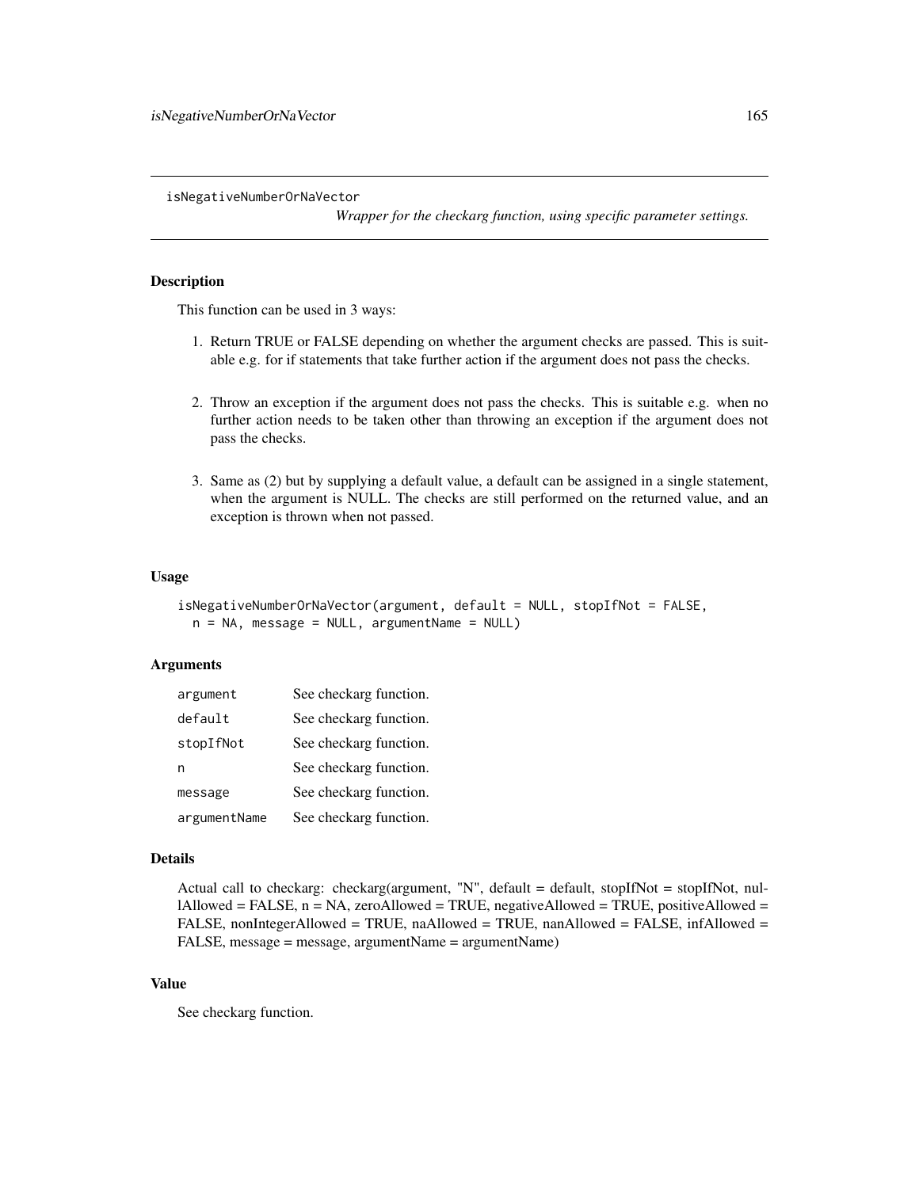isNegativeNumberOrNaVector

*Wrapper for the checkarg function, using specific parameter settings.*

## Description

This function can be used in 3 ways:

1. Return TRUE or FALSE depending on whether the argument checks are passed. This is suitable e.g. for if statements that take further action if the argument does not pass the checks.
2. Throw an exception if the argument does not pass the checks. This is suitable e.g. when no further action needs to be taken other than throwing an exception if the argument does not pass the checks.
3. Same as (2) but by supplying a default value, a default can be assigned in a single statement, when the argument is NULL. The checks are still performed on the returned value, and an exception is thrown when not passed.

## Usage

```
isNegativeNumberOrNaVector(argument, default = NULL, stopIfNot = FALSE,
  n = NA, message = NULL, argumentName = NULL)
```

## Arguments

| | |
|---|---|
| argument | See checkarg function. |
| default | See checkarg function. |
| stopIfNot | See checkarg function. |
| n | See checkarg function. |
| message | See checkarg function. |
| argumentName | See checkarg function. |

## Details

Actual call to checkarg: checkarg(argument, "N", default = default, stopIfNot = stopIfNot, nullAllowed = FALSE, n = NA, zeroAllowed = TRUE, negativeAllowed = TRUE, positiveAllowed = FALSE, nonIntegerAllowed = TRUE, naAllowed = TRUE, nanAllowed = FALSE, infAllowed = FALSE, message = message, argumentName = argumentName)

## Value

See checkarg function.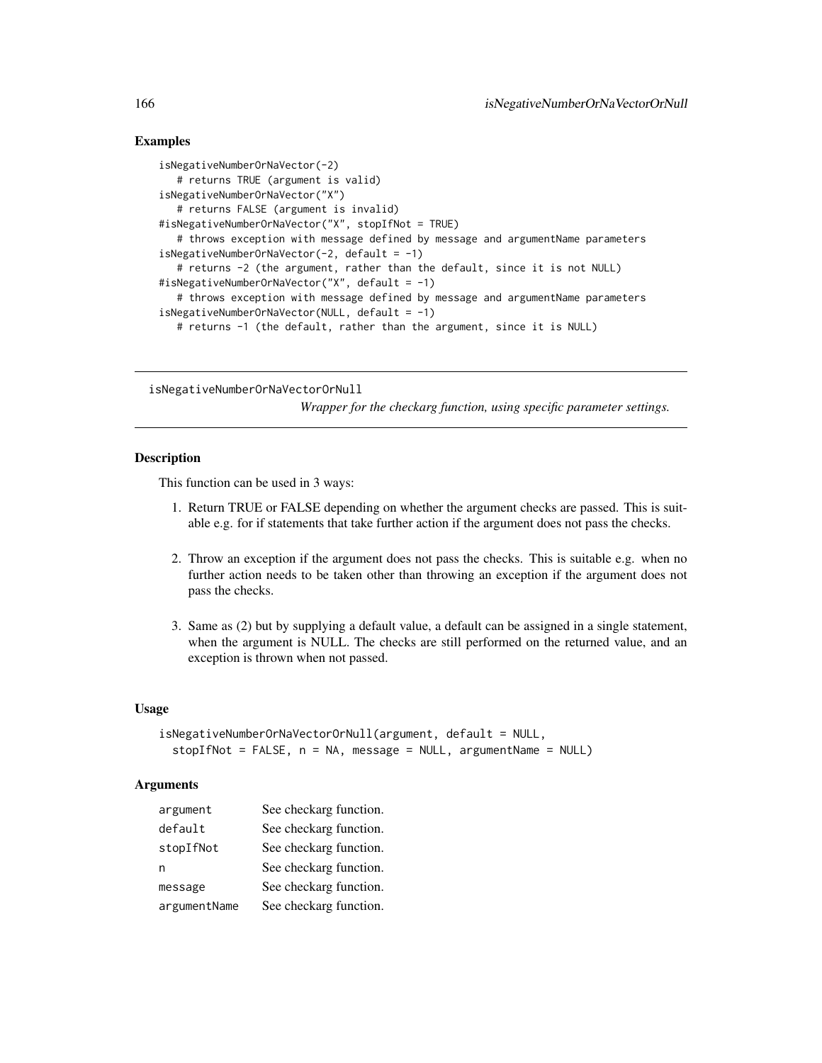## Examples

```
isNegativeNumberOrNaVector(-2)
   # returns TRUE (argument is valid)
isNegativeNumberOrNaVector("X")
   # returns FALSE (argument is invalid)
#isNegativeNumberOrNaVector("X", stopIfNot = TRUE)
   # throws exception with message defined by message and argumentName parameters
isNegativeNumberOrNaVector(-2, default = -1)
   # returns -2 (the argument, rather than the default, since it is not NULL)
#isNegativeNumberOrNaVector("X", default = -1)
   # throws exception with message defined by message and argumentName parameters
isNegativeNumberOrNaVector(NULL, default = -1)
   # returns -1 (the default, rather than the argument, since it is NULL)
```

---

# isNegativeNumberOrNaVectorOrNull

*Wrapper for the checkarg function, using specific parameter settings.*

---

## Description

This function can be used in 3 ways:

1. Return TRUE or FALSE depending on whether the argument checks are passed. This is suitable e.g. for if statements that take further action if the argument does not pass the checks.
2. Throw an exception if the argument does not pass the checks. This is suitable e.g. when no further action needs to be taken other than throwing an exception if the argument does not pass the checks.
3. Same as (2) but by supplying a default value, a default can be assigned in a single statement, when the argument is NULL. The checks are still performed on the returned value, and an exception is thrown when not passed.

## Usage

```
isNegativeNumberOrNaVectorOrNull(argument, default = NULL,
  stopIfNot = FALSE, n = NA, message = NULL, argumentName = NULL)
```

## Arguments

| | |
|---|---|
| argument | See checkarg function. |
| default | See checkarg function. |
| stopIfNot | See checkarg function. |
| n | See checkarg function. |
| message | See checkarg function. |
| argumentName | See checkarg function. |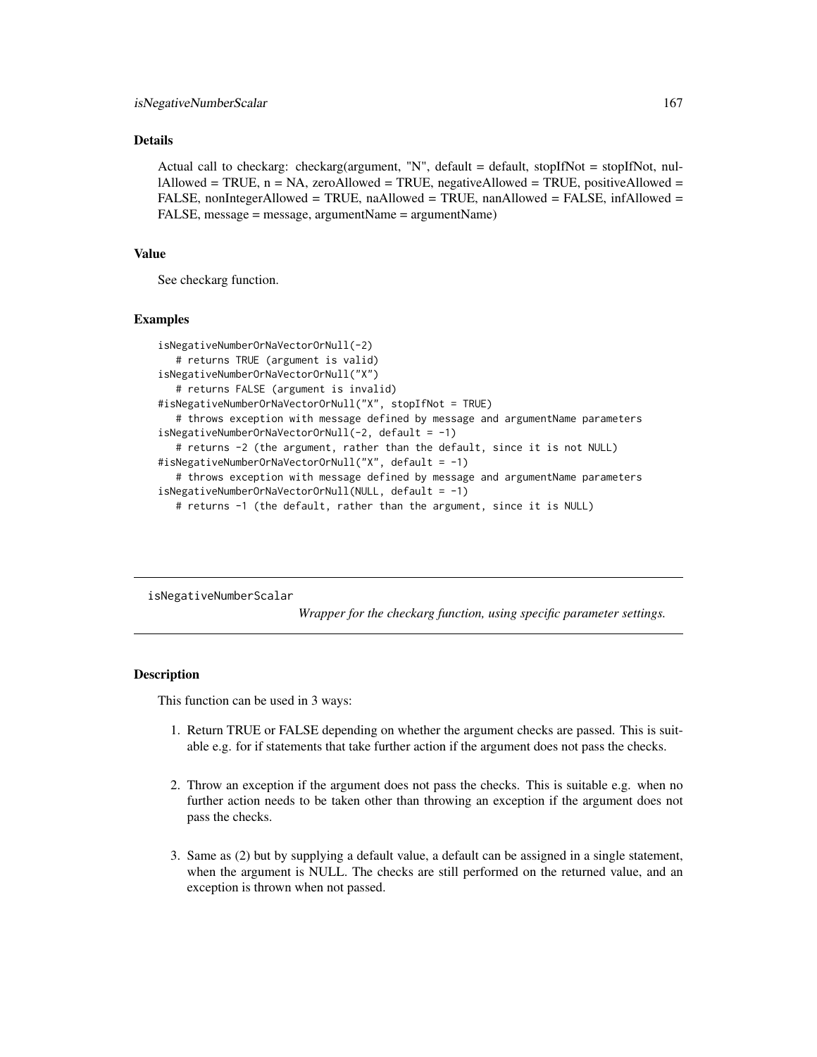## Details

Actual call to checkarg: checkarg(argument, "N", default = default, stopIfNot = stopIfNot, nullAllowed = TRUE, n = NA, zeroAllowed = TRUE, negativeAllowed = TRUE, positiveAllowed = FALSE, nonIntegerAllowed = TRUE, naAllowed = TRUE, nanAllowed = FALSE, infAllowed = FALSE, message = message, argumentName = argumentName)

## Value

See checkarg function.

## Examples

```
isNegativeNumberOrNaVectorOrNull(-2)
   # returns TRUE (argument is valid)
isNegativeNumberOrNaVectorOrNull("X")
   # returns FALSE (argument is invalid)
#isNegativeNumberOrNaVectorOrNull("X", stopIfNot = TRUE)
   # throws exception with message defined by message and argumentName parameters
isNegativeNumberOrNaVectorOrNull(-2, default = -1)
   # returns -2 (the argument, rather than the default, since it is not NULL)
#isNegativeNumberOrNaVectorOrNull("X", default = -1)
   # throws exception with message defined by message and argumentName parameters
isNegativeNumberOrNaVectorOrNull(NULL, default = -1)
   # returns -1 (the default, rather than the argument, since it is NULL)
```

---

# isNegativeNumberScalar

*Wrapper for the checkarg function, using specific parameter settings.*

---

## Description

This function can be used in 3 ways:

1. Return TRUE or FALSE depending on whether the argument checks are passed. This is suitable e.g. for if statements that take further action if the argument does not pass the checks.
2. Throw an exception if the argument does not pass the checks. This is suitable e.g. when no further action needs to be taken other than throwing an exception if the argument does not pass the checks.
3. Same as (2) but by supplying a default value, a default can be assigned in a single statement, when the argument is NULL. The checks are still performed on the returned value, and an exception is thrown when not passed.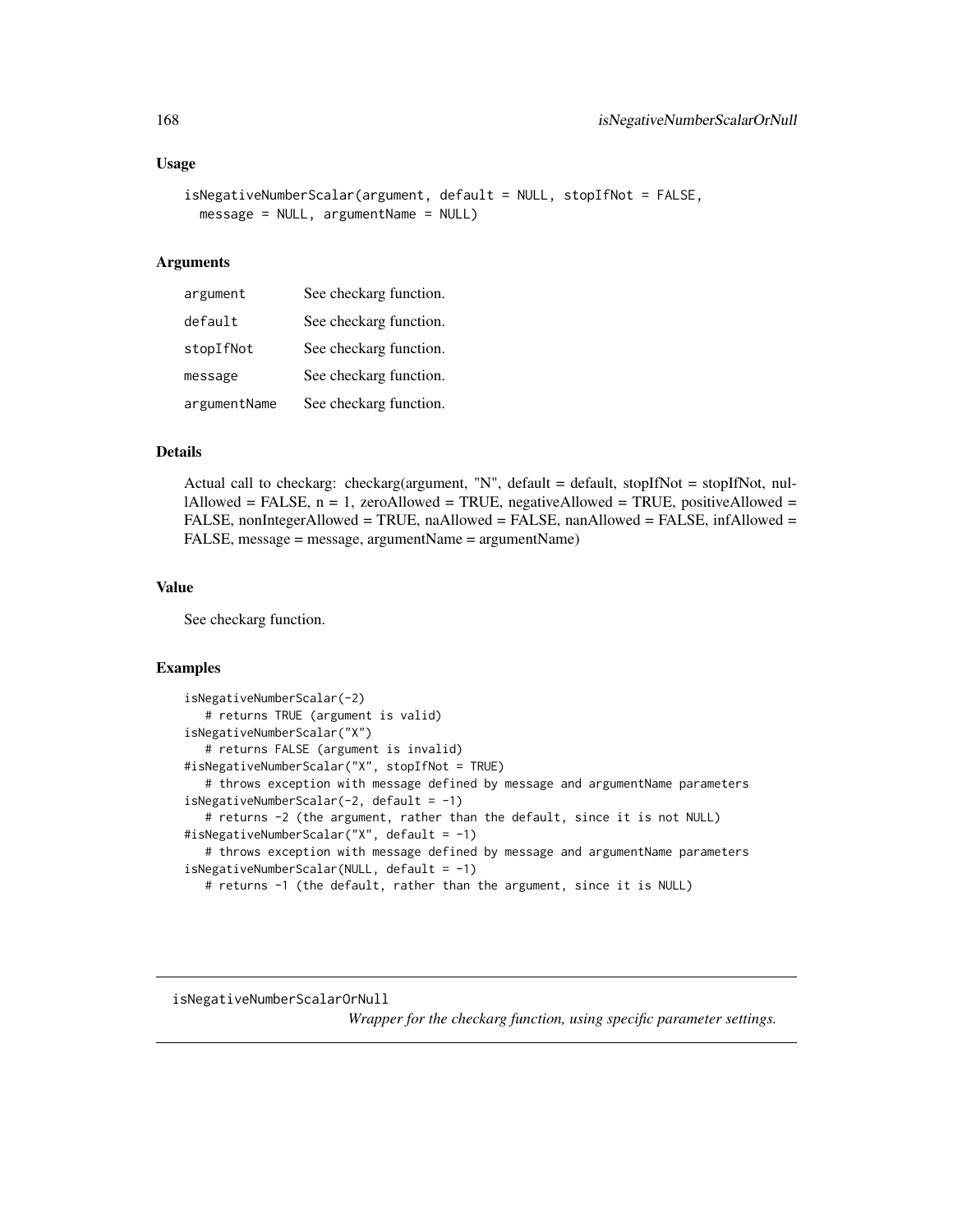### Usage

```
isNegativeNumberScalar(argument, default = NULL, stopIfNot = FALSE,
  message = NULL, argumentName = NULL)
```

### Arguments

| | |
|---|---|
| argument | See checkarg function. |
| default | See checkarg function. |
| stopIfNot | See checkarg function. |
| message | See checkarg function. |
| argumentName | See checkarg function. |

### Details

Actual call to checkarg: checkarg(argument, "N", default = default, stopIfNot = stopIfNot, nullAllowed = FALSE, n = 1, zeroAllowed = TRUE, negativeAllowed = TRUE, positiveAllowed = FALSE, nonIntegerAllowed = TRUE, naAllowed = FALSE, nanAllowed = FALSE, infAllowed = FALSE, message = message, argumentName = argumentName)

### Value

See checkarg function.

### Examples

```
isNegativeNumberScalar(-2)
   # returns TRUE (argument is valid)
isNegativeNumberScalar("X")
   # returns FALSE (argument is invalid)
#isNegativeNumberScalar("X", stopIfNot = TRUE)
   # throws exception with message defined by message and argumentName parameters
isNegativeNumberScalar(-2, default = -1)
   # returns -2 (the argument, rather than the default, since it is not NULL)
#isNegativeNumberScalar("X", default = -1)
   # throws exception with message defined by message and argumentName parameters
isNegativeNumberScalar(NULL, default = -1)
   # returns -1 (the default, rather than the argument, since it is NULL)
```

---

## isNegativeNumberScalarOrNull

*Wrapper for the checkarg function, using specific parameter settings.*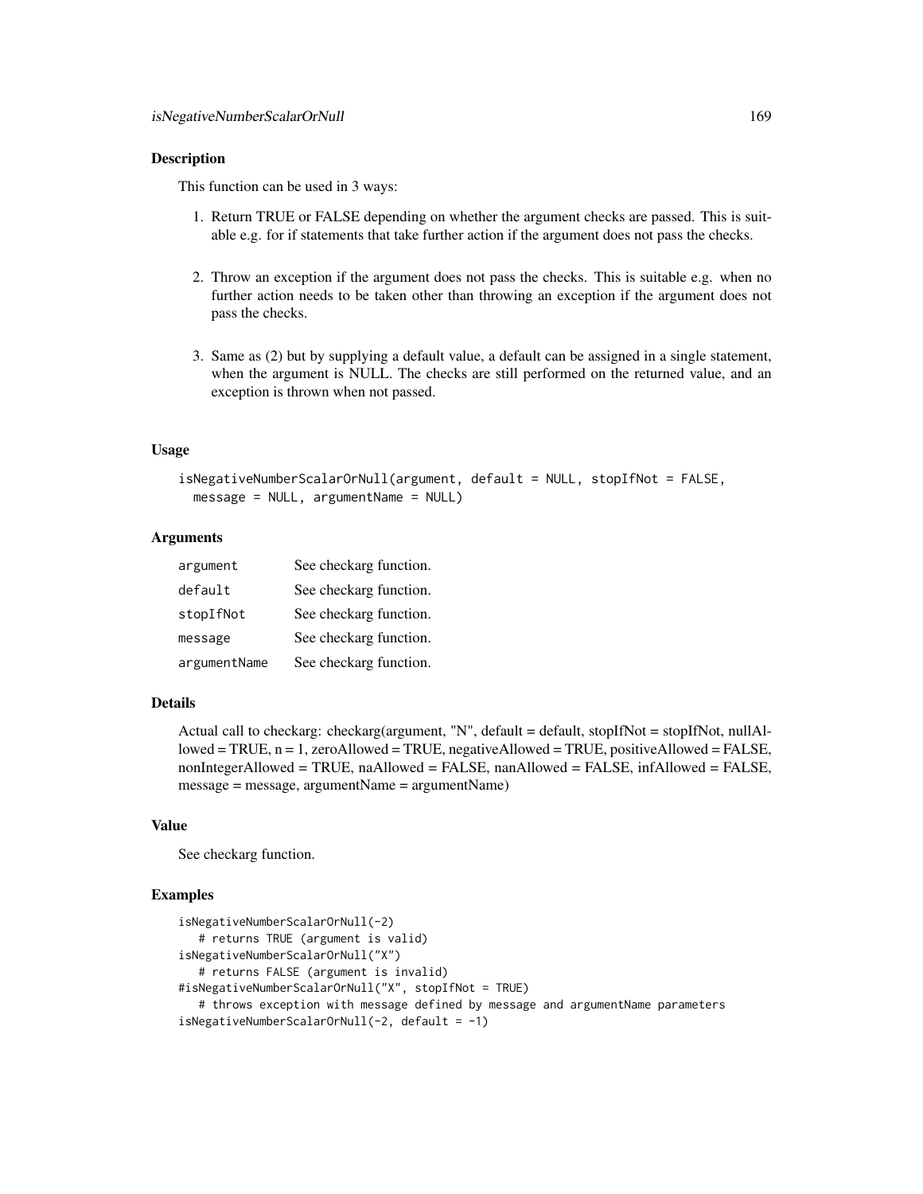### Description

This function can be used in 3 ways:

1. Return TRUE or FALSE depending on whether the argument checks are passed. This is suitable e.g. for if statements that take further action if the argument does not pass the checks.

2. Throw an exception if the argument does not pass the checks. This is suitable e.g. when no further action needs to be taken other than throwing an exception if the argument does not pass the checks.

3. Same as (2) but by supplying a default value, a default can be assigned in a single statement, when the argument is NULL. The checks are still performed on the returned value, and an exception is thrown when not passed.

### Usage

```
isNegativeNumberScalarOrNull(argument, default = NULL, stopIfNot = FALSE,
  message = NULL, argumentName = NULL)
```

### Arguments

| | |
|---|---|
| argument | See checkarg function. |
| default | See checkarg function. |
| stopIfNot | See checkarg function. |
| message | See checkarg function. |
| argumentName | See checkarg function. |

### Details

Actual call to checkarg: checkarg(argument, "N", default = default, stopIfNot = stopIfNot, nullAllowed = TRUE, n = 1, zeroAllowed = TRUE, negativeAllowed = TRUE, positiveAllowed = FALSE, nonIntegerAllowed = TRUE, naAllowed = FALSE, nanAllowed = FALSE, infAllowed = FALSE, message = message, argumentName = argumentName)

### Value

See checkarg function.

### Examples

```
isNegativeNumberScalarOrNull(-2)
   # returns TRUE (argument is valid)
isNegativeNumberScalarOrNull("X")
   # returns FALSE (argument is invalid)
#isNegativeNumberScalarOrNull("X", stopIfNot = TRUE)
   # throws exception with message defined by message and argumentName parameters
isNegativeNumberScalarOrNull(-2, default = -1)
```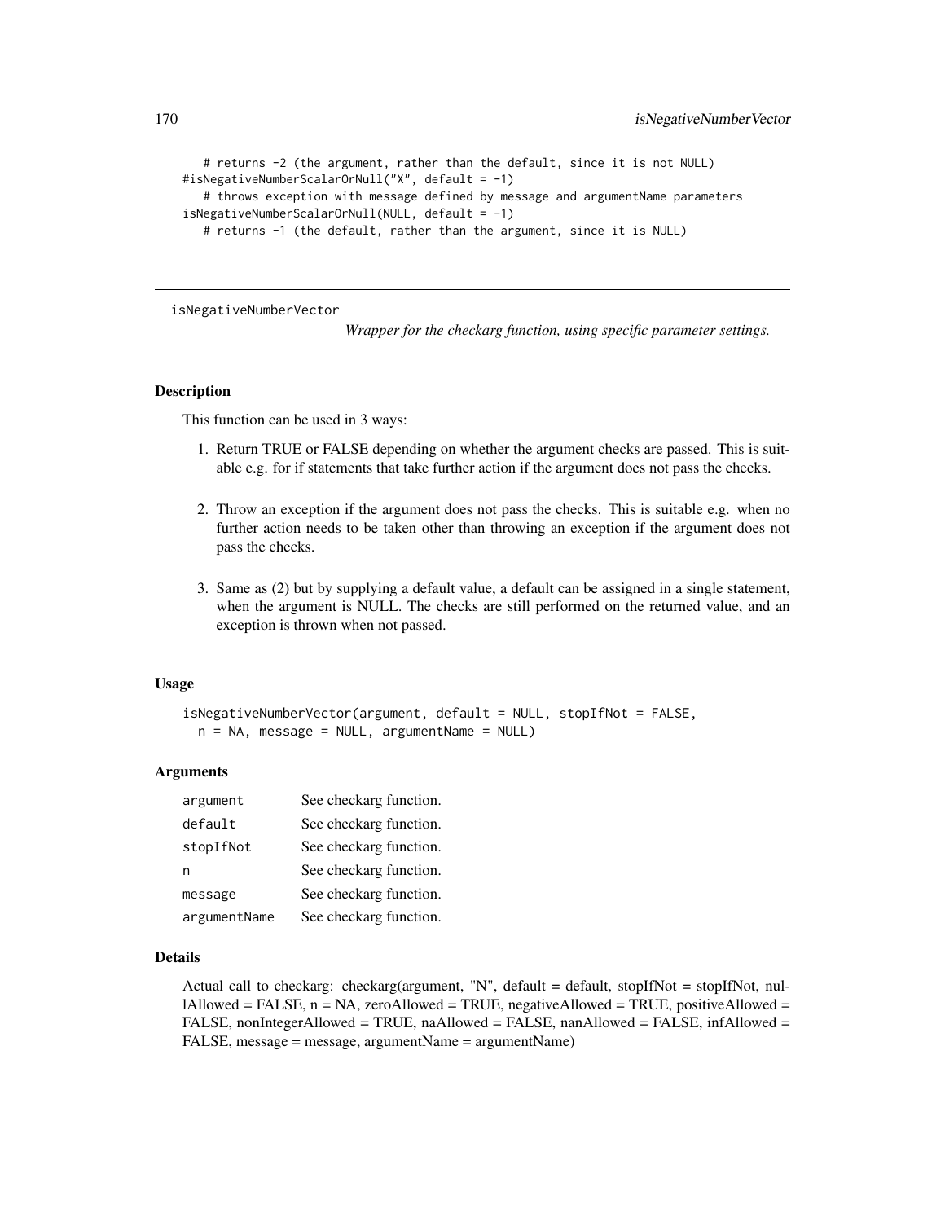```
    # returns -2 (the argument, rather than the default, since it is not NULL)
#isNegativeNumberScalarOrNull("X", default = -1)
    # throws exception with message defined by message and argumentName parameters
isNegativeNumberScalarOrNull(NULL, default = -1)
    # returns -1 (the default, rather than the argument, since it is NULL)
```

## isNegativeNumberVector

*Wrapper for the checkarg function, using specific parameter settings.*

### Description

This function can be used in 3 ways:

1. Return TRUE or FALSE depending on whether the argument checks are passed. This is suitable e.g. for if statements that take further action if the argument does not pass the checks.
2. Throw an exception if the argument does not pass the checks. This is suitable e.g. when no further action needs to be taken other than throwing an exception if the argument does not pass the checks.
3. Same as (2) but by supplying a default value, a default can be assigned in a single statement, when the argument is NULL. The checks are still performed on the returned value, and an exception is thrown when not passed.

### Usage

```
isNegativeNumberVector(argument, default = NULL, stopIfNot = FALSE,
  n = NA, message = NULL, argumentName = NULL)
```

### Arguments

| | |
|---|---|
| argument | See checkarg function. |
| default | See checkarg function. |
| stopIfNot | See checkarg function. |
| n | See checkarg function. |
| message | See checkarg function. |
| argumentName | See checkarg function. |

### Details

Actual call to checkarg: checkarg(argument, "N", default = default, stopIfNot = stopIfNot, nullAllowed = FALSE, n = NA, zeroAllowed = TRUE, negativeAllowed = TRUE, positiveAllowed = FALSE, nonIntegerAllowed = TRUE, naAllowed = FALSE, nanAllowed = FALSE, infAllowed = FALSE, message = message, argumentName = argumentName)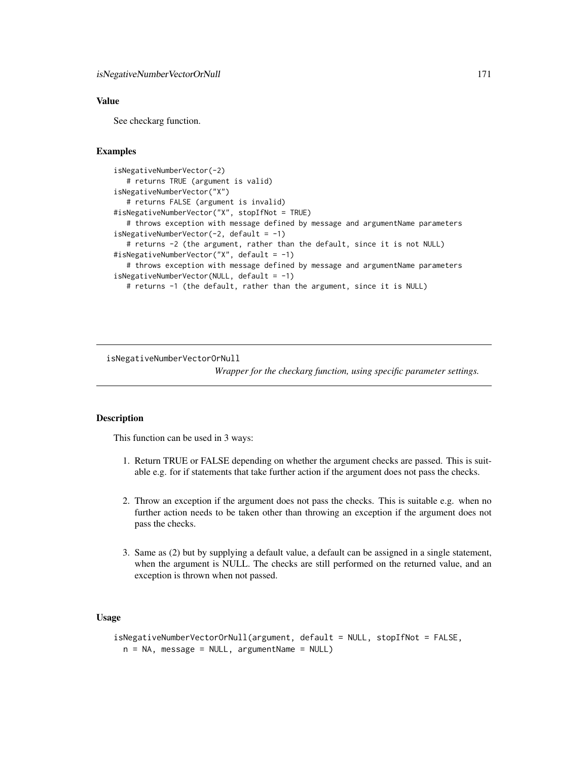### Value

See checkarg function.

### Examples

```
isNegativeNumberVector(-2)
   # returns TRUE (argument is valid)
isNegativeNumberVector("X")
   # returns FALSE (argument is invalid)
#isNegativeNumberVector("X", stopIfNot = TRUE)
   # throws exception with message defined by message and argumentName parameters
isNegativeNumberVector(-2, default = -1)
   # returns -2 (the argument, rather than the default, since it is not NULL)
#isNegativeNumberVector("X", default = -1)
   # throws exception with message defined by message and argumentName parameters
isNegativeNumberVector(NULL, default = -1)
   # returns -1 (the default, rather than the argument, since it is NULL)
```

---

## isNegativeNumberVectorOrNull

*Wrapper for the checkarg function, using specific parameter settings.*

---

### Description

This function can be used in 3 ways:

1. Return TRUE or FALSE depending on whether the argument checks are passed. This is suitable e.g. for if statements that take further action if the argument does not pass the checks.
2. Throw an exception if the argument does not pass the checks. This is suitable e.g. when no further action needs to be taken other than throwing an exception if the argument does not pass the checks.
3. Same as (2) but by supplying a default value, a default can be assigned in a single statement, when the argument is NULL. The checks are still performed on the returned value, and an exception is thrown when not passed.

### Usage

```
isNegativeNumberVectorOrNull(argument, default = NULL, stopIfNot = FALSE,
  n = NA, message = NULL, argumentName = NULL)
```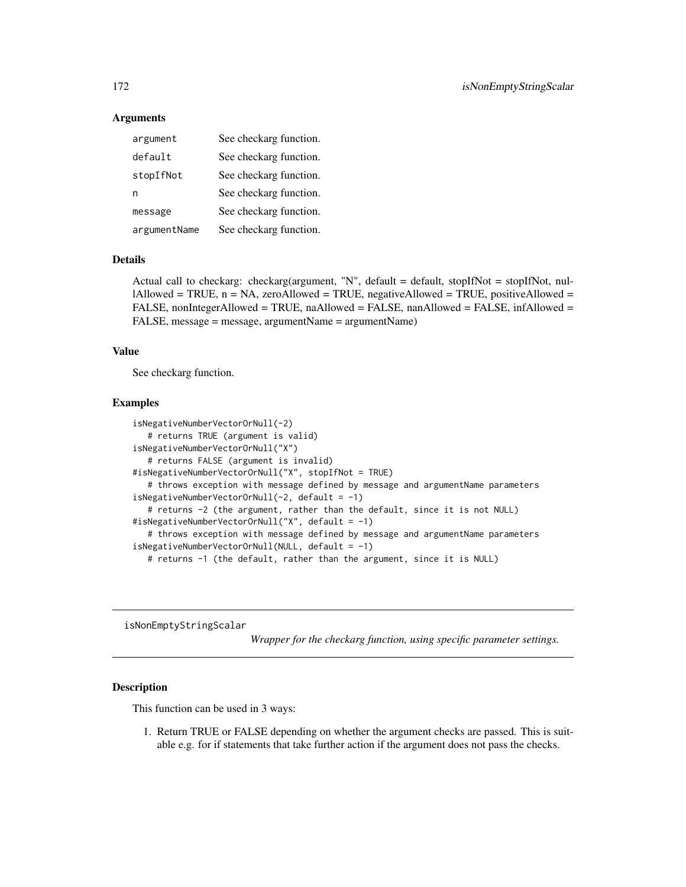### Arguments

| | |
|---|---|
| argument | See checkarg function. |
| default | See checkarg function. |
| stopIfNot | See checkarg function. |
| n | See checkarg function. |
| message | See checkarg function. |
| argumentName | See checkarg function. |

### Details

Actual call to checkarg: checkarg(argument, "N", default = default, stopIfNot = stopIfNot, nullAllowed = TRUE, n = NA, zeroAllowed = TRUE, negativeAllowed = TRUE, positiveAllowed = FALSE, nonIntegerAllowed = TRUE, naAllowed = FALSE, nanAllowed = FALSE, infAllowed = FALSE, message = message, argumentName = argumentName)

### Value

See checkarg function.

### Examples

```
isNegativeNumberVectorOrNull(-2)
   # returns TRUE (argument is valid)
isNegativeNumberVectorOrNull("X")
   # returns FALSE (argument is invalid)
#isNegativeNumberVectorOrNull("X", stopIfNot = TRUE)
   # throws exception with message defined by message and argumentName parameters
isNegativeNumberVectorOrNull(-2, default = -1)
   # returns -2 (the argument, rather than the default, since it is not NULL)
#isNegativeNumberVectorOrNull("X", default = -1)
   # throws exception with message defined by message and argumentName parameters
isNegativeNumberVectorOrNull(NULL, default = -1)
   # returns -1 (the default, rather than the argument, since it is NULL)
```

---

## isNonEmptyStringScalar

*Wrapper for the checkarg function, using specific parameter settings.*

---

### Description

This function can be used in 3 ways:

1. Return TRUE or FALSE depending on whether the argument checks are passed. This is suitable e.g. for if statements that take further action if the argument does not pass the checks.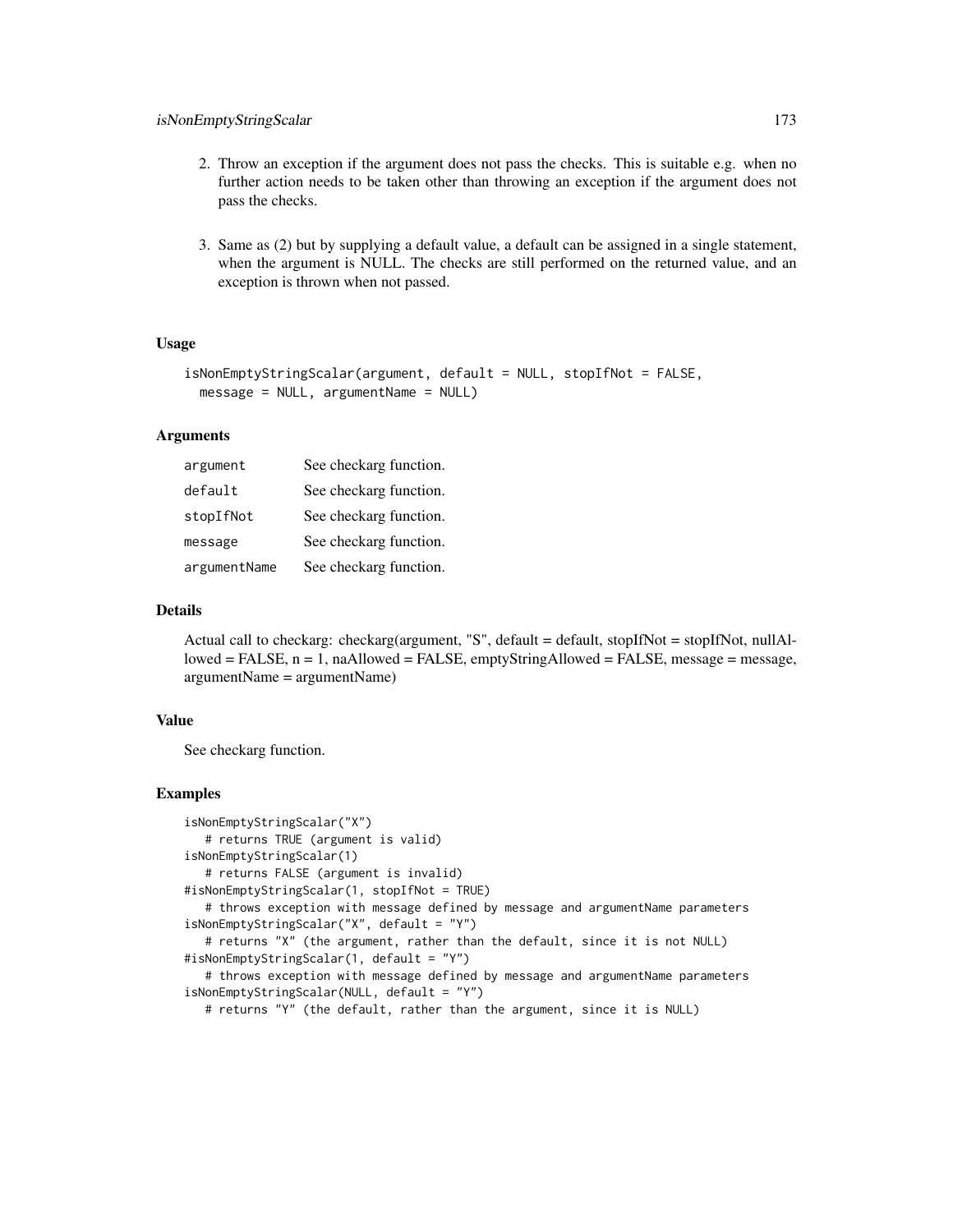2. Throw an exception if the argument does not pass the checks. This is suitable e.g. when no further action needs to be taken other than throwing an exception if the argument does not pass the checks.

3. Same as (2) but by supplying a default value, a default can be assigned in a single statement, when the argument is NULL. The checks are still performed on the returned value, and an exception is thrown when not passed.

### Usage

```
isNonEmptyStringScalar(argument, default = NULL, stopIfNot = FALSE,
  message = NULL, argumentName = NULL)
```

### Arguments

| | |
|---|---|
| `argument` | See checkarg function. |
| `default` | See checkarg function. |
| `stopIfNot` | See checkarg function. |
| `message` | See checkarg function. |
| `argumentName` | See checkarg function. |

### Details

Actual call to checkarg: checkarg(argument, "S", default = default, stopIfNot = stopIfNot, nullAllowed = FALSE, n = 1, naAllowed = FALSE, emptyStringAllowed = FALSE, message = message, argumentName = argumentName)

### Value

See checkarg function.

### Examples

```
isNonEmptyStringScalar("X")
   # returns TRUE (argument is valid)
isNonEmptyStringScalar(1)
   # returns FALSE (argument is invalid)
#isNonEmptyStringScalar(1, stopIfNot = TRUE)
   # throws exception with message defined by message and argumentName parameters
isNonEmptyStringScalar("X", default = "Y")
   # returns "X" (the argument, rather than the default, since it is not NULL)
#isNonEmptyStringScalar(1, default = "Y")
   # throws exception with message defined by message and argumentName parameters
isNonEmptyStringScalar(NULL, default = "Y")
   # returns "Y" (the default, rather than the argument, since it is NULL)
```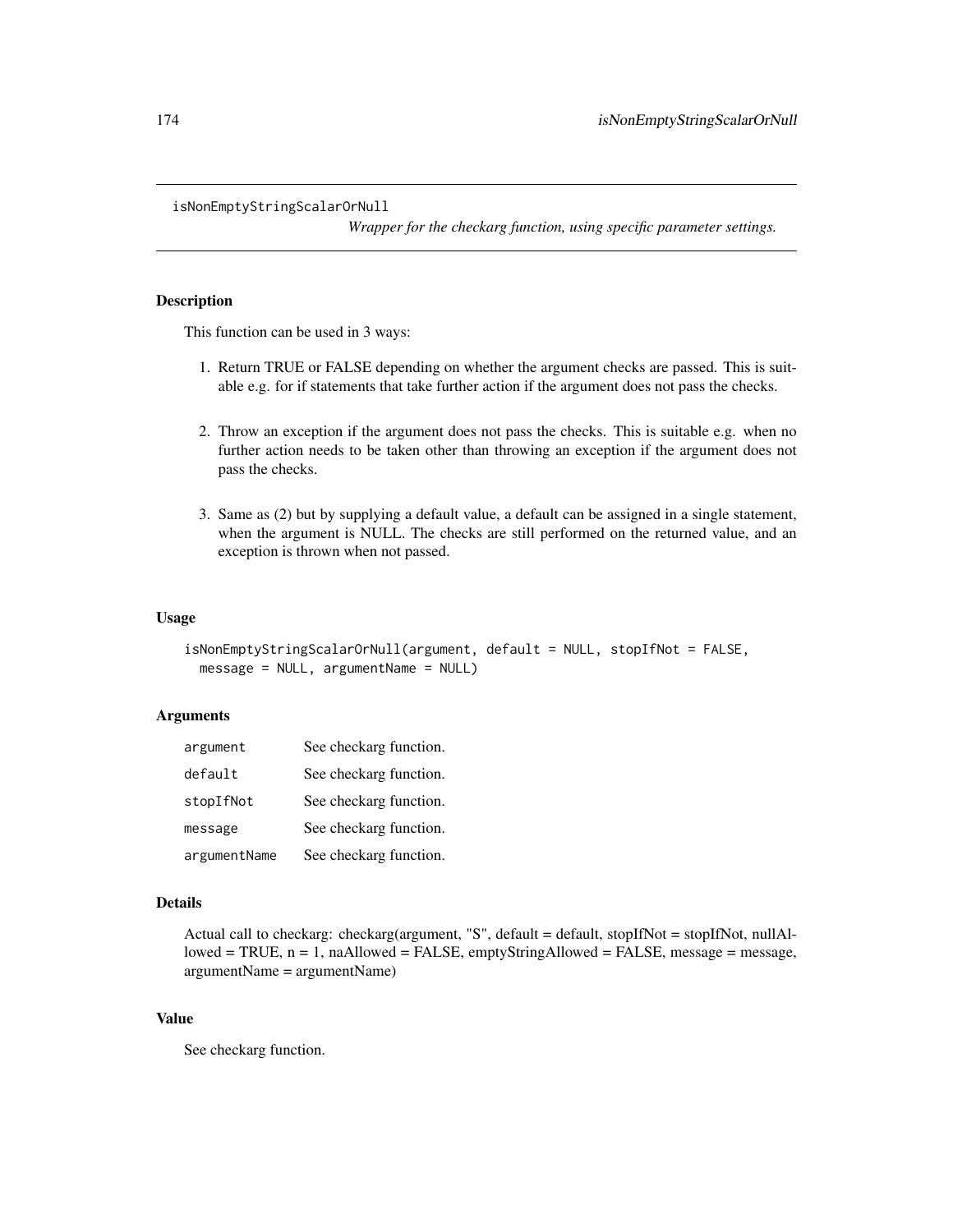`isNonEmptyStringScalarOrNull`

*Wrapper for the checkarg function, using specific parameter settings.*

## Description

This function can be used in 3 ways:

1. Return TRUE or FALSE depending on whether the argument checks are passed. This is suitable e.g. for if statements that take further action if the argument does not pass the checks.
2. Throw an exception if the argument does not pass the checks. This is suitable e.g. when no further action needs to be taken other than throwing an exception if the argument does not pass the checks.
3. Same as (2) but by supplying a default value, a default can be assigned in a single statement, when the argument is NULL. The checks are still performed on the returned value, and an exception is thrown when not passed.

## Usage

```
isNonEmptyStringScalarOrNull(argument, default = NULL, stopIfNot = FALSE,
  message = NULL, argumentName = NULL)
```

## Arguments

| | |
|---|---|
| `argument` | See checkarg function. |
| `default` | See checkarg function. |
| `stopIfNot` | See checkarg function. |
| `message` | See checkarg function. |
| `argumentName` | See checkarg function. |

## Details

Actual call to checkarg: checkarg(argument, "S", default = default, stopIfNot = stopIfNot, nullAllowed = TRUE, n = 1, naAllowed = FALSE, emptyStringAllowed = FALSE, message = message, argumentName = argumentName)

## Value

See checkarg function.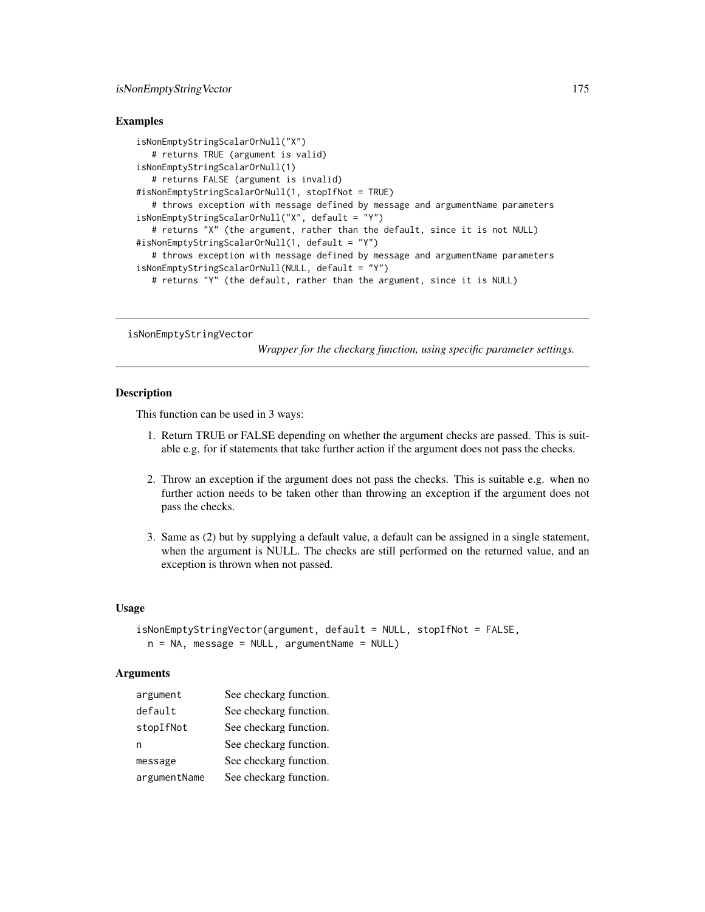### Examples

```
isNonEmptyStringScalarOrNull("X")
   # returns TRUE (argument is valid)
isNonEmptyStringScalarOrNull(1)
   # returns FALSE (argument is invalid)
#isNonEmptyStringScalarOrNull(1, stopIfNot = TRUE)
   # throws exception with message defined by message and argumentName parameters
isNonEmptyStringScalarOrNull("X", default = "Y")
   # returns "X" (the argument, rather than the default, since it is not NULL)
#isNonEmptyStringScalarOrNull(1, default = "Y")
   # throws exception with message defined by message and argumentName parameters
isNonEmptyStringScalarOrNull(NULL, default = "Y")
   # returns "Y" (the default, rather than the argument, since it is NULL)
```

---

## isNonEmptyStringVector

*Wrapper for the checkarg function, using specific parameter settings.*

---

### Description

This function can be used in 3 ways:

1. Return TRUE or FALSE depending on whether the argument checks are passed. This is suitable e.g. for if statements that take further action if the argument does not pass the checks.
2. Throw an exception if the argument does not pass the checks. This is suitable e.g. when no further action needs to be taken other than throwing an exception if the argument does not pass the checks.
3. Same as (2) but by supplying a default value, a default can be assigned in a single statement, when the argument is NULL. The checks are still performed on the returned value, and an exception is thrown when not passed.

### Usage

```
isNonEmptyStringVector(argument, default = NULL, stopIfNot = FALSE,
  n = NA, message = NULL, argumentName = NULL)
```

### Arguments

| | |
|---|---|
| argument | See checkarg function. |
| default | See checkarg function. |
| stopIfNot | See checkarg function. |
| n | See checkarg function. |
| message | See checkarg function. |
| argumentName | See checkarg function. |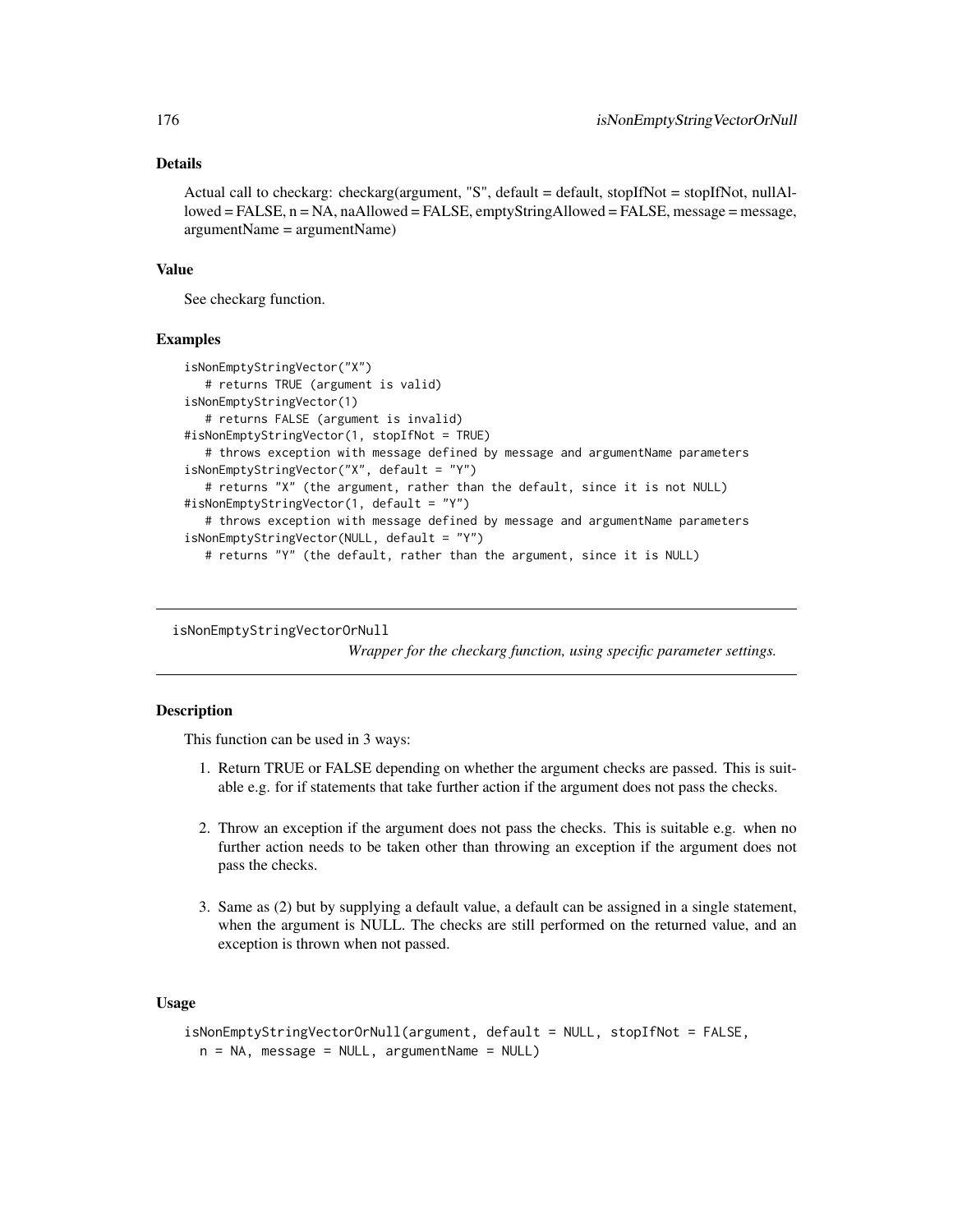### Details

Actual call to checkarg: checkarg(argument, "S", default = default, stopIfNot = stopIfNot, nullAllowed = FALSE, n = NA, naAllowed = FALSE, emptyStringAllowed = FALSE, message = message, argumentName = argumentName)

### Value

See checkarg function.

### Examples

```
isNonEmptyStringVector("X")
   # returns TRUE (argument is valid)
isNonEmptyStringVector(1)
   # returns FALSE (argument is invalid)
#isNonEmptyStringVector(1, stopIfNot = TRUE)
   # throws exception with message defined by message and argumentName parameters
isNonEmptyStringVector("X", default = "Y")
   # returns "X" (the argument, rather than the default, since it is not NULL)
#isNonEmptyStringVector(1, default = "Y")
   # throws exception with message defined by message and argumentName parameters
isNonEmptyStringVector(NULL, default = "Y")
   # returns "Y" (the default, rather than the argument, since it is NULL)
```

---

## isNonEmptyStringVectorOrNull

*Wrapper for the checkarg function, using specific parameter settings.*

---

### Description

This function can be used in 3 ways:

1. Return TRUE or FALSE depending on whether the argument checks are passed. This is suitable e.g. for if statements that take further action if the argument does not pass the checks.
2. Throw an exception if the argument does not pass the checks. This is suitable e.g. when no further action needs to be taken other than throwing an exception if the argument does not pass the checks.
3. Same as (2) but by supplying a default value, a default can be assigned in a single statement, when the argument is NULL. The checks are still performed on the returned value, and an exception is thrown when not passed.

### Usage

```
isNonEmptyStringVectorOrNull(argument, default = NULL, stopIfNot = FALSE,
  n = NA, message = NULL, argumentName = NULL)
```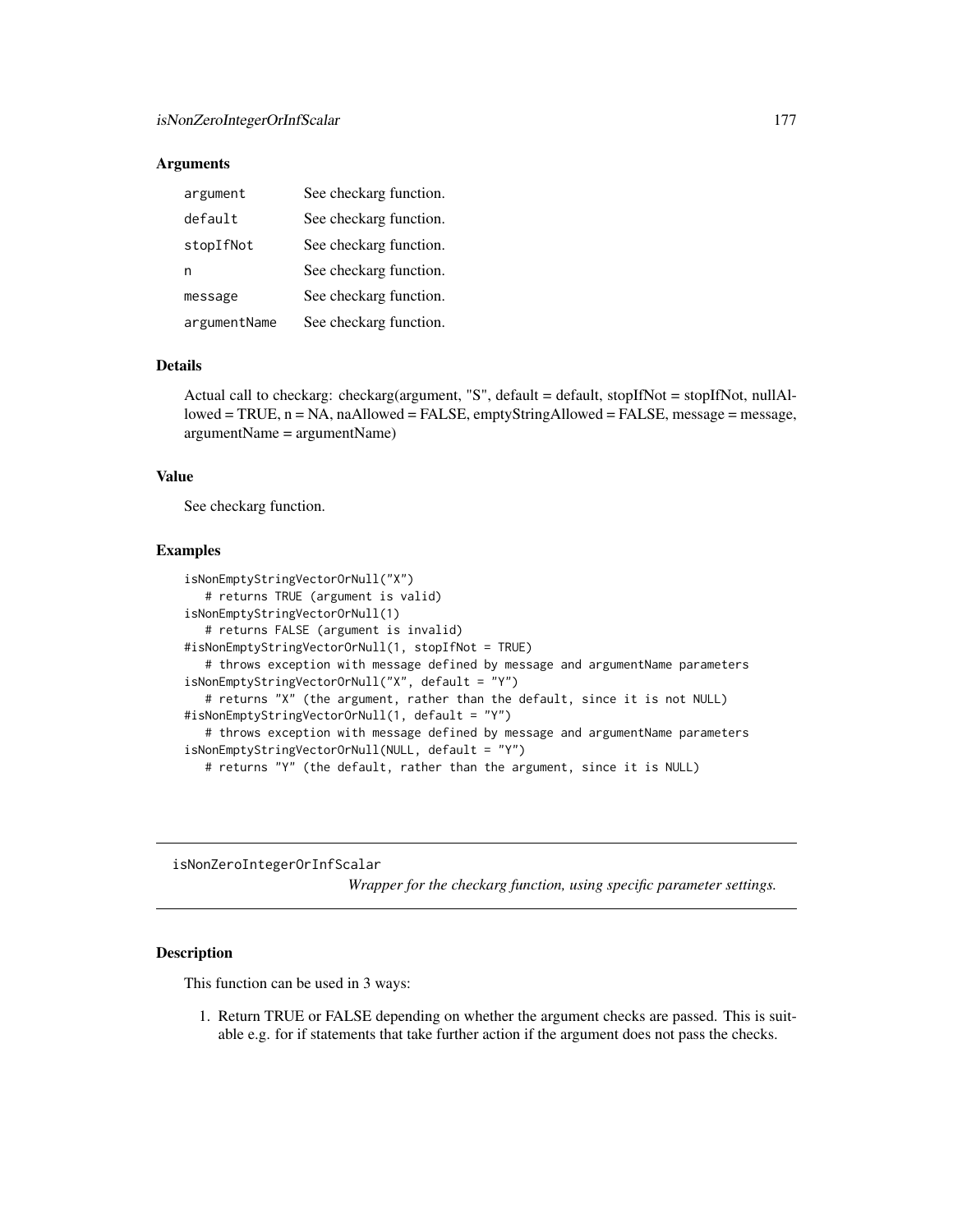### Arguments

| | |
|---|---|
| argument | See checkarg function. |
| default | See checkarg function. |
| stopIfNot | See checkarg function. |
| n | See checkarg function. |
| message | See checkarg function. |
| argumentName | See checkarg function. |

### Details

Actual call to checkarg: checkarg(argument, "S", default = default, stopIfNot = stopIfNot, nullAllowed = TRUE, n = NA, naAllowed = FALSE, emptyStringAllowed = FALSE, message = message, argumentName = argumentName)

### Value

See checkarg function.

### Examples

```
isNonEmptyStringVectorOrNull("X")
   # returns TRUE (argument is valid)
isNonEmptyStringVectorOrNull(1)
   # returns FALSE (argument is invalid)
#isNonEmptyStringVectorOrNull(1, stopIfNot = TRUE)
   # throws exception with message defined by message and argumentName parameters
isNonEmptyStringVectorOrNull("X", default = "Y")
   # returns "X" (the argument, rather than the default, since it is not NULL)
#isNonEmptyStringVectorOrNull(1, default = "Y")
   # throws exception with message defined by message and argumentName parameters
isNonEmptyStringVectorOrNull(NULL, default = "Y")
   # returns "Y" (the default, rather than the argument, since it is NULL)
```

---

## isNonZeroIntegerOrInfScalar

*Wrapper for the checkarg function, using specific parameter settings.*

---

### Description

This function can be used in 3 ways:

1. Return TRUE or FALSE depending on whether the argument checks are passed. This is suitable e.g. for if statements that take further action if the argument does not pass the checks.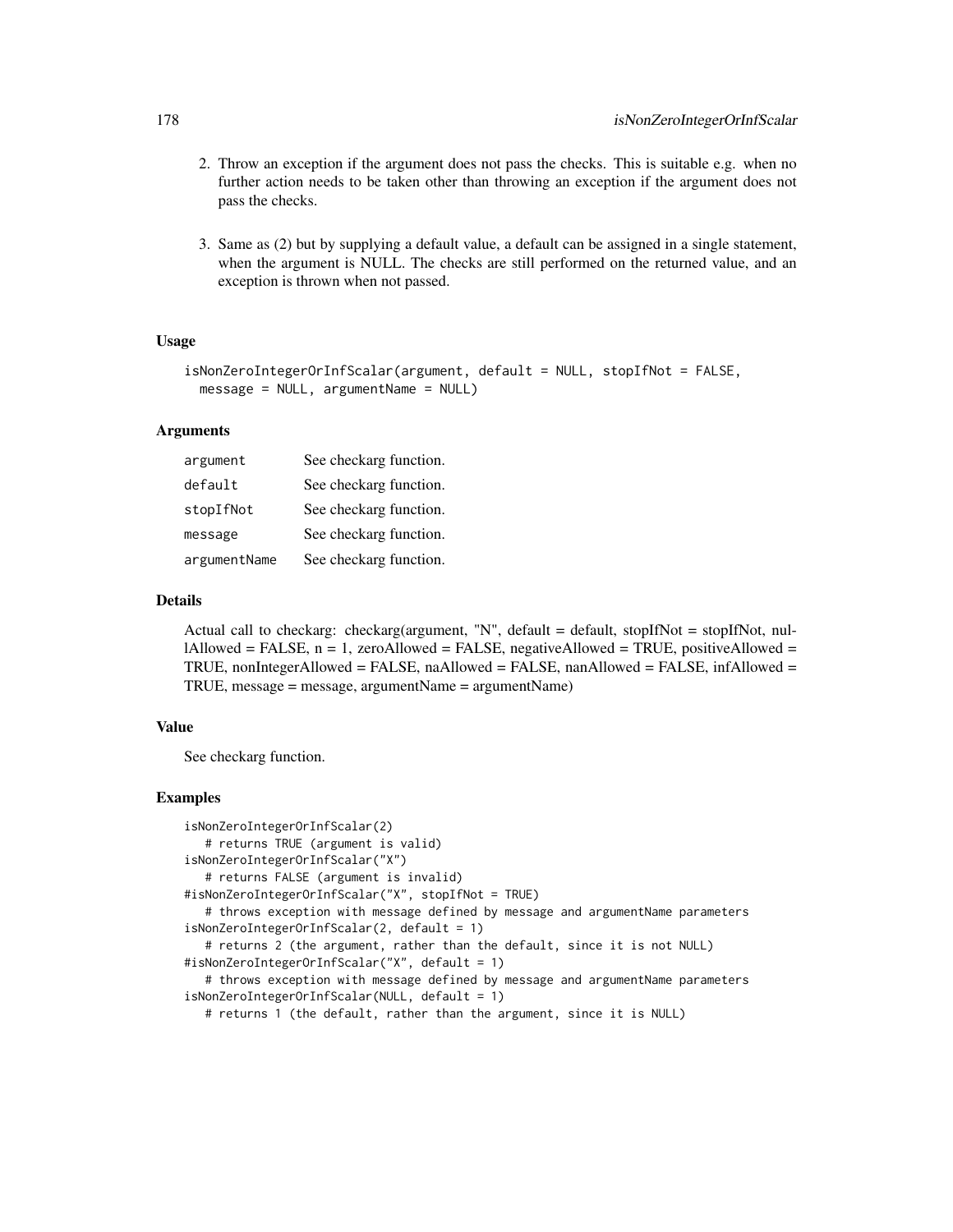2. Throw an exception if the argument does not pass the checks. This is suitable e.g. when no further action needs to be taken other than throwing an exception if the argument does not pass the checks.

3. Same as (2) but by supplying a default value, a default can be assigned in a single statement, when the argument is NULL. The checks are still performed on the returned value, and an exception is thrown when not passed.

### Usage

```
isNonZeroIntegerOrInfScalar(argument, default = NULL, stopIfNot = FALSE,
  message = NULL, argumentName = NULL)
```

### Arguments

| | |
|---|---|
| argument | See checkarg function. |
| default | See checkarg function. |
| stopIfNot | See checkarg function. |
| message | See checkarg function. |
| argumentName | See checkarg function. |

### Details

Actual call to checkarg: checkarg(argument, "N", default = default, stopIfNot = stopIfNot, nullAllowed = FALSE, n = 1, zeroAllowed = FALSE, negativeAllowed = TRUE, positiveAllowed = TRUE, nonIntegerAllowed = FALSE, naAllowed = FALSE, nanAllowed = FALSE, infAllowed = TRUE, message = message, argumentName = argumentName)

### Value

See checkarg function.

### Examples

```
isNonZeroIntegerOrInfScalar(2)
   # returns TRUE (argument is valid)
isNonZeroIntegerOrInfScalar("X")
   # returns FALSE (argument is invalid)
#isNonZeroIntegerOrInfScalar("X", stopIfNot = TRUE)
   # throws exception with message defined by message and argumentName parameters
isNonZeroIntegerOrInfScalar(2, default = 1)
   # returns 2 (the argument, rather than the default, since it is not NULL)
#isNonZeroIntegerOrInfScalar("X", default = 1)
   # throws exception with message defined by message and argumentName parameters
isNonZeroIntegerOrInfScalar(NULL, default = 1)
   # returns 1 (the default, rather than the argument, since it is NULL)
```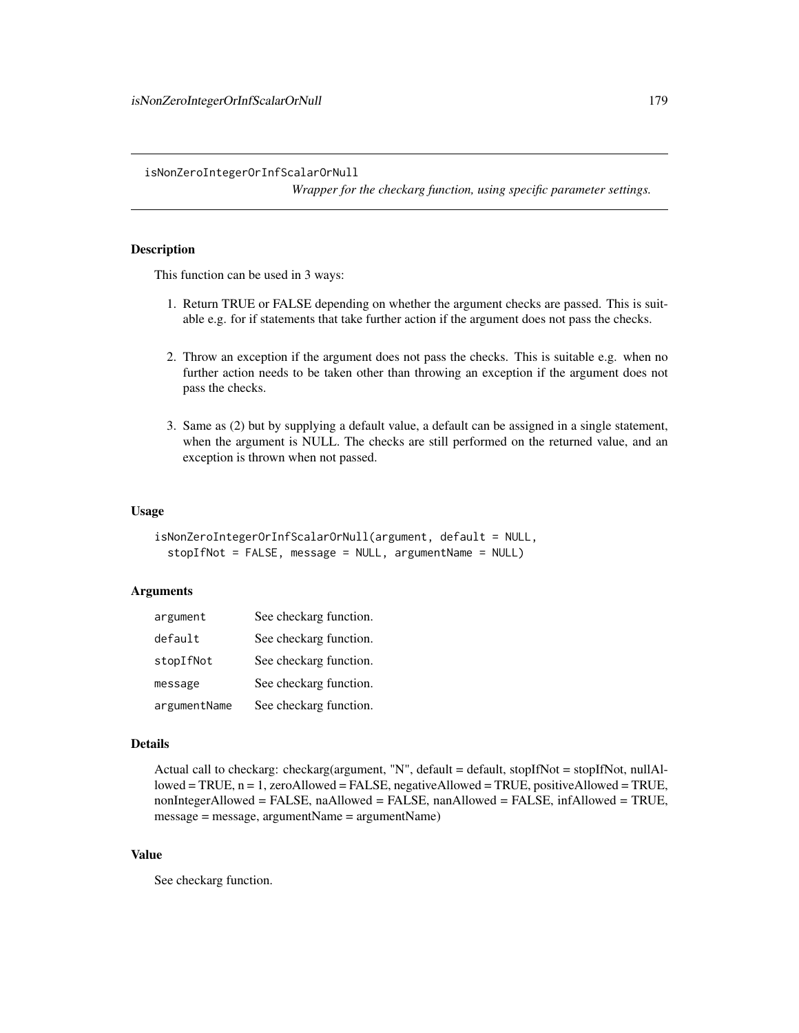## isNonZeroIntegerOrInfScalarOrNull

*Wrapper for the checkarg function, using specific parameter settings.*

### Description

This function can be used in 3 ways:

1. Return TRUE or FALSE depending on whether the argument checks are passed. This is suitable e.g. for if statements that take further action if the argument does not pass the checks.
2. Throw an exception if the argument does not pass the checks. This is suitable e.g. when no further action needs to be taken other than throwing an exception if the argument does not pass the checks.
3. Same as (2) but by supplying a default value, a default can be assigned in a single statement, when the argument is NULL. The checks are still performed on the returned value, and an exception is thrown when not passed.

### Usage

```
isNonZeroIntegerOrInfScalarOrNull(argument, default = NULL,
  stopIfNot = FALSE, message = NULL, argumentName = NULL)
```

### Arguments

| | |
|---|---|
| argument | See checkarg function. |
| default | See checkarg function. |
| stopIfNot | See checkarg function. |
| message | See checkarg function. |
| argumentName | See checkarg function. |

### Details

Actual call to checkarg: checkarg(argument, "N", default = default, stopIfNot = stopIfNot, nullAllowed = TRUE, n = 1, zeroAllowed = FALSE, negativeAllowed = TRUE, positiveAllowed = TRUE, nonIntegerAllowed = FALSE, naAllowed = FALSE, nanAllowed = FALSE, infAllowed = TRUE, message = message, argumentName = argumentName)

### Value

See checkarg function.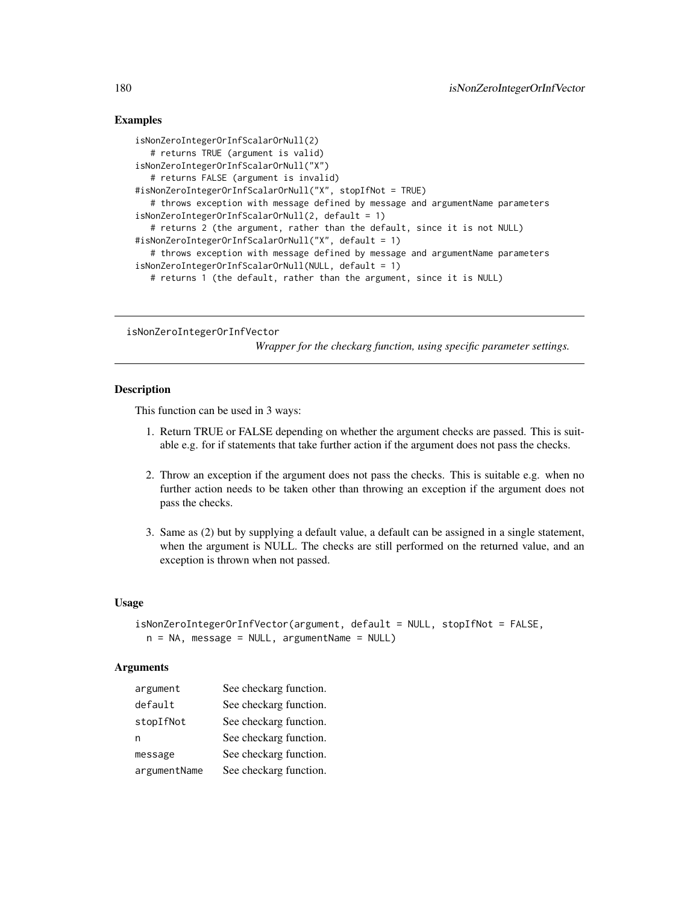## Examples

```
isNonZeroIntegerOrInfScalarOrNull(2)
   # returns TRUE (argument is valid)
isNonZeroIntegerOrInfScalarOrNull("X")
   # returns FALSE (argument is invalid)
#isNonZeroIntegerOrInfScalarOrNull("X", stopIfNot = TRUE)
   # throws exception with message defined by message and argumentName parameters
isNonZeroIntegerOrInfScalarOrNull(2, default = 1)
   # returns 2 (the argument, rather than the default, since it is not NULL)
#isNonZeroIntegerOrInfScalarOrNull("X", default = 1)
   # throws exception with message defined by message and argumentName parameters
isNonZeroIntegerOrInfScalarOrNull(NULL, default = 1)
   # returns 1 (the default, rather than the argument, since it is NULL)
```

---

# isNonZeroIntegerOrInfVector

*Wrapper for the checkarg function, using specific parameter settings.*

---

## Description

This function can be used in 3 ways:

1. Return TRUE or FALSE depending on whether the argument checks are passed. This is suitable e.g. for if statements that take further action if the argument does not pass the checks.
2. Throw an exception if the argument does not pass the checks. This is suitable e.g. when no further action needs to be taken other than throwing an exception if the argument does not pass the checks.
3. Same as (2) but by supplying a default value, a default can be assigned in a single statement, when the argument is NULL. The checks are still performed on the returned value, and an exception is thrown when not passed.

## Usage

```
isNonZeroIntegerOrInfVector(argument, default = NULL, stopIfNot = FALSE,
  n = NA, message = NULL, argumentName = NULL)
```

## Arguments

| | |
|---|---|
| argument | See checkarg function. |
| default | See checkarg function. |
| stopIfNot | See checkarg function. |
| n | See checkarg function. |
| message | See checkarg function. |
| argumentName | See checkarg function. |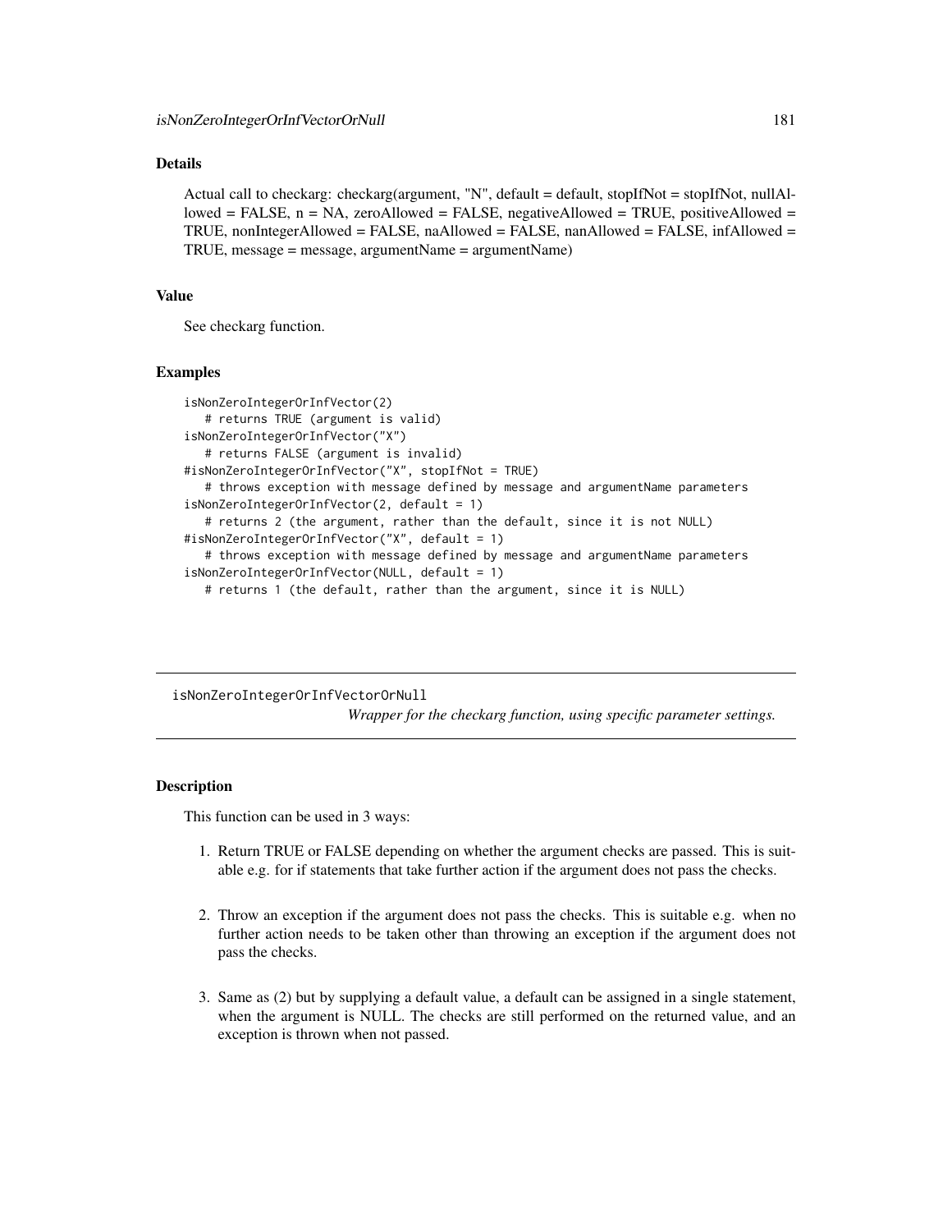### Details

Actual call to checkarg: checkarg(argument, "N", default = default, stopIfNot = stopIfNot, nullAllowed = FALSE, n = NA, zeroAllowed = FALSE, negativeAllowed = TRUE, positiveAllowed = TRUE, nonIntegerAllowed = FALSE, naAllowed = FALSE, nanAllowed = FALSE, infAllowed = TRUE, message = message, argumentName = argumentName)

### Value

See checkarg function.

### Examples

```
isNonZeroIntegerOrInfVector(2)
   # returns TRUE (argument is valid)
isNonZeroIntegerOrInfVector("X")
   # returns FALSE (argument is invalid)
#isNonZeroIntegerOrInfVector("X", stopIfNot = TRUE)
   # throws exception with message defined by message and argumentName parameters
isNonZeroIntegerOrInfVector(2, default = 1)
   # returns 2 (the argument, rather than the default, since it is not NULL)
#isNonZeroIntegerOrInfVector("X", default = 1)
   # throws exception with message defined by message and argumentName parameters
isNonZeroIntegerOrInfVector(NULL, default = 1)
   # returns 1 (the default, rather than the argument, since it is NULL)
```

---

## isNonZeroIntegerOrInfVectorOrNull

*Wrapper for the checkarg function, using specific parameter settings.*

---

### Description

This function can be used in 3 ways:

1. Return TRUE or FALSE depending on whether the argument checks are passed. This is suitable e.g. for if statements that take further action if the argument does not pass the checks.
2. Throw an exception if the argument does not pass the checks. This is suitable e.g. when no further action needs to be taken other than throwing an exception if the argument does not pass the checks.
3. Same as (2) but by supplying a default value, a default can be assigned in a single statement, when the argument is NULL. The checks are still performed on the returned value, and an exception is thrown when not passed.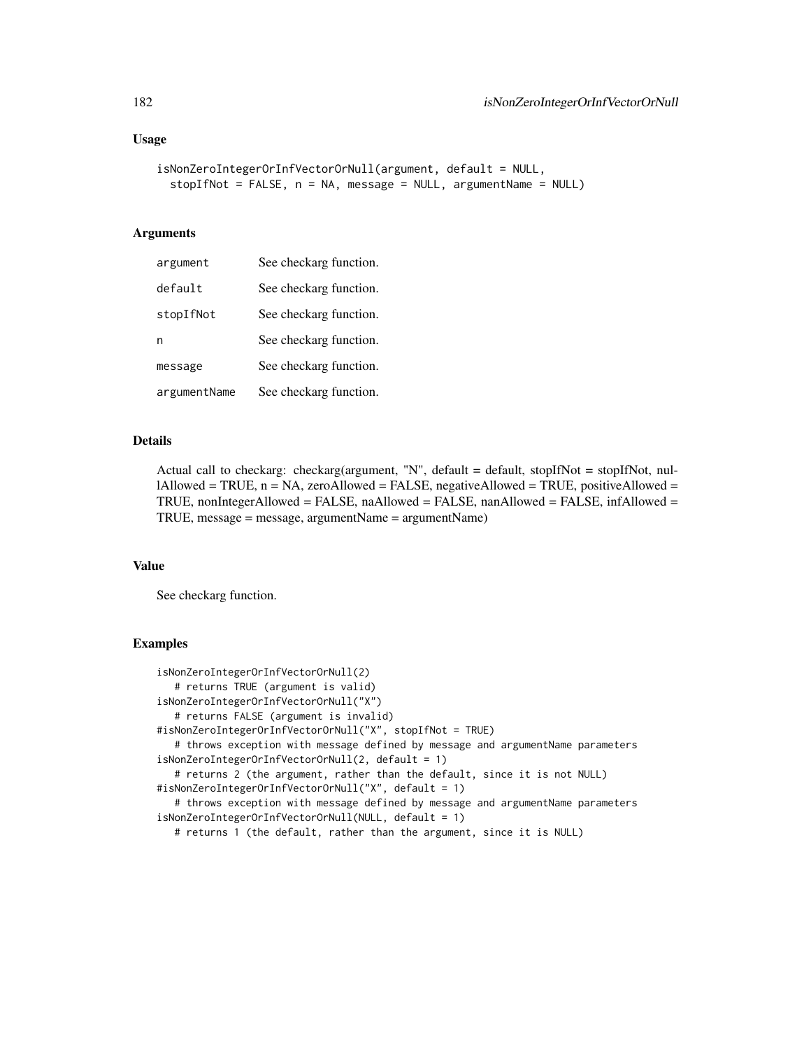### Usage

```
isNonZeroIntegerOrInfVectorOrNull(argument, default = NULL,
  stopIfNot = FALSE, n = NA, message = NULL, argumentName = NULL)
```

### Arguments

| | |
|---|---|
| argument | See checkarg function. |
| default | See checkarg function. |
| stopIfNot | See checkarg function. |
| n | See checkarg function. |
| message | See checkarg function. |
| argumentName | See checkarg function. |

### Details

Actual call to checkarg: checkarg(argument, "N", default = default, stopIfNot = stopIfNot, nullAllowed = TRUE, n = NA, zeroAllowed = FALSE, negativeAllowed = TRUE, positiveAllowed = TRUE, nonIntegerAllowed = FALSE, naAllowed = FALSE, nanAllowed = FALSE, infAllowed = TRUE, message = message, argumentName = argumentName)

### Value

See checkarg function.

### Examples

```
isNonZeroIntegerOrInfVectorOrNull(2)
   # returns TRUE (argument is valid)
isNonZeroIntegerOrInfVectorOrNull("X")
   # returns FALSE (argument is invalid)
#isNonZeroIntegerOrInfVectorOrNull("X", stopIfNot = TRUE)
   # throws exception with message defined by message and argumentName parameters
isNonZeroIntegerOrInfVectorOrNull(2, default = 1)
   # returns 2 (the argument, rather than the default, since it is not NULL)
#isNonZeroIntegerOrInfVectorOrNull("X", default = 1)
   # throws exception with message defined by message and argumentName parameters
isNonZeroIntegerOrInfVectorOrNull(NULL, default = 1)
   # returns 1 (the default, rather than the argument, since it is NULL)
```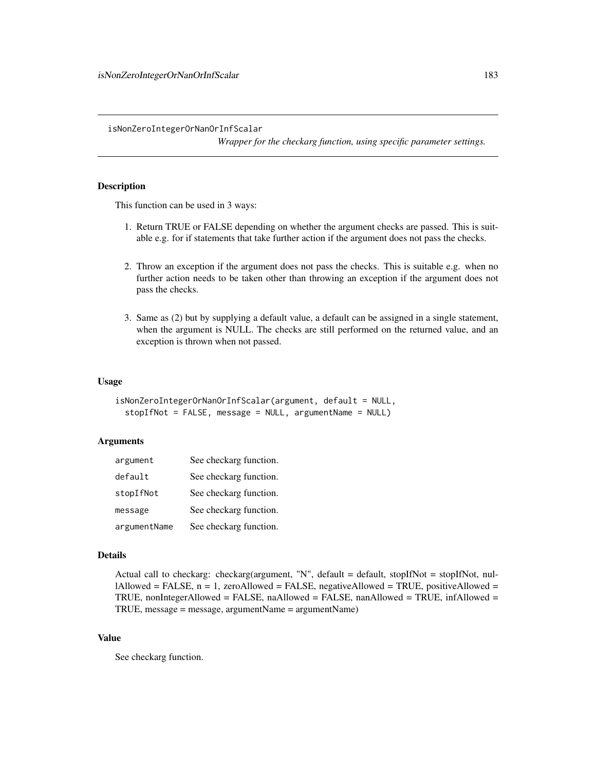isNonZeroIntegerOrNanOrInfScalar

*Wrapper for the checkarg function, using specific parameter settings.*

## Description

This function can be used in 3 ways:

1. Return TRUE or FALSE depending on whether the argument checks are passed. This is suitable e.g. for if statements that take further action if the argument does not pass the checks.
2. Throw an exception if the argument does not pass the checks. This is suitable e.g. when no further action needs to be taken other than throwing an exception if the argument does not pass the checks.
3. Same as (2) but by supplying a default value, a default can be assigned in a single statement, when the argument is NULL. The checks are still performed on the returned value, and an exception is thrown when not passed.

## Usage

```
isNonZeroIntegerOrNanOrInfScalar(argument, default = NULL,
  stopIfNot = FALSE, message = NULL, argumentName = NULL)
```

## Arguments

| | |
|---|---|
| argument | See checkarg function. |
| default | See checkarg function. |
| stopIfNot | See checkarg function. |
| message | See checkarg function. |
| argumentName | See checkarg function. |

## Details

Actual call to checkarg: checkarg(argument, "N", default = default, stopIfNot = stopIfNot, nullAllowed = FALSE, n = 1, zeroAllowed = FALSE, negativeAllowed = TRUE, positiveAllowed = TRUE, nonIntegerAllowed = FALSE, naAllowed = FALSE, nanAllowed = TRUE, infAllowed = TRUE, message = message, argumentName = argumentName)

## Value

See checkarg function.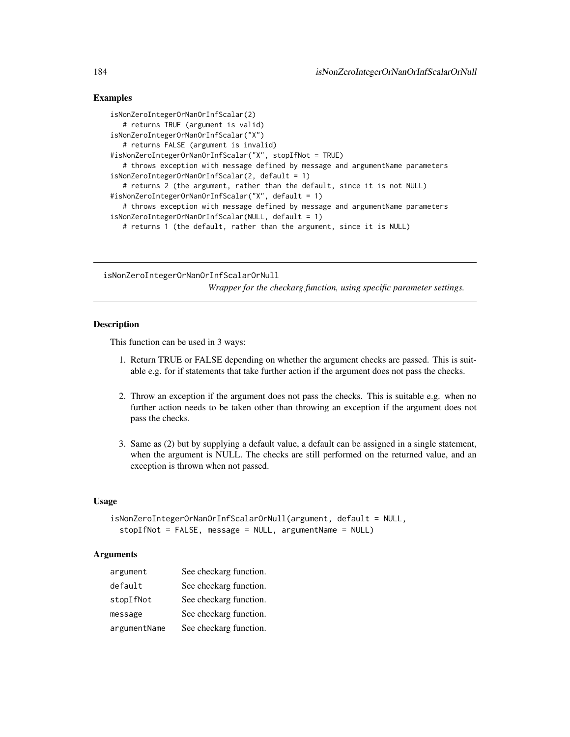## Examples

```
isNonZeroIntegerOrNanOrInfScalar(2)
   # returns TRUE (argument is valid)
isNonZeroIntegerOrNanOrInfScalar("X")
   # returns FALSE (argument is invalid)
#isNonZeroIntegerOrNanOrInfScalar("X", stopIfNot = TRUE)
   # throws exception with message defined by message and argumentName parameters
isNonZeroIntegerOrNanOrInfScalar(2, default = 1)
   # returns 2 (the argument, rather than the default, since it is not NULL)
#isNonZeroIntegerOrNanOrInfScalar("X", default = 1)
   # throws exception with message defined by message and argumentName parameters
isNonZeroIntegerOrNanOrInfScalar(NULL, default = 1)
   # returns 1 (the default, rather than the argument, since it is NULL)
```

---

# isNonZeroIntegerOrNanOrInfScalarOrNull

*Wrapper for the checkarg function, using specific parameter settings.*

---

## Description

This function can be used in 3 ways:

1. Return TRUE or FALSE depending on whether the argument checks are passed. This is suitable e.g. for if statements that take further action if the argument does not pass the checks.
2. Throw an exception if the argument does not pass the checks. This is suitable e.g. when no further action needs to be taken other than throwing an exception if the argument does not pass the checks.
3. Same as (2) but by supplying a default value, a default can be assigned in a single statement, when the argument is NULL. The checks are still performed on the returned value, and an exception is thrown when not passed.

## Usage

```
isNonZeroIntegerOrNanOrInfScalarOrNull(argument, default = NULL,
  stopIfNot = FALSE, message = NULL, argumentName = NULL)
```

## Arguments

| | |
|---|---|
| argument | See checkarg function. |
| default | See checkarg function. |
| stopIfNot | See checkarg function. |
| message | See checkarg function. |
| argumentName | See checkarg function. |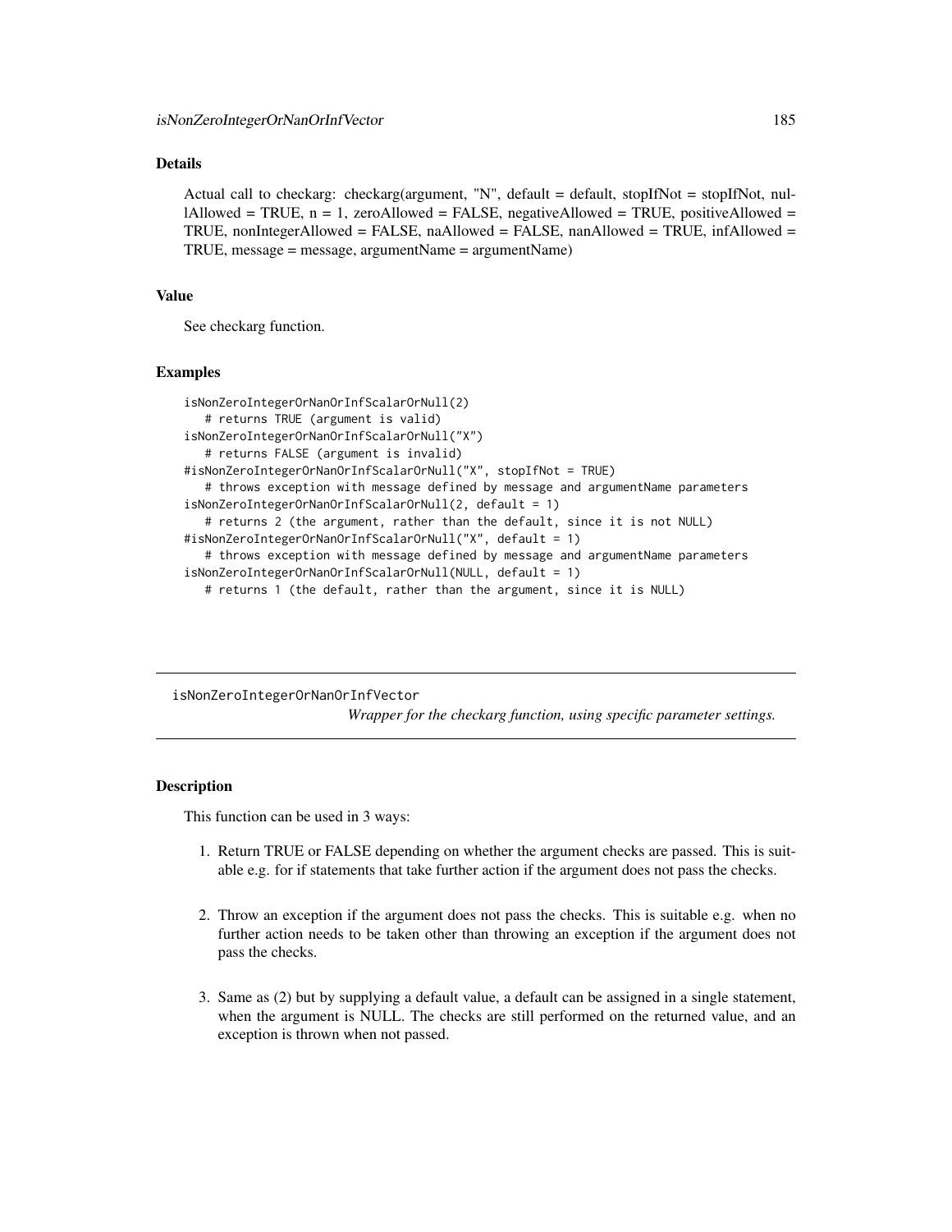### Details

Actual call to checkarg: checkarg(argument, "N", default = default, stopIfNot = stopIfNot, nullAllowed = TRUE, n = 1, zeroAllowed = FALSE, negativeAllowed = TRUE, positiveAllowed = TRUE, nonIntegerAllowed = FALSE, naAllowed = FALSE, nanAllowed = TRUE, infAllowed = TRUE, message = message, argumentName = argumentName)

### Value

See checkarg function.

### Examples

```
isNonZeroIntegerOrNanOrInfScalarOrNull(2)
   # returns TRUE (argument is valid)
isNonZeroIntegerOrNanOrInfScalarOrNull("X")
   # returns FALSE (argument is invalid)
#isNonZeroIntegerOrNanOrInfScalarOrNull("X", stopIfNot = TRUE)
   # throws exception with message defined by message and argumentName parameters
isNonZeroIntegerOrNanOrInfScalarOrNull(2, default = 1)
   # returns 2 (the argument, rather than the default, since it is not NULL)
#isNonZeroIntegerOrNanOrInfScalarOrNull("X", default = 1)
   # throws exception with message defined by message and argumentName parameters
isNonZeroIntegerOrNanOrInfScalarOrNull(NULL, default = 1)
   # returns 1 (the default, rather than the argument, since it is NULL)
```

---

## isNonZeroIntegerOrNanOrInfVector

*Wrapper for the checkarg function, using specific parameter settings.*

---

### Description

This function can be used in 3 ways:

1. Return TRUE or FALSE depending on whether the argument checks are passed. This is suitable e.g. for if statements that take further action if the argument does not pass the checks.
2. Throw an exception if the argument does not pass the checks. This is suitable e.g. when no further action needs to be taken other than throwing an exception if the argument does not pass the checks.
3. Same as (2) but by supplying a default value, a default can be assigned in a single statement, when the argument is NULL. The checks are still performed on the returned value, and an exception is thrown when not passed.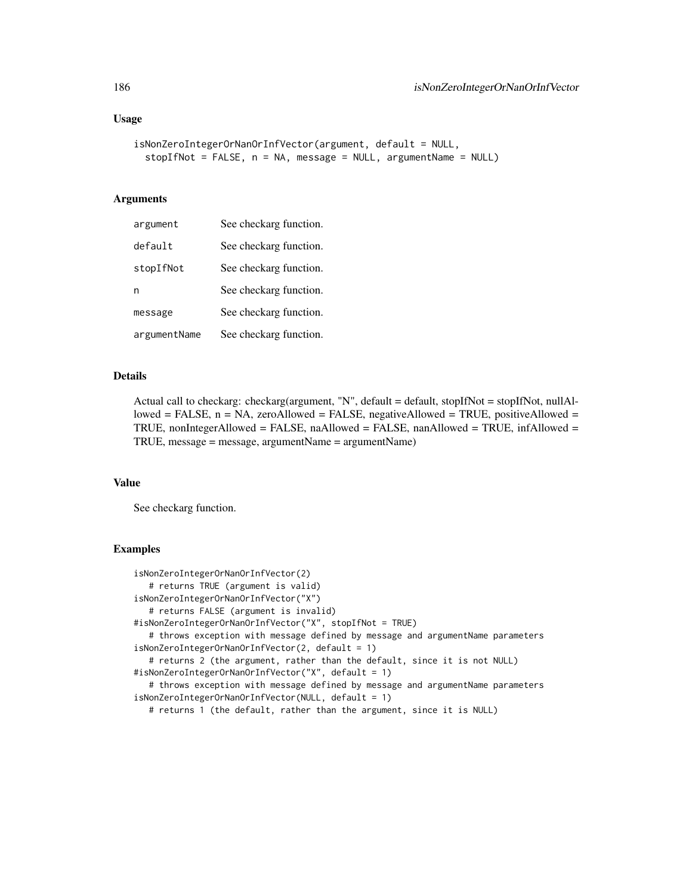### Usage

```
isNonZeroIntegerOrNanOrInfVector(argument, default = NULL,
  stopIfNot = FALSE, n = NA, message = NULL, argumentName = NULL)
```

### Arguments

| | |
|---|---|
| argument | See checkarg function. |
| default | See checkarg function. |
| stopIfNot | See checkarg function. |
| n | See checkarg function. |
| message | See checkarg function. |
| argumentName | See checkarg function. |

### Details

Actual call to checkarg: checkarg(argument, "N", default = default, stopIfNot = stopIfNot, nullAllowed = FALSE, n = NA, zeroAllowed = FALSE, negativeAllowed = TRUE, positiveAllowed = TRUE, nonIntegerAllowed = FALSE, naAllowed = FALSE, nanAllowed = TRUE, infAllowed = TRUE, message = message, argumentName = argumentName)

### Value

See checkarg function.

### Examples

```
isNonZeroIntegerOrNanOrInfVector(2)
   # returns TRUE (argument is valid)
isNonZeroIntegerOrNanOrInfVector("X")
   # returns FALSE (argument is invalid)
#isNonZeroIntegerOrNanOrInfVector("X", stopIfNot = TRUE)
   # throws exception with message defined by message and argumentName parameters
isNonZeroIntegerOrNanOrInfVector(2, default = 1)
   # returns 2 (the argument, rather than the default, since it is not NULL)
#isNonZeroIntegerOrNanOrInfVector("X", default = 1)
   # throws exception with message defined by message and argumentName parameters
isNonZeroIntegerOrNanOrInfVector(NULL, default = 1)
   # returns 1 (the default, rather than the argument, since it is NULL)
```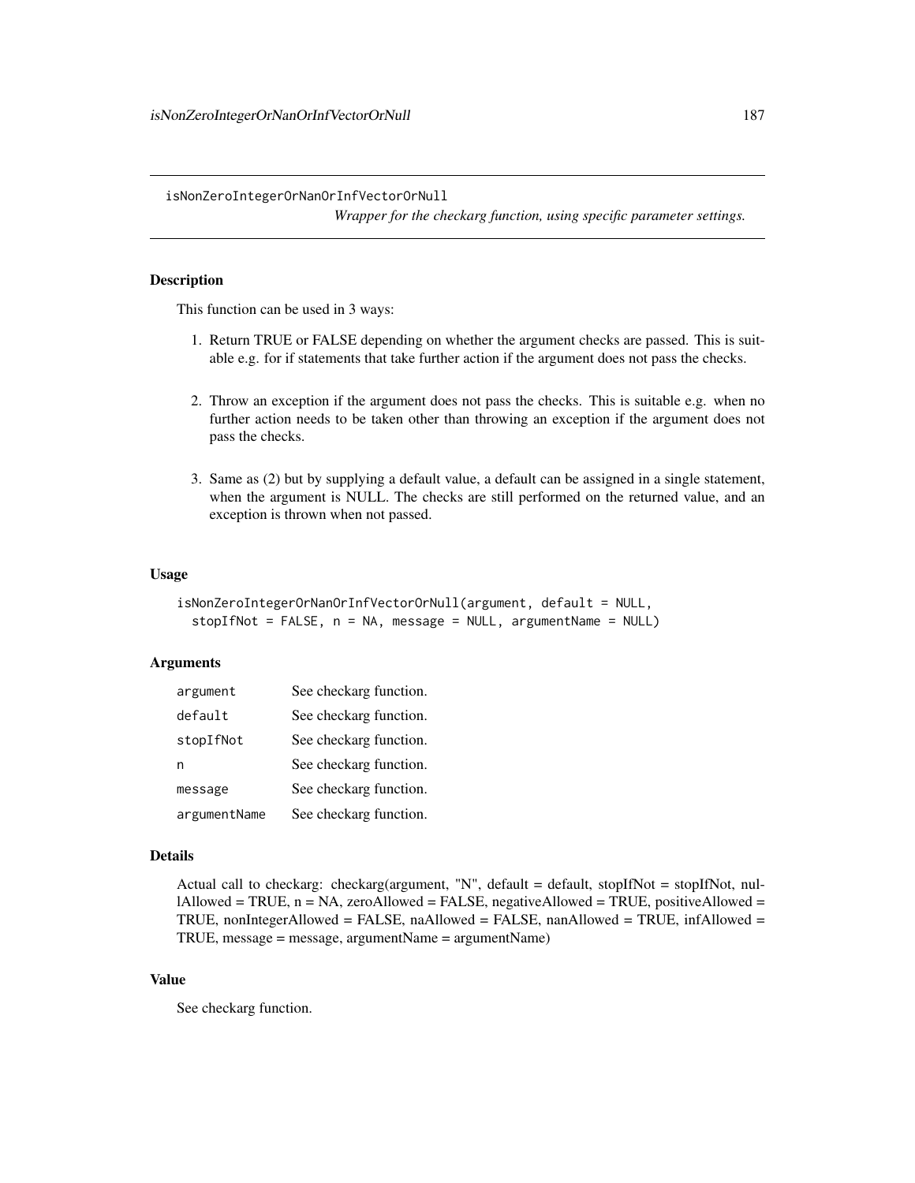isNonZeroIntegerOrNanOrInfVectorOrNull

*Wrapper for the checkarg function, using specific parameter settings.*

### Description

This function can be used in 3 ways:

1. Return TRUE or FALSE depending on whether the argument checks are passed. This is suitable e.g. for if statements that take further action if the argument does not pass the checks.
2. Throw an exception if the argument does not pass the checks. This is suitable e.g. when no further action needs to be taken other than throwing an exception if the argument does not pass the checks.
3. Same as (2) but by supplying a default value, a default can be assigned in a single statement, when the argument is NULL. The checks are still performed on the returned value, and an exception is thrown when not passed.

### Usage

```
isNonZeroIntegerOrNanOrInfVectorOrNull(argument, default = NULL,
  stopIfNot = FALSE, n = NA, message = NULL, argumentName = NULL)
```

### Arguments

| | |
|---|---|
| argument | See checkarg function. |
| default | See checkarg function. |
| stopIfNot | See checkarg function. |
| n | See checkarg function. |
| message | See checkarg function. |
| argumentName | See checkarg function. |

### Details

Actual call to checkarg: checkarg(argument, "N", default = default, stopIfNot = stopIfNot, nullAllowed = TRUE, n = NA, zeroAllowed = FALSE, negativeAllowed = TRUE, positiveAllowed = TRUE, nonIntegerAllowed = FALSE, naAllowed = FALSE, nanAllowed = TRUE, infAllowed = TRUE, message = message, argumentName = argumentName)

### Value

See checkarg function.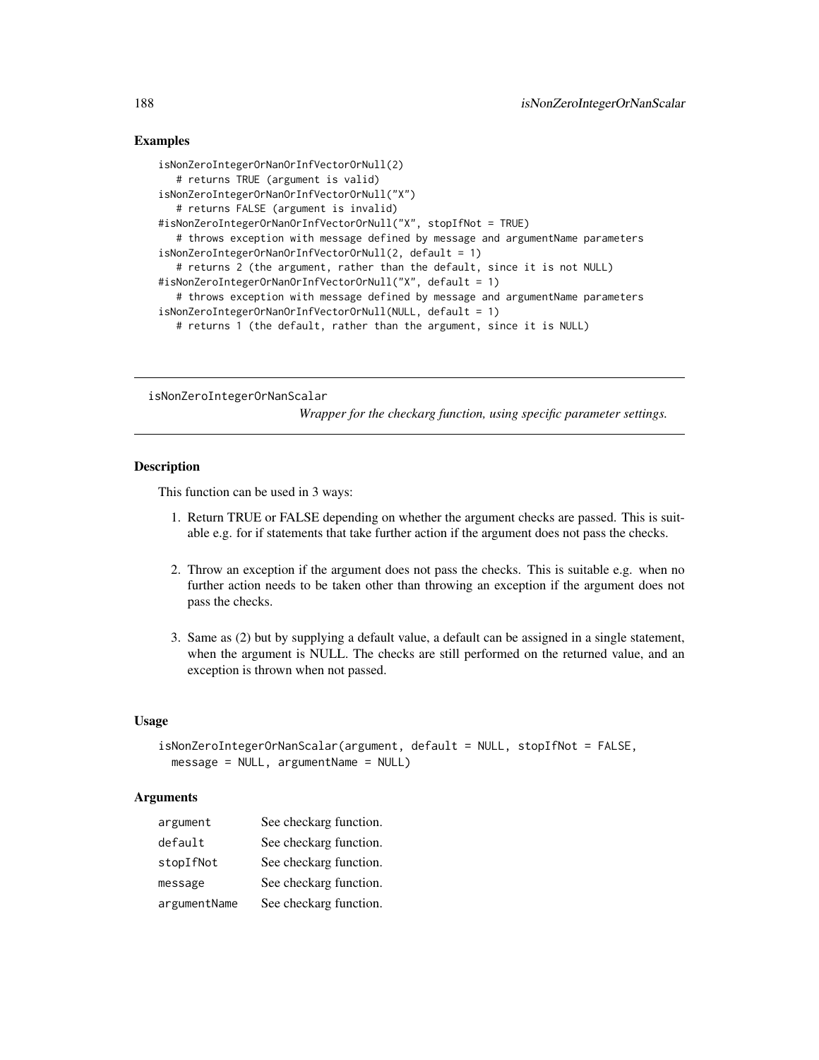## Examples

```
isNonZeroIntegerOrNanOrInfVectorOrNull(2)
   # returns TRUE (argument is valid)
isNonZeroIntegerOrNanOrInfVectorOrNull("X")
   # returns FALSE (argument is invalid)
#isNonZeroIntegerOrNanOrInfVectorOrNull("X", stopIfNot = TRUE)
   # throws exception with message defined by message and argumentName parameters
isNonZeroIntegerOrNanOrInfVectorOrNull(2, default = 1)
   # returns 2 (the argument, rather than the default, since it is not NULL)
#isNonZeroIntegerOrNanOrInfVectorOrNull("X", default = 1)
   # throws exception with message defined by message and argumentName parameters
isNonZeroIntegerOrNanOrInfVectorOrNull(NULL, default = 1)
   # returns 1 (the default, rather than the argument, since it is NULL)
```

---

`isNonZeroIntegerOrNanScalar`

*Wrapper for the checkarg function, using specific parameter settings.*

---

## Description

This function can be used in 3 ways:

1. Return TRUE or FALSE depending on whether the argument checks are passed. This is suitable e.g. for if statements that take further action if the argument does not pass the checks.
2. Throw an exception if the argument does not pass the checks. This is suitable e.g. when no further action needs to be taken other than throwing an exception if the argument does not pass the checks.
3. Same as (2) but by supplying a default value, a default can be assigned in a single statement, when the argument is NULL. The checks are still performed on the returned value, and an exception is thrown when not passed.

## Usage

```
isNonZeroIntegerOrNanScalar(argument, default = NULL, stopIfNot = FALSE,
  message = NULL, argumentName = NULL)
```

## Arguments

| | |
|---|---|
| argument | See checkarg function. |
| default | See checkarg function. |
| stopIfNot | See checkarg function. |
| message | See checkarg function. |
| argumentName | See checkarg function. |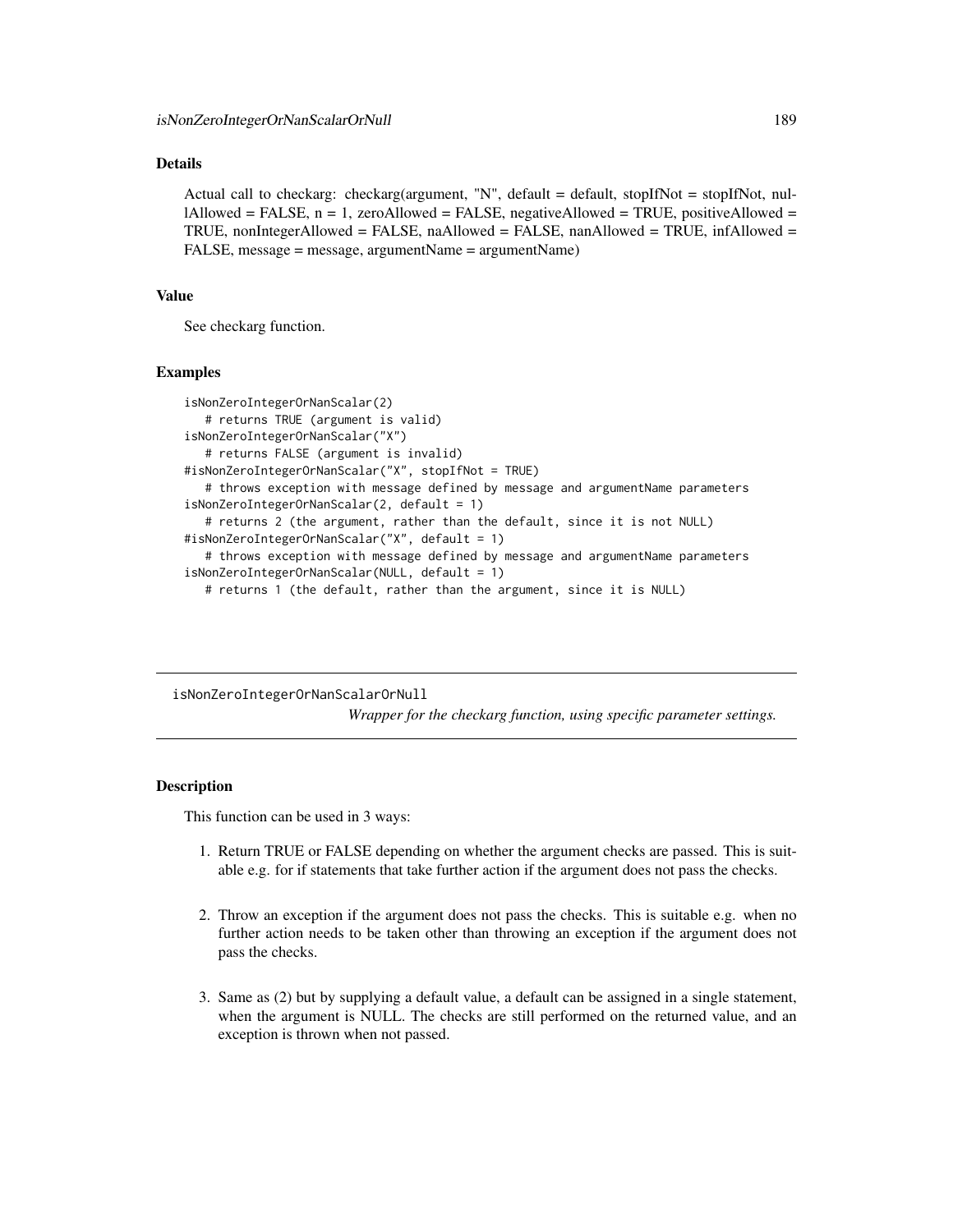## Details

Actual call to checkarg: checkarg(argument, "N", default = default, stopIfNot = stopIfNot, nullAllowed = FALSE, n = 1, zeroAllowed = FALSE, negativeAllowed = TRUE, positiveAllowed = TRUE, nonIntegerAllowed = FALSE, naAllowed = FALSE, nanAllowed = TRUE, infAllowed = FALSE, message = message, argumentName = argumentName)

## Value

See checkarg function.

## Examples

```
isNonZeroIntegerOrNanScalar(2)
   # returns TRUE (argument is valid)
isNonZeroIntegerOrNanScalar("X")
   # returns FALSE (argument is invalid)
#isNonZeroIntegerOrNanScalar("X", stopIfNot = TRUE)
   # throws exception with message defined by message and argumentName parameters
isNonZeroIntegerOrNanScalar(2, default = 1)
   # returns 2 (the argument, rather than the default, since it is not NULL)
#isNonZeroIntegerOrNanScalar("X", default = 1)
   # throws exception with message defined by message and argumentName parameters
isNonZeroIntegerOrNanScalar(NULL, default = 1)
   # returns 1 (the default, rather than the argument, since it is NULL)
```

---

# isNonZeroIntegerOrNanScalarOrNull

*Wrapper for the checkarg function, using specific parameter settings.*

---

## Description

This function can be used in 3 ways:

1. Return TRUE or FALSE depending on whether the argument checks are passed. This is suitable e.g. for if statements that take further action if the argument does not pass the checks.
2. Throw an exception if the argument does not pass the checks. This is suitable e.g. when no further action needs to be taken other than throwing an exception if the argument does not pass the checks.
3. Same as (2) but by supplying a default value, a default can be assigned in a single statement, when the argument is NULL. The checks are still performed on the returned value, and an exception is thrown when not passed.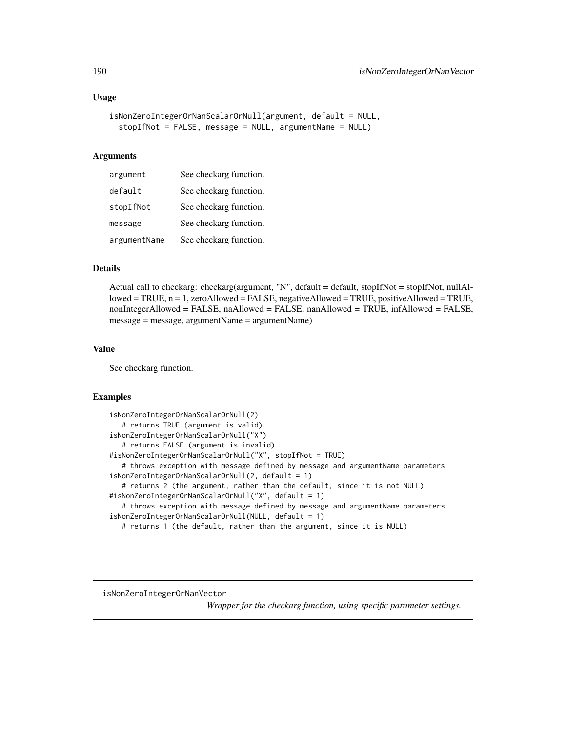### Usage

```
isNonZeroIntegerOrNanScalarOrNull(argument, default = NULL,
  stopIfNot = FALSE, message = NULL, argumentName = NULL)
```

### Arguments

| | |
|---|---|
| argument | See checkarg function. |
| default | See checkarg function. |
| stopIfNot | See checkarg function. |
| message | See checkarg function. |
| argumentName | See checkarg function. |

### Details

Actual call to checkarg: checkarg(argument, "N", default = default, stopIfNot = stopIfNot, nullAllowed = TRUE, n = 1, zeroAllowed = FALSE, negativeAllowed = TRUE, positiveAllowed = TRUE, nonIntegerAllowed = FALSE, naAllowed = FALSE, nanAllowed = TRUE, infAllowed = FALSE, message = message, argumentName = argumentName)

### Value

See checkarg function.

### Examples

```
isNonZeroIntegerOrNanScalarOrNull(2)
   # returns TRUE (argument is valid)
isNonZeroIntegerOrNanScalarOrNull("X")
   # returns FALSE (argument is invalid)
#isNonZeroIntegerOrNanScalarOrNull("X", stopIfNot = TRUE)
   # throws exception with message defined by message and argumentName parameters
isNonZeroIntegerOrNanScalarOrNull(2, default = 1)
   # returns 2 (the argument, rather than the default, since it is not NULL)
#isNonZeroIntegerOrNanScalarOrNull("X", default = 1)
   # throws exception with message defined by message and argumentName parameters
isNonZeroIntegerOrNanScalarOrNull(NULL, default = 1)
   # returns 1 (the default, rather than the argument, since it is NULL)
```

---

## isNonZeroIntegerOrNanVector

*Wrapper for the checkarg function, using specific parameter settings.*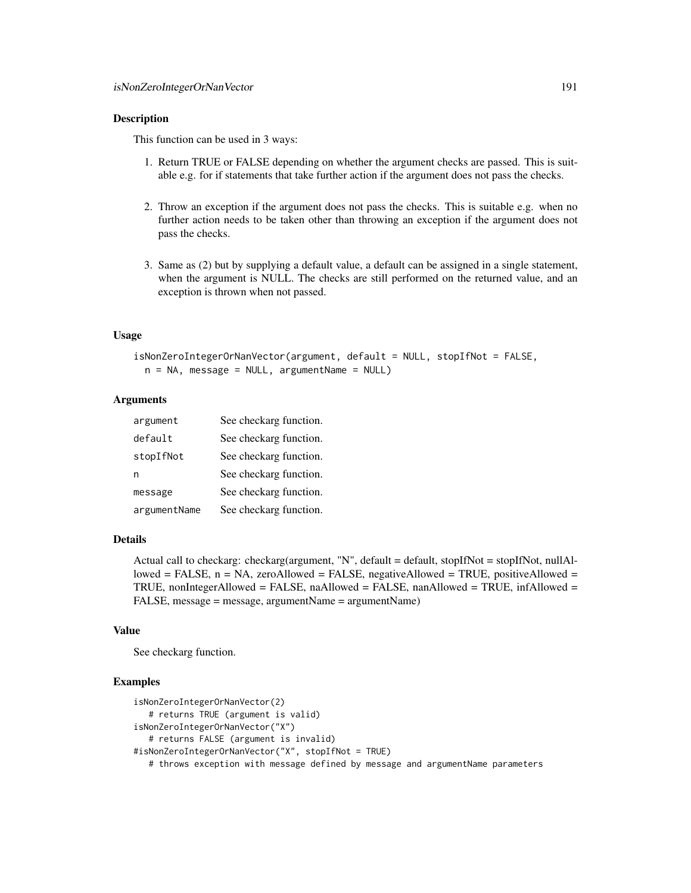### Description

This function can be used in 3 ways:

1. Return TRUE or FALSE depending on whether the argument checks are passed. This is suitable e.g. for if statements that take further action if the argument does not pass the checks.

2. Throw an exception if the argument does not pass the checks. This is suitable e.g. when no further action needs to be taken other than throwing an exception if the argument does not pass the checks.

3. Same as (2) but by supplying a default value, a default can be assigned in a single statement, when the argument is NULL. The checks are still performed on the returned value, and an exception is thrown when not passed.

### Usage

```
isNonZeroIntegerOrNanVector(argument, default = NULL, stopIfNot = FALSE,
  n = NA, message = NULL, argumentName = NULL)
```

### Arguments

| | |
|---|---|
| argument | See checkarg function. |
| default | See checkarg function. |
| stopIfNot | See checkarg function. |
| n | See checkarg function. |
| message | See checkarg function. |
| argumentName | See checkarg function. |

### Details

Actual call to checkarg: checkarg(argument, "N", default = default, stopIfNot = stopIfNot, nullAllowed = FALSE, n = NA, zeroAllowed = FALSE, negativeAllowed = TRUE, positiveAllowed = TRUE, nonIntegerAllowed = FALSE, naAllowed = FALSE, nanAllowed = TRUE, infAllowed = FALSE, message = message, argumentName = argumentName)

### Value

See checkarg function.

### Examples

```
isNonZeroIntegerOrNanVector(2)
   # returns TRUE (argument is valid)
isNonZeroIntegerOrNanVector("X")
   # returns FALSE (argument is invalid)
#isNonZeroIntegerOrNanVector("X", stopIfNot = TRUE)
   # throws exception with message defined by message and argumentName parameters
```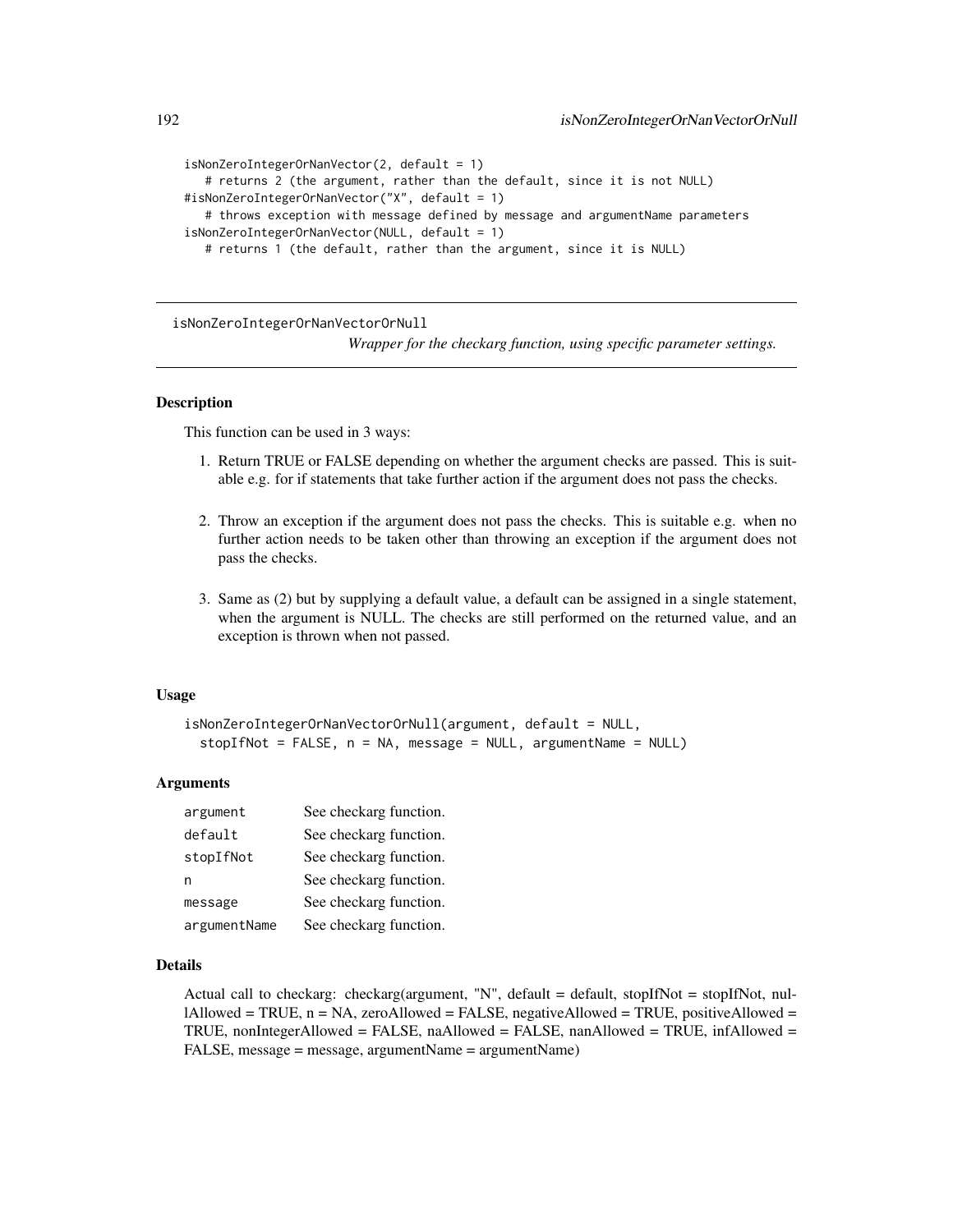```
isNonZeroIntegerOrNanVector(2, default = 1)
   # returns 2 (the argument, rather than the default, since it is not NULL)
#isNonZeroIntegerOrNanVector("X", default = 1)
   # throws exception with message defined by message and argumentName parameters
isNonZeroIntegerOrNanVector(NULL, default = 1)
   # returns 1 (the default, rather than the argument, since it is NULL)
```

## isNonZeroIntegerOrNanVectorOrNull

*Wrapper for the checkarg function, using specific parameter settings.*

### Description

This function can be used in 3 ways:

1. Return TRUE or FALSE depending on whether the argument checks are passed. This is suitable e.g. for if statements that take further action if the argument does not pass the checks.
2. Throw an exception if the argument does not pass the checks. This is suitable e.g. when no further action needs to be taken other than throwing an exception if the argument does not pass the checks.
3. Same as (2) but by supplying a default value, a default can be assigned in a single statement, when the argument is NULL. The checks are still performed on the returned value, and an exception is thrown when not passed.

### Usage

```
isNonZeroIntegerOrNanVectorOrNull(argument, default = NULL,
  stopIfNot = FALSE, n = NA, message = NULL, argumentName = NULL)
```

### Arguments

| | |
|---|---|
| argument | See checkarg function. |
| default | See checkarg function. |
| stopIfNot | See checkarg function. |
| n | See checkarg function. |
| message | See checkarg function. |
| argumentName | See checkarg function. |

### Details

Actual call to checkarg: checkarg(argument, "N", default = default, stopIfNot = stopIfNot, nullAllowed = TRUE, n = NA, zeroAllowed = FALSE, negativeAllowed = TRUE, positiveAllowed = TRUE, nonIntegerAllowed = FALSE, naAllowed = FALSE, nanAllowed = TRUE, infAllowed = FALSE, message = message, argumentName = argumentName)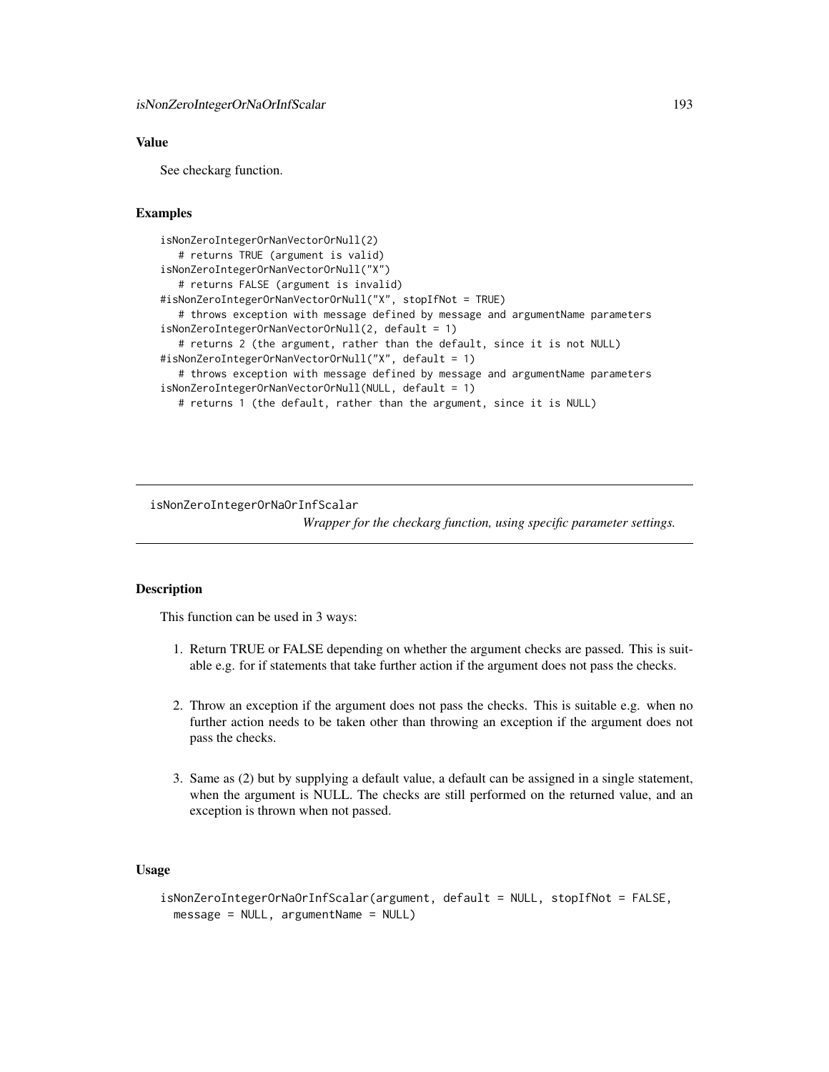### Value

See checkarg function.

### Examples

```
isNonZeroIntegerOrNanVectorOrNull(2)
   # returns TRUE (argument is valid)
isNonZeroIntegerOrNanVectorOrNull("X")
   # returns FALSE (argument is invalid)
#isNonZeroIntegerOrNanVectorOrNull("X", stopIfNot = TRUE)
   # throws exception with message defined by message and argumentName parameters
isNonZeroIntegerOrNanVectorOrNull(2, default = 1)
   # returns 2 (the argument, rather than the default, since it is not NULL)
#isNonZeroIntegerOrNanVectorOrNull("X", default = 1)
   # throws exception with message defined by message and argumentName parameters
isNonZeroIntegerOrNanVectorOrNull(NULL, default = 1)
   # returns 1 (the default, rather than the argument, since it is NULL)
```

---

## isNonZeroIntegerOrNaOrInfScalar

*Wrapper for the checkarg function, using specific parameter settings.*

---

### Description

This function can be used in 3 ways:

1. Return TRUE or FALSE depending on whether the argument checks are passed. This is suitable e.g. for if statements that take further action if the argument does not pass the checks.
2. Throw an exception if the argument does not pass the checks. This is suitable e.g. when no further action needs to be taken other than throwing an exception if the argument does not pass the checks.
3. Same as (2) but by supplying a default value, a default can be assigned in a single statement, when the argument is NULL. The checks are still performed on the returned value, and an exception is thrown when not passed.

### Usage

```
isNonZeroIntegerOrNaOrInfScalar(argument, default = NULL, stopIfNot = FALSE,
  message = NULL, argumentName = NULL)
```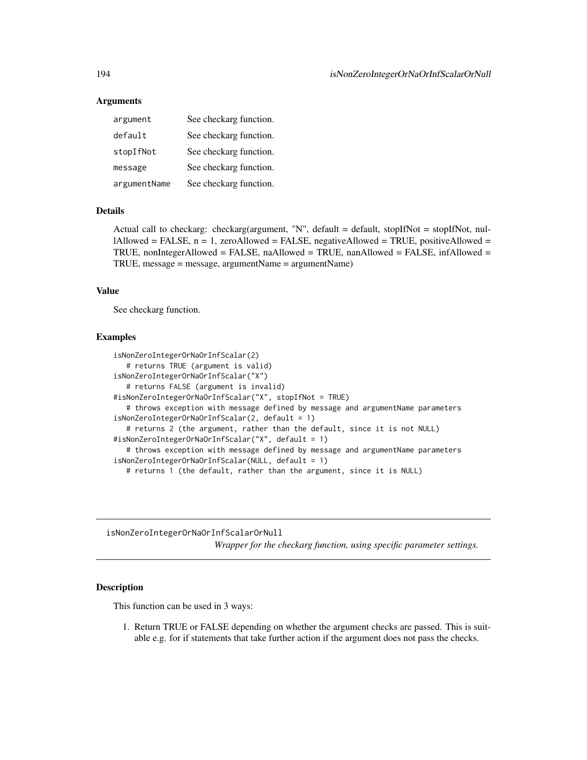### Arguments

| | |
|---|---|
| argument | See checkarg function. |
| default | See checkarg function. |
| stopIfNot | See checkarg function. |
| message | See checkarg function. |
| argumentName | See checkarg function. |

### Details

Actual call to checkarg: checkarg(argument, "N", default = default, stopIfNot = stopIfNot, nullAllowed = FALSE, n = 1, zeroAllowed = FALSE, negativeAllowed = TRUE, positiveAllowed = TRUE, nonIntegerAllowed = FALSE, naAllowed = TRUE, nanAllowed = FALSE, infAllowed = TRUE, message = message, argumentName = argumentName)

### Value

See checkarg function.

### Examples

```
isNonZeroIntegerOrNaOrInfScalar(2)
   # returns TRUE (argument is valid)
isNonZeroIntegerOrNaOrInfScalar("X")
   # returns FALSE (argument is invalid)
#isNonZeroIntegerOrNaOrInfScalar("X", stopIfNot = TRUE)
   # throws exception with message defined by message and argumentName parameters
isNonZeroIntegerOrNaOrInfScalar(2, default = 1)
   # returns 2 (the argument, rather than the default, since it is not NULL)
#isNonZeroIntegerOrNaOrInfScalar("X", default = 1)
   # throws exception with message defined by message and argumentName parameters
isNonZeroIntegerOrNaOrInfScalar(NULL, default = 1)
   # returns 1 (the default, rather than the argument, since it is NULL)
```

---

## isNonZeroIntegerOrNaOrInfScalarOrNull

*Wrapper for the checkarg function, using specific parameter settings.*

---

### Description

This function can be used in 3 ways:

1. Return TRUE or FALSE depending on whether the argument checks are passed. This is suitable e.g. for if statements that take further action if the argument does not pass the checks.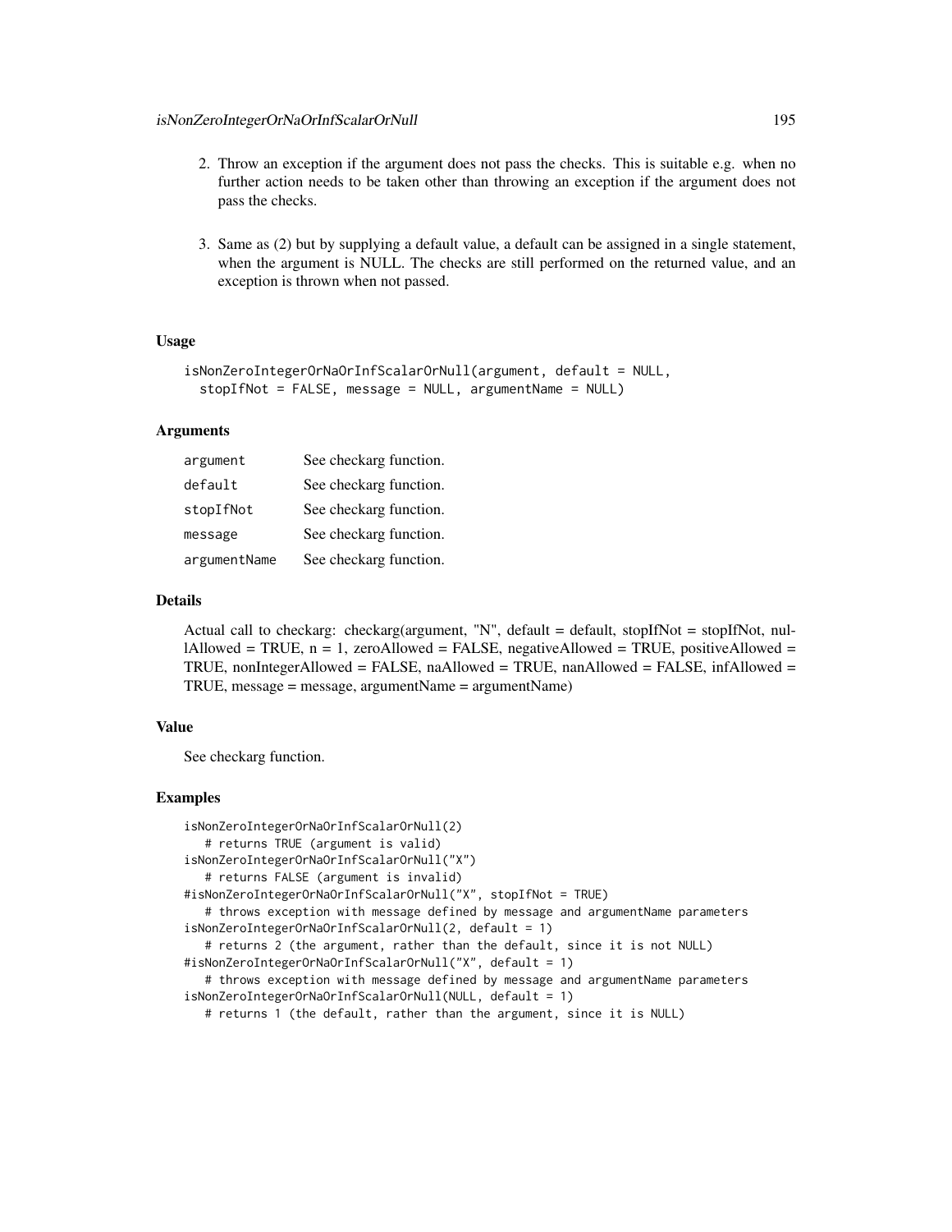2. Throw an exception if the argument does not pass the checks. This is suitable e.g. when no further action needs to be taken other than throwing an exception if the argument does not pass the checks.

3. Same as (2) but by supplying a default value, a default can be assigned in a single statement, when the argument is NULL. The checks are still performed on the returned value, and an exception is thrown when not passed.

### Usage

```
isNonZeroIntegerOrNaOrInfScalarOrNull(argument, default = NULL,
  stopIfNot = FALSE, message = NULL, argumentName = NULL)
```

### Arguments

| | |
|---|---|
| argument | See checkarg function. |
| default | See checkarg function. |
| stopIfNot | See checkarg function. |
| message | See checkarg function. |
| argumentName | See checkarg function. |

### Details

Actual call to checkarg: checkarg(argument, "N", default = default, stopIfNot = stopIfNot, nullAllowed = TRUE, n = 1, zeroAllowed = FALSE, negativeAllowed = TRUE, positiveAllowed = TRUE, nonIntegerAllowed = FALSE, naAllowed = TRUE, nanAllowed = FALSE, infAllowed = TRUE, message = message, argumentName = argumentName)

### Value

See checkarg function.

### Examples

```
isNonZeroIntegerOrNaOrInfScalarOrNull(2)
   # returns TRUE (argument is valid)
isNonZeroIntegerOrNaOrInfScalarOrNull("X")
   # returns FALSE (argument is invalid)
#isNonZeroIntegerOrNaOrInfScalarOrNull("X", stopIfNot = TRUE)
   # throws exception with message defined by message and argumentName parameters
isNonZeroIntegerOrNaOrInfScalarOrNull(2, default = 1)
   # returns 2 (the argument, rather than the default, since it is not NULL)
#isNonZeroIntegerOrNaOrInfScalarOrNull("X", default = 1)
   # throws exception with message defined by message and argumentName parameters
isNonZeroIntegerOrNaOrInfScalarOrNull(NULL, default = 1)
   # returns 1 (the default, rather than the argument, since it is NULL)
```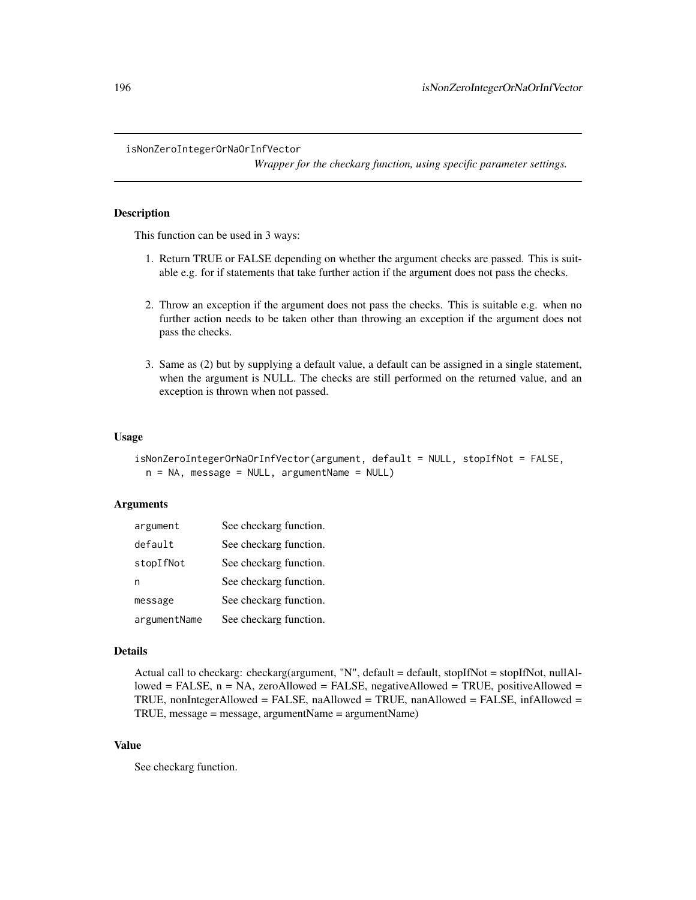```
isNonZeroIntegerOrNaOrInfVector
```

*Wrapper for the checkarg function, using specific parameter settings.*

## Description

This function can be used in 3 ways:

1. Return TRUE or FALSE depending on whether the argument checks are passed. This is suitable e.g. for if statements that take further action if the argument does not pass the checks.
2. Throw an exception if the argument does not pass the checks. This is suitable e.g. when no further action needs to be taken other than throwing an exception if the argument does not pass the checks.
3. Same as (2) but by supplying a default value, a default can be assigned in a single statement, when the argument is NULL. The checks are still performed on the returned value, and an exception is thrown when not passed.

## Usage

```
isNonZeroIntegerOrNaOrInfVector(argument, default = NULL, stopIfNot = FALSE,
  n = NA, message = NULL, argumentName = NULL)
```

## Arguments

| | |
|---|---|
| argument | See checkarg function. |
| default | See checkarg function. |
| stopIfNot | See checkarg function. |
| n | See checkarg function. |
| message | See checkarg function. |
| argumentName | See checkarg function. |

## Details

Actual call to checkarg: checkarg(argument, "N", default = default, stopIfNot = stopIfNot, nullAllowed = FALSE, n = NA, zeroAllowed = FALSE, negativeAllowed = TRUE, positiveAllowed = TRUE, nonIntegerAllowed = FALSE, naAllowed = TRUE, nanAllowed = FALSE, infAllowed = TRUE, message = message, argumentName = argumentName)

## Value

See checkarg function.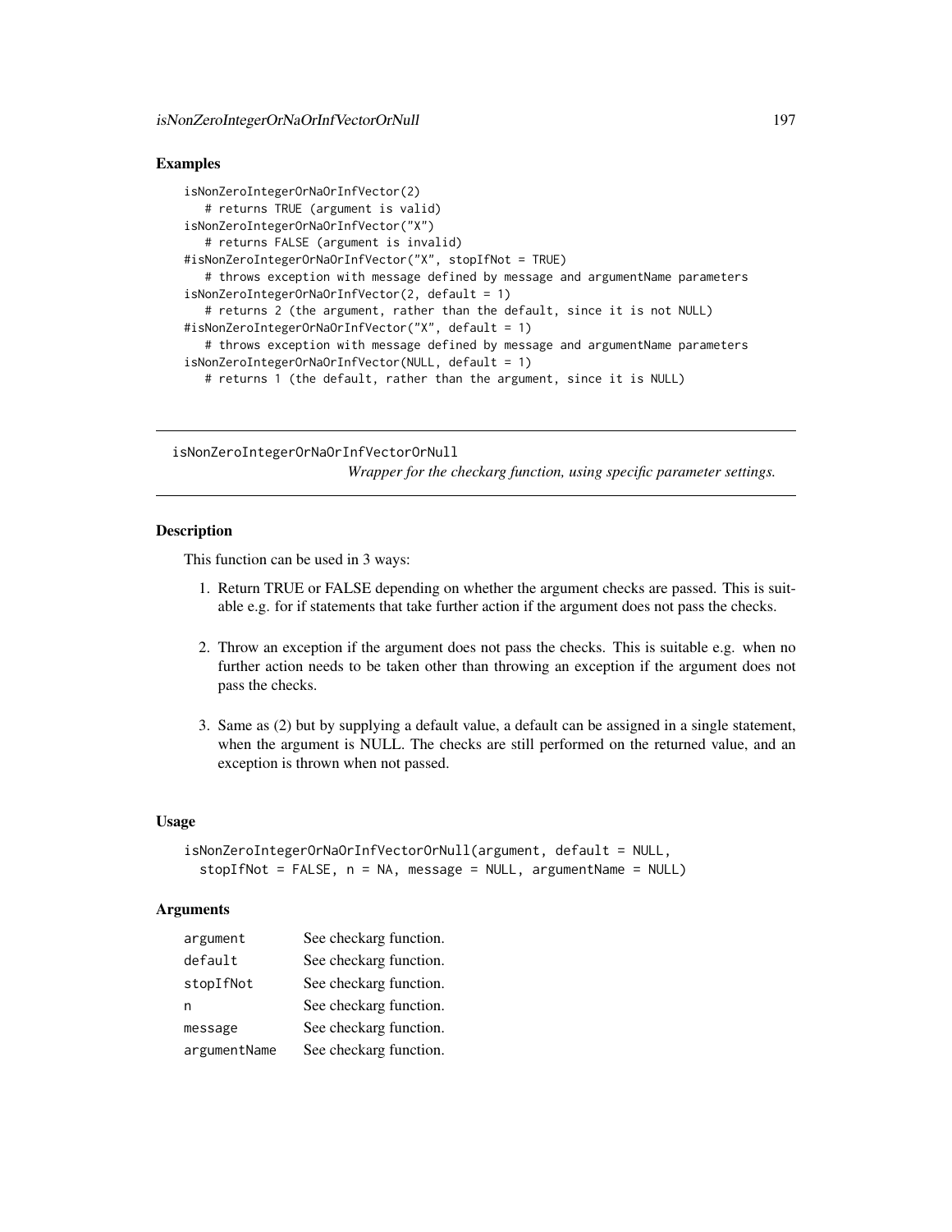## Examples

```
isNonZeroIntegerOrNaOrInfVector(2)
   # returns TRUE (argument is valid)
isNonZeroIntegerOrNaOrInfVector("X")
   # returns FALSE (argument is invalid)
#isNonZeroIntegerOrNaOrInfVector("X", stopIfNot = TRUE)
   # throws exception with message defined by message and argumentName parameters
isNonZeroIntegerOrNaOrInfVector(2, default = 1)
   # returns 2 (the argument, rather than the default, since it is not NULL)
#isNonZeroIntegerOrNaOrInfVector("X", default = 1)
   # throws exception with message defined by message and argumentName parameters
isNonZeroIntegerOrNaOrInfVector(NULL, default = 1)
   # returns 1 (the default, rather than the argument, since it is NULL)
```

---

# isNonZeroIntegerOrNaOrInfVectorOrNull

*Wrapper for the checkarg function, using specific parameter settings.*

---

## Description

This function can be used in 3 ways:

1. Return TRUE or FALSE depending on whether the argument checks are passed. This is suitable e.g. for if statements that take further action if the argument does not pass the checks.
2. Throw an exception if the argument does not pass the checks. This is suitable e.g. when no further action needs to be taken other than throwing an exception if the argument does not pass the checks.
3. Same as (2) but by supplying a default value, a default can be assigned in a single statement, when the argument is NULL. The checks are still performed on the returned value, and an exception is thrown when not passed.

## Usage

```
isNonZeroIntegerOrNaOrInfVectorOrNull(argument, default = NULL,
  stopIfNot = FALSE, n = NA, message = NULL, argumentName = NULL)
```

## Arguments

| | |
|---|---|
| argument | See checkarg function. |
| default | See checkarg function. |
| stopIfNot | See checkarg function. |
| n | See checkarg function. |
| message | See checkarg function. |
| argumentName | See checkarg function. |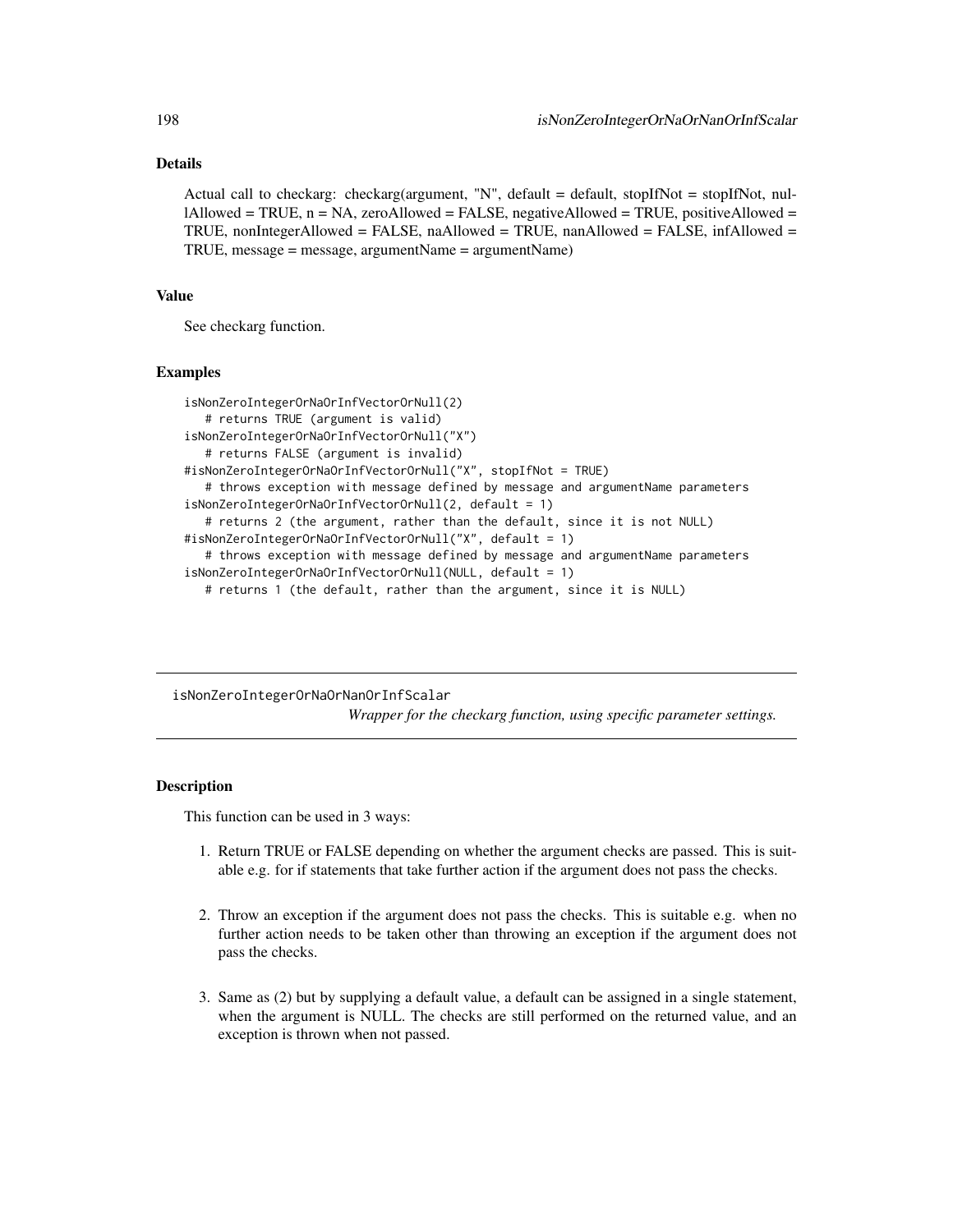### Details

Actual call to checkarg: checkarg(argument, "N", default = default, stopIfNot = stopIfNot, nullAllowed = TRUE, n = NA, zeroAllowed = FALSE, negativeAllowed = TRUE, positiveAllowed = TRUE, nonIntegerAllowed = FALSE, naAllowed = TRUE, nanAllowed = FALSE, infAllowed = TRUE, message = message, argumentName = argumentName)

### Value

See checkarg function.

### Examples

```
isNonZeroIntegerOrNaOrInfVectorOrNull(2)
   # returns TRUE (argument is valid)
isNonZeroIntegerOrNaOrInfVectorOrNull("X")
   # returns FALSE (argument is invalid)
#isNonZeroIntegerOrNaOrInfVectorOrNull("X", stopIfNot = TRUE)
   # throws exception with message defined by message and argumentName parameters
isNonZeroIntegerOrNaOrInfVectorOrNull(2, default = 1)
   # returns 2 (the argument, rather than the default, since it is not NULL)
#isNonZeroIntegerOrNaOrInfVectorOrNull("X", default = 1)
   # throws exception with message defined by message and argumentName parameters
isNonZeroIntegerOrNaOrInfVectorOrNull(NULL, default = 1)
   # returns 1 (the default, rather than the argument, since it is NULL)
```

---

## isNonZeroIntegerOrNaOrNanOrInfScalar

*Wrapper for the checkarg function, using specific parameter settings.*

---

### Description

This function can be used in 3 ways:

1. Return TRUE or FALSE depending on whether the argument checks are passed. This is suitable e.g. for if statements that take further action if the argument does not pass the checks.
2. Throw an exception if the argument does not pass the checks. This is suitable e.g. when no further action needs to be taken other than throwing an exception if the argument does not pass the checks.
3. Same as (2) but by supplying a default value, a default can be assigned in a single statement, when the argument is NULL. The checks are still performed on the returned value, and an exception is thrown when not passed.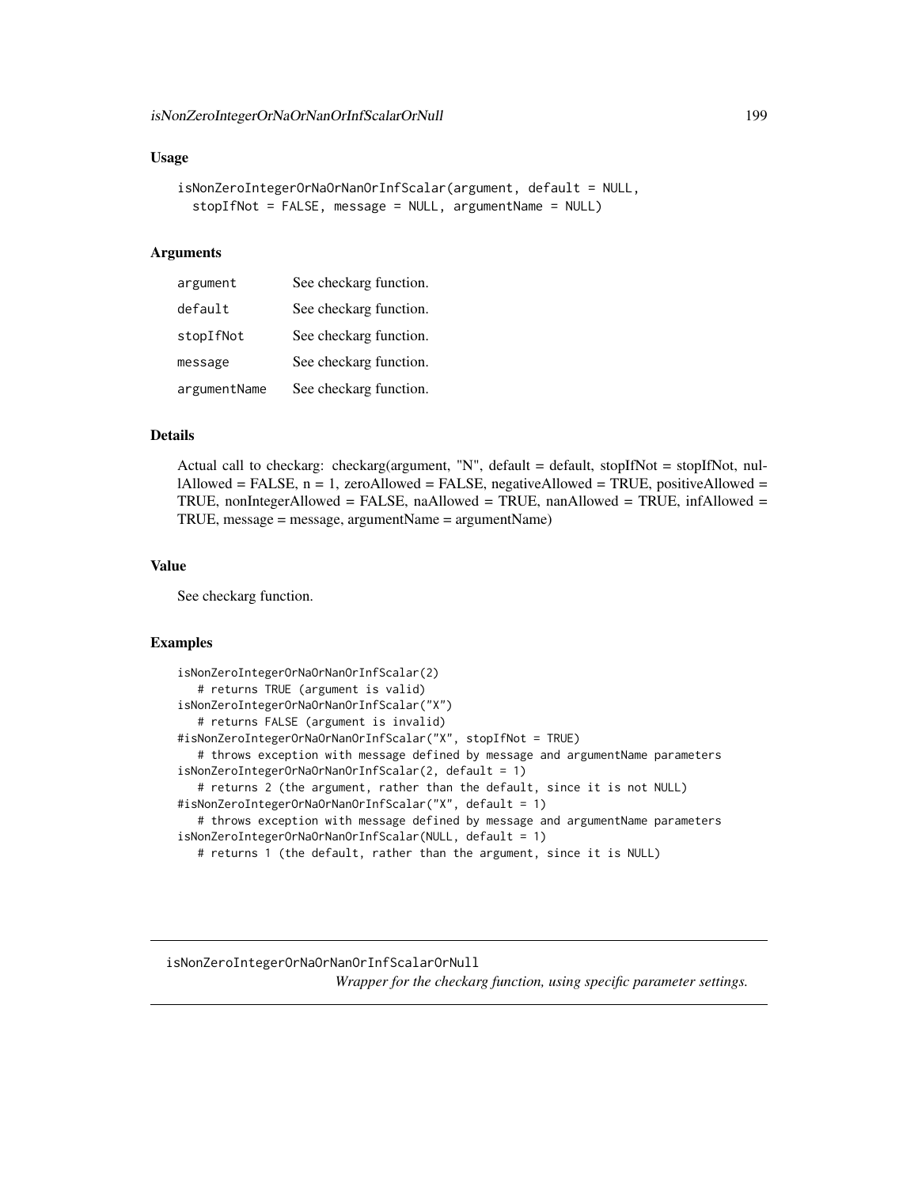### Usage

```
isNonZeroIntegerOrNaOrNanOrInfScalar(argument, default = NULL,
  stopIfNot = FALSE, message = NULL, argumentName = NULL)
```

### Arguments

| | |
|---|---|
| argument | See checkarg function. |
| default | See checkarg function. |
| stopIfNot | See checkarg function. |
| message | See checkarg function. |
| argumentName | See checkarg function. |

### Details

Actual call to checkarg: checkarg(argument, "N", default = default, stopIfNot = stopIfNot, nullAllowed = FALSE, n = 1, zeroAllowed = FALSE, negativeAllowed = TRUE, positiveAllowed = TRUE, nonIntegerAllowed = FALSE, naAllowed = TRUE, nanAllowed = TRUE, infAllowed = TRUE, message = message, argumentName = argumentName)

### Value

See checkarg function.

### Examples

```
isNonZeroIntegerOrNaOrNanOrInfScalar(2)
   # returns TRUE (argument is valid)
isNonZeroIntegerOrNaOrNanOrInfScalar("X")
   # returns FALSE (argument is invalid)
#isNonZeroIntegerOrNaOrNanOrInfScalar("X", stopIfNot = TRUE)
   # throws exception with message defined by message and argumentName parameters
isNonZeroIntegerOrNaOrNanOrInfScalar(2, default = 1)
   # returns 2 (the argument, rather than the default, since it is not NULL)
#isNonZeroIntegerOrNaOrNanOrInfScalar("X", default = 1)
   # throws exception with message defined by message and argumentName parameters
isNonZeroIntegerOrNaOrNanOrInfScalar(NULL, default = 1)
   # returns 1 (the default, rather than the argument, since it is NULL)
```

---

## isNonZeroIntegerOrNaOrNanOrInfScalarOrNull

*Wrapper for the checkarg function, using specific parameter settings.*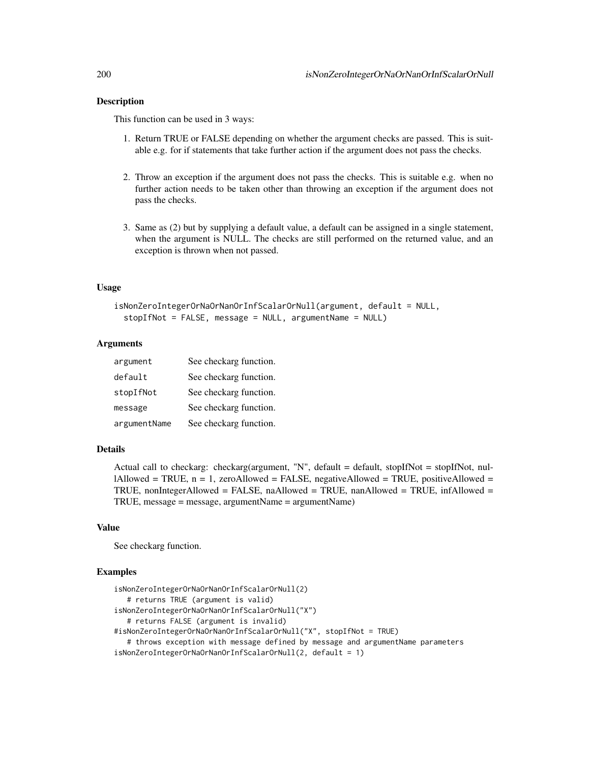## Description

This function can be used in 3 ways:

1. Return TRUE or FALSE depending on whether the argument checks are passed. This is suitable e.g. for if statements that take further action if the argument does not pass the checks.
2. Throw an exception if the argument does not pass the checks. This is suitable e.g. when no further action needs to be taken other than throwing an exception if the argument does not pass the checks.
3. Same as (2) but by supplying a default value, a default can be assigned in a single statement, when the argument is NULL. The checks are still performed on the returned value, and an exception is thrown when not passed.

## Usage

```
isNonZeroIntegerOrNaOrNanOrInfScalarOrNull(argument, default = NULL,
  stopIfNot = FALSE, message = NULL, argumentName = NULL)
```

## Arguments

| | |
|---|---|
| argument | See checkarg function. |
| default | See checkarg function. |
| stopIfNot | See checkarg function. |
| message | See checkarg function. |
| argumentName | See checkarg function. |

## Details

Actual call to checkarg: checkarg(argument, "N", default = default, stopIfNot = stopIfNot, nullAllowed = TRUE, n = 1, zeroAllowed = FALSE, negativeAllowed = TRUE, positiveAllowed = TRUE, nonIntegerAllowed = FALSE, naAllowed = TRUE, nanAllowed = TRUE, infAllowed = TRUE, message = message, argumentName = argumentName)

## Value

See checkarg function.

## Examples

```
isNonZeroIntegerOrNaOrNanOrInfScalarOrNull(2)
   # returns TRUE (argument is valid)
isNonZeroIntegerOrNaOrNanOrInfScalarOrNull("X")
   # returns FALSE (argument is invalid)
#isNonZeroIntegerOrNaOrNanOrInfScalarOrNull("X", stopIfNot = TRUE)
   # throws exception with message defined by message and argumentName parameters
isNonZeroIntegerOrNaOrNanOrInfScalarOrNull(2, default = 1)
```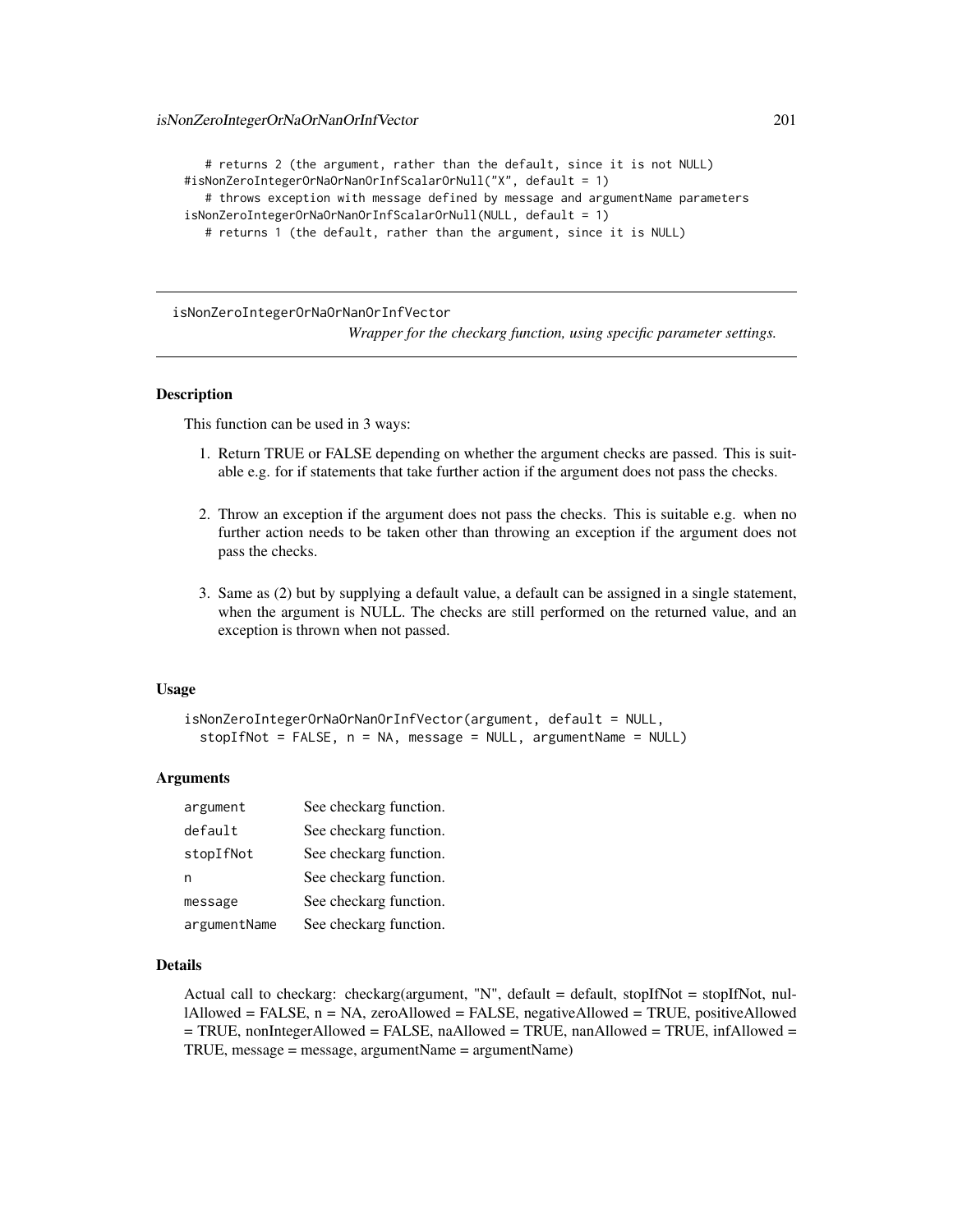```
    # returns 2 (the argument, rather than the default, since it is not NULL)
#isNonZeroIntegerOrNaOrNanOrInfScalarOrNull("X", default = 1)
    # throws exception with message defined by message and argumentName parameters
isNonZeroIntegerOrNaOrNanOrInfScalarOrNull(NULL, default = 1)
    # returns 1 (the default, rather than the argument, since it is NULL)
```

---

## isNonZeroIntegerOrNaOrNanOrInfVector

*Wrapper for the checkarg function, using specific parameter settings.*

---

### Description

This function can be used in 3 ways:

1. Return TRUE or FALSE depending on whether the argument checks are passed. This is suitable e.g. for if statements that take further action if the argument does not pass the checks.
2. Throw an exception if the argument does not pass the checks. This is suitable e.g. when no further action needs to be taken other than throwing an exception if the argument does not pass the checks.
3. Same as (2) but by supplying a default value, a default can be assigned in a single statement, when the argument is NULL. The checks are still performed on the returned value, and an exception is thrown when not passed.

### Usage

```
isNonZeroIntegerOrNaOrNanOrInfVector(argument, default = NULL,
  stopIfNot = FALSE, n = NA, message = NULL, argumentName = NULL)
```

### Arguments

| | |
|---|---|
| argument | See checkarg function. |
| default | See checkarg function. |
| stopIfNot | See checkarg function. |
| n | See checkarg function. |
| message | See checkarg function. |
| argumentName | See checkarg function. |

### Details

Actual call to checkarg: checkarg(argument, "N", default = default, stopIfNot = stopIfNot, nullAllowed = FALSE, n = NA, zeroAllowed = FALSE, negativeAllowed = TRUE, positiveAllowed = TRUE, nonIntegerAllowed = FALSE, naAllowed = TRUE, nanAllowed = TRUE, infAllowed = TRUE, message = message, argumentName = argumentName)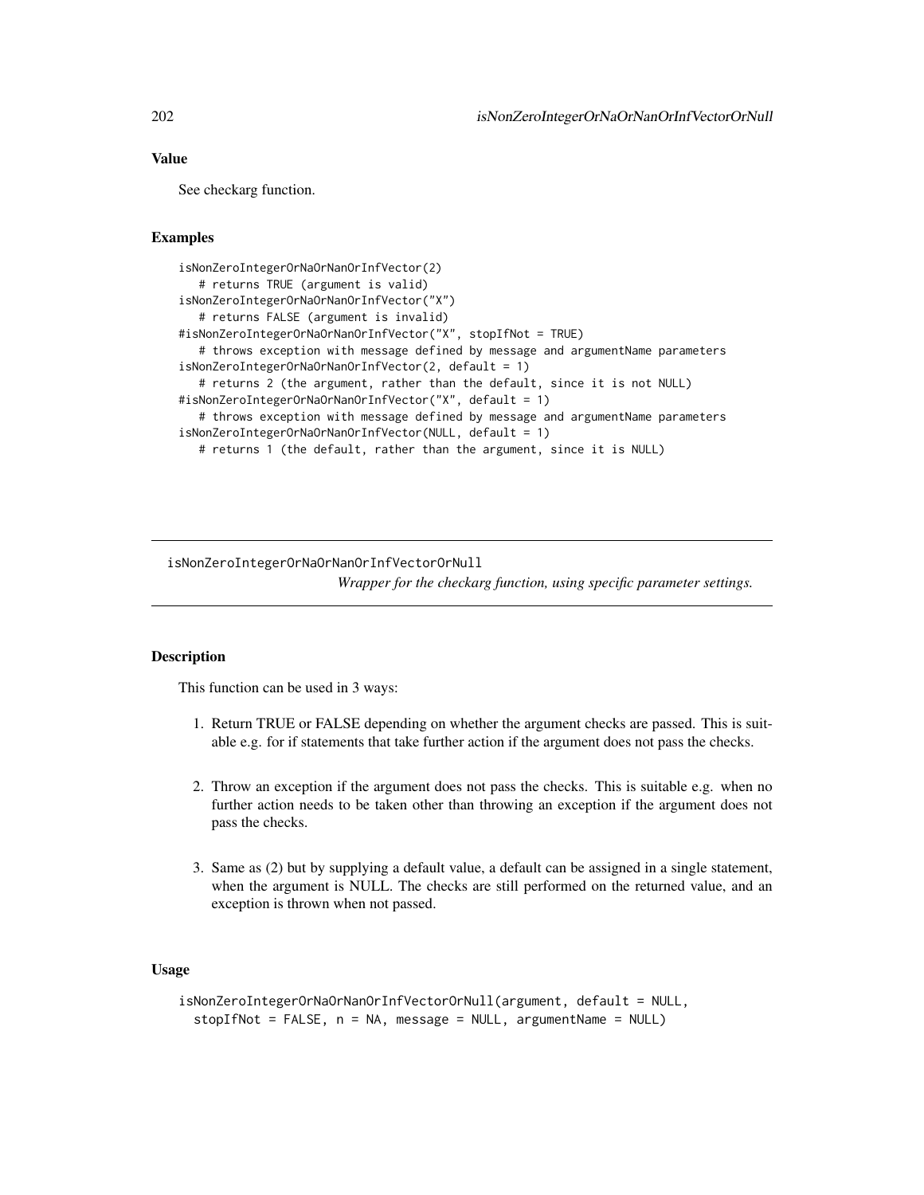### Value

See checkarg function.

### Examples

```
isNonZeroIntegerOrNaOrNanOrInfVector(2)
   # returns TRUE (argument is valid)
isNonZeroIntegerOrNaOrNanOrInfVector("X")
   # returns FALSE (argument is invalid)
#isNonZeroIntegerOrNaOrNanOrInfVector("X", stopIfNot = TRUE)
   # throws exception with message defined by message and argumentName parameters
isNonZeroIntegerOrNaOrNanOrInfVector(2, default = 1)
   # returns 2 (the argument, rather than the default, since it is not NULL)
#isNonZeroIntegerOrNaOrNanOrInfVector("X", default = 1)
   # throws exception with message defined by message and argumentName parameters
isNonZeroIntegerOrNaOrNanOrInfVector(NULL, default = 1)
   # returns 1 (the default, rather than the argument, since it is NULL)
```

---

## isNonZeroIntegerOrNaOrNanOrInfVectorOrNull

*Wrapper for the checkarg function, using specific parameter settings.*

---

### Description

This function can be used in 3 ways:

1. Return TRUE or FALSE depending on whether the argument checks are passed. This is suitable e.g. for if statements that take further action if the argument does not pass the checks.
2. Throw an exception if the argument does not pass the checks. This is suitable e.g. when no further action needs to be taken other than throwing an exception if the argument does not pass the checks.
3. Same as (2) but by supplying a default value, a default can be assigned in a single statement, when the argument is NULL. The checks are still performed on the returned value, and an exception is thrown when not passed.

### Usage

```
isNonZeroIntegerOrNaOrNanOrInfVectorOrNull(argument, default = NULL,
  stopIfNot = FALSE, n = NA, message = NULL, argumentName = NULL)
```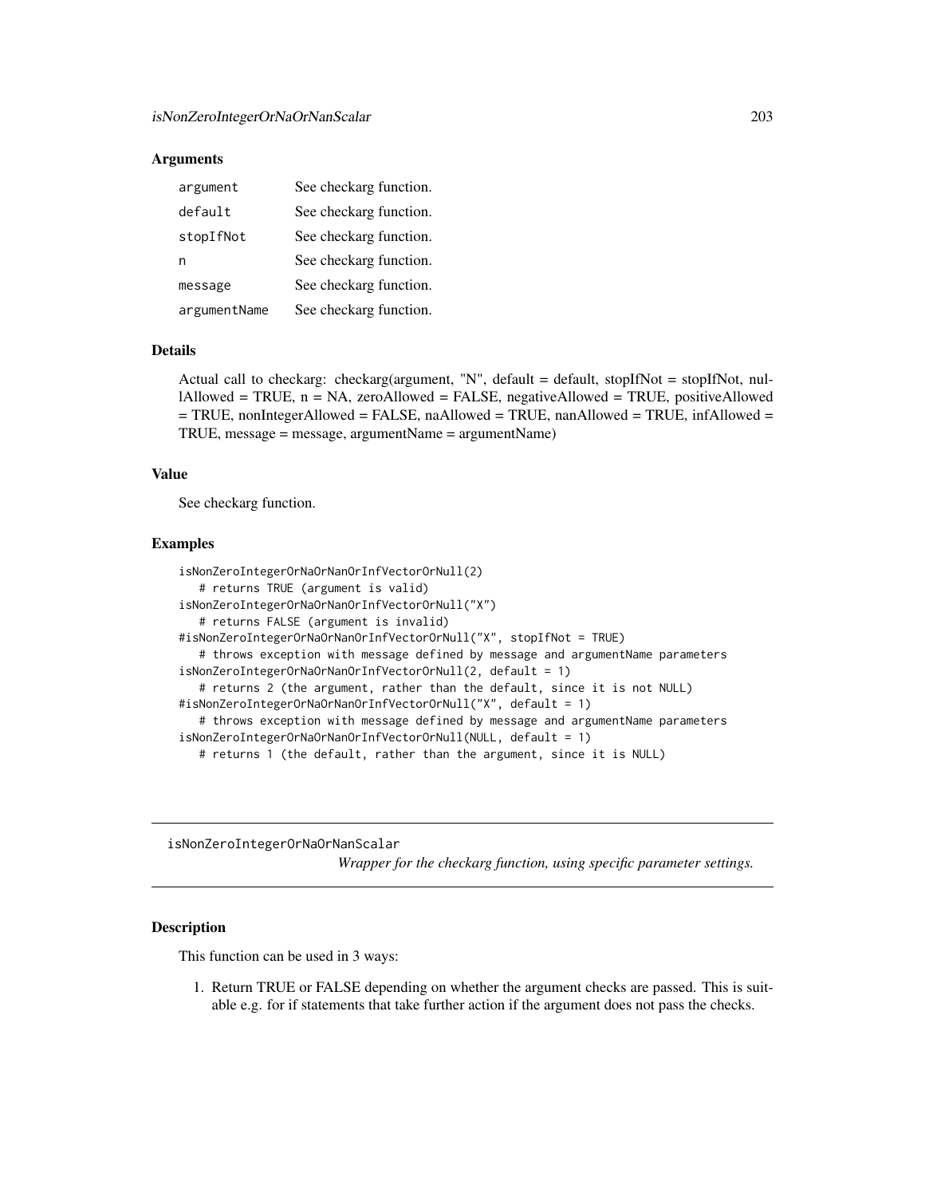### Arguments

| | |
|---|---|
| argument | See checkarg function. |
| default | See checkarg function. |
| stopIfNot | See checkarg function. |
| n | See checkarg function. |
| message | See checkarg function. |
| argumentName | See checkarg function. |

### Details

Actual call to checkarg: checkarg(argument, "N", default = default, stopIfNot = stopIfNot, nullAllowed = TRUE, n = NA, zeroAllowed = FALSE, negativeAllowed = TRUE, positiveAllowed = TRUE, nonIntegerAllowed = FALSE, naAllowed = TRUE, nanAllowed = TRUE, infAllowed = TRUE, message = message, argumentName = argumentName)

### Value

See checkarg function.

### Examples

```
isNonZeroIntegerOrNaOrNanOrInfVectorOrNull(2)
   # returns TRUE (argument is valid)
isNonZeroIntegerOrNaOrNanOrInfVectorOrNull("X")
   # returns FALSE (argument is invalid)
#isNonZeroIntegerOrNaOrNanOrInfVectorOrNull("X", stopIfNot = TRUE)
   # throws exception with message defined by message and argumentName parameters
isNonZeroIntegerOrNaOrNanOrInfVectorOrNull(2, default = 1)
   # returns 2 (the argument, rather than the default, since it is not NULL)
#isNonZeroIntegerOrNaOrNanOrInfVectorOrNull("X", default = 1)
   # throws exception with message defined by message and argumentName parameters
isNonZeroIntegerOrNaOrNanOrInfVectorOrNull(NULL, default = 1)
   # returns 1 (the default, rather than the argument, since it is NULL)
```

---

## isNonZeroIntegerOrNaOrNanScalar

*Wrapper for the checkarg function, using specific parameter settings.*

---

### Description

This function can be used in 3 ways:

1. Return TRUE or FALSE depending on whether the argument checks are passed. This is suitable e.g. for if statements that take further action if the argument does not pass the checks.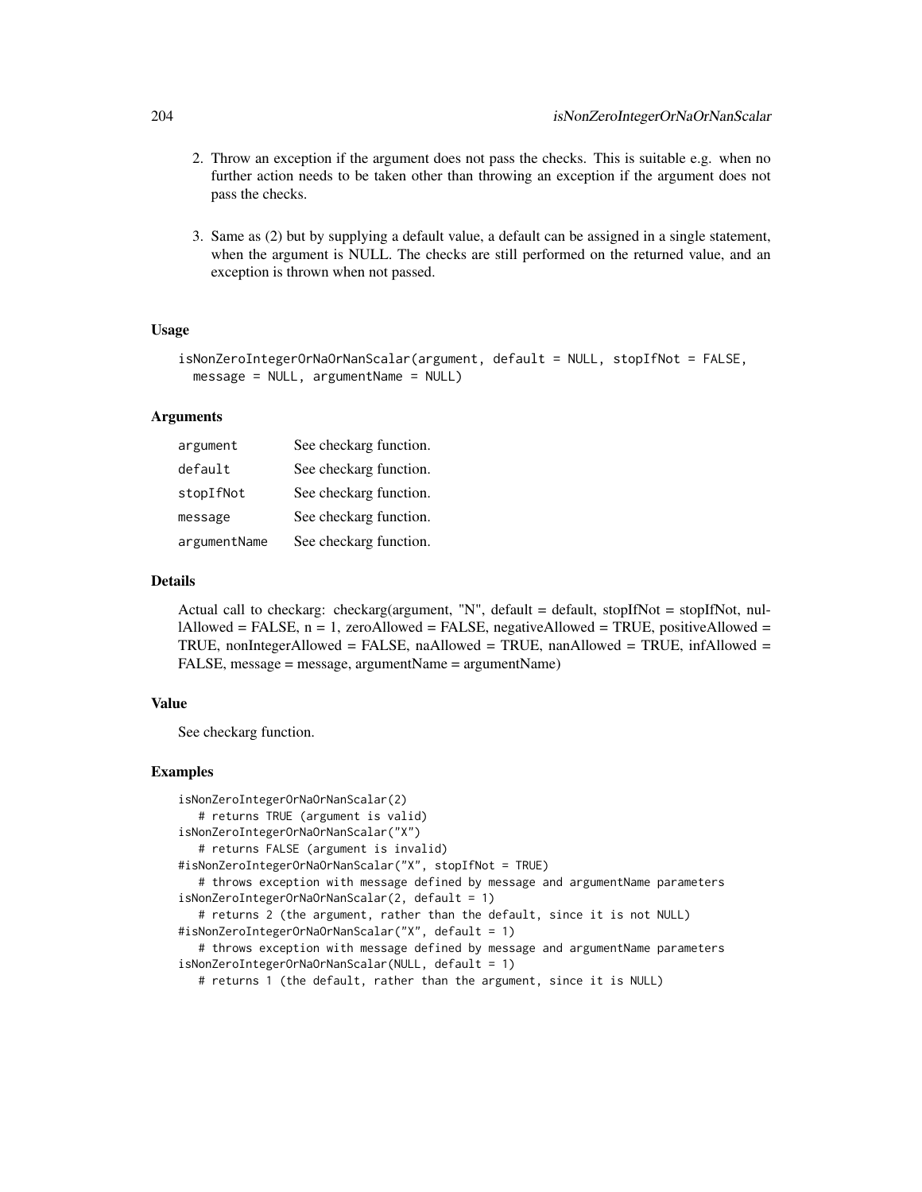2. Throw an exception if the argument does not pass the checks. This is suitable e.g. when no further action needs to be taken other than throwing an exception if the argument does not pass the checks.

3. Same as (2) but by supplying a default value, a default can be assigned in a single statement, when the argument is NULL. The checks are still performed on the returned value, and an exception is thrown when not passed.

### Usage

```
isNonZeroIntegerOrNaOrNanScalar(argument, default = NULL, stopIfNot = FALSE,
  message = NULL, argumentName = NULL)
```

### Arguments

| | |
|---|---|
| argument | See checkarg function. |
| default | See checkarg function. |
| stopIfNot | See checkarg function. |
| message | See checkarg function. |
| argumentName | See checkarg function. |

### Details

Actual call to checkarg: checkarg(argument, "N", default = default, stopIfNot = stopIfNot, nullAllowed = FALSE, n = 1, zeroAllowed = FALSE, negativeAllowed = TRUE, positiveAllowed = TRUE, nonIntegerAllowed = FALSE, naAllowed = TRUE, nanAllowed = TRUE, infAllowed = FALSE, message = message, argumentName = argumentName)

### Value

See checkarg function.

### Examples

```
isNonZeroIntegerOrNaOrNanScalar(2)
   # returns TRUE (argument is valid)
isNonZeroIntegerOrNaOrNanScalar("X")
   # returns FALSE (argument is invalid)
#isNonZeroIntegerOrNaOrNanScalar("X", stopIfNot = TRUE)
   # throws exception with message defined by message and argumentName parameters
isNonZeroIntegerOrNaOrNanScalar(2, default = 1)
   # returns 2 (the argument, rather than the default, since it is not NULL)
#isNonZeroIntegerOrNaOrNanScalar("X", default = 1)
   # throws exception with message defined by message and argumentName parameters
isNonZeroIntegerOrNaOrNanScalar(NULL, default = 1)
   # returns 1 (the default, rather than the argument, since it is NULL)
```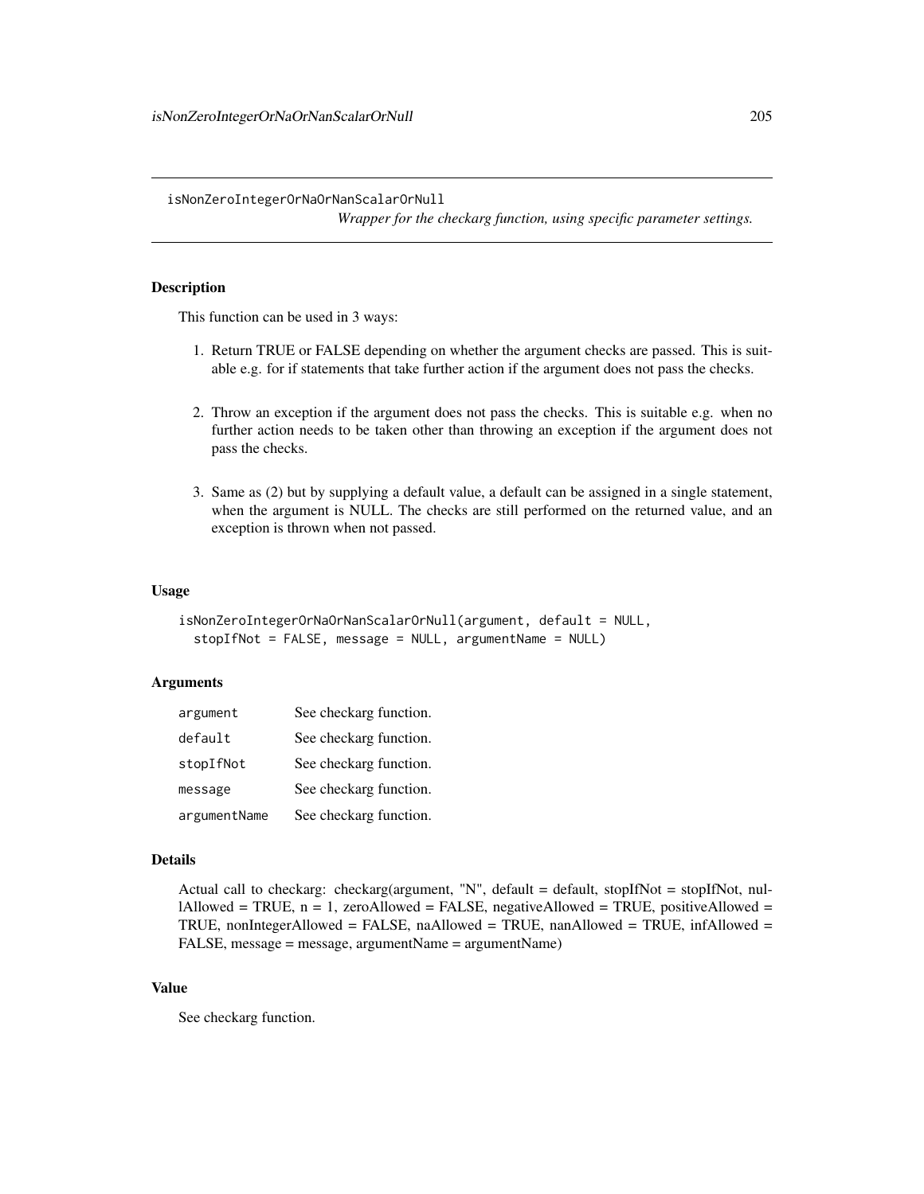isNonZeroIntegerOrNaOrNanScalarOrNull *Wrapper for the checkarg function, using specific parameter settings.*

## Description

This function can be used in 3 ways:

1. Return TRUE or FALSE depending on whether the argument checks are passed. This is suitable e.g. for if statements that take further action if the argument does not pass the checks.
2. Throw an exception if the argument does not pass the checks. This is suitable e.g. when no further action needs to be taken other than throwing an exception if the argument does not pass the checks.
3. Same as (2) but by supplying a default value, a default can be assigned in a single statement, when the argument is NULL. The checks are still performed on the returned value, and an exception is thrown when not passed.

## Usage

```
isNonZeroIntegerOrNaOrNanScalarOrNull(argument, default = NULL,
  stopIfNot = FALSE, message = NULL, argumentName = NULL)
```

## Arguments

| | |
|---|---|
| argument | See checkarg function. |
| default | See checkarg function. |
| stopIfNot | See checkarg function. |
| message | See checkarg function. |
| argumentName | See checkarg function. |

## Details

Actual call to checkarg: checkarg(argument, "N", default = default, stopIfNot = stopIfNot, nullAllowed = TRUE, n = 1, zeroAllowed = FALSE, negativeAllowed = TRUE, positiveAllowed = TRUE, nonIntegerAllowed = FALSE, naAllowed = TRUE, nanAllowed = TRUE, infAllowed = FALSE, message = message, argumentName = argumentName)

## Value

See checkarg function.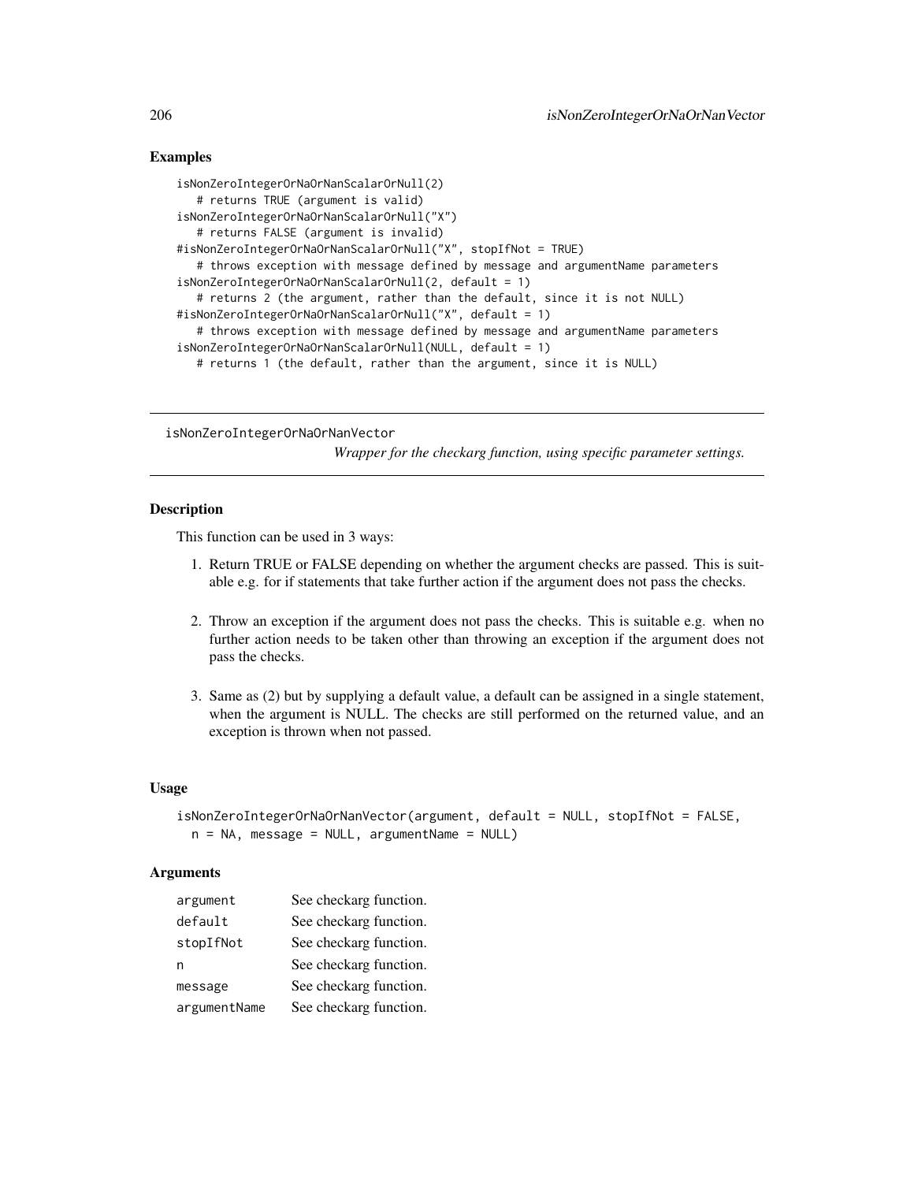### Examples

```
isNonZeroIntegerOrNaOrNanScalarOrNull(2)
   # returns TRUE (argument is valid)
isNonZeroIntegerOrNaOrNanScalarOrNull("X")
   # returns FALSE (argument is invalid)
#isNonZeroIntegerOrNaOrNanScalarOrNull("X", stopIfNot = TRUE)
   # throws exception with message defined by message and argumentName parameters
isNonZeroIntegerOrNaOrNanScalarOrNull(2, default = 1)
   # returns 2 (the argument, rather than the default, since it is not NULL)
#isNonZeroIntegerOrNaOrNanScalarOrNull("X", default = 1)
   # throws exception with message defined by message and argumentName parameters
isNonZeroIntegerOrNaOrNanScalarOrNull(NULL, default = 1)
   # returns 1 (the default, rather than the argument, since it is NULL)
```

---

## isNonZeroIntegerOrNaOrNanVector

*Wrapper for the checkarg function, using specific parameter settings.*

---

### Description

This function can be used in 3 ways:

1. Return TRUE or FALSE depending on whether the argument checks are passed. This is suitable e.g. for if statements that take further action if the argument does not pass the checks.
2. Throw an exception if the argument does not pass the checks. This is suitable e.g. when no further action needs to be taken other than throwing an exception if the argument does not pass the checks.
3. Same as (2) but by supplying a default value, a default can be assigned in a single statement, when the argument is NULL. The checks are still performed on the returned value, and an exception is thrown when not passed.

### Usage

```
isNonZeroIntegerOrNaOrNanVector(argument, default = NULL, stopIfNot = FALSE,
  n = NA, message = NULL, argumentName = NULL)
```

### Arguments

| | |
|---|---|
| argument | See checkarg function. |
| default | See checkarg function. |
| stopIfNot | See checkarg function. |
| n | See checkarg function. |
| message | See checkarg function. |
| argumentName | See checkarg function. |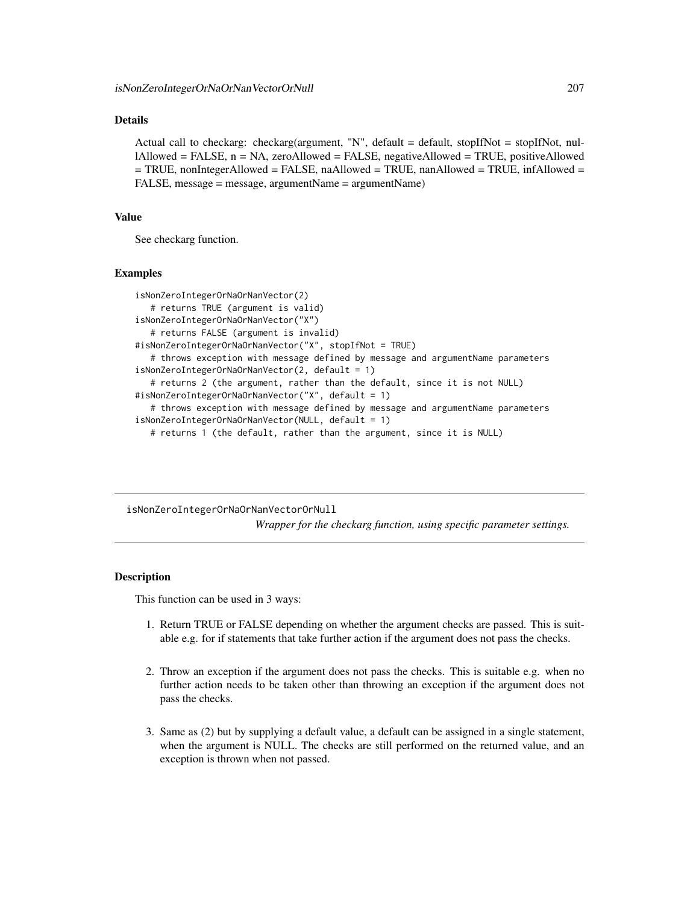### Details

Actual call to checkarg: checkarg(argument, "N", default = default, stopIfNot = stopIfNot, nullAllowed = FALSE, n = NA, zeroAllowed = FALSE, negativeAllowed = TRUE, positiveAllowed = TRUE, nonIntegerAllowed = FALSE, naAllowed = TRUE, nanAllowed = TRUE, infAllowed = FALSE, message = message, argumentName = argumentName)

### Value

See checkarg function.

### Examples

```
isNonZeroIntegerOrNaOrNanVector(2)
   # returns TRUE (argument is valid)
isNonZeroIntegerOrNaOrNanVector("X")
   # returns FALSE (argument is invalid)
#isNonZeroIntegerOrNaOrNanVector("X", stopIfNot = TRUE)
   # throws exception with message defined by message and argumentName parameters
isNonZeroIntegerOrNaOrNanVector(2, default = 1)
   # returns 2 (the argument, rather than the default, since it is not NULL)
#isNonZeroIntegerOrNaOrNanVector("X", default = 1)
   # throws exception with message defined by message and argumentName parameters
isNonZeroIntegerOrNaOrNanVector(NULL, default = 1)
   # returns 1 (the default, rather than the argument, since it is NULL)
```

---

## isNonZeroIntegerOrNaOrNanVectorOrNull

*Wrapper for the checkarg function, using specific parameter settings.*

---

### Description

This function can be used in 3 ways:

1. Return TRUE or FALSE depending on whether the argument checks are passed. This is suitable e.g. for if statements that take further action if the argument does not pass the checks.
2. Throw an exception if the argument does not pass the checks. This is suitable e.g. when no further action needs to be taken other than throwing an exception if the argument does not pass the checks.
3. Same as (2) but by supplying a default value, a default can be assigned in a single statement, when the argument is NULL. The checks are still performed on the returned value, and an exception is thrown when not passed.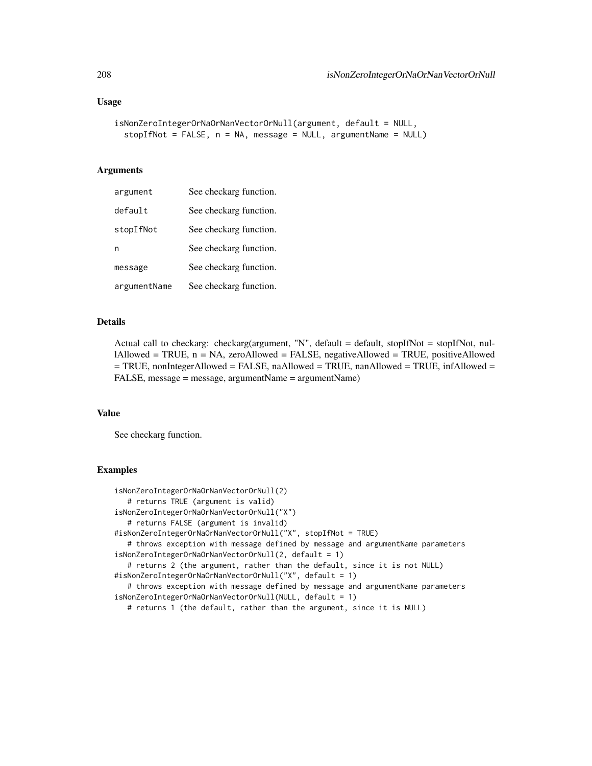### Usage

```
isNonZeroIntegerOrNaOrNanVectorOrNull(argument, default = NULL,
  stopIfNot = FALSE, n = NA, message = NULL, argumentName = NULL)
```

### Arguments

| | |
|---|---|
| argument | See checkarg function. |
| default | See checkarg function. |
| stopIfNot | See checkarg function. |
| n | See checkarg function. |
| message | See checkarg function. |
| argumentName | See checkarg function. |

### Details

Actual call to checkarg: checkarg(argument, "N", default = default, stopIfNot = stopIfNot, nullAllowed = TRUE, n = NA, zeroAllowed = FALSE, negativeAllowed = TRUE, positiveAllowed = TRUE, nonIntegerAllowed = FALSE, naAllowed = TRUE, nanAllowed = TRUE, infAllowed = FALSE, message = message, argumentName = argumentName)

### Value

See checkarg function.

### Examples

```
isNonZeroIntegerOrNaOrNanVectorOrNull(2)
   # returns TRUE (argument is valid)
isNonZeroIntegerOrNaOrNanVectorOrNull("X")
   # returns FALSE (argument is invalid)
#isNonZeroIntegerOrNaOrNanVectorOrNull("X", stopIfNot = TRUE)
   # throws exception with message defined by message and argumentName parameters
isNonZeroIntegerOrNaOrNanVectorOrNull(2, default = 1)
   # returns 2 (the argument, rather than the default, since it is not NULL)
#isNonZeroIntegerOrNaOrNanVectorOrNull("X", default = 1)
   # throws exception with message defined by message and argumentName parameters
isNonZeroIntegerOrNaOrNanVectorOrNull(NULL, default = 1)
   # returns 1 (the default, rather than the argument, since it is NULL)
```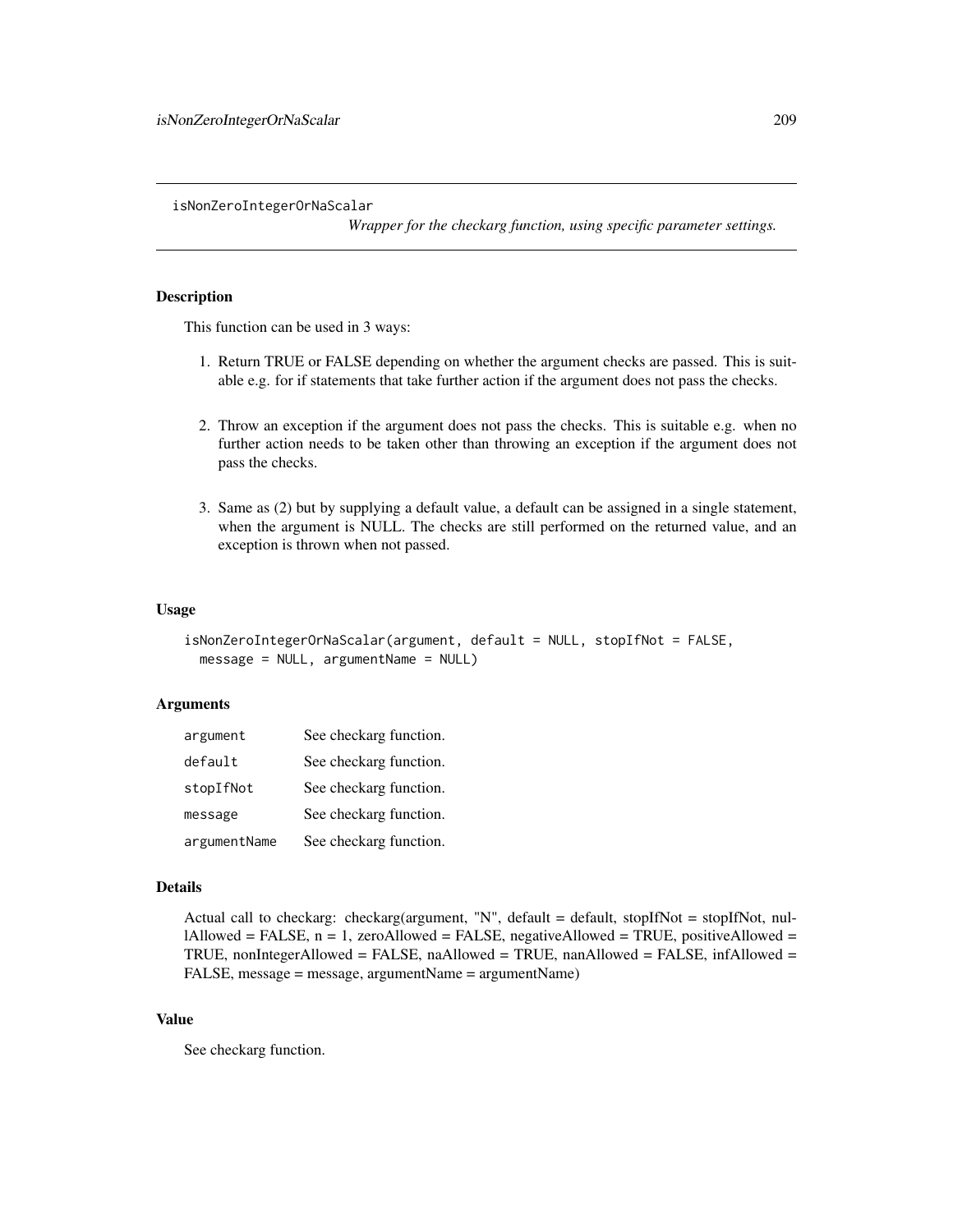isNonZeroIntegerOrNaScalar

*Wrapper for the checkarg function, using specific parameter settings.*

## Description

This function can be used in 3 ways:

1. Return TRUE or FALSE depending on whether the argument checks are passed. This is suitable e.g. for if statements that take further action if the argument does not pass the checks.
2. Throw an exception if the argument does not pass the checks. This is suitable e.g. when no further action needs to be taken other than throwing an exception if the argument does not pass the checks.
3. Same as (2) but by supplying a default value, a default can be assigned in a single statement, when the argument is NULL. The checks are still performed on the returned value, and an exception is thrown when not passed.

## Usage

```
isNonZeroIntegerOrNaScalar(argument, default = NULL, stopIfNot = FALSE,
  message = NULL, argumentName = NULL)
```

## Arguments

| | |
|---|---|
| argument | See checkarg function. |
| default | See checkarg function. |
| stopIfNot | See checkarg function. |
| message | See checkarg function. |
| argumentName | See checkarg function. |

## Details

Actual call to checkarg: checkarg(argument, "N", default = default, stopIfNot = stopIfNot, nullAllowed = FALSE, n = 1, zeroAllowed = FALSE, negativeAllowed = TRUE, positiveAllowed = TRUE, nonIntegerAllowed = FALSE, naAllowed = TRUE, nanAllowed = FALSE, infAllowed = FALSE, message = message, argumentName = argumentName)

## Value

See checkarg function.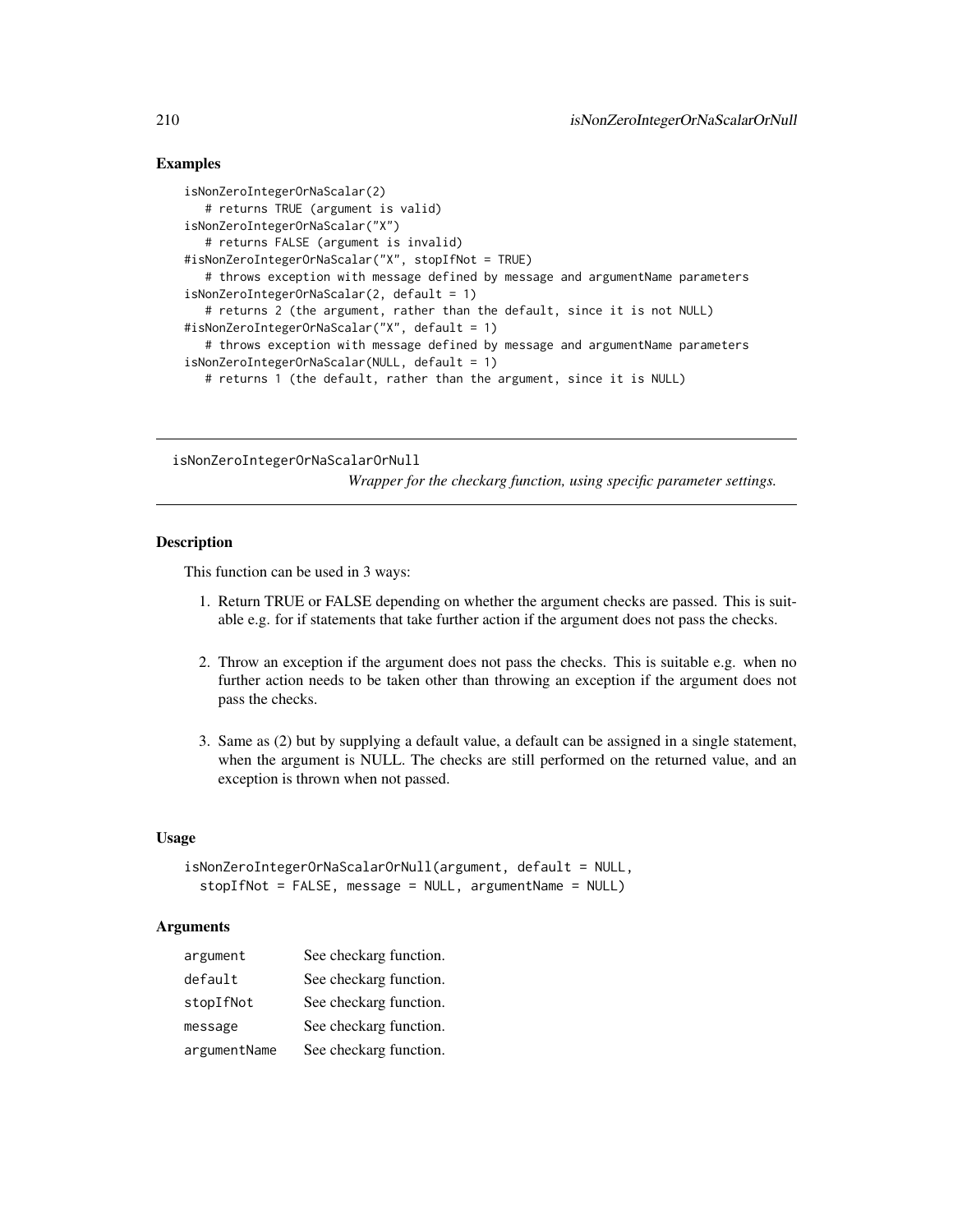## Examples

```
isNonZeroIntegerOrNaScalar(2)
   # returns TRUE (argument is valid)
isNonZeroIntegerOrNaScalar("X")
   # returns FALSE (argument is invalid)
#isNonZeroIntegerOrNaScalar("X", stopIfNot = TRUE)
   # throws exception with message defined by message and argumentName parameters
isNonZeroIntegerOrNaScalar(2, default = 1)
   # returns 2 (the argument, rather than the default, since it is not NULL)
#isNonZeroIntegerOrNaScalar("X", default = 1)
   # throws exception with message defined by message and argumentName parameters
isNonZeroIntegerOrNaScalar(NULL, default = 1)
   # returns 1 (the default, rather than the argument, since it is NULL)
```

---

# isNonZeroIntegerOrNaScalarOrNull

*Wrapper for the checkarg function, using specific parameter settings.*

---

## Description

This function can be used in 3 ways:

1. Return TRUE or FALSE depending on whether the argument checks are passed. This is suitable e.g. for if statements that take further action if the argument does not pass the checks.
2. Throw an exception if the argument does not pass the checks. This is suitable e.g. when no further action needs to be taken other than throwing an exception if the argument does not pass the checks.
3. Same as (2) but by supplying a default value, a default can be assigned in a single statement, when the argument is NULL. The checks are still performed on the returned value, and an exception is thrown when not passed.

## Usage

```
isNonZeroIntegerOrNaScalarOrNull(argument, default = NULL,
  stopIfNot = FALSE, message = NULL, argumentName = NULL)
```

## Arguments

| | |
|---|---|
| argument | See checkarg function. |
| default | See checkarg function. |
| stopIfNot | See checkarg function. |
| message | See checkarg function. |
| argumentName | See checkarg function. |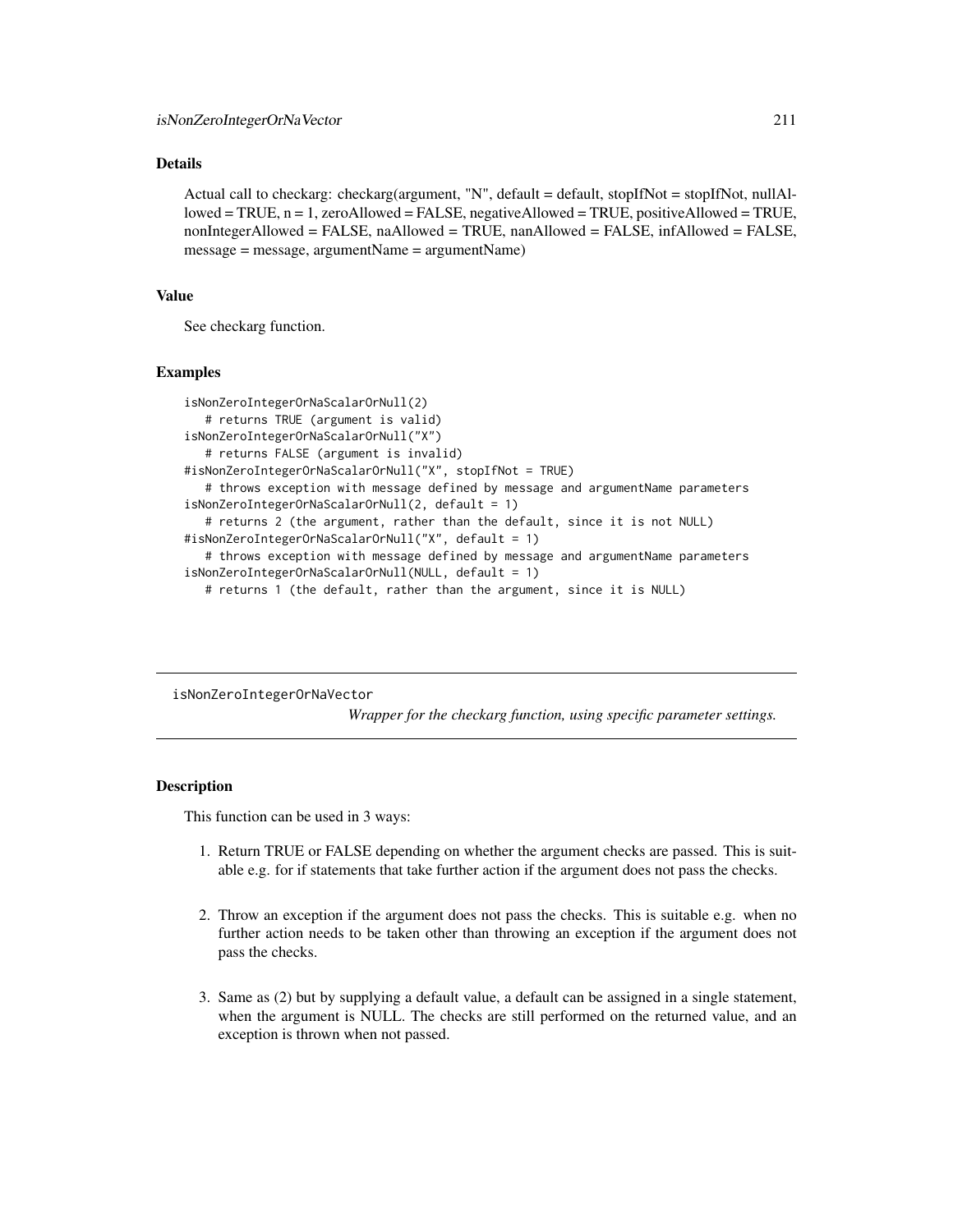### Details

Actual call to checkarg: checkarg(argument, "N", default = default, stopIfNot = stopIfNot, nullAllowed = TRUE, n = 1, zeroAllowed = FALSE, negativeAllowed = TRUE, positiveAllowed = TRUE, nonIntegerAllowed = FALSE, naAllowed = TRUE, nanAllowed = FALSE, infAllowed = FALSE, message = message, argumentName = argumentName)

### Value

See checkarg function.

### Examples

```
isNonZeroIntegerOrNaScalarOrNull(2)
   # returns TRUE (argument is valid)
isNonZeroIntegerOrNaScalarOrNull("X")
   # returns FALSE (argument is invalid)
#isNonZeroIntegerOrNaScalarOrNull("X", stopIfNot = TRUE)
   # throws exception with message defined by message and argumentName parameters
isNonZeroIntegerOrNaScalarOrNull(2, default = 1)
   # returns 2 (the argument, rather than the default, since it is not NULL)
#isNonZeroIntegerOrNaScalarOrNull("X", default = 1)
   # throws exception with message defined by message and argumentName parameters
isNonZeroIntegerOrNaScalarOrNull(NULL, default = 1)
   # returns 1 (the default, rather than the argument, since it is NULL)
```

---

## isNonZeroIntegerOrNaVector

*Wrapper for the checkarg function, using specific parameter settings.*

---

### Description

This function can be used in 3 ways:

1. Return TRUE or FALSE depending on whether the argument checks are passed. This is suitable e.g. for if statements that take further action if the argument does not pass the checks.
2. Throw an exception if the argument does not pass the checks. This is suitable e.g. when no further action needs to be taken other than throwing an exception if the argument does not pass the checks.
3. Same as (2) but by supplying a default value, a default can be assigned in a single statement, when the argument is NULL. The checks are still performed on the returned value, and an exception is thrown when not passed.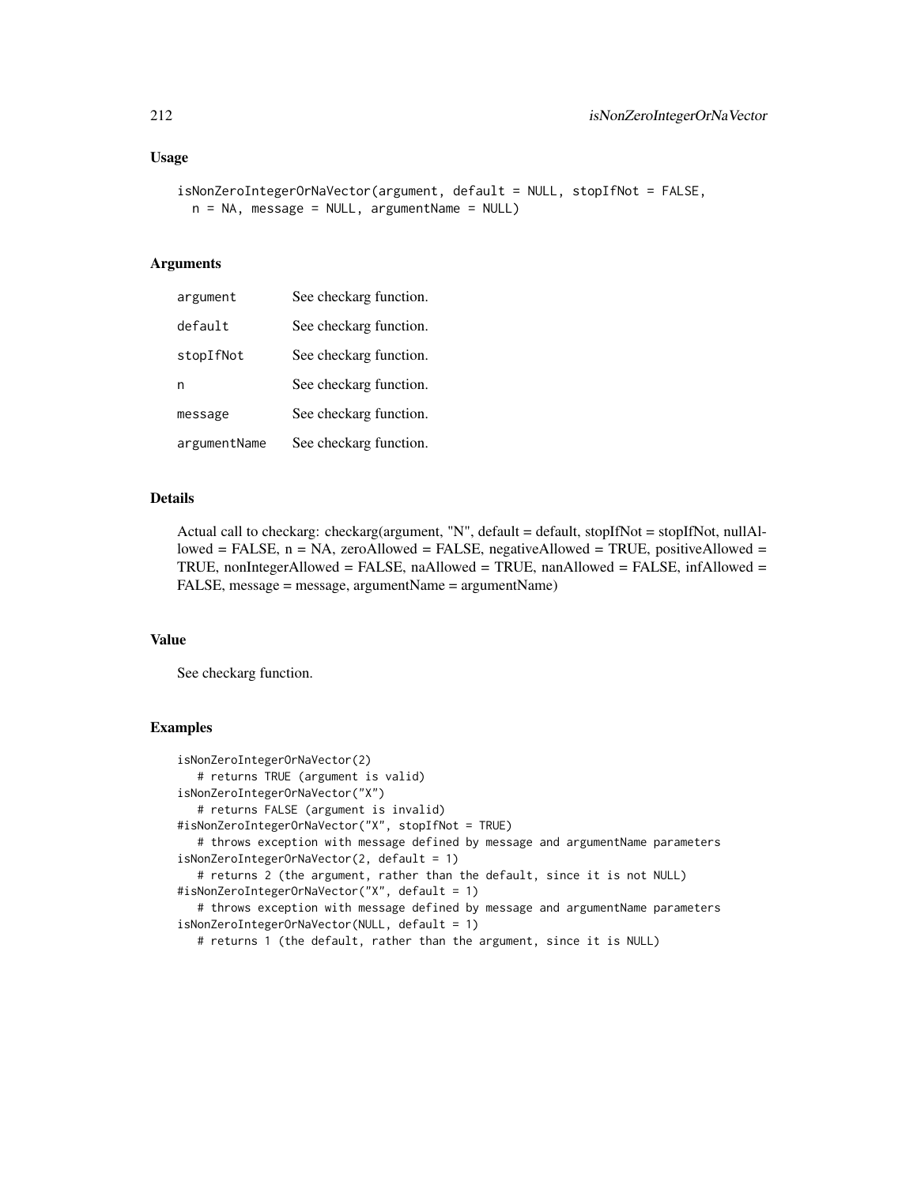### Usage

```
isNonZeroIntegerOrNaVector(argument, default = NULL, stopIfNot = FALSE,
  n = NA, message = NULL, argumentName = NULL)
```

### Arguments

| | |
|---|---|
| argument | See checkarg function. |
| default | See checkarg function. |
| stopIfNot | See checkarg function. |
| n | See checkarg function. |
| message | See checkarg function. |
| argumentName | See checkarg function. |

### Details

Actual call to checkarg: checkarg(argument, "N", default = default, stopIfNot = stopIfNot, nullAllowed = FALSE, n = NA, zeroAllowed = FALSE, negativeAllowed = TRUE, positiveAllowed = TRUE, nonIntegerAllowed = FALSE, naAllowed = TRUE, nanAllowed = FALSE, infAllowed = FALSE, message = message, argumentName = argumentName)

### Value

See checkarg function.

### Examples

```
isNonZeroIntegerOrNaVector(2)
   # returns TRUE (argument is valid)
isNonZeroIntegerOrNaVector("X")
   # returns FALSE (argument is invalid)
#isNonZeroIntegerOrNaVector("X", stopIfNot = TRUE)
   # throws exception with message defined by message and argumentName parameters
isNonZeroIntegerOrNaVector(2, default = 1)
   # returns 2 (the argument, rather than the default, since it is not NULL)
#isNonZeroIntegerOrNaVector("X", default = 1)
   # throws exception with message defined by message and argumentName parameters
isNonZeroIntegerOrNaVector(NULL, default = 1)
   # returns 1 (the default, rather than the argument, since it is NULL)
```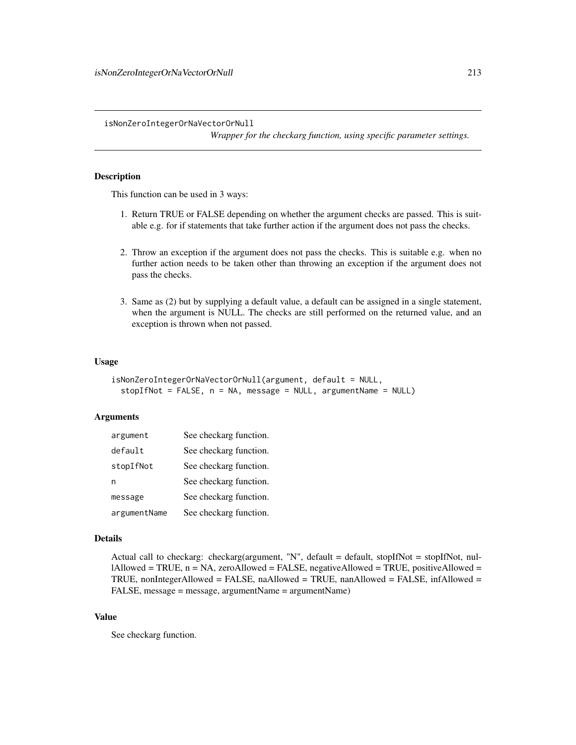`isNonZeroIntegerOrNaVectorOrNull` *Wrapper for the checkarg function, using specific parameter settings.*

## Description

This function can be used in 3 ways:

1. Return TRUE or FALSE depending on whether the argument checks are passed. This is suitable e.g. for if statements that take further action if the argument does not pass the checks.

2. Throw an exception if the argument does not pass the checks. This is suitable e.g. when no further action needs to be taken other than throwing an exception if the argument does not pass the checks.

3. Same as (2) but by supplying a default value, a default can be assigned in a single statement, when the argument is NULL. The checks are still performed on the returned value, and an exception is thrown when not passed.

## Usage

```
isNonZeroIntegerOrNaVectorOrNull(argument, default = NULL,
  stopIfNot = FALSE, n = NA, message = NULL, argumentName = NULL)
```

## Arguments

| | |
|---|---|
| `argument` | See checkarg function. |
| `default` | See checkarg function. |
| `stopIfNot` | See checkarg function. |
| `n` | See checkarg function. |
| `message` | See checkarg function. |
| `argumentName` | See checkarg function. |

## Details

Actual call to checkarg: checkarg(argument, "N", default = default, stopIfNot = stopIfNot, nullAllowed = TRUE, n = NA, zeroAllowed = FALSE, negativeAllowed = TRUE, positiveAllowed = TRUE, nonIntegerAllowed = FALSE, naAllowed = TRUE, nanAllowed = FALSE, infAllowed = FALSE, message = message, argumentName = argumentName)

## Value

See checkarg function.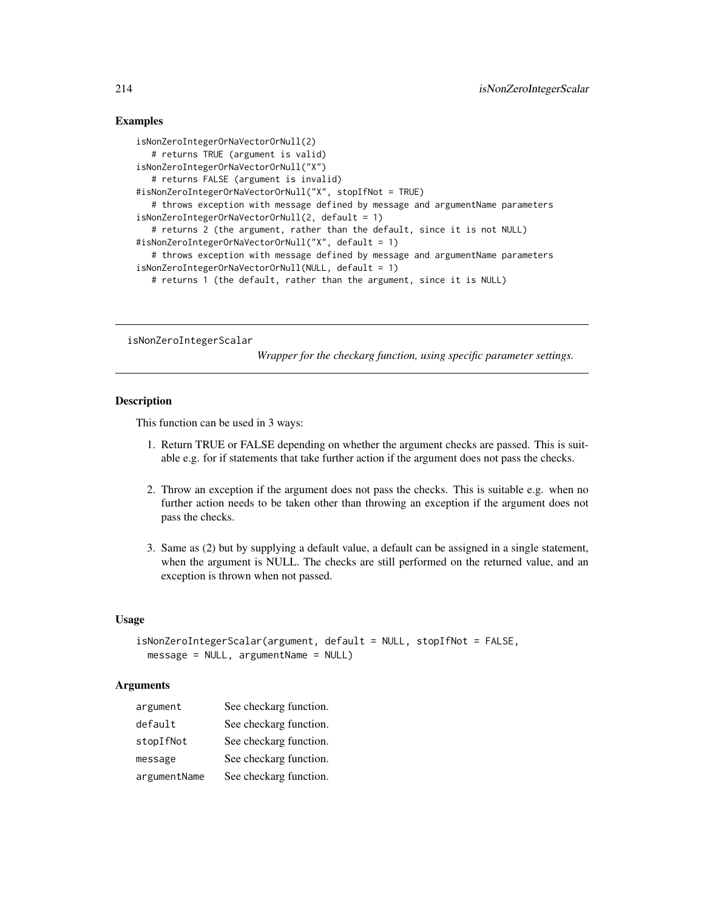### Examples

```
isNonZeroIntegerOrNaVectorOrNull(2)
   # returns TRUE (argument is valid)
isNonZeroIntegerOrNaVectorOrNull("X")
   # returns FALSE (argument is invalid)
#isNonZeroIntegerOrNaVectorOrNull("X", stopIfNot = TRUE)
   # throws exception with message defined by message and argumentName parameters
isNonZeroIntegerOrNaVectorOrNull(2, default = 1)
   # returns 2 (the argument, rather than the default, since it is not NULL)
#isNonZeroIntegerOrNaVectorOrNull("X", default = 1)
   # throws exception with message defined by message and argumentName parameters
isNonZeroIntegerOrNaVectorOrNull(NULL, default = 1)
   # returns 1 (the default, rather than the argument, since it is NULL)
```

---

## isNonZeroIntegerScalar

*Wrapper for the checkarg function, using specific parameter settings.*

---

### Description

This function can be used in 3 ways:

1. Return TRUE or FALSE depending on whether the argument checks are passed. This is suitable e.g. for if statements that take further action if the argument does not pass the checks.
2. Throw an exception if the argument does not pass the checks. This is suitable e.g. when no further action needs to be taken other than throwing an exception if the argument does not pass the checks.
3. Same as (2) but by supplying a default value, a default can be assigned in a single statement, when the argument is NULL. The checks are still performed on the returned value, and an exception is thrown when not passed.

### Usage

```
isNonZeroIntegerScalar(argument, default = NULL, stopIfNot = FALSE,
  message = NULL, argumentName = NULL)
```

### Arguments

| | |
|---|---|
| argument | See checkarg function. |
| default | See checkarg function. |
| stopIfNot | See checkarg function. |
| message | See checkarg function. |
| argumentName | See checkarg function. |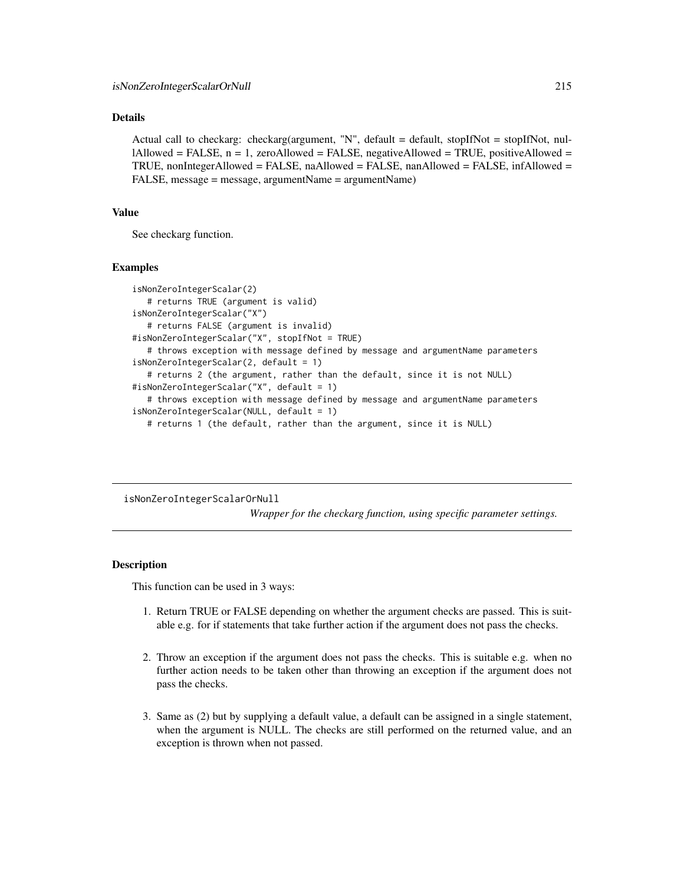### Details

Actual call to checkarg: checkarg(argument, "N", default = default, stopIfNot = stopIfNot, nullAllowed = FALSE, n = 1, zeroAllowed = FALSE, negativeAllowed = TRUE, positiveAllowed = TRUE, nonIntegerAllowed = FALSE, naAllowed = FALSE, nanAllowed = FALSE, infAllowed = FALSE, message = message, argumentName = argumentName)

### Value

See checkarg function.

### Examples

```
isNonZeroIntegerScalar(2)
   # returns TRUE (argument is valid)
isNonZeroIntegerScalar("X")
   # returns FALSE (argument is invalid)
#isNonZeroIntegerScalar("X", stopIfNot = TRUE)
   # throws exception with message defined by message and argumentName parameters
isNonZeroIntegerScalar(2, default = 1)
   # returns 2 (the argument, rather than the default, since it is not NULL)
#isNonZeroIntegerScalar("X", default = 1)
   # throws exception with message defined by message and argumentName parameters
isNonZeroIntegerScalar(NULL, default = 1)
   # returns 1 (the default, rather than the argument, since it is NULL)
```

---

## isNonZeroIntegerScalarOrNull

*Wrapper for the checkarg function, using specific parameter settings.*

---

### Description

This function can be used in 3 ways:

1. Return TRUE or FALSE depending on whether the argument checks are passed. This is suitable e.g. for if statements that take further action if the argument does not pass the checks.
2. Throw an exception if the argument does not pass the checks. This is suitable e.g. when no further action needs to be taken other than throwing an exception if the argument does not pass the checks.
3. Same as (2) but by supplying a default value, a default can be assigned in a single statement, when the argument is NULL. The checks are still performed on the returned value, and an exception is thrown when not passed.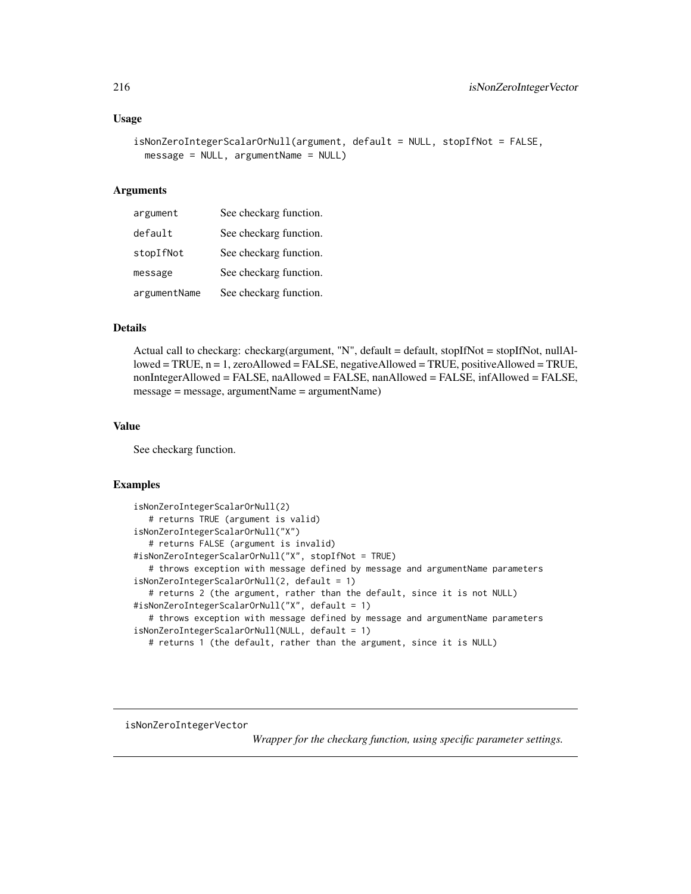### Usage

```
isNonZeroIntegerScalarOrNull(argument, default = NULL, stopIfNot = FALSE,
  message = NULL, argumentName = NULL)
```

### Arguments

| | |
|---|---|
| argument | See checkarg function. |
| default | See checkarg function. |
| stopIfNot | See checkarg function. |
| message | See checkarg function. |
| argumentName | See checkarg function. |

### Details

Actual call to checkarg: checkarg(argument, "N", default = default, stopIfNot = stopIfNot, nullAllowed = TRUE, n = 1, zeroAllowed = FALSE, negativeAllowed = TRUE, positiveAllowed = TRUE, nonIntegerAllowed = FALSE, naAllowed = FALSE, nanAllowed = FALSE, infAllowed = FALSE, message = message, argumentName = argumentName)

### Value

See checkarg function.

### Examples

```
isNonZeroIntegerScalarOrNull(2)
   # returns TRUE (argument is valid)
isNonZeroIntegerScalarOrNull("X")
   # returns FALSE (argument is invalid)
#isNonZeroIntegerScalarOrNull("X", stopIfNot = TRUE)
   # throws exception with message defined by message and argumentName parameters
isNonZeroIntegerScalarOrNull(2, default = 1)
   # returns 2 (the argument, rather than the default, since it is not NULL)
#isNonZeroIntegerScalarOrNull("X", default = 1)
   # throws exception with message defined by message and argumentName parameters
isNonZeroIntegerScalarOrNull(NULL, default = 1)
   # returns 1 (the default, rather than the argument, since it is NULL)
```

---

## isNonZeroIntegerVector

*Wrapper for the checkarg function, using specific parameter settings.*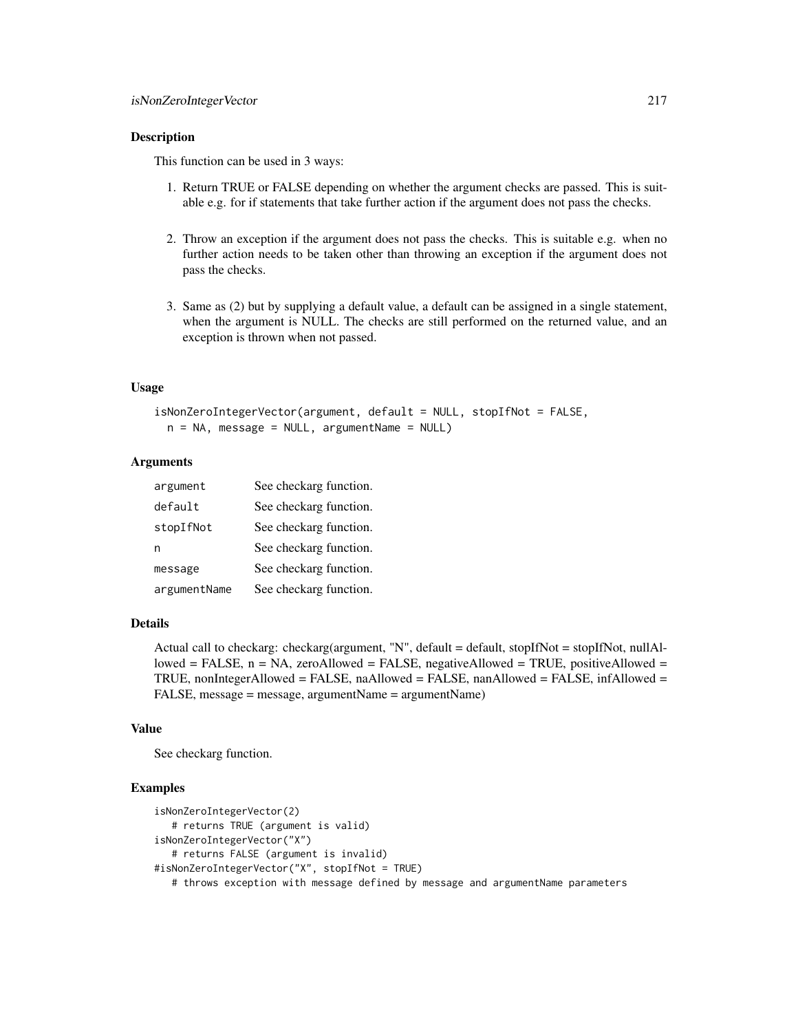## Description

This function can be used in 3 ways:

1. Return TRUE or FALSE depending on whether the argument checks are passed. This is suitable e.g. for if statements that take further action if the argument does not pass the checks.
2. Throw an exception if the argument does not pass the checks. This is suitable e.g. when no further action needs to be taken other than throwing an exception if the argument does not pass the checks.
3. Same as (2) but by supplying a default value, a default can be assigned in a single statement, when the argument is NULL. The checks are still performed on the returned value, and an exception is thrown when not passed.

## Usage

```
isNonZeroIntegerVector(argument, default = NULL, stopIfNot = FALSE,
  n = NA, message = NULL, argumentName = NULL)
```

## Arguments

| | |
|---|---|
| `argument` | See checkarg function. |
| `default` | See checkarg function. |
| `stopIfNot` | See checkarg function. |
| `n` | See checkarg function. |
| `message` | See checkarg function. |
| `argumentName` | See checkarg function. |

## Details

Actual call to checkarg: checkarg(argument, "N", default = default, stopIfNot = stopIfNot, nullAllowed = FALSE, n = NA, zeroAllowed = FALSE, negativeAllowed = TRUE, positiveAllowed = TRUE, nonIntegerAllowed = FALSE, naAllowed = FALSE, nanAllowed = FALSE, infAllowed = FALSE, message = message, argumentName = argumentName)

## Value

See checkarg function.

## Examples

```
isNonZeroIntegerVector(2)
   # returns TRUE (argument is valid)
isNonZeroIntegerVector("X")
   # returns FALSE (argument is invalid)
#isNonZeroIntegerVector("X", stopIfNot = TRUE)
   # throws exception with message defined by message and argumentName parameters
```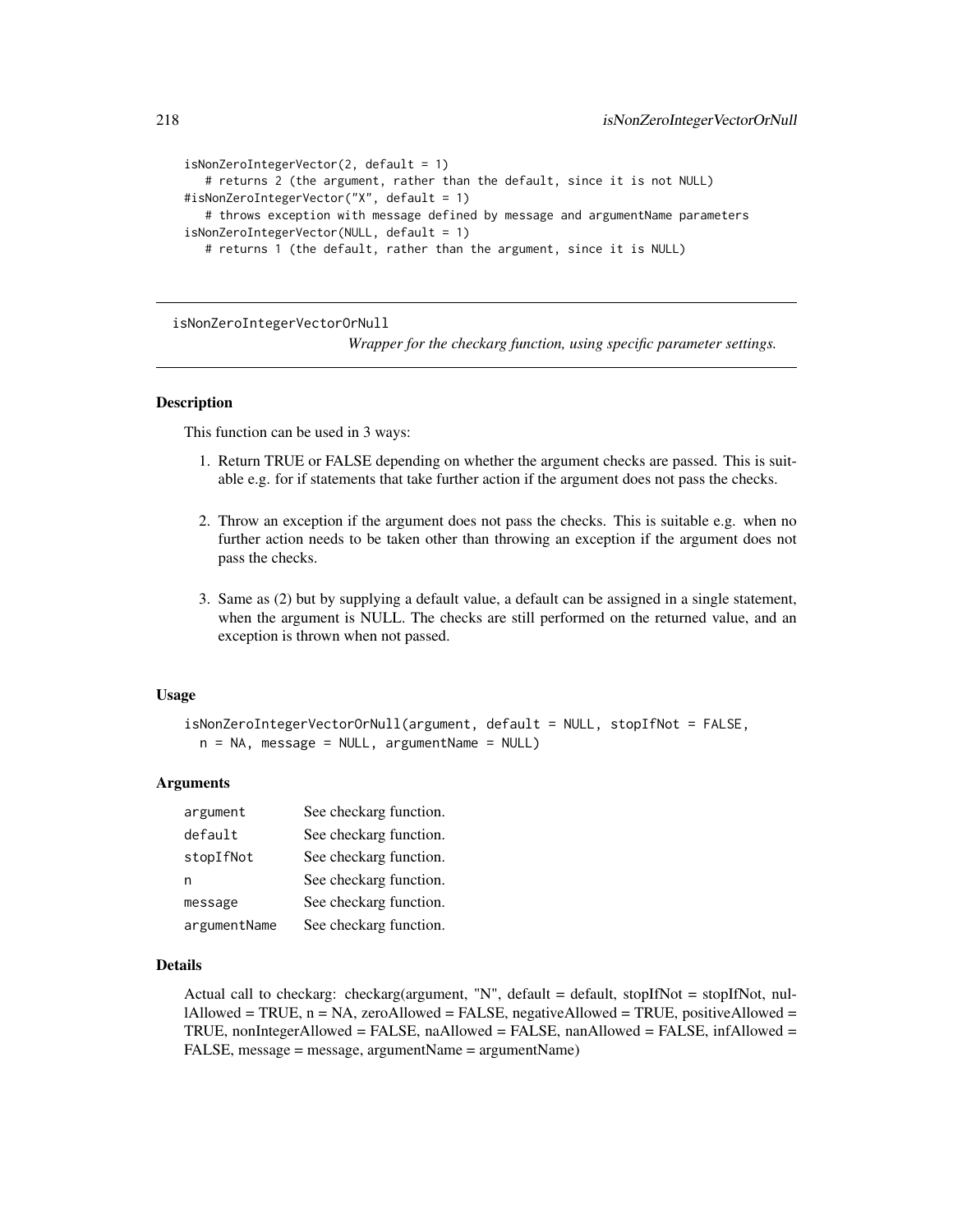```
isNonZeroIntegerVector(2, default = 1)
   # returns 2 (the argument, rather than the default, since it is not NULL)
#isNonZeroIntegerVector("X", default = 1)
   # throws exception with message defined by message and argumentName parameters
isNonZeroIntegerVector(NULL, default = 1)
   # returns 1 (the default, rather than the argument, since it is NULL)
```

---

## isNonZeroIntegerVectorOrNull

*Wrapper for the checkarg function, using specific parameter settings.*

---

### Description

This function can be used in 3 ways:

1. Return TRUE or FALSE depending on whether the argument checks are passed. This is suitable e.g. for if statements that take further action if the argument does not pass the checks.
2. Throw an exception if the argument does not pass the checks. This is suitable e.g. when no further action needs to be taken other than throwing an exception if the argument does not pass the checks.
3. Same as (2) but by supplying a default value, a default can be assigned in a single statement, when the argument is NULL. The checks are still performed on the returned value, and an exception is thrown when not passed.

### Usage

```
isNonZeroIntegerVectorOrNull(argument, default = NULL, stopIfNot = FALSE,
  n = NA, message = NULL, argumentName = NULL)
```

### Arguments

| | |
|---|---|
| argument | See checkarg function. |
| default | See checkarg function. |
| stopIfNot | See checkarg function. |
| n | See checkarg function. |
| message | See checkarg function. |
| argumentName | See checkarg function. |

### Details

Actual call to checkarg: checkarg(argument, "N", default = default, stopIfNot = stopIfNot, nullAllowed = TRUE, n = NA, zeroAllowed = FALSE, negativeAllowed = TRUE, positiveAllowed = TRUE, nonIntegerAllowed = FALSE, naAllowed = FALSE, nanAllowed = FALSE, infAllowed = FALSE, message = message, argumentName = argumentName)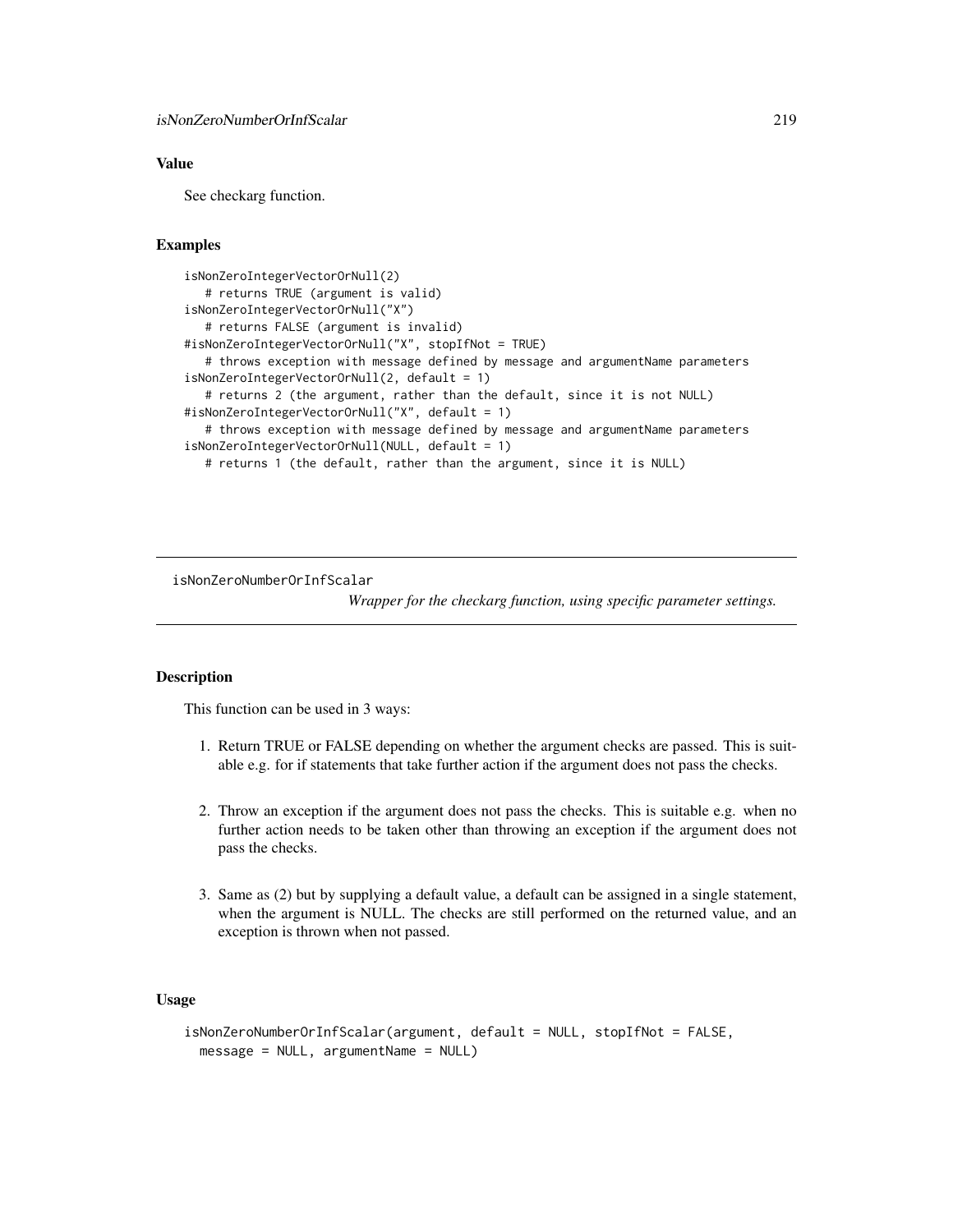### Value

See checkarg function.

### Examples

```
isNonZeroIntegerVectorOrNull(2)
   # returns TRUE (argument is valid)
isNonZeroIntegerVectorOrNull("X")
   # returns FALSE (argument is invalid)
#isNonZeroIntegerVectorOrNull("X", stopIfNot = TRUE)
   # throws exception with message defined by message and argumentName parameters
isNonZeroIntegerVectorOrNull(2, default = 1)
   # returns 2 (the argument, rather than the default, since it is not NULL)
#isNonZeroIntegerVectorOrNull("X", default = 1)
   # throws exception with message defined by message and argumentName parameters
isNonZeroIntegerVectorOrNull(NULL, default = 1)
   # returns 1 (the default, rather than the argument, since it is NULL)
```

---

## isNonZeroNumberOrInfScalar

*Wrapper for the checkarg function, using specific parameter settings.*

---

### Description

This function can be used in 3 ways:

1. Return TRUE or FALSE depending on whether the argument checks are passed. This is suitable e.g. for if statements that take further action if the argument does not pass the checks.
2. Throw an exception if the argument does not pass the checks. This is suitable e.g. when no further action needs to be taken other than throwing an exception if the argument does not pass the checks.
3. Same as (2) but by supplying a default value, a default can be assigned in a single statement, when the argument is NULL. The checks are still performed on the returned value, and an exception is thrown when not passed.

### Usage

```
isNonZeroNumberOrInfScalar(argument, default = NULL, stopIfNot = FALSE,
  message = NULL, argumentName = NULL)
```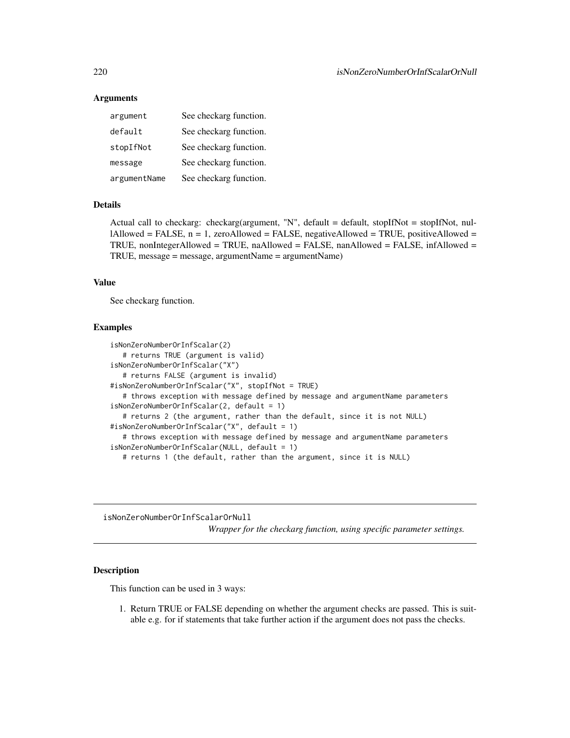### Arguments

| | |
|---|---|
| argument | See checkarg function. |
| default | See checkarg function. |
| stopIfNot | See checkarg function. |
| message | See checkarg function. |
| argumentName | See checkarg function. |

### Details

Actual call to checkarg: checkarg(argument, "N", default = default, stopIfNot = stopIfNot, nullAllowed = FALSE, n = 1, zeroAllowed = FALSE, negativeAllowed = TRUE, positiveAllowed = TRUE, nonIntegerAllowed = TRUE, naAllowed = FALSE, nanAllowed = FALSE, infAllowed = TRUE, message = message, argumentName = argumentName)

### Value

See checkarg function.

### Examples

```
isNonZeroNumberOrInfScalar(2)
   # returns TRUE (argument is valid)
isNonZeroNumberOrInfScalar("X")
   # returns FALSE (argument is invalid)
#isNonZeroNumberOrInfScalar("X", stopIfNot = TRUE)
   # throws exception with message defined by message and argumentName parameters
isNonZeroNumberOrInfScalar(2, default = 1)
   # returns 2 (the argument, rather than the default, since it is not NULL)
#isNonZeroNumberOrInfScalar("X", default = 1)
   # throws exception with message defined by message and argumentName parameters
isNonZeroNumberOrInfScalar(NULL, default = 1)
   # returns 1 (the default, rather than the argument, since it is NULL)
```

---

## isNonZeroNumberOrInfScalarOrNull

*Wrapper for the checkarg function, using specific parameter settings.*

---

### Description

This function can be used in 3 ways:

1. Return TRUE or FALSE depending on whether the argument checks are passed. This is suitable e.g. for if statements that take further action if the argument does not pass the checks.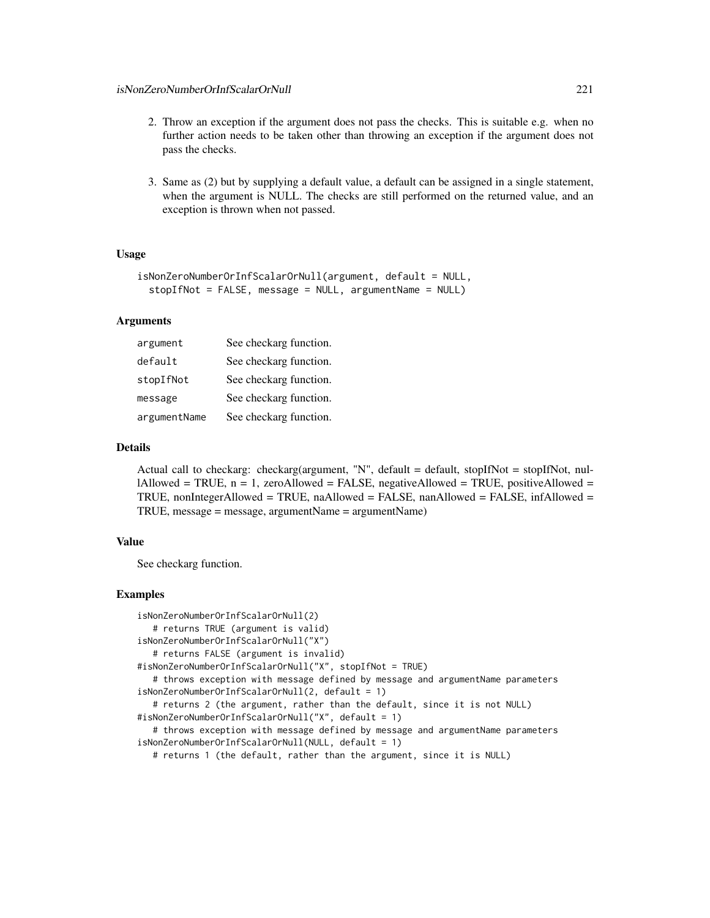2. Throw an exception if the argument does not pass the checks. This is suitable e.g. when no further action needs to be taken other than throwing an exception if the argument does not pass the checks.

3. Same as (2) but by supplying a default value, a default can be assigned in a single statement, when the argument is NULL. The checks are still performed on the returned value, and an exception is thrown when not passed.

### Usage

```
isNonZeroNumberOrInfScalarOrNull(argument, default = NULL,
  stopIfNot = FALSE, message = NULL, argumentName = NULL)
```

### Arguments

| | |
|---|---|
| argument | See checkarg function. |
| default | See checkarg function. |
| stopIfNot | See checkarg function. |
| message | See checkarg function. |
| argumentName | See checkarg function. |

### Details

Actual call to checkarg: checkarg(argument, "N", default = default, stopIfNot = stopIfNot, nullAllowed = TRUE, n = 1, zeroAllowed = FALSE, negativeAllowed = TRUE, positiveAllowed = TRUE, nonIntegerAllowed = TRUE, naAllowed = FALSE, nanAllowed = FALSE, infAllowed = TRUE, message = message, argumentName = argumentName)

### Value

See checkarg function.

### Examples

```
isNonZeroNumberOrInfScalarOrNull(2)
   # returns TRUE (argument is valid)
isNonZeroNumberOrInfScalarOrNull("X")
   # returns FALSE (argument is invalid)
#isNonZeroNumberOrInfScalarOrNull("X", stopIfNot = TRUE)
   # throws exception with message defined by message and argumentName parameters
isNonZeroNumberOrInfScalarOrNull(2, default = 1)
   # returns 2 (the argument, rather than the default, since it is not NULL)
#isNonZeroNumberOrInfScalarOrNull("X", default = 1)
   # throws exception with message defined by message and argumentName parameters
isNonZeroNumberOrInfScalarOrNull(NULL, default = 1)
   # returns 1 (the default, rather than the argument, since it is NULL)
```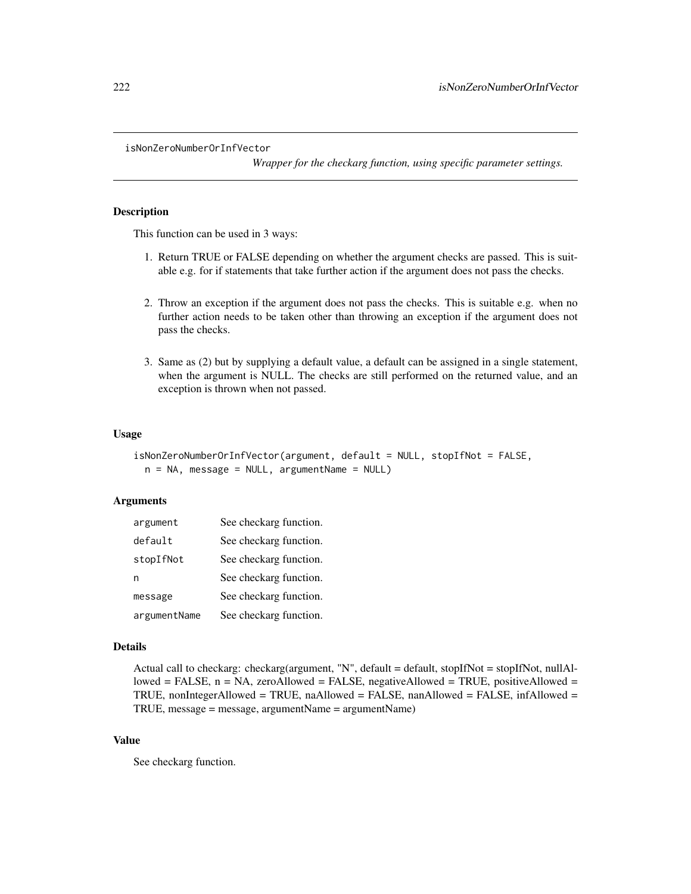isNonZeroNumberOrInfVector

*Wrapper for the checkarg function, using specific parameter settings.*

## Description

This function can be used in 3 ways:

1. Return TRUE or FALSE depending on whether the argument checks are passed. This is suitable e.g. for if statements that take further action if the argument does not pass the checks.
2. Throw an exception if the argument does not pass the checks. This is suitable e.g. when no further action needs to be taken other than throwing an exception if the argument does not pass the checks.
3. Same as (2) but by supplying a default value, a default can be assigned in a single statement, when the argument is NULL. The checks are still performed on the returned value, and an exception is thrown when not passed.

## Usage

```
isNonZeroNumberOrInfVector(argument, default = NULL, stopIfNot = FALSE,
  n = NA, message = NULL, argumentName = NULL)
```

## Arguments

| | |
|---|---|
| argument | See checkarg function. |
| default | See checkarg function. |
| stopIfNot | See checkarg function. |
| n | See checkarg function. |
| message | See checkarg function. |
| argumentName | See checkarg function. |

## Details

Actual call to checkarg: checkarg(argument, "N", default = default, stopIfNot = stopIfNot, nullAllowed = FALSE, n = NA, zeroAllowed = FALSE, negativeAllowed = TRUE, positiveAllowed = TRUE, nonIntegerAllowed = TRUE, naAllowed = FALSE, nanAllowed = FALSE, infAllowed = TRUE, message = message, argumentName = argumentName)

## Value

See checkarg function.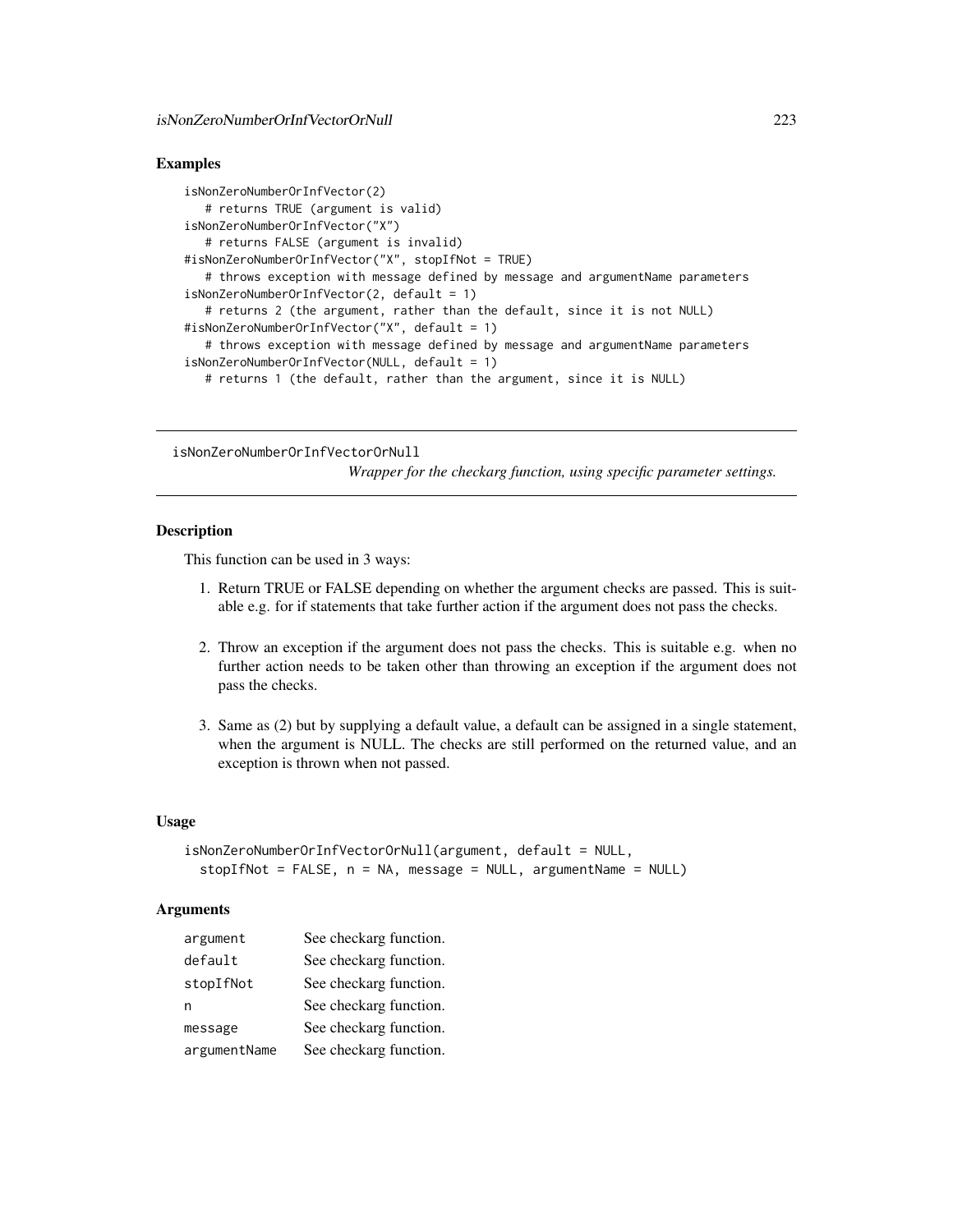### Examples

```
isNonZeroNumberOrInfVector(2)
   # returns TRUE (argument is valid)
isNonZeroNumberOrInfVector("X")
   # returns FALSE (argument is invalid)
#isNonZeroNumberOrInfVector("X", stopIfNot = TRUE)
   # throws exception with message defined by message and argumentName parameters
isNonZeroNumberOrInfVector(2, default = 1)
   # returns 2 (the argument, rather than the default, since it is not NULL)
#isNonZeroNumberOrInfVector("X", default = 1)
   # throws exception with message defined by message and argumentName parameters
isNonZeroNumberOrInfVector(NULL, default = 1)
   # returns 1 (the default, rather than the argument, since it is NULL)
```

---

## isNonZeroNumberOrInfVectorOrNull

*Wrapper for the checkarg function, using specific parameter settings.*

---

### Description

This function can be used in 3 ways:

1. Return TRUE or FALSE depending on whether the argument checks are passed. This is suitable e.g. for if statements that take further action if the argument does not pass the checks.
2. Throw an exception if the argument does not pass the checks. This is suitable e.g. when no further action needs to be taken other than throwing an exception if the argument does not pass the checks.
3. Same as (2) but by supplying a default value, a default can be assigned in a single statement, when the argument is NULL. The checks are still performed on the returned value, and an exception is thrown when not passed.

### Usage

```
isNonZeroNumberOrInfVectorOrNull(argument, default = NULL,
  stopIfNot = FALSE, n = NA, message = NULL, argumentName = NULL)
```

### Arguments

| | |
|---|---|
| argument | See checkarg function. |
| default | See checkarg function. |
| stopIfNot | See checkarg function. |
| n | See checkarg function. |
| message | See checkarg function. |
| argumentName | See checkarg function. |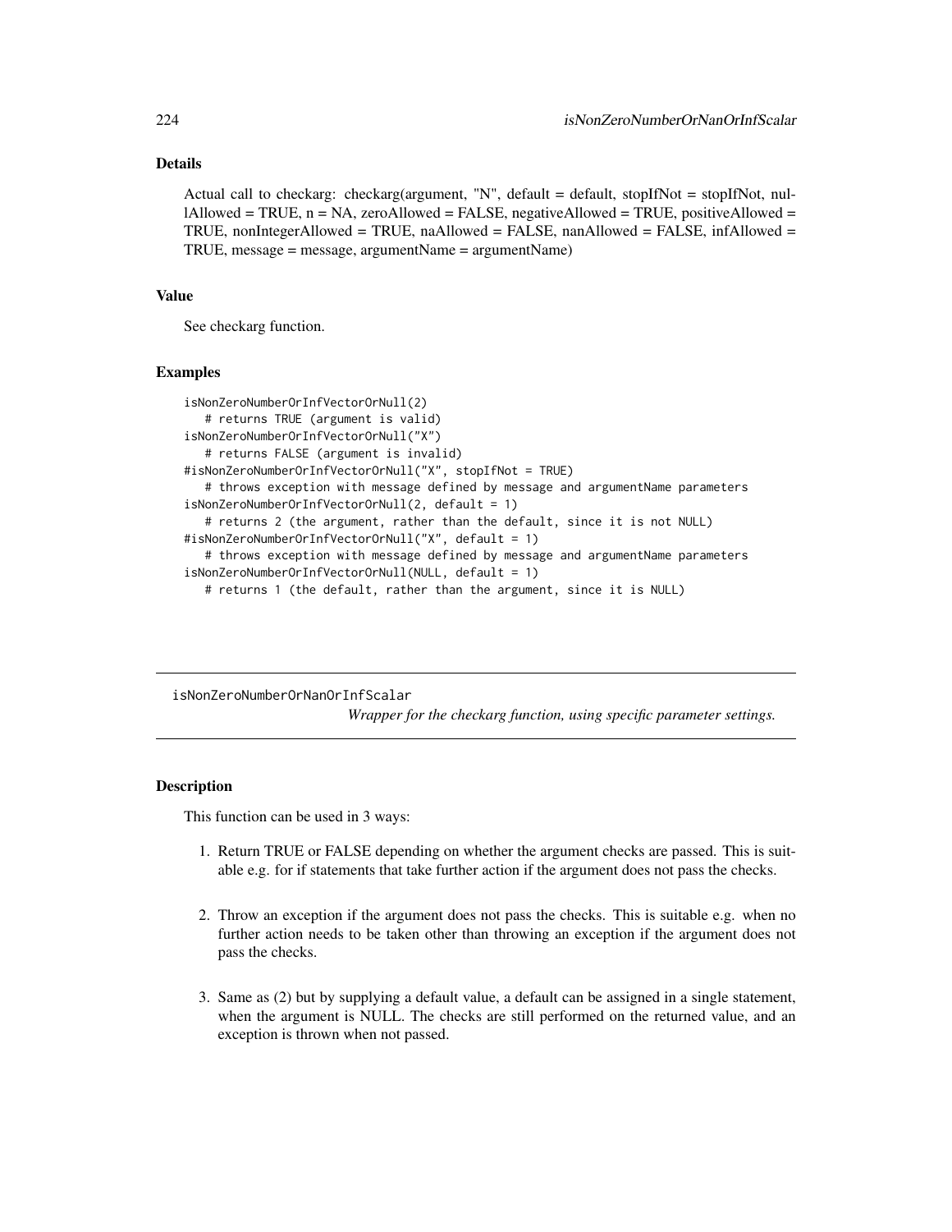## Details

Actual call to checkarg: checkarg(argument, "N", default = default, stopIfNot = stopIfNot, nullAllowed = TRUE, n = NA, zeroAllowed = FALSE, negativeAllowed = TRUE, positiveAllowed = TRUE, nonIntegerAllowed = TRUE, naAllowed = FALSE, nanAllowed = FALSE, infAllowed = TRUE, message = message, argumentName = argumentName)

## Value

See checkarg function.

## Examples

```
isNonZeroNumberOrInfVectorOrNull(2)
   # returns TRUE (argument is valid)
isNonZeroNumberOrInfVectorOrNull("X")
   # returns FALSE (argument is invalid)
#isNonZeroNumberOrInfVectorOrNull("X", stopIfNot = TRUE)
   # throws exception with message defined by message and argumentName parameters
isNonZeroNumberOrInfVectorOrNull(2, default = 1)
   # returns 2 (the argument, rather than the default, since it is not NULL)
#isNonZeroNumberOrInfVectorOrNull("X", default = 1)
   # throws exception with message defined by message and argumentName parameters
isNonZeroNumberOrInfVectorOrNull(NULL, default = 1)
   # returns 1 (the default, rather than the argument, since it is NULL)
```

---

# isNonZeroNumberOrNanOrInfScalar

*Wrapper for the checkarg function, using specific parameter settings.*

---

## Description

This function can be used in 3 ways:

1. Return TRUE or FALSE depending on whether the argument checks are passed. This is suitable e.g. for if statements that take further action if the argument does not pass the checks.
2. Throw an exception if the argument does not pass the checks. This is suitable e.g. when no further action needs to be taken other than throwing an exception if the argument does not pass the checks.
3. Same as (2) but by supplying a default value, a default can be assigned in a single statement, when the argument is NULL. The checks are still performed on the returned value, and an exception is thrown when not passed.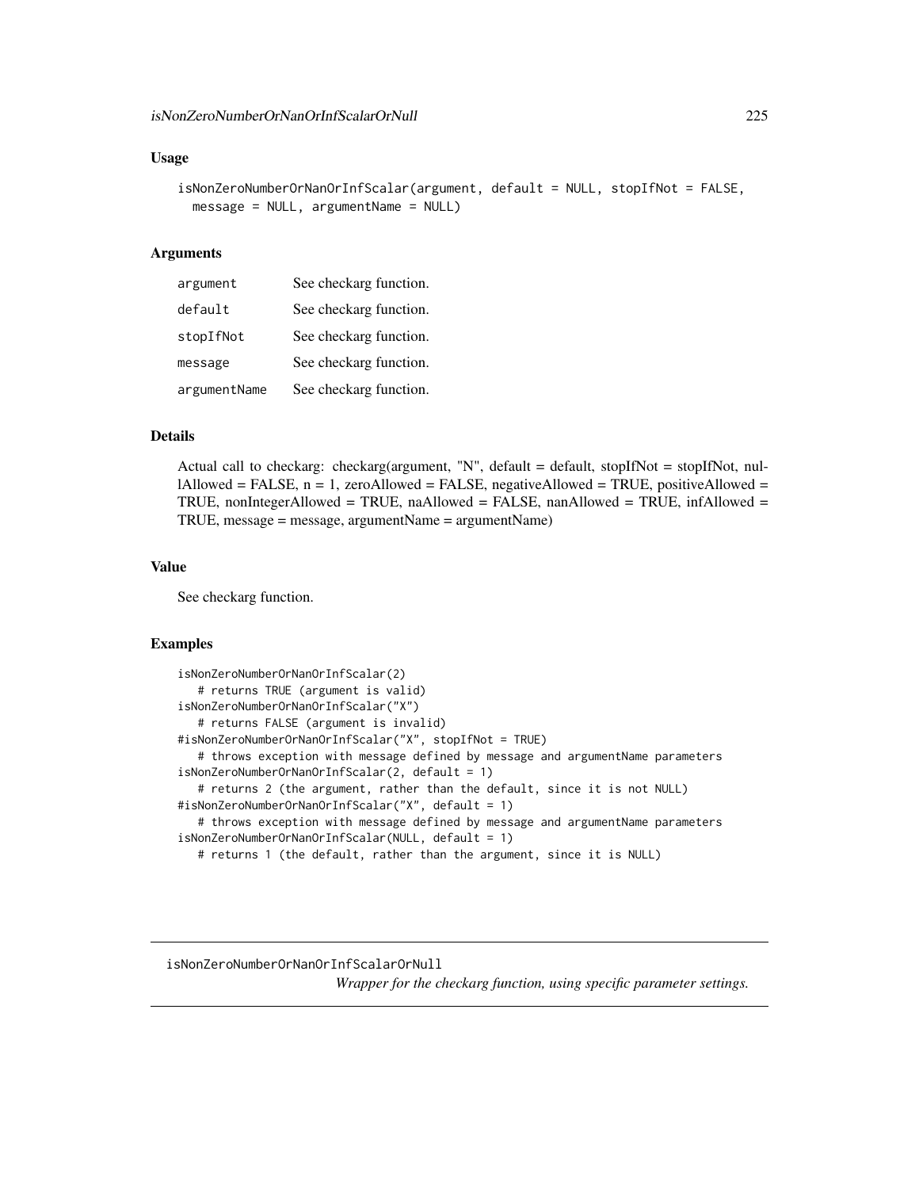## Usage

```
isNonZeroNumberOrNanOrInfScalar(argument, default = NULL, stopIfNot = FALSE,
  message = NULL, argumentName = NULL)
```

## Arguments

| | |
|---|---|
| argument | See checkarg function. |
| default | See checkarg function. |
| stopIfNot | See checkarg function. |
| message | See checkarg function. |
| argumentName | See checkarg function. |

## Details

Actual call to checkarg: checkarg(argument, "N", default = default, stopIfNot = stopIfNot, nullAllowed = FALSE, n = 1, zeroAllowed = FALSE, negativeAllowed = TRUE, positiveAllowed = TRUE, nonIntegerAllowed = TRUE, naAllowed = FALSE, nanAllowed = TRUE, infAllowed = TRUE, message = message, argumentName = argumentName)

## Value

See checkarg function.

## Examples

```
isNonZeroNumberOrNanOrInfScalar(2)
   # returns TRUE (argument is valid)
isNonZeroNumberOrNanOrInfScalar("X")
   # returns FALSE (argument is invalid)
#isNonZeroNumberOrNanOrInfScalar("X", stopIfNot = TRUE)
   # throws exception with message defined by message and argumentName parameters
isNonZeroNumberOrNanOrInfScalar(2, default = 1)
   # returns 2 (the argument, rather than the default, since it is not NULL)
#isNonZeroNumberOrNanOrInfScalar("X", default = 1)
   # throws exception with message defined by message and argumentName parameters
isNonZeroNumberOrNanOrInfScalar(NULL, default = 1)
   # returns 1 (the default, rather than the argument, since it is NULL)
```

---

isNonZeroNumberOrNanOrInfScalarOrNull

*Wrapper for the checkarg function, using specific parameter settings.*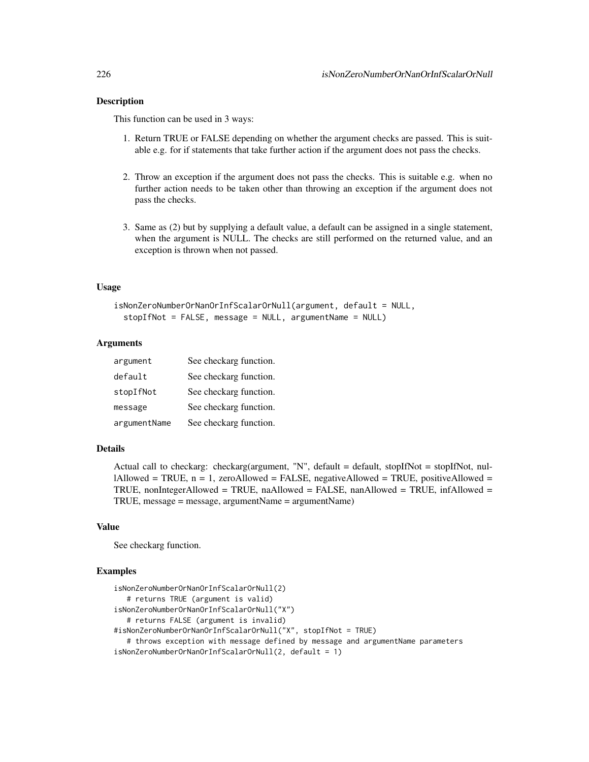## Description

This function can be used in 3 ways:

1. Return TRUE or FALSE depending on whether the argument checks are passed. This is suitable e.g. for if statements that take further action if the argument does not pass the checks.

2. Throw an exception if the argument does not pass the checks. This is suitable e.g. when no further action needs to be taken other than throwing an exception if the argument does not pass the checks.

3. Same as (2) but by supplying a default value, a default can be assigned in a single statement, when the argument is NULL. The checks are still performed on the returned value, and an exception is thrown when not passed.

## Usage

```
isNonZeroNumberOrNanOrInfScalarOrNull(argument, default = NULL,
  stopIfNot = FALSE, message = NULL, argumentName = NULL)
```

## Arguments

| | |
|---|---|
| argument | See checkarg function. |
| default | See checkarg function. |
| stopIfNot | See checkarg function. |
| message | See checkarg function. |
| argumentName | See checkarg function. |

## Details

Actual call to checkarg: checkarg(argument, "N", default = default, stopIfNot = stopIfNot, nullAllowed = TRUE, n = 1, zeroAllowed = FALSE, negativeAllowed = TRUE, positiveAllowed = TRUE, nonIntegerAllowed = TRUE, naAllowed = FALSE, nanAllowed = TRUE, infAllowed = TRUE, message = message, argumentName = argumentName)

## Value

See checkarg function.

## Examples

```
isNonZeroNumberOrNanOrInfScalarOrNull(2)
   # returns TRUE (argument is valid)
isNonZeroNumberOrNanOrInfScalarOrNull("X")
   # returns FALSE (argument is invalid)
#isNonZeroNumberOrNanOrInfScalarOrNull("X", stopIfNot = TRUE)
   # throws exception with message defined by message and argumentName parameters
isNonZeroNumberOrNanOrInfScalarOrNull(2, default = 1)
```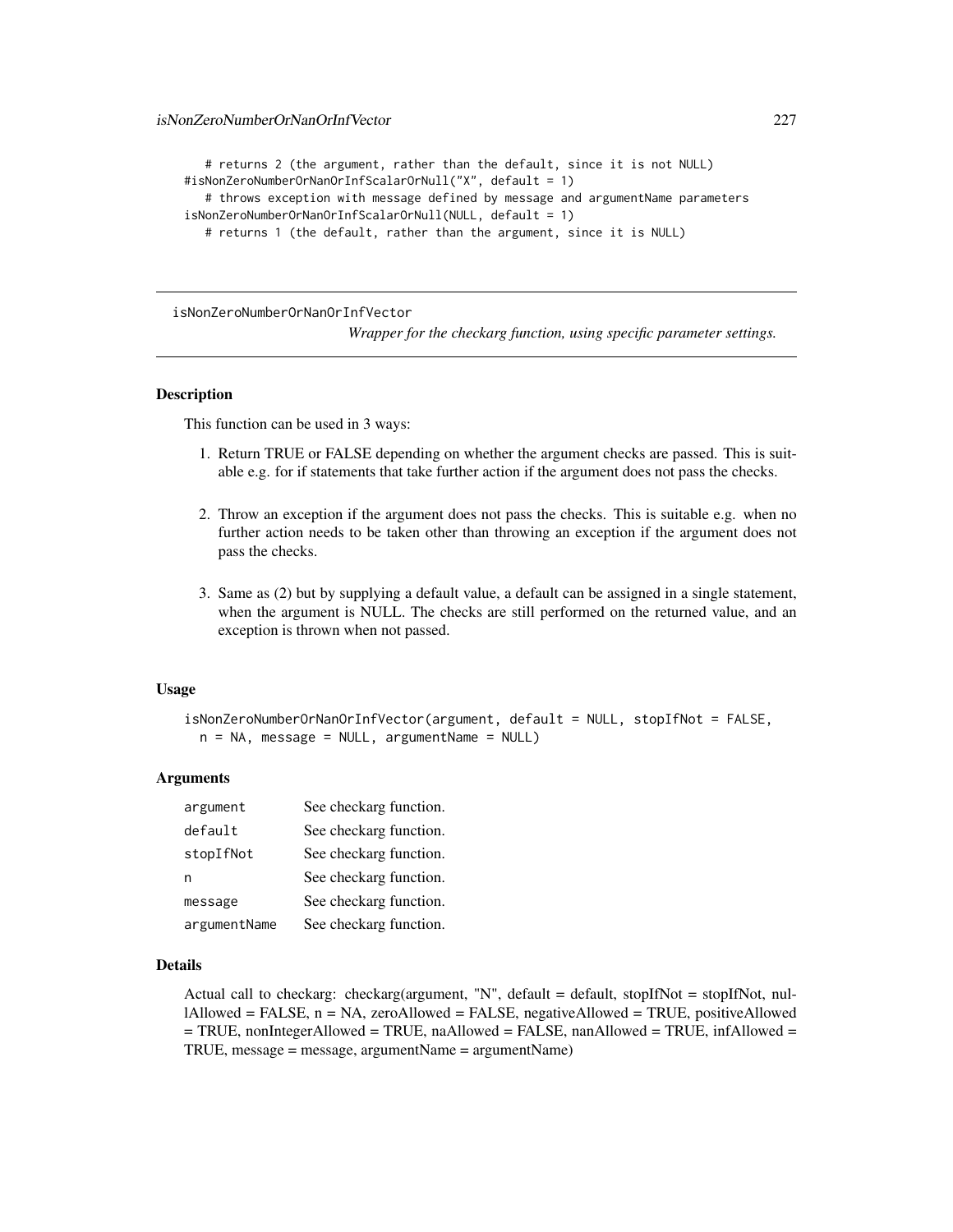```
    # returns 2 (the argument, rather than the default, since it is not NULL)
#isNonZeroNumberOrNanOrInfScalarOrNull("X", default = 1)
    # throws exception with message defined by message and argumentName parameters
isNonZeroNumberOrNanOrInfScalarOrNull(NULL, default = 1)
    # returns 1 (the default, rather than the argument, since it is NULL)
```

---

## isNonZeroNumberOrNanOrInfVector

*Wrapper for the checkarg function, using specific parameter settings.*

---

### Description

This function can be used in 3 ways:

1. Return TRUE or FALSE depending on whether the argument checks are passed. This is suitable e.g. for if statements that take further action if the argument does not pass the checks.
2. Throw an exception if the argument does not pass the checks. This is suitable e.g. when no further action needs to be taken other than throwing an exception if the argument does not pass the checks.
3. Same as (2) but by supplying a default value, a default can be assigned in a single statement, when the argument is NULL. The checks are still performed on the returned value, and an exception is thrown when not passed.

### Usage

```
isNonZeroNumberOrNanOrInfVector(argument, default = NULL, stopIfNot = FALSE,
  n = NA, message = NULL, argumentName = NULL)
```

### Arguments

| | |
|---|---|
| argument | See checkarg function. |
| default | See checkarg function. |
| stopIfNot | See checkarg function. |
| n | See checkarg function. |
| message | See checkarg function. |
| argumentName | See checkarg function. |

### Details

Actual call to checkarg: checkarg(argument, "N", default = default, stopIfNot = stopIfNot, nullAllowed = FALSE, n = NA, zeroAllowed = FALSE, negativeAllowed = TRUE, positiveAllowed = TRUE, nonIntegerAllowed = TRUE, naAllowed = FALSE, nanAllowed = TRUE, infAllowed = TRUE, message = message, argumentName = argumentName)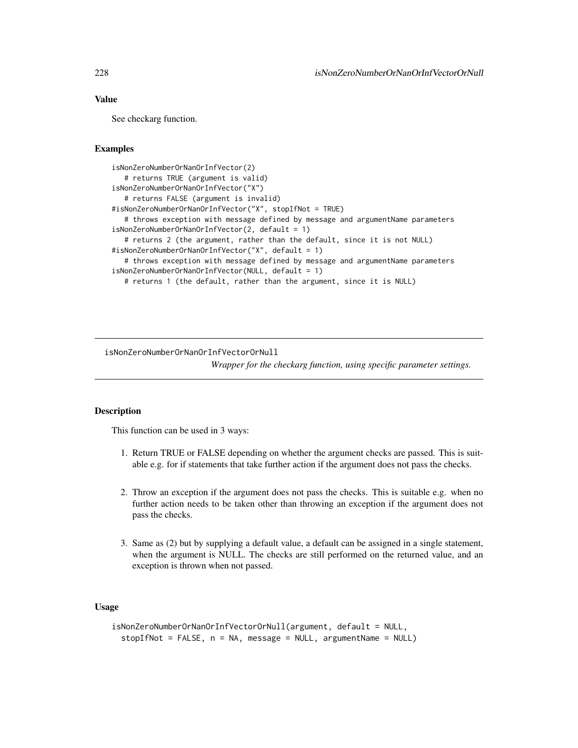## Value

See checkarg function.

## Examples

```
isNonZeroNumberOrNanOrInfVector(2)
   # returns TRUE (argument is valid)
isNonZeroNumberOrNanOrInfVector("X")
   # returns FALSE (argument is invalid)
#isNonZeroNumberOrNanOrInfVector("X", stopIfNot = TRUE)
   # throws exception with message defined by message and argumentName parameters
isNonZeroNumberOrNanOrInfVector(2, default = 1)
   # returns 2 (the argument, rather than the default, since it is not NULL)
#isNonZeroNumberOrNanOrInfVector("X", default = 1)
   # throws exception with message defined by message and argumentName parameters
isNonZeroNumberOrNanOrInfVector(NULL, default = 1)
   # returns 1 (the default, rather than the argument, since it is NULL)
```

---

# isNonZeroNumberOrNanOrInfVectorOrNull

*Wrapper for the checkarg function, using specific parameter settings.*

---

## Description

This function can be used in 3 ways:

1. Return TRUE or FALSE depending on whether the argument checks are passed. This is suitable e.g. for if statements that take further action if the argument does not pass the checks.
2. Throw an exception if the argument does not pass the checks. This is suitable e.g. when no further action needs to be taken other than throwing an exception if the argument does not pass the checks.
3. Same as (2) but by supplying a default value, a default can be assigned in a single statement, when the argument is NULL. The checks are still performed on the returned value, and an exception is thrown when not passed.

## Usage

```
isNonZeroNumberOrNanOrInfVectorOrNull(argument, default = NULL,
  stopIfNot = FALSE, n = NA, message = NULL, argumentName = NULL)
```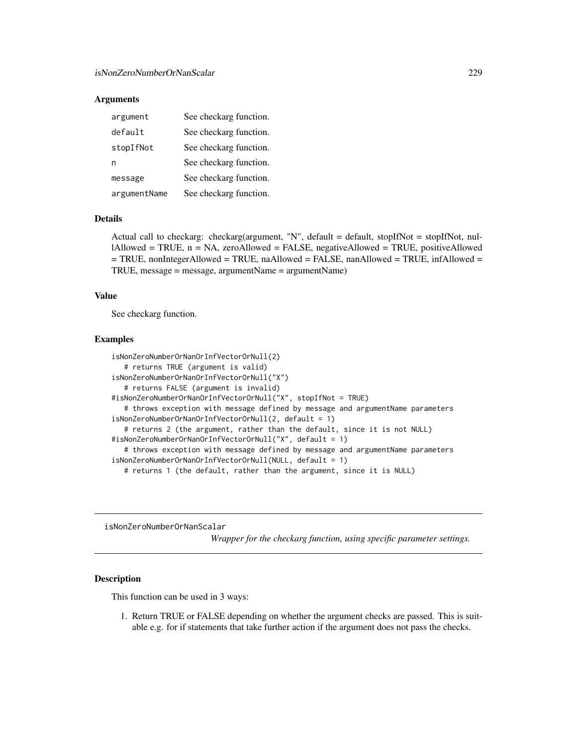### Arguments

| | |
|---|---|
| argument | See checkarg function. |
| default | See checkarg function. |
| stopIfNot | See checkarg function. |
| n | See checkarg function. |
| message | See checkarg function. |
| argumentName | See checkarg function. |

### Details

Actual call to checkarg: checkarg(argument, "N", default = default, stopIfNot = stopIfNot, nullAllowed = TRUE, n = NA, zeroAllowed = FALSE, negativeAllowed = TRUE, positiveAllowed = TRUE, nonIntegerAllowed = TRUE, naAllowed = FALSE, nanAllowed = TRUE, infAllowed = TRUE, message = message, argumentName = argumentName)

### Value

See checkarg function.

### Examples

```
isNonZeroNumberOrNanOrInfVectorOrNull(2)
   # returns TRUE (argument is valid)
isNonZeroNumberOrNanOrInfVectorOrNull("X")
   # returns FALSE (argument is invalid)
#isNonZeroNumberOrNanOrInfVectorOrNull("X", stopIfNot = TRUE)
   # throws exception with message defined by message and argumentName parameters
isNonZeroNumberOrNanOrInfVectorOrNull(2, default = 1)
   # returns 2 (the argument, rather than the default, since it is not NULL)
#isNonZeroNumberOrNanOrInfVectorOrNull("X", default = 1)
   # throws exception with message defined by message and argumentName parameters
isNonZeroNumberOrNanOrInfVectorOrNull(NULL, default = 1)
   # returns 1 (the default, rather than the argument, since it is NULL)
```

---

## isNonZeroNumberOrNanScalar

*Wrapper for the checkarg function, using specific parameter settings.*

---

### Description

This function can be used in 3 ways:

1. Return TRUE or FALSE depending on whether the argument checks are passed. This is suitable e.g. for if statements that take further action if the argument does not pass the checks.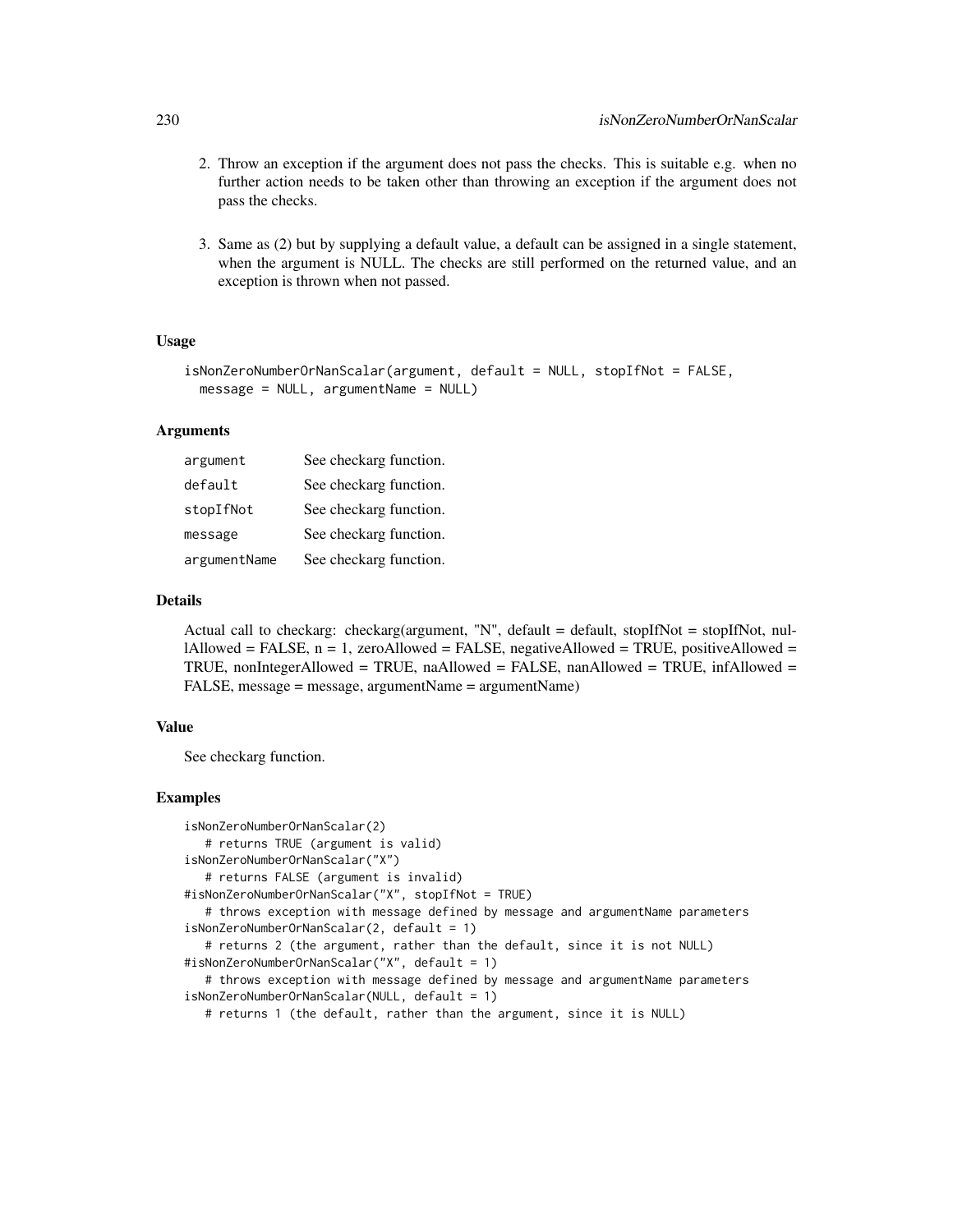2. Throw an exception if the argument does not pass the checks. This is suitable e.g. when no further action needs to be taken other than throwing an exception if the argument does not pass the checks.

3. Same as (2) but by supplying a default value, a default can be assigned in a single statement, when the argument is NULL. The checks are still performed on the returned value, and an exception is thrown when not passed.

### Usage

```
isNonZeroNumberOrNanScalar(argument, default = NULL, stopIfNot = FALSE,
  message = NULL, argumentName = NULL)
```

### Arguments

| | |
|---|---|
| argument | See checkarg function. |
| default | See checkarg function. |
| stopIfNot | See checkarg function. |
| message | See checkarg function. |
| argumentName | See checkarg function. |

### Details

Actual call to checkarg: checkarg(argument, "N", default = default, stopIfNot = stopIfNot, nullAllowed = FALSE, n = 1, zeroAllowed = FALSE, negativeAllowed = TRUE, positiveAllowed = TRUE, nonIntegerAllowed = TRUE, naAllowed = FALSE, nanAllowed = TRUE, infAllowed = FALSE, message = message, argumentName = argumentName)

### Value

See checkarg function.

### Examples

```
isNonZeroNumberOrNanScalar(2)
   # returns TRUE (argument is valid)
isNonZeroNumberOrNanScalar("X")
   # returns FALSE (argument is invalid)
#isNonZeroNumberOrNanScalar("X", stopIfNot = TRUE)
   # throws exception with message defined by message and argumentName parameters
isNonZeroNumberOrNanScalar(2, default = 1)
   # returns 2 (the argument, rather than the default, since it is not NULL)
#isNonZeroNumberOrNanScalar("X", default = 1)
   # throws exception with message defined by message and argumentName parameters
isNonZeroNumberOrNanScalar(NULL, default = 1)
   # returns 1 (the default, rather than the argument, since it is NULL)
```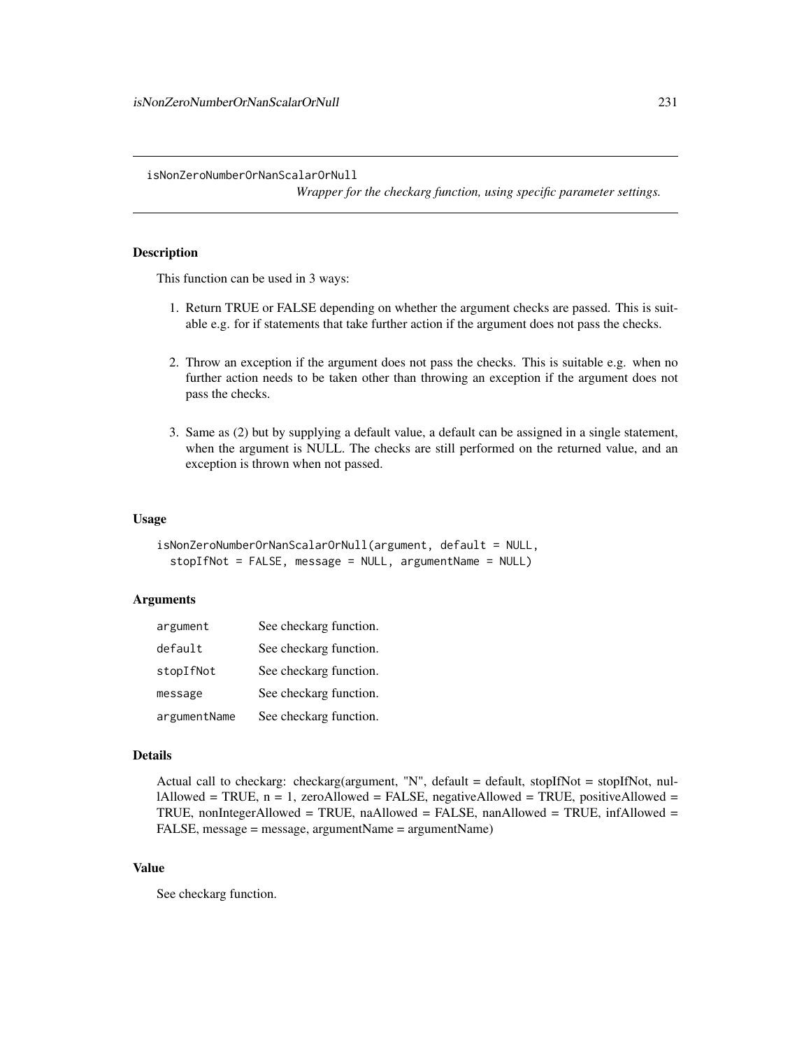isNonZeroNumberOrNanScalarOrNull

*Wrapper for the checkarg function, using specific parameter settings.*

## Description

This function can be used in 3 ways:

1. Return TRUE or FALSE depending on whether the argument checks are passed. This is suitable e.g. for if statements that take further action if the argument does not pass the checks.
2. Throw an exception if the argument does not pass the checks. This is suitable e.g. when no further action needs to be taken other than throwing an exception if the argument does not pass the checks.
3. Same as (2) but by supplying a default value, a default can be assigned in a single statement, when the argument is NULL. The checks are still performed on the returned value, and an exception is thrown when not passed.

## Usage

```
isNonZeroNumberOrNanScalarOrNull(argument, default = NULL,
  stopIfNot = FALSE, message = NULL, argumentName = NULL)
```

## Arguments

| | |
|---|---|
| argument | See checkarg function. |
| default | See checkarg function. |
| stopIfNot | See checkarg function. |
| message | See checkarg function. |
| argumentName | See checkarg function. |

## Details

Actual call to checkarg: checkarg(argument, "N", default = default, stopIfNot = stopIfNot, nullAllowed = TRUE, n = 1, zeroAllowed = FALSE, negativeAllowed = TRUE, positiveAllowed = TRUE, nonIntegerAllowed = TRUE, naAllowed = FALSE, nanAllowed = TRUE, infAllowed = FALSE, message = message, argumentName = argumentName)

## Value

See checkarg function.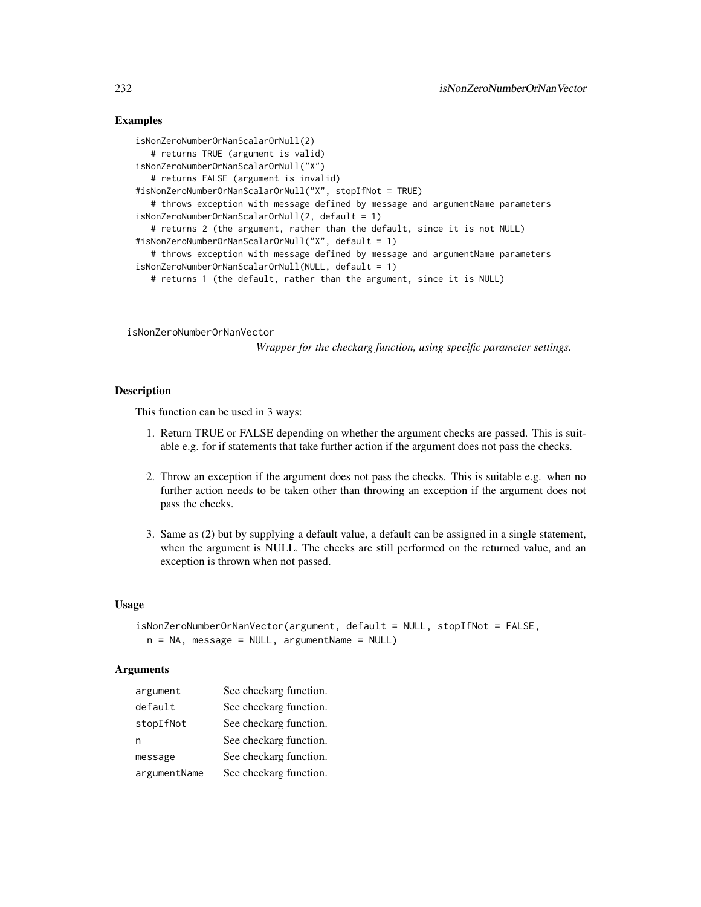## Examples

```
isNonZeroNumberOrNanScalarOrNull(2)
   # returns TRUE (argument is valid)
isNonZeroNumberOrNanScalarOrNull("X")
   # returns FALSE (argument is invalid)
#isNonZeroNumberOrNanScalarOrNull("X", stopIfNot = TRUE)
   # throws exception with message defined by message and argumentName parameters
isNonZeroNumberOrNanScalarOrNull(2, default = 1)
   # returns 2 (the argument, rather than the default, since it is not NULL)
#isNonZeroNumberOrNanScalarOrNull("X", default = 1)
   # throws exception with message defined by message and argumentName parameters
isNonZeroNumberOrNanScalarOrNull(NULL, default = 1)
   # returns 1 (the default, rather than the argument, since it is NULL)
```

---

# isNonZeroNumberOrNanVector

*Wrapper for the checkarg function, using specific parameter settings.*

---

## Description

This function can be used in 3 ways:

1. Return TRUE or FALSE depending on whether the argument checks are passed. This is suitable e.g. for if statements that take further action if the argument does not pass the checks.
2. Throw an exception if the argument does not pass the checks. This is suitable e.g. when no further action needs to be taken other than throwing an exception if the argument does not pass the checks.
3. Same as (2) but by supplying a default value, a default can be assigned in a single statement, when the argument is NULL. The checks are still performed on the returned value, and an exception is thrown when not passed.

## Usage

```
isNonZeroNumberOrNanVector(argument, default = NULL, stopIfNot = FALSE,
  n = NA, message = NULL, argumentName = NULL)
```

## Arguments

| | |
|---|---|
| argument | See checkarg function. |
| default | See checkarg function. |
| stopIfNot | See checkarg function. |
| n | See checkarg function. |
| message | See checkarg function. |
| argumentName | See checkarg function. |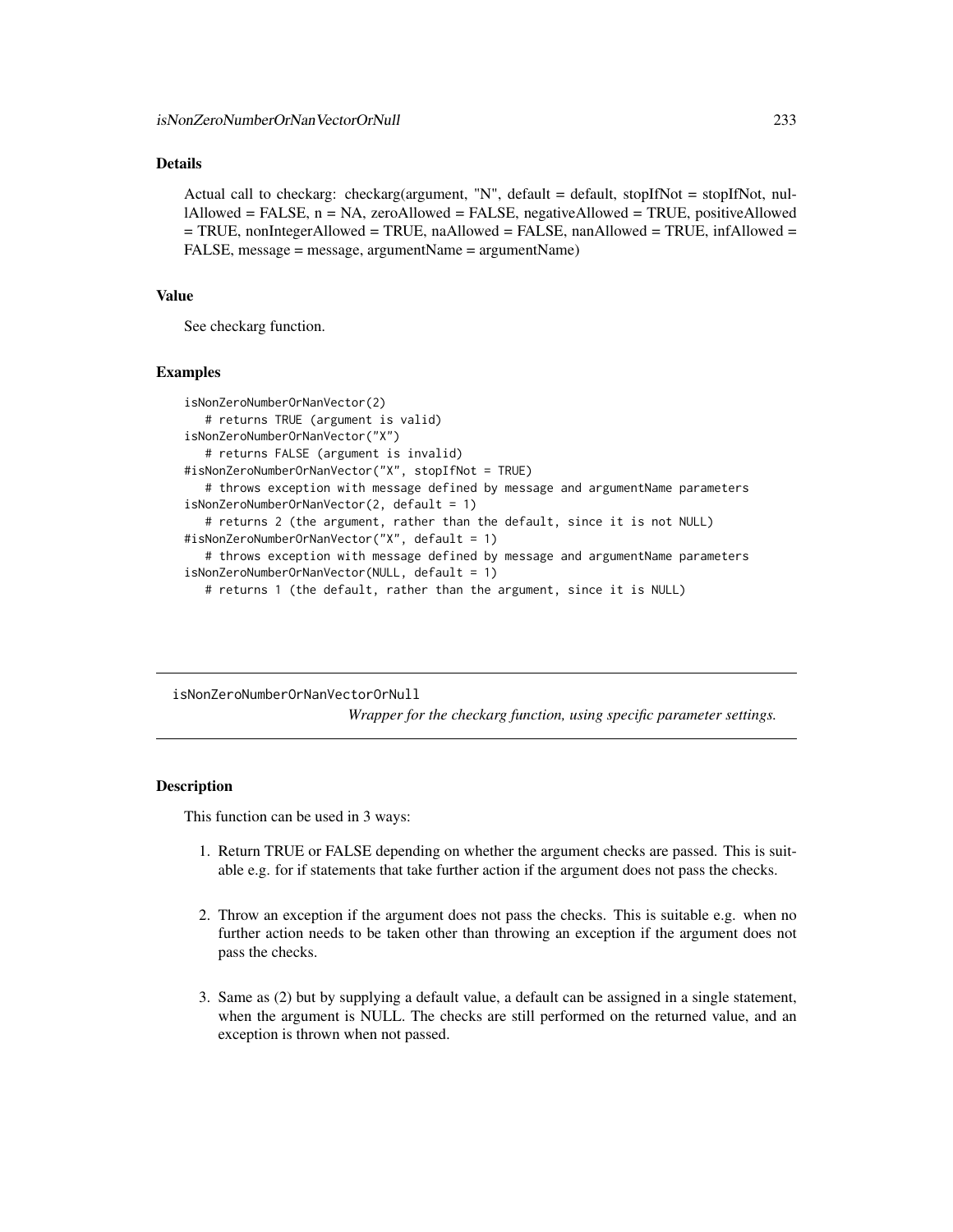### Details

Actual call to checkarg: checkarg(argument, "N", default = default, stopIfNot = stopIfNot, nullAllowed = FALSE, n = NA, zeroAllowed = FALSE, negativeAllowed = TRUE, positiveAllowed = TRUE, nonIntegerAllowed = TRUE, naAllowed = FALSE, nanAllowed = TRUE, infAllowed = FALSE, message = message, argumentName = argumentName)

### Value

See checkarg function.

### Examples

```
isNonZeroNumberOrNanVector(2)
   # returns TRUE (argument is valid)
isNonZeroNumberOrNanVector("X")
   # returns FALSE (argument is invalid)
#isNonZeroNumberOrNanVector("X", stopIfNot = TRUE)
   # throws exception with message defined by message and argumentName parameters
isNonZeroNumberOrNanVector(2, default = 1)
   # returns 2 (the argument, rather than the default, since it is not NULL)
#isNonZeroNumberOrNanVector("X", default = 1)
   # throws exception with message defined by message and argumentName parameters
isNonZeroNumberOrNanVector(NULL, default = 1)
   # returns 1 (the default, rather than the argument, since it is NULL)
```

---

## isNonZeroNumberOrNanVectorOrNull

*Wrapper for the checkarg function, using specific parameter settings.*

---

### Description

This function can be used in 3 ways:

1. Return TRUE or FALSE depending on whether the argument checks are passed. This is suitable e.g. for if statements that take further action if the argument does not pass the checks.
2. Throw an exception if the argument does not pass the checks. This is suitable e.g. when no further action needs to be taken other than throwing an exception if the argument does not pass the checks.
3. Same as (2) but by supplying a default value, a default can be assigned in a single statement, when the argument is NULL. The checks are still performed on the returned value, and an exception is thrown when not passed.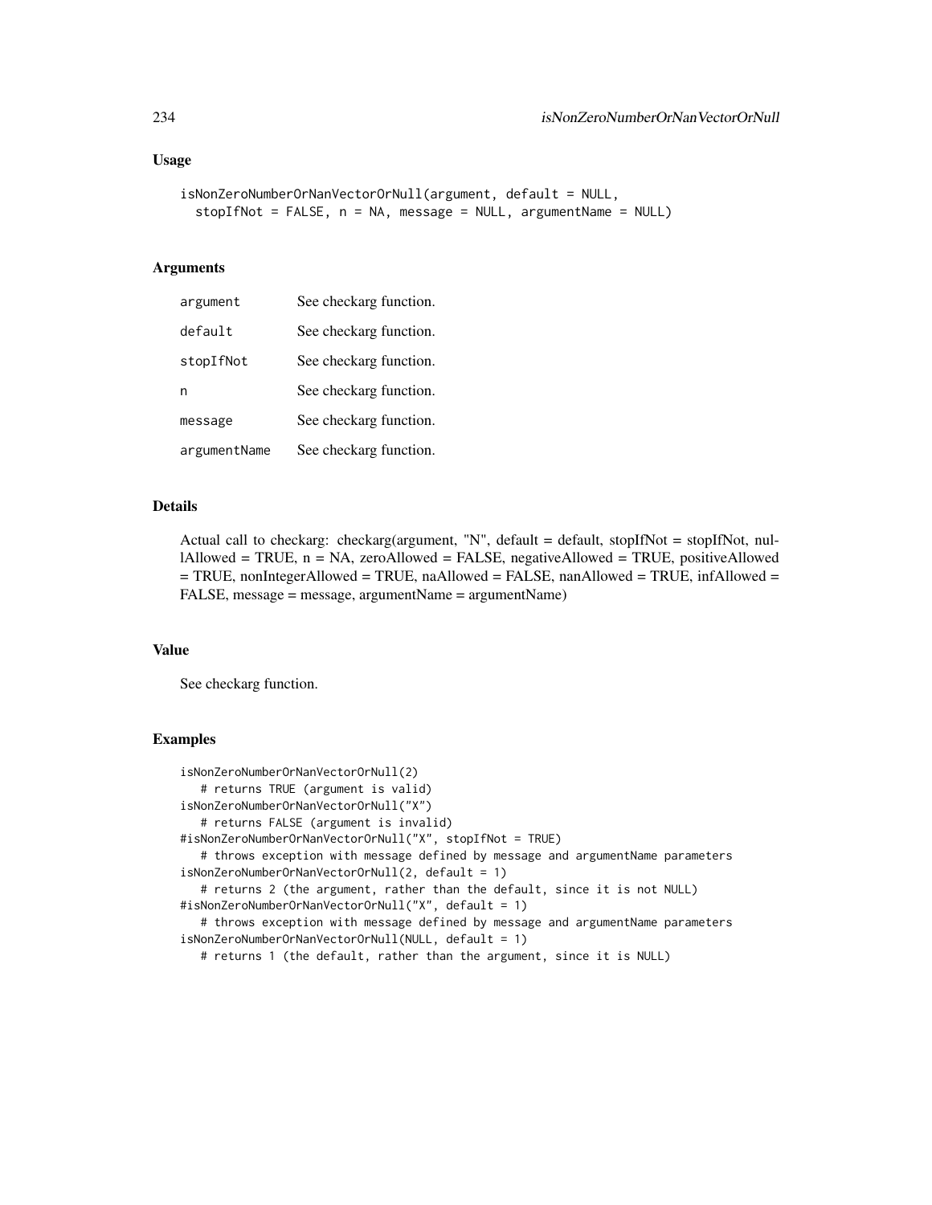## Usage

```
isNonZeroNumberOrNanVectorOrNull(argument, default = NULL,
  stopIfNot = FALSE, n = NA, message = NULL, argumentName = NULL)
```

## Arguments

| | |
|---|---|
| argument | See checkarg function. |
| default | See checkarg function. |
| stopIfNot | See checkarg function. |
| n | See checkarg function. |
| message | See checkarg function. |
| argumentName | See checkarg function. |

## Details

Actual call to checkarg: checkarg(argument, "N", default = default, stopIfNot = stopIfNot, nullAllowed = TRUE, n = NA, zeroAllowed = FALSE, negativeAllowed = TRUE, positiveAllowed = TRUE, nonIntegerAllowed = TRUE, naAllowed = FALSE, nanAllowed = TRUE, infAllowed = FALSE, message = message, argumentName = argumentName)

## Value

See checkarg function.

## Examples

```
isNonZeroNumberOrNanVectorOrNull(2)
   # returns TRUE (argument is valid)
isNonZeroNumberOrNanVectorOrNull("X")
   # returns FALSE (argument is invalid)
#isNonZeroNumberOrNanVectorOrNull("X", stopIfNot = TRUE)
   # throws exception with message defined by message and argumentName parameters
isNonZeroNumberOrNanVectorOrNull(2, default = 1)
   # returns 2 (the argument, rather than the default, since it is not NULL)
#isNonZeroNumberOrNanVectorOrNull("X", default = 1)
   # throws exception with message defined by message and argumentName parameters
isNonZeroNumberOrNanVectorOrNull(NULL, default = 1)
   # returns 1 (the default, rather than the argument, since it is NULL)
```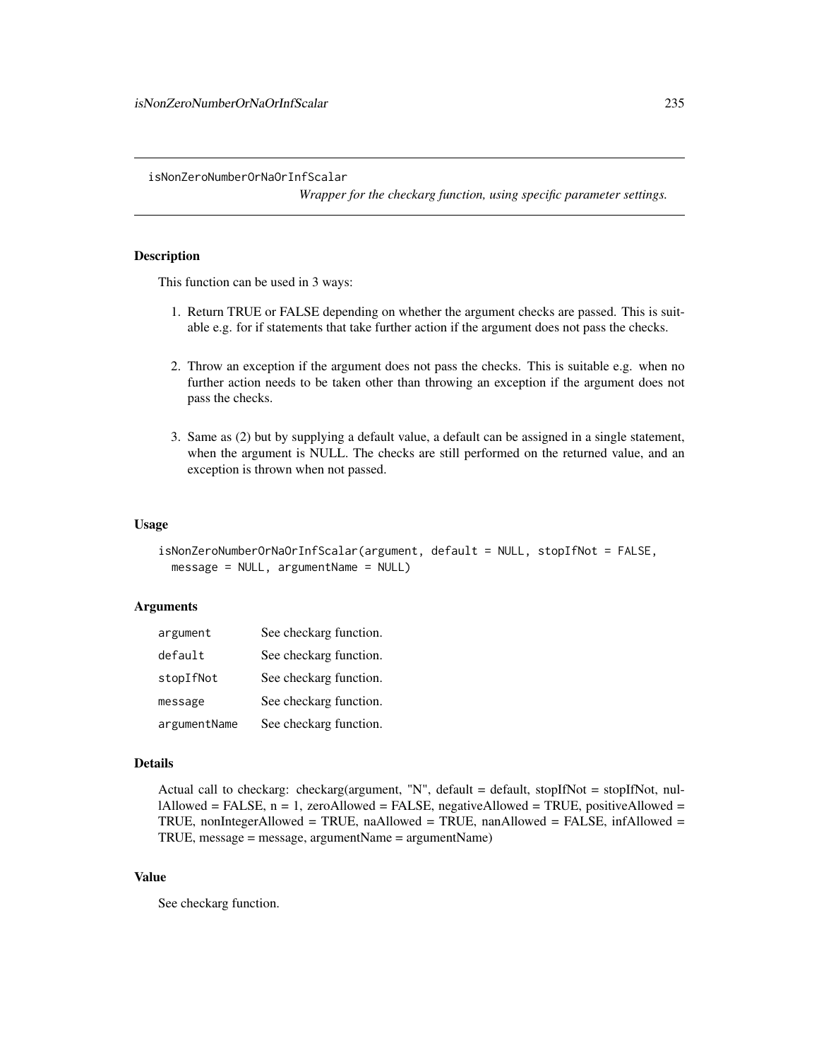isNonZeroNumberOrNaOrInfScalar

*Wrapper for the checkarg function, using specific parameter settings.*

## Description

This function can be used in 3 ways:

1. Return TRUE or FALSE depending on whether the argument checks are passed. This is suitable e.g. for if statements that take further action if the argument does not pass the checks.
2. Throw an exception if the argument does not pass the checks. This is suitable e.g. when no further action needs to be taken other than throwing an exception if the argument does not pass the checks.
3. Same as (2) but by supplying a default value, a default can be assigned in a single statement, when the argument is NULL. The checks are still performed on the returned value, and an exception is thrown when not passed.

## Usage

```
isNonZeroNumberOrNaOrInfScalar(argument, default = NULL, stopIfNot = FALSE,
  message = NULL, argumentName = NULL)
```

## Arguments

| | |
|---|---|
| argument | See checkarg function. |
| default | See checkarg function. |
| stopIfNot | See checkarg function. |
| message | See checkarg function. |
| argumentName | See checkarg function. |

## Details

Actual call to checkarg: checkarg(argument, "N", default = default, stopIfNot = stopIfNot, nullAllowed = FALSE, n = 1, zeroAllowed = FALSE, negativeAllowed = TRUE, positiveAllowed = TRUE, nonIntegerAllowed = TRUE, naAllowed = TRUE, nanAllowed = FALSE, infAllowed = TRUE, message = message, argumentName = argumentName)

## Value

See checkarg function.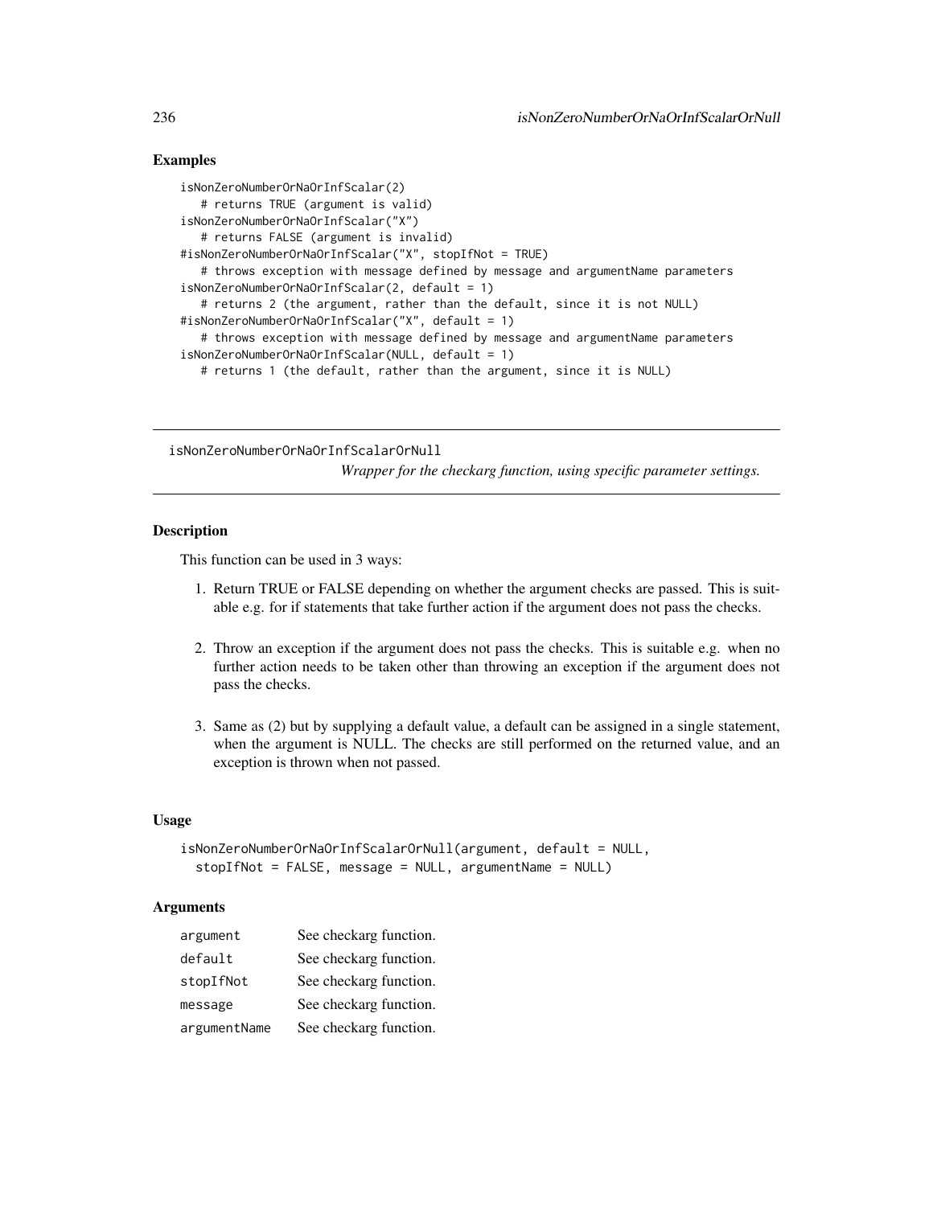## Examples

```
isNonZeroNumberOrNaOrInfScalar(2)
   # returns TRUE (argument is valid)
isNonZeroNumberOrNaOrInfScalar("X")
   # returns FALSE (argument is invalid)
#isNonZeroNumberOrNaOrInfScalar("X", stopIfNot = TRUE)
   # throws exception with message defined by message and argumentName parameters
isNonZeroNumberOrNaOrInfScalar(2, default = 1)
   # returns 2 (the argument, rather than the default, since it is not NULL)
#isNonZeroNumberOrNaOrInfScalar("X", default = 1)
   # throws exception with message defined by message and argumentName parameters
isNonZeroNumberOrNaOrInfScalar(NULL, default = 1)
   # returns 1 (the default, rather than the argument, since it is NULL)
```

---

# isNonZeroNumberOrNaOrInfScalarOrNull

*Wrapper for the checkarg function, using specific parameter settings.*

---

## Description

This function can be used in 3 ways:

1. Return TRUE or FALSE depending on whether the argument checks are passed. This is suitable e.g. for if statements that take further action if the argument does not pass the checks.
2. Throw an exception if the argument does not pass the checks. This is suitable e.g. when no further action needs to be taken other than throwing an exception if the argument does not pass the checks.
3. Same as (2) but by supplying a default value, a default can be assigned in a single statement, when the argument is NULL. The checks are still performed on the returned value, and an exception is thrown when not passed.

## Usage

```
isNonZeroNumberOrNaOrInfScalarOrNull(argument, default = NULL,
  stopIfNot = FALSE, message = NULL, argumentName = NULL)
```

## Arguments

| | |
|---|---|
| argument | See checkarg function. |
| default | See checkarg function. |
| stopIfNot | See checkarg function. |
| message | See checkarg function. |
| argumentName | See checkarg function. |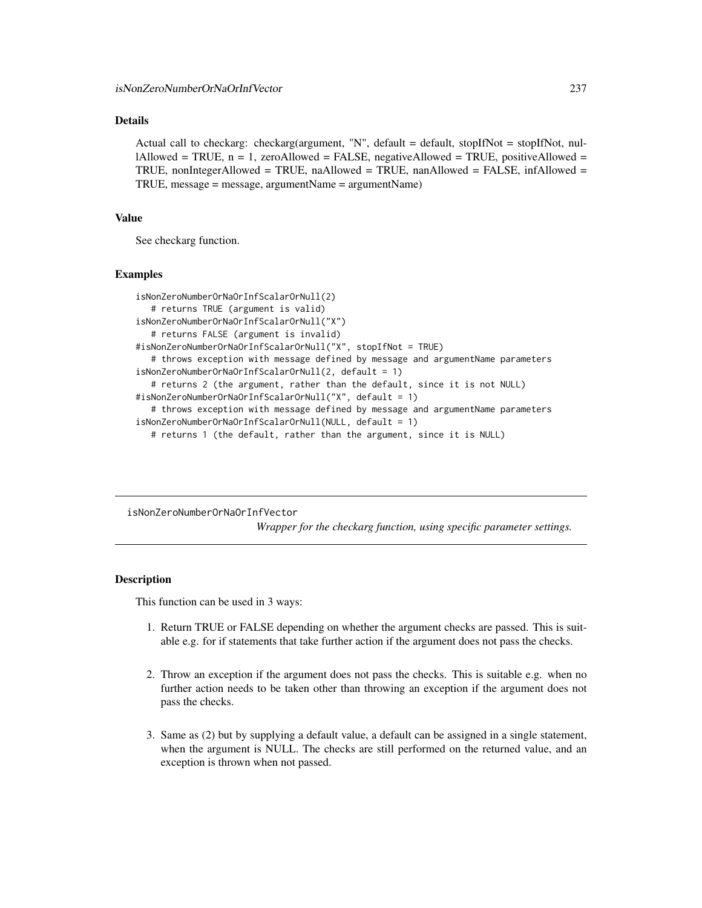### Details

Actual call to checkarg: checkarg(argument, "N", default = default, stopIfNot = stopIfNot, nullAllowed = TRUE, n = 1, zeroAllowed = FALSE, negativeAllowed = TRUE, positiveAllowed = TRUE, nonIntegerAllowed = TRUE, naAllowed = TRUE, nanAllowed = FALSE, infAllowed = TRUE, message = message, argumentName = argumentName)

### Value

See checkarg function.

### Examples

```
isNonZeroNumberOrNaOrInfScalarOrNull(2)
   # returns TRUE (argument is valid)
isNonZeroNumberOrNaOrInfScalarOrNull("X")
   # returns FALSE (argument is invalid)
#isNonZeroNumberOrNaOrInfScalarOrNull("X", stopIfNot = TRUE)
   # throws exception with message defined by message and argumentName parameters
isNonZeroNumberOrNaOrInfScalarOrNull(2, default = 1)
   # returns 2 (the argument, rather than the default, since it is not NULL)
#isNonZeroNumberOrNaOrInfScalarOrNull("X", default = 1)
   # throws exception with message defined by message and argumentName parameters
isNonZeroNumberOrNaOrInfScalarOrNull(NULL, default = 1)
   # returns 1 (the default, rather than the argument, since it is NULL)
```

---

## isNonZeroNumberOrNaOrInfVector

*Wrapper for the checkarg function, using specific parameter settings.*

---

### Description

This function can be used in 3 ways:

1. Return TRUE or FALSE depending on whether the argument checks are passed. This is suitable e.g. for if statements that take further action if the argument does not pass the checks.
2. Throw an exception if the argument does not pass the checks. This is suitable e.g. when no further action needs to be taken other than throwing an exception if the argument does not pass the checks.
3. Same as (2) but by supplying a default value, a default can be assigned in a single statement, when the argument is NULL. The checks are still performed on the returned value, and an exception is thrown when not passed.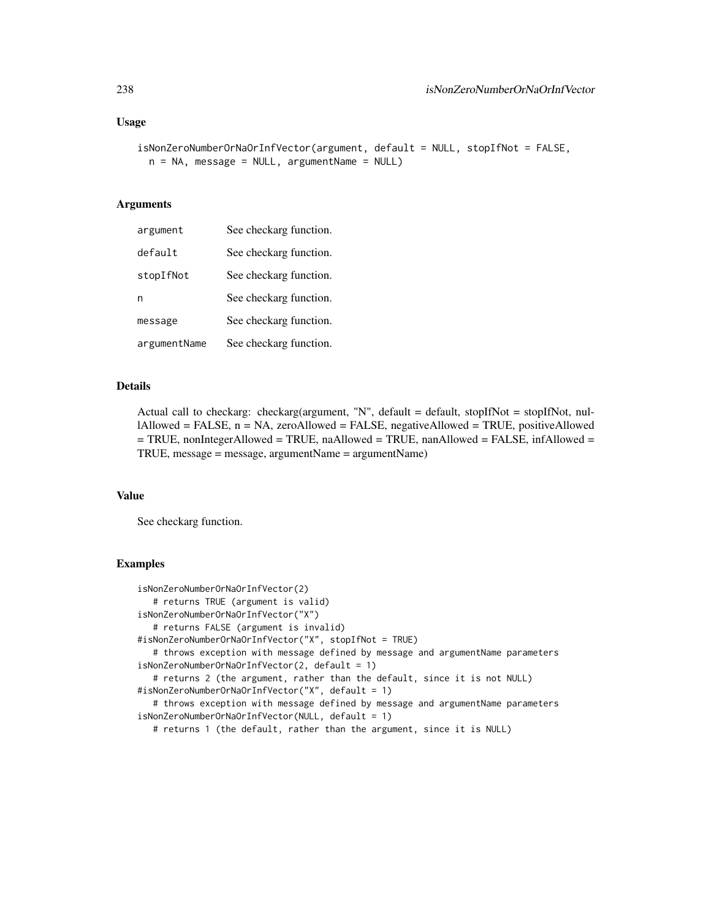## Usage

```
isNonZeroNumberOrNaOrInfVector(argument, default = NULL, stopIfNot = FALSE,
  n = NA, message = NULL, argumentName = NULL)
```

## Arguments

| | |
|---|---|
| argument | See checkarg function. |
| default | See checkarg function. |
| stopIfNot | See checkarg function. |
| n | See checkarg function. |
| message | See checkarg function. |
| argumentName | See checkarg function. |

## Details

Actual call to checkarg: checkarg(argument, "N", default = default, stopIfNot = stopIfNot, nullAllowed = FALSE, n = NA, zeroAllowed = FALSE, negativeAllowed = TRUE, positiveAllowed = TRUE, nonIntegerAllowed = TRUE, naAllowed = TRUE, nanAllowed = FALSE, infAllowed = TRUE, message = message, argumentName = argumentName)

## Value

See checkarg function.

## Examples

```
isNonZeroNumberOrNaOrInfVector(2)
   # returns TRUE (argument is valid)
isNonZeroNumberOrNaOrInfVector("X")
   # returns FALSE (argument is invalid)
#isNonZeroNumberOrNaOrInfVector("X", stopIfNot = TRUE)
   # throws exception with message defined by message and argumentName parameters
isNonZeroNumberOrNaOrInfVector(2, default = 1)
   # returns 2 (the argument, rather than the default, since it is not NULL)
#isNonZeroNumberOrNaOrInfVector("X", default = 1)
   # throws exception with message defined by message and argumentName parameters
isNonZeroNumberOrNaOrInfVector(NULL, default = 1)
   # returns 1 (the default, rather than the argument, since it is NULL)
```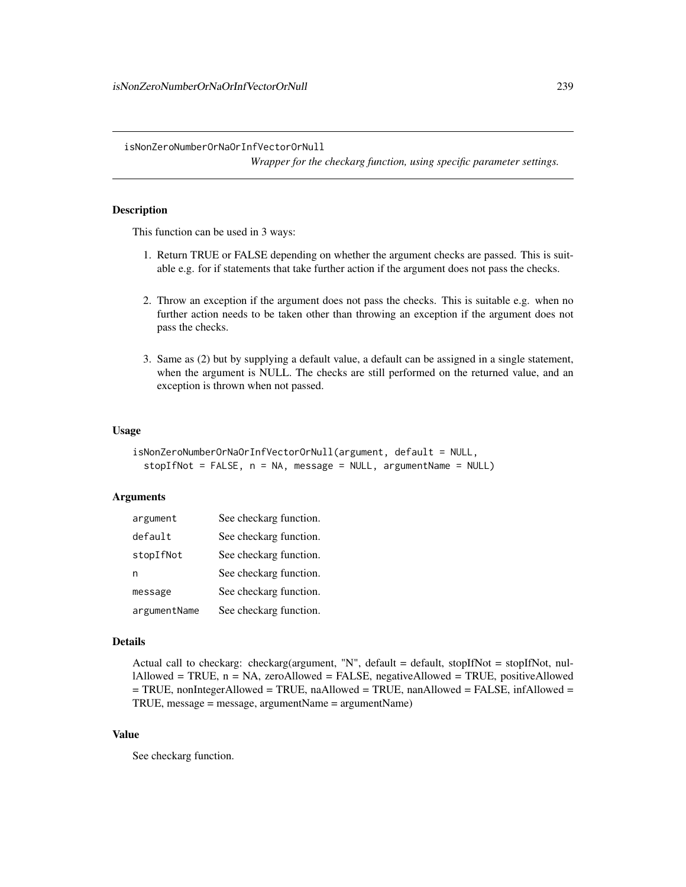isNonZeroNumberOrNaOrInfVectorOrNull

*Wrapper for the checkarg function, using specific parameter settings.*

## Description

This function can be used in 3 ways:

1. Return TRUE or FALSE depending on whether the argument checks are passed. This is suitable e.g. for if statements that take further action if the argument does not pass the checks.

2. Throw an exception if the argument does not pass the checks. This is suitable e.g. when no further action needs to be taken other than throwing an exception if the argument does not pass the checks.

3. Same as (2) but by supplying a default value, a default can be assigned in a single statement, when the argument is NULL. The checks are still performed on the returned value, and an exception is thrown when not passed.

## Usage

```
isNonZeroNumberOrNaOrInfVectorOrNull(argument, default = NULL,
  stopIfNot = FALSE, n = NA, message = NULL, argumentName = NULL)
```

## Arguments

| | |
|---|---|
| argument | See checkarg function. |
| default | See checkarg function. |
| stopIfNot | See checkarg function. |
| n | See checkarg function. |
| message | See checkarg function. |
| argumentName | See checkarg function. |

## Details

Actual call to checkarg: checkarg(argument, "N", default = default, stopIfNot = stopIfNot, nullAllowed = TRUE, n = NA, zeroAllowed = FALSE, negativeAllowed = TRUE, positiveAllowed = TRUE, nonIntegerAllowed = TRUE, naAllowed = TRUE, nanAllowed = FALSE, infAllowed = TRUE, message = message, argumentName = argumentName)

## Value

See checkarg function.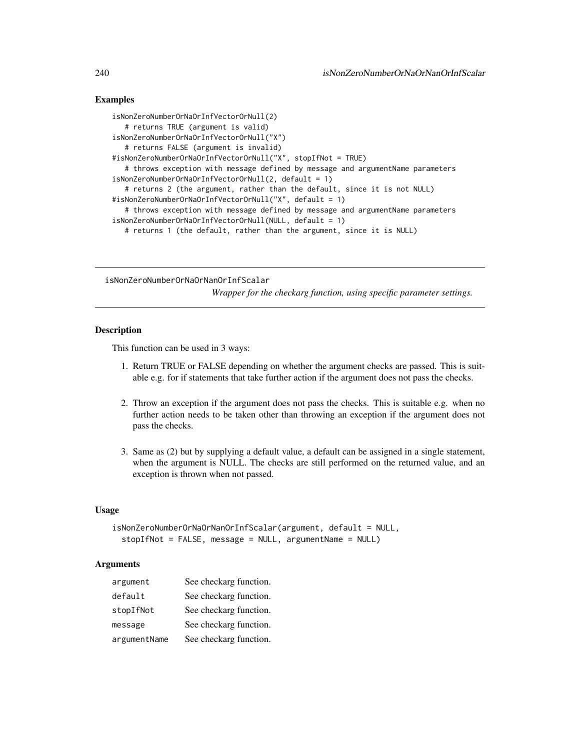### Examples

```
isNonZeroNumberOrNaOrInfVectorOrNull(2)
   # returns TRUE (argument is valid)
isNonZeroNumberOrNaOrInfVectorOrNull("X")
   # returns FALSE (argument is invalid)
#isNonZeroNumberOrNaOrInfVectorOrNull("X", stopIfNot = TRUE)
   # throws exception with message defined by message and argumentName parameters
isNonZeroNumberOrNaOrInfVectorOrNull(2, default = 1)
   # returns 2 (the argument, rather than the default, since it is not NULL)
#isNonZeroNumberOrNaOrInfVectorOrNull("X", default = 1)
   # throws exception with message defined by message and argumentName parameters
isNonZeroNumberOrNaOrInfVectorOrNull(NULL, default = 1)
   # returns 1 (the default, rather than the argument, since it is NULL)
```

---

## isNonZeroNumberOrNaOrNanOrInfScalar

*Wrapper for the checkarg function, using specific parameter settings.*

---

### Description

This function can be used in 3 ways:

1. Return TRUE or FALSE depending on whether the argument checks are passed. This is suitable e.g. for if statements that take further action if the argument does not pass the checks.
2. Throw an exception if the argument does not pass the checks. This is suitable e.g. when no further action needs to be taken other than throwing an exception if the argument does not pass the checks.
3. Same as (2) but by supplying a default value, a default can be assigned in a single statement, when the argument is NULL. The checks are still performed on the returned value, and an exception is thrown when not passed.

### Usage

```
isNonZeroNumberOrNaOrNanOrInfScalar(argument, default = NULL,
  stopIfNot = FALSE, message = NULL, argumentName = NULL)
```

### Arguments

| | |
|---|---|
| argument | See checkarg function. |
| default | See checkarg function. |
| stopIfNot | See checkarg function. |
| message | See checkarg function. |
| argumentName | See checkarg function. |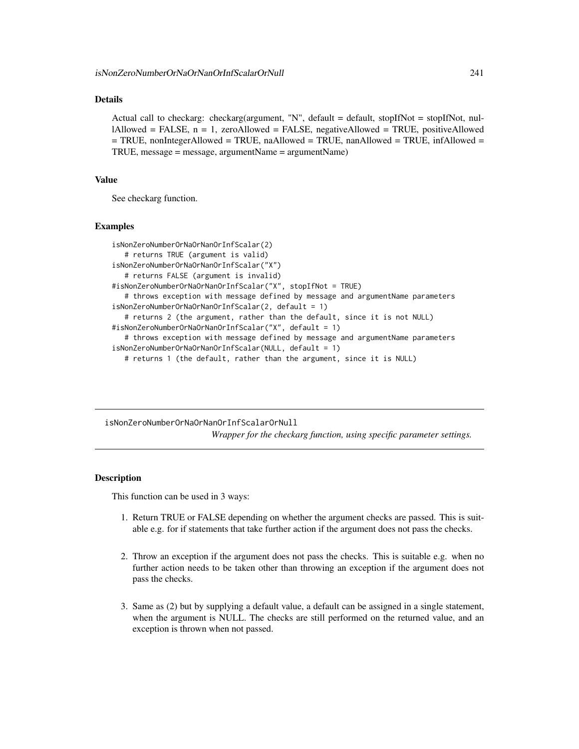## Details

Actual call to checkarg: checkarg(argument, "N", default = default, stopIfNot = stopIfNot, nullAllowed = FALSE, n = 1, zeroAllowed = FALSE, negativeAllowed = TRUE, positiveAllowed = TRUE, nonIntegerAllowed = TRUE, naAllowed = TRUE, nanAllowed = TRUE, infAllowed = TRUE, message = message, argumentName = argumentName)

## Value

See checkarg function.

## Examples

```
isNonZeroNumberOrNaOrNanOrInfScalar(2)
   # returns TRUE (argument is valid)
isNonZeroNumberOrNaOrNanOrInfScalar("X")
   # returns FALSE (argument is invalid)
#isNonZeroNumberOrNaOrNanOrInfScalar("X", stopIfNot = TRUE)
   # throws exception with message defined by message and argumentName parameters
isNonZeroNumberOrNaOrNanOrInfScalar(2, default = 1)
   # returns 2 (the argument, rather than the default, since it is not NULL)
#isNonZeroNumberOrNaOrNanOrInfScalar("X", default = 1)
   # throws exception with message defined by message and argumentName parameters
isNonZeroNumberOrNaOrNanOrInfScalar(NULL, default = 1)
   # returns 1 (the default, rather than the argument, since it is NULL)
```

---

# isNonZeroNumberOrNaOrNanOrInfScalarOrNull

*Wrapper for the checkarg function, using specific parameter settings.*

---

## Description

This function can be used in 3 ways:

1. Return TRUE or FALSE depending on whether the argument checks are passed. This is suitable e.g. for if statements that take further action if the argument does not pass the checks.
2. Throw an exception if the argument does not pass the checks. This is suitable e.g. when no further action needs to be taken other than throwing an exception if the argument does not pass the checks.
3. Same as (2) but by supplying a default value, a default can be assigned in a single statement, when the argument is NULL. The checks are still performed on the returned value, and an exception is thrown when not passed.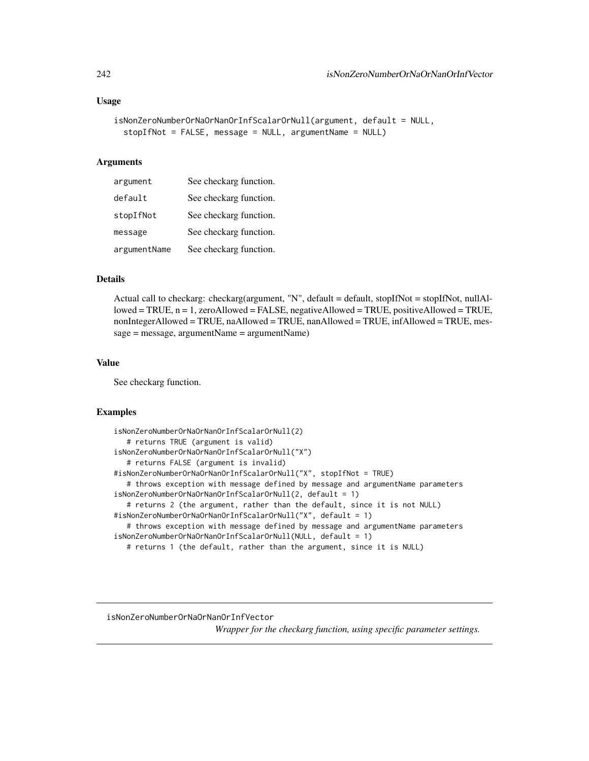### Usage

```
isNonZeroNumberOrNaOrNanOrInfScalarOrNull(argument, default = NULL,
  stopIfNot = FALSE, message = NULL, argumentName = NULL)
```

### Arguments

| | |
|---|---|
| argument | See checkarg function. |
| default | See checkarg function. |
| stopIfNot | See checkarg function. |
| message | See checkarg function. |
| argumentName | See checkarg function. |

### Details

Actual call to checkarg: checkarg(argument, "N", default = default, stopIfNot = stopIfNot, nullAllowed = TRUE, n = 1, zeroAllowed = FALSE, negativeAllowed = TRUE, positiveAllowed = TRUE, nonIntegerAllowed = TRUE, naAllowed = TRUE, nanAllowed = TRUE, infAllowed = TRUE, message = message, argumentName = argumentName)

### Value

See checkarg function.

### Examples

```
isNonZeroNumberOrNaOrNanOrInfScalarOrNull(2)
   # returns TRUE (argument is valid)
isNonZeroNumberOrNaOrNanOrInfScalarOrNull("X")
   # returns FALSE (argument is invalid)
#isNonZeroNumberOrNaOrNanOrInfScalarOrNull("X", stopIfNot = TRUE)
   # throws exception with message defined by message and argumentName parameters
isNonZeroNumberOrNaOrNanOrInfScalarOrNull(2, default = 1)
   # returns 2 (the argument, rather than the default, since it is not NULL)
#isNonZeroNumberOrNaOrNanOrInfScalarOrNull("X", default = 1)
   # throws exception with message defined by message and argumentName parameters
isNonZeroNumberOrNaOrNanOrInfScalarOrNull(NULL, default = 1)
   # returns 1 (the default, rather than the argument, since it is NULL)
```

---

## isNonZeroNumberOrNaOrNanOrInfVector

*Wrapper for the checkarg function, using specific parameter settings.*

---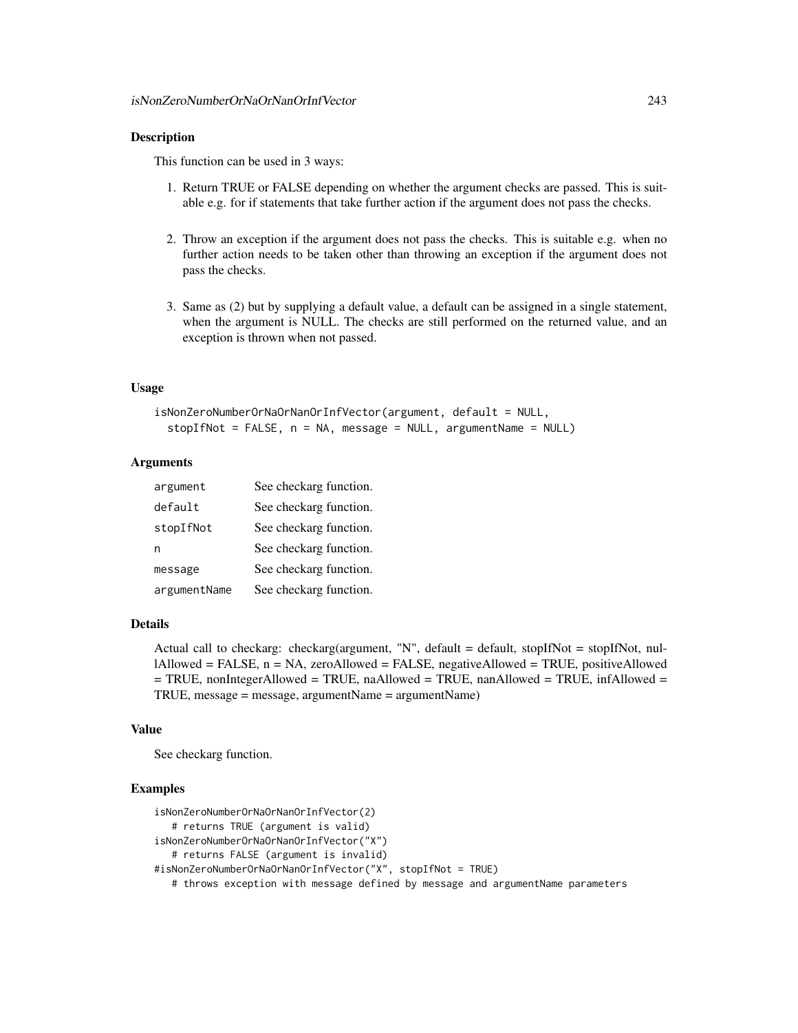## Description

This function can be used in 3 ways:

1. Return TRUE or FALSE depending on whether the argument checks are passed. This is suitable e.g. for if statements that take further action if the argument does not pass the checks.

2. Throw an exception if the argument does not pass the checks. This is suitable e.g. when no further action needs to be taken other than throwing an exception if the argument does not pass the checks.

3. Same as (2) but by supplying a default value, a default can be assigned in a single statement, when the argument is NULL. The checks are still performed on the returned value, and an exception is thrown when not passed.

## Usage

```
isNonZeroNumberOrNaOrNanOrInfVector(argument, default = NULL,
  stopIfNot = FALSE, n = NA, message = NULL, argumentName = NULL)
```

## Arguments

| | |
|---|---|
| argument | See checkarg function. |
| default | See checkarg function. |
| stopIfNot | See checkarg function. |
| n | See checkarg function. |
| message | See checkarg function. |
| argumentName | See checkarg function. |

## Details

Actual call to checkarg: checkarg(argument, "N", default = default, stopIfNot = stopIfNot, nullAllowed = FALSE, n = NA, zeroAllowed = FALSE, negativeAllowed = TRUE, positiveAllowed = TRUE, nonIntegerAllowed = TRUE, naAllowed = TRUE, nanAllowed = TRUE, infAllowed = TRUE, message = message, argumentName = argumentName)

## Value

See checkarg function.

## Examples

```
isNonZeroNumberOrNaOrNanOrInfVector(2)
   # returns TRUE (argument is valid)
isNonZeroNumberOrNaOrNanOrInfVector("X")
   # returns FALSE (argument is invalid)
#isNonZeroNumberOrNaOrNanOrInfVector("X", stopIfNot = TRUE)
   # throws exception with message defined by message and argumentName parameters
```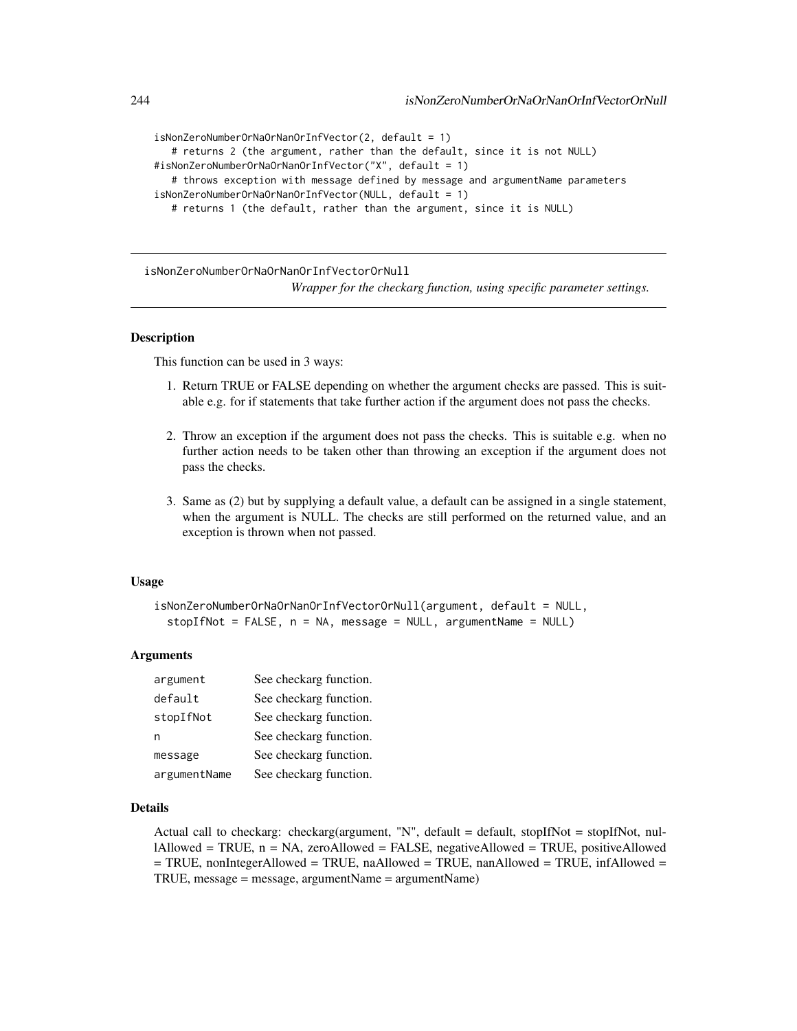```
isNonZeroNumberOrNaOrNanOrInfVector(2, default = 1)
   # returns 2 (the argument, rather than the default, since it is not NULL)
#isNonZeroNumberOrNaOrNanOrInfVector("X", default = 1)
   # throws exception with message defined by message and argumentName parameters
isNonZeroNumberOrNaOrNanOrInfVector(NULL, default = 1)
   # returns 1 (the default, rather than the argument, since it is NULL)
```

---

## isNonZeroNumberOrNaOrNanOrInfVectorOrNull

*Wrapper for the checkarg function, using specific parameter settings.*

---

### Description

This function can be used in 3 ways:

1. Return TRUE or FALSE depending on whether the argument checks are passed. This is suitable e.g. for if statements that take further action if the argument does not pass the checks.
2. Throw an exception if the argument does not pass the checks. This is suitable e.g. when no further action needs to be taken other than throwing an exception if the argument does not pass the checks.
3. Same as (2) but by supplying a default value, a default can be assigned in a single statement, when the argument is NULL. The checks are still performed on the returned value, and an exception is thrown when not passed.

### Usage

```
isNonZeroNumberOrNaOrNanOrInfVectorOrNull(argument, default = NULL,
  stopIfNot = FALSE, n = NA, message = NULL, argumentName = NULL)
```

### Arguments

| | |
|---|---|
| argument | See checkarg function. |
| default | See checkarg function. |
| stopIfNot | See checkarg function. |
| n | See checkarg function. |
| message | See checkarg function. |
| argumentName | See checkarg function. |

### Details

Actual call to checkarg: checkarg(argument, "N", default = default, stopIfNot = stopIfNot, nullAllowed = TRUE, n = NA, zeroAllowed = FALSE, negativeAllowed = TRUE, positiveAllowed = TRUE, nonIntegerAllowed = TRUE, naAllowed = TRUE, nanAllowed = TRUE, infAllowed = TRUE, message = message, argumentName = argumentName)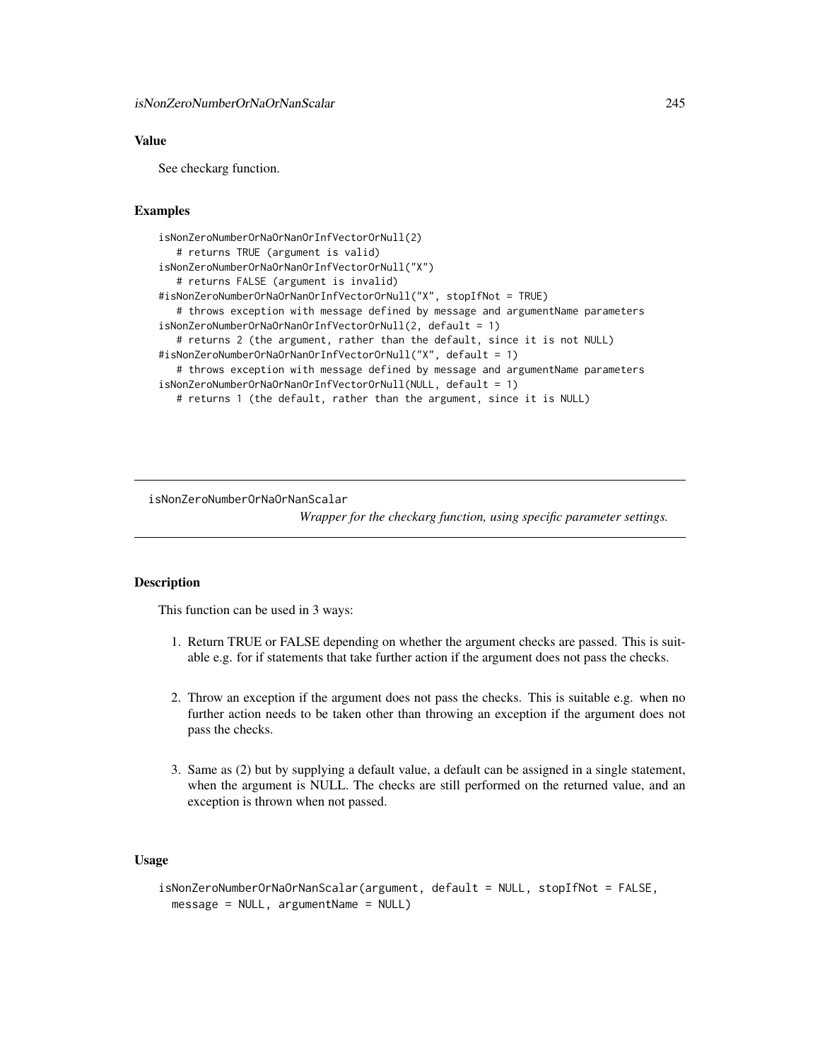### Value

See checkarg function.

### Examples

```
isNonZeroNumberOrNaOrNanOrInfVectorOrNull(2)
   # returns TRUE (argument is valid)
isNonZeroNumberOrNaOrNanOrInfVectorOrNull("X")
   # returns FALSE (argument is invalid)
#isNonZeroNumberOrNaOrNanOrInfVectorOrNull("X", stopIfNot = TRUE)
   # throws exception with message defined by message and argumentName parameters
isNonZeroNumberOrNaOrNanOrInfVectorOrNull(2, default = 1)
   # returns 2 (the argument, rather than the default, since it is not NULL)
#isNonZeroNumberOrNaOrNanOrInfVectorOrNull("X", default = 1)
   # throws exception with message defined by message and argumentName parameters
isNonZeroNumberOrNaOrNanOrInfVectorOrNull(NULL, default = 1)
   # returns 1 (the default, rather than the argument, since it is NULL)
```

---

## isNonZeroNumberOrNaOrNanScalar

*Wrapper for the checkarg function, using specific parameter settings.*

---

### Description

This function can be used in 3 ways:

1. Return TRUE or FALSE depending on whether the argument checks are passed. This is suitable e.g. for if statements that take further action if the argument does not pass the checks.
2. Throw an exception if the argument does not pass the checks. This is suitable e.g. when no further action needs to be taken other than throwing an exception if the argument does not pass the checks.
3. Same as (2) but by supplying a default value, a default can be assigned in a single statement, when the argument is NULL. The checks are still performed on the returned value, and an exception is thrown when not passed.

### Usage

```
isNonZeroNumberOrNaOrNanScalar(argument, default = NULL, stopIfNot = FALSE,
  message = NULL, argumentName = NULL)
```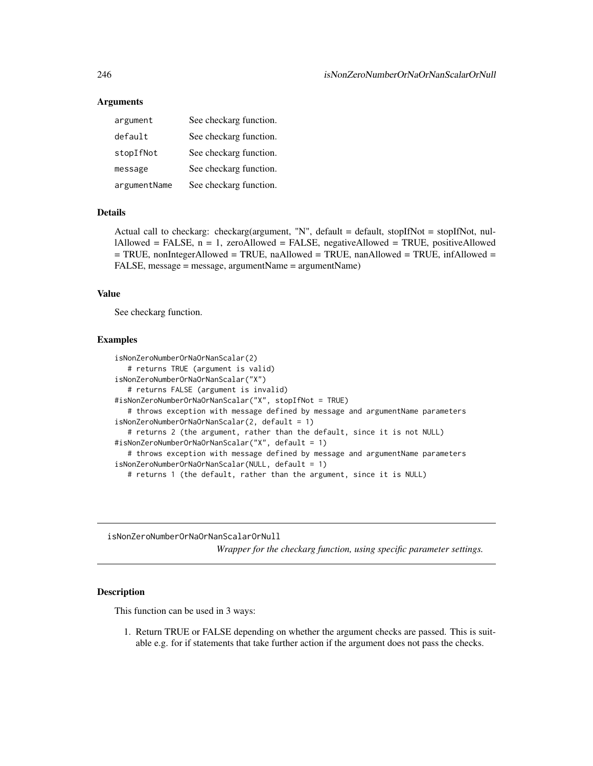### Arguments

| | |
|---|---|
| argument | See checkarg function. |
| default | See checkarg function. |
| stopIfNot | See checkarg function. |
| message | See checkarg function. |
| argumentName | See checkarg function. |

### Details

Actual call to checkarg: checkarg(argument, "N", default = default, stopIfNot = stopIfNot, nullAllowed = FALSE, n = 1, zeroAllowed = FALSE, negativeAllowed = TRUE, positiveAllowed = TRUE, nonIntegerAllowed = TRUE, naAllowed = TRUE, nanAllowed = TRUE, infAllowed = FALSE, message = message, argumentName = argumentName)

### Value

See checkarg function.

### Examples

```
isNonZeroNumberOrNaOrNanScalar(2)
   # returns TRUE (argument is valid)
isNonZeroNumberOrNaOrNanScalar("X")
   # returns FALSE (argument is invalid)
#isNonZeroNumberOrNaOrNanScalar("X", stopIfNot = TRUE)
   # throws exception with message defined by message and argumentName parameters
isNonZeroNumberOrNaOrNanScalar(2, default = 1)
   # returns 2 (the argument, rather than the default, since it is not NULL)
#isNonZeroNumberOrNaOrNanScalar("X", default = 1)
   # throws exception with message defined by message and argumentName parameters
isNonZeroNumberOrNaOrNanScalar(NULL, default = 1)
   # returns 1 (the default, rather than the argument, since it is NULL)
```

---

## isNonZeroNumberOrNaOrNanScalarOrNull

*Wrapper for the checkarg function, using specific parameter settings.*

---

### Description

This function can be used in 3 ways:

1. Return TRUE or FALSE depending on whether the argument checks are passed. This is suitable e.g. for if statements that take further action if the argument does not pass the checks.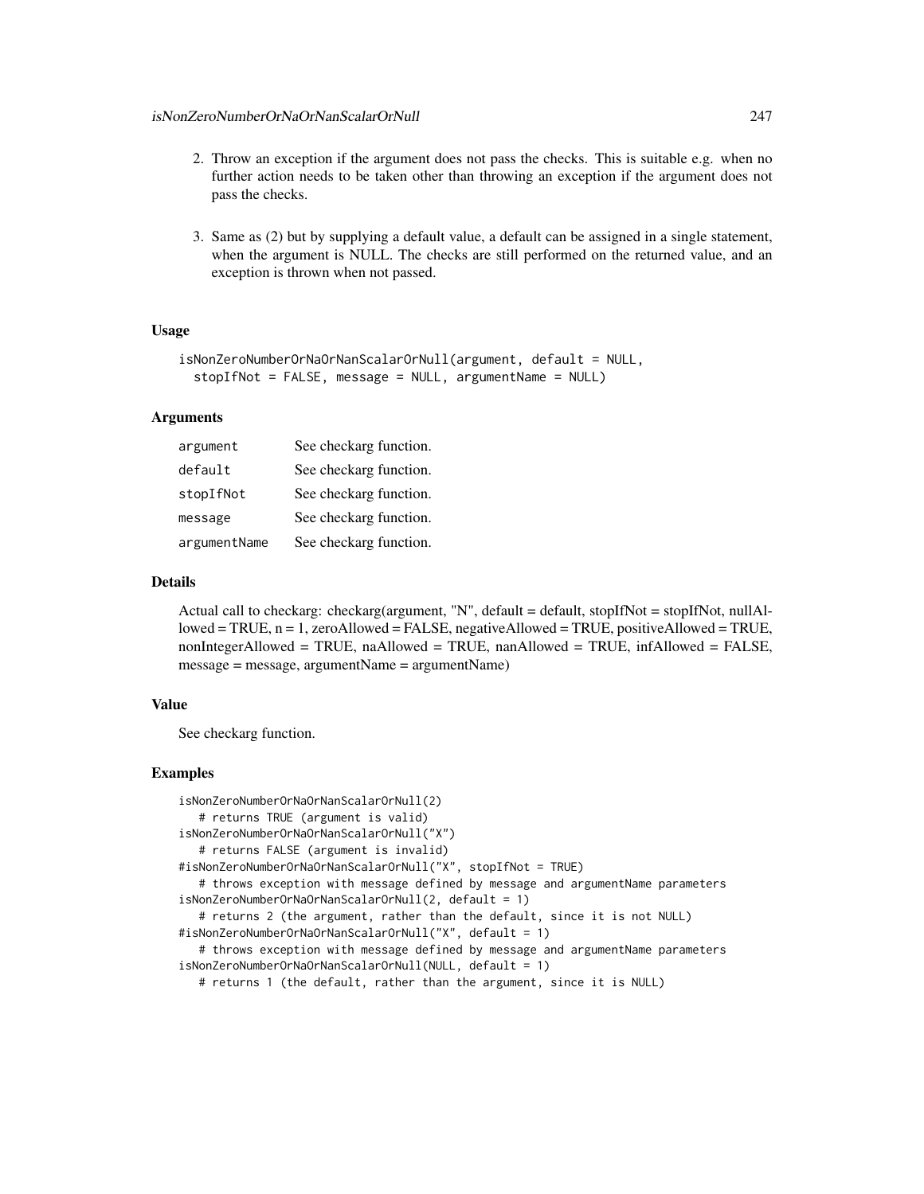2. Throw an exception if the argument does not pass the checks. This is suitable e.g. when no further action needs to be taken other than throwing an exception if the argument does not pass the checks.

3. Same as (2) but by supplying a default value, a default can be assigned in a single statement, when the argument is NULL. The checks are still performed on the returned value, and an exception is thrown when not passed.

### Usage

```
isNonZeroNumberOrNaOrNanScalarOrNull(argument, default = NULL,
  stopIfNot = FALSE, message = NULL, argumentName = NULL)
```

### Arguments

| | |
|---|---|
| argument | See checkarg function. |
| default | See checkarg function. |
| stopIfNot | See checkarg function. |
| message | See checkarg function. |
| argumentName | See checkarg function. |

### Details

Actual call to checkarg: checkarg(argument, "N", default = default, stopIfNot = stopIfNot, nullAllowed = TRUE, n = 1, zeroAllowed = FALSE, negativeAllowed = TRUE, positiveAllowed = TRUE, nonIntegerAllowed = TRUE, naAllowed = TRUE, nanAllowed = TRUE, infAllowed = FALSE, message = message, argumentName = argumentName)

### Value

See checkarg function.

### Examples

```
isNonZeroNumberOrNaOrNanScalarOrNull(2)
   # returns TRUE (argument is valid)
isNonZeroNumberOrNaOrNanScalarOrNull("X")
   # returns FALSE (argument is invalid)
#isNonZeroNumberOrNaOrNanScalarOrNull("X", stopIfNot = TRUE)
   # throws exception with message defined by message and argumentName parameters
isNonZeroNumberOrNaOrNanScalarOrNull(2, default = 1)
   # returns 2 (the argument, rather than the default, since it is not NULL)
#isNonZeroNumberOrNaOrNanScalarOrNull("X", default = 1)
   # throws exception with message defined by message and argumentName parameters
isNonZeroNumberOrNaOrNanScalarOrNull(NULL, default = 1)
   # returns 1 (the default, rather than the argument, since it is NULL)
```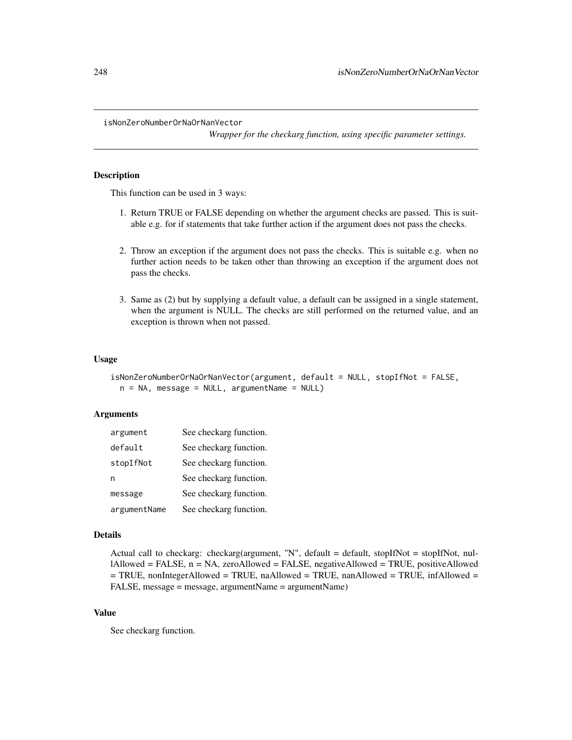isNonZeroNumberOrNaOrNanVector

*Wrapper for the checkarg function, using specific parameter settings.*

### Description

This function can be used in 3 ways:

1. Return TRUE or FALSE depending on whether the argument checks are passed. This is suitable e.g. for if statements that take further action if the argument does not pass the checks.
2. Throw an exception if the argument does not pass the checks. This is suitable e.g. when no further action needs to be taken other than throwing an exception if the argument does not pass the checks.
3. Same as (2) but by supplying a default value, a default can be assigned in a single statement, when the argument is NULL. The checks are still performed on the returned value, and an exception is thrown when not passed.

### Usage

```
isNonZeroNumberOrNaOrNanVector(argument, default = NULL, stopIfNot = FALSE,
  n = NA, message = NULL, argumentName = NULL)
```

### Arguments

| | |
|---|---|
| argument | See checkarg function. |
| default | See checkarg function. |
| stopIfNot | See checkarg function. |
| n | See checkarg function. |
| message | See checkarg function. |
| argumentName | See checkarg function. |

### Details

Actual call to checkarg: checkarg(argument, "N", default = default, stopIfNot = stopIfNot, nullAllowed = FALSE, n = NA, zeroAllowed = FALSE, negativeAllowed = TRUE, positiveAllowed = TRUE, nonIntegerAllowed = TRUE, naAllowed = TRUE, nanAllowed = TRUE, infAllowed = FALSE, message = message, argumentName = argumentName)

### Value

See checkarg function.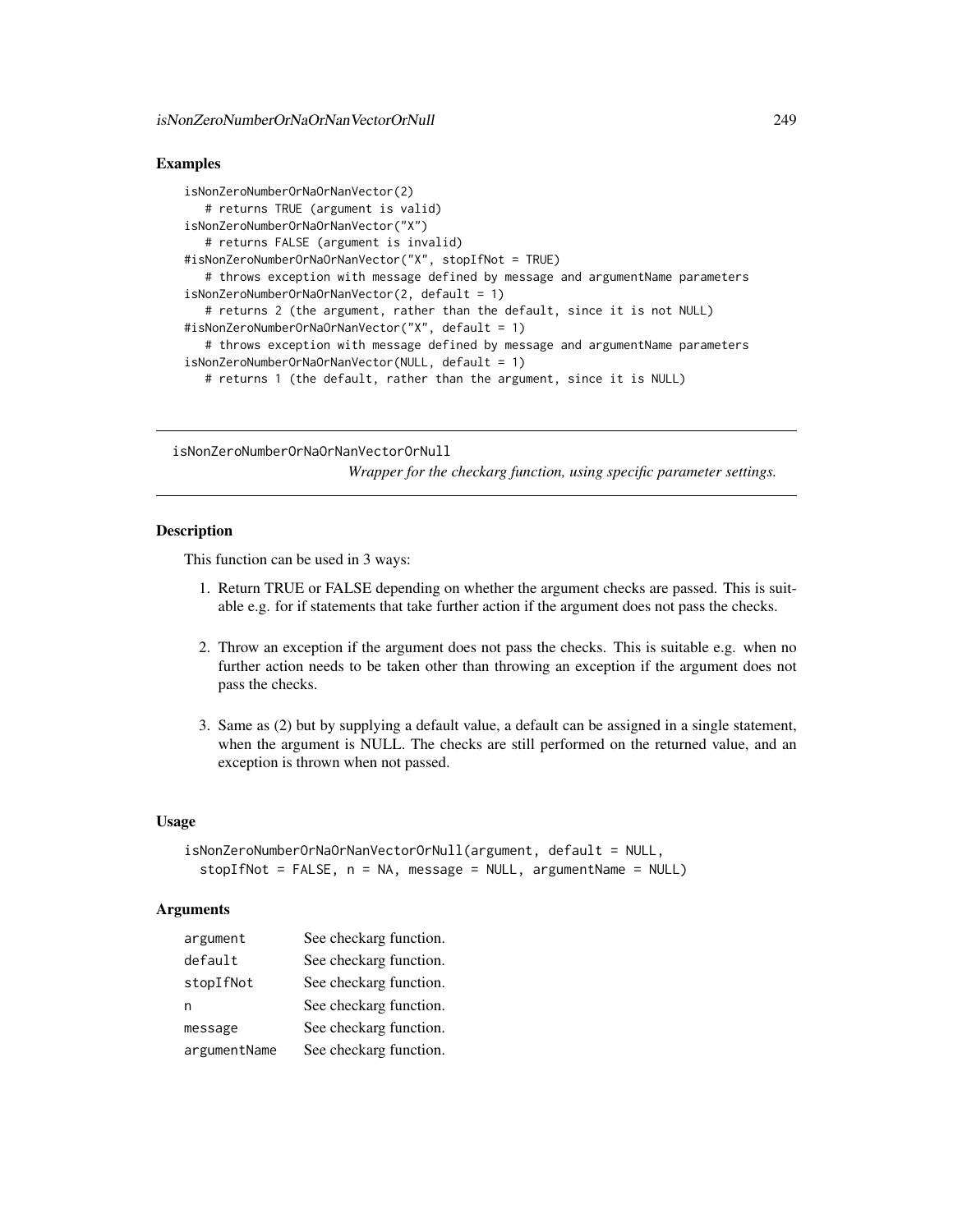## Examples

```
isNonZeroNumberOrNaOrNanVector(2)
   # returns TRUE (argument is valid)
isNonZeroNumberOrNaOrNanVector("X")
   # returns FALSE (argument is invalid)
#isNonZeroNumberOrNaOrNanVector("X", stopIfNot = TRUE)
   # throws exception with message defined by message and argumentName parameters
isNonZeroNumberOrNaOrNanVector(2, default = 1)
   # returns 2 (the argument, rather than the default, since it is not NULL)
#isNonZeroNumberOrNaOrNanVector("X", default = 1)
   # throws exception with message defined by message and argumentName parameters
isNonZeroNumberOrNaOrNanVector(NULL, default = 1)
   # returns 1 (the default, rather than the argument, since it is NULL)
```

---

# isNonZeroNumberOrNaOrNanVectorOrNull

*Wrapper for the checkarg function, using specific parameter settings.*

---

## Description

This function can be used in 3 ways:

1. Return TRUE or FALSE depending on whether the argument checks are passed. This is suitable e.g. for if statements that take further action if the argument does not pass the checks.
2. Throw an exception if the argument does not pass the checks. This is suitable e.g. when no further action needs to be taken other than throwing an exception if the argument does not pass the checks.
3. Same as (2) but by supplying a default value, a default can be assigned in a single statement, when the argument is NULL. The checks are still performed on the returned value, and an exception is thrown when not passed.

## Usage

```
isNonZeroNumberOrNaOrNanVectorOrNull(argument, default = NULL,
  stopIfNot = FALSE, n = NA, message = NULL, argumentName = NULL)
```

## Arguments

| | |
|---|---|
| argument | See checkarg function. |
| default | See checkarg function. |
| stopIfNot | See checkarg function. |
| n | See checkarg function. |
| message | See checkarg function. |
| argumentName | See checkarg function. |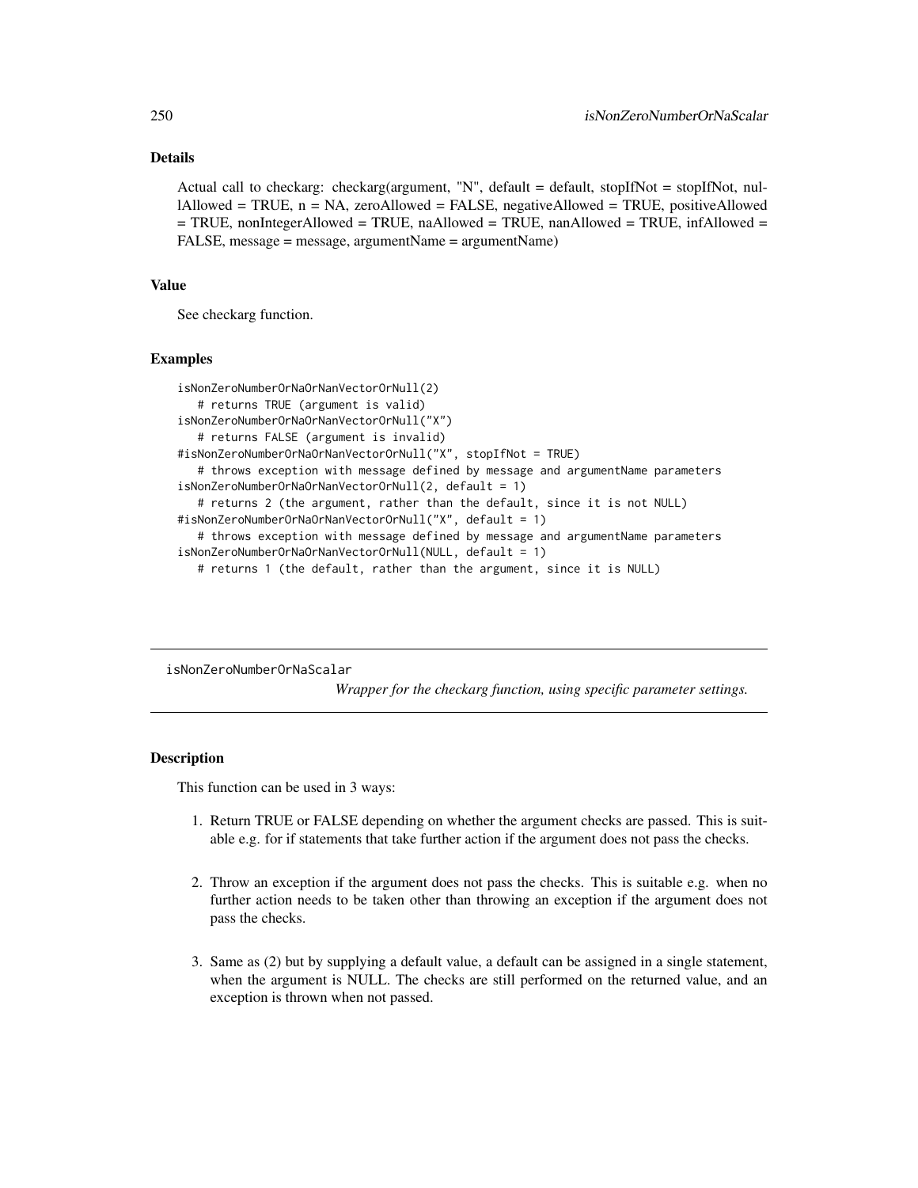### Details

Actual call to checkarg: checkarg(argument, "N", default = default, stopIfNot = stopIfNot, nullAllowed = TRUE, n = NA, zeroAllowed = FALSE, negativeAllowed = TRUE, positiveAllowed = TRUE, nonIntegerAllowed = TRUE, naAllowed = TRUE, nanAllowed = TRUE, infAllowed = FALSE, message = message, argumentName = argumentName)

### Value

See checkarg function.

### Examples

```
isNonZeroNumberOrNaOrNanVectorOrNull(2)
   # returns TRUE (argument is valid)
isNonZeroNumberOrNaOrNanVectorOrNull("X")
   # returns FALSE (argument is invalid)
#isNonZeroNumberOrNaOrNanVectorOrNull("X", stopIfNot = TRUE)
   # throws exception with message defined by message and argumentName parameters
isNonZeroNumberOrNaOrNanVectorOrNull(2, default = 1)
   # returns 2 (the argument, rather than the default, since it is not NULL)
#isNonZeroNumberOrNaOrNanVectorOrNull("X", default = 1)
   # throws exception with message defined by message and argumentName parameters
isNonZeroNumberOrNaOrNanVectorOrNull(NULL, default = 1)
   # returns 1 (the default, rather than the argument, since it is NULL)
```

---

## isNonZeroNumberOrNaScalar

*Wrapper for the checkarg function, using specific parameter settings.*

---

### Description

This function can be used in 3 ways:

1. Return TRUE or FALSE depending on whether the argument checks are passed. This is suitable e.g. for if statements that take further action if the argument does not pass the checks.
2. Throw an exception if the argument does not pass the checks. This is suitable e.g. when no further action needs to be taken other than throwing an exception if the argument does not pass the checks.
3. Same as (2) but by supplying a default value, a default can be assigned in a single statement, when the argument is NULL. The checks are still performed on the returned value, and an exception is thrown when not passed.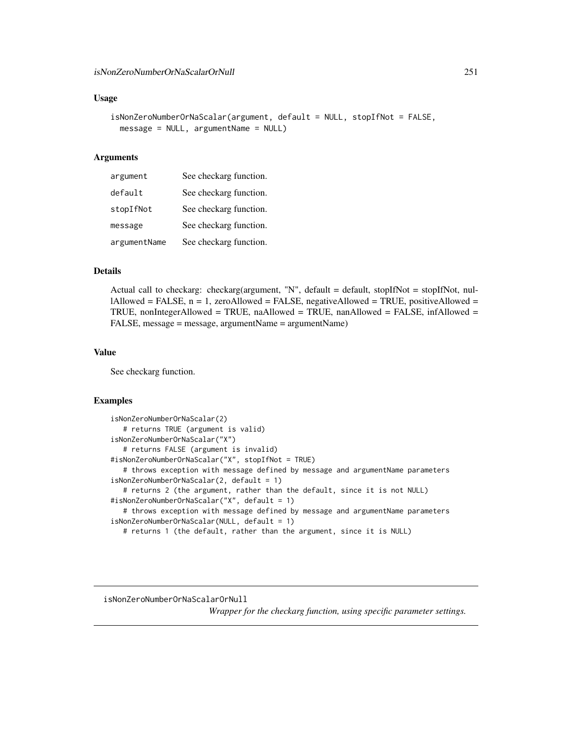### Usage

```
isNonZeroNumberOrNaScalar(argument, default = NULL, stopIfNot = FALSE,
  message = NULL, argumentName = NULL)
```

### Arguments

| | |
|---|---|
| argument | See checkarg function. |
| default | See checkarg function. |
| stopIfNot | See checkarg function. |
| message | See checkarg function. |
| argumentName | See checkarg function. |

### Details

Actual call to checkarg: checkarg(argument, "N", default = default, stopIfNot = stopIfNot, nullAllowed = FALSE, n = 1, zeroAllowed = FALSE, negativeAllowed = TRUE, positiveAllowed = TRUE, nonIntegerAllowed = TRUE, naAllowed = TRUE, nanAllowed = FALSE, infAllowed = FALSE, message = message, argumentName = argumentName)

### Value

See checkarg function.

### Examples

```
isNonZeroNumberOrNaScalar(2)
   # returns TRUE (argument is valid)
isNonZeroNumberOrNaScalar("X")
   # returns FALSE (argument is invalid)
#isNonZeroNumberOrNaScalar("X", stopIfNot = TRUE)
   # throws exception with message defined by message and argumentName parameters
isNonZeroNumberOrNaScalar(2, default = 1)
   # returns 2 (the argument, rather than the default, since it is not NULL)
#isNonZeroNumberOrNaScalar("X", default = 1)
   # throws exception with message defined by message and argumentName parameters
isNonZeroNumberOrNaScalar(NULL, default = 1)
   # returns 1 (the default, rather than the argument, since it is NULL)
```

---

## isNonZeroNumberOrNaScalarOrNull

*Wrapper for the checkarg function, using specific parameter settings.*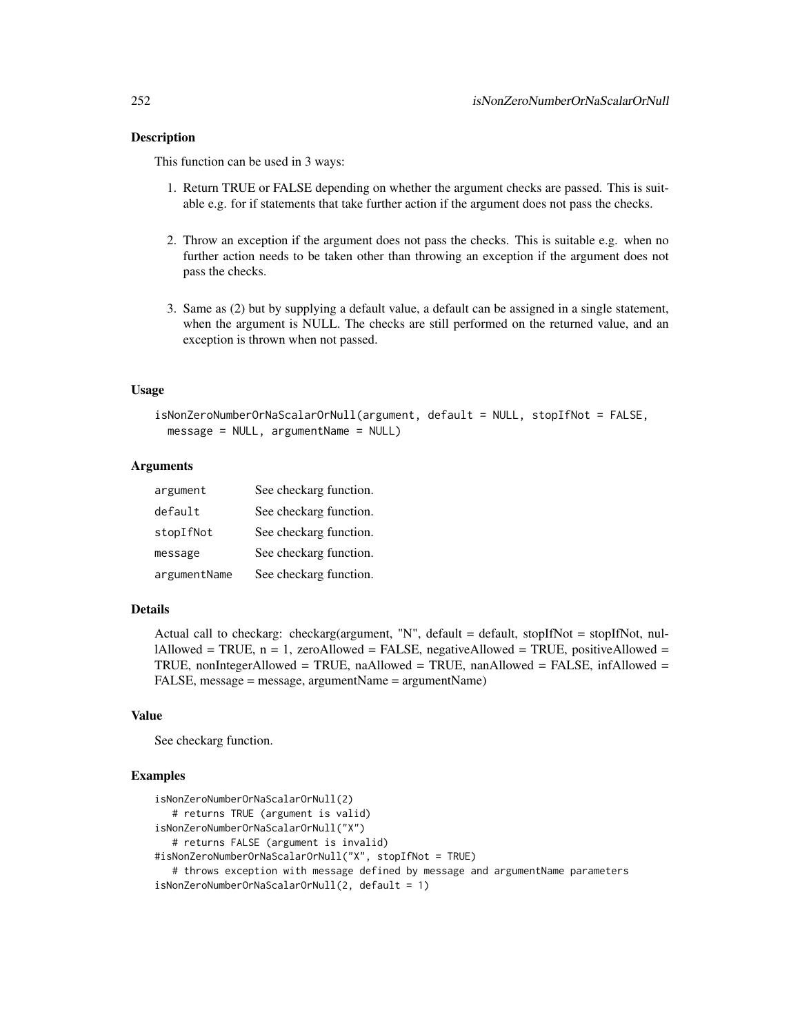### Description

This function can be used in 3 ways:

1. Return TRUE or FALSE depending on whether the argument checks are passed. This is suitable e.g. for if statements that take further action if the argument does not pass the checks.

2. Throw an exception if the argument does not pass the checks. This is suitable e.g. when no further action needs to be taken other than throwing an exception if the argument does not pass the checks.

3. Same as (2) but by supplying a default value, a default can be assigned in a single statement, when the argument is NULL. The checks are still performed on the returned value, and an exception is thrown when not passed.

### Usage

```
isNonZeroNumberOrNaScalarOrNull(argument, default = NULL, stopIfNot = FALSE,
  message = NULL, argumentName = NULL)
```

### Arguments

| | |
|---|---|
| `argument` | See checkarg function. |
| `default` | See checkarg function. |
| `stopIfNot` | See checkarg function. |
| `message` | See checkarg function. |
| `argumentName` | See checkarg function. |

### Details

Actual call to checkarg: checkarg(argument, "N", default = default, stopIfNot = stopIfNot, nullAllowed = TRUE, n = 1, zeroAllowed = FALSE, negativeAllowed = TRUE, positiveAllowed = TRUE, nonIntegerAllowed = TRUE, naAllowed = TRUE, nanAllowed = FALSE, infAllowed = FALSE, message = message, argumentName = argumentName)

### Value

See checkarg function.

### Examples

```
isNonZeroNumberOrNaScalarOrNull(2)
   # returns TRUE (argument is valid)
isNonZeroNumberOrNaScalarOrNull("X")
   # returns FALSE (argument is invalid)
#isNonZeroNumberOrNaScalarOrNull("X", stopIfNot = TRUE)
   # throws exception with message defined by message and argumentName parameters
isNonZeroNumberOrNaScalarOrNull(2, default = 1)
```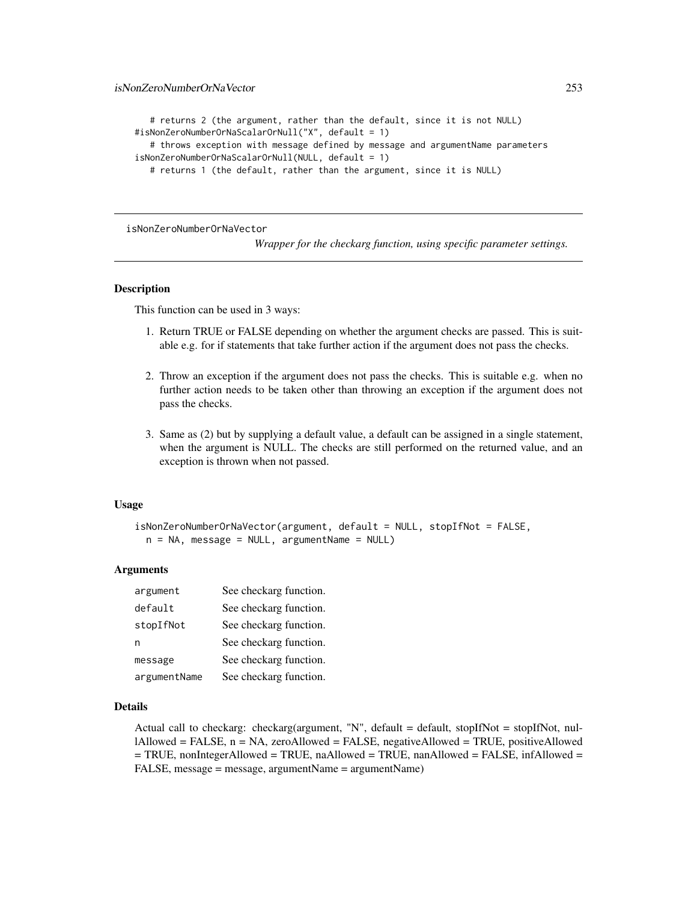```
    # returns 2 (the argument, rather than the default, since it is not NULL)
#isNonZeroNumberOrNaScalarOrNull("X", default = 1)
    # throws exception with message defined by message and argumentName parameters
isNonZeroNumberOrNaScalarOrNull(NULL, default = 1)
    # returns 1 (the default, rather than the argument, since it is NULL)
```

---

## isNonZeroNumberOrNaVector

*Wrapper for the checkarg function, using specific parameter settings.*

---

### Description

This function can be used in 3 ways:

1. Return TRUE or FALSE depending on whether the argument checks are passed. This is suitable e.g. for if statements that take further action if the argument does not pass the checks.
2. Throw an exception if the argument does not pass the checks. This is suitable e.g. when no further action needs to be taken other than throwing an exception if the argument does not pass the checks.
3. Same as (2) but by supplying a default value, a default can be assigned in a single statement, when the argument is NULL. The checks are still performed on the returned value, and an exception is thrown when not passed.

### Usage

```
isNonZeroNumberOrNaVector(argument, default = NULL, stopIfNot = FALSE,
  n = NA, message = NULL, argumentName = NULL)
```

### Arguments

| | |
|---|---|
| argument | See checkarg function. |
| default | See checkarg function. |
| stopIfNot | See checkarg function. |
| n | See checkarg function. |
| message | See checkarg function. |
| argumentName | See checkarg function. |

### Details

Actual call to checkarg: checkarg(argument, "N", default = default, stopIfNot = stopIfNot, nullAllowed = FALSE, n = NA, zeroAllowed = FALSE, negativeAllowed = TRUE, positiveAllowed = TRUE, nonIntegerAllowed = TRUE, naAllowed = TRUE, nanAllowed = FALSE, infAllowed = FALSE, message = message, argumentName = argumentName)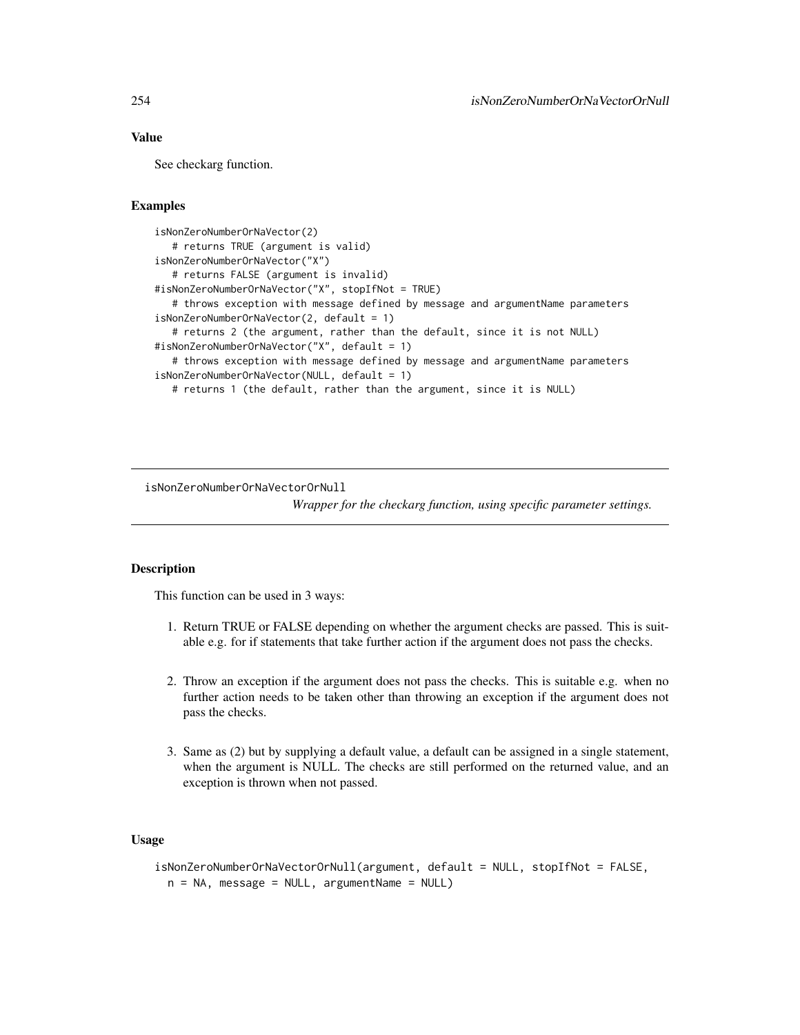## Value

See checkarg function.

## Examples

```
isNonZeroNumberOrNaVector(2)
   # returns TRUE (argument is valid)
isNonZeroNumberOrNaVector("X")
   # returns FALSE (argument is invalid)
#isNonZeroNumberOrNaVector("X", stopIfNot = TRUE)
   # throws exception with message defined by message and argumentName parameters
isNonZeroNumberOrNaVector(2, default = 1)
   # returns 2 (the argument, rather than the default, since it is not NULL)
#isNonZeroNumberOrNaVector("X", default = 1)
   # throws exception with message defined by message and argumentName parameters
isNonZeroNumberOrNaVector(NULL, default = 1)
   # returns 1 (the default, rather than the argument, since it is NULL)
```

---

# isNonZeroNumberOrNaVectorOrNull

*Wrapper for the checkarg function, using specific parameter settings.*

---

## Description

This function can be used in 3 ways:

1. Return TRUE or FALSE depending on whether the argument checks are passed. This is suitable e.g. for if statements that take further action if the argument does not pass the checks.
2. Throw an exception if the argument does not pass the checks. This is suitable e.g. when no further action needs to be taken other than throwing an exception if the argument does not pass the checks.
3. Same as (2) but by supplying a default value, a default can be assigned in a single statement, when the argument is NULL. The checks are still performed on the returned value, and an exception is thrown when not passed.

## Usage

```
isNonZeroNumberOrNaVectorOrNull(argument, default = NULL, stopIfNot = FALSE,
  n = NA, message = NULL, argumentName = NULL)
```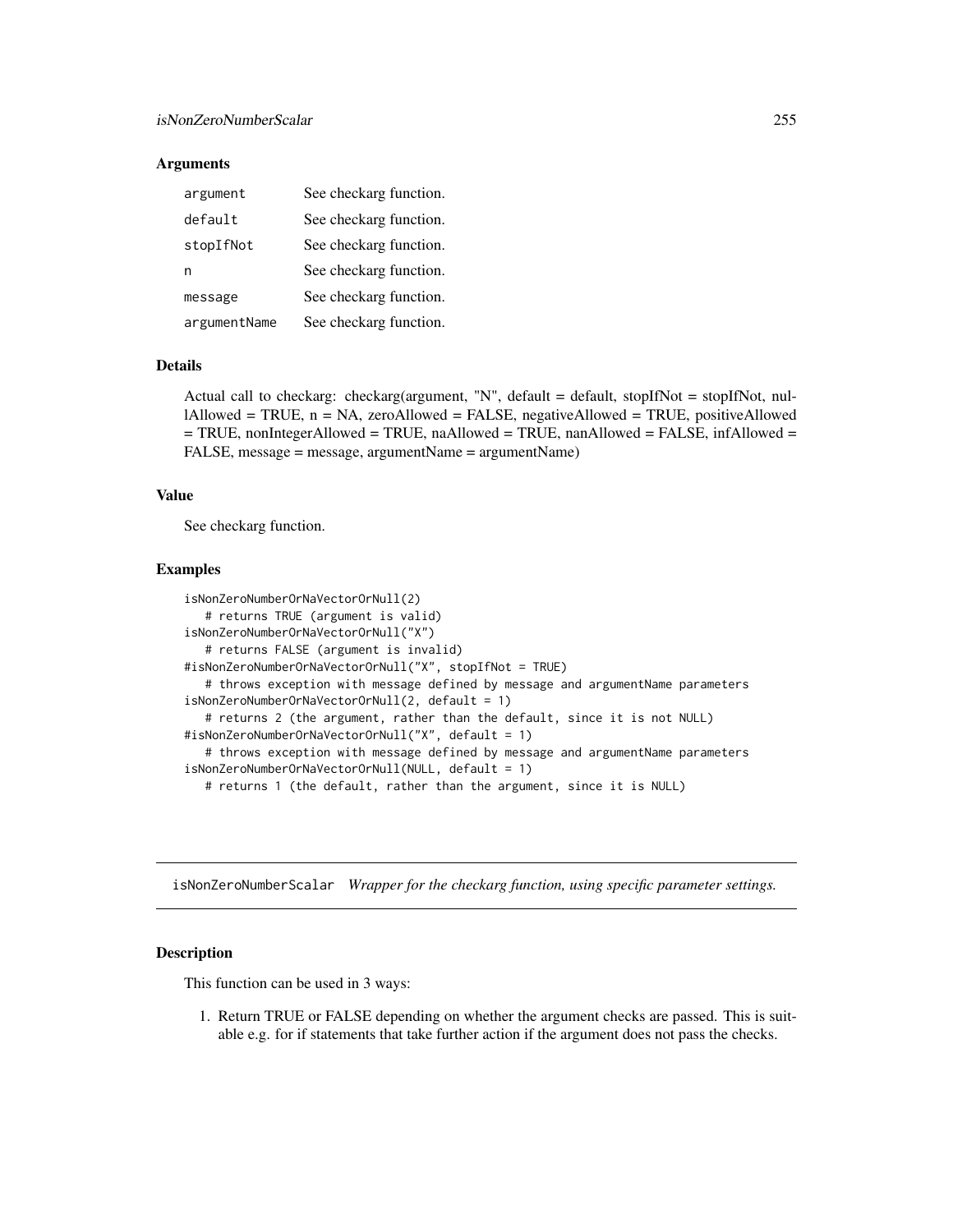### Arguments

| | |
|---|---|
| argument | See checkarg function. |
| default | See checkarg function. |
| stopIfNot | See checkarg function. |
| n | See checkarg function. |
| message | See checkarg function. |
| argumentName | See checkarg function. |

### Details

Actual call to checkarg: checkarg(argument, "N", default = default, stopIfNot = stopIfNot, nullAllowed = TRUE, n = NA, zeroAllowed = FALSE, negativeAllowed = TRUE, positiveAllowed = TRUE, nonIntegerAllowed = TRUE, naAllowed = TRUE, nanAllowed = FALSE, infAllowed = FALSE, message = message, argumentName = argumentName)

### Value

See checkarg function.

### Examples

```
isNonZeroNumberOrNaVectorOrNull(2)
   # returns TRUE (argument is valid)
isNonZeroNumberOrNaVectorOrNull("X")
   # returns FALSE (argument is invalid)
#isNonZeroNumberOrNaVectorOrNull("X", stopIfNot = TRUE)
   # throws exception with message defined by message and argumentName parameters
isNonZeroNumberOrNaVectorOrNull(2, default = 1)
   # returns 2 (the argument, rather than the default, since it is not NULL)
#isNonZeroNumberOrNaVectorOrNull("X", default = 1)
   # throws exception with message defined by message and argumentName parameters
isNonZeroNumberOrNaVectorOrNull(NULL, default = 1)
   # returns 1 (the default, rather than the argument, since it is NULL)
```

---

## isNonZeroNumberScalar *Wrapper for the checkarg function, using specific parameter settings.*

---

### Description

This function can be used in 3 ways:

1. Return TRUE or FALSE depending on whether the argument checks are passed. This is suitable e.g. for if statements that take further action if the argument does not pass the checks.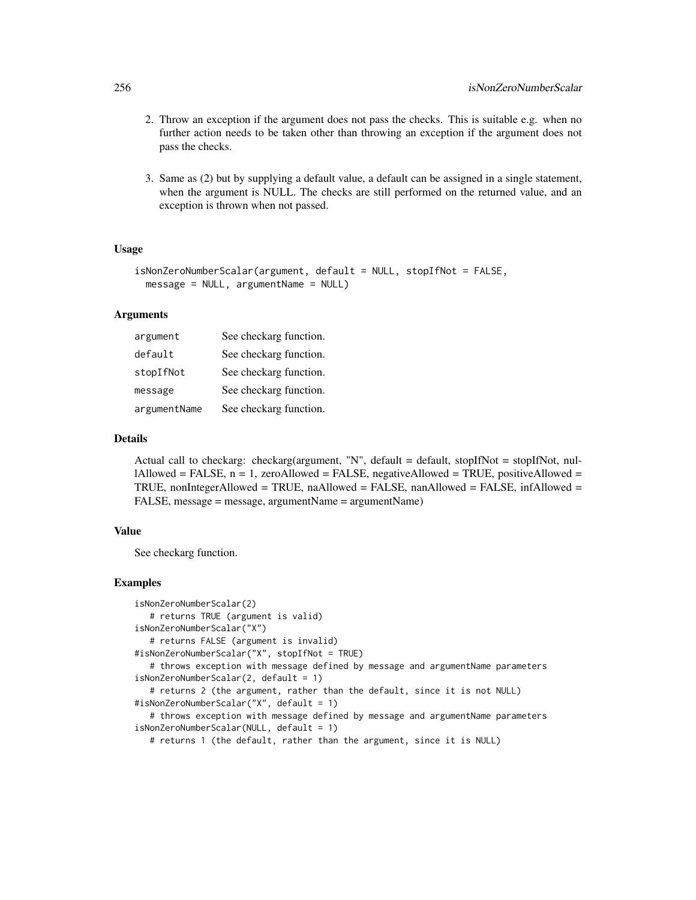2. Throw an exception if the argument does not pass the checks. This is suitable e.g. when no further action needs to be taken other than throwing an exception if the argument does not pass the checks.

3. Same as (2) but by supplying a default value, a default can be assigned in a single statement, when the argument is NULL. The checks are still performed on the returned value, and an exception is thrown when not passed.

### Usage

```
isNonZeroNumberScalar(argument, default = NULL, stopIfNot = FALSE,
  message = NULL, argumentName = NULL)
```

### Arguments

| | |
|---|---|
| argument | See checkarg function. |
| default | See checkarg function. |
| stopIfNot | See checkarg function. |
| message | See checkarg function. |
| argumentName | See checkarg function. |

### Details

Actual call to checkarg: checkarg(argument, "N", default = default, stopIfNot = stopIfNot, nullAllowed = FALSE, n = 1, zeroAllowed = FALSE, negativeAllowed = TRUE, positiveAllowed = TRUE, nonIntegerAllowed = TRUE, naAllowed = FALSE, nanAllowed = FALSE, infAllowed = FALSE, message = message, argumentName = argumentName)

### Value

See checkarg function.

### Examples

```
isNonZeroNumberScalar(2)
   # returns TRUE (argument is valid)
isNonZeroNumberScalar("X")
   # returns FALSE (argument is invalid)
#isNonZeroNumberScalar("X", stopIfNot = TRUE)
   # throws exception with message defined by message and argumentName parameters
isNonZeroNumberScalar(2, default = 1)
   # returns 2 (the argument, rather than the default, since it is not NULL)
#isNonZeroNumberScalar("X", default = 1)
   # throws exception with message defined by message and argumentName parameters
isNonZeroNumberScalar(NULL, default = 1)
   # returns 1 (the default, rather than the argument, since it is NULL)
```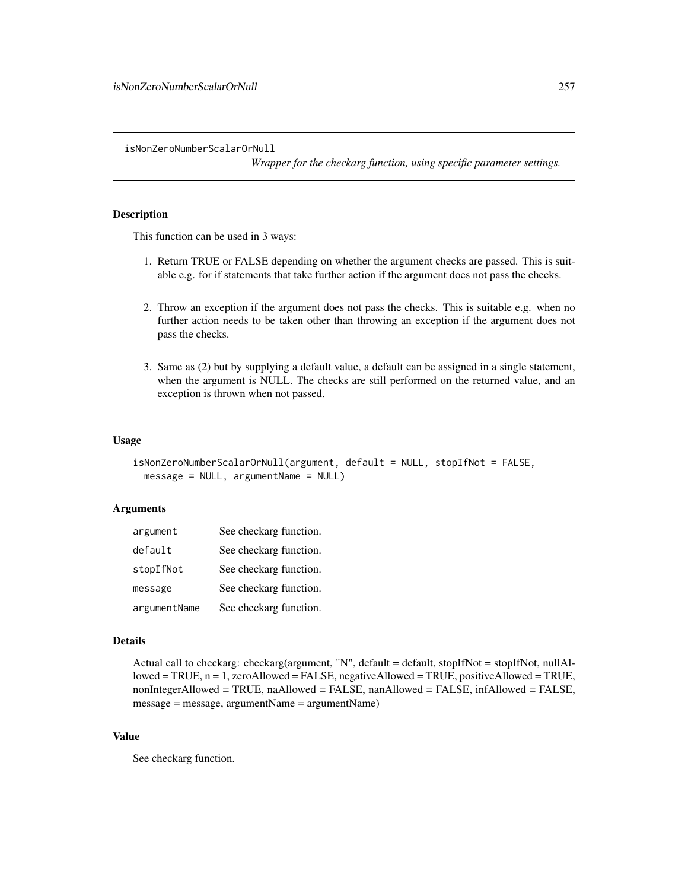isNonZeroNumberScalarOrNull &nbsp;&nbsp;&nbsp;&nbsp; *Wrapper for the checkarg function, using specific parameter settings.*

### Description

This function can be used in 3 ways:

1. Return TRUE or FALSE depending on whether the argument checks are passed. This is suitable e.g. for if statements that take further action if the argument does not pass the checks.
2. Throw an exception if the argument does not pass the checks. This is suitable e.g. when no further action needs to be taken other than throwing an exception if the argument does not pass the checks.
3. Same as (2) but by supplying a default value, a default can be assigned in a single statement, when the argument is NULL. The checks are still performed on the returned value, and an exception is thrown when not passed.

### Usage

```
isNonZeroNumberScalarOrNull(argument, default = NULL, stopIfNot = FALSE,
  message = NULL, argumentName = NULL)
```

### Arguments

| | |
|---|---|
| `argument` | See checkarg function. |
| `default` | See checkarg function. |
| `stopIfNot` | See checkarg function. |
| `message` | See checkarg function. |
| `argumentName` | See checkarg function. |

### Details

Actual call to checkarg: checkarg(argument, "N", default = default, stopIfNot = stopIfNot, nullAllowed = TRUE, n = 1, zeroAllowed = FALSE, negativeAllowed = TRUE, positiveAllowed = TRUE, nonIntegerAllowed = TRUE, naAllowed = FALSE, nanAllowed = FALSE, infAllowed = FALSE, message = message, argumentName = argumentName)

### Value

See checkarg function.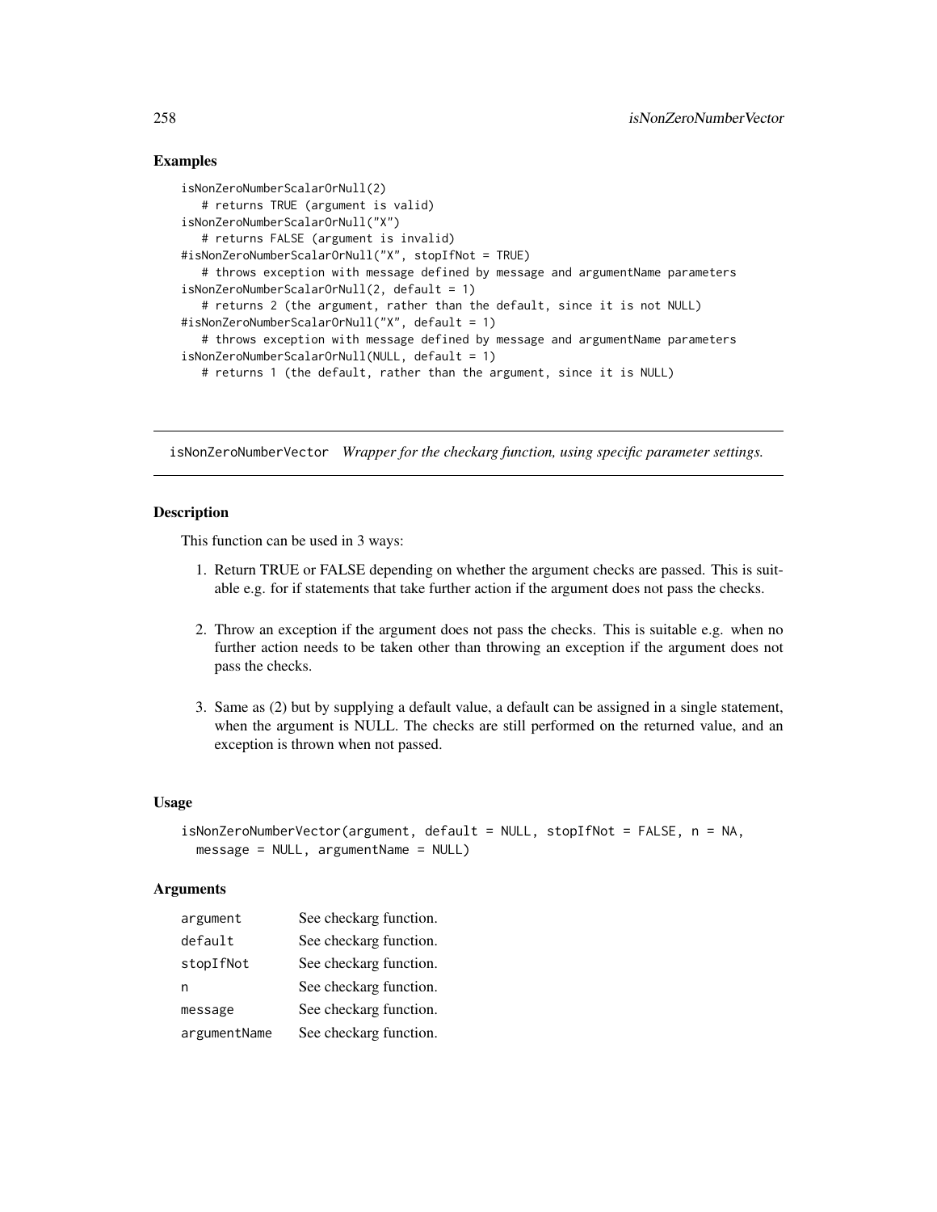## Examples

```
isNonZeroNumberScalarOrNull(2)
   # returns TRUE (argument is valid)
isNonZeroNumberScalarOrNull("X")
   # returns FALSE (argument is invalid)
#isNonZeroNumberScalarOrNull("X", stopIfNot = TRUE)
   # throws exception with message defined by message and argumentName parameters
isNonZeroNumberScalarOrNull(2, default = 1)
   # returns 2 (the argument, rather than the default, since it is not NULL)
#isNonZeroNumberScalarOrNull("X", default = 1)
   # throws exception with message defined by message and argumentName parameters
isNonZeroNumberScalarOrNull(NULL, default = 1)
   # returns 1 (the default, rather than the argument, since it is NULL)
```

---

# isNonZeroNumberVector *Wrapper for the checkarg function, using specific parameter settings.*

---

## Description

This function can be used in 3 ways:

1. Return TRUE or FALSE depending on whether the argument checks are passed. This is suitable e.g. for if statements that take further action if the argument does not pass the checks.
2. Throw an exception if the argument does not pass the checks. This is suitable e.g. when no further action needs to be taken other than throwing an exception if the argument does not pass the checks.
3. Same as (2) but by supplying a default value, a default can be assigned in a single statement, when the argument is NULL. The checks are still performed on the returned value, and an exception is thrown when not passed.

## Usage

```
isNonZeroNumberVector(argument, default = NULL, stopIfNot = FALSE, n = NA,
  message = NULL, argumentName = NULL)
```

## Arguments

| | |
|---|---|
| argument | See checkarg function. |
| default | See checkarg function. |
| stopIfNot | See checkarg function. |
| n | See checkarg function. |
| message | See checkarg function. |
| argumentName | See checkarg function. |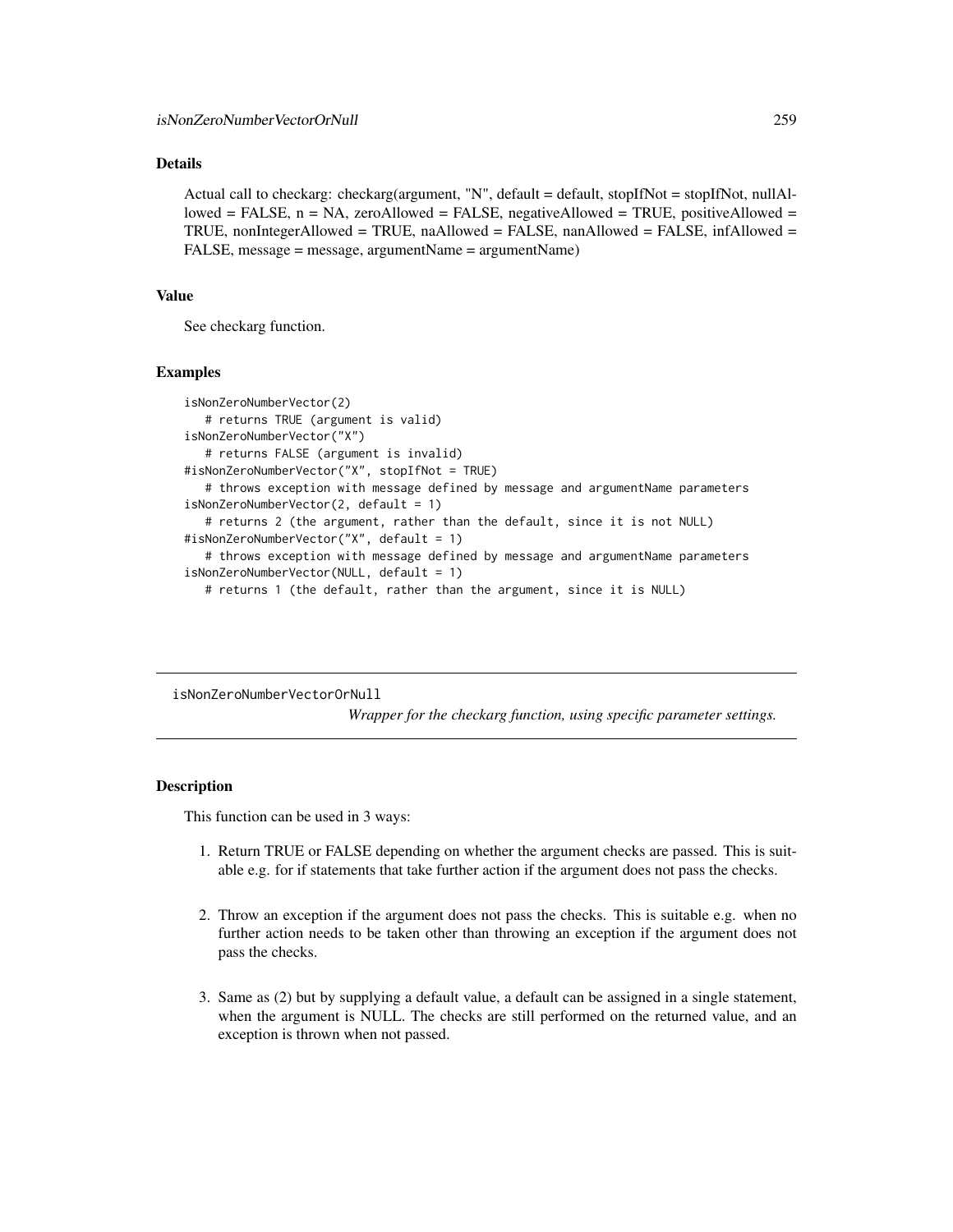### Details

Actual call to checkarg: checkarg(argument, "N", default = default, stopIfNot = stopIfNot, nullAllowed = FALSE, n = NA, zeroAllowed = FALSE, negativeAllowed = TRUE, positiveAllowed = TRUE, nonIntegerAllowed = TRUE, naAllowed = FALSE, nanAllowed = FALSE, infAllowed = FALSE, message = message, argumentName = argumentName)

### Value

See checkarg function.

### Examples

```
isNonZeroNumberVector(2)
   # returns TRUE (argument is valid)
isNonZeroNumberVector("X")
   # returns FALSE (argument is invalid)
#isNonZeroNumberVector("X", stopIfNot = TRUE)
   # throws exception with message defined by message and argumentName parameters
isNonZeroNumberVector(2, default = 1)
   # returns 2 (the argument, rather than the default, since it is not NULL)
#isNonZeroNumberVector("X", default = 1)
   # throws exception with message defined by message and argumentName parameters
isNonZeroNumberVector(NULL, default = 1)
   # returns 1 (the default, rather than the argument, since it is NULL)
```

---

## isNonZeroNumberVectorOrNull

*Wrapper for the checkarg function, using specific parameter settings.*

---

### Description

This function can be used in 3 ways:

1. Return TRUE or FALSE depending on whether the argument checks are passed. This is suitable e.g. for if statements that take further action if the argument does not pass the checks.
2. Throw an exception if the argument does not pass the checks. This is suitable e.g. when no further action needs to be taken other than throwing an exception if the argument does not pass the checks.
3. Same as (2) but by supplying a default value, a default can be assigned in a single statement, when the argument is NULL. The checks are still performed on the returned value, and an exception is thrown when not passed.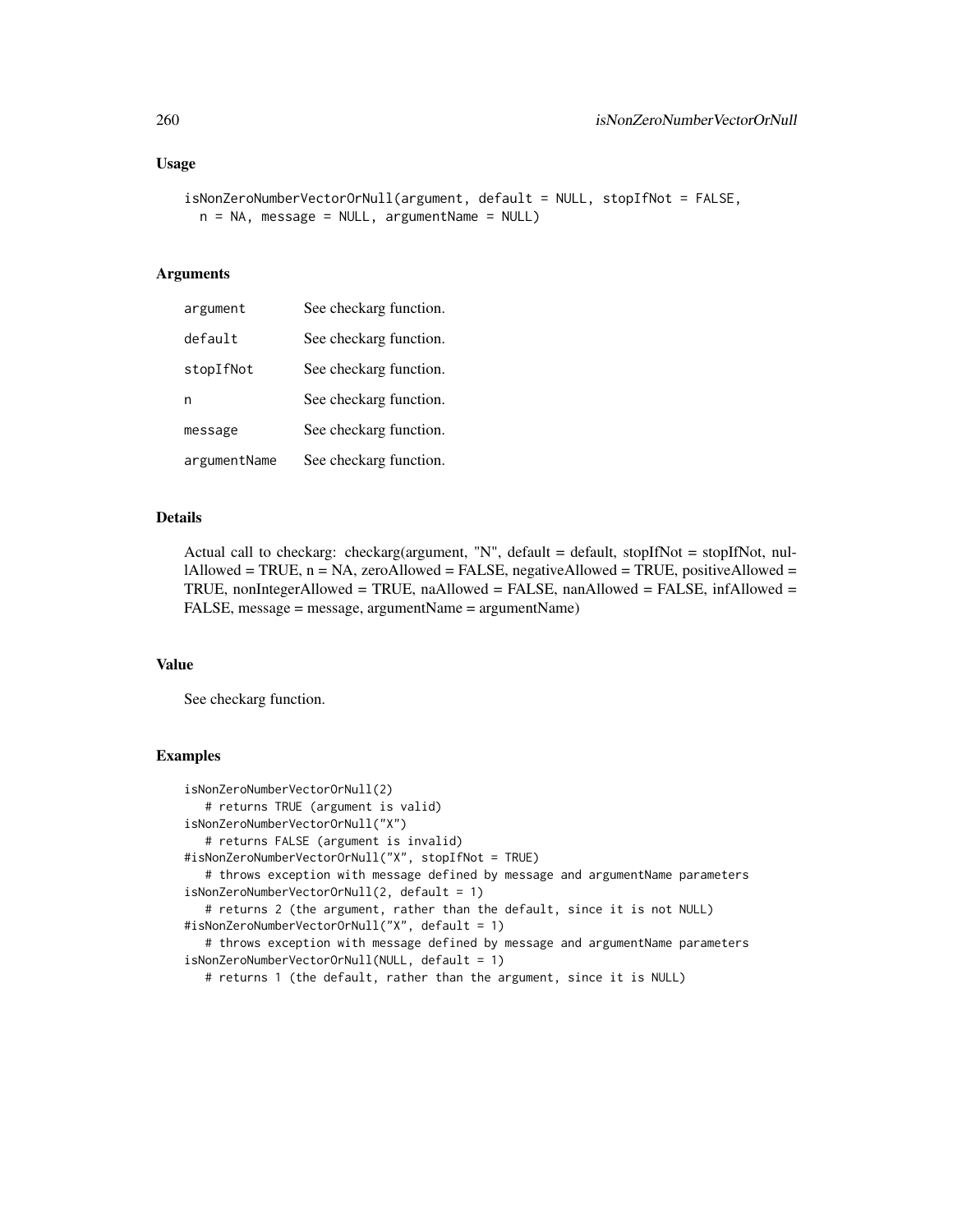### Usage

```
isNonZeroNumberVectorOrNull(argument, default = NULL, stopIfNot = FALSE,
  n = NA, message = NULL, argumentName = NULL)
```

### Arguments

| | |
|---|---|
| argument | See checkarg function. |
| default | See checkarg function. |
| stopIfNot | See checkarg function. |
| n | See checkarg function. |
| message | See checkarg function. |
| argumentName | See checkarg function. |

### Details

Actual call to checkarg: checkarg(argument, "N", default = default, stopIfNot = stopIfNot, nullAllowed = TRUE, n = NA, zeroAllowed = FALSE, negativeAllowed = TRUE, positiveAllowed = TRUE, nonIntegerAllowed = TRUE, naAllowed = FALSE, nanAllowed = FALSE, infAllowed = FALSE, message = message, argumentName = argumentName)

### Value

See checkarg function.

### Examples

```
isNonZeroNumberVectorOrNull(2)
   # returns TRUE (argument is valid)
isNonZeroNumberVectorOrNull("X")
   # returns FALSE (argument is invalid)
#isNonZeroNumberVectorOrNull("X", stopIfNot = TRUE)
   # throws exception with message defined by message and argumentName parameters
isNonZeroNumberVectorOrNull(2, default = 1)
   # returns 2 (the argument, rather than the default, since it is not NULL)
#isNonZeroNumberVectorOrNull("X", default = 1)
   # throws exception with message defined by message and argumentName parameters
isNonZeroNumberVectorOrNull(NULL, default = 1)
   # returns 1 (the default, rather than the argument, since it is NULL)
```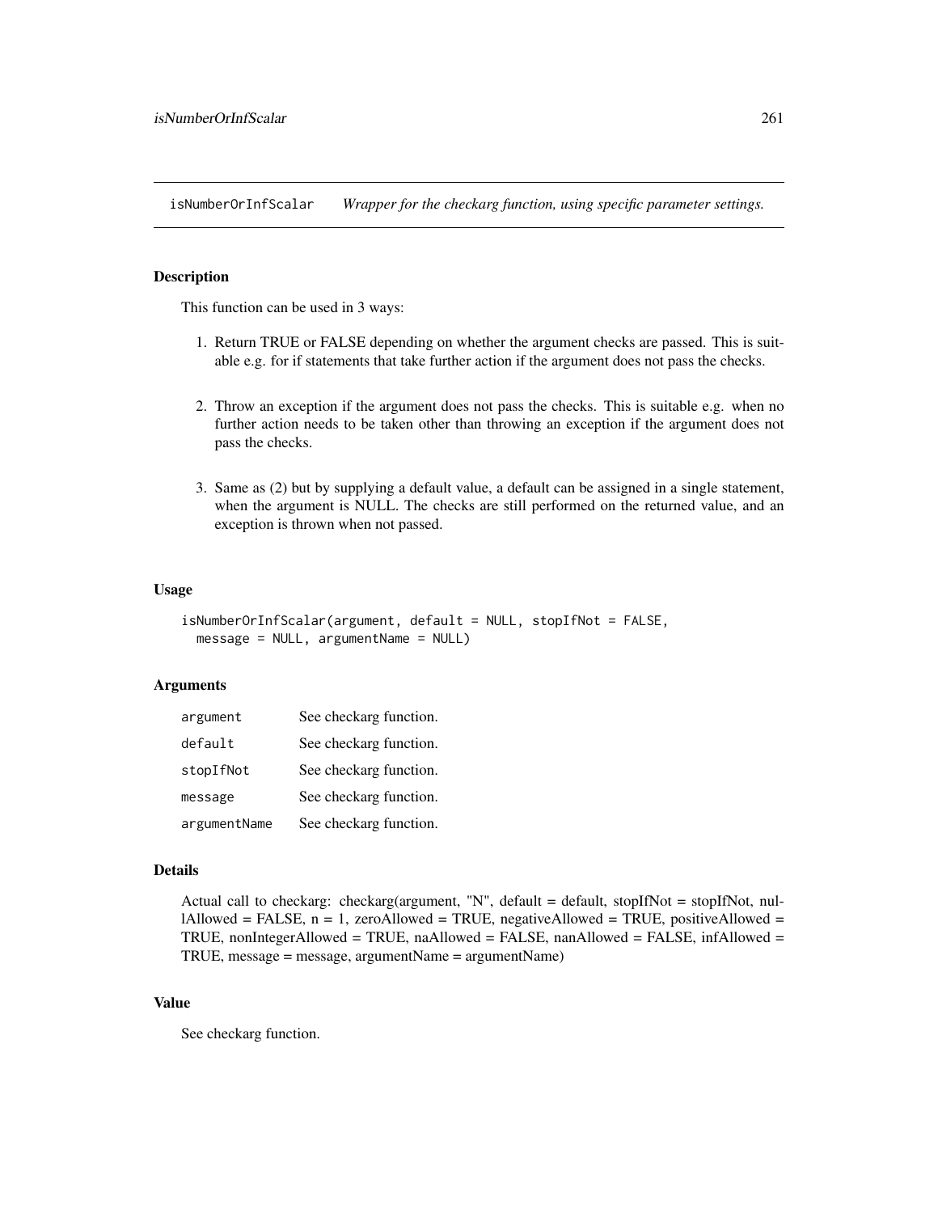# isNumberOrInfScalar — *Wrapper for the checkarg function, using specific parameter settings.*

## Description

This function can be used in 3 ways:

1. Return TRUE or FALSE depending on whether the argument checks are passed. This is suitable e.g. for if statements that take further action if the argument does not pass the checks.
2. Throw an exception if the argument does not pass the checks. This is suitable e.g. when no further action needs to be taken other than throwing an exception if the argument does not pass the checks.
3. Same as (2) but by supplying a default value, a default can be assigned in a single statement, when the argument is NULL. The checks are still performed on the returned value, and an exception is thrown when not passed.

## Usage

```
isNumberOrInfScalar(argument, default = NULL, stopIfNot = FALSE,
  message = NULL, argumentName = NULL)
```

## Arguments

| | |
|---|---|
| argument | See checkarg function. |
| default | See checkarg function. |
| stopIfNot | See checkarg function. |
| message | See checkarg function. |
| argumentName | See checkarg function. |

## Details

Actual call to checkarg: checkarg(argument, "N", default = default, stopIfNot = stopIfNot, nullAllowed = FALSE, n = 1, zeroAllowed = TRUE, negativeAllowed = TRUE, positiveAllowed = TRUE, nonIntegerAllowed = TRUE, naAllowed = FALSE, nanAllowed = FALSE, infAllowed = TRUE, message = message, argumentName = argumentName)

## Value

See checkarg function.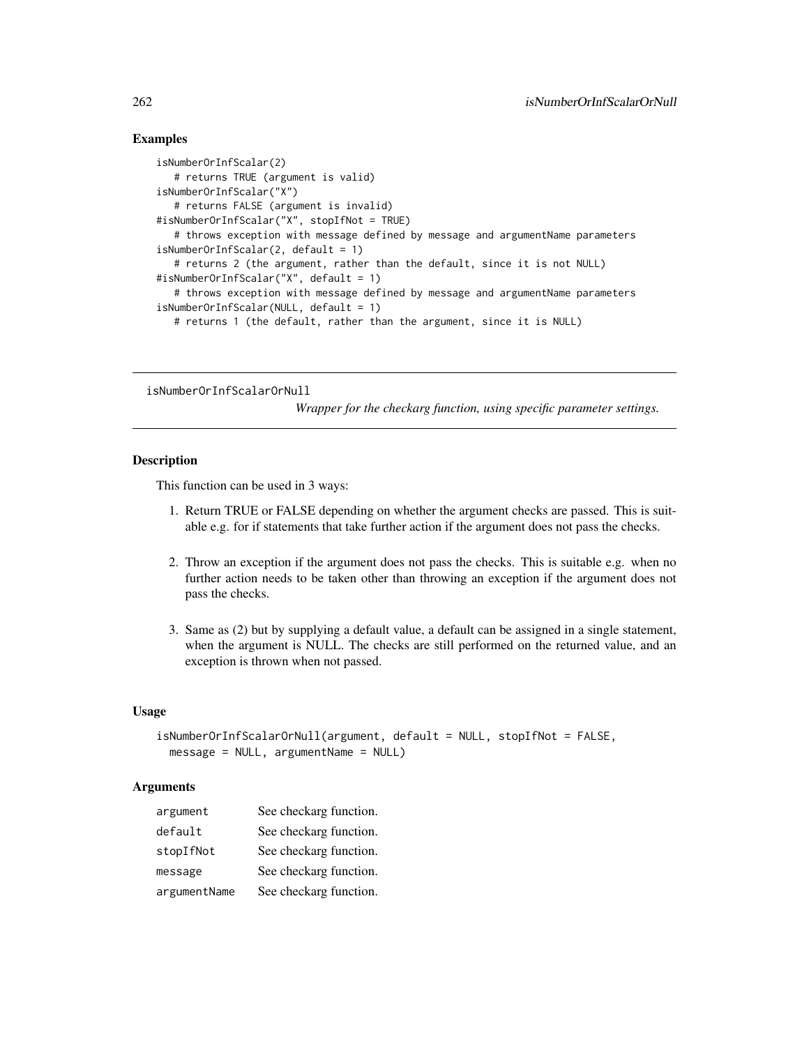## Examples

```
isNumberOrInfScalar(2)
   # returns TRUE (argument is valid)
isNumberOrInfScalar("X")
   # returns FALSE (argument is invalid)
#isNumberOrInfScalar("X", stopIfNot = TRUE)
   # throws exception with message defined by message and argumentName parameters
isNumberOrInfScalar(2, default = 1)
   # returns 2 (the argument, rather than the default, since it is not NULL)
#isNumberOrInfScalar("X", default = 1)
   # throws exception with message defined by message and argumentName parameters
isNumberOrInfScalar(NULL, default = 1)
   # returns 1 (the default, rather than the argument, since it is NULL)
```

---

# isNumberOrInfScalarOrNull

*Wrapper for the checkarg function, using specific parameter settings.*

---

## Description

This function can be used in 3 ways:

1. Return TRUE or FALSE depending on whether the argument checks are passed. This is suitable e.g. for if statements that take further action if the argument does not pass the checks.
2. Throw an exception if the argument does not pass the checks. This is suitable e.g. when no further action needs to be taken other than throwing an exception if the argument does not pass the checks.
3. Same as (2) but by supplying a default value, a default can be assigned in a single statement, when the argument is NULL. The checks are still performed on the returned value, and an exception is thrown when not passed.

## Usage

```
isNumberOrInfScalarOrNull(argument, default = NULL, stopIfNot = FALSE,
  message = NULL, argumentName = NULL)
```

## Arguments

| | |
|---|---|
| argument | See checkarg function. |
| default | See checkarg function. |
| stopIfNot | See checkarg function. |
| message | See checkarg function. |
| argumentName | See checkarg function. |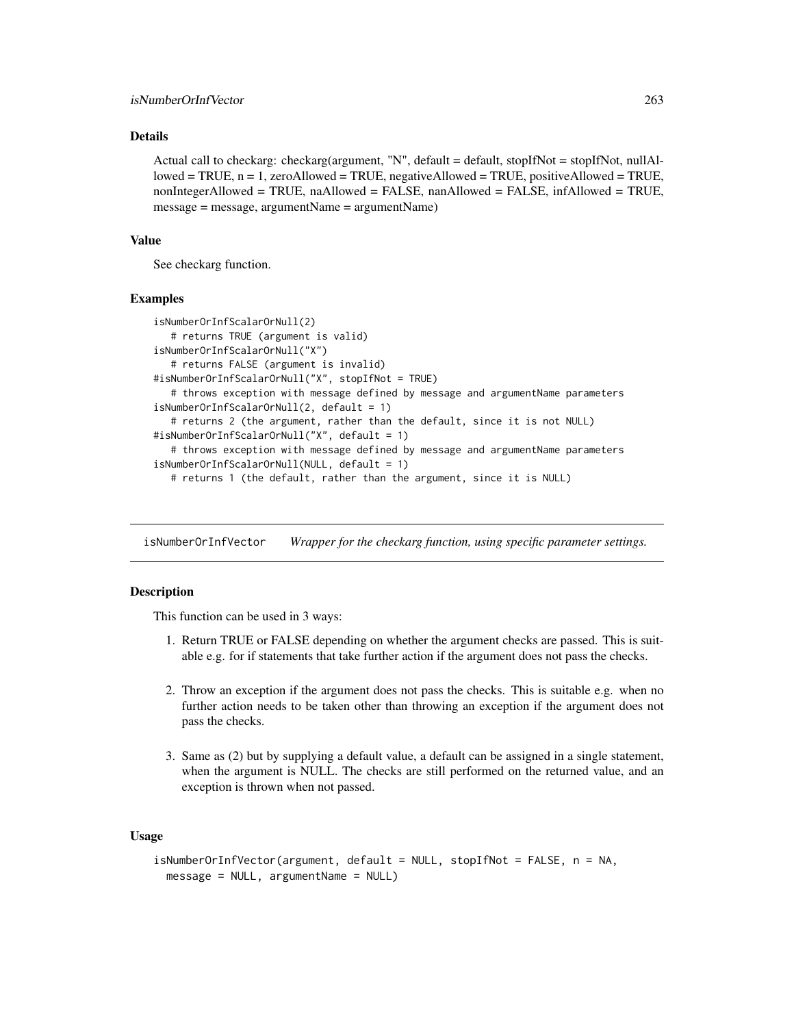### Details

Actual call to checkarg: checkarg(argument, "N", default = default, stopIfNot = stopIfNot, nullAllowed = TRUE, n = 1, zeroAllowed = TRUE, negativeAllowed = TRUE, positiveAllowed = TRUE, nonIntegerAllowed = TRUE, naAllowed = FALSE, nanAllowed = FALSE, infAllowed = TRUE, message = message, argumentName = argumentName)

### Value

See checkarg function.

### Examples

```
isNumberOrInfScalarOrNull(2)
   # returns TRUE (argument is valid)
isNumberOrInfScalarOrNull("X")
   # returns FALSE (argument is invalid)
#isNumberOrInfScalarOrNull("X", stopIfNot = TRUE)
   # throws exception with message defined by message and argumentName parameters
isNumberOrInfScalarOrNull(2, default = 1)
   # returns 2 (the argument, rather than the default, since it is not NULL)
#isNumberOrInfScalarOrNull("X", default = 1)
   # throws exception with message defined by message and argumentName parameters
isNumberOrInfScalarOrNull(NULL, default = 1)
   # returns 1 (the default, rather than the argument, since it is NULL)
```

---

## isNumberOrInfVector    *Wrapper for the checkarg function, using specific parameter settings.*

---

### Description

This function can be used in 3 ways:

1. Return TRUE or FALSE depending on whether the argument checks are passed. This is suitable e.g. for if statements that take further action if the argument does not pass the checks.
2. Throw an exception if the argument does not pass the checks. This is suitable e.g. when no further action needs to be taken other than throwing an exception if the argument does not pass the checks.
3. Same as (2) but by supplying a default value, a default can be assigned in a single statement, when the argument is NULL. The checks are still performed on the returned value, and an exception is thrown when not passed.

### Usage

```
isNumberOrInfVector(argument, default = NULL, stopIfNot = FALSE, n = NA,
  message = NULL, argumentName = NULL)
```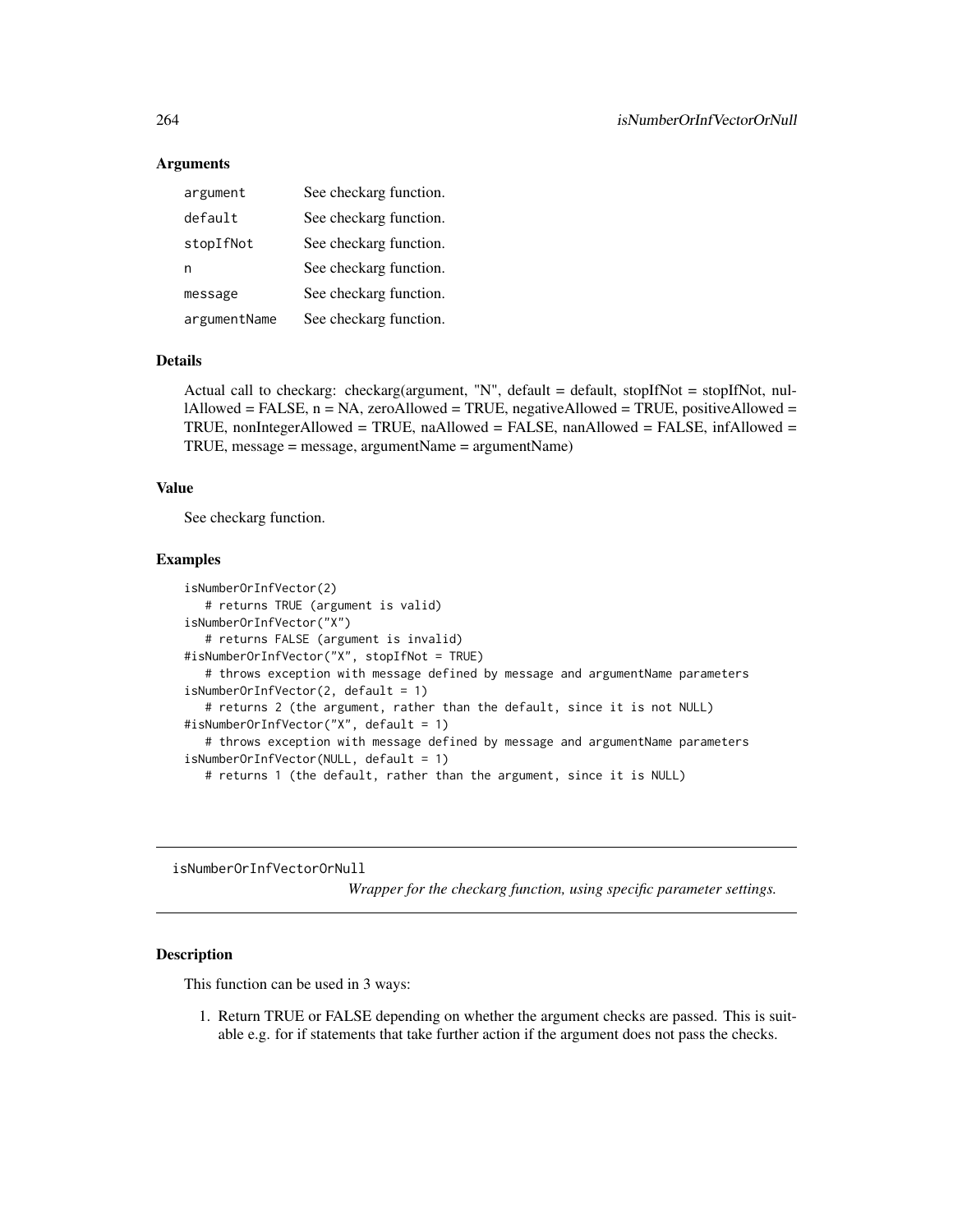### Arguments

| | |
|---|---|
| argument | See checkarg function. |
| default | See checkarg function. |
| stopIfNot | See checkarg function. |
| n | See checkarg function. |
| message | See checkarg function. |
| argumentName | See checkarg function. |

### Details

Actual call to checkarg: checkarg(argument, "N", default = default, stopIfNot = stopIfNot, nullAllowed = FALSE, n = NA, zeroAllowed = TRUE, negativeAllowed = TRUE, positiveAllowed = TRUE, nonIntegerAllowed = TRUE, naAllowed = FALSE, nanAllowed = FALSE, infAllowed = TRUE, message = message, argumentName = argumentName)

### Value

See checkarg function.

### Examples

```
isNumberOrInfVector(2)
   # returns TRUE (argument is valid)
isNumberOrInfVector("X")
   # returns FALSE (argument is invalid)
#isNumberOrInfVector("X", stopIfNot = TRUE)
   # throws exception with message defined by message and argumentName parameters
isNumberOrInfVector(2, default = 1)
   # returns 2 (the argument, rather than the default, since it is not NULL)
#isNumberOrInfVector("X", default = 1)
   # throws exception with message defined by message and argumentName parameters
isNumberOrInfVector(NULL, default = 1)
   # returns 1 (the default, rather than the argument, since it is NULL)
```

---

## isNumberOrInfVectorOrNull

*Wrapper for the checkarg function, using specific parameter settings.*

---

### Description

This function can be used in 3 ways:

1. Return TRUE or FALSE depending on whether the argument checks are passed. This is suitable e.g. for if statements that take further action if the argument does not pass the checks.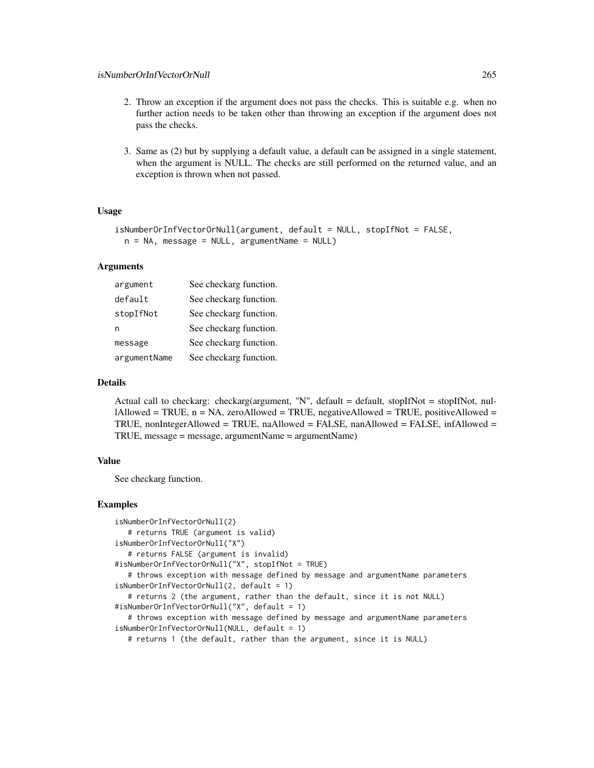2. Throw an exception if the argument does not pass the checks. This is suitable e.g. when no further action needs to be taken other than throwing an exception if the argument does not pass the checks.

3. Same as (2) but by supplying a default value, a default can be assigned in a single statement, when the argument is NULL. The checks are still performed on the returned value, and an exception is thrown when not passed.

### Usage

```
isNumberOrInfVectorOrNull(argument, default = NULL, stopIfNot = FALSE,
  n = NA, message = NULL, argumentName = NULL)
```

### Arguments

| | |
|---|---|
| argument | See checkarg function. |
| default | See checkarg function. |
| stopIfNot | See checkarg function. |
| n | See checkarg function. |
| message | See checkarg function. |
| argumentName | See checkarg function. |

### Details

Actual call to checkarg: checkarg(argument, "N", default = default, stopIfNot = stopIfNot, nullAllowed = TRUE, n = NA, zeroAllowed = TRUE, negativeAllowed = TRUE, positiveAllowed = TRUE, nonIntegerAllowed = TRUE, naAllowed = FALSE, nanAllowed = FALSE, infAllowed = TRUE, message = message, argumentName = argumentName)

### Value

See checkarg function.

### Examples

```
isNumberOrInfVectorOrNull(2)
   # returns TRUE (argument is valid)
isNumberOrInfVectorOrNull("X")
   # returns FALSE (argument is invalid)
#isNumberOrInfVectorOrNull("X", stopIfNot = TRUE)
   # throws exception with message defined by message and argumentName parameters
isNumberOrInfVectorOrNull(2, default = 1)
   # returns 2 (the argument, rather than the default, since it is not NULL)
#isNumberOrInfVectorOrNull("X", default = 1)
   # throws exception with message defined by message and argumentName parameters
isNumberOrInfVectorOrNull(NULL, default = 1)
   # returns 1 (the default, rather than the argument, since it is NULL)
```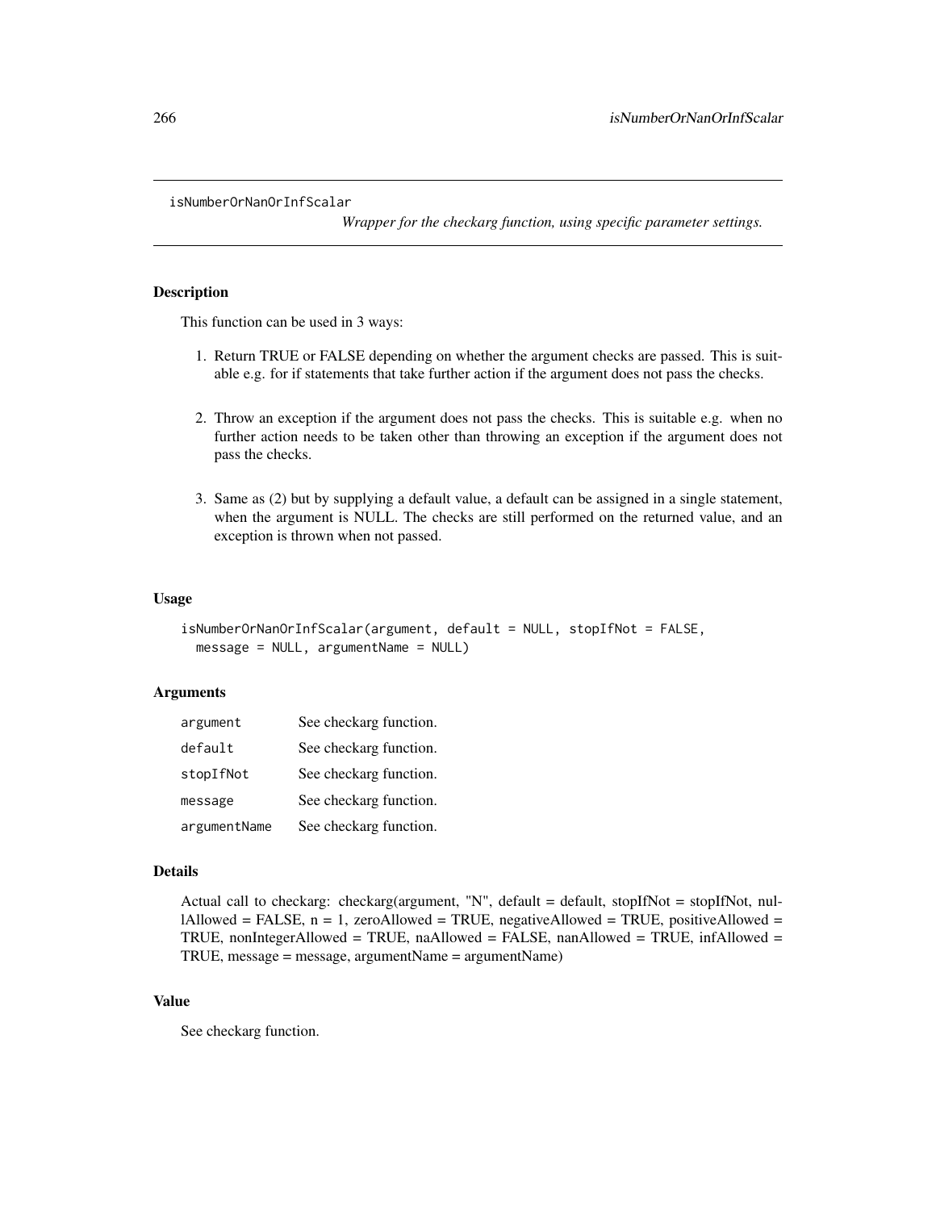isNumberOrNanOrInfScalar

*Wrapper for the checkarg function, using specific parameter settings.*

## Description

This function can be used in 3 ways:

1. Return TRUE or FALSE depending on whether the argument checks are passed. This is suitable e.g. for if statements that take further action if the argument does not pass the checks.

2. Throw an exception if the argument does not pass the checks. This is suitable e.g. when no further action needs to be taken other than throwing an exception if the argument does not pass the checks.

3. Same as (2) but by supplying a default value, a default can be assigned in a single statement, when the argument is NULL. The checks are still performed on the returned value, and an exception is thrown when not passed.

## Usage

```
isNumberOrNanOrInfScalar(argument, default = NULL, stopIfNot = FALSE,
  message = NULL, argumentName = NULL)
```

## Arguments

| | |
|---|---|
| argument | See checkarg function. |
| default | See checkarg function. |
| stopIfNot | See checkarg function. |
| message | See checkarg function. |
| argumentName | See checkarg function. |

## Details

Actual call to checkarg: checkarg(argument, "N", default = default, stopIfNot = stopIfNot, nullAllowed = FALSE, n = 1, zeroAllowed = TRUE, negativeAllowed = TRUE, positiveAllowed = TRUE, nonIntegerAllowed = TRUE, naAllowed = FALSE, nanAllowed = TRUE, infAllowed = TRUE, message = message, argumentName = argumentName)

## Value

See checkarg function.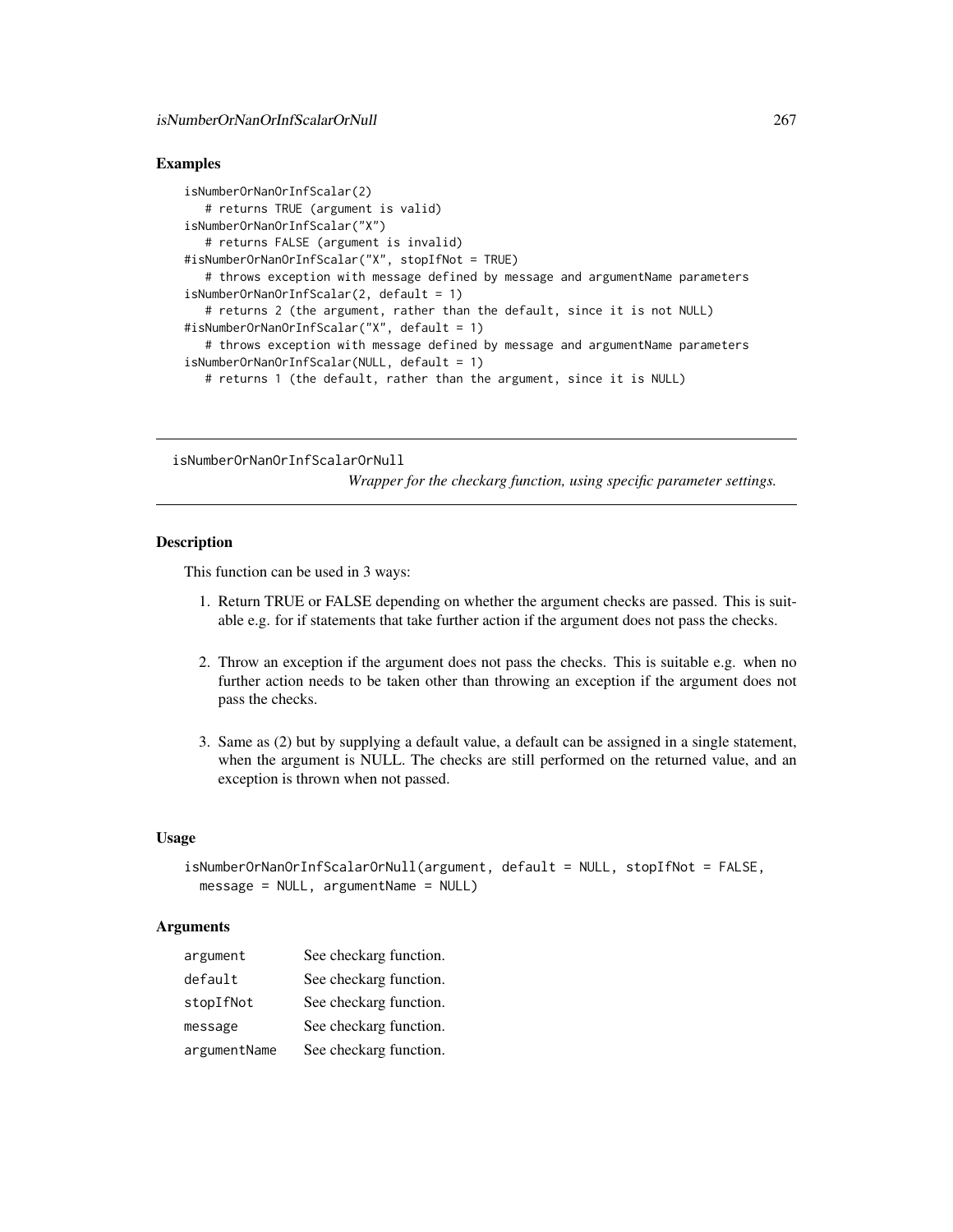### Examples

```
isNumberOrNanOrInfScalar(2)
   # returns TRUE (argument is valid)
isNumberOrNanOrInfScalar("X")
   # returns FALSE (argument is invalid)
#isNumberOrNanOrInfScalar("X", stopIfNot = TRUE)
   # throws exception with message defined by message and argumentName parameters
isNumberOrNanOrInfScalar(2, default = 1)
   # returns 2 (the argument, rather than the default, since it is not NULL)
#isNumberOrNanOrInfScalar("X", default = 1)
   # throws exception with message defined by message and argumentName parameters
isNumberOrNanOrInfScalar(NULL, default = 1)
   # returns 1 (the default, rather than the argument, since it is NULL)
```

---

## isNumberOrNanOrInfScalarOrNull

*Wrapper for the checkarg function, using specific parameter settings.*

---

### Description

This function can be used in 3 ways:

1. Return TRUE or FALSE depending on whether the argument checks are passed. This is suitable e.g. for if statements that take further action if the argument does not pass the checks.
2. Throw an exception if the argument does not pass the checks. This is suitable e.g. when no further action needs to be taken other than throwing an exception if the argument does not pass the checks.
3. Same as (2) but by supplying a default value, a default can be assigned in a single statement, when the argument is NULL. The checks are still performed on the returned value, and an exception is thrown when not passed.

### Usage

```
isNumberOrNanOrInfScalarOrNull(argument, default = NULL, stopIfNot = FALSE,
  message = NULL, argumentName = NULL)
```

### Arguments

| | |
|---|---|
| argument | See checkarg function. |
| default | See checkarg function. |
| stopIfNot | See checkarg function. |
| message | See checkarg function. |
| argumentName | See checkarg function. |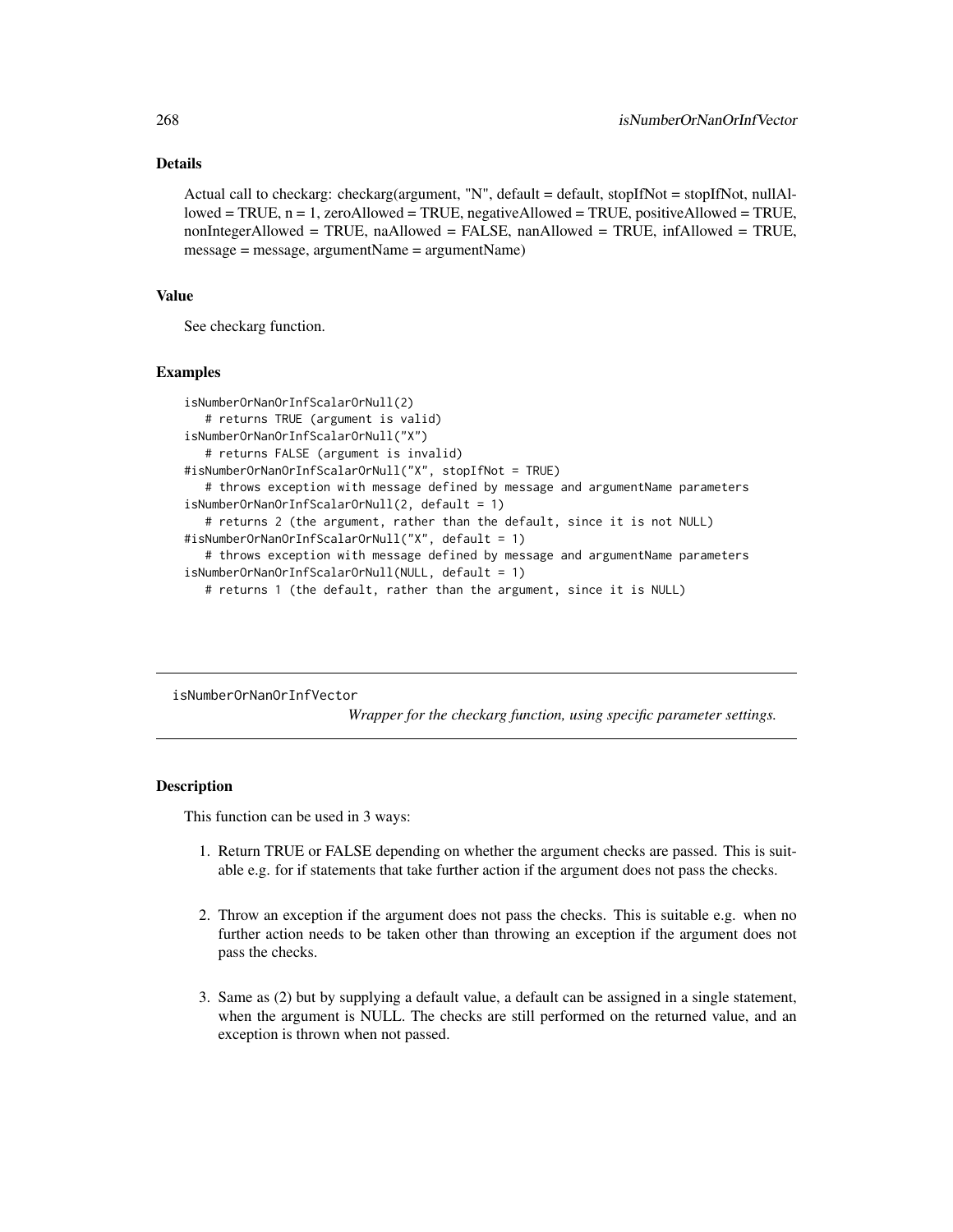## Details

Actual call to checkarg: checkarg(argument, "N", default = default, stopIfNot = stopIfNot, nullAllowed = TRUE, n = 1, zeroAllowed = TRUE, negativeAllowed = TRUE, positiveAllowed = TRUE, nonIntegerAllowed = TRUE, naAllowed = FALSE, nanAllowed = TRUE, infAllowed = TRUE, message = message, argumentName = argumentName)

## Value

See checkarg function.

## Examples

```
isNumberOrNanOrInfScalarOrNull(2)
   # returns TRUE (argument is valid)
isNumberOrNanOrInfScalarOrNull("X")
   # returns FALSE (argument is invalid)
#isNumberOrNanOrInfScalarOrNull("X", stopIfNot = TRUE)
   # throws exception with message defined by message and argumentName parameters
isNumberOrNanOrInfScalarOrNull(2, default = 1)
   # returns 2 (the argument, rather than the default, since it is not NULL)
#isNumberOrNanOrInfScalarOrNull("X", default = 1)
   # throws exception with message defined by message and argumentName parameters
isNumberOrNanOrInfScalarOrNull(NULL, default = 1)
   # returns 1 (the default, rather than the argument, since it is NULL)
```

---

# isNumberOrNanOrInfVector

*Wrapper for the checkarg function, using specific parameter settings.*

---

## Description

This function can be used in 3 ways:

1. Return TRUE or FALSE depending on whether the argument checks are passed. This is suitable e.g. for if statements that take further action if the argument does not pass the checks.
2. Throw an exception if the argument does not pass the checks. This is suitable e.g. when no further action needs to be taken other than throwing an exception if the argument does not pass the checks.
3. Same as (2) but by supplying a default value, a default can be assigned in a single statement, when the argument is NULL. The checks are still performed on the returned value, and an exception is thrown when not passed.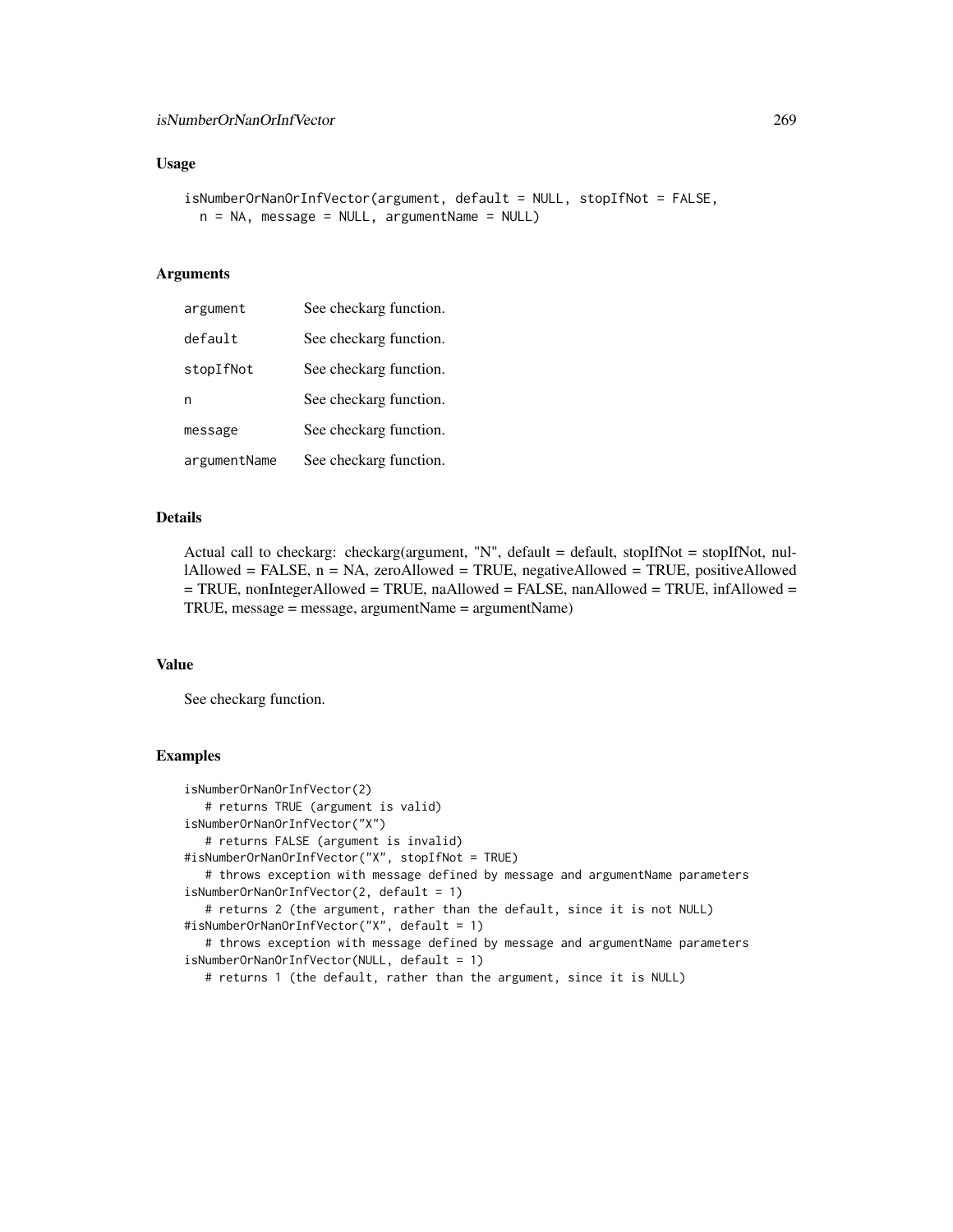## Usage

```
isNumberOrNanOrInfVector(argument, default = NULL, stopIfNot = FALSE,
  n = NA, message = NULL, argumentName = NULL)
```

## Arguments

| | |
|---|---|
| argument | See checkarg function. |
| default | See checkarg function. |
| stopIfNot | See checkarg function. |
| n | See checkarg function. |
| message | See checkarg function. |
| argumentName | See checkarg function. |

## Details

Actual call to checkarg: checkarg(argument, "N", default = default, stopIfNot = stopIfNot, nullAllowed = FALSE, n = NA, zeroAllowed = TRUE, negativeAllowed = TRUE, positiveAllowed = TRUE, nonIntegerAllowed = TRUE, naAllowed = FALSE, nanAllowed = TRUE, infAllowed = TRUE, message = message, argumentName = argumentName)

## Value

See checkarg function.

## Examples

```
isNumberOrNanOrInfVector(2)
   # returns TRUE (argument is valid)
isNumberOrNanOrInfVector("X")
   # returns FALSE (argument is invalid)
#isNumberOrNanOrInfVector("X", stopIfNot = TRUE)
   # throws exception with message defined by message and argumentName parameters
isNumberOrNanOrInfVector(2, default = 1)
   # returns 2 (the argument, rather than the default, since it is not NULL)
#isNumberOrNanOrInfVector("X", default = 1)
   # throws exception with message defined by message and argumentName parameters
isNumberOrNanOrInfVector(NULL, default = 1)
   # returns 1 (the default, rather than the argument, since it is NULL)
```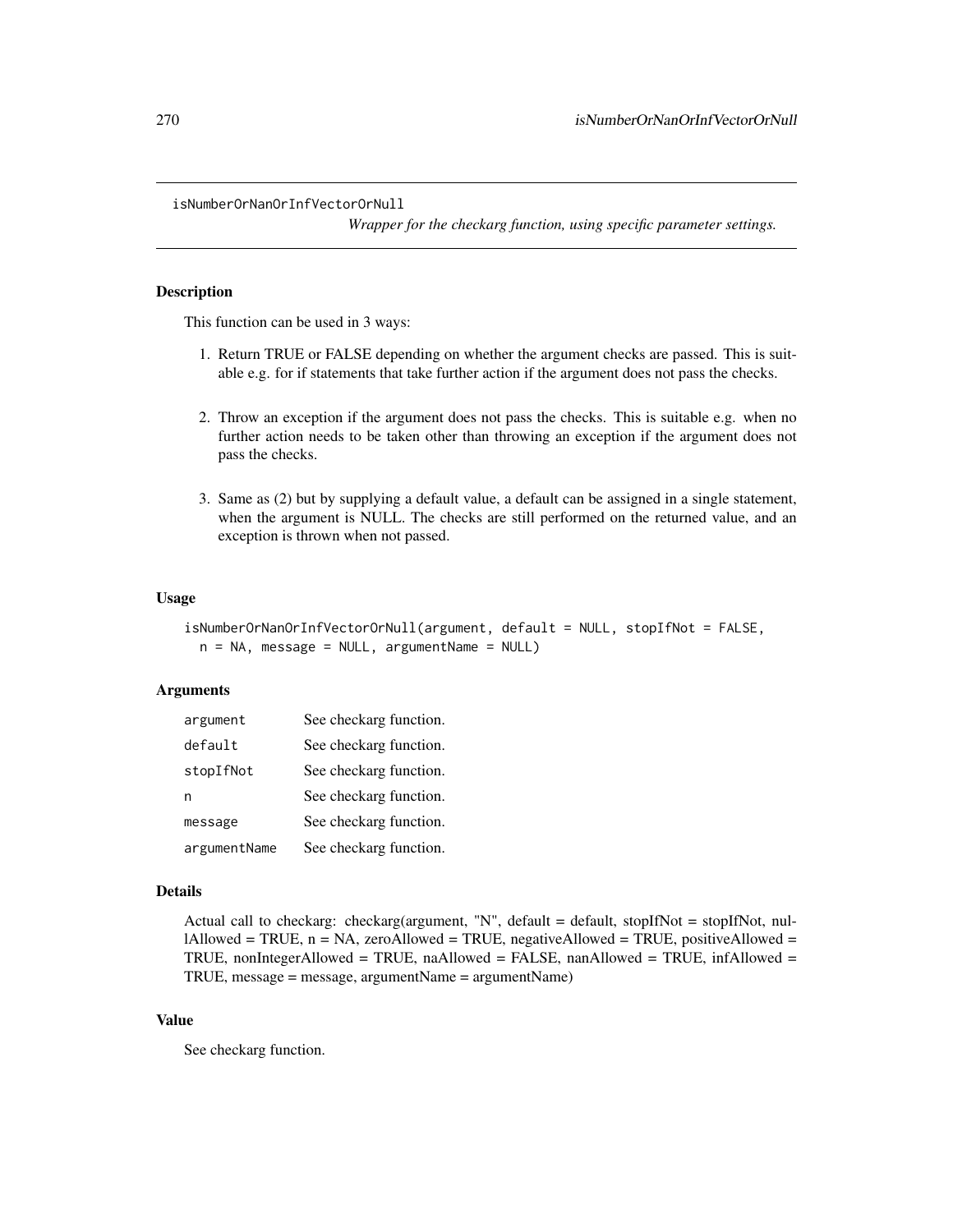`isNumberOrNanOrInfVectorOrNull`

*Wrapper for the checkarg function, using specific parameter settings.*

## Description

This function can be used in 3 ways:

1. Return TRUE or FALSE depending on whether the argument checks are passed. This is suitable e.g. for if statements that take further action if the argument does not pass the checks.
2. Throw an exception if the argument does not pass the checks. This is suitable e.g. when no further action needs to be taken other than throwing an exception if the argument does not pass the checks.
3. Same as (2) but by supplying a default value, a default can be assigned in a single statement, when the argument is NULL. The checks are still performed on the returned value, and an exception is thrown when not passed.

## Usage

```
isNumberOrNanOrInfVectorOrNull(argument, default = NULL, stopIfNot = FALSE,
  n = NA, message = NULL, argumentName = NULL)
```

## Arguments

| | |
|---|---|
| argument | See checkarg function. |
| default | See checkarg function. |
| stopIfNot | See checkarg function. |
| n | See checkarg function. |
| message | See checkarg function. |
| argumentName | See checkarg function. |

## Details

Actual call to checkarg: checkarg(argument, "N", default = default, stopIfNot = stopIfNot, nullAllowed = TRUE, n = NA, zeroAllowed = TRUE, negativeAllowed = TRUE, positiveAllowed = TRUE, nonIntegerAllowed = TRUE, naAllowed = FALSE, nanAllowed = TRUE, infAllowed = TRUE, message = message, argumentName = argumentName)

## Value

See checkarg function.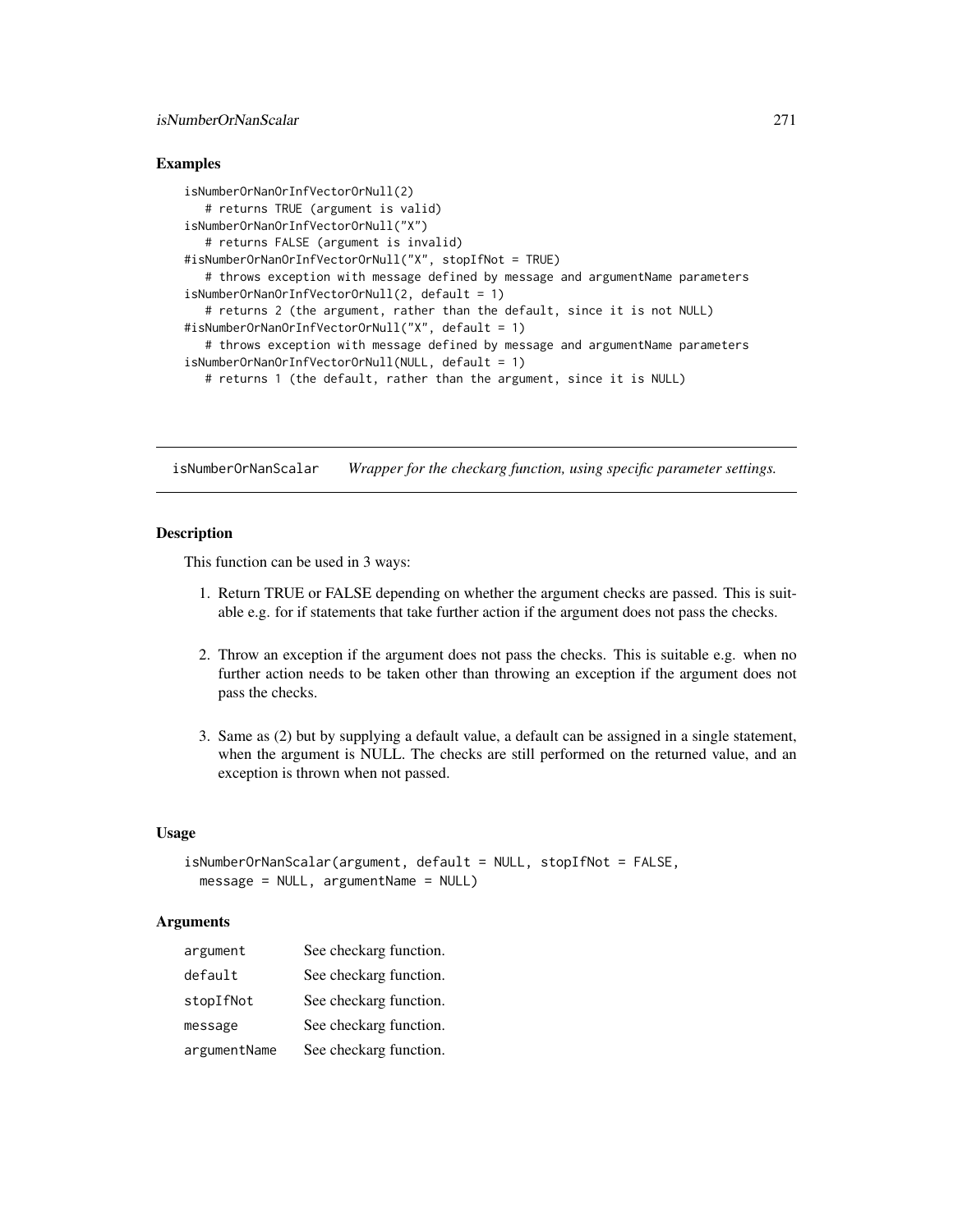### Examples

```
isNumberOrNanOrInfVectorOrNull(2)
   # returns TRUE (argument is valid)
isNumberOrNanOrInfVectorOrNull("X")
   # returns FALSE (argument is invalid)
#isNumberOrNanOrInfVectorOrNull("X", stopIfNot = TRUE)
   # throws exception with message defined by message and argumentName parameters
isNumberOrNanOrInfVectorOrNull(2, default = 1)
   # returns 2 (the argument, rather than the default, since it is not NULL)
#isNumberOrNanOrInfVectorOrNull("X", default = 1)
   # throws exception with message defined by message and argumentName parameters
isNumberOrNanOrInfVectorOrNull(NULL, default = 1)
   # returns 1 (the default, rather than the argument, since it is NULL)
```

---

## isNumberOrNanScalar — *Wrapper for the checkarg function, using specific parameter settings.*

---

### Description

This function can be used in 3 ways:

1. Return TRUE or FALSE depending on whether the argument checks are passed. This is suitable e.g. for if statements that take further action if the argument does not pass the checks.
2. Throw an exception if the argument does not pass the checks. This is suitable e.g. when no further action needs to be taken other than throwing an exception if the argument does not pass the checks.
3. Same as (2) but by supplying a default value, a default can be assigned in a single statement, when the argument is NULL. The checks are still performed on the returned value, and an exception is thrown when not passed.

### Usage

```
isNumberOrNanScalar(argument, default = NULL, stopIfNot = FALSE,
  message = NULL, argumentName = NULL)
```

### Arguments

| | |
|---|---|
| argument | See checkarg function. |
| default | See checkarg function. |
| stopIfNot | See checkarg function. |
| message | See checkarg function. |
| argumentName | See checkarg function. |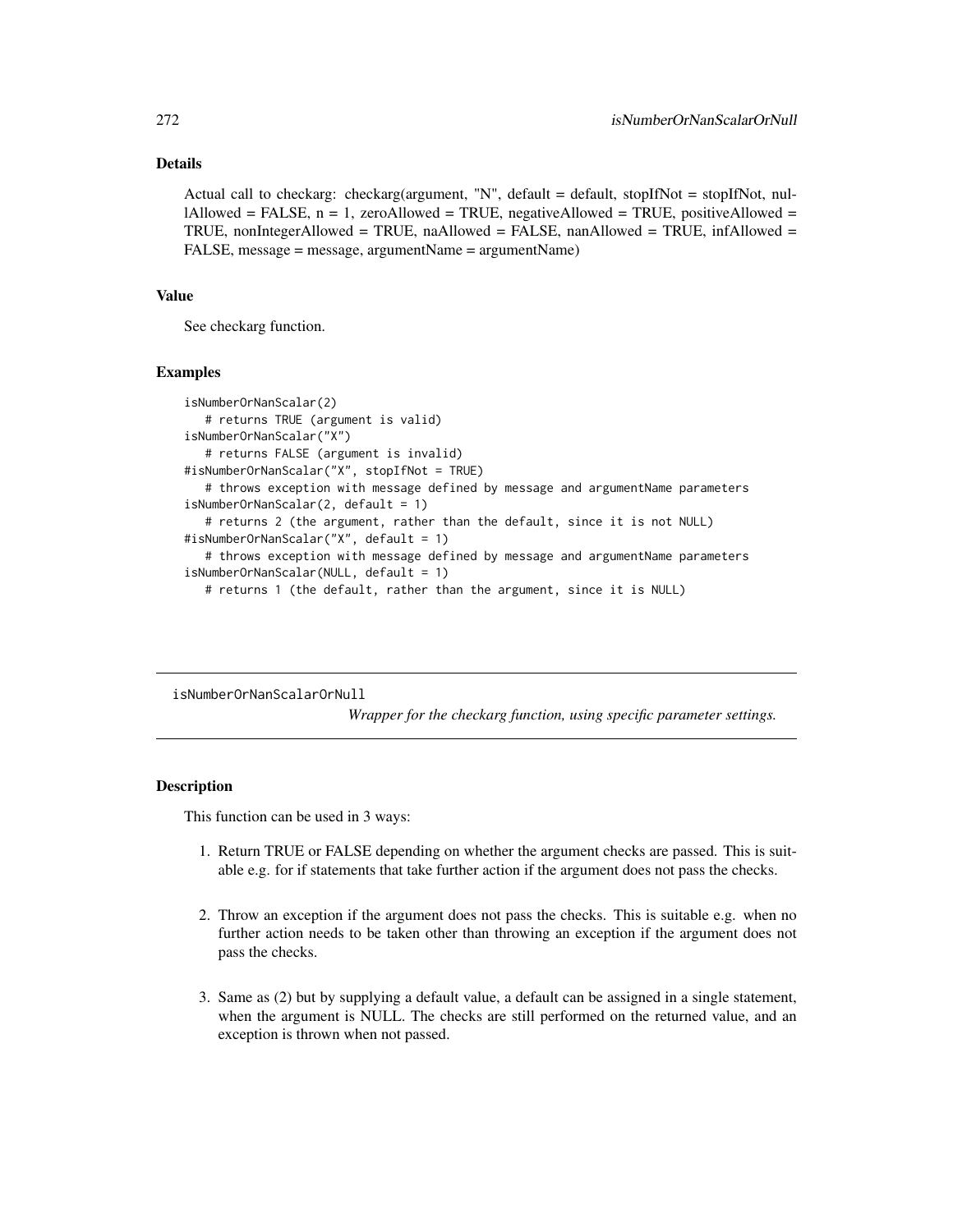### Details

Actual call to checkarg: checkarg(argument, "N", default = default, stopIfNot = stopIfNot, nullAllowed = FALSE, n = 1, zeroAllowed = TRUE, negativeAllowed = TRUE, positiveAllowed = TRUE, nonIntegerAllowed = TRUE, naAllowed = FALSE, nanAllowed = TRUE, infAllowed = FALSE, message = message, argumentName = argumentName)

### Value

See checkarg function.

### Examples

```
isNumberOrNanScalar(2)
   # returns TRUE (argument is valid)
isNumberOrNanScalar("X")
   # returns FALSE (argument is invalid)
#isNumberOrNanScalar("X", stopIfNot = TRUE)
   # throws exception with message defined by message and argumentName parameters
isNumberOrNanScalar(2, default = 1)
   # returns 2 (the argument, rather than the default, since it is not NULL)
#isNumberOrNanScalar("X", default = 1)
   # throws exception with message defined by message and argumentName parameters
isNumberOrNanScalar(NULL, default = 1)
   # returns 1 (the default, rather than the argument, since it is NULL)
```

---

## isNumberOrNanScalarOrNull

*Wrapper for the checkarg function, using specific parameter settings.*

---

### Description

This function can be used in 3 ways:

1. Return TRUE or FALSE depending on whether the argument checks are passed. This is suitable e.g. for if statements that take further action if the argument does not pass the checks.
2. Throw an exception if the argument does not pass the checks. This is suitable e.g. when no further action needs to be taken other than throwing an exception if the argument does not pass the checks.
3. Same as (2) but by supplying a default value, a default can be assigned in a single statement, when the argument is NULL. The checks are still performed on the returned value, and an exception is thrown when not passed.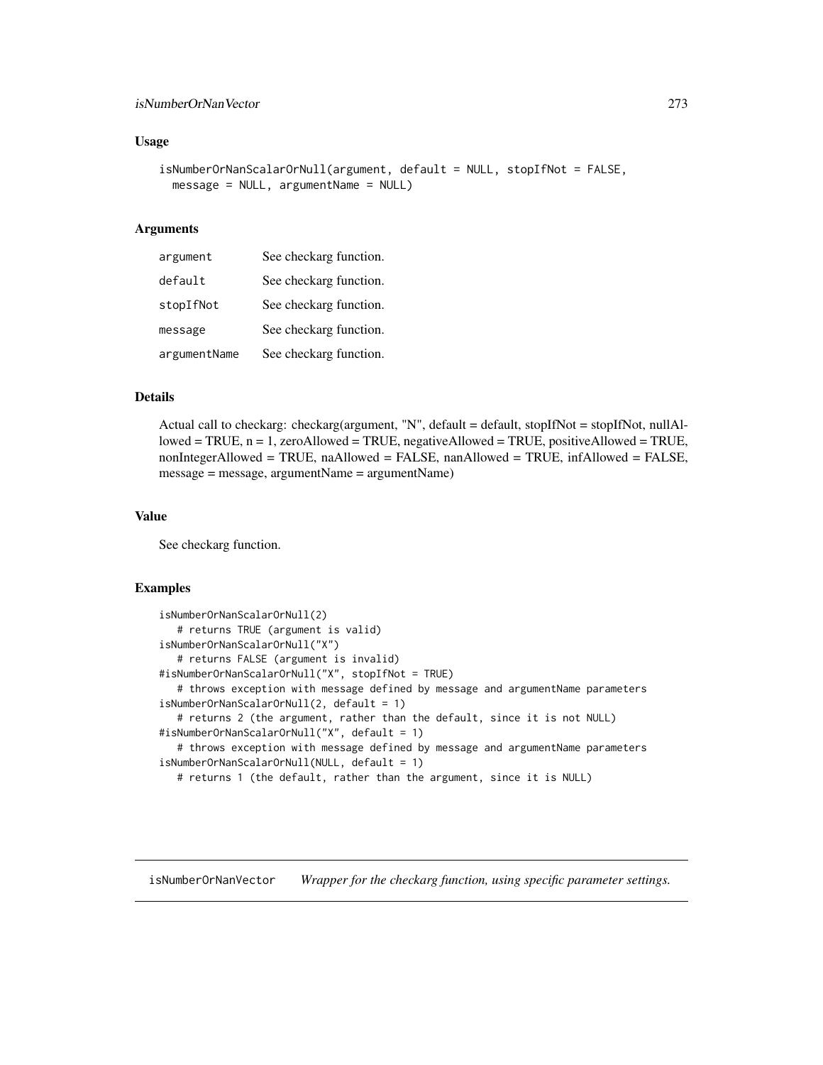## Usage

```
isNumberOrNanScalarOrNull(argument, default = NULL, stopIfNot = FALSE,
  message = NULL, argumentName = NULL)
```

## Arguments

| | |
|---|---|
| argument | See checkarg function. |
| default | See checkarg function. |
| stopIfNot | See checkarg function. |
| message | See checkarg function. |
| argumentName | See checkarg function. |

## Details

Actual call to checkarg: checkarg(argument, "N", default = default, stopIfNot = stopIfNot, nullAllowed = TRUE, n = 1, zeroAllowed = TRUE, negativeAllowed = TRUE, positiveAllowed = TRUE, nonIntegerAllowed = TRUE, naAllowed = FALSE, nanAllowed = TRUE, infAllowed = FALSE, message = message, argumentName = argumentName)

## Value

See checkarg function.

## Examples

```
isNumberOrNanScalarOrNull(2)
   # returns TRUE (argument is valid)
isNumberOrNanScalarOrNull("X")
   # returns FALSE (argument is invalid)
#isNumberOrNanScalarOrNull("X", stopIfNot = TRUE)
   # throws exception with message defined by message and argumentName parameters
isNumberOrNanScalarOrNull(2, default = 1)
   # returns 2 (the argument, rather than the default, since it is not NULL)
#isNumberOrNanScalarOrNull("X", default = 1)
   # throws exception with message defined by message and argumentName parameters
isNumberOrNanScalarOrNull(NULL, default = 1)
   # returns 1 (the default, rather than the argument, since it is NULL)
```

---

# isNumberOrNanVector *Wrapper for the checkarg function, using specific parameter settings.*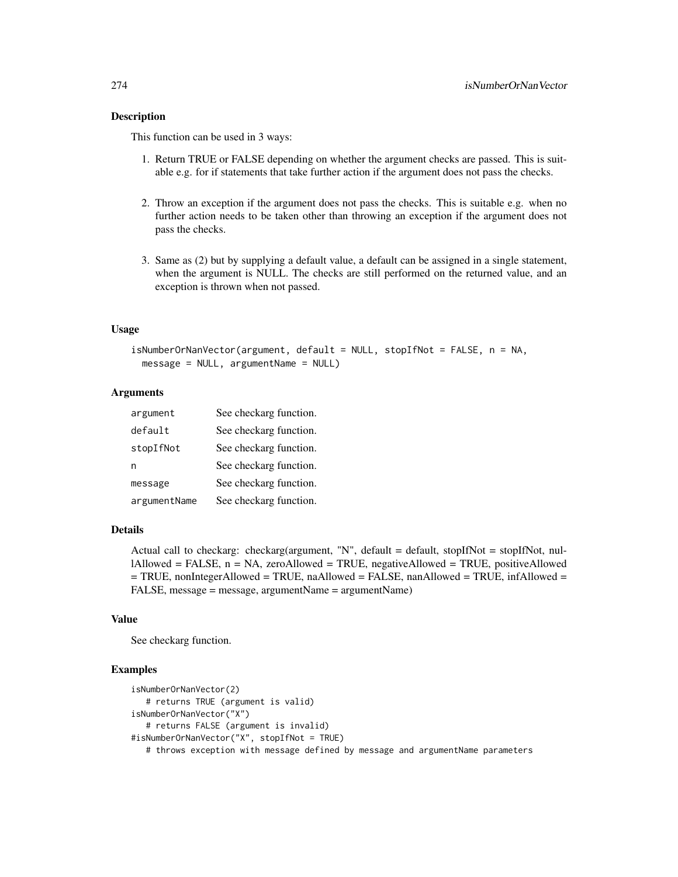## Description

This function can be used in 3 ways:

1. Return TRUE or FALSE depending on whether the argument checks are passed. This is suitable e.g. for if statements that take further action if the argument does not pass the checks.
2. Throw an exception if the argument does not pass the checks. This is suitable e.g. when no further action needs to be taken other than throwing an exception if the argument does not pass the checks.
3. Same as (2) but by supplying a default value, a default can be assigned in a single statement, when the argument is NULL. The checks are still performed on the returned value, and an exception is thrown when not passed.

## Usage

```
isNumberOrNanVector(argument, default = NULL, stopIfNot = FALSE, n = NA,
  message = NULL, argumentName = NULL)
```

## Arguments

| | |
|---|---|
| argument | See checkarg function. |
| default | See checkarg function. |
| stopIfNot | See checkarg function. |
| n | See checkarg function. |
| message | See checkarg function. |
| argumentName | See checkarg function. |

## Details

Actual call to checkarg: checkarg(argument, "N", default = default, stopIfNot = stopIfNot, nullAllowed = FALSE, n = NA, zeroAllowed = TRUE, negativeAllowed = TRUE, positiveAllowed = TRUE, nonIntegerAllowed = TRUE, naAllowed = FALSE, nanAllowed = TRUE, infAllowed = FALSE, message = message, argumentName = argumentName)

## Value

See checkarg function.

## Examples

```
isNumberOrNanVector(2)
   # returns TRUE (argument is valid)
isNumberOrNanVector("X")
   # returns FALSE (argument is invalid)
#isNumberOrNanVector("X", stopIfNot = TRUE)
   # throws exception with message defined by message and argumentName parameters
```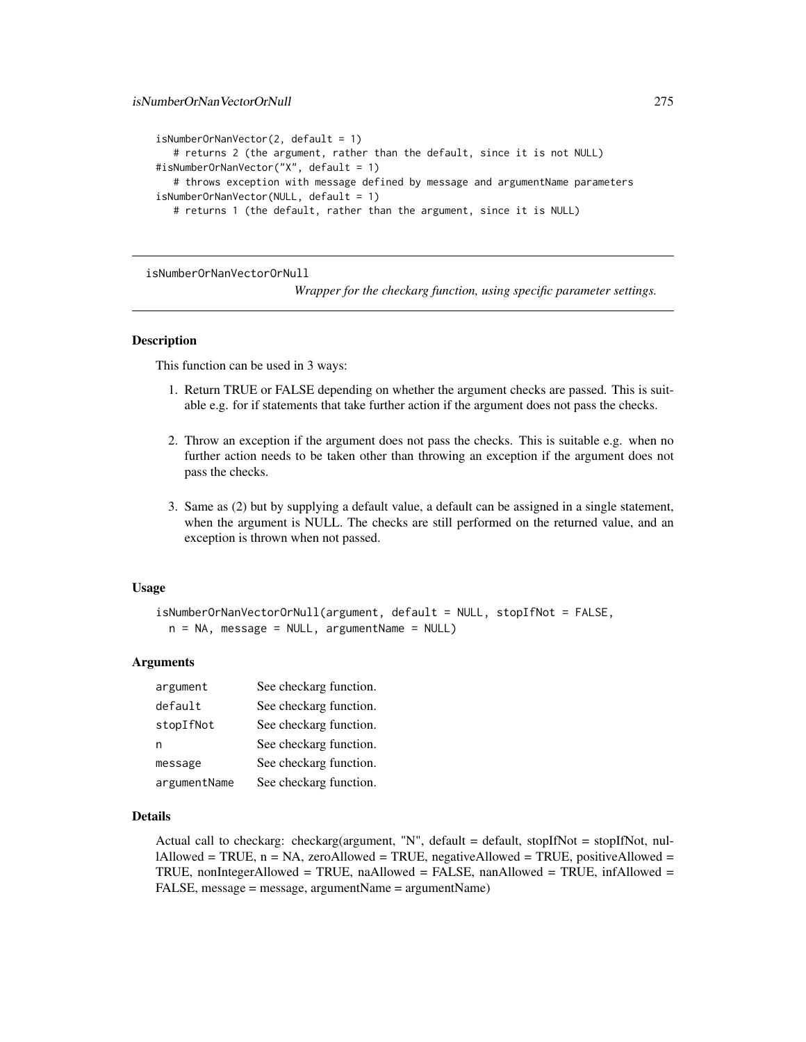```
isNumberOrNanVector(2, default = 1)
   # returns 2 (the argument, rather than the default, since it is not NULL)
#isNumberOrNanVector("X", default = 1)
   # throws exception with message defined by message and argumentName parameters
isNumberOrNanVector(NULL, default = 1)
   # returns 1 (the default, rather than the argument, since it is NULL)
```

---

## isNumberOrNanVectorOrNull

*Wrapper for the checkarg function, using specific parameter settings.*

---

### Description

This function can be used in 3 ways:

1. Return TRUE or FALSE depending on whether the argument checks are passed. This is suitable e.g. for if statements that take further action if the argument does not pass the checks.
2. Throw an exception if the argument does not pass the checks. This is suitable e.g. when no further action needs to be taken other than throwing an exception if the argument does not pass the checks.
3. Same as (2) but by supplying a default value, a default can be assigned in a single statement, when the argument is NULL. The checks are still performed on the returned value, and an exception is thrown when not passed.

### Usage

```
isNumberOrNanVectorOrNull(argument, default = NULL, stopIfNot = FALSE,
  n = NA, message = NULL, argumentName = NULL)
```

### Arguments

| | |
|---|---|
| argument | See checkarg function. |
| default | See checkarg function. |
| stopIfNot | See checkarg function. |
| n | See checkarg function. |
| message | See checkarg function. |
| argumentName | See checkarg function. |

### Details

Actual call to checkarg: checkarg(argument, "N", default = default, stopIfNot = stopIfNot, nullAllowed = TRUE, n = NA, zeroAllowed = TRUE, negativeAllowed = TRUE, positiveAllowed = TRUE, nonIntegerAllowed = TRUE, naAllowed = FALSE, nanAllowed = TRUE, infAllowed = FALSE, message = message, argumentName = argumentName)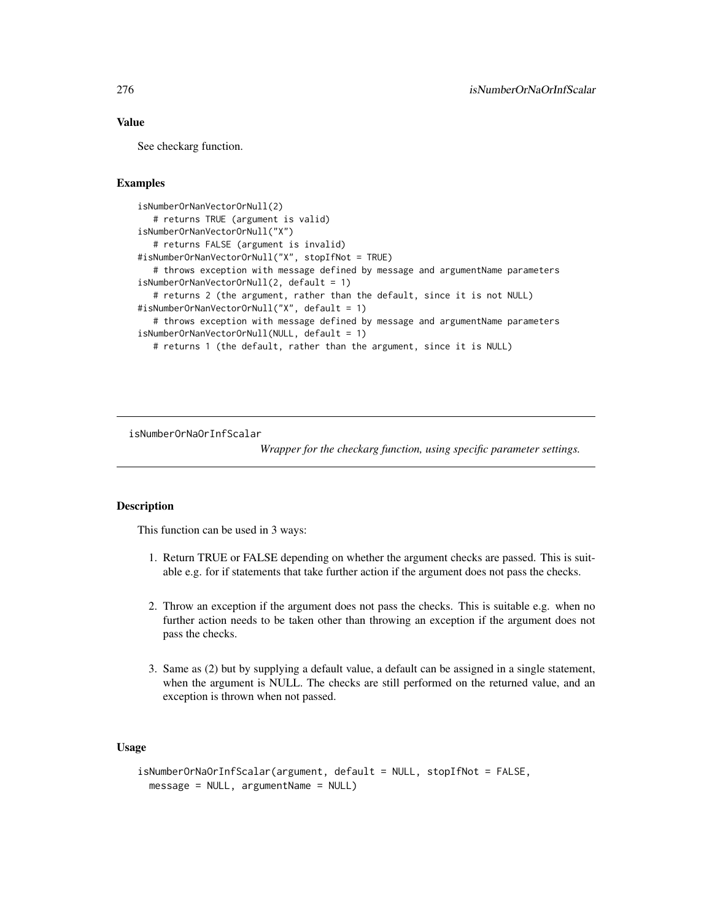### Value

See checkarg function.

### Examples

```
isNumberOrNanVectorOrNull(2)
   # returns TRUE (argument is valid)
isNumberOrNanVectorOrNull("X")
   # returns FALSE (argument is invalid)
#isNumberOrNanVectorOrNull("X", stopIfNot = TRUE)
   # throws exception with message defined by message and argumentName parameters
isNumberOrNanVectorOrNull(2, default = 1)
   # returns 2 (the argument, rather than the default, since it is not NULL)
#isNumberOrNanVectorOrNull("X", default = 1)
   # throws exception with message defined by message and argumentName parameters
isNumberOrNanVectorOrNull(NULL, default = 1)
   # returns 1 (the default, rather than the argument, since it is NULL)
```

---

## isNumberOrNaOrInfScalar

*Wrapper for the checkarg function, using specific parameter settings.*

---

### Description

This function can be used in 3 ways:

1. Return TRUE or FALSE depending on whether the argument checks are passed. This is suitable e.g. for if statements that take further action if the argument does not pass the checks.
2. Throw an exception if the argument does not pass the checks. This is suitable e.g. when no further action needs to be taken other than throwing an exception if the argument does not pass the checks.
3. Same as (2) but by supplying a default value, a default can be assigned in a single statement, when the argument is NULL. The checks are still performed on the returned value, and an exception is thrown when not passed.

### Usage

```
isNumberOrNaOrInfScalar(argument, default = NULL, stopIfNot = FALSE,
  message = NULL, argumentName = NULL)
```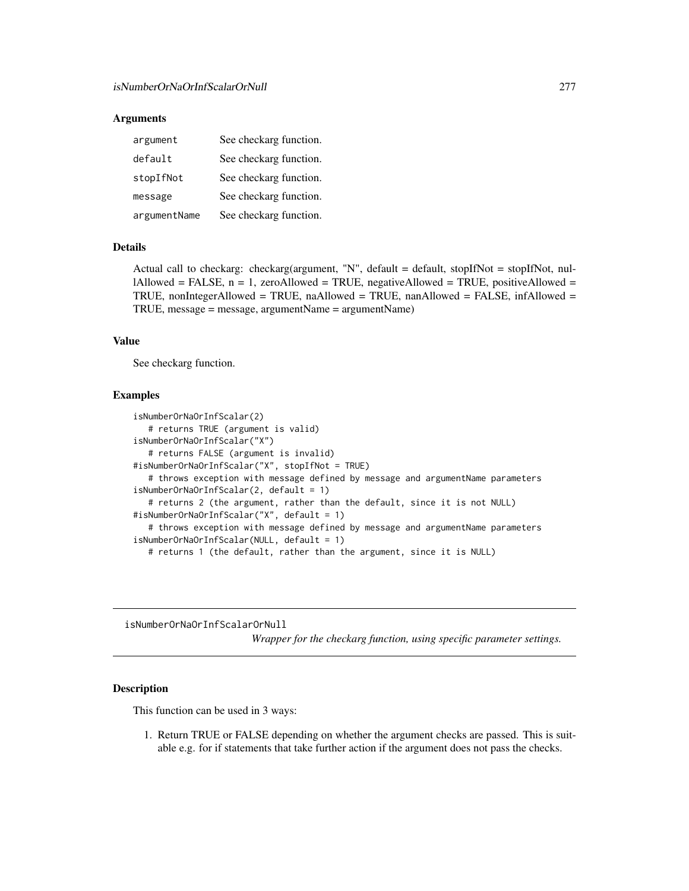### Arguments

| | |
|---|---|
| `argument` | See checkarg function. |
| `default` | See checkarg function. |
| `stopIfNot` | See checkarg function. |
| `message` | See checkarg function. |
| `argumentName` | See checkarg function. |

### Details

Actual call to checkarg: checkarg(argument, "N", default = default, stopIfNot = stopIfNot, nullAllowed = FALSE, n = 1, zeroAllowed = TRUE, negativeAllowed = TRUE, positiveAllowed = TRUE, nonIntegerAllowed = TRUE, naAllowed = TRUE, nanAllowed = FALSE, infAllowed = TRUE, message = message, argumentName = argumentName)

### Value

See checkarg function.

### Examples

```
isNumberOrNaOrInfScalar(2)
   # returns TRUE (argument is valid)
isNumberOrNaOrInfScalar("X")
   # returns FALSE (argument is invalid)
#isNumberOrNaOrInfScalar("X", stopIfNot = TRUE)
   # throws exception with message defined by message and argumentName parameters
isNumberOrNaOrInfScalar(2, default = 1)
   # returns 2 (the argument, rather than the default, since it is not NULL)
#isNumberOrNaOrInfScalar("X", default = 1)
   # throws exception with message defined by message and argumentName parameters
isNumberOrNaOrInfScalar(NULL, default = 1)
   # returns 1 (the default, rather than the argument, since it is NULL)
```

---

## isNumberOrNaOrInfScalarOrNull

*Wrapper for the checkarg function, using specific parameter settings.*

---

### Description

This function can be used in 3 ways:

1. Return TRUE or FALSE depending on whether the argument checks are passed. This is suitable e.g. for if statements that take further action if the argument does not pass the checks.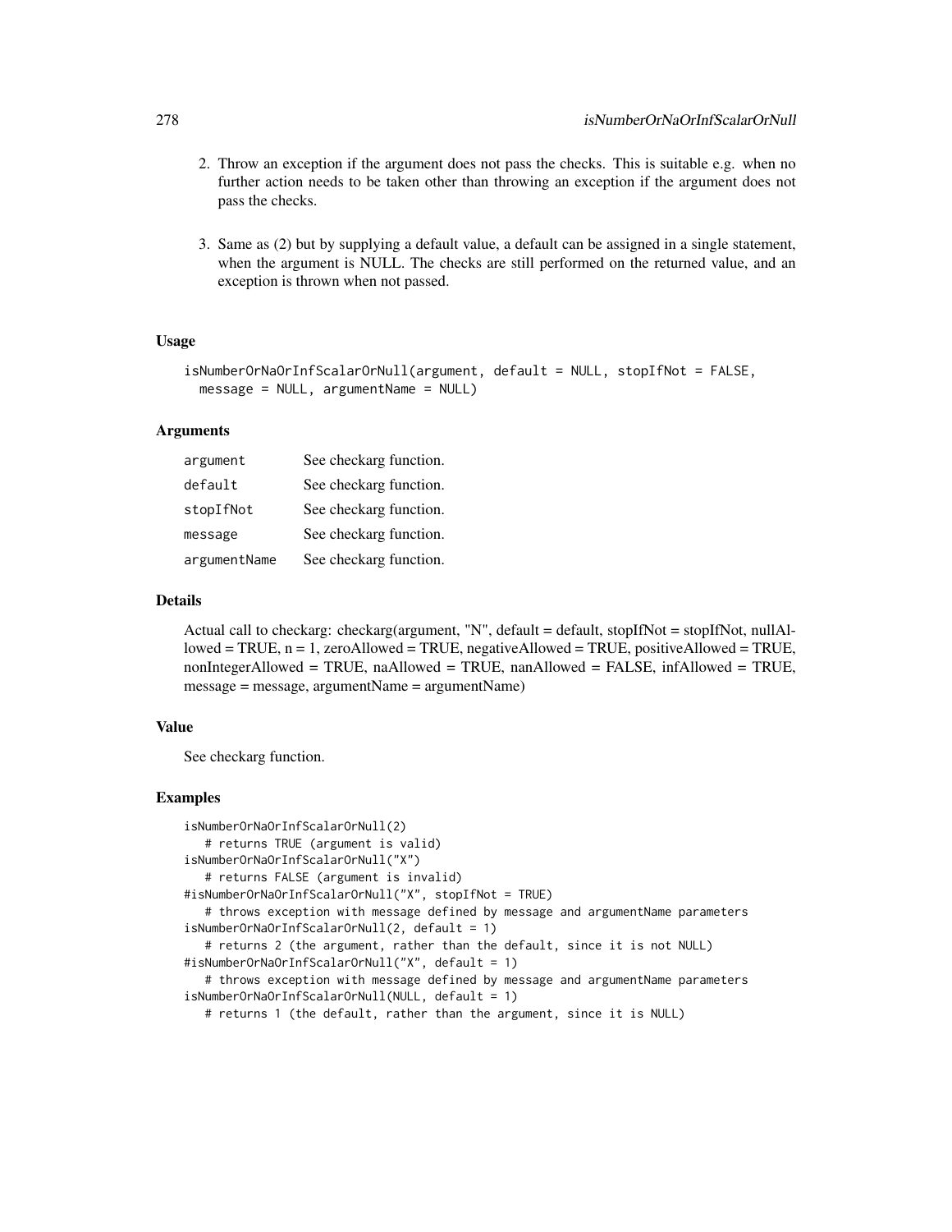2. Throw an exception if the argument does not pass the checks. This is suitable e.g. when no further action needs to be taken other than throwing an exception if the argument does not pass the checks.

3. Same as (2) but by supplying a default value, a default can be assigned in a single statement, when the argument is NULL. The checks are still performed on the returned value, and an exception is thrown when not passed.

### Usage

```
isNumberOrNaOrInfScalarOrNull(argument, default = NULL, stopIfNot = FALSE,
  message = NULL, argumentName = NULL)
```

### Arguments

| | |
|---|---|
| `argument` | See checkarg function. |
| `default` | See checkarg function. |
| `stopIfNot` | See checkarg function. |
| `message` | See checkarg function. |
| `argumentName` | See checkarg function. |

### Details

Actual call to checkarg: checkarg(argument, "N", default = default, stopIfNot = stopIfNot, nullAllowed = TRUE, n = 1, zeroAllowed = TRUE, negativeAllowed = TRUE, positiveAllowed = TRUE, nonIntegerAllowed = TRUE, naAllowed = TRUE, nanAllowed = FALSE, infAllowed = TRUE, message = message, argumentName = argumentName)

### Value

See checkarg function.

### Examples

```
isNumberOrNaOrInfScalarOrNull(2)
   # returns TRUE (argument is valid)
isNumberOrNaOrInfScalarOrNull("X")
   # returns FALSE (argument is invalid)
#isNumberOrNaOrInfScalarOrNull("X", stopIfNot = TRUE)
   # throws exception with message defined by message and argumentName parameters
isNumberOrNaOrInfScalarOrNull(2, default = 1)
   # returns 2 (the argument, rather than the default, since it is not NULL)
#isNumberOrNaOrInfScalarOrNull("X", default = 1)
   # throws exception with message defined by message and argumentName parameters
isNumberOrNaOrInfScalarOrNull(NULL, default = 1)
   # returns 1 (the default, rather than the argument, since it is NULL)
```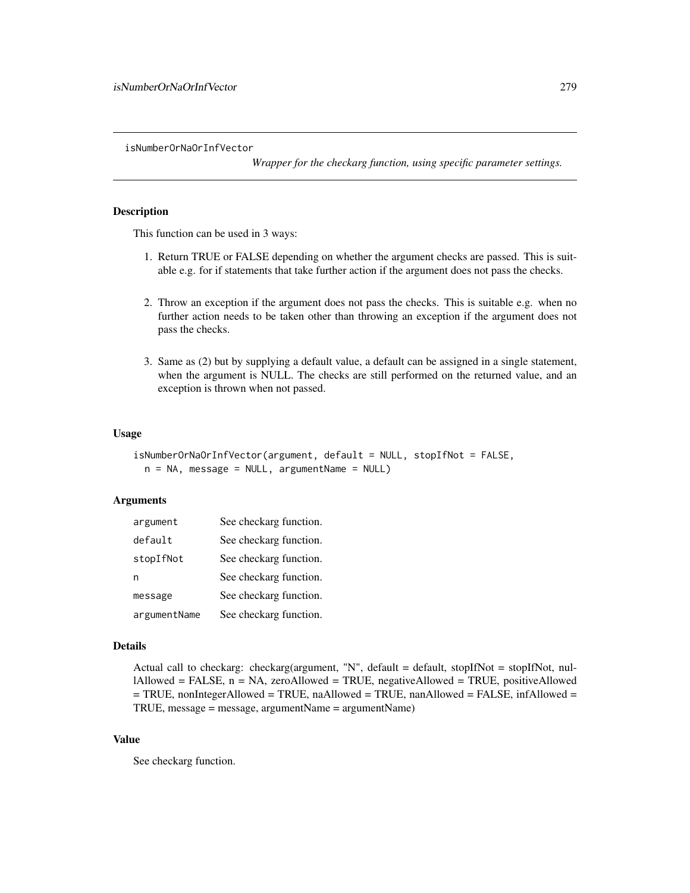isNumberOrNaOrInfVector

*Wrapper for the checkarg function, using specific parameter settings.*

### Description

This function can be used in 3 ways:

1. Return TRUE or FALSE depending on whether the argument checks are passed. This is suitable e.g. for if statements that take further action if the argument does not pass the checks.
2. Throw an exception if the argument does not pass the checks. This is suitable e.g. when no further action needs to be taken other than throwing an exception if the argument does not pass the checks.
3. Same as (2) but by supplying a default value, a default can be assigned in a single statement, when the argument is NULL. The checks are still performed on the returned value, and an exception is thrown when not passed.

### Usage

```
isNumberOrNaOrInfVector(argument, default = NULL, stopIfNot = FALSE,
  n = NA, message = NULL, argumentName = NULL)
```

### Arguments

| | |
|---|---|
| argument | See checkarg function. |
| default | See checkarg function. |
| stopIfNot | See checkarg function. |
| n | See checkarg function. |
| message | See checkarg function. |
| argumentName | See checkarg function. |

### Details

Actual call to checkarg: checkarg(argument, "N", default = default, stopIfNot = stopIfNot, nullAllowed = FALSE, n = NA, zeroAllowed = TRUE, negativeAllowed = TRUE, positiveAllowed = TRUE, nonIntegerAllowed = TRUE, naAllowed = TRUE, nanAllowed = FALSE, infAllowed = TRUE, message = message, argumentName = argumentName)

### Value

See checkarg function.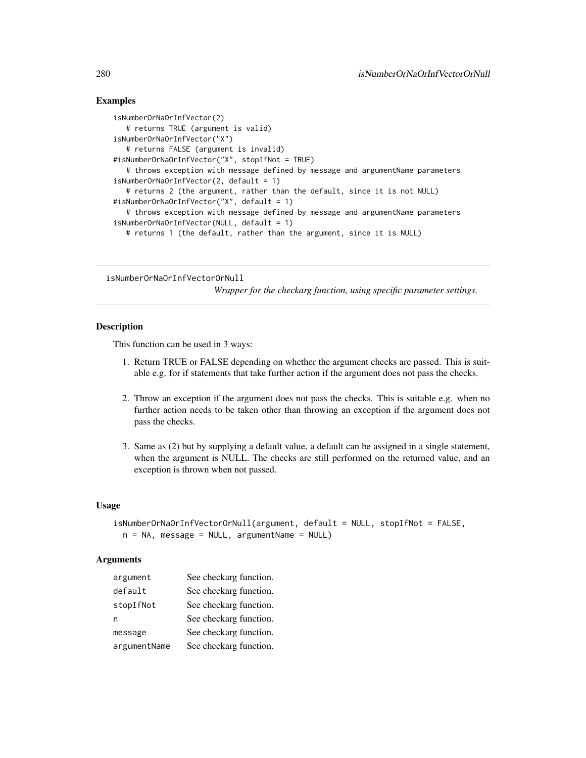### Examples

```
isNumberOrNaOrInfVector(2)
   # returns TRUE (argument is valid)
isNumberOrNaOrInfVector("X")
   # returns FALSE (argument is invalid)
#isNumberOrNaOrInfVector("X", stopIfNot = TRUE)
   # throws exception with message defined by message and argumentName parameters
isNumberOrNaOrInfVector(2, default = 1)
   # returns 2 (the argument, rather than the default, since it is not NULL)
#isNumberOrNaOrInfVector("X", default = 1)
   # throws exception with message defined by message and argumentName parameters
isNumberOrNaOrInfVector(NULL, default = 1)
   # returns 1 (the default, rather than the argument, since it is NULL)
```

---

## isNumberOrNaOrInfVectorOrNull

*Wrapper for the checkarg function, using specific parameter settings.*

---

### Description

This function can be used in 3 ways:

1. Return TRUE or FALSE depending on whether the argument checks are passed. This is suitable e.g. for if statements that take further action if the argument does not pass the checks.
2. Throw an exception if the argument does not pass the checks. This is suitable e.g. when no further action needs to be taken other than throwing an exception if the argument does not pass the checks.
3. Same as (2) but by supplying a default value, a default can be assigned in a single statement, when the argument is NULL. The checks are still performed on the returned value, and an exception is thrown when not passed.

### Usage

```
isNumberOrNaOrInfVectorOrNull(argument, default = NULL, stopIfNot = FALSE,
  n = NA, message = NULL, argumentName = NULL)
```

### Arguments

| | |
|---|---|
| argument | See checkarg function. |
| default | See checkarg function. |
| stopIfNot | See checkarg function. |
| n | See checkarg function. |
| message | See checkarg function. |
| argumentName | See checkarg function. |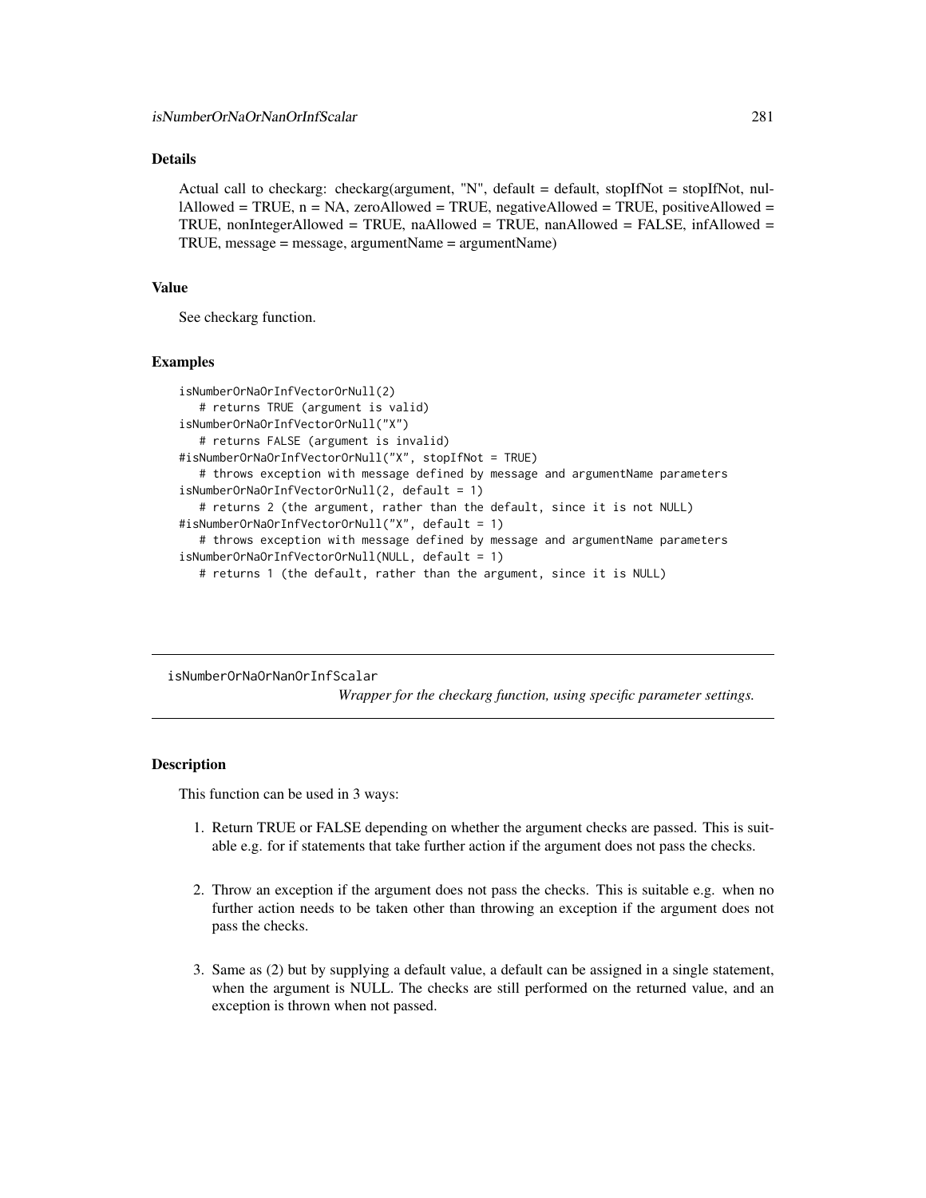## Details

Actual call to checkarg: checkarg(argument, "N", default = default, stopIfNot = stopIfNot, nullAllowed = TRUE, n = NA, zeroAllowed = TRUE, negativeAllowed = TRUE, positiveAllowed = TRUE, nonIntegerAllowed = TRUE, naAllowed = TRUE, nanAllowed = FALSE, infAllowed = TRUE, message = message, argumentName = argumentName)

## Value

See checkarg function.

## Examples

```
isNumberOrNaOrInfVectorOrNull(2)
   # returns TRUE (argument is valid)
isNumberOrNaOrInfVectorOrNull("X")
   # returns FALSE (argument is invalid)
#isNumberOrNaOrInfVectorOrNull("X", stopIfNot = TRUE)
   # throws exception with message defined by message and argumentName parameters
isNumberOrNaOrInfVectorOrNull(2, default = 1)
   # returns 2 (the argument, rather than the default, since it is not NULL)
#isNumberOrNaOrInfVectorOrNull("X", default = 1)
   # throws exception with message defined by message and argumentName parameters
isNumberOrNaOrInfVectorOrNull(NULL, default = 1)
   # returns 1 (the default, rather than the argument, since it is NULL)
```

---

# isNumberOrNaOrNanOrInfScalar

*Wrapper for the checkarg function, using specific parameter settings.*

---

## Description

This function can be used in 3 ways:

1. Return TRUE or FALSE depending on whether the argument checks are passed. This is suitable e.g. for if statements that take further action if the argument does not pass the checks.
2. Throw an exception if the argument does not pass the checks. This is suitable e.g. when no further action needs to be taken other than throwing an exception if the argument does not pass the checks.
3. Same as (2) but by supplying a default value, a default can be assigned in a single statement, when the argument is NULL. The checks are still performed on the returned value, and an exception is thrown when not passed.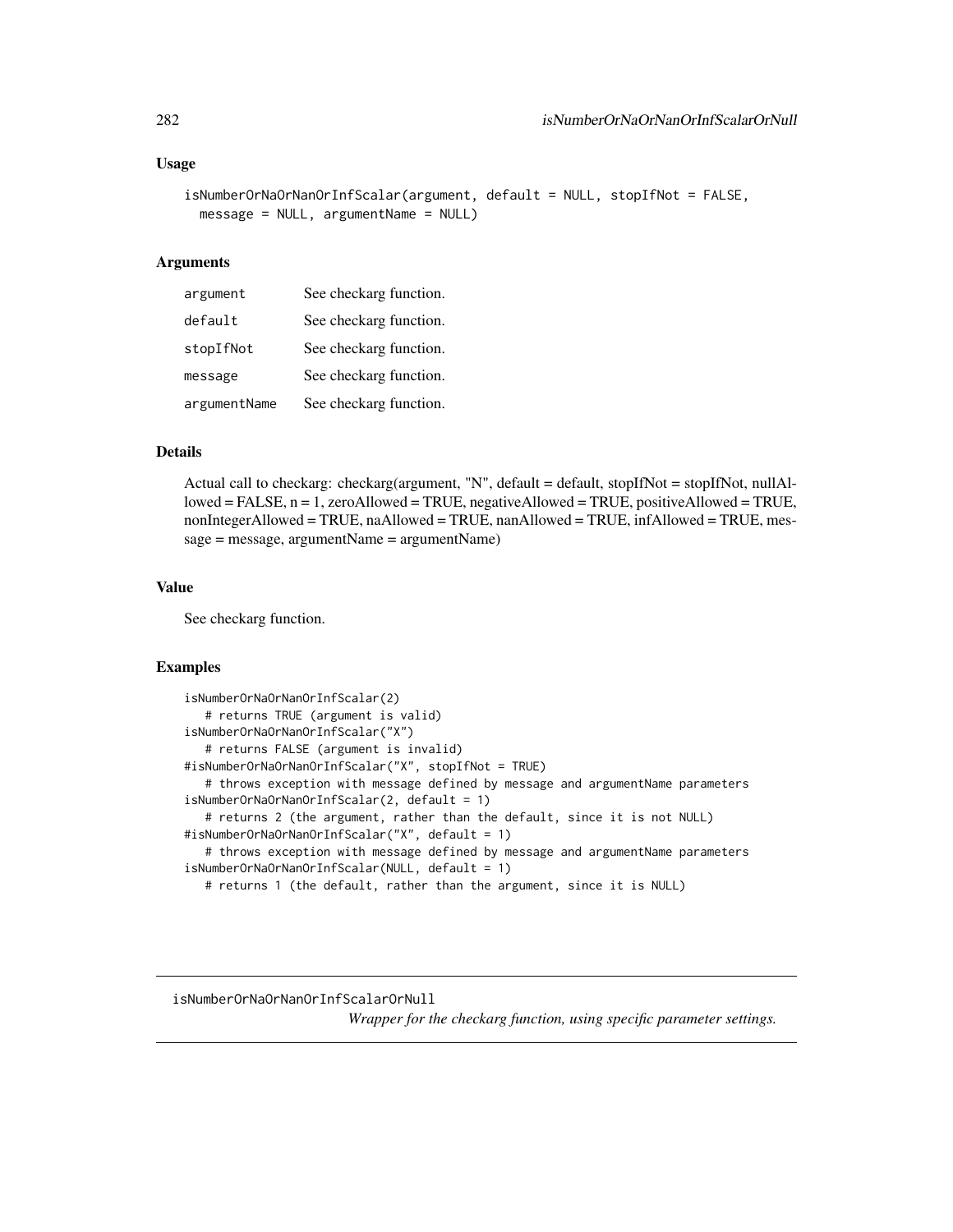### Usage

```
isNumberOrNaOrNanOrInfScalar(argument, default = NULL, stopIfNot = FALSE,
  message = NULL, argumentName = NULL)
```

### Arguments

| | |
|---|---|
| argument | See checkarg function. |
| default | See checkarg function. |
| stopIfNot | See checkarg function. |
| message | See checkarg function. |
| argumentName | See checkarg function. |

### Details

Actual call to checkarg: checkarg(argument, "N", default = default, stopIfNot = stopIfNot, nullAllowed = FALSE, n = 1, zeroAllowed = TRUE, negativeAllowed = TRUE, positiveAllowed = TRUE, nonIntegerAllowed = TRUE, naAllowed = TRUE, nanAllowed = TRUE, infAllowed = TRUE, message = message, argumentName = argumentName)

### Value

See checkarg function.

### Examples

```
isNumberOrNaOrNanOrInfScalar(2)
   # returns TRUE (argument is valid)
isNumberOrNaOrNanOrInfScalar("X")
   # returns FALSE (argument is invalid)
#isNumberOrNaOrNanOrInfScalar("X", stopIfNot = TRUE)
   # throws exception with message defined by message and argumentName parameters
isNumberOrNaOrNanOrInfScalar(2, default = 1)
   # returns 2 (the argument, rather than the default, since it is not NULL)
#isNumberOrNaOrNanOrInfScalar("X", default = 1)
   # throws exception with message defined by message and argumentName parameters
isNumberOrNaOrNanOrInfScalar(NULL, default = 1)
   # returns 1 (the default, rather than the argument, since it is NULL)
```

---

## isNumberOrNaOrNanOrInfScalarOrNull

*Wrapper for the checkarg function, using specific parameter settings.*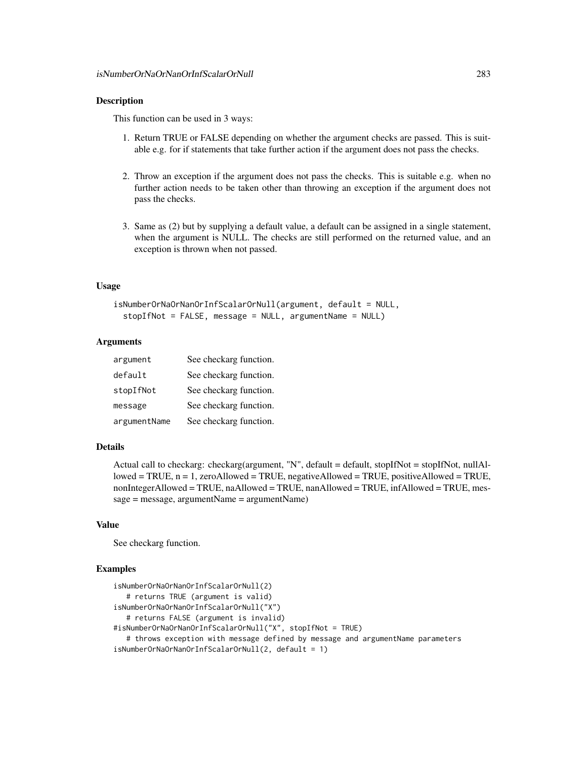### Description

This function can be used in 3 ways:

1. Return TRUE or FALSE depending on whether the argument checks are passed. This is suitable e.g. for if statements that take further action if the argument does not pass the checks.

2. Throw an exception if the argument does not pass the checks. This is suitable e.g. when no further action needs to be taken other than throwing an exception if the argument does not pass the checks.

3. Same as (2) but by supplying a default value, a default can be assigned in a single statement, when the argument is NULL. The checks are still performed on the returned value, and an exception is thrown when not passed.

### Usage

```
isNumberOrNaOrNanOrInfScalarOrNull(argument, default = NULL,
  stopIfNot = FALSE, message = NULL, argumentName = NULL)
```

### Arguments

| | |
|---|---|
| argument | See checkarg function. |
| default | See checkarg function. |
| stopIfNot | See checkarg function. |
| message | See checkarg function. |
| argumentName | See checkarg function. |

### Details

Actual call to checkarg: checkarg(argument, "N", default = default, stopIfNot = stopIfNot, nullAllowed = TRUE, n = 1, zeroAllowed = TRUE, negativeAllowed = TRUE, positiveAllowed = TRUE, nonIntegerAllowed = TRUE, naAllowed = TRUE, nanAllowed = TRUE, infAllowed = TRUE, message = message, argumentName = argumentName)

### Value

See checkarg function.

### Examples

```
isNumberOrNaOrNanOrInfScalarOrNull(2)
   # returns TRUE (argument is valid)
isNumberOrNaOrNanOrInfScalarOrNull("X")
   # returns FALSE (argument is invalid)
#isNumberOrNaOrNanOrInfScalarOrNull("X", stopIfNot = TRUE)
   # throws exception with message defined by message and argumentName parameters
isNumberOrNaOrNanOrInfScalarOrNull(2, default = 1)
```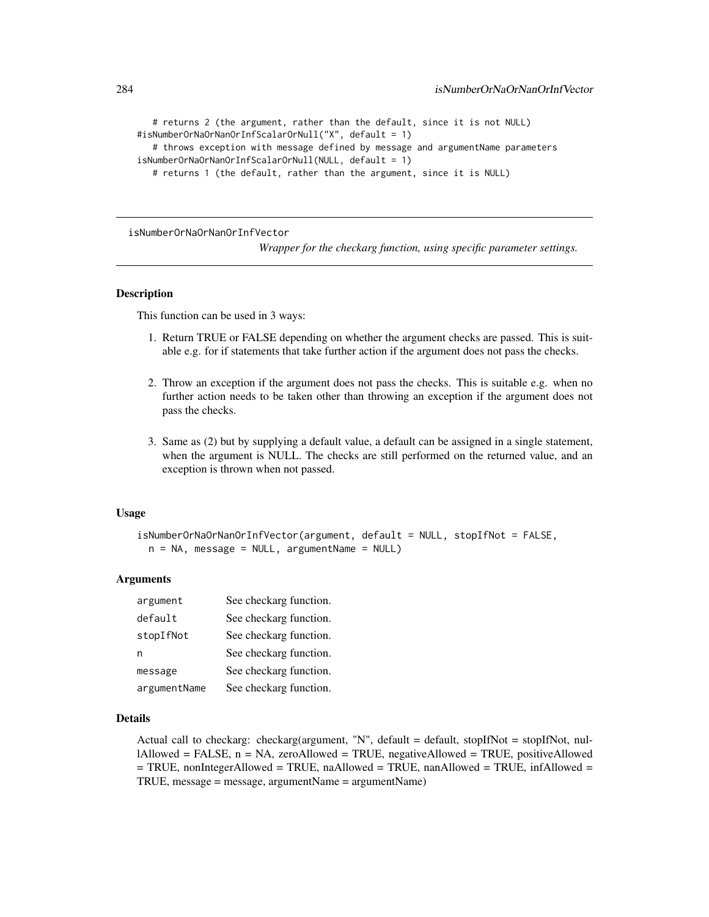```
    # returns 2 (the argument, rather than the default, since it is not NULL)
#isNumberOrNaOrNanOrInfScalarOrNull("X", default = 1)
    # throws exception with message defined by message and argumentName parameters
isNumberOrNaOrNanOrInfScalarOrNull(NULL, default = 1)
    # returns 1 (the default, rather than the argument, since it is NULL)
```

## isNumberOrNaOrNanOrInfVector

*Wrapper for the checkarg function, using specific parameter settings.*

### Description

This function can be used in 3 ways:

1. Return TRUE or FALSE depending on whether the argument checks are passed. This is suitable e.g. for if statements that take further action if the argument does not pass the checks.
2. Throw an exception if the argument does not pass the checks. This is suitable e.g. when no further action needs to be taken other than throwing an exception if the argument does not pass the checks.
3. Same as (2) but by supplying a default value, a default can be assigned in a single statement, when the argument is NULL. The checks are still performed on the returned value, and an exception is thrown when not passed.

### Usage

```
isNumberOrNaOrNanOrInfVector(argument, default = NULL, stopIfNot = FALSE,
  n = NA, message = NULL, argumentName = NULL)
```

### Arguments

| | |
|---|---|
| argument | See checkarg function. |
| default | See checkarg function. |
| stopIfNot | See checkarg function. |
| n | See checkarg function. |
| message | See checkarg function. |
| argumentName | See checkarg function. |

### Details

Actual call to checkarg: checkarg(argument, "N", default = default, stopIfNot = stopIfNot, nullAllowed = FALSE, n = NA, zeroAllowed = TRUE, negativeAllowed = TRUE, positiveAllowed = TRUE, nonIntegerAllowed = TRUE, naAllowed = TRUE, nanAllowed = TRUE, infAllowed = TRUE, message = message, argumentName = argumentName)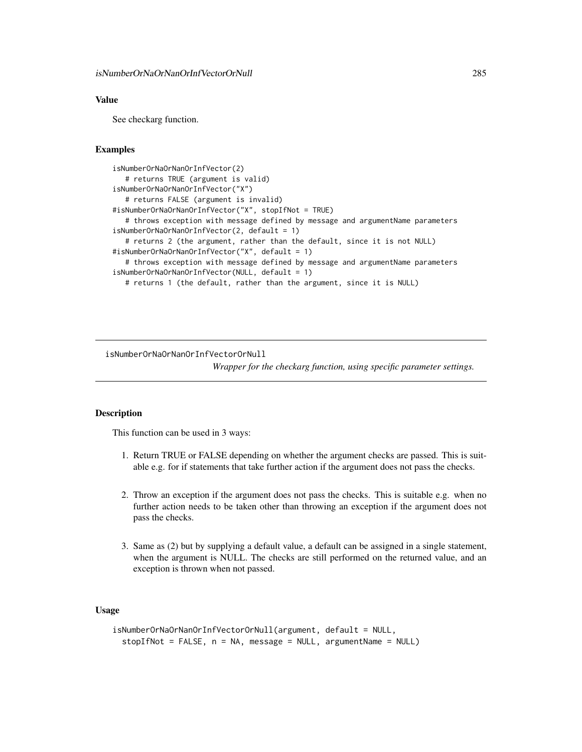### Value

See checkarg function.

### Examples

```
isNumberOrNaOrNanOrInfVector(2)
   # returns TRUE (argument is valid)
isNumberOrNaOrNanOrInfVector("X")
   # returns FALSE (argument is invalid)
#isNumberOrNaOrNanOrInfVector("X", stopIfNot = TRUE)
   # throws exception with message defined by message and argumentName parameters
isNumberOrNaOrNanOrInfVector(2, default = 1)
   # returns 2 (the argument, rather than the default, since it is not NULL)
#isNumberOrNaOrNanOrInfVector("X", default = 1)
   # throws exception with message defined by message and argumentName parameters
isNumberOrNaOrNanOrInfVector(NULL, default = 1)
   # returns 1 (the default, rather than the argument, since it is NULL)
```

---

## isNumberOrNaOrNanOrInfVectorOrNull

*Wrapper for the checkarg function, using specific parameter settings.*

---

### Description

This function can be used in 3 ways:

1. Return TRUE or FALSE depending on whether the argument checks are passed. This is suitable e.g. for if statements that take further action if the argument does not pass the checks.
2. Throw an exception if the argument does not pass the checks. This is suitable e.g. when no further action needs to be taken other than throwing an exception if the argument does not pass the checks.
3. Same as (2) but by supplying a default value, a default can be assigned in a single statement, when the argument is NULL. The checks are still performed on the returned value, and an exception is thrown when not passed.

### Usage

```
isNumberOrNaOrNanOrInfVectorOrNull(argument, default = NULL,
  stopIfNot = FALSE, n = NA, message = NULL, argumentName = NULL)
```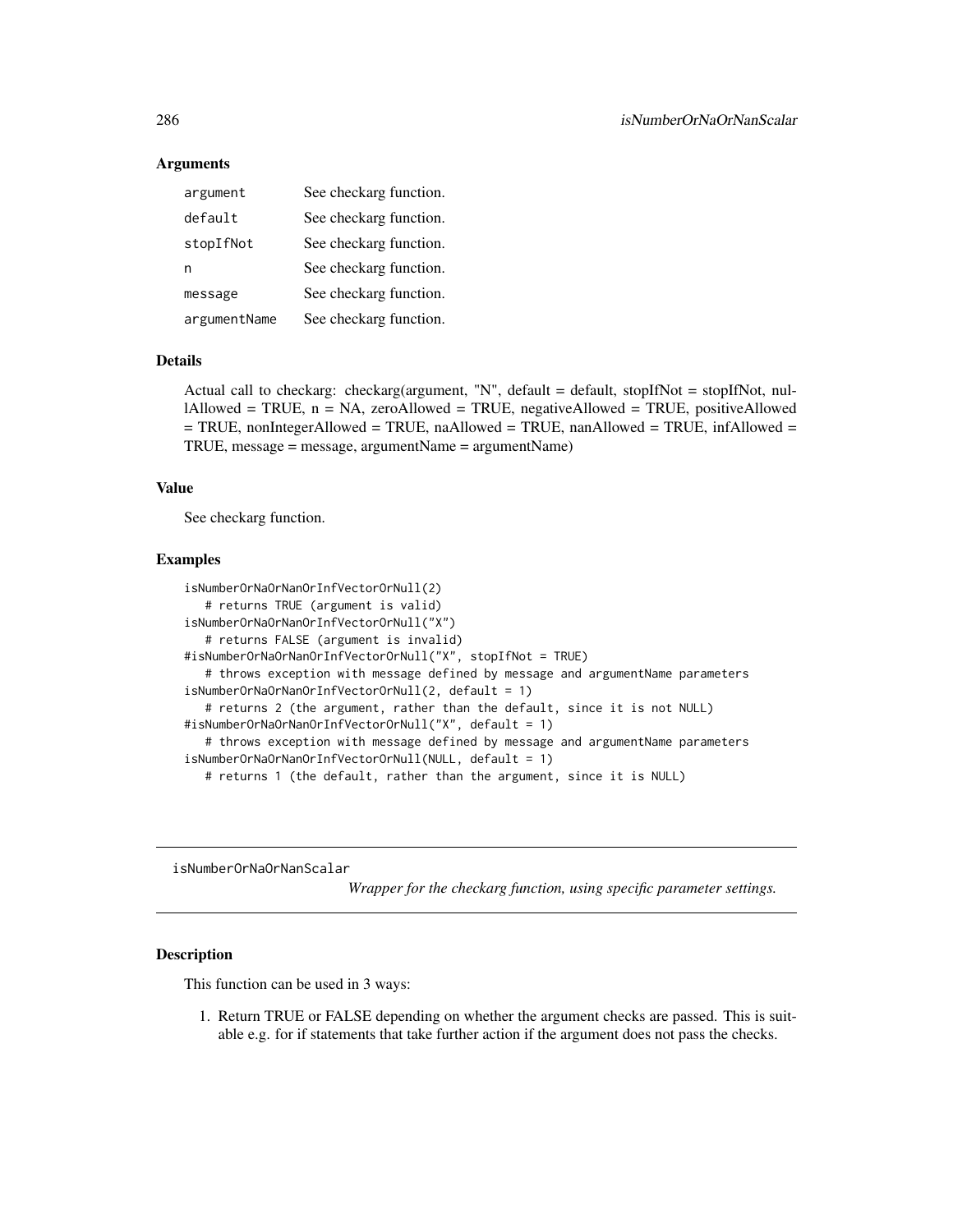### Arguments

| | |
|---|---|
| argument | See checkarg function. |
| default | See checkarg function. |
| stopIfNot | See checkarg function. |
| n | See checkarg function. |
| message | See checkarg function. |
| argumentName | See checkarg function. |

### Details

Actual call to checkarg: checkarg(argument, "N", default = default, stopIfNot = stopIfNot, nullAllowed = TRUE, n = NA, zeroAllowed = TRUE, negativeAllowed = TRUE, positiveAllowed = TRUE, nonIntegerAllowed = TRUE, naAllowed = TRUE, nanAllowed = TRUE, infAllowed = TRUE, message = message, argumentName = argumentName)

### Value

See checkarg function.

### Examples

```
isNumberOrNaOrNanOrInfVectorOrNull(2)
   # returns TRUE (argument is valid)
isNumberOrNaOrNanOrInfVectorOrNull("X")
   # returns FALSE (argument is invalid)
#isNumberOrNaOrNanOrInfVectorOrNull("X", stopIfNot = TRUE)
   # throws exception with message defined by message and argumentName parameters
isNumberOrNaOrNanOrInfVectorOrNull(2, default = 1)
   # returns 2 (the argument, rather than the default, since it is not NULL)
#isNumberOrNaOrNanOrInfVectorOrNull("X", default = 1)
   # throws exception with message defined by message and argumentName parameters
isNumberOrNaOrNanOrInfVectorOrNull(NULL, default = 1)
   # returns 1 (the default, rather than the argument, since it is NULL)
```

---

## isNumberOrNaOrNanScalar

*Wrapper for the checkarg function, using specific parameter settings.*

---

### Description

This function can be used in 3 ways:

1. Return TRUE or FALSE depending on whether the argument checks are passed. This is suitable e.g. for if statements that take further action if the argument does not pass the checks.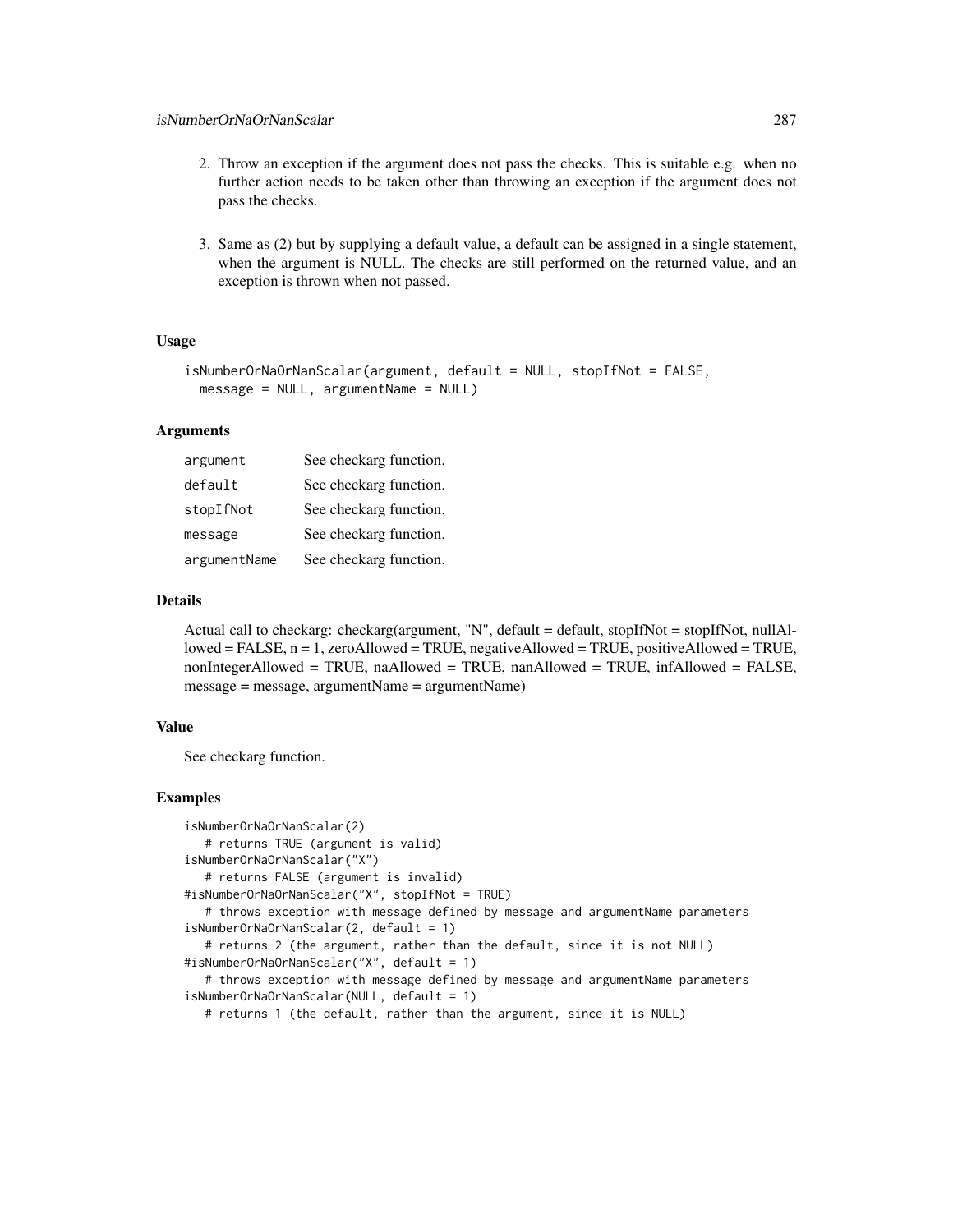2. Throw an exception if the argument does not pass the checks. This is suitable e.g. when no further action needs to be taken other than throwing an exception if the argument does not pass the checks.

3. Same as (2) but by supplying a default value, a default can be assigned in a single statement, when the argument is NULL. The checks are still performed on the returned value, and an exception is thrown when not passed.

### Usage

```
isNumberOrNaOrNanScalar(argument, default = NULL, stopIfNot = FALSE,
  message = NULL, argumentName = NULL)
```

### Arguments

| | |
|---|---|
| `argument` | See checkarg function. |
| `default` | See checkarg function. |
| `stopIfNot` | See checkarg function. |
| `message` | See checkarg function. |
| `argumentName` | See checkarg function. |

### Details

Actual call to checkarg: checkarg(argument, "N", default = default, stopIfNot = stopIfNot, nullAllowed = FALSE, n = 1, zeroAllowed = TRUE, negativeAllowed = TRUE, positiveAllowed = TRUE, nonIntegerAllowed = TRUE, naAllowed = TRUE, nanAllowed = TRUE, infAllowed = FALSE, message = message, argumentName = argumentName)

### Value

See checkarg function.

### Examples

```
isNumberOrNaOrNanScalar(2)
   # returns TRUE (argument is valid)
isNumberOrNaOrNanScalar("X")
   # returns FALSE (argument is invalid)
#isNumberOrNaOrNanScalar("X", stopIfNot = TRUE)
   # throws exception with message defined by message and argumentName parameters
isNumberOrNaOrNanScalar(2, default = 1)
   # returns 2 (the argument, rather than the default, since it is not NULL)
#isNumberOrNaOrNanScalar("X", default = 1)
   # throws exception with message defined by message and argumentName parameters
isNumberOrNaOrNanScalar(NULL, default = 1)
   # returns 1 (the default, rather than the argument, since it is NULL)
```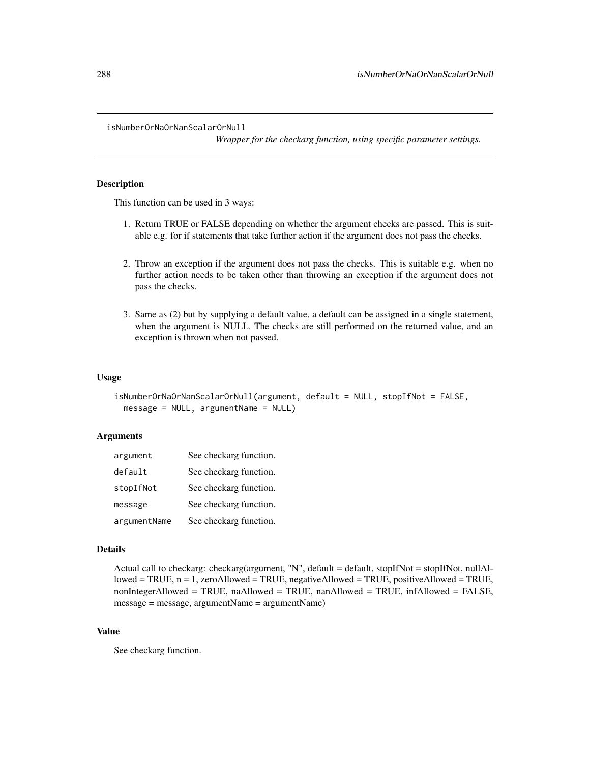# isNumberOrNaOrNanScalarOrNull

*Wrapper for the checkarg function, using specific parameter settings.*

## Description

This function can be used in 3 ways:

1. Return TRUE or FALSE depending on whether the argument checks are passed. This is suitable e.g. for if statements that take further action if the argument does not pass the checks.
2. Throw an exception if the argument does not pass the checks. This is suitable e.g. when no further action needs to be taken other than throwing an exception if the argument does not pass the checks.
3. Same as (2) but by supplying a default value, a default can be assigned in a single statement, when the argument is NULL. The checks are still performed on the returned value, and an exception is thrown when not passed.

## Usage

```
isNumberOrNaOrNanScalarOrNull(argument, default = NULL, stopIfNot = FALSE,
  message = NULL, argumentName = NULL)
```

## Arguments

| | |
|---|---|
| argument | See checkarg function. |
| default | See checkarg function. |
| stopIfNot | See checkarg function. |
| message | See checkarg function. |
| argumentName | See checkarg function. |

## Details

Actual call to checkarg: checkarg(argument, "N", default = default, stopIfNot = stopIfNot, nullAllowed = TRUE, n = 1, zeroAllowed = TRUE, negativeAllowed = TRUE, positiveAllowed = TRUE, nonIntegerAllowed = TRUE, naAllowed = TRUE, nanAllowed = TRUE, infAllowed = FALSE, message = message, argumentName = argumentName)

## Value

See checkarg function.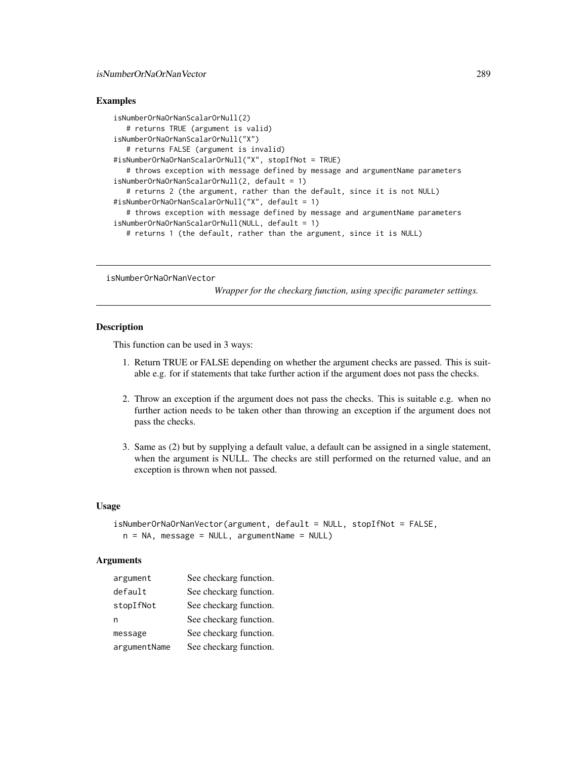## Examples

```
isNumberOrNaOrNanScalarOrNull(2)
   # returns TRUE (argument is valid)
isNumberOrNaOrNanScalarOrNull("X")
   # returns FALSE (argument is invalid)
#isNumberOrNaOrNanScalarOrNull("X", stopIfNot = TRUE)
   # throws exception with message defined by message and argumentName parameters
isNumberOrNaOrNanScalarOrNull(2, default = 1)
   # returns 2 (the argument, rather than the default, since it is not NULL)
#isNumberOrNaOrNanScalarOrNull("X", default = 1)
   # throws exception with message defined by message and argumentName parameters
isNumberOrNaOrNanScalarOrNull(NULL, default = 1)
   # returns 1 (the default, rather than the argument, since it is NULL)
```

---

# isNumberOrNaOrNanVector

*Wrapper for the checkarg function, using specific parameter settings.*

## Description

This function can be used in 3 ways:

1. Return TRUE or FALSE depending on whether the argument checks are passed. This is suitable e.g. for if statements that take further action if the argument does not pass the checks.
2. Throw an exception if the argument does not pass the checks. This is suitable e.g. when no further action needs to be taken other than throwing an exception if the argument does not pass the checks.
3. Same as (2) but by supplying a default value, a default can be assigned in a single statement, when the argument is NULL. The checks are still performed on the returned value, and an exception is thrown when not passed.

## Usage

```
isNumberOrNaOrNanVector(argument, default = NULL, stopIfNot = FALSE,
  n = NA, message = NULL, argumentName = NULL)
```

## Arguments

| | |
|---|---|
| argument | See checkarg function. |
| default | See checkarg function. |
| stopIfNot | See checkarg function. |
| n | See checkarg function. |
| message | See checkarg function. |
| argumentName | See checkarg function. |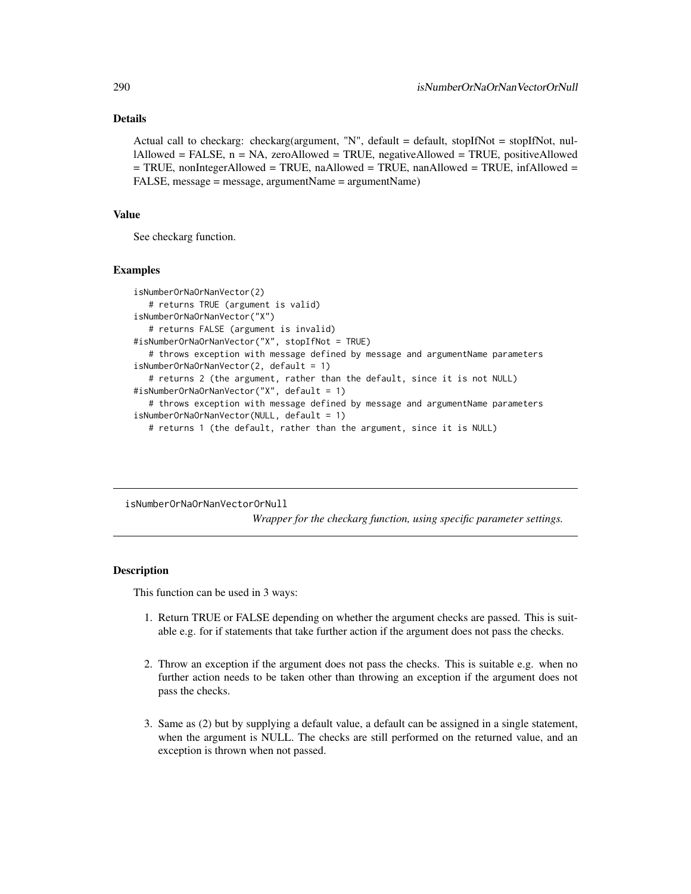### Details

Actual call to checkarg: checkarg(argument, "N", default = default, stopIfNot = stopIfNot, nullAllowed = FALSE, n = NA, zeroAllowed = TRUE, negativeAllowed = TRUE, positiveAllowed = TRUE, nonIntegerAllowed = TRUE, naAllowed = TRUE, nanAllowed = TRUE, infAllowed = FALSE, message = message, argumentName = argumentName)

### Value

See checkarg function.

### Examples

```
isNumberOrNaOrNanVector(2)
   # returns TRUE (argument is valid)
isNumberOrNaOrNanVector("X")
   # returns FALSE (argument is invalid)
#isNumberOrNaOrNanVector("X", stopIfNot = TRUE)
   # throws exception with message defined by message and argumentName parameters
isNumberOrNaOrNanVector(2, default = 1)
   # returns 2 (the argument, rather than the default, since it is not NULL)
#isNumberOrNaOrNanVector("X", default = 1)
   # throws exception with message defined by message and argumentName parameters
isNumberOrNaOrNanVector(NULL, default = 1)
   # returns 1 (the default, rather than the argument, since it is NULL)
```

---

## isNumberOrNaOrNanVectorOrNull

*Wrapper for the checkarg function, using specific parameter settings.*

---

### Description

This function can be used in 3 ways:

1. Return TRUE or FALSE depending on whether the argument checks are passed. This is suitable e.g. for if statements that take further action if the argument does not pass the checks.
2. Throw an exception if the argument does not pass the checks. This is suitable e.g. when no further action needs to be taken other than throwing an exception if the argument does not pass the checks.
3. Same as (2) but by supplying a default value, a default can be assigned in a single statement, when the argument is NULL. The checks are still performed on the returned value, and an exception is thrown when not passed.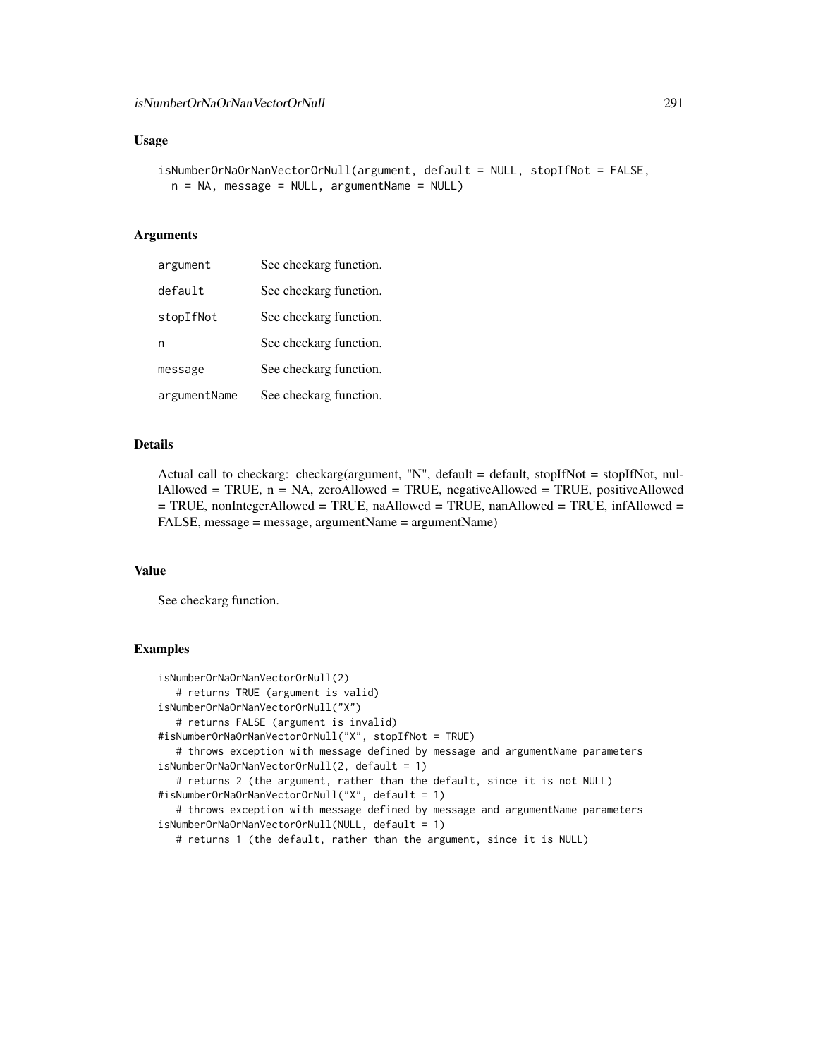## Usage

```
isNumberOrNaOrNanVectorOrNull(argument, default = NULL, stopIfNot = FALSE,
  n = NA, message = NULL, argumentName = NULL)
```

## Arguments

| | |
|---|---|
| argument | See checkarg function. |
| default | See checkarg function. |
| stopIfNot | See checkarg function. |
| n | See checkarg function. |
| message | See checkarg function. |
| argumentName | See checkarg function. |

## Details

Actual call to checkarg: checkarg(argument, "N", default = default, stopIfNot = stopIfNot, nullAllowed = TRUE, n = NA, zeroAllowed = TRUE, negativeAllowed = TRUE, positiveAllowed = TRUE, nonIntegerAllowed = TRUE, naAllowed = TRUE, nanAllowed = TRUE, infAllowed = FALSE, message = message, argumentName = argumentName)

## Value

See checkarg function.

## Examples

```
isNumberOrNaOrNanVectorOrNull(2)
   # returns TRUE (argument is valid)
isNumberOrNaOrNanVectorOrNull("X")
   # returns FALSE (argument is invalid)
#isNumberOrNaOrNanVectorOrNull("X", stopIfNot = TRUE)
   # throws exception with message defined by message and argumentName parameters
isNumberOrNaOrNanVectorOrNull(2, default = 1)
   # returns 2 (the argument, rather than the default, since it is not NULL)
#isNumberOrNaOrNanVectorOrNull("X", default = 1)
   # throws exception with message defined by message and argumentName parameters
isNumberOrNaOrNanVectorOrNull(NULL, default = 1)
   # returns 1 (the default, rather than the argument, since it is NULL)
```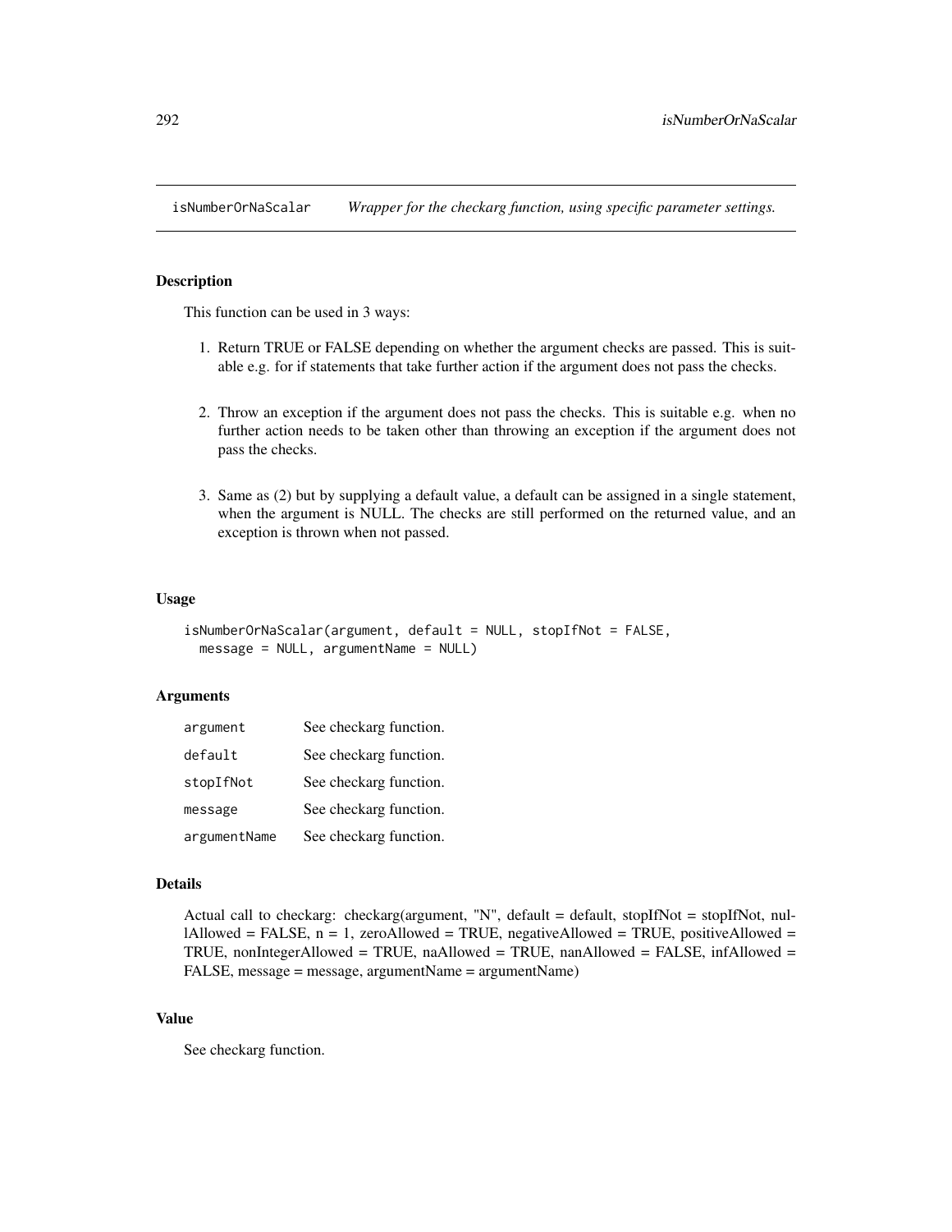# isNumberOrNaScalar *Wrapper for the checkarg function, using specific parameter settings.*

## Description

This function can be used in 3 ways:

1. Return TRUE or FALSE depending on whether the argument checks are passed. This is suitable e.g. for if statements that take further action if the argument does not pass the checks.
2. Throw an exception if the argument does not pass the checks. This is suitable e.g. when no further action needs to be taken other than throwing an exception if the argument does not pass the checks.
3. Same as (2) but by supplying a default value, a default can be assigned in a single statement, when the argument is NULL. The checks are still performed on the returned value, and an exception is thrown when not passed.

## Usage

```
isNumberOrNaScalar(argument, default = NULL, stopIfNot = FALSE,
  message = NULL, argumentName = NULL)
```

## Arguments

| | |
|---|---|
| argument | See checkarg function. |
| default | See checkarg function. |
| stopIfNot | See checkarg function. |
| message | See checkarg function. |
| argumentName | See checkarg function. |

## Details

Actual call to checkarg: checkarg(argument, "N", default = default, stopIfNot = stopIfNot, nullAllowed = FALSE, n = 1, zeroAllowed = TRUE, negativeAllowed = TRUE, positiveAllowed = TRUE, nonIntegerAllowed = TRUE, naAllowed = TRUE, nanAllowed = FALSE, infAllowed = FALSE, message = message, argumentName = argumentName)

## Value

See checkarg function.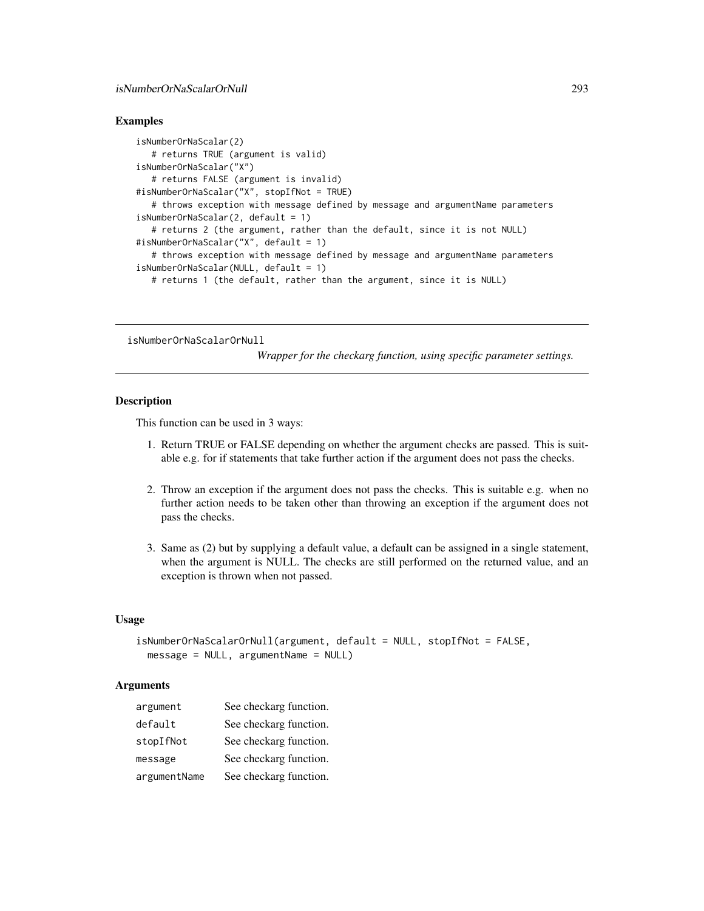### Examples

```
isNumberOrNaScalar(2)
   # returns TRUE (argument is valid)
isNumberOrNaScalar("X")
   # returns FALSE (argument is invalid)
#isNumberOrNaScalar("X", stopIfNot = TRUE)
   # throws exception with message defined by message and argumentName parameters
isNumberOrNaScalar(2, default = 1)
   # returns 2 (the argument, rather than the default, since it is not NULL)
#isNumberOrNaScalar("X", default = 1)
   # throws exception with message defined by message and argumentName parameters
isNumberOrNaScalar(NULL, default = 1)
   # returns 1 (the default, rather than the argument, since it is NULL)
```

---

## isNumberOrNaScalarOrNull

*Wrapper for the checkarg function, using specific parameter settings.*

---

### Description

This function can be used in 3 ways:

1. Return TRUE or FALSE depending on whether the argument checks are passed. This is suitable e.g. for if statements that take further action if the argument does not pass the checks.
2. Throw an exception if the argument does not pass the checks. This is suitable e.g. when no further action needs to be taken other than throwing an exception if the argument does not pass the checks.
3. Same as (2) but by supplying a default value, a default can be assigned in a single statement, when the argument is NULL. The checks are still performed on the returned value, and an exception is thrown when not passed.

### Usage

```
isNumberOrNaScalarOrNull(argument, default = NULL, stopIfNot = FALSE,
  message = NULL, argumentName = NULL)
```

### Arguments

| | |
|---|---|
| argument | See checkarg function. |
| default | See checkarg function. |
| stopIfNot | See checkarg function. |
| message | See checkarg function. |
| argumentName | See checkarg function. |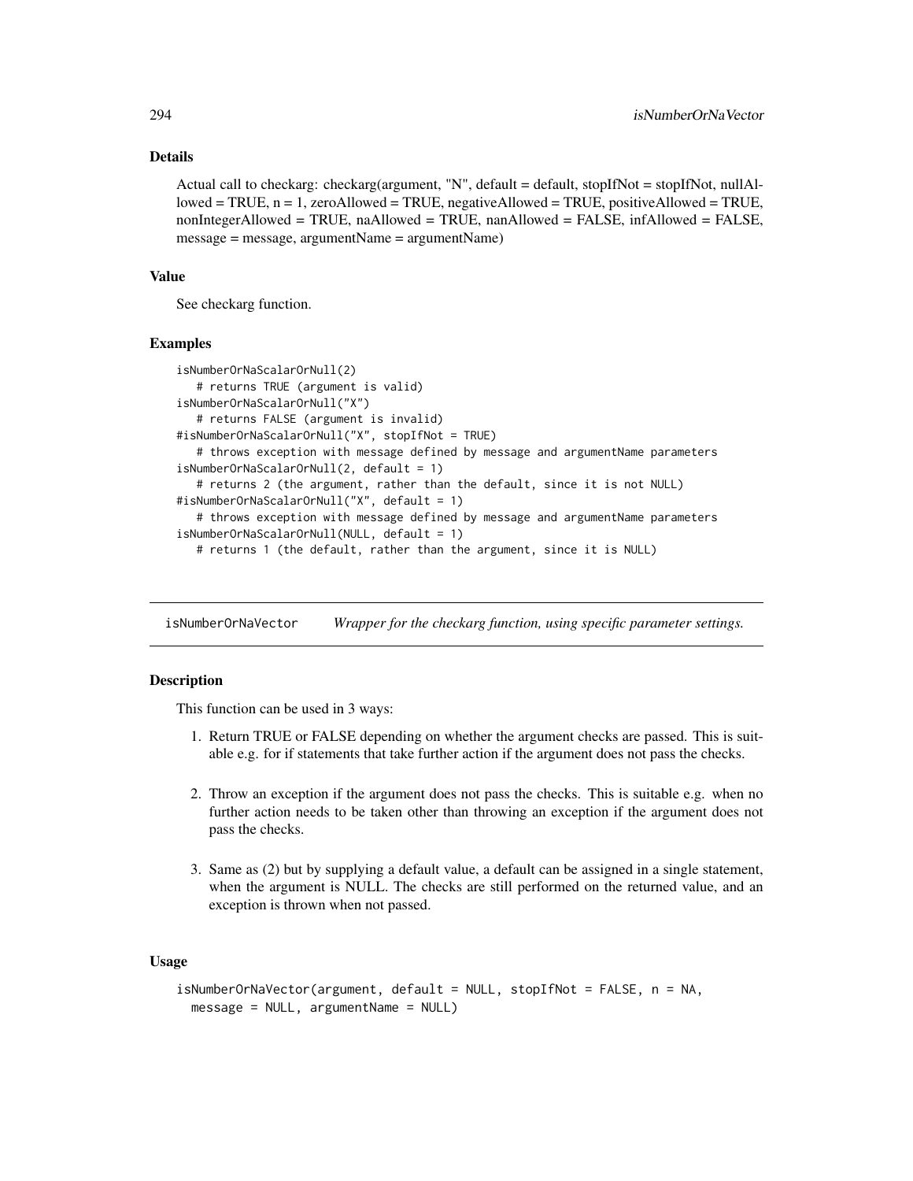### Details

Actual call to checkarg: checkarg(argument, "N", default = default, stopIfNot = stopIfNot, nullAllowed = TRUE, n = 1, zeroAllowed = TRUE, negativeAllowed = TRUE, positiveAllowed = TRUE, nonIntegerAllowed = TRUE, naAllowed = TRUE, nanAllowed = FALSE, infAllowed = FALSE, message = message, argumentName = argumentName)

### Value

See checkarg function.

### Examples

```
isNumberOrNaScalarOrNull(2)
   # returns TRUE (argument is valid)
isNumberOrNaScalarOrNull("X")
   # returns FALSE (argument is invalid)
#isNumberOrNaScalarOrNull("X", stopIfNot = TRUE)
   # throws exception with message defined by message and argumentName parameters
isNumberOrNaScalarOrNull(2, default = 1)
   # returns 2 (the argument, rather than the default, since it is not NULL)
#isNumberOrNaScalarOrNull("X", default = 1)
   # throws exception with message defined by message and argumentName parameters
isNumberOrNaScalarOrNull(NULL, default = 1)
   # returns 1 (the default, rather than the argument, since it is NULL)
```

---

## isNumberOrNaVector    *Wrapper for the checkarg function, using specific parameter settings.*

### Description

This function can be used in 3 ways:

1. Return TRUE or FALSE depending on whether the argument checks are passed. This is suitable e.g. for if statements that take further action if the argument does not pass the checks.
2. Throw an exception if the argument does not pass the checks. This is suitable e.g. when no further action needs to be taken other than throwing an exception if the argument does not pass the checks.
3. Same as (2) but by supplying a default value, a default can be assigned in a single statement, when the argument is NULL. The checks are still performed on the returned value, and an exception is thrown when not passed.

### Usage

```
isNumberOrNaVector(argument, default = NULL, stopIfNot = FALSE, n = NA,
  message = NULL, argumentName = NULL)
```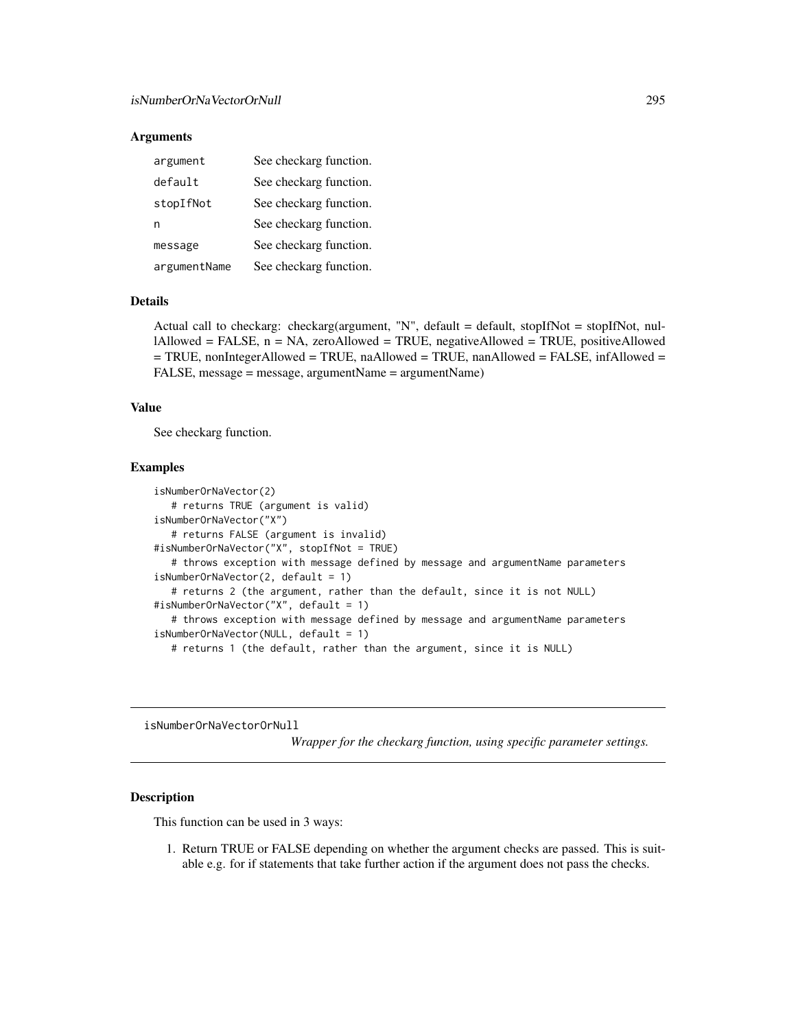### Arguments

| | |
|---|---|
| argument | See checkarg function. |
| default | See checkarg function. |
| stopIfNot | See checkarg function. |
| n | See checkarg function. |
| message | See checkarg function. |
| argumentName | See checkarg function. |

### Details

Actual call to checkarg: checkarg(argument, "N", default = default, stopIfNot = stopIfNot, nullAllowed = FALSE, n = NA, zeroAllowed = TRUE, negativeAllowed = TRUE, positiveAllowed = TRUE, nonIntegerAllowed = TRUE, naAllowed = TRUE, nanAllowed = FALSE, infAllowed = FALSE, message = message, argumentName = argumentName)

### Value

See checkarg function.

### Examples

```
isNumberOrNaVector(2)
   # returns TRUE (argument is valid)
isNumberOrNaVector("X")
   # returns FALSE (argument is invalid)
#isNumberOrNaVector("X", stopIfNot = TRUE)
   # throws exception with message defined by message and argumentName parameters
isNumberOrNaVector(2, default = 1)
   # returns 2 (the argument, rather than the default, since it is not NULL)
#isNumberOrNaVector("X", default = 1)
   # throws exception with message defined by message and argumentName parameters
isNumberOrNaVector(NULL, default = 1)
   # returns 1 (the default, rather than the argument, since it is NULL)
```

---

## isNumberOrNaVectorOrNull

*Wrapper for the checkarg function, using specific parameter settings.*

---

### Description

This function can be used in 3 ways:

1. Return TRUE or FALSE depending on whether the argument checks are passed. This is suitable e.g. for if statements that take further action if the argument does not pass the checks.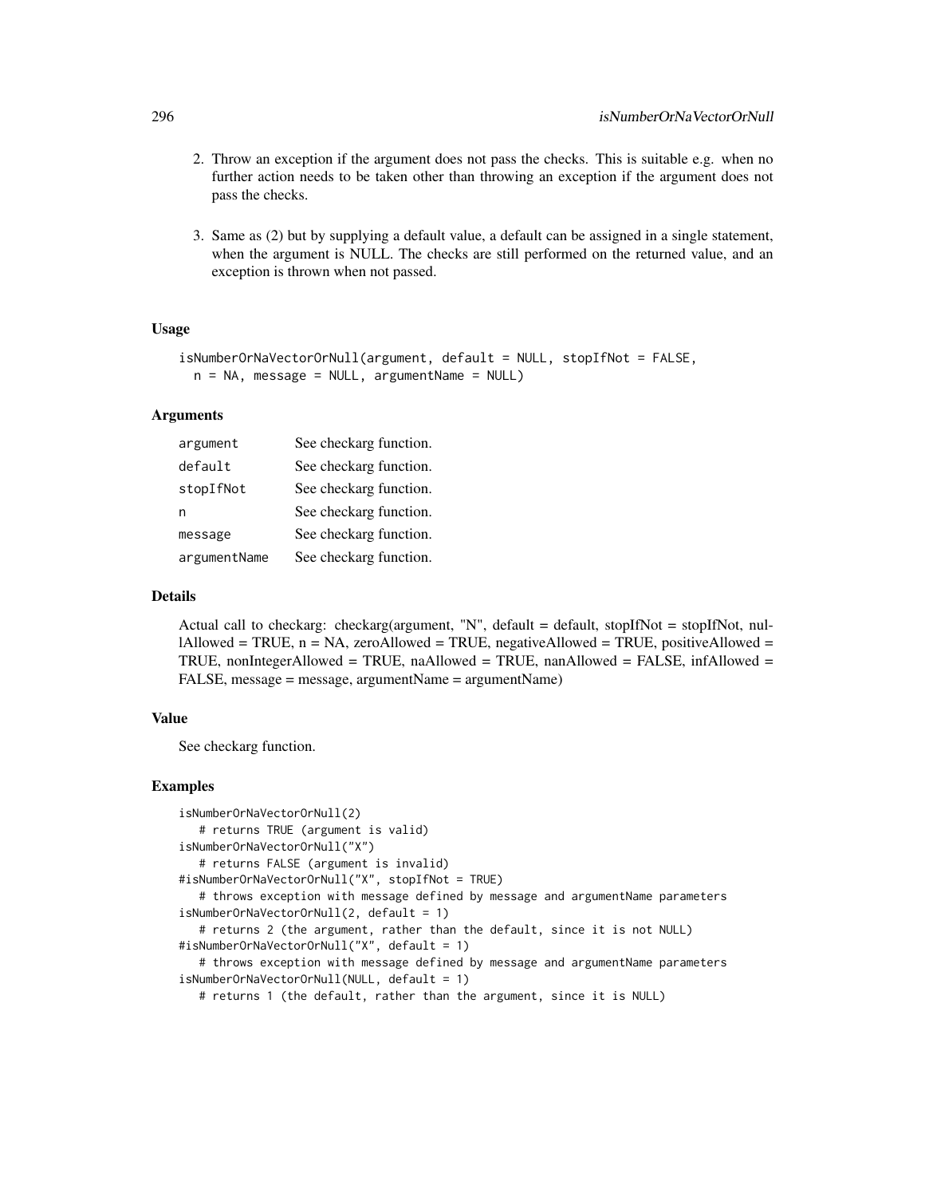2. Throw an exception if the argument does not pass the checks. This is suitable e.g. when no further action needs to be taken other than throwing an exception if the argument does not pass the checks.

3. Same as (2) but by supplying a default value, a default can be assigned in a single statement, when the argument is NULL. The checks are still performed on the returned value, and an exception is thrown when not passed.

### Usage

```
isNumberOrNaVectorOrNull(argument, default = NULL, stopIfNot = FALSE,
  n = NA, message = NULL, argumentName = NULL)
```

### Arguments

| | |
|---|---|
| argument | See checkarg function. |
| default | See checkarg function. |
| stopIfNot | See checkarg function. |
| n | See checkarg function. |
| message | See checkarg function. |
| argumentName | See checkarg function. |

### Details

Actual call to checkarg: checkarg(argument, "N", default = default, stopIfNot = stopIfNot, nullAllowed = TRUE, n = NA, zeroAllowed = TRUE, negativeAllowed = TRUE, positiveAllowed = TRUE, nonIntegerAllowed = TRUE, naAllowed = TRUE, nanAllowed = FALSE, infAllowed = FALSE, message = message, argumentName = argumentName)

### Value

See checkarg function.

### Examples

```
isNumberOrNaVectorOrNull(2)
   # returns TRUE (argument is valid)
isNumberOrNaVectorOrNull("X")
   # returns FALSE (argument is invalid)
#isNumberOrNaVectorOrNull("X", stopIfNot = TRUE)
   # throws exception with message defined by message and argumentName parameters
isNumberOrNaVectorOrNull(2, default = 1)
   # returns 2 (the argument, rather than the default, since it is not NULL)
#isNumberOrNaVectorOrNull("X", default = 1)
   # throws exception with message defined by message and argumentName parameters
isNumberOrNaVectorOrNull(NULL, default = 1)
   # returns 1 (the default, rather than the argument, since it is NULL)
```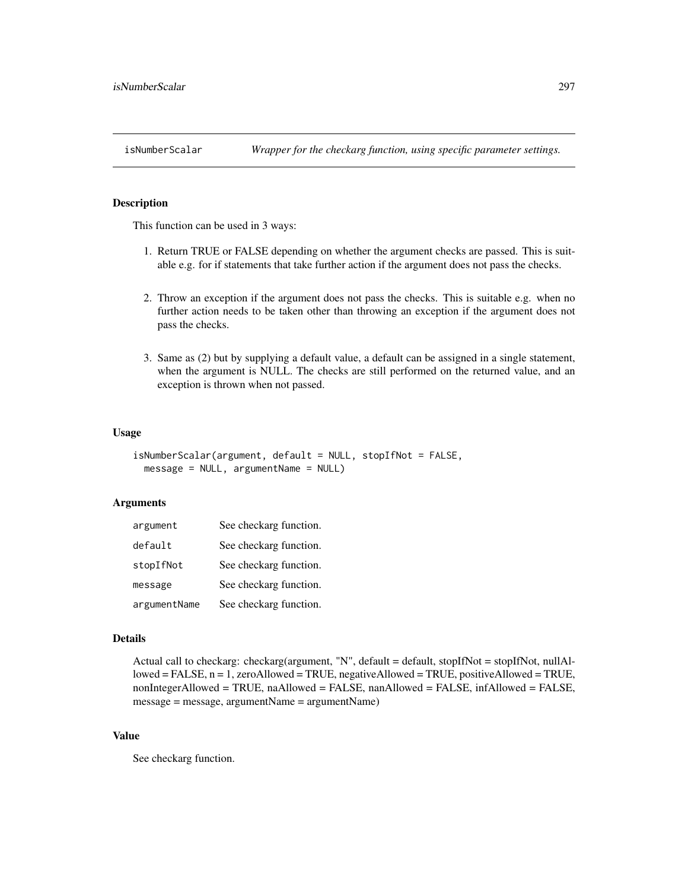isNumberScalar — *Wrapper for the checkarg function, using specific parameter settings.*

### Description

This function can be used in 3 ways:

1. Return TRUE or FALSE depending on whether the argument checks are passed. This is suitable e.g. for if statements that take further action if the argument does not pass the checks.
2. Throw an exception if the argument does not pass the checks. This is suitable e.g. when no further action needs to be taken other than throwing an exception if the argument does not pass the checks.
3. Same as (2) but by supplying a default value, a default can be assigned in a single statement, when the argument is NULL. The checks are still performed on the returned value, and an exception is thrown when not passed.

### Usage

```
isNumberScalar(argument, default = NULL, stopIfNot = FALSE,
  message = NULL, argumentName = NULL)
```

### Arguments

| | |
|---|---|
| argument | See checkarg function. |
| default | See checkarg function. |
| stopIfNot | See checkarg function. |
| message | See checkarg function. |
| argumentName | See checkarg function. |

### Details

Actual call to checkarg: checkarg(argument, "N", default = default, stopIfNot = stopIfNot, nullAllowed = FALSE, n = 1, zeroAllowed = TRUE, negativeAllowed = TRUE, positiveAllowed = TRUE, nonIntegerAllowed = TRUE, naAllowed = FALSE, nanAllowed = FALSE, infAllowed = FALSE, message = message, argumentName = argumentName)

### Value

See checkarg function.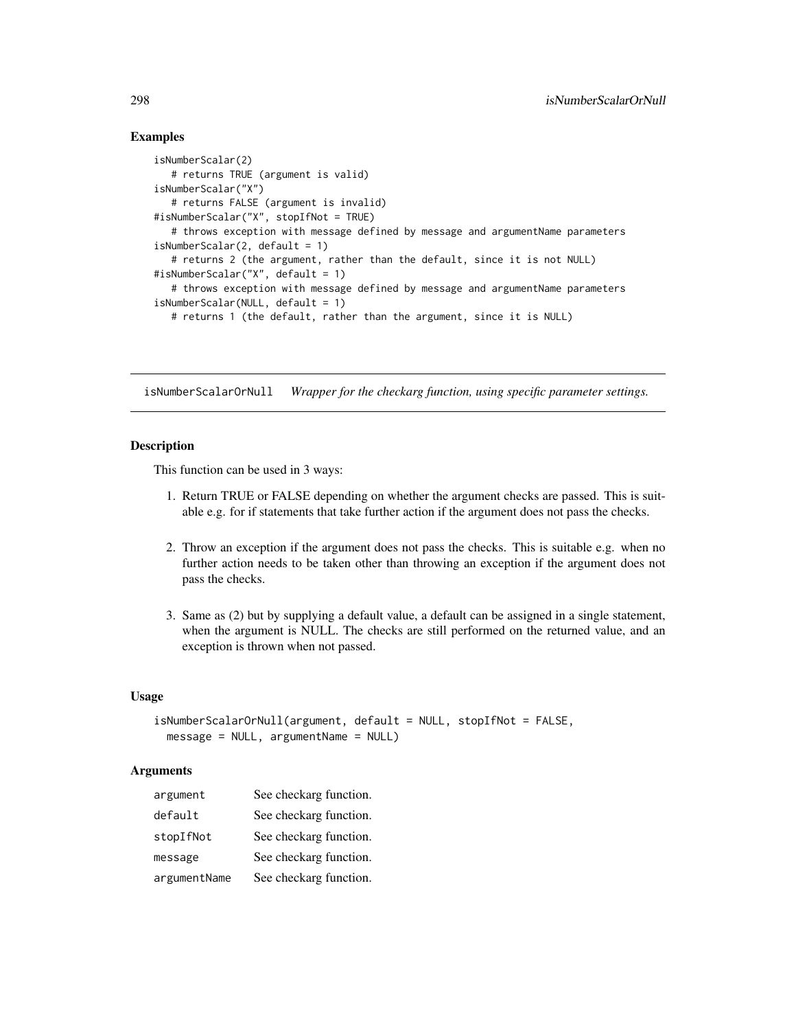## Examples

```
isNumberScalar(2)
   # returns TRUE (argument is valid)
isNumberScalar("X")
   # returns FALSE (argument is invalid)
#isNumberScalar("X", stopIfNot = TRUE)
   # throws exception with message defined by message and argumentName parameters
isNumberScalar(2, default = 1)
   # returns 2 (the argument, rather than the default, since it is not NULL)
#isNumberScalar("X", default = 1)
   # throws exception with message defined by message and argumentName parameters
isNumberScalar(NULL, default = 1)
   # returns 1 (the default, rather than the argument, since it is NULL)
```

# isNumberScalarOrNull *Wrapper for the checkarg function, using specific parameter settings.*

## Description

This function can be used in 3 ways:

1. Return TRUE or FALSE depending on whether the argument checks are passed. This is suitable e.g. for if statements that take further action if the argument does not pass the checks.
2. Throw an exception if the argument does not pass the checks. This is suitable e.g. when no further action needs to be taken other than throwing an exception if the argument does not pass the checks.
3. Same as (2) but by supplying a default value, a default can be assigned in a single statement, when the argument is NULL. The checks are still performed on the returned value, and an exception is thrown when not passed.

## Usage

```
isNumberScalarOrNull(argument, default = NULL, stopIfNot = FALSE,
  message = NULL, argumentName = NULL)
```

## Arguments

| | |
|---|---|
| argument | See checkarg function. |
| default | See checkarg function. |
| stopIfNot | See checkarg function. |
| message | See checkarg function. |
| argumentName | See checkarg function. |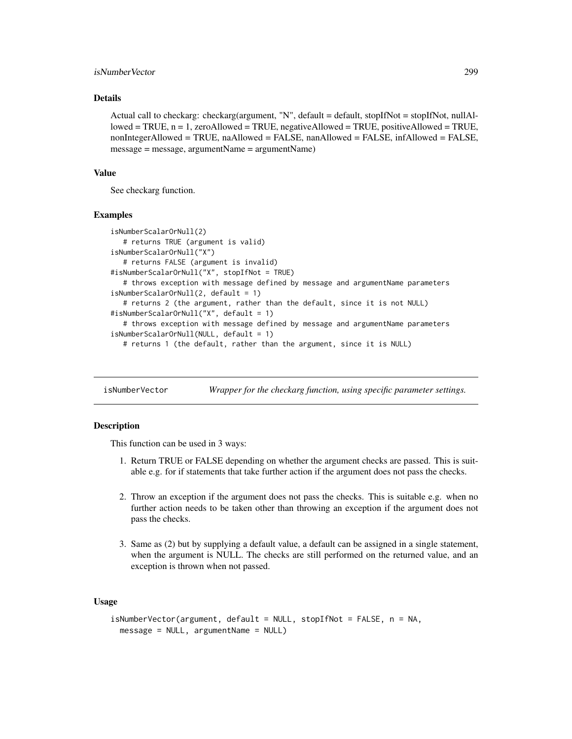### Details

Actual call to checkarg: checkarg(argument, "N", default = default, stopIfNot = stopIfNot, nullAllowed = TRUE, n = 1, zeroAllowed = TRUE, negativeAllowed = TRUE, positiveAllowed = TRUE, nonIntegerAllowed = TRUE, naAllowed = FALSE, nanAllowed = FALSE, infAllowed = FALSE, message = message, argumentName = argumentName)

### Value

See checkarg function.

### Examples

```
isNumberScalarOrNull(2)
   # returns TRUE (argument is valid)
isNumberScalarOrNull("X")
   # returns FALSE (argument is invalid)
#isNumberScalarOrNull("X", stopIfNot = TRUE)
   # throws exception with message defined by message and argumentName parameters
isNumberScalarOrNull(2, default = 1)
   # returns 2 (the argument, rather than the default, since it is not NULL)
#isNumberScalarOrNull("X", default = 1)
   # throws exception with message defined by message and argumentName parameters
isNumberScalarOrNull(NULL, default = 1)
   # returns 1 (the default, rather than the argument, since it is NULL)
```

---

## isNumberVector — *Wrapper for the checkarg function, using specific parameter settings.*

---

### Description

This function can be used in 3 ways:

1. Return TRUE or FALSE depending on whether the argument checks are passed. This is suitable e.g. for if statements that take further action if the argument does not pass the checks.
2. Throw an exception if the argument does not pass the checks. This is suitable e.g. when no further action needs to be taken other than throwing an exception if the argument does not pass the checks.
3. Same as (2) but by supplying a default value, a default can be assigned in a single statement, when the argument is NULL. The checks are still performed on the returned value, and an exception is thrown when not passed.

### Usage

```
isNumberVector(argument, default = NULL, stopIfNot = FALSE, n = NA,
  message = NULL, argumentName = NULL)
```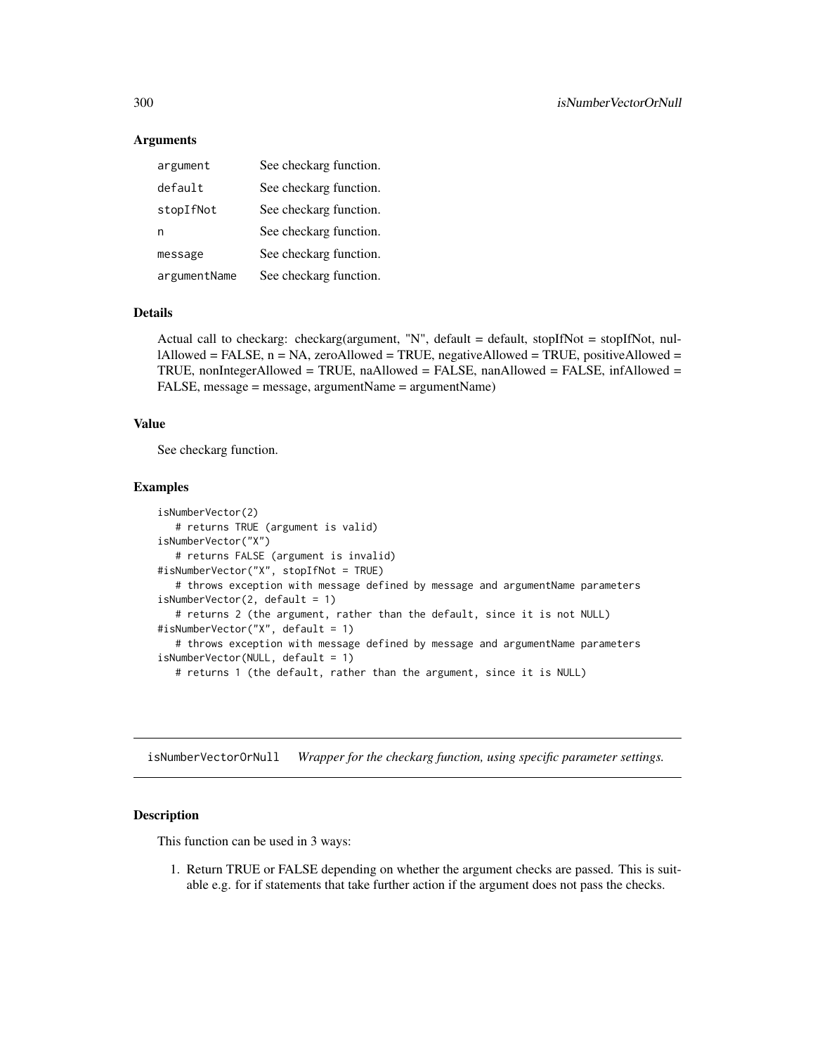### Arguments

| | |
|---|---|
| argument | See checkarg function. |
| default | See checkarg function. |
| stopIfNot | See checkarg function. |
| n | See checkarg function. |
| message | See checkarg function. |
| argumentName | See checkarg function. |

### Details

Actual call to checkarg: checkarg(argument, "N", default = default, stopIfNot = stopIfNot, nullAllowed = FALSE, n = NA, zeroAllowed = TRUE, negativeAllowed = TRUE, positiveAllowed = TRUE, nonIntegerAllowed = TRUE, naAllowed = FALSE, nanAllowed = FALSE, infAllowed = FALSE, message = message, argumentName = argumentName)

### Value

See checkarg function.

### Examples

```
isNumberVector(2)
   # returns TRUE (argument is valid)
isNumberVector("X")
   # returns FALSE (argument is invalid)
#isNumberVector("X", stopIfNot = TRUE)
   # throws exception with message defined by message and argumentName parameters
isNumberVector(2, default = 1)
   # returns 2 (the argument, rather than the default, since it is not NULL)
#isNumberVector("X", default = 1)
   # throws exception with message defined by message and argumentName parameters
isNumberVector(NULL, default = 1)
   # returns 1 (the default, rather than the argument, since it is NULL)
```

---

## isNumberVectorOrNull *Wrapper for the checkarg function, using specific parameter settings.*

---

### Description

This function can be used in 3 ways:

1. Return TRUE or FALSE depending on whether the argument checks are passed. This is suitable e.g. for if statements that take further action if the argument does not pass the checks.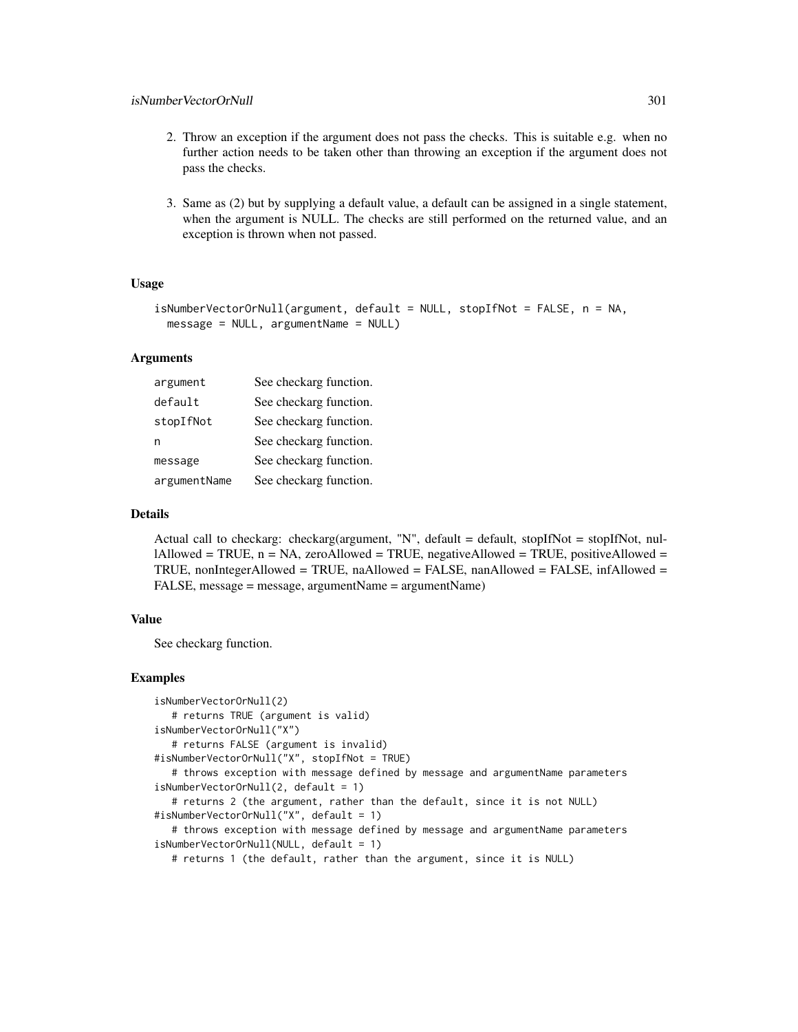2. Throw an exception if the argument does not pass the checks. This is suitable e.g. when no further action needs to be taken other than throwing an exception if the argument does not pass the checks.

3. Same as (2) but by supplying a default value, a default can be assigned in a single statement, when the argument is NULL. The checks are still performed on the returned value, and an exception is thrown when not passed.

### Usage

```
isNumberVectorOrNull(argument, default = NULL, stopIfNot = FALSE, n = NA,
  message = NULL, argumentName = NULL)
```

### Arguments

| | |
|---|---|
| argument | See checkarg function. |
| default | See checkarg function. |
| stopIfNot | See checkarg function. |
| n | See checkarg function. |
| message | See checkarg function. |
| argumentName | See checkarg function. |

### Details

Actual call to checkarg: checkarg(argument, "N", default = default, stopIfNot = stopIfNot, nullAllowed = TRUE, n = NA, zeroAllowed = TRUE, negativeAllowed = TRUE, positiveAllowed = TRUE, nonIntegerAllowed = TRUE, naAllowed = FALSE, nanAllowed = FALSE, infAllowed = FALSE, message = message, argumentName = argumentName)

### Value

See checkarg function.

### Examples

```
isNumberVectorOrNull(2)
   # returns TRUE (argument is valid)
isNumberVectorOrNull("X")
   # returns FALSE (argument is invalid)
#isNumberVectorOrNull("X", stopIfNot = TRUE)
   # throws exception with message defined by message and argumentName parameters
isNumberVectorOrNull(2, default = 1)
   # returns 2 (the argument, rather than the default, since it is not NULL)
#isNumberVectorOrNull("X", default = 1)
   # throws exception with message defined by message and argumentName parameters
isNumberVectorOrNull(NULL, default = 1)
   # returns 1 (the default, rather than the argument, since it is NULL)
```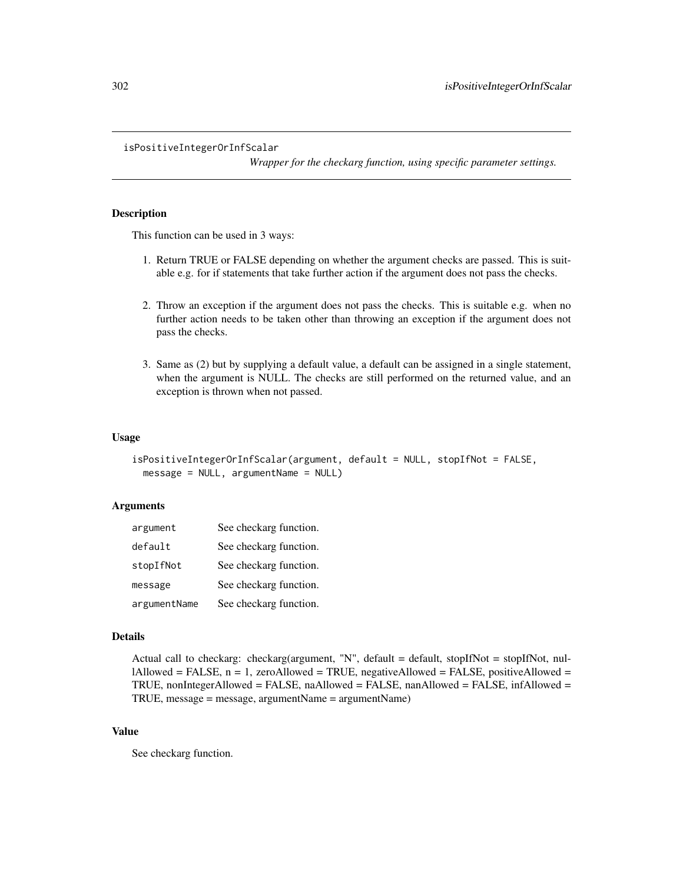isPositiveIntegerOrInfScalar

*Wrapper for the checkarg function, using specific parameter settings.*

## Description

This function can be used in 3 ways:

1. Return TRUE or FALSE depending on whether the argument checks are passed. This is suitable e.g. for if statements that take further action if the argument does not pass the checks.
2. Throw an exception if the argument does not pass the checks. This is suitable e.g. when no further action needs to be taken other than throwing an exception if the argument does not pass the checks.
3. Same as (2) but by supplying a default value, a default can be assigned in a single statement, when the argument is NULL. The checks are still performed on the returned value, and an exception is thrown when not passed.

## Usage

```
isPositiveIntegerOrInfScalar(argument, default = NULL, stopIfNot = FALSE,
  message = NULL, argumentName = NULL)
```

## Arguments

| | |
|---|---|
| argument | See checkarg function. |
| default | See checkarg function. |
| stopIfNot | See checkarg function. |
| message | See checkarg function. |
| argumentName | See checkarg function. |

## Details

Actual call to checkarg: checkarg(argument, "N", default = default, stopIfNot = stopIfNot, nullAllowed = FALSE, n = 1, zeroAllowed = TRUE, negativeAllowed = FALSE, positiveAllowed = TRUE, nonIntegerAllowed = FALSE, naAllowed = FALSE, nanAllowed = FALSE, infAllowed = TRUE, message = message, argumentName = argumentName)

## Value

See checkarg function.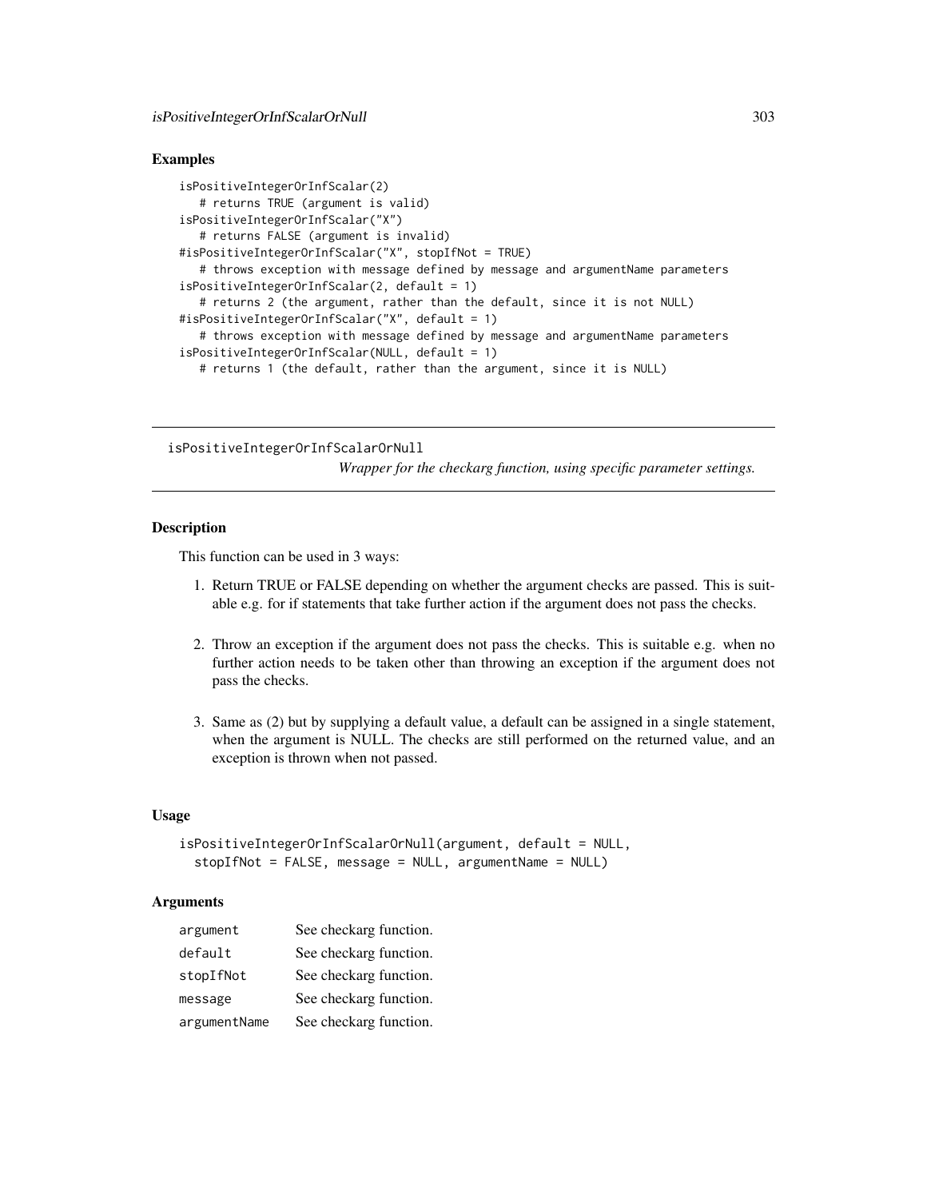## Examples

```
isPositiveIntegerOrInfScalar(2)
   # returns TRUE (argument is valid)
isPositiveIntegerOrInfScalar("X")
   # returns FALSE (argument is invalid)
#isPositiveIntegerOrInfScalar("X", stopIfNot = TRUE)
   # throws exception with message defined by message and argumentName parameters
isPositiveIntegerOrInfScalar(2, default = 1)
   # returns 2 (the argument, rather than the default, since it is not NULL)
#isPositiveIntegerOrInfScalar("X", default = 1)
   # throws exception with message defined by message and argumentName parameters
isPositiveIntegerOrInfScalar(NULL, default = 1)
   # returns 1 (the default, rather than the argument, since it is NULL)
```

---

# isPositiveIntegerOrInfScalarOrNull

*Wrapper for the checkarg function, using specific parameter settings.*

---

## Description

This function can be used in 3 ways:

1. Return TRUE or FALSE depending on whether the argument checks are passed. This is suitable e.g. for if statements that take further action if the argument does not pass the checks.
2. Throw an exception if the argument does not pass the checks. This is suitable e.g. when no further action needs to be taken other than throwing an exception if the argument does not pass the checks.
3. Same as (2) but by supplying a default value, a default can be assigned in a single statement, when the argument is NULL. The checks are still performed on the returned value, and an exception is thrown when not passed.

## Usage

```
isPositiveIntegerOrInfScalarOrNull(argument, default = NULL,
  stopIfNot = FALSE, message = NULL, argumentName = NULL)
```

## Arguments

| | |
|---|---|
| argument | See checkarg function. |
| default | See checkarg function. |
| stopIfNot | See checkarg function. |
| message | See checkarg function. |
| argumentName | See checkarg function. |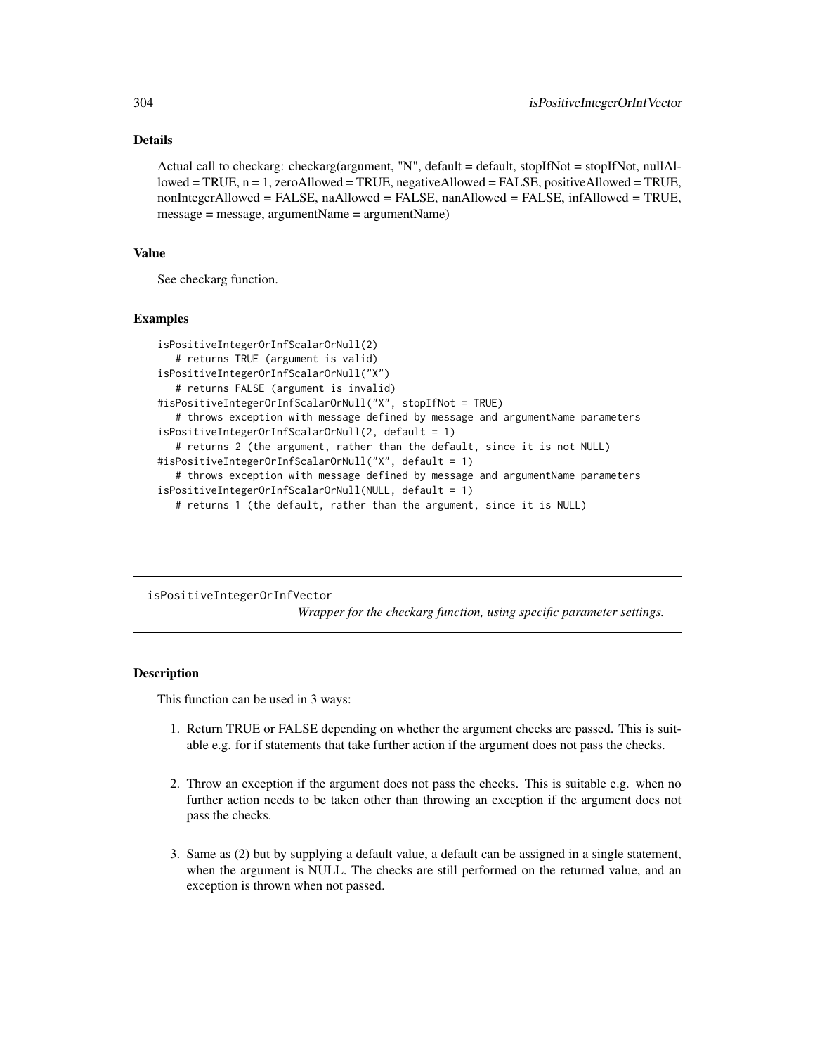### Details

Actual call to checkarg: checkarg(argument, "N", default = default, stopIfNot = stopIfNot, nullAllowed = TRUE, n = 1, zeroAllowed = TRUE, negativeAllowed = FALSE, positiveAllowed = TRUE, nonIntegerAllowed = FALSE, naAllowed = FALSE, nanAllowed = FALSE, infAllowed = TRUE, message = message, argumentName = argumentName)

### Value

See checkarg function.

### Examples

```
isPositiveIntegerOrInfScalarOrNull(2)
   # returns TRUE (argument is valid)
isPositiveIntegerOrInfScalarOrNull("X")
   # returns FALSE (argument is invalid)
#isPositiveIntegerOrInfScalarOrNull("X", stopIfNot = TRUE)
   # throws exception with message defined by message and argumentName parameters
isPositiveIntegerOrInfScalarOrNull(2, default = 1)
   # returns 2 (the argument, rather than the default, since it is not NULL)
#isPositiveIntegerOrInfScalarOrNull("X", default = 1)
   # throws exception with message defined by message and argumentName parameters
isPositiveIntegerOrInfScalarOrNull(NULL, default = 1)
   # returns 1 (the default, rather than the argument, since it is NULL)
```

---

## isPositiveIntegerOrInfVector

*Wrapper for the checkarg function, using specific parameter settings.*

---

### Description

This function can be used in 3 ways:

1. Return TRUE or FALSE depending on whether the argument checks are passed. This is suitable e.g. for if statements that take further action if the argument does not pass the checks.
2. Throw an exception if the argument does not pass the checks. This is suitable e.g. when no further action needs to be taken other than throwing an exception if the argument does not pass the checks.
3. Same as (2) but by supplying a default value, a default can be assigned in a single statement, when the argument is NULL. The checks are still performed on the returned value, and an exception is thrown when not passed.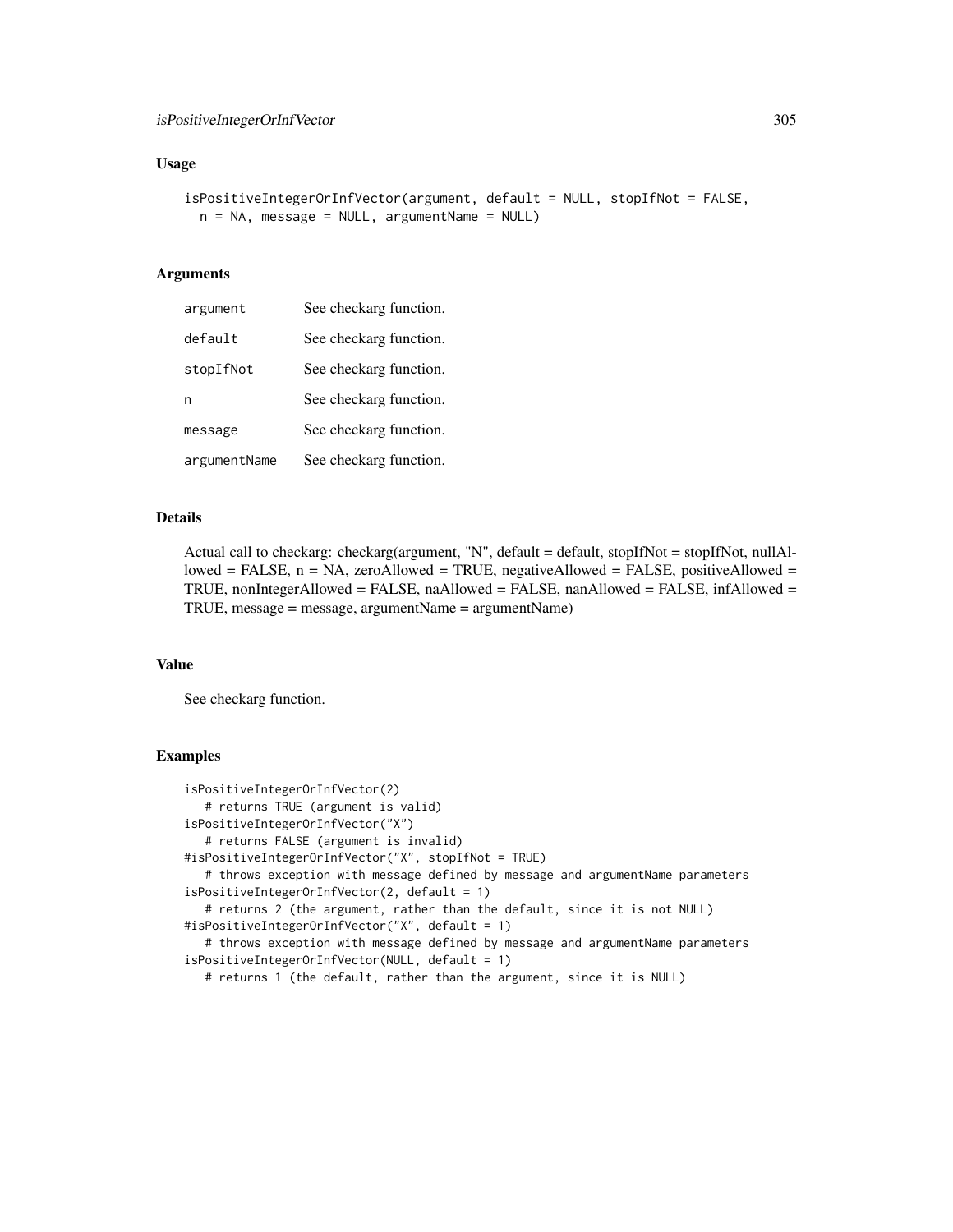### Usage

```
isPositiveIntegerOrInfVector(argument, default = NULL, stopIfNot = FALSE,
  n = NA, message = NULL, argumentName = NULL)
```

### Arguments

| | |
|---|---|
| argument | See checkarg function. |
| default | See checkarg function. |
| stopIfNot | See checkarg function. |
| n | See checkarg function. |
| message | See checkarg function. |
| argumentName | See checkarg function. |

### Details

Actual call to checkarg: checkarg(argument, "N", default = default, stopIfNot = stopIfNot, nullAllowed = FALSE, n = NA, zeroAllowed = TRUE, negativeAllowed = FALSE, positiveAllowed = TRUE, nonIntegerAllowed = FALSE, naAllowed = FALSE, nanAllowed = FALSE, infAllowed = TRUE, message = message, argumentName = argumentName)

### Value

See checkarg function.

### Examples

```
isPositiveIntegerOrInfVector(2)
   # returns TRUE (argument is valid)
isPositiveIntegerOrInfVector("X")
   # returns FALSE (argument is invalid)
#isPositiveIntegerOrInfVector("X", stopIfNot = TRUE)
   # throws exception with message defined by message and argumentName parameters
isPositiveIntegerOrInfVector(2, default = 1)
   # returns 2 (the argument, rather than the default, since it is not NULL)
#isPositiveIntegerOrInfVector("X", default = 1)
   # throws exception with message defined by message and argumentName parameters
isPositiveIntegerOrInfVector(NULL, default = 1)
   # returns 1 (the default, rather than the argument, since it is NULL)
```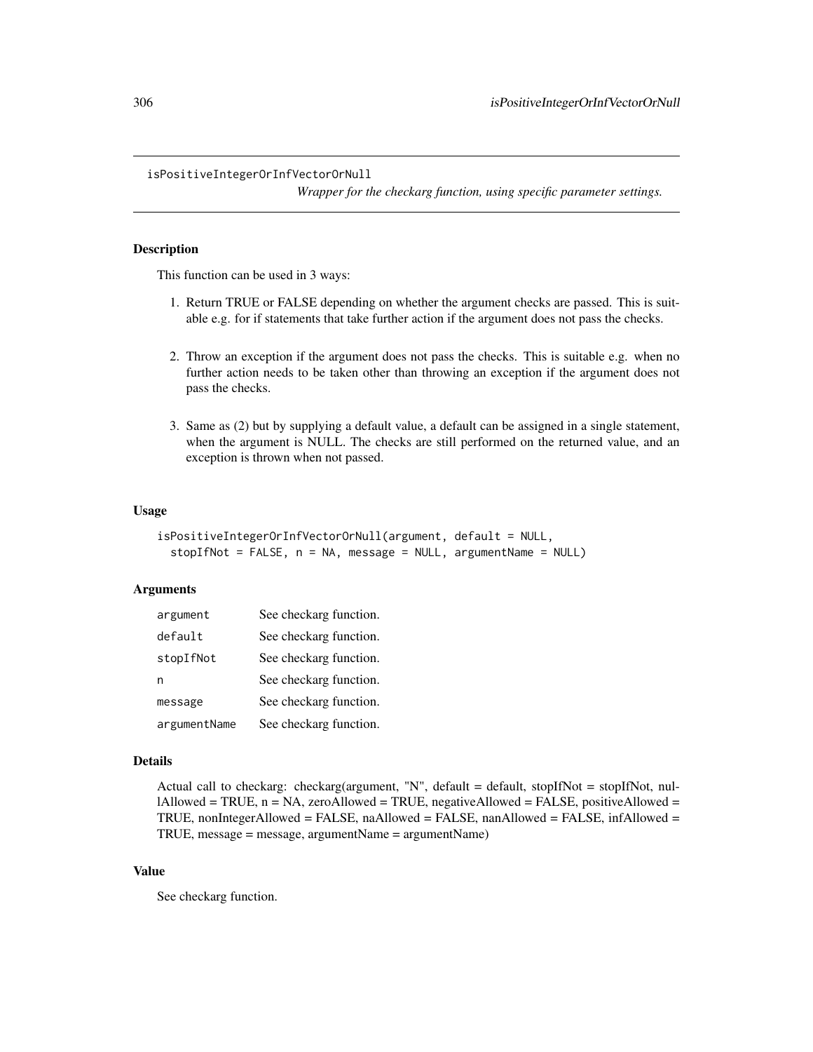isPositiveIntegerOrInfVectorOrNull

*Wrapper for the checkarg function, using specific parameter settings.*

## Description

This function can be used in 3 ways:

1. Return TRUE or FALSE depending on whether the argument checks are passed. This is suitable e.g. for if statements that take further action if the argument does not pass the checks.
2. Throw an exception if the argument does not pass the checks. This is suitable e.g. when no further action needs to be taken other than throwing an exception if the argument does not pass the checks.
3. Same as (2) but by supplying a default value, a default can be assigned in a single statement, when the argument is NULL. The checks are still performed on the returned value, and an exception is thrown when not passed.

## Usage

```
isPositiveIntegerOrInfVectorOrNull(argument, default = NULL,
  stopIfNot = FALSE, n = NA, message = NULL, argumentName = NULL)
```

## Arguments

| | |
|---|---|
| argument | See checkarg function. |
| default | See checkarg function. |
| stopIfNot | See checkarg function. |
| n | See checkarg function. |
| message | See checkarg function. |
| argumentName | See checkarg function. |

## Details

Actual call to checkarg: checkarg(argument, "N", default = default, stopIfNot = stopIfNot, nullAllowed = TRUE, n = NA, zeroAllowed = TRUE, negativeAllowed = FALSE, positiveAllowed = TRUE, nonIntegerAllowed = FALSE, naAllowed = FALSE, nanAllowed = FALSE, infAllowed = TRUE, message = message, argumentName = argumentName)

## Value

See checkarg function.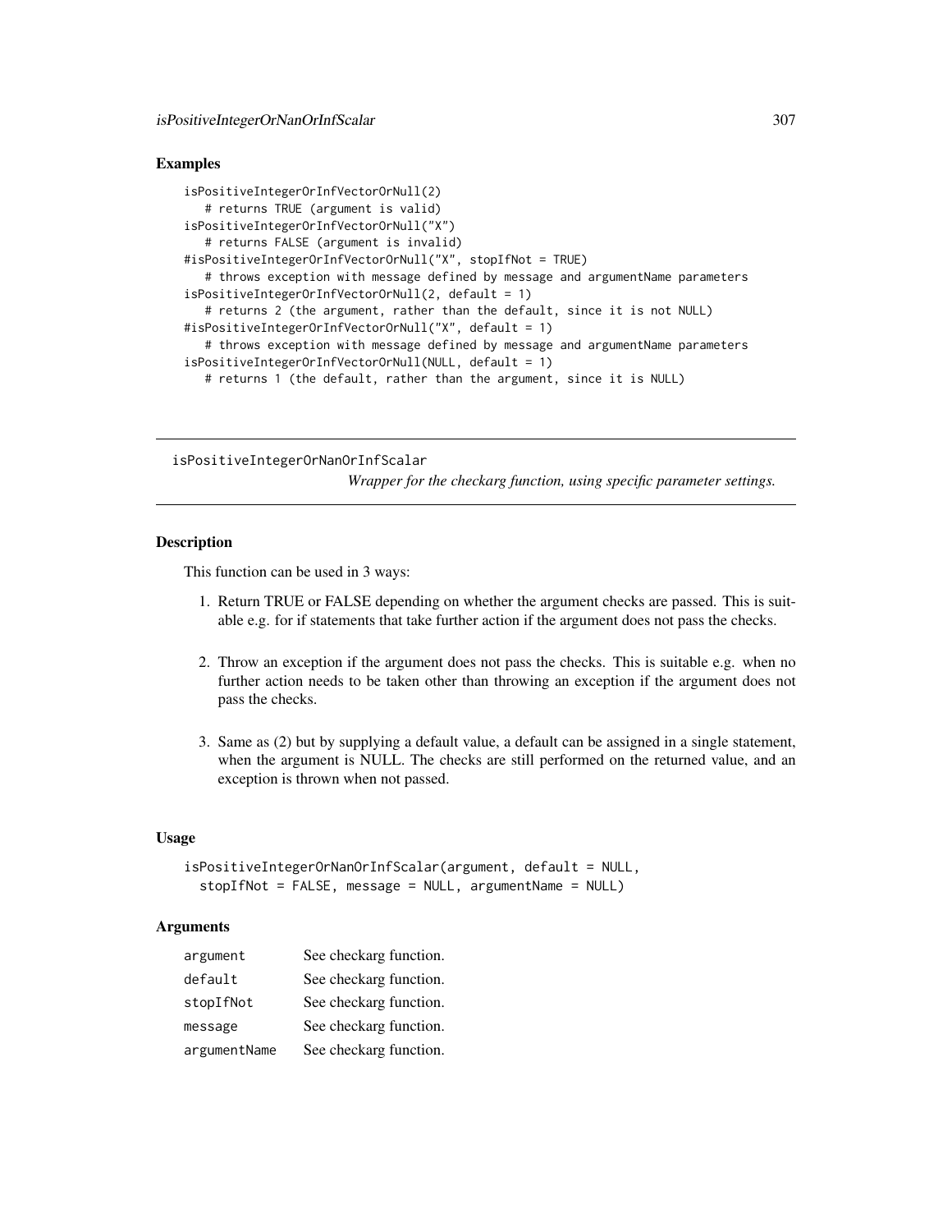## Examples

```
isPositiveIntegerOrInfVectorOrNull(2)
   # returns TRUE (argument is valid)
isPositiveIntegerOrInfVectorOrNull("X")
   # returns FALSE (argument is invalid)
#isPositiveIntegerOrInfVectorOrNull("X", stopIfNot = TRUE)
   # throws exception with message defined by message and argumentName parameters
isPositiveIntegerOrInfVectorOrNull(2, default = 1)
   # returns 2 (the argument, rather than the default, since it is not NULL)
#isPositiveIntegerOrInfVectorOrNull("X", default = 1)
   # throws exception with message defined by message and argumentName parameters
isPositiveIntegerOrInfVectorOrNull(NULL, default = 1)
   # returns 1 (the default, rather than the argument, since it is NULL)
```

---

# isPositiveIntegerOrNanOrInfScalar

*Wrapper for the checkarg function, using specific parameter settings.*

---

## Description

This function can be used in 3 ways:

1. Return TRUE or FALSE depending on whether the argument checks are passed. This is suitable e.g. for if statements that take further action if the argument does not pass the checks.
2. Throw an exception if the argument does not pass the checks. This is suitable e.g. when no further action needs to be taken other than throwing an exception if the argument does not pass the checks.
3. Same as (2) but by supplying a default value, a default can be assigned in a single statement, when the argument is NULL. The checks are still performed on the returned value, and an exception is thrown when not passed.

## Usage

```
isPositiveIntegerOrNanOrInfScalar(argument, default = NULL,
  stopIfNot = FALSE, message = NULL, argumentName = NULL)
```

## Arguments

| | |
|---|---|
| argument | See checkarg function. |
| default | See checkarg function. |
| stopIfNot | See checkarg function. |
| message | See checkarg function. |
| argumentName | See checkarg function. |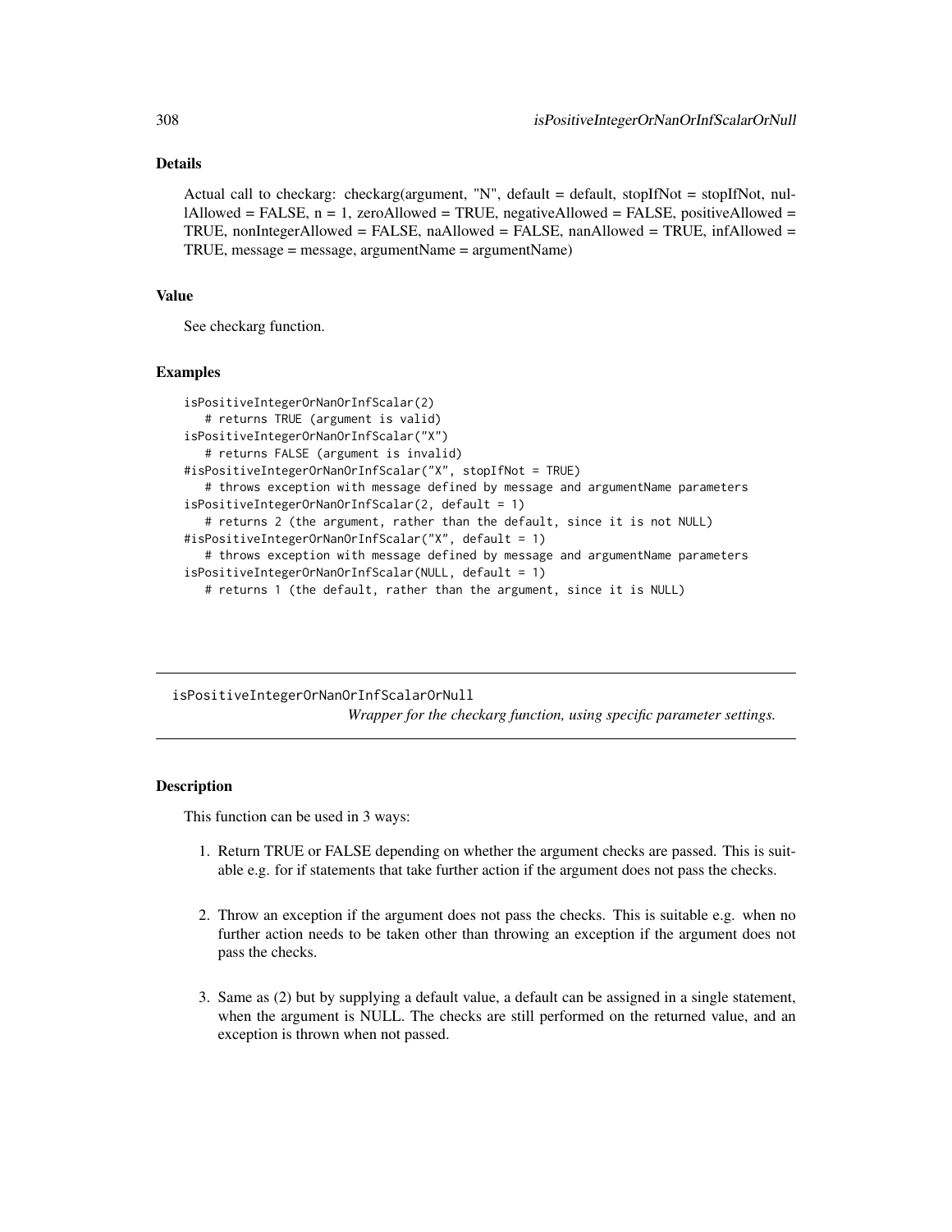### Details

Actual call to checkarg: checkarg(argument, "N", default = default, stopIfNot = stopIfNot, nullAllowed = FALSE, n = 1, zeroAllowed = TRUE, negativeAllowed = FALSE, positiveAllowed = TRUE, nonIntegerAllowed = FALSE, naAllowed = FALSE, nanAllowed = TRUE, infAllowed = TRUE, message = message, argumentName = argumentName)

### Value

See checkarg function.

### Examples

```
isPositiveIntegerOrNanOrInfScalar(2)
   # returns TRUE (argument is valid)
isPositiveIntegerOrNanOrInfScalar("X")
   # returns FALSE (argument is invalid)
#isPositiveIntegerOrNanOrInfScalar("X", stopIfNot = TRUE)
   # throws exception with message defined by message and argumentName parameters
isPositiveIntegerOrNanOrInfScalar(2, default = 1)
   # returns 2 (the argument, rather than the default, since it is not NULL)
#isPositiveIntegerOrNanOrInfScalar("X", default = 1)
   # throws exception with message defined by message and argumentName parameters
isPositiveIntegerOrNanOrInfScalar(NULL, default = 1)
   # returns 1 (the default, rather than the argument, since it is NULL)
```

---

## isPositiveIntegerOrNanOrInfScalarOrNull

*Wrapper for the checkarg function, using specific parameter settings.*

---

### Description

This function can be used in 3 ways:

1. Return TRUE or FALSE depending on whether the argument checks are passed. This is suitable e.g. for if statements that take further action if the argument does not pass the checks.
2. Throw an exception if the argument does not pass the checks. This is suitable e.g. when no further action needs to be taken other than throwing an exception if the argument does not pass the checks.
3. Same as (2) but by supplying a default value, a default can be assigned in a single statement, when the argument is NULL. The checks are still performed on the returned value, and an exception is thrown when not passed.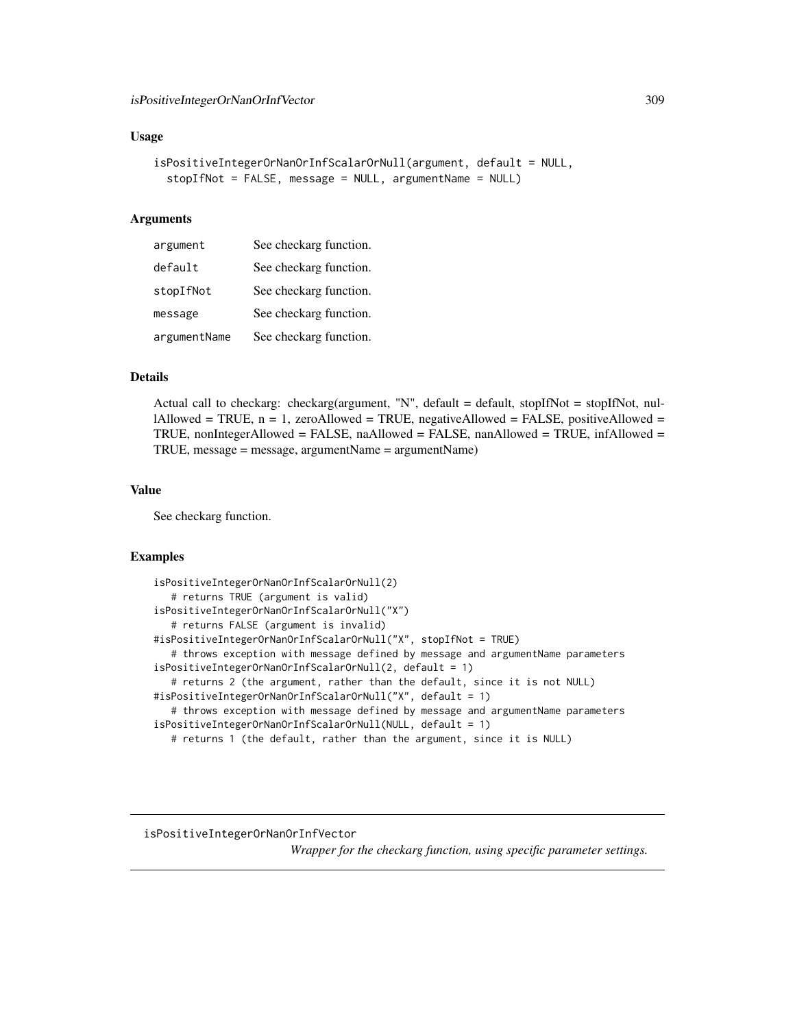## Usage

```
isPositiveIntegerOrNanOrInfScalarOrNull(argument, default = NULL,
  stopIfNot = FALSE, message = NULL, argumentName = NULL)
```

## Arguments

| | |
|---|---|
| argument | See checkarg function. |
| default | See checkarg function. |
| stopIfNot | See checkarg function. |
| message | See checkarg function. |
| argumentName | See checkarg function. |

## Details

Actual call to checkarg: checkarg(argument, "N", default = default, stopIfNot = stopIfNot, nullAllowed = TRUE, n = 1, zeroAllowed = TRUE, negativeAllowed = FALSE, positiveAllowed = TRUE, nonIntegerAllowed = FALSE, naAllowed = FALSE, nanAllowed = TRUE, infAllowed = TRUE, message = message, argumentName = argumentName)

## Value

See checkarg function.

## Examples

```
isPositiveIntegerOrNanOrInfScalarOrNull(2)
   # returns TRUE (argument is valid)
isPositiveIntegerOrNanOrInfScalarOrNull("X")
   # returns FALSE (argument is invalid)
#isPositiveIntegerOrNanOrInfScalarOrNull("X", stopIfNot = TRUE)
   # throws exception with message defined by message and argumentName parameters
isPositiveIntegerOrNanOrInfScalarOrNull(2, default = 1)
   # returns 2 (the argument, rather than the default, since it is not NULL)
#isPositiveIntegerOrNanOrInfScalarOrNull("X", default = 1)
   # throws exception with message defined by message and argumentName parameters
isPositiveIntegerOrNanOrInfScalarOrNull(NULL, default = 1)
   # returns 1 (the default, rather than the argument, since it is NULL)
```

---

# isPositiveIntegerOrNanOrInfVector

*Wrapper for the checkarg function, using specific parameter settings.*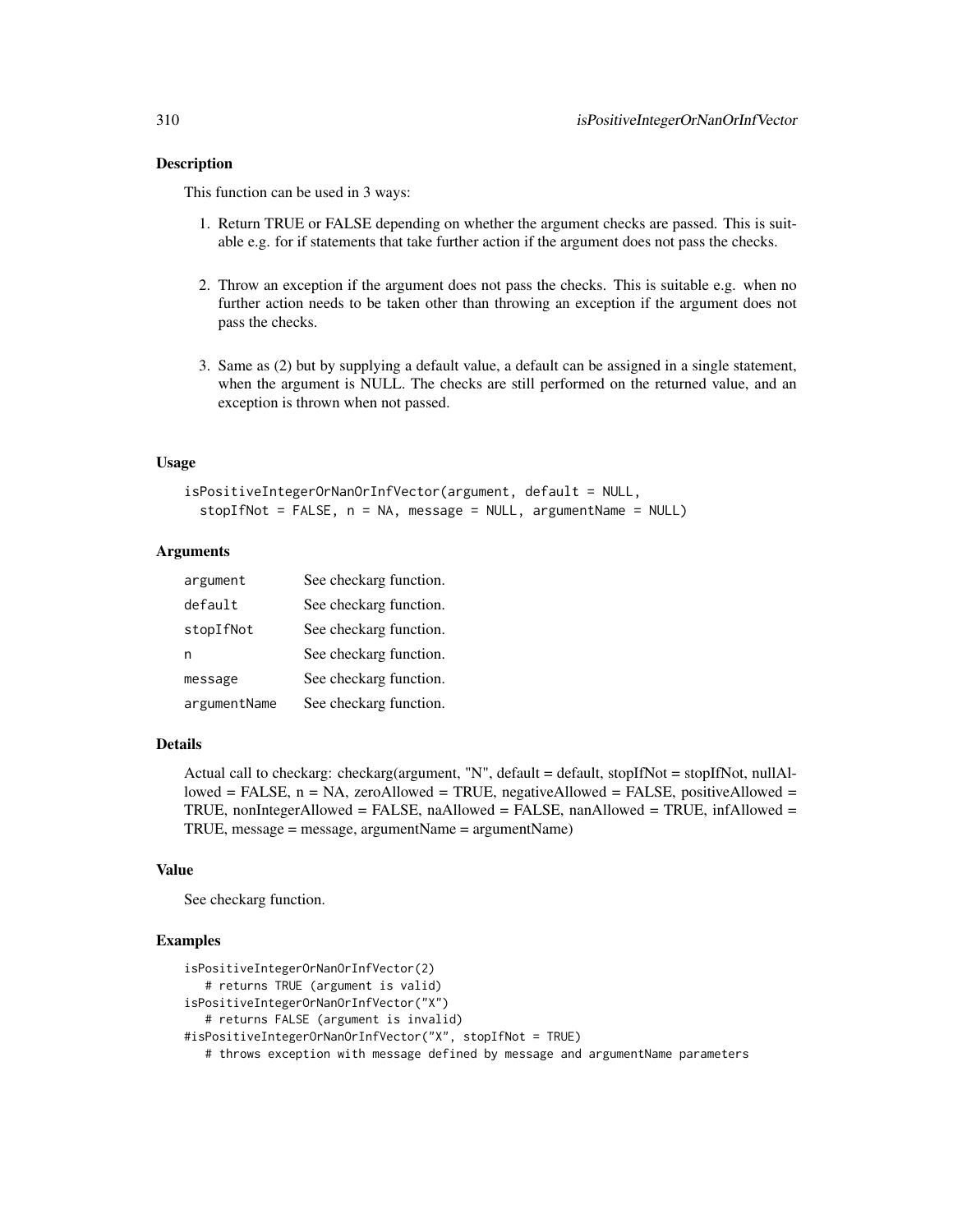## Description

This function can be used in 3 ways:

1. Return TRUE or FALSE depending on whether the argument checks are passed. This is suitable e.g. for if statements that take further action if the argument does not pass the checks.
2. Throw an exception if the argument does not pass the checks. This is suitable e.g. when no further action needs to be taken other than throwing an exception if the argument does not pass the checks.
3. Same as (2) but by supplying a default value, a default can be assigned in a single statement, when the argument is NULL. The checks are still performed on the returned value, and an exception is thrown when not passed.

## Usage

```
isPositiveIntegerOrNanOrInfVector(argument, default = NULL,
  stopIfNot = FALSE, n = NA, message = NULL, argumentName = NULL)
```

## Arguments

| | |
|---|---|
| argument | See checkarg function. |
| default | See checkarg function. |
| stopIfNot | See checkarg function. |
| n | See checkarg function. |
| message | See checkarg function. |
| argumentName | See checkarg function. |

## Details

Actual call to checkarg: checkarg(argument, "N", default = default, stopIfNot = stopIfNot, nullAllowed = FALSE, n = NA, zeroAllowed = TRUE, negativeAllowed = FALSE, positiveAllowed = TRUE, nonIntegerAllowed = FALSE, naAllowed = FALSE, nanAllowed = TRUE, infAllowed = TRUE, message = message, argumentName = argumentName)

## Value

See checkarg function.

## Examples

```
isPositiveIntegerOrNanOrInfVector(2)
   # returns TRUE (argument is valid)
isPositiveIntegerOrNanOrInfVector("X")
   # returns FALSE (argument is invalid)
#isPositiveIntegerOrNanOrInfVector("X", stopIfNot = TRUE)
   # throws exception with message defined by message and argumentName parameters
```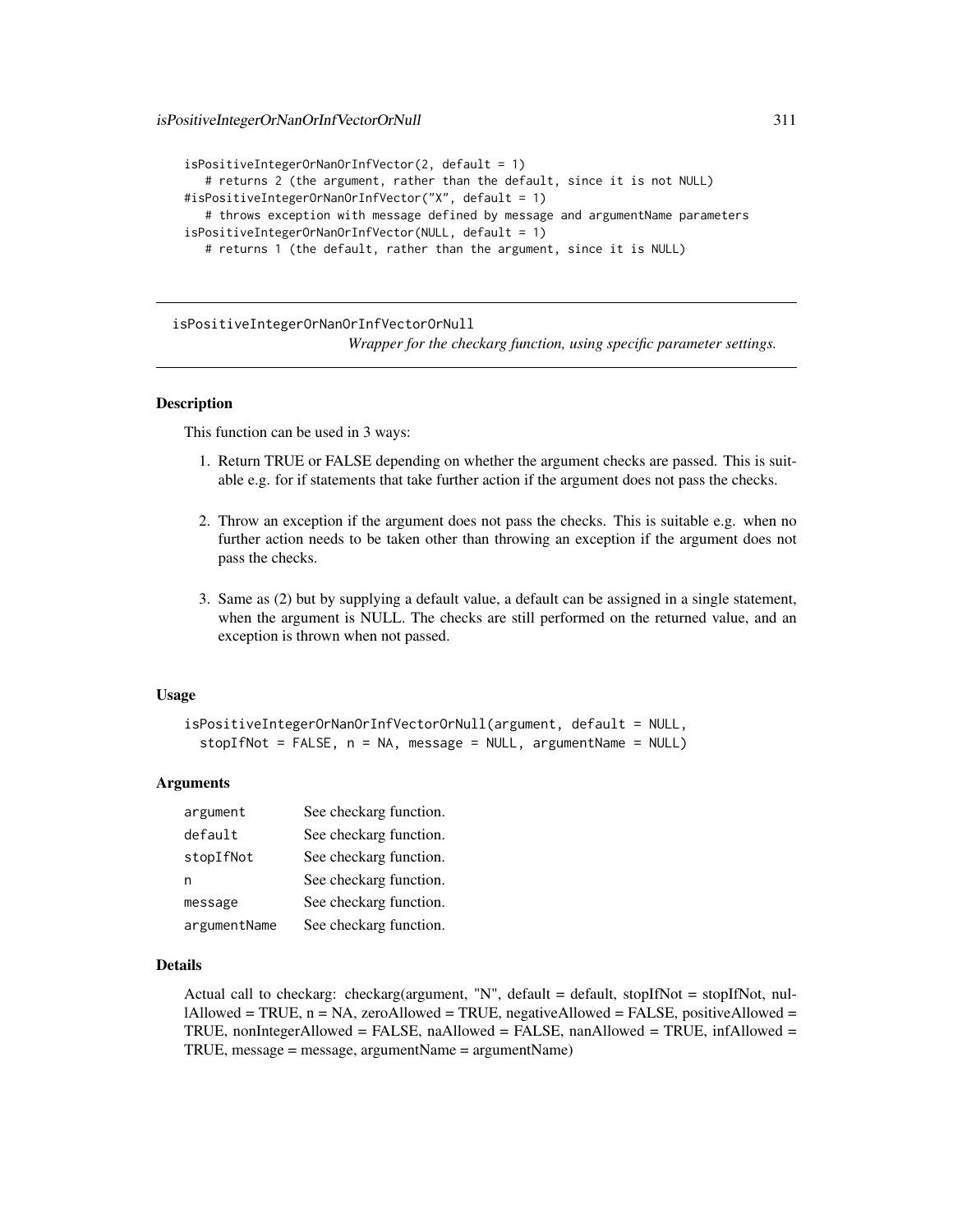```
isPositiveIntegerOrNanOrInfVector(2, default = 1)
   # returns 2 (the argument, rather than the default, since it is not NULL)
#isPositiveIntegerOrNanOrInfVector("X", default = 1)
   # throws exception with message defined by message and argumentName parameters
isPositiveIntegerOrNanOrInfVector(NULL, default = 1)
   # returns 1 (the default, rather than the argument, since it is NULL)
```

---

## isPositiveIntegerOrNanOrInfVectorOrNull

*Wrapper for the checkarg function, using specific parameter settings.*

---

### Description

This function can be used in 3 ways:

1. Return TRUE or FALSE depending on whether the argument checks are passed. This is suitable e.g. for if statements that take further action if the argument does not pass the checks.
2. Throw an exception if the argument does not pass the checks. This is suitable e.g. when no further action needs to be taken other than throwing an exception if the argument does not pass the checks.
3. Same as (2) but by supplying a default value, a default can be assigned in a single statement, when the argument is NULL. The checks are still performed on the returned value, and an exception is thrown when not passed.

### Usage

```
isPositiveIntegerOrNanOrInfVectorOrNull(argument, default = NULL,
  stopIfNot = FALSE, n = NA, message = NULL, argumentName = NULL)
```

### Arguments

| | |
|---|---|
| argument | See checkarg function. |
| default | See checkarg function. |
| stopIfNot | See checkarg function. |
| n | See checkarg function. |
| message | See checkarg function. |
| argumentName | See checkarg function. |

### Details

Actual call to checkarg: checkarg(argument, "N", default = default, stopIfNot = stopIfNot, nullAllowed = TRUE, n = NA, zeroAllowed = TRUE, negativeAllowed = FALSE, positiveAllowed = TRUE, nonIntegerAllowed = FALSE, naAllowed = FALSE, nanAllowed = TRUE, infAllowed = TRUE, message = message, argumentName = argumentName)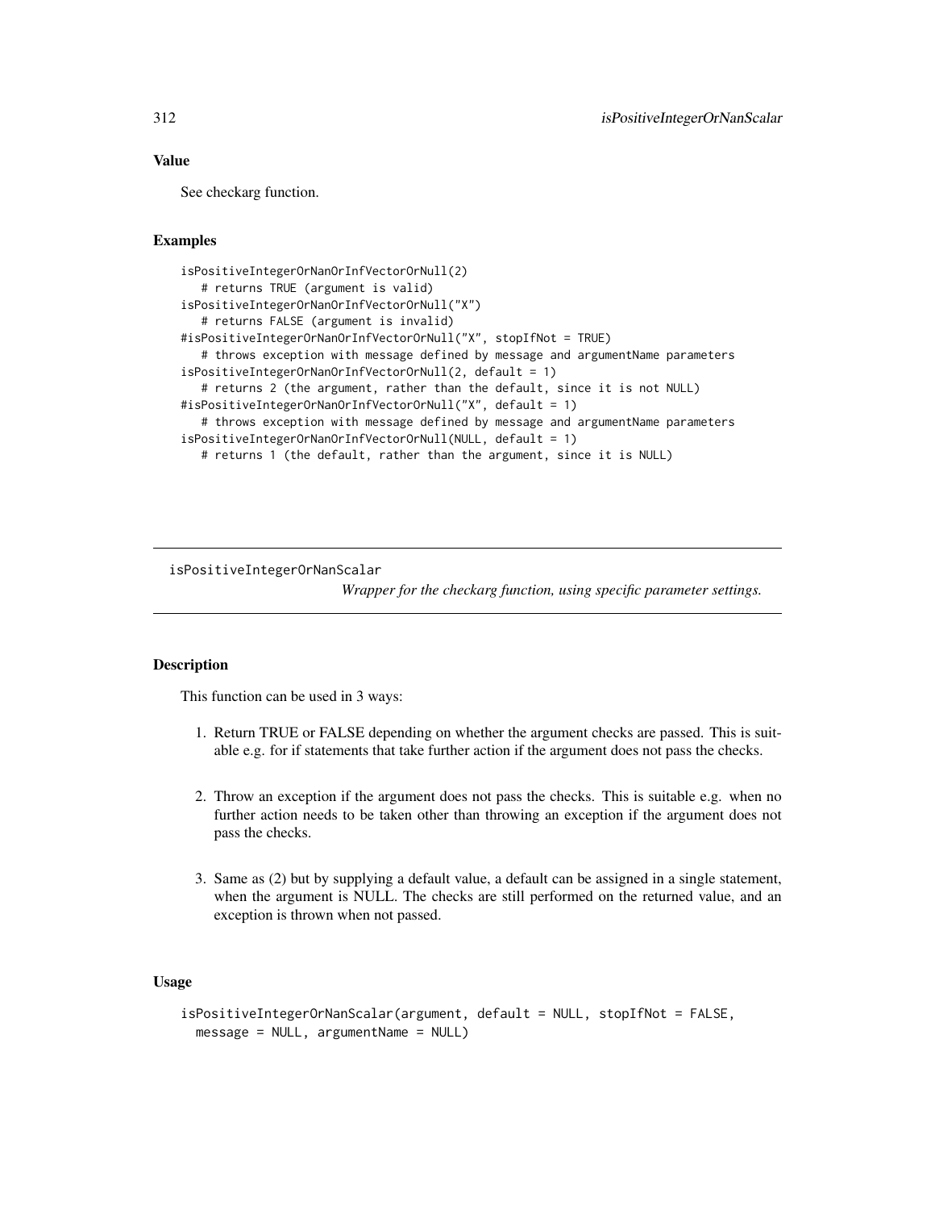### Value

See checkarg function.

### Examples

```
isPositiveIntegerOrNanOrInfVectorOrNull(2)
   # returns TRUE (argument is valid)
isPositiveIntegerOrNanOrInfVectorOrNull("X")
   # returns FALSE (argument is invalid)
#isPositiveIntegerOrNanOrInfVectorOrNull("X", stopIfNot = TRUE)
   # throws exception with message defined by message and argumentName parameters
isPositiveIntegerOrNanOrInfVectorOrNull(2, default = 1)
   # returns 2 (the argument, rather than the default, since it is not NULL)
#isPositiveIntegerOrNanOrInfVectorOrNull("X", default = 1)
   # throws exception with message defined by message and argumentName parameters
isPositiveIntegerOrNanOrInfVectorOrNull(NULL, default = 1)
   # returns 1 (the default, rather than the argument, since it is NULL)
```

---

## isPositiveIntegerOrNanScalar

*Wrapper for the checkarg function, using specific parameter settings.*

---

### Description

This function can be used in 3 ways:

1. Return TRUE or FALSE depending on whether the argument checks are passed. This is suitable e.g. for if statements that take further action if the argument does not pass the checks.
2. Throw an exception if the argument does not pass the checks. This is suitable e.g. when no further action needs to be taken other than throwing an exception if the argument does not pass the checks.
3. Same as (2) but by supplying a default value, a default can be assigned in a single statement, when the argument is NULL. The checks are still performed on the returned value, and an exception is thrown when not passed.

### Usage

```
isPositiveIntegerOrNanScalar(argument, default = NULL, stopIfNot = FALSE,
  message = NULL, argumentName = NULL)
```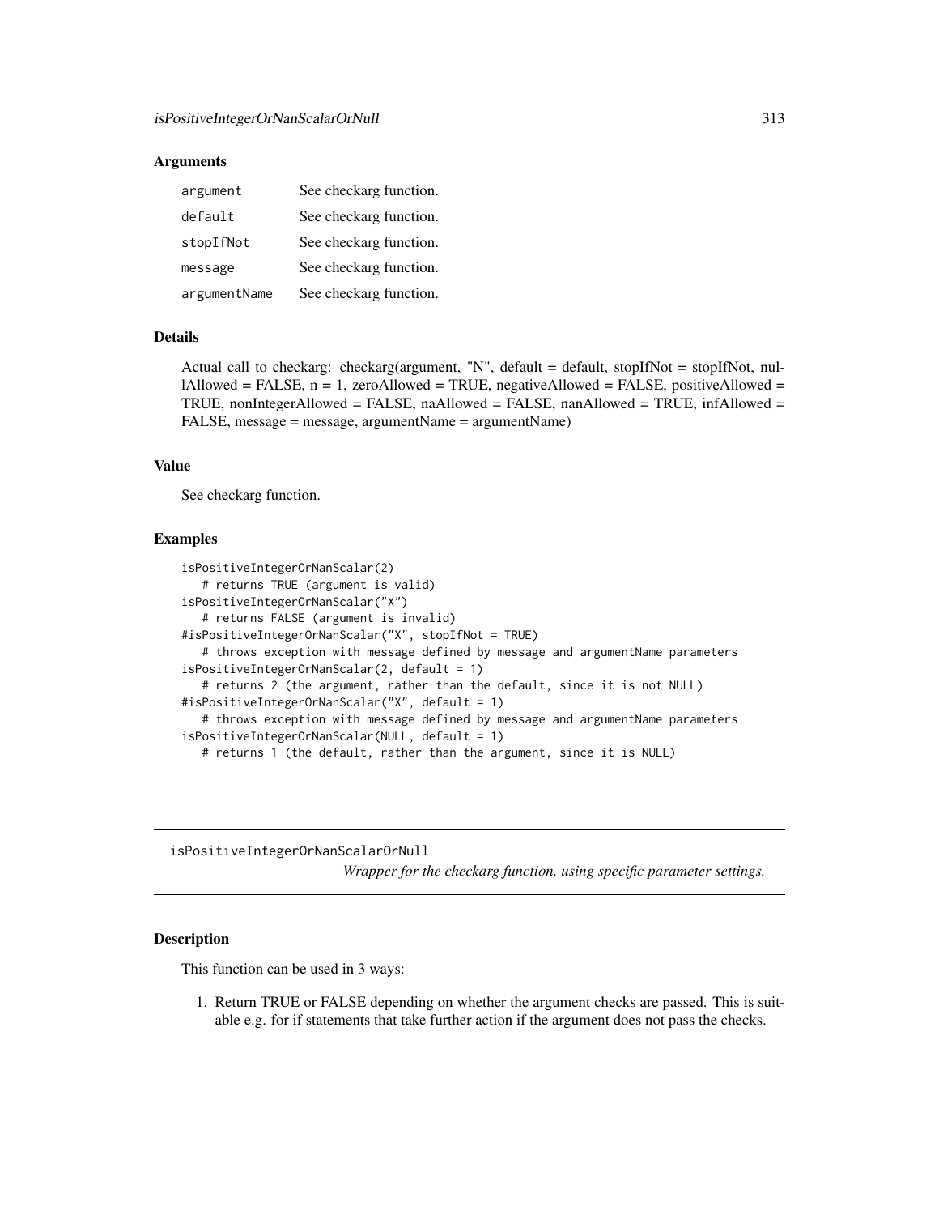### Arguments

| | |
|---|---|
| argument | See checkarg function. |
| default | See checkarg function. |
| stopIfNot | See checkarg function. |
| message | See checkarg function. |
| argumentName | See checkarg function. |

### Details

Actual call to checkarg: checkarg(argument, "N", default = default, stopIfNot = stopIfNot, nullAllowed = FALSE, n = 1, zeroAllowed = TRUE, negativeAllowed = FALSE, positiveAllowed = TRUE, nonIntegerAllowed = FALSE, naAllowed = FALSE, nanAllowed = TRUE, infAllowed = FALSE, message = message, argumentName = argumentName)

### Value

See checkarg function.

### Examples

```
isPositiveIntegerOrNanScalar(2)
   # returns TRUE (argument is valid)
isPositiveIntegerOrNanScalar("X")
   # returns FALSE (argument is invalid)
#isPositiveIntegerOrNanScalar("X", stopIfNot = TRUE)
   # throws exception with message defined by message and argumentName parameters
isPositiveIntegerOrNanScalar(2, default = 1)
   # returns 2 (the argument, rather than the default, since it is not NULL)
#isPositiveIntegerOrNanScalar("X", default = 1)
   # throws exception with message defined by message and argumentName parameters
isPositiveIntegerOrNanScalar(NULL, default = 1)
   # returns 1 (the default, rather than the argument, since it is NULL)
```

---

## isPositiveIntegerOrNanScalarOrNull

*Wrapper for the checkarg function, using specific parameter settings.*

---

### Description

This function can be used in 3 ways:

1. Return TRUE or FALSE depending on whether the argument checks are passed. This is suitable e.g. for if statements that take further action if the argument does not pass the checks.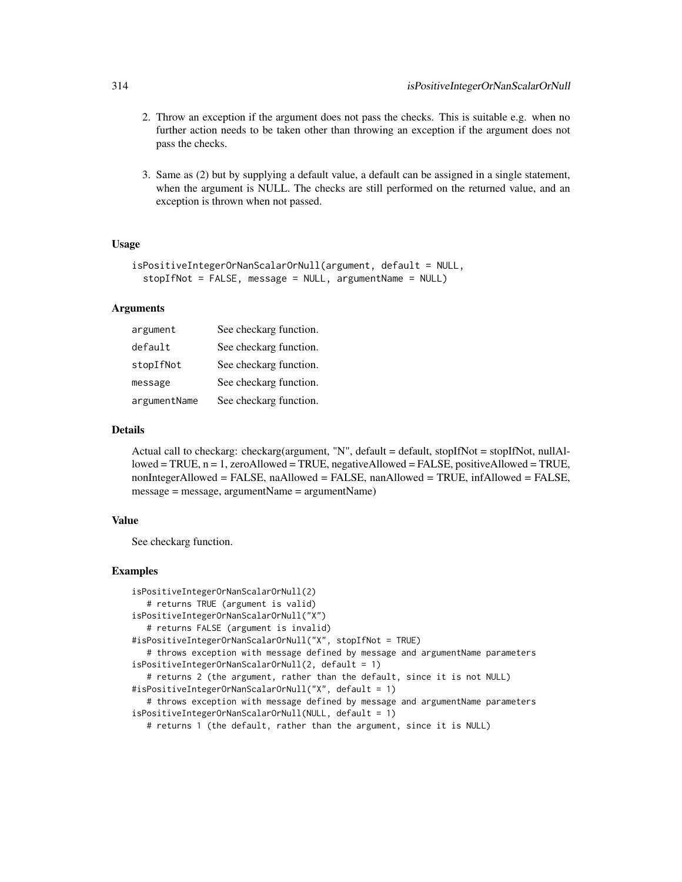2. Throw an exception if the argument does not pass the checks. This is suitable e.g. when no further action needs to be taken other than throwing an exception if the argument does not pass the checks.

3. Same as (2) but by supplying a default value, a default can be assigned in a single statement, when the argument is NULL. The checks are still performed on the returned value, and an exception is thrown when not passed.

### Usage

```
isPositiveIntegerOrNanScalarOrNull(argument, default = NULL,
  stopIfNot = FALSE, message = NULL, argumentName = NULL)
```

### Arguments

| | |
|---|---|
| `argument` | See checkarg function. |
| `default` | See checkarg function. |
| `stopIfNot` | See checkarg function. |
| `message` | See checkarg function. |
| `argumentName` | See checkarg function. |

### Details

Actual call to checkarg: checkarg(argument, "N", default = default, stopIfNot = stopIfNot, nullAllowed = TRUE, n = 1, zeroAllowed = TRUE, negativeAllowed = FALSE, positiveAllowed = TRUE, nonIntegerAllowed = FALSE, naAllowed = FALSE, nanAllowed = TRUE, infAllowed = FALSE, message = message, argumentName = argumentName)

### Value

See checkarg function.

### Examples

```
isPositiveIntegerOrNanScalarOrNull(2)
   # returns TRUE (argument is valid)
isPositiveIntegerOrNanScalarOrNull("X")
   # returns FALSE (argument is invalid)
#isPositiveIntegerOrNanScalarOrNull("X", stopIfNot = TRUE)
   # throws exception with message defined by message and argumentName parameters
isPositiveIntegerOrNanScalarOrNull(2, default = 1)
   # returns 2 (the argument, rather than the default, since it is not NULL)
#isPositiveIntegerOrNanScalarOrNull("X", default = 1)
   # throws exception with message defined by message and argumentName parameters
isPositiveIntegerOrNanScalarOrNull(NULL, default = 1)
   # returns 1 (the default, rather than the argument, since it is NULL)
```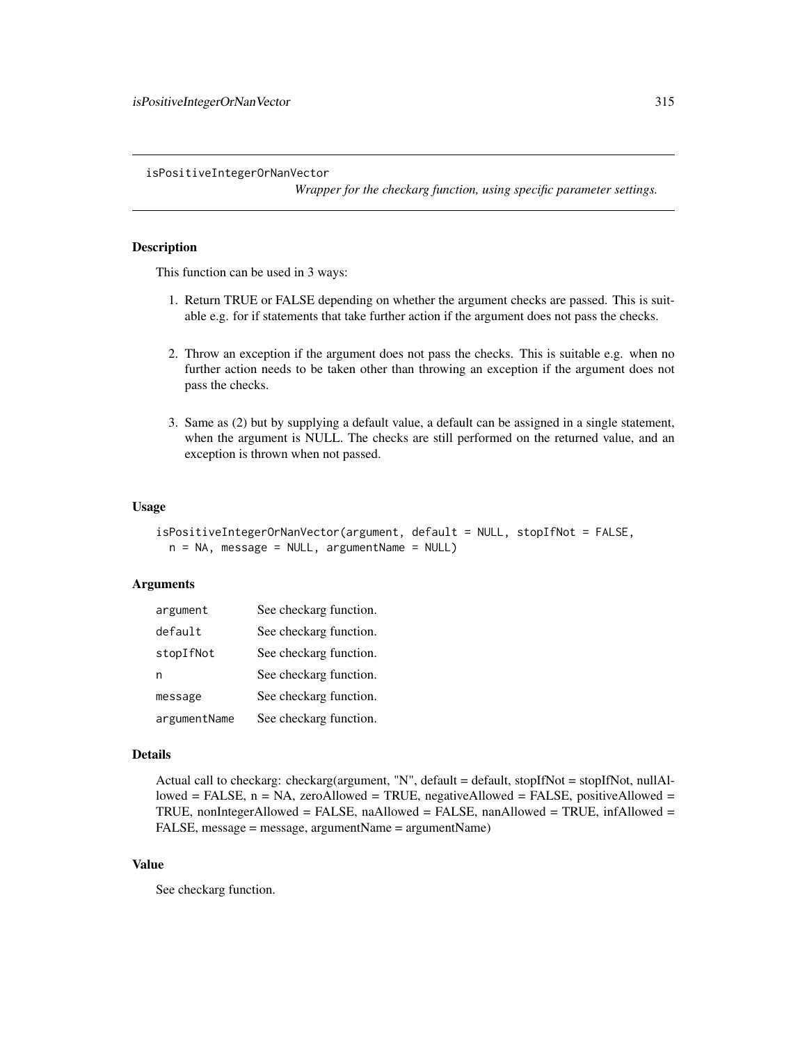isPositiveIntegerOrNanVector

*Wrapper for the checkarg function, using specific parameter settings.*

## Description

This function can be used in 3 ways:

1. Return TRUE or FALSE depending on whether the argument checks are passed. This is suitable e.g. for if statements that take further action if the argument does not pass the checks.
2. Throw an exception if the argument does not pass the checks. This is suitable e.g. when no further action needs to be taken other than throwing an exception if the argument does not pass the checks.
3. Same as (2) but by supplying a default value, a default can be assigned in a single statement, when the argument is NULL. The checks are still performed on the returned value, and an exception is thrown when not passed.

## Usage

```
isPositiveIntegerOrNanVector(argument, default = NULL, stopIfNot = FALSE,
  n = NA, message = NULL, argumentName = NULL)
```

## Arguments

| | |
|---|---|
| argument | See checkarg function. |
| default | See checkarg function. |
| stopIfNot | See checkarg function. |
| n | See checkarg function. |
| message | See checkarg function. |
| argumentName | See checkarg function. |

## Details

Actual call to checkarg: checkarg(argument, "N", default = default, stopIfNot = stopIfNot, nullAllowed = FALSE, n = NA, zeroAllowed = TRUE, negativeAllowed = FALSE, positiveAllowed = TRUE, nonIntegerAllowed = FALSE, naAllowed = FALSE, nanAllowed = TRUE, infAllowed = FALSE, message = message, argumentName = argumentName)

## Value

See checkarg function.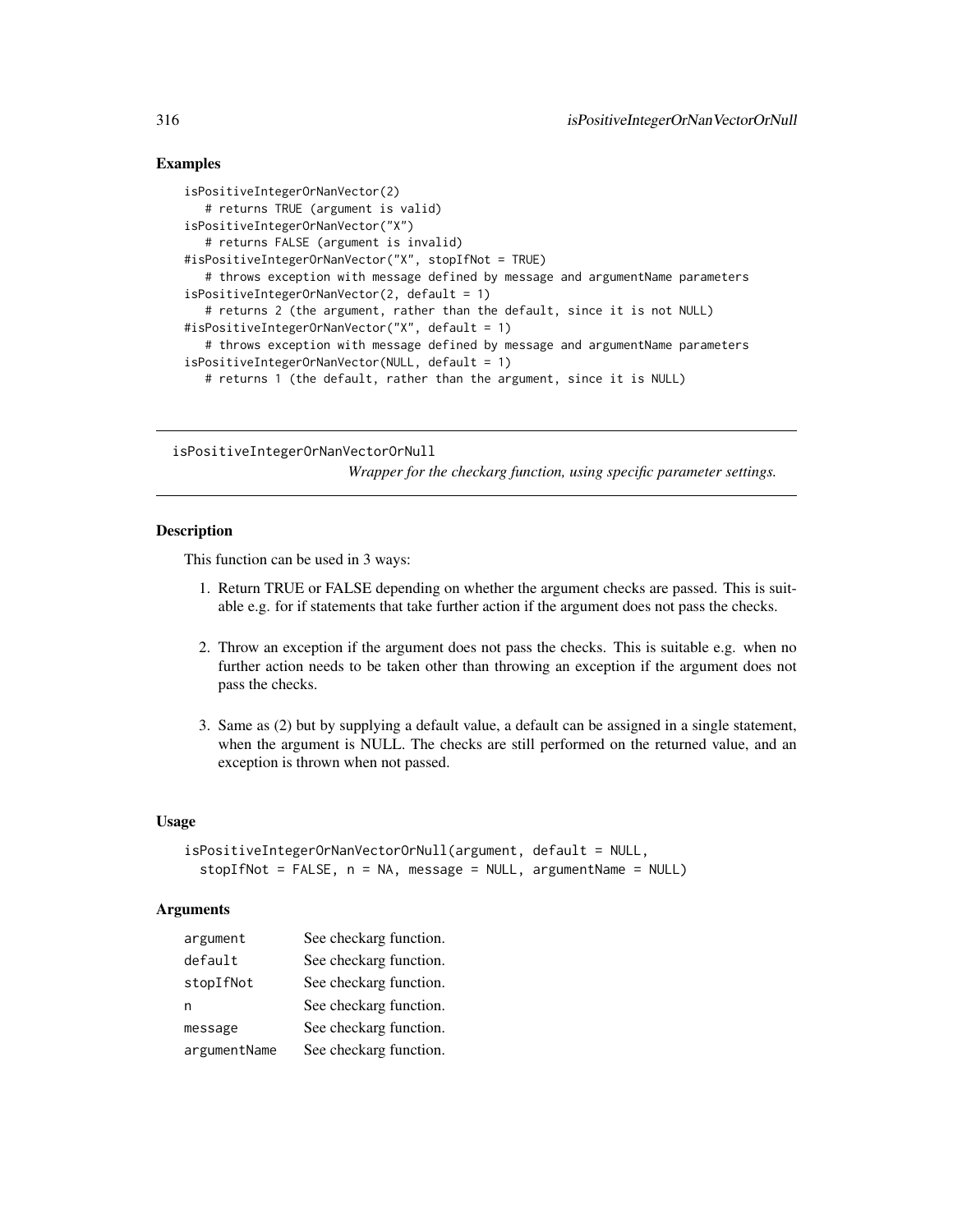## Examples

```
isPositiveIntegerOrNanVector(2)
   # returns TRUE (argument is valid)
isPositiveIntegerOrNanVector("X")
   # returns FALSE (argument is invalid)
#isPositiveIntegerOrNanVector("X", stopIfNot = TRUE)
   # throws exception with message defined by message and argumentName parameters
isPositiveIntegerOrNanVector(2, default = 1)
   # returns 2 (the argument, rather than the default, since it is not NULL)
#isPositiveIntegerOrNanVector("X", default = 1)
   # throws exception with message defined by message and argumentName parameters
isPositiveIntegerOrNanVector(NULL, default = 1)
   # returns 1 (the default, rather than the argument, since it is NULL)
```

---

# isPositiveIntegerOrNanVectorOrNull

*Wrapper for the checkarg function, using specific parameter settings.*

---

## Description

This function can be used in 3 ways:

1. Return TRUE or FALSE depending on whether the argument checks are passed. This is suitable e.g. for if statements that take further action if the argument does not pass the checks.
2. Throw an exception if the argument does not pass the checks. This is suitable e.g. when no further action needs to be taken other than throwing an exception if the argument does not pass the checks.
3. Same as (2) but by supplying a default value, a default can be assigned in a single statement, when the argument is NULL. The checks are still performed on the returned value, and an exception is thrown when not passed.

## Usage

```
isPositiveIntegerOrNanVectorOrNull(argument, default = NULL,
  stopIfNot = FALSE, n = NA, message = NULL, argumentName = NULL)
```

## Arguments

| | |
|---|---|
| argument | See checkarg function. |
| default | See checkarg function. |
| stopIfNot | See checkarg function. |
| n | See checkarg function. |
| message | See checkarg function. |
| argumentName | See checkarg function. |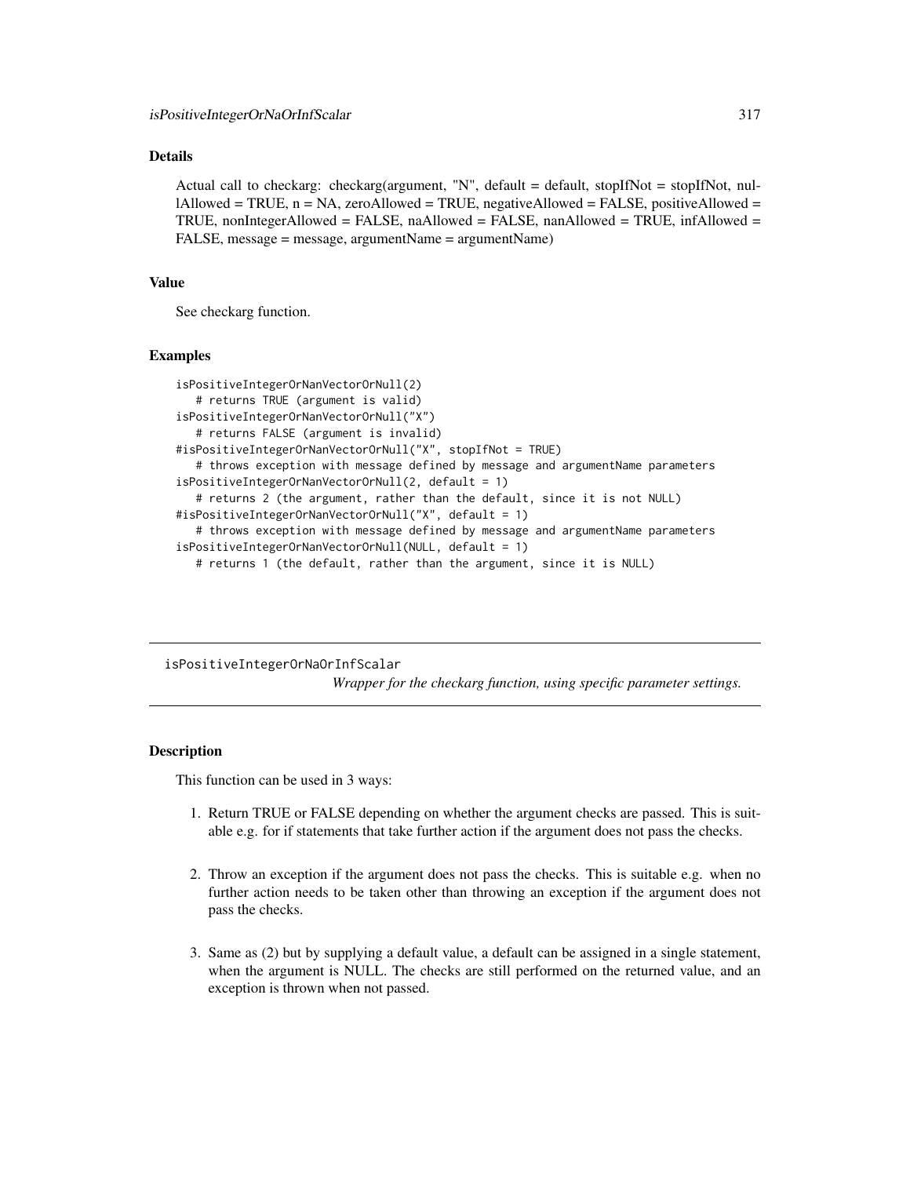### Details

Actual call to checkarg: checkarg(argument, "N", default = default, stopIfNot = stopIfNot, nullAllowed = TRUE, n = NA, zeroAllowed = TRUE, negativeAllowed = FALSE, positiveAllowed = TRUE, nonIntegerAllowed = FALSE, naAllowed = FALSE, nanAllowed = TRUE, infAllowed = FALSE, message = message, argumentName = argumentName)

### Value

See checkarg function.

### Examples

```
isPositiveIntegerOrNanVectorOrNull(2)
   # returns TRUE (argument is valid)
isPositiveIntegerOrNanVectorOrNull("X")
   # returns FALSE (argument is invalid)
#isPositiveIntegerOrNanVectorOrNull("X", stopIfNot = TRUE)
   # throws exception with message defined by message and argumentName parameters
isPositiveIntegerOrNanVectorOrNull(2, default = 1)
   # returns 2 (the argument, rather than the default, since it is not NULL)
#isPositiveIntegerOrNanVectorOrNull("X", default = 1)
   # throws exception with message defined by message and argumentName parameters
isPositiveIntegerOrNanVectorOrNull(NULL, default = 1)
   # returns 1 (the default, rather than the argument, since it is NULL)
```

---

## isPositiveIntegerOrNaOrInfScalar

*Wrapper for the checkarg function, using specific parameter settings.*

---

### Description

This function can be used in 3 ways:

1. Return TRUE or FALSE depending on whether the argument checks are passed. This is suitable e.g. for if statements that take further action if the argument does not pass the checks.
2. Throw an exception if the argument does not pass the checks. This is suitable e.g. when no further action needs to be taken other than throwing an exception if the argument does not pass the checks.
3. Same as (2) but by supplying a default value, a default can be assigned in a single statement, when the argument is NULL. The checks are still performed on the returned value, and an exception is thrown when not passed.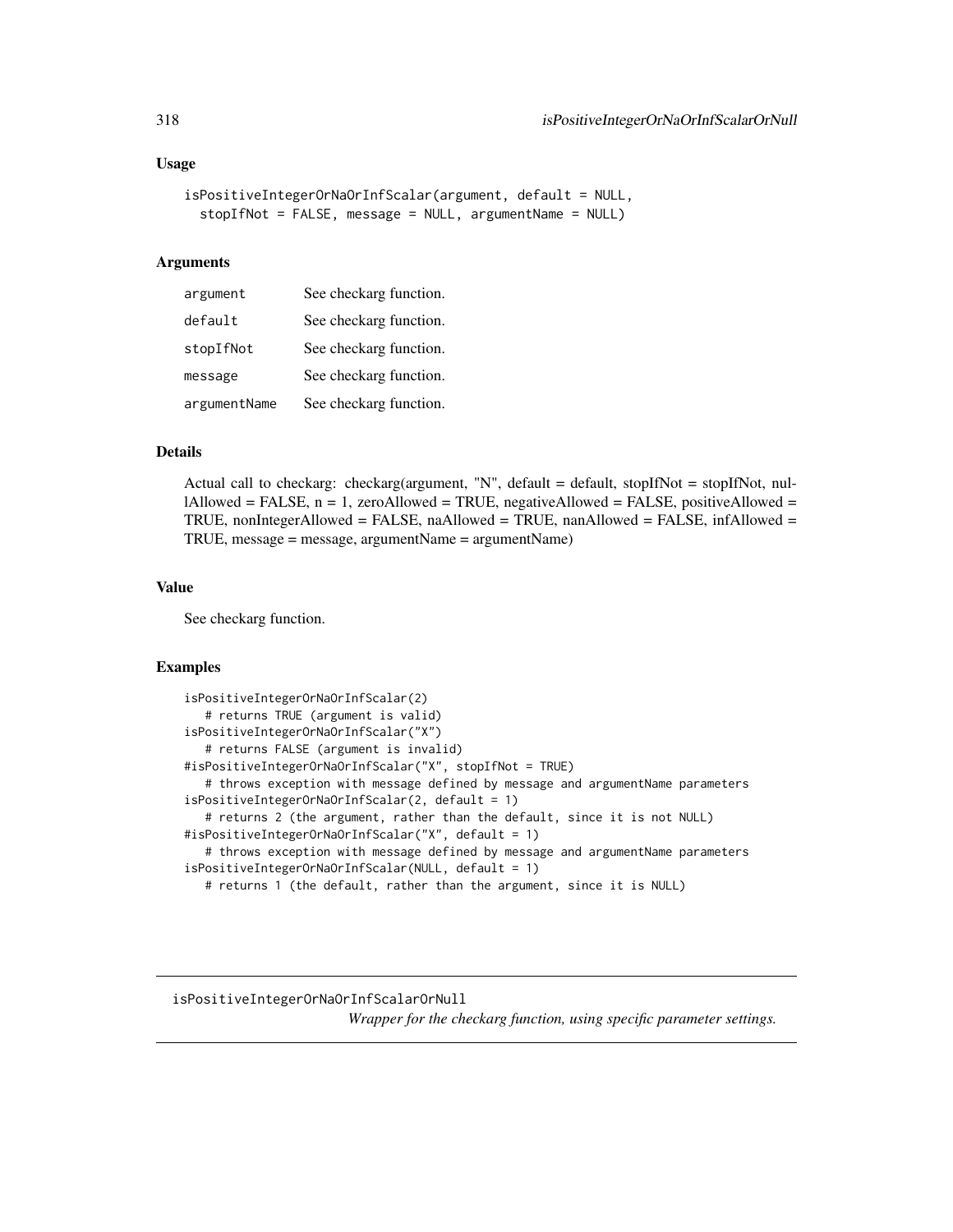### Usage

```
isPositiveIntegerOrNaOrInfScalar(argument, default = NULL,
  stopIfNot = FALSE, message = NULL, argumentName = NULL)
```

### Arguments

| | |
|---|---|
| argument | See checkarg function. |
| default | See checkarg function. |
| stopIfNot | See checkarg function. |
| message | See checkarg function. |
| argumentName | See checkarg function. |

### Details

Actual call to checkarg: checkarg(argument, "N", default = default, stopIfNot = stopIfNot, nullAllowed = FALSE, n = 1, zeroAllowed = TRUE, negativeAllowed = FALSE, positiveAllowed = TRUE, nonIntegerAllowed = FALSE, naAllowed = TRUE, nanAllowed = FALSE, infAllowed = TRUE, message = message, argumentName = argumentName)

### Value

See checkarg function.

### Examples

```
isPositiveIntegerOrNaOrInfScalar(2)
   # returns TRUE (argument is valid)
isPositiveIntegerOrNaOrInfScalar("X")
   # returns FALSE (argument is invalid)
#isPositiveIntegerOrNaOrInfScalar("X", stopIfNot = TRUE)
   # throws exception with message defined by message and argumentName parameters
isPositiveIntegerOrNaOrInfScalar(2, default = 1)
   # returns 2 (the argument, rather than the default, since it is not NULL)
#isPositiveIntegerOrNaOrInfScalar("X", default = 1)
   # throws exception with message defined by message and argumentName parameters
isPositiveIntegerOrNaOrInfScalar(NULL, default = 1)
   # returns 1 (the default, rather than the argument, since it is NULL)
```

---

## isPositiveIntegerOrNaOrInfScalarOrNull

*Wrapper for the checkarg function, using specific parameter settings.*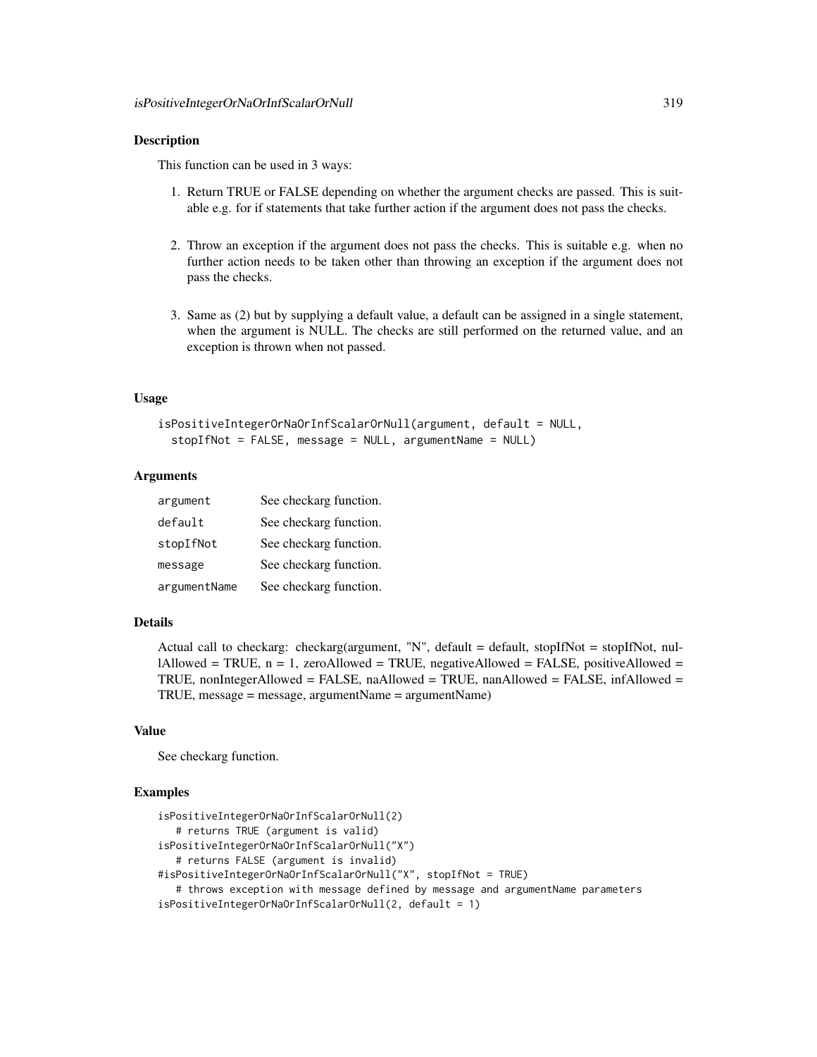### Description

This function can be used in 3 ways:

1. Return TRUE or FALSE depending on whether the argument checks are passed. This is suitable e.g. for if statements that take further action if the argument does not pass the checks.
2. Throw an exception if the argument does not pass the checks. This is suitable e.g. when no further action needs to be taken other than throwing an exception if the argument does not pass the checks.
3. Same as (2) but by supplying a default value, a default can be assigned in a single statement, when the argument is NULL. The checks are still performed on the returned value, and an exception is thrown when not passed.

### Usage

```
isPositiveIntegerOrNaOrInfScalarOrNull(argument, default = NULL,
  stopIfNot = FALSE, message = NULL, argumentName = NULL)
```

### Arguments

| | |
|---|---|
| argument | See checkarg function. |
| default | See checkarg function. |
| stopIfNot | See checkarg function. |
| message | See checkarg function. |
| argumentName | See checkarg function. |

### Details

Actual call to checkarg: checkarg(argument, "N", default = default, stopIfNot = stopIfNot, nullAllowed = TRUE, n = 1, zeroAllowed = TRUE, negativeAllowed = FALSE, positiveAllowed = TRUE, nonIntegerAllowed = FALSE, naAllowed = TRUE, nanAllowed = FALSE, infAllowed = TRUE, message = message, argumentName = argumentName)

### Value

See checkarg function.

### Examples

```
isPositiveIntegerOrNaOrInfScalarOrNull(2)
   # returns TRUE (argument is valid)
isPositiveIntegerOrNaOrInfScalarOrNull("X")
   # returns FALSE (argument is invalid)
#isPositiveIntegerOrNaOrInfScalarOrNull("X", stopIfNot = TRUE)
   # throws exception with message defined by message and argumentName parameters
isPositiveIntegerOrNaOrInfScalarOrNull(2, default = 1)
```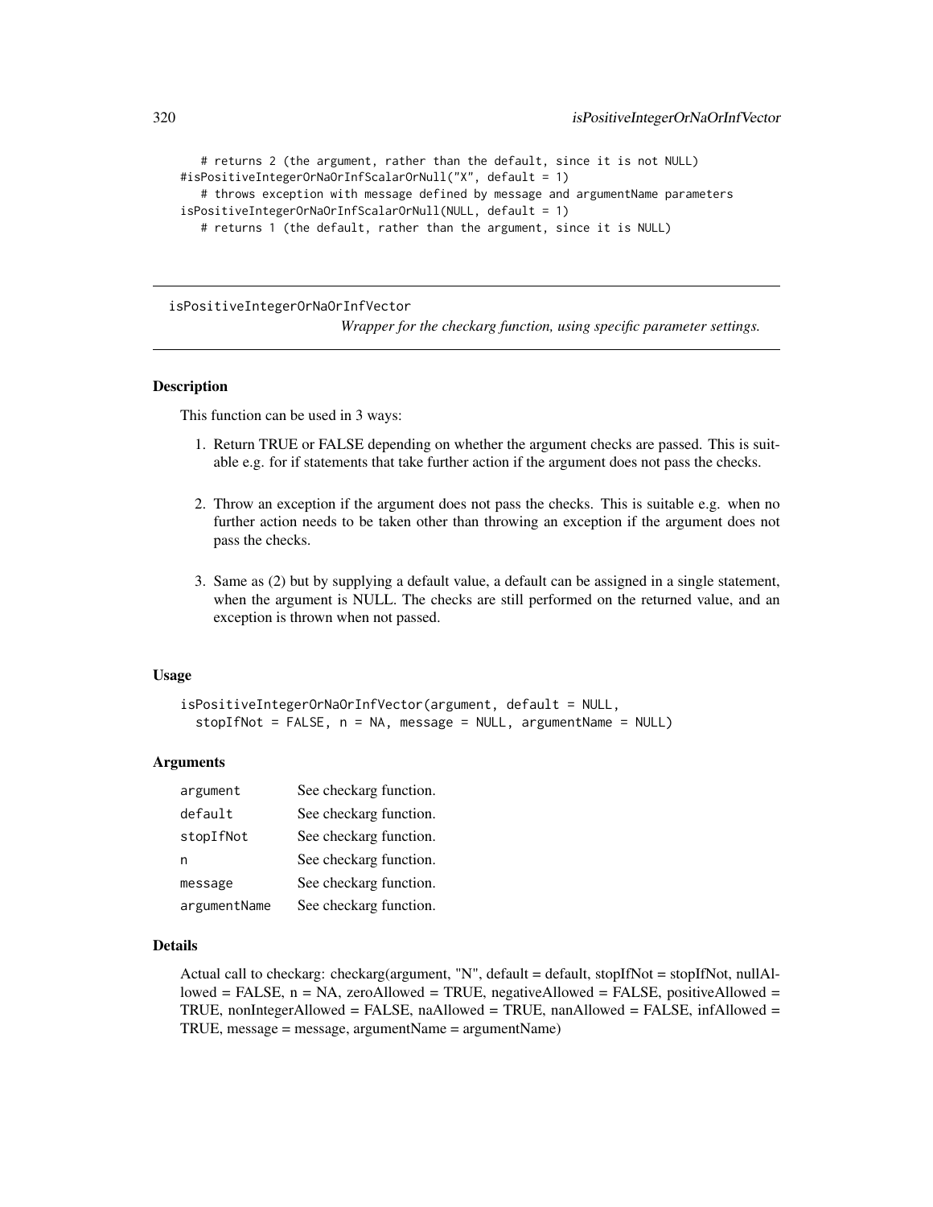```
   # returns 2 (the argument, rather than the default, since it is not NULL)
#isPositiveIntegerOrNaOrInfScalarOrNull("X", default = 1)
   # throws exception with message defined by message and argumentName parameters
isPositiveIntegerOrNaOrInfScalarOrNull(NULL, default = 1)
   # returns 1 (the default, rather than the argument, since it is NULL)
```

---

## isPositiveIntegerOrNaOrInfVector

*Wrapper for the checkarg function, using specific parameter settings.*

---

### Description

This function can be used in 3 ways:

1. Return TRUE or FALSE depending on whether the argument checks are passed. This is suitable e.g. for if statements that take further action if the argument does not pass the checks.
2. Throw an exception if the argument does not pass the checks. This is suitable e.g. when no further action needs to be taken other than throwing an exception if the argument does not pass the checks.
3. Same as (2) but by supplying a default value, a default can be assigned in a single statement, when the argument is NULL. The checks are still performed on the returned value, and an exception is thrown when not passed.

### Usage

```
isPositiveIntegerOrNaOrInfVector(argument, default = NULL,
  stopIfNot = FALSE, n = NA, message = NULL, argumentName = NULL)
```

### Arguments

| | |
|---|---|
| argument | See checkarg function. |
| default | See checkarg function. |
| stopIfNot | See checkarg function. |
| n | See checkarg function. |
| message | See checkarg function. |
| argumentName | See checkarg function. |

### Details

Actual call to checkarg: checkarg(argument, "N", default = default, stopIfNot = stopIfNot, nullAllowed = FALSE, n = NA, zeroAllowed = TRUE, negativeAllowed = FALSE, positiveAllowed = TRUE, nonIntegerAllowed = FALSE, naAllowed = TRUE, nanAllowed = FALSE, infAllowed = TRUE, message = message, argumentName = argumentName)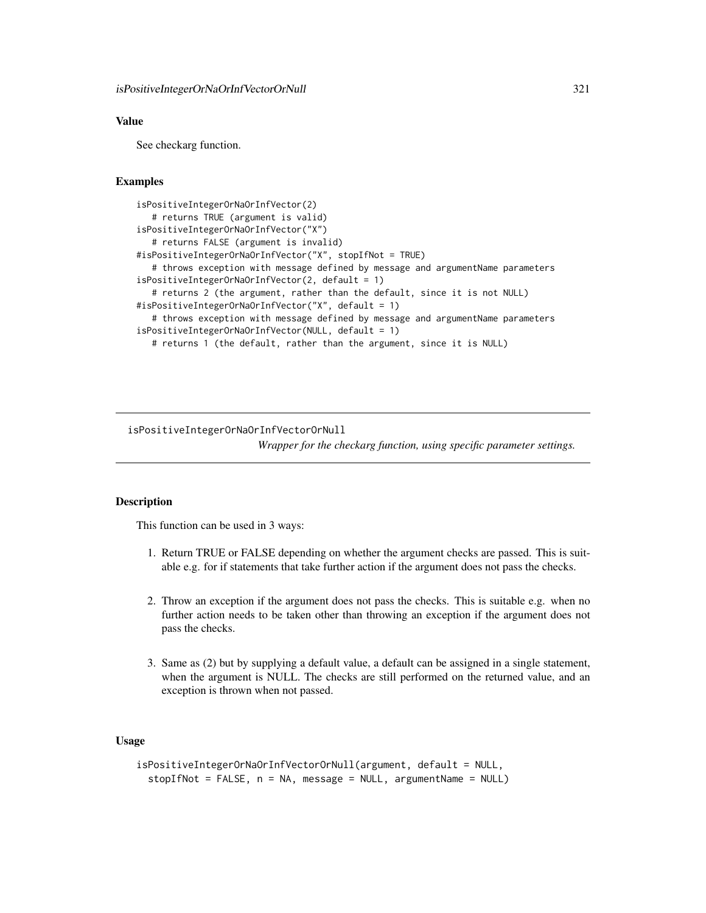### Value

See checkarg function.

### Examples

```
isPositiveIntegerOrNaOrInfVector(2)
   # returns TRUE (argument is valid)
isPositiveIntegerOrNaOrInfVector("X")
   # returns FALSE (argument is invalid)
#isPositiveIntegerOrNaOrInfVector("X", stopIfNot = TRUE)
   # throws exception with message defined by message and argumentName parameters
isPositiveIntegerOrNaOrInfVector(2, default = 1)
   # returns 2 (the argument, rather than the default, since it is not NULL)
#isPositiveIntegerOrNaOrInfVector("X", default = 1)
   # throws exception with message defined by message and argumentName parameters
isPositiveIntegerOrNaOrInfVector(NULL, default = 1)
   # returns 1 (the default, rather than the argument, since it is NULL)
```

---

## isPositiveIntegerOrNaOrInfVectorOrNull

*Wrapper for the checkarg function, using specific parameter settings.*

---

### Description

This function can be used in 3 ways:

1. Return TRUE or FALSE depending on whether the argument checks are passed. This is suitable e.g. for if statements that take further action if the argument does not pass the checks.
2. Throw an exception if the argument does not pass the checks. This is suitable e.g. when no further action needs to be taken other than throwing an exception if the argument does not pass the checks.
3. Same as (2) but by supplying a default value, a default can be assigned in a single statement, when the argument is NULL. The checks are still performed on the returned value, and an exception is thrown when not passed.

### Usage

```
isPositiveIntegerOrNaOrInfVectorOrNull(argument, default = NULL,
  stopIfNot = FALSE, n = NA, message = NULL, argumentName = NULL)
```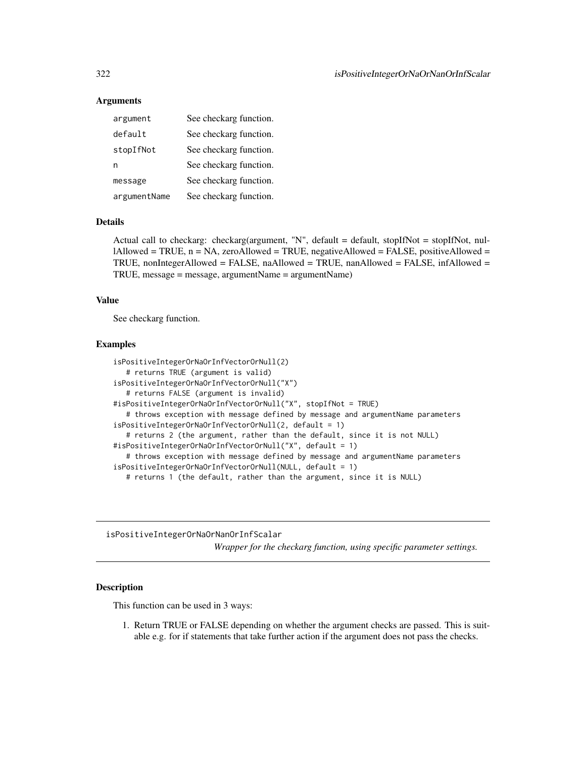### Arguments

| | |
|---|---|
| argument | See checkarg function. |
| default | See checkarg function. |
| stopIfNot | See checkarg function. |
| n | See checkarg function. |
| message | See checkarg function. |
| argumentName | See checkarg function. |

### Details

Actual call to checkarg: checkarg(argument, "N", default = default, stopIfNot = stopIfNot, nullAllowed = TRUE, n = NA, zeroAllowed = TRUE, negativeAllowed = FALSE, positiveAllowed = TRUE, nonIntegerAllowed = FALSE, naAllowed = TRUE, nanAllowed = FALSE, infAllowed = TRUE, message = message, argumentName = argumentName)

### Value

See checkarg function.

### Examples

```
isPositiveIntegerOrNaOrInfVectorOrNull(2)
   # returns TRUE (argument is valid)
isPositiveIntegerOrNaOrInfVectorOrNull("X")
   # returns FALSE (argument is invalid)
#isPositiveIntegerOrNaOrInfVectorOrNull("X", stopIfNot = TRUE)
   # throws exception with message defined by message and argumentName parameters
isPositiveIntegerOrNaOrInfVectorOrNull(2, default = 1)
   # returns 2 (the argument, rather than the default, since it is not NULL)
#isPositiveIntegerOrNaOrInfVectorOrNull("X", default = 1)
   # throws exception with message defined by message and argumentName parameters
isPositiveIntegerOrNaOrInfVectorOrNull(NULL, default = 1)
   # returns 1 (the default, rather than the argument, since it is NULL)
```

---

## isPositiveIntegerOrNaOrNanOrInfScalar

*Wrapper for the checkarg function, using specific parameter settings.*

---

### Description

This function can be used in 3 ways:

1. Return TRUE or FALSE depending on whether the argument checks are passed. This is suitable e.g. for if statements that take further action if the argument does not pass the checks.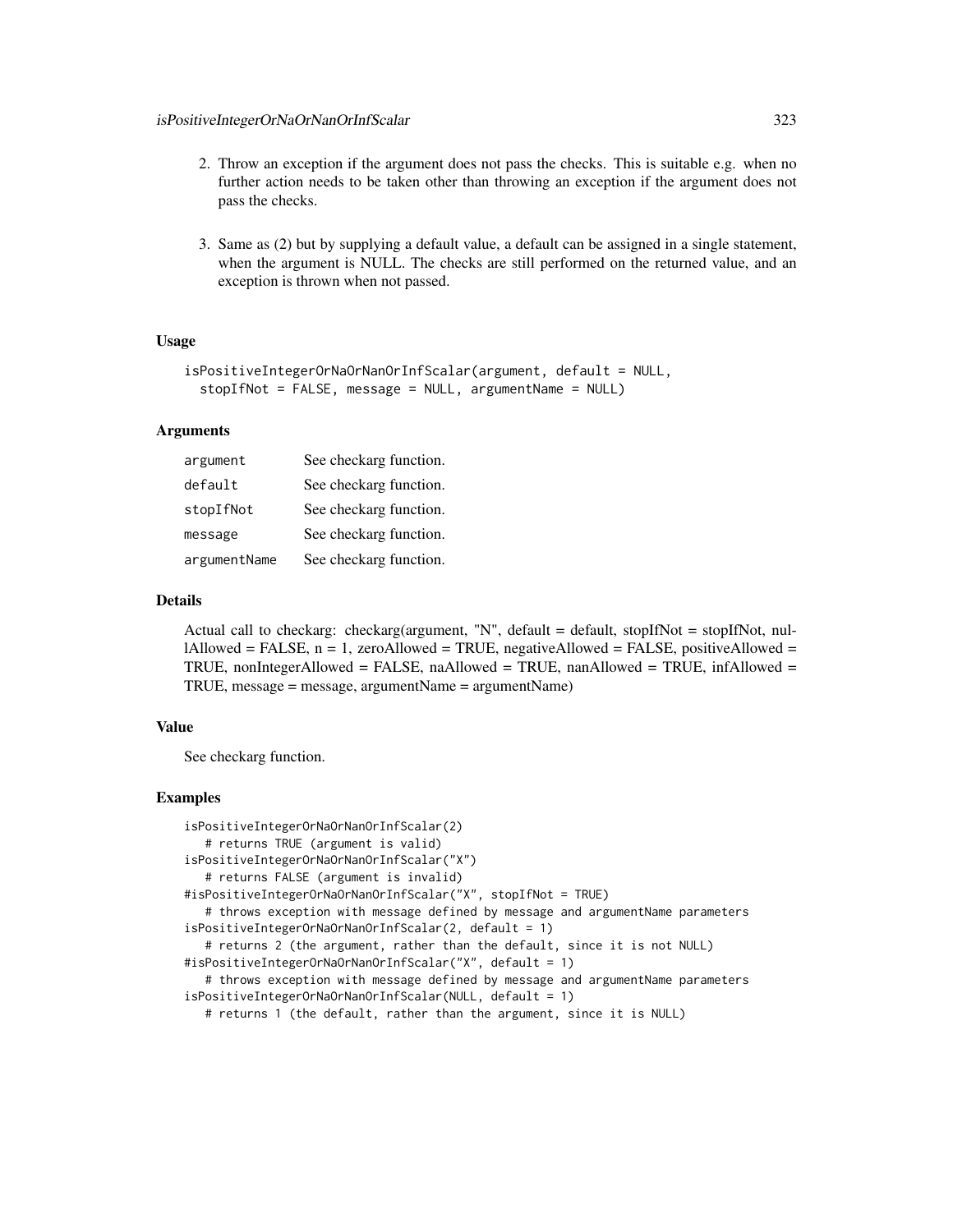2. Throw an exception if the argument does not pass the checks. This is suitable e.g. when no further action needs to be taken other than throwing an exception if the argument does not pass the checks.

3. Same as (2) but by supplying a default value, a default can be assigned in a single statement, when the argument is NULL. The checks are still performed on the returned value, and an exception is thrown when not passed.

### Usage

```
isPositiveIntegerOrNaOrNanOrInfScalar(argument, default = NULL,
  stopIfNot = FALSE, message = NULL, argumentName = NULL)
```

### Arguments

| | |
|---|---|
| argument | See checkarg function. |
| default | See checkarg function. |
| stopIfNot | See checkarg function. |
| message | See checkarg function. |
| argumentName | See checkarg function. |

### Details

Actual call to checkarg: checkarg(argument, "N", default = default, stopIfNot = stopIfNot, nullAllowed = FALSE, n = 1, zeroAllowed = TRUE, negativeAllowed = FALSE, positiveAllowed = TRUE, nonIntegerAllowed = FALSE, naAllowed = TRUE, nanAllowed = TRUE, infAllowed = TRUE, message = message, argumentName = argumentName)

### Value

See checkarg function.

### Examples

```
isPositiveIntegerOrNaOrNanOrInfScalar(2)
   # returns TRUE (argument is valid)
isPositiveIntegerOrNaOrNanOrInfScalar("X")
   # returns FALSE (argument is invalid)
#isPositiveIntegerOrNaOrNanOrInfScalar("X", stopIfNot = TRUE)
   # throws exception with message defined by message and argumentName parameters
isPositiveIntegerOrNaOrNanOrInfScalar(2, default = 1)
   # returns 2 (the argument, rather than the default, since it is not NULL)
#isPositiveIntegerOrNaOrNanOrInfScalar("X", default = 1)
   # throws exception with message defined by message and argumentName parameters
isPositiveIntegerOrNaOrNanOrInfScalar(NULL, default = 1)
   # returns 1 (the default, rather than the argument, since it is NULL)
```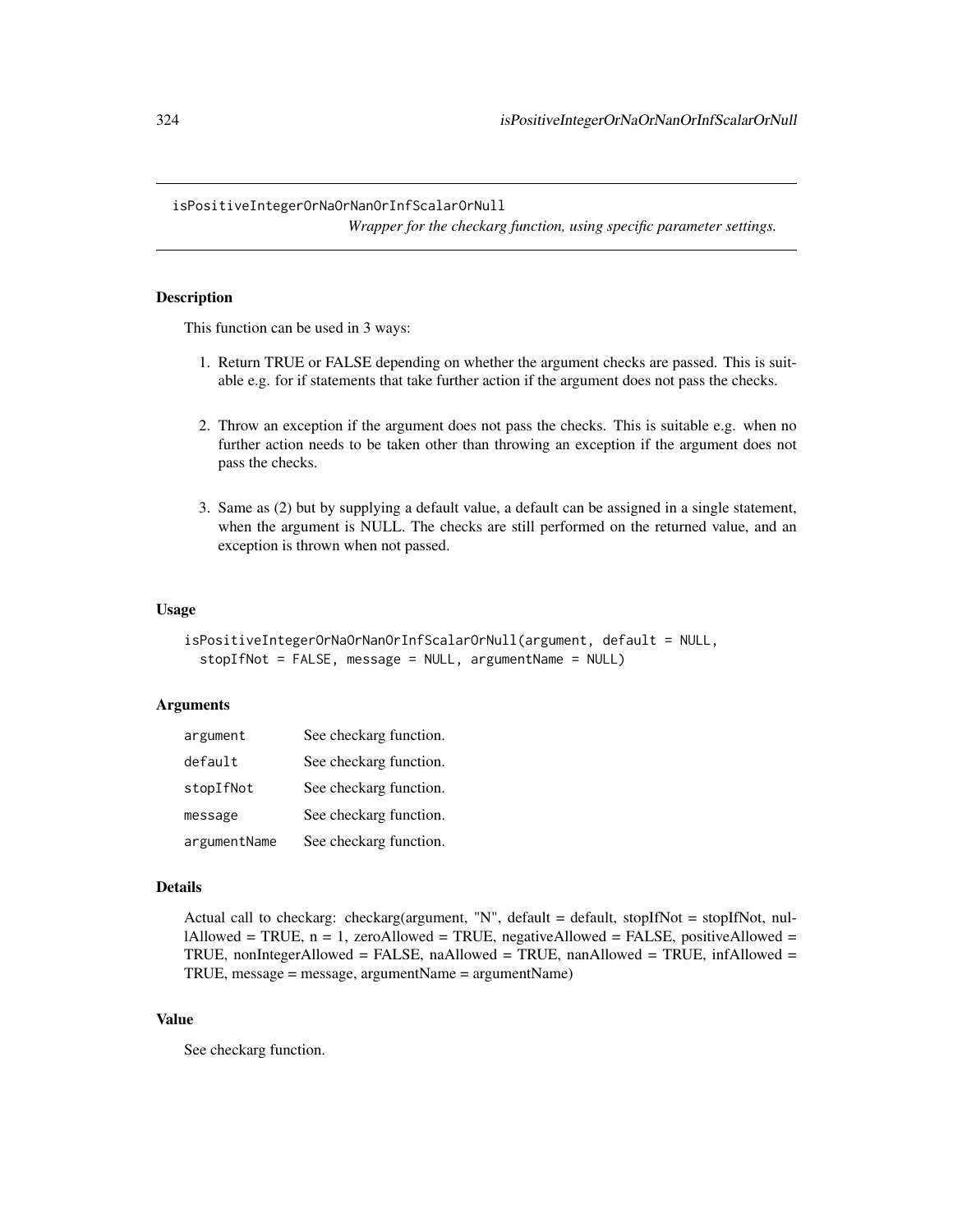# isPositiveIntegerOrNaOrNanOrInfScalarOrNull

*Wrapper for the checkarg function, using specific parameter settings.*

## Description

This function can be used in 3 ways:

1. Return TRUE or FALSE depending on whether the argument checks are passed. This is suitable e.g. for if statements that take further action if the argument does not pass the checks.
2. Throw an exception if the argument does not pass the checks. This is suitable e.g. when no further action needs to be taken other than throwing an exception if the argument does not pass the checks.
3. Same as (2) but by supplying a default value, a default can be assigned in a single statement, when the argument is NULL. The checks are still performed on the returned value, and an exception is thrown when not passed.

## Usage

```
isPositiveIntegerOrNaOrNanOrInfScalarOrNull(argument, default = NULL,
  stopIfNot = FALSE, message = NULL, argumentName = NULL)
```

## Arguments

| | |
|---|---|
| `argument` | See checkarg function. |
| `default` | See checkarg function. |
| `stopIfNot` | See checkarg function. |
| `message` | See checkarg function. |
| `argumentName` | See checkarg function. |

## Details

Actual call to checkarg: checkarg(argument, "N", default = default, stopIfNot = stopIfNot, nullAllowed = TRUE, n = 1, zeroAllowed = TRUE, negativeAllowed = FALSE, positiveAllowed = TRUE, nonIntegerAllowed = FALSE, naAllowed = TRUE, nanAllowed = TRUE, infAllowed = TRUE, message = message, argumentName = argumentName)

## Value

See checkarg function.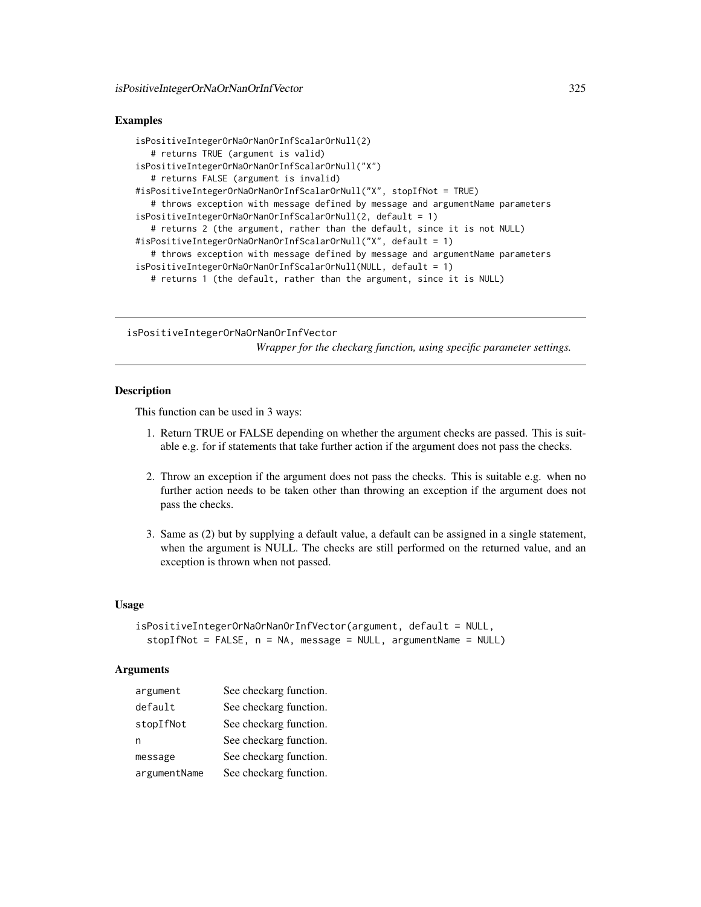## Examples

```
isPositiveIntegerOrNaOrNanOrInfScalarOrNull(2)
   # returns TRUE (argument is valid)
isPositiveIntegerOrNaOrNanOrInfScalarOrNull("X")
   # returns FALSE (argument is invalid)
#isPositiveIntegerOrNaOrNanOrInfScalarOrNull("X", stopIfNot = TRUE)
   # throws exception with message defined by message and argumentName parameters
isPositiveIntegerOrNaOrNanOrInfScalarOrNull(2, default = 1)
   # returns 2 (the argument, rather than the default, since it is not NULL)
#isPositiveIntegerOrNaOrNanOrInfScalarOrNull("X", default = 1)
   # throws exception with message defined by message and argumentName parameters
isPositiveIntegerOrNaOrNanOrInfScalarOrNull(NULL, default = 1)
   # returns 1 (the default, rather than the argument, since it is NULL)
```

---

# isPositiveIntegerOrNaOrNanOrInfVector

*Wrapper for the checkarg function, using specific parameter settings.*

---

## Description

This function can be used in 3 ways:

1. Return TRUE or FALSE depending on whether the argument checks are passed. This is suitable e.g. for if statements that take further action if the argument does not pass the checks.
2. Throw an exception if the argument does not pass the checks. This is suitable e.g. when no further action needs to be taken other than throwing an exception if the argument does not pass the checks.
3. Same as (2) but by supplying a default value, a default can be assigned in a single statement, when the argument is NULL. The checks are still performed on the returned value, and an exception is thrown when not passed.

## Usage

```
isPositiveIntegerOrNaOrNanOrInfVector(argument, default = NULL,
  stopIfNot = FALSE, n = NA, message = NULL, argumentName = NULL)
```

## Arguments

| | |
|---|---|
| argument | See checkarg function. |
| default | See checkarg function. |
| stopIfNot | See checkarg function. |
| n | See checkarg function. |
| message | See checkarg function. |
| argumentName | See checkarg function. |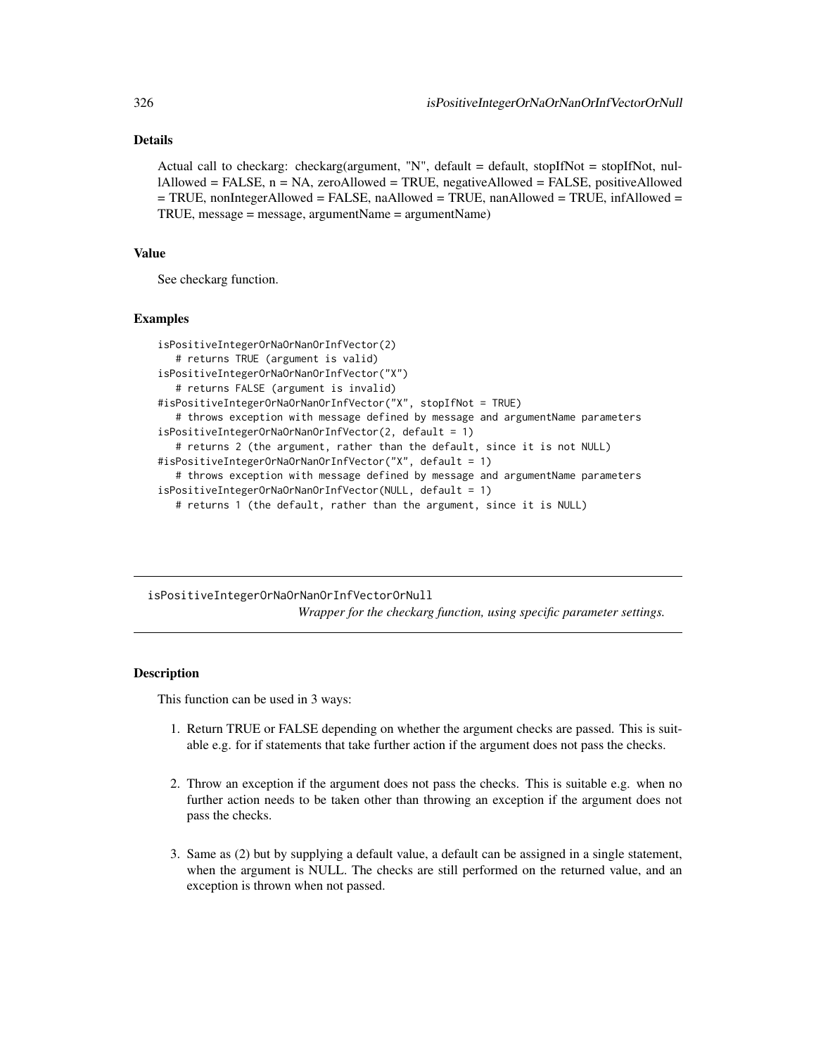### Details

Actual call to checkarg: checkarg(argument, "N", default = default, stopIfNot = stopIfNot, nullAllowed = FALSE, n = NA, zeroAllowed = TRUE, negativeAllowed = FALSE, positiveAllowed = TRUE, nonIntegerAllowed = FALSE, naAllowed = TRUE, nanAllowed = TRUE, infAllowed = TRUE, message = message, argumentName = argumentName)

### Value

See checkarg function.

### Examples

```
isPositiveIntegerOrNaOrNanOrInfVector(2)
   # returns TRUE (argument is valid)
isPositiveIntegerOrNaOrNanOrInfVector("X")
   # returns FALSE (argument is invalid)
#isPositiveIntegerOrNaOrNanOrInfVector("X", stopIfNot = TRUE)
   # throws exception with message defined by message and argumentName parameters
isPositiveIntegerOrNaOrNanOrInfVector(2, default = 1)
   # returns 2 (the argument, rather than the default, since it is not NULL)
#isPositiveIntegerOrNaOrNanOrInfVector("X", default = 1)
   # throws exception with message defined by message and argumentName parameters
isPositiveIntegerOrNaOrNanOrInfVector(NULL, default = 1)
   # returns 1 (the default, rather than the argument, since it is NULL)
```

---

## isPositiveIntegerOrNaOrNanOrInfVectorOrNull

*Wrapper for the checkarg function, using specific parameter settings.*

---

### Description

This function can be used in 3 ways:

1. Return TRUE or FALSE depending on whether the argument checks are passed. This is suitable e.g. for if statements that take further action if the argument does not pass the checks.
2. Throw an exception if the argument does not pass the checks. This is suitable e.g. when no further action needs to be taken other than throwing an exception if the argument does not pass the checks.
3. Same as (2) but by supplying a default value, a default can be assigned in a single statement, when the argument is NULL. The checks are still performed on the returned value, and an exception is thrown when not passed.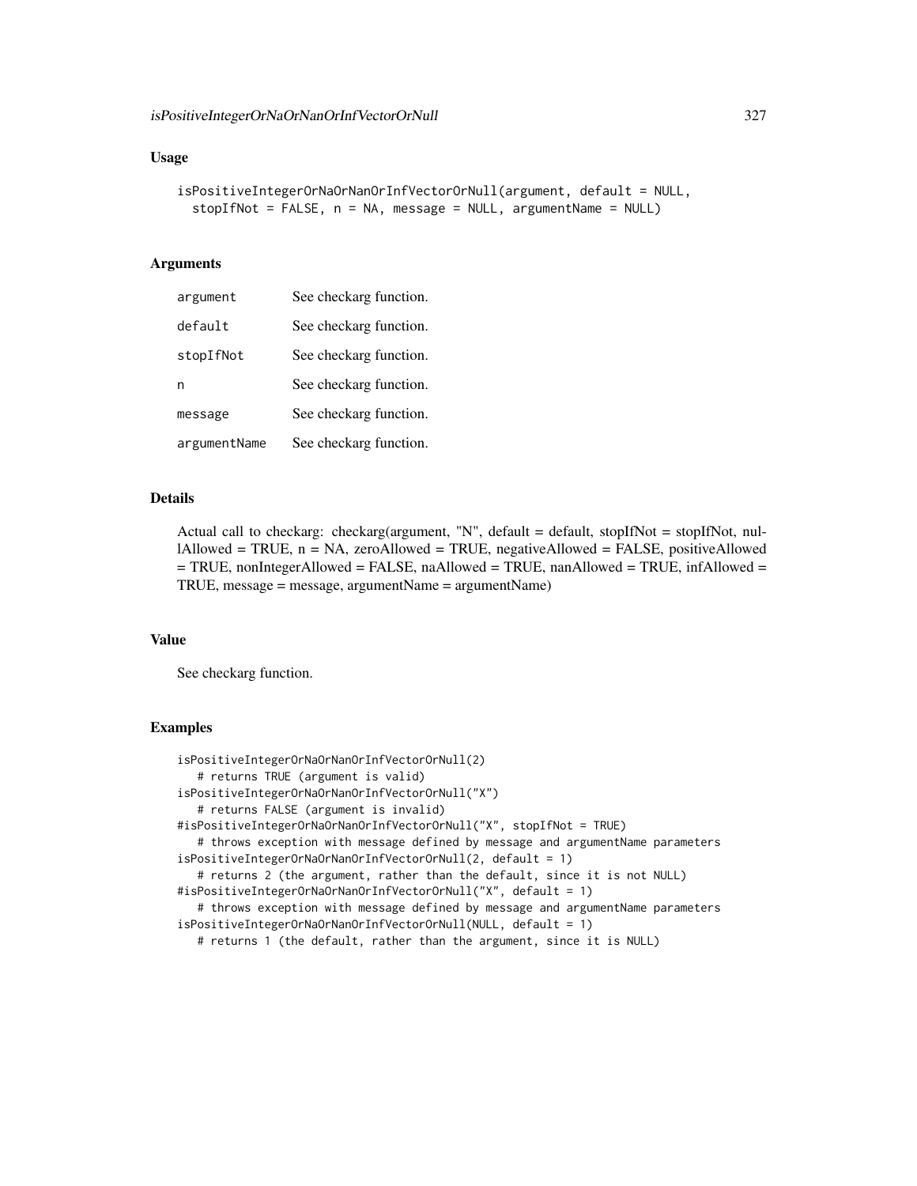### Usage

```
isPositiveIntegerOrNaOrNanOrInfVectorOrNull(argument, default = NULL,
  stopIfNot = FALSE, n = NA, message = NULL, argumentName = NULL)
```

### Arguments

| | |
|---|---|
| argument | See checkarg function. |
| default | See checkarg function. |
| stopIfNot | See checkarg function. |
| n | See checkarg function. |
| message | See checkarg function. |
| argumentName | See checkarg function. |

### Details

Actual call to checkarg: checkarg(argument, "N", default = default, stopIfNot = stopIfNot, nullAllowed = TRUE, n = NA, zeroAllowed = TRUE, negativeAllowed = FALSE, positiveAllowed = TRUE, nonIntegerAllowed = FALSE, naAllowed = TRUE, nanAllowed = TRUE, infAllowed = TRUE, message = message, argumentName = argumentName)

### Value

See checkarg function.

### Examples

```
isPositiveIntegerOrNaOrNanOrInfVectorOrNull(2)
   # returns TRUE (argument is valid)
isPositiveIntegerOrNaOrNanOrInfVectorOrNull("X")
   # returns FALSE (argument is invalid)
#isPositiveIntegerOrNaOrNanOrInfVectorOrNull("X", stopIfNot = TRUE)
   # throws exception with message defined by message and argumentName parameters
isPositiveIntegerOrNaOrNanOrInfVectorOrNull(2, default = 1)
   # returns 2 (the argument, rather than the default, since it is not NULL)
#isPositiveIntegerOrNaOrNanOrInfVectorOrNull("X", default = 1)
   # throws exception with message defined by message and argumentName parameters
isPositiveIntegerOrNaOrNanOrInfVectorOrNull(NULL, default = 1)
   # returns 1 (the default, rather than the argument, since it is NULL)
```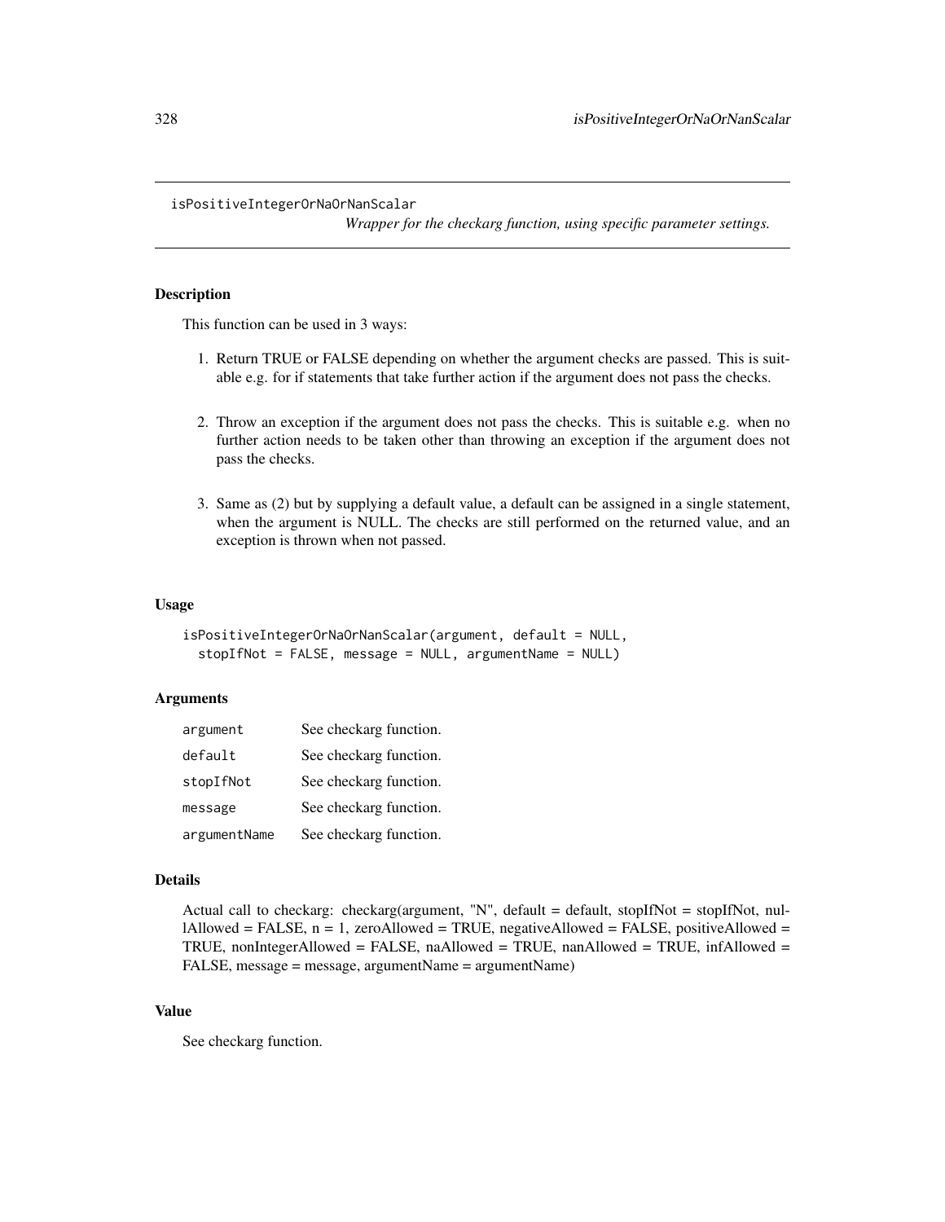isPositiveIntegerOrNaOrNanScalar

*Wrapper for the checkarg function, using specific parameter settings.*

### Description

This function can be used in 3 ways:

1. Return TRUE or FALSE depending on whether the argument checks are passed. This is suitable e.g. for if statements that take further action if the argument does not pass the checks.
2. Throw an exception if the argument does not pass the checks. This is suitable e.g. when no further action needs to be taken other than throwing an exception if the argument does not pass the checks.
3. Same as (2) but by supplying a default value, a default can be assigned in a single statement, when the argument is NULL. The checks are still performed on the returned value, and an exception is thrown when not passed.

### Usage

```
isPositiveIntegerOrNaOrNanScalar(argument, default = NULL,
  stopIfNot = FALSE, message = NULL, argumentName = NULL)
```

### Arguments

| | |
|---|---|
| argument | See checkarg function. |
| default | See checkarg function. |
| stopIfNot | See checkarg function. |
| message | See checkarg function. |
| argumentName | See checkarg function. |

### Details

Actual call to checkarg: checkarg(argument, "N", default = default, stopIfNot = stopIfNot, nullAllowed = FALSE, n = 1, zeroAllowed = TRUE, negativeAllowed = FALSE, positiveAllowed = TRUE, nonIntegerAllowed = FALSE, naAllowed = TRUE, nanAllowed = TRUE, infAllowed = FALSE, message = message, argumentName = argumentName)

### Value

See checkarg function.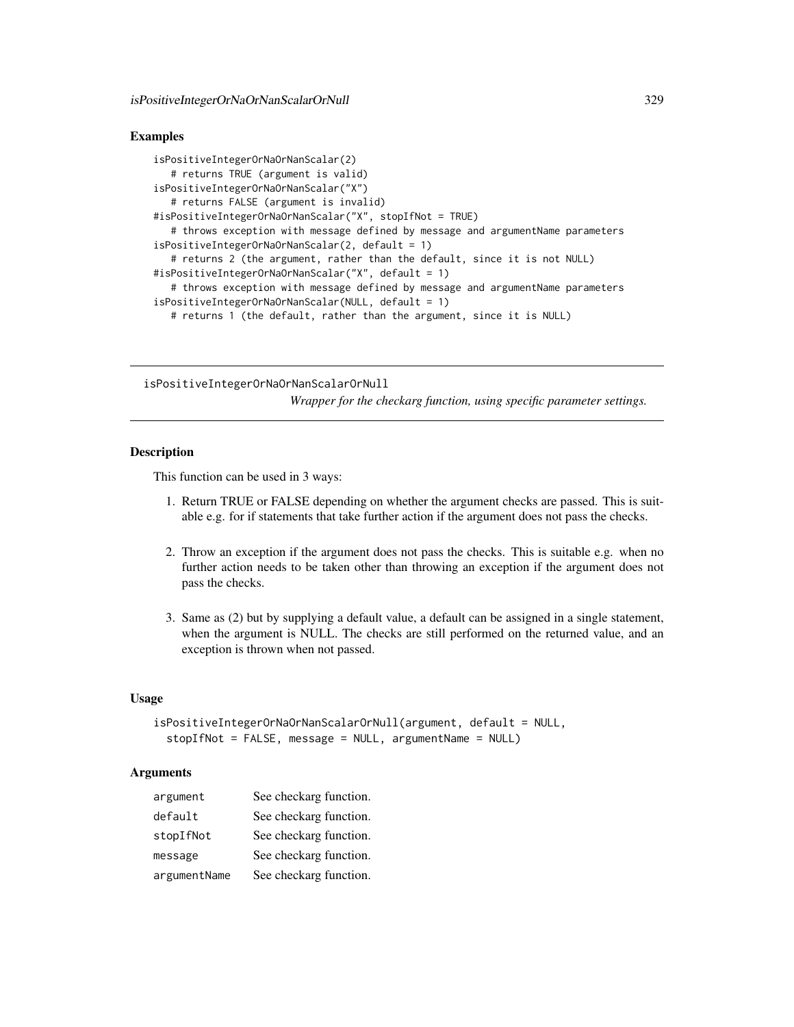### Examples

```
isPositiveIntegerOrNaOrNanScalar(2)
   # returns TRUE (argument is valid)
isPositiveIntegerOrNaOrNanScalar("X")
   # returns FALSE (argument is invalid)
#isPositiveIntegerOrNaOrNanScalar("X", stopIfNot = TRUE)
   # throws exception with message defined by message and argumentName parameters
isPositiveIntegerOrNaOrNanScalar(2, default = 1)
   # returns 2 (the argument, rather than the default, since it is not NULL)
#isPositiveIntegerOrNaOrNanScalar("X", default = 1)
   # throws exception with message defined by message and argumentName parameters
isPositiveIntegerOrNaOrNanScalar(NULL, default = 1)
   # returns 1 (the default, rather than the argument, since it is NULL)
```

---

## isPositiveIntegerOrNaOrNanScalarOrNull

*Wrapper for the checkarg function, using specific parameter settings.*

---

### Description

This function can be used in 3 ways:

1. Return TRUE or FALSE depending on whether the argument checks are passed. This is suitable e.g. for if statements that take further action if the argument does not pass the checks.
2. Throw an exception if the argument does not pass the checks. This is suitable e.g. when no further action needs to be taken other than throwing an exception if the argument does not pass the checks.
3. Same as (2) but by supplying a default value, a default can be assigned in a single statement, when the argument is NULL. The checks are still performed on the returned value, and an exception is thrown when not passed.

### Usage

```
isPositiveIntegerOrNaOrNanScalarOrNull(argument, default = NULL,
  stopIfNot = FALSE, message = NULL, argumentName = NULL)
```

### Arguments

| | |
|---|---|
| argument | See checkarg function. |
| default | See checkarg function. |
| stopIfNot | See checkarg function. |
| message | See checkarg function. |
| argumentName | See checkarg function. |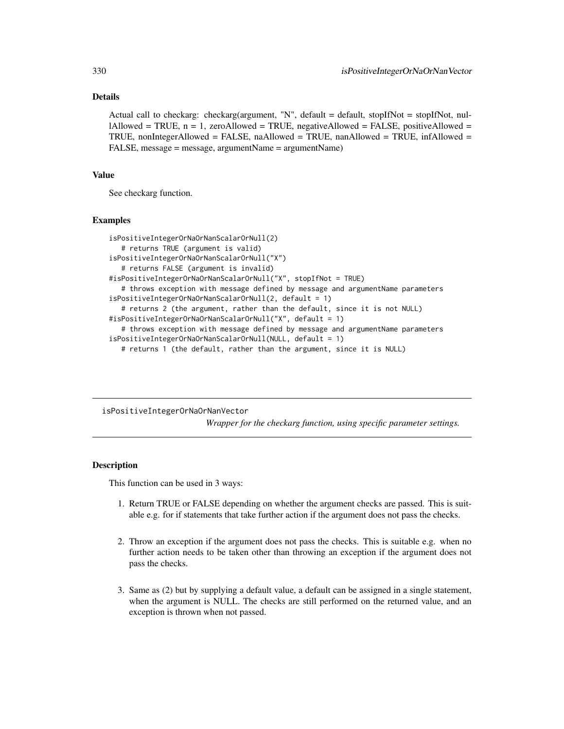### Details

Actual call to checkarg: checkarg(argument, "N", default = default, stopIfNot = stopIfNot, nullAllowed = TRUE, n = 1, zeroAllowed = TRUE, negativeAllowed = FALSE, positiveAllowed = TRUE, nonIntegerAllowed = FALSE, naAllowed = TRUE, nanAllowed = TRUE, infAllowed = FALSE, message = message, argumentName = argumentName)

### Value

See checkarg function.

### Examples

```
isPositiveIntegerOrNaOrNanScalarOrNull(2)
   # returns TRUE (argument is valid)
isPositiveIntegerOrNaOrNanScalarOrNull("X")
   # returns FALSE (argument is invalid)
#isPositiveIntegerOrNaOrNanScalarOrNull("X", stopIfNot = TRUE)
   # throws exception with message defined by message and argumentName parameters
isPositiveIntegerOrNaOrNanScalarOrNull(2, default = 1)
   # returns 2 (the argument, rather than the default, since it is not NULL)
#isPositiveIntegerOrNaOrNanScalarOrNull("X", default = 1)
   # throws exception with message defined by message and argumentName parameters
isPositiveIntegerOrNaOrNanScalarOrNull(NULL, default = 1)
   # returns 1 (the default, rather than the argument, since it is NULL)
```

---

## isPositiveIntegerOrNaOrNanVector

*Wrapper for the checkarg function, using specific parameter settings.*

---

### Description

This function can be used in 3 ways:

1. Return TRUE or FALSE depending on whether the argument checks are passed. This is suitable e.g. for if statements that take further action if the argument does not pass the checks.
2. Throw an exception if the argument does not pass the checks. This is suitable e.g. when no further action needs to be taken other than throwing an exception if the argument does not pass the checks.
3. Same as (2) but by supplying a default value, a default can be assigned in a single statement, when the argument is NULL. The checks are still performed on the returned value, and an exception is thrown when not passed.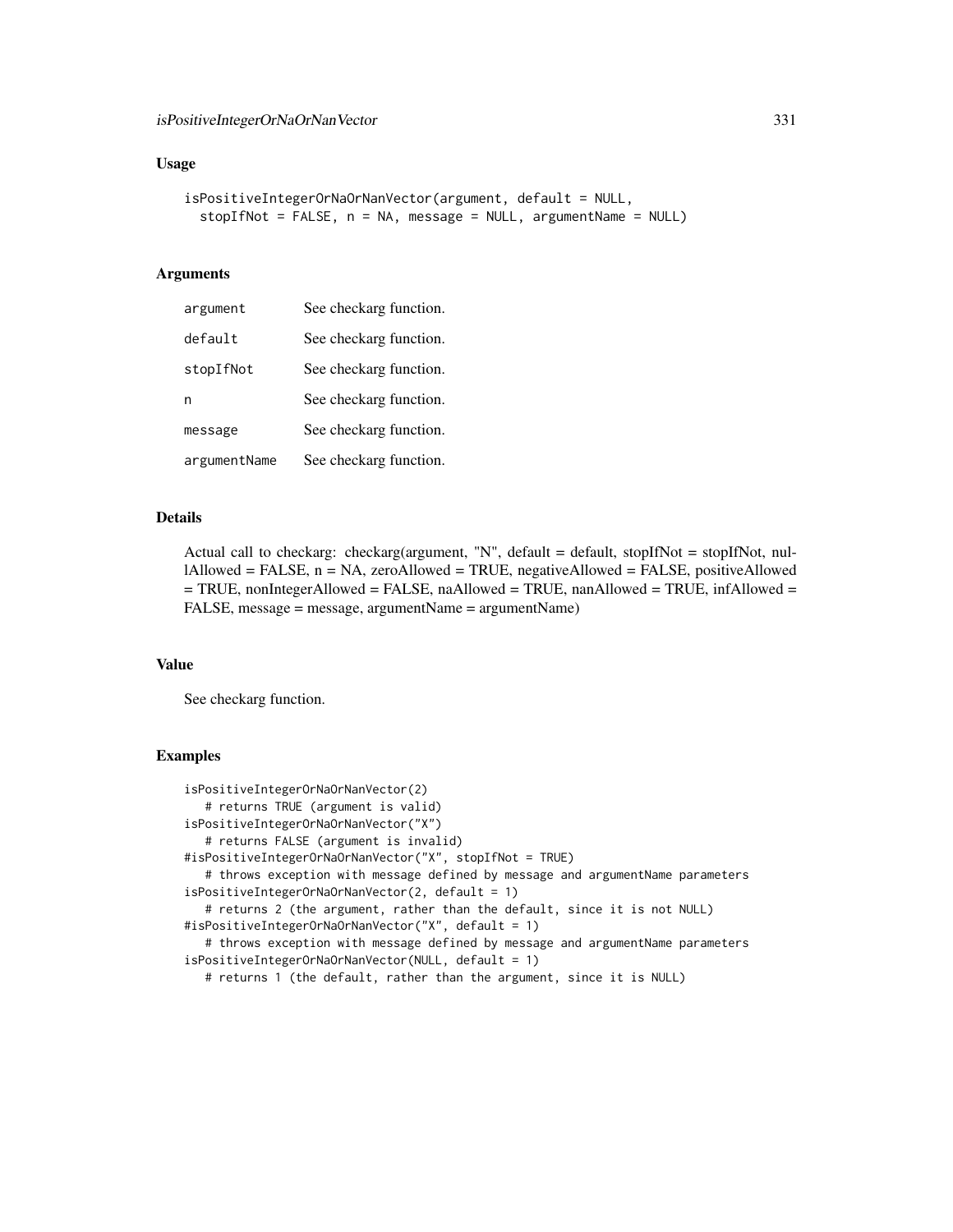### Usage

```
isPositiveIntegerOrNaOrNanVector(argument, default = NULL,
  stopIfNot = FALSE, n = NA, message = NULL, argumentName = NULL)
```

### Arguments

| | |
|---|---|
| argument | See checkarg function. |
| default | See checkarg function. |
| stopIfNot | See checkarg function. |
| n | See checkarg function. |
| message | See checkarg function. |
| argumentName | See checkarg function. |

### Details

Actual call to checkarg: checkarg(argument, "N", default = default, stopIfNot = stopIfNot, nullAllowed = FALSE, n = NA, zeroAllowed = TRUE, negativeAllowed = FALSE, positiveAllowed = TRUE, nonIntegerAllowed = FALSE, naAllowed = TRUE, nanAllowed = TRUE, infAllowed = FALSE, message = message, argumentName = argumentName)

### Value

See checkarg function.

### Examples

```
isPositiveIntegerOrNaOrNanVector(2)
   # returns TRUE (argument is valid)
isPositiveIntegerOrNaOrNanVector("X")
   # returns FALSE (argument is invalid)
#isPositiveIntegerOrNaOrNanVector("X", stopIfNot = TRUE)
   # throws exception with message defined by message and argumentName parameters
isPositiveIntegerOrNaOrNanVector(2, default = 1)
   # returns 2 (the argument, rather than the default, since it is not NULL)
#isPositiveIntegerOrNaOrNanVector("X", default = 1)
   # throws exception with message defined by message and argumentName parameters
isPositiveIntegerOrNaOrNanVector(NULL, default = 1)
   # returns 1 (the default, rather than the argument, since it is NULL)
```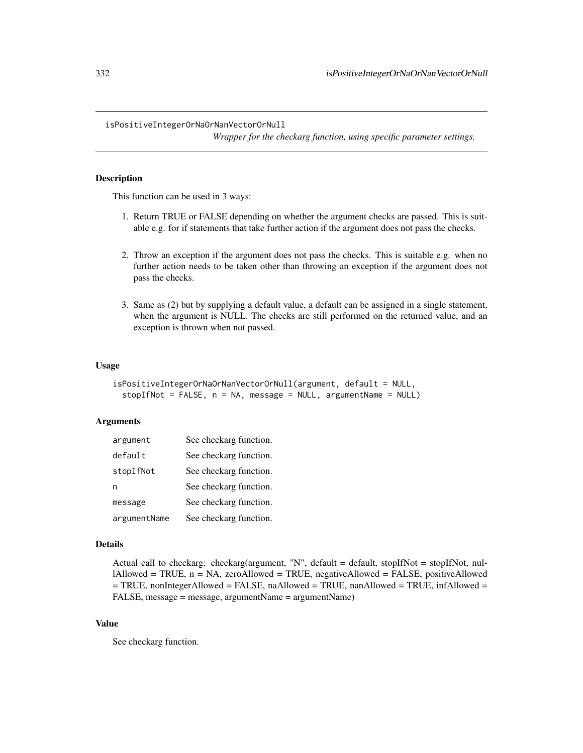`isPositiveIntegerOrNaOrNanVectorOrNull`

*Wrapper for the checkarg function, using specific parameter settings.*

## Description

This function can be used in 3 ways:

1. Return TRUE or FALSE depending on whether the argument checks are passed. This is suitable e.g. for if statements that take further action if the argument does not pass the checks.
2. Throw an exception if the argument does not pass the checks. This is suitable e.g. when no further action needs to be taken other than throwing an exception if the argument does not pass the checks.
3. Same as (2) but by supplying a default value, a default can be assigned in a single statement, when the argument is NULL. The checks are still performed on the returned value, and an exception is thrown when not passed.

## Usage

```
isPositiveIntegerOrNaOrNanVectorOrNull(argument, default = NULL,
  stopIfNot = FALSE, n = NA, message = NULL, argumentName = NULL)
```

## Arguments

| | |
|---|---|
| argument | See checkarg function. |
| default | See checkarg function. |
| stopIfNot | See checkarg function. |
| n | See checkarg function. |
| message | See checkarg function. |
| argumentName | See checkarg function. |

## Details

Actual call to checkarg: checkarg(argument, "N", default = default, stopIfNot = stopIfNot, nullAllowed = TRUE, n = NA, zeroAllowed = TRUE, negativeAllowed = FALSE, positiveAllowed = TRUE, nonIntegerAllowed = FALSE, naAllowed = TRUE, nanAllowed = TRUE, infAllowed = FALSE, message = message, argumentName = argumentName)

## Value

See checkarg function.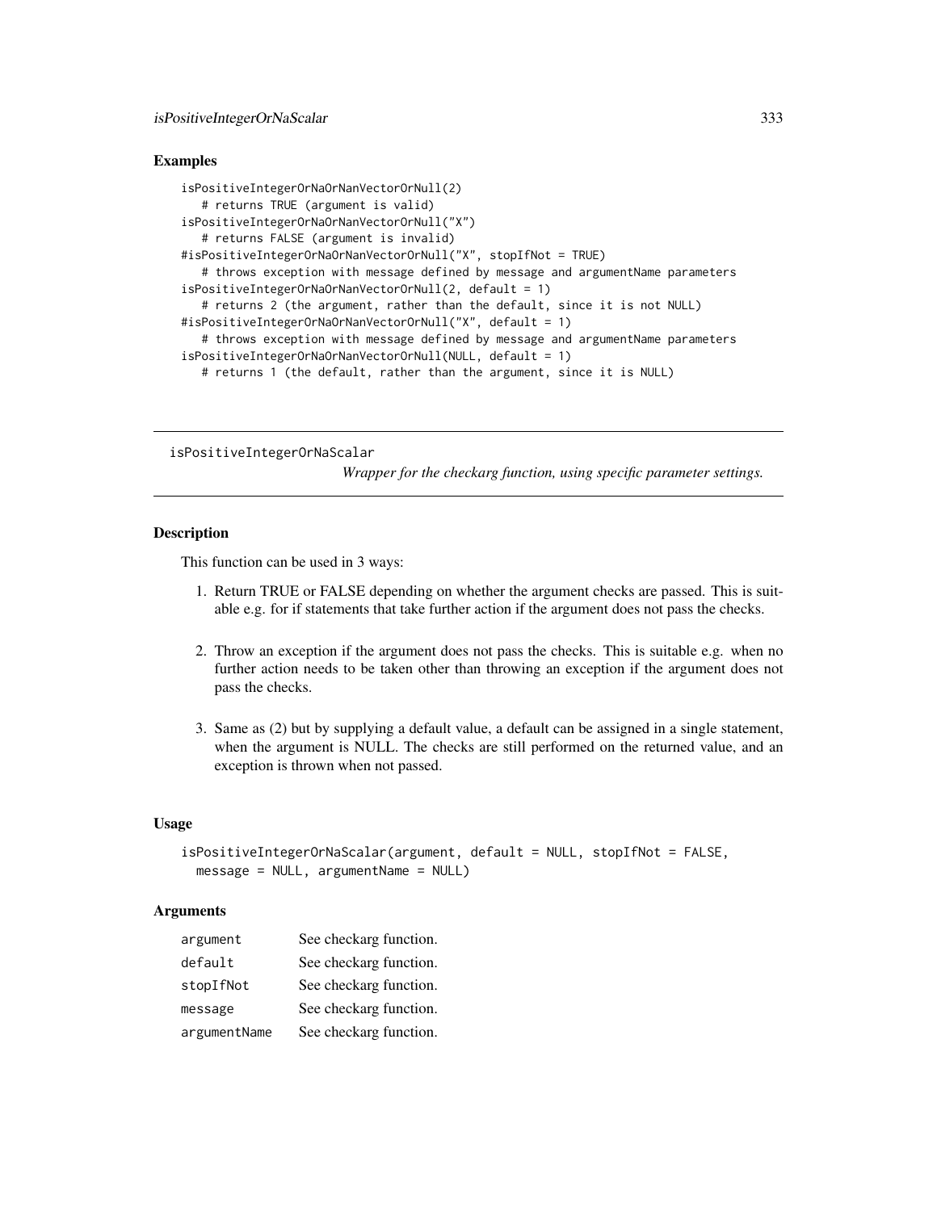## Examples

```
isPositiveIntegerOrNaOrNanVectorOrNull(2)
   # returns TRUE (argument is valid)
isPositiveIntegerOrNaOrNanVectorOrNull("X")
   # returns FALSE (argument is invalid)
#isPositiveIntegerOrNaOrNanVectorOrNull("X", stopIfNot = TRUE)
   # throws exception with message defined by message and argumentName parameters
isPositiveIntegerOrNaOrNanVectorOrNull(2, default = 1)
   # returns 2 (the argument, rather than the default, since it is not NULL)
#isPositiveIntegerOrNaOrNanVectorOrNull("X", default = 1)
   # throws exception with message defined by message and argumentName parameters
isPositiveIntegerOrNaOrNanVectorOrNull(NULL, default = 1)
   # returns 1 (the default, rather than the argument, since it is NULL)
```

---

# isPositiveIntegerOrNaScalar

*Wrapper for the checkarg function, using specific parameter settings.*

---

## Description

This function can be used in 3 ways:

1. Return TRUE or FALSE depending on whether the argument checks are passed. This is suitable e.g. for if statements that take further action if the argument does not pass the checks.
2. Throw an exception if the argument does not pass the checks. This is suitable e.g. when no further action needs to be taken other than throwing an exception if the argument does not pass the checks.
3. Same as (2) but by supplying a default value, a default can be assigned in a single statement, when the argument is NULL. The checks are still performed on the returned value, and an exception is thrown when not passed.

## Usage

```
isPositiveIntegerOrNaScalar(argument, default = NULL, stopIfNot = FALSE,
  message = NULL, argumentName = NULL)
```

## Arguments

| | |
|---|---|
| argument | See checkarg function. |
| default | See checkarg function. |
| stopIfNot | See checkarg function. |
| message | See checkarg function. |
| argumentName | See checkarg function. |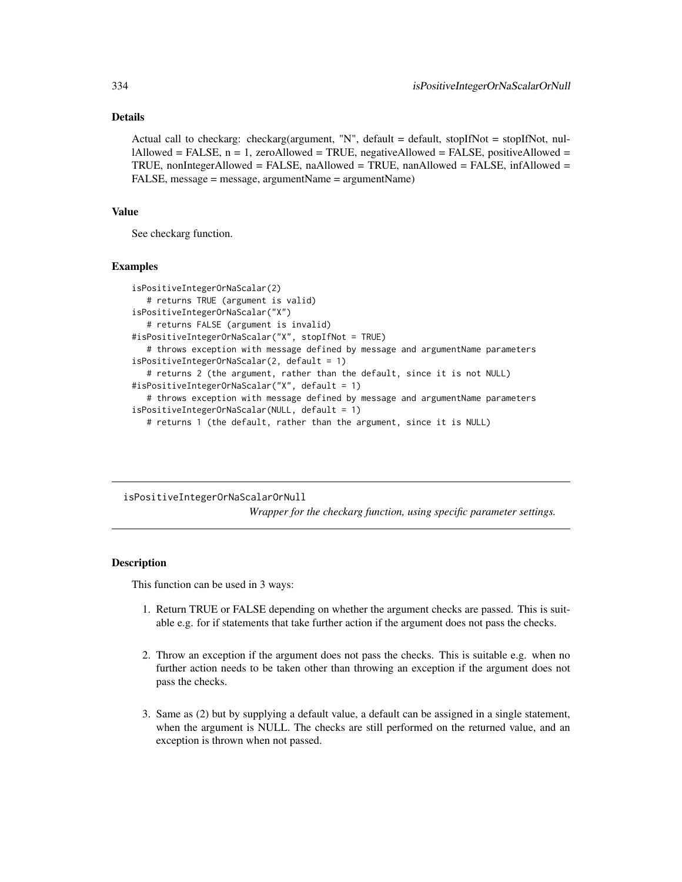## Details

Actual call to checkarg: checkarg(argument, "N", default = default, stopIfNot = stopIfNot, nullAllowed = FALSE, n = 1, zeroAllowed = TRUE, negativeAllowed = FALSE, positiveAllowed = TRUE, nonIntegerAllowed = FALSE, naAllowed = TRUE, nanAllowed = FALSE, infAllowed = FALSE, message = message, argumentName = argumentName)

## Value

See checkarg function.

## Examples

```
isPositiveIntegerOrNaScalar(2)
   # returns TRUE (argument is valid)
isPositiveIntegerOrNaScalar("X")
   # returns FALSE (argument is invalid)
#isPositiveIntegerOrNaScalar("X", stopIfNot = TRUE)
   # throws exception with message defined by message and argumentName parameters
isPositiveIntegerOrNaScalar(2, default = 1)
   # returns 2 (the argument, rather than the default, since it is not NULL)
#isPositiveIntegerOrNaScalar("X", default = 1)
   # throws exception with message defined by message and argumentName parameters
isPositiveIntegerOrNaScalar(NULL, default = 1)
   # returns 1 (the default, rather than the argument, since it is NULL)
```

---

# isPositiveIntegerOrNaScalarOrNull

*Wrapper for the checkarg function, using specific parameter settings.*

---

## Description

This function can be used in 3 ways:

1. Return TRUE or FALSE depending on whether the argument checks are passed. This is suitable e.g. for if statements that take further action if the argument does not pass the checks.
2. Throw an exception if the argument does not pass the checks. This is suitable e.g. when no further action needs to be taken other than throwing an exception if the argument does not pass the checks.
3. Same as (2) but by supplying a default value, a default can be assigned in a single statement, when the argument is NULL. The checks are still performed on the returned value, and an exception is thrown when not passed.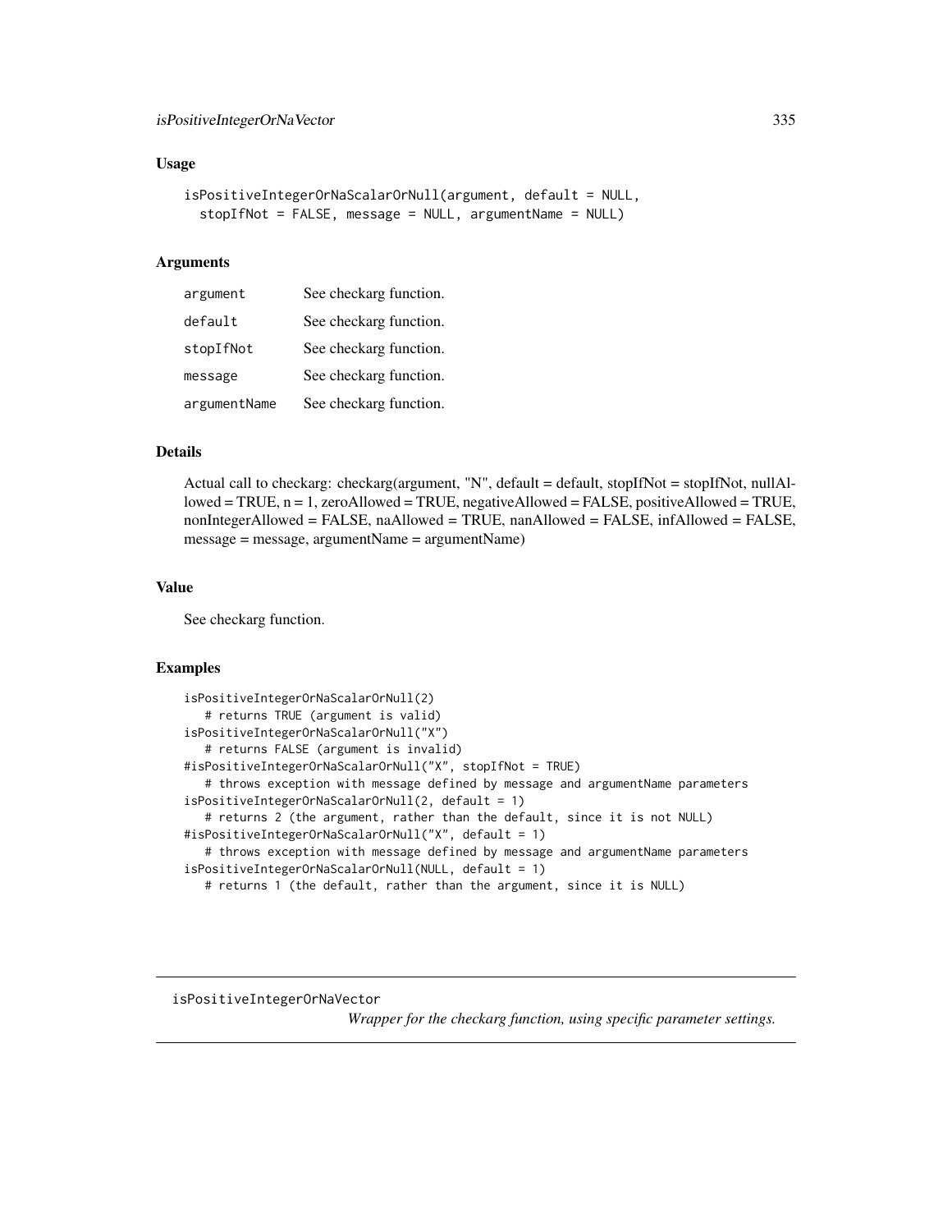### Usage

```
isPositiveIntegerOrNaScalarOrNull(argument, default = NULL,
  stopIfNot = FALSE, message = NULL, argumentName = NULL)
```

### Arguments

| | |
|---|---|
| `argument` | See checkarg function. |
| `default` | See checkarg function. |
| `stopIfNot` | See checkarg function. |
| `message` | See checkarg function. |
| `argumentName` | See checkarg function. |

### Details

Actual call to checkarg: checkarg(argument, "N", default = default, stopIfNot = stopIfNot, nullAllowed = TRUE, n = 1, zeroAllowed = TRUE, negativeAllowed = FALSE, positiveAllowed = TRUE, nonIntegerAllowed = FALSE, naAllowed = TRUE, nanAllowed = FALSE, infAllowed = FALSE, message = message, argumentName = argumentName)

### Value

See checkarg function.

### Examples

```
isPositiveIntegerOrNaScalarOrNull(2)
   # returns TRUE (argument is valid)
isPositiveIntegerOrNaScalarOrNull("X")
   # returns FALSE (argument is invalid)
#isPositiveIntegerOrNaScalarOrNull("X", stopIfNot = TRUE)
   # throws exception with message defined by message and argumentName parameters
isPositiveIntegerOrNaScalarOrNull(2, default = 1)
   # returns 2 (the argument, rather than the default, since it is not NULL)
#isPositiveIntegerOrNaScalarOrNull("X", default = 1)
   # throws exception with message defined by message and argumentName parameters
isPositiveIntegerOrNaScalarOrNull(NULL, default = 1)
   # returns 1 (the default, rather than the argument, since it is NULL)
```

---

## isPositiveIntegerOrNaVector

*Wrapper for the checkarg function, using specific parameter settings.*

---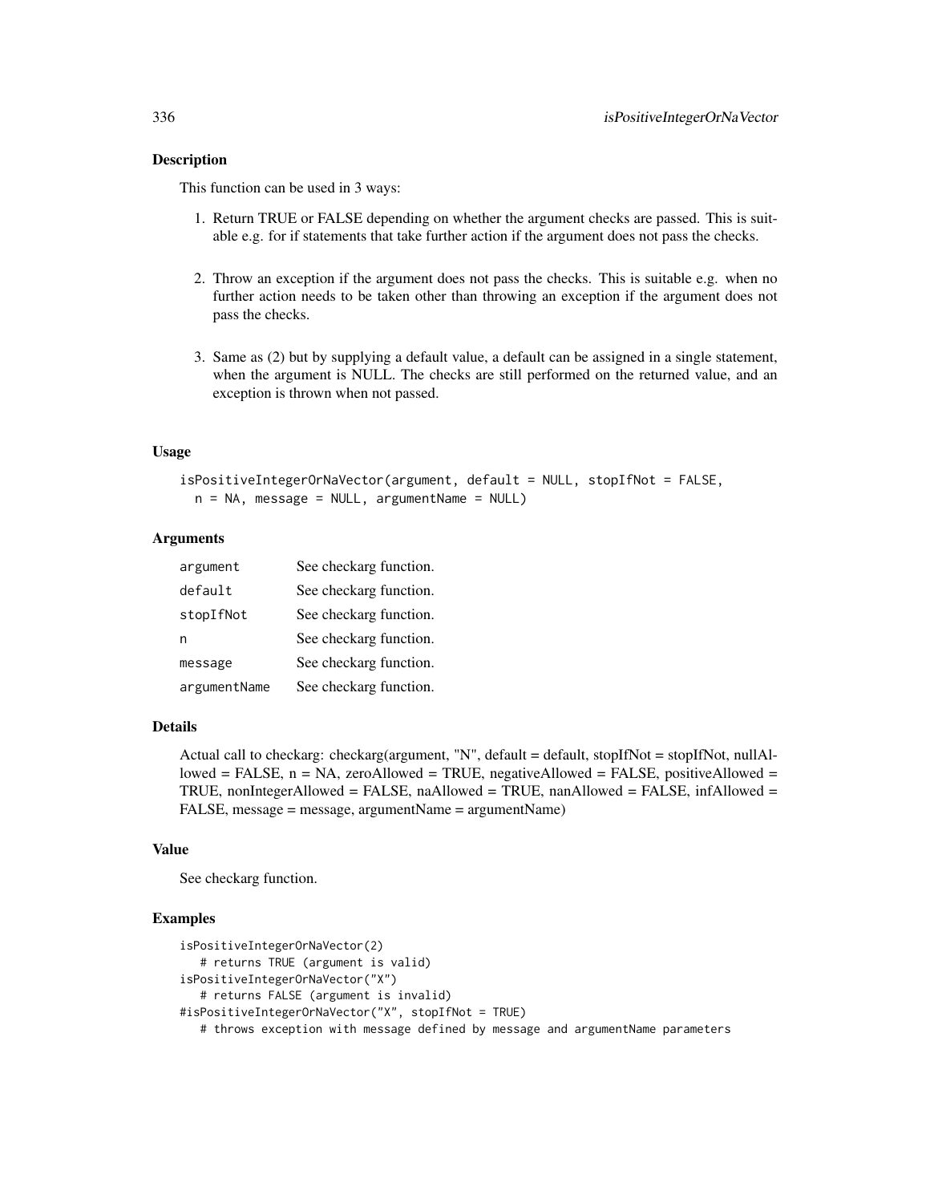### Description

This function can be used in 3 ways:

1. Return TRUE or FALSE depending on whether the argument checks are passed. This is suitable e.g. for if statements that take further action if the argument does not pass the checks.

2. Throw an exception if the argument does not pass the checks. This is suitable e.g. when no further action needs to be taken other than throwing an exception if the argument does not pass the checks.

3. Same as (2) but by supplying a default value, a default can be assigned in a single statement, when the argument is NULL. The checks are still performed on the returned value, and an exception is thrown when not passed.

### Usage

```
isPositiveIntegerOrNaVector(argument, default = NULL, stopIfNot = FALSE,
  n = NA, message = NULL, argumentName = NULL)
```

### Arguments

| | |
|---|---|
| argument | See checkarg function. |
| default | See checkarg function. |
| stopIfNot | See checkarg function. |
| n | See checkarg function. |
| message | See checkarg function. |
| argumentName | See checkarg function. |

### Details

Actual call to checkarg: checkarg(argument, "N", default = default, stopIfNot = stopIfNot, nullAllowed = FALSE, n = NA, zeroAllowed = TRUE, negativeAllowed = FALSE, positiveAllowed = TRUE, nonIntegerAllowed = FALSE, naAllowed = TRUE, nanAllowed = FALSE, infAllowed = FALSE, message = message, argumentName = argumentName)

### Value

See checkarg function.

### Examples

```
isPositiveIntegerOrNaVector(2)
   # returns TRUE (argument is valid)
isPositiveIntegerOrNaVector("X")
   # returns FALSE (argument is invalid)
#isPositiveIntegerOrNaVector("X", stopIfNot = TRUE)
   # throws exception with message defined by message and argumentName parameters
```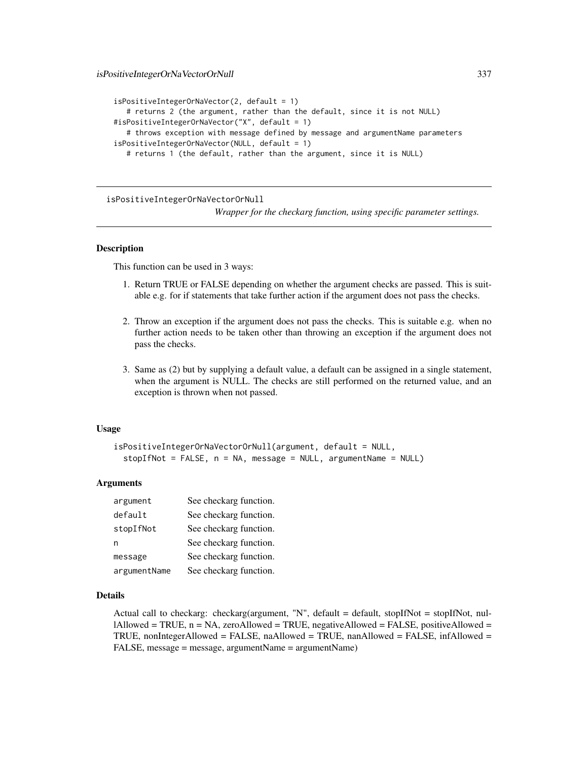```
isPositiveIntegerOrNaVector(2, default = 1)
   # returns 2 (the argument, rather than the default, since it is not NULL)
#isPositiveIntegerOrNaVector("X", default = 1)
   # throws exception with message defined by message and argumentName parameters
isPositiveIntegerOrNaVector(NULL, default = 1)
   # returns 1 (the default, rather than the argument, since it is NULL)
```

---

## isPositiveIntegerOrNaVectorOrNull

*Wrapper for the checkarg function, using specific parameter settings.*

---

### Description

This function can be used in 3 ways:

1. Return TRUE or FALSE depending on whether the argument checks are passed. This is suitable e.g. for if statements that take further action if the argument does not pass the checks.
2. Throw an exception if the argument does not pass the checks. This is suitable e.g. when no further action needs to be taken other than throwing an exception if the argument does not pass the checks.
3. Same as (2) but by supplying a default value, a default can be assigned in a single statement, when the argument is NULL. The checks are still performed on the returned value, and an exception is thrown when not passed.

### Usage

```
isPositiveIntegerOrNaVectorOrNull(argument, default = NULL,
  stopIfNot = FALSE, n = NA, message = NULL, argumentName = NULL)
```

### Arguments

| | |
|---|---|
| argument | See checkarg function. |
| default | See checkarg function. |
| stopIfNot | See checkarg function. |
| n | See checkarg function. |
| message | See checkarg function. |
| argumentName | See checkarg function. |

### Details

Actual call to checkarg: checkarg(argument, "N", default = default, stopIfNot = stopIfNot, nullAllowed = TRUE, n = NA, zeroAllowed = TRUE, negativeAllowed = FALSE, positiveAllowed = TRUE, nonIntegerAllowed = FALSE, naAllowed = TRUE, nanAllowed = FALSE, infAllowed = FALSE, message = message, argumentName = argumentName)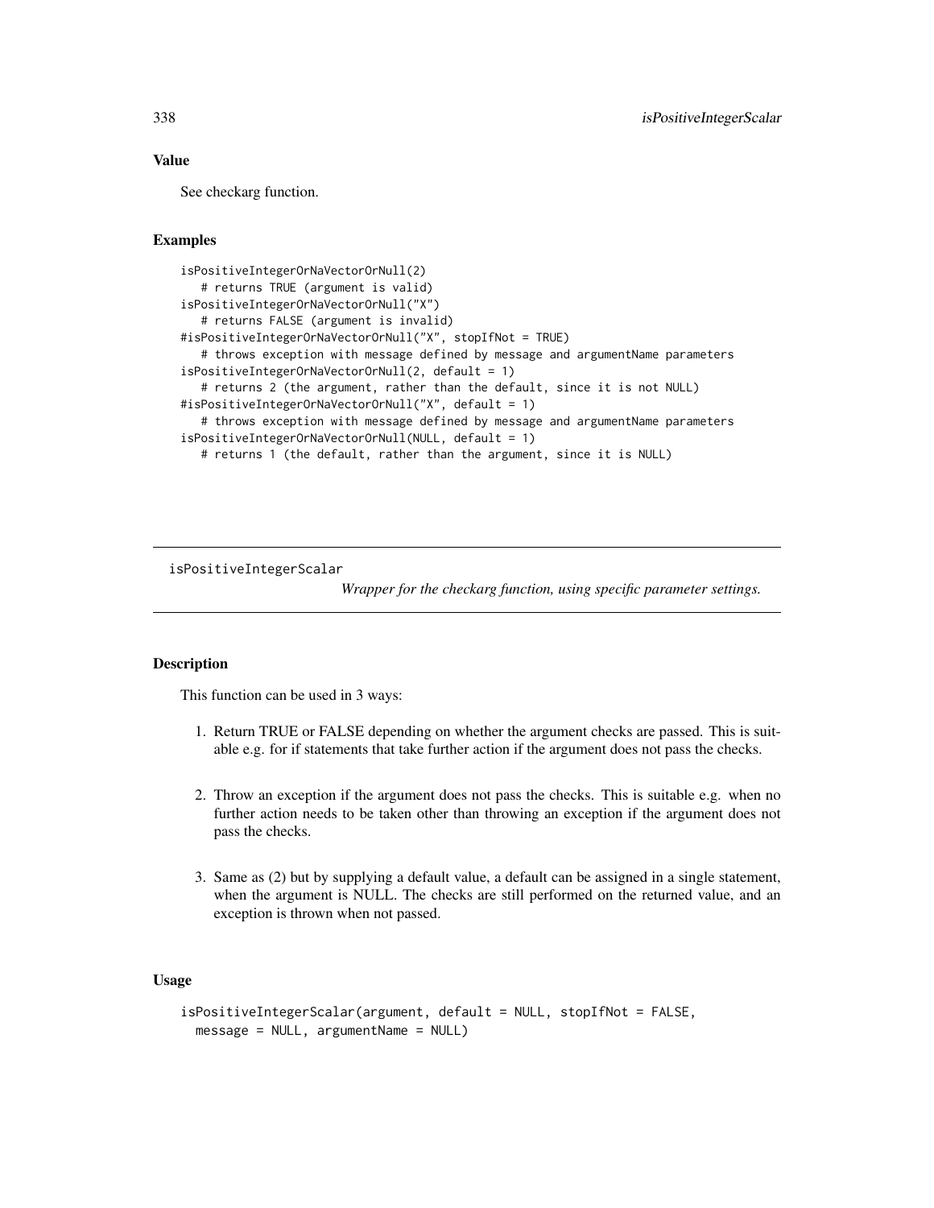## Value

See checkarg function.

## Examples

```
isPositiveIntegerOrNaVectorOrNull(2)
   # returns TRUE (argument is valid)
isPositiveIntegerOrNaVectorOrNull("X")
   # returns FALSE (argument is invalid)
#isPositiveIntegerOrNaVectorOrNull("X", stopIfNot = TRUE)
   # throws exception with message defined by message and argumentName parameters
isPositiveIntegerOrNaVectorOrNull(2, default = 1)
   # returns 2 (the argument, rather than the default, since it is not NULL)
#isPositiveIntegerOrNaVectorOrNull("X", default = 1)
   # throws exception with message defined by message and argumentName parameters
isPositiveIntegerOrNaVectorOrNull(NULL, default = 1)
   # returns 1 (the default, rather than the argument, since it is NULL)
```

---

# isPositiveIntegerScalar

*Wrapper for the checkarg function, using specific parameter settings.*

---

## Description

This function can be used in 3 ways:

1. Return TRUE or FALSE depending on whether the argument checks are passed. This is suitable e.g. for if statements that take further action if the argument does not pass the checks.
2. Throw an exception if the argument does not pass the checks. This is suitable e.g. when no further action needs to be taken other than throwing an exception if the argument does not pass the checks.
3. Same as (2) but by supplying a default value, a default can be assigned in a single statement, when the argument is NULL. The checks are still performed on the returned value, and an exception is thrown when not passed.

## Usage

```
isPositiveIntegerScalar(argument, default = NULL, stopIfNot = FALSE,
  message = NULL, argumentName = NULL)
```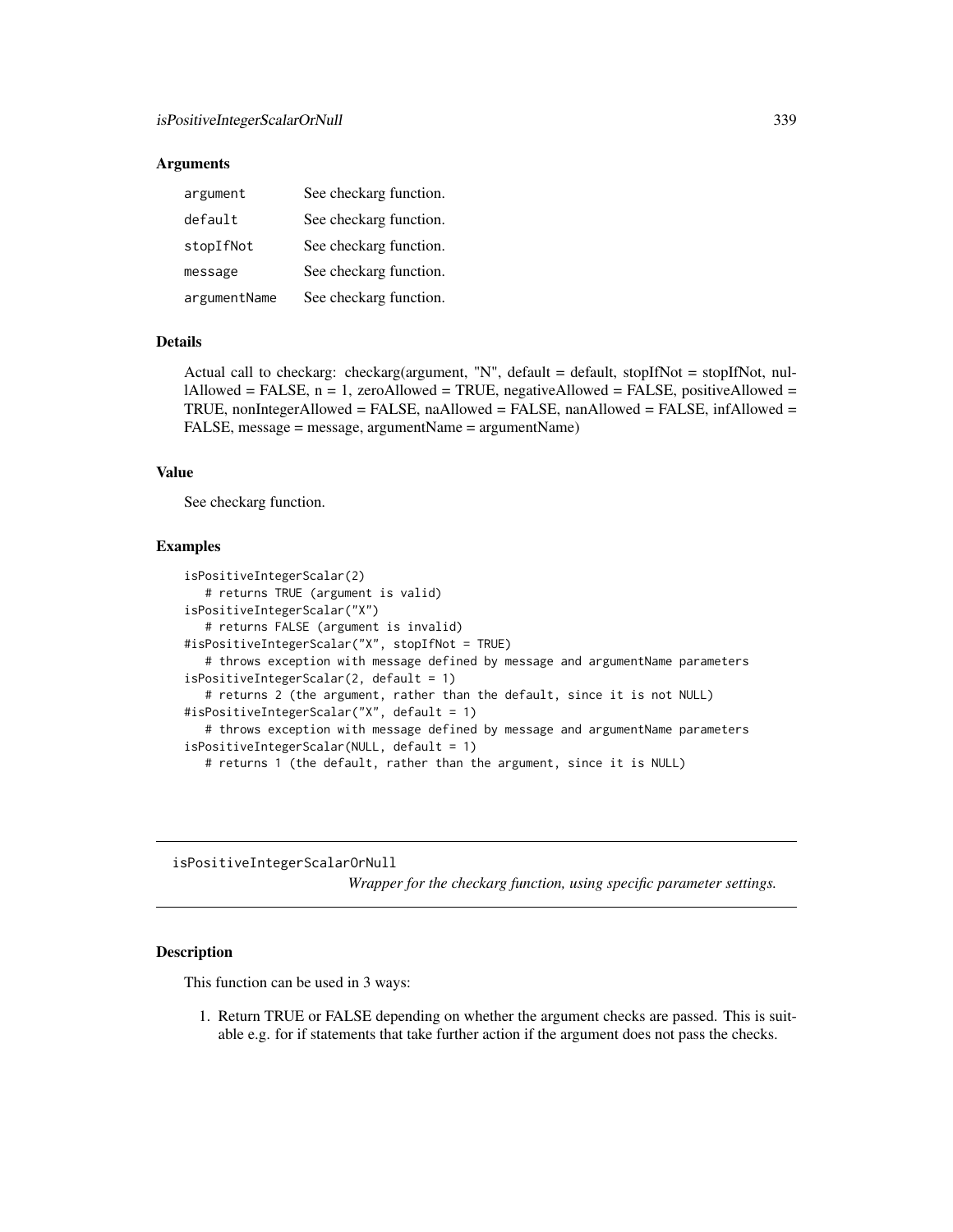### Arguments

| | |
|---|---|
| argument | See checkarg function. |
| default | See checkarg function. |
| stopIfNot | See checkarg function. |
| message | See checkarg function. |
| argumentName | See checkarg function. |

### Details

Actual call to checkarg: checkarg(argument, "N", default = default, stopIfNot = stopIfNot, nullAllowed = FALSE, n = 1, zeroAllowed = TRUE, negativeAllowed = FALSE, positiveAllowed = TRUE, nonIntegerAllowed = FALSE, naAllowed = FALSE, nanAllowed = FALSE, infAllowed = FALSE, message = message, argumentName = argumentName)

### Value

See checkarg function.

### Examples

```
isPositiveIntegerScalar(2)
   # returns TRUE (argument is valid)
isPositiveIntegerScalar("X")
   # returns FALSE (argument is invalid)
#isPositiveIntegerScalar("X", stopIfNot = TRUE)
   # throws exception with message defined by message and argumentName parameters
isPositiveIntegerScalar(2, default = 1)
   # returns 2 (the argument, rather than the default, since it is not NULL)
#isPositiveIntegerScalar("X", default = 1)
   # throws exception with message defined by message and argumentName parameters
isPositiveIntegerScalar(NULL, default = 1)
   # returns 1 (the default, rather than the argument, since it is NULL)
```

---

## isPositiveIntegerScalarOrNull

*Wrapper for the checkarg function, using specific parameter settings.*

---

### Description

This function can be used in 3 ways:

1. Return TRUE or FALSE depending on whether the argument checks are passed. This is suitable e.g. for if statements that take further action if the argument does not pass the checks.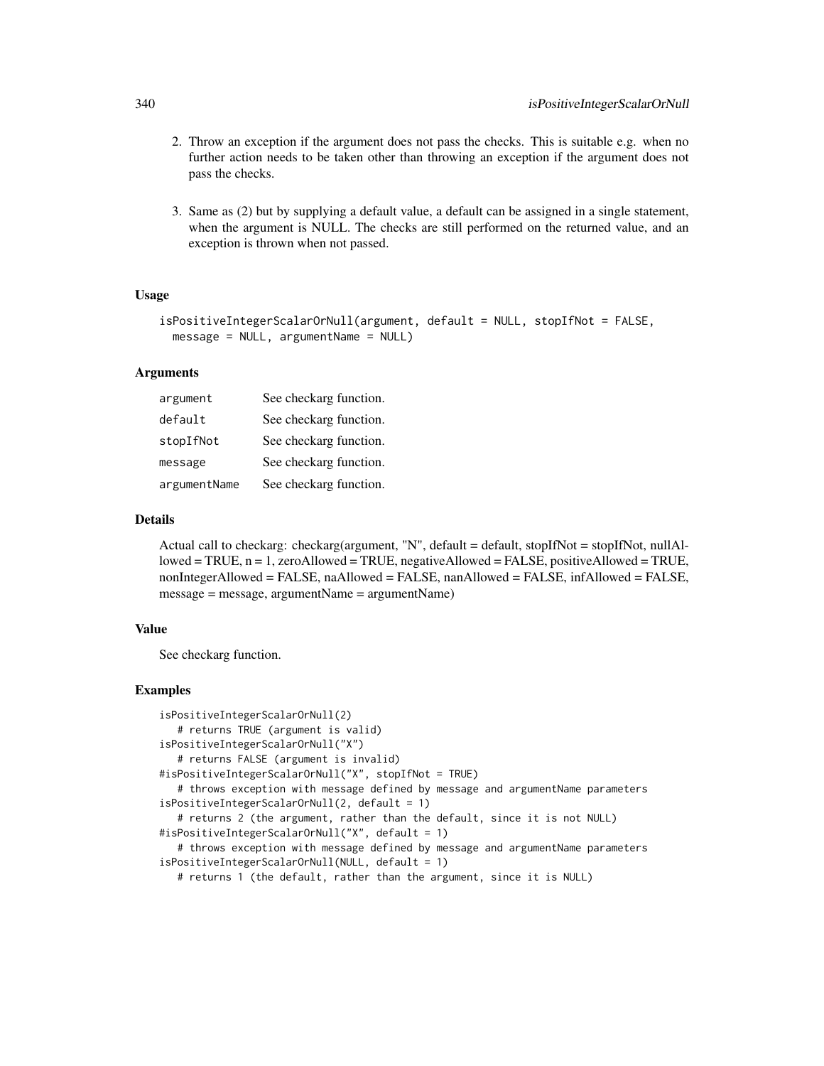2. Throw an exception if the argument does not pass the checks. This is suitable e.g. when no further action needs to be taken other than throwing an exception if the argument does not pass the checks.

3. Same as (2) but by supplying a default value, a default can be assigned in a single statement, when the argument is NULL. The checks are still performed on the returned value, and an exception is thrown when not passed.

### Usage

```
isPositiveIntegerScalarOrNull(argument, default = NULL, stopIfNot = FALSE,
  message = NULL, argumentName = NULL)
```

### Arguments

| | |
|---|---|
| argument | See checkarg function. |
| default | See checkarg function. |
| stopIfNot | See checkarg function. |
| message | See checkarg function. |
| argumentName | See checkarg function. |

### Details

Actual call to checkarg: checkarg(argument, "N", default = default, stopIfNot = stopIfNot, nullAllowed = TRUE, n = 1, zeroAllowed = TRUE, negativeAllowed = FALSE, positiveAllowed = TRUE, nonIntegerAllowed = FALSE, naAllowed = FALSE, nanAllowed = FALSE, infAllowed = FALSE, message = message, argumentName = argumentName)

### Value

See checkarg function.

### Examples

```
isPositiveIntegerScalarOrNull(2)
   # returns TRUE (argument is valid)
isPositiveIntegerScalarOrNull("X")
   # returns FALSE (argument is invalid)
#isPositiveIntegerScalarOrNull("X", stopIfNot = TRUE)
   # throws exception with message defined by message and argumentName parameters
isPositiveIntegerScalarOrNull(2, default = 1)
   # returns 2 (the argument, rather than the default, since it is not NULL)
#isPositiveIntegerScalarOrNull("X", default = 1)
   # throws exception with message defined by message and argumentName parameters
isPositiveIntegerScalarOrNull(NULL, default = 1)
   # returns 1 (the default, rather than the argument, since it is NULL)
```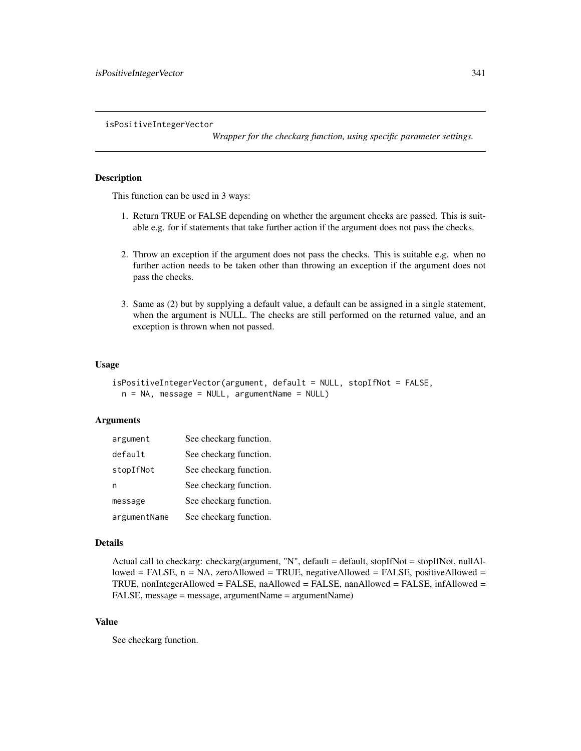isPositiveIntegerVector

*Wrapper for the checkarg function, using specific parameter settings.*

## Description

This function can be used in 3 ways:

1. Return TRUE or FALSE depending on whether the argument checks are passed. This is suitable e.g. for if statements that take further action if the argument does not pass the checks.
2. Throw an exception if the argument does not pass the checks. This is suitable e.g. when no further action needs to be taken other than throwing an exception if the argument does not pass the checks.
3. Same as (2) but by supplying a default value, a default can be assigned in a single statement, when the argument is NULL. The checks are still performed on the returned value, and an exception is thrown when not passed.

## Usage

```
isPositiveIntegerVector(argument, default = NULL, stopIfNot = FALSE,
  n = NA, message = NULL, argumentName = NULL)
```

## Arguments

| | |
|---|---|
| argument | See checkarg function. |
| default | See checkarg function. |
| stopIfNot | See checkarg function. |
| n | See checkarg function. |
| message | See checkarg function. |
| argumentName | See checkarg function. |

## Details

Actual call to checkarg: checkarg(argument, "N", default = default, stopIfNot = stopIfNot, nullAllowed = FALSE, n = NA, zeroAllowed = TRUE, negativeAllowed = FALSE, positiveAllowed = TRUE, nonIntegerAllowed = FALSE, naAllowed = FALSE, nanAllowed = FALSE, infAllowed = FALSE, message = message, argumentName = argumentName)

## Value

See checkarg function.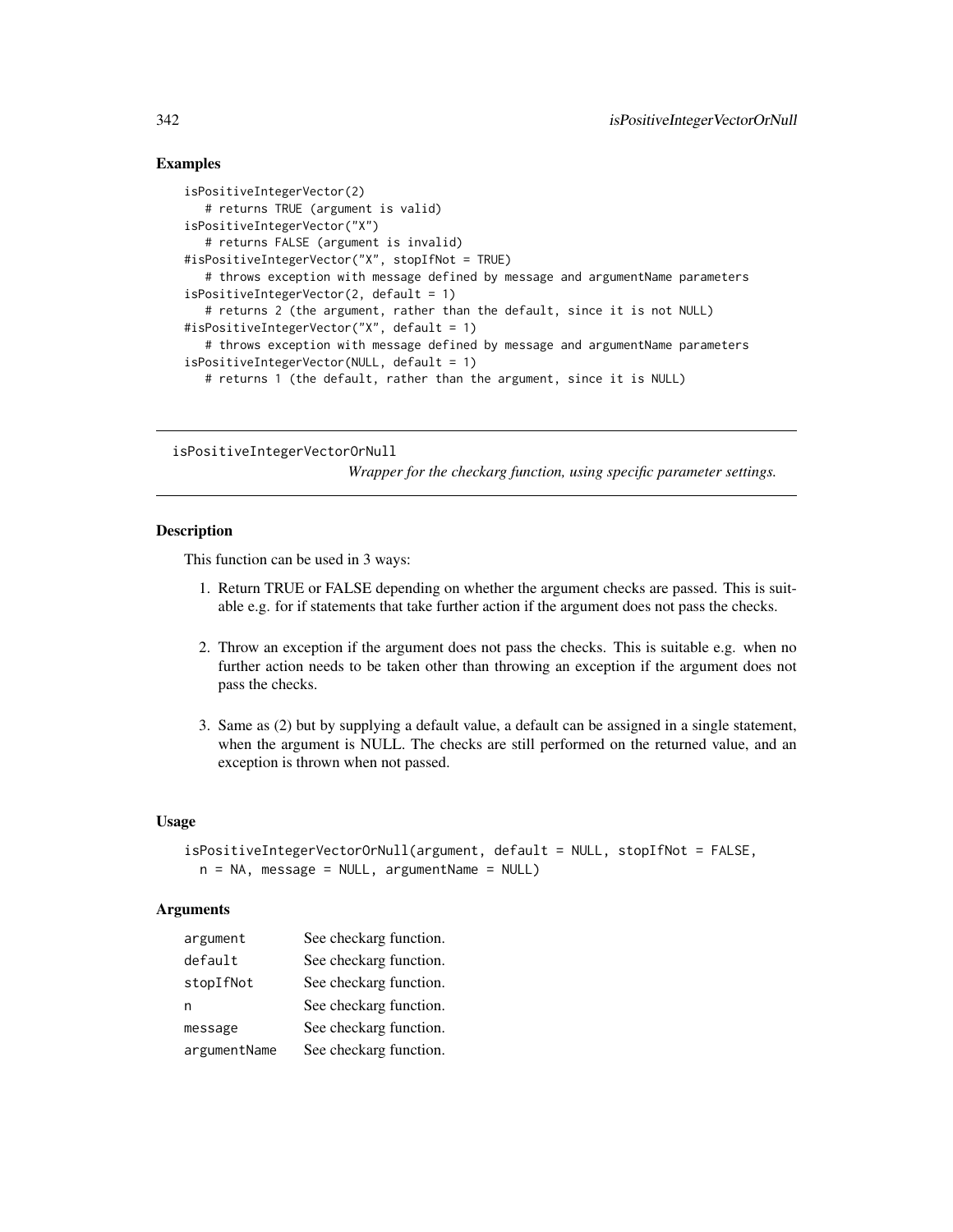## Examples

```
isPositiveIntegerVector(2)
   # returns TRUE (argument is valid)
isPositiveIntegerVector("X")
   # returns FALSE (argument is invalid)
#isPositiveIntegerVector("X", stopIfNot = TRUE)
   # throws exception with message defined by message and argumentName parameters
isPositiveIntegerVector(2, default = 1)
   # returns 2 (the argument, rather than the default, since it is not NULL)
#isPositiveIntegerVector("X", default = 1)
   # throws exception with message defined by message and argumentName parameters
isPositiveIntegerVector(NULL, default = 1)
   # returns 1 (the default, rather than the argument, since it is NULL)
```

---

# isPositiveIntegerVectorOrNull

*Wrapper for the checkarg function, using specific parameter settings.*

---

## Description

This function can be used in 3 ways:

1. Return TRUE or FALSE depending on whether the argument checks are passed. This is suitable e.g. for if statements that take further action if the argument does not pass the checks.
2. Throw an exception if the argument does not pass the checks. This is suitable e.g. when no further action needs to be taken other than throwing an exception if the argument does not pass the checks.
3. Same as (2) but by supplying a default value, a default can be assigned in a single statement, when the argument is NULL. The checks are still performed on the returned value, and an exception is thrown when not passed.

## Usage

```
isPositiveIntegerVectorOrNull(argument, default = NULL, stopIfNot = FALSE,
  n = NA, message = NULL, argumentName = NULL)
```

## Arguments

| | |
|---|---|
| argument | See checkarg function. |
| default | See checkarg function. |
| stopIfNot | See checkarg function. |
| n | See checkarg function. |
| message | See checkarg function. |
| argumentName | See checkarg function. |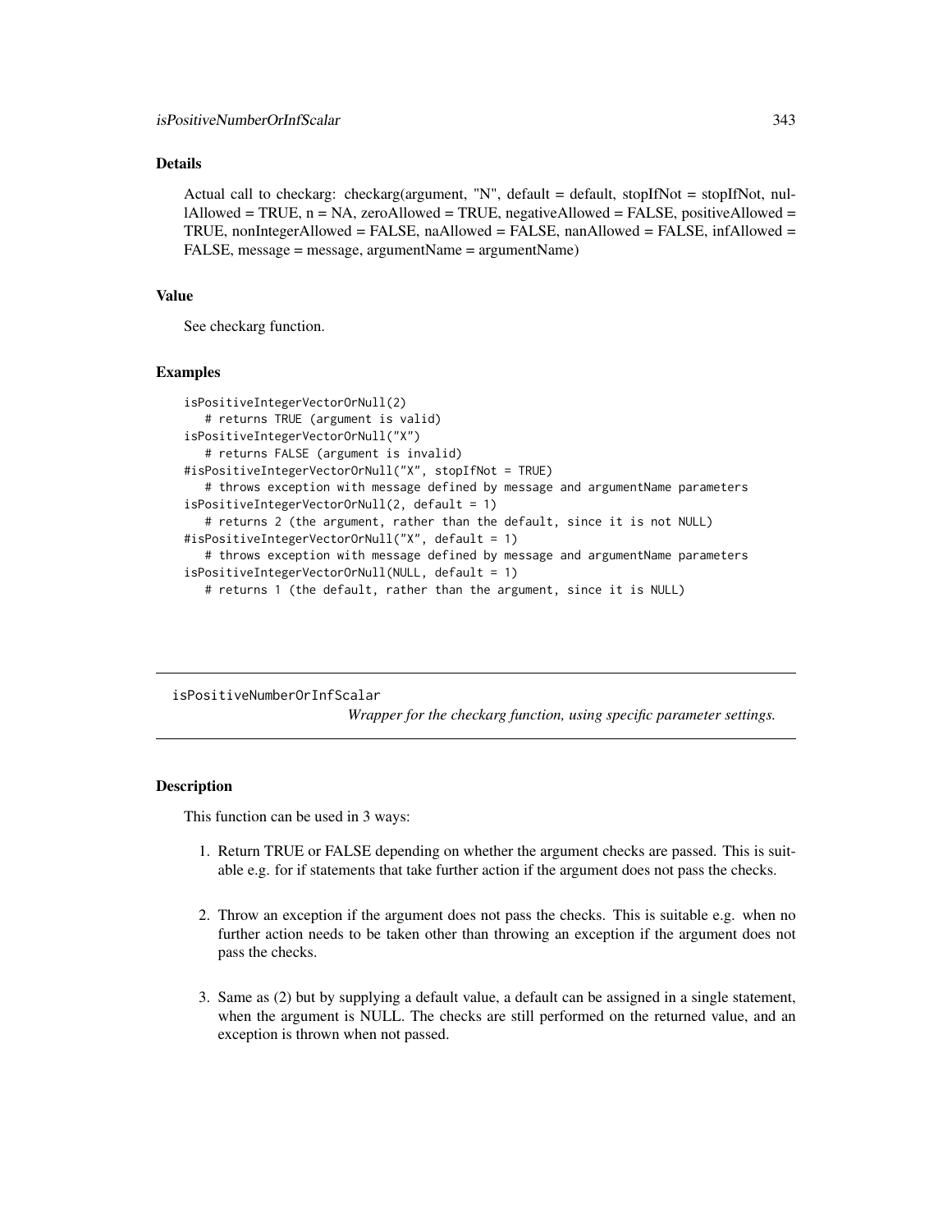## Details

Actual call to checkarg: checkarg(argument, "N", default = default, stopIfNot = stopIfNot, nullAllowed = TRUE, n = NA, zeroAllowed = TRUE, negativeAllowed = FALSE, positiveAllowed = TRUE, nonIntegerAllowed = FALSE, naAllowed = FALSE, nanAllowed = FALSE, infAllowed = FALSE, message = message, argumentName = argumentName)

## Value

See checkarg function.

## Examples

```
isPositiveIntegerVectorOrNull(2)
   # returns TRUE (argument is valid)
isPositiveIntegerVectorOrNull("X")
   # returns FALSE (argument is invalid)
#isPositiveIntegerVectorOrNull("X", stopIfNot = TRUE)
   # throws exception with message defined by message and argumentName parameters
isPositiveIntegerVectorOrNull(2, default = 1)
   # returns 2 (the argument, rather than the default, since it is not NULL)
#isPositiveIntegerVectorOrNull("X", default = 1)
   # throws exception with message defined by message and argumentName parameters
isPositiveIntegerVectorOrNull(NULL, default = 1)
   # returns 1 (the default, rather than the argument, since it is NULL)
```

---

# isPositiveNumberOrInfScalar

*Wrapper for the checkarg function, using specific parameter settings.*

---

## Description

This function can be used in 3 ways:

1. Return TRUE or FALSE depending on whether the argument checks are passed. This is suitable e.g. for if statements that take further action if the argument does not pass the checks.
2. Throw an exception if the argument does not pass the checks. This is suitable e.g. when no further action needs to be taken other than throwing an exception if the argument does not pass the checks.
3. Same as (2) but by supplying a default value, a default can be assigned in a single statement, when the argument is NULL. The checks are still performed on the returned value, and an exception is thrown when not passed.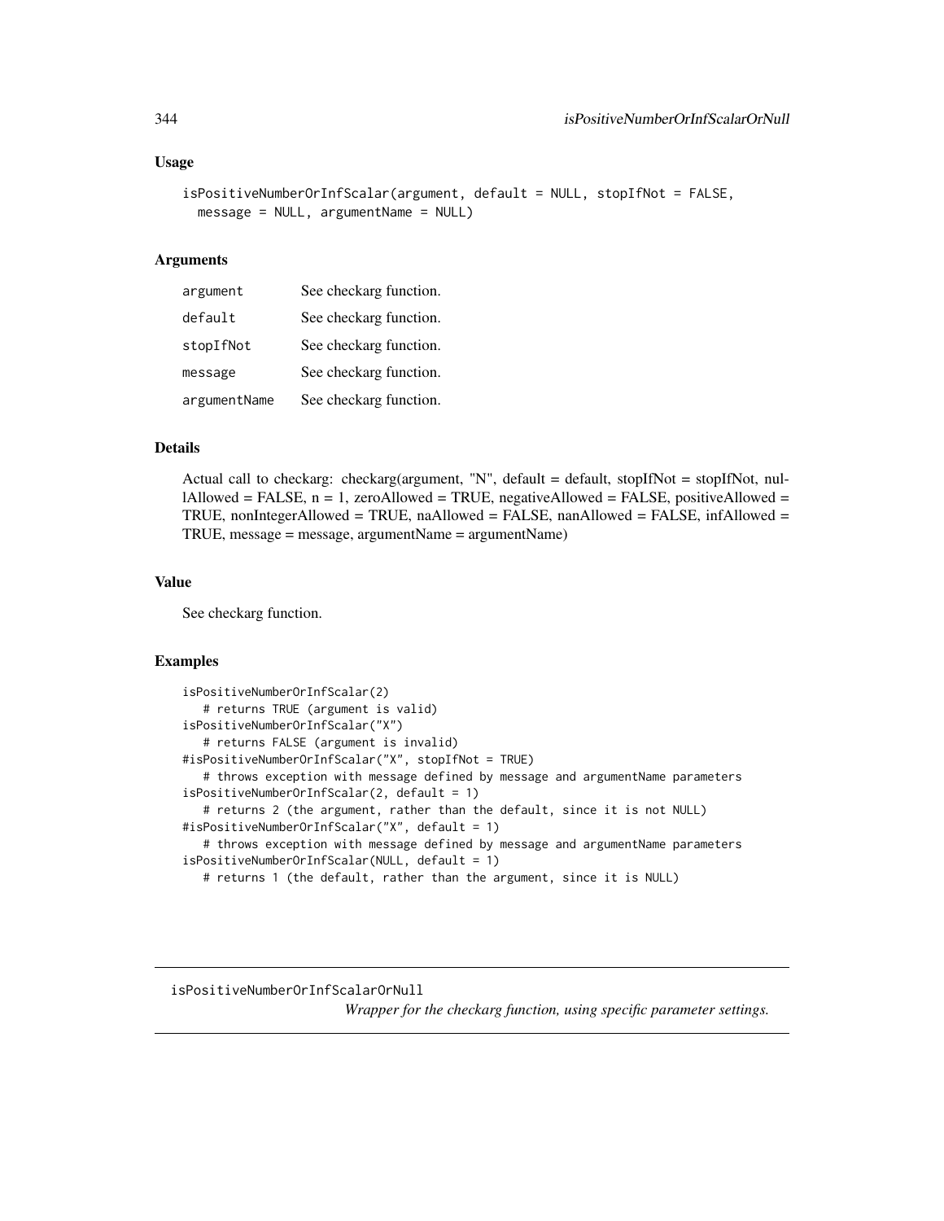### Usage

```
isPositiveNumberOrInfScalar(argument, default = NULL, stopIfNot = FALSE,
  message = NULL, argumentName = NULL)
```

### Arguments

| | |
|---|---|
| argument | See checkarg function. |
| default | See checkarg function. |
| stopIfNot | See checkarg function. |
| message | See checkarg function. |
| argumentName | See checkarg function. |

### Details

Actual call to checkarg: checkarg(argument, "N", default = default, stopIfNot = stopIfNot, nullAllowed = FALSE, n = 1, zeroAllowed = TRUE, negativeAllowed = FALSE, positiveAllowed = TRUE, nonIntegerAllowed = TRUE, naAllowed = FALSE, nanAllowed = FALSE, infAllowed = TRUE, message = message, argumentName = argumentName)

### Value

See checkarg function.

### Examples

```
isPositiveNumberOrInfScalar(2)
   # returns TRUE (argument is valid)
isPositiveNumberOrInfScalar("X")
   # returns FALSE (argument is invalid)
#isPositiveNumberOrInfScalar("X", stopIfNot = TRUE)
   # throws exception with message defined by message and argumentName parameters
isPositiveNumberOrInfScalar(2, default = 1)
   # returns 2 (the argument, rather than the default, since it is not NULL)
#isPositiveNumberOrInfScalar("X", default = 1)
   # throws exception with message defined by message and argumentName parameters
isPositiveNumberOrInfScalar(NULL, default = 1)
   # returns 1 (the default, rather than the argument, since it is NULL)
```

---

## isPositiveNumberOrInfScalarOrNull

*Wrapper for the checkarg function, using specific parameter settings.*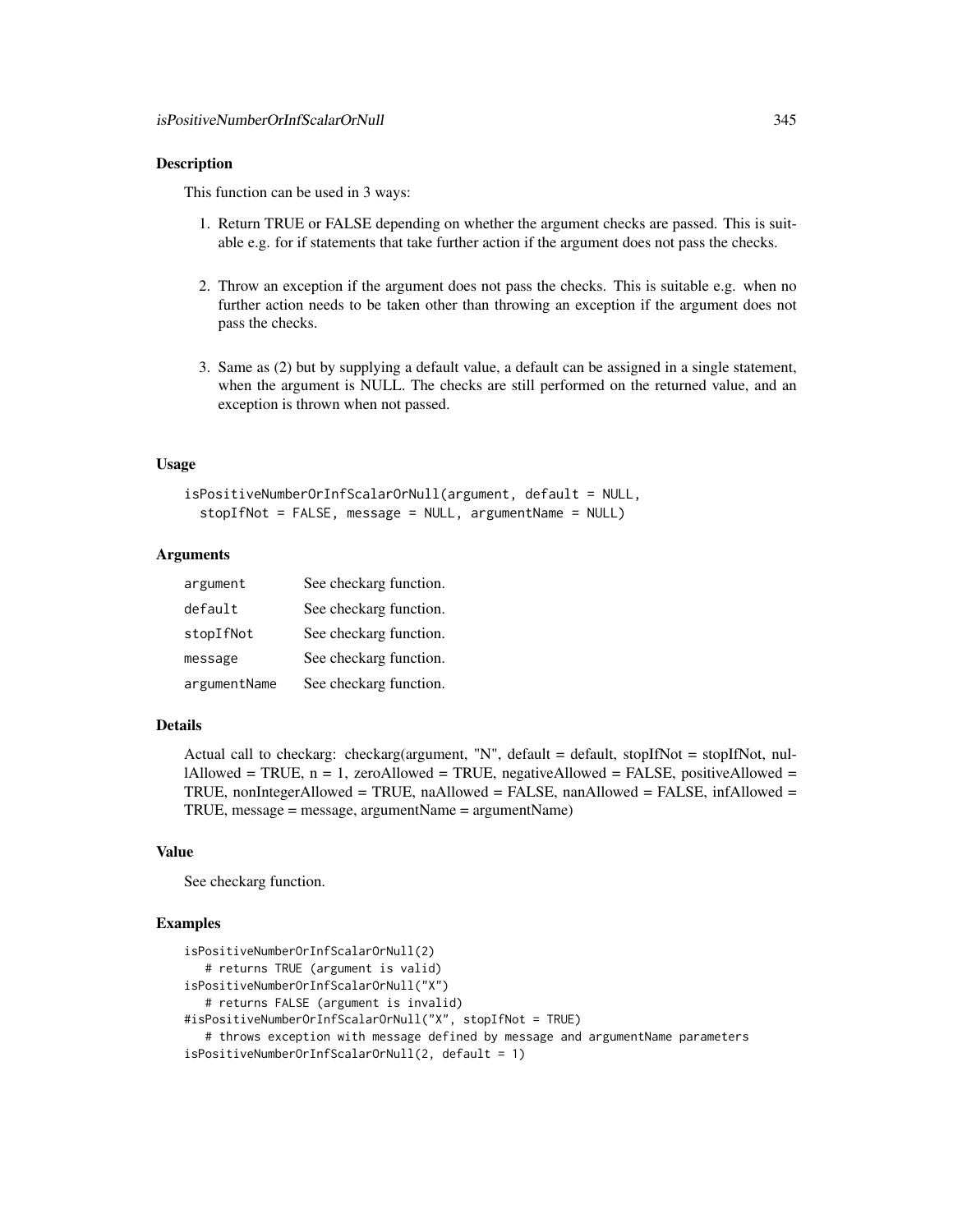## Description

This function can be used in 3 ways:

1. Return TRUE or FALSE depending on whether the argument checks are passed. This is suitable e.g. for if statements that take further action if the argument does not pass the checks.

2. Throw an exception if the argument does not pass the checks. This is suitable e.g. when no further action needs to be taken other than throwing an exception if the argument does not pass the checks.

3. Same as (2) but by supplying a default value, a default can be assigned in a single statement, when the argument is NULL. The checks are still performed on the returned value, and an exception is thrown when not passed.

## Usage

```
isPositiveNumberOrInfScalarOrNull(argument, default = NULL,
  stopIfNot = FALSE, message = NULL, argumentName = NULL)
```

## Arguments

| | |
|---|---|
| argument | See checkarg function. |
| default | See checkarg function. |
| stopIfNot | See checkarg function. |
| message | See checkarg function. |
| argumentName | See checkarg function. |

## Details

Actual call to checkarg: checkarg(argument, "N", default = default, stopIfNot = stopIfNot, nullAllowed = TRUE, n = 1, zeroAllowed = TRUE, negativeAllowed = FALSE, positiveAllowed = TRUE, nonIntegerAllowed = TRUE, naAllowed = FALSE, nanAllowed = FALSE, infAllowed = TRUE, message = message, argumentName = argumentName)

## Value

See checkarg function.

## Examples

```
isPositiveNumberOrInfScalarOrNull(2)
   # returns TRUE (argument is valid)
isPositiveNumberOrInfScalarOrNull("X")
   # returns FALSE (argument is invalid)
#isPositiveNumberOrInfScalarOrNull("X", stopIfNot = TRUE)
   # throws exception with message defined by message and argumentName parameters
isPositiveNumberOrInfScalarOrNull(2, default = 1)
```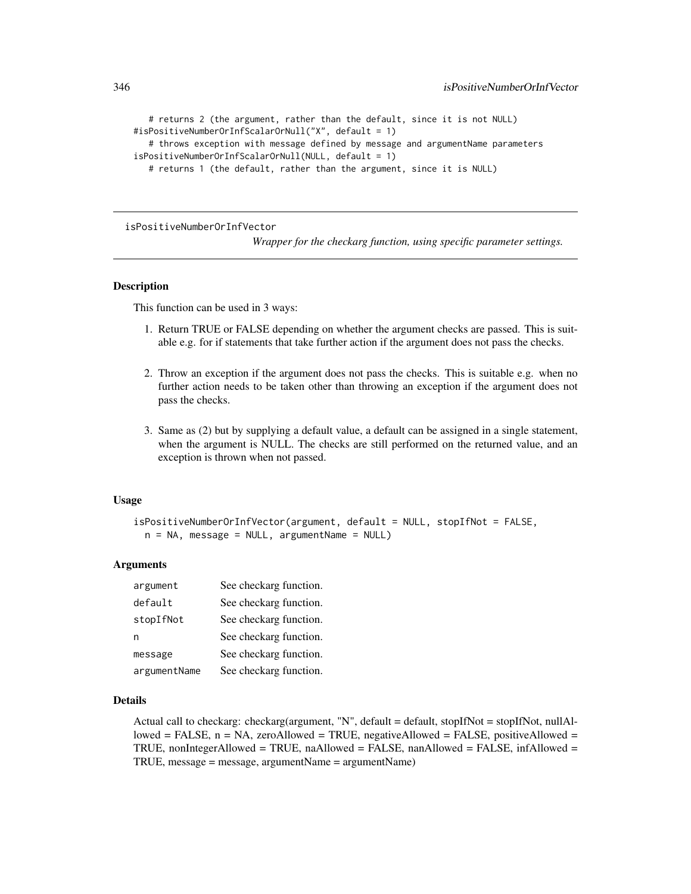```
   # returns 2 (the argument, rather than the default, since it is not NULL)
#isPositiveNumberOrInfScalarOrNull("X", default = 1)
   # throws exception with message defined by message and argumentName parameters
isPositiveNumberOrInfScalarOrNull(NULL, default = 1)
   # returns 1 (the default, rather than the argument, since it is NULL)
```

---

## isPositiveNumberOrInfVector

*Wrapper for the checkarg function, using specific parameter settings.*

---

### Description

This function can be used in 3 ways:

1. Return TRUE or FALSE depending on whether the argument checks are passed. This is suitable e.g. for if statements that take further action if the argument does not pass the checks.
2. Throw an exception if the argument does not pass the checks. This is suitable e.g. when no further action needs to be taken other than throwing an exception if the argument does not pass the checks.
3. Same as (2) but by supplying a default value, a default can be assigned in a single statement, when the argument is NULL. The checks are still performed on the returned value, and an exception is thrown when not passed.

### Usage

```
isPositiveNumberOrInfVector(argument, default = NULL, stopIfNot = FALSE,
  n = NA, message = NULL, argumentName = NULL)
```

### Arguments

| | |
|---|---|
| argument | See checkarg function. |
| default | See checkarg function. |
| stopIfNot | See checkarg function. |
| n | See checkarg function. |
| message | See checkarg function. |
| argumentName | See checkarg function. |

### Details

Actual call to checkarg: checkarg(argument, "N", default = default, stopIfNot = stopIfNot, nullAllowed = FALSE, n = NA, zeroAllowed = TRUE, negativeAllowed = FALSE, positiveAllowed = TRUE, nonIntegerAllowed = TRUE, naAllowed = FALSE, nanAllowed = FALSE, infAllowed = TRUE, message = message, argumentName = argumentName)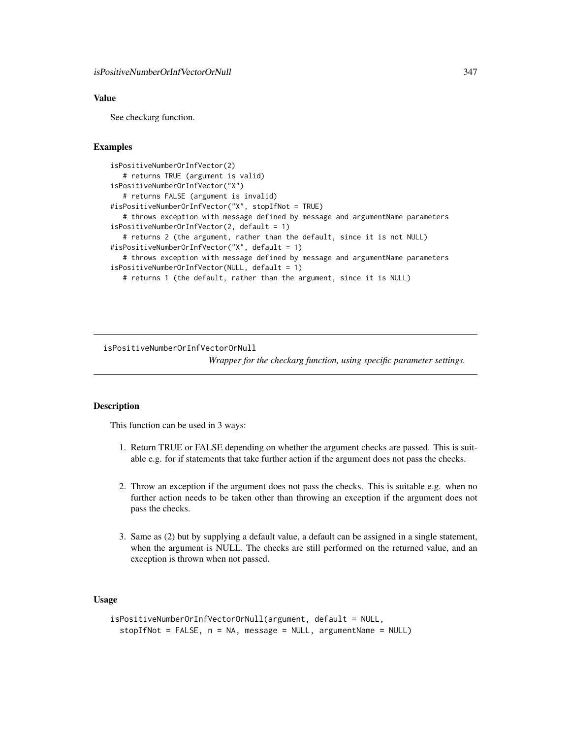### Value

See checkarg function.

### Examples

```
isPositiveNumberOrInfVector(2)
   # returns TRUE (argument is valid)
isPositiveNumberOrInfVector("X")
   # returns FALSE (argument is invalid)
#isPositiveNumberOrInfVector("X", stopIfNot = TRUE)
   # throws exception with message defined by message and argumentName parameters
isPositiveNumberOrInfVector(2, default = 1)
   # returns 2 (the argument, rather than the default, since it is not NULL)
#isPositiveNumberOrInfVector("X", default = 1)
   # throws exception with message defined by message and argumentName parameters
isPositiveNumberOrInfVector(NULL, default = 1)
   # returns 1 (the default, rather than the argument, since it is NULL)
```

---

## isPositiveNumberOrInfVectorOrNull

*Wrapper for the checkarg function, using specific parameter settings.*

---

### Description

This function can be used in 3 ways:

1. Return TRUE or FALSE depending on whether the argument checks are passed. This is suitable e.g. for if statements that take further action if the argument does not pass the checks.
2. Throw an exception if the argument does not pass the checks. This is suitable e.g. when no further action needs to be taken other than throwing an exception if the argument does not pass the checks.
3. Same as (2) but by supplying a default value, a default can be assigned in a single statement, when the argument is NULL. The checks are still performed on the returned value, and an exception is thrown when not passed.

### Usage

```
isPositiveNumberOrInfVectorOrNull(argument, default = NULL,
  stopIfNot = FALSE, n = NA, message = NULL, argumentName = NULL)
```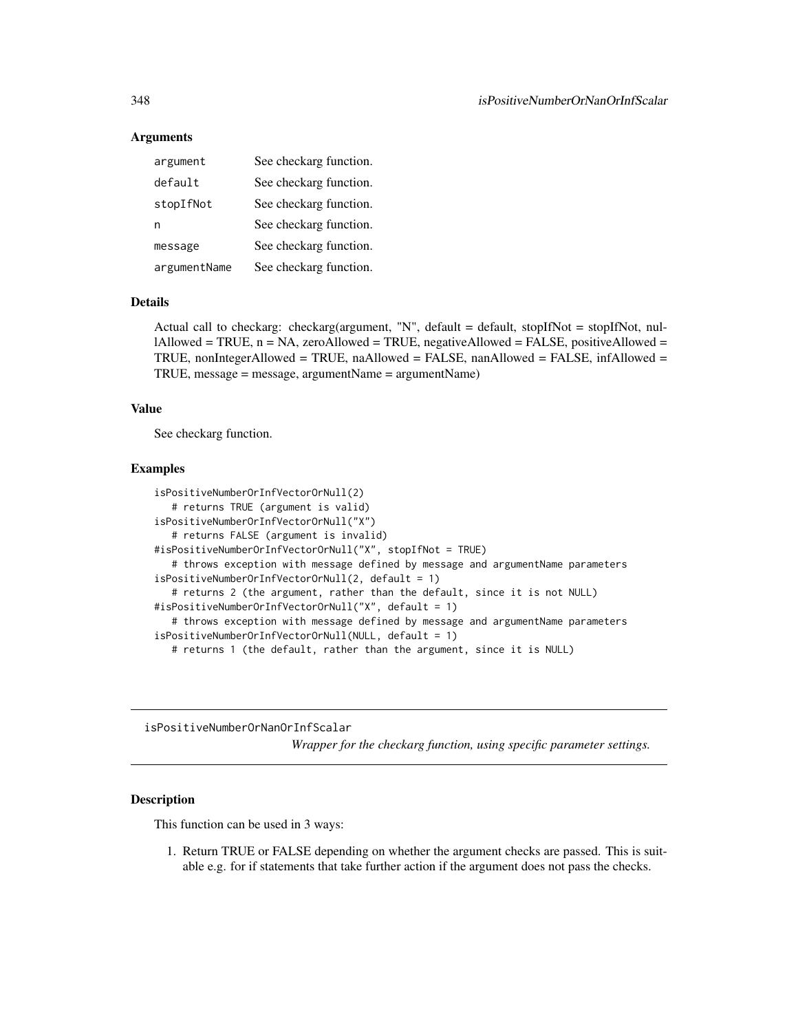### Arguments

| | |
|---|---|
| argument | See checkarg function. |
| default | See checkarg function. |
| stopIfNot | See checkarg function. |
| n | See checkarg function. |
| message | See checkarg function. |
| argumentName | See checkarg function. |

### Details

Actual call to checkarg: checkarg(argument, "N", default = default, stopIfNot = stopIfNot, nullAllowed = TRUE, n = NA, zeroAllowed = TRUE, negativeAllowed = FALSE, positiveAllowed = TRUE, nonIntegerAllowed = TRUE, naAllowed = FALSE, nanAllowed = FALSE, infAllowed = TRUE, message = message, argumentName = argumentName)

### Value

See checkarg function.

### Examples

```
isPositiveNumberOrInfVectorOrNull(2)
   # returns TRUE (argument is valid)
isPositiveNumberOrInfVectorOrNull("X")
   # returns FALSE (argument is invalid)
#isPositiveNumberOrInfVectorOrNull("X", stopIfNot = TRUE)
   # throws exception with message defined by message and argumentName parameters
isPositiveNumberOrInfVectorOrNull(2, default = 1)
   # returns 2 (the argument, rather than the default, since it is not NULL)
#isPositiveNumberOrInfVectorOrNull("X", default = 1)
   # throws exception with message defined by message and argumentName parameters
isPositiveNumberOrInfVectorOrNull(NULL, default = 1)
   # returns 1 (the default, rather than the argument, since it is NULL)
```

---

## isPositiveNumberOrNanOrInfScalar

*Wrapper for the checkarg function, using specific parameter settings.*

---

### Description

This function can be used in 3 ways:

1. Return TRUE or FALSE depending on whether the argument checks are passed. This is suitable e.g. for if statements that take further action if the argument does not pass the checks.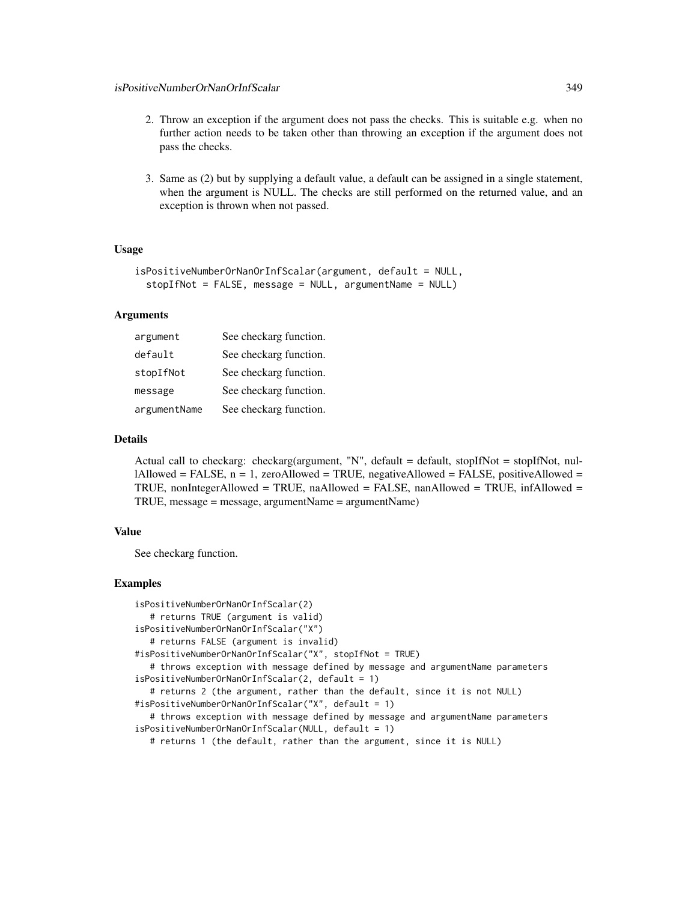2. Throw an exception if the argument does not pass the checks. This is suitable e.g. when no further action needs to be taken other than throwing an exception if the argument does not pass the checks.

3. Same as (2) but by supplying a default value, a default can be assigned in a single statement, when the argument is NULL. The checks are still performed on the returned value, and an exception is thrown when not passed.

### Usage

```
isPositiveNumberOrNanOrInfScalar(argument, default = NULL,
  stopIfNot = FALSE, message = NULL, argumentName = NULL)
```

### Arguments

| | |
|---|---|
| argument | See checkarg function. |
| default | See checkarg function. |
| stopIfNot | See checkarg function. |
| message | See checkarg function. |
| argumentName | See checkarg function. |

### Details

Actual call to checkarg: checkarg(argument, "N", default = default, stopIfNot = stopIfNot, nullAllowed = FALSE, n = 1, zeroAllowed = TRUE, negativeAllowed = FALSE, positiveAllowed = TRUE, nonIntegerAllowed = TRUE, naAllowed = FALSE, nanAllowed = TRUE, infAllowed = TRUE, message = message, argumentName = argumentName)

### Value

See checkarg function.

### Examples

```
isPositiveNumberOrNanOrInfScalar(2)
   # returns TRUE (argument is valid)
isPositiveNumberOrNanOrInfScalar("X")
   # returns FALSE (argument is invalid)
#isPositiveNumberOrNanOrInfScalar("X", stopIfNot = TRUE)
   # throws exception with message defined by message and argumentName parameters
isPositiveNumberOrNanOrInfScalar(2, default = 1)
   # returns 2 (the argument, rather than the default, since it is not NULL)
#isPositiveNumberOrNanOrInfScalar("X", default = 1)
   # throws exception with message defined by message and argumentName parameters
isPositiveNumberOrNanOrInfScalar(NULL, default = 1)
   # returns 1 (the default, rather than the argument, since it is NULL)
```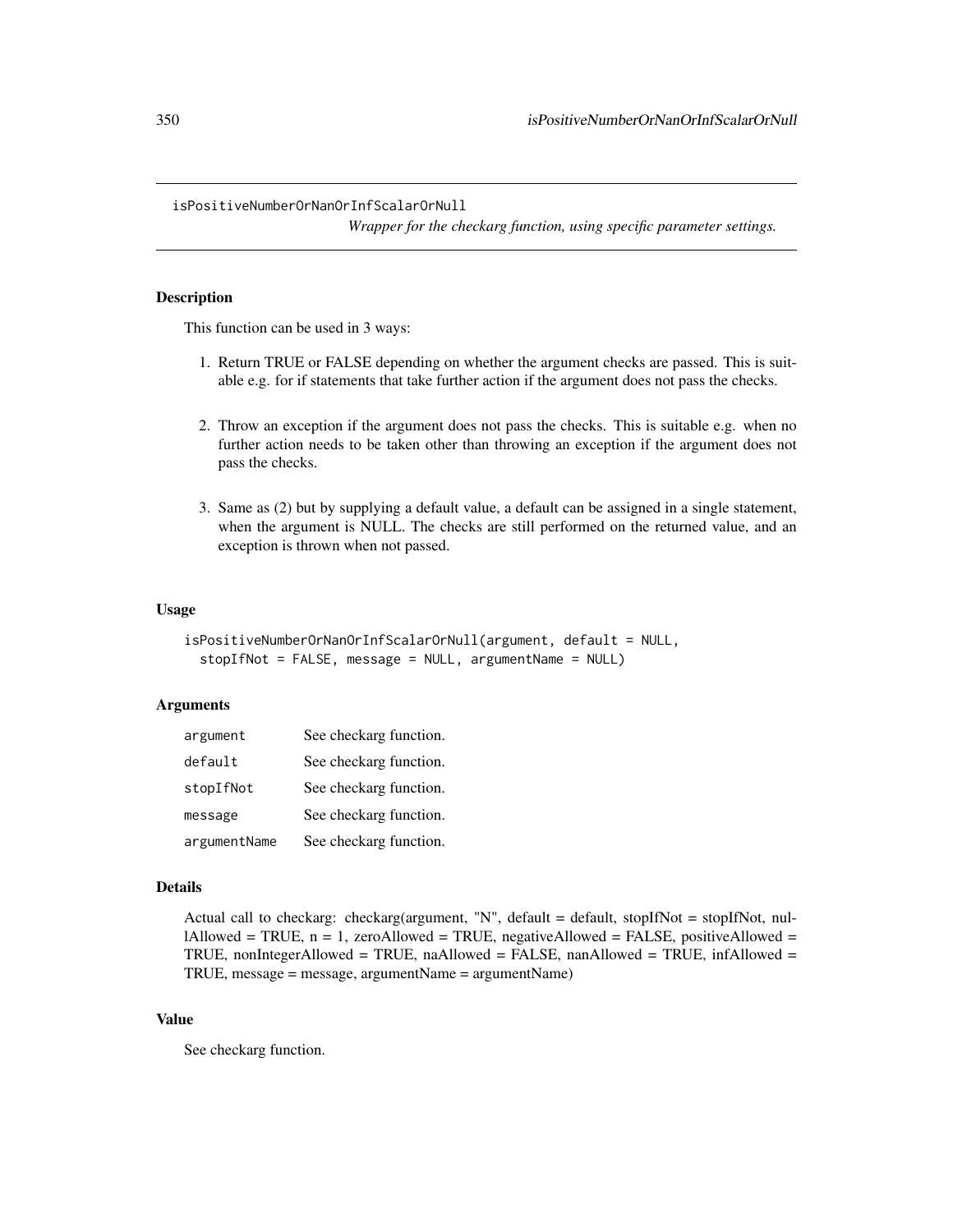isPositiveNumberOrNanOrInfScalarOrNull

*Wrapper for the checkarg function, using specific parameter settings.*

## Description

This function can be used in 3 ways:

1. Return TRUE or FALSE depending on whether the argument checks are passed. This is suitable e.g. for if statements that take further action if the argument does not pass the checks.
2. Throw an exception if the argument does not pass the checks. This is suitable e.g. when no further action needs to be taken other than throwing an exception if the argument does not pass the checks.
3. Same as (2) but by supplying a default value, a default can be assigned in a single statement, when the argument is NULL. The checks are still performed on the returned value, and an exception is thrown when not passed.

## Usage

```
isPositiveNumberOrNanOrInfScalarOrNull(argument, default = NULL,
  stopIfNot = FALSE, message = NULL, argumentName = NULL)
```

## Arguments

| | |
|---|---|
| argument | See checkarg function. |
| default | See checkarg function. |
| stopIfNot | See checkarg function. |
| message | See checkarg function. |
| argumentName | See checkarg function. |

## Details

Actual call to checkarg: checkarg(argument, "N", default = default, stopIfNot = stopIfNot, nullAllowed = TRUE, n = 1, zeroAllowed = TRUE, negativeAllowed = FALSE, positiveAllowed = TRUE, nonIntegerAllowed = TRUE, naAllowed = FALSE, nanAllowed = TRUE, infAllowed = TRUE, message = message, argumentName = argumentName)

## Value

See checkarg function.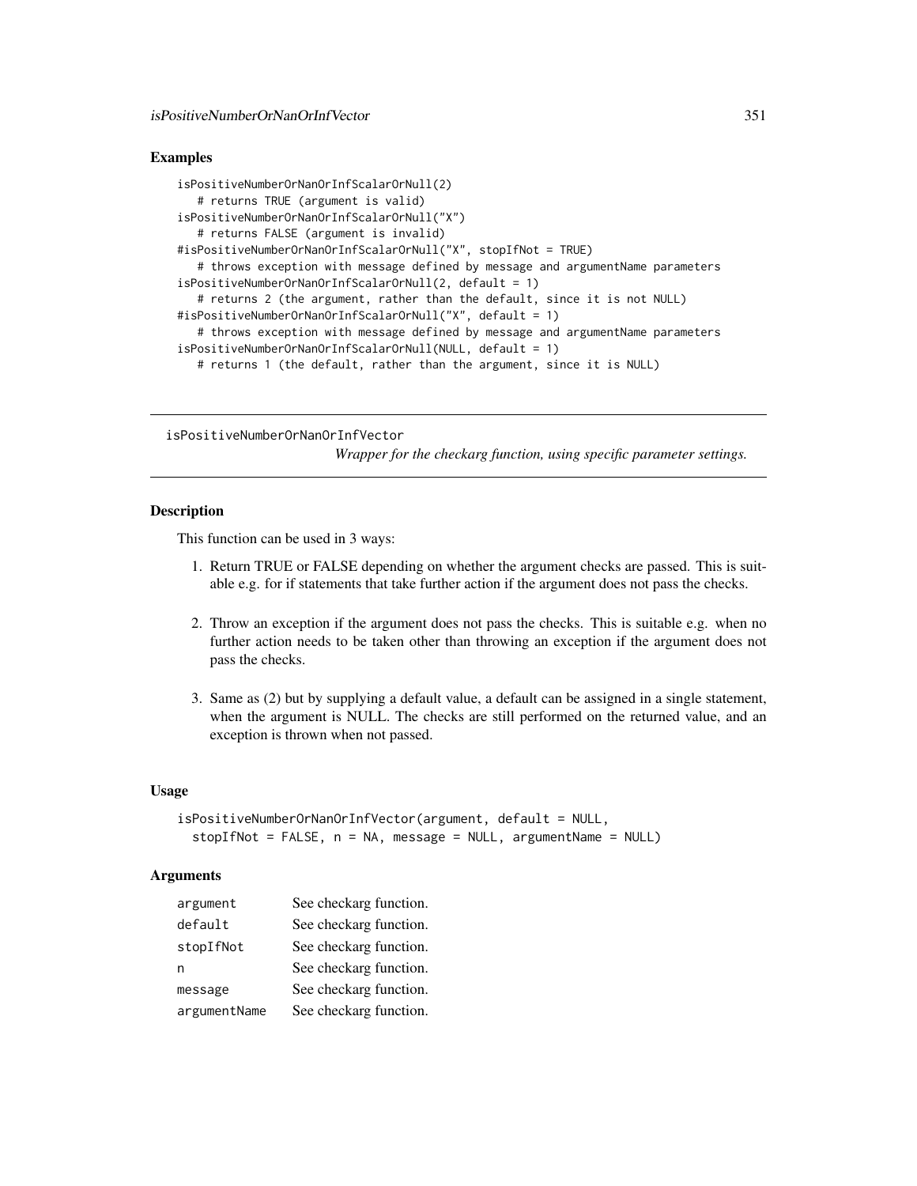## Examples

```
isPositiveNumberOrNanOrInfScalarOrNull(2)
   # returns TRUE (argument is valid)
isPositiveNumberOrNanOrInfScalarOrNull("X")
   # returns FALSE (argument is invalid)
#isPositiveNumberOrNanOrInfScalarOrNull("X", stopIfNot = TRUE)
   # throws exception with message defined by message and argumentName parameters
isPositiveNumberOrNanOrInfScalarOrNull(2, default = 1)
   # returns 2 (the argument, rather than the default, since it is not NULL)
#isPositiveNumberOrNanOrInfScalarOrNull("X", default = 1)
   # throws exception with message defined by message and argumentName parameters
isPositiveNumberOrNanOrInfScalarOrNull(NULL, default = 1)
   # returns 1 (the default, rather than the argument, since it is NULL)
```

---

# isPositiveNumberOrNanOrInfVector

*Wrapper for the checkarg function, using specific parameter settings.*

---

## Description

This function can be used in 3 ways:

1. Return TRUE or FALSE depending on whether the argument checks are passed. This is suitable e.g. for if statements that take further action if the argument does not pass the checks.
2. Throw an exception if the argument does not pass the checks. This is suitable e.g. when no further action needs to be taken other than throwing an exception if the argument does not pass the checks.
3. Same as (2) but by supplying a default value, a default can be assigned in a single statement, when the argument is NULL. The checks are still performed on the returned value, and an exception is thrown when not passed.

## Usage

```
isPositiveNumberOrNanOrInfVector(argument, default = NULL,
  stopIfNot = FALSE, n = NA, message = NULL, argumentName = NULL)
```

## Arguments

| | |
|---|---|
| argument | See checkarg function. |
| default | See checkarg function. |
| stopIfNot | See checkarg function. |
| n | See checkarg function. |
| message | See checkarg function. |
| argumentName | See checkarg function. |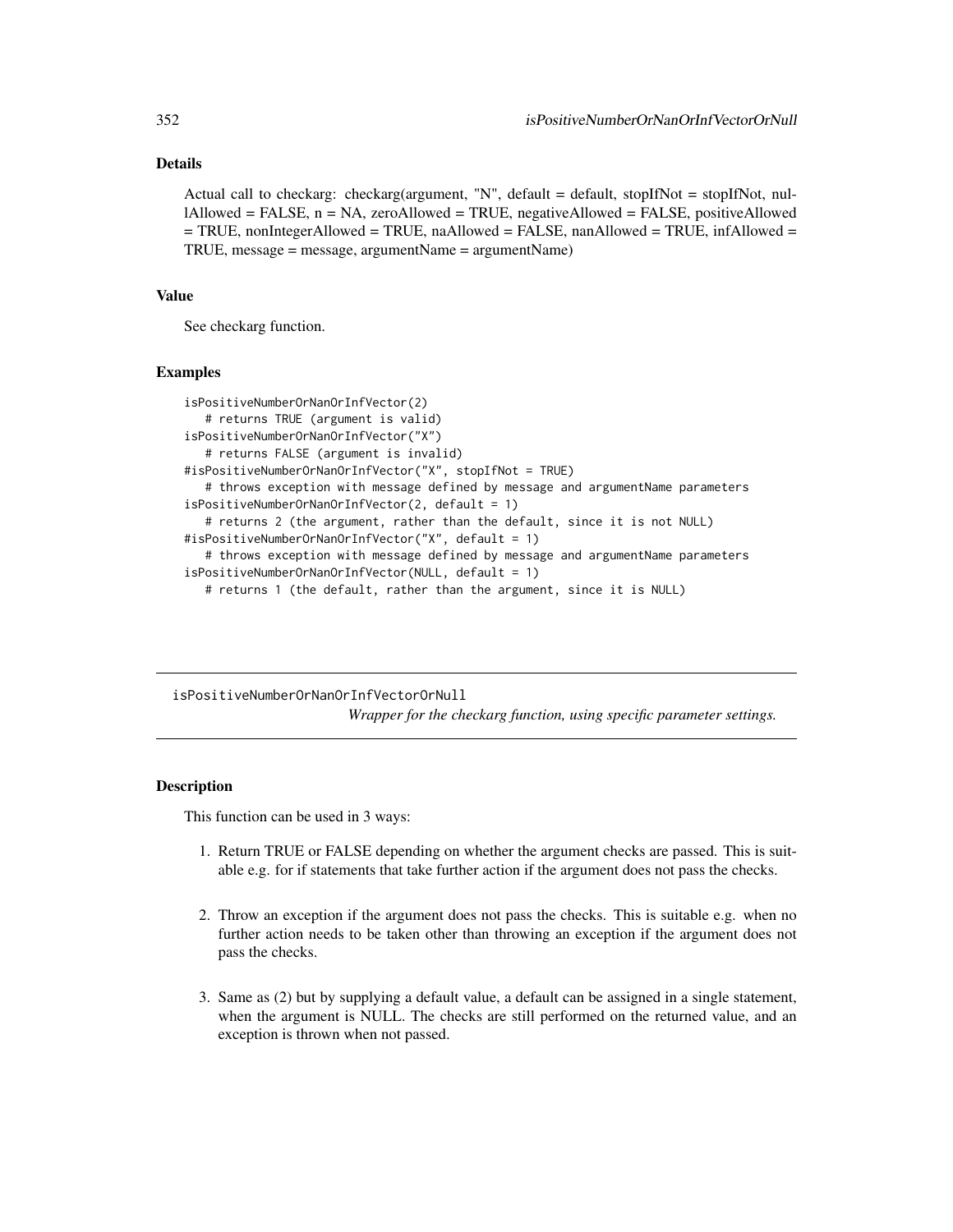### Details

Actual call to checkarg: checkarg(argument, "N", default = default, stopIfNot = stopIfNot, nullAllowed = FALSE, n = NA, zeroAllowed = TRUE, negativeAllowed = FALSE, positiveAllowed = TRUE, nonIntegerAllowed = TRUE, naAllowed = FALSE, nanAllowed = TRUE, infAllowed = TRUE, message = message, argumentName = argumentName)

### Value

See checkarg function.

### Examples

```
isPositiveNumberOrNanOrInfVector(2)
   # returns TRUE (argument is valid)
isPositiveNumberOrNanOrInfVector("X")
   # returns FALSE (argument is invalid)
#isPositiveNumberOrNanOrInfVector("X", stopIfNot = TRUE)
   # throws exception with message defined by message and argumentName parameters
isPositiveNumberOrNanOrInfVector(2, default = 1)
   # returns 2 (the argument, rather than the default, since it is not NULL)
#isPositiveNumberOrNanOrInfVector("X", default = 1)
   # throws exception with message defined by message and argumentName parameters
isPositiveNumberOrNanOrInfVector(NULL, default = 1)
   # returns 1 (the default, rather than the argument, since it is NULL)
```

---

## isPositiveNumberOrNanOrInfVectorOrNull

*Wrapper for the checkarg function, using specific parameter settings.*

---

### Description

This function can be used in 3 ways:

1. Return TRUE or FALSE depending on whether the argument checks are passed. This is suitable e.g. for if statements that take further action if the argument does not pass the checks.
2. Throw an exception if the argument does not pass the checks. This is suitable e.g. when no further action needs to be taken other than throwing an exception if the argument does not pass the checks.
3. Same as (2) but by supplying a default value, a default can be assigned in a single statement, when the argument is NULL. The checks are still performed on the returned value, and an exception is thrown when not passed.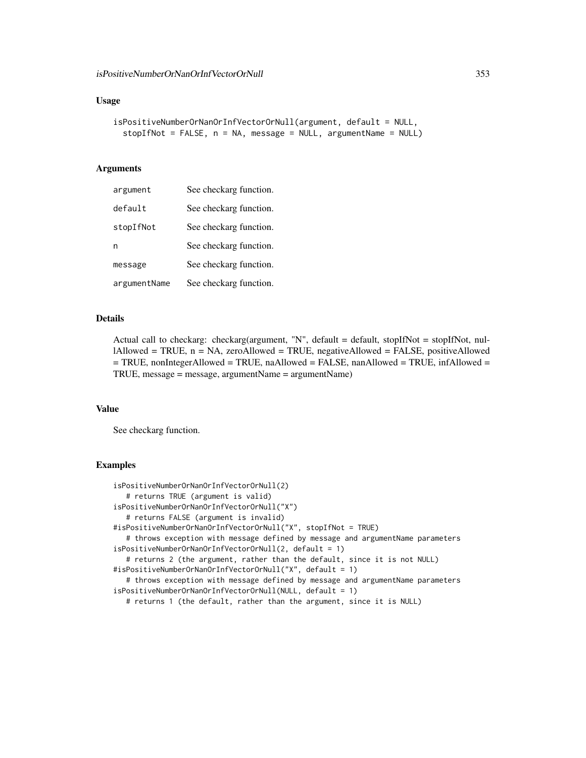## Usage

```
isPositiveNumberOrNanOrInfVectorOrNull(argument, default = NULL,
  stopIfNot = FALSE, n = NA, message = NULL, argumentName = NULL)
```

## Arguments

| | |
|---|---|
| `argument` | See checkarg function. |
| `default` | See checkarg function. |
| `stopIfNot` | See checkarg function. |
| `n` | See checkarg function. |
| `message` | See checkarg function. |
| `argumentName` | See checkarg function. |

## Details

Actual call to checkarg: checkarg(argument, "N", default = default, stopIfNot = stopIfNot, nullAllowed = TRUE, n = NA, zeroAllowed = TRUE, negativeAllowed = FALSE, positiveAllowed = TRUE, nonIntegerAllowed = TRUE, naAllowed = FALSE, nanAllowed = TRUE, infAllowed = TRUE, message = message, argumentName = argumentName)

## Value

See checkarg function.

## Examples

```
isPositiveNumberOrNanOrInfVectorOrNull(2)
   # returns TRUE (argument is valid)
isPositiveNumberOrNanOrInfVectorOrNull("X")
   # returns FALSE (argument is invalid)
#isPositiveNumberOrNanOrInfVectorOrNull("X", stopIfNot = TRUE)
   # throws exception with message defined by message and argumentName parameters
isPositiveNumberOrNanOrInfVectorOrNull(2, default = 1)
   # returns 2 (the argument, rather than the default, since it is not NULL)
#isPositiveNumberOrNanOrInfVectorOrNull("X", default = 1)
   # throws exception with message defined by message and argumentName parameters
isPositiveNumberOrNanOrInfVectorOrNull(NULL, default = 1)
   # returns 1 (the default, rather than the argument, since it is NULL)
```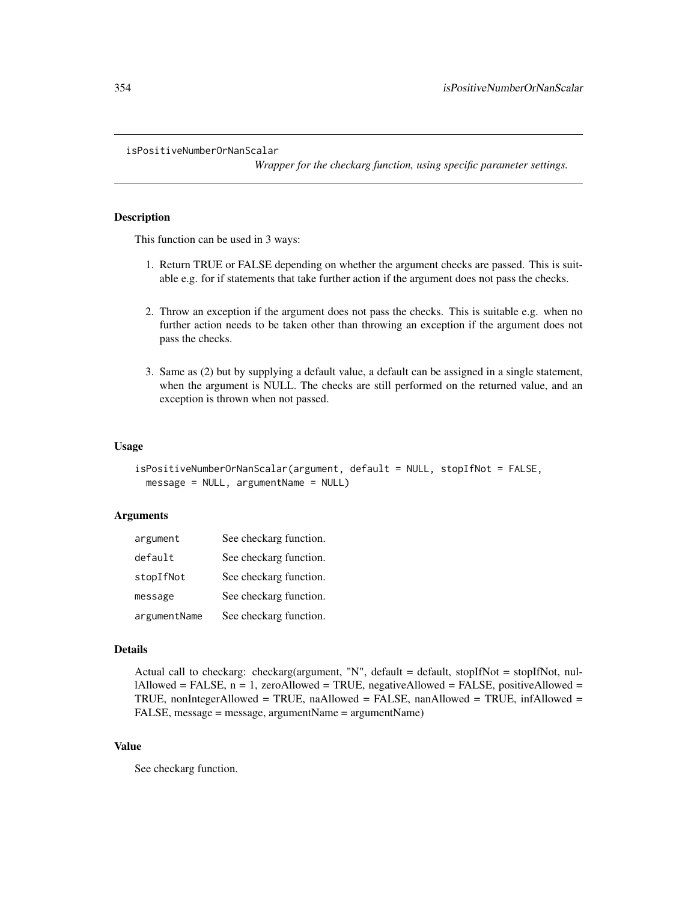# isPositiveNumberOrNanScalar

*Wrapper for the checkarg function, using specific parameter settings.*

## Description

This function can be used in 3 ways:

1. Return TRUE or FALSE depending on whether the argument checks are passed. This is suitable e.g. for if statements that take further action if the argument does not pass the checks.
2. Throw an exception if the argument does not pass the checks. This is suitable e.g. when no further action needs to be taken other than throwing an exception if the argument does not pass the checks.
3. Same as (2) but by supplying a default value, a default can be assigned in a single statement, when the argument is NULL. The checks are still performed on the returned value, and an exception is thrown when not passed.

## Usage

```
isPositiveNumberOrNanScalar(argument, default = NULL, stopIfNot = FALSE,
  message = NULL, argumentName = NULL)
```

## Arguments

| | |
|---|---|
| argument | See checkarg function. |
| default | See checkarg function. |
| stopIfNot | See checkarg function. |
| message | See checkarg function. |
| argumentName | See checkarg function. |

## Details

Actual call to checkarg: checkarg(argument, "N", default = default, stopIfNot = stopIfNot, nullAllowed = FALSE, n = 1, zeroAllowed = TRUE, negativeAllowed = FALSE, positiveAllowed = TRUE, nonIntegerAllowed = TRUE, naAllowed = FALSE, nanAllowed = TRUE, infAllowed = FALSE, message = message, argumentName = argumentName)

## Value

See checkarg function.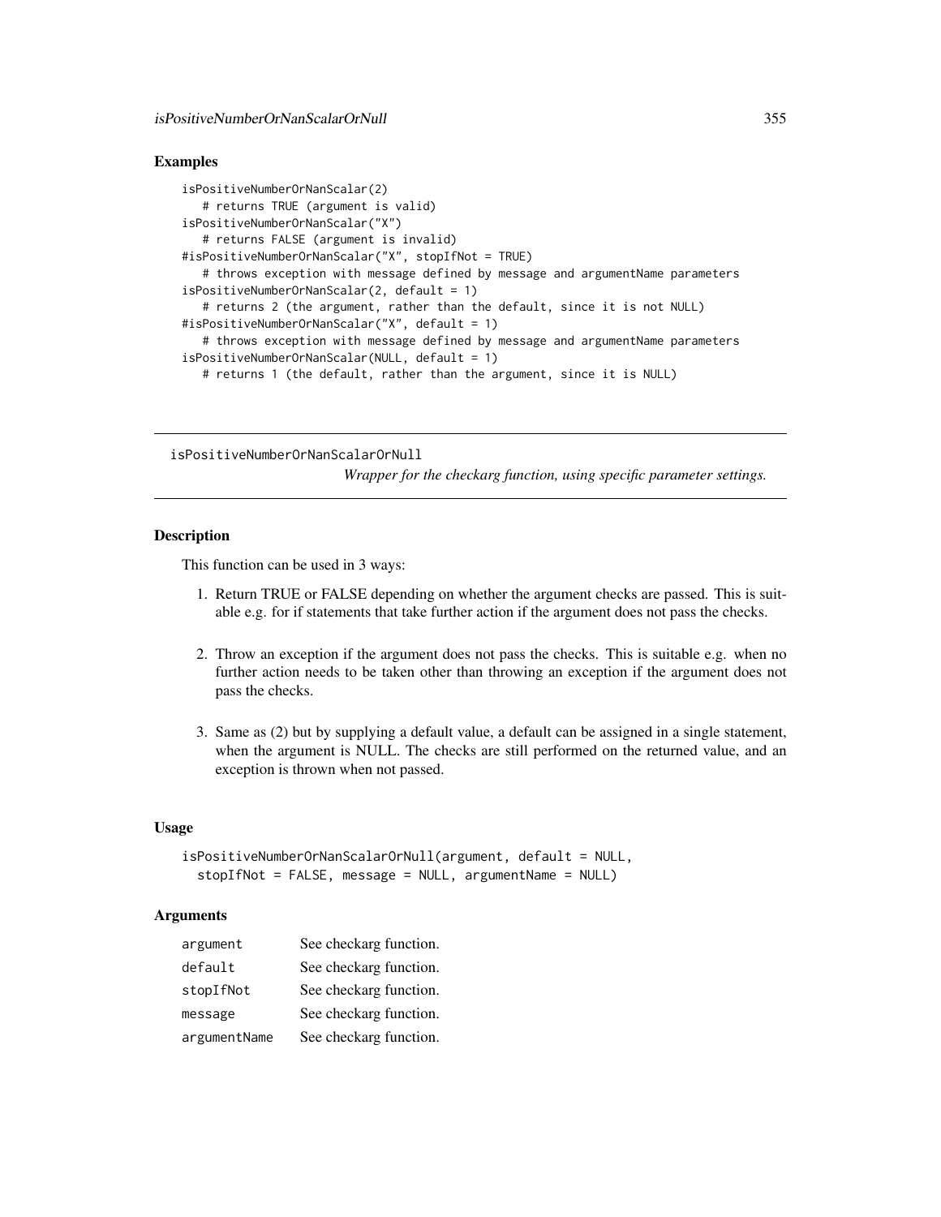### Examples

```
isPositiveNumberOrNanScalar(2)
   # returns TRUE (argument is valid)
isPositiveNumberOrNanScalar("X")
   # returns FALSE (argument is invalid)
#isPositiveNumberOrNanScalar("X", stopIfNot = TRUE)
   # throws exception with message defined by message and argumentName parameters
isPositiveNumberOrNanScalar(2, default = 1)
   # returns 2 (the argument, rather than the default, since it is not NULL)
#isPositiveNumberOrNanScalar("X", default = 1)
   # throws exception with message defined by message and argumentName parameters
isPositiveNumberOrNanScalar(NULL, default = 1)
   # returns 1 (the default, rather than the argument, since it is NULL)
```

---

## isPositiveNumberOrNanScalarOrNull

*Wrapper for the checkarg function, using specific parameter settings.*

---

### Description

This function can be used in 3 ways:

1. Return TRUE or FALSE depending on whether the argument checks are passed. This is suitable e.g. for if statements that take further action if the argument does not pass the checks.
2. Throw an exception if the argument does not pass the checks. This is suitable e.g. when no further action needs to be taken other than throwing an exception if the argument does not pass the checks.
3. Same as (2) but by supplying a default value, a default can be assigned in a single statement, when the argument is NULL. The checks are still performed on the returned value, and an exception is thrown when not passed.

### Usage

```
isPositiveNumberOrNanScalarOrNull(argument, default = NULL,
  stopIfNot = FALSE, message = NULL, argumentName = NULL)
```

### Arguments

| | |
|---|---|
| argument | See checkarg function. |
| default | See checkarg function. |
| stopIfNot | See checkarg function. |
| message | See checkarg function. |
| argumentName | See checkarg function. |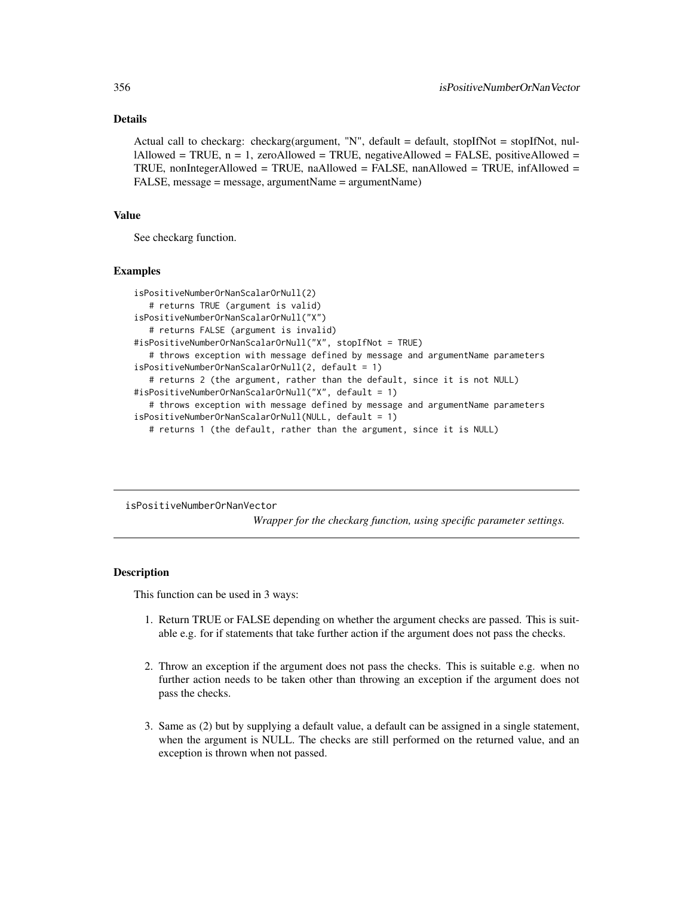## Details

Actual call to checkarg: checkarg(argument, "N", default = default, stopIfNot = stopIfNot, nullAllowed = TRUE, n = 1, zeroAllowed = TRUE, negativeAllowed = FALSE, positiveAllowed = TRUE, nonIntegerAllowed = TRUE, naAllowed = FALSE, nanAllowed = TRUE, infAllowed = FALSE, message = message, argumentName = argumentName)

## Value

See checkarg function.

## Examples

```
isPositiveNumberOrNanScalarOrNull(2)
   # returns TRUE (argument is valid)
isPositiveNumberOrNanScalarOrNull("X")
   # returns FALSE (argument is invalid)
#isPositiveNumberOrNanScalarOrNull("X", stopIfNot = TRUE)
   # throws exception with message defined by message and argumentName parameters
isPositiveNumberOrNanScalarOrNull(2, default = 1)
   # returns 2 (the argument, rather than the default, since it is not NULL)
#isPositiveNumberOrNanScalarOrNull("X", default = 1)
   # throws exception with message defined by message and argumentName parameters
isPositiveNumberOrNanScalarOrNull(NULL, default = 1)
   # returns 1 (the default, rather than the argument, since it is NULL)
```

---

# isPositiveNumberOrNanVector

*Wrapper for the checkarg function, using specific parameter settings.*

---

## Description

This function can be used in 3 ways:

1. Return TRUE or FALSE depending on whether the argument checks are passed. This is suitable e.g. for if statements that take further action if the argument does not pass the checks.
2. Throw an exception if the argument does not pass the checks. This is suitable e.g. when no further action needs to be taken other than throwing an exception if the argument does not pass the checks.
3. Same as (2) but by supplying a default value, a default can be assigned in a single statement, when the argument is NULL. The checks are still performed on the returned value, and an exception is thrown when not passed.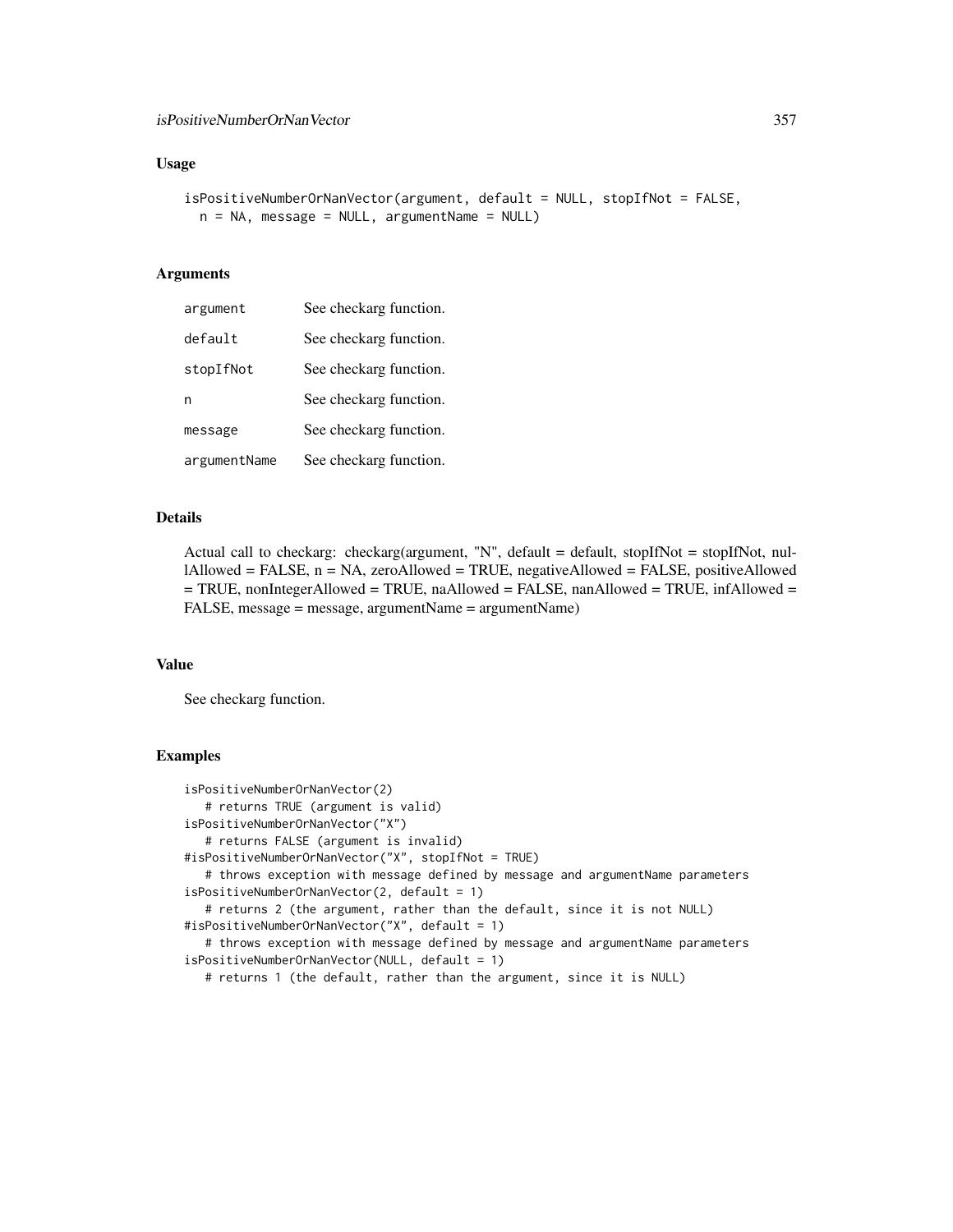### Usage

```
isPositiveNumberOrNanVector(argument, default = NULL, stopIfNot = FALSE,
  n = NA, message = NULL, argumentName = NULL)
```

### Arguments

| | |
|---|---|
| argument | See checkarg function. |
| default | See checkarg function. |
| stopIfNot | See checkarg function. |
| n | See checkarg function. |
| message | See checkarg function. |
| argumentName | See checkarg function. |

### Details

Actual call to checkarg: checkarg(argument, "N", default = default, stopIfNot = stopIfNot, nullAllowed = FALSE, n = NA, zeroAllowed = TRUE, negativeAllowed = FALSE, positiveAllowed = TRUE, nonIntegerAllowed = TRUE, naAllowed = FALSE, nanAllowed = TRUE, infAllowed = FALSE, message = message, argumentName = argumentName)

### Value

See checkarg function.

### Examples

```
isPositiveNumberOrNanVector(2)
   # returns TRUE (argument is valid)
isPositiveNumberOrNanVector("X")
   # returns FALSE (argument is invalid)
#isPositiveNumberOrNanVector("X", stopIfNot = TRUE)
   # throws exception with message defined by message and argumentName parameters
isPositiveNumberOrNanVector(2, default = 1)
   # returns 2 (the argument, rather than the default, since it is not NULL)
#isPositiveNumberOrNanVector("X", default = 1)
   # throws exception with message defined by message and argumentName parameters
isPositiveNumberOrNanVector(NULL, default = 1)
   # returns 1 (the default, rather than the argument, since it is NULL)
```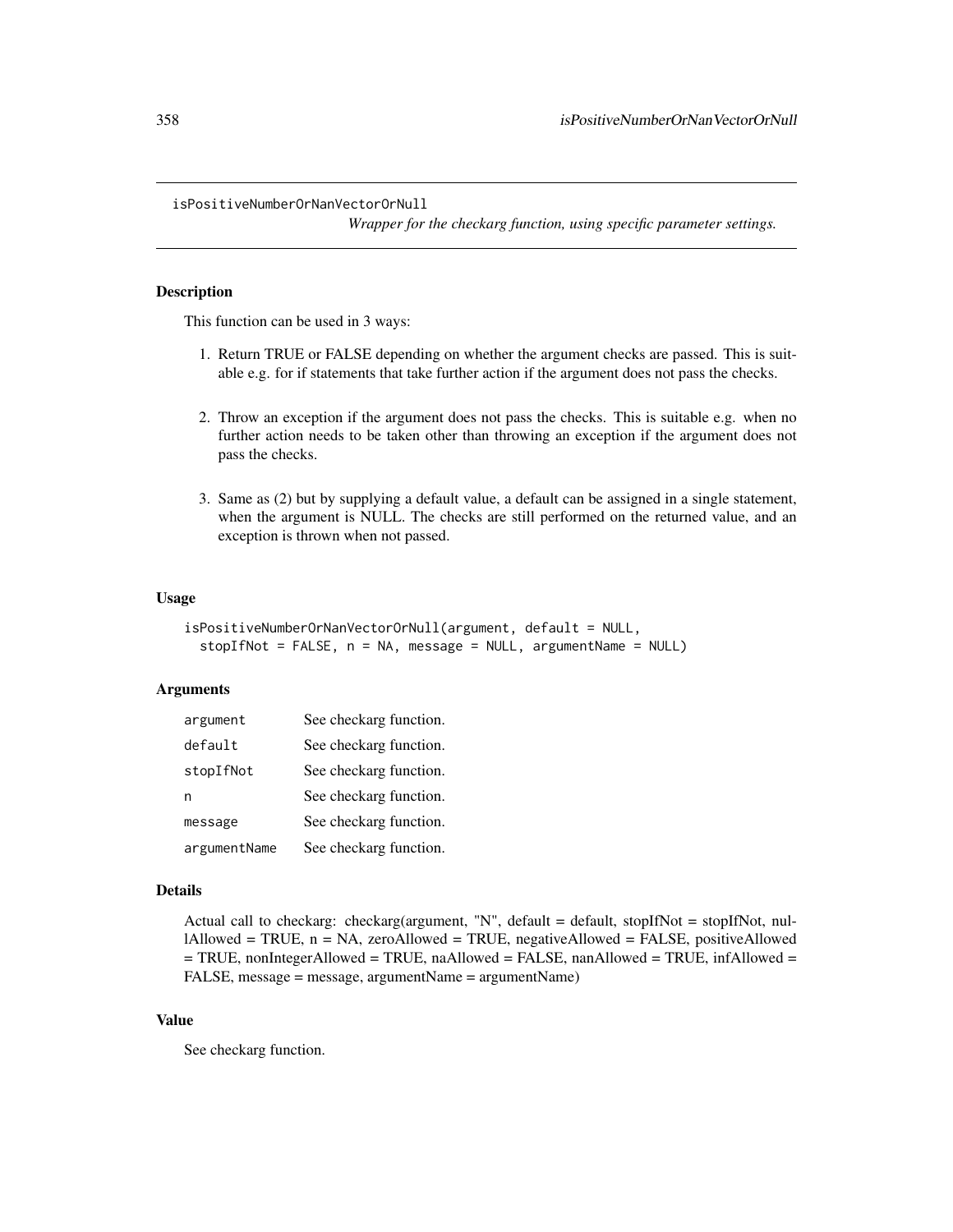`isPositiveNumberOrNanVectorOrNull` *Wrapper for the checkarg function, using specific parameter settings.*

## Description

This function can be used in 3 ways:

1. Return TRUE or FALSE depending on whether the argument checks are passed. This is suitable e.g. for if statements that take further action if the argument does not pass the checks.
2. Throw an exception if the argument does not pass the checks. This is suitable e.g. when no further action needs to be taken other than throwing an exception if the argument does not pass the checks.
3. Same as (2) but by supplying a default value, a default can be assigned in a single statement, when the argument is NULL. The checks are still performed on the returned value, and an exception is thrown when not passed.

## Usage

```
isPositiveNumberOrNanVectorOrNull(argument, default = NULL,
  stopIfNot = FALSE, n = NA, message = NULL, argumentName = NULL)
```

## Arguments

| | |
|---|---|
| `argument` | See checkarg function. |
| `default` | See checkarg function. |
| `stopIfNot` | See checkarg function. |
| `n` | See checkarg function. |
| `message` | See checkarg function. |
| `argumentName` | See checkarg function. |

## Details

Actual call to checkarg: checkarg(argument, "N", default = default, stopIfNot = stopIfNot, nullAllowed = TRUE, n = NA, zeroAllowed = TRUE, negativeAllowed = FALSE, positiveAllowed = TRUE, nonIntegerAllowed = TRUE, naAllowed = FALSE, nanAllowed = TRUE, infAllowed = FALSE, message = message, argumentName = argumentName)

## Value

See checkarg function.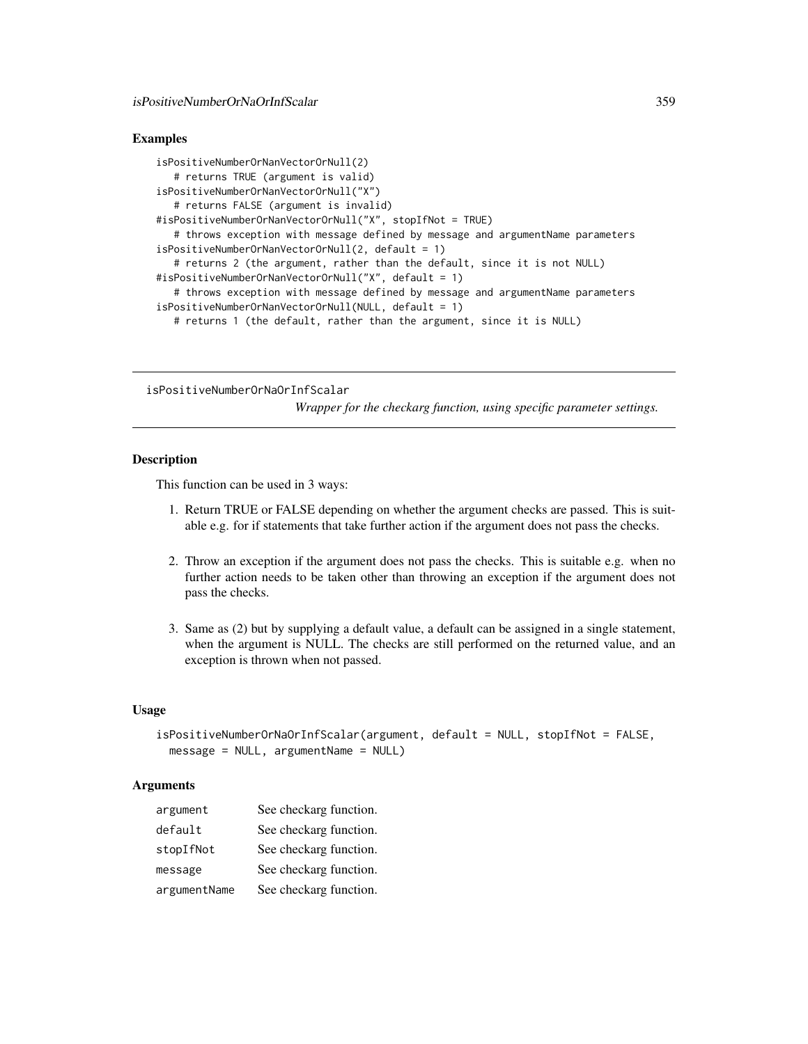### Examples

```
isPositiveNumberOrNanVectorOrNull(2)
   # returns TRUE (argument is valid)
isPositiveNumberOrNanVectorOrNull("X")
   # returns FALSE (argument is invalid)
#isPositiveNumberOrNanVectorOrNull("X", stopIfNot = TRUE)
   # throws exception with message defined by message and argumentName parameters
isPositiveNumberOrNanVectorOrNull(2, default = 1)
   # returns 2 (the argument, rather than the default, since it is not NULL)
#isPositiveNumberOrNanVectorOrNull("X", default = 1)
   # throws exception with message defined by message and argumentName parameters
isPositiveNumberOrNanVectorOrNull(NULL, default = 1)
   # returns 1 (the default, rather than the argument, since it is NULL)
```

---

## isPositiveNumberOrNaOrInfScalar

*Wrapper for the checkarg function, using specific parameter settings.*

---

### Description

This function can be used in 3 ways:

1. Return TRUE or FALSE depending on whether the argument checks are passed. This is suitable e.g. for if statements that take further action if the argument does not pass the checks.
2. Throw an exception if the argument does not pass the checks. This is suitable e.g. when no further action needs to be taken other than throwing an exception if the argument does not pass the checks.
3. Same as (2) but by supplying a default value, a default can be assigned in a single statement, when the argument is NULL. The checks are still performed on the returned value, and an exception is thrown when not passed.

### Usage

```
isPositiveNumberOrNaOrInfScalar(argument, default = NULL, stopIfNot = FALSE,
  message = NULL, argumentName = NULL)
```

### Arguments

| | |
|---|---|
| argument | See checkarg function. |
| default | See checkarg function. |
| stopIfNot | See checkarg function. |
| message | See checkarg function. |
| argumentName | See checkarg function. |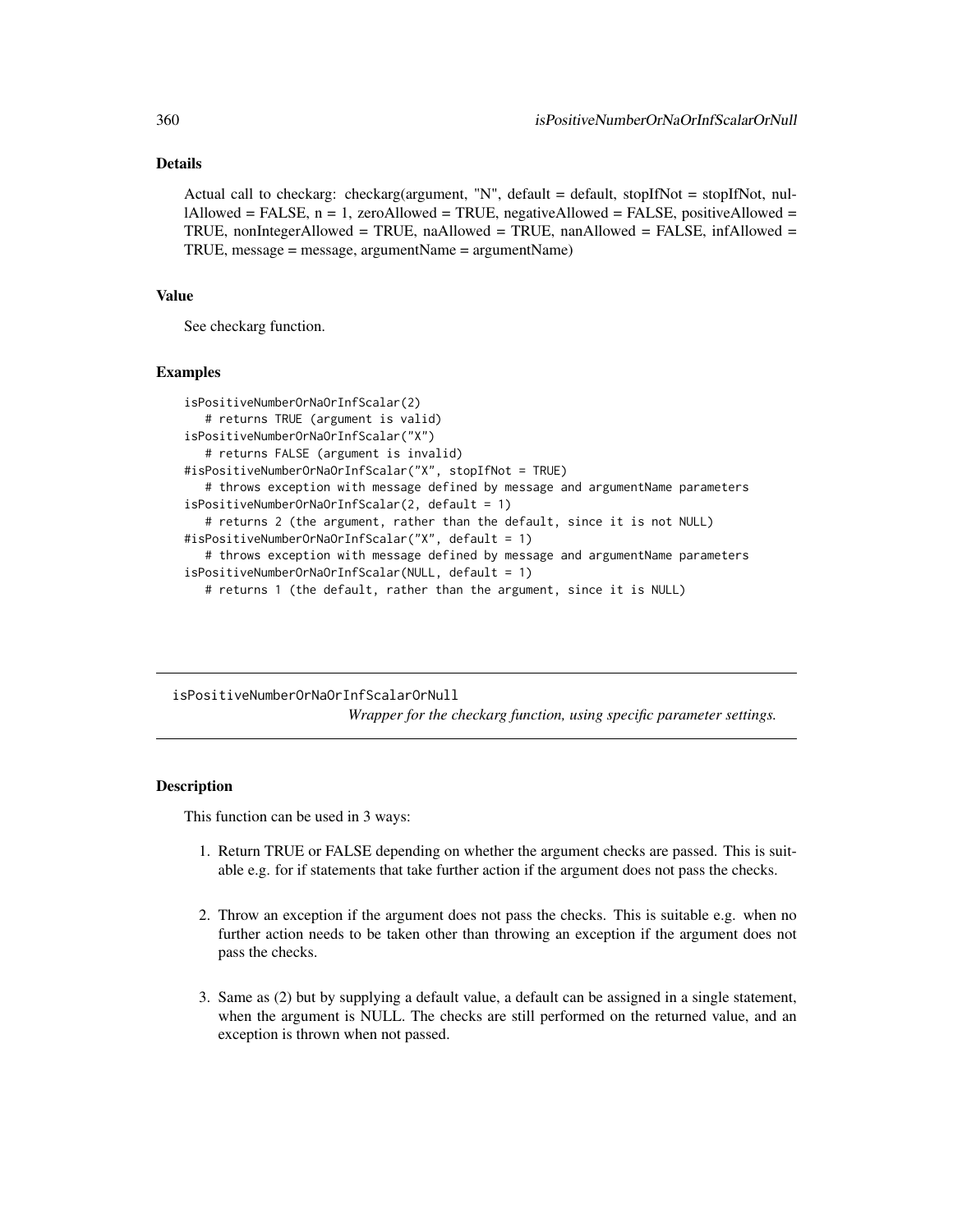## Details

Actual call to checkarg: checkarg(argument, "N", default = default, stopIfNot = stopIfNot, nullAllowed = FALSE, n = 1, zeroAllowed = TRUE, negativeAllowed = FALSE, positiveAllowed = TRUE, nonIntegerAllowed = TRUE, naAllowed = TRUE, nanAllowed = FALSE, infAllowed = TRUE, message = message, argumentName = argumentName)

## Value

See checkarg function.

## Examples

```
isPositiveNumberOrNaOrInfScalar(2)
   # returns TRUE (argument is valid)
isPositiveNumberOrNaOrInfScalar("X")
   # returns FALSE (argument is invalid)
#isPositiveNumberOrNaOrInfScalar("X", stopIfNot = TRUE)
   # throws exception with message defined by message and argumentName parameters
isPositiveNumberOrNaOrInfScalar(2, default = 1)
   # returns 2 (the argument, rather than the default, since it is not NULL)
#isPositiveNumberOrNaOrInfScalar("X", default = 1)
   # throws exception with message defined by message and argumentName parameters
isPositiveNumberOrNaOrInfScalar(NULL, default = 1)
   # returns 1 (the default, rather than the argument, since it is NULL)
```

---

# isPositiveNumberOrNaOrInfScalarOrNull

*Wrapper for the checkarg function, using specific parameter settings.*

---

## Description

This function can be used in 3 ways:

1. Return TRUE or FALSE depending on whether the argument checks are passed. This is suitable e.g. for if statements that take further action if the argument does not pass the checks.
2. Throw an exception if the argument does not pass the checks. This is suitable e.g. when no further action needs to be taken other than throwing an exception if the argument does not pass the checks.
3. Same as (2) but by supplying a default value, a default can be assigned in a single statement, when the argument is NULL. The checks are still performed on the returned value, and an exception is thrown when not passed.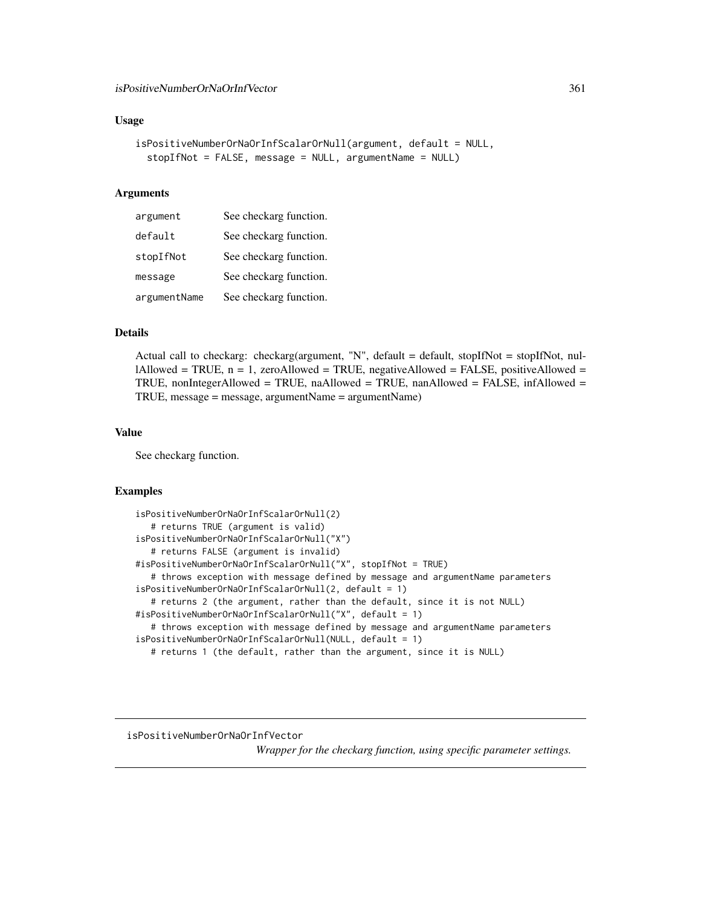### Usage

```
isPositiveNumberOrNaOrInfScalarOrNull(argument, default = NULL,
  stopIfNot = FALSE, message = NULL, argumentName = NULL)
```

### Arguments

| | |
|---|---|
| argument | See checkarg function. |
| default | See checkarg function. |
| stopIfNot | See checkarg function. |
| message | See checkarg function. |
| argumentName | See checkarg function. |

### Details

Actual call to checkarg: checkarg(argument, "N", default = default, stopIfNot = stopIfNot, nullAllowed = TRUE, n = 1, zeroAllowed = TRUE, negativeAllowed = FALSE, positiveAllowed = TRUE, nonIntegerAllowed = TRUE, naAllowed = TRUE, nanAllowed = FALSE, infAllowed = TRUE, message = message, argumentName = argumentName)

### Value

See checkarg function.

### Examples

```
isPositiveNumberOrNaOrInfScalarOrNull(2)
   # returns TRUE (argument is valid)
isPositiveNumberOrNaOrInfScalarOrNull("X")
   # returns FALSE (argument is invalid)
#isPositiveNumberOrNaOrInfScalarOrNull("X", stopIfNot = TRUE)
   # throws exception with message defined by message and argumentName parameters
isPositiveNumberOrNaOrInfScalarOrNull(2, default = 1)
   # returns 2 (the argument, rather than the default, since it is not NULL)
#isPositiveNumberOrNaOrInfScalarOrNull("X", default = 1)
   # throws exception with message defined by message and argumentName parameters
isPositiveNumberOrNaOrInfScalarOrNull(NULL, default = 1)
   # returns 1 (the default, rather than the argument, since it is NULL)
```

---

## isPositiveNumberOrNaOrInfVector

*Wrapper for the checkarg function, using specific parameter settings.*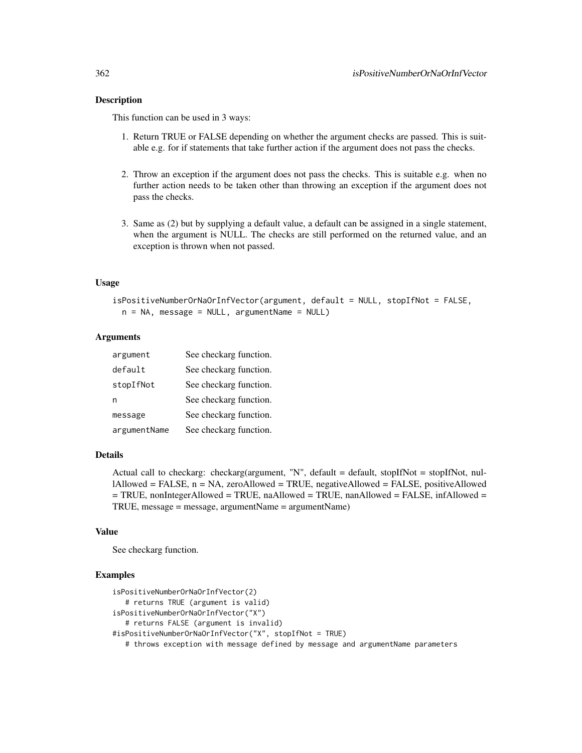### Description

This function can be used in 3 ways:

1. Return TRUE or FALSE depending on whether the argument checks are passed. This is suitable e.g. for if statements that take further action if the argument does not pass the checks.
2. Throw an exception if the argument does not pass the checks. This is suitable e.g. when no further action needs to be taken other than throwing an exception if the argument does not pass the checks.
3. Same as (2) but by supplying a default value, a default can be assigned in a single statement, when the argument is NULL. The checks are still performed on the returned value, and an exception is thrown when not passed.

### Usage

```
isPositiveNumberOrNaOrInfVector(argument, default = NULL, stopIfNot = FALSE,
  n = NA, message = NULL, argumentName = NULL)
```

### Arguments

| | |
|---|---|
| argument | See checkarg function. |
| default | See checkarg function. |
| stopIfNot | See checkarg function. |
| n | See checkarg function. |
| message | See checkarg function. |
| argumentName | See checkarg function. |

### Details

Actual call to checkarg: checkarg(argument, "N", default = default, stopIfNot = stopIfNot, nullAllowed = FALSE, n = NA, zeroAllowed = TRUE, negativeAllowed = FALSE, positiveAllowed = TRUE, nonIntegerAllowed = TRUE, naAllowed = TRUE, nanAllowed = FALSE, infAllowed = TRUE, message = message, argumentName = argumentName)

### Value

See checkarg function.

### Examples

```
isPositiveNumberOrNaOrInfVector(2)
   # returns TRUE (argument is valid)
isPositiveNumberOrNaOrInfVector("X")
   # returns FALSE (argument is invalid)
#isPositiveNumberOrNaOrInfVector("X", stopIfNot = TRUE)
   # throws exception with message defined by message and argumentName parameters
```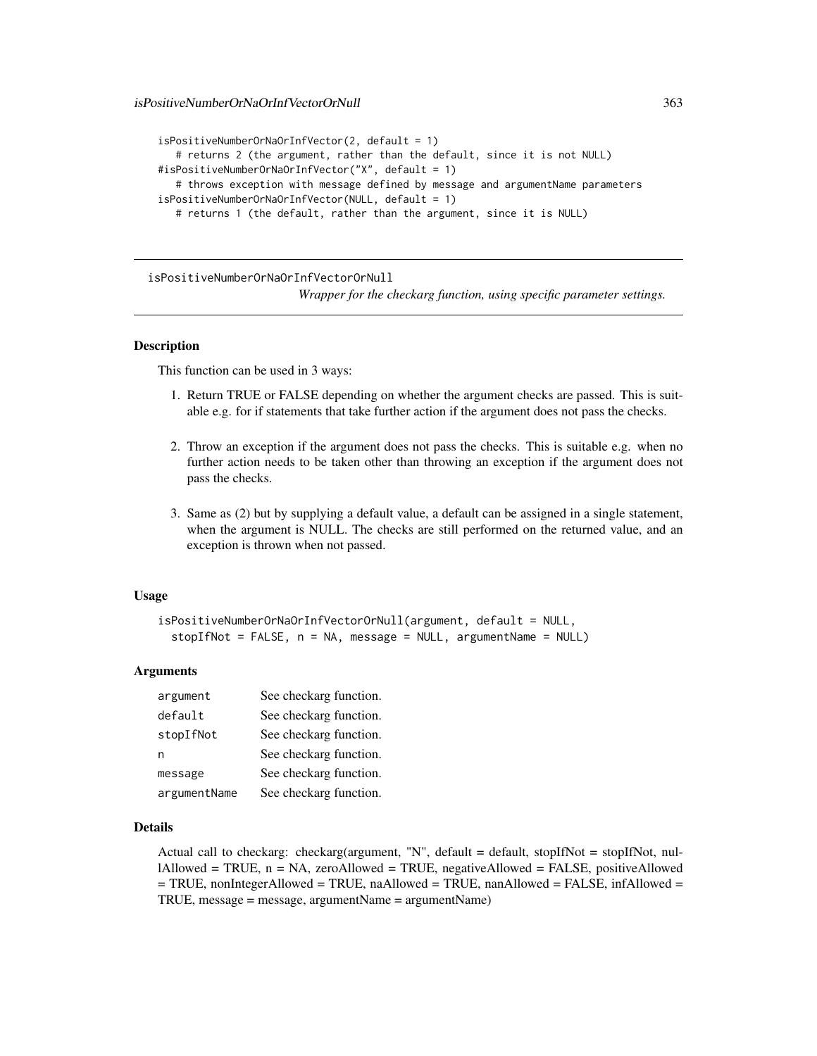```
isPositiveNumberOrNaOrInfVector(2, default = 1)
   # returns 2 (the argument, rather than the default, since it is not NULL)
#isPositiveNumberOrNaOrInfVector("X", default = 1)
   # throws exception with message defined by message and argumentName parameters
isPositiveNumberOrNaOrInfVector(NULL, default = 1)
   # returns 1 (the default, rather than the argument, since it is NULL)
```

---

## isPositiveNumberOrNaOrInfVectorOrNull

*Wrapper for the checkarg function, using specific parameter settings.*

---

### Description

This function can be used in 3 ways:

1. Return TRUE or FALSE depending on whether the argument checks are passed. This is suitable e.g. for if statements that take further action if the argument does not pass the checks.
2. Throw an exception if the argument does not pass the checks. This is suitable e.g. when no further action needs to be taken other than throwing an exception if the argument does not pass the checks.
3. Same as (2) but by supplying a default value, a default can be assigned in a single statement, when the argument is NULL. The checks are still performed on the returned value, and an exception is thrown when not passed.

### Usage

```
isPositiveNumberOrNaOrInfVectorOrNull(argument, default = NULL,
  stopIfNot = FALSE, n = NA, message = NULL, argumentName = NULL)
```

### Arguments

| | |
|---|---|
| argument | See checkarg function. |
| default | See checkarg function. |
| stopIfNot | See checkarg function. |
| n | See checkarg function. |
| message | See checkarg function. |
| argumentName | See checkarg function. |

### Details

Actual call to checkarg: checkarg(argument, "N", default = default, stopIfNot = stopIfNot, nullAllowed = TRUE, n = NA, zeroAllowed = TRUE, negativeAllowed = FALSE, positiveAllowed = TRUE, nonIntegerAllowed = TRUE, naAllowed = TRUE, nanAllowed = FALSE, infAllowed = TRUE, message = message, argumentName = argumentName)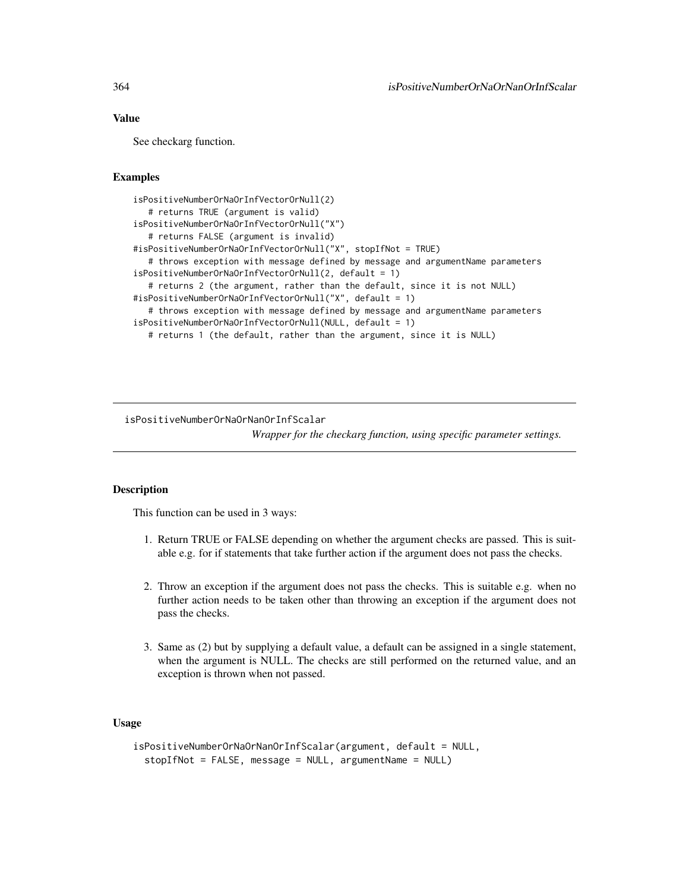### Value

See checkarg function.

### Examples

```
isPositiveNumberOrNaOrInfVectorOrNull(2)
   # returns TRUE (argument is valid)
isPositiveNumberOrNaOrInfVectorOrNull("X")
   # returns FALSE (argument is invalid)
#isPositiveNumberOrNaOrInfVectorOrNull("X", stopIfNot = TRUE)
   # throws exception with message defined by message and argumentName parameters
isPositiveNumberOrNaOrInfVectorOrNull(2, default = 1)
   # returns 2 (the argument, rather than the default, since it is not NULL)
#isPositiveNumberOrNaOrInfVectorOrNull("X", default = 1)
   # throws exception with message defined by message and argumentName parameters
isPositiveNumberOrNaOrInfVectorOrNull(NULL, default = 1)
   # returns 1 (the default, rather than the argument, since it is NULL)
```

---

## isPositiveNumberOrNaOrNanOrInfScalar

*Wrapper for the checkarg function, using specific parameter settings.*

---

### Description

This function can be used in 3 ways:

1. Return TRUE or FALSE depending on whether the argument checks are passed. This is suitable e.g. for if statements that take further action if the argument does not pass the checks.
2. Throw an exception if the argument does not pass the checks. This is suitable e.g. when no further action needs to be taken other than throwing an exception if the argument does not pass the checks.
3. Same as (2) but by supplying a default value, a default can be assigned in a single statement, when the argument is NULL. The checks are still performed on the returned value, and an exception is thrown when not passed.

### Usage

```
isPositiveNumberOrNaOrNanOrInfScalar(argument, default = NULL,
  stopIfNot = FALSE, message = NULL, argumentName = NULL)
```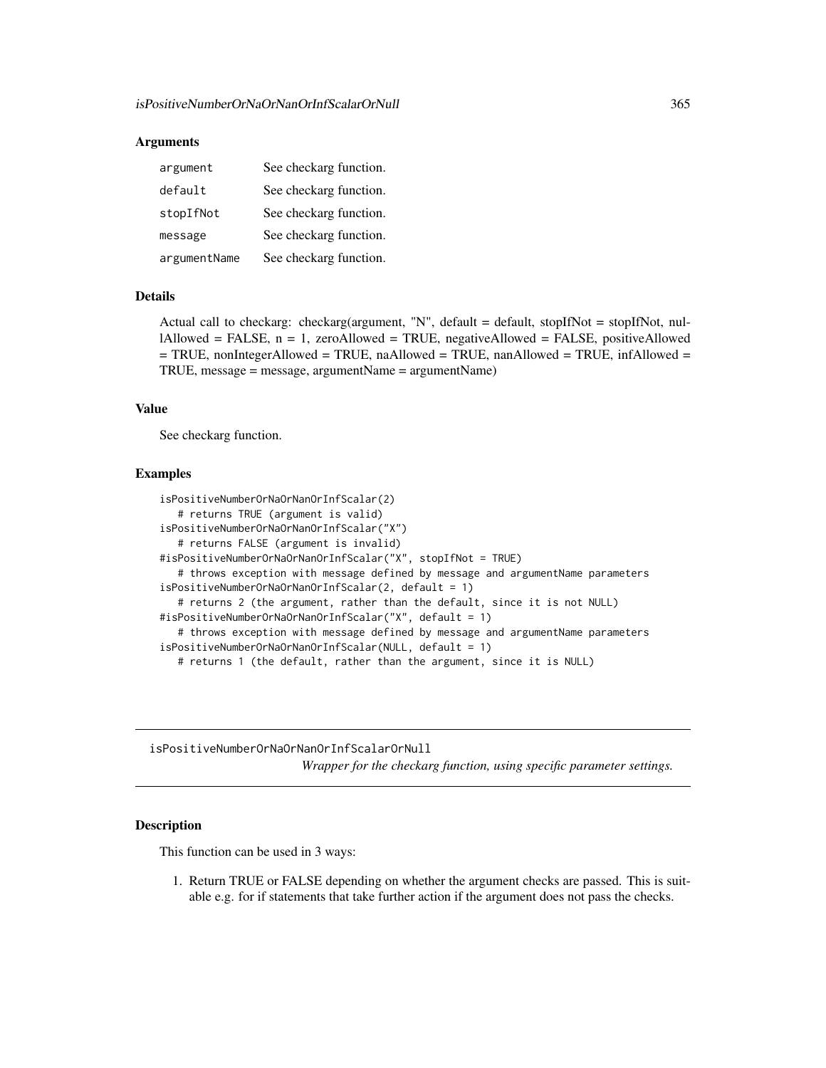### Arguments

| | |
|---|---|
| argument | See checkarg function. |
| default | See checkarg function. |
| stopIfNot | See checkarg function. |
| message | See checkarg function. |
| argumentName | See checkarg function. |

### Details

Actual call to checkarg: checkarg(argument, "N", default = default, stopIfNot = stopIfNot, nullAllowed = FALSE, n = 1, zeroAllowed = TRUE, negativeAllowed = FALSE, positiveAllowed = TRUE, nonIntegerAllowed = TRUE, naAllowed = TRUE, nanAllowed = TRUE, infAllowed = TRUE, message = message, argumentName = argumentName)

### Value

See checkarg function.

### Examples

```
isPositiveNumberOrNaOrNanOrInfScalar(2)
   # returns TRUE (argument is valid)
isPositiveNumberOrNaOrNanOrInfScalar("X")
   # returns FALSE (argument is invalid)
#isPositiveNumberOrNaOrNanOrInfScalar("X", stopIfNot = TRUE)
   # throws exception with message defined by message and argumentName parameters
isPositiveNumberOrNaOrNanOrInfScalar(2, default = 1)
   # returns 2 (the argument, rather than the default, since it is not NULL)
#isPositiveNumberOrNaOrNanOrInfScalar("X", default = 1)
   # throws exception with message defined by message and argumentName parameters
isPositiveNumberOrNaOrNanOrInfScalar(NULL, default = 1)
   # returns 1 (the default, rather than the argument, since it is NULL)
```

---

## isPositiveNumberOrNaOrNanOrInfScalarOrNull

*Wrapper for the checkarg function, using specific parameter settings.*

---

### Description

This function can be used in 3 ways:

1. Return TRUE or FALSE depending on whether the argument checks are passed. This is suitable e.g. for if statements that take further action if the argument does not pass the checks.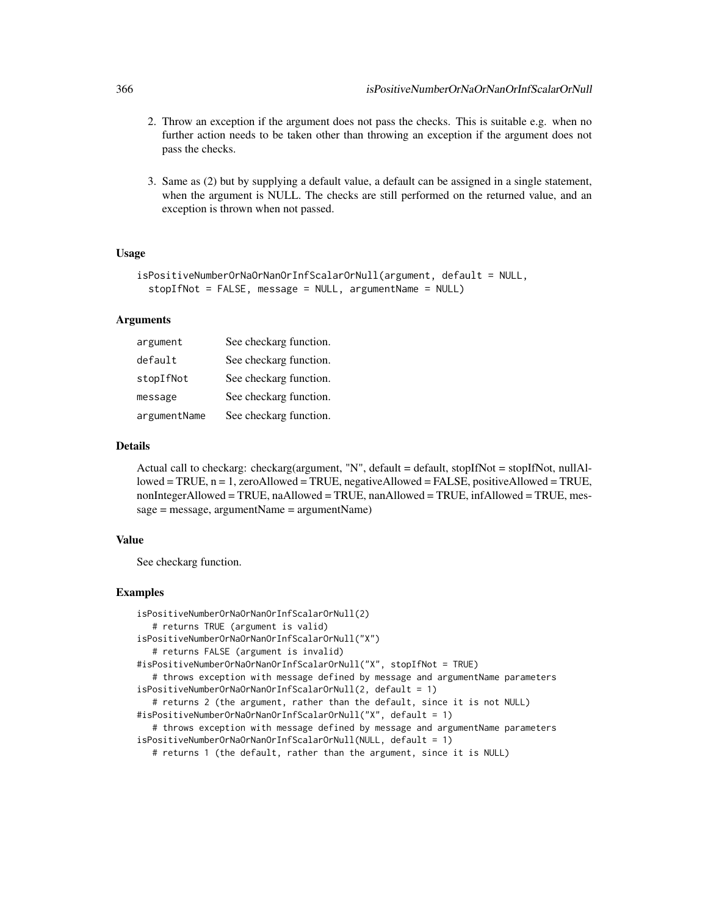2. Throw an exception if the argument does not pass the checks. This is suitable e.g. when no further action needs to be taken other than throwing an exception if the argument does not pass the checks.

3. Same as (2) but by supplying a default value, a default can be assigned in a single statement, when the argument is NULL. The checks are still performed on the returned value, and an exception is thrown when not passed.

### Usage

```
isPositiveNumberOrNaOrNanOrInfScalarOrNull(argument, default = NULL,
  stopIfNot = FALSE, message = NULL, argumentName = NULL)
```

### Arguments

| | |
|---|---|
| argument | See checkarg function. |
| default | See checkarg function. |
| stopIfNot | See checkarg function. |
| message | See checkarg function. |
| argumentName | See checkarg function. |

### Details

Actual call to checkarg: checkarg(argument, "N", default = default, stopIfNot = stopIfNot, nullAllowed = TRUE, n = 1, zeroAllowed = TRUE, negativeAllowed = FALSE, positiveAllowed = TRUE, nonIntegerAllowed = TRUE, naAllowed = TRUE, nanAllowed = TRUE, infAllowed = TRUE, message = message, argumentName = argumentName)

### Value

See checkarg function.

### Examples

```
isPositiveNumberOrNaOrNanOrInfScalarOrNull(2)
   # returns TRUE (argument is valid)
isPositiveNumberOrNaOrNanOrInfScalarOrNull("X")
   # returns FALSE (argument is invalid)
#isPositiveNumberOrNaOrNanOrInfScalarOrNull("X", stopIfNot = TRUE)
   # throws exception with message defined by message and argumentName parameters
isPositiveNumberOrNaOrNanOrInfScalarOrNull(2, default = 1)
   # returns 2 (the argument, rather than the default, since it is not NULL)
#isPositiveNumberOrNaOrNanOrInfScalarOrNull("X", default = 1)
   # throws exception with message defined by message and argumentName parameters
isPositiveNumberOrNaOrNanOrInfScalarOrNull(NULL, default = 1)
   # returns 1 (the default, rather than the argument, since it is NULL)
```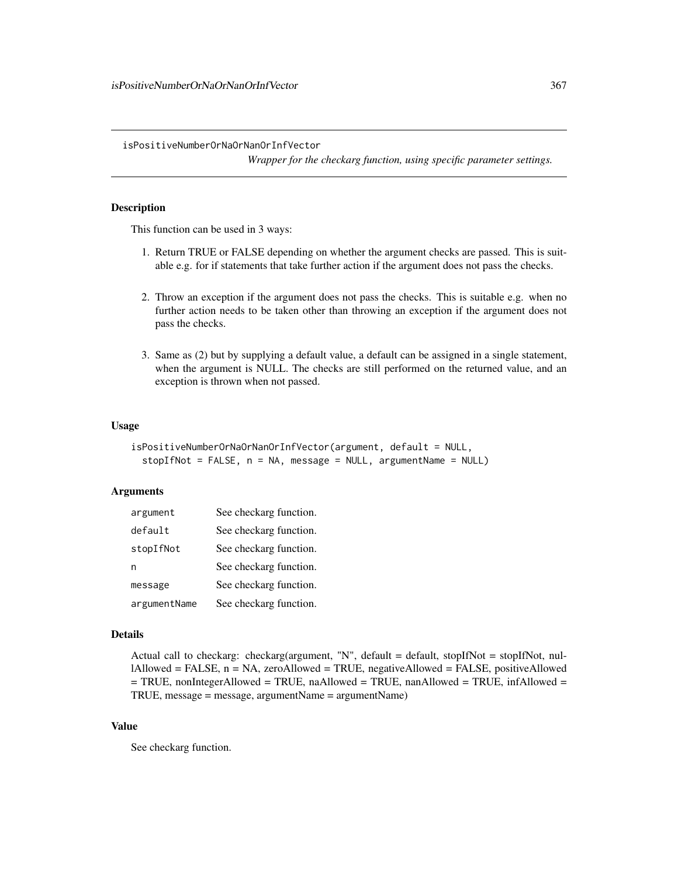isPositiveNumberOrNaOrNanOrInfVector

*Wrapper for the checkarg function, using specific parameter settings.*

### Description

This function can be used in 3 ways:

1. Return TRUE or FALSE depending on whether the argument checks are passed. This is suitable e.g. for if statements that take further action if the argument does not pass the checks.
2. Throw an exception if the argument does not pass the checks. This is suitable e.g. when no further action needs to be taken other than throwing an exception if the argument does not pass the checks.
3. Same as (2) but by supplying a default value, a default can be assigned in a single statement, when the argument is NULL. The checks are still performed on the returned value, and an exception is thrown when not passed.

### Usage

```
isPositiveNumberOrNaOrNanOrInfVector(argument, default = NULL,
  stopIfNot = FALSE, n = NA, message = NULL, argumentName = NULL)
```

### Arguments

| | |
|---|---|
| argument | See checkarg function. |
| default | See checkarg function. |
| stopIfNot | See checkarg function. |
| n | See checkarg function. |
| message | See checkarg function. |
| argumentName | See checkarg function. |

### Details

Actual call to checkarg: checkarg(argument, "N", default = default, stopIfNot = stopIfNot, nullAllowed = FALSE, n = NA, zeroAllowed = TRUE, negativeAllowed = FALSE, positiveAllowed = TRUE, nonIntegerAllowed = TRUE, naAllowed = TRUE, nanAllowed = TRUE, infAllowed = TRUE, message = message, argumentName = argumentName)

### Value

See checkarg function.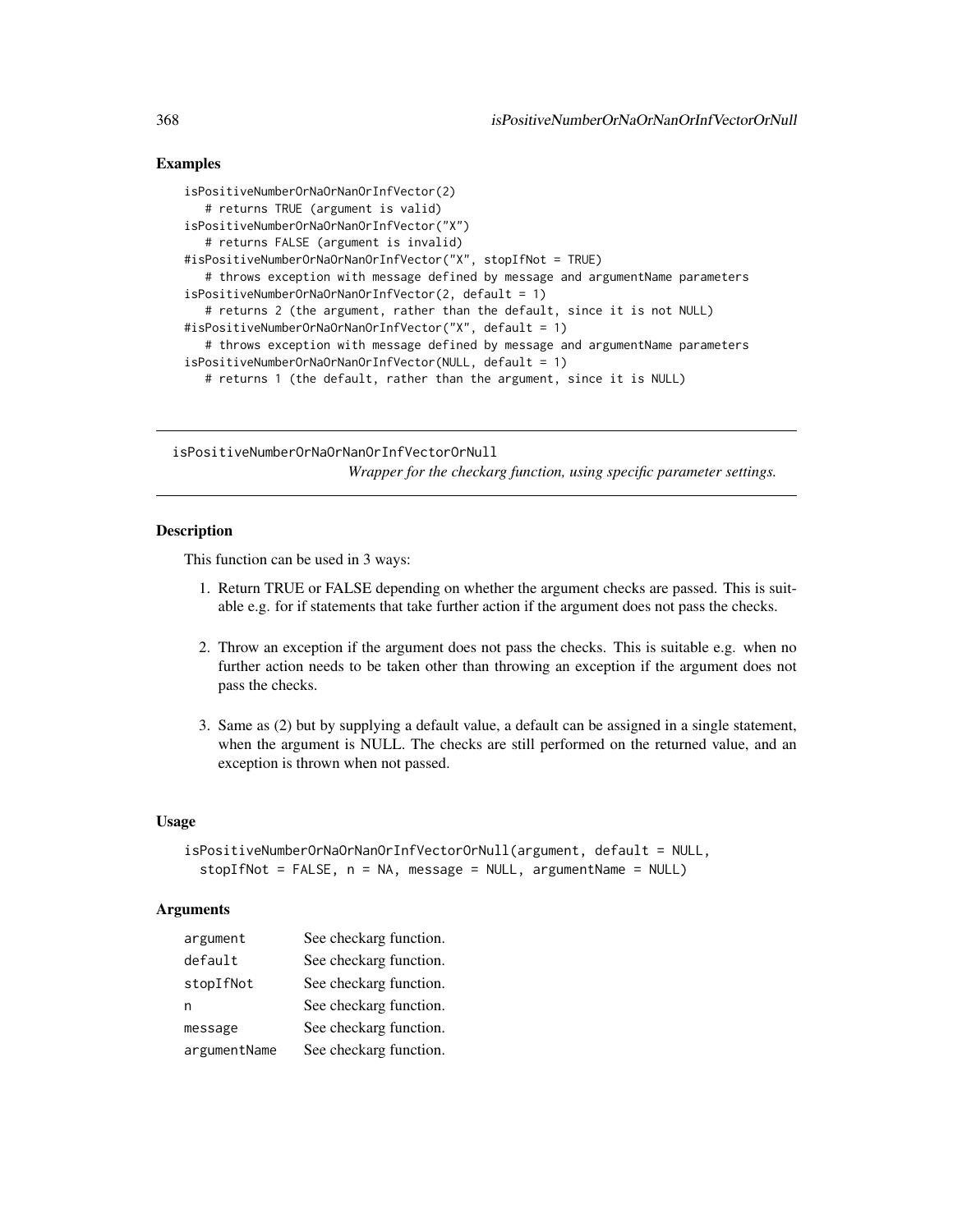### Examples

```
isPositiveNumberOrNaOrNanOrInfVector(2)
   # returns TRUE (argument is valid)
isPositiveNumberOrNaOrNanOrInfVector("X")
   # returns FALSE (argument is invalid)
#isPositiveNumberOrNaOrNanOrInfVector("X", stopIfNot = TRUE)
   # throws exception with message defined by message and argumentName parameters
isPositiveNumberOrNaOrNanOrInfVector(2, default = 1)
   # returns 2 (the argument, rather than the default, since it is not NULL)
#isPositiveNumberOrNaOrNanOrInfVector("X", default = 1)
   # throws exception with message defined by message and argumentName parameters
isPositiveNumberOrNaOrNanOrInfVector(NULL, default = 1)
   # returns 1 (the default, rather than the argument, since it is NULL)
```

---

## isPositiveNumberOrNaOrNanOrInfVectorOrNull

*Wrapper for the checkarg function, using specific parameter settings.*

---

### Description

This function can be used in 3 ways:

1. Return TRUE or FALSE depending on whether the argument checks are passed. This is suitable e.g. for if statements that take further action if the argument does not pass the checks.
2. Throw an exception if the argument does not pass the checks. This is suitable e.g. when no further action needs to be taken other than throwing an exception if the argument does not pass the checks.
3. Same as (2) but by supplying a default value, a default can be assigned in a single statement, when the argument is NULL. The checks are still performed on the returned value, and an exception is thrown when not passed.

### Usage

```
isPositiveNumberOrNaOrNanOrInfVectorOrNull(argument, default = NULL,
  stopIfNot = FALSE, n = NA, message = NULL, argumentName = NULL)
```

### Arguments

| | |
|---|---|
| argument | See checkarg function. |
| default | See checkarg function. |
| stopIfNot | See checkarg function. |
| n | See checkarg function. |
| message | See checkarg function. |
| argumentName | See checkarg function. |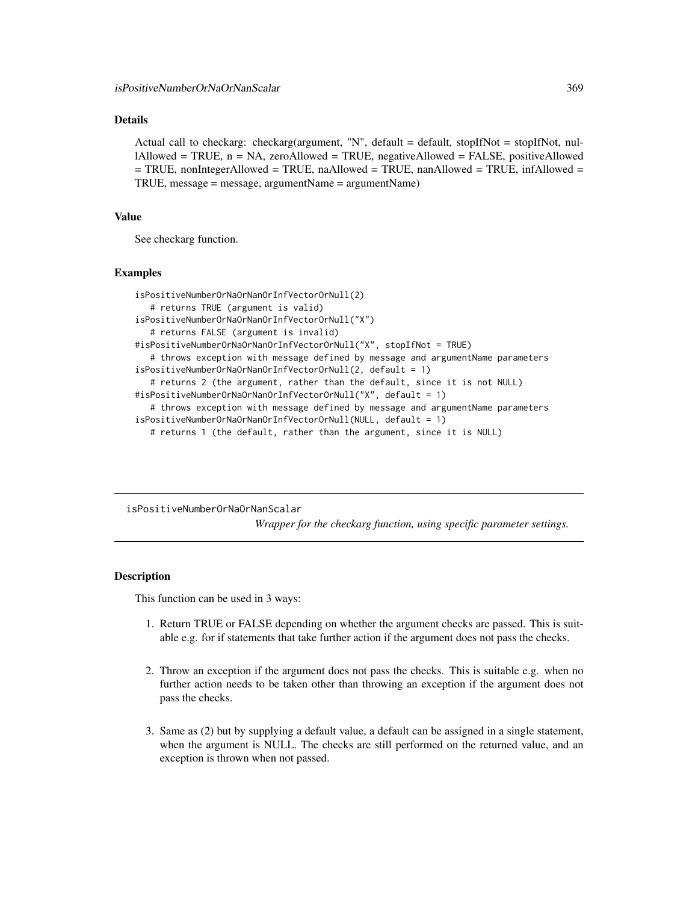### Details

Actual call to checkarg: checkarg(argument, "N", default = default, stopIfNot = stopIfNot, nullAllowed = TRUE, n = NA, zeroAllowed = TRUE, negativeAllowed = FALSE, positiveAllowed = TRUE, nonIntegerAllowed = TRUE, naAllowed = TRUE, nanAllowed = TRUE, infAllowed = TRUE, message = message, argumentName = argumentName)

### Value

See checkarg function.

### Examples

```
isPositiveNumberOrNaOrNanOrInfVectorOrNull(2)
   # returns TRUE (argument is valid)
isPositiveNumberOrNaOrNanOrInfVectorOrNull("X")
   # returns FALSE (argument is invalid)
#isPositiveNumberOrNaOrNanOrInfVectorOrNull("X", stopIfNot = TRUE)
   # throws exception with message defined by message and argumentName parameters
isPositiveNumberOrNaOrNanOrInfVectorOrNull(2, default = 1)
   # returns 2 (the argument, rather than the default, since it is not NULL)
#isPositiveNumberOrNaOrNanOrInfVectorOrNull("X", default = 1)
   # throws exception with message defined by message and argumentName parameters
isPositiveNumberOrNaOrNanOrInfVectorOrNull(NULL, default = 1)
   # returns 1 (the default, rather than the argument, since it is NULL)
```

---

## isPositiveNumberOrNaOrNanScalar

*Wrapper for the checkarg function, using specific parameter settings.*

---

### Description

This function can be used in 3 ways:

1. Return TRUE or FALSE depending on whether the argument checks are passed. This is suitable e.g. for if statements that take further action if the argument does not pass the checks.
2. Throw an exception if the argument does not pass the checks. This is suitable e.g. when no further action needs to be taken other than throwing an exception if the argument does not pass the checks.
3. Same as (2) but by supplying a default value, a default can be assigned in a single statement, when the argument is NULL. The checks are still performed on the returned value, and an exception is thrown when not passed.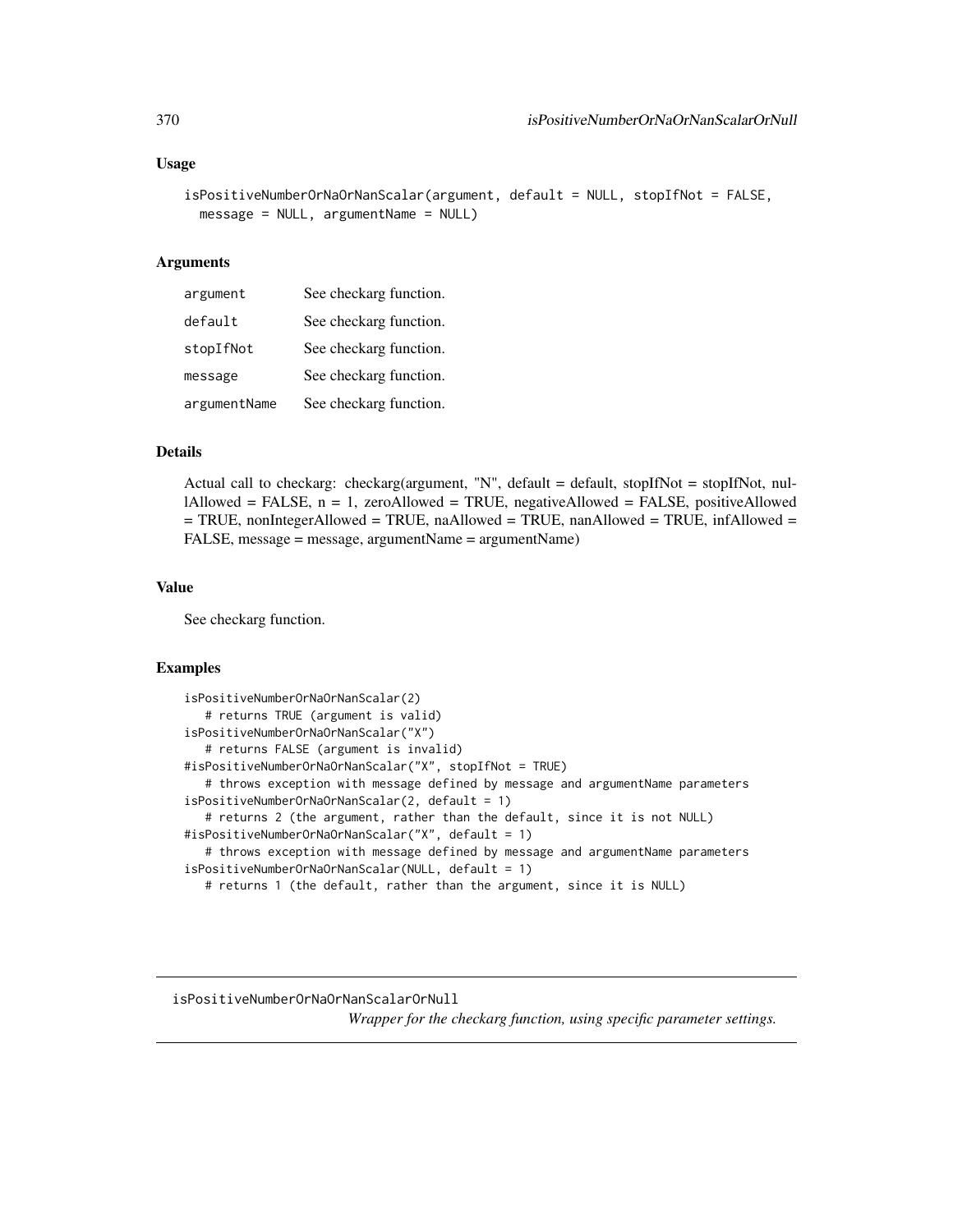### Usage

```
isPositiveNumberOrNaOrNanScalar(argument, default = NULL, stopIfNot = FALSE,
  message = NULL, argumentName = NULL)
```

### Arguments

| | |
|---|---|
| argument | See checkarg function. |
| default | See checkarg function. |
| stopIfNot | See checkarg function. |
| message | See checkarg function. |
| argumentName | See checkarg function. |

### Details

Actual call to checkarg: checkarg(argument, "N", default = default, stopIfNot = stopIfNot, nullAllowed = FALSE, n = 1, zeroAllowed = TRUE, negativeAllowed = FALSE, positiveAllowed = TRUE, nonIntegerAllowed = TRUE, naAllowed = TRUE, nanAllowed = TRUE, infAllowed = FALSE, message = message, argumentName = argumentName)

### Value

See checkarg function.

### Examples

```
isPositiveNumberOrNaOrNanScalar(2)
   # returns TRUE (argument is valid)
isPositiveNumberOrNaOrNanScalar("X")
   # returns FALSE (argument is invalid)
#isPositiveNumberOrNaOrNanScalar("X", stopIfNot = TRUE)
   # throws exception with message defined by message and argumentName parameters
isPositiveNumberOrNaOrNanScalar(2, default = 1)
   # returns 2 (the argument, rather than the default, since it is not NULL)
#isPositiveNumberOrNaOrNanScalar("X", default = 1)
   # throws exception with message defined by message and argumentName parameters
isPositiveNumberOrNaOrNanScalar(NULL, default = 1)
   # returns 1 (the default, rather than the argument, since it is NULL)
```

---

## isPositiveNumberOrNaOrNanScalarOrNull

*Wrapper for the checkarg function, using specific parameter settings.*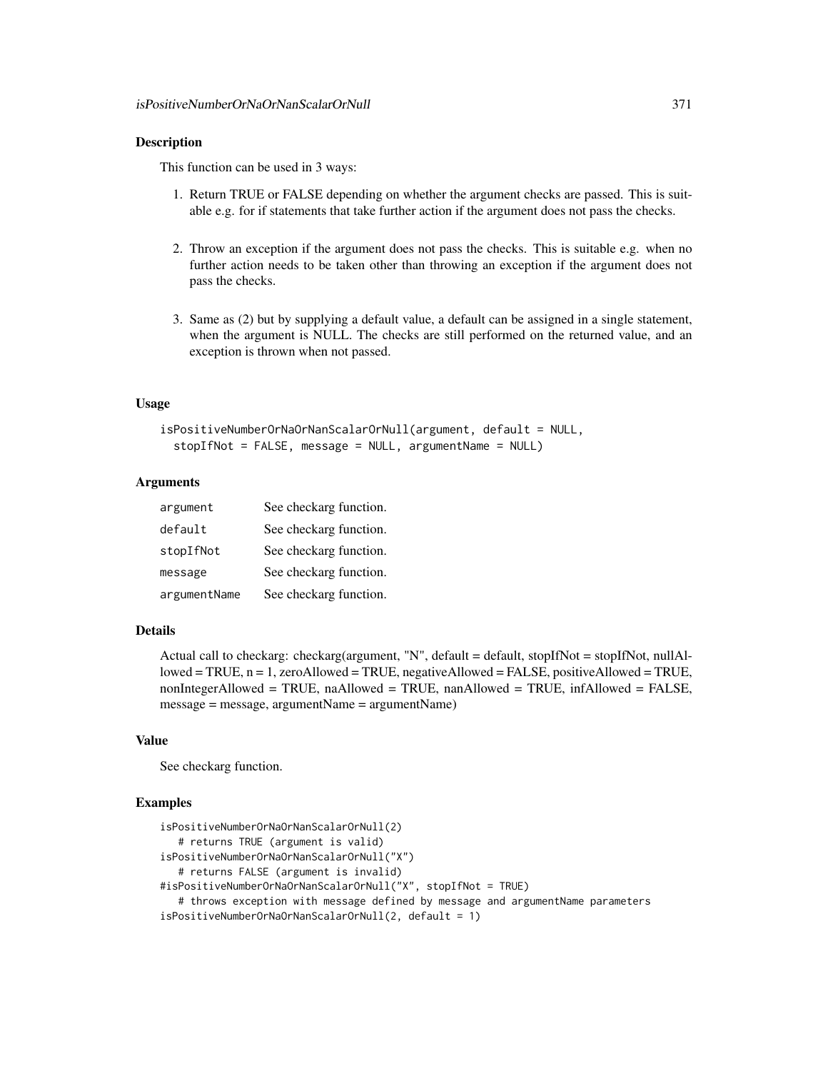### Description

This function can be used in 3 ways:

1. Return TRUE or FALSE depending on whether the argument checks are passed. This is suitable e.g. for if statements that take further action if the argument does not pass the checks.

2. Throw an exception if the argument does not pass the checks. This is suitable e.g. when no further action needs to be taken other than throwing an exception if the argument does not pass the checks.

3. Same as (2) but by supplying a default value, a default can be assigned in a single statement, when the argument is NULL. The checks are still performed on the returned value, and an exception is thrown when not passed.

### Usage

```
isPositiveNumberOrNaOrNanScalarOrNull(argument, default = NULL,
  stopIfNot = FALSE, message = NULL, argumentName = NULL)
```

### Arguments

| | |
|---|---|
| argument | See checkarg function. |
| default | See checkarg function. |
| stopIfNot | See checkarg function. |
| message | See checkarg function. |
| argumentName | See checkarg function. |

### Details

Actual call to checkarg: checkarg(argument, "N", default = default, stopIfNot = stopIfNot, nullAllowed = TRUE, n = 1, zeroAllowed = TRUE, negativeAllowed = FALSE, positiveAllowed = TRUE, nonIntegerAllowed = TRUE, naAllowed = TRUE, nanAllowed = TRUE, infAllowed = FALSE, message = message, argumentName = argumentName)

### Value

See checkarg function.

### Examples

```
isPositiveNumberOrNaOrNanScalarOrNull(2)
   # returns TRUE (argument is valid)
isPositiveNumberOrNaOrNanScalarOrNull("X")
   # returns FALSE (argument is invalid)
#isPositiveNumberOrNaOrNanScalarOrNull("X", stopIfNot = TRUE)
   # throws exception with message defined by message and argumentName parameters
isPositiveNumberOrNaOrNanScalarOrNull(2, default = 1)
```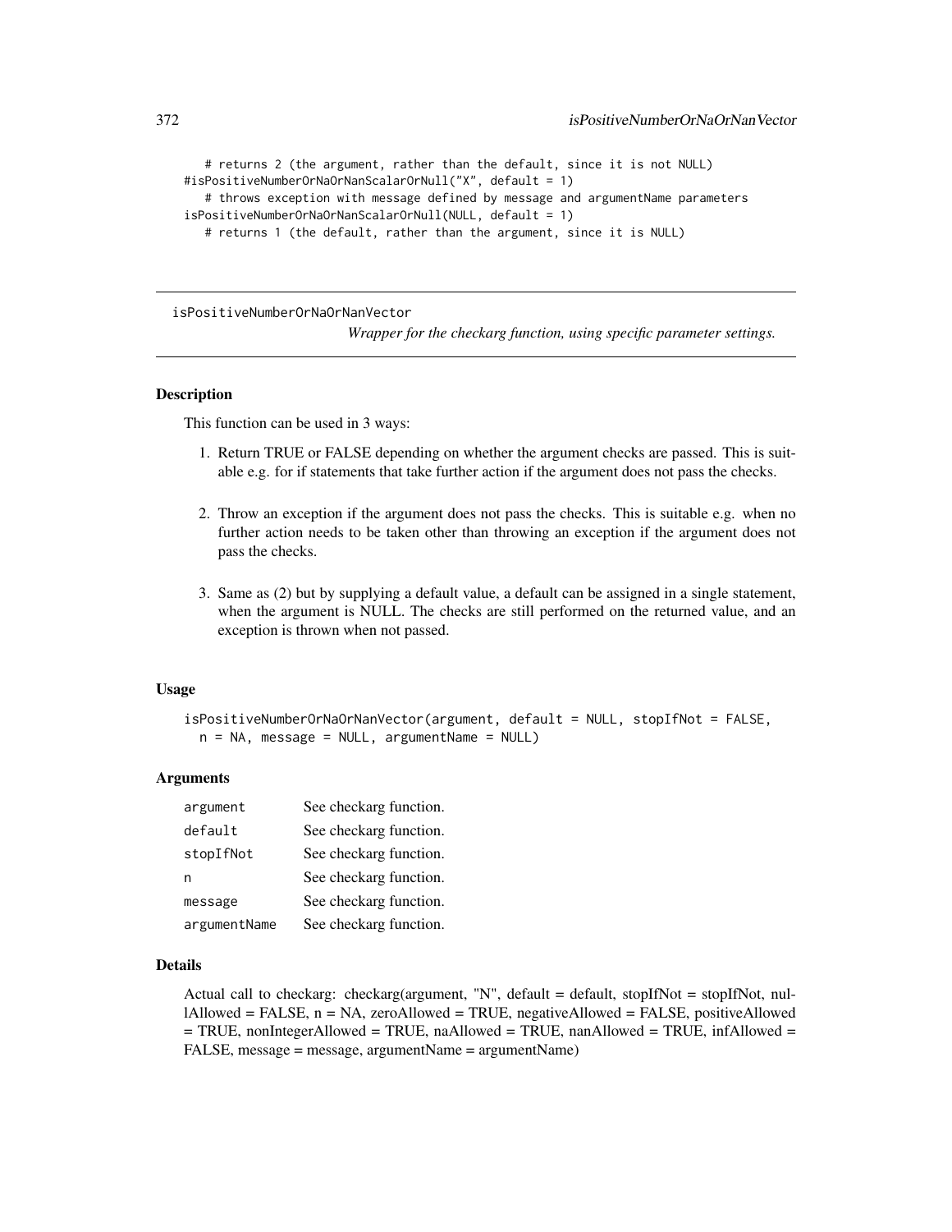```
   # returns 2 (the argument, rather than the default, since it is not NULL)
#isPositiveNumberOrNaOrNanScalarOrNull("X", default = 1)
   # throws exception with message defined by message and argumentName parameters
isPositiveNumberOrNaOrNanScalarOrNull(NULL, default = 1)
   # returns 1 (the default, rather than the argument, since it is NULL)
```

---

## isPositiveNumberOrNaOrNanVector

*Wrapper for the checkarg function, using specific parameter settings.*

---

### Description

This function can be used in 3 ways:

1. Return TRUE or FALSE depending on whether the argument checks are passed. This is suitable e.g. for if statements that take further action if the argument does not pass the checks.
2. Throw an exception if the argument does not pass the checks. This is suitable e.g. when no further action needs to be taken other than throwing an exception if the argument does not pass the checks.
3. Same as (2) but by supplying a default value, a default can be assigned in a single statement, when the argument is NULL. The checks are still performed on the returned value, and an exception is thrown when not passed.

### Usage

```
isPositiveNumberOrNaOrNanVector(argument, default = NULL, stopIfNot = FALSE,
  n = NA, message = NULL, argumentName = NULL)
```

### Arguments

| | |
|---|---|
| argument | See checkarg function. |
| default | See checkarg function. |
| stopIfNot | See checkarg function. |
| n | See checkarg function. |
| message | See checkarg function. |
| argumentName | See checkarg function. |

### Details

Actual call to checkarg: checkarg(argument, "N", default = default, stopIfNot = stopIfNot, nullAllowed = FALSE, n = NA, zeroAllowed = TRUE, negativeAllowed = FALSE, positiveAllowed = TRUE, nonIntegerAllowed = TRUE, naAllowed = TRUE, nanAllowed = TRUE, infAllowed = FALSE, message = message, argumentName = argumentName)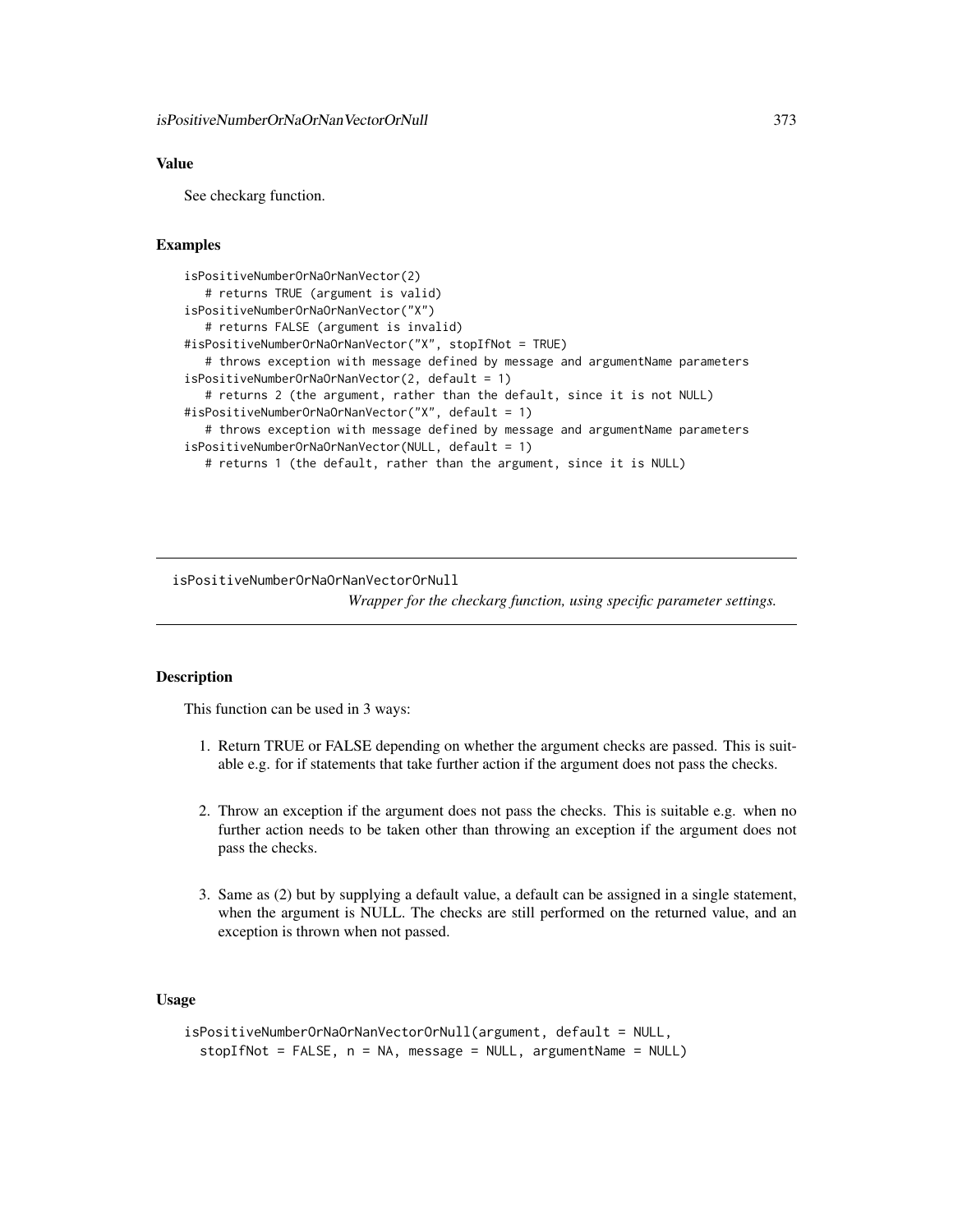### Value

See checkarg function.

### Examples

```
isPositiveNumberOrNaOrNanVector(2)
   # returns TRUE (argument is valid)
isPositiveNumberOrNaOrNanVector("X")
   # returns FALSE (argument is invalid)
#isPositiveNumberOrNaOrNanVector("X", stopIfNot = TRUE)
   # throws exception with message defined by message and argumentName parameters
isPositiveNumberOrNaOrNanVector(2, default = 1)
   # returns 2 (the argument, rather than the default, since it is not NULL)
#isPositiveNumberOrNaOrNanVector("X", default = 1)
   # throws exception with message defined by message and argumentName parameters
isPositiveNumberOrNaOrNanVector(NULL, default = 1)
   # returns 1 (the default, rather than the argument, since it is NULL)
```

---

## isPositiveNumberOrNaOrNanVectorOrNull

*Wrapper for the checkarg function, using specific parameter settings.*

---

### Description

This function can be used in 3 ways:

1. Return TRUE or FALSE depending on whether the argument checks are passed. This is suitable e.g. for if statements that take further action if the argument does not pass the checks.
2. Throw an exception if the argument does not pass the checks. This is suitable e.g. when no further action needs to be taken other than throwing an exception if the argument does not pass the checks.
3. Same as (2) but by supplying a default value, a default can be assigned in a single statement, when the argument is NULL. The checks are still performed on the returned value, and an exception is thrown when not passed.

### Usage

```
isPositiveNumberOrNaOrNanVectorOrNull(argument, default = NULL,
  stopIfNot = FALSE, n = NA, message = NULL, argumentName = NULL)
```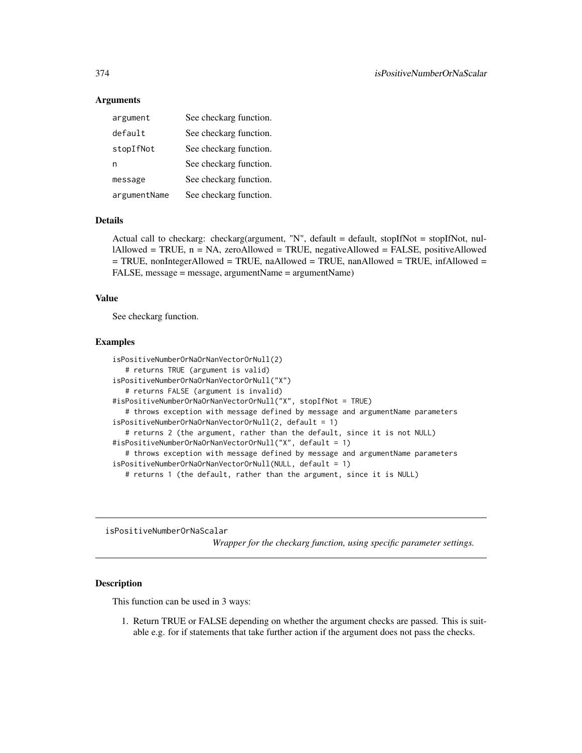### Arguments

| | |
|---|---|
| argument | See checkarg function. |
| default | See checkarg function. |
| stopIfNot | See checkarg function. |
| n | See checkarg function. |
| message | See checkarg function. |
| argumentName | See checkarg function. |

### Details

Actual call to checkarg: checkarg(argument, "N", default = default, stopIfNot = stopIfNot, nullAllowed = TRUE, n = NA, zeroAllowed = TRUE, negativeAllowed = FALSE, positiveAllowed = TRUE, nonIntegerAllowed = TRUE, naAllowed = TRUE, nanAllowed = TRUE, infAllowed = FALSE, message = message, argumentName = argumentName)

### Value

See checkarg function.

### Examples

```
isPositiveNumberOrNaOrNanVectorOrNull(2)
   # returns TRUE (argument is valid)
isPositiveNumberOrNaOrNanVectorOrNull("X")
   # returns FALSE (argument is invalid)
#isPositiveNumberOrNaOrNanVectorOrNull("X", stopIfNot = TRUE)
   # throws exception with message defined by message and argumentName parameters
isPositiveNumberOrNaOrNanVectorOrNull(2, default = 1)
   # returns 2 (the argument, rather than the default, since it is not NULL)
#isPositiveNumberOrNaOrNanVectorOrNull("X", default = 1)
   # throws exception with message defined by message and argumentName parameters
isPositiveNumberOrNaOrNanVectorOrNull(NULL, default = 1)
   # returns 1 (the default, rather than the argument, since it is NULL)
```

---

## isPositiveNumberOrNaScalar

*Wrapper for the checkarg function, using specific parameter settings.*

---

### Description

This function can be used in 3 ways:

1. Return TRUE or FALSE depending on whether the argument checks are passed. This is suitable e.g. for if statements that take further action if the argument does not pass the checks.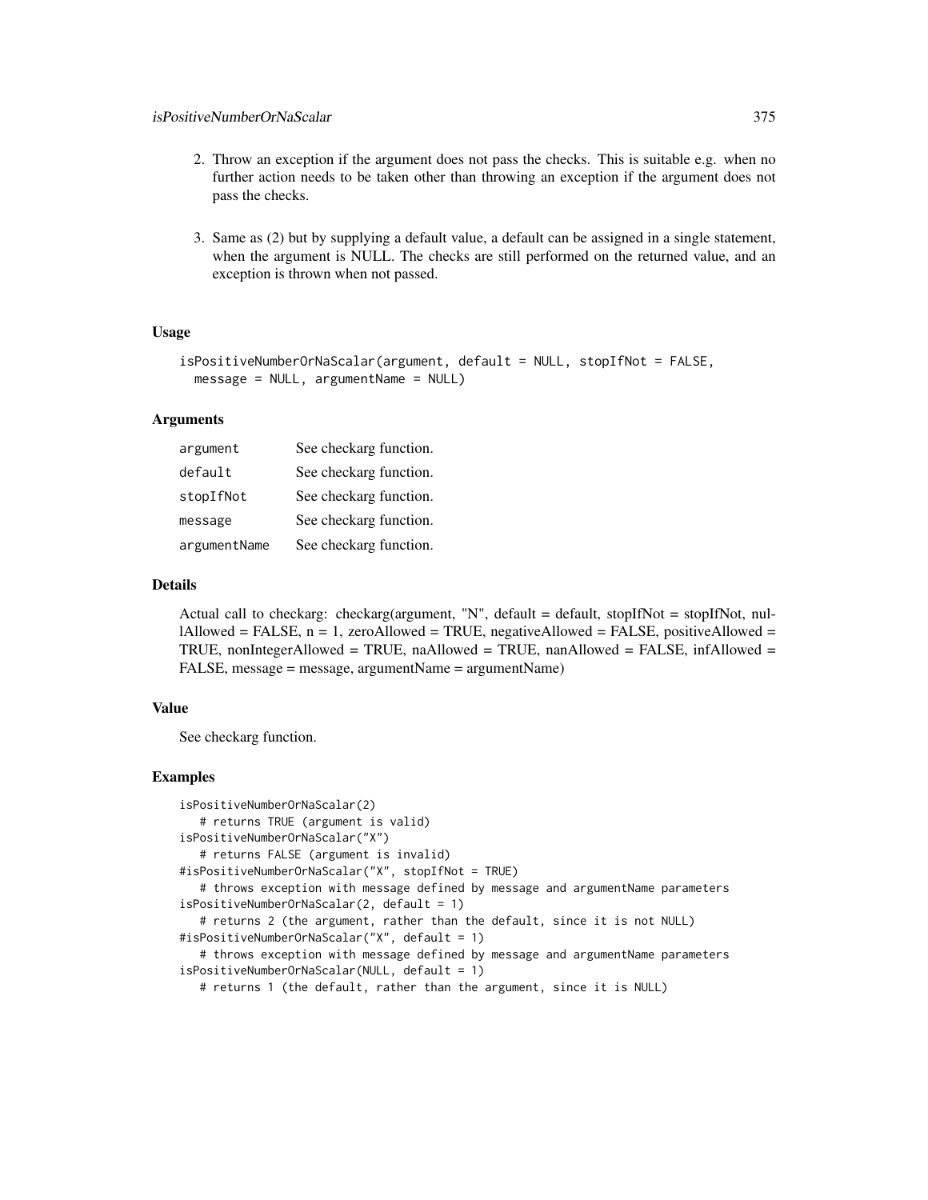2. Throw an exception if the argument does not pass the checks. This is suitable e.g. when no further action needs to be taken other than throwing an exception if the argument does not pass the checks.

3. Same as (2) but by supplying a default value, a default can be assigned in a single statement, when the argument is NULL. The checks are still performed on the returned value, and an exception is thrown when not passed.

### Usage

```
isPositiveNumberOrNaScalar(argument, default = NULL, stopIfNot = FALSE,
  message = NULL, argumentName = NULL)
```

### Arguments

| | |
|---|---|
| `argument` | See checkarg function. |
| `default` | See checkarg function. |
| `stopIfNot` | See checkarg function. |
| `message` | See checkarg function. |
| `argumentName` | See checkarg function. |

### Details

Actual call to checkarg: checkarg(argument, "N", default = default, stopIfNot = stopIfNot, nullAllowed = FALSE, n = 1, zeroAllowed = TRUE, negativeAllowed = FALSE, positiveAllowed = TRUE, nonIntegerAllowed = TRUE, naAllowed = TRUE, nanAllowed = FALSE, infAllowed = FALSE, message = message, argumentName = argumentName)

### Value

See checkarg function.

### Examples

```
isPositiveNumberOrNaScalar(2)
   # returns TRUE (argument is valid)
isPositiveNumberOrNaScalar("X")
   # returns FALSE (argument is invalid)
#isPositiveNumberOrNaScalar("X", stopIfNot = TRUE)
   # throws exception with message defined by message and argumentName parameters
isPositiveNumberOrNaScalar(2, default = 1)
   # returns 2 (the argument, rather than the default, since it is not NULL)
#isPositiveNumberOrNaScalar("X", default = 1)
   # throws exception with message defined by message and argumentName parameters
isPositiveNumberOrNaScalar(NULL, default = 1)
   # returns 1 (the default, rather than the argument, since it is NULL)
```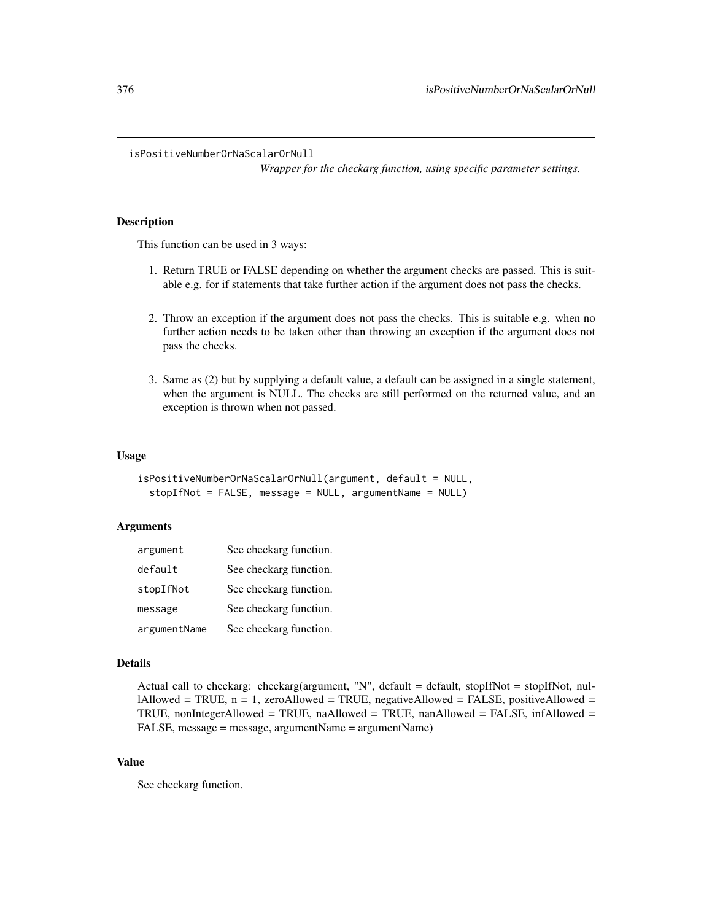isPositiveNumberOrNaScalarOrNull

*Wrapper for the checkarg function, using specific parameter settings.*

## Description

This function can be used in 3 ways:

1. Return TRUE or FALSE depending on whether the argument checks are passed. This is suitable e.g. for if statements that take further action if the argument does not pass the checks.
2. Throw an exception if the argument does not pass the checks. This is suitable e.g. when no further action needs to be taken other than throwing an exception if the argument does not pass the checks.
3. Same as (2) but by supplying a default value, a default can be assigned in a single statement, when the argument is NULL. The checks are still performed on the returned value, and an exception is thrown when not passed.

## Usage

```
isPositiveNumberOrNaScalarOrNull(argument, default = NULL,
  stopIfNot = FALSE, message = NULL, argumentName = NULL)
```

## Arguments

| | |
|---|---|
| argument | See checkarg function. |
| default | See checkarg function. |
| stopIfNot | See checkarg function. |
| message | See checkarg function. |
| argumentName | See checkarg function. |

## Details

Actual call to checkarg: checkarg(argument, "N", default = default, stopIfNot = stopIfNot, nullAllowed = TRUE, n = 1, zeroAllowed = TRUE, negativeAllowed = FALSE, positiveAllowed = TRUE, nonIntegerAllowed = TRUE, naAllowed = TRUE, nanAllowed = FALSE, infAllowed = FALSE, message = message, argumentName = argumentName)

## Value

See checkarg function.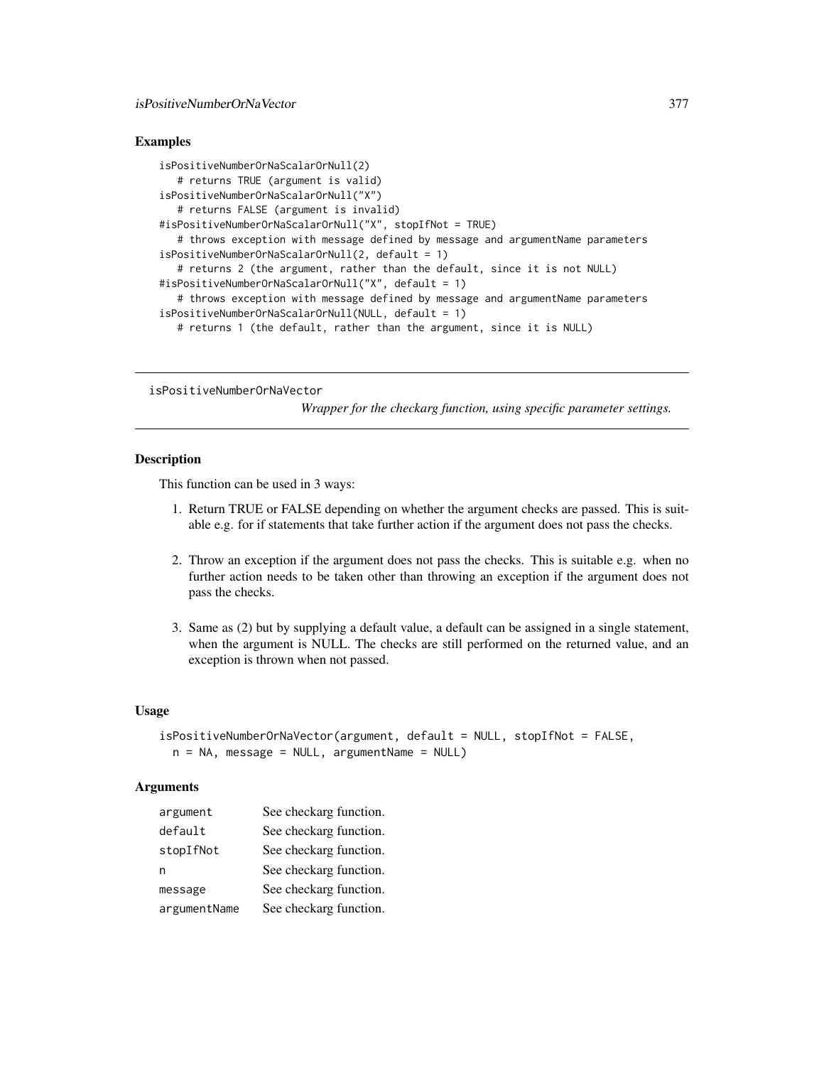## Examples

```
isPositiveNumberOrNaScalarOrNull(2)
   # returns TRUE (argument is valid)
isPositiveNumberOrNaScalarOrNull("X")
   # returns FALSE (argument is invalid)
#isPositiveNumberOrNaScalarOrNull("X", stopIfNot = TRUE)
   # throws exception with message defined by message and argumentName parameters
isPositiveNumberOrNaScalarOrNull(2, default = 1)
   # returns 2 (the argument, rather than the default, since it is not NULL)
#isPositiveNumberOrNaScalarOrNull("X", default = 1)
   # throws exception with message defined by message and argumentName parameters
isPositiveNumberOrNaScalarOrNull(NULL, default = 1)
   # returns 1 (the default, rather than the argument, since it is NULL)
```

---

# isPositiveNumberOrNaVector

*Wrapper for the checkarg function, using specific parameter settings.*

---

## Description

This function can be used in 3 ways:

1. Return TRUE or FALSE depending on whether the argument checks are passed. This is suitable e.g. for if statements that take further action if the argument does not pass the checks.
2. Throw an exception if the argument does not pass the checks. This is suitable e.g. when no further action needs to be taken other than throwing an exception if the argument does not pass the checks.
3. Same as (2) but by supplying a default value, a default can be assigned in a single statement, when the argument is NULL. The checks are still performed on the returned value, and an exception is thrown when not passed.

## Usage

```
isPositiveNumberOrNaVector(argument, default = NULL, stopIfNot = FALSE,
  n = NA, message = NULL, argumentName = NULL)
```

## Arguments

| | |
|---|---|
| argument | See checkarg function. |
| default | See checkarg function. |
| stopIfNot | See checkarg function. |
| n | See checkarg function. |
| message | See checkarg function. |
| argumentName | See checkarg function. |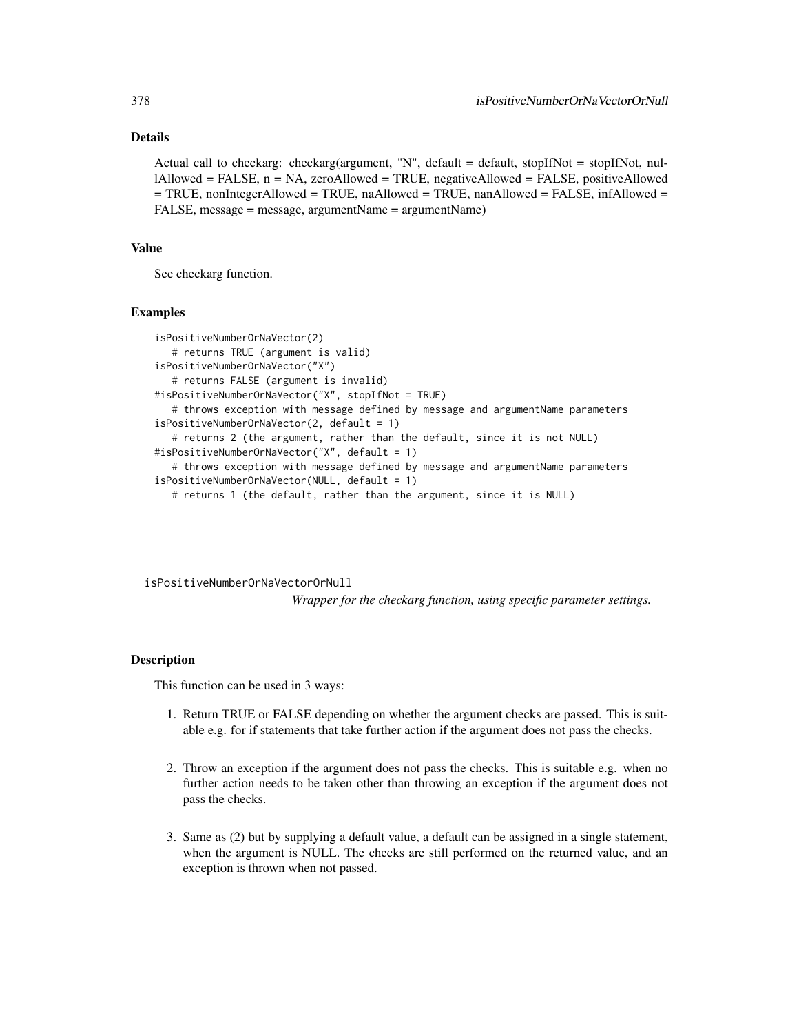### Details

Actual call to checkarg: checkarg(argument, "N", default = default, stopIfNot = stopIfNot, nullAllowed = FALSE, n = NA, zeroAllowed = TRUE, negativeAllowed = FALSE, positiveAllowed = TRUE, nonIntegerAllowed = TRUE, naAllowed = TRUE, nanAllowed = FALSE, infAllowed = FALSE, message = message, argumentName = argumentName)

### Value

See checkarg function.

### Examples

```
isPositiveNumberOrNaVector(2)
   # returns TRUE (argument is valid)
isPositiveNumberOrNaVector("X")
   # returns FALSE (argument is invalid)
#isPositiveNumberOrNaVector("X", stopIfNot = TRUE)
   # throws exception with message defined by message and argumentName parameters
isPositiveNumberOrNaVector(2, default = 1)
   # returns 2 (the argument, rather than the default, since it is not NULL)
#isPositiveNumberOrNaVector("X", default = 1)
   # throws exception with message defined by message and argumentName parameters
isPositiveNumberOrNaVector(NULL, default = 1)
   # returns 1 (the default, rather than the argument, since it is NULL)
```

---

## isPositiveNumberOrNaVectorOrNull

*Wrapper for the checkarg function, using specific parameter settings.*

---

### Description

This function can be used in 3 ways:

1. Return TRUE or FALSE depending on whether the argument checks are passed. This is suitable e.g. for if statements that take further action if the argument does not pass the checks.
2. Throw an exception if the argument does not pass the checks. This is suitable e.g. when no further action needs to be taken other than throwing an exception if the argument does not pass the checks.
3. Same as (2) but by supplying a default value, a default can be assigned in a single statement, when the argument is NULL. The checks are still performed on the returned value, and an exception is thrown when not passed.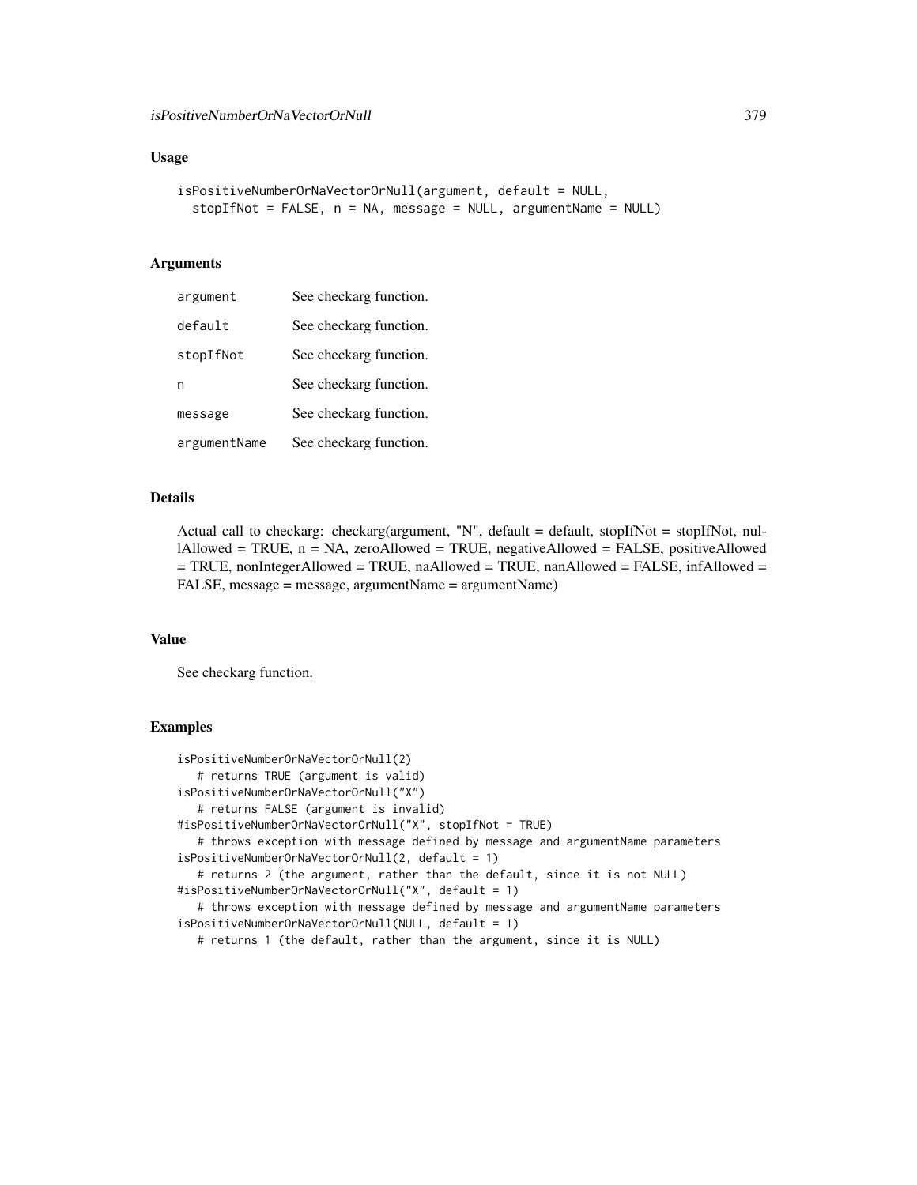### Usage

```
isPositiveNumberOrNaVectorOrNull(argument, default = NULL,
  stopIfNot = FALSE, n = NA, message = NULL, argumentName = NULL)
```

### Arguments

| | |
|---|---|
| argument | See checkarg function. |
| default | See checkarg function. |
| stopIfNot | See checkarg function. |
| n | See checkarg function. |
| message | See checkarg function. |
| argumentName | See checkarg function. |

### Details

Actual call to checkarg: checkarg(argument, "N", default = default, stopIfNot = stopIfNot, nullAllowed = TRUE, n = NA, zeroAllowed = TRUE, negativeAllowed = FALSE, positiveAllowed = TRUE, nonIntegerAllowed = TRUE, naAllowed = TRUE, nanAllowed = FALSE, infAllowed = FALSE, message = message, argumentName = argumentName)

### Value

See checkarg function.

### Examples

```
isPositiveNumberOrNaVectorOrNull(2)
   # returns TRUE (argument is valid)
isPositiveNumberOrNaVectorOrNull("X")
   # returns FALSE (argument is invalid)
#isPositiveNumberOrNaVectorOrNull("X", stopIfNot = TRUE)
   # throws exception with message defined by message and argumentName parameters
isPositiveNumberOrNaVectorOrNull(2, default = 1)
   # returns 2 (the argument, rather than the default, since it is not NULL)
#isPositiveNumberOrNaVectorOrNull("X", default = 1)
   # throws exception with message defined by message and argumentName parameters
isPositiveNumberOrNaVectorOrNull(NULL, default = 1)
   # returns 1 (the default, rather than the argument, since it is NULL)
```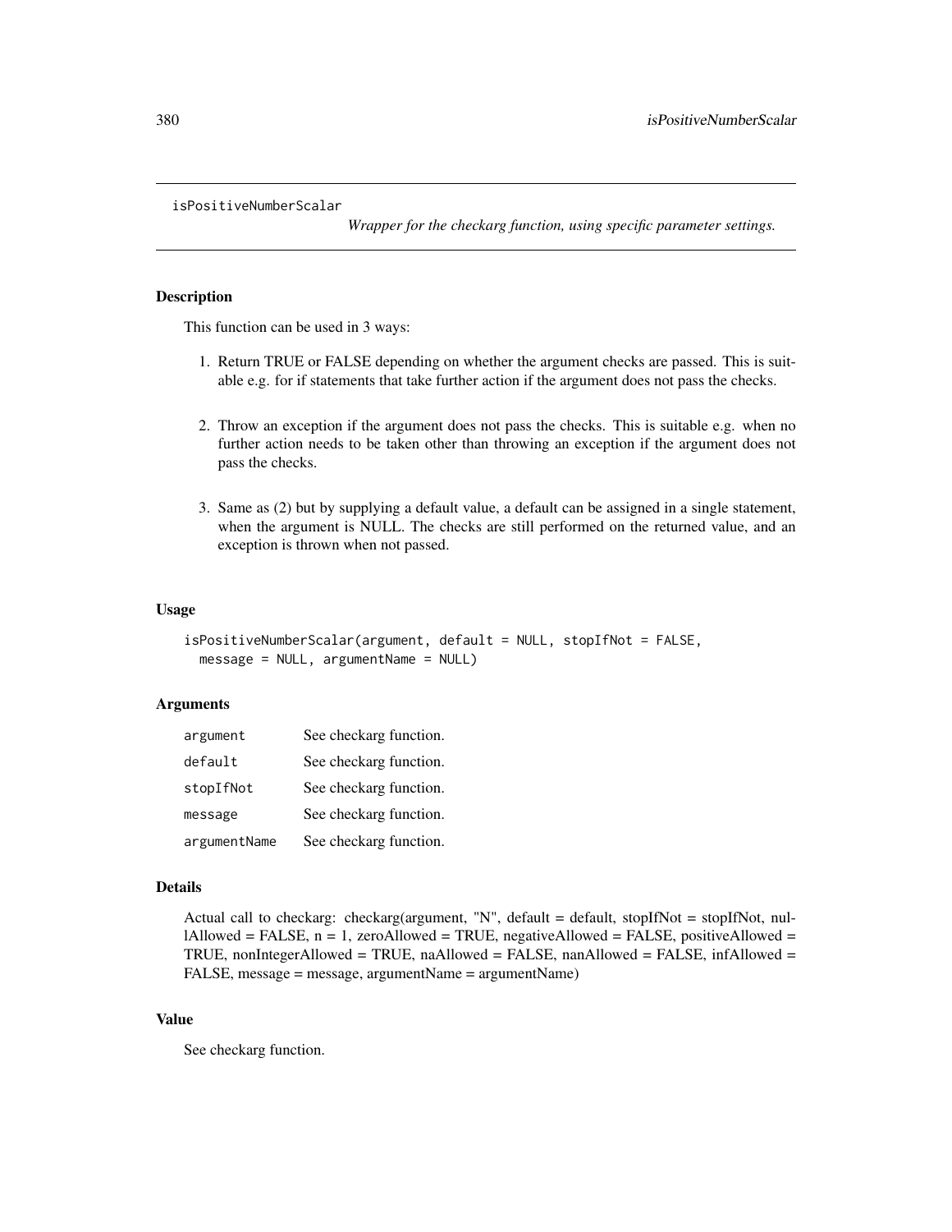isPositiveNumberScalar

*Wrapper for the checkarg function, using specific parameter settings.*

## Description

This function can be used in 3 ways:

1. Return TRUE or FALSE depending on whether the argument checks are passed. This is suitable e.g. for if statements that take further action if the argument does not pass the checks.

2. Throw an exception if the argument does not pass the checks. This is suitable e.g. when no further action needs to be taken other than throwing an exception if the argument does not pass the checks.

3. Same as (2) but by supplying a default value, a default can be assigned in a single statement, when the argument is NULL. The checks are still performed on the returned value, and an exception is thrown when not passed.

## Usage

```
isPositiveNumberScalar(argument, default = NULL, stopIfNot = FALSE,
  message = NULL, argumentName = NULL)
```

## Arguments

| | |
|---|---|
| argument | See checkarg function. |
| default | See checkarg function. |
| stopIfNot | See checkarg function. |
| message | See checkarg function. |
| argumentName | See checkarg function. |

## Details

Actual call to checkarg: checkarg(argument, "N", default = default, stopIfNot = stopIfNot, nullAllowed = FALSE, n = 1, zeroAllowed = TRUE, negativeAllowed = FALSE, positiveAllowed = TRUE, nonIntegerAllowed = TRUE, naAllowed = FALSE, nanAllowed = FALSE, infAllowed = FALSE, message = message, argumentName = argumentName)

## Value

See checkarg function.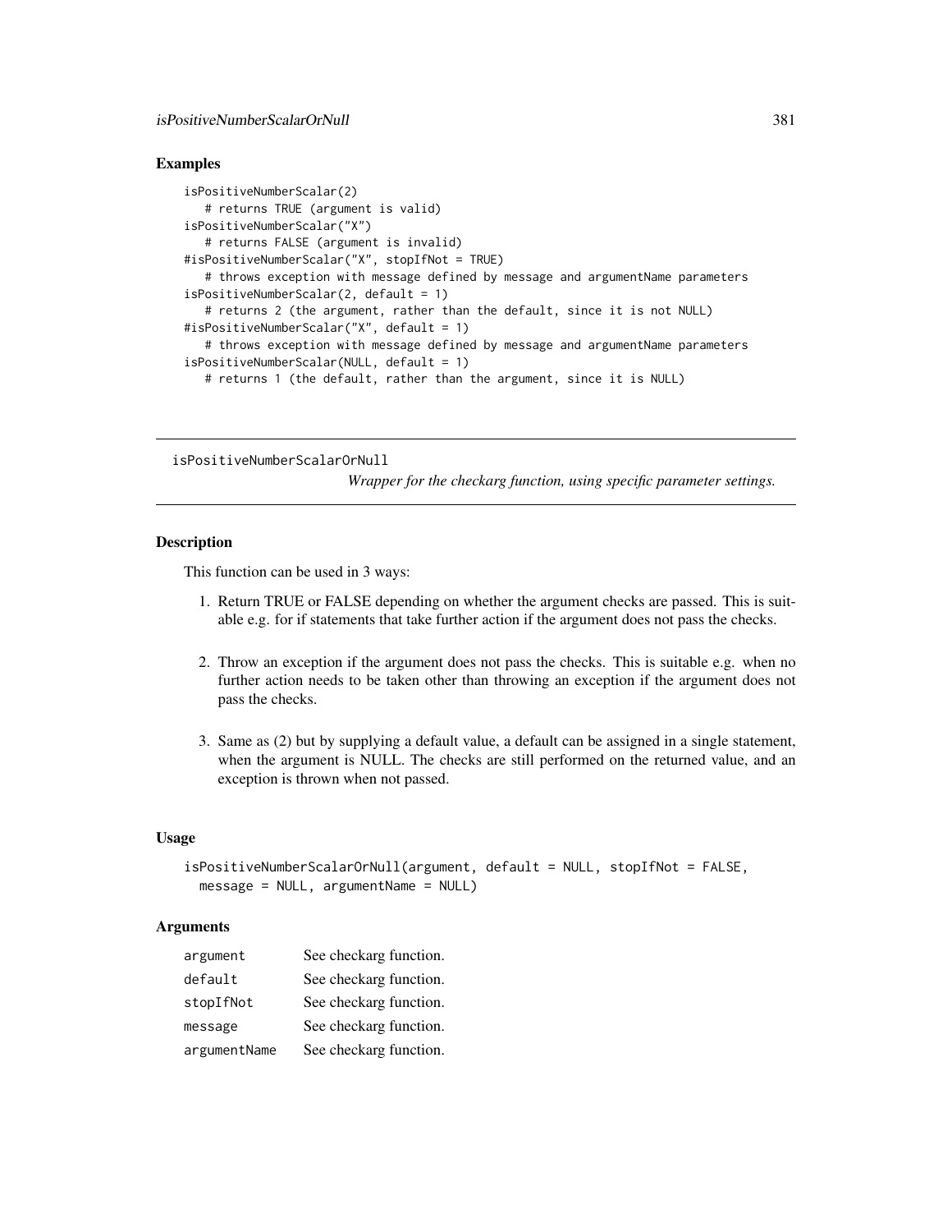## Examples

```
isPositiveNumberScalar(2)
   # returns TRUE (argument is valid)
isPositiveNumberScalar("X")
   # returns FALSE (argument is invalid)
#isPositiveNumberScalar("X", stopIfNot = TRUE)
   # throws exception with message defined by message and argumentName parameters
isPositiveNumberScalar(2, default = 1)
   # returns 2 (the argument, rather than the default, since it is not NULL)
#isPositiveNumberScalar("X", default = 1)
   # throws exception with message defined by message and argumentName parameters
isPositiveNumberScalar(NULL, default = 1)
   # returns 1 (the default, rather than the argument, since it is NULL)
```

---

# isPositiveNumberScalarOrNull

*Wrapper for the checkarg function, using specific parameter settings.*

---

## Description

This function can be used in 3 ways:

1. Return TRUE or FALSE depending on whether the argument checks are passed. This is suitable e.g. for if statements that take further action if the argument does not pass the checks.
2. Throw an exception if the argument does not pass the checks. This is suitable e.g. when no further action needs to be taken other than throwing an exception if the argument does not pass the checks.
3. Same as (2) but by supplying a default value, a default can be assigned in a single statement, when the argument is NULL. The checks are still performed on the returned value, and an exception is thrown when not passed.

## Usage

```
isPositiveNumberScalarOrNull(argument, default = NULL, stopIfNot = FALSE,
  message = NULL, argumentName = NULL)
```

## Arguments

| | |
|---|---|
| `argument` | See checkarg function. |
| `default` | See checkarg function. |
| `stopIfNot` | See checkarg function. |
| `message` | See checkarg function. |
| `argumentName` | See checkarg function. |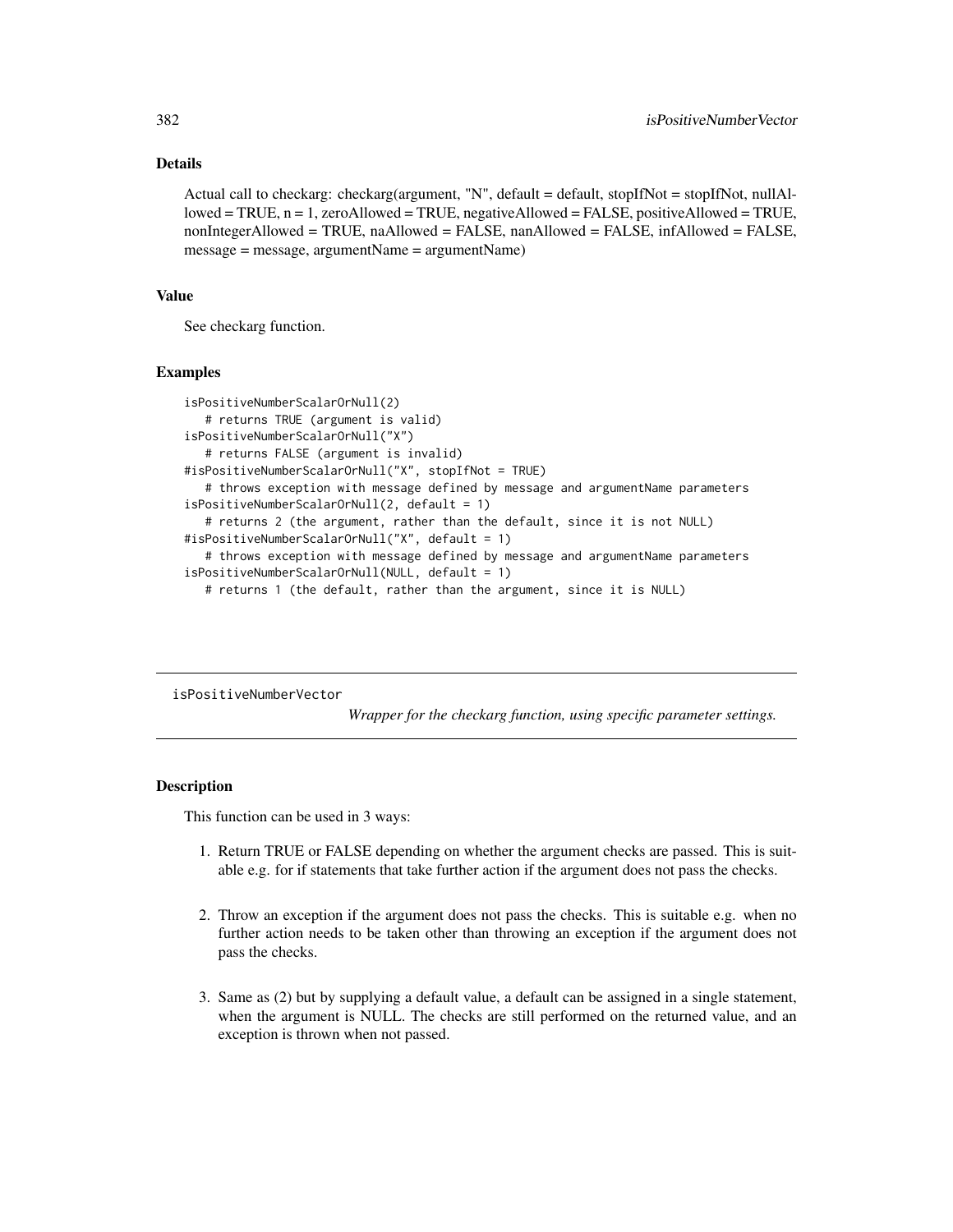### Details

Actual call to checkarg: checkarg(argument, "N", default = default, stopIfNot = stopIfNot, nullAllowed = TRUE, n = 1, zeroAllowed = TRUE, negativeAllowed = FALSE, positiveAllowed = TRUE, nonIntegerAllowed = TRUE, naAllowed = FALSE, nanAllowed = FALSE, infAllowed = FALSE, message = message, argumentName = argumentName)

### Value

See checkarg function.

### Examples

```
isPositiveNumberScalarOrNull(2)
   # returns TRUE (argument is valid)
isPositiveNumberScalarOrNull("X")
   # returns FALSE (argument is invalid)
#isPositiveNumberScalarOrNull("X", stopIfNot = TRUE)
   # throws exception with message defined by message and argumentName parameters
isPositiveNumberScalarOrNull(2, default = 1)
   # returns 2 (the argument, rather than the default, since it is not NULL)
#isPositiveNumberScalarOrNull("X", default = 1)
   # throws exception with message defined by message and argumentName parameters
isPositiveNumberScalarOrNull(NULL, default = 1)
   # returns 1 (the default, rather than the argument, since it is NULL)
```

---

## isPositiveNumberVector

*Wrapper for the checkarg function, using specific parameter settings.*

---

### Description

This function can be used in 3 ways:

1. Return TRUE or FALSE depending on whether the argument checks are passed. This is suitable e.g. for if statements that take further action if the argument does not pass the checks.
2. Throw an exception if the argument does not pass the checks. This is suitable e.g. when no further action needs to be taken other than throwing an exception if the argument does not pass the checks.
3. Same as (2) but by supplying a default value, a default can be assigned in a single statement, when the argument is NULL. The checks are still performed on the returned value, and an exception is thrown when not passed.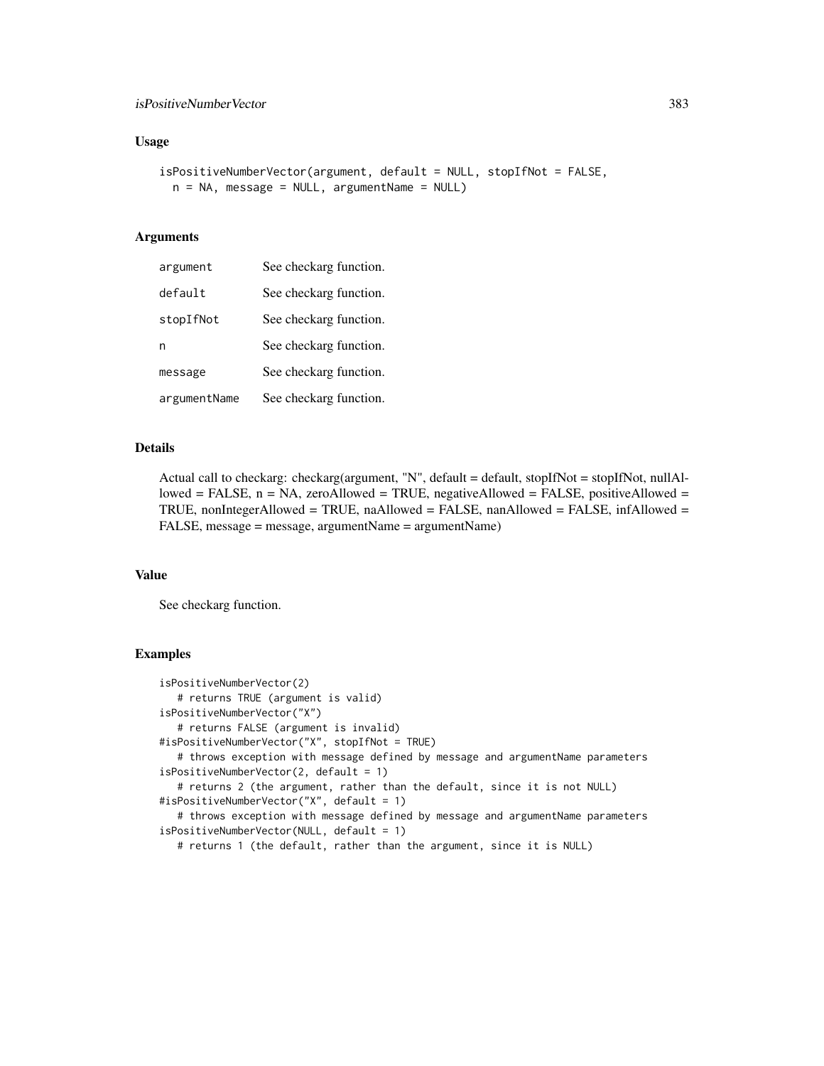### Usage

```
isPositiveNumberVector(argument, default = NULL, stopIfNot = FALSE,
  n = NA, message = NULL, argumentName = NULL)
```

### Arguments

| | |
|---|---|
| argument | See checkarg function. |
| default | See checkarg function. |
| stopIfNot | See checkarg function. |
| n | See checkarg function. |
| message | See checkarg function. |
| argumentName | See checkarg function. |

### Details

Actual call to checkarg: checkarg(argument, "N", default = default, stopIfNot = stopIfNot, nullAllowed = FALSE, n = NA, zeroAllowed = TRUE, negativeAllowed = FALSE, positiveAllowed = TRUE, nonIntegerAllowed = TRUE, naAllowed = FALSE, nanAllowed = FALSE, infAllowed = FALSE, message = message, argumentName = argumentName)

### Value

See checkarg function.

### Examples

```
isPositiveNumberVector(2)
   # returns TRUE (argument is valid)
isPositiveNumberVector("X")
   # returns FALSE (argument is invalid)
#isPositiveNumberVector("X", stopIfNot = TRUE)
   # throws exception with message defined by message and argumentName parameters
isPositiveNumberVector(2, default = 1)
   # returns 2 (the argument, rather than the default, since it is not NULL)
#isPositiveNumberVector("X", default = 1)
   # throws exception with message defined by message and argumentName parameters
isPositiveNumberVector(NULL, default = 1)
   # returns 1 (the default, rather than the argument, since it is NULL)
```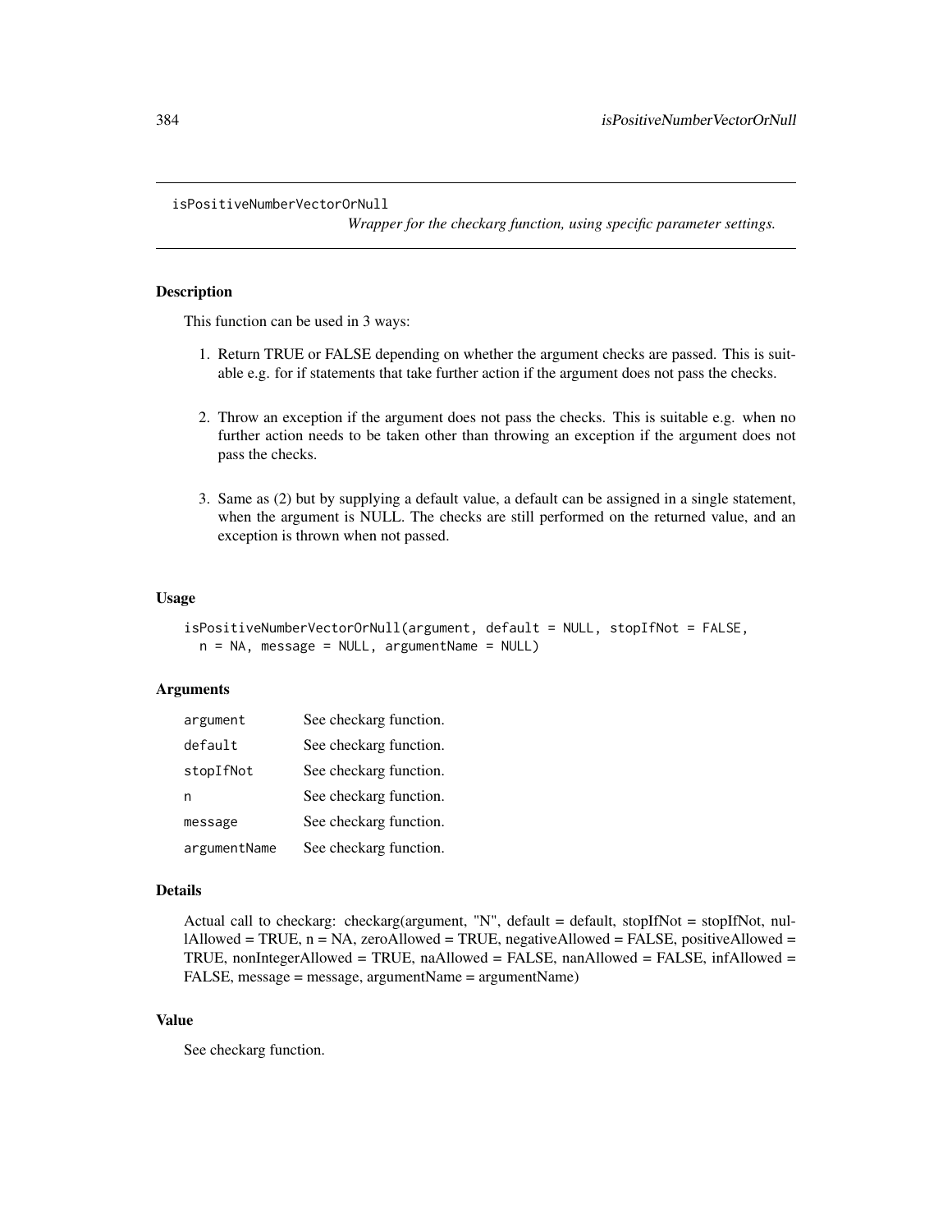# isPositiveNumberVectorOrNull

*Wrapper for the checkarg function, using specific parameter settings.*

## Description

This function can be used in 3 ways:

1. Return TRUE or FALSE depending on whether the argument checks are passed. This is suitable e.g. for if statements that take further action if the argument does not pass the checks.
2. Throw an exception if the argument does not pass the checks. This is suitable e.g. when no further action needs to be taken other than throwing an exception if the argument does not pass the checks.
3. Same as (2) but by supplying a default value, a default can be assigned in a single statement, when the argument is NULL. The checks are still performed on the returned value, and an exception is thrown when not passed.

## Usage

```
isPositiveNumberVectorOrNull(argument, default = NULL, stopIfNot = FALSE,
  n = NA, message = NULL, argumentName = NULL)
```

## Arguments

| | |
|---|---|
| argument | See checkarg function. |
| default | See checkarg function. |
| stopIfNot | See checkarg function. |
| n | See checkarg function. |
| message | See checkarg function. |
| argumentName | See checkarg function. |

## Details

Actual call to checkarg: checkarg(argument, "N", default = default, stopIfNot = stopIfNot, nullAllowed = TRUE, n = NA, zeroAllowed = TRUE, negativeAllowed = FALSE, positiveAllowed = TRUE, nonIntegerAllowed = TRUE, naAllowed = FALSE, nanAllowed = FALSE, infAllowed = FALSE, message = message, argumentName = argumentName)

## Value

See checkarg function.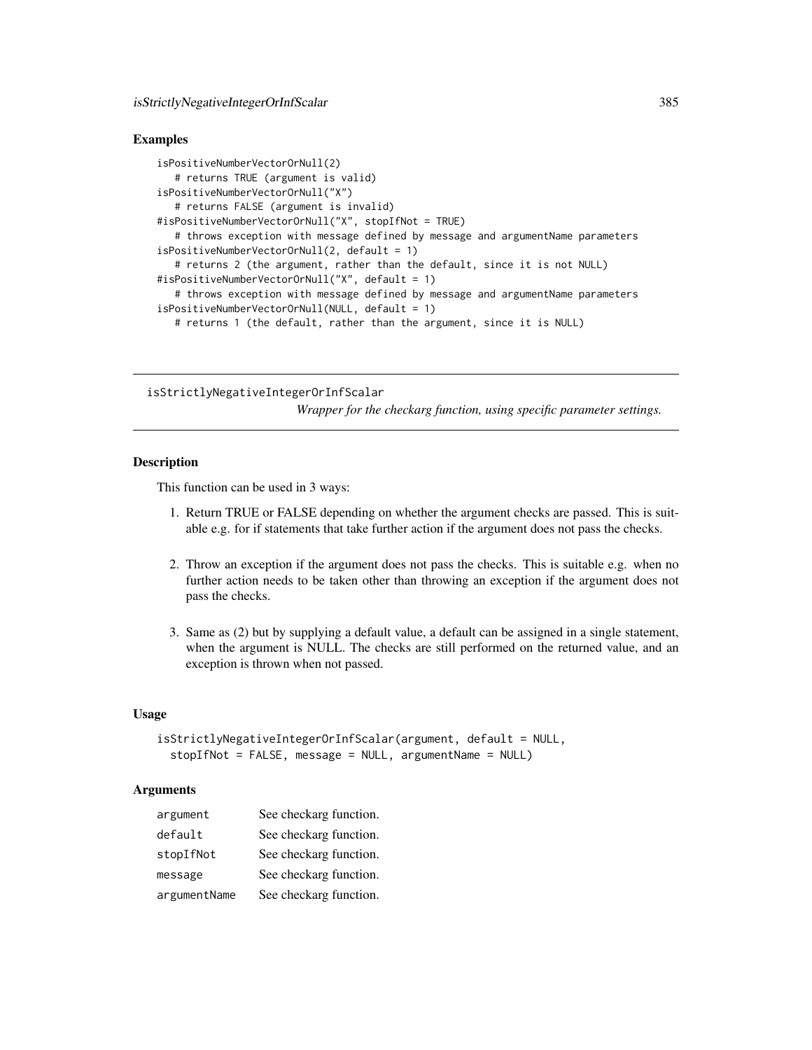### Examples

```
isPositiveNumberVectorOrNull(2)
   # returns TRUE (argument is valid)
isPositiveNumberVectorOrNull("X")
   # returns FALSE (argument is invalid)
#isPositiveNumberVectorOrNull("X", stopIfNot = TRUE)
   # throws exception with message defined by message and argumentName parameters
isPositiveNumberVectorOrNull(2, default = 1)
   # returns 2 (the argument, rather than the default, since it is not NULL)
#isPositiveNumberVectorOrNull("X", default = 1)
   # throws exception with message defined by message and argumentName parameters
isPositiveNumberVectorOrNull(NULL, default = 1)
   # returns 1 (the default, rather than the argument, since it is NULL)
```

---

## isStrictlyNegativeIntegerOrInfScalar

*Wrapper for the checkarg function, using specific parameter settings.*

---

### Description

This function can be used in 3 ways:

1. Return TRUE or FALSE depending on whether the argument checks are passed. This is suitable e.g. for if statements that take further action if the argument does not pass the checks.
2. Throw an exception if the argument does not pass the checks. This is suitable e.g. when no further action needs to be taken other than throwing an exception if the argument does not pass the checks.
3. Same as (2) but by supplying a default value, a default can be assigned in a single statement, when the argument is NULL. The checks are still performed on the returned value, and an exception is thrown when not passed.

### Usage

```
isStrictlyNegativeIntegerOrInfScalar(argument, default = NULL,
  stopIfNot = FALSE, message = NULL, argumentName = NULL)
```

### Arguments

| | |
|---|---|
| argument | See checkarg function. |
| default | See checkarg function. |
| stopIfNot | See checkarg function. |
| message | See checkarg function. |
| argumentName | See checkarg function. |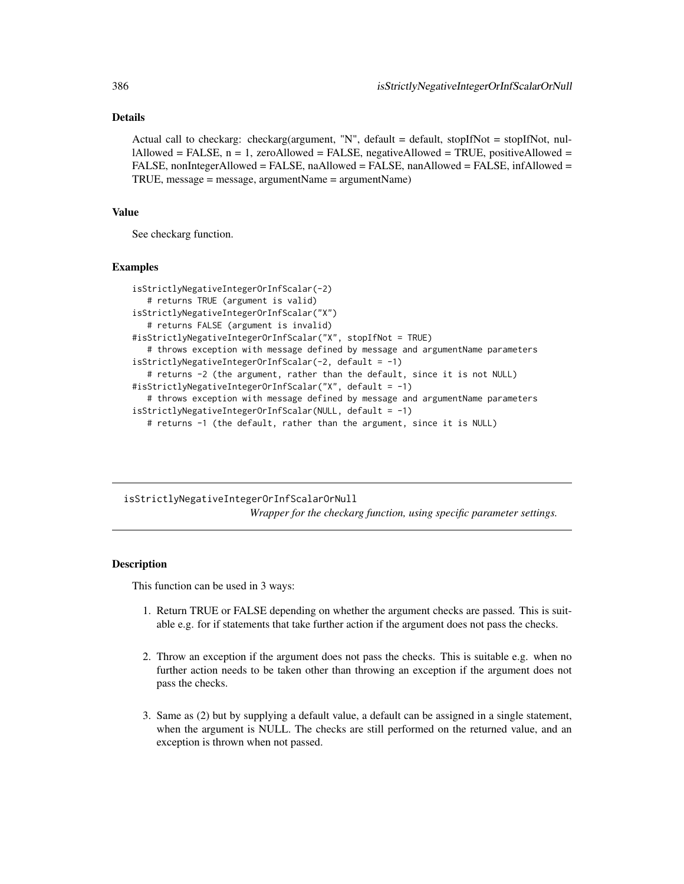### Details

Actual call to checkarg: checkarg(argument, "N", default = default, stopIfNot = stopIfNot, nullAllowed = FALSE, n = 1, zeroAllowed = FALSE, negativeAllowed = TRUE, positiveAllowed = FALSE, nonIntegerAllowed = FALSE, naAllowed = FALSE, nanAllowed = FALSE, infAllowed = TRUE, message = message, argumentName = argumentName)

### Value

See checkarg function.

### Examples

```
isStrictlyNegativeIntegerOrInfScalar(-2)
   # returns TRUE (argument is valid)
isStrictlyNegativeIntegerOrInfScalar("X")
   # returns FALSE (argument is invalid)
#isStrictlyNegativeIntegerOrInfScalar("X", stopIfNot = TRUE)
   # throws exception with message defined by message and argumentName parameters
isStrictlyNegativeIntegerOrInfScalar(-2, default = -1)
   # returns -2 (the argument, rather than the default, since it is not NULL)
#isStrictlyNegativeIntegerOrInfScalar("X", default = -1)
   # throws exception with message defined by message and argumentName parameters
isStrictlyNegativeIntegerOrInfScalar(NULL, default = -1)
   # returns -1 (the default, rather than the argument, since it is NULL)
```

---

## isStrictlyNegativeIntegerOrInfScalarOrNull

*Wrapper for the checkarg function, using specific parameter settings.*

---

### Description

This function can be used in 3 ways:

1. Return TRUE or FALSE depending on whether the argument checks are passed. This is suitable e.g. for if statements that take further action if the argument does not pass the checks.
2. Throw an exception if the argument does not pass the checks. This is suitable e.g. when no further action needs to be taken other than throwing an exception if the argument does not pass the checks.
3. Same as (2) but by supplying a default value, a default can be assigned in a single statement, when the argument is NULL. The checks are still performed on the returned value, and an exception is thrown when not passed.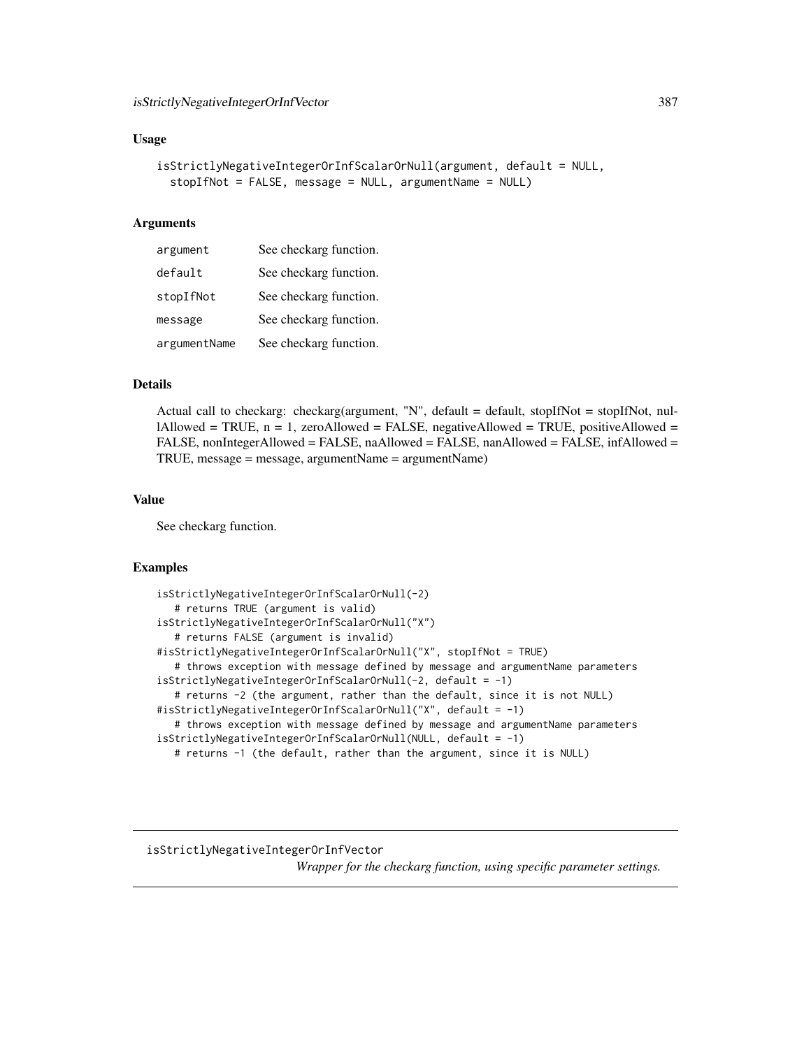### Usage

```
isStrictlyNegativeIntegerOrInfScalarOrNull(argument, default = NULL,
  stopIfNot = FALSE, message = NULL, argumentName = NULL)
```

### Arguments

| | |
|---|---|
| `argument` | See checkarg function. |
| `default` | See checkarg function. |
| `stopIfNot` | See checkarg function. |
| `message` | See checkarg function. |
| `argumentName` | See checkarg function. |

### Details

Actual call to checkarg: checkarg(argument, "N", default = default, stopIfNot = stopIfNot, nullAllowed = TRUE, n = 1, zeroAllowed = FALSE, negativeAllowed = TRUE, positiveAllowed = FALSE, nonIntegerAllowed = FALSE, naAllowed = FALSE, nanAllowed = FALSE, infAllowed = TRUE, message = message, argumentName = argumentName)

### Value

See checkarg function.

### Examples

```
isStrictlyNegativeIntegerOrInfScalarOrNull(-2)
   # returns TRUE (argument is valid)
isStrictlyNegativeIntegerOrInfScalarOrNull("X")
   # returns FALSE (argument is invalid)
#isStrictlyNegativeIntegerOrInfScalarOrNull("X", stopIfNot = TRUE)
   # throws exception with message defined by message and argumentName parameters
isStrictlyNegativeIntegerOrInfScalarOrNull(-2, default = -1)
   # returns -2 (the argument, rather than the default, since it is not NULL)
#isStrictlyNegativeIntegerOrInfScalarOrNull("X", default = -1)
   # throws exception with message defined by message and argumentName parameters
isStrictlyNegativeIntegerOrInfScalarOrNull(NULL, default = -1)
   # returns -1 (the default, rather than the argument, since it is NULL)
```

---

## isStrictlyNegativeIntegerOrInfVector

*Wrapper for the checkarg function, using specific parameter settings.*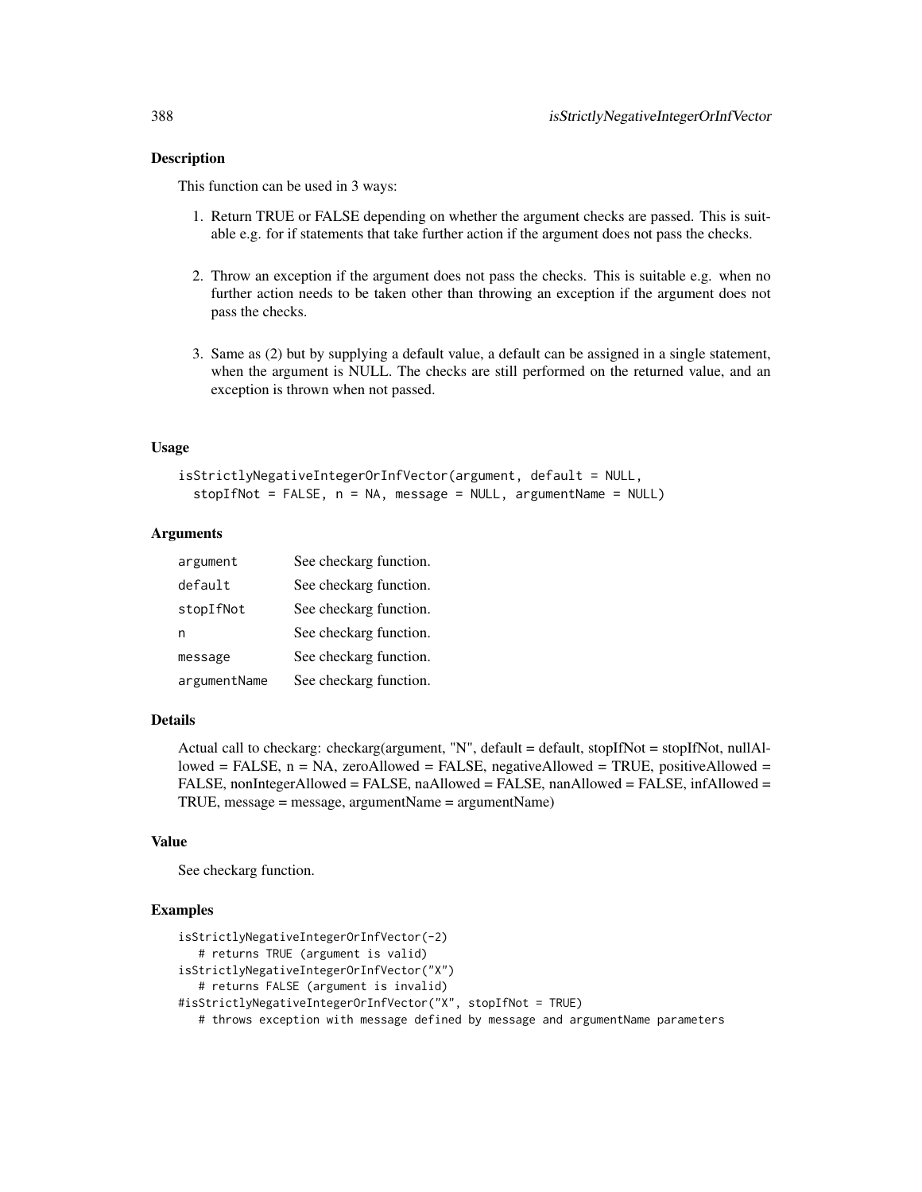### Description

This function can be used in 3 ways:

1. Return TRUE or FALSE depending on whether the argument checks are passed. This is suitable e.g. for if statements that take further action if the argument does not pass the checks.

2. Throw an exception if the argument does not pass the checks. This is suitable e.g. when no further action needs to be taken other than throwing an exception if the argument does not pass the checks.

3. Same as (2) but by supplying a default value, a default can be assigned in a single statement, when the argument is NULL. The checks are still performed on the returned value, and an exception is thrown when not passed.

### Usage

```
isStrictlyNegativeIntegerOrInfVector(argument, default = NULL,
  stopIfNot = FALSE, n = NA, message = NULL, argumentName = NULL)
```

### Arguments

| | |
|---|---|
| argument | See checkarg function. |
| default | See checkarg function. |
| stopIfNot | See checkarg function. |
| n | See checkarg function. |
| message | See checkarg function. |
| argumentName | See checkarg function. |

### Details

Actual call to checkarg: checkarg(argument, "N", default = default, stopIfNot = stopIfNot, nullAllowed = FALSE, n = NA, zeroAllowed = FALSE, negativeAllowed = TRUE, positiveAllowed = FALSE, nonIntegerAllowed = FALSE, naAllowed = FALSE, nanAllowed = FALSE, infAllowed = TRUE, message = message, argumentName = argumentName)

### Value

See checkarg function.

### Examples

```
isStrictlyNegativeIntegerOrInfVector(-2)
   # returns TRUE (argument is valid)
isStrictlyNegativeIntegerOrInfVector("X")
   # returns FALSE (argument is invalid)
#isStrictlyNegativeIntegerOrInfVector("X", stopIfNot = TRUE)
   # throws exception with message defined by message and argumentName parameters
```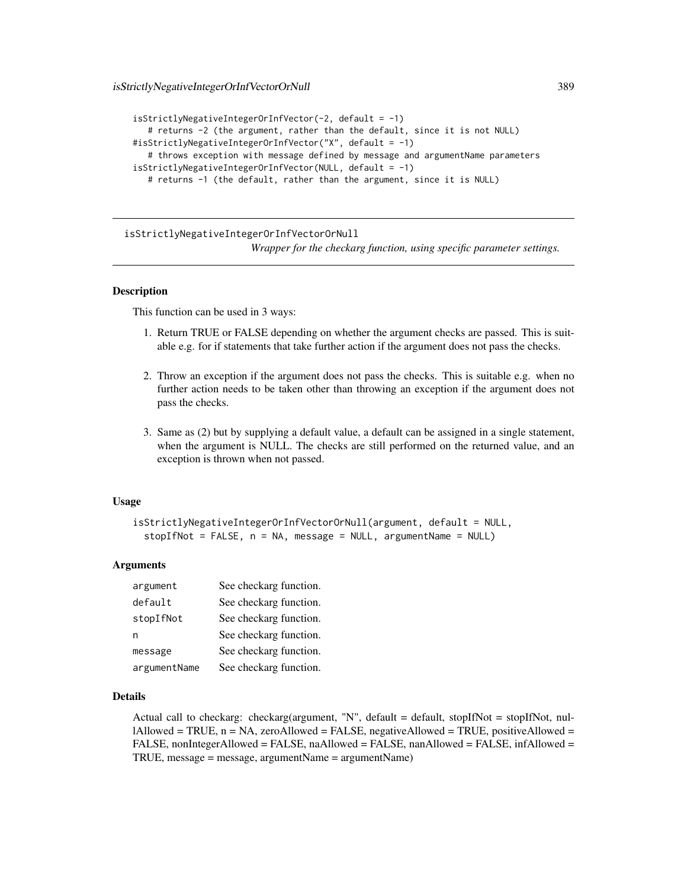```
isStrictlyNegativeIntegerOrInfVector(-2, default = -1)
   # returns -2 (the argument, rather than the default, since it is not NULL)
#isStrictlyNegativeIntegerOrInfVector("X", default = -1)
   # throws exception with message defined by message and argumentName parameters
isStrictlyNegativeIntegerOrInfVector(NULL, default = -1)
   # returns -1 (the default, rather than the argument, since it is NULL)
```

---

## isStrictlyNegativeIntegerOrInfVectorOrNull

*Wrapper for the checkarg function, using specific parameter settings.*

---

### Description

This function can be used in 3 ways:

1. Return TRUE or FALSE depending on whether the argument checks are passed. This is suitable e.g. for if statements that take further action if the argument does not pass the checks.
2. Throw an exception if the argument does not pass the checks. This is suitable e.g. when no further action needs to be taken other than throwing an exception if the argument does not pass the checks.
3. Same as (2) but by supplying a default value, a default can be assigned in a single statement, when the argument is NULL. The checks are still performed on the returned value, and an exception is thrown when not passed.

### Usage

```
isStrictlyNegativeIntegerOrInfVectorOrNull(argument, default = NULL,
  stopIfNot = FALSE, n = NA, message = NULL, argumentName = NULL)
```

### Arguments

| | |
|---|---|
| argument | See checkarg function. |
| default | See checkarg function. |
| stopIfNot | See checkarg function. |
| n | See checkarg function. |
| message | See checkarg function. |
| argumentName | See checkarg function. |

### Details

Actual call to checkarg: checkarg(argument, "N", default = default, stopIfNot = stopIfNot, nullAllowed = TRUE, n = NA, zeroAllowed = FALSE, negativeAllowed = TRUE, positiveAllowed = FALSE, nonIntegerAllowed = FALSE, naAllowed = FALSE, nanAllowed = FALSE, infAllowed = TRUE, message = message, argumentName = argumentName)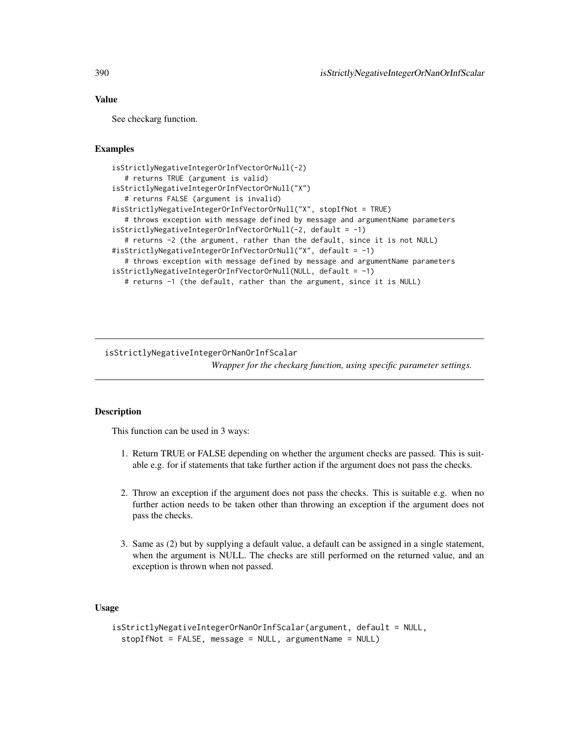### Value

See checkarg function.

### Examples

```
isStrictlyNegativeIntegerOrInfVectorOrNull(-2)
   # returns TRUE (argument is valid)
isStrictlyNegativeIntegerOrInfVectorOrNull("X")
   # returns FALSE (argument is invalid)
#isStrictlyNegativeIntegerOrInfVectorOrNull("X", stopIfNot = TRUE)
   # throws exception with message defined by message and argumentName parameters
isStrictlyNegativeIntegerOrInfVectorOrNull(-2, default = -1)
   # returns -2 (the argument, rather than the default, since it is not NULL)
#isStrictlyNegativeIntegerOrInfVectorOrNull("X", default = -1)
   # throws exception with message defined by message and argumentName parameters
isStrictlyNegativeIntegerOrInfVectorOrNull(NULL, default = -1)
   # returns -1 (the default, rather than the argument, since it is NULL)
```

---

## isStrictlyNegativeIntegerOrNanOrInfScalar

*Wrapper for the checkarg function, using specific parameter settings.*

---

### Description

This function can be used in 3 ways:

1. Return TRUE or FALSE depending on whether the argument checks are passed. This is suitable e.g. for if statements that take further action if the argument does not pass the checks.
2. Throw an exception if the argument does not pass the checks. This is suitable e.g. when no further action needs to be taken other than throwing an exception if the argument does not pass the checks.
3. Same as (2) but by supplying a default value, a default can be assigned in a single statement, when the argument is NULL. The checks are still performed on the returned value, and an exception is thrown when not passed.

### Usage

```
isStrictlyNegativeIntegerOrNanOrInfScalar(argument, default = NULL,
  stopIfNot = FALSE, message = NULL, argumentName = NULL)
```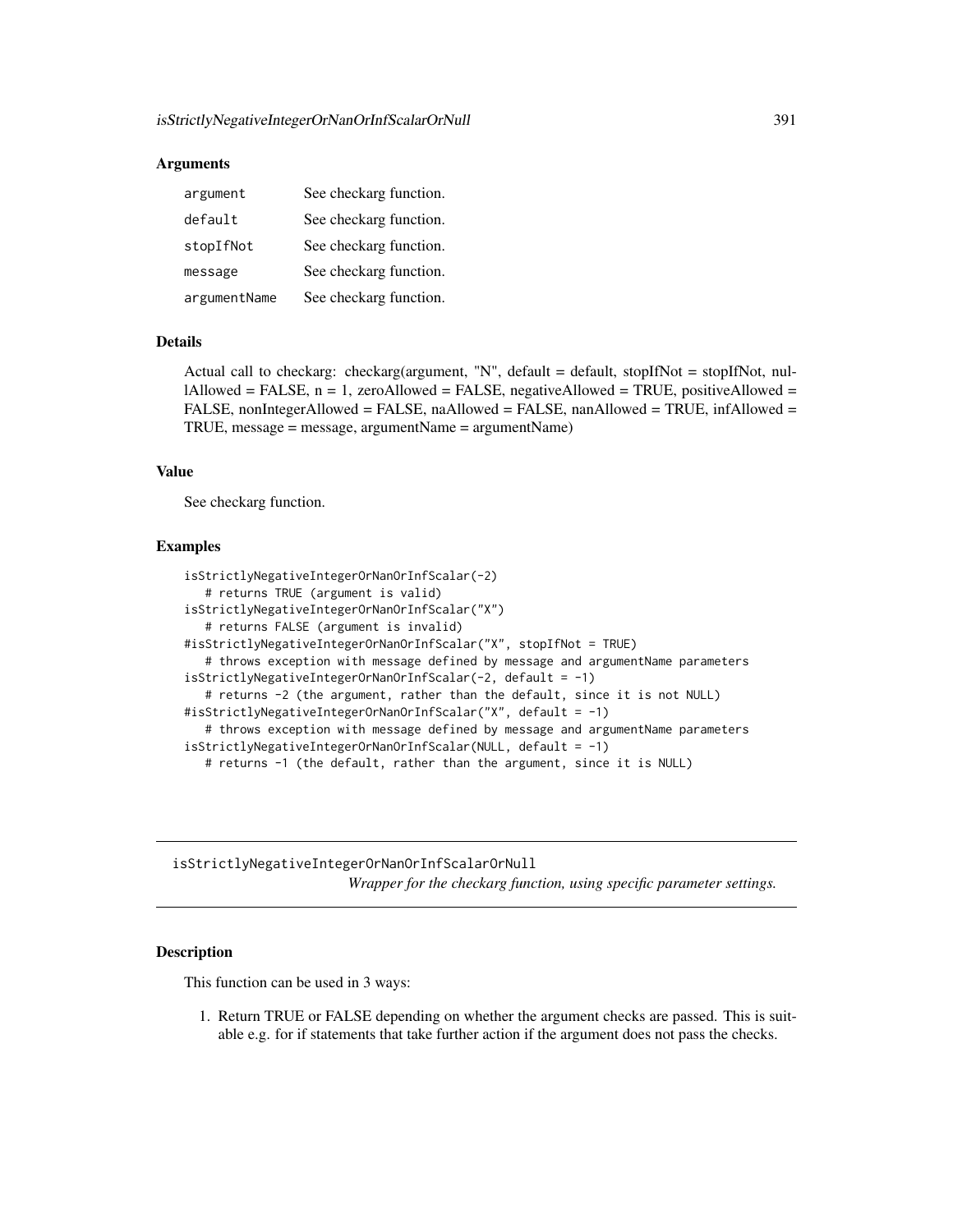### Arguments

| | |
|---|---|
| argument | See checkarg function. |
| default | See checkarg function. |
| stopIfNot | See checkarg function. |
| message | See checkarg function. |
| argumentName | See checkarg function. |

### Details

Actual call to checkarg: checkarg(argument, "N", default = default, stopIfNot = stopIfNot, nullAllowed = FALSE, n = 1, zeroAllowed = FALSE, negativeAllowed = TRUE, positiveAllowed = FALSE, nonIntegerAllowed = FALSE, naAllowed = FALSE, nanAllowed = TRUE, infAllowed = TRUE, message = message, argumentName = argumentName)

### Value

See checkarg function.

### Examples

```
isStrictlyNegativeIntegerOrNanOrInfScalar(-2)
   # returns TRUE (argument is valid)
isStrictlyNegativeIntegerOrNanOrInfScalar("X")
   # returns FALSE (argument is invalid)
#isStrictlyNegativeIntegerOrNanOrInfScalar("X", stopIfNot = TRUE)
   # throws exception with message defined by message and argumentName parameters
isStrictlyNegativeIntegerOrNanOrInfScalar(-2, default = -1)
   # returns -2 (the argument, rather than the default, since it is not NULL)
#isStrictlyNegativeIntegerOrNanOrInfScalar("X", default = -1)
   # throws exception with message defined by message and argumentName parameters
isStrictlyNegativeIntegerOrNanOrInfScalar(NULL, default = -1)
   # returns -1 (the default, rather than the argument, since it is NULL)
```

---

## isStrictlyNegativeIntegerOrNanOrInfScalarOrNull

*Wrapper for the checkarg function, using specific parameter settings.*

---

### Description

This function can be used in 3 ways:

1. Return TRUE or FALSE depending on whether the argument checks are passed. This is suitable e.g. for if statements that take further action if the argument does not pass the checks.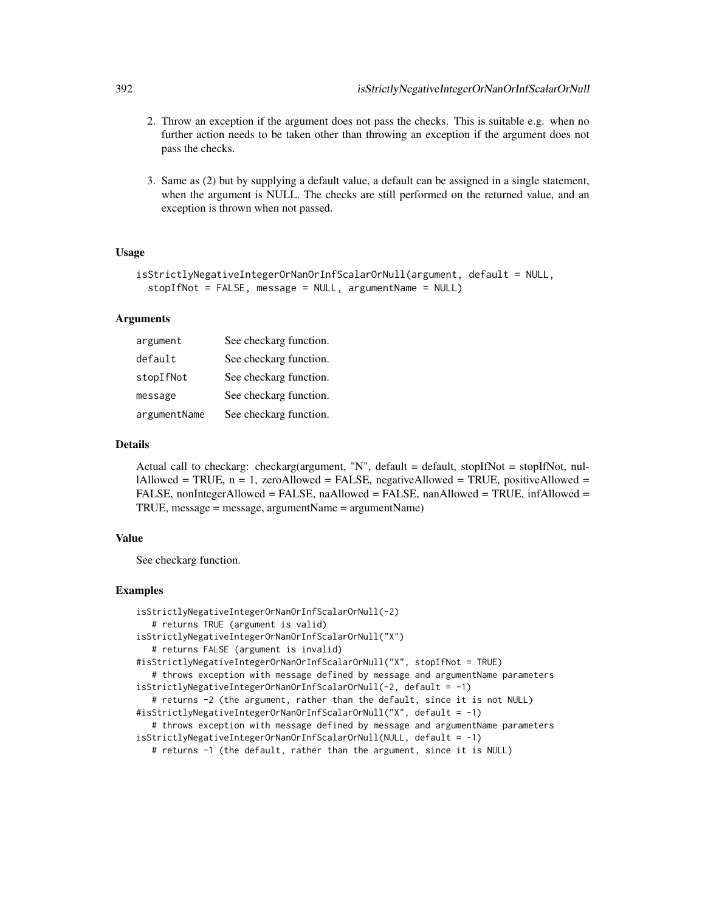2. Throw an exception if the argument does not pass the checks. This is suitable e.g. when no further action needs to be taken other than throwing an exception if the argument does not pass the checks.

3. Same as (2) but by supplying a default value, a default can be assigned in a single statement, when the argument is NULL. The checks are still performed on the returned value, and an exception is thrown when not passed.

### Usage

```
isStrictlyNegativeIntegerOrNanOrInfScalarOrNull(argument, default = NULL,
  stopIfNot = FALSE, message = NULL, argumentName = NULL)
```

### Arguments

| | |
|---|---|
| argument | See checkarg function. |
| default | See checkarg function. |
| stopIfNot | See checkarg function. |
| message | See checkarg function. |
| argumentName | See checkarg function. |

### Details

Actual call to checkarg: checkarg(argument, "N", default = default, stopIfNot = stopIfNot, nullAllowed = TRUE, n = 1, zeroAllowed = FALSE, negativeAllowed = TRUE, positiveAllowed = FALSE, nonIntegerAllowed = FALSE, naAllowed = FALSE, nanAllowed = TRUE, infAllowed = TRUE, message = message, argumentName = argumentName)

### Value

See checkarg function.

### Examples

```
isStrictlyNegativeIntegerOrNanOrInfScalarOrNull(-2)
   # returns TRUE (argument is valid)
isStrictlyNegativeIntegerOrNanOrInfScalarOrNull("X")
   # returns FALSE (argument is invalid)
#isStrictlyNegativeIntegerOrNanOrInfScalarOrNull("X", stopIfNot = TRUE)
   # throws exception with message defined by message and argumentName parameters
isStrictlyNegativeIntegerOrNanOrInfScalarOrNull(-2, default = -1)
   # returns -2 (the argument, rather than the default, since it is not NULL)
#isStrictlyNegativeIntegerOrNanOrInfScalarOrNull("X", default = -1)
   # throws exception with message defined by message and argumentName parameters
isStrictlyNegativeIntegerOrNanOrInfScalarOrNull(NULL, default = -1)
   # returns -1 (the default, rather than the argument, since it is NULL)
```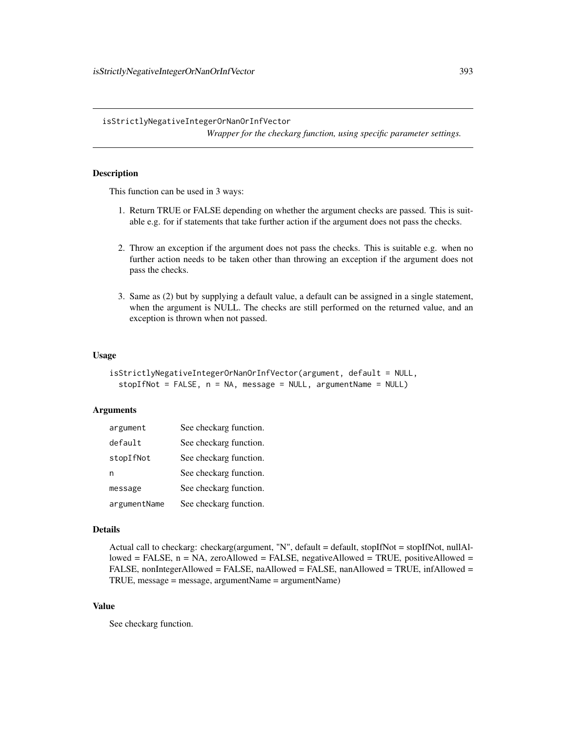## isStrictlyNegativeIntegerOrNanOrInfVector

*Wrapper for the checkarg function, using specific parameter settings.*

### Description

This function can be used in 3 ways:

1. Return TRUE or FALSE depending on whether the argument checks are passed. This is suitable e.g. for if statements that take further action if the argument does not pass the checks.
2. Throw an exception if the argument does not pass the checks. This is suitable e.g. when no further action needs to be taken other than throwing an exception if the argument does not pass the checks.
3. Same as (2) but by supplying a default value, a default can be assigned in a single statement, when the argument is NULL. The checks are still performed on the returned value, and an exception is thrown when not passed.

### Usage

```
isStrictlyNegativeIntegerOrNanOrInfVector(argument, default = NULL,
  stopIfNot = FALSE, n = NA, message = NULL, argumentName = NULL)
```

### Arguments

| | |
|---|---|
| argument | See checkarg function. |
| default | See checkarg function. |
| stopIfNot | See checkarg function. |
| n | See checkarg function. |
| message | See checkarg function. |
| argumentName | See checkarg function. |

### Details

Actual call to checkarg: checkarg(argument, "N", default = default, stopIfNot = stopIfNot, nullAllowed = FALSE, n = NA, zeroAllowed = FALSE, negativeAllowed = TRUE, positiveAllowed = FALSE, nonIntegerAllowed = FALSE, naAllowed = FALSE, nanAllowed = TRUE, infAllowed = TRUE, message = message, argumentName = argumentName)

### Value

See checkarg function.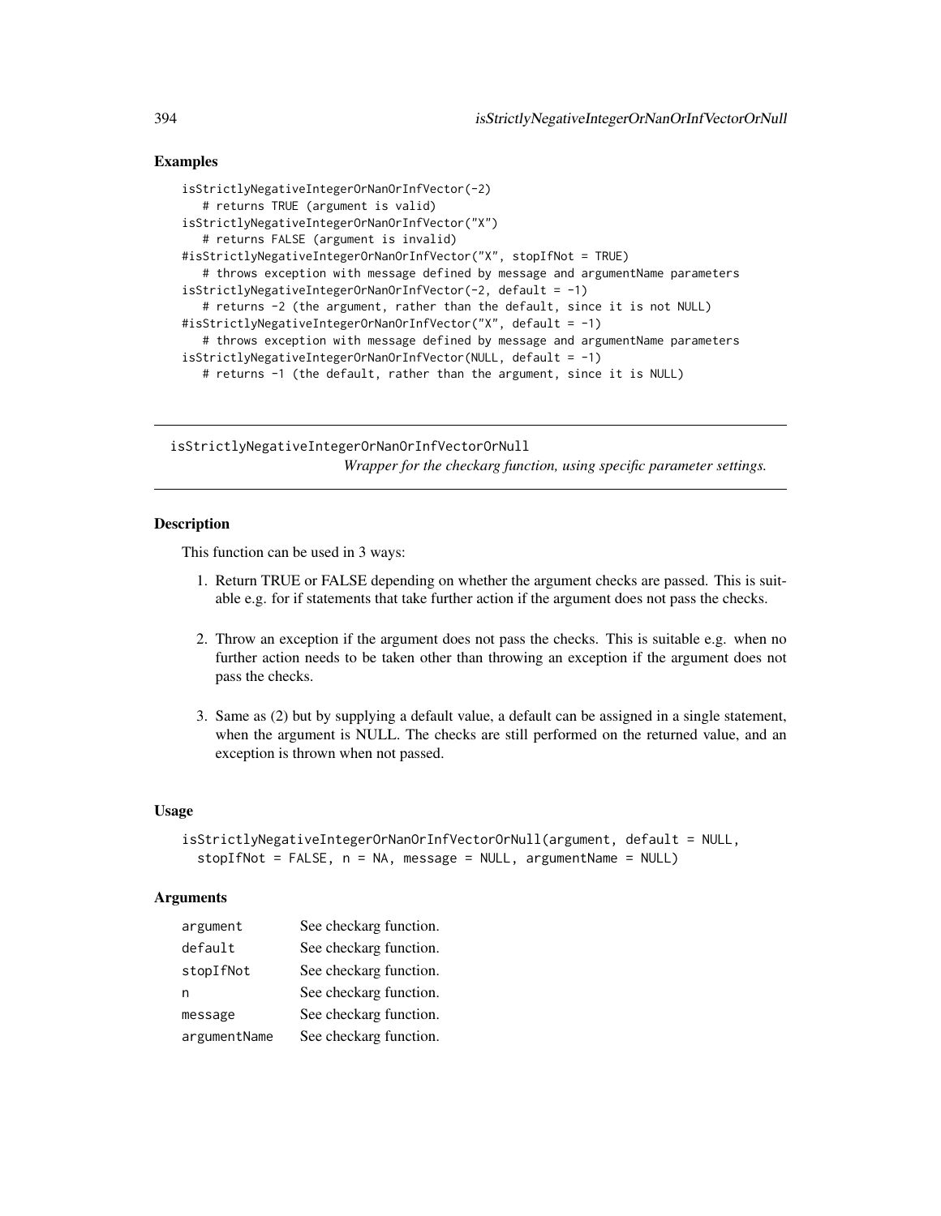## Examples

```
isStrictlyNegativeIntegerOrNanOrInfVector(-2)
   # returns TRUE (argument is valid)
isStrictlyNegativeIntegerOrNanOrInfVector("X")
   # returns FALSE (argument is invalid)
#isStrictlyNegativeIntegerOrNanOrInfVector("X", stopIfNot = TRUE)
   # throws exception with message defined by message and argumentName parameters
isStrictlyNegativeIntegerOrNanOrInfVector(-2, default = -1)
   # returns -2 (the argument, rather than the default, since it is not NULL)
#isStrictlyNegativeIntegerOrNanOrInfVector("X", default = -1)
   # throws exception with message defined by message and argumentName parameters
isStrictlyNegativeIntegerOrNanOrInfVector(NULL, default = -1)
   # returns -1 (the default, rather than the argument, since it is NULL)
```

---

# isStrictlyNegativeIntegerOrNanOrInfVectorOrNull

*Wrapper for the checkarg function, using specific parameter settings.*

---

## Description

This function can be used in 3 ways:

1. Return TRUE or FALSE depending on whether the argument checks are passed. This is suitable e.g. for if statements that take further action if the argument does not pass the checks.
2. Throw an exception if the argument does not pass the checks. This is suitable e.g. when no further action needs to be taken other than throwing an exception if the argument does not pass the checks.
3. Same as (2) but by supplying a default value, a default can be assigned in a single statement, when the argument is NULL. The checks are still performed on the returned value, and an exception is thrown when not passed.

## Usage

```
isStrictlyNegativeIntegerOrNanOrInfVectorOrNull(argument, default = NULL,
  stopIfNot = FALSE, n = NA, message = NULL, argumentName = NULL)
```

## Arguments

| | |
|---|---|
| argument | See checkarg function. |
| default | See checkarg function. |
| stopIfNot | See checkarg function. |
| n | See checkarg function. |
| message | See checkarg function. |
| argumentName | See checkarg function. |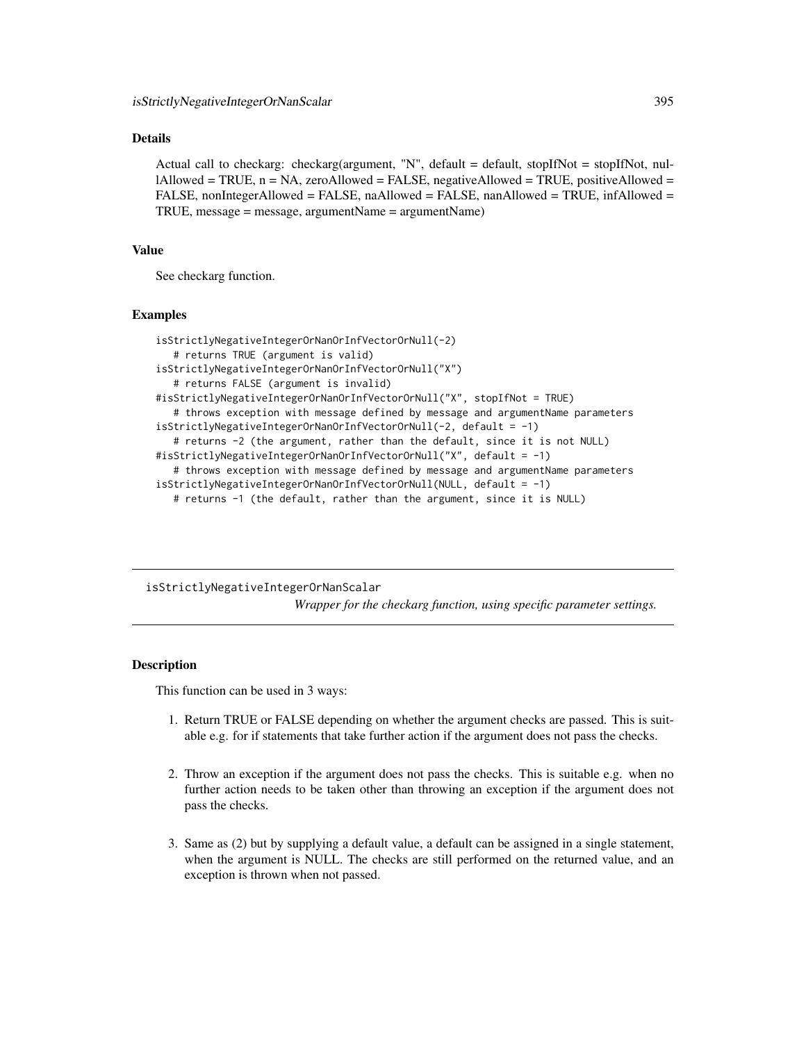## Details

Actual call to checkarg: checkarg(argument, "N", default = default, stopIfNot = stopIfNot, nullAllowed = TRUE, n = NA, zeroAllowed = FALSE, negativeAllowed = TRUE, positiveAllowed = FALSE, nonIntegerAllowed = FALSE, naAllowed = FALSE, nanAllowed = TRUE, infAllowed = TRUE, message = message, argumentName = argumentName)

## Value

See checkarg function.

## Examples

```
isStrictlyNegativeIntegerOrNanOrInfVectorOrNull(-2)
   # returns TRUE (argument is valid)
isStrictlyNegativeIntegerOrNanOrInfVectorOrNull("X")
   # returns FALSE (argument is invalid)
#isStrictlyNegativeIntegerOrNanOrInfVectorOrNull("X", stopIfNot = TRUE)
   # throws exception with message defined by message and argumentName parameters
isStrictlyNegativeIntegerOrNanOrInfVectorOrNull(-2, default = -1)
   # returns -2 (the argument, rather than the default, since it is not NULL)
#isStrictlyNegativeIntegerOrNanOrInfVectorOrNull("X", default = -1)
   # throws exception with message defined by message and argumentName parameters
isStrictlyNegativeIntegerOrNanOrInfVectorOrNull(NULL, default = -1)
   # returns -1 (the default, rather than the argument, since it is NULL)
```

---

# isStrictlyNegativeIntegerOrNanScalar

*Wrapper for the checkarg function, using specific parameter settings.*

---

## Description

This function can be used in 3 ways:

1. Return TRUE or FALSE depending on whether the argument checks are passed. This is suitable e.g. for if statements that take further action if the argument does not pass the checks.
2. Throw an exception if the argument does not pass the checks. This is suitable e.g. when no further action needs to be taken other than throwing an exception if the argument does not pass the checks.
3. Same as (2) but by supplying a default value, a default can be assigned in a single statement, when the argument is NULL. The checks are still performed on the returned value, and an exception is thrown when not passed.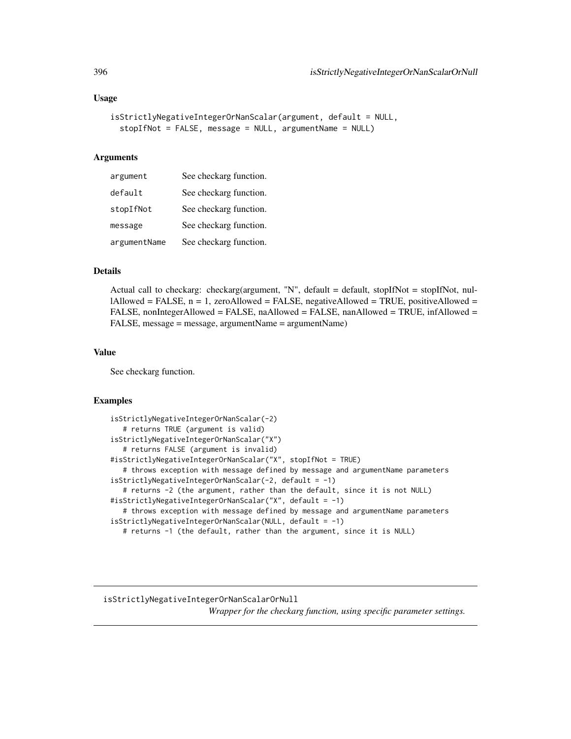### Usage

```
isStrictlyNegativeIntegerOrNanScalar(argument, default = NULL,
  stopIfNot = FALSE, message = NULL, argumentName = NULL)
```

### Arguments

| | |
|---|---|
| argument | See checkarg function. |
| default | See checkarg function. |
| stopIfNot | See checkarg function. |
| message | See checkarg function. |
| argumentName | See checkarg function. |

### Details

Actual call to checkarg: checkarg(argument, "N", default = default, stopIfNot = stopIfNot, nullAllowed = FALSE, n = 1, zeroAllowed = FALSE, negativeAllowed = TRUE, positiveAllowed = FALSE, nonIntegerAllowed = FALSE, naAllowed = FALSE, nanAllowed = TRUE, infAllowed = FALSE, message = message, argumentName = argumentName)

### Value

See checkarg function.

### Examples

```
isStrictlyNegativeIntegerOrNanScalar(-2)
   # returns TRUE (argument is valid)
isStrictlyNegativeIntegerOrNanScalar("X")
   # returns FALSE (argument is invalid)
#isStrictlyNegativeIntegerOrNanScalar("X", stopIfNot = TRUE)
   # throws exception with message defined by message and argumentName parameters
isStrictlyNegativeIntegerOrNanScalar(-2, default = -1)
   # returns -2 (the argument, rather than the default, since it is not NULL)
#isStrictlyNegativeIntegerOrNanScalar("X", default = -1)
   # throws exception with message defined by message and argumentName parameters
isStrictlyNegativeIntegerOrNanScalar(NULL, default = -1)
   # returns -1 (the default, rather than the argument, since it is NULL)
```

---

## isStrictlyNegativeIntegerOrNanScalarOrNull

*Wrapper for the checkarg function, using specific parameter settings.*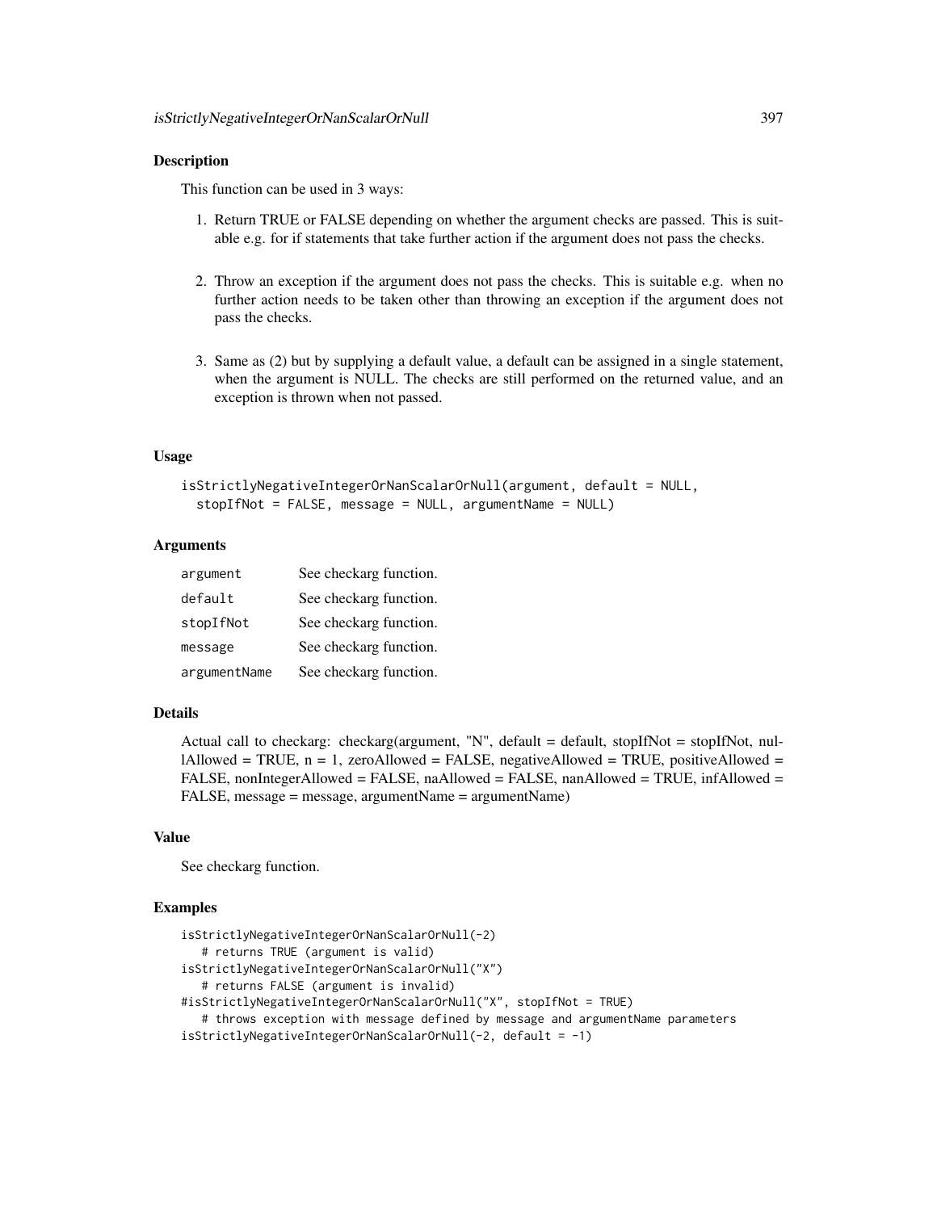### Description

This function can be used in 3 ways:

1. Return TRUE or FALSE depending on whether the argument checks are passed. This is suitable e.g. for if statements that take further action if the argument does not pass the checks.
2. Throw an exception if the argument does not pass the checks. This is suitable e.g. when no further action needs to be taken other than throwing an exception if the argument does not pass the checks.
3. Same as (2) but by supplying a default value, a default can be assigned in a single statement, when the argument is NULL. The checks are still performed on the returned value, and an exception is thrown when not passed.

### Usage

```
isStrictlyNegativeIntegerOrNanScalarOrNull(argument, default = NULL,
  stopIfNot = FALSE, message = NULL, argumentName = NULL)
```

### Arguments

| | |
|---|---|
| argument | See checkarg function. |
| default | See checkarg function. |
| stopIfNot | See checkarg function. |
| message | See checkarg function. |
| argumentName | See checkarg function. |

### Details

Actual call to checkarg: checkarg(argument, "N", default = default, stopIfNot = stopIfNot, nullAllowed = TRUE, n = 1, zeroAllowed = FALSE, negativeAllowed = TRUE, positiveAllowed = FALSE, nonIntegerAllowed = FALSE, naAllowed = FALSE, nanAllowed = TRUE, infAllowed = FALSE, message = message, argumentName = argumentName)

### Value

See checkarg function.

### Examples

```
isStrictlyNegativeIntegerOrNanScalarOrNull(-2)
   # returns TRUE (argument is valid)
isStrictlyNegativeIntegerOrNanScalarOrNull("X")
   # returns FALSE (argument is invalid)
#isStrictlyNegativeIntegerOrNanScalarOrNull("X", stopIfNot = TRUE)
   # throws exception with message defined by message and argumentName parameters
isStrictlyNegativeIntegerOrNanScalarOrNull(-2, default = -1)
```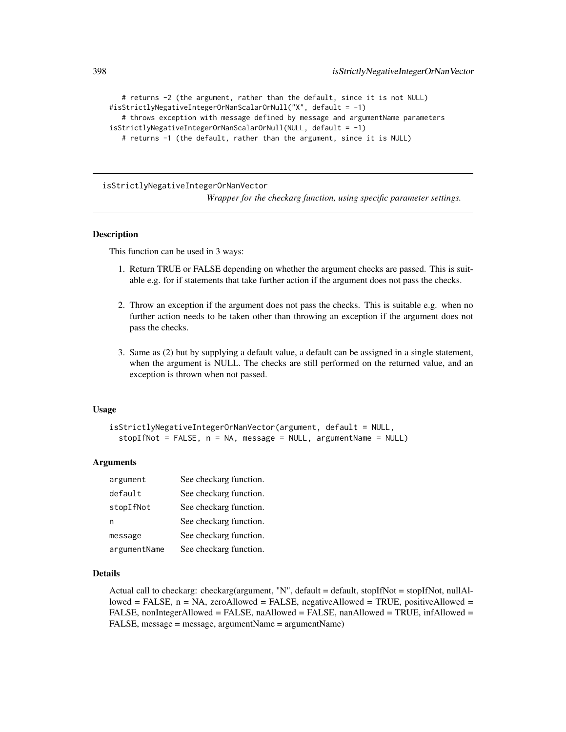```
    # returns -2 (the argument, rather than the default, since it is not NULL)
#isStrictlyNegativeIntegerOrNanScalarOrNull("X", default = -1)
    # throws exception with message defined by message and argumentName parameters
isStrictlyNegativeIntegerOrNanScalarOrNull(NULL, default = -1)
    # returns -1 (the default, rather than the argument, since it is NULL)
```

## isStrictlyNegativeIntegerOrNanVector

*Wrapper for the checkarg function, using specific parameter settings.*

### Description

This function can be used in 3 ways:

1. Return TRUE or FALSE depending on whether the argument checks are passed. This is suitable e.g. for if statements that take further action if the argument does not pass the checks.
2. Throw an exception if the argument does not pass the checks. This is suitable e.g. when no further action needs to be taken other than throwing an exception if the argument does not pass the checks.
3. Same as (2) but by supplying a default value, a default can be assigned in a single statement, when the argument is NULL. The checks are still performed on the returned value, and an exception is thrown when not passed.

### Usage

```
isStrictlyNegativeIntegerOrNanVector(argument, default = NULL,
  stopIfNot = FALSE, n = NA, message = NULL, argumentName = NULL)
```

### Arguments

| | |
|---|---|
| argument | See checkarg function. |
| default | See checkarg function. |
| stopIfNot | See checkarg function. |
| n | See checkarg function. |
| message | See checkarg function. |
| argumentName | See checkarg function. |

### Details

Actual call to checkarg: checkarg(argument, "N", default = default, stopIfNot = stopIfNot, nullAllowed = FALSE, n = NA, zeroAllowed = FALSE, negativeAllowed = TRUE, positiveAllowed = FALSE, nonIntegerAllowed = FALSE, naAllowed = FALSE, nanAllowed = TRUE, infAllowed = FALSE, message = message, argumentName = argumentName)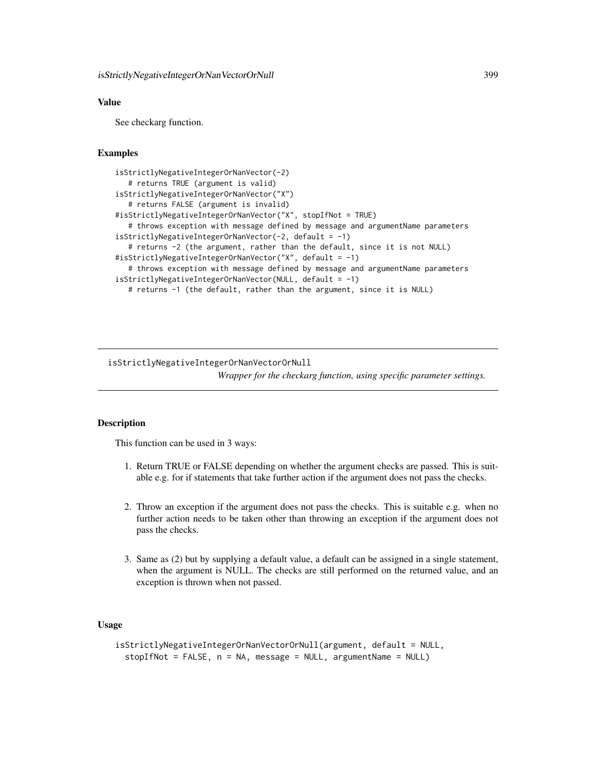### Value

See checkarg function.

### Examples

```
isStrictlyNegativeIntegerOrNanVector(-2)
   # returns TRUE (argument is valid)
isStrictlyNegativeIntegerOrNanVector("X")
   # returns FALSE (argument is invalid)
#isStrictlyNegativeIntegerOrNanVector("X", stopIfNot = TRUE)
   # throws exception with message defined by message and argumentName parameters
isStrictlyNegativeIntegerOrNanVector(-2, default = -1)
   # returns -2 (the argument, rather than the default, since it is not NULL)
#isStrictlyNegativeIntegerOrNanVector("X", default = -1)
   # throws exception with message defined by message and argumentName parameters
isStrictlyNegativeIntegerOrNanVector(NULL, default = -1)
   # returns -1 (the default, rather than the argument, since it is NULL)
```

---

## isStrictlyNegativeIntegerOrNanVectorOrNull

*Wrapper for the checkarg function, using specific parameter settings.*

---

### Description

This function can be used in 3 ways:

1. Return TRUE or FALSE depending on whether the argument checks are passed. This is suitable e.g. for if statements that take further action if the argument does not pass the checks.
2. Throw an exception if the argument does not pass the checks. This is suitable e.g. when no further action needs to be taken other than throwing an exception if the argument does not pass the checks.
3. Same as (2) but by supplying a default value, a default can be assigned in a single statement, when the argument is NULL. The checks are still performed on the returned value, and an exception is thrown when not passed.

### Usage

```
isStrictlyNegativeIntegerOrNanVectorOrNull(argument, default = NULL,
  stopIfNot = FALSE, n = NA, message = NULL, argumentName = NULL)
```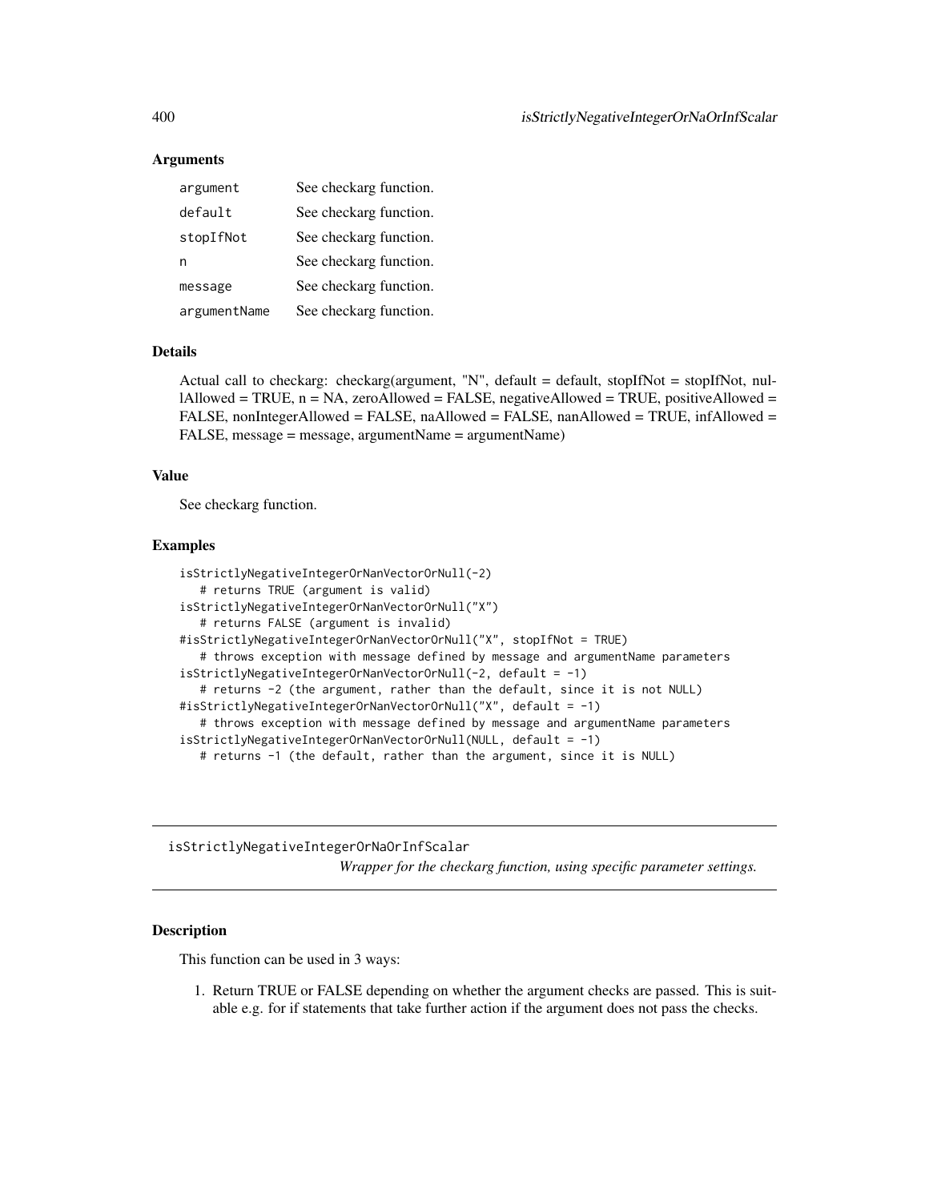### Arguments

| | |
|---|---|
| argument | See checkarg function. |
| default | See checkarg function. |
| stopIfNot | See checkarg function. |
| n | See checkarg function. |
| message | See checkarg function. |
| argumentName | See checkarg function. |

### Details

Actual call to checkarg: checkarg(argument, "N", default = default, stopIfNot = stopIfNot, nullAllowed = TRUE, n = NA, zeroAllowed = FALSE, negativeAllowed = TRUE, positiveAllowed = FALSE, nonIntegerAllowed = FALSE, naAllowed = FALSE, nanAllowed = TRUE, infAllowed = FALSE, message = message, argumentName = argumentName)

### Value

See checkarg function.

### Examples

```
isStrictlyNegativeIntegerOrNanVectorOrNull(-2)
   # returns TRUE (argument is valid)
isStrictlyNegativeIntegerOrNanVectorOrNull("X")
   # returns FALSE (argument is invalid)
#isStrictlyNegativeIntegerOrNanVectorOrNull("X", stopIfNot = TRUE)
   # throws exception with message defined by message and argumentName parameters
isStrictlyNegativeIntegerOrNanVectorOrNull(-2, default = -1)
   # returns -2 (the argument, rather than the default, since it is not NULL)
#isStrictlyNegativeIntegerOrNanVectorOrNull("X", default = -1)
   # throws exception with message defined by message and argumentName parameters
isStrictlyNegativeIntegerOrNanVectorOrNull(NULL, default = -1)
   # returns -1 (the default, rather than the argument, since it is NULL)
```

---

## isStrictlyNegativeIntegerOrNaOrInfScalar

*Wrapper for the checkarg function, using specific parameter settings.*

---

### Description

This function can be used in 3 ways:

1. Return TRUE or FALSE depending on whether the argument checks are passed. This is suitable e.g. for if statements that take further action if the argument does not pass the checks.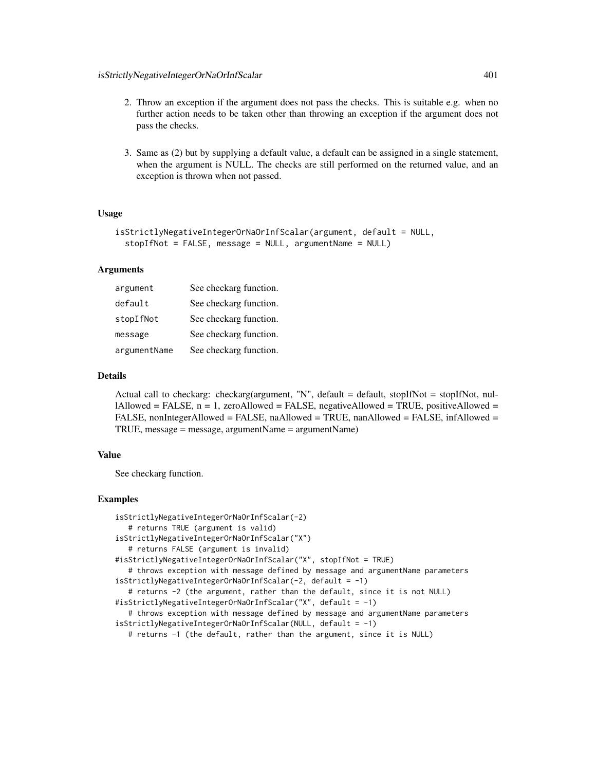2. Throw an exception if the argument does not pass the checks. This is suitable e.g. when no further action needs to be taken other than throwing an exception if the argument does not pass the checks.

3. Same as (2) but by supplying a default value, a default can be assigned in a single statement, when the argument is NULL. The checks are still performed on the returned value, and an exception is thrown when not passed.

### Usage

```
isStrictlyNegativeIntegerOrNaOrInfScalar(argument, default = NULL,
  stopIfNot = FALSE, message = NULL, argumentName = NULL)
```

### Arguments

| | |
|---|---|
| argument | See checkarg function. |
| default | See checkarg function. |
| stopIfNot | See checkarg function. |
| message | See checkarg function. |
| argumentName | See checkarg function. |

### Details

Actual call to checkarg: checkarg(argument, "N", default = default, stopIfNot = stopIfNot, nullAllowed = FALSE, n = 1, zeroAllowed = FALSE, negativeAllowed = TRUE, positiveAllowed = FALSE, nonIntegerAllowed = FALSE, naAllowed = TRUE, nanAllowed = FALSE, infAllowed = TRUE, message = message, argumentName = argumentName)

### Value

See checkarg function.

### Examples

```
isStrictlyNegativeIntegerOrNaOrInfScalar(-2)
   # returns TRUE (argument is valid)
isStrictlyNegativeIntegerOrNaOrInfScalar("X")
   # returns FALSE (argument is invalid)
#isStrictlyNegativeIntegerOrNaOrInfScalar("X", stopIfNot = TRUE)
   # throws exception with message defined by message and argumentName parameters
isStrictlyNegativeIntegerOrNaOrInfScalar(-2, default = -1)
   # returns -2 (the argument, rather than the default, since it is not NULL)
#isStrictlyNegativeIntegerOrNaOrInfScalar("X", default = -1)
   # throws exception with message defined by message and argumentName parameters
isStrictlyNegativeIntegerOrNaOrInfScalar(NULL, default = -1)
   # returns -1 (the default, rather than the argument, since it is NULL)
```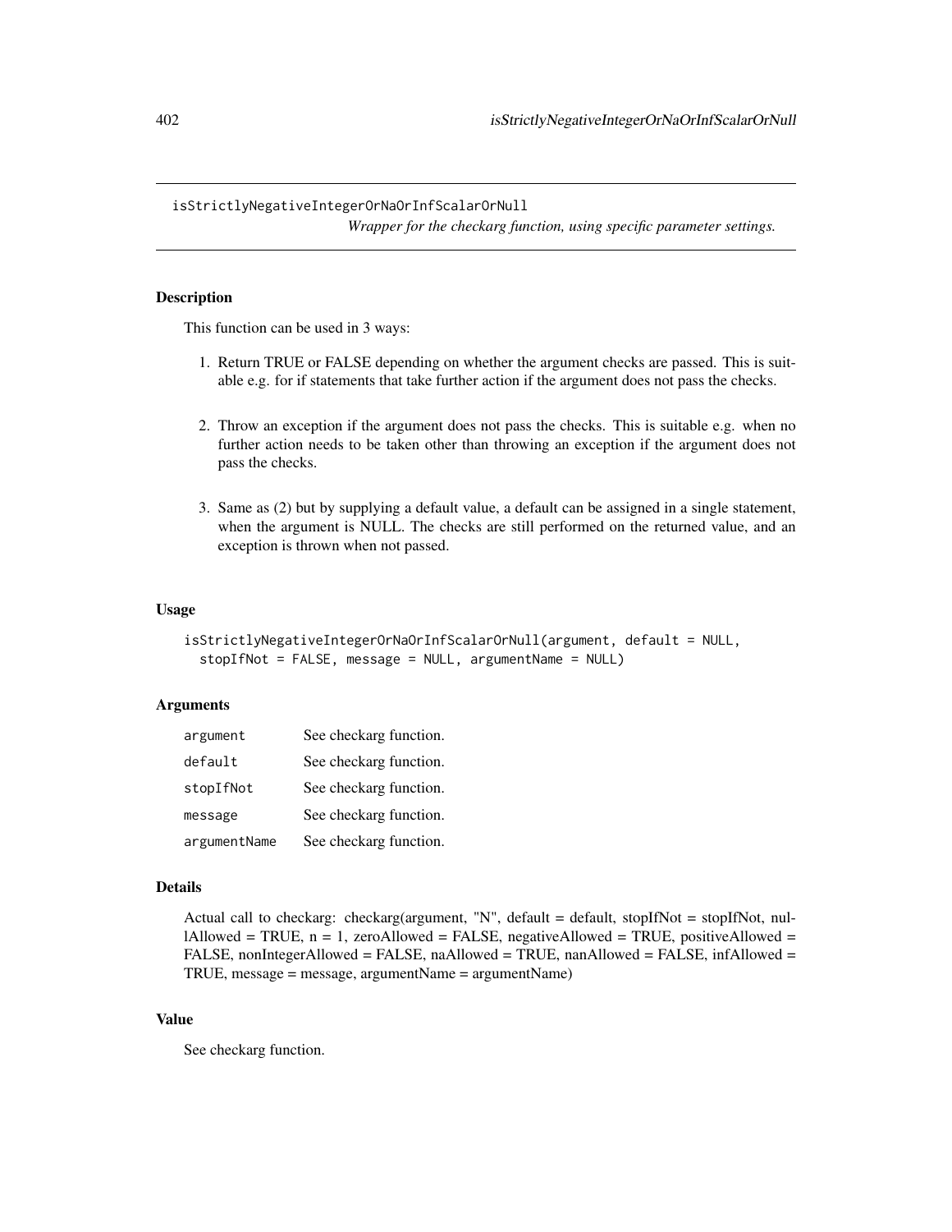# isStrictlyNegativeIntegerOrNaOrInfScalarOrNull

*Wrapper for the checkarg function, using specific parameter settings.*

## Description

This function can be used in 3 ways:

1. Return TRUE or FALSE depending on whether the argument checks are passed. This is suitable e.g. for if statements that take further action if the argument does not pass the checks.

2. Throw an exception if the argument does not pass the checks. This is suitable e.g. when no further action needs to be taken other than throwing an exception if the argument does not pass the checks.

3. Same as (2) but by supplying a default value, a default can be assigned in a single statement, when the argument is NULL. The checks are still performed on the returned value, and an exception is thrown when not passed.

## Usage

```
isStrictlyNegativeIntegerOrNaOrInfScalarOrNull(argument, default = NULL,
  stopIfNot = FALSE, message = NULL, argumentName = NULL)
```

## Arguments

| | |
|---|---|
| argument | See checkarg function. |
| default | See checkarg function. |
| stopIfNot | See checkarg function. |
| message | See checkarg function. |
| argumentName | See checkarg function. |

## Details

Actual call to checkarg: checkarg(argument, "N", default = default, stopIfNot = stopIfNot, nullAllowed = TRUE, n = 1, zeroAllowed = FALSE, negativeAllowed = TRUE, positiveAllowed = FALSE, nonIntegerAllowed = FALSE, naAllowed = TRUE, nanAllowed = FALSE, infAllowed = TRUE, message = message, argumentName = argumentName)

## Value

See checkarg function.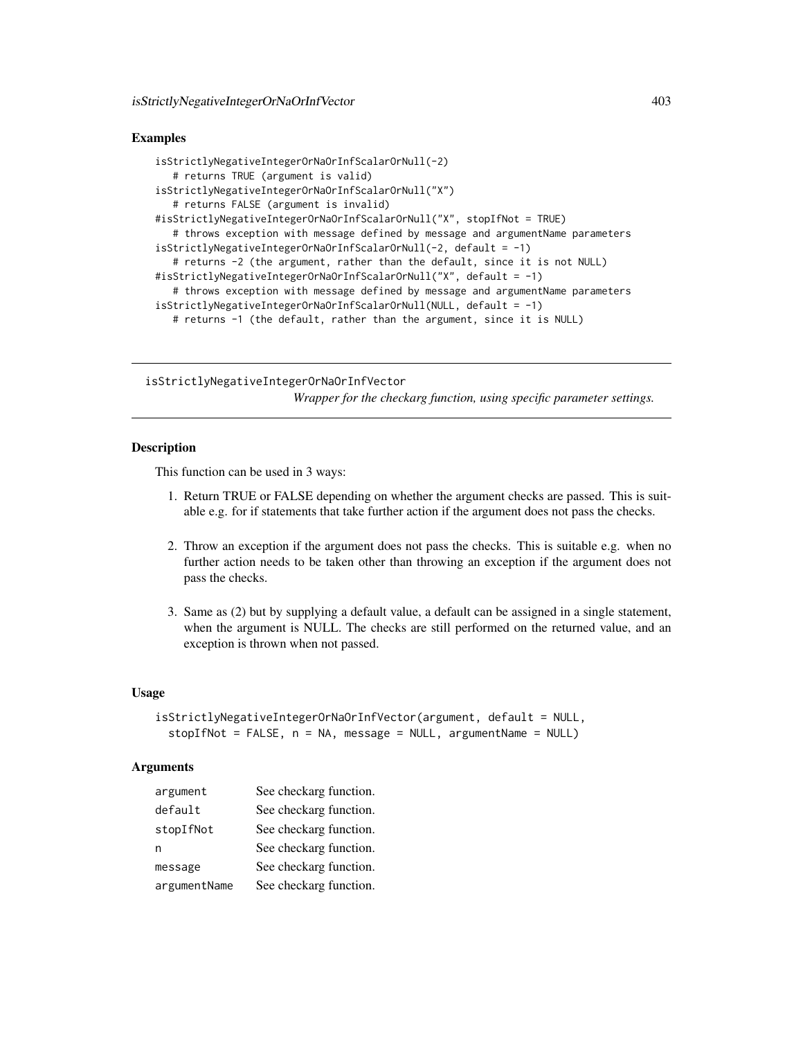## Examples

```
isStrictlyNegativeIntegerOrNaOrInfScalarOrNull(-2)
   # returns TRUE (argument is valid)
isStrictlyNegativeIntegerOrNaOrInfScalarOrNull("X")
   # returns FALSE (argument is invalid)
#isStrictlyNegativeIntegerOrNaOrInfScalarOrNull("X", stopIfNot = TRUE)
   # throws exception with message defined by message and argumentName parameters
isStrictlyNegativeIntegerOrNaOrInfScalarOrNull(-2, default = -1)
   # returns -2 (the argument, rather than the default, since it is not NULL)
#isStrictlyNegativeIntegerOrNaOrInfScalarOrNull("X", default = -1)
   # throws exception with message defined by message and argumentName parameters
isStrictlyNegativeIntegerOrNaOrInfScalarOrNull(NULL, default = -1)
   # returns -1 (the default, rather than the argument, since it is NULL)
```

---

# isStrictlyNegativeIntegerOrNaOrInfVector

*Wrapper for the checkarg function, using specific parameter settings.*

---

## Description

This function can be used in 3 ways:

1. Return TRUE or FALSE depending on whether the argument checks are passed. This is suitable e.g. for if statements that take further action if the argument does not pass the checks.
2. Throw an exception if the argument does not pass the checks. This is suitable e.g. when no further action needs to be taken other than throwing an exception if the argument does not pass the checks.
3. Same as (2) but by supplying a default value, a default can be assigned in a single statement, when the argument is NULL. The checks are still performed on the returned value, and an exception is thrown when not passed.

## Usage

```
isStrictlyNegativeIntegerOrNaOrInfVector(argument, default = NULL,
  stopIfNot = FALSE, n = NA, message = NULL, argumentName = NULL)
```

## Arguments

| | |
|---|---|
| argument | See checkarg function. |
| default | See checkarg function. |
| stopIfNot | See checkarg function. |
| n | See checkarg function. |
| message | See checkarg function. |
| argumentName | See checkarg function. |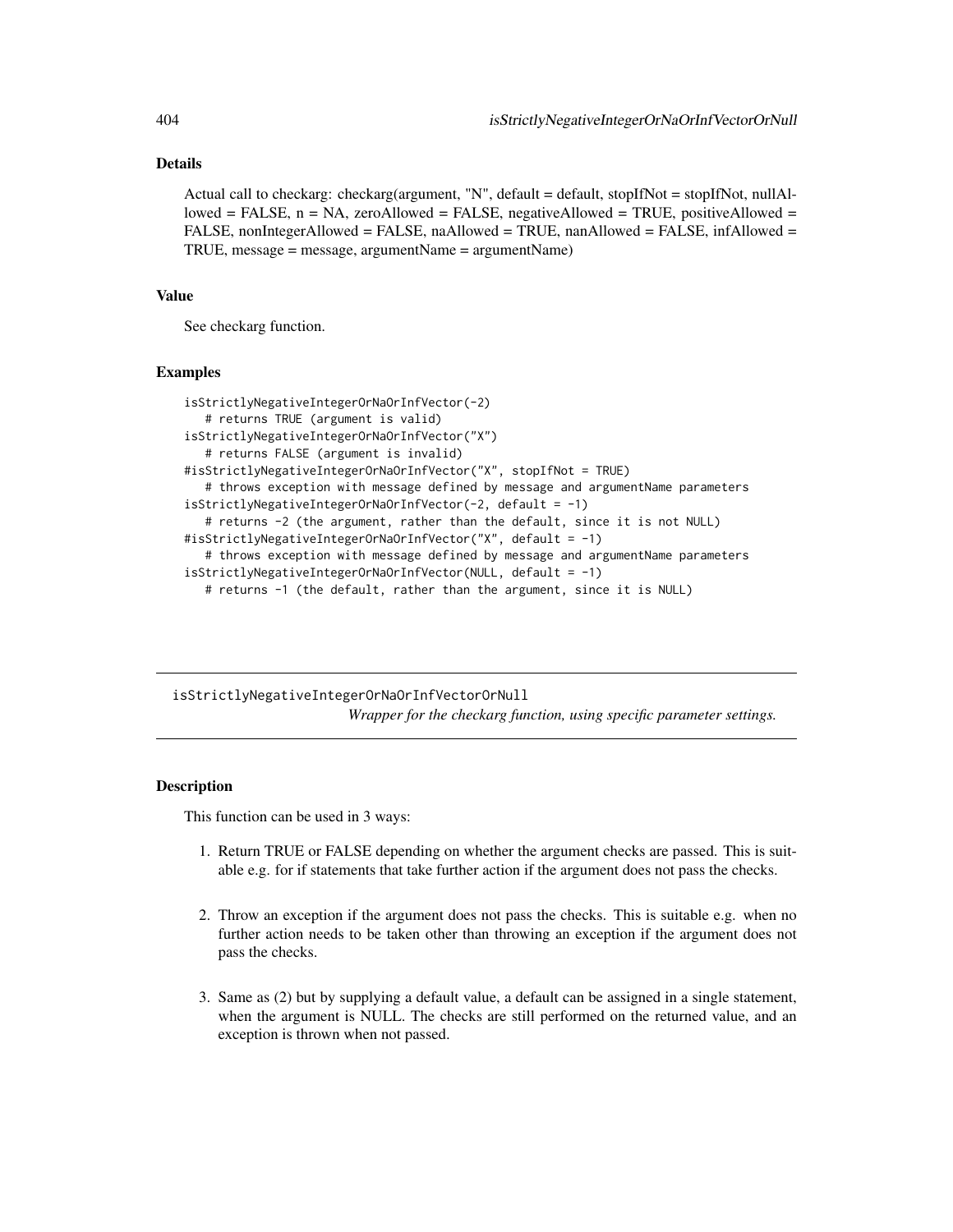### Details

Actual call to checkarg: checkarg(argument, "N", default = default, stopIfNot = stopIfNot, nullAllowed = FALSE, n = NA, zeroAllowed = FALSE, negativeAllowed = TRUE, positiveAllowed = FALSE, nonIntegerAllowed = FALSE, naAllowed = TRUE, nanAllowed = FALSE, infAllowed = TRUE, message = message, argumentName = argumentName)

### Value

See checkarg function.

### Examples

```
isStrictlyNegativeIntegerOrNaOrInfVector(-2)
   # returns TRUE (argument is valid)
isStrictlyNegativeIntegerOrNaOrInfVector("X")
   # returns FALSE (argument is invalid)
#isStrictlyNegativeIntegerOrNaOrInfVector("X", stopIfNot = TRUE)
   # throws exception with message defined by message and argumentName parameters
isStrictlyNegativeIntegerOrNaOrInfVector(-2, default = -1)
   # returns -2 (the argument, rather than the default, since it is not NULL)
#isStrictlyNegativeIntegerOrNaOrInfVector("X", default = -1)
   # throws exception with message defined by message and argumentName parameters
isStrictlyNegativeIntegerOrNaOrInfVector(NULL, default = -1)
   # returns -1 (the default, rather than the argument, since it is NULL)
```

---

## isStrictlyNegativeIntegerOrNaOrInfVectorOrNull

*Wrapper for the checkarg function, using specific parameter settings.*

---

### Description

This function can be used in 3 ways:

1. Return TRUE or FALSE depending on whether the argument checks are passed. This is suitable e.g. for if statements that take further action if the argument does not pass the checks.
2. Throw an exception if the argument does not pass the checks. This is suitable e.g. when no further action needs to be taken other than throwing an exception if the argument does not pass the checks.
3. Same as (2) but by supplying a default value, a default can be assigned in a single statement, when the argument is NULL. The checks are still performed on the returned value, and an exception is thrown when not passed.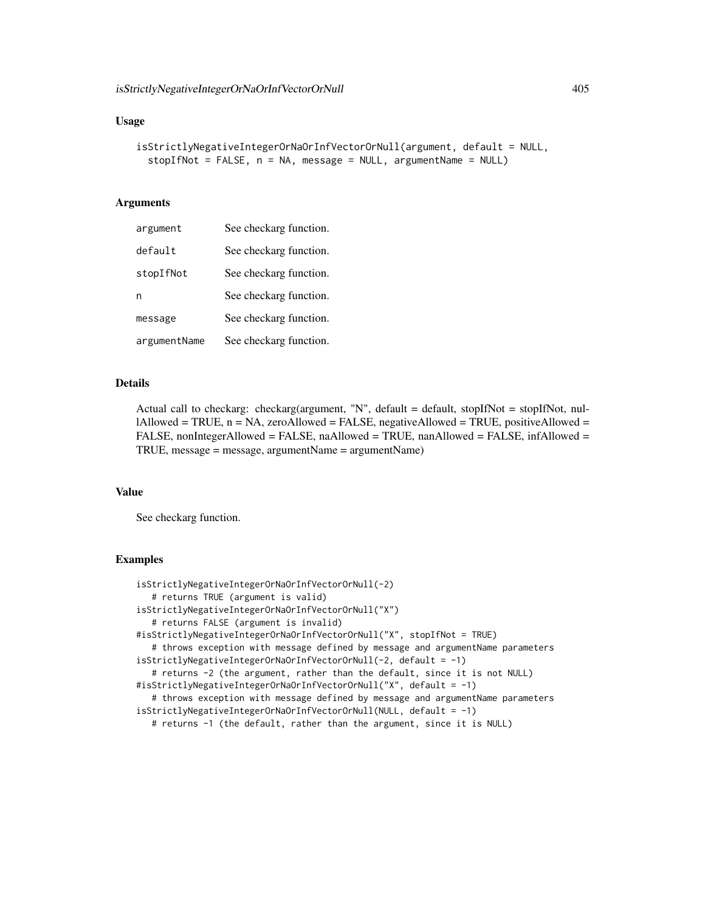## Usage

```
isStrictlyNegativeIntegerOrNaOrInfVectorOrNull(argument, default = NULL,
  stopIfNot = FALSE, n = NA, message = NULL, argumentName = NULL)
```

## Arguments

| | |
|---|---|
| argument | See checkarg function. |
| default | See checkarg function. |
| stopIfNot | See checkarg function. |
| n | See checkarg function. |
| message | See checkarg function. |
| argumentName | See checkarg function. |

## Details

Actual call to checkarg: checkarg(argument, "N", default = default, stopIfNot = stopIfNot, nullAllowed = TRUE, n = NA, zeroAllowed = FALSE, negativeAllowed = TRUE, positiveAllowed = FALSE, nonIntegerAllowed = FALSE, naAllowed = TRUE, nanAllowed = FALSE, infAllowed = TRUE, message = message, argumentName = argumentName)

## Value

See checkarg function.

## Examples

```
isStrictlyNegativeIntegerOrNaOrInfVectorOrNull(-2)
   # returns TRUE (argument is valid)
isStrictlyNegativeIntegerOrNaOrInfVectorOrNull("X")
   # returns FALSE (argument is invalid)
#isStrictlyNegativeIntegerOrNaOrInfVectorOrNull("X", stopIfNot = TRUE)
   # throws exception with message defined by message and argumentName parameters
isStrictlyNegativeIntegerOrNaOrInfVectorOrNull(-2, default = -1)
   # returns -2 (the argument, rather than the default, since it is not NULL)
#isStrictlyNegativeIntegerOrNaOrInfVectorOrNull("X", default = -1)
   # throws exception with message defined by message and argumentName parameters
isStrictlyNegativeIntegerOrNaOrInfVectorOrNull(NULL, default = -1)
   # returns -1 (the default, rather than the argument, since it is NULL)
```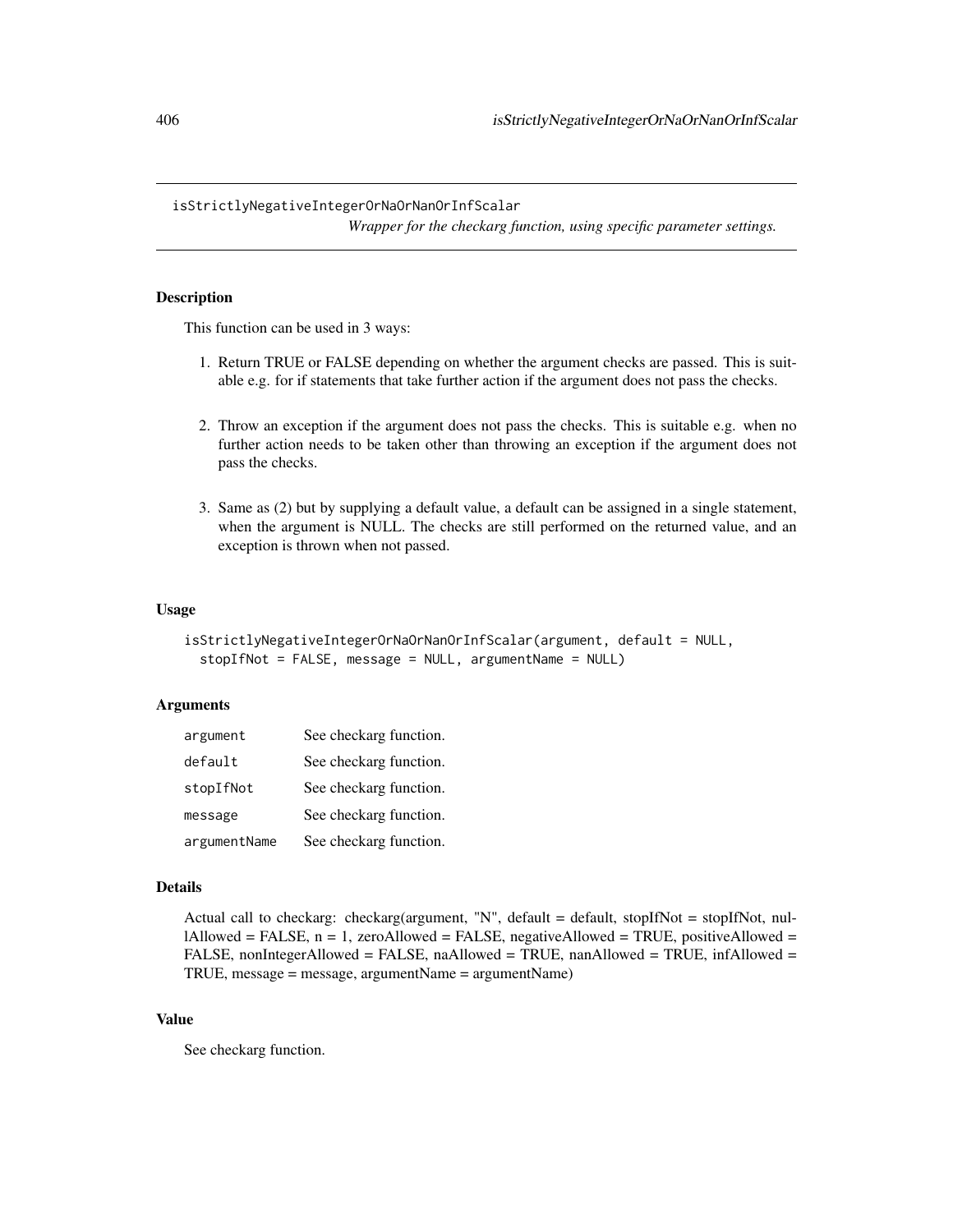# isStrictlyNegativeIntegerOrNaOrNanOrInfScalar

*Wrapper for the checkarg function, using specific parameter settings.*

## Description

This function can be used in 3 ways:

1. Return TRUE or FALSE depending on whether the argument checks are passed. This is suitable e.g. for if statements that take further action if the argument does not pass the checks.
2. Throw an exception if the argument does not pass the checks. This is suitable e.g. when no further action needs to be taken other than throwing an exception if the argument does not pass the checks.
3. Same as (2) but by supplying a default value, a default can be assigned in a single statement, when the argument is NULL. The checks are still performed on the returned value, and an exception is thrown when not passed.

## Usage

```
isStrictlyNegativeIntegerOrNaOrNanOrInfScalar(argument, default = NULL,
  stopIfNot = FALSE, message = NULL, argumentName = NULL)
```

## Arguments

| | |
|---|---|
| argument | See checkarg function. |
| default | See checkarg function. |
| stopIfNot | See checkarg function. |
| message | See checkarg function. |
| argumentName | See checkarg function. |

## Details

Actual call to checkarg: checkarg(argument, "N", default = default, stopIfNot = stopIfNot, nullAllowed = FALSE, n = 1, zeroAllowed = FALSE, negativeAllowed = TRUE, positiveAllowed = FALSE, nonIntegerAllowed = FALSE, naAllowed = TRUE, nanAllowed = TRUE, infAllowed = TRUE, message = message, argumentName = argumentName)

## Value

See checkarg function.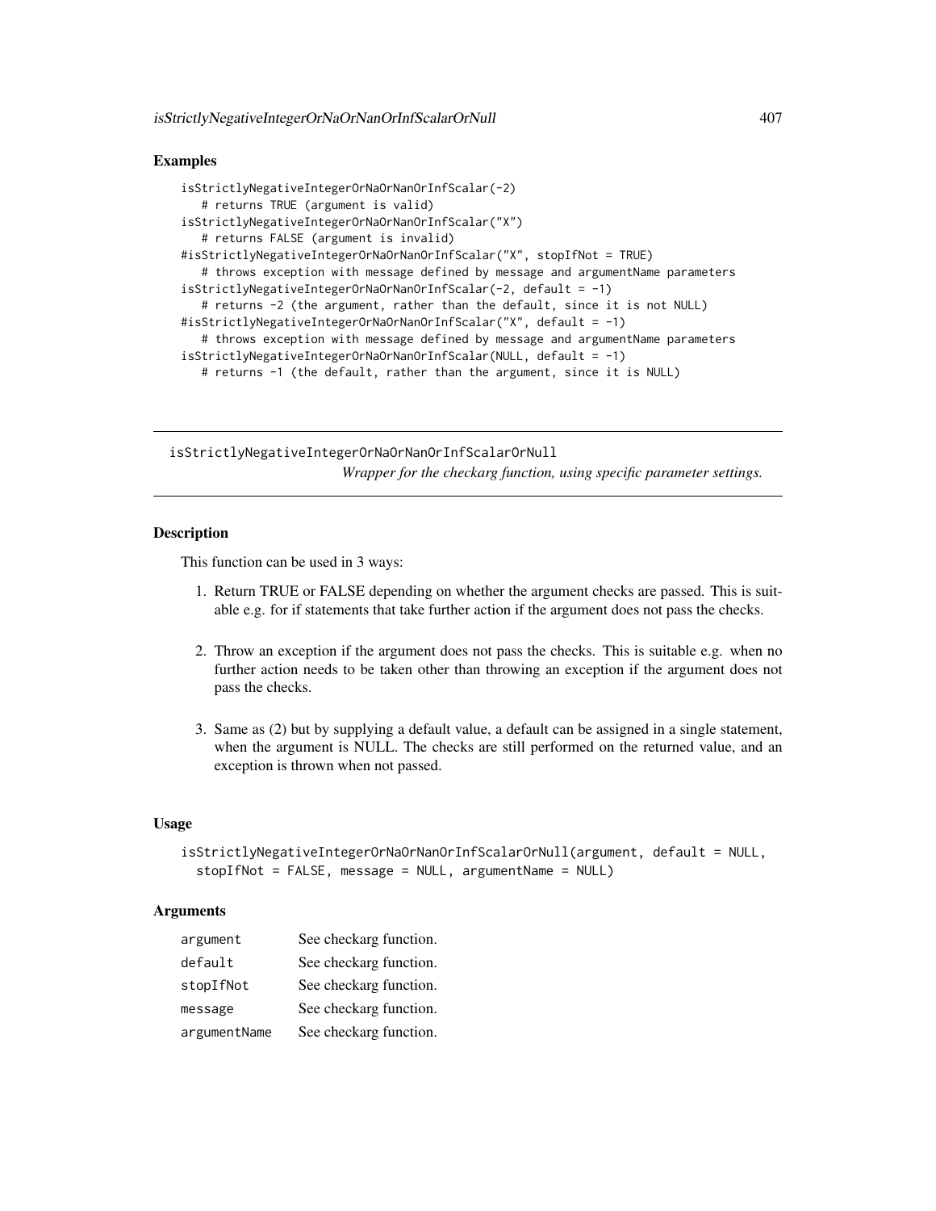### Examples

```
isStrictlyNegativeIntegerOrNaOrNanOrInfScalar(-2)
   # returns TRUE (argument is valid)
isStrictlyNegativeIntegerOrNaOrNanOrInfScalar("X")
   # returns FALSE (argument is invalid)
#isStrictlyNegativeIntegerOrNaOrNanOrInfScalar("X", stopIfNot = TRUE)
   # throws exception with message defined by message and argumentName parameters
isStrictlyNegativeIntegerOrNaOrNanOrInfScalar(-2, default = -1)
   # returns -2 (the argument, rather than the default, since it is not NULL)
#isStrictlyNegativeIntegerOrNaOrNanOrInfScalar("X", default = -1)
   # throws exception with message defined by message and argumentName parameters
isStrictlyNegativeIntegerOrNaOrNanOrInfScalar(NULL, default = -1)
   # returns -1 (the default, rather than the argument, since it is NULL)
```

---

## isStrictlyNegativeIntegerOrNaOrNanOrInfScalarOrNull

*Wrapper for the checkarg function, using specific parameter settings.*

---

### Description

This function can be used in 3 ways:

1. Return TRUE or FALSE depending on whether the argument checks are passed. This is suitable e.g. for if statements that take further action if the argument does not pass the checks.
2. Throw an exception if the argument does not pass the checks. This is suitable e.g. when no further action needs to be taken other than throwing an exception if the argument does not pass the checks.
3. Same as (2) but by supplying a default value, a default can be assigned in a single statement, when the argument is NULL. The checks are still performed on the returned value, and an exception is thrown when not passed.

### Usage

```
isStrictlyNegativeIntegerOrNaOrNanOrInfScalarOrNull(argument, default = NULL,
  stopIfNot = FALSE, message = NULL, argumentName = NULL)
```

### Arguments

| | |
|---|---|
| argument | See checkarg function. |
| default | See checkarg function. |
| stopIfNot | See checkarg function. |
| message | See checkarg function. |
| argumentName | See checkarg function. |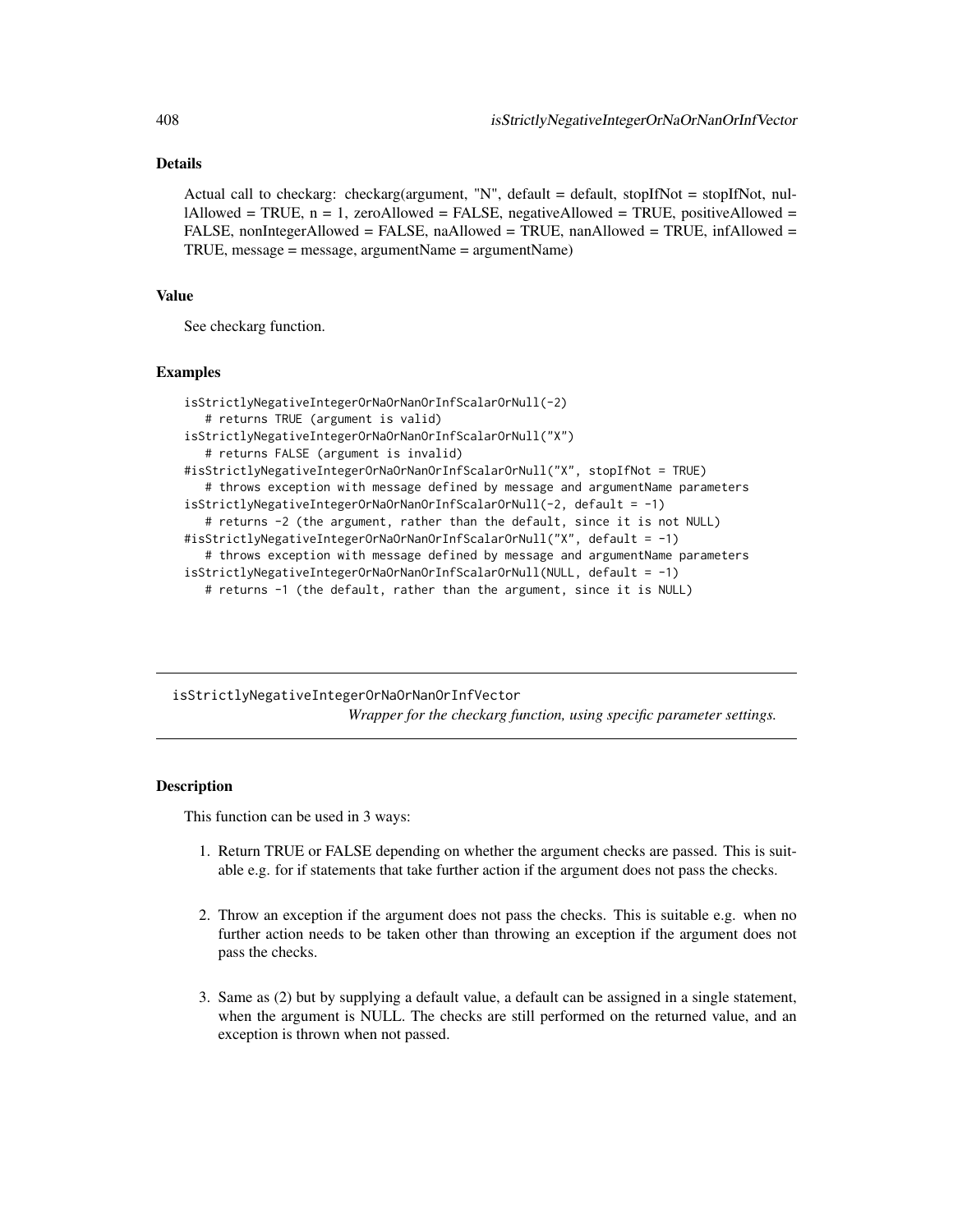### Details

Actual call to checkarg: checkarg(argument, "N", default = default, stopIfNot = stopIfNot, nullAllowed = TRUE, n = 1, zeroAllowed = FALSE, negativeAllowed = TRUE, positiveAllowed = FALSE, nonIntegerAllowed = FALSE, naAllowed = TRUE, nanAllowed = TRUE, infAllowed = TRUE, message = message, argumentName = argumentName)

### Value

See checkarg function.

### Examples

```
isStrictlyNegativeIntegerOrNaOrNanOrInfScalarOrNull(-2)
   # returns TRUE (argument is valid)
isStrictlyNegativeIntegerOrNaOrNanOrInfScalarOrNull("X")
   # returns FALSE (argument is invalid)
#isStrictlyNegativeIntegerOrNaOrNanOrInfScalarOrNull("X", stopIfNot = TRUE)
   # throws exception with message defined by message and argumentName parameters
isStrictlyNegativeIntegerOrNaOrNanOrInfScalarOrNull(-2, default = -1)
   # returns -2 (the argument, rather than the default, since it is not NULL)
#isStrictlyNegativeIntegerOrNaOrNanOrInfScalarOrNull("X", default = -1)
   # throws exception with message defined by message and argumentName parameters
isStrictlyNegativeIntegerOrNaOrNanOrInfScalarOrNull(NULL, default = -1)
   # returns -1 (the default, rather than the argument, since it is NULL)
```

---

## isStrictlyNegativeIntegerOrNaOrNanOrInfVector

*Wrapper for the checkarg function, using specific parameter settings.*

---

### Description

This function can be used in 3 ways:

1. Return TRUE or FALSE depending on whether the argument checks are passed. This is suitable e.g. for if statements that take further action if the argument does not pass the checks.

2. Throw an exception if the argument does not pass the checks. This is suitable e.g. when no further action needs to be taken other than throwing an exception if the argument does not pass the checks.

3. Same as (2) but by supplying a default value, a default can be assigned in a single statement, when the argument is NULL. The checks are still performed on the returned value, and an exception is thrown when not passed.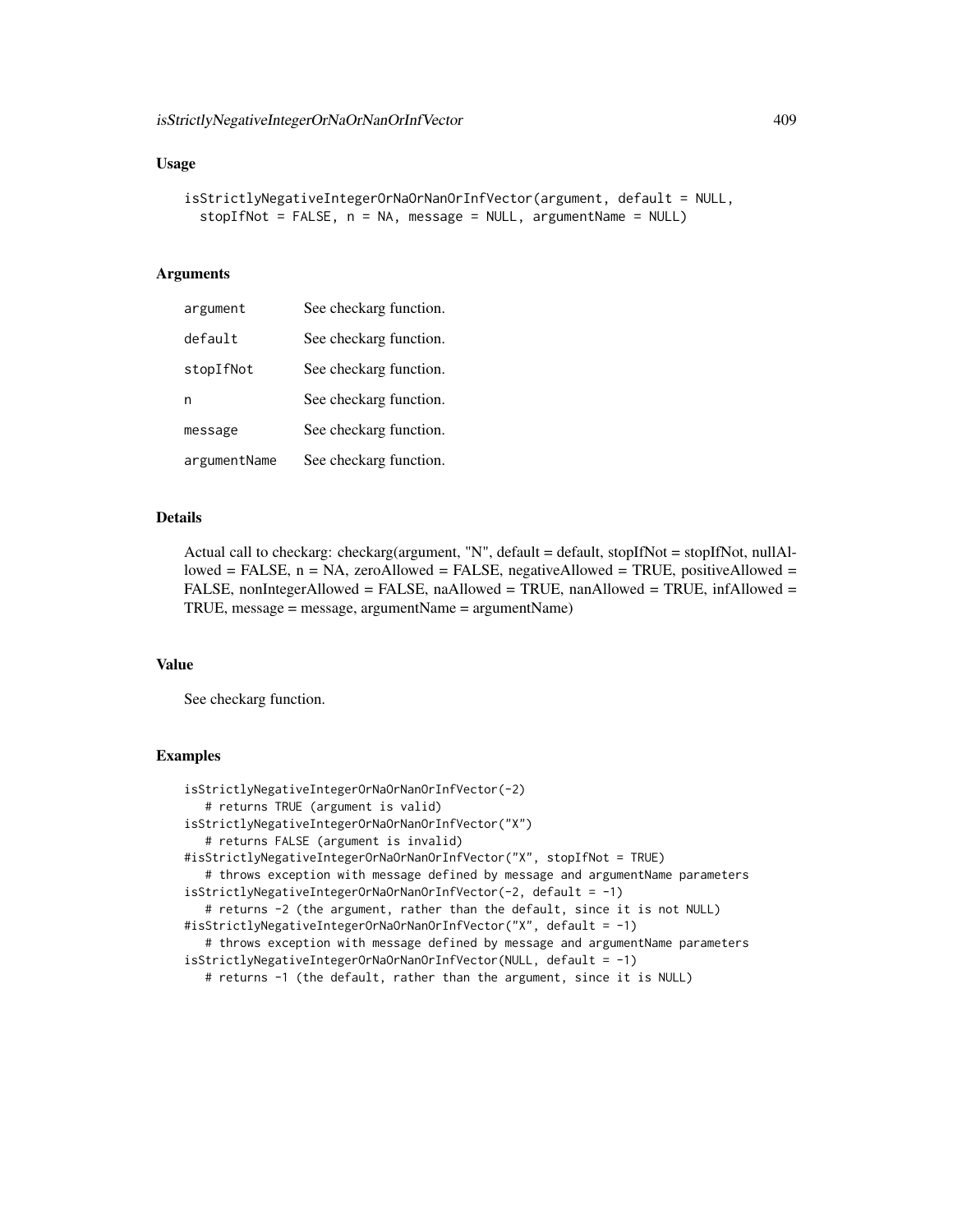### Usage

```
isStrictlyNegativeIntegerOrNaOrNanOrInfVector(argument, default = NULL,
  stopIfNot = FALSE, n = NA, message = NULL, argumentName = NULL)
```

### Arguments

| | |
|---|---|
| argument | See checkarg function. |
| default | See checkarg function. |
| stopIfNot | See checkarg function. |
| n | See checkarg function. |
| message | See checkarg function. |
| argumentName | See checkarg function. |

### Details

Actual call to checkarg: checkarg(argument, "N", default = default, stopIfNot = stopIfNot, nullAllowed = FALSE, n = NA, zeroAllowed = FALSE, negativeAllowed = TRUE, positiveAllowed = FALSE, nonIntegerAllowed = FALSE, naAllowed = TRUE, nanAllowed = TRUE, infAllowed = TRUE, message = message, argumentName = argumentName)

### Value

See checkarg function.

### Examples

```
isStrictlyNegativeIntegerOrNaOrNanOrInfVector(-2)
   # returns TRUE (argument is valid)
isStrictlyNegativeIntegerOrNaOrNanOrInfVector("X")
   # returns FALSE (argument is invalid)
#isStrictlyNegativeIntegerOrNaOrNanOrInfVector("X", stopIfNot = TRUE)
   # throws exception with message defined by message and argumentName parameters
isStrictlyNegativeIntegerOrNaOrNanOrInfVector(-2, default = -1)
   # returns -2 (the argument, rather than the default, since it is not NULL)
#isStrictlyNegativeIntegerOrNaOrNanOrInfVector("X", default = -1)
   # throws exception with message defined by message and argumentName parameters
isStrictlyNegativeIntegerOrNaOrNanOrInfVector(NULL, default = -1)
   # returns -1 (the default, rather than the argument, since it is NULL)
```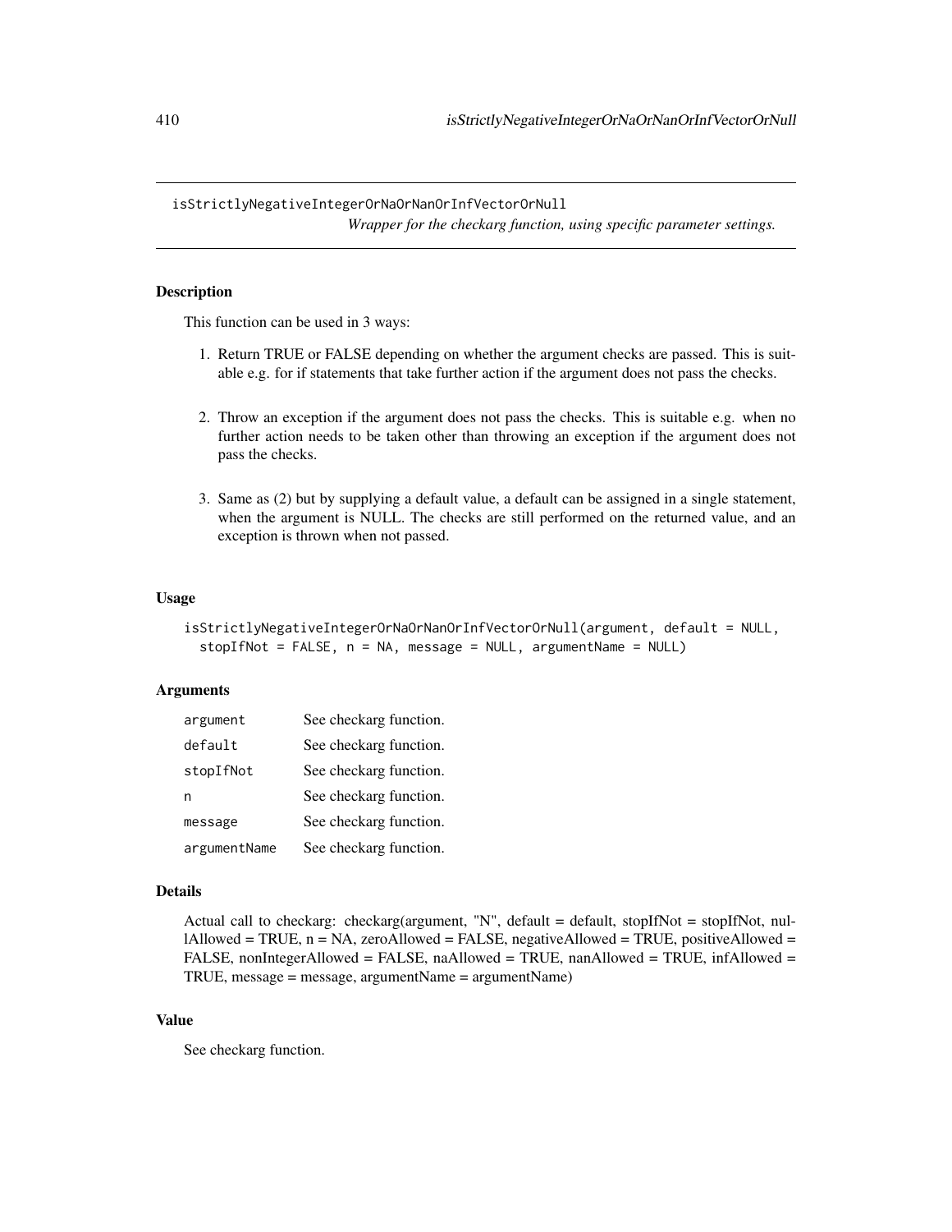isStrictlyNegativeIntegerOrNaOrNanOrInfVectorOrNull

*Wrapper for the checkarg function, using specific parameter settings.*

### Description

This function can be used in 3 ways:

1. Return TRUE or FALSE depending on whether the argument checks are passed. This is suitable e.g. for if statements that take further action if the argument does not pass the checks.
2. Throw an exception if the argument does not pass the checks. This is suitable e.g. when no further action needs to be taken other than throwing an exception if the argument does not pass the checks.
3. Same as (2) but by supplying a default value, a default can be assigned in a single statement, when the argument is NULL. The checks are still performed on the returned value, and an exception is thrown when not passed.

### Usage

```
isStrictlyNegativeIntegerOrNaOrNanOrInfVectorOrNull(argument, default = NULL,
  stopIfNot = FALSE, n = NA, message = NULL, argumentName = NULL)
```

### Arguments

| | |
|---|---|
| argument | See checkarg function. |
| default | See checkarg function. |
| stopIfNot | See checkarg function. |
| n | See checkarg function. |
| message | See checkarg function. |
| argumentName | See checkarg function. |

### Details

Actual call to checkarg: checkarg(argument, "N", default = default, stopIfNot = stopIfNot, nullAllowed = TRUE, n = NA, zeroAllowed = FALSE, negativeAllowed = TRUE, positiveAllowed = FALSE, nonIntegerAllowed = FALSE, naAllowed = TRUE, nanAllowed = TRUE, infAllowed = TRUE, message = message, argumentName = argumentName)

### Value

See checkarg function.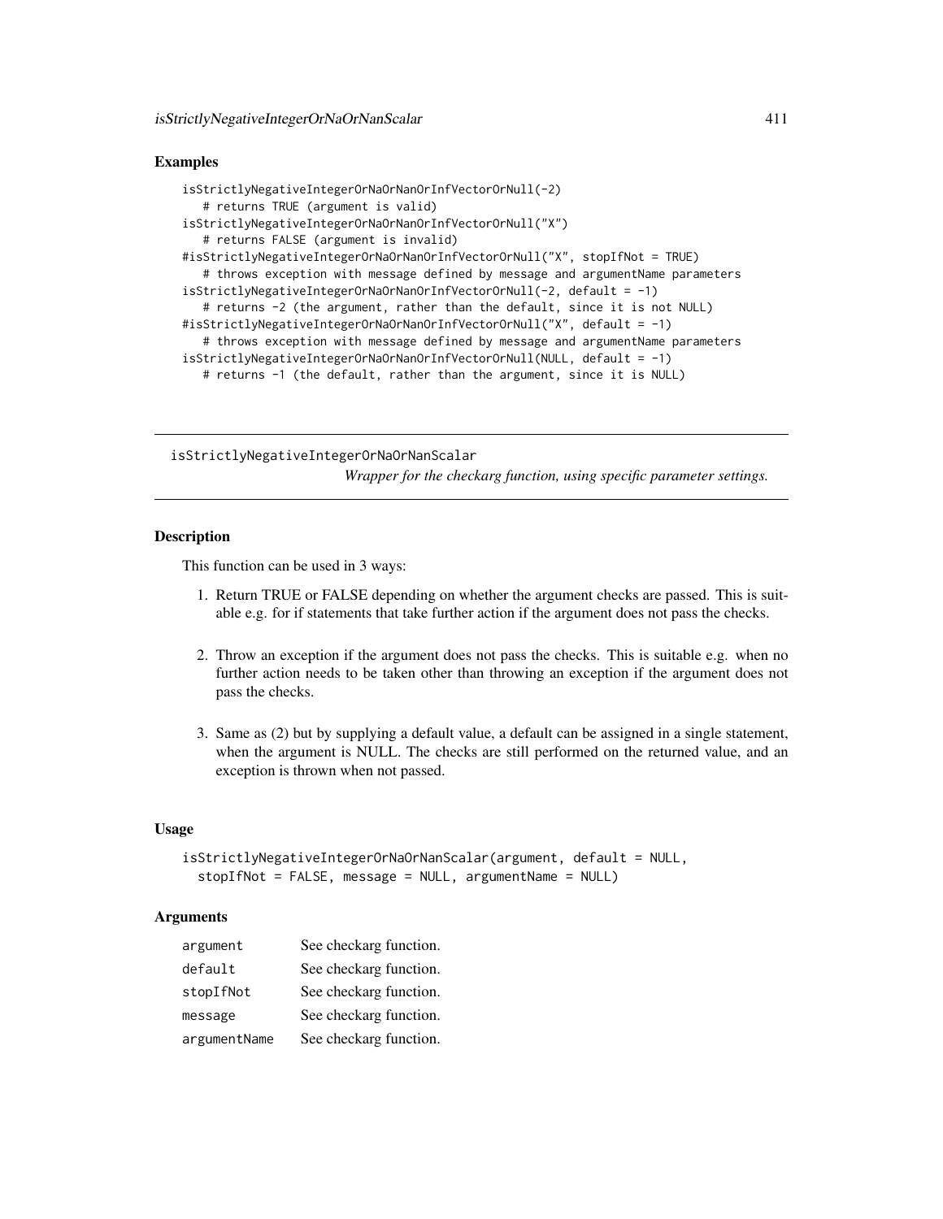### Examples

```
isStrictlyNegativeIntegerOrNaOrNanOrInfVectorOrNull(-2)
   # returns TRUE (argument is valid)
isStrictlyNegativeIntegerOrNaOrNanOrInfVectorOrNull("X")
   # returns FALSE (argument is invalid)
#isStrictlyNegativeIntegerOrNaOrNanOrInfVectorOrNull("X", stopIfNot = TRUE)
   # throws exception with message defined by message and argumentName parameters
isStrictlyNegativeIntegerOrNaOrNanOrInfVectorOrNull(-2, default = -1)
   # returns -2 (the argument, rather than the default, since it is not NULL)
#isStrictlyNegativeIntegerOrNaOrNanOrInfVectorOrNull("X", default = -1)
   # throws exception with message defined by message and argumentName parameters
isStrictlyNegativeIntegerOrNaOrNanOrInfVectorOrNull(NULL, default = -1)
   # returns -1 (the default, rather than the argument, since it is NULL)
```

---

## isStrictlyNegativeIntegerOrNaOrNanScalar

*Wrapper for the checkarg function, using specific parameter settings.*

---

### Description

This function can be used in 3 ways:

1. Return TRUE or FALSE depending on whether the argument checks are passed. This is suitable e.g. for if statements that take further action if the argument does not pass the checks.
2. Throw an exception if the argument does not pass the checks. This is suitable e.g. when no further action needs to be taken other than throwing an exception if the argument does not pass the checks.
3. Same as (2) but by supplying a default value, a default can be assigned in a single statement, when the argument is NULL. The checks are still performed on the returned value, and an exception is thrown when not passed.

### Usage

```
isStrictlyNegativeIntegerOrNaOrNanScalar(argument, default = NULL,
  stopIfNot = FALSE, message = NULL, argumentName = NULL)
```

### Arguments

| | |
|---|---|
| argument | See checkarg function. |
| default | See checkarg function. |
| stopIfNot | See checkarg function. |
| message | See checkarg function. |
| argumentName | See checkarg function. |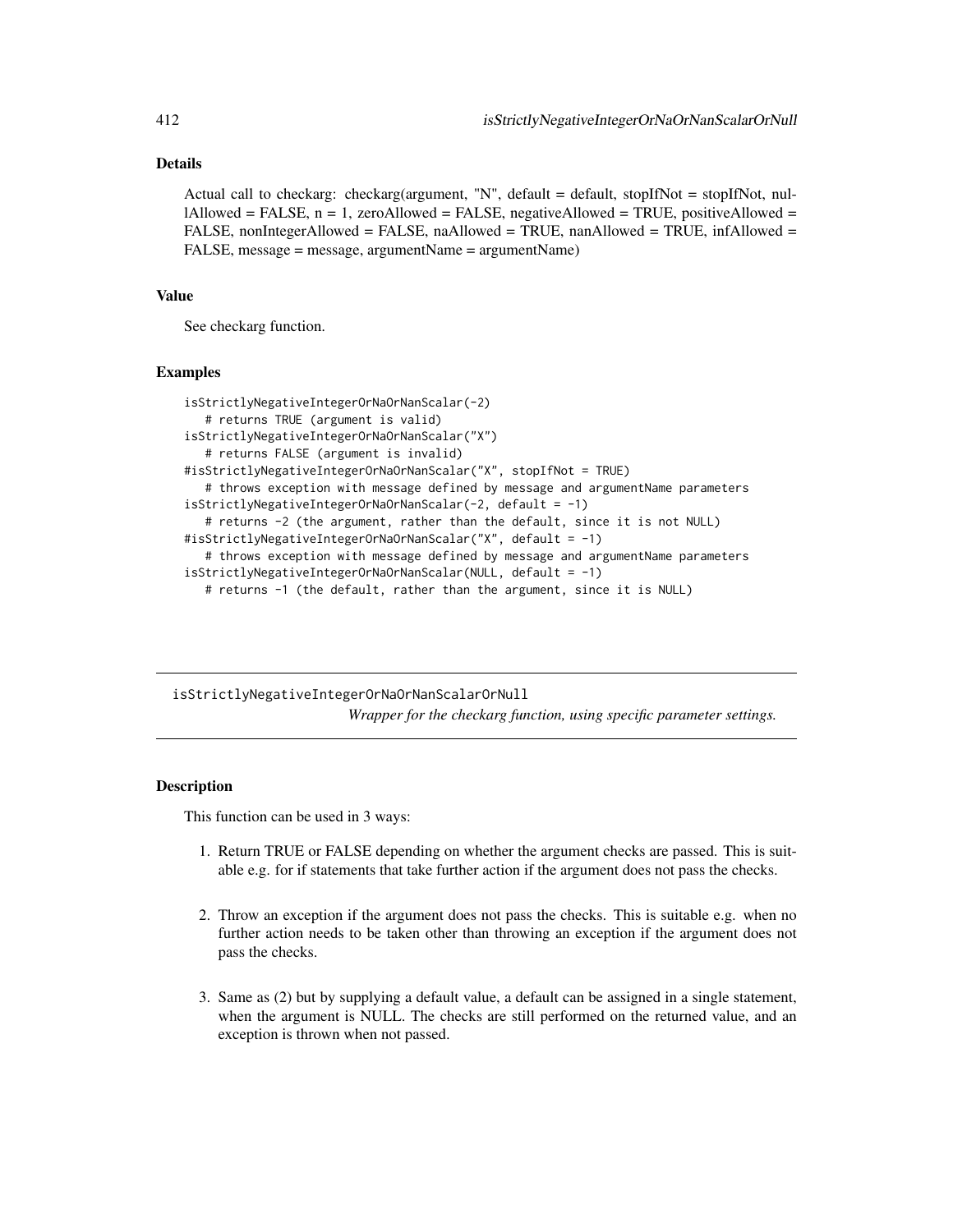### Details

Actual call to checkarg: checkarg(argument, "N", default = default, stopIfNot = stopIfNot, nullAllowed = FALSE, n = 1, zeroAllowed = FALSE, negativeAllowed = TRUE, positiveAllowed = FALSE, nonIntegerAllowed = FALSE, naAllowed = TRUE, nanAllowed = TRUE, infAllowed = FALSE, message = message, argumentName = argumentName)

### Value

See checkarg function.

### Examples

```
isStrictlyNegativeIntegerOrNaOrNanScalar(-2)
   # returns TRUE (argument is valid)
isStrictlyNegativeIntegerOrNaOrNanScalar("X")
   # returns FALSE (argument is invalid)
#isStrictlyNegativeIntegerOrNaOrNanScalar("X", stopIfNot = TRUE)
   # throws exception with message defined by message and argumentName parameters
isStrictlyNegativeIntegerOrNaOrNanScalar(-2, default = -1)
   # returns -2 (the argument, rather than the default, since it is not NULL)
#isStrictlyNegativeIntegerOrNaOrNanScalar("X", default = -1)
   # throws exception with message defined by message and argumentName parameters
isStrictlyNegativeIntegerOrNaOrNanScalar(NULL, default = -1)
   # returns -1 (the default, rather than the argument, since it is NULL)
```

---

## isStrictlyNegativeIntegerOrNaOrNanScalarOrNull

*Wrapper for the checkarg function, using specific parameter settings.*

---

### Description

This function can be used in 3 ways:

1. Return TRUE or FALSE depending on whether the argument checks are passed. This is suitable e.g. for if statements that take further action if the argument does not pass the checks.
2. Throw an exception if the argument does not pass the checks. This is suitable e.g. when no further action needs to be taken other than throwing an exception if the argument does not pass the checks.
3. Same as (2) but by supplying a default value, a default can be assigned in a single statement, when the argument is NULL. The checks are still performed on the returned value, and an exception is thrown when not passed.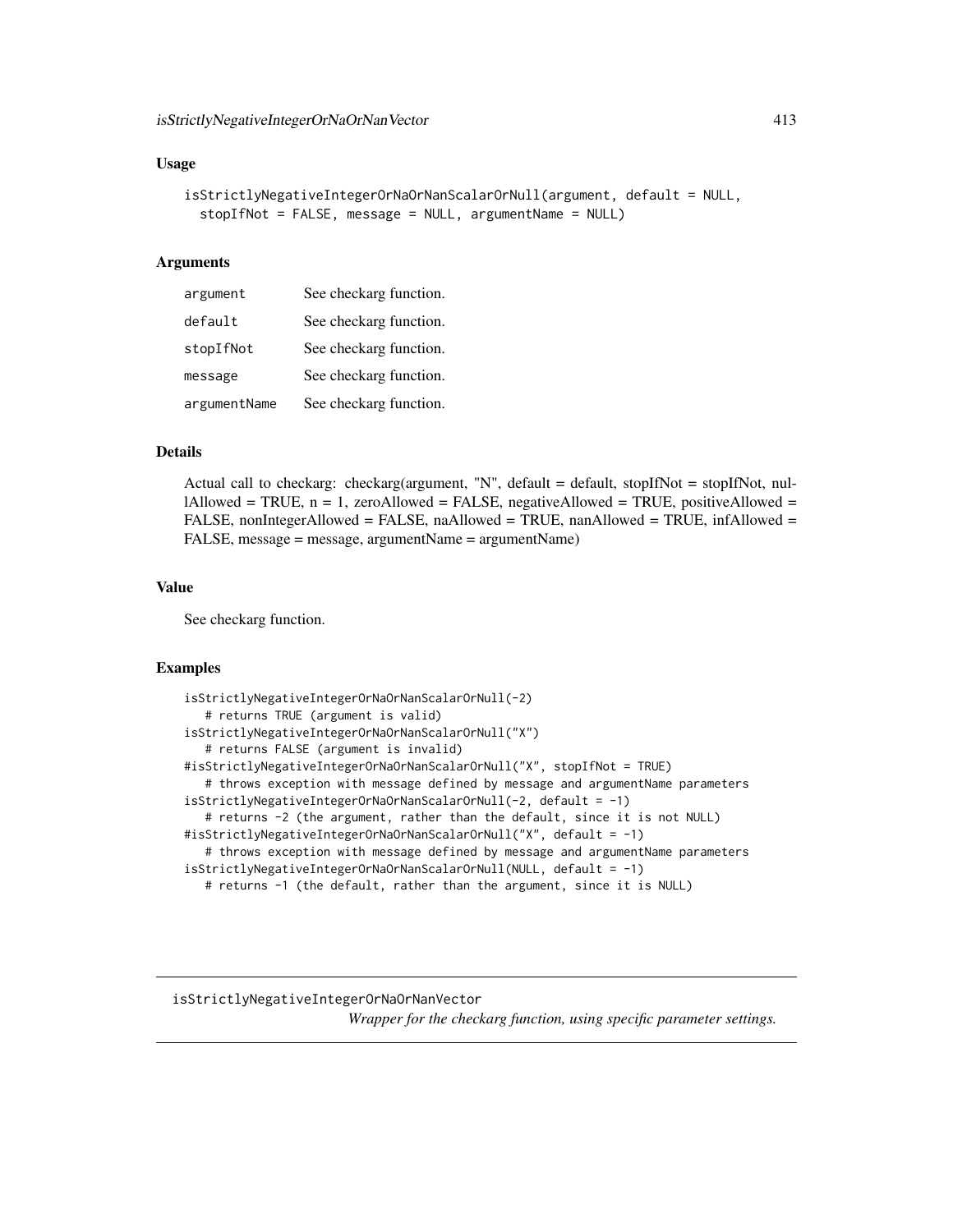### Usage

```
isStrictlyNegativeIntegerOrNaOrNanScalarOrNull(argument, default = NULL,
  stopIfNot = FALSE, message = NULL, argumentName = NULL)
```

### Arguments

| | |
|---|---|
| argument | See checkarg function. |
| default | See checkarg function. |
| stopIfNot | See checkarg function. |
| message | See checkarg function. |
| argumentName | See checkarg function. |

### Details

Actual call to checkarg: checkarg(argument, "N", default = default, stopIfNot = stopIfNot, nullAllowed = TRUE, n = 1, zeroAllowed = FALSE, negativeAllowed = TRUE, positiveAllowed = FALSE, nonIntegerAllowed = FALSE, naAllowed = TRUE, nanAllowed = TRUE, infAllowed = FALSE, message = message, argumentName = argumentName)

### Value

See checkarg function.

### Examples

```
isStrictlyNegativeIntegerOrNaOrNanScalarOrNull(-2)
   # returns TRUE (argument is valid)
isStrictlyNegativeIntegerOrNaOrNanScalarOrNull("X")
   # returns FALSE (argument is invalid)
#isStrictlyNegativeIntegerOrNaOrNanScalarOrNull("X", stopIfNot = TRUE)
   # throws exception with message defined by message and argumentName parameters
isStrictlyNegativeIntegerOrNaOrNanScalarOrNull(-2, default = -1)
   # returns -2 (the argument, rather than the default, since it is not NULL)
#isStrictlyNegativeIntegerOrNaOrNanScalarOrNull("X", default = -1)
   # throws exception with message defined by message and argumentName parameters
isStrictlyNegativeIntegerOrNaOrNanScalarOrNull(NULL, default = -1)
   # returns -1 (the default, rather than the argument, since it is NULL)
```

---

## isStrictlyNegativeIntegerOrNaOrNanVector

*Wrapper for the checkarg function, using specific parameter settings.*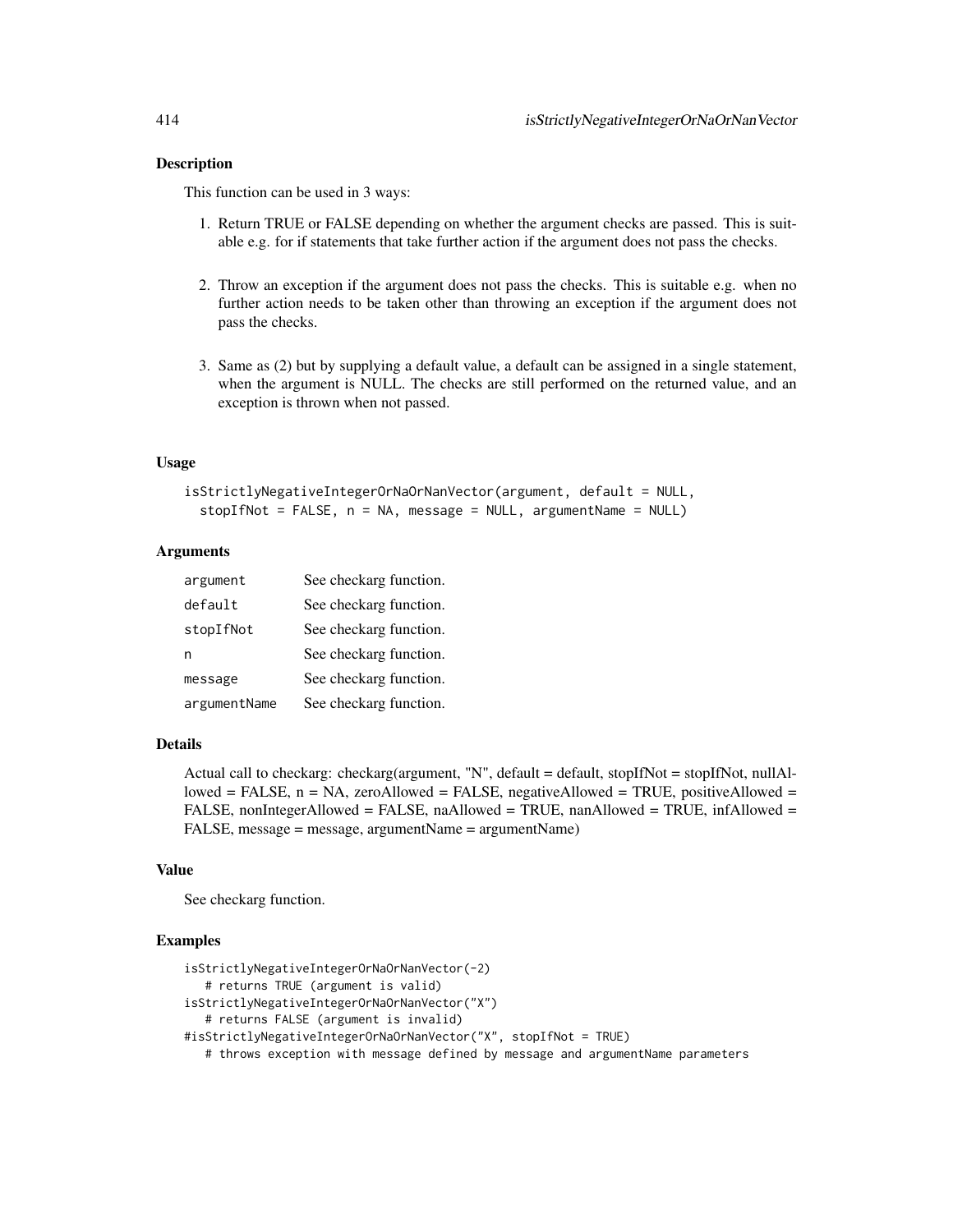### Description

This function can be used in 3 ways:

1. Return TRUE or FALSE depending on whether the argument checks are passed. This is suitable e.g. for if statements that take further action if the argument does not pass the checks.

2. Throw an exception if the argument does not pass the checks. This is suitable e.g. when no further action needs to be taken other than throwing an exception if the argument does not pass the checks.

3. Same as (2) but by supplying a default value, a default can be assigned in a single statement, when the argument is NULL. The checks are still performed on the returned value, and an exception is thrown when not passed.

### Usage

```
isStrictlyNegativeIntegerOrNaOrNanVector(argument, default = NULL,
  stopIfNot = FALSE, n = NA, message = NULL, argumentName = NULL)
```

### Arguments

| | |
|---|---|
| argument | See checkarg function. |
| default | See checkarg function. |
| stopIfNot | See checkarg function. |
| n | See checkarg function. |
| message | See checkarg function. |
| argumentName | See checkarg function. |

### Details

Actual call to checkarg: checkarg(argument, "N", default = default, stopIfNot = stopIfNot, nullAllowed = FALSE, n = NA, zeroAllowed = FALSE, negativeAllowed = TRUE, positiveAllowed = FALSE, nonIntegerAllowed = FALSE, naAllowed = TRUE, nanAllowed = TRUE, infAllowed = FALSE, message = message, argumentName = argumentName)

### Value

See checkarg function.

### Examples

```
isStrictlyNegativeIntegerOrNaOrNanVector(-2)
   # returns TRUE (argument is valid)
isStrictlyNegativeIntegerOrNaOrNanVector("X")
   # returns FALSE (argument is invalid)
#isStrictlyNegativeIntegerOrNaOrNanVector("X", stopIfNot = TRUE)
   # throws exception with message defined by message and argumentName parameters
```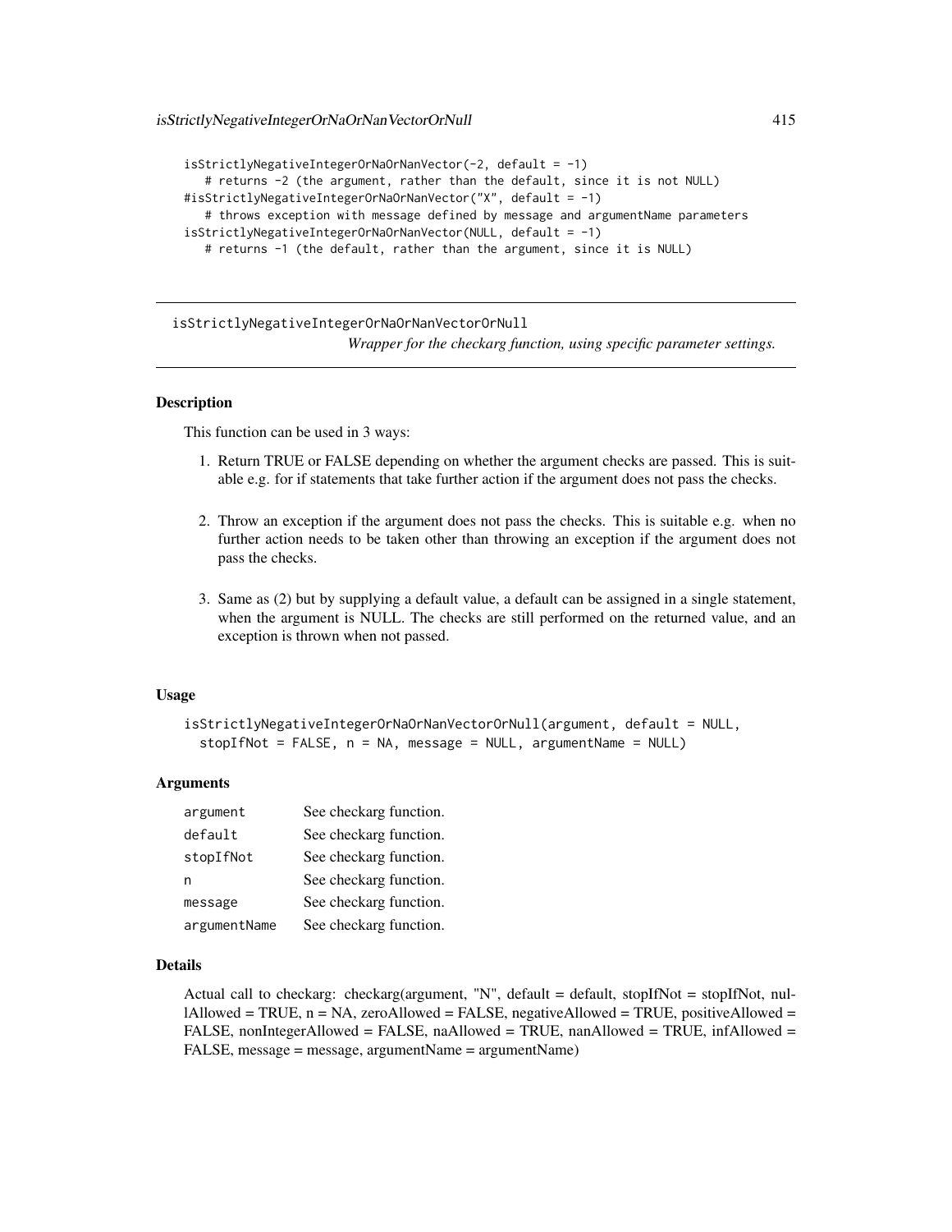```
isStrictlyNegativeIntegerOrNaOrNanVector(-2, default = -1)
   # returns -2 (the argument, rather than the default, since it is not NULL)
#isStrictlyNegativeIntegerOrNaOrNanVector("X", default = -1)
   # throws exception with message defined by message and argumentName parameters
isStrictlyNegativeIntegerOrNaOrNanVector(NULL, default = -1)
   # returns -1 (the default, rather than the argument, since it is NULL)
```

---

## isStrictlyNegativeIntegerOrNaOrNanVectorOrNull

*Wrapper for the checkarg function, using specific parameter settings.*

---

### Description

This function can be used in 3 ways:

1. Return TRUE or FALSE depending on whether the argument checks are passed. This is suitable e.g. for if statements that take further action if the argument does not pass the checks.
2. Throw an exception if the argument does not pass the checks. This is suitable e.g. when no further action needs to be taken other than throwing an exception if the argument does not pass the checks.
3. Same as (2) but by supplying a default value, a default can be assigned in a single statement, when the argument is NULL. The checks are still performed on the returned value, and an exception is thrown when not passed.

### Usage

```
isStrictlyNegativeIntegerOrNaOrNanVectorOrNull(argument, default = NULL,
  stopIfNot = FALSE, n = NA, message = NULL, argumentName = NULL)
```

### Arguments

| | |
|---|---|
| argument | See checkarg function. |
| default | See checkarg function. |
| stopIfNot | See checkarg function. |
| n | See checkarg function. |
| message | See checkarg function. |
| argumentName | See checkarg function. |

### Details

Actual call to checkarg: checkarg(argument, "N", default = default, stopIfNot = stopIfNot, nullAllowed = TRUE, n = NA, zeroAllowed = FALSE, negativeAllowed = TRUE, positiveAllowed = FALSE, nonIntegerAllowed = FALSE, naAllowed = TRUE, nanAllowed = TRUE, infAllowed = FALSE, message = message, argumentName = argumentName)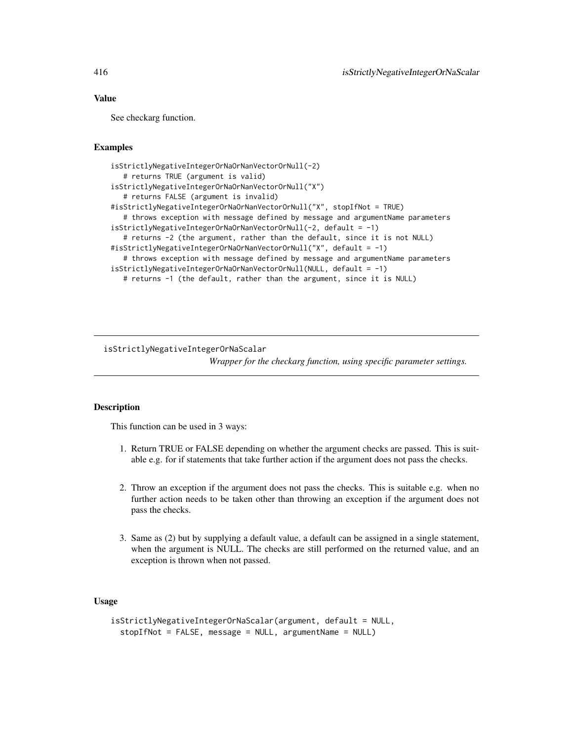### Value

See checkarg function.

### Examples

```
isStrictlyNegativeIntegerOrNaOrNanVectorOrNull(-2)
   # returns TRUE (argument is valid)
isStrictlyNegativeIntegerOrNaOrNanVectorOrNull("X")
   # returns FALSE (argument is invalid)
#isStrictlyNegativeIntegerOrNaOrNanVectorOrNull("X", stopIfNot = TRUE)
   # throws exception with message defined by message and argumentName parameters
isStrictlyNegativeIntegerOrNaOrNanVectorOrNull(-2, default = -1)
   # returns -2 (the argument, rather than the default, since it is not NULL)
#isStrictlyNegativeIntegerOrNaOrNanVectorOrNull("X", default = -1)
   # throws exception with message defined by message and argumentName parameters
isStrictlyNegativeIntegerOrNaOrNanVectorOrNull(NULL, default = -1)
   # returns -1 (the default, rather than the argument, since it is NULL)
```

---

## isStrictlyNegativeIntegerOrNaScalar

*Wrapper for the checkarg function, using specific parameter settings.*

---

### Description

This function can be used in 3 ways:

1. Return TRUE or FALSE depending on whether the argument checks are passed. This is suitable e.g. for if statements that take further action if the argument does not pass the checks.
2. Throw an exception if the argument does not pass the checks. This is suitable e.g. when no further action needs to be taken other than throwing an exception if the argument does not pass the checks.
3. Same as (2) but by supplying a default value, a default can be assigned in a single statement, when the argument is NULL. The checks are still performed on the returned value, and an exception is thrown when not passed.

### Usage

```
isStrictlyNegativeIntegerOrNaScalar(argument, default = NULL,
  stopIfNot = FALSE, message = NULL, argumentName = NULL)
```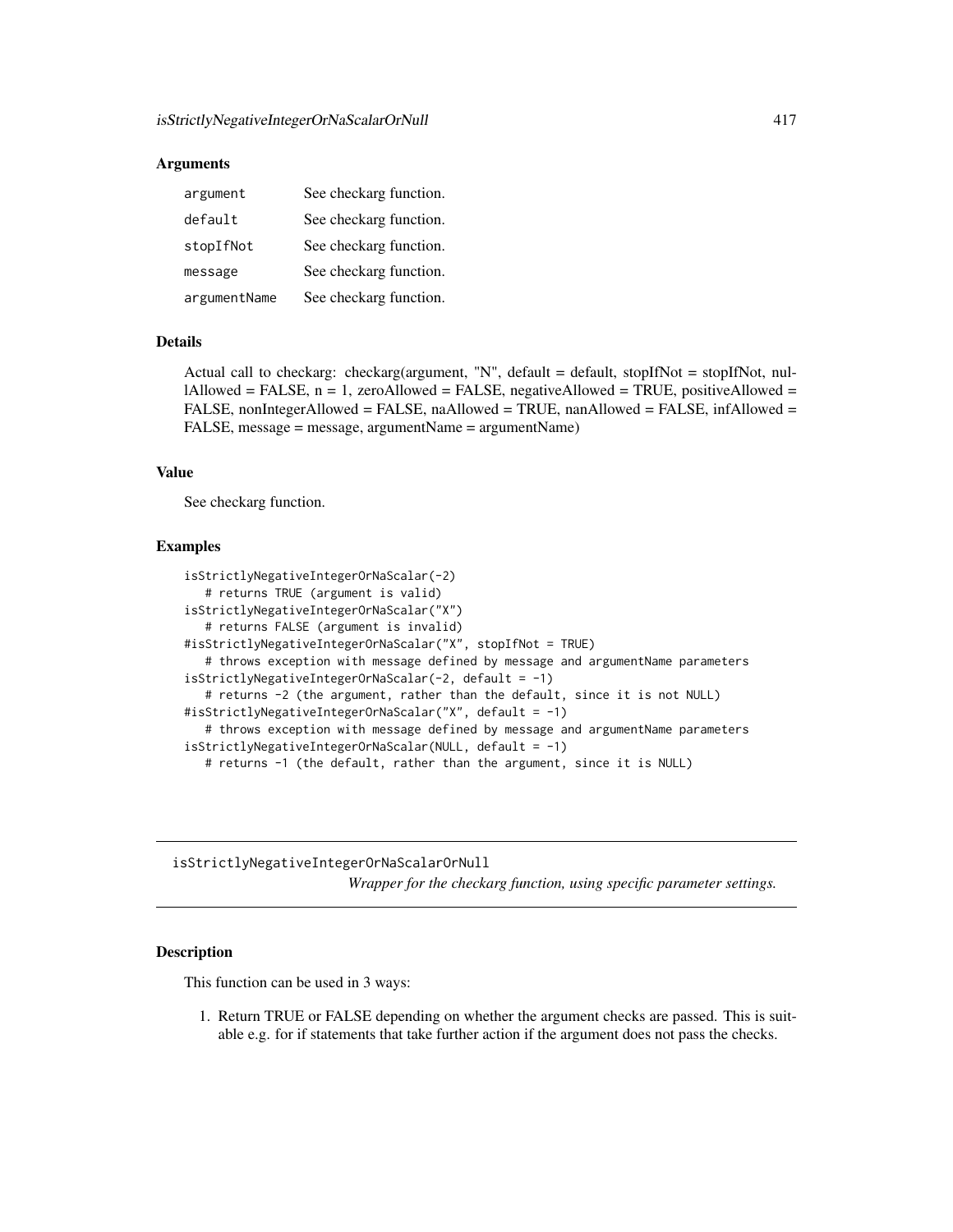### Arguments

| | |
|---|---|
| argument | See checkarg function. |
| default | See checkarg function. |
| stopIfNot | See checkarg function. |
| message | See checkarg function. |
| argumentName | See checkarg function. |

### Details

Actual call to checkarg: checkarg(argument, "N", default = default, stopIfNot = stopIfNot, nullAllowed = FALSE, n = 1, zeroAllowed = FALSE, negativeAllowed = TRUE, positiveAllowed = FALSE, nonIntegerAllowed = FALSE, naAllowed = TRUE, nanAllowed = FALSE, infAllowed = FALSE, message = message, argumentName = argumentName)

### Value

See checkarg function.

### Examples

```
isStrictlyNegativeIntegerOrNaScalar(-2)
   # returns TRUE (argument is valid)
isStrictlyNegativeIntegerOrNaScalar("X")
   # returns FALSE (argument is invalid)
#isStrictlyNegativeIntegerOrNaScalar("X", stopIfNot = TRUE)
   # throws exception with message defined by message and argumentName parameters
isStrictlyNegativeIntegerOrNaScalar(-2, default = -1)
   # returns -2 (the argument, rather than the default, since it is not NULL)
#isStrictlyNegativeIntegerOrNaScalar("X", default = -1)
   # throws exception with message defined by message and argumentName parameters
isStrictlyNegativeIntegerOrNaScalar(NULL, default = -1)
   # returns -1 (the default, rather than the argument, since it is NULL)
```

---

## isStrictlyNegativeIntegerOrNaScalarOrNull

*Wrapper for the checkarg function, using specific parameter settings.*

---

### Description

This function can be used in 3 ways:

1. Return TRUE or FALSE depending on whether the argument checks are passed. This is suitable e.g. for if statements that take further action if the argument does not pass the checks.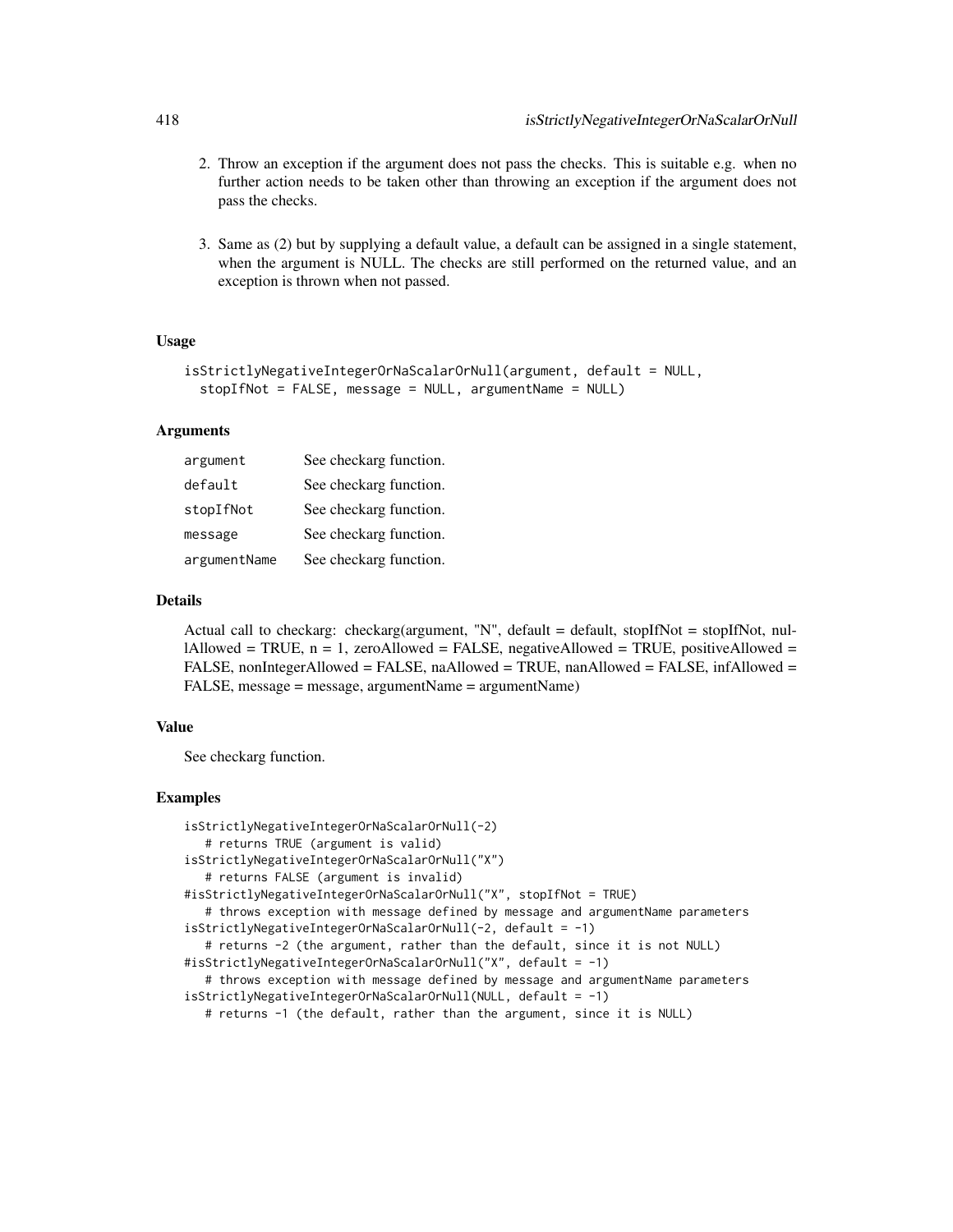2. Throw an exception if the argument does not pass the checks. This is suitable e.g. when no further action needs to be taken other than throwing an exception if the argument does not pass the checks.

3. Same as (2) but by supplying a default value, a default can be assigned in a single statement, when the argument is NULL. The checks are still performed on the returned value, and an exception is thrown when not passed.

### Usage

```
isStrictlyNegativeIntegerOrNaScalarOrNull(argument, default = NULL,
  stopIfNot = FALSE, message = NULL, argumentName = NULL)
```

### Arguments

| | |
|---|---|
| argument | See checkarg function. |
| default | See checkarg function. |
| stopIfNot | See checkarg function. |
| message | See checkarg function. |
| argumentName | See checkarg function. |

### Details

Actual call to checkarg: checkarg(argument, "N", default = default, stopIfNot = stopIfNot, nullAllowed = TRUE, n = 1, zeroAllowed = FALSE, negativeAllowed = TRUE, positiveAllowed = FALSE, nonIntegerAllowed = FALSE, naAllowed = TRUE, nanAllowed = FALSE, infAllowed = FALSE, message = message, argumentName = argumentName)

### Value

See checkarg function.

### Examples

```
isStrictlyNegativeIntegerOrNaScalarOrNull(-2)
   # returns TRUE (argument is valid)
isStrictlyNegativeIntegerOrNaScalarOrNull("X")
   # returns FALSE (argument is invalid)
#isStrictlyNegativeIntegerOrNaScalarOrNull("X", stopIfNot = TRUE)
   # throws exception with message defined by message and argumentName parameters
isStrictlyNegativeIntegerOrNaScalarOrNull(-2, default = -1)
   # returns -2 (the argument, rather than the default, since it is not NULL)
#isStrictlyNegativeIntegerOrNaScalarOrNull("X", default = -1)
   # throws exception with message defined by message and argumentName parameters
isStrictlyNegativeIntegerOrNaScalarOrNull(NULL, default = -1)
   # returns -1 (the default, rather than the argument, since it is NULL)
```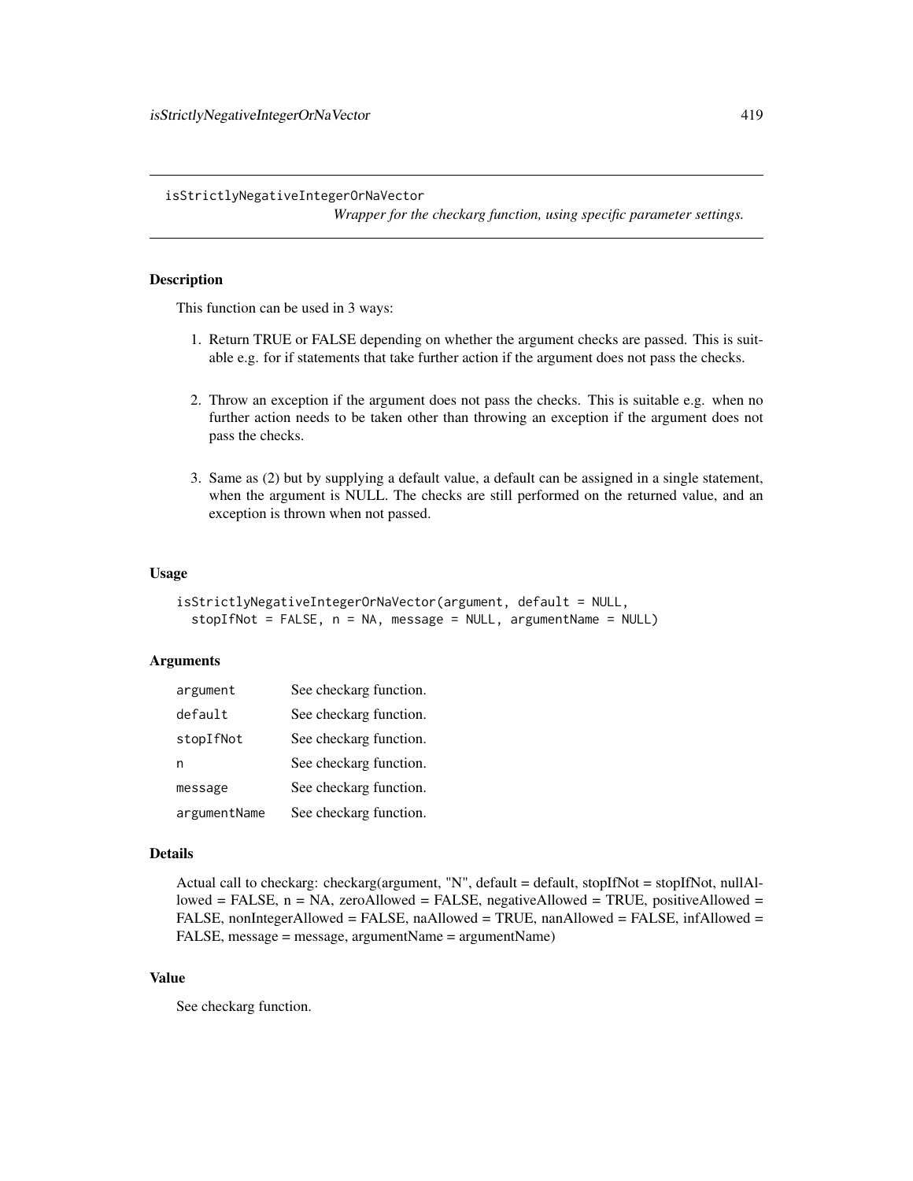## isStrictlyNegativeIntegerOrNaVector

*Wrapper for the checkarg function, using specific parameter settings.*

### Description

This function can be used in 3 ways:

1. Return TRUE or FALSE depending on whether the argument checks are passed. This is suitable e.g. for if statements that take further action if the argument does not pass the checks.
2. Throw an exception if the argument does not pass the checks. This is suitable e.g. when no further action needs to be taken other than throwing an exception if the argument does not pass the checks.
3. Same as (2) but by supplying a default value, a default can be assigned in a single statement, when the argument is NULL. The checks are still performed on the returned value, and an exception is thrown when not passed.

### Usage

```
isStrictlyNegativeIntegerOrNaVector(argument, default = NULL,
  stopIfNot = FALSE, n = NA, message = NULL, argumentName = NULL)
```

### Arguments

| | |
|---|---|
| argument | See checkarg function. |
| default | See checkarg function. |
| stopIfNot | See checkarg function. |
| n | See checkarg function. |
| message | See checkarg function. |
| argumentName | See checkarg function. |

### Details

Actual call to checkarg: checkarg(argument, "N", default = default, stopIfNot = stopIfNot, nullAllowed = FALSE, n = NA, zeroAllowed = FALSE, negativeAllowed = TRUE, positiveAllowed = FALSE, nonIntegerAllowed = FALSE, naAllowed = TRUE, nanAllowed = FALSE, infAllowed = FALSE, message = message, argumentName = argumentName)

### Value

See checkarg function.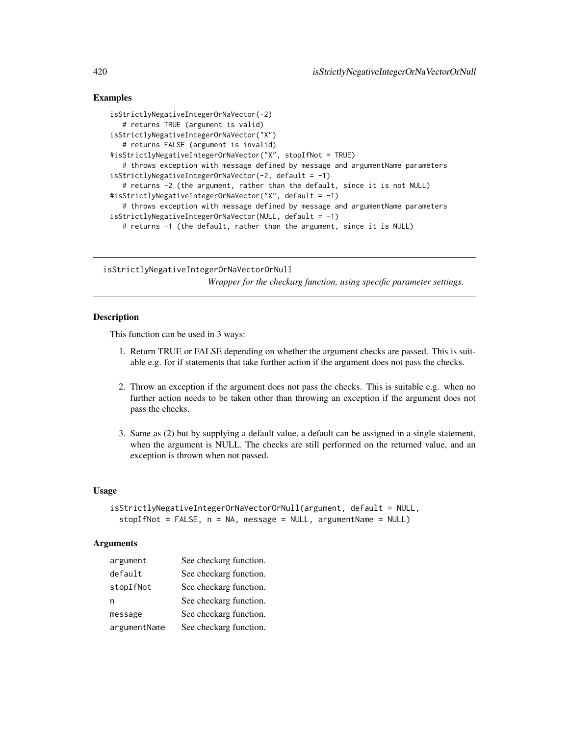## Examples

```
isStrictlyNegativeIntegerOrNaVector(-2)
   # returns TRUE (argument is valid)
isStrictlyNegativeIntegerOrNaVector("X")
   # returns FALSE (argument is invalid)
#isStrictlyNegativeIntegerOrNaVector("X", stopIfNot = TRUE)
   # throws exception with message defined by message and argumentName parameters
isStrictlyNegativeIntegerOrNaVector(-2, default = -1)
   # returns -2 (the argument, rather than the default, since it is not NULL)
#isStrictlyNegativeIntegerOrNaVector("X", default = -1)
   # throws exception with message defined by message and argumentName parameters
isStrictlyNegativeIntegerOrNaVector(NULL, default = -1)
   # returns -1 (the default, rather than the argument, since it is NULL)
```

---

# isStrictlyNegativeIntegerOrNaVectorOrNull

*Wrapper for the checkarg function, using specific parameter settings.*

---

## Description

This function can be used in 3 ways:

1. Return TRUE or FALSE depending on whether the argument checks are passed. This is suitable e.g. for if statements that take further action if the argument does not pass the checks.
2. Throw an exception if the argument does not pass the checks. This is suitable e.g. when no further action needs to be taken other than throwing an exception if the argument does not pass the checks.
3. Same as (2) but by supplying a default value, a default can be assigned in a single statement, when the argument is NULL. The checks are still performed on the returned value, and an exception is thrown when not passed.

## Usage

```
isStrictlyNegativeIntegerOrNaVectorOrNull(argument, default = NULL,
  stopIfNot = FALSE, n = NA, message = NULL, argumentName = NULL)
```

## Arguments

| | |
|---|---|
| argument | See checkarg function. |
| default | See checkarg function. |
| stopIfNot | See checkarg function. |
| n | See checkarg function. |
| message | See checkarg function. |
| argumentName | See checkarg function. |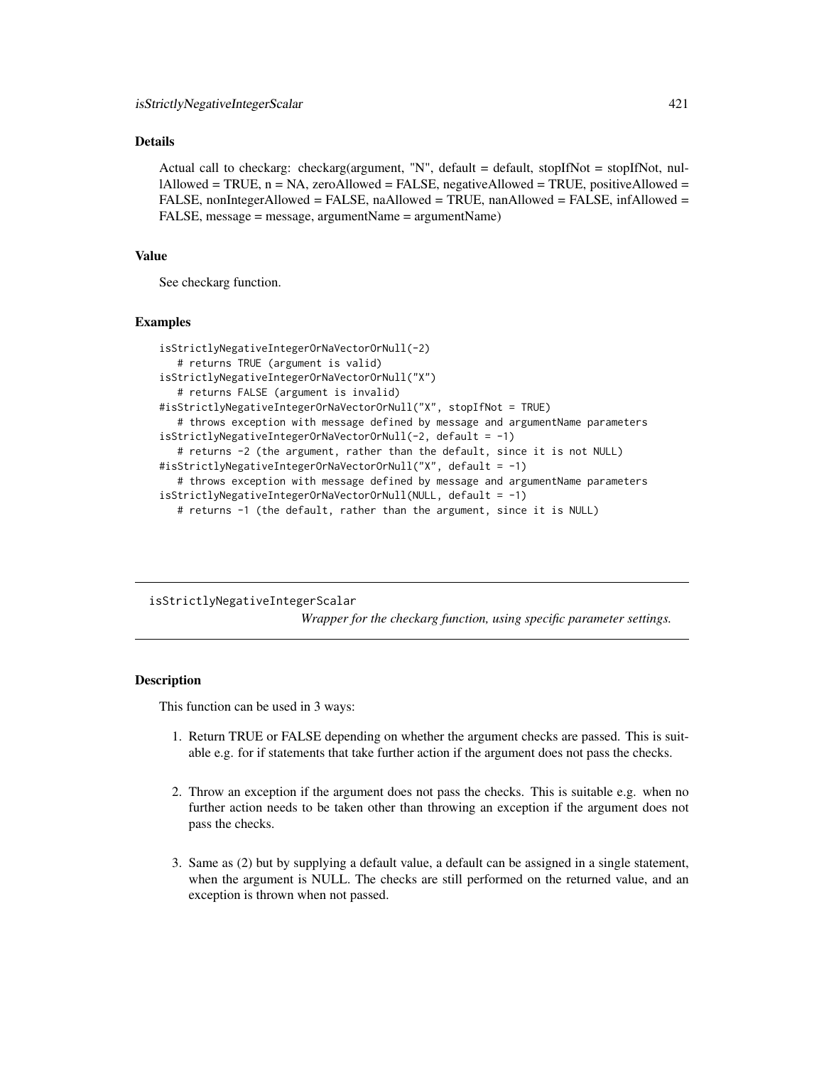## Details

Actual call to checkarg: checkarg(argument, "N", default = default, stopIfNot = stopIfNot, nullAllowed = TRUE, n = NA, zeroAllowed = FALSE, negativeAllowed = TRUE, positiveAllowed = FALSE, nonIntegerAllowed = FALSE, naAllowed = TRUE, nanAllowed = FALSE, infAllowed = FALSE, message = message, argumentName = argumentName)

## Value

See checkarg function.

## Examples

```
isStrictlyNegativeIntegerOrNaVectorOrNull(-2)
   # returns TRUE (argument is valid)
isStrictlyNegativeIntegerOrNaVectorOrNull("X")
   # returns FALSE (argument is invalid)
#isStrictlyNegativeIntegerOrNaVectorOrNull("X", stopIfNot = TRUE)
   # throws exception with message defined by message and argumentName parameters
isStrictlyNegativeIntegerOrNaVectorOrNull(-2, default = -1)
   # returns -2 (the argument, rather than the default, since it is not NULL)
#isStrictlyNegativeIntegerOrNaVectorOrNull("X", default = -1)
   # throws exception with message defined by message and argumentName parameters
isStrictlyNegativeIntegerOrNaVectorOrNull(NULL, default = -1)
   # returns -1 (the default, rather than the argument, since it is NULL)
```

---

# isStrictlyNegativeIntegerScalar

*Wrapper for the checkarg function, using specific parameter settings.*

---

## Description

This function can be used in 3 ways:

1. Return TRUE or FALSE depending on whether the argument checks are passed. This is suitable e.g. for if statements that take further action if the argument does not pass the checks.
2. Throw an exception if the argument does not pass the checks. This is suitable e.g. when no further action needs to be taken other than throwing an exception if the argument does not pass the checks.
3. Same as (2) but by supplying a default value, a default can be assigned in a single statement, when the argument is NULL. The checks are still performed on the returned value, and an exception is thrown when not passed.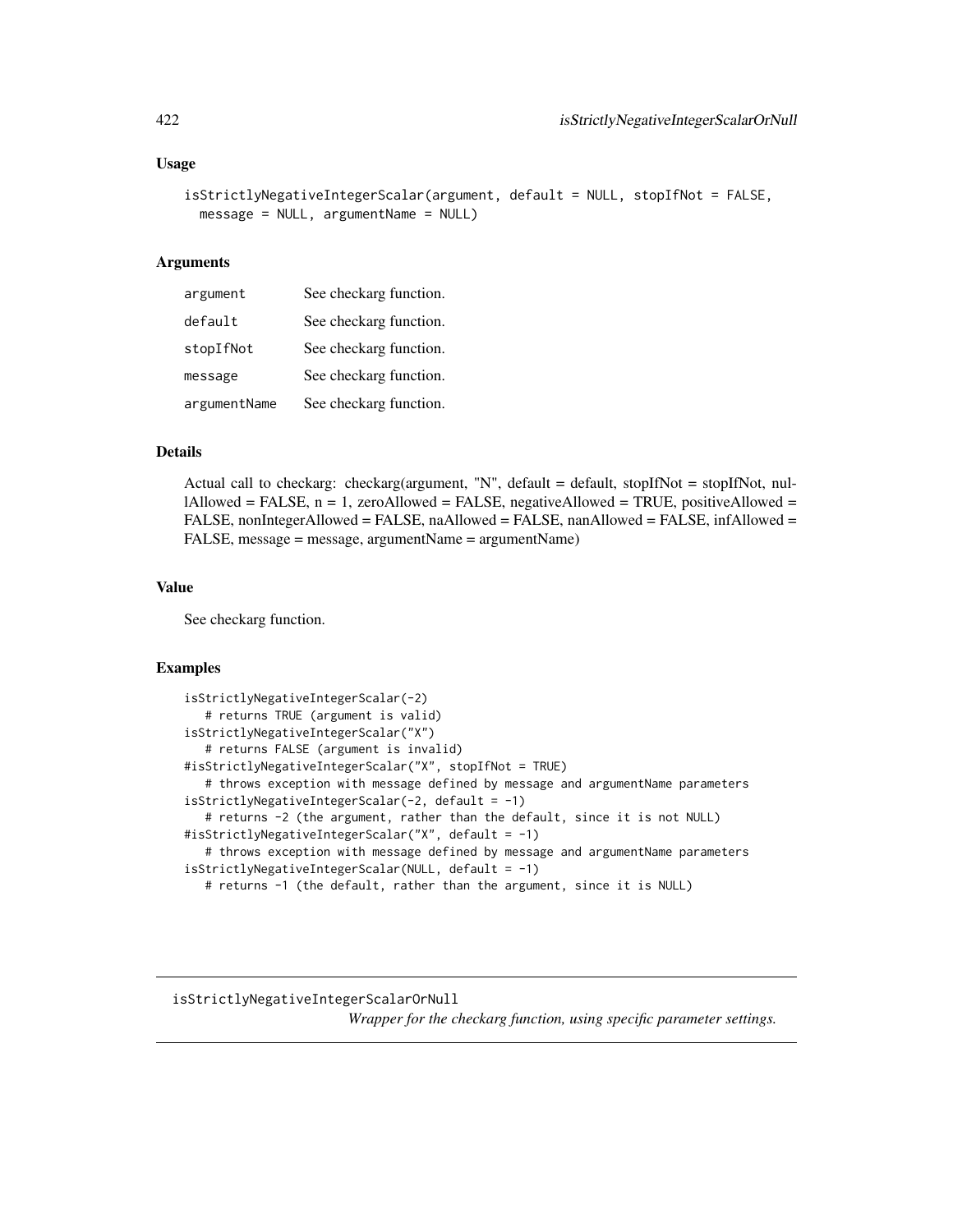### Usage

```
isStrictlyNegativeIntegerScalar(argument, default = NULL, stopIfNot = FALSE,
  message = NULL, argumentName = NULL)
```

### Arguments

| | |
|---|---|
| argument | See checkarg function. |
| default | See checkarg function. |
| stopIfNot | See checkarg function. |
| message | See checkarg function. |
| argumentName | See checkarg function. |

### Details

Actual call to checkarg: checkarg(argument, "N", default = default, stopIfNot = stopIfNot, nullAllowed = FALSE, n = 1, zeroAllowed = FALSE, negativeAllowed = TRUE, positiveAllowed = FALSE, nonIntegerAllowed = FALSE, naAllowed = FALSE, nanAllowed = FALSE, infAllowed = FALSE, message = message, argumentName = argumentName)

### Value

See checkarg function.

### Examples

```
isStrictlyNegativeIntegerScalar(-2)
   # returns TRUE (argument is valid)
isStrictlyNegativeIntegerScalar("X")
   # returns FALSE (argument is invalid)
#isStrictlyNegativeIntegerScalar("X", stopIfNot = TRUE)
   # throws exception with message defined by message and argumentName parameters
isStrictlyNegativeIntegerScalar(-2, default = -1)
   # returns -2 (the argument, rather than the default, since it is not NULL)
#isStrictlyNegativeIntegerScalar("X", default = -1)
   # throws exception with message defined by message and argumentName parameters
isStrictlyNegativeIntegerScalar(NULL, default = -1)
   # returns -1 (the default, rather than the argument, since it is NULL)
```

---

## isStrictlyNegativeIntegerScalarOrNull

*Wrapper for the checkarg function, using specific parameter settings.*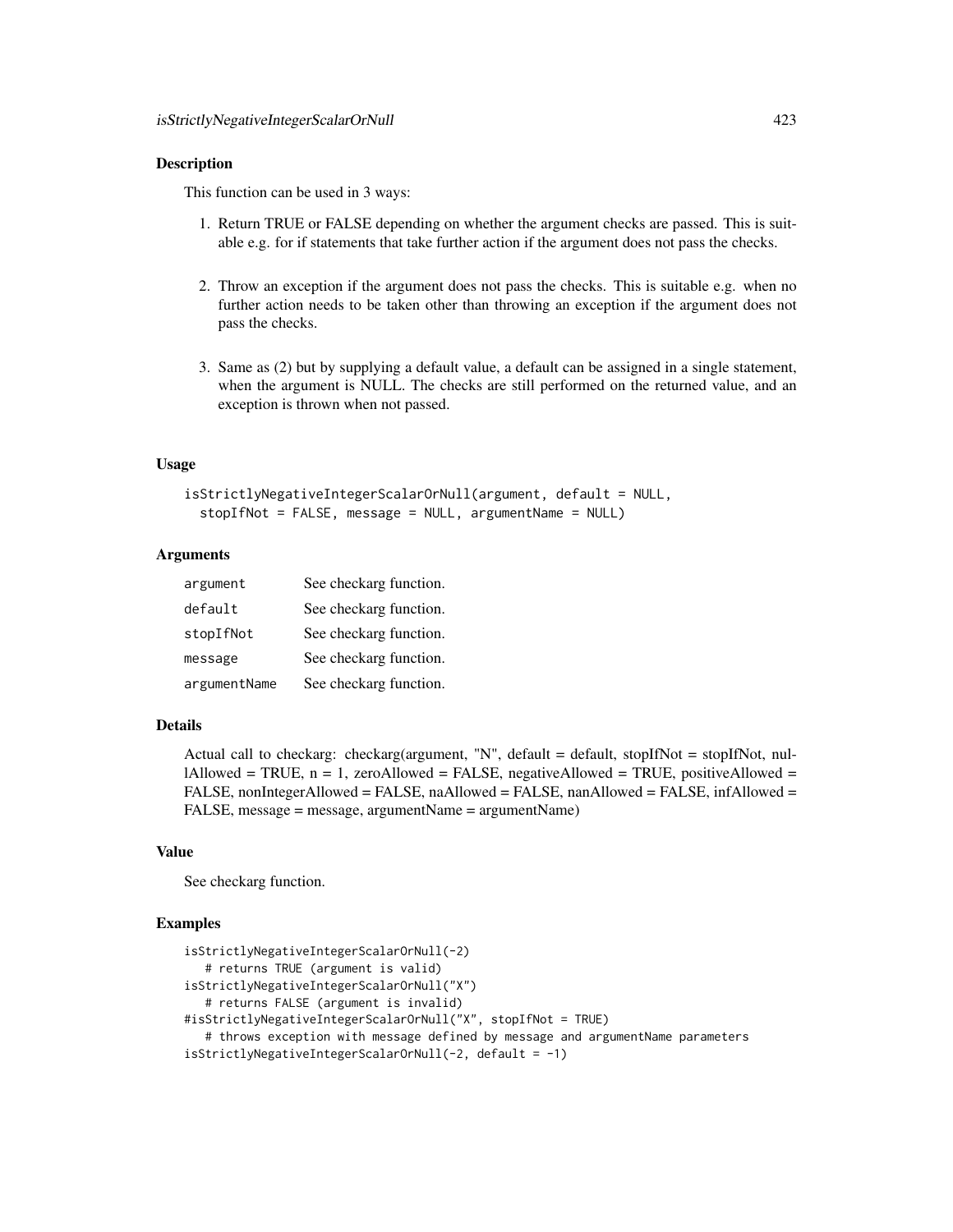### Description

This function can be used in 3 ways:

1. Return TRUE or FALSE depending on whether the argument checks are passed. This is suitable e.g. for if statements that take further action if the argument does not pass the checks.

2. Throw an exception if the argument does not pass the checks. This is suitable e.g. when no further action needs to be taken other than throwing an exception if the argument does not pass the checks.

3. Same as (2) but by supplying a default value, a default can be assigned in a single statement, when the argument is NULL. The checks are still performed on the returned value, and an exception is thrown when not passed.

### Usage

```
isStrictlyNegativeIntegerScalarOrNull(argument, default = NULL,
  stopIfNot = FALSE, message = NULL, argumentName = NULL)
```

### Arguments

| | |
|---|---|
| `argument` | See checkarg function. |
| `default` | See checkarg function. |
| `stopIfNot` | See checkarg function. |
| `message` | See checkarg function. |
| `argumentName` | See checkarg function. |

### Details

Actual call to checkarg: checkarg(argument, "N", default = default, stopIfNot = stopIfNot, nullAllowed = TRUE, n = 1, zeroAllowed = FALSE, negativeAllowed = TRUE, positiveAllowed = FALSE, nonIntegerAllowed = FALSE, naAllowed = FALSE, nanAllowed = FALSE, infAllowed = FALSE, message = message, argumentName = argumentName)

### Value

See checkarg function.

### Examples

```
isStrictlyNegativeIntegerScalarOrNull(-2)
   # returns TRUE (argument is valid)
isStrictlyNegativeIntegerScalarOrNull("X")
   # returns FALSE (argument is invalid)
#isStrictlyNegativeIntegerScalarOrNull("X", stopIfNot = TRUE)
   # throws exception with message defined by message and argumentName parameters
isStrictlyNegativeIntegerScalarOrNull(-2, default = -1)
```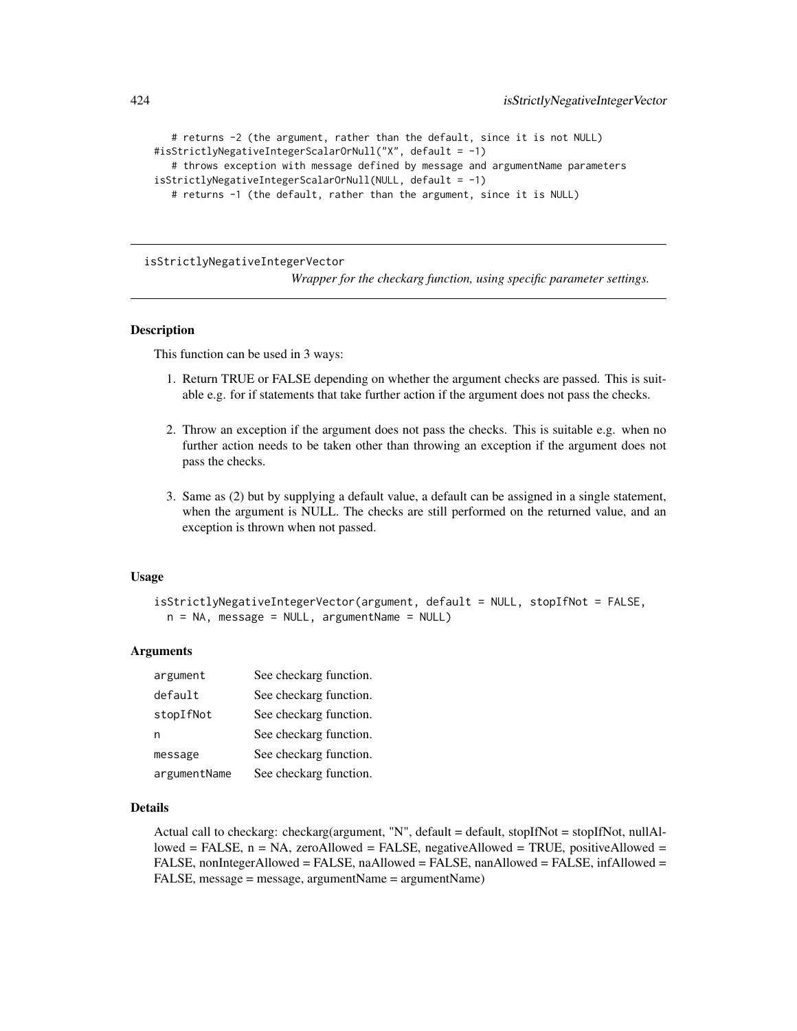```
   # returns -2 (the argument, rather than the default, since it is not NULL)
#isStrictlyNegativeIntegerScalarOrNull("X", default = -1)
   # throws exception with message defined by message and argumentName parameters
isStrictlyNegativeIntegerScalarOrNull(NULL, default = -1)
   # returns -1 (the default, rather than the argument, since it is NULL)
```

## isStrictlyNegativeIntegerVector

*Wrapper for the checkarg function, using specific parameter settings.*

### Description

This function can be used in 3 ways:

1. Return TRUE or FALSE depending on whether the argument checks are passed. This is suitable e.g. for if statements that take further action if the argument does not pass the checks.
2. Throw an exception if the argument does not pass the checks. This is suitable e.g. when no further action needs to be taken other than throwing an exception if the argument does not pass the checks.
3. Same as (2) but by supplying a default value, a default can be assigned in a single statement, when the argument is NULL. The checks are still performed on the returned value, and an exception is thrown when not passed.

### Usage

```
isStrictlyNegativeIntegerVector(argument, default = NULL, stopIfNot = FALSE,
  n = NA, message = NULL, argumentName = NULL)
```

### Arguments

| | |
|---|---|
| argument | See checkarg function. |
| default | See checkarg function. |
| stopIfNot | See checkarg function. |
| n | See checkarg function. |
| message | See checkarg function. |
| argumentName | See checkarg function. |

### Details

Actual call to checkarg: checkarg(argument, "N", default = default, stopIfNot = stopIfNot, nullAllowed = FALSE, n = NA, zeroAllowed = FALSE, negativeAllowed = TRUE, positiveAllowed = FALSE, nonIntegerAllowed = FALSE, naAllowed = FALSE, nanAllowed = FALSE, infAllowed = FALSE, message = message, argumentName = argumentName)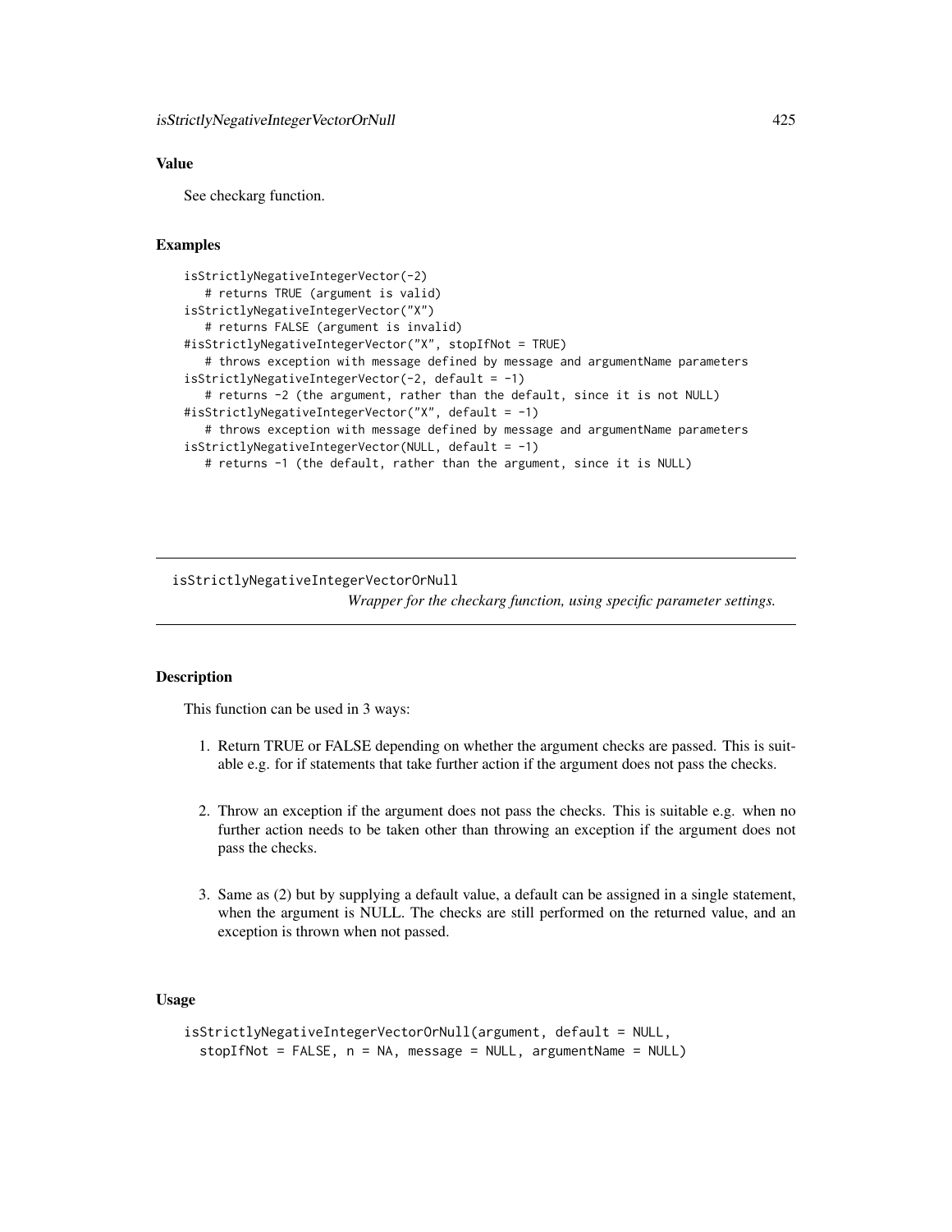### Value

See checkarg function.

### Examples

```
isStrictlyNegativeIntegerVector(-2)
   # returns TRUE (argument is valid)
isStrictlyNegativeIntegerVector("X")
   # returns FALSE (argument is invalid)
#isStrictlyNegativeIntegerVector("X", stopIfNot = TRUE)
   # throws exception with message defined by message and argumentName parameters
isStrictlyNegativeIntegerVector(-2, default = -1)
   # returns -2 (the argument, rather than the default, since it is not NULL)
#isStrictlyNegativeIntegerVector("X", default = -1)
   # throws exception with message defined by message and argumentName parameters
isStrictlyNegativeIntegerVector(NULL, default = -1)
   # returns -1 (the default, rather than the argument, since it is NULL)
```

---

## isStrictlyNegativeIntegerVectorOrNull

*Wrapper for the checkarg function, using specific parameter settings.*

---

### Description

This function can be used in 3 ways:

1. Return TRUE or FALSE depending on whether the argument checks are passed. This is suitable e.g. for if statements that take further action if the argument does not pass the checks.
2. Throw an exception if the argument does not pass the checks. This is suitable e.g. when no further action needs to be taken other than throwing an exception if the argument does not pass the checks.
3. Same as (2) but by supplying a default value, a default can be assigned in a single statement, when the argument is NULL. The checks are still performed on the returned value, and an exception is thrown when not passed.

### Usage

```
isStrictlyNegativeIntegerVectorOrNull(argument, default = NULL,
  stopIfNot = FALSE, n = NA, message = NULL, argumentName = NULL)
```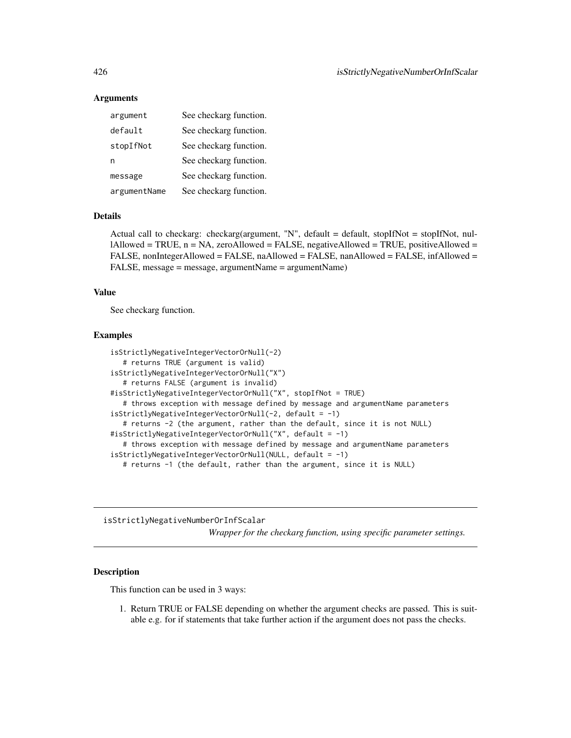### Arguments

| | |
|---|---|
| argument | See checkarg function. |
| default | See checkarg function. |
| stopIfNot | See checkarg function. |
| n | See checkarg function. |
| message | See checkarg function. |
| argumentName | See checkarg function. |

### Details

Actual call to checkarg: checkarg(argument, "N", default = default, stopIfNot = stopIfNot, nullAllowed = TRUE, n = NA, zeroAllowed = FALSE, negativeAllowed = TRUE, positiveAllowed = FALSE, nonIntegerAllowed = FALSE, naAllowed = FALSE, nanAllowed = FALSE, infAllowed = FALSE, message = message, argumentName = argumentName)

### Value

See checkarg function.

### Examples

```
isStrictlyNegativeIntegerVectorOrNull(-2)
   # returns TRUE (argument is valid)
isStrictlyNegativeIntegerVectorOrNull("X")
   # returns FALSE (argument is invalid)
#isStrictlyNegativeIntegerVectorOrNull("X", stopIfNot = TRUE)
   # throws exception with message defined by message and argumentName parameters
isStrictlyNegativeIntegerVectorOrNull(-2, default = -1)
   # returns -2 (the argument, rather than the default, since it is not NULL)
#isStrictlyNegativeIntegerVectorOrNull("X", default = -1)
   # throws exception with message defined by message and argumentName parameters
isStrictlyNegativeIntegerVectorOrNull(NULL, default = -1)
   # returns -1 (the default, rather than the argument, since it is NULL)
```

---

## isStrictlyNegativeNumberOrInfScalar

*Wrapper for the checkarg function, using specific parameter settings.*

---

### Description

This function can be used in 3 ways:

1. Return TRUE or FALSE depending on whether the argument checks are passed. This is suitable e.g. for if statements that take further action if the argument does not pass the checks.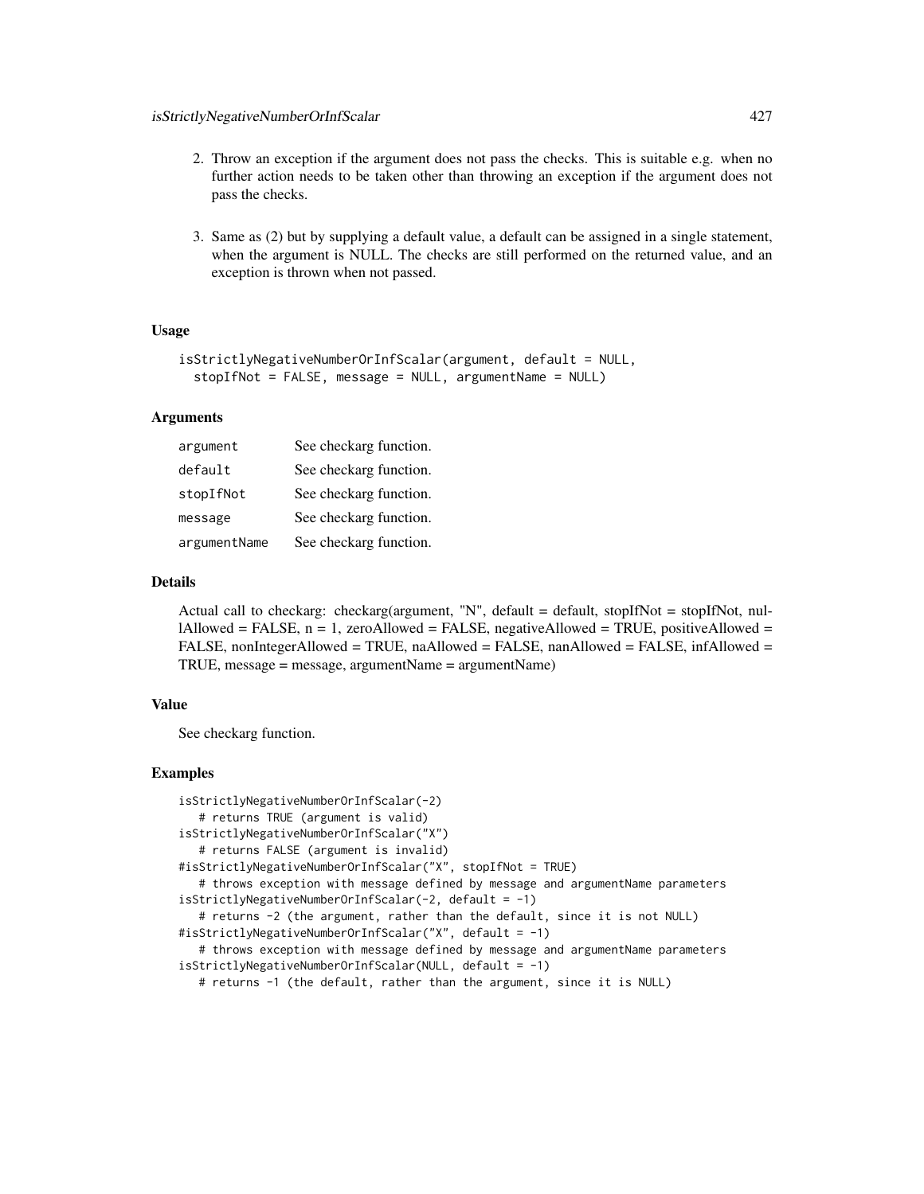2. Throw an exception if the argument does not pass the checks. This is suitable e.g. when no further action needs to be taken other than throwing an exception if the argument does not pass the checks.

3. Same as (2) but by supplying a default value, a default can be assigned in a single statement, when the argument is NULL. The checks are still performed on the returned value, and an exception is thrown when not passed.

### Usage

```
isStrictlyNegativeNumberOrInfScalar(argument, default = NULL,
  stopIfNot = FALSE, message = NULL, argumentName = NULL)
```

### Arguments

| | |
|---|---|
| argument | See checkarg function. |
| default | See checkarg function. |
| stopIfNot | See checkarg function. |
| message | See checkarg function. |
| argumentName | See checkarg function. |

### Details

Actual call to checkarg: checkarg(argument, "N", default = default, stopIfNot = stopIfNot, nullAllowed = FALSE, n = 1, zeroAllowed = FALSE, negativeAllowed = TRUE, positiveAllowed = FALSE, nonIntegerAllowed = TRUE, naAllowed = FALSE, nanAllowed = FALSE, infAllowed = TRUE, message = message, argumentName = argumentName)

### Value

See checkarg function.

### Examples

```
isStrictlyNegativeNumberOrInfScalar(-2)
   # returns TRUE (argument is valid)
isStrictlyNegativeNumberOrInfScalar("X")
   # returns FALSE (argument is invalid)
#isStrictlyNegativeNumberOrInfScalar("X", stopIfNot = TRUE)
   # throws exception with message defined by message and argumentName parameters
isStrictlyNegativeNumberOrInfScalar(-2, default = -1)
   # returns -2 (the argument, rather than the default, since it is not NULL)
#isStrictlyNegativeNumberOrInfScalar("X", default = -1)
   # throws exception with message defined by message and argumentName parameters
isStrictlyNegativeNumberOrInfScalar(NULL, default = -1)
   # returns -1 (the default, rather than the argument, since it is NULL)
```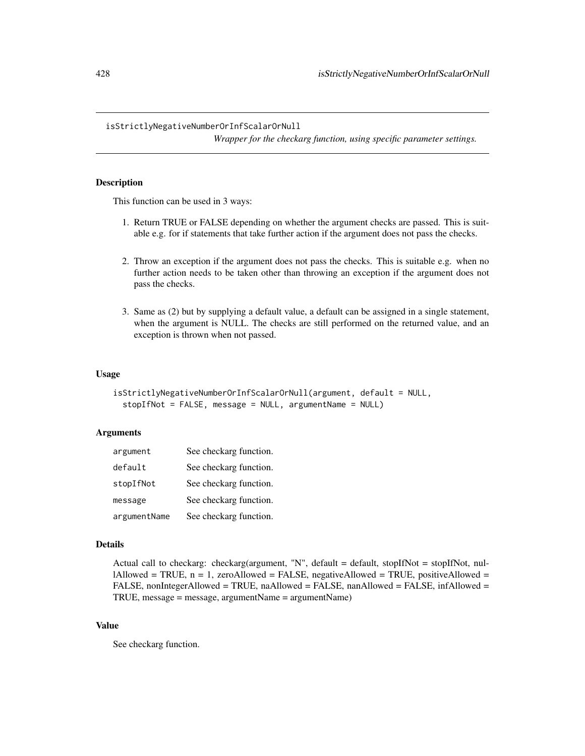`isStrictlyNegativeNumberOrInfScalarOrNull`
*Wrapper for the checkarg function, using specific parameter settings.*

## Description

This function can be used in 3 ways:

1. Return TRUE or FALSE depending on whether the argument checks are passed. This is suitable e.g. for if statements that take further action if the argument does not pass the checks.
2. Throw an exception if the argument does not pass the checks. This is suitable e.g. when no further action needs to be taken other than throwing an exception if the argument does not pass the checks.
3. Same as (2) but by supplying a default value, a default can be assigned in a single statement, when the argument is NULL. The checks are still performed on the returned value, and an exception is thrown when not passed.

## Usage

```
isStrictlyNegativeNumberOrInfScalarOrNull(argument, default = NULL,
  stopIfNot = FALSE, message = NULL, argumentName = NULL)
```

## Arguments

| | |
|---|---|
| `argument` | See checkarg function. |
| `default` | See checkarg function. |
| `stopIfNot` | See checkarg function. |
| `message` | See checkarg function. |
| `argumentName` | See checkarg function. |

## Details

Actual call to checkarg: checkarg(argument, "N", default = default, stopIfNot = stopIfNot, nullAllowed = TRUE, n = 1, zeroAllowed = FALSE, negativeAllowed = TRUE, positiveAllowed = FALSE, nonIntegerAllowed = TRUE, naAllowed = FALSE, nanAllowed = FALSE, infAllowed = TRUE, message = message, argumentName = argumentName)

## Value

See checkarg function.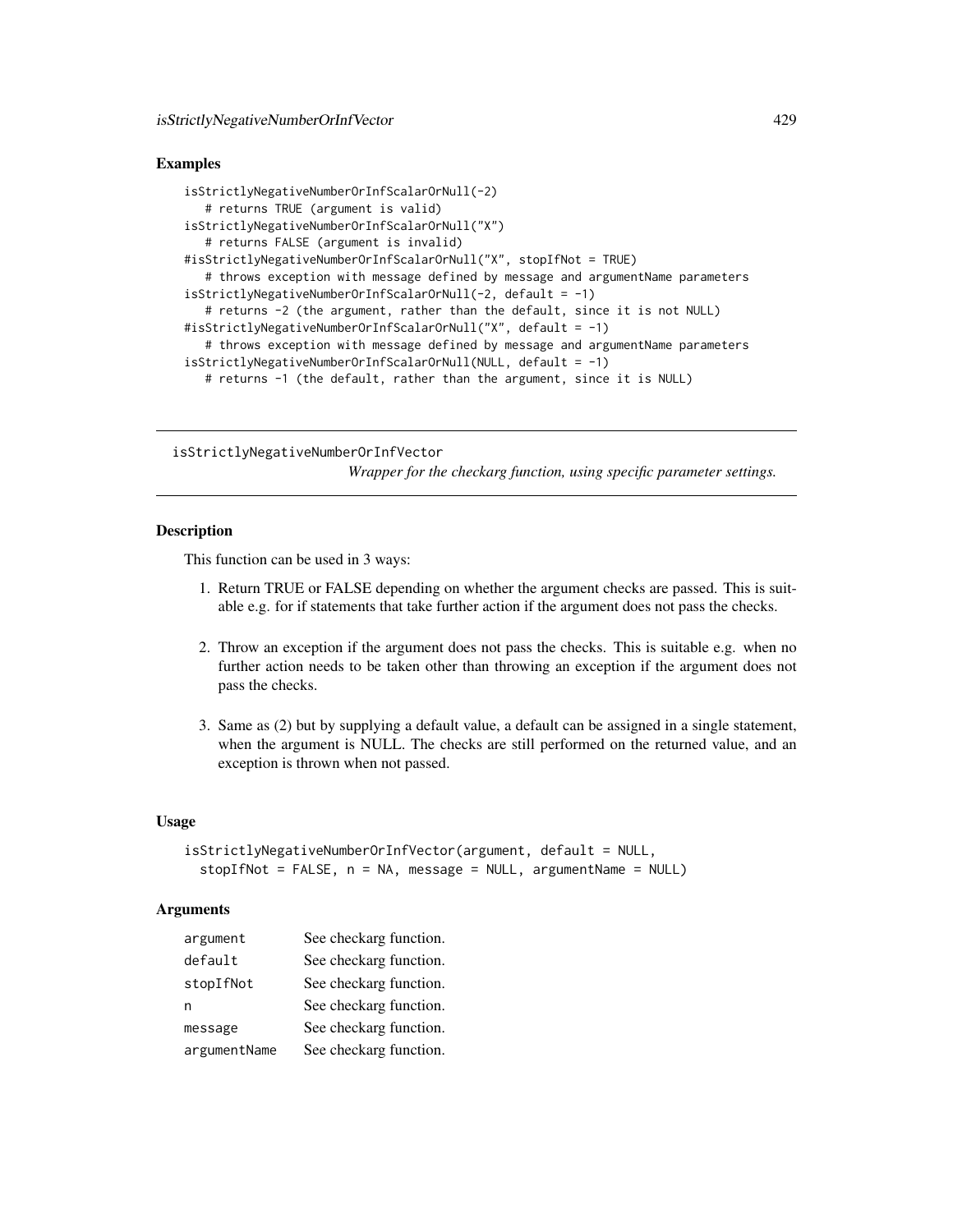### Examples

```
isStrictlyNegativeNumberOrInfScalarOrNull(-2)
   # returns TRUE (argument is valid)
isStrictlyNegativeNumberOrInfScalarOrNull("X")
   # returns FALSE (argument is invalid)
#isStrictlyNegativeNumberOrInfScalarOrNull("X", stopIfNot = TRUE)
   # throws exception with message defined by message and argumentName parameters
isStrictlyNegativeNumberOrInfScalarOrNull(-2, default = -1)
   # returns -2 (the argument, rather than the default, since it is not NULL)
#isStrictlyNegativeNumberOrInfScalarOrNull("X", default = -1)
   # throws exception with message defined by message and argumentName parameters
isStrictlyNegativeNumberOrInfScalarOrNull(NULL, default = -1)
   # returns -1 (the default, rather than the argument, since it is NULL)
```

---

## isStrictlyNegativeNumberOrInfVector

*Wrapper for the checkarg function, using specific parameter settings.*

---

### Description

This function can be used in 3 ways:

1. Return TRUE or FALSE depending on whether the argument checks are passed. This is suitable e.g. for if statements that take further action if the argument does not pass the checks.
2. Throw an exception if the argument does not pass the checks. This is suitable e.g. when no further action needs to be taken other than throwing an exception if the argument does not pass the checks.
3. Same as (2) but by supplying a default value, a default can be assigned in a single statement, when the argument is NULL. The checks are still performed on the returned value, and an exception is thrown when not passed.

### Usage

```
isStrictlyNegativeNumberOrInfVector(argument, default = NULL,
  stopIfNot = FALSE, n = NA, message = NULL, argumentName = NULL)
```

### Arguments

| | |
|---|---|
| argument | See checkarg function. |
| default | See checkarg function. |
| stopIfNot | See checkarg function. |
| n | See checkarg function. |
| message | See checkarg function. |
| argumentName | See checkarg function. |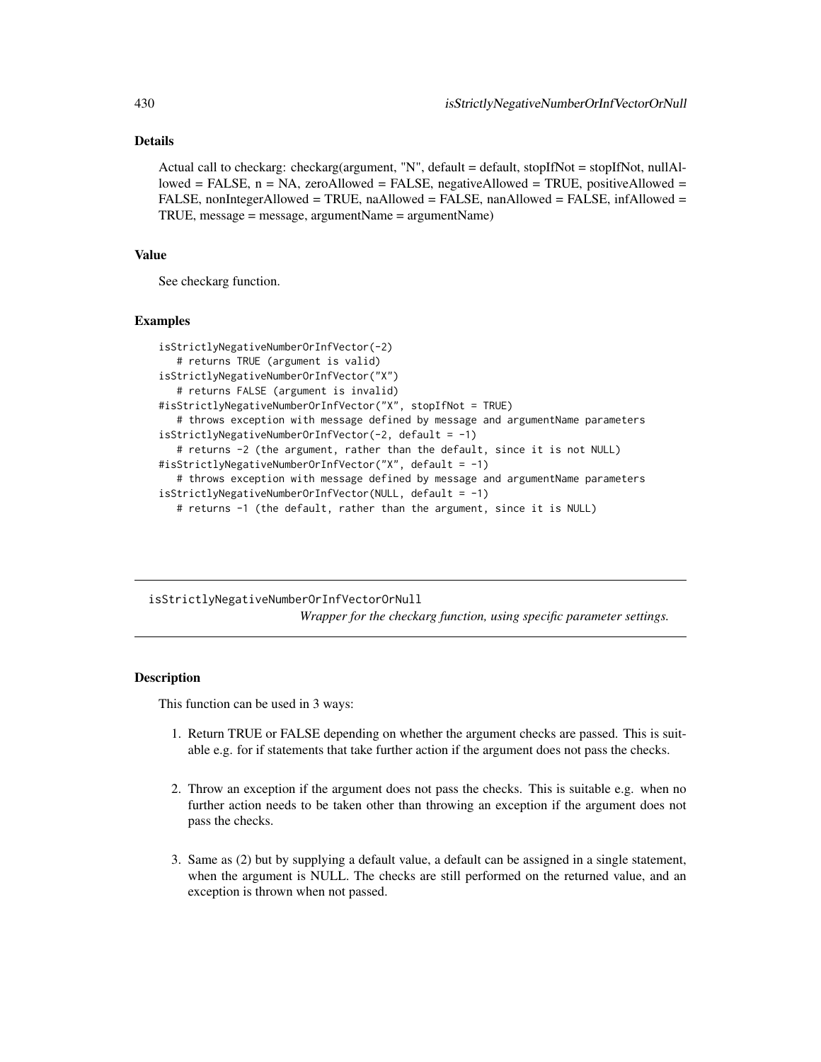## Details

Actual call to checkarg: checkarg(argument, "N", default = default, stopIfNot = stopIfNot, nullAllowed = FALSE, n = NA, zeroAllowed = FALSE, negativeAllowed = TRUE, positiveAllowed = FALSE, nonIntegerAllowed = TRUE, naAllowed = FALSE, nanAllowed = FALSE, infAllowed = TRUE, message = message, argumentName = argumentName)

## Value

See checkarg function.

## Examples

```
isStrictlyNegativeNumberOrInfVector(-2)
   # returns TRUE (argument is valid)
isStrictlyNegativeNumberOrInfVector("X")
   # returns FALSE (argument is invalid)
#isStrictlyNegativeNumberOrInfVector("X", stopIfNot = TRUE)
   # throws exception with message defined by message and argumentName parameters
isStrictlyNegativeNumberOrInfVector(-2, default = -1)
   # returns -2 (the argument, rather than the default, since it is not NULL)
#isStrictlyNegativeNumberOrInfVector("X", default = -1)
   # throws exception with message defined by message and argumentName parameters
isStrictlyNegativeNumberOrInfVector(NULL, default = -1)
   # returns -1 (the default, rather than the argument, since it is NULL)
```

---

# isStrictlyNegativeNumberOrInfVectorOrNull

*Wrapper for the checkarg function, using specific parameter settings.*

---

## Description

This function can be used in 3 ways:

1. Return TRUE or FALSE depending on whether the argument checks are passed. This is suitable e.g. for if statements that take further action if the argument does not pass the checks.
2. Throw an exception if the argument does not pass the checks. This is suitable e.g. when no further action needs to be taken other than throwing an exception if the argument does not pass the checks.
3. Same as (2) but by supplying a default value, a default can be assigned in a single statement, when the argument is NULL. The checks are still performed on the returned value, and an exception is thrown when not passed.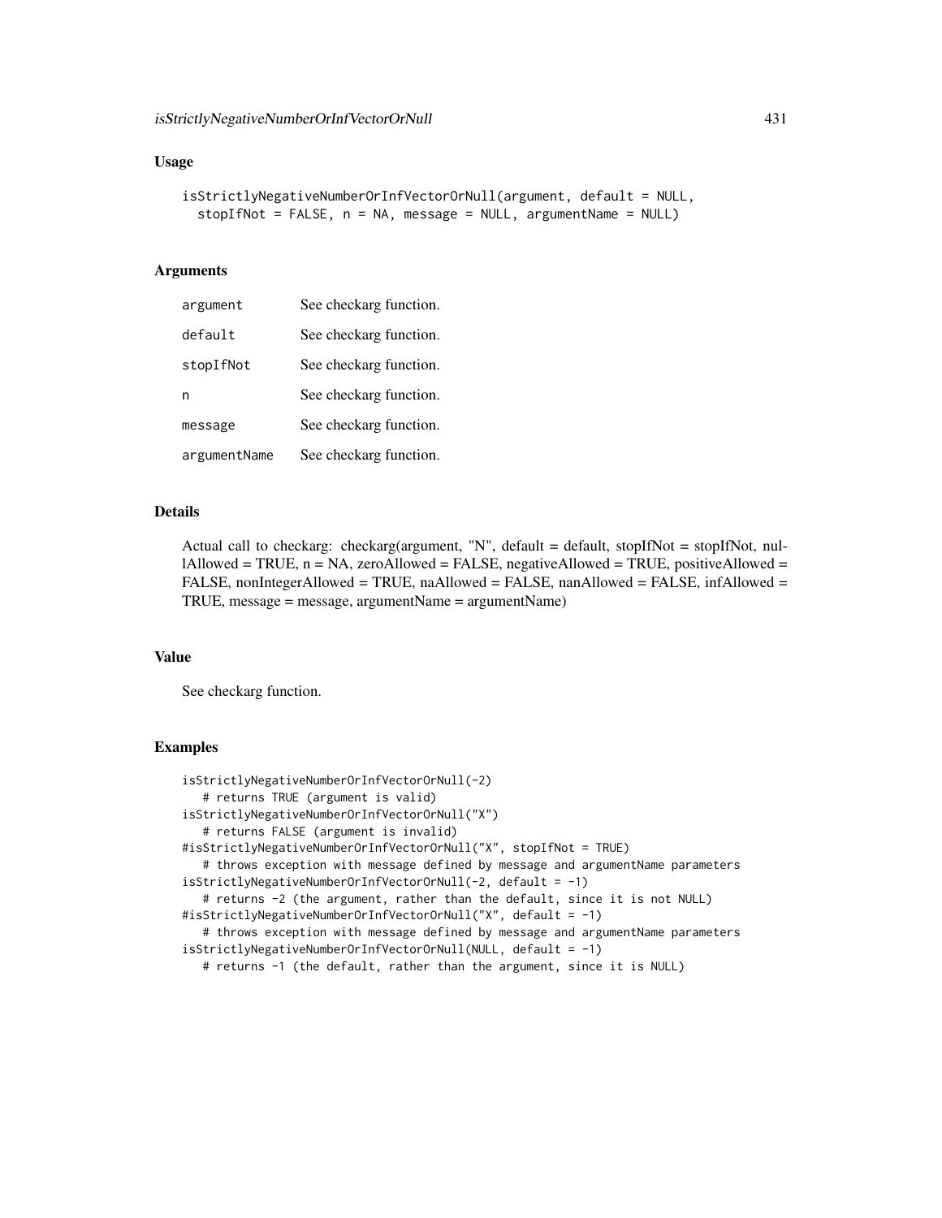## Usage

```
isStrictlyNegativeNumberOrInfVectorOrNull(argument, default = NULL,
  stopIfNot = FALSE, n = NA, message = NULL, argumentName = NULL)
```

## Arguments

| | |
|---|---|
| argument | See checkarg function. |
| default | See checkarg function. |
| stopIfNot | See checkarg function. |
| n | See checkarg function. |
| message | See checkarg function. |
| argumentName | See checkarg function. |

## Details

Actual call to checkarg: checkarg(argument, "N", default = default, stopIfNot = stopIfNot, nullAllowed = TRUE, n = NA, zeroAllowed = FALSE, negativeAllowed = TRUE, positiveAllowed = FALSE, nonIntegerAllowed = TRUE, naAllowed = FALSE, nanAllowed = FALSE, infAllowed = TRUE, message = message, argumentName = argumentName)

## Value

See checkarg function.

## Examples

```
isStrictlyNegativeNumberOrInfVectorOrNull(-2)
   # returns TRUE (argument is valid)
isStrictlyNegativeNumberOrInfVectorOrNull("X")
   # returns FALSE (argument is invalid)
#isStrictlyNegativeNumberOrInfVectorOrNull("X", stopIfNot = TRUE)
   # throws exception with message defined by message and argumentName parameters
isStrictlyNegativeNumberOrInfVectorOrNull(-2, default = -1)
   # returns -2 (the argument, rather than the default, since it is not NULL)
#isStrictlyNegativeNumberOrInfVectorOrNull("X", default = -1)
   # throws exception with message defined by message and argumentName parameters
isStrictlyNegativeNumberOrInfVectorOrNull(NULL, default = -1)
   # returns -1 (the default, rather than the argument, since it is NULL)
```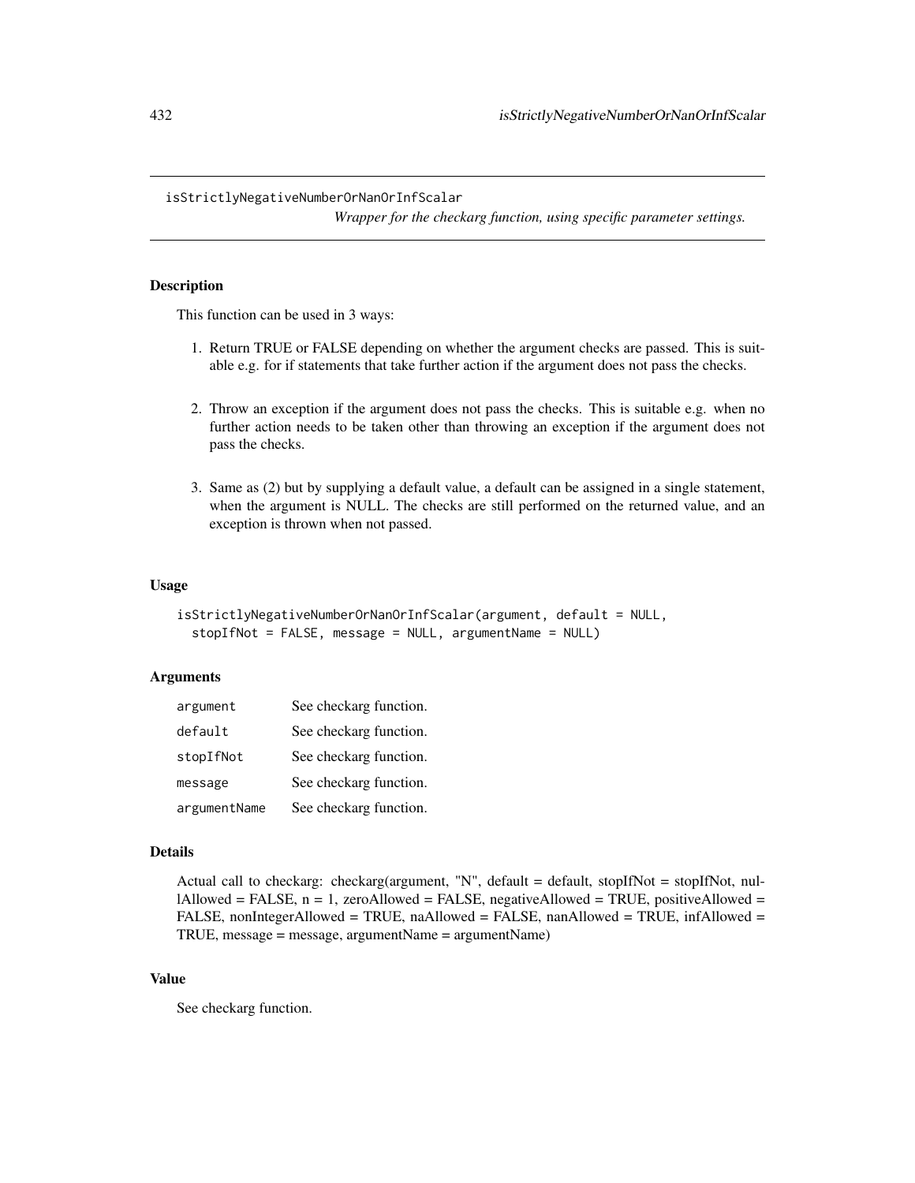isStrictlyNegativeNumberOrNanOrInfScalar

*Wrapper for the checkarg function, using specific parameter settings.*

### Description

This function can be used in 3 ways:

1. Return TRUE or FALSE depending on whether the argument checks are passed. This is suitable e.g. for if statements that take further action if the argument does not pass the checks.
2. Throw an exception if the argument does not pass the checks. This is suitable e.g. when no further action needs to be taken other than throwing an exception if the argument does not pass the checks.
3. Same as (2) but by supplying a default value, a default can be assigned in a single statement, when the argument is NULL. The checks are still performed on the returned value, and an exception is thrown when not passed.

### Usage

```
isStrictlyNegativeNumberOrNanOrInfScalar(argument, default = NULL,
  stopIfNot = FALSE, message = NULL, argumentName = NULL)
```

### Arguments

| | |
|---|---|
| argument | See checkarg function. |
| default | See checkarg function. |
| stopIfNot | See checkarg function. |
| message | See checkarg function. |
| argumentName | See checkarg function. |

### Details

Actual call to checkarg: checkarg(argument, "N", default = default, stopIfNot = stopIfNot, nullAllowed = FALSE, n = 1, zeroAllowed = FALSE, negativeAllowed = TRUE, positiveAllowed = FALSE, nonIntegerAllowed = TRUE, naAllowed = FALSE, nanAllowed = TRUE, infAllowed = TRUE, message = message, argumentName = argumentName)

### Value

See checkarg function.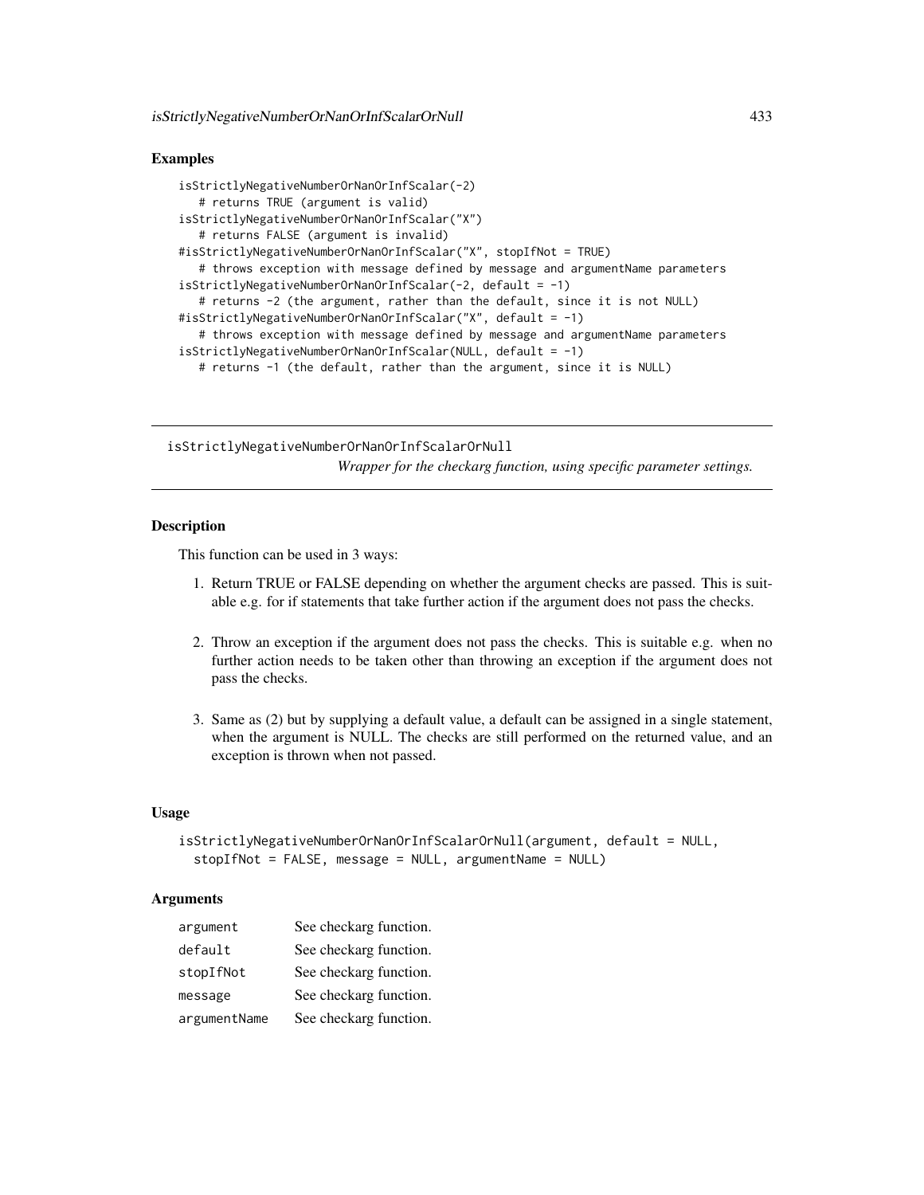### Examples

```
isStrictlyNegativeNumberOrNanOrInfScalar(-2)
   # returns TRUE (argument is valid)
isStrictlyNegativeNumberOrNanOrInfScalar("X")
   # returns FALSE (argument is invalid)
#isStrictlyNegativeNumberOrNanOrInfScalar("X", stopIfNot = TRUE)
   # throws exception with message defined by message and argumentName parameters
isStrictlyNegativeNumberOrNanOrInfScalar(-2, default = -1)
   # returns -2 (the argument, rather than the default, since it is not NULL)
#isStrictlyNegativeNumberOrNanOrInfScalar("X", default = -1)
   # throws exception with message defined by message and argumentName parameters
isStrictlyNegativeNumberOrNanOrInfScalar(NULL, default = -1)
   # returns -1 (the default, rather than the argument, since it is NULL)
```

---

## isStrictlyNegativeNumberOrNanOrInfScalarOrNull

*Wrapper for the checkarg function, using specific parameter settings.*

---

### Description

This function can be used in 3 ways:

1. Return TRUE or FALSE depending on whether the argument checks are passed. This is suitable e.g. for if statements that take further action if the argument does not pass the checks.
2. Throw an exception if the argument does not pass the checks. This is suitable e.g. when no further action needs to be taken other than throwing an exception if the argument does not pass the checks.
3. Same as (2) but by supplying a default value, a default can be assigned in a single statement, when the argument is NULL. The checks are still performed on the returned value, and an exception is thrown when not passed.

### Usage

```
isStrictlyNegativeNumberOrNanOrInfScalarOrNull(argument, default = NULL,
  stopIfNot = FALSE, message = NULL, argumentName = NULL)
```

### Arguments

| | |
|---|---|
| argument | See checkarg function. |
| default | See checkarg function. |
| stopIfNot | See checkarg function. |
| message | See checkarg function. |
| argumentName | See checkarg function. |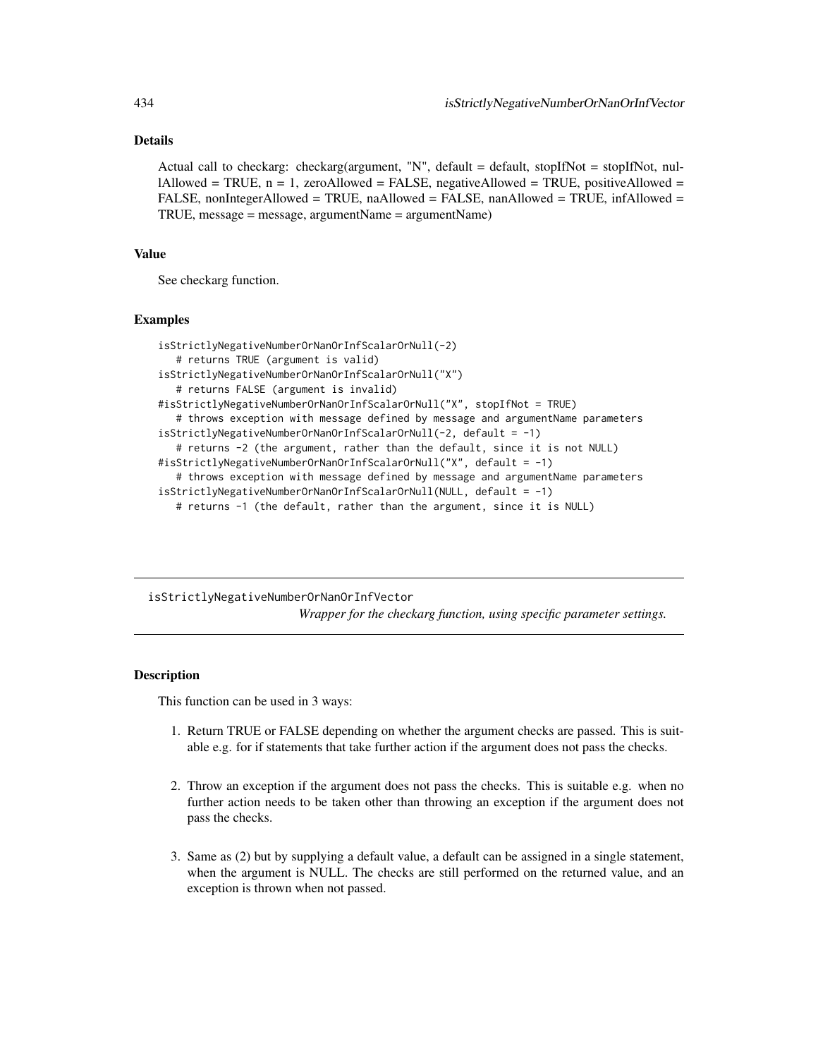### Details

Actual call to checkarg: checkarg(argument, "N", default = default, stopIfNot = stopIfNot, nullAllowed = TRUE, n = 1, zeroAllowed = FALSE, negativeAllowed = TRUE, positiveAllowed = FALSE, nonIntegerAllowed = TRUE, naAllowed = FALSE, nanAllowed = TRUE, infAllowed = TRUE, message = message, argumentName = argumentName)

### Value

See checkarg function.

### Examples

```
isStrictlyNegativeNumberOrNanOrInfScalarOrNull(-2)
   # returns TRUE (argument is valid)
isStrictlyNegativeNumberOrNanOrInfScalarOrNull("X")
   # returns FALSE (argument is invalid)
#isStrictlyNegativeNumberOrNanOrInfScalarOrNull("X", stopIfNot = TRUE)
   # throws exception with message defined by message and argumentName parameters
isStrictlyNegativeNumberOrNanOrInfScalarOrNull(-2, default = -1)
   # returns -2 (the argument, rather than the default, since it is not NULL)
#isStrictlyNegativeNumberOrNanOrInfScalarOrNull("X", default = -1)
   # throws exception with message defined by message and argumentName parameters
isStrictlyNegativeNumberOrNanOrInfScalarOrNull(NULL, default = -1)
   # returns -1 (the default, rather than the argument, since it is NULL)
```

---

## isStrictlyNegativeNumberOrNanOrInfVector

*Wrapper for the checkarg function, using specific parameter settings.*

---

### Description

This function can be used in 3 ways:

1. Return TRUE or FALSE depending on whether the argument checks are passed. This is suitable e.g. for if statements that take further action if the argument does not pass the checks.
2. Throw an exception if the argument does not pass the checks. This is suitable e.g. when no further action needs to be taken other than throwing an exception if the argument does not pass the checks.
3. Same as (2) but by supplying a default value, a default can be assigned in a single statement, when the argument is NULL. The checks are still performed on the returned value, and an exception is thrown when not passed.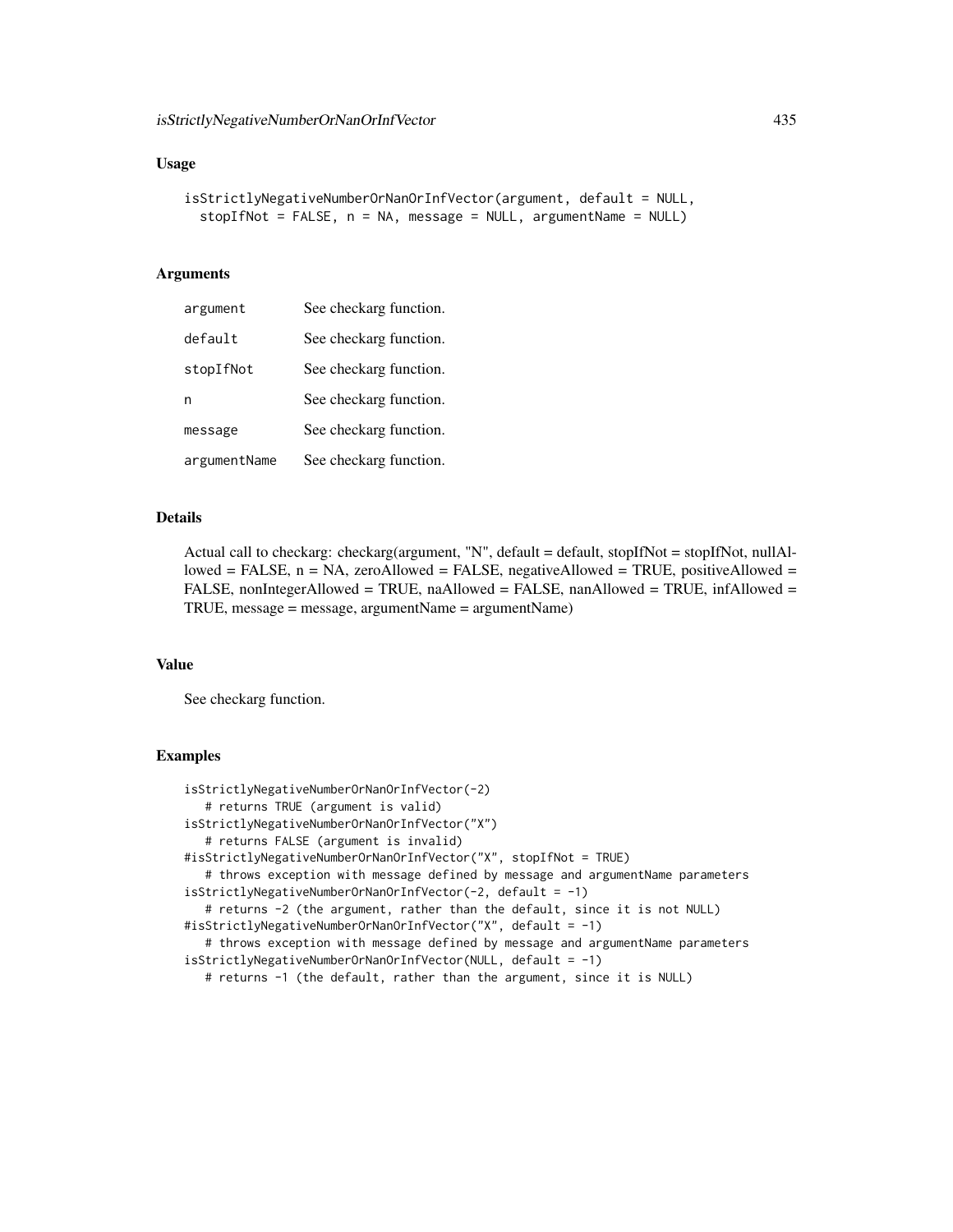### Usage

```
isStrictlyNegativeNumberOrNanOrInfVector(argument, default = NULL,
  stopIfNot = FALSE, n = NA, message = NULL, argumentName = NULL)
```

### Arguments

| | |
|---|---|
| argument | See checkarg function. |
| default | See checkarg function. |
| stopIfNot | See checkarg function. |
| n | See checkarg function. |
| message | See checkarg function. |
| argumentName | See checkarg function. |

### Details

Actual call to checkarg: checkarg(argument, "N", default = default, stopIfNot = stopIfNot, nullAllowed = FALSE, n = NA, zeroAllowed = FALSE, negativeAllowed = TRUE, positiveAllowed = FALSE, nonIntegerAllowed = TRUE, naAllowed = FALSE, nanAllowed = TRUE, infAllowed = TRUE, message = message, argumentName = argumentName)

### Value

See checkarg function.

### Examples

```
isStrictlyNegativeNumberOrNanOrInfVector(-2)
   # returns TRUE (argument is valid)
isStrictlyNegativeNumberOrNanOrInfVector("X")
   # returns FALSE (argument is invalid)
#isStrictlyNegativeNumberOrNanOrInfVector("X", stopIfNot = TRUE)
   # throws exception with message defined by message and argumentName parameters
isStrictlyNegativeNumberOrNanOrInfVector(-2, default = -1)
   # returns -2 (the argument, rather than the default, since it is not NULL)
#isStrictlyNegativeNumberOrNanOrInfVector("X", default = -1)
   # throws exception with message defined by message and argumentName parameters
isStrictlyNegativeNumberOrNanOrInfVector(NULL, default = -1)
   # returns -1 (the default, rather than the argument, since it is NULL)
```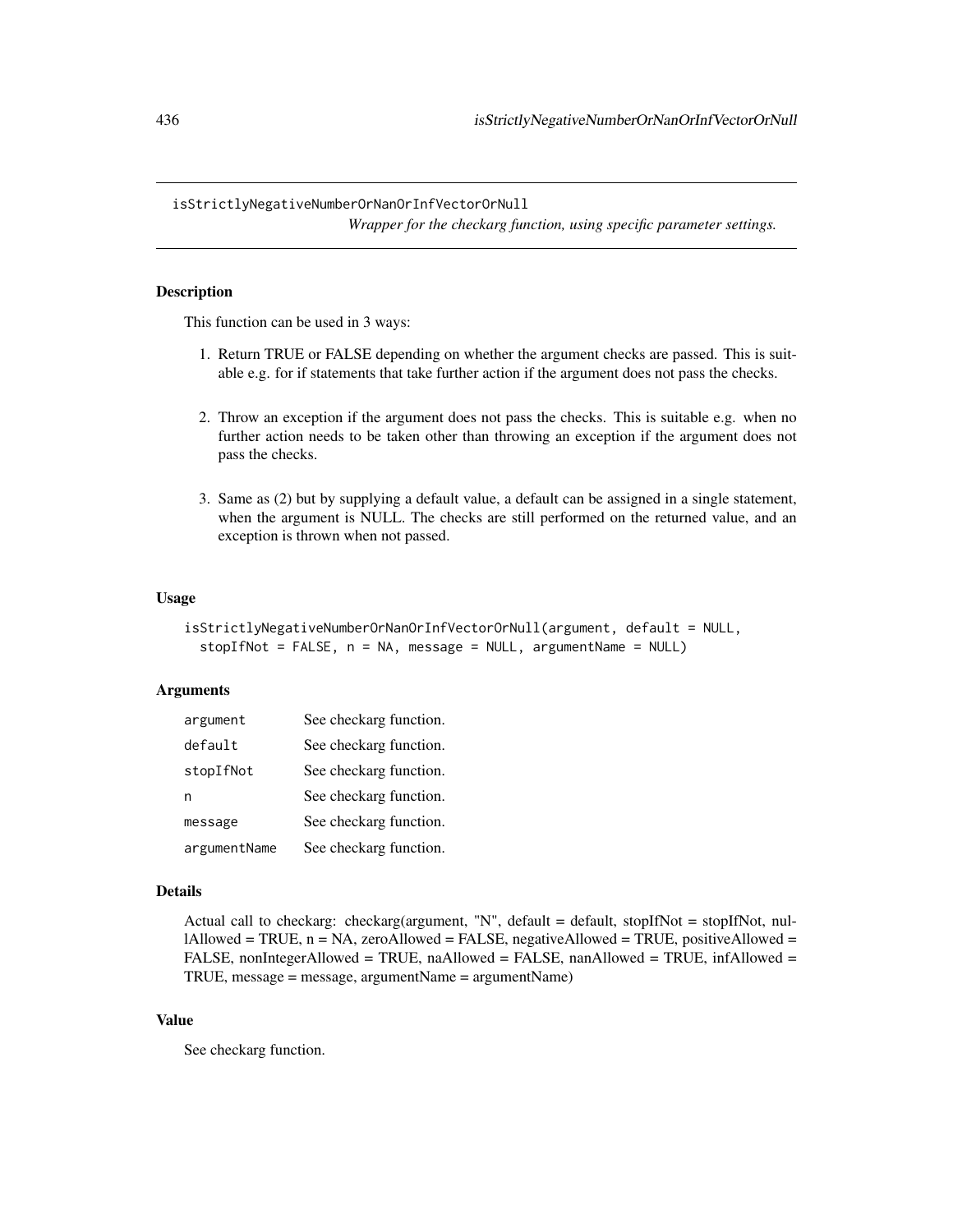isStrictlyNegativeNumberOrNanOrInfVectorOrNull *Wrapper for the checkarg function, using specific parameter settings.*

## Description

This function can be used in 3 ways:

1. Return TRUE or FALSE depending on whether the argument checks are passed. This is suitable e.g. for if statements that take further action if the argument does not pass the checks.
2. Throw an exception if the argument does not pass the checks. This is suitable e.g. when no further action needs to be taken other than throwing an exception if the argument does not pass the checks.
3. Same as (2) but by supplying a default value, a default can be assigned in a single statement, when the argument is NULL. The checks are still performed on the returned value, and an exception is thrown when not passed.

## Usage

```
isStrictlyNegativeNumberOrNanOrInfVectorOrNull(argument, default = NULL,
  stopIfNot = FALSE, n = NA, message = NULL, argumentName = NULL)
```

## Arguments

| | |
|---|---|
| argument | See checkarg function. |
| default | See checkarg function. |
| stopIfNot | See checkarg function. |
| n | See checkarg function. |
| message | See checkarg function. |
| argumentName | See checkarg function. |

## Details

Actual call to checkarg: checkarg(argument, "N", default = default, stopIfNot = stopIfNot, nullAllowed = TRUE, n = NA, zeroAllowed = FALSE, negativeAllowed = TRUE, positiveAllowed = FALSE, nonIntegerAllowed = TRUE, naAllowed = FALSE, nanAllowed = TRUE, infAllowed = TRUE, message = message, argumentName = argumentName)

## Value

See checkarg function.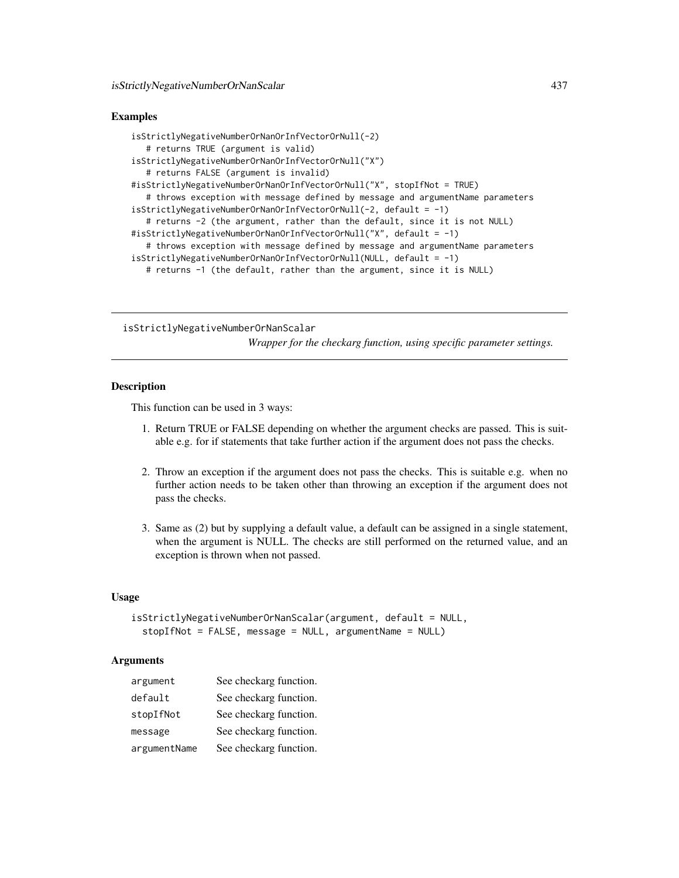## Examples

```
isStrictlyNegativeNumberOrNanOrInfVectorOrNull(-2)
   # returns TRUE (argument is valid)
isStrictlyNegativeNumberOrNanOrInfVectorOrNull("X")
   # returns FALSE (argument is invalid)
#isStrictlyNegativeNumberOrNanOrInfVectorOrNull("X", stopIfNot = TRUE)
   # throws exception with message defined by message and argumentName parameters
isStrictlyNegativeNumberOrNanOrInfVectorOrNull(-2, default = -1)
   # returns -2 (the argument, rather than the default, since it is not NULL)
#isStrictlyNegativeNumberOrNanOrInfVectorOrNull("X", default = -1)
   # throws exception with message defined by message and argumentName parameters
isStrictlyNegativeNumberOrNanOrInfVectorOrNull(NULL, default = -1)
   # returns -1 (the default, rather than the argument, since it is NULL)
```

---

# isStrictlyNegativeNumberOrNanScalar

*Wrapper for the checkarg function, using specific parameter settings.*

---

## Description

This function can be used in 3 ways:

1. Return TRUE or FALSE depending on whether the argument checks are passed. This is suitable e.g. for if statements that take further action if the argument does not pass the checks.
2. Throw an exception if the argument does not pass the checks. This is suitable e.g. when no further action needs to be taken other than throwing an exception if the argument does not pass the checks.
3. Same as (2) but by supplying a default value, a default can be assigned in a single statement, when the argument is NULL. The checks are still performed on the returned value, and an exception is thrown when not passed.

## Usage

```
isStrictlyNegativeNumberOrNanScalar(argument, default = NULL,
  stopIfNot = FALSE, message = NULL, argumentName = NULL)
```

## Arguments

| | |
|---|---|
| argument | See checkarg function. |
| default | See checkarg function. |
| stopIfNot | See checkarg function. |
| message | See checkarg function. |
| argumentName | See checkarg function. |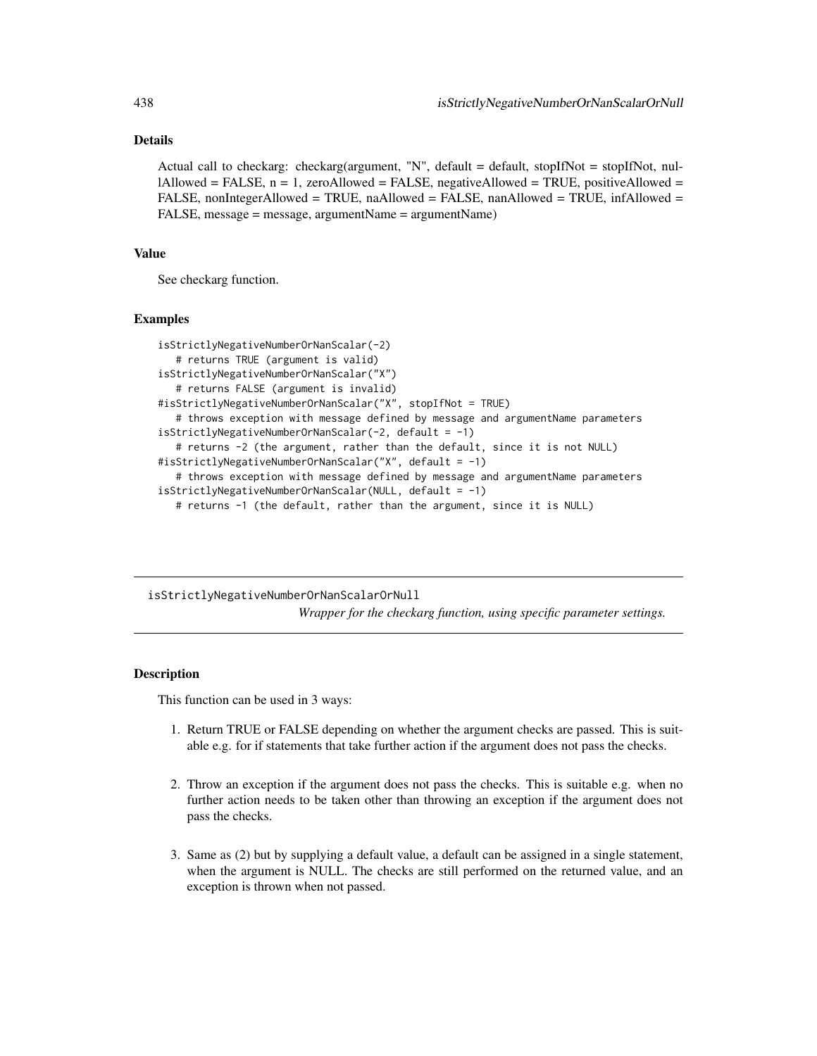### Details

Actual call to checkarg: checkarg(argument, "N", default = default, stopIfNot = stopIfNot, nullAllowed = FALSE, n = 1, zeroAllowed = FALSE, negativeAllowed = TRUE, positiveAllowed = FALSE, nonIntegerAllowed = TRUE, naAllowed = FALSE, nanAllowed = TRUE, infAllowed = FALSE, message = message, argumentName = argumentName)

### Value

See checkarg function.

### Examples

```
isStrictlyNegativeNumberOrNanScalar(-2)
   # returns TRUE (argument is valid)
isStrictlyNegativeNumberOrNanScalar("X")
   # returns FALSE (argument is invalid)
#isStrictlyNegativeNumberOrNanScalar("X", stopIfNot = TRUE)
   # throws exception with message defined by message and argumentName parameters
isStrictlyNegativeNumberOrNanScalar(-2, default = -1)
   # returns -2 (the argument, rather than the default, since it is not NULL)
#isStrictlyNegativeNumberOrNanScalar("X", default = -1)
   # throws exception with message defined by message and argumentName parameters
isStrictlyNegativeNumberOrNanScalar(NULL, default = -1)
   # returns -1 (the default, rather than the argument, since it is NULL)
```

---

## isStrictlyNegativeNumberOrNanScalarOrNull

*Wrapper for the checkarg function, using specific parameter settings.*

---

### Description

This function can be used in 3 ways:

1. Return TRUE or FALSE depending on whether the argument checks are passed. This is suitable e.g. for if statements that take further action if the argument does not pass the checks.
2. Throw an exception if the argument does not pass the checks. This is suitable e.g. when no further action needs to be taken other than throwing an exception if the argument does not pass the checks.
3. Same as (2) but by supplying a default value, a default can be assigned in a single statement, when the argument is NULL. The checks are still performed on the returned value, and an exception is thrown when not passed.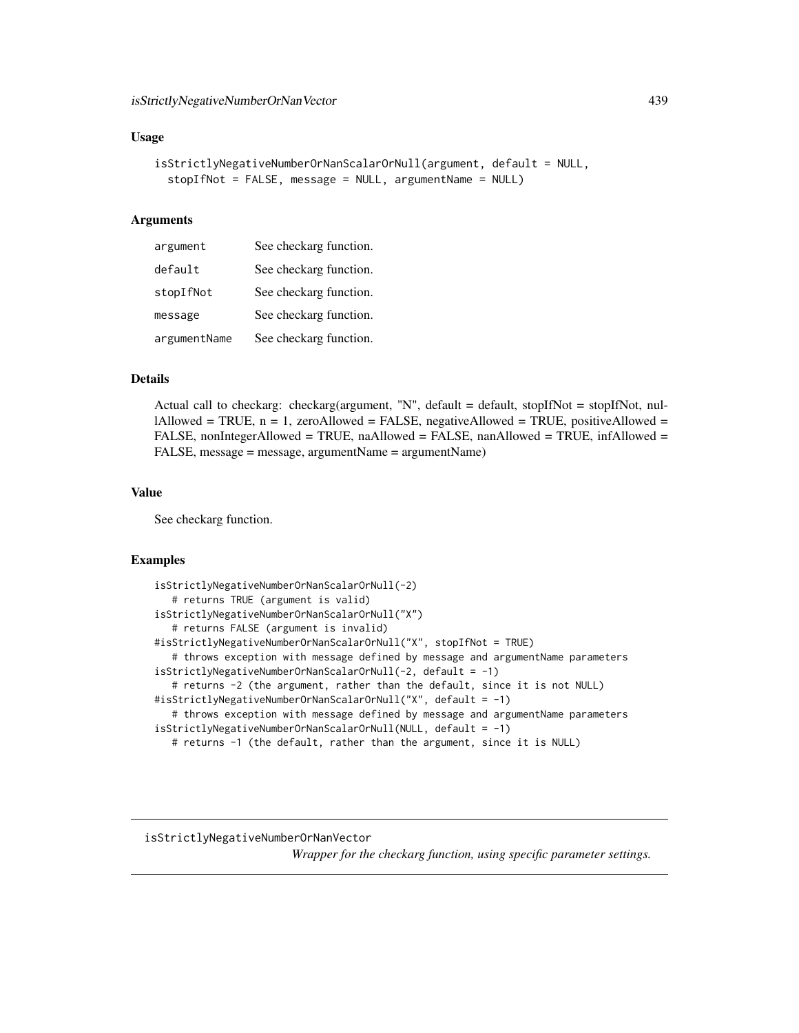### Usage

```
isStrictlyNegativeNumberOrNanScalarOrNull(argument, default = NULL,
  stopIfNot = FALSE, message = NULL, argumentName = NULL)
```

### Arguments

| | |
|---|---|
| argument | See checkarg function. |
| default | See checkarg function. |
| stopIfNot | See checkarg function. |
| message | See checkarg function. |
| argumentName | See checkarg function. |

### Details

Actual call to checkarg: checkarg(argument, "N", default = default, stopIfNot = stopIfNot, nullAllowed = TRUE, n = 1, zeroAllowed = FALSE, negativeAllowed = TRUE, positiveAllowed = FALSE, nonIntegerAllowed = TRUE, naAllowed = FALSE, nanAllowed = TRUE, infAllowed = FALSE, message = message, argumentName = argumentName)

### Value

See checkarg function.

### Examples

```
isStrictlyNegativeNumberOrNanScalarOrNull(-2)
   # returns TRUE (argument is valid)
isStrictlyNegativeNumberOrNanScalarOrNull("X")
   # returns FALSE (argument is invalid)
#isStrictlyNegativeNumberOrNanScalarOrNull("X", stopIfNot = TRUE)
   # throws exception with message defined by message and argumentName parameters
isStrictlyNegativeNumberOrNanScalarOrNull(-2, default = -1)
   # returns -2 (the argument, rather than the default, since it is not NULL)
#isStrictlyNegativeNumberOrNanScalarOrNull("X", default = -1)
   # throws exception with message defined by message and argumentName parameters
isStrictlyNegativeNumberOrNanScalarOrNull(NULL, default = -1)
   # returns -1 (the default, rather than the argument, since it is NULL)
```

---

## isStrictlyNegativeNumberOrNanVector

*Wrapper for the checkarg function, using specific parameter settings.*

---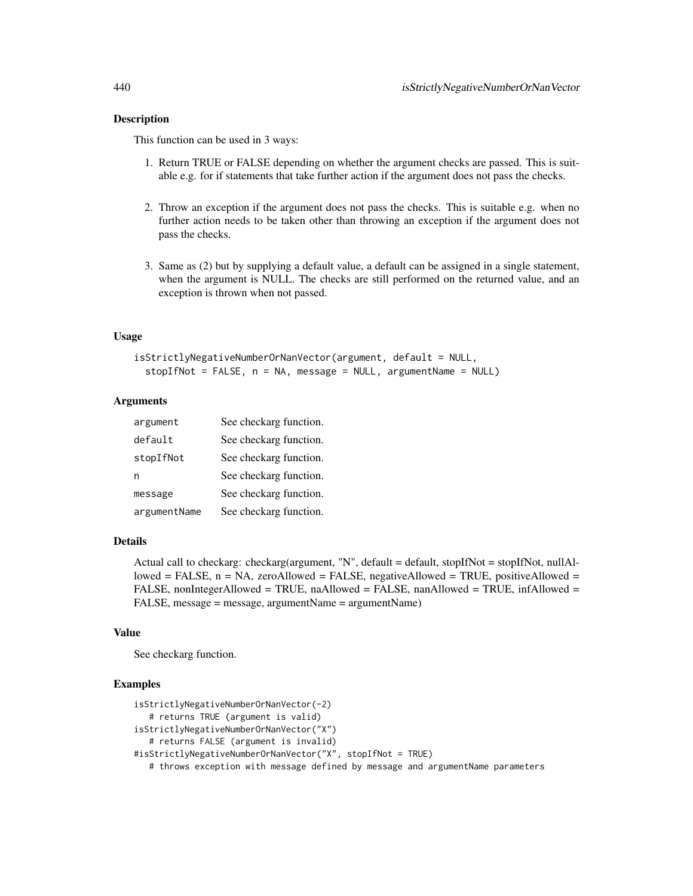### Description

This function can be used in 3 ways:

1. Return TRUE or FALSE depending on whether the argument checks are passed. This is suitable e.g. for if statements that take further action if the argument does not pass the checks.
2. Throw an exception if the argument does not pass the checks. This is suitable e.g. when no further action needs to be taken other than throwing an exception if the argument does not pass the checks.
3. Same as (2) but by supplying a default value, a default can be assigned in a single statement, when the argument is NULL. The checks are still performed on the returned value, and an exception is thrown when not passed.

### Usage

```
isStrictlyNegativeNumberOrNanVector(argument, default = NULL,
  stopIfNot = FALSE, n = NA, message = NULL, argumentName = NULL)
```

### Arguments

| | |
|---|---|
| argument | See checkarg function. |
| default | See checkarg function. |
| stopIfNot | See checkarg function. |
| n | See checkarg function. |
| message | See checkarg function. |
| argumentName | See checkarg function. |

### Details

Actual call to checkarg: checkarg(argument, "N", default = default, stopIfNot = stopIfNot, nullAllowed = FALSE, n = NA, zeroAllowed = FALSE, negativeAllowed = TRUE, positiveAllowed = FALSE, nonIntegerAllowed = TRUE, naAllowed = FALSE, nanAllowed = TRUE, infAllowed = FALSE, message = message, argumentName = argumentName)

### Value

See checkarg function.

### Examples

```
isStrictlyNegativeNumberOrNanVector(-2)
   # returns TRUE (argument is valid)
isStrictlyNegativeNumberOrNanVector("X")
   # returns FALSE (argument is invalid)
#isStrictlyNegativeNumberOrNanVector("X", stopIfNot = TRUE)
   # throws exception with message defined by message and argumentName parameters
```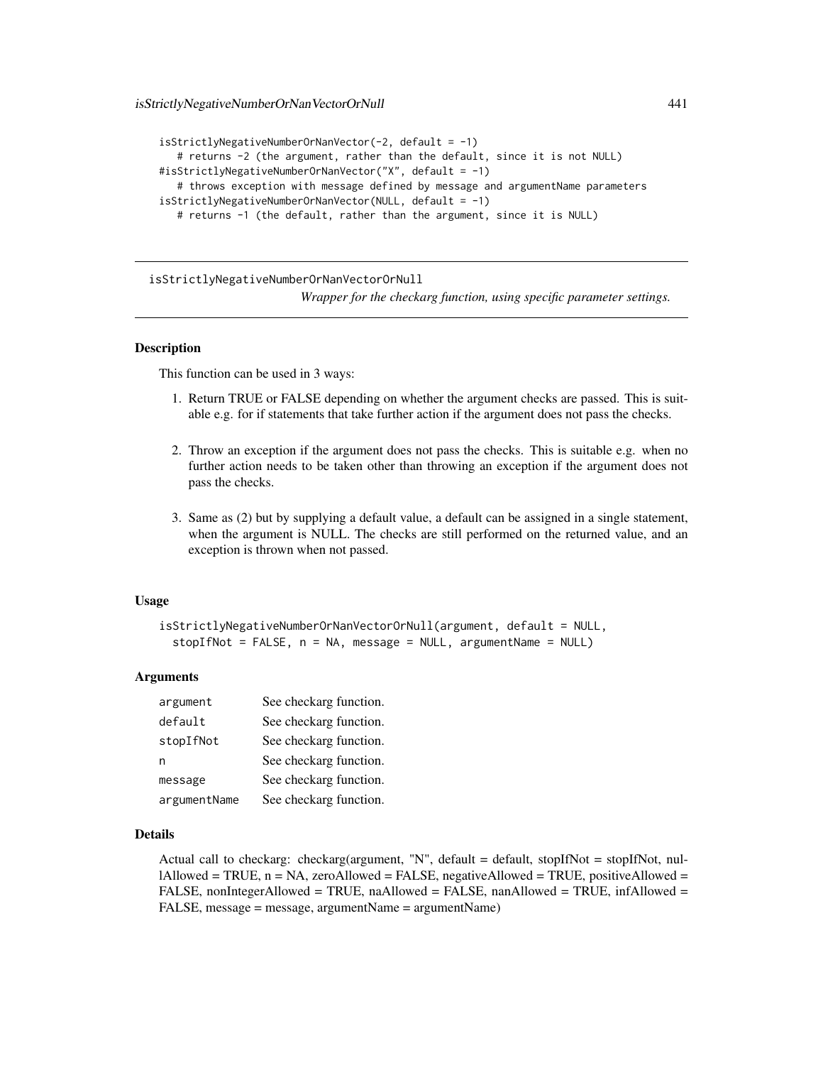```
isStrictlyNegativeNumberOrNanVector(-2, default = -1)
   # returns -2 (the argument, rather than the default, since it is not NULL)
#isStrictlyNegativeNumberOrNanVector("X", default = -1)
   # throws exception with message defined by message and argumentName parameters
isStrictlyNegativeNumberOrNanVector(NULL, default = -1)
   # returns -1 (the default, rather than the argument, since it is NULL)
```

## isStrictlyNegativeNumberOrNanVectorOrNull

*Wrapper for the checkarg function, using specific parameter settings.*

### Description

This function can be used in 3 ways:

1. Return TRUE or FALSE depending on whether the argument checks are passed. This is suitable e.g. for if statements that take further action if the argument does not pass the checks.
2. Throw an exception if the argument does not pass the checks. This is suitable e.g. when no further action needs to be taken other than throwing an exception if the argument does not pass the checks.
3. Same as (2) but by supplying a default value, a default can be assigned in a single statement, when the argument is NULL. The checks are still performed on the returned value, and an exception is thrown when not passed.

### Usage

```
isStrictlyNegativeNumberOrNanVectorOrNull(argument, default = NULL,
  stopIfNot = FALSE, n = NA, message = NULL, argumentName = NULL)
```

### Arguments

| | |
|---|---|
| argument | See checkarg function. |
| default | See checkarg function. |
| stopIfNot | See checkarg function. |
| n | See checkarg function. |
| message | See checkarg function. |
| argumentName | See checkarg function. |

### Details

Actual call to checkarg: checkarg(argument, "N", default = default, stopIfNot = stopIfNot, nullAllowed = TRUE, n = NA, zeroAllowed = FALSE, negativeAllowed = TRUE, positiveAllowed = FALSE, nonIntegerAllowed = TRUE, naAllowed = FALSE, nanAllowed = TRUE, infAllowed = FALSE, message = message, argumentName = argumentName)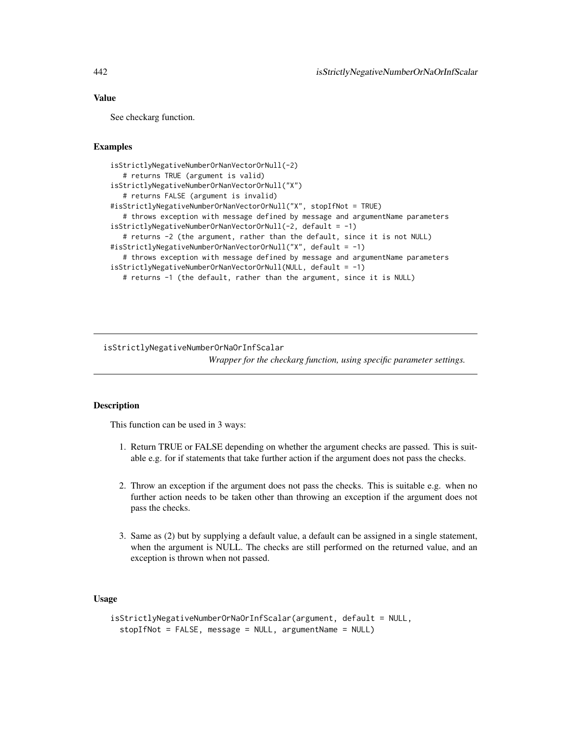### Value

See checkarg function.

### Examples

```
isStrictlyNegativeNumberOrNanVectorOrNull(-2)
   # returns TRUE (argument is valid)
isStrictlyNegativeNumberOrNanVectorOrNull("X")
   # returns FALSE (argument is invalid)
#isStrictlyNegativeNumberOrNanVectorOrNull("X", stopIfNot = TRUE)
   # throws exception with message defined by message and argumentName parameters
isStrictlyNegativeNumberOrNanVectorOrNull(-2, default = -1)
   # returns -2 (the argument, rather than the default, since it is not NULL)
#isStrictlyNegativeNumberOrNanVectorOrNull("X", default = -1)
   # throws exception with message defined by message and argumentName parameters
isStrictlyNegativeNumberOrNanVectorOrNull(NULL, default = -1)
   # returns -1 (the default, rather than the argument, since it is NULL)
```

---

## isStrictlyNegativeNumberOrNaOrInfScalar

*Wrapper for the checkarg function, using specific parameter settings.*

---

### Description

This function can be used in 3 ways:

1. Return TRUE or FALSE depending on whether the argument checks are passed. This is suitable e.g. for if statements that take further action if the argument does not pass the checks.
2. Throw an exception if the argument does not pass the checks. This is suitable e.g. when no further action needs to be taken other than throwing an exception if the argument does not pass the checks.
3. Same as (2) but by supplying a default value, a default can be assigned in a single statement, when the argument is NULL. The checks are still performed on the returned value, and an exception is thrown when not passed.

### Usage

```
isStrictlyNegativeNumberOrNaOrInfScalar(argument, default = NULL,
  stopIfNot = FALSE, message = NULL, argumentName = NULL)
```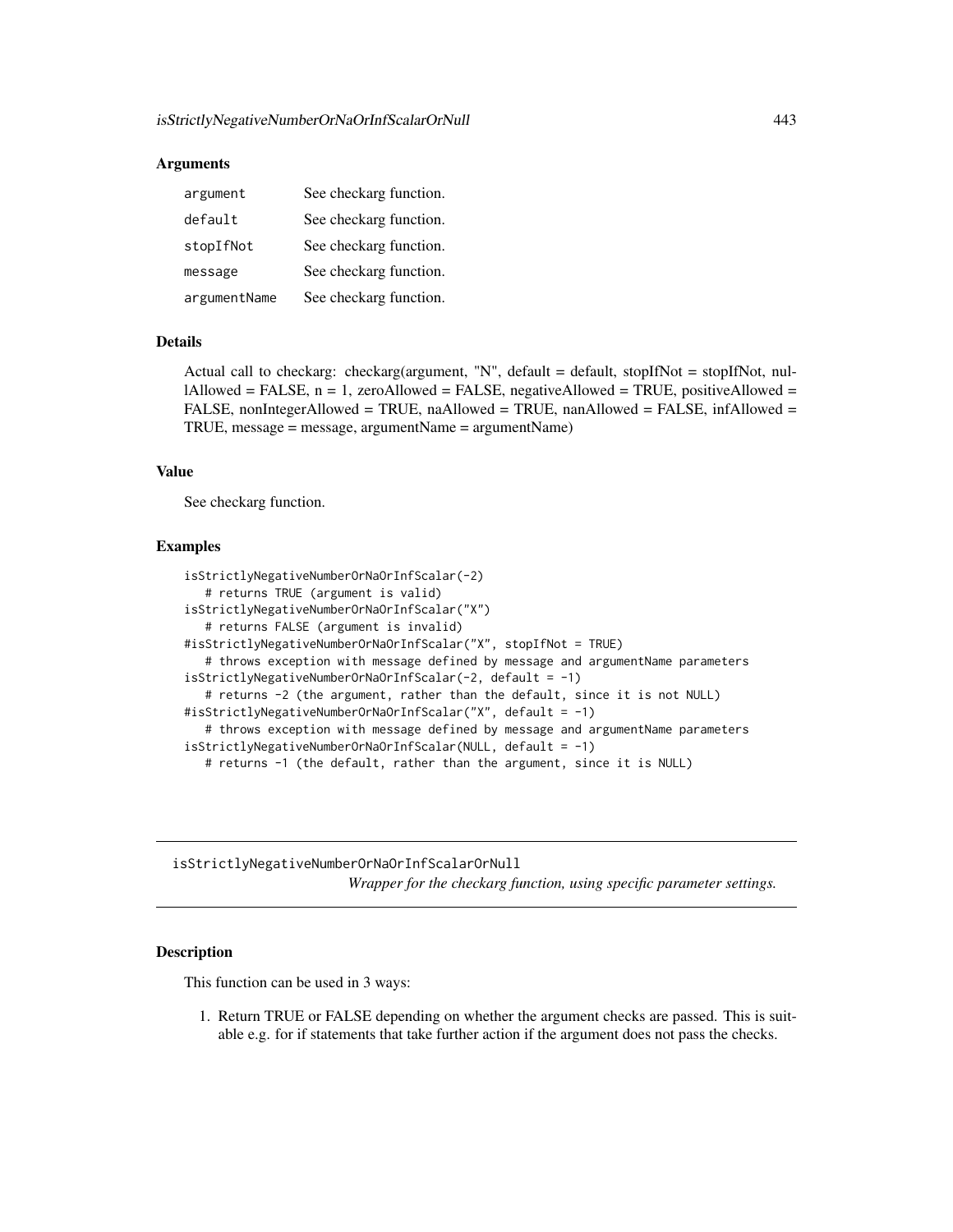### Arguments

| | |
|---|---|
| argument | See checkarg function. |
| default | See checkarg function. |
| stopIfNot | See checkarg function. |
| message | See checkarg function. |
| argumentName | See checkarg function. |

### Details

Actual call to checkarg: checkarg(argument, "N", default = default, stopIfNot = stopIfNot, nullAllowed = FALSE, n = 1, zeroAllowed = FALSE, negativeAllowed = TRUE, positiveAllowed = FALSE, nonIntegerAllowed = TRUE, naAllowed = TRUE, nanAllowed = FALSE, infAllowed = TRUE, message = message, argumentName = argumentName)

### Value

See checkarg function.

### Examples

```
isStrictlyNegativeNumberOrNaOrInfScalar(-2)
   # returns TRUE (argument is valid)
isStrictlyNegativeNumberOrNaOrInfScalar("X")
   # returns FALSE (argument is invalid)
#isStrictlyNegativeNumberOrNaOrInfScalar("X", stopIfNot = TRUE)
   # throws exception with message defined by message and argumentName parameters
isStrictlyNegativeNumberOrNaOrInfScalar(-2, default = -1)
   # returns -2 (the argument, rather than the default, since it is not NULL)
#isStrictlyNegativeNumberOrNaOrInfScalar("X", default = -1)
   # throws exception with message defined by message and argumentName parameters
isStrictlyNegativeNumberOrNaOrInfScalar(NULL, default = -1)
   # returns -1 (the default, rather than the argument, since it is NULL)
```

---

## isStrictlyNegativeNumberOrNaOrInfScalarOrNull

*Wrapper for the checkarg function, using specific parameter settings.*

---

### Description

This function can be used in 3 ways:

1. Return TRUE or FALSE depending on whether the argument checks are passed. This is suitable e.g. for if statements that take further action if the argument does not pass the checks.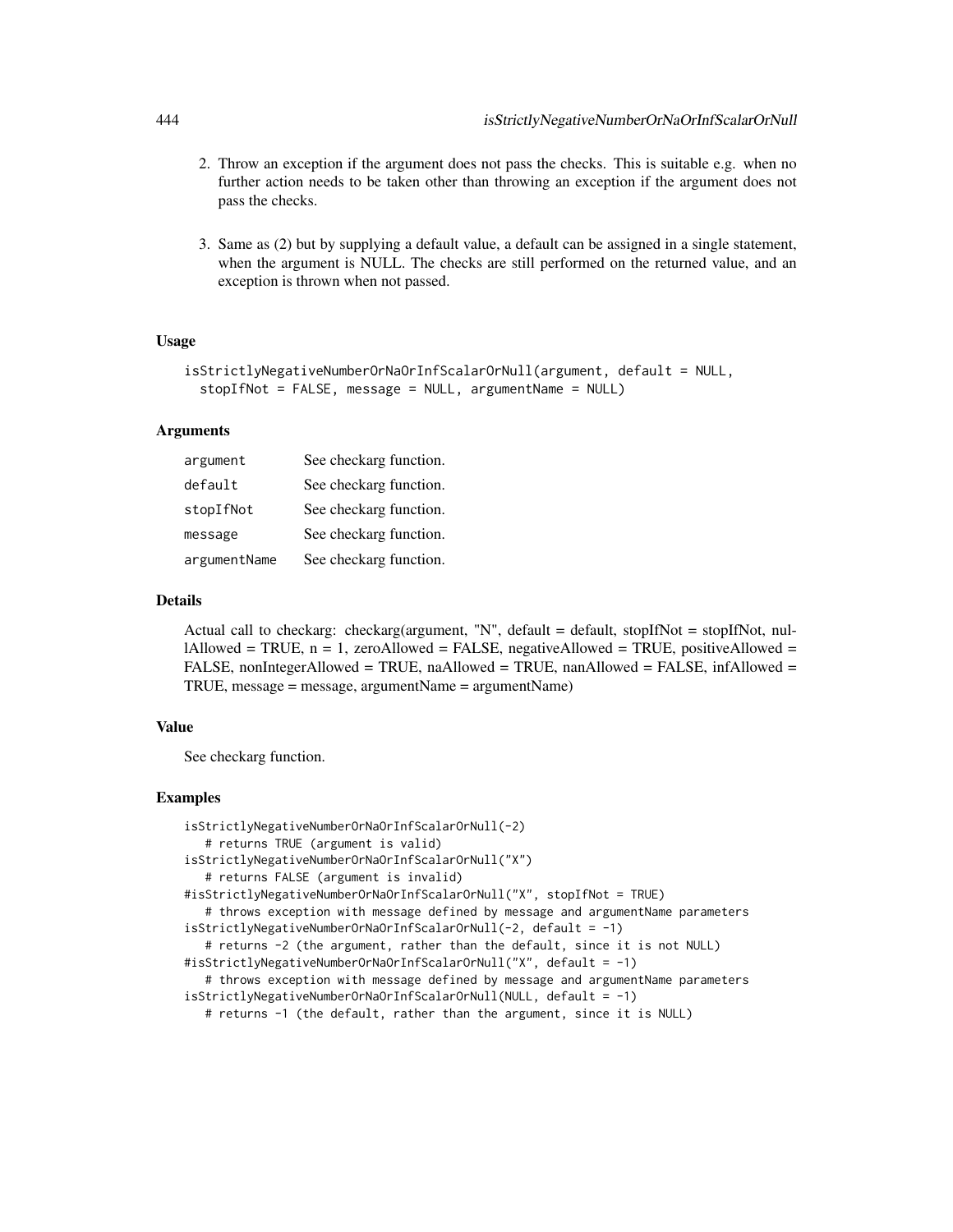2. Throw an exception if the argument does not pass the checks. This is suitable e.g. when no further action needs to be taken other than throwing an exception if the argument does not pass the checks.

3. Same as (2) but by supplying a default value, a default can be assigned in a single statement, when the argument is NULL. The checks are still performed on the returned value, and an exception is thrown when not passed.

### Usage

```
isStrictlyNegativeNumberOrNaOrInfScalarOrNull(argument, default = NULL,
  stopIfNot = FALSE, message = NULL, argumentName = NULL)
```

### Arguments

| | |
|---|---|
| argument | See checkarg function. |
| default | See checkarg function. |
| stopIfNot | See checkarg function. |
| message | See checkarg function. |
| argumentName | See checkarg function. |

### Details

Actual call to checkarg: checkarg(argument, "N", default = default, stopIfNot = stopIfNot, nullAllowed = TRUE, n = 1, zeroAllowed = FALSE, negativeAllowed = TRUE, positiveAllowed = FALSE, nonIntegerAllowed = TRUE, naAllowed = TRUE, nanAllowed = FALSE, infAllowed = TRUE, message = message, argumentName = argumentName)

### Value

See checkarg function.

### Examples

```
isStrictlyNegativeNumberOrNaOrInfScalarOrNull(-2)
   # returns TRUE (argument is valid)
isStrictlyNegativeNumberOrNaOrInfScalarOrNull("X")
   # returns FALSE (argument is invalid)
#isStrictlyNegativeNumberOrNaOrInfScalarOrNull("X", stopIfNot = TRUE)
   # throws exception with message defined by message and argumentName parameters
isStrictlyNegativeNumberOrNaOrInfScalarOrNull(-2, default = -1)
   # returns -2 (the argument, rather than the default, since it is not NULL)
#isStrictlyNegativeNumberOrNaOrInfScalarOrNull("X", default = -1)
   # throws exception with message defined by message and argumentName parameters
isStrictlyNegativeNumberOrNaOrInfScalarOrNull(NULL, default = -1)
   # returns -1 (the default, rather than the argument, since it is NULL)
```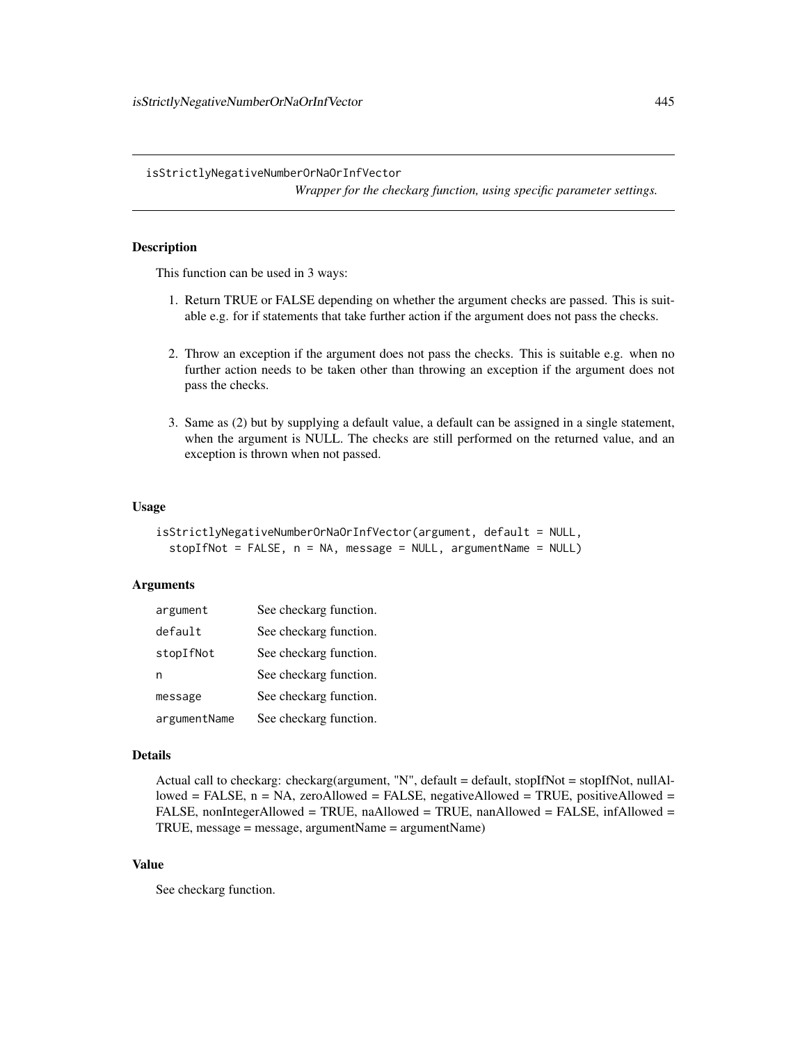# isStrictlyNegativeNumberOrNaOrInfVector

*Wrapper for the checkarg function, using specific parameter settings.*

## Description

This function can be used in 3 ways:

1. Return TRUE or FALSE depending on whether the argument checks are passed. This is suitable e.g. for if statements that take further action if the argument does not pass the checks.
2. Throw an exception if the argument does not pass the checks. This is suitable e.g. when no further action needs to be taken other than throwing an exception if the argument does not pass the checks.
3. Same as (2) but by supplying a default value, a default can be assigned in a single statement, when the argument is NULL. The checks are still performed on the returned value, and an exception is thrown when not passed.

## Usage

```
isStrictlyNegativeNumberOrNaOrInfVector(argument, default = NULL,
  stopIfNot = FALSE, n = NA, message = NULL, argumentName = NULL)
```

## Arguments

| | |
|---|---|
| argument | See checkarg function. |
| default | See checkarg function. |
| stopIfNot | See checkarg function. |
| n | See checkarg function. |
| message | See checkarg function. |
| argumentName | See checkarg function. |

## Details

Actual call to checkarg: checkarg(argument, "N", default = default, stopIfNot = stopIfNot, nullAllowed = FALSE, n = NA, zeroAllowed = FALSE, negativeAllowed = TRUE, positiveAllowed = FALSE, nonIntegerAllowed = TRUE, naAllowed = TRUE, nanAllowed = FALSE, infAllowed = TRUE, message = message, argumentName = argumentName)

## Value

See checkarg function.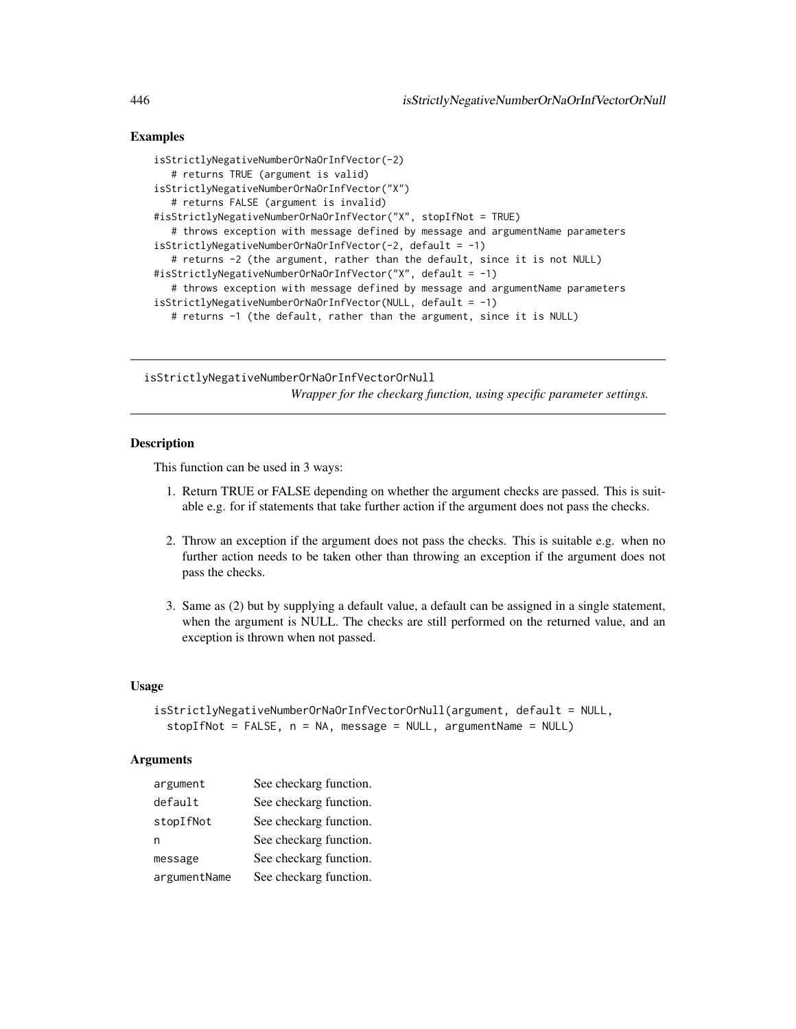### Examples

```
isStrictlyNegativeNumberOrNaOrInfVector(-2)
   # returns TRUE (argument is valid)
isStrictlyNegativeNumberOrNaOrInfVector("X")
   # returns FALSE (argument is invalid)
#isStrictlyNegativeNumberOrNaOrInfVector("X", stopIfNot = TRUE)
   # throws exception with message defined by message and argumentName parameters
isStrictlyNegativeNumberOrNaOrInfVector(-2, default = -1)
   # returns -2 (the argument, rather than the default, since it is not NULL)
#isStrictlyNegativeNumberOrNaOrInfVector("X", default = -1)
   # throws exception with message defined by message and argumentName parameters
isStrictlyNegativeNumberOrNaOrInfVector(NULL, default = -1)
   # returns -1 (the default, rather than the argument, since it is NULL)
```

---

## isStrictlyNegativeNumberOrNaOrInfVectorOrNull

*Wrapper for the checkarg function, using specific parameter settings.*

---

### Description

This function can be used in 3 ways:

1. Return TRUE or FALSE depending on whether the argument checks are passed. This is suitable e.g. for if statements that take further action if the argument does not pass the checks.
2. Throw an exception if the argument does not pass the checks. This is suitable e.g. when no further action needs to be taken other than throwing an exception if the argument does not pass the checks.
3. Same as (2) but by supplying a default value, a default can be assigned in a single statement, when the argument is NULL. The checks are still performed on the returned value, and an exception is thrown when not passed.

### Usage

```
isStrictlyNegativeNumberOrNaOrInfVectorOrNull(argument, default = NULL,
  stopIfNot = FALSE, n = NA, message = NULL, argumentName = NULL)
```

### Arguments

| | |
|---|---|
| argument | See checkarg function. |
| default | See checkarg function. |
| stopIfNot | See checkarg function. |
| n | See checkarg function. |
| message | See checkarg function. |
| argumentName | See checkarg function. |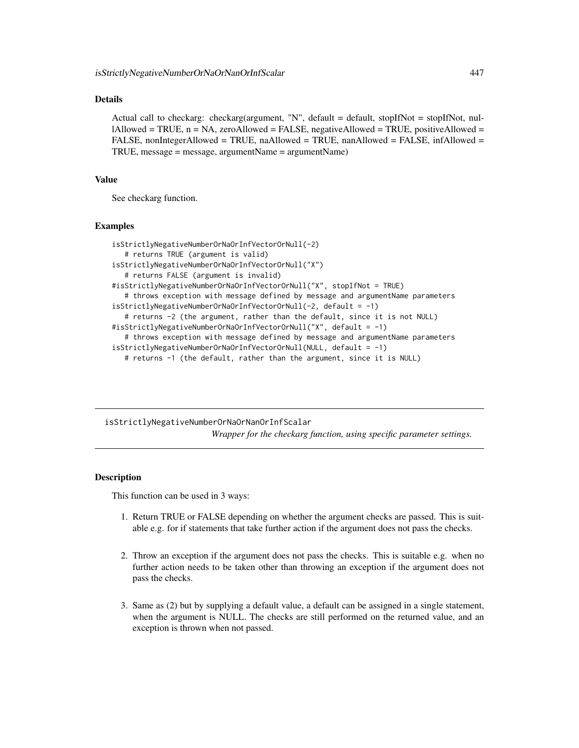### Details

Actual call to checkarg: checkarg(argument, "N", default = default, stopIfNot = stopIfNot, nullAllowed = TRUE, n = NA, zeroAllowed = FALSE, negativeAllowed = TRUE, positiveAllowed = FALSE, nonIntegerAllowed = TRUE, naAllowed = TRUE, nanAllowed = FALSE, infAllowed = TRUE, message = message, argumentName = argumentName)

### Value

See checkarg function.

### Examples

```
isStrictlyNegativeNumberOrNaOrInfVectorOrNull(-2)
   # returns TRUE (argument is valid)
isStrictlyNegativeNumberOrNaOrInfVectorOrNull("X")
   # returns FALSE (argument is invalid)
#isStrictlyNegativeNumberOrNaOrInfVectorOrNull("X", stopIfNot = TRUE)
   # throws exception with message defined by message and argumentName parameters
isStrictlyNegativeNumberOrNaOrInfVectorOrNull(-2, default = -1)
   # returns -2 (the argument, rather than the default, since it is not NULL)
#isStrictlyNegativeNumberOrNaOrInfVectorOrNull("X", default = -1)
   # throws exception with message defined by message and argumentName parameters
isStrictlyNegativeNumberOrNaOrInfVectorOrNull(NULL, default = -1)
   # returns -1 (the default, rather than the argument, since it is NULL)
```

---

## isStrictlyNegativeNumberOrNaOrNanOrInfScalar

*Wrapper for the checkarg function, using specific parameter settings.*

---

### Description

This function can be used in 3 ways:

1. Return TRUE or FALSE depending on whether the argument checks are passed. This is suitable e.g. for if statements that take further action if the argument does not pass the checks.
2. Throw an exception if the argument does not pass the checks. This is suitable e.g. when no further action needs to be taken other than throwing an exception if the argument does not pass the checks.
3. Same as (2) but by supplying a default value, a default can be assigned in a single statement, when the argument is NULL. The checks are still performed on the returned value, and an exception is thrown when not passed.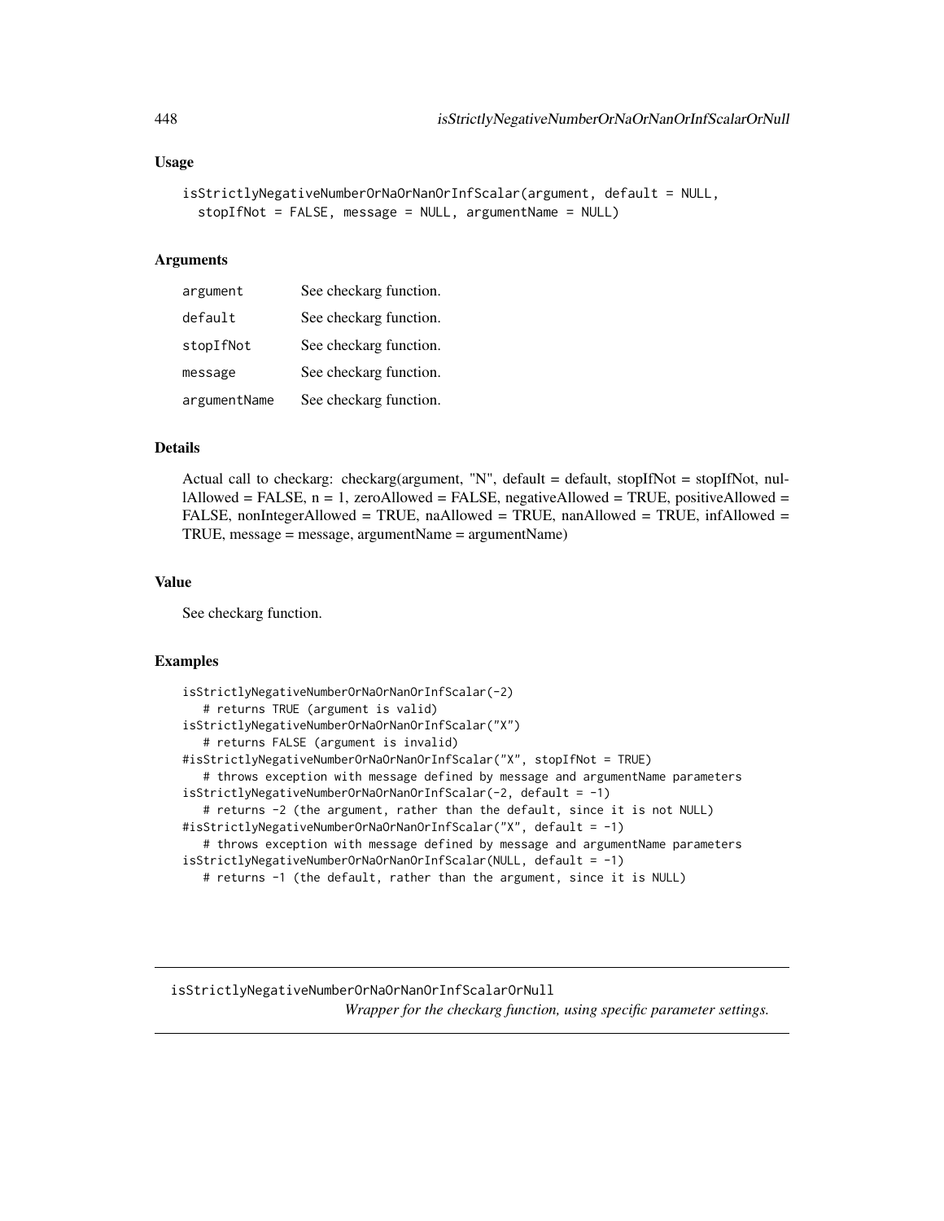## Usage

```
isStrictlyNegativeNumberOrNaOrNanOrInfScalar(argument, default = NULL,
  stopIfNot = FALSE, message = NULL, argumentName = NULL)
```

## Arguments

| | |
|---|---|
| argument | See checkarg function. |
| default | See checkarg function. |
| stopIfNot | See checkarg function. |
| message | See checkarg function. |
| argumentName | See checkarg function. |

## Details

Actual call to checkarg: checkarg(argument, "N", default = default, stopIfNot = stopIfNot, nullAllowed = FALSE, n = 1, zeroAllowed = FALSE, negativeAllowed = TRUE, positiveAllowed = FALSE, nonIntegerAllowed = TRUE, naAllowed = TRUE, nanAllowed = TRUE, infAllowed = TRUE, message = message, argumentName = argumentName)

## Value

See checkarg function.

## Examples

```
isStrictlyNegativeNumberOrNaOrNanOrInfScalar(-2)
   # returns TRUE (argument is valid)
isStrictlyNegativeNumberOrNaOrNanOrInfScalar("X")
   # returns FALSE (argument is invalid)
#isStrictlyNegativeNumberOrNaOrNanOrInfScalar("X", stopIfNot = TRUE)
   # throws exception with message defined by message and argumentName parameters
isStrictlyNegativeNumberOrNaOrNanOrInfScalar(-2, default = -1)
   # returns -2 (the argument, rather than the default, since it is not NULL)
#isStrictlyNegativeNumberOrNaOrNanOrInfScalar("X", default = -1)
   # throws exception with message defined by message and argumentName parameters
isStrictlyNegativeNumberOrNaOrNanOrInfScalar(NULL, default = -1)
   # returns -1 (the default, rather than the argument, since it is NULL)
```

---

# isStrictlyNegativeNumberOrNaOrNanOrInfScalarOrNull

*Wrapper for the checkarg function, using specific parameter settings.*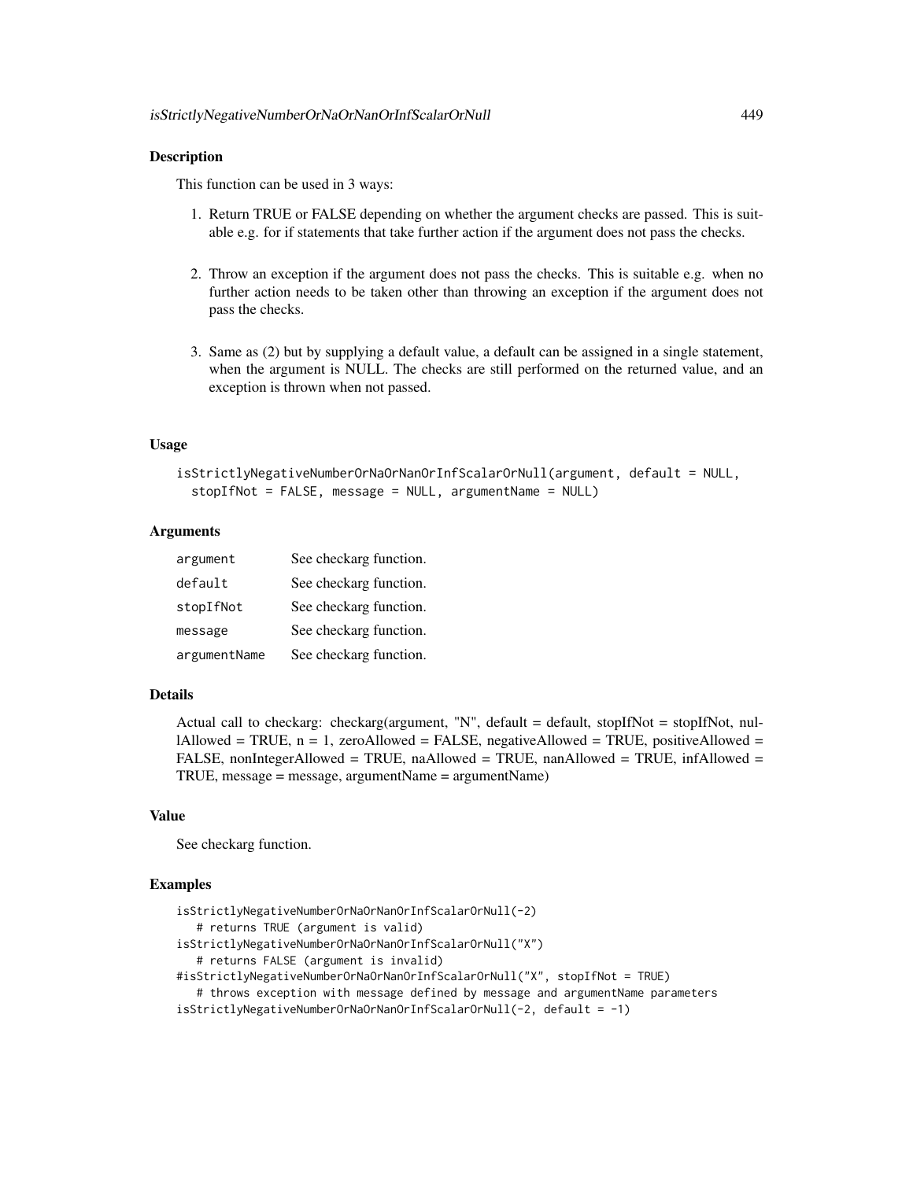## Description

This function can be used in 3 ways:

1. Return TRUE or FALSE depending on whether the argument checks are passed. This is suitable e.g. for if statements that take further action if the argument does not pass the checks.
2. Throw an exception if the argument does not pass the checks. This is suitable e.g. when no further action needs to be taken other than throwing an exception if the argument does not pass the checks.
3. Same as (2) but by supplying a default value, a default can be assigned in a single statement, when the argument is NULL. The checks are still performed on the returned value, and an exception is thrown when not passed.

## Usage

```
isStrictlyNegativeNumberOrNaOrNanOrInfScalarOrNull(argument, default = NULL,
  stopIfNot = FALSE, message = NULL, argumentName = NULL)
```

## Arguments

| | |
|---|---|
| argument | See checkarg function. |
| default | See checkarg function. |
| stopIfNot | See checkarg function. |
| message | See checkarg function. |
| argumentName | See checkarg function. |

## Details

Actual call to checkarg: checkarg(argument, "N", default = default, stopIfNot = stopIfNot, nullAllowed = TRUE, n = 1, zeroAllowed = FALSE, negativeAllowed = TRUE, positiveAllowed = FALSE, nonIntegerAllowed = TRUE, naAllowed = TRUE, nanAllowed = TRUE, infAllowed = TRUE, message = message, argumentName = argumentName)

## Value

See checkarg function.

## Examples

```
isStrictlyNegativeNumberOrNaOrNanOrInfScalarOrNull(-2)
   # returns TRUE (argument is valid)
isStrictlyNegativeNumberOrNaOrNanOrInfScalarOrNull("X")
   # returns FALSE (argument is invalid)
#isStrictlyNegativeNumberOrNaOrNanOrInfScalarOrNull("X", stopIfNot = TRUE)
   # throws exception with message defined by message and argumentName parameters
isStrictlyNegativeNumberOrNaOrNanOrInfScalarOrNull(-2, default = -1)
```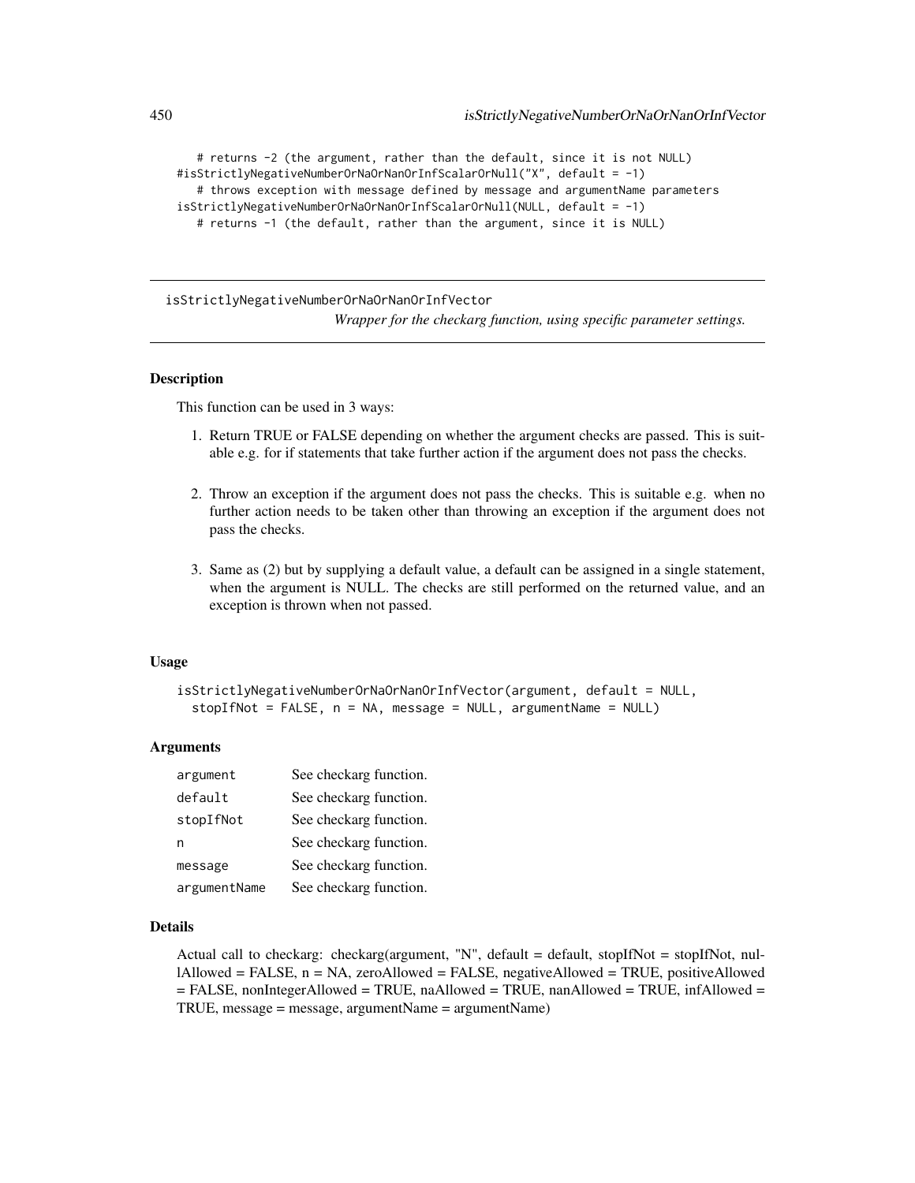```
    # returns -2 (the argument, rather than the default, since it is not NULL)
#isStrictlyNegativeNumberOrNaOrNanOrInfScalarOrNull("X", default = -1)
    # throws exception with message defined by message and argumentName parameters
isStrictlyNegativeNumberOrNaOrNanOrInfScalarOrNull(NULL, default = -1)
    # returns -1 (the default, rather than the argument, since it is NULL)
```

## isStrictlyNegativeNumberOrNaOrNanOrInfVector

*Wrapper for the checkarg function, using specific parameter settings.*

### Description

This function can be used in 3 ways:

1. Return TRUE or FALSE depending on whether the argument checks are passed. This is suitable e.g. for if statements that take further action if the argument does not pass the checks.
2. Throw an exception if the argument does not pass the checks. This is suitable e.g. when no further action needs to be taken other than throwing an exception if the argument does not pass the checks.
3. Same as (2) but by supplying a default value, a default can be assigned in a single statement, when the argument is NULL. The checks are still performed on the returned value, and an exception is thrown when not passed.

### Usage

```
isStrictlyNegativeNumberOrNaOrNanOrInfVector(argument, default = NULL,
  stopIfNot = FALSE, n = NA, message = NULL, argumentName = NULL)
```

### Arguments

| | |
|---|---|
| argument | See checkarg function. |
| default | See checkarg function. |
| stopIfNot | See checkarg function. |
| n | See checkarg function. |
| message | See checkarg function. |
| argumentName | See checkarg function. |

### Details

Actual call to checkarg: checkarg(argument, "N", default = default, stopIfNot = stopIfNot, nullAllowed = FALSE, n = NA, zeroAllowed = FALSE, negativeAllowed = TRUE, positiveAllowed = FALSE, nonIntegerAllowed = TRUE, naAllowed = TRUE, nanAllowed = TRUE, infAllowed = TRUE, message = message, argumentName = argumentName)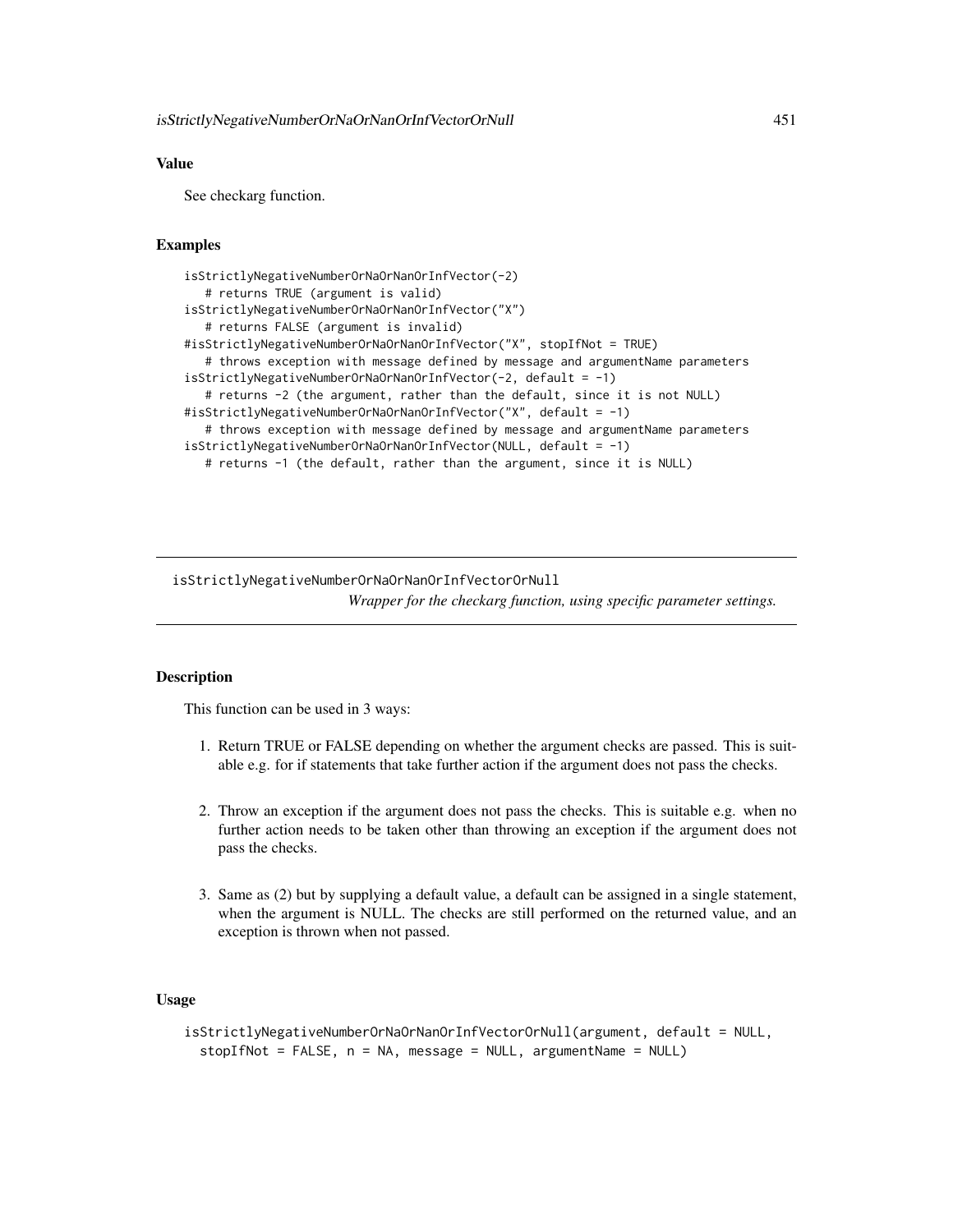### Value

See checkarg function.

### Examples

```
isStrictlyNegativeNumberOrNaOrNanOrInfVector(-2)
   # returns TRUE (argument is valid)
isStrictlyNegativeNumberOrNaOrNanOrInfVector("X")
   # returns FALSE (argument is invalid)
#isStrictlyNegativeNumberOrNaOrNanOrInfVector("X", stopIfNot = TRUE)
   # throws exception with message defined by message and argumentName parameters
isStrictlyNegativeNumberOrNaOrNanOrInfVector(-2, default = -1)
   # returns -2 (the argument, rather than the default, since it is not NULL)
#isStrictlyNegativeNumberOrNaOrNanOrInfVector("X", default = -1)
   # throws exception with message defined by message and argumentName parameters
isStrictlyNegativeNumberOrNaOrNanOrInfVector(NULL, default = -1)
   # returns -1 (the default, rather than the argument, since it is NULL)
```

---

## isStrictlyNegativeNumberOrNaOrNanOrInfVectorOrNull

*Wrapper for the checkarg function, using specific parameter settings.*

---

### Description

This function can be used in 3 ways:

1. Return TRUE or FALSE depending on whether the argument checks are passed. This is suitable e.g. for if statements that take further action if the argument does not pass the checks.
2. Throw an exception if the argument does not pass the checks. This is suitable e.g. when no further action needs to be taken other than throwing an exception if the argument does not pass the checks.
3. Same as (2) but by supplying a default value, a default can be assigned in a single statement, when the argument is NULL. The checks are still performed on the returned value, and an exception is thrown when not passed.

### Usage

```
isStrictlyNegativeNumberOrNaOrNanOrInfVectorOrNull(argument, default = NULL,
  stopIfNot = FALSE, n = NA, message = NULL, argumentName = NULL)
```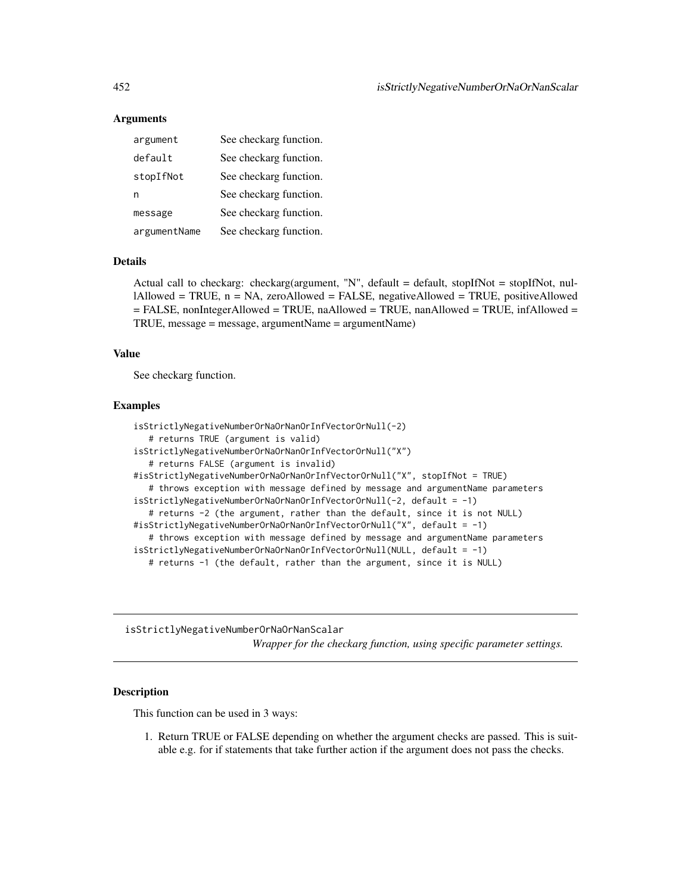### Arguments

| | |
|---|---|
| argument | See checkarg function. |
| default | See checkarg function. |
| stopIfNot | See checkarg function. |
| n | See checkarg function. |
| message | See checkarg function. |
| argumentName | See checkarg function. |

### Details

Actual call to checkarg: checkarg(argument, "N", default = default, stopIfNot = stopIfNot, nullAllowed = TRUE, n = NA, zeroAllowed = FALSE, negativeAllowed = TRUE, positiveAllowed = FALSE, nonIntegerAllowed = TRUE, naAllowed = TRUE, nanAllowed = TRUE, infAllowed = TRUE, message = message, argumentName = argumentName)

### Value

See checkarg function.

### Examples

```
isStrictlyNegativeNumberOrNaOrNanOrInfVectorOrNull(-2)
   # returns TRUE (argument is valid)
isStrictlyNegativeNumberOrNaOrNanOrInfVectorOrNull("X")
   # returns FALSE (argument is invalid)
#isStrictlyNegativeNumberOrNaOrNanOrInfVectorOrNull("X", stopIfNot = TRUE)
   # throws exception with message defined by message and argumentName parameters
isStrictlyNegativeNumberOrNaOrNanOrInfVectorOrNull(-2, default = -1)
   # returns -2 (the argument, rather than the default, since it is not NULL)
#isStrictlyNegativeNumberOrNaOrNanOrInfVectorOrNull("X", default = -1)
   # throws exception with message defined by message and argumentName parameters
isStrictlyNegativeNumberOrNaOrNanOrInfVectorOrNull(NULL, default = -1)
   # returns -1 (the default, rather than the argument, since it is NULL)
```

---

## isStrictlyNegativeNumberOrNaOrNanScalar

*Wrapper for the checkarg function, using specific parameter settings.*

---

### Description

This function can be used in 3 ways:

1. Return TRUE or FALSE depending on whether the argument checks are passed. This is suitable e.g. for if statements that take further action if the argument does not pass the checks.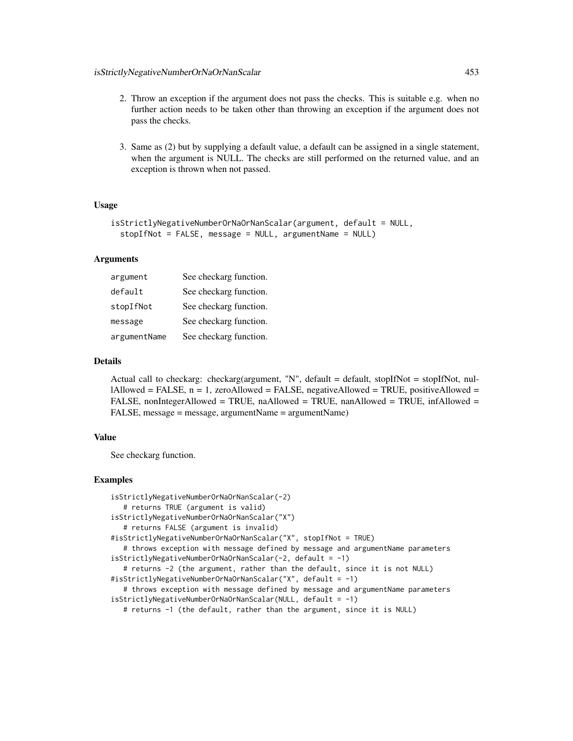2. Throw an exception if the argument does not pass the checks. This is suitable e.g. when no further action needs to be taken other than throwing an exception if the argument does not pass the checks.

3. Same as (2) but by supplying a default value, a default can be assigned in a single statement, when the argument is NULL. The checks are still performed on the returned value, and an exception is thrown when not passed.

### Usage

```
isStrictlyNegativeNumberOrNaOrNanScalar(argument, default = NULL,
  stopIfNot = FALSE, message = NULL, argumentName = NULL)
```

### Arguments

| | |
|---|---|
| argument | See checkarg function. |
| default | See checkarg function. |
| stopIfNot | See checkarg function. |
| message | See checkarg function. |
| argumentName | See checkarg function. |

### Details

Actual call to checkarg: checkarg(argument, "N", default = default, stopIfNot = stopIfNot, nullAllowed = FALSE, n = 1, zeroAllowed = FALSE, negativeAllowed = TRUE, positiveAllowed = FALSE, nonIntegerAllowed = TRUE, naAllowed = TRUE, nanAllowed = TRUE, infAllowed = FALSE, message = message, argumentName = argumentName)

### Value

See checkarg function.

### Examples

```
isStrictlyNegativeNumberOrNaOrNanScalar(-2)
   # returns TRUE (argument is valid)
isStrictlyNegativeNumberOrNaOrNanScalar("X")
   # returns FALSE (argument is invalid)
#isStrictlyNegativeNumberOrNaOrNanScalar("X", stopIfNot = TRUE)
   # throws exception with message defined by message and argumentName parameters
isStrictlyNegativeNumberOrNaOrNanScalar(-2, default = -1)
   # returns -2 (the argument, rather than the default, since it is not NULL)
#isStrictlyNegativeNumberOrNaOrNanScalar("X", default = -1)
   # throws exception with message defined by message and argumentName parameters
isStrictlyNegativeNumberOrNaOrNanScalar(NULL, default = -1)
   # returns -1 (the default, rather than the argument, since it is NULL)
```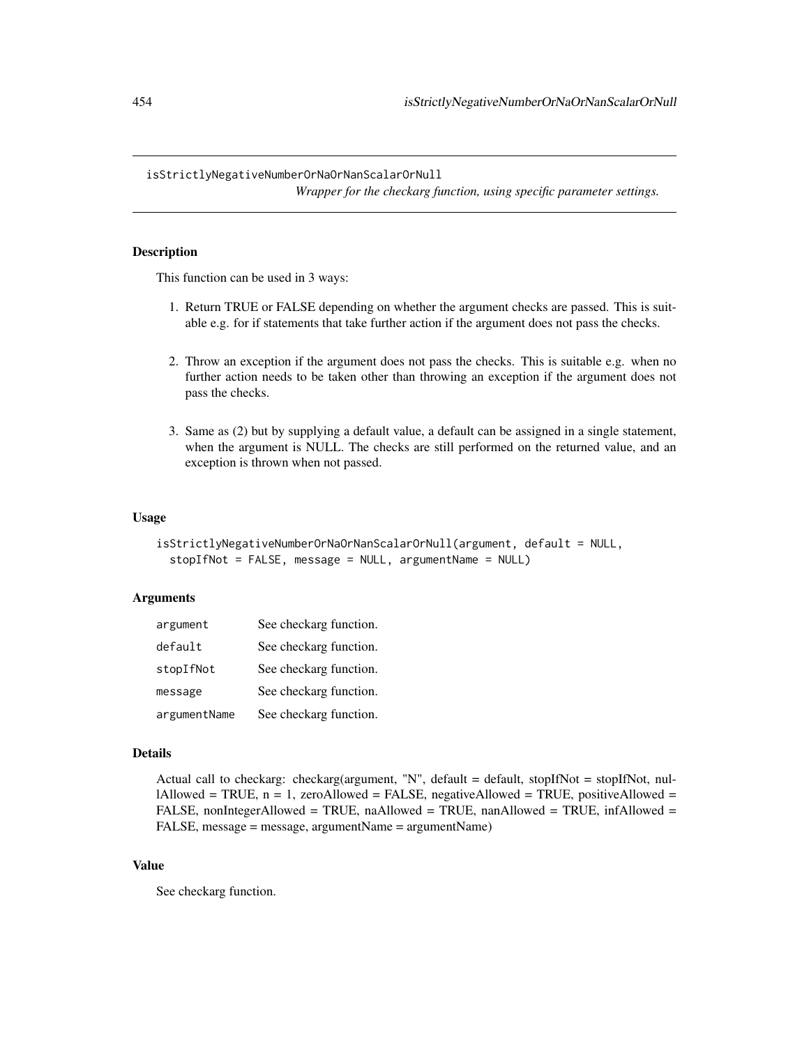## isStrictlyNegativeNumberOrNaOrNanScalarOrNull

*Wrapper for the checkarg function, using specific parameter settings.*

### Description

This function can be used in 3 ways:

1. Return TRUE or FALSE depending on whether the argument checks are passed. This is suitable e.g. for if statements that take further action if the argument does not pass the checks.
2. Throw an exception if the argument does not pass the checks. This is suitable e.g. when no further action needs to be taken other than throwing an exception if the argument does not pass the checks.
3. Same as (2) but by supplying a default value, a default can be assigned in a single statement, when the argument is NULL. The checks are still performed on the returned value, and an exception is thrown when not passed.

### Usage

```
isStrictlyNegativeNumberOrNaOrNanScalarOrNull(argument, default = NULL,
  stopIfNot = FALSE, message = NULL, argumentName = NULL)
```

### Arguments

| | |
|---|---|
| `argument` | See checkarg function. |
| `default` | See checkarg function. |
| `stopIfNot` | See checkarg function. |
| `message` | See checkarg function. |
| `argumentName` | See checkarg function. |

### Details

Actual call to checkarg: checkarg(argument, "N", default = default, stopIfNot = stopIfNot, nullAllowed = TRUE, n = 1, zeroAllowed = FALSE, negativeAllowed = TRUE, positiveAllowed = FALSE, nonIntegerAllowed = TRUE, naAllowed = TRUE, nanAllowed = TRUE, infAllowed = FALSE, message = message, argumentName = argumentName)

### Value

See checkarg function.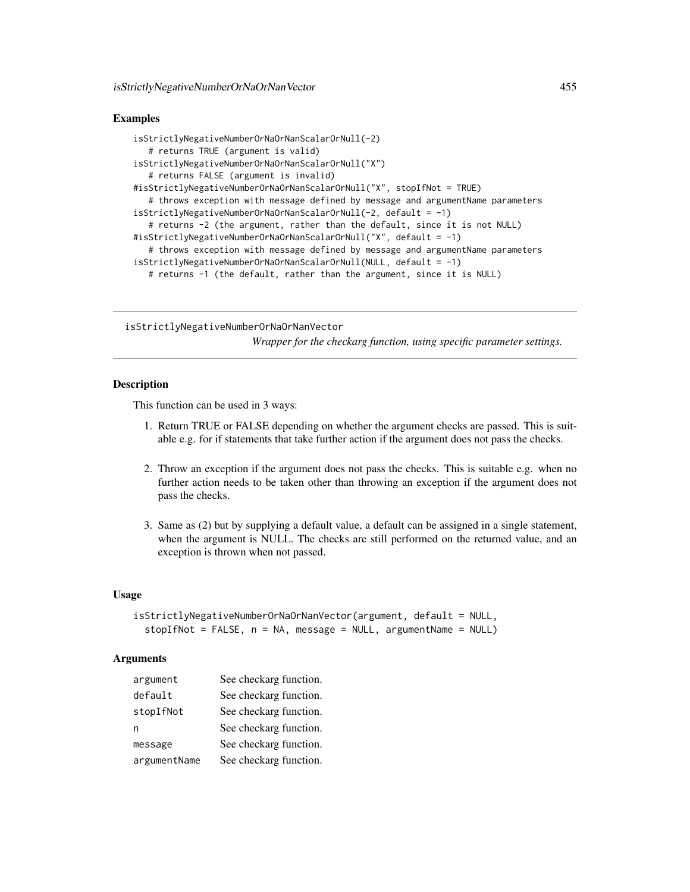### Examples

```
isStrictlyNegativeNumberOrNaOrNanScalarOrNull(-2)
   # returns TRUE (argument is valid)
isStrictlyNegativeNumberOrNaOrNanScalarOrNull("X")
   # returns FALSE (argument is invalid)
#isStrictlyNegativeNumberOrNaOrNanScalarOrNull("X", stopIfNot = TRUE)
   # throws exception with message defined by message and argumentName parameters
isStrictlyNegativeNumberOrNaOrNanScalarOrNull(-2, default = -1)
   # returns -2 (the argument, rather than the default, since it is not NULL)
#isStrictlyNegativeNumberOrNaOrNanScalarOrNull("X", default = -1)
   # throws exception with message defined by message and argumentName parameters
isStrictlyNegativeNumberOrNaOrNanScalarOrNull(NULL, default = -1)
   # returns -1 (the default, rather than the argument, since it is NULL)
```

---

## isStrictlyNegativeNumberOrNaOrNanVector

*Wrapper for the checkarg function, using specific parameter settings.*

---

### Description

This function can be used in 3 ways:

1. Return TRUE or FALSE depending on whether the argument checks are passed. This is suitable e.g. for if statements that take further action if the argument does not pass the checks.
2. Throw an exception if the argument does not pass the checks. This is suitable e.g. when no further action needs to be taken other than throwing an exception if the argument does not pass the checks.
3. Same as (2) but by supplying a default value, a default can be assigned in a single statement, when the argument is NULL. The checks are still performed on the returned value, and an exception is thrown when not passed.

### Usage

```
isStrictlyNegativeNumberOrNaOrNanVector(argument, default = NULL,
  stopIfNot = FALSE, n = NA, message = NULL, argumentName = NULL)
```

### Arguments

| | |
|---|---|
| argument | See checkarg function. |
| default | See checkarg function. |
| stopIfNot | See checkarg function. |
| n | See checkarg function. |
| message | See checkarg function. |
| argumentName | See checkarg function. |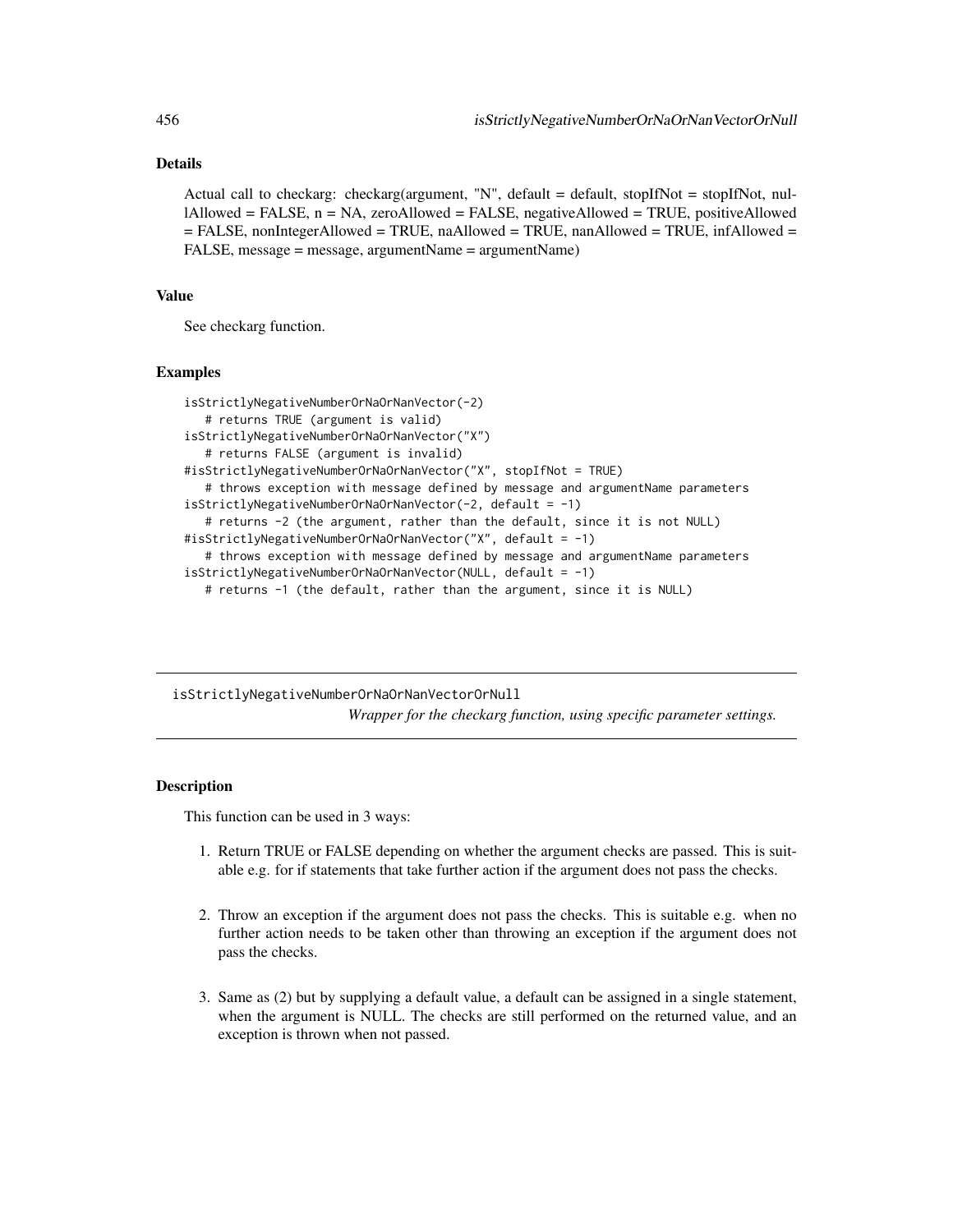### Details

Actual call to checkarg: checkarg(argument, "N", default = default, stopIfNot = stopIfNot, nullAllowed = FALSE, n = NA, zeroAllowed = FALSE, negativeAllowed = TRUE, positiveAllowed = FALSE, nonIntegerAllowed = TRUE, naAllowed = TRUE, nanAllowed = TRUE, infAllowed = FALSE, message = message, argumentName = argumentName)

### Value

See checkarg function.

### Examples

```
isStrictlyNegativeNumberOrNaOrNanVector(-2)
   # returns TRUE (argument is valid)
isStrictlyNegativeNumberOrNaOrNanVector("X")
   # returns FALSE (argument is invalid)
#isStrictlyNegativeNumberOrNaOrNanVector("X", stopIfNot = TRUE)
   # throws exception with message defined by message and argumentName parameters
isStrictlyNegativeNumberOrNaOrNanVector(-2, default = -1)
   # returns -2 (the argument, rather than the default, since it is not NULL)
#isStrictlyNegativeNumberOrNaOrNanVector("X", default = -1)
   # throws exception with message defined by message and argumentName parameters
isStrictlyNegativeNumberOrNaOrNanVector(NULL, default = -1)
   # returns -1 (the default, rather than the argument, since it is NULL)
```

---

## isStrictlyNegativeNumberOrNaOrNanVectorOrNull

*Wrapper for the checkarg function, using specific parameter settings.*

---

### Description

This function can be used in 3 ways:

1. Return TRUE or FALSE depending on whether the argument checks are passed. This is suitable e.g. for if statements that take further action if the argument does not pass the checks.
2. Throw an exception if the argument does not pass the checks. This is suitable e.g. when no further action needs to be taken other than throwing an exception if the argument does not pass the checks.
3. Same as (2) but by supplying a default value, a default can be assigned in a single statement, when the argument is NULL. The checks are still performed on the returned value, and an exception is thrown when not passed.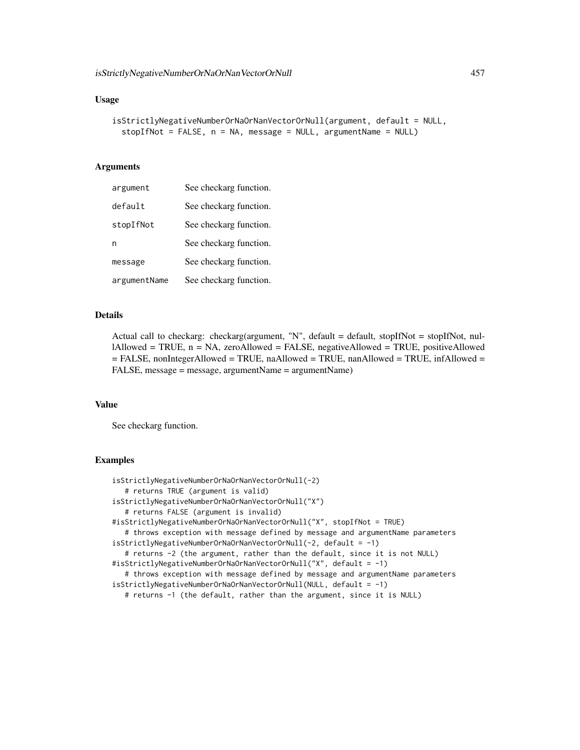### Usage

```
isStrictlyNegativeNumberOrNaOrNanVectorOrNull(argument, default = NULL,
  stopIfNot = FALSE, n = NA, message = NULL, argumentName = NULL)
```

### Arguments

| | |
|---|---|
| argument | See checkarg function. |
| default | See checkarg function. |
| stopIfNot | See checkarg function. |
| n | See checkarg function. |
| message | See checkarg function. |
| argumentName | See checkarg function. |

### Details

Actual call to checkarg: checkarg(argument, "N", default = default, stopIfNot = stopIfNot, nullAllowed = TRUE, n = NA, zeroAllowed = FALSE, negativeAllowed = TRUE, positiveAllowed = FALSE, nonIntegerAllowed = TRUE, naAllowed = TRUE, nanAllowed = TRUE, infAllowed = FALSE, message = message, argumentName = argumentName)

### Value

See checkarg function.

### Examples

```
isStrictlyNegativeNumberOrNaOrNanVectorOrNull(-2)
   # returns TRUE (argument is valid)
isStrictlyNegativeNumberOrNaOrNanVectorOrNull("X")
   # returns FALSE (argument is invalid)
#isStrictlyNegativeNumberOrNaOrNanVectorOrNull("X", stopIfNot = TRUE)
   # throws exception with message defined by message and argumentName parameters
isStrictlyNegativeNumberOrNaOrNanVectorOrNull(-2, default = -1)
   # returns -2 (the argument, rather than the default, since it is not NULL)
#isStrictlyNegativeNumberOrNaOrNanVectorOrNull("X", default = -1)
   # throws exception with message defined by message and argumentName parameters
isStrictlyNegativeNumberOrNaOrNanVectorOrNull(NULL, default = -1)
   # returns -1 (the default, rather than the argument, since it is NULL)
```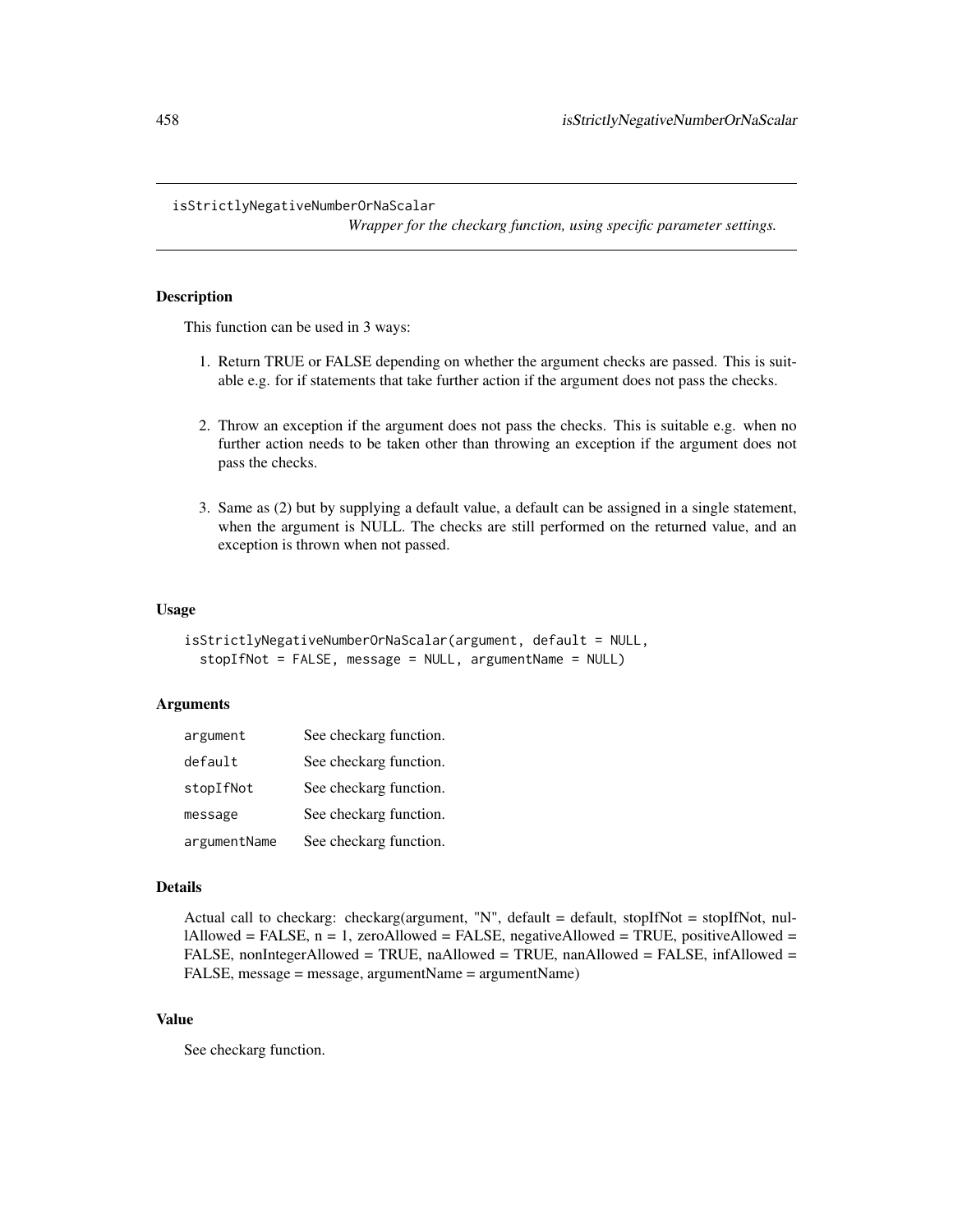isStrictlyNegativeNumberOrNaScalar

*Wrapper for the checkarg function, using specific parameter settings.*

## Description

This function can be used in 3 ways:

1. Return TRUE or FALSE depending on whether the argument checks are passed. This is suitable e.g. for if statements that take further action if the argument does not pass the checks.
2. Throw an exception if the argument does not pass the checks. This is suitable e.g. when no further action needs to be taken other than throwing an exception if the argument does not pass the checks.
3. Same as (2) but by supplying a default value, a default can be assigned in a single statement, when the argument is NULL. The checks are still performed on the returned value, and an exception is thrown when not passed.

## Usage

```
isStrictlyNegativeNumberOrNaScalar(argument, default = NULL,
  stopIfNot = FALSE, message = NULL, argumentName = NULL)
```

## Arguments

| | |
|---|---|
| argument | See checkarg function. |
| default | See checkarg function. |
| stopIfNot | See checkarg function. |
| message | See checkarg function. |
| argumentName | See checkarg function. |

## Details

Actual call to checkarg: checkarg(argument, "N", default = default, stopIfNot = stopIfNot, nullAllowed = FALSE, n = 1, zeroAllowed = FALSE, negativeAllowed = TRUE, positiveAllowed = FALSE, nonIntegerAllowed = TRUE, naAllowed = TRUE, nanAllowed = FALSE, infAllowed = FALSE, message = message, argumentName = argumentName)

## Value

See checkarg function.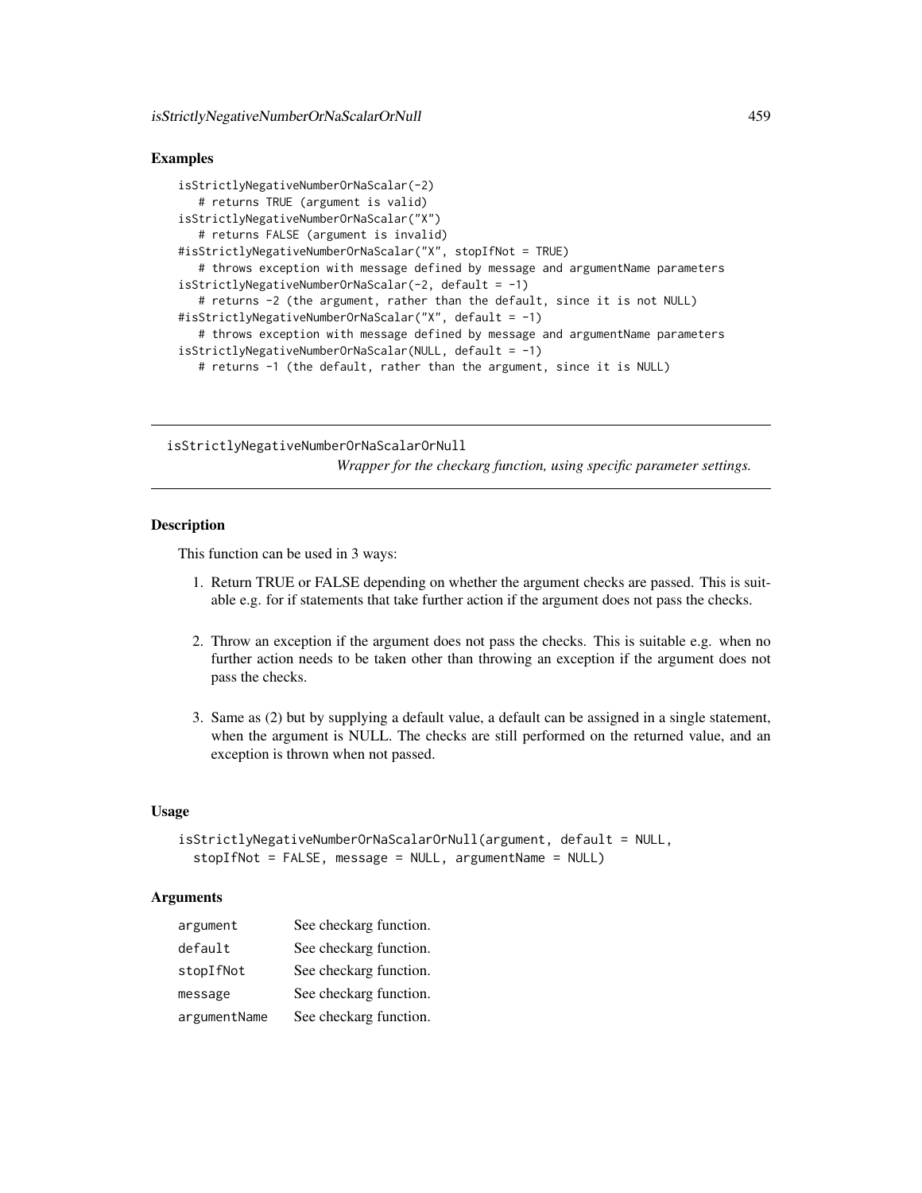## Examples

```
isStrictlyNegativeNumberOrNaScalar(-2)
   # returns TRUE (argument is valid)
isStrictlyNegativeNumberOrNaScalar("X")
   # returns FALSE (argument is invalid)
#isStrictlyNegativeNumberOrNaScalar("X", stopIfNot = TRUE)
   # throws exception with message defined by message and argumentName parameters
isStrictlyNegativeNumberOrNaScalar(-2, default = -1)
   # returns -2 (the argument, rather than the default, since it is not NULL)
#isStrictlyNegativeNumberOrNaScalar("X", default = -1)
   # throws exception with message defined by message and argumentName parameters
isStrictlyNegativeNumberOrNaScalar(NULL, default = -1)
   # returns -1 (the default, rather than the argument, since it is NULL)
```

---

# isStrictlyNegativeNumberOrNaScalarOrNull

*Wrapper for the checkarg function, using specific parameter settings.*

---

## Description

This function can be used in 3 ways:

1. Return TRUE or FALSE depending on whether the argument checks are passed. This is suitable e.g. for if statements that take further action if the argument does not pass the checks.
2. Throw an exception if the argument does not pass the checks. This is suitable e.g. when no further action needs to be taken other than throwing an exception if the argument does not pass the checks.
3. Same as (2) but by supplying a default value, a default can be assigned in a single statement, when the argument is NULL. The checks are still performed on the returned value, and an exception is thrown when not passed.

## Usage

```
isStrictlyNegativeNumberOrNaScalarOrNull(argument, default = NULL,
  stopIfNot = FALSE, message = NULL, argumentName = NULL)
```

## Arguments

| | |
|---|---|
| argument | See checkarg function. |
| default | See checkarg function. |
| stopIfNot | See checkarg function. |
| message | See checkarg function. |
| argumentName | See checkarg function. |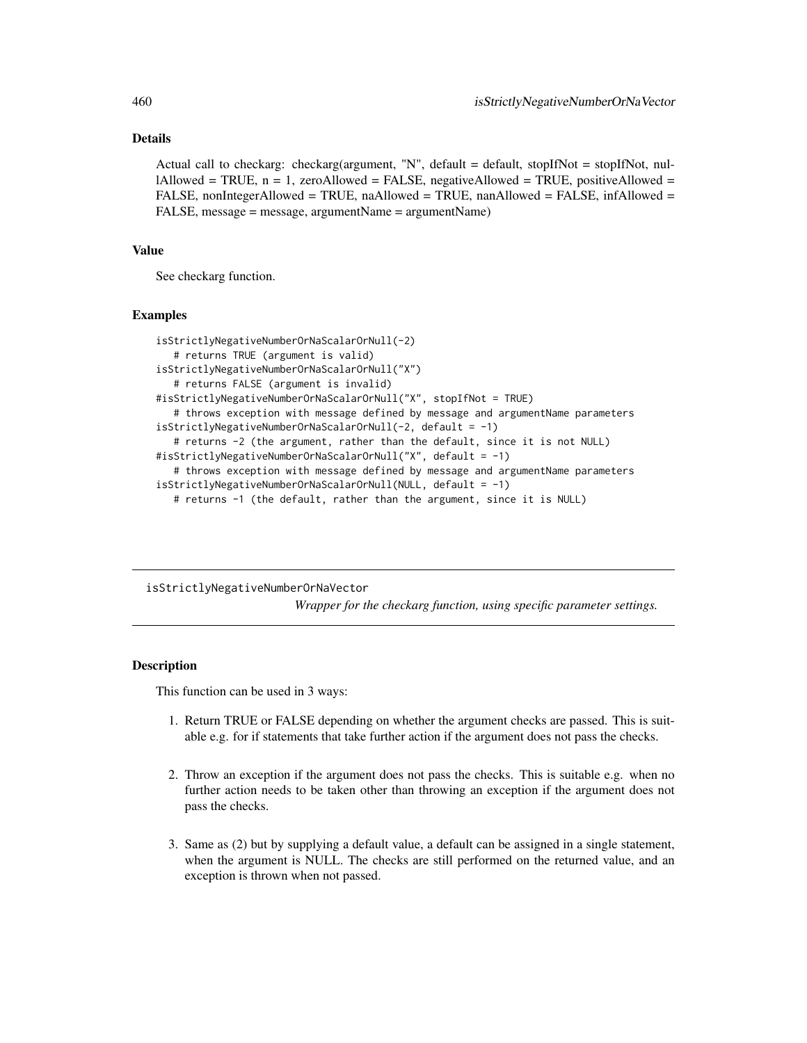### Details

Actual call to checkarg: checkarg(argument, "N", default = default, stopIfNot = stopIfNot, nullAllowed = TRUE, n = 1, zeroAllowed = FALSE, negativeAllowed = TRUE, positiveAllowed = FALSE, nonIntegerAllowed = TRUE, naAllowed = TRUE, nanAllowed = FALSE, infAllowed = FALSE, message = message, argumentName = argumentName)

### Value

See checkarg function.

### Examples

```
isStrictlyNegativeNumberOrNaScalarOrNull(-2)
   # returns TRUE (argument is valid)
isStrictlyNegativeNumberOrNaScalarOrNull("X")
   # returns FALSE (argument is invalid)
#isStrictlyNegativeNumberOrNaScalarOrNull("X", stopIfNot = TRUE)
   # throws exception with message defined by message and argumentName parameters
isStrictlyNegativeNumberOrNaScalarOrNull(-2, default = -1)
   # returns -2 (the argument, rather than the default, since it is not NULL)
#isStrictlyNegativeNumberOrNaScalarOrNull("X", default = -1)
   # throws exception with message defined by message and argumentName parameters
isStrictlyNegativeNumberOrNaScalarOrNull(NULL, default = -1)
   # returns -1 (the default, rather than the argument, since it is NULL)
```

---

## isStrictlyNegativeNumberOrNaVector

*Wrapper for the checkarg function, using specific parameter settings.*

---

### Description

This function can be used in 3 ways:

1. Return TRUE or FALSE depending on whether the argument checks are passed. This is suitable e.g. for if statements that take further action if the argument does not pass the checks.
2. Throw an exception if the argument does not pass the checks. This is suitable e.g. when no further action needs to be taken other than throwing an exception if the argument does not pass the checks.
3. Same as (2) but by supplying a default value, a default can be assigned in a single statement, when the argument is NULL. The checks are still performed on the returned value, and an exception is thrown when not passed.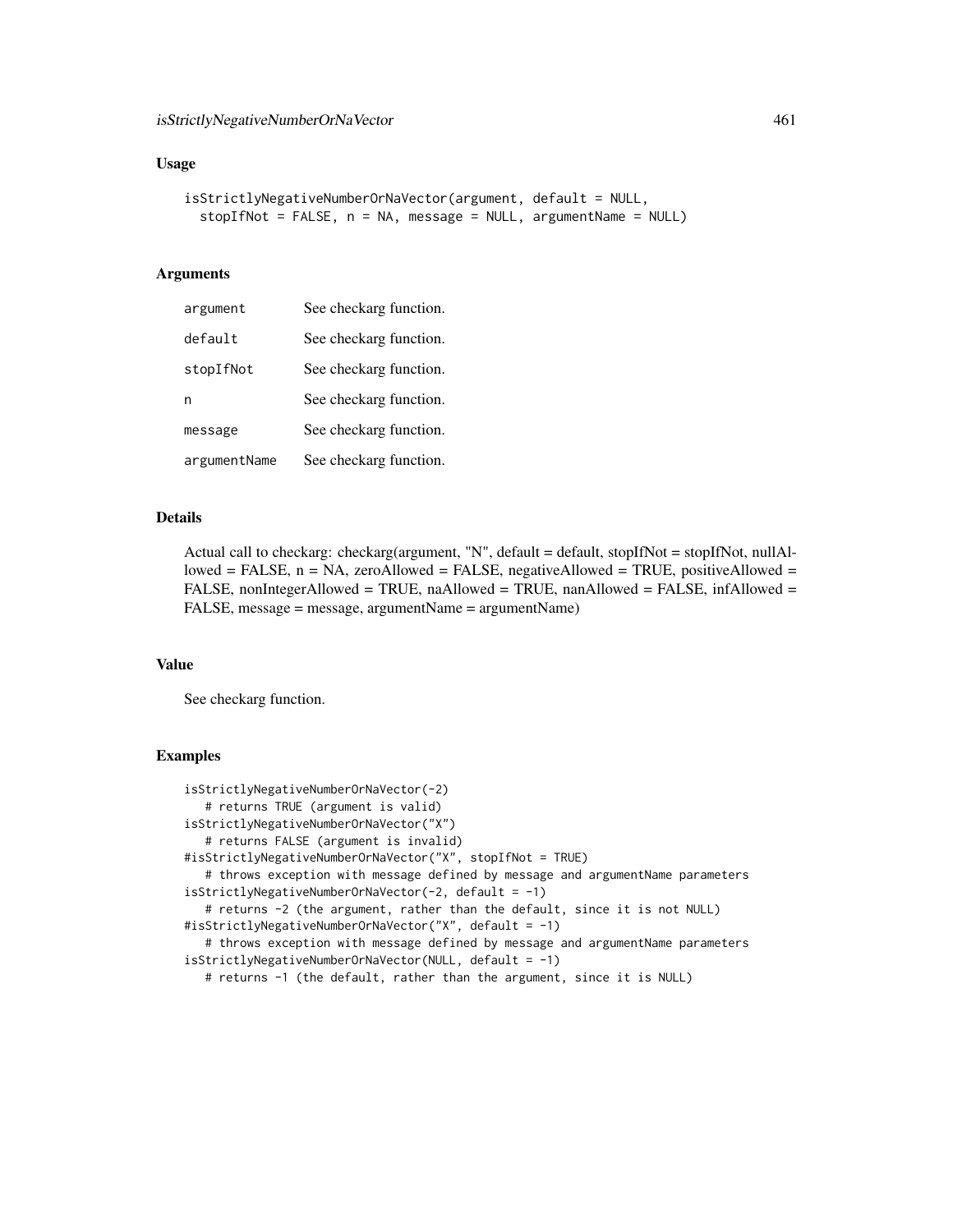### Usage

```
isStrictlyNegativeNumberOrNaVector(argument, default = NULL,
  stopIfNot = FALSE, n = NA, message = NULL, argumentName = NULL)
```

### Arguments

| | |
|---|---|
| argument | See checkarg function. |
| default | See checkarg function. |
| stopIfNot | See checkarg function. |
| n | See checkarg function. |
| message | See checkarg function. |
| argumentName | See checkarg function. |

### Details

Actual call to checkarg: checkarg(argument, "N", default = default, stopIfNot = stopIfNot, nullAllowed = FALSE, n = NA, zeroAllowed = FALSE, negativeAllowed = TRUE, positiveAllowed = FALSE, nonIntegerAllowed = TRUE, naAllowed = TRUE, nanAllowed = FALSE, infAllowed = FALSE, message = message, argumentName = argumentName)

### Value

See checkarg function.

### Examples

```
isStrictlyNegativeNumberOrNaVector(-2)
   # returns TRUE (argument is valid)
isStrictlyNegativeNumberOrNaVector("X")
   # returns FALSE (argument is invalid)
#isStrictlyNegativeNumberOrNaVector("X", stopIfNot = TRUE)
   # throws exception with message defined by message and argumentName parameters
isStrictlyNegativeNumberOrNaVector(-2, default = -1)
   # returns -2 (the argument, rather than the default, since it is not NULL)
#isStrictlyNegativeNumberOrNaVector("X", default = -1)
   # throws exception with message defined by message and argumentName parameters
isStrictlyNegativeNumberOrNaVector(NULL, default = -1)
   # returns -1 (the default, rather than the argument, since it is NULL)
```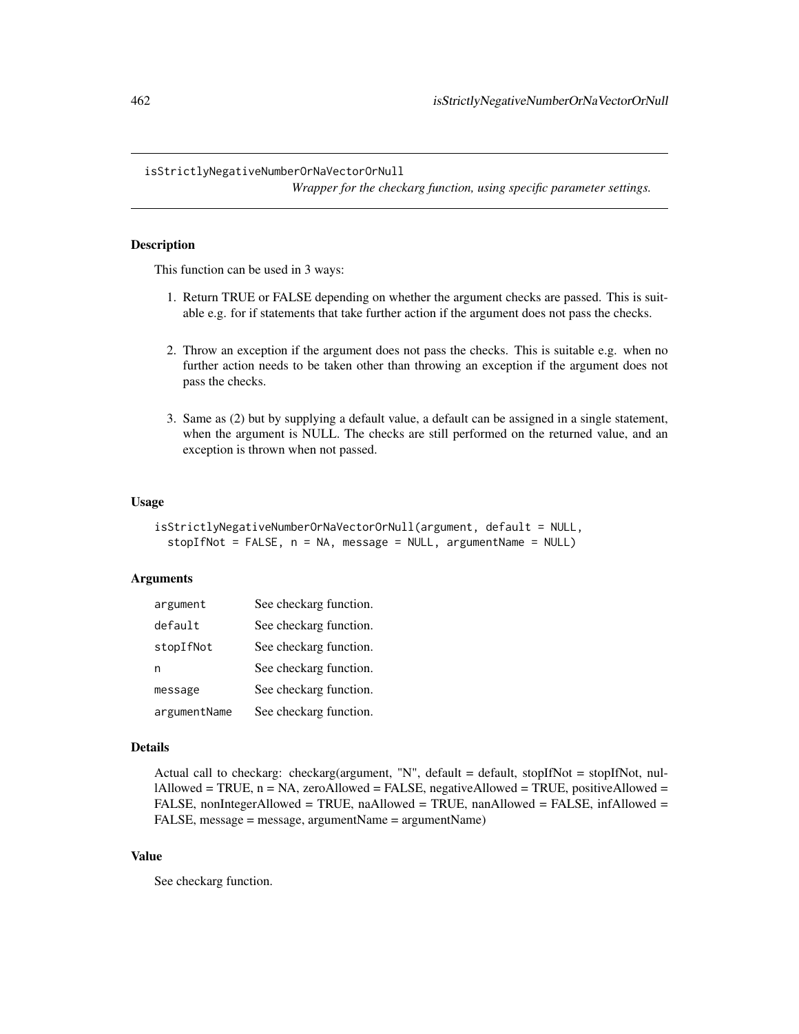`isStrictlyNegativeNumberOrNaVectorOrNull`

*Wrapper for the checkarg function, using specific parameter settings.*

### Description

This function can be used in 3 ways:

1. Return TRUE or FALSE depending on whether the argument checks are passed. This is suitable e.g. for if statements that take further action if the argument does not pass the checks.
2. Throw an exception if the argument does not pass the checks. This is suitable e.g. when no further action needs to be taken other than throwing an exception if the argument does not pass the checks.
3. Same as (2) but by supplying a default value, a default can be assigned in a single statement, when the argument is NULL. The checks are still performed on the returned value, and an exception is thrown when not passed.

### Usage

```
isStrictlyNegativeNumberOrNaVectorOrNull(argument, default = NULL,
  stopIfNot = FALSE, n = NA, message = NULL, argumentName = NULL)
```

### Arguments

| | |
|---|---|
| argument | See checkarg function. |
| default | See checkarg function. |
| stopIfNot | See checkarg function. |
| n | See checkarg function. |
| message | See checkarg function. |
| argumentName | See checkarg function. |

### Details

Actual call to checkarg: checkarg(argument, "N", default = default, stopIfNot = stopIfNot, nullAllowed = TRUE, n = NA, zeroAllowed = FALSE, negativeAllowed = TRUE, positiveAllowed = FALSE, nonIntegerAllowed = TRUE, naAllowed = TRUE, nanAllowed = FALSE, infAllowed = FALSE, message = message, argumentName = argumentName)

### Value

See checkarg function.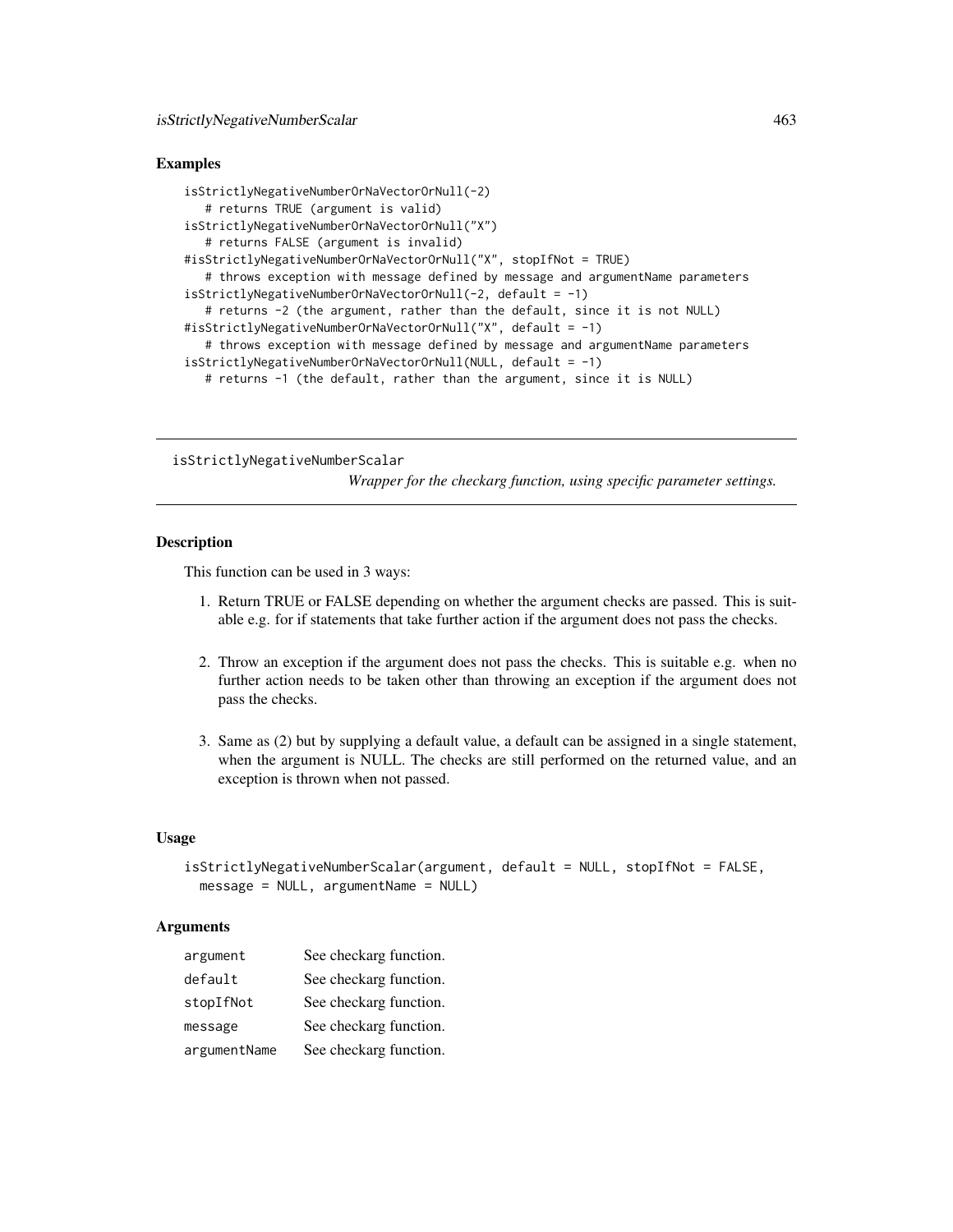### Examples

```
isStrictlyNegativeNumberOrNaVectorOrNull(-2)
   # returns TRUE (argument is valid)
isStrictlyNegativeNumberOrNaVectorOrNull("X")
   # returns FALSE (argument is invalid)
#isStrictlyNegativeNumberOrNaVectorOrNull("X", stopIfNot = TRUE)
   # throws exception with message defined by message and argumentName parameters
isStrictlyNegativeNumberOrNaVectorOrNull(-2, default = -1)
   # returns -2 (the argument, rather than the default, since it is not NULL)
#isStrictlyNegativeNumberOrNaVectorOrNull("X", default = -1)
   # throws exception with message defined by message and argumentName parameters
isStrictlyNegativeNumberOrNaVectorOrNull(NULL, default = -1)
   # returns -1 (the default, rather than the argument, since it is NULL)
```

---

## isStrictlyNegativeNumberScalar

*Wrapper for the checkarg function, using specific parameter settings.*

---

### Description

This function can be used in 3 ways:

1. Return TRUE or FALSE depending on whether the argument checks are passed. This is suitable e.g. for if statements that take further action if the argument does not pass the checks.
2. Throw an exception if the argument does not pass the checks. This is suitable e.g. when no further action needs to be taken other than throwing an exception if the argument does not pass the checks.
3. Same as (2) but by supplying a default value, a default can be assigned in a single statement, when the argument is NULL. The checks are still performed on the returned value, and an exception is thrown when not passed.

### Usage

```
isStrictlyNegativeNumberScalar(argument, default = NULL, stopIfNot = FALSE,
  message = NULL, argumentName = NULL)
```

### Arguments

| | |
|---|---|
| argument | See checkarg function. |
| default | See checkarg function. |
| stopIfNot | See checkarg function. |
| message | See checkarg function. |
| argumentName | See checkarg function. |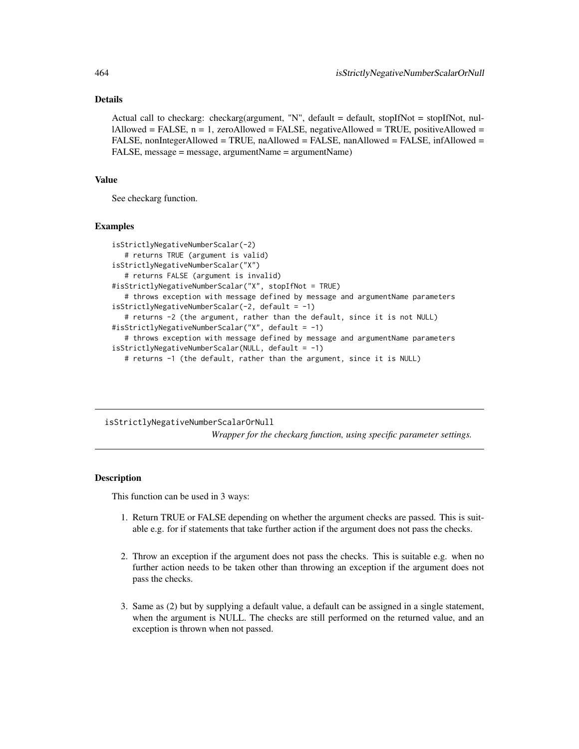## Details

Actual call to checkarg: checkarg(argument, "N", default = default, stopIfNot = stopIfNot, nullAllowed = FALSE, n = 1, zeroAllowed = FALSE, negativeAllowed = TRUE, positiveAllowed = FALSE, nonIntegerAllowed = TRUE, naAllowed = FALSE, nanAllowed = FALSE, infAllowed = FALSE, message = message, argumentName = argumentName)

## Value

See checkarg function.

## Examples

```
isStrictlyNegativeNumberScalar(-2)
   # returns TRUE (argument is valid)
isStrictlyNegativeNumberScalar("X")
   # returns FALSE (argument is invalid)
#isStrictlyNegativeNumberScalar("X", stopIfNot = TRUE)
   # throws exception with message defined by message and argumentName parameters
isStrictlyNegativeNumberScalar(-2, default = -1)
   # returns -2 (the argument, rather than the default, since it is not NULL)
#isStrictlyNegativeNumberScalar("X", default = -1)
   # throws exception with message defined by message and argumentName parameters
isStrictlyNegativeNumberScalar(NULL, default = -1)
   # returns -1 (the default, rather than the argument, since it is NULL)
```

---

# isStrictlyNegativeNumberScalarOrNull

*Wrapper for the checkarg function, using specific parameter settings.*

---

## Description

This function can be used in 3 ways:

1. Return TRUE or FALSE depending on whether the argument checks are passed. This is suitable e.g. for if statements that take further action if the argument does not pass the checks.

2. Throw an exception if the argument does not pass the checks. This is suitable e.g. when no further action needs to be taken other than throwing an exception if the argument does not pass the checks.

3. Same as (2) but by supplying a default value, a default can be assigned in a single statement, when the argument is NULL. The checks are still performed on the returned value, and an exception is thrown when not passed.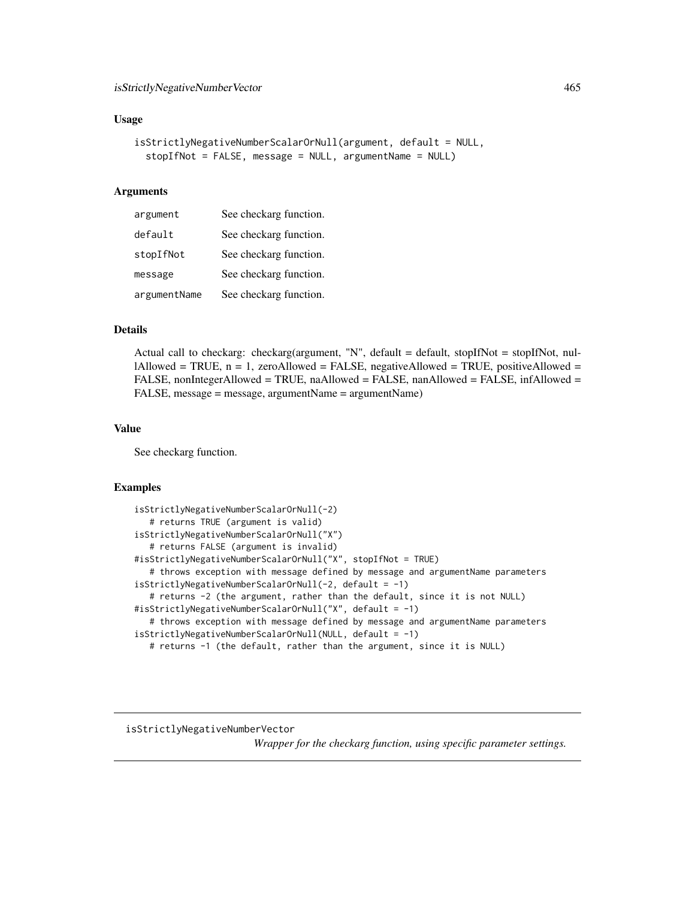### Usage

```
isStrictlyNegativeNumberScalarOrNull(argument, default = NULL,
  stopIfNot = FALSE, message = NULL, argumentName = NULL)
```

### Arguments

| | |
|---|---|
| argument | See checkarg function. |
| default | See checkarg function. |
| stopIfNot | See checkarg function. |
| message | See checkarg function. |
| argumentName | See checkarg function. |

### Details

Actual call to checkarg: checkarg(argument, "N", default = default, stopIfNot = stopIfNot, nullAllowed = TRUE, n = 1, zeroAllowed = FALSE, negativeAllowed = TRUE, positiveAllowed = FALSE, nonIntegerAllowed = TRUE, naAllowed = FALSE, nanAllowed = FALSE, infAllowed = FALSE, message = message, argumentName = argumentName)

### Value

See checkarg function.

### Examples

```
isStrictlyNegativeNumberScalarOrNull(-2)
   # returns TRUE (argument is valid)
isStrictlyNegativeNumberScalarOrNull("X")
   # returns FALSE (argument is invalid)
#isStrictlyNegativeNumberScalarOrNull("X", stopIfNot = TRUE)
   # throws exception with message defined by message and argumentName parameters
isStrictlyNegativeNumberScalarOrNull(-2, default = -1)
   # returns -2 (the argument, rather than the default, since it is not NULL)
#isStrictlyNegativeNumberScalarOrNull("X", default = -1)
   # throws exception with message defined by message and argumentName parameters
isStrictlyNegativeNumberScalarOrNull(NULL, default = -1)
   # returns -1 (the default, rather than the argument, since it is NULL)
```

---

## isStrictlyNegativeNumberVector

*Wrapper for the checkarg function, using specific parameter settings.*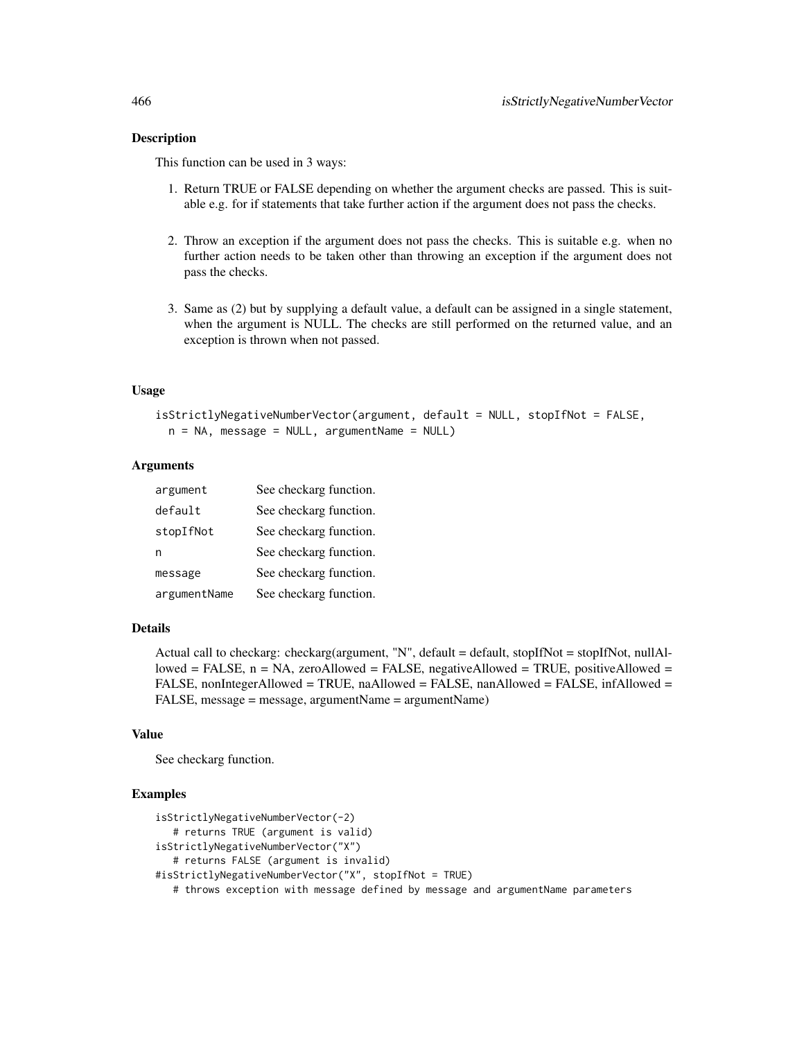### Description

This function can be used in 3 ways:

1. Return TRUE or FALSE depending on whether the argument checks are passed. This is suitable e.g. for if statements that take further action if the argument does not pass the checks.
2. Throw an exception if the argument does not pass the checks. This is suitable e.g. when no further action needs to be taken other than throwing an exception if the argument does not pass the checks.
3. Same as (2) but by supplying a default value, a default can be assigned in a single statement, when the argument is NULL. The checks are still performed on the returned value, and an exception is thrown when not passed.

### Usage

```
isStrictlyNegativeNumberVector(argument, default = NULL, stopIfNot = FALSE,
  n = NA, message = NULL, argumentName = NULL)
```

### Arguments

| | |
|---|---|
| `argument` | See checkarg function. |
| `default` | See checkarg function. |
| `stopIfNot` | See checkarg function. |
| `n` | See checkarg function. |
| `message` | See checkarg function. |
| `argumentName` | See checkarg function. |

### Details

Actual call to checkarg: checkarg(argument, "N", default = default, stopIfNot = stopIfNot, nullAllowed = FALSE, n = NA, zeroAllowed = FALSE, negativeAllowed = TRUE, positiveAllowed = FALSE, nonIntegerAllowed = TRUE, naAllowed = FALSE, nanAllowed = FALSE, infAllowed = FALSE, message = message, argumentName = argumentName)

### Value

See checkarg function.

### Examples

```
isStrictlyNegativeNumberVector(-2)
   # returns TRUE (argument is valid)
isStrictlyNegativeNumberVector("X")
   # returns FALSE (argument is invalid)
#isStrictlyNegativeNumberVector("X", stopIfNot = TRUE)
   # throws exception with message defined by message and argumentName parameters
```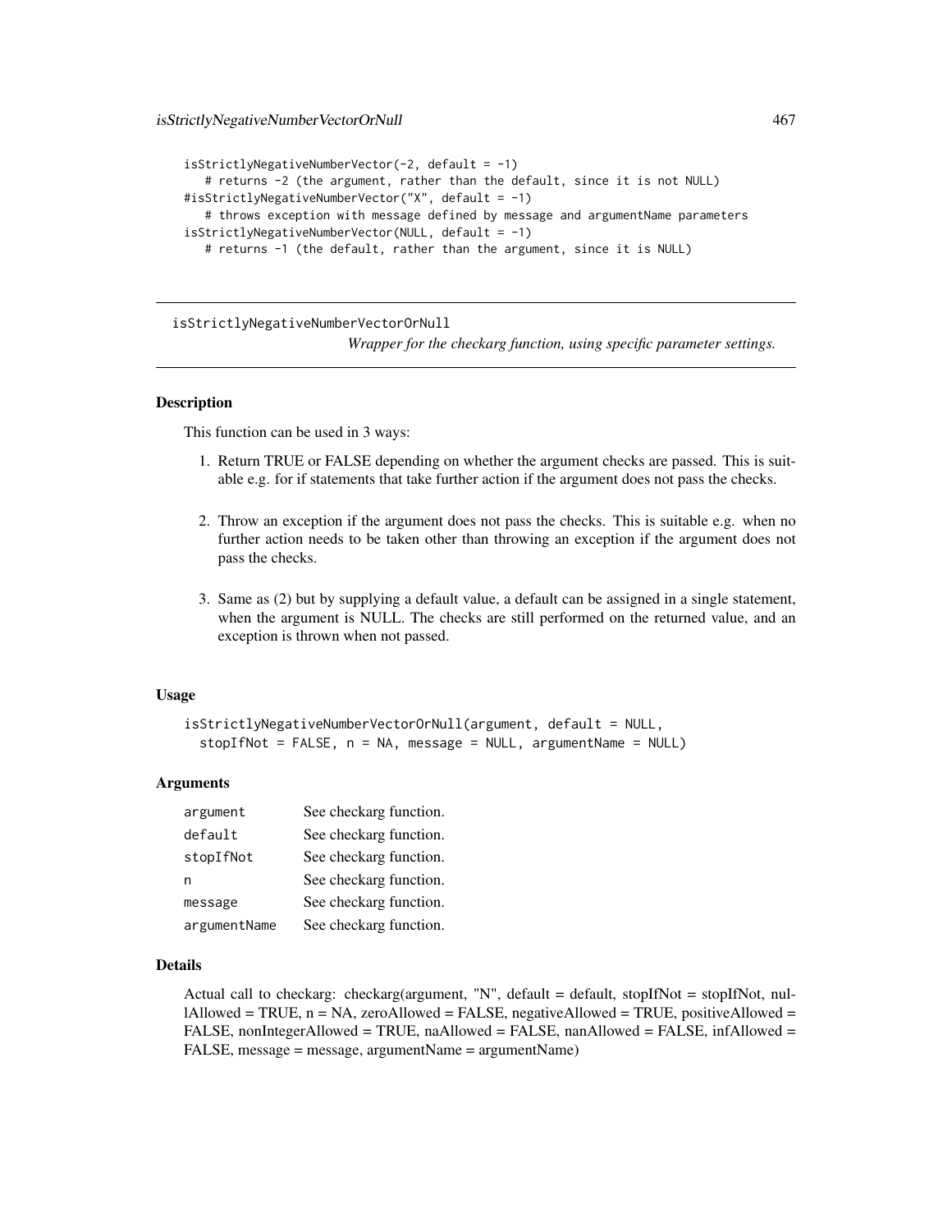```
isStrictlyNegativeNumberVector(-2, default = -1)
   # returns -2 (the argument, rather than the default, since it is not NULL)
#isStrictlyNegativeNumberVector("X", default = -1)
   # throws exception with message defined by message and argumentName parameters
isStrictlyNegativeNumberVector(NULL, default = -1)
   # returns -1 (the default, rather than the argument, since it is NULL)
```

## isStrictlyNegativeNumberVectorOrNull

*Wrapper for the checkarg function, using specific parameter settings.*

### Description

This function can be used in 3 ways:

1. Return TRUE or FALSE depending on whether the argument checks are passed. This is suitable e.g. for if statements that take further action if the argument does not pass the checks.
2. Throw an exception if the argument does not pass the checks. This is suitable e.g. when no further action needs to be taken other than throwing an exception if the argument does not pass the checks.
3. Same as (2) but by supplying a default value, a default can be assigned in a single statement, when the argument is NULL. The checks are still performed on the returned value, and an exception is thrown when not passed.

### Usage

```
isStrictlyNegativeNumberVectorOrNull(argument, default = NULL,
  stopIfNot = FALSE, n = NA, message = NULL, argumentName = NULL)
```

### Arguments

| | |
|---|---|
| argument | See checkarg function. |
| default | See checkarg function. |
| stopIfNot | See checkarg function. |
| n | See checkarg function. |
| message | See checkarg function. |
| argumentName | See checkarg function. |

### Details

Actual call to checkarg: checkarg(argument, "N", default = default, stopIfNot = stopIfNot, nullAllowed = TRUE, n = NA, zeroAllowed = FALSE, negativeAllowed = TRUE, positiveAllowed = FALSE, nonIntegerAllowed = TRUE, naAllowed = FALSE, nanAllowed = FALSE, infAllowed = FALSE, message = message, argumentName = argumentName)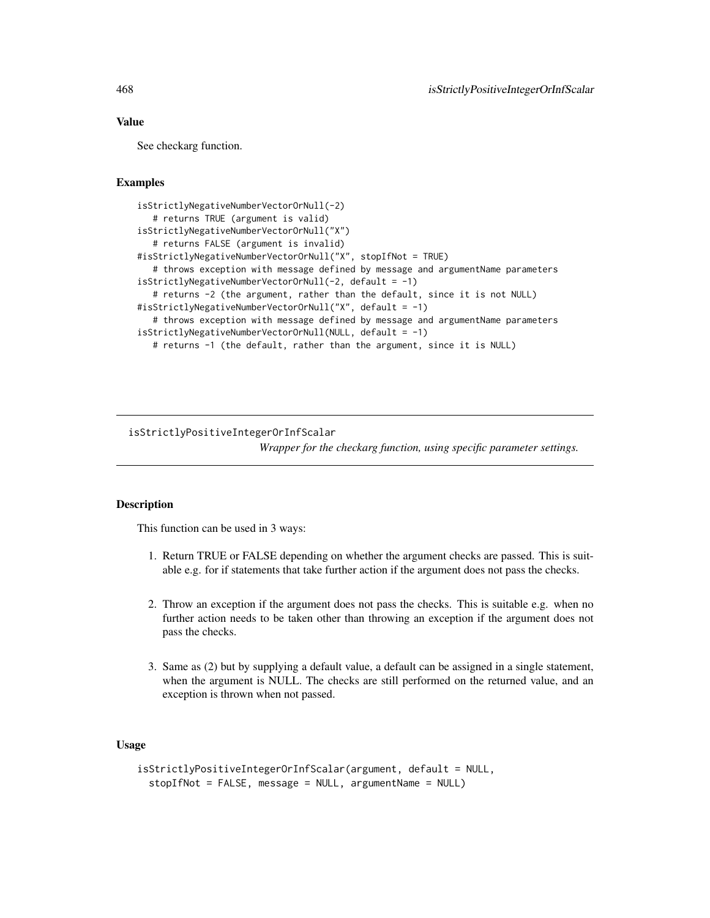### Value

See checkarg function.

### Examples

```
isStrictlyNegativeNumberVectorOrNull(-2)
   # returns TRUE (argument is valid)
isStrictlyNegativeNumberVectorOrNull("X")
   # returns FALSE (argument is invalid)
#isStrictlyNegativeNumberVectorOrNull("X", stopIfNot = TRUE)
   # throws exception with message defined by message and argumentName parameters
isStrictlyNegativeNumberVectorOrNull(-2, default = -1)
   # returns -2 (the argument, rather than the default, since it is not NULL)
#isStrictlyNegativeNumberVectorOrNull("X", default = -1)
   # throws exception with message defined by message and argumentName parameters
isStrictlyNegativeNumberVectorOrNull(NULL, default = -1)
   # returns -1 (the default, rather than the argument, since it is NULL)
```

---

## isStrictlyPositiveIntegerOrInfScalar

*Wrapper for the checkarg function, using specific parameter settings.*

---

### Description

This function can be used in 3 ways:

1. Return TRUE or FALSE depending on whether the argument checks are passed. This is suitable e.g. for if statements that take further action if the argument does not pass the checks.
2. Throw an exception if the argument does not pass the checks. This is suitable e.g. when no further action needs to be taken other than throwing an exception if the argument does not pass the checks.
3. Same as (2) but by supplying a default value, a default can be assigned in a single statement, when the argument is NULL. The checks are still performed on the returned value, and an exception is thrown when not passed.

### Usage

```
isStrictlyPositiveIntegerOrInfScalar(argument, default = NULL,
  stopIfNot = FALSE, message = NULL, argumentName = NULL)
```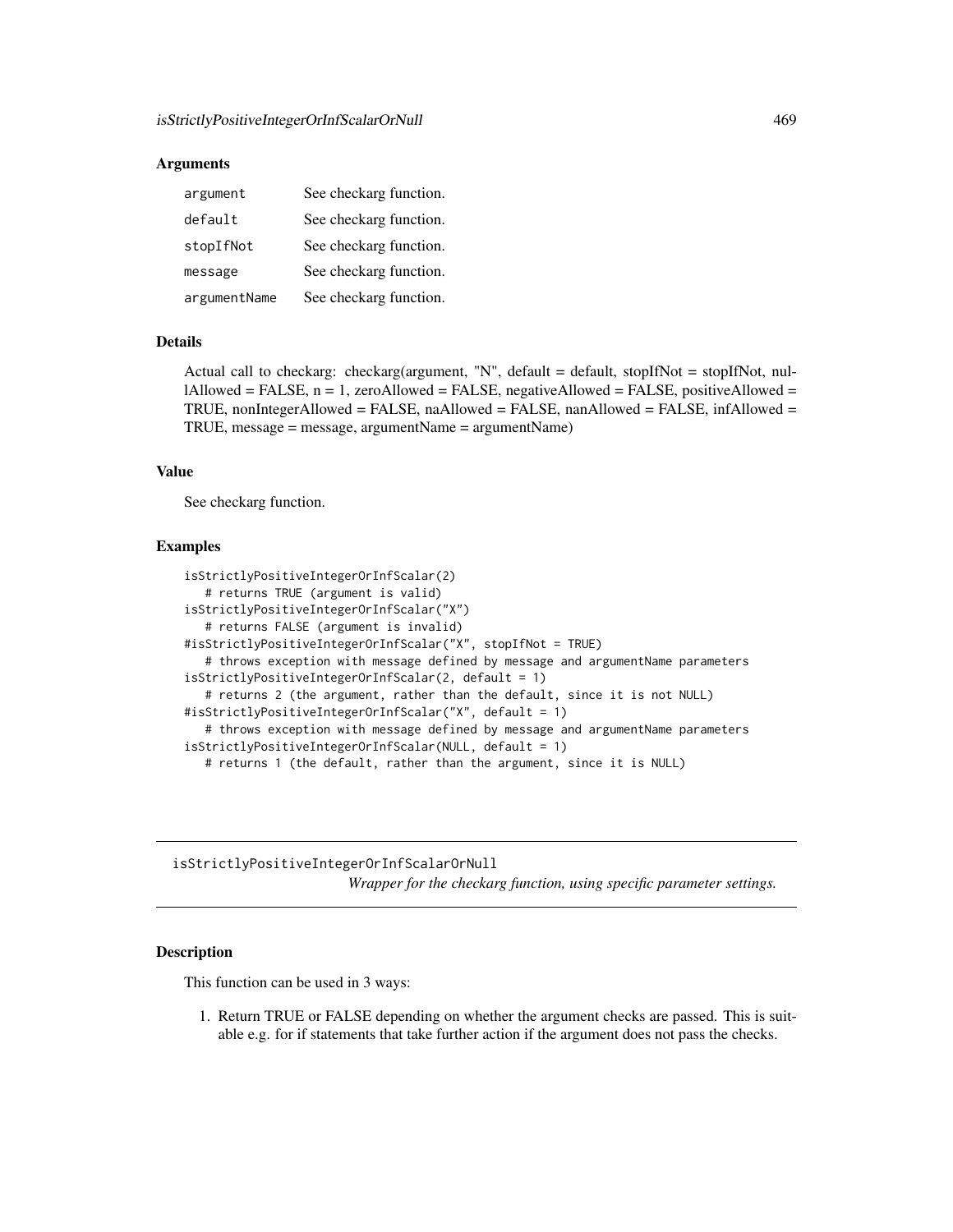### Arguments

| | |
|---|---|
| argument | See checkarg function. |
| default | See checkarg function. |
| stopIfNot | See checkarg function. |
| message | See checkarg function. |
| argumentName | See checkarg function. |

### Details

Actual call to checkarg: checkarg(argument, "N", default = default, stopIfNot = stopIfNot, nullAllowed = FALSE, n = 1, zeroAllowed = FALSE, negativeAllowed = FALSE, positiveAllowed = TRUE, nonIntegerAllowed = FALSE, naAllowed = FALSE, nanAllowed = FALSE, infAllowed = TRUE, message = message, argumentName = argumentName)

### Value

See checkarg function.

### Examples

```
isStrictlyPositiveIntegerOrInfScalar(2)
   # returns TRUE (argument is valid)
isStrictlyPositiveIntegerOrInfScalar("X")
   # returns FALSE (argument is invalid)
#isStrictlyPositiveIntegerOrInfScalar("X", stopIfNot = TRUE)
   # throws exception with message defined by message and argumentName parameters
isStrictlyPositiveIntegerOrInfScalar(2, default = 1)
   # returns 2 (the argument, rather than the default, since it is not NULL)
#isStrictlyPositiveIntegerOrInfScalar("X", default = 1)
   # throws exception with message defined by message and argumentName parameters
isStrictlyPositiveIntegerOrInfScalar(NULL, default = 1)
   # returns 1 (the default, rather than the argument, since it is NULL)
```

---

## isStrictlyPositiveIntegerOrInfScalarOrNull

*Wrapper for the checkarg function, using specific parameter settings.*

---

### Description

This function can be used in 3 ways:

1. Return TRUE or FALSE depending on whether the argument checks are passed. This is suitable e.g. for if statements that take further action if the argument does not pass the checks.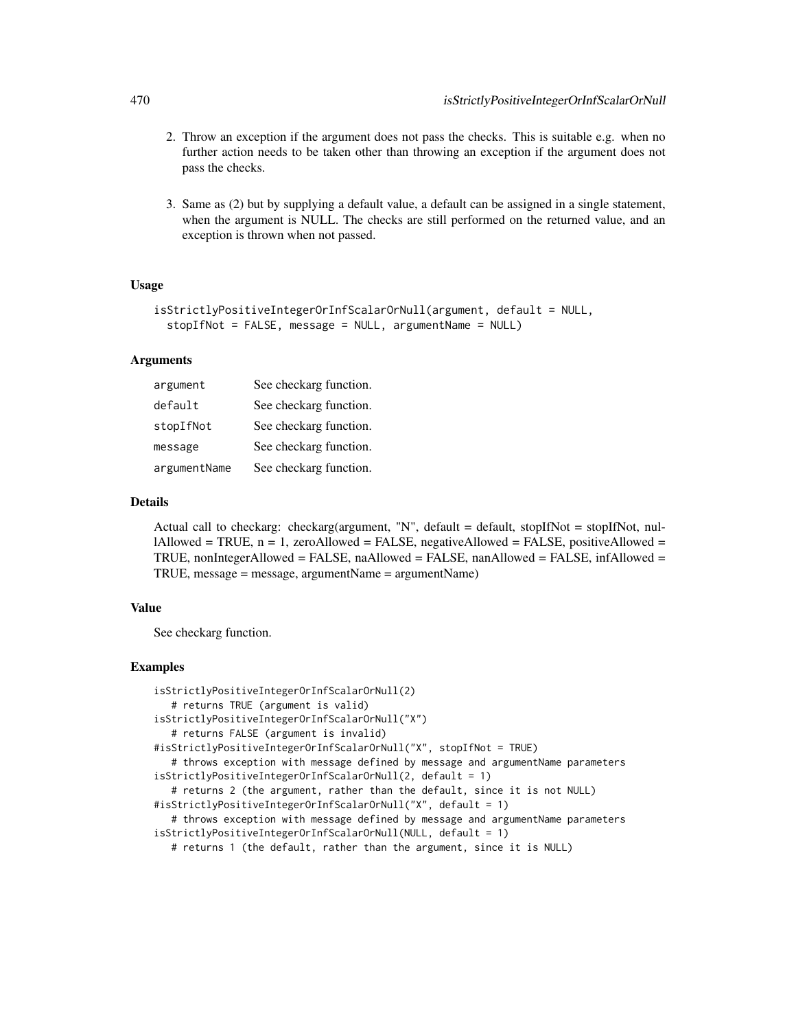2. Throw an exception if the argument does not pass the checks. This is suitable e.g. when no further action needs to be taken other than throwing an exception if the argument does not pass the checks.

3. Same as (2) but by supplying a default value, a default can be assigned in a single statement, when the argument is NULL. The checks are still performed on the returned value, and an exception is thrown when not passed.

### Usage

```
isStrictlyPositiveIntegerOrInfScalarOrNull(argument, default = NULL,
  stopIfNot = FALSE, message = NULL, argumentName = NULL)
```

### Arguments

| | |
|---|---|
| argument | See checkarg function. |
| default | See checkarg function. |
| stopIfNot | See checkarg function. |
| message | See checkarg function. |
| argumentName | See checkarg function. |

### Details

Actual call to checkarg: checkarg(argument, "N", default = default, stopIfNot = stopIfNot, nullAllowed = TRUE, n = 1, zeroAllowed = FALSE, negativeAllowed = FALSE, positiveAllowed = TRUE, nonIntegerAllowed = FALSE, naAllowed = FALSE, nanAllowed = FALSE, infAllowed = TRUE, message = message, argumentName = argumentName)

### Value

See checkarg function.

### Examples

```
isStrictlyPositiveIntegerOrInfScalarOrNull(2)
   # returns TRUE (argument is valid)
isStrictlyPositiveIntegerOrInfScalarOrNull("X")
   # returns FALSE (argument is invalid)
#isStrictlyPositiveIntegerOrInfScalarOrNull("X", stopIfNot = TRUE)
   # throws exception with message defined by message and argumentName parameters
isStrictlyPositiveIntegerOrInfScalarOrNull(2, default = 1)
   # returns 2 (the argument, rather than the default, since it is not NULL)
#isStrictlyPositiveIntegerOrInfScalarOrNull("X", default = 1)
   # throws exception with message defined by message and argumentName parameters
isStrictlyPositiveIntegerOrInfScalarOrNull(NULL, default = 1)
   # returns 1 (the default, rather than the argument, since it is NULL)
```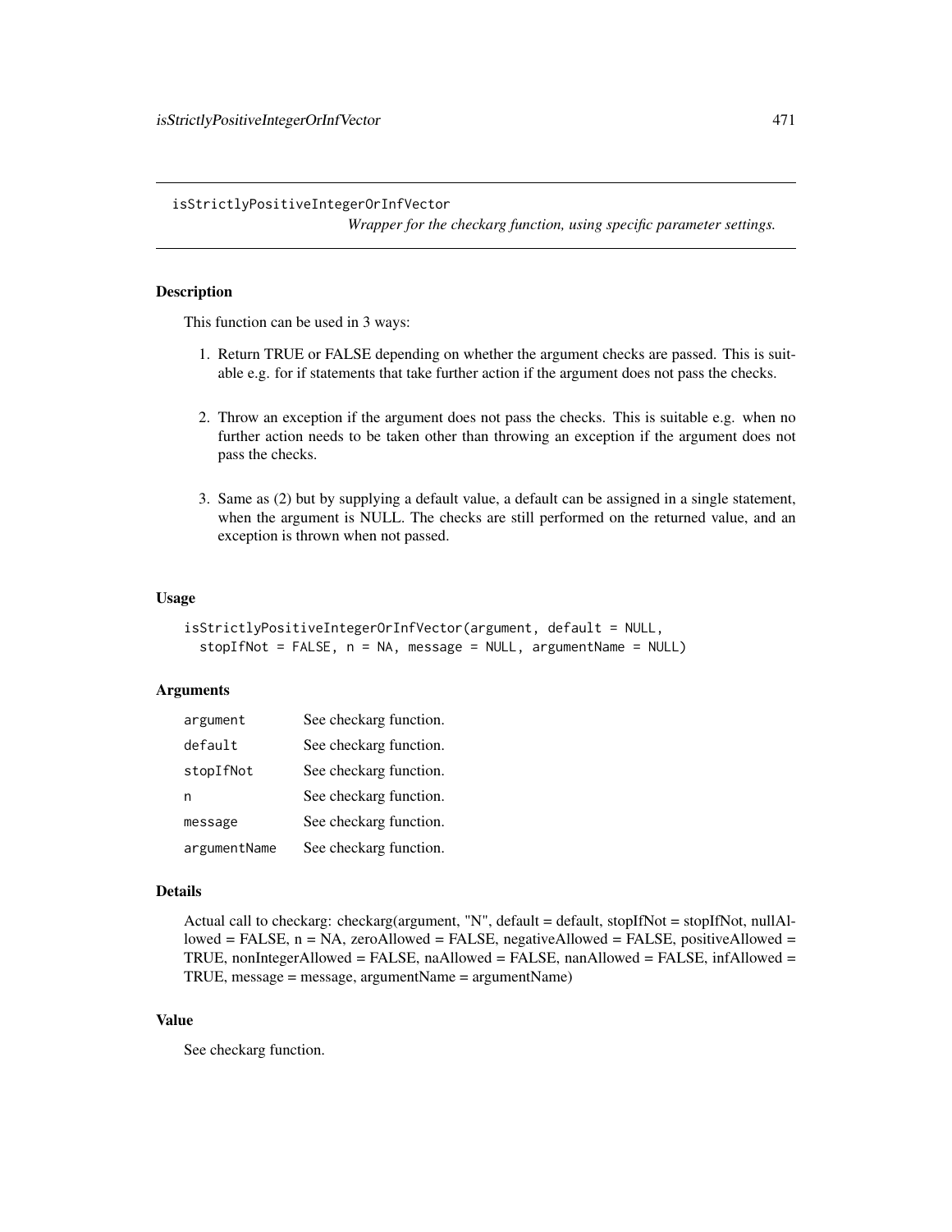## isStrictlyPositiveIntegerOrInfVector

*Wrapper for the checkarg function, using specific parameter settings.*

### Description

This function can be used in 3 ways:

1. Return TRUE or FALSE depending on whether the argument checks are passed. This is suitable e.g. for if statements that take further action if the argument does not pass the checks.
2. Throw an exception if the argument does not pass the checks. This is suitable e.g. when no further action needs to be taken other than throwing an exception if the argument does not pass the checks.
3. Same as (2) but by supplying a default value, a default can be assigned in a single statement, when the argument is NULL. The checks are still performed on the returned value, and an exception is thrown when not passed.

### Usage

```
isStrictlyPositiveIntegerOrInfVector(argument, default = NULL,
  stopIfNot = FALSE, n = NA, message = NULL, argumentName = NULL)
```

### Arguments

| | |
|---|---|
| argument | See checkarg function. |
| default | See checkarg function. |
| stopIfNot | See checkarg function. |
| n | See checkarg function. |
| message | See checkarg function. |
| argumentName | See checkarg function. |

### Details

Actual call to checkarg: checkarg(argument, "N", default = default, stopIfNot = stopIfNot, nullAllowed = FALSE, n = NA, zeroAllowed = FALSE, negativeAllowed = FALSE, positiveAllowed = TRUE, nonIntegerAllowed = FALSE, naAllowed = FALSE, nanAllowed = FALSE, infAllowed = TRUE, message = message, argumentName = argumentName)

### Value

See checkarg function.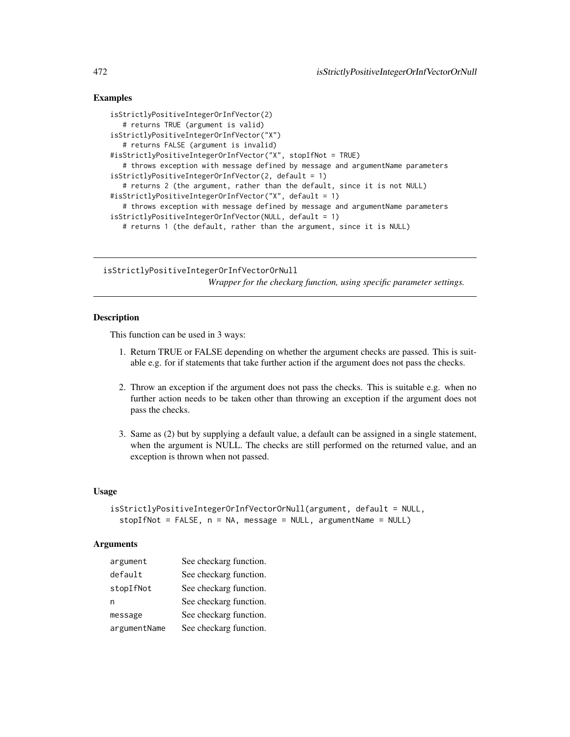## Examples

```
isStrictlyPositiveIntegerOrInfVector(2)
   # returns TRUE (argument is valid)
isStrictlyPositiveIntegerOrInfVector("X")
   # returns FALSE (argument is invalid)
#isStrictlyPositiveIntegerOrInfVector("X", stopIfNot = TRUE)
   # throws exception with message defined by message and argumentName parameters
isStrictlyPositiveIntegerOrInfVector(2, default = 1)
   # returns 2 (the argument, rather than the default, since it is not NULL)
#isStrictlyPositiveIntegerOrInfVector("X", default = 1)
   # throws exception with message defined by message and argumentName parameters
isStrictlyPositiveIntegerOrInfVector(NULL, default = 1)
   # returns 1 (the default, rather than the argument, since it is NULL)
```

---

# isStrictlyPositiveIntegerOrInfVectorOrNull

*Wrapper for the checkarg function, using specific parameter settings.*

---

## Description

This function can be used in 3 ways:

1. Return TRUE or FALSE depending on whether the argument checks are passed. This is suitable e.g. for if statements that take further action if the argument does not pass the checks.

2. Throw an exception if the argument does not pass the checks. This is suitable e.g. when no further action needs to be taken other than throwing an exception if the argument does not pass the checks.

3. Same as (2) but by supplying a default value, a default can be assigned in a single statement, when the argument is NULL. The checks are still performed on the returned value, and an exception is thrown when not passed.

## Usage

```
isStrictlyPositiveIntegerOrInfVectorOrNull(argument, default = NULL,
  stopIfNot = FALSE, n = NA, message = NULL, argumentName = NULL)
```

## Arguments

| | |
|---|---|
| argument | See checkarg function. |
| default | See checkarg function. |
| stopIfNot | See checkarg function. |
| n | See checkarg function. |
| message | See checkarg function. |
| argumentName | See checkarg function. |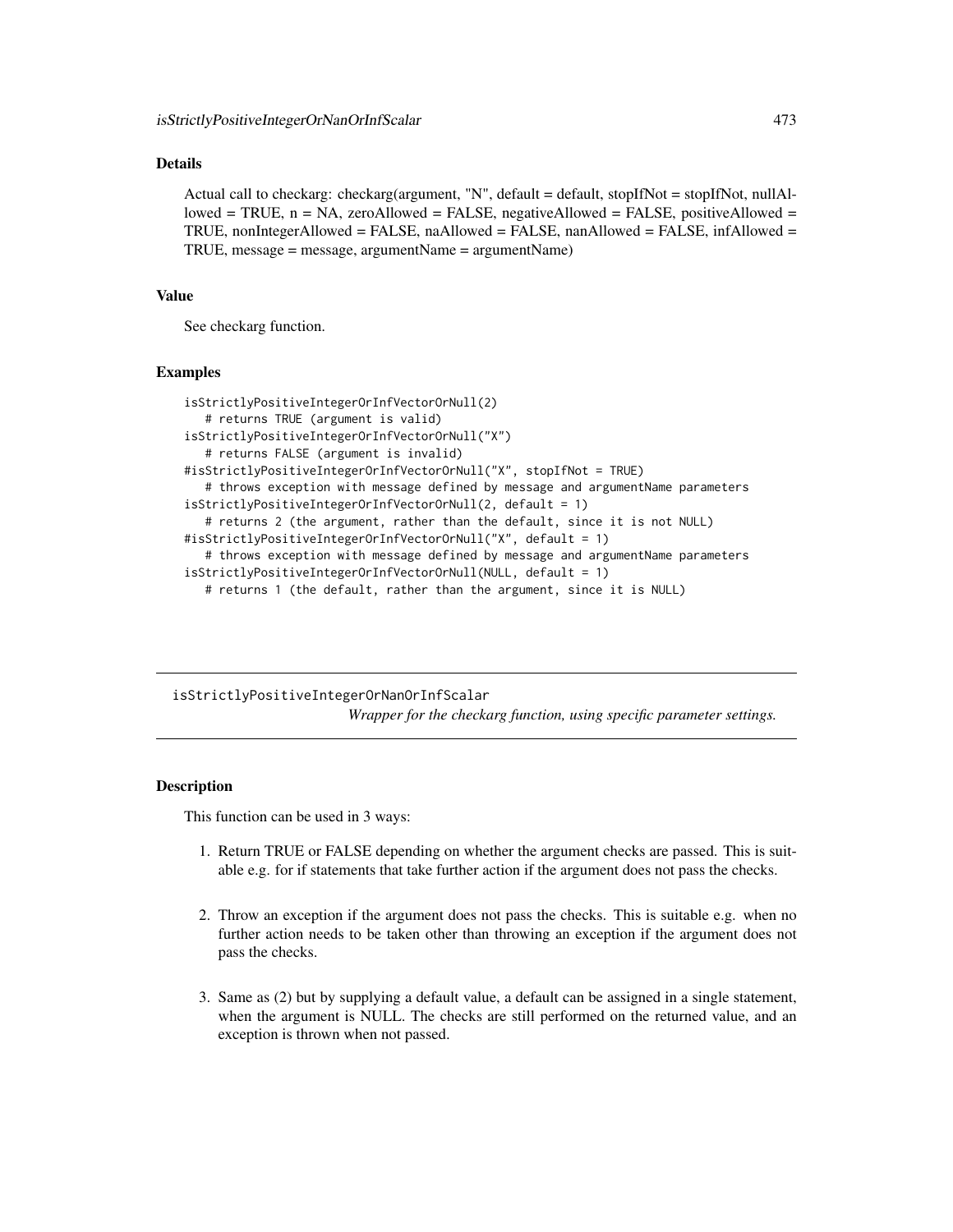### Details

Actual call to checkarg: checkarg(argument, "N", default = default, stopIfNot = stopIfNot, nullAllowed = TRUE, n = NA, zeroAllowed = FALSE, negativeAllowed = FALSE, positiveAllowed = TRUE, nonIntegerAllowed = FALSE, naAllowed = FALSE, nanAllowed = FALSE, infAllowed = TRUE, message = message, argumentName = argumentName)

### Value

See checkarg function.

### Examples

```
isStrictlyPositiveIntegerOrInfVectorOrNull(2)
   # returns TRUE (argument is valid)
isStrictlyPositiveIntegerOrInfVectorOrNull("X")
   # returns FALSE (argument is invalid)
#isStrictlyPositiveIntegerOrInfVectorOrNull("X", stopIfNot = TRUE)
   # throws exception with message defined by message and argumentName parameters
isStrictlyPositiveIntegerOrInfVectorOrNull(2, default = 1)
   # returns 2 (the argument, rather than the default, since it is not NULL)
#isStrictlyPositiveIntegerOrInfVectorOrNull("X", default = 1)
   # throws exception with message defined by message and argumentName parameters
isStrictlyPositiveIntegerOrInfVectorOrNull(NULL, default = 1)
   # returns 1 (the default, rather than the argument, since it is NULL)
```

---

## isStrictlyPositiveIntegerOrNanOrInfScalar

*Wrapper for the checkarg function, using specific parameter settings.*

---

### Description

This function can be used in 3 ways:

1. Return TRUE or FALSE depending on whether the argument checks are passed. This is suitable e.g. for if statements that take further action if the argument does not pass the checks.
2. Throw an exception if the argument does not pass the checks. This is suitable e.g. when no further action needs to be taken other than throwing an exception if the argument does not pass the checks.
3. Same as (2) but by supplying a default value, a default can be assigned in a single statement, when the argument is NULL. The checks are still performed on the returned value, and an exception is thrown when not passed.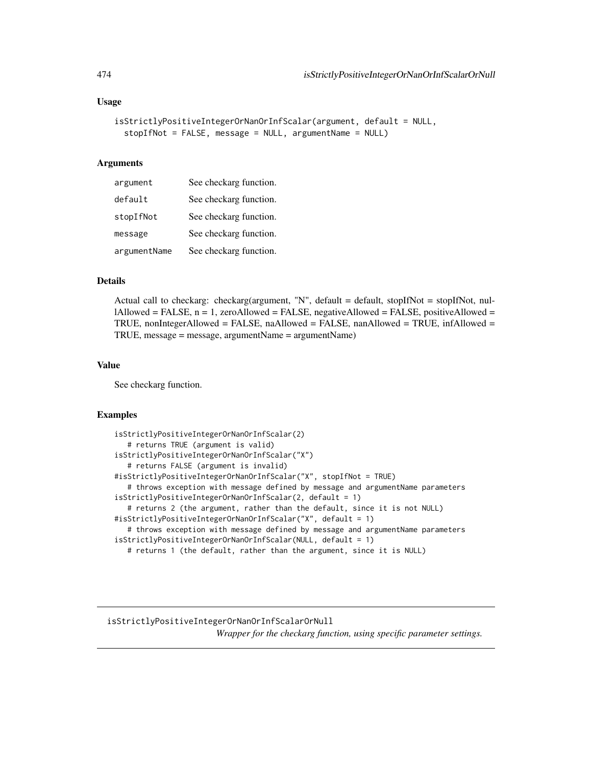### Usage

```
isStrictlyPositiveIntegerOrNanOrInfScalar(argument, default = NULL,
  stopIfNot = FALSE, message = NULL, argumentName = NULL)
```

### Arguments

| | |
|---|---|
| argument | See checkarg function. |
| default | See checkarg function. |
| stopIfNot | See checkarg function. |
| message | See checkarg function. |
| argumentName | See checkarg function. |

### Details

Actual call to checkarg: checkarg(argument, "N", default = default, stopIfNot = stopIfNot, nullAllowed = FALSE, n = 1, zeroAllowed = FALSE, negativeAllowed = FALSE, positiveAllowed = TRUE, nonIntegerAllowed = FALSE, naAllowed = FALSE, nanAllowed = TRUE, infAllowed = TRUE, message = message, argumentName = argumentName)

### Value

See checkarg function.

### Examples

```
isStrictlyPositiveIntegerOrNanOrInfScalar(2)
   # returns TRUE (argument is valid)
isStrictlyPositiveIntegerOrNanOrInfScalar("X")
   # returns FALSE (argument is invalid)
#isStrictlyPositiveIntegerOrNanOrInfScalar("X", stopIfNot = TRUE)
   # throws exception with message defined by message and argumentName parameters
isStrictlyPositiveIntegerOrNanOrInfScalar(2, default = 1)
   # returns 2 (the argument, rather than the default, since it is not NULL)
#isStrictlyPositiveIntegerOrNanOrInfScalar("X", default = 1)
   # throws exception with message defined by message and argumentName parameters
isStrictlyPositiveIntegerOrNanOrInfScalar(NULL, default = 1)
   # returns 1 (the default, rather than the argument, since it is NULL)
```

---

## isStrictlyPositiveIntegerOrNanOrInfScalarOrNull

*Wrapper for the checkarg function, using specific parameter settings.*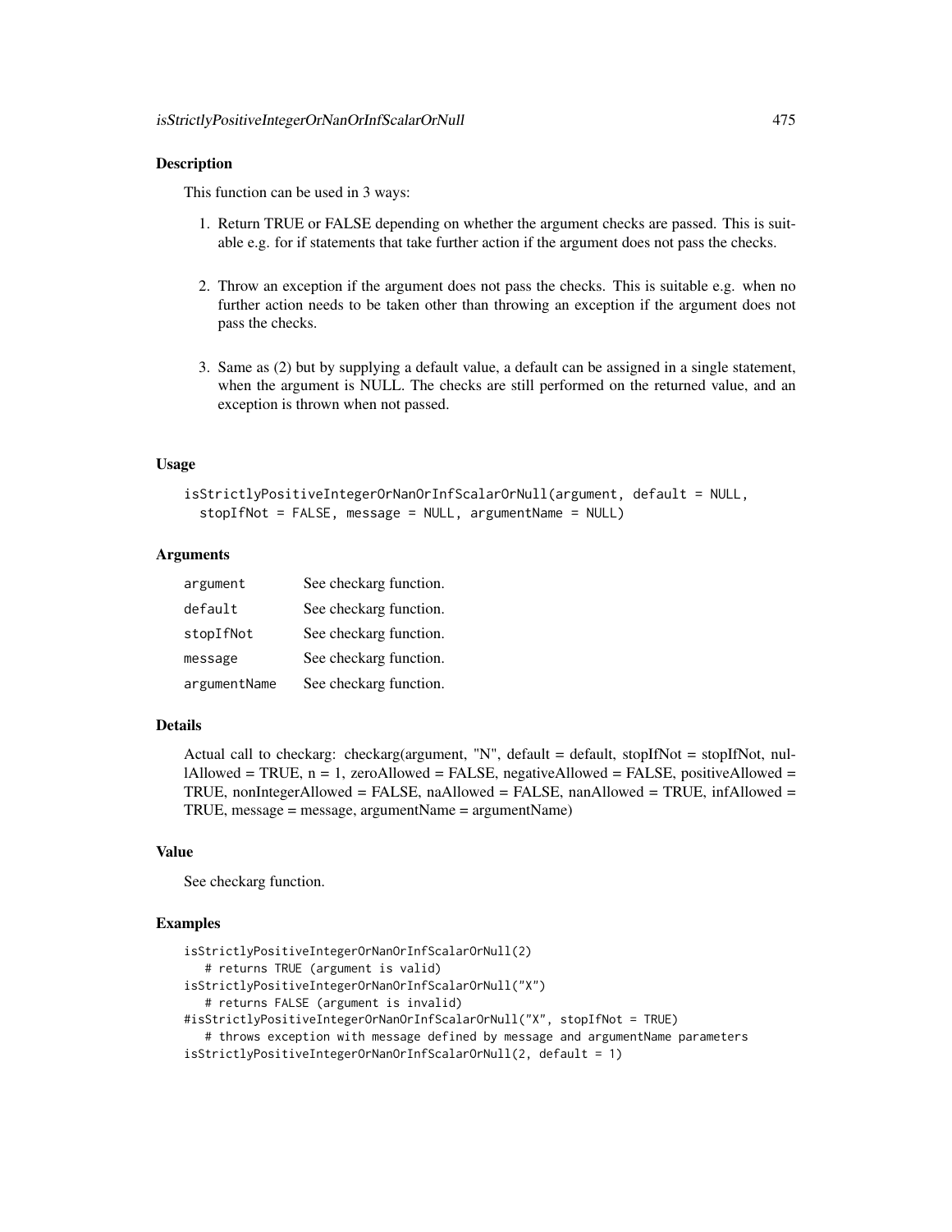### Description

This function can be used in 3 ways:

1. Return TRUE or FALSE depending on whether the argument checks are passed. This is suitable e.g. for if statements that take further action if the argument does not pass the checks.
2. Throw an exception if the argument does not pass the checks. This is suitable e.g. when no further action needs to be taken other than throwing an exception if the argument does not pass the checks.
3. Same as (2) but by supplying a default value, a default can be assigned in a single statement, when the argument is NULL. The checks are still performed on the returned value, and an exception is thrown when not passed.

### Usage

```
isStrictlyPositiveIntegerOrNanOrInfScalarOrNull(argument, default = NULL,
  stopIfNot = FALSE, message = NULL, argumentName = NULL)
```

### Arguments

| | |
|---|---|
| argument | See checkarg function. |
| default | See checkarg function. |
| stopIfNot | See checkarg function. |
| message | See checkarg function. |
| argumentName | See checkarg function. |

### Details

Actual call to checkarg: checkarg(argument, "N", default = default, stopIfNot = stopIfNot, nullAllowed = TRUE, n = 1, zeroAllowed = FALSE, negativeAllowed = FALSE, positiveAllowed = TRUE, nonIntegerAllowed = FALSE, naAllowed = FALSE, nanAllowed = TRUE, infAllowed = TRUE, message = message, argumentName = argumentName)

### Value

See checkarg function.

### Examples

```
isStrictlyPositiveIntegerOrNanOrInfScalarOrNull(2)
   # returns TRUE (argument is valid)
isStrictlyPositiveIntegerOrNanOrInfScalarOrNull("X")
   # returns FALSE (argument is invalid)
#isStrictlyPositiveIntegerOrNanOrInfScalarOrNull("X", stopIfNot = TRUE)
   # throws exception with message defined by message and argumentName parameters
isStrictlyPositiveIntegerOrNanOrInfScalarOrNull(2, default = 1)
```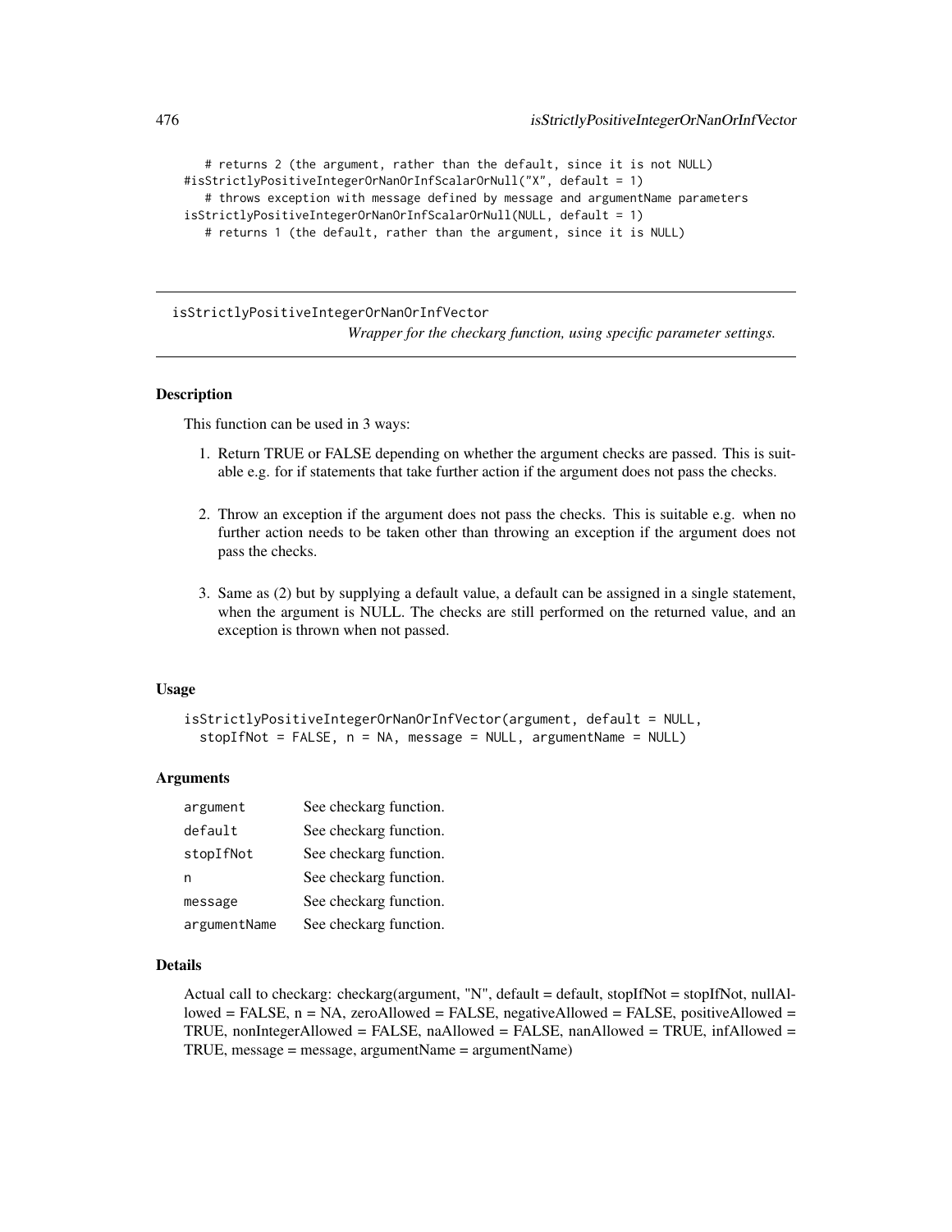```
    # returns 2 (the argument, rather than the default, since it is not NULL)
#isStrictlyPositiveIntegerOrNanOrInfScalarOrNull("X", default = 1)
    # throws exception with message defined by message and argumentName parameters
isStrictlyPositiveIntegerOrNanOrInfScalarOrNull(NULL, default = 1)
    # returns 1 (the default, rather than the argument, since it is NULL)
```

---

## isStrictlyPositiveIntegerOrNanOrInfVector

*Wrapper for the checkarg function, using specific parameter settings.*

---

### Description

This function can be used in 3 ways:

1. Return TRUE or FALSE depending on whether the argument checks are passed. This is suitable e.g. for if statements that take further action if the argument does not pass the checks.
2. Throw an exception if the argument does not pass the checks. This is suitable e.g. when no further action needs to be taken other than throwing an exception if the argument does not pass the checks.
3. Same as (2) but by supplying a default value, a default can be assigned in a single statement, when the argument is NULL. The checks are still performed on the returned value, and an exception is thrown when not passed.

### Usage

```
isStrictlyPositiveIntegerOrNanOrInfVector(argument, default = NULL,
  stopIfNot = FALSE, n = NA, message = NULL, argumentName = NULL)
```

### Arguments

| | |
|---|---|
| argument | See checkarg function. |
| default | See checkarg function. |
| stopIfNot | See checkarg function. |
| n | See checkarg function. |
| message | See checkarg function. |
| argumentName | See checkarg function. |

### Details

Actual call to checkarg: checkarg(argument, "N", default = default, stopIfNot = stopIfNot, nullAllowed = FALSE, n = NA, zeroAllowed = FALSE, negativeAllowed = FALSE, positiveAllowed = TRUE, nonIntegerAllowed = FALSE, naAllowed = FALSE, nanAllowed = TRUE, infAllowed = TRUE, message = message, argumentName = argumentName)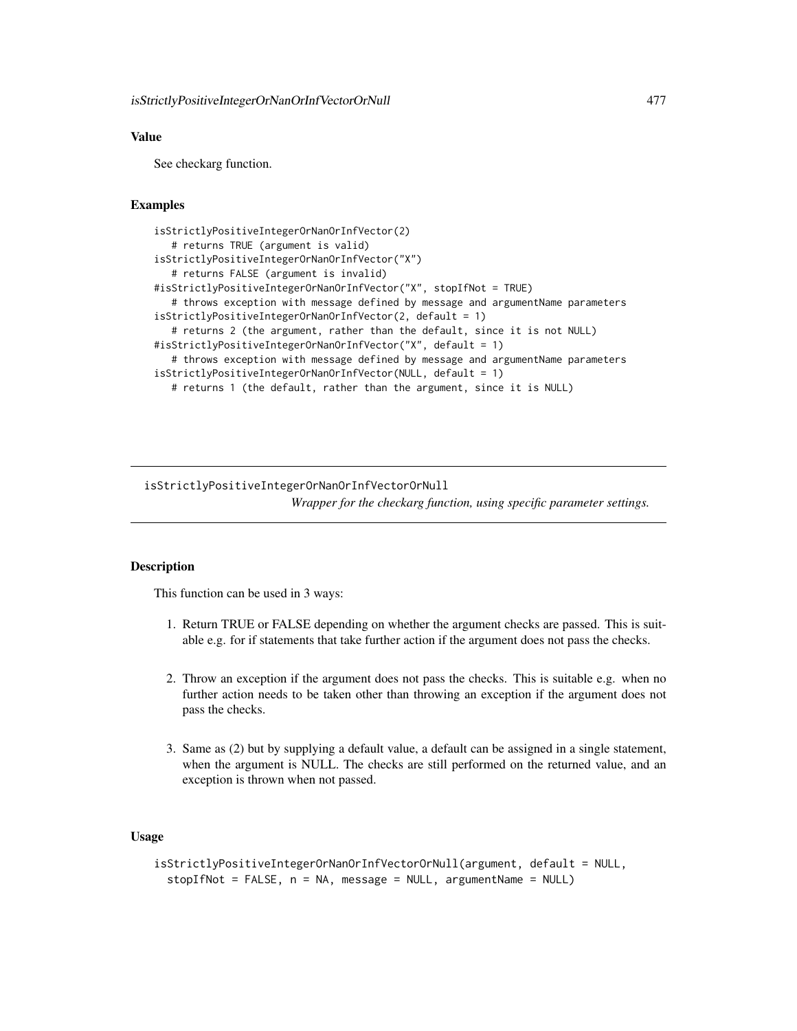### Value

See checkarg function.

### Examples

```
isStrictlyPositiveIntegerOrNanOrInfVector(2)
   # returns TRUE (argument is valid)
isStrictlyPositiveIntegerOrNanOrInfVector("X")
   # returns FALSE (argument is invalid)
#isStrictlyPositiveIntegerOrNanOrInfVector("X", stopIfNot = TRUE)
   # throws exception with message defined by message and argumentName parameters
isStrictlyPositiveIntegerOrNanOrInfVector(2, default = 1)
   # returns 2 (the argument, rather than the default, since it is not NULL)
#isStrictlyPositiveIntegerOrNanOrInfVector("X", default = 1)
   # throws exception with message defined by message and argumentName parameters
isStrictlyPositiveIntegerOrNanOrInfVector(NULL, default = 1)
   # returns 1 (the default, rather than the argument, since it is NULL)
```

---

## isStrictlyPositiveIntegerOrNanOrInfVectorOrNull

*Wrapper for the checkarg function, using specific parameter settings.*

---

### Description

This function can be used in 3 ways:

1. Return TRUE or FALSE depending on whether the argument checks are passed. This is suitable e.g. for if statements that take further action if the argument does not pass the checks.
2. Throw an exception if the argument does not pass the checks. This is suitable e.g. when no further action needs to be taken other than throwing an exception if the argument does not pass the checks.
3. Same as (2) but by supplying a default value, a default can be assigned in a single statement, when the argument is NULL. The checks are still performed on the returned value, and an exception is thrown when not passed.

### Usage

```
isStrictlyPositiveIntegerOrNanOrInfVectorOrNull(argument, default = NULL,
  stopIfNot = FALSE, n = NA, message = NULL, argumentName = NULL)
```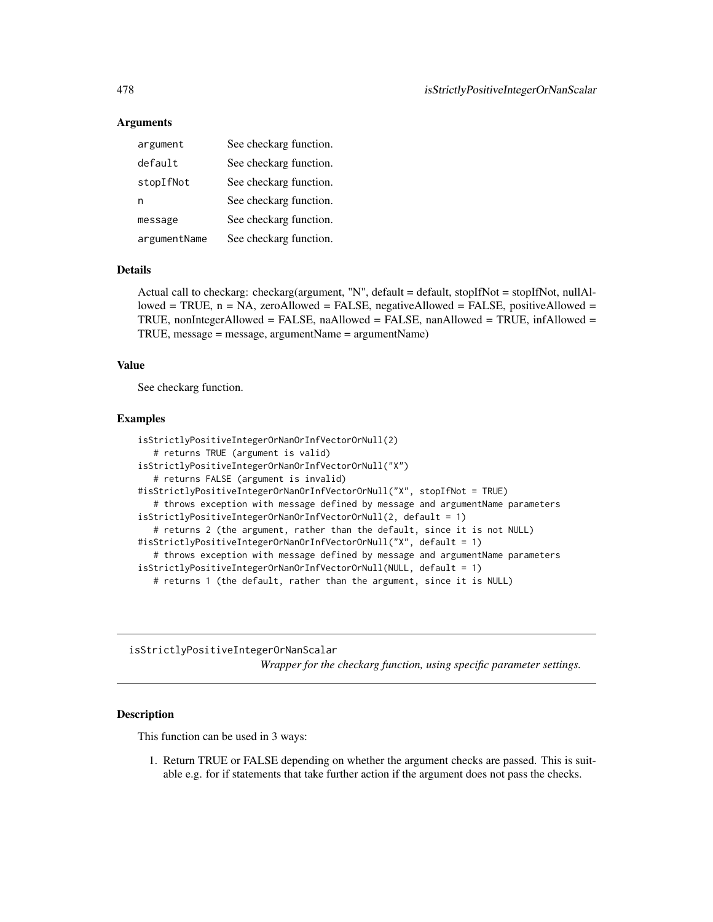### Arguments

| | |
|---|---|
| argument | See checkarg function. |
| default | See checkarg function. |
| stopIfNot | See checkarg function. |
| n | See checkarg function. |
| message | See checkarg function. |
| argumentName | See checkarg function. |

### Details

Actual call to checkarg: checkarg(argument, "N", default = default, stopIfNot = stopIfNot, nullAllowed = TRUE, n = NA, zeroAllowed = FALSE, negativeAllowed = FALSE, positiveAllowed = TRUE, nonIntegerAllowed = FALSE, naAllowed = FALSE, nanAllowed = TRUE, infAllowed = TRUE, message = message, argumentName = argumentName)

### Value

See checkarg function.

### Examples

```
isStrictlyPositiveIntegerOrNanOrInfVectorOrNull(2)
   # returns TRUE (argument is valid)
isStrictlyPositiveIntegerOrNanOrInfVectorOrNull("X")
   # returns FALSE (argument is invalid)
#isStrictlyPositiveIntegerOrNanOrInfVectorOrNull("X", stopIfNot = TRUE)
   # throws exception with message defined by message and argumentName parameters
isStrictlyPositiveIntegerOrNanOrInfVectorOrNull(2, default = 1)
   # returns 2 (the argument, rather than the default, since it is not NULL)
#isStrictlyPositiveIntegerOrNanOrInfVectorOrNull("X", default = 1)
   # throws exception with message defined by message and argumentName parameters
isStrictlyPositiveIntegerOrNanOrInfVectorOrNull(NULL, default = 1)
   # returns 1 (the default, rather than the argument, since it is NULL)
```

---

## isStrictlyPositiveIntegerOrNanScalar

*Wrapper for the checkarg function, using specific parameter settings.*

---

### Description

This function can be used in 3 ways:

1. Return TRUE or FALSE depending on whether the argument checks are passed. This is suitable e.g. for if statements that take further action if the argument does not pass the checks.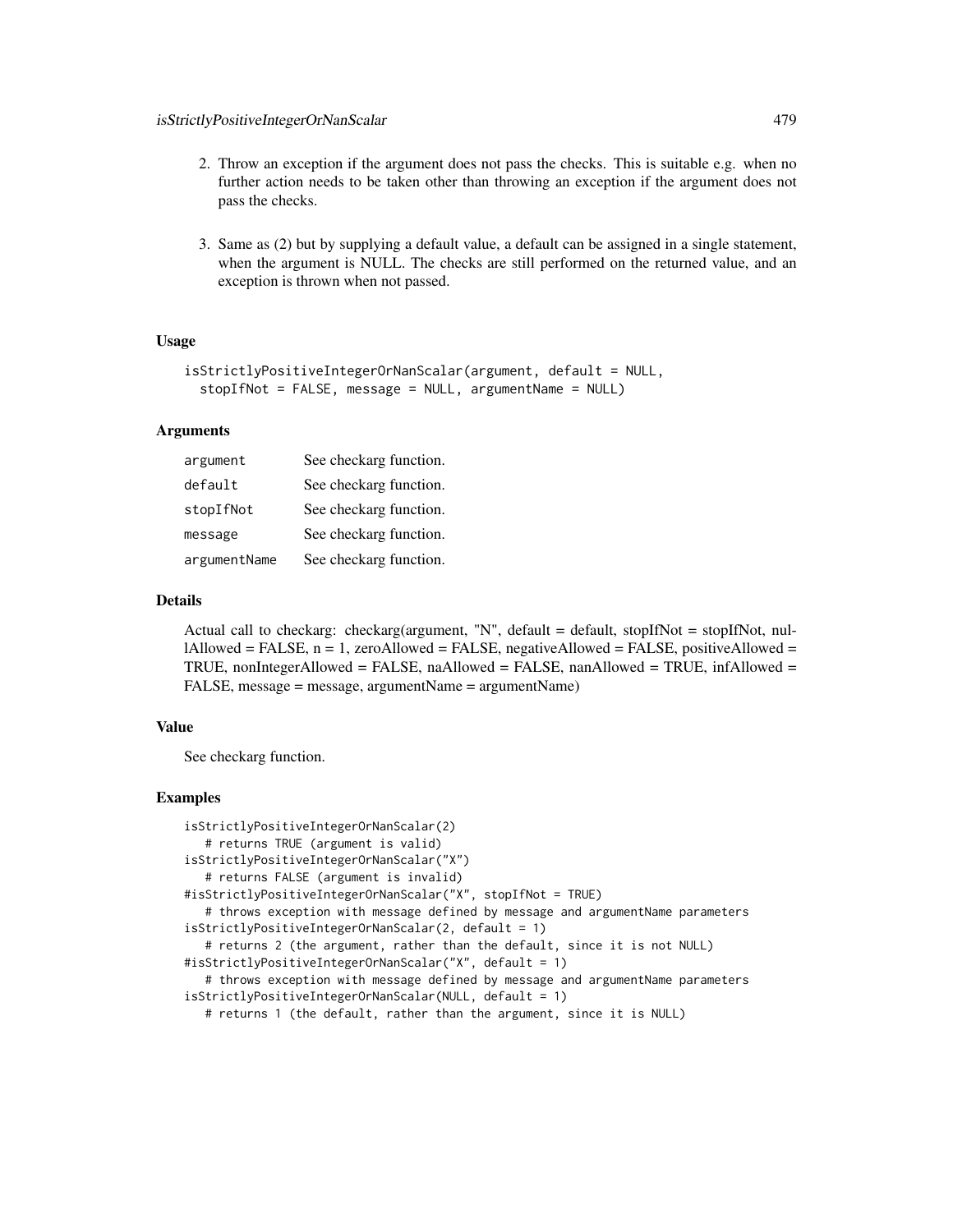2. Throw an exception if the argument does not pass the checks. This is suitable e.g. when no further action needs to be taken other than throwing an exception if the argument does not pass the checks.

3. Same as (2) but by supplying a default value, a default can be assigned in a single statement, when the argument is NULL. The checks are still performed on the returned value, and an exception is thrown when not passed.

### Usage

```
isStrictlyPositiveIntegerOrNanScalar(argument, default = NULL,
  stopIfNot = FALSE, message = NULL, argumentName = NULL)
```

### Arguments

| | |
|---|---|
| argument | See checkarg function. |
| default | See checkarg function. |
| stopIfNot | See checkarg function. |
| message | See checkarg function. |
| argumentName | See checkarg function. |

### Details

Actual call to checkarg: checkarg(argument, "N", default = default, stopIfNot = stopIfNot, nullAllowed = FALSE, n = 1, zeroAllowed = FALSE, negativeAllowed = FALSE, positiveAllowed = TRUE, nonIntegerAllowed = FALSE, naAllowed = FALSE, nanAllowed = TRUE, infAllowed = FALSE, message = message, argumentName = argumentName)

### Value

See checkarg function.

### Examples

```
isStrictlyPositiveIntegerOrNanScalar(2)
   # returns TRUE (argument is valid)
isStrictlyPositiveIntegerOrNanScalar("X")
   # returns FALSE (argument is invalid)
#isStrictlyPositiveIntegerOrNanScalar("X", stopIfNot = TRUE)
   # throws exception with message defined by message and argumentName parameters
isStrictlyPositiveIntegerOrNanScalar(2, default = 1)
   # returns 2 (the argument, rather than the default, since it is not NULL)
#isStrictlyPositiveIntegerOrNanScalar("X", default = 1)
   # throws exception with message defined by message and argumentName parameters
isStrictlyPositiveIntegerOrNanScalar(NULL, default = 1)
   # returns 1 (the default, rather than the argument, since it is NULL)
```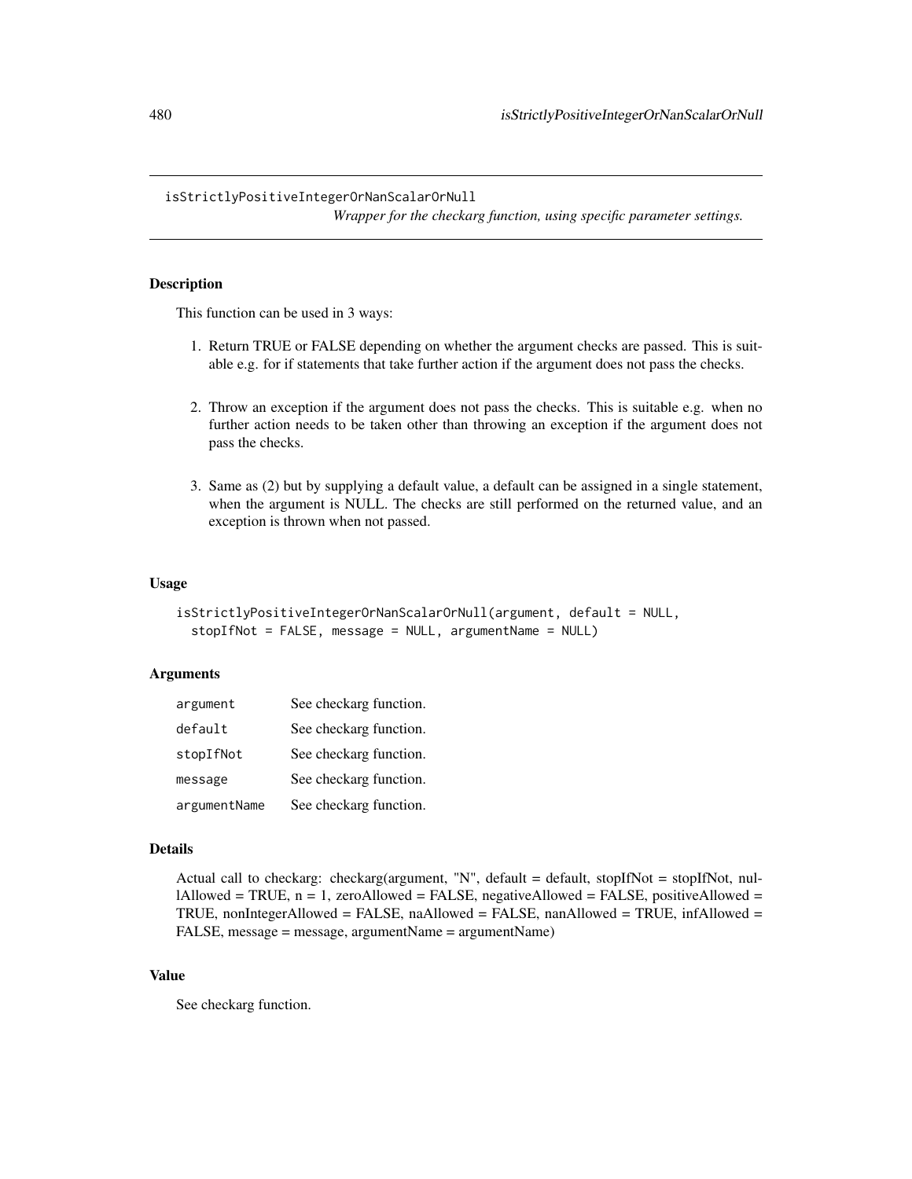## isStrictlyPositiveIntegerOrNanScalarOrNull

*Wrapper for the checkarg function, using specific parameter settings.*

### Description

This function can be used in 3 ways:

1. Return TRUE or FALSE depending on whether the argument checks are passed. This is suitable e.g. for if statements that take further action if the argument does not pass the checks.
2. Throw an exception if the argument does not pass the checks. This is suitable e.g. when no further action needs to be taken other than throwing an exception if the argument does not pass the checks.
3. Same as (2) but by supplying a default value, a default can be assigned in a single statement, when the argument is NULL. The checks are still performed on the returned value, and an exception is thrown when not passed.

### Usage

```
isStrictlyPositiveIntegerOrNanScalarOrNull(argument, default = NULL,
  stopIfNot = FALSE, message = NULL, argumentName = NULL)
```

### Arguments

| | |
|---|---|
| argument | See checkarg function. |
| default | See checkarg function. |
| stopIfNot | See checkarg function. |
| message | See checkarg function. |
| argumentName | See checkarg function. |

### Details

Actual call to checkarg: checkarg(argument, "N", default = default, stopIfNot = stopIfNot, nullAllowed = TRUE, n = 1, zeroAllowed = FALSE, negativeAllowed = FALSE, positiveAllowed = TRUE, nonIntegerAllowed = FALSE, naAllowed = FALSE, nanAllowed = TRUE, infAllowed = FALSE, message = message, argumentName = argumentName)

### Value

See checkarg function.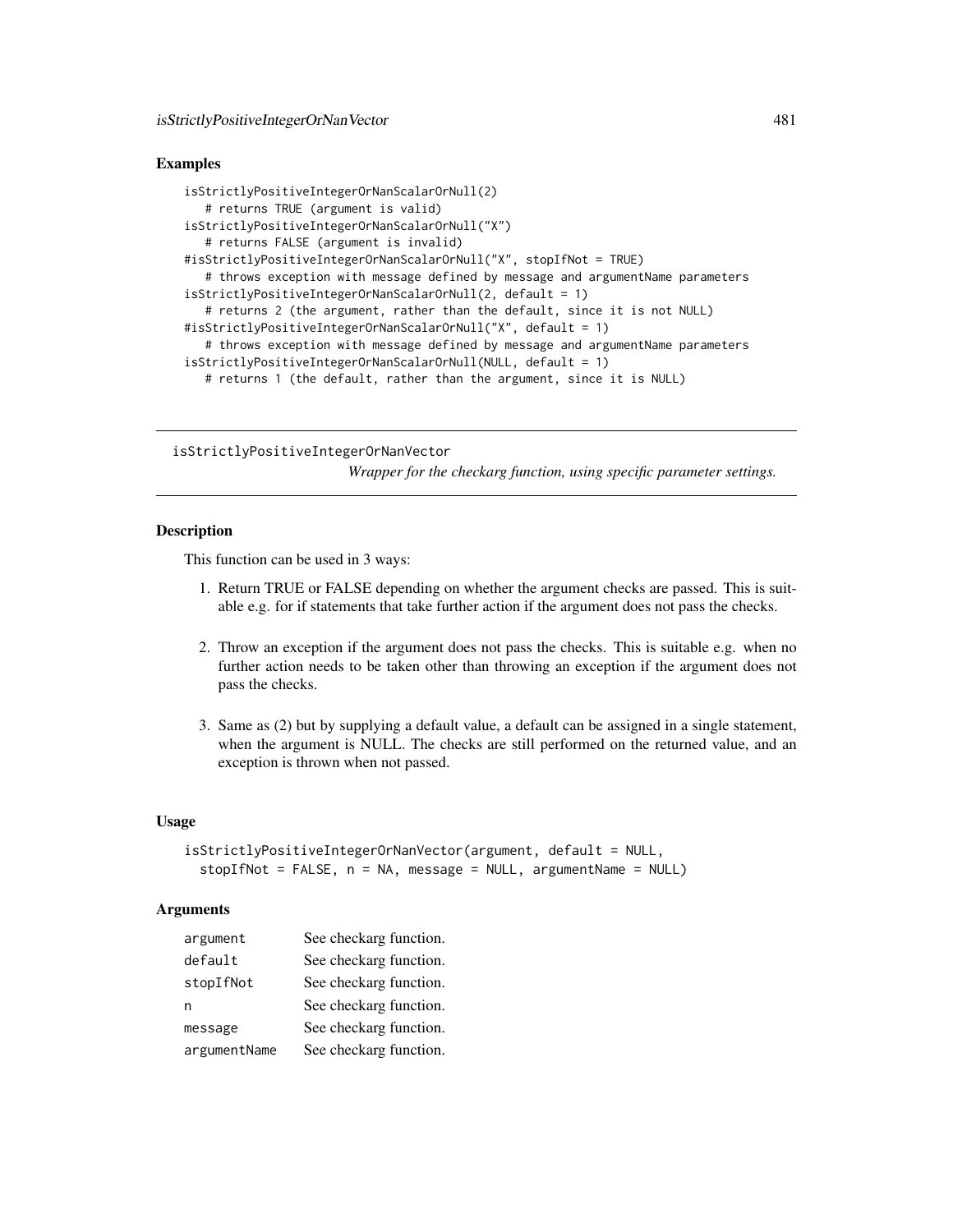## Examples

```
isStrictlyPositiveIntegerOrNanScalarOrNull(2)
   # returns TRUE (argument is valid)
isStrictlyPositiveIntegerOrNanScalarOrNull("X")
   # returns FALSE (argument is invalid)
#isStrictlyPositiveIntegerOrNanScalarOrNull("X", stopIfNot = TRUE)
   # throws exception with message defined by message and argumentName parameters
isStrictlyPositiveIntegerOrNanScalarOrNull(2, default = 1)
   # returns 2 (the argument, rather than the default, since it is not NULL)
#isStrictlyPositiveIntegerOrNanScalarOrNull("X", default = 1)
   # throws exception with message defined by message and argumentName parameters
isStrictlyPositiveIntegerOrNanScalarOrNull(NULL, default = 1)
   # returns 1 (the default, rather than the argument, since it is NULL)
```

---

# isStrictlyPositiveIntegerOrNanVector

*Wrapper for the checkarg function, using specific parameter settings.*

---

## Description

This function can be used in 3 ways:

1. Return TRUE or FALSE depending on whether the argument checks are passed. This is suitable e.g. for if statements that take further action if the argument does not pass the checks.
2. Throw an exception if the argument does not pass the checks. This is suitable e.g. when no further action needs to be taken other than throwing an exception if the argument does not pass the checks.
3. Same as (2) but by supplying a default value, a default can be assigned in a single statement, when the argument is NULL. The checks are still performed on the returned value, and an exception is thrown when not passed.

## Usage

```
isStrictlyPositiveIntegerOrNanVector(argument, default = NULL,
  stopIfNot = FALSE, n = NA, message = NULL, argumentName = NULL)
```

## Arguments

| | |
|---|---|
| argument | See checkarg function. |
| default | See checkarg function. |
| stopIfNot | See checkarg function. |
| n | See checkarg function. |
| message | See checkarg function. |
| argumentName | See checkarg function. |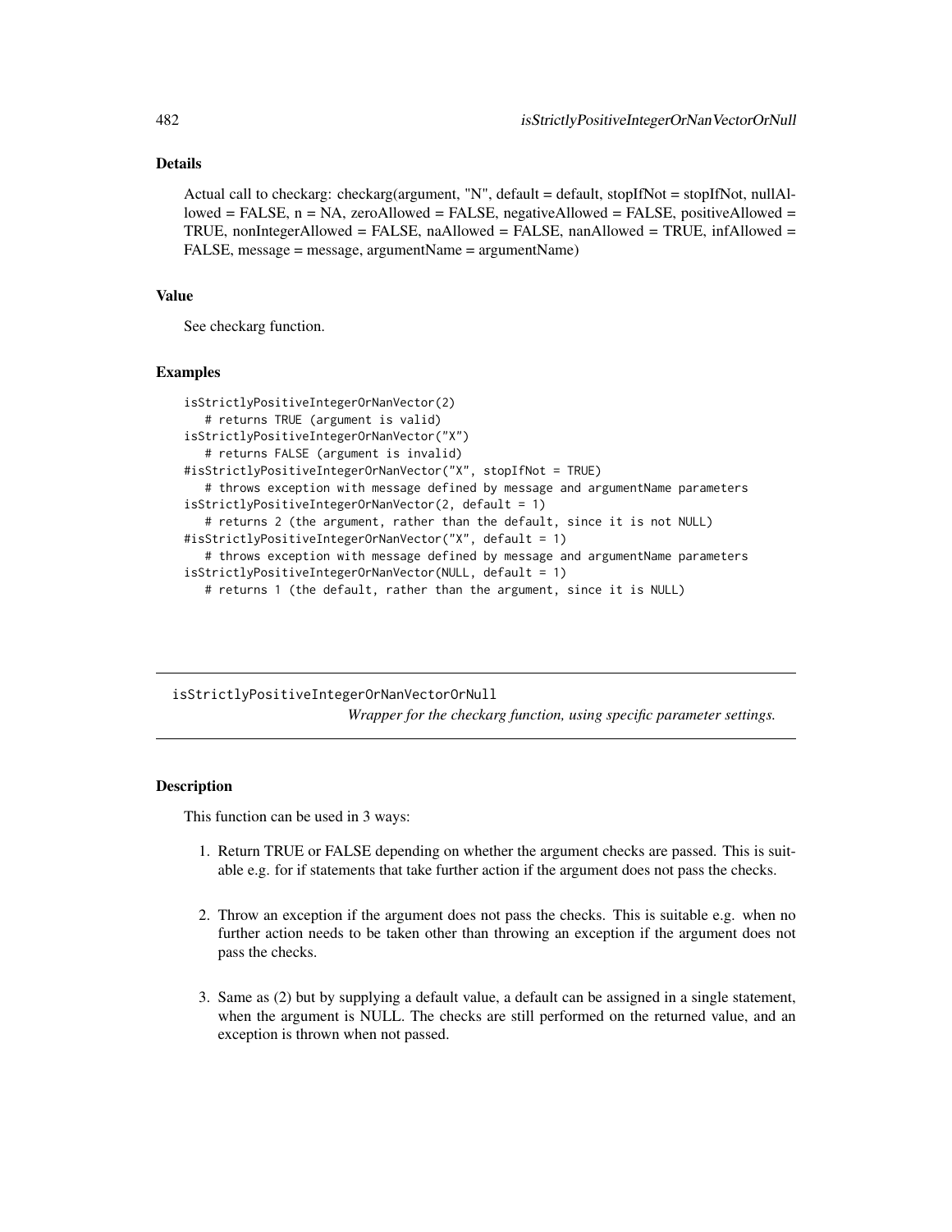## Details

Actual call to checkarg: checkarg(argument, "N", default = default, stopIfNot = stopIfNot, nullAllowed = FALSE, n = NA, zeroAllowed = FALSE, negativeAllowed = FALSE, positiveAllowed = TRUE, nonIntegerAllowed = FALSE, naAllowed = FALSE, nanAllowed = TRUE, infAllowed = FALSE, message = message, argumentName = argumentName)

## Value

See checkarg function.

## Examples

```
isStrictlyPositiveIntegerOrNanVector(2)
   # returns TRUE (argument is valid)
isStrictlyPositiveIntegerOrNanVector("X")
   # returns FALSE (argument is invalid)
#isStrictlyPositiveIntegerOrNanVector("X", stopIfNot = TRUE)
   # throws exception with message defined by message and argumentName parameters
isStrictlyPositiveIntegerOrNanVector(2, default = 1)
   # returns 2 (the argument, rather than the default, since it is not NULL)
#isStrictlyPositiveIntegerOrNanVector("X", default = 1)
   # throws exception with message defined by message and argumentName parameters
isStrictlyPositiveIntegerOrNanVector(NULL, default = 1)
   # returns 1 (the default, rather than the argument, since it is NULL)
```

---

# isStrictlyPositiveIntegerOrNanVectorOrNull

*Wrapper for the checkarg function, using specific parameter settings.*

---

## Description

This function can be used in 3 ways:

1. Return TRUE or FALSE depending on whether the argument checks are passed. This is suitable e.g. for if statements that take further action if the argument does not pass the checks.
2. Throw an exception if the argument does not pass the checks. This is suitable e.g. when no further action needs to be taken other than throwing an exception if the argument does not pass the checks.
3. Same as (2) but by supplying a default value, a default can be assigned in a single statement, when the argument is NULL. The checks are still performed on the returned value, and an exception is thrown when not passed.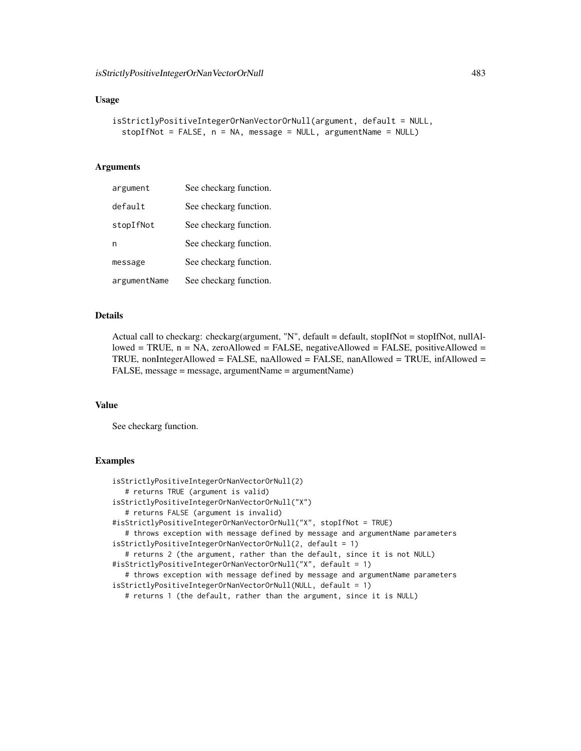### Usage

```
isStrictlyPositiveIntegerOrNanVectorOrNull(argument, default = NULL,
  stopIfNot = FALSE, n = NA, message = NULL, argumentName = NULL)
```

### Arguments

| | |
|---|---|
| argument | See checkarg function. |
| default | See checkarg function. |
| stopIfNot | See checkarg function. |
| n | See checkarg function. |
| message | See checkarg function. |
| argumentName | See checkarg function. |

### Details

Actual call to checkarg: checkarg(argument, "N", default = default, stopIfNot = stopIfNot, nullAllowed = TRUE, n = NA, zeroAllowed = FALSE, negativeAllowed = FALSE, positiveAllowed = TRUE, nonIntegerAllowed = FALSE, naAllowed = FALSE, nanAllowed = TRUE, infAllowed = FALSE, message = message, argumentName = argumentName)

### Value

See checkarg function.

### Examples

```
isStrictlyPositiveIntegerOrNanVectorOrNull(2)
   # returns TRUE (argument is valid)
isStrictlyPositiveIntegerOrNanVectorOrNull("X")
   # returns FALSE (argument is invalid)
#isStrictlyPositiveIntegerOrNanVectorOrNull("X", stopIfNot = TRUE)
   # throws exception with message defined by message and argumentName parameters
isStrictlyPositiveIntegerOrNanVectorOrNull(2, default = 1)
   # returns 2 (the argument, rather than the default, since it is not NULL)
#isStrictlyPositiveIntegerOrNanVectorOrNull("X", default = 1)
   # throws exception with message defined by message and argumentName parameters
isStrictlyPositiveIntegerOrNanVectorOrNull(NULL, default = 1)
   # returns 1 (the default, rather than the argument, since it is NULL)
```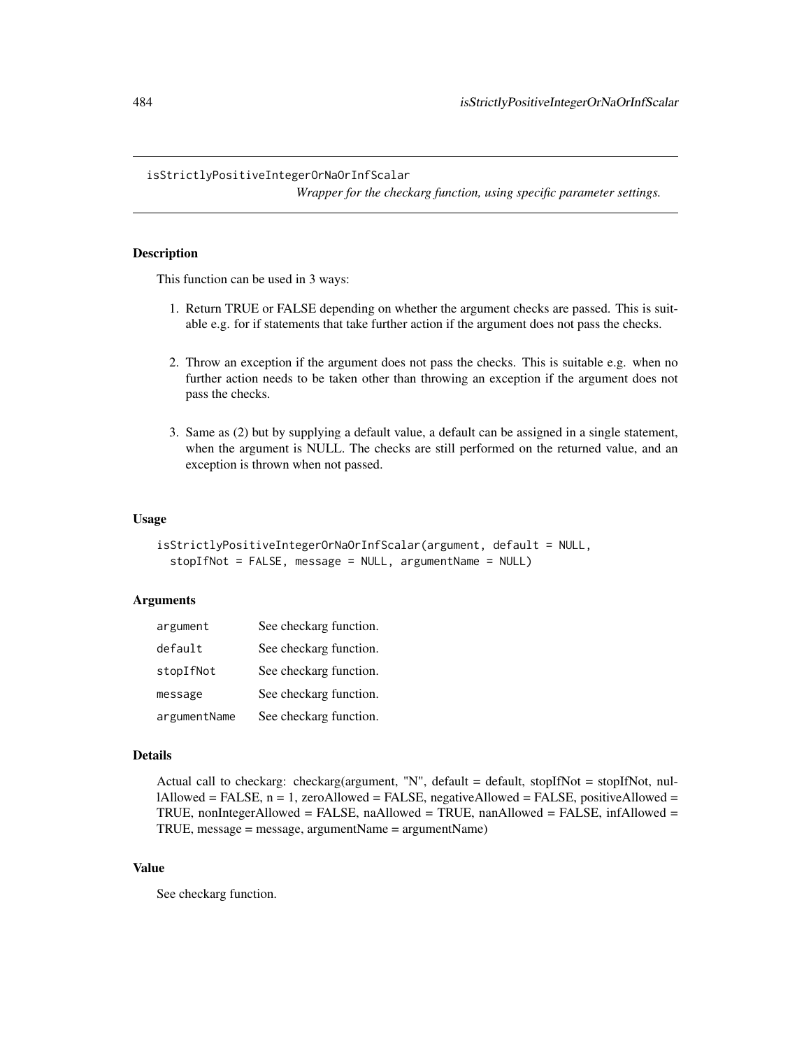# isStrictlyPositiveIntegerOrNaOrInfScalar

*Wrapper for the checkarg function, using specific parameter settings.*

## Description

This function can be used in 3 ways:

1. Return TRUE or FALSE depending on whether the argument checks are passed. This is suitable e.g. for if statements that take further action if the argument does not pass the checks.
2. Throw an exception if the argument does not pass the checks. This is suitable e.g. when no further action needs to be taken other than throwing an exception if the argument does not pass the checks.
3. Same as (2) but by supplying a default value, a default can be assigned in a single statement, when the argument is NULL. The checks are still performed on the returned value, and an exception is thrown when not passed.

## Usage

```
isStrictlyPositiveIntegerOrNaOrInfScalar(argument, default = NULL,
  stopIfNot = FALSE, message = NULL, argumentName = NULL)
```

## Arguments

| | |
|---|---|
| `argument` | See checkarg function. |
| `default` | See checkarg function. |
| `stopIfNot` | See checkarg function. |
| `message` | See checkarg function. |
| `argumentName` | See checkarg function. |

## Details

Actual call to checkarg: checkarg(argument, "N", default = default, stopIfNot = stopIfNot, nullAllowed = FALSE, n = 1, zeroAllowed = FALSE, negativeAllowed = FALSE, positiveAllowed = TRUE, nonIntegerAllowed = FALSE, naAllowed = TRUE, nanAllowed = FALSE, infAllowed = TRUE, message = message, argumentName = argumentName)

## Value

See checkarg function.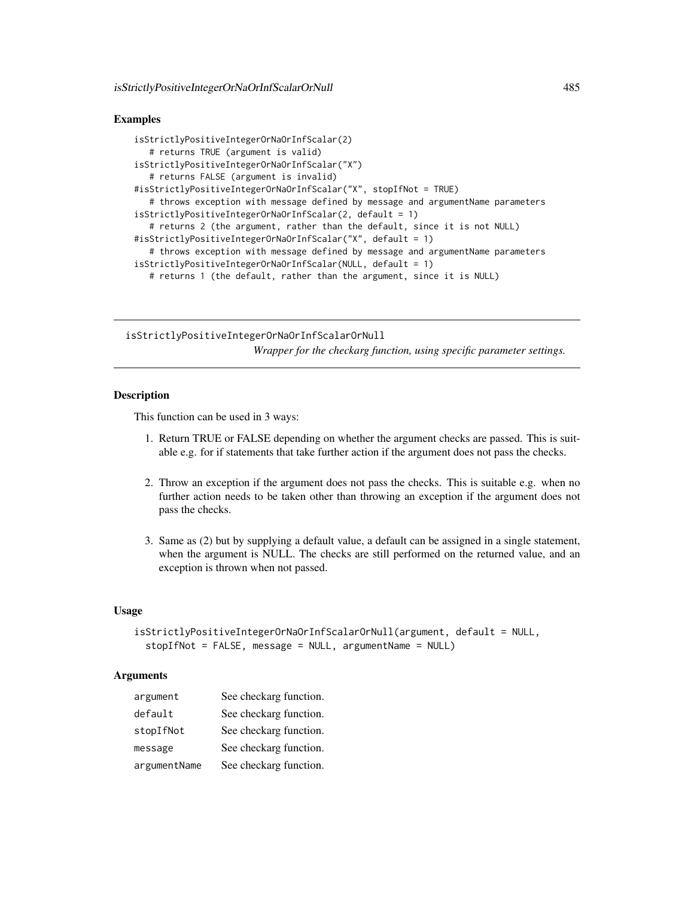## Examples

```
isStrictlyPositiveIntegerOrNaOrInfScalar(2)
   # returns TRUE (argument is valid)
isStrictlyPositiveIntegerOrNaOrInfScalar("X")
   # returns FALSE (argument is invalid)
#isStrictlyPositiveIntegerOrNaOrInfScalar("X", stopIfNot = TRUE)
   # throws exception with message defined by message and argumentName parameters
isStrictlyPositiveIntegerOrNaOrInfScalar(2, default = 1)
   # returns 2 (the argument, rather than the default, since it is not NULL)
#isStrictlyPositiveIntegerOrNaOrInfScalar("X", default = 1)
   # throws exception with message defined by message and argumentName parameters
isStrictlyPositiveIntegerOrNaOrInfScalar(NULL, default = 1)
   # returns 1 (the default, rather than the argument, since it is NULL)
```

---

# isStrictlyPositiveIntegerOrNaOrInfScalarOrNull

*Wrapper for the checkarg function, using specific parameter settings.*

---

## Description

This function can be used in 3 ways:

1. Return TRUE or FALSE depending on whether the argument checks are passed. This is suitable e.g. for if statements that take further action if the argument does not pass the checks.
2. Throw an exception if the argument does not pass the checks. This is suitable e.g. when no further action needs to be taken other than throwing an exception if the argument does not pass the checks.
3. Same as (2) but by supplying a default value, a default can be assigned in a single statement, when the argument is NULL. The checks are still performed on the returned value, and an exception is thrown when not passed.

## Usage

```
isStrictlyPositiveIntegerOrNaOrInfScalarOrNull(argument, default = NULL,
  stopIfNot = FALSE, message = NULL, argumentName = NULL)
```

## Arguments

| | |
|---|---|
| argument | See checkarg function. |
| default | See checkarg function. |
| stopIfNot | See checkarg function. |
| message | See checkarg function. |
| argumentName | See checkarg function. |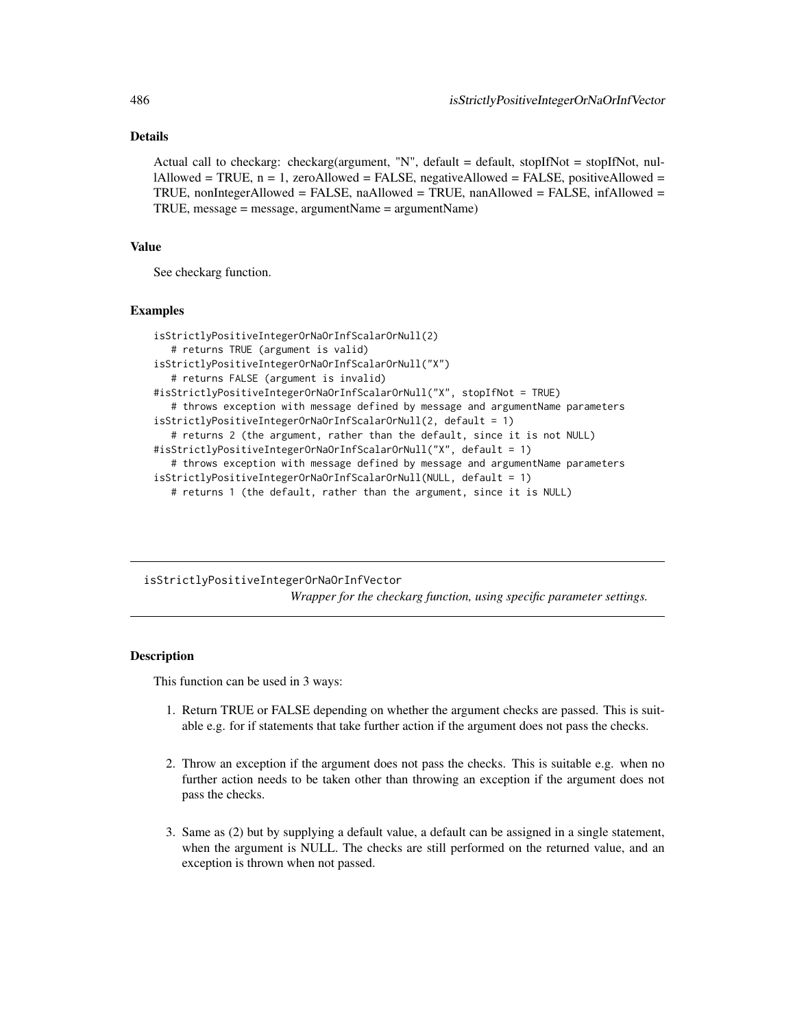### Details

Actual call to checkarg: checkarg(argument, "N", default = default, stopIfNot = stopIfNot, nullAllowed = TRUE, n = 1, zeroAllowed = FALSE, negativeAllowed = FALSE, positiveAllowed = TRUE, nonIntegerAllowed = FALSE, naAllowed = TRUE, nanAllowed = FALSE, infAllowed = TRUE, message = message, argumentName = argumentName)

### Value

See checkarg function.

### Examples

```
isStrictlyPositiveIntegerOrNaOrInfScalarOrNull(2)
   # returns TRUE (argument is valid)
isStrictlyPositiveIntegerOrNaOrInfScalarOrNull("X")
   # returns FALSE (argument is invalid)
#isStrictlyPositiveIntegerOrNaOrInfScalarOrNull("X", stopIfNot = TRUE)
   # throws exception with message defined by message and argumentName parameters
isStrictlyPositiveIntegerOrNaOrInfScalarOrNull(2, default = 1)
   # returns 2 (the argument, rather than the default, since it is not NULL)
#isStrictlyPositiveIntegerOrNaOrInfScalarOrNull("X", default = 1)
   # throws exception with message defined by message and argumentName parameters
isStrictlyPositiveIntegerOrNaOrInfScalarOrNull(NULL, default = 1)
   # returns 1 (the default, rather than the argument, since it is NULL)
```

---

## isStrictlyPositiveIntegerOrNaOrInfVector

*Wrapper for the checkarg function, using specific parameter settings.*

---

### Description

This function can be used in 3 ways:

1. Return TRUE or FALSE depending on whether the argument checks are passed. This is suitable e.g. for if statements that take further action if the argument does not pass the checks.
2. Throw an exception if the argument does not pass the checks. This is suitable e.g. when no further action needs to be taken other than throwing an exception if the argument does not pass the checks.
3. Same as (2) but by supplying a default value, a default can be assigned in a single statement, when the argument is NULL. The checks are still performed on the returned value, and an exception is thrown when not passed.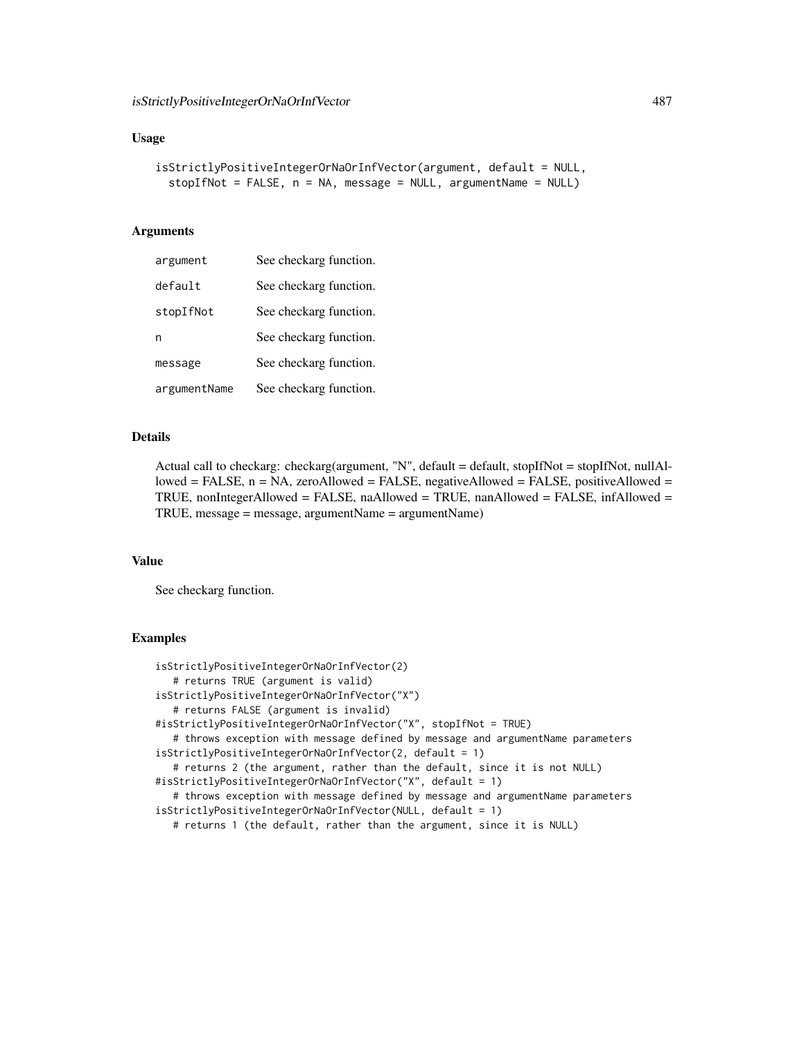## Usage

```
isStrictlyPositiveIntegerOrNaOrInfVector(argument, default = NULL,
  stopIfNot = FALSE, n = NA, message = NULL, argumentName = NULL)
```

## Arguments

| | |
|---|---|
| argument | See checkarg function. |
| default | See checkarg function. |
| stopIfNot | See checkarg function. |
| n | See checkarg function. |
| message | See checkarg function. |
| argumentName | See checkarg function. |

## Details

Actual call to checkarg: checkarg(argument, "N", default = default, stopIfNot = stopIfNot, nullAllowed = FALSE, n = NA, zeroAllowed = FALSE, negativeAllowed = FALSE, positiveAllowed = TRUE, nonIntegerAllowed = FALSE, naAllowed = TRUE, nanAllowed = FALSE, infAllowed = TRUE, message = message, argumentName = argumentName)

## Value

See checkarg function.

## Examples

```
isStrictlyPositiveIntegerOrNaOrInfVector(2)
   # returns TRUE (argument is valid)
isStrictlyPositiveIntegerOrNaOrInfVector("X")
   # returns FALSE (argument is invalid)
#isStrictlyPositiveIntegerOrNaOrInfVector("X", stopIfNot = TRUE)
   # throws exception with message defined by message and argumentName parameters
isStrictlyPositiveIntegerOrNaOrInfVector(2, default = 1)
   # returns 2 (the argument, rather than the default, since it is not NULL)
#isStrictlyPositiveIntegerOrNaOrInfVector("X", default = 1)
   # throws exception with message defined by message and argumentName parameters
isStrictlyPositiveIntegerOrNaOrInfVector(NULL, default = 1)
   # returns 1 (the default, rather than the argument, since it is NULL)
```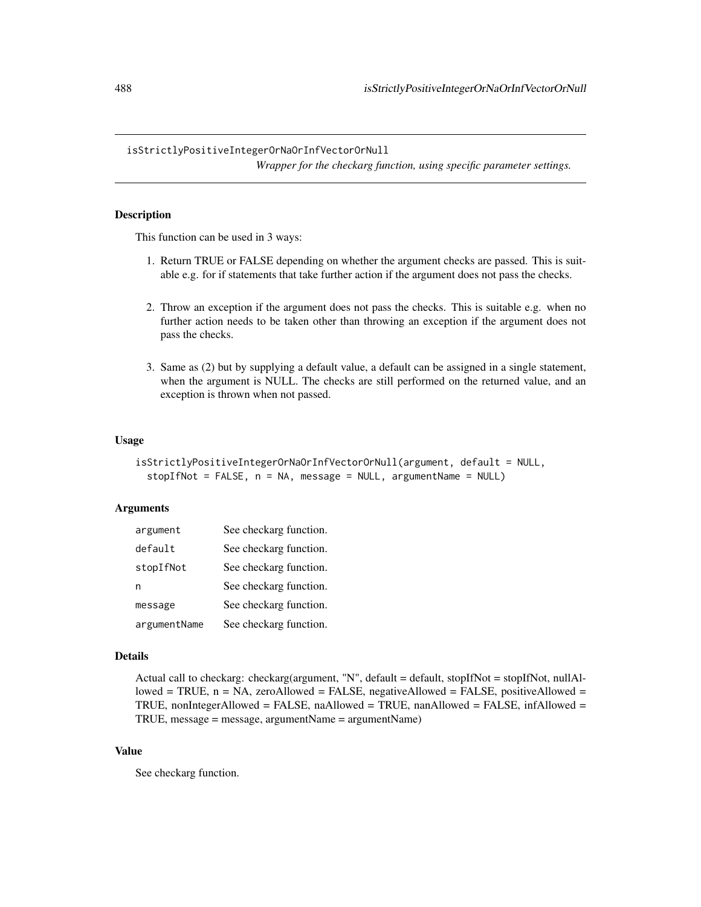isStrictlyPositiveIntegerOrNaOrInfVectorOrNull
*Wrapper for the checkarg function, using specific parameter settings.*

### Description

This function can be used in 3 ways:

1. Return TRUE or FALSE depending on whether the argument checks are passed. This is suitable e.g. for if statements that take further action if the argument does not pass the checks.

2. Throw an exception if the argument does not pass the checks. This is suitable e.g. when no further action needs to be taken other than throwing an exception if the argument does not pass the checks.

3. Same as (2) but by supplying a default value, a default can be assigned in a single statement, when the argument is NULL. The checks are still performed on the returned value, and an exception is thrown when not passed.

### Usage

```
isStrictlyPositiveIntegerOrNaOrInfVectorOrNull(argument, default = NULL,
  stopIfNot = FALSE, n = NA, message = NULL, argumentName = NULL)
```

### Arguments

| | |
|---|---|
| argument | See checkarg function. |
| default | See checkarg function. |
| stopIfNot | See checkarg function. |
| n | See checkarg function. |
| message | See checkarg function. |
| argumentName | See checkarg function. |

### Details

Actual call to checkarg: checkarg(argument, "N", default = default, stopIfNot = stopIfNot, nullAllowed = TRUE, n = NA, zeroAllowed = FALSE, negativeAllowed = FALSE, positiveAllowed = TRUE, nonIntegerAllowed = FALSE, naAllowed = TRUE, nanAllowed = FALSE, infAllowed = TRUE, message = message, argumentName = argumentName)

### Value

See checkarg function.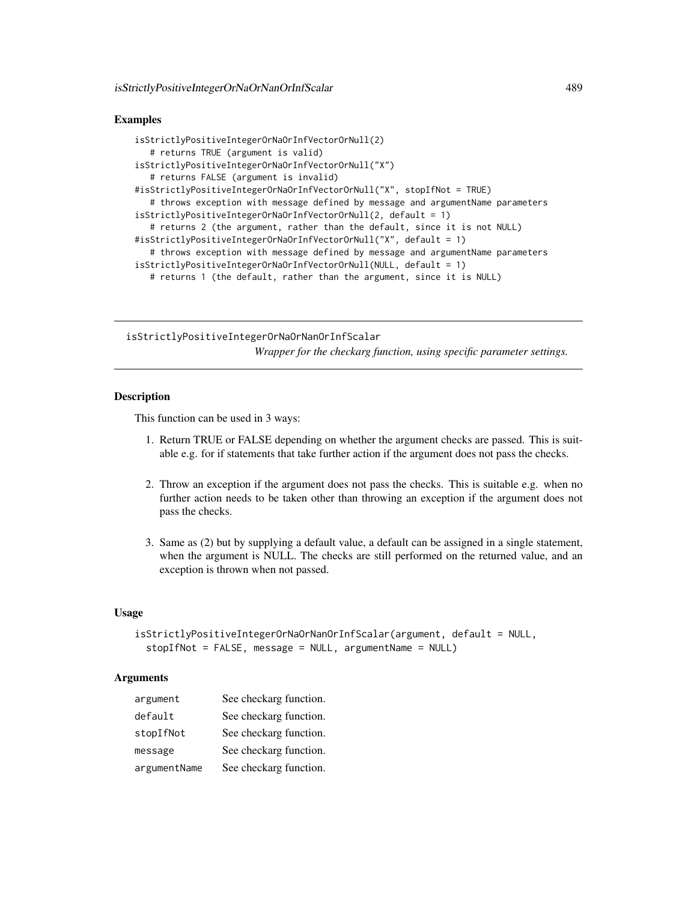## Examples

```
isStrictlyPositiveIntegerOrNaOrInfVectorOrNull(2)
   # returns TRUE (argument is valid)
isStrictlyPositiveIntegerOrNaOrInfVectorOrNull("X")
   # returns FALSE (argument is invalid)
#isStrictlyPositiveIntegerOrNaOrInfVectorOrNull("X", stopIfNot = TRUE)
   # throws exception with message defined by message and argumentName parameters
isStrictlyPositiveIntegerOrNaOrInfVectorOrNull(2, default = 1)
   # returns 2 (the argument, rather than the default, since it is not NULL)
#isStrictlyPositiveIntegerOrNaOrInfVectorOrNull("X", default = 1)
   # throws exception with message defined by message and argumentName parameters
isStrictlyPositiveIntegerOrNaOrInfVectorOrNull(NULL, default = 1)
   # returns 1 (the default, rather than the argument, since it is NULL)
```

---

# isStrictlyPositiveIntegerOrNaOrNanOrInfScalar

*Wrapper for the checkarg function, using specific parameter settings.*

---

## Description

This function can be used in 3 ways:

1. Return TRUE or FALSE depending on whether the argument checks are passed. This is suitable e.g. for if statements that take further action if the argument does not pass the checks.
2. Throw an exception if the argument does not pass the checks. This is suitable e.g. when no further action needs to be taken other than throwing an exception if the argument does not pass the checks.
3. Same as (2) but by supplying a default value, a default can be assigned in a single statement, when the argument is NULL. The checks are still performed on the returned value, and an exception is thrown when not passed.

## Usage

```
isStrictlyPositiveIntegerOrNaOrNanOrInfScalar(argument, default = NULL,
  stopIfNot = FALSE, message = NULL, argumentName = NULL)
```

## Arguments

| | |
|---|---|
| argument | See checkarg function. |
| default | See checkarg function. |
| stopIfNot | See checkarg function. |
| message | See checkarg function. |
| argumentName | See checkarg function. |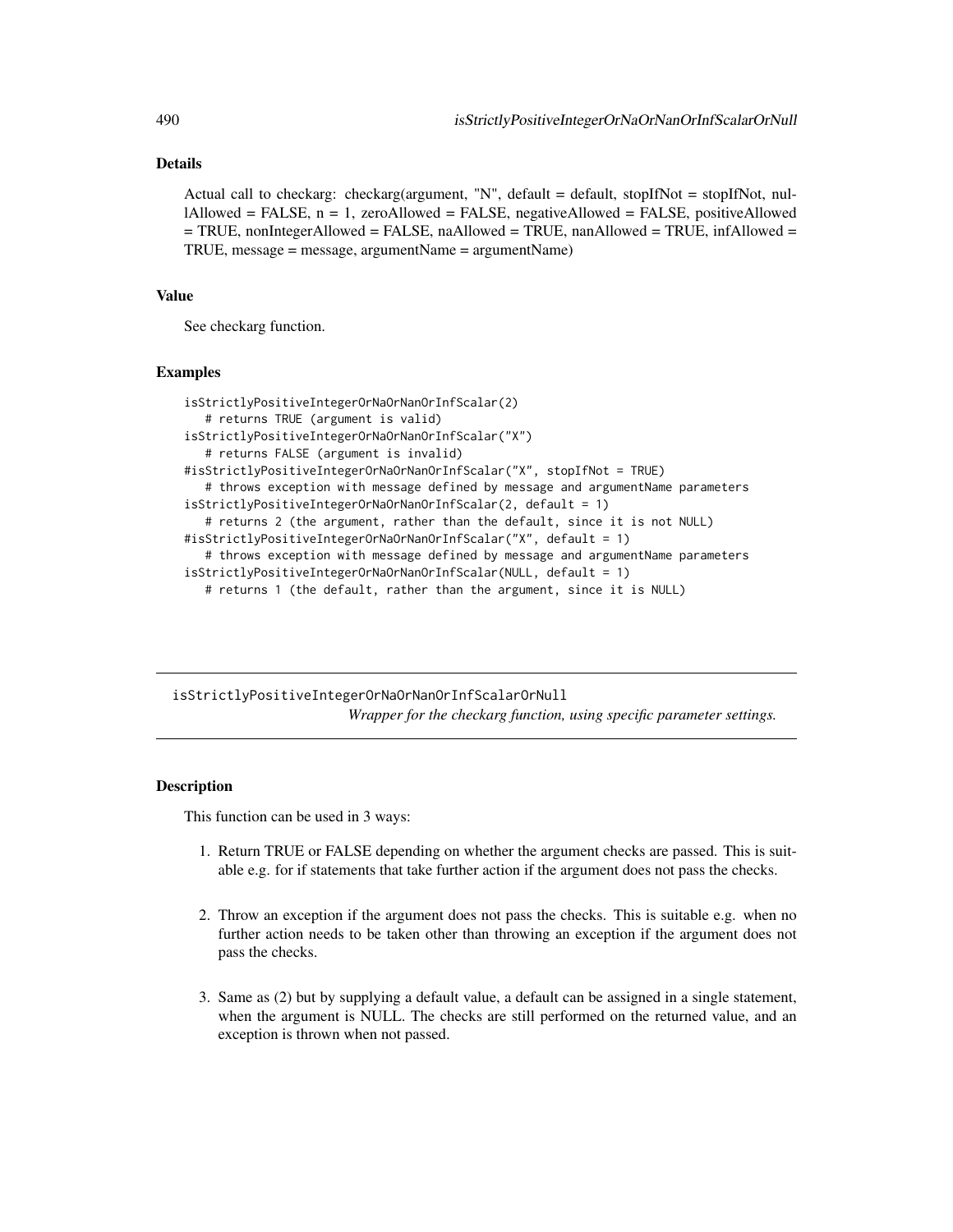### Details

Actual call to checkarg: checkarg(argument, "N", default = default, stopIfNot = stopIfNot, nullAllowed = FALSE, n = 1, zeroAllowed = FALSE, negativeAllowed = FALSE, positiveAllowed = TRUE, nonIntegerAllowed = FALSE, naAllowed = TRUE, nanAllowed = TRUE, infAllowed = TRUE, message = message, argumentName = argumentName)

### Value

See checkarg function.

### Examples

```
isStrictlyPositiveIntegerOrNaOrNanOrInfScalar(2)
   # returns TRUE (argument is valid)
isStrictlyPositiveIntegerOrNaOrNanOrInfScalar("X")
   # returns FALSE (argument is invalid)
#isStrictlyPositiveIntegerOrNaOrNanOrInfScalar("X", stopIfNot = TRUE)
   # throws exception with message defined by message and argumentName parameters
isStrictlyPositiveIntegerOrNaOrNanOrInfScalar(2, default = 1)
   # returns 2 (the argument, rather than the default, since it is not NULL)
#isStrictlyPositiveIntegerOrNaOrNanOrInfScalar("X", default = 1)
   # throws exception with message defined by message and argumentName parameters
isStrictlyPositiveIntegerOrNaOrNanOrInfScalar(NULL, default = 1)
   # returns 1 (the default, rather than the argument, since it is NULL)
```

---

## isStrictlyPositiveIntegerOrNaOrNanOrInfScalarOrNull

*Wrapper for the checkarg function, using specific parameter settings.*

---

### Description

This function can be used in 3 ways:

1. Return TRUE or FALSE depending on whether the argument checks are passed. This is suitable e.g. for if statements that take further action if the argument does not pass the checks.
2. Throw an exception if the argument does not pass the checks. This is suitable e.g. when no further action needs to be taken other than throwing an exception if the argument does not pass the checks.
3. Same as (2) but by supplying a default value, a default can be assigned in a single statement, when the argument is NULL. The checks are still performed on the returned value, and an exception is thrown when not passed.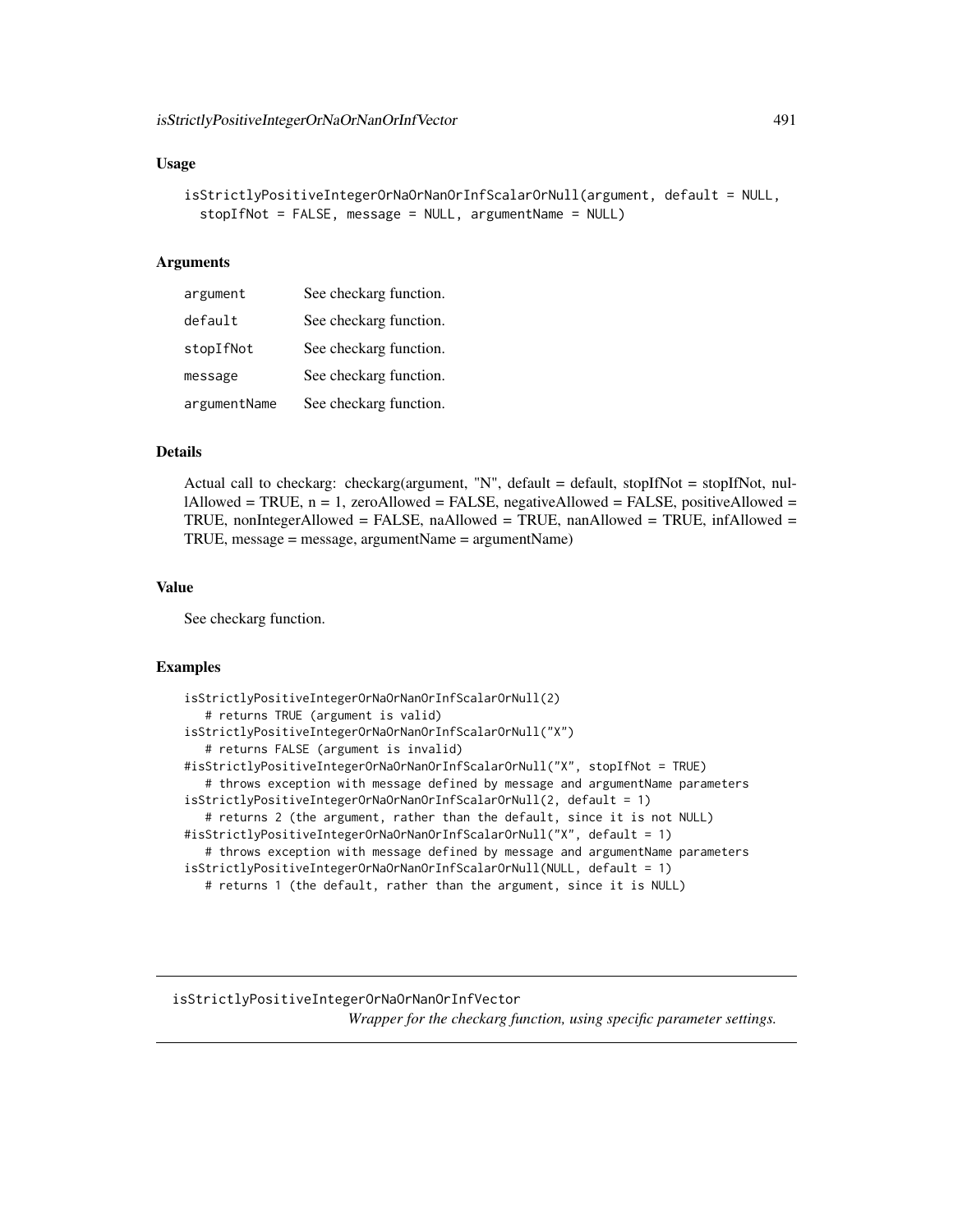## Usage

```
isStrictlyPositiveIntegerOrNaOrNanOrInfScalarOrNull(argument, default = NULL,
  stopIfNot = FALSE, message = NULL, argumentName = NULL)
```

## Arguments

| | |
|---|---|
| argument | See checkarg function. |
| default | See checkarg function. |
| stopIfNot | See checkarg function. |
| message | See checkarg function. |
| argumentName | See checkarg function. |

## Details

Actual call to checkarg: checkarg(argument, "N", default = default, stopIfNot = stopIfNot, nullAllowed = TRUE, n = 1, zeroAllowed = FALSE, negativeAllowed = FALSE, positiveAllowed = TRUE, nonIntegerAllowed = FALSE, naAllowed = TRUE, nanAllowed = TRUE, infAllowed = TRUE, message = message, argumentName = argumentName)

## Value

See checkarg function.

## Examples

```
isStrictlyPositiveIntegerOrNaOrNanOrInfScalarOrNull(2)
   # returns TRUE (argument is valid)
isStrictlyPositiveIntegerOrNaOrNanOrInfScalarOrNull("X")
   # returns FALSE (argument is invalid)
#isStrictlyPositiveIntegerOrNaOrNanOrInfScalarOrNull("X", stopIfNot = TRUE)
   # throws exception with message defined by message and argumentName parameters
isStrictlyPositiveIntegerOrNaOrNanOrInfScalarOrNull(2, default = 1)
   # returns 2 (the argument, rather than the default, since it is not NULL)
#isStrictlyPositiveIntegerOrNaOrNanOrInfScalarOrNull("X", default = 1)
   # throws exception with message defined by message and argumentName parameters
isStrictlyPositiveIntegerOrNaOrNanOrInfScalarOrNull(NULL, default = 1)
   # returns 1 (the default, rather than the argument, since it is NULL)
```

---

# isStrictlyPositiveIntegerOrNaOrNanOrInfVector

*Wrapper for the checkarg function, using specific parameter settings.*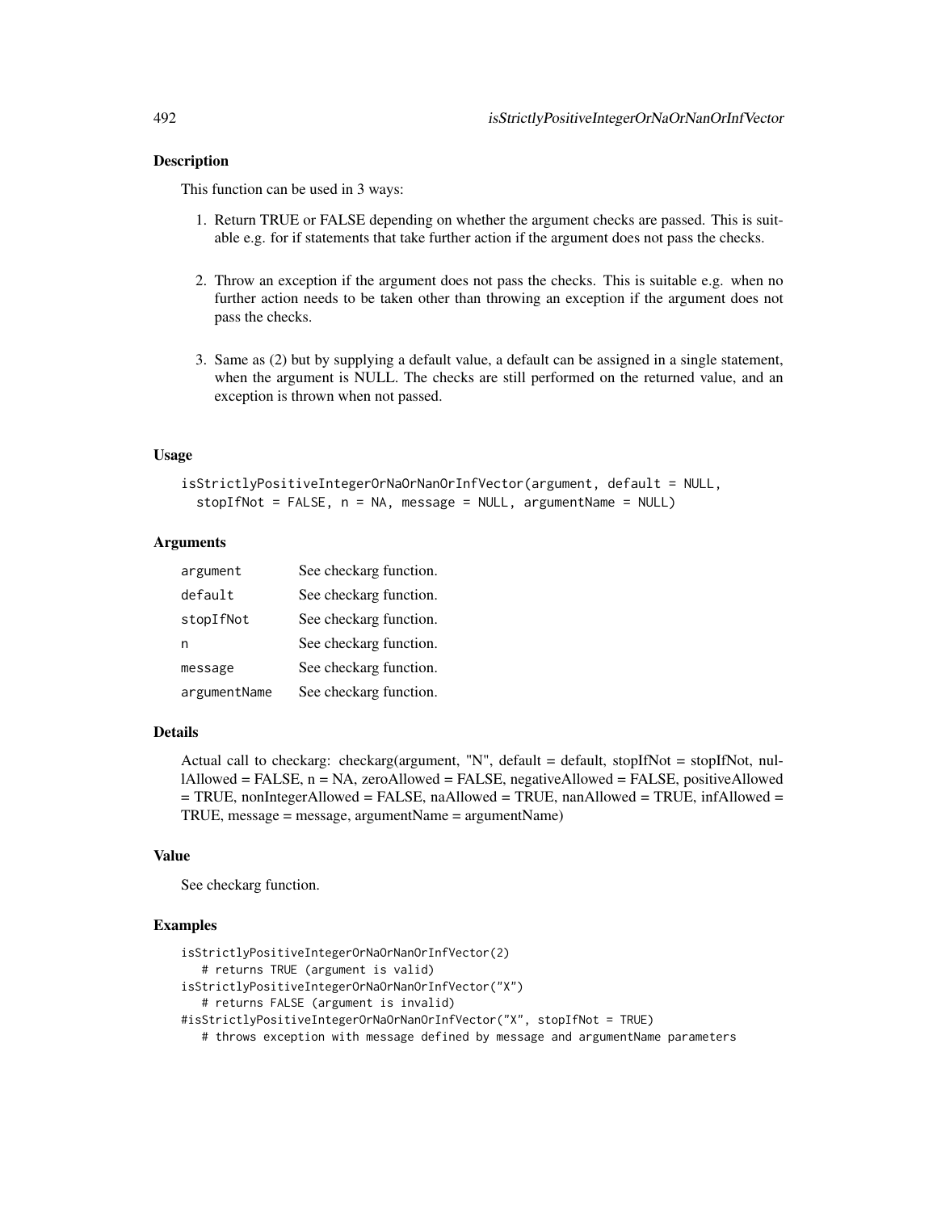### Description

This function can be used in 3 ways:

1. Return TRUE or FALSE depending on whether the argument checks are passed. This is suitable e.g. for if statements that take further action if the argument does not pass the checks.
2. Throw an exception if the argument does not pass the checks. This is suitable e.g. when no further action needs to be taken other than throwing an exception if the argument does not pass the checks.
3. Same as (2) but by supplying a default value, a default can be assigned in a single statement, when the argument is NULL. The checks are still performed on the returned value, and an exception is thrown when not passed.

### Usage

```
isStrictlyPositiveIntegerOrNaOrNanOrInfVector(argument, default = NULL,
  stopIfNot = FALSE, n = NA, message = NULL, argumentName = NULL)
```

### Arguments

| | |
|---|---|
| `argument` | See checkarg function. |
| `default` | See checkarg function. |
| `stopIfNot` | See checkarg function. |
| `n` | See checkarg function. |
| `message` | See checkarg function. |
| `argumentName` | See checkarg function. |

### Details

Actual call to checkarg: checkarg(argument, "N", default = default, stopIfNot = stopIfNot, nullAllowed = FALSE, n = NA, zeroAllowed = FALSE, negativeAllowed = FALSE, positiveAllowed = TRUE, nonIntegerAllowed = FALSE, naAllowed = TRUE, nanAllowed = TRUE, infAllowed = TRUE, message = message, argumentName = argumentName)

### Value

See checkarg function.

### Examples

```
isStrictlyPositiveIntegerOrNaOrNanOrInfVector(2)
   # returns TRUE (argument is valid)
isStrictlyPositiveIntegerOrNaOrNanOrInfVector("X")
   # returns FALSE (argument is invalid)
#isStrictlyPositiveIntegerOrNaOrNanOrInfVector("X", stopIfNot = TRUE)
   # throws exception with message defined by message and argumentName parameters
```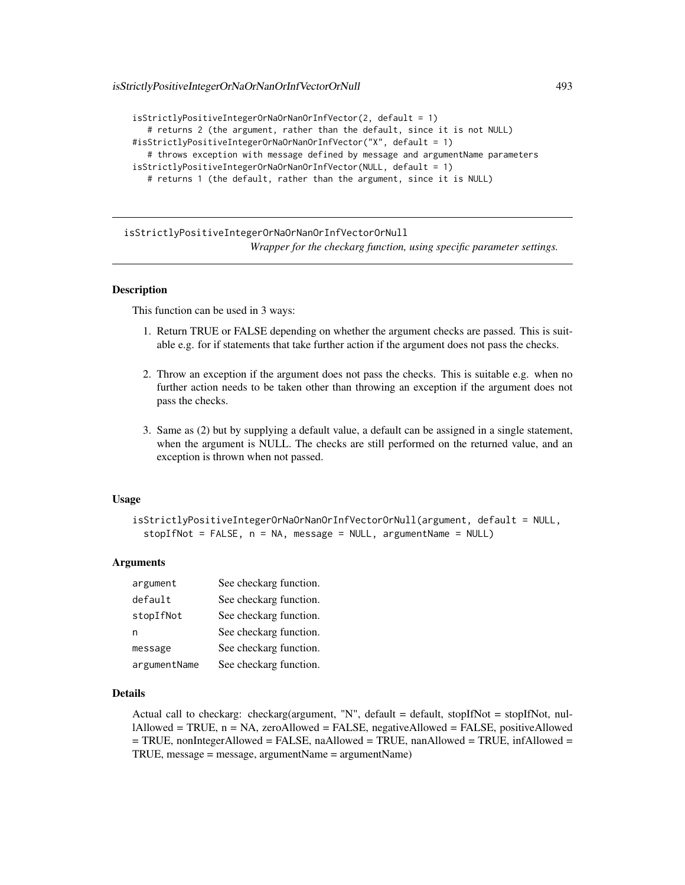```
isStrictlyPositiveIntegerOrNaOrNanOrInfVector(2, default = 1)
   # returns 2 (the argument, rather than the default, since it is not NULL)
#isStrictlyPositiveIntegerOrNaOrNanOrInfVector("X", default = 1)
   # throws exception with message defined by message and argumentName parameters
isStrictlyPositiveIntegerOrNaOrNanOrInfVector(NULL, default = 1)
   # returns 1 (the default, rather than the argument, since it is NULL)
```

---

## isStrictlyPositiveIntegerOrNaOrNanOrInfVectorOrNull

*Wrapper for the checkarg function, using specific parameter settings.*

---

### Description

This function can be used in 3 ways:

1. Return TRUE or FALSE depending on whether the argument checks are passed. This is suitable e.g. for if statements that take further action if the argument does not pass the checks.
2. Throw an exception if the argument does not pass the checks. This is suitable e.g. when no further action needs to be taken other than throwing an exception if the argument does not pass the checks.
3. Same as (2) but by supplying a default value, a default can be assigned in a single statement, when the argument is NULL. The checks are still performed on the returned value, and an exception is thrown when not passed.

### Usage

```
isStrictlyPositiveIntegerOrNaOrNanOrInfVectorOrNull(argument, default = NULL,
  stopIfNot = FALSE, n = NA, message = NULL, argumentName = NULL)
```

### Arguments

| | |
|---|---|
| argument | See checkarg function. |
| default | See checkarg function. |
| stopIfNot | See checkarg function. |
| n | See checkarg function. |
| message | See checkarg function. |
| argumentName | See checkarg function. |

### Details

Actual call to checkarg: checkarg(argument, "N", default = default, stopIfNot = stopIfNot, nullAllowed = TRUE, n = NA, zeroAllowed = FALSE, negativeAllowed = FALSE, positiveAllowed = TRUE, nonIntegerAllowed = FALSE, naAllowed = TRUE, nanAllowed = TRUE, infAllowed = TRUE, message = message, argumentName = argumentName)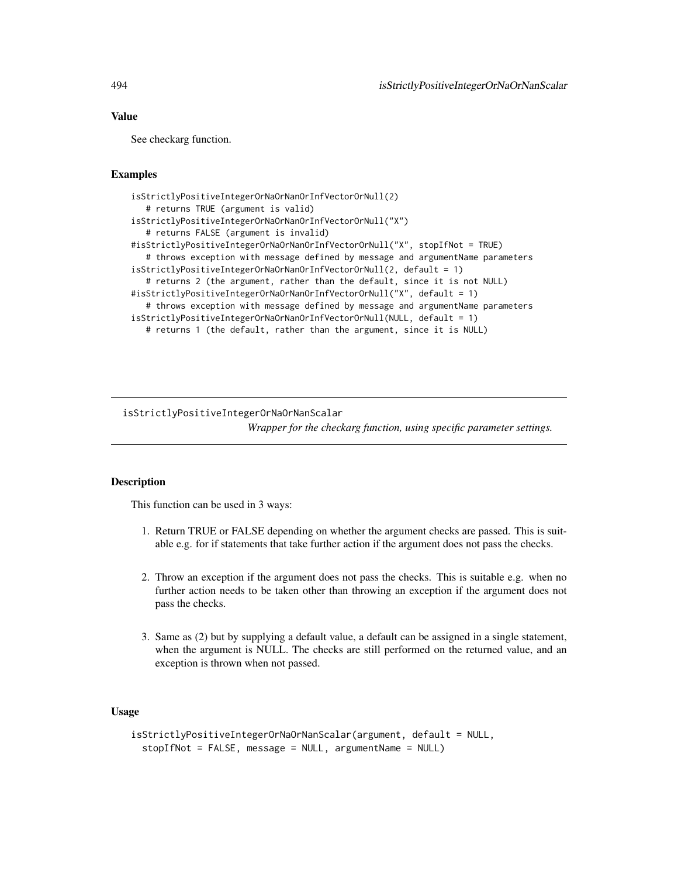### Value

See checkarg function.

### Examples

```
isStrictlyPositiveIntegerOrNaOrNanOrInfVectorOrNull(2)
   # returns TRUE (argument is valid)
isStrictlyPositiveIntegerOrNaOrNanOrInfVectorOrNull("X")
   # returns FALSE (argument is invalid)
#isStrictlyPositiveIntegerOrNaOrNanOrInfVectorOrNull("X", stopIfNot = TRUE)
   # throws exception with message defined by message and argumentName parameters
isStrictlyPositiveIntegerOrNaOrNanOrInfVectorOrNull(2, default = 1)
   # returns 2 (the argument, rather than the default, since it is not NULL)
#isStrictlyPositiveIntegerOrNaOrNanOrInfVectorOrNull("X", default = 1)
   # throws exception with message defined by message and argumentName parameters
isStrictlyPositiveIntegerOrNaOrNanOrInfVectorOrNull(NULL, default = 1)
   # returns 1 (the default, rather than the argument, since it is NULL)
```

---

## isStrictlyPositiveIntegerOrNaOrNanScalar

*Wrapper for the checkarg function, using specific parameter settings.*

---

### Description

This function can be used in 3 ways:

1. Return TRUE or FALSE depending on whether the argument checks are passed. This is suitable e.g. for if statements that take further action if the argument does not pass the checks.
2. Throw an exception if the argument does not pass the checks. This is suitable e.g. when no further action needs to be taken other than throwing an exception if the argument does not pass the checks.
3. Same as (2) but by supplying a default value, a default can be assigned in a single statement, when the argument is NULL. The checks are still performed on the returned value, and an exception is thrown when not passed.

### Usage

```
isStrictlyPositiveIntegerOrNaOrNanScalar(argument, default = NULL,
  stopIfNot = FALSE, message = NULL, argumentName = NULL)
```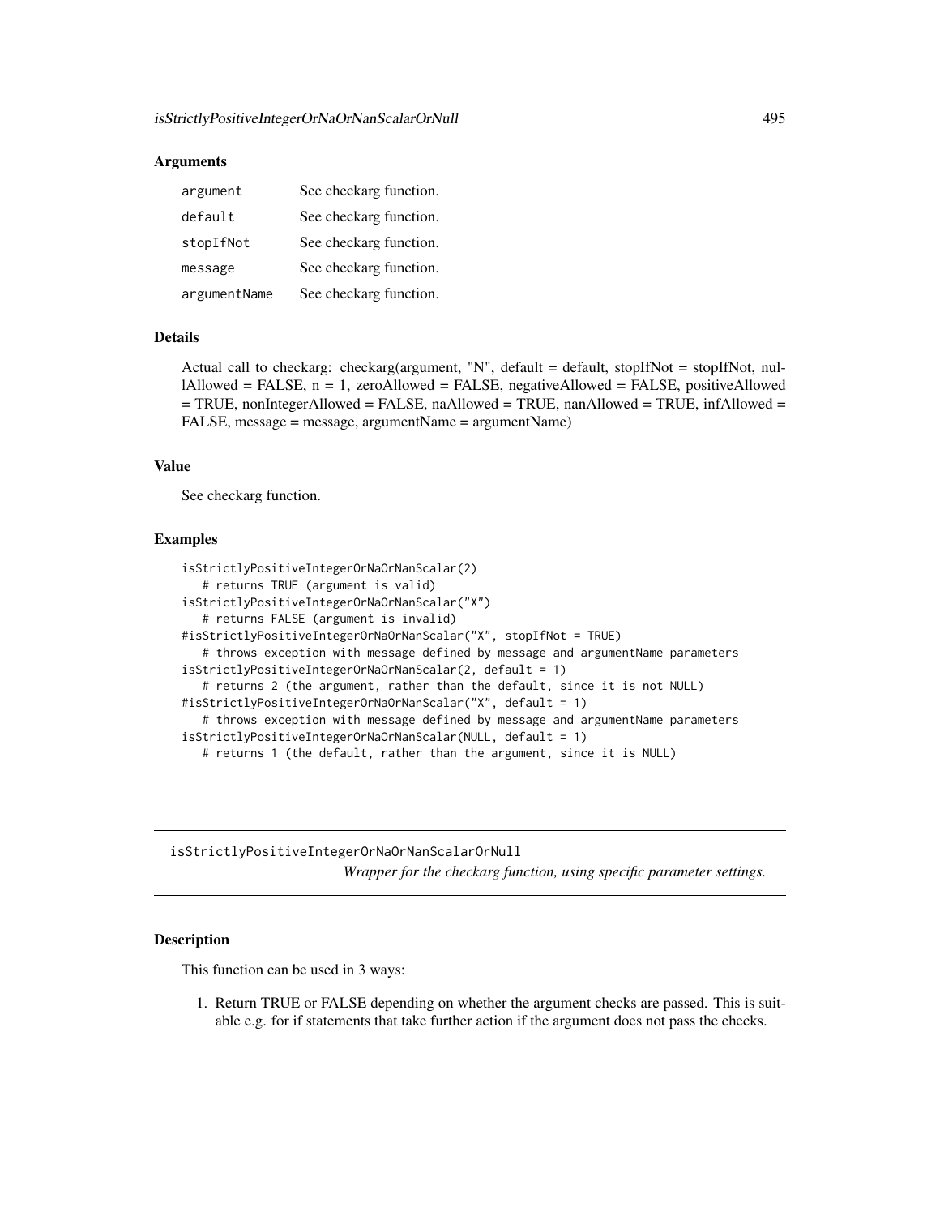### Arguments

| | |
|---|---|
| argument | See checkarg function. |
| default | See checkarg function. |
| stopIfNot | See checkarg function. |
| message | See checkarg function. |
| argumentName | See checkarg function. |

### Details

Actual call to checkarg: checkarg(argument, "N", default = default, stopIfNot = stopIfNot, nullAllowed = FALSE, n = 1, zeroAllowed = FALSE, negativeAllowed = FALSE, positiveAllowed = TRUE, nonIntegerAllowed = FALSE, naAllowed = TRUE, nanAllowed = TRUE, infAllowed = FALSE, message = message, argumentName = argumentName)

### Value

See checkarg function.

### Examples

```
isStrictlyPositiveIntegerOrNaOrNanScalar(2)
   # returns TRUE (argument is valid)
isStrictlyPositiveIntegerOrNaOrNanScalar("X")
   # returns FALSE (argument is invalid)
#isStrictlyPositiveIntegerOrNaOrNanScalar("X", stopIfNot = TRUE)
   # throws exception with message defined by message and argumentName parameters
isStrictlyPositiveIntegerOrNaOrNanScalar(2, default = 1)
   # returns 2 (the argument, rather than the default, since it is not NULL)
#isStrictlyPositiveIntegerOrNaOrNanScalar("X", default = 1)
   # throws exception with message defined by message and argumentName parameters
isStrictlyPositiveIntegerOrNaOrNanScalar(NULL, default = 1)
   # returns 1 (the default, rather than the argument, since it is NULL)
```

---

## isStrictlyPositiveIntegerOrNaOrNanScalarOrNull

*Wrapper for the checkarg function, using specific parameter settings.*

---

### Description

This function can be used in 3 ways:

1. Return TRUE or FALSE depending on whether the argument checks are passed. This is suitable e.g. for if statements that take further action if the argument does not pass the checks.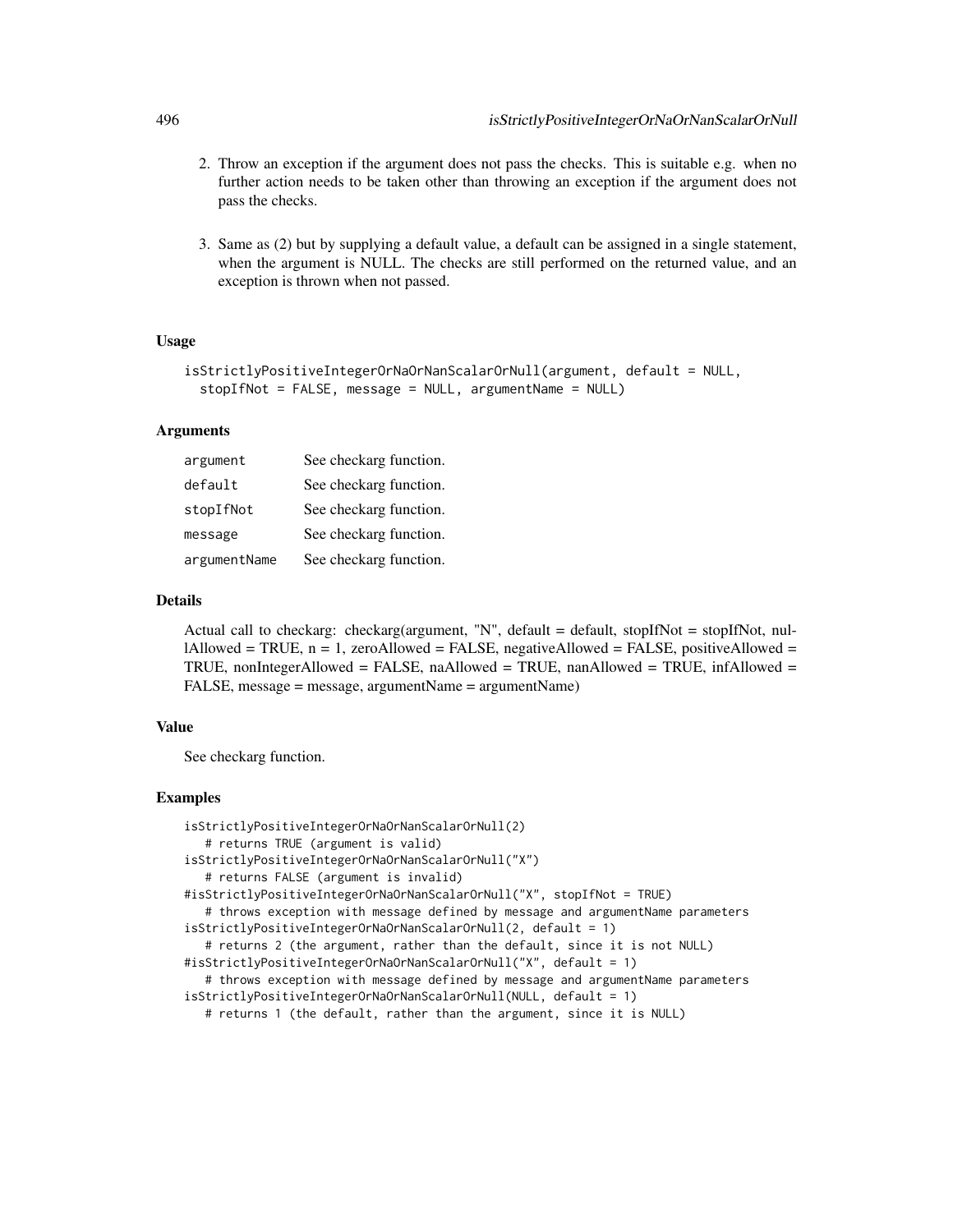2. Throw an exception if the argument does not pass the checks. This is suitable e.g. when no further action needs to be taken other than throwing an exception if the argument does not pass the checks.

3. Same as (2) but by supplying a default value, a default can be assigned in a single statement, when the argument is NULL. The checks are still performed on the returned value, and an exception is thrown when not passed.

### Usage

```
isStrictlyPositiveIntegerOrNaOrNanScalarOrNull(argument, default = NULL,
  stopIfNot = FALSE, message = NULL, argumentName = NULL)
```

### Arguments

| | |
|---|---|
| argument | See checkarg function. |
| default | See checkarg function. |
| stopIfNot | See checkarg function. |
| message | See checkarg function. |
| argumentName | See checkarg function. |

### Details

Actual call to checkarg: checkarg(argument, "N", default = default, stopIfNot = stopIfNot, nullAllowed = TRUE, n = 1, zeroAllowed = FALSE, negativeAllowed = FALSE, positiveAllowed = TRUE, nonIntegerAllowed = FALSE, naAllowed = TRUE, nanAllowed = TRUE, infAllowed = FALSE, message = message, argumentName = argumentName)

### Value

See checkarg function.

### Examples

```
isStrictlyPositiveIntegerOrNaOrNanScalarOrNull(2)
   # returns TRUE (argument is valid)
isStrictlyPositiveIntegerOrNaOrNanScalarOrNull("X")
   # returns FALSE (argument is invalid)
#isStrictlyPositiveIntegerOrNaOrNanScalarOrNull("X", stopIfNot = TRUE)
   # throws exception with message defined by message and argumentName parameters
isStrictlyPositiveIntegerOrNaOrNanScalarOrNull(2, default = 1)
   # returns 2 (the argument, rather than the default, since it is not NULL)
#isStrictlyPositiveIntegerOrNaOrNanScalarOrNull("X", default = 1)
   # throws exception with message defined by message and argumentName parameters
isStrictlyPositiveIntegerOrNaOrNanScalarOrNull(NULL, default = 1)
   # returns 1 (the default, rather than the argument, since it is NULL)
```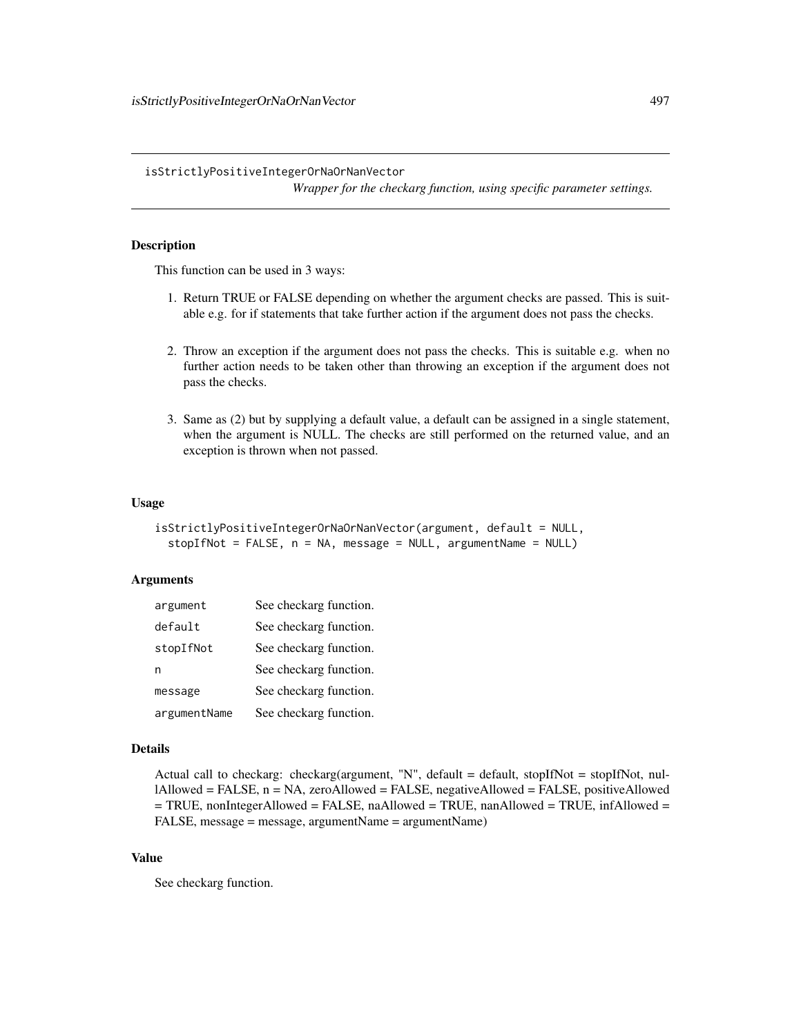`isStrictlyPositiveIntegerOrNaOrNanVector`

*Wrapper for the checkarg function, using specific parameter settings.*

### Description

This function can be used in 3 ways:

1. Return TRUE or FALSE depending on whether the argument checks are passed. This is suitable e.g. for if statements that take further action if the argument does not pass the checks.
2. Throw an exception if the argument does not pass the checks. This is suitable e.g. when no further action needs to be taken other than throwing an exception if the argument does not pass the checks.
3. Same as (2) but by supplying a default value, a default can be assigned in a single statement, when the argument is NULL. The checks are still performed on the returned value, and an exception is thrown when not passed.

### Usage

```
isStrictlyPositiveIntegerOrNaOrNanVector(argument, default = NULL,
  stopIfNot = FALSE, n = NA, message = NULL, argumentName = NULL)
```

### Arguments

| | |
|---|---|
| argument | See checkarg function. |
| default | See checkarg function. |
| stopIfNot | See checkarg function. |
| n | See checkarg function. |
| message | See checkarg function. |
| argumentName | See checkarg function. |

### Details

Actual call to checkarg: checkarg(argument, "N", default = default, stopIfNot = stopIfNot, nullAllowed = FALSE, n = NA, zeroAllowed = FALSE, negativeAllowed = FALSE, positiveAllowed = TRUE, nonIntegerAllowed = FALSE, naAllowed = TRUE, nanAllowed = TRUE, infAllowed = FALSE, message = message, argumentName = argumentName)

### Value

See checkarg function.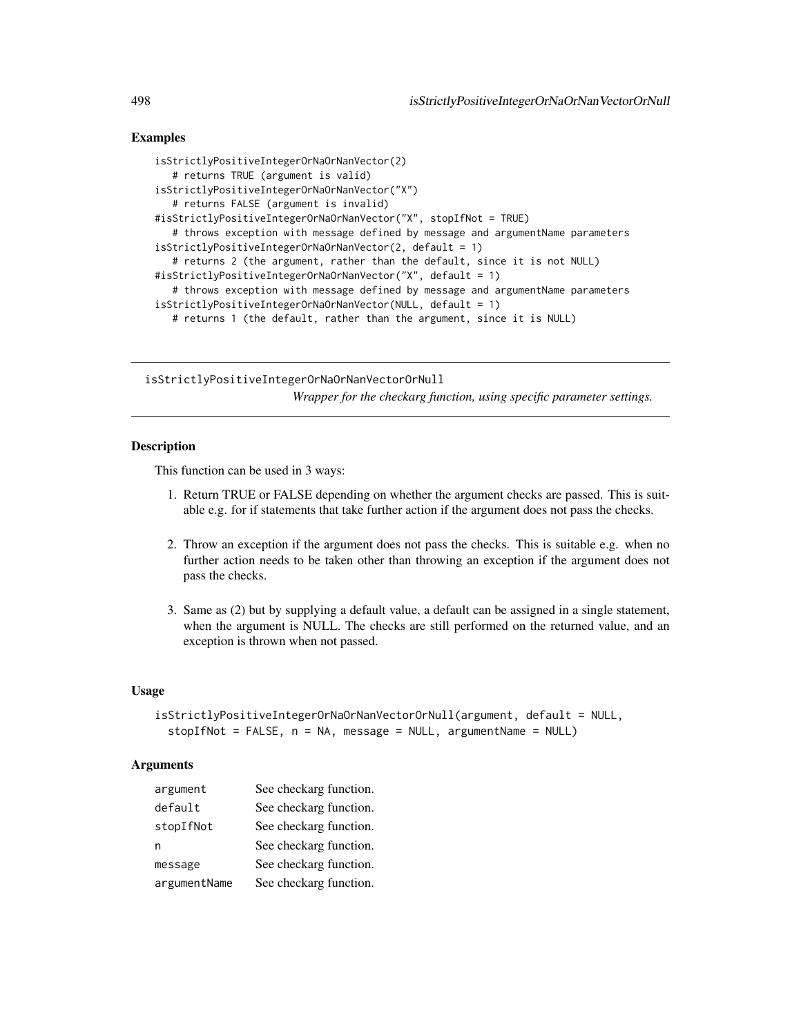## Examples

```
isStrictlyPositiveIntegerOrNaOrNanVector(2)
   # returns TRUE (argument is valid)
isStrictlyPositiveIntegerOrNaOrNanVector("X")
   # returns FALSE (argument is invalid)
#isStrictlyPositiveIntegerOrNaOrNanVector("X", stopIfNot = TRUE)
   # throws exception with message defined by message and argumentName parameters
isStrictlyPositiveIntegerOrNaOrNanVector(2, default = 1)
   # returns 2 (the argument, rather than the default, since it is not NULL)
#isStrictlyPositiveIntegerOrNaOrNanVector("X", default = 1)
   # throws exception with message defined by message and argumentName parameters
isStrictlyPositiveIntegerOrNaOrNanVector(NULL, default = 1)
   # returns 1 (the default, rather than the argument, since it is NULL)
```

---

# isStrictlyPositiveIntegerOrNaOrNanVectorOrNull

*Wrapper for the checkarg function, using specific parameter settings.*

---

## Description

This function can be used in 3 ways:

1. Return TRUE or FALSE depending on whether the argument checks are passed. This is suitable e.g. for if statements that take further action if the argument does not pass the checks.
2. Throw an exception if the argument does not pass the checks. This is suitable e.g. when no further action needs to be taken other than throwing an exception if the argument does not pass the checks.
3. Same as (2) but by supplying a default value, a default can be assigned in a single statement, when the argument is NULL. The checks are still performed on the returned value, and an exception is thrown when not passed.

## Usage

```
isStrictlyPositiveIntegerOrNaOrNanVectorOrNull(argument, default = NULL,
  stopIfNot = FALSE, n = NA, message = NULL, argumentName = NULL)
```

## Arguments

| | |
|---|---|
| argument | See checkarg function. |
| default | See checkarg function. |
| stopIfNot | See checkarg function. |
| n | See checkarg function. |
| message | See checkarg function. |
| argumentName | See checkarg function. |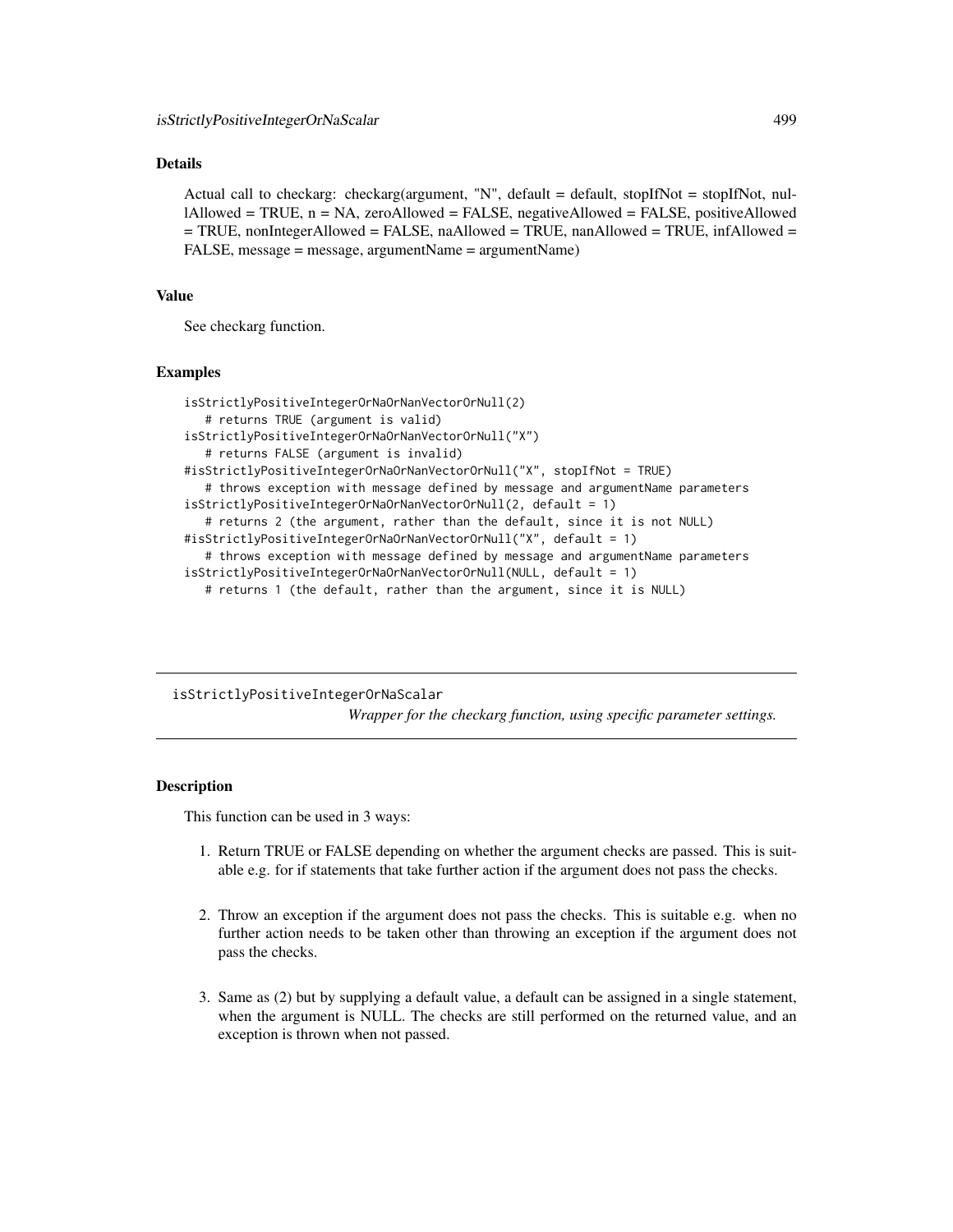### Details

Actual call to checkarg: checkarg(argument, "N", default = default, stopIfNot = stopIfNot, nullAllowed = TRUE, n = NA, zeroAllowed = FALSE, negativeAllowed = FALSE, positiveAllowed = TRUE, nonIntegerAllowed = FALSE, naAllowed = TRUE, nanAllowed = TRUE, infAllowed = FALSE, message = message, argumentName = argumentName)

### Value

See checkarg function.

### Examples

```
isStrictlyPositiveIntegerOrNaOrNanVectorOrNull(2)
   # returns TRUE (argument is valid)
isStrictlyPositiveIntegerOrNaOrNanVectorOrNull("X")
   # returns FALSE (argument is invalid)
#isStrictlyPositiveIntegerOrNaOrNanVectorOrNull("X", stopIfNot = TRUE)
   # throws exception with message defined by message and argumentName parameters
isStrictlyPositiveIntegerOrNaOrNanVectorOrNull(2, default = 1)
   # returns 2 (the argument, rather than the default, since it is not NULL)
#isStrictlyPositiveIntegerOrNaOrNanVectorOrNull("X", default = 1)
   # throws exception with message defined by message and argumentName parameters
isStrictlyPositiveIntegerOrNaOrNanVectorOrNull(NULL, default = 1)
   # returns 1 (the default, rather than the argument, since it is NULL)
```

---

## isStrictlyPositiveIntegerOrNaScalar

*Wrapper for the checkarg function, using specific parameter settings.*

---

### Description

This function can be used in 3 ways:

1. Return TRUE or FALSE depending on whether the argument checks are passed. This is suitable e.g. for if statements that take further action if the argument does not pass the checks.
2. Throw an exception if the argument does not pass the checks. This is suitable e.g. when no further action needs to be taken other than throwing an exception if the argument does not pass the checks.
3. Same as (2) but by supplying a default value, a default can be assigned in a single statement, when the argument is NULL. The checks are still performed on the returned value, and an exception is thrown when not passed.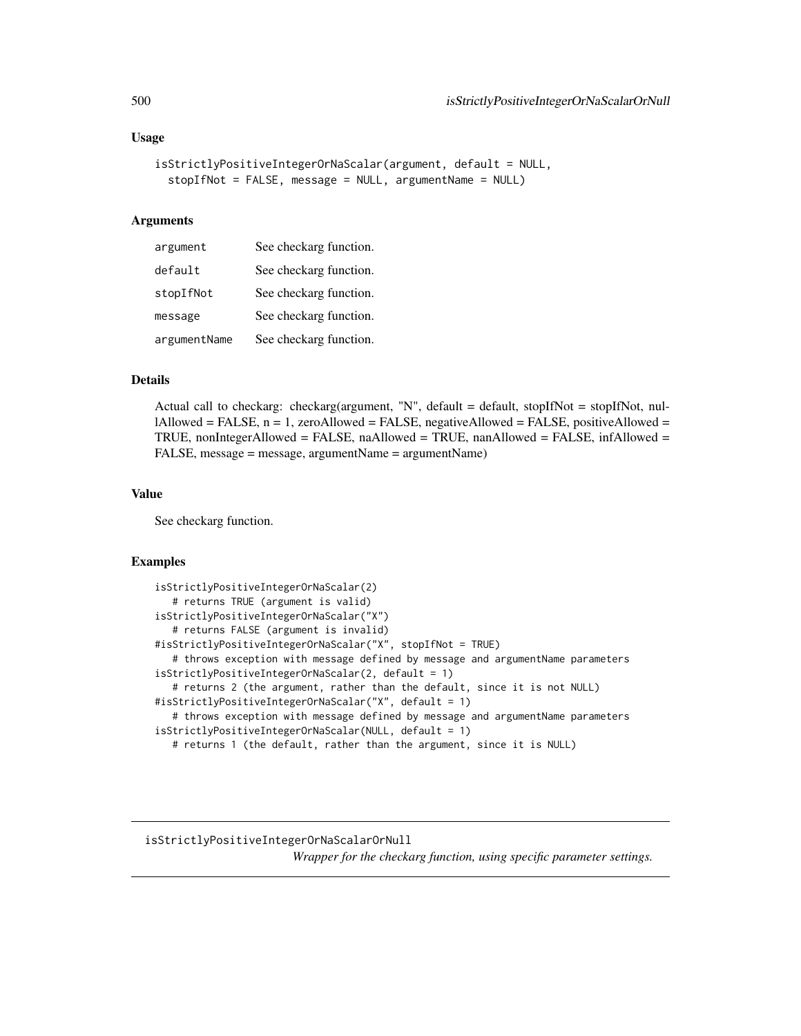### Usage

```
isStrictlyPositiveIntegerOrNaScalar(argument, default = NULL,
  stopIfNot = FALSE, message = NULL, argumentName = NULL)
```

### Arguments

| | |
|---|---|
| argument | See checkarg function. |
| default | See checkarg function. |
| stopIfNot | See checkarg function. |
| message | See checkarg function. |
| argumentName | See checkarg function. |

### Details

Actual call to checkarg: checkarg(argument, "N", default = default, stopIfNot = stopIfNot, nullAllowed = FALSE, n = 1, zeroAllowed = FALSE, negativeAllowed = FALSE, positiveAllowed = TRUE, nonIntegerAllowed = FALSE, naAllowed = TRUE, nanAllowed = FALSE, infAllowed = FALSE, message = message, argumentName = argumentName)

### Value

See checkarg function.

### Examples

```
isStrictlyPositiveIntegerOrNaScalar(2)
   # returns TRUE (argument is valid)
isStrictlyPositiveIntegerOrNaScalar("X")
   # returns FALSE (argument is invalid)
#isStrictlyPositiveIntegerOrNaScalar("X", stopIfNot = TRUE)
   # throws exception with message defined by message and argumentName parameters
isStrictlyPositiveIntegerOrNaScalar(2, default = 1)
   # returns 2 (the argument, rather than the default, since it is not NULL)
#isStrictlyPositiveIntegerOrNaScalar("X", default = 1)
   # throws exception with message defined by message and argumentName parameters
isStrictlyPositiveIntegerOrNaScalar(NULL, default = 1)
   # returns 1 (the default, rather than the argument, since it is NULL)
```

---

## isStrictlyPositiveIntegerOrNaScalarOrNull

*Wrapper for the checkarg function, using specific parameter settings.*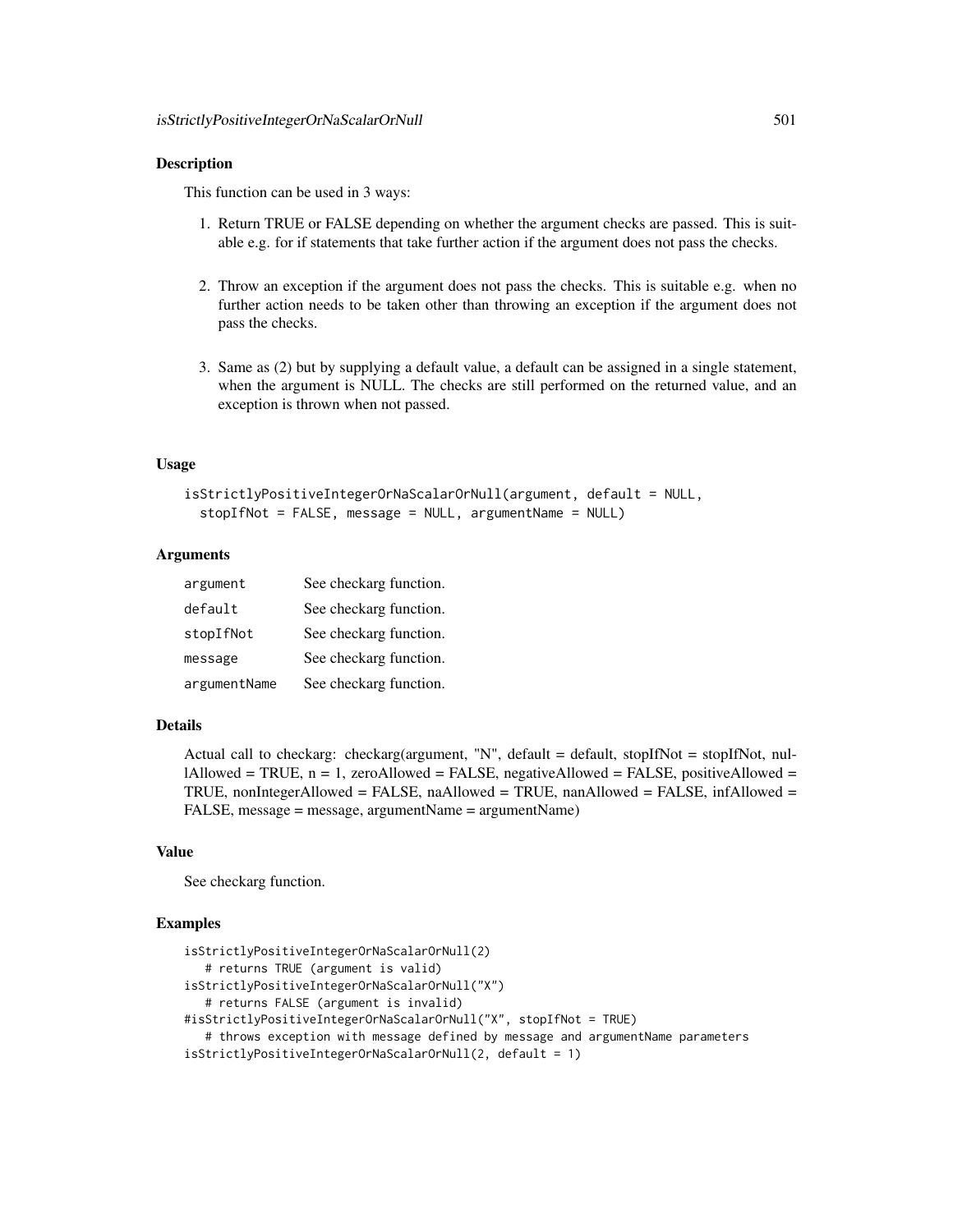## Description

This function can be used in 3 ways:

1. Return TRUE or FALSE depending on whether the argument checks are passed. This is suitable e.g. for if statements that take further action if the argument does not pass the checks.
2. Throw an exception if the argument does not pass the checks. This is suitable e.g. when no further action needs to be taken other than throwing an exception if the argument does not pass the checks.
3. Same as (2) but by supplying a default value, a default can be assigned in a single statement, when the argument is NULL. The checks are still performed on the returned value, and an exception is thrown when not passed.

## Usage

```
isStrictlyPositiveIntegerOrNaScalarOrNull(argument, default = NULL,
  stopIfNot = FALSE, message = NULL, argumentName = NULL)
```

## Arguments

| | |
|---|---|
| argument | See checkarg function. |
| default | See checkarg function. |
| stopIfNot | See checkarg function. |
| message | See checkarg function. |
| argumentName | See checkarg function. |

## Details

Actual call to checkarg: checkarg(argument, "N", default = default, stopIfNot = stopIfNot, nullAllowed = TRUE, n = 1, zeroAllowed = FALSE, negativeAllowed = FALSE, positiveAllowed = TRUE, nonIntegerAllowed = FALSE, naAllowed = TRUE, nanAllowed = FALSE, infAllowed = FALSE, message = message, argumentName = argumentName)

## Value

See checkarg function.

## Examples

```
isStrictlyPositiveIntegerOrNaScalarOrNull(2)
   # returns TRUE (argument is valid)
isStrictlyPositiveIntegerOrNaScalarOrNull("X")
   # returns FALSE (argument is invalid)
#isStrictlyPositiveIntegerOrNaScalarOrNull("X", stopIfNot = TRUE)
   # throws exception with message defined by message and argumentName parameters
isStrictlyPositiveIntegerOrNaScalarOrNull(2, default = 1)
```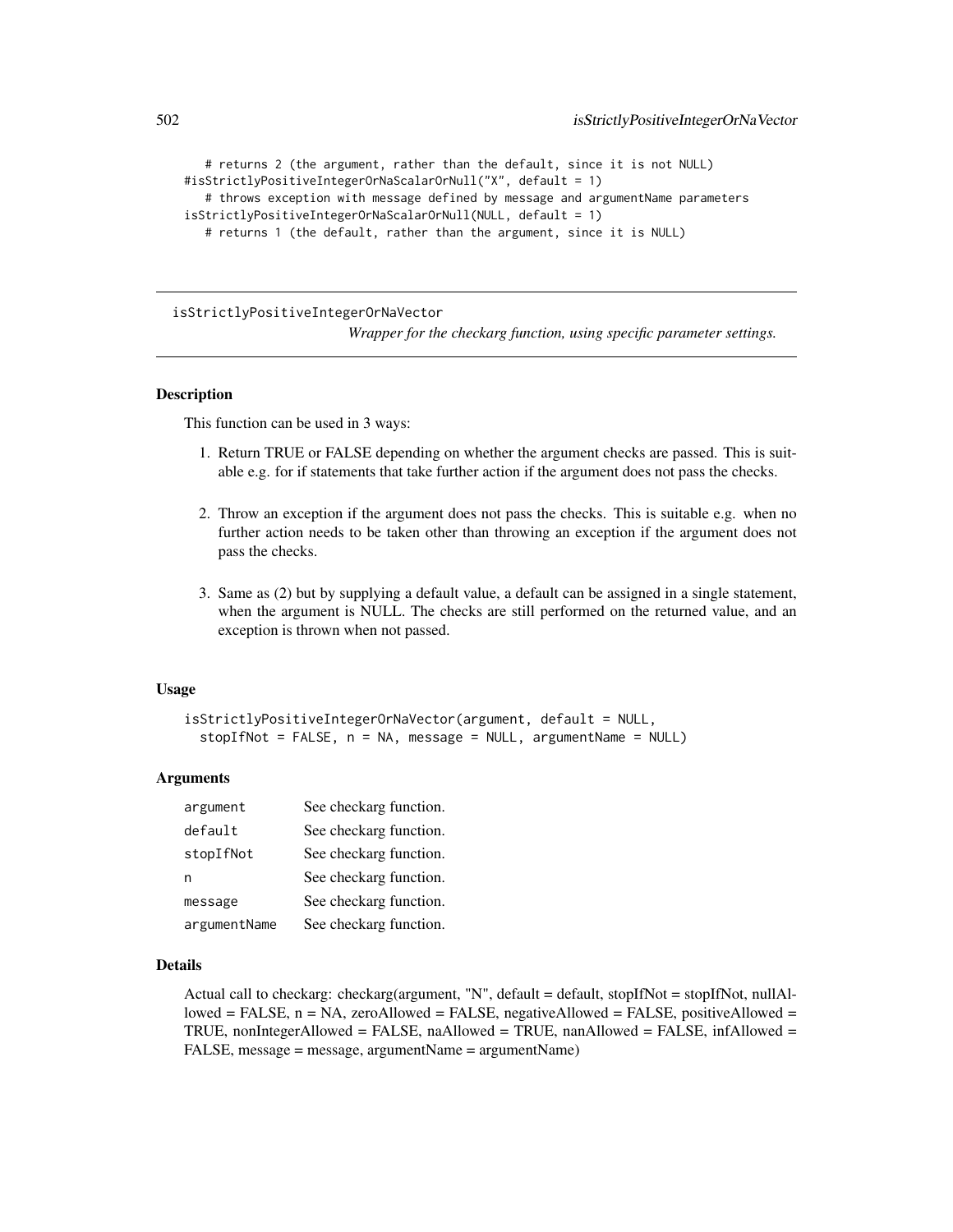```
   # returns 2 (the argument, rather than the default, since it is not NULL)
#isStrictlyPositiveIntegerOrNaScalarOrNull("X", default = 1)
   # throws exception with message defined by message and argumentName parameters
isStrictlyPositiveIntegerOrNaScalarOrNull(NULL, default = 1)
   # returns 1 (the default, rather than the argument, since it is NULL)
```

## isStrictlyPositiveIntegerOrNaVector

*Wrapper for the checkarg function, using specific parameter settings.*

### Description

This function can be used in 3 ways:

1. Return TRUE or FALSE depending on whether the argument checks are passed. This is suitable e.g. for if statements that take further action if the argument does not pass the checks.
2. Throw an exception if the argument does not pass the checks. This is suitable e.g. when no further action needs to be taken other than throwing an exception if the argument does not pass the checks.
3. Same as (2) but by supplying a default value, a default can be assigned in a single statement, when the argument is NULL. The checks are still performed on the returned value, and an exception is thrown when not passed.

### Usage

```
isStrictlyPositiveIntegerOrNaVector(argument, default = NULL,
  stopIfNot = FALSE, n = NA, message = NULL, argumentName = NULL)
```

### Arguments

| | |
|---|---|
| argument | See checkarg function. |
| default | See checkarg function. |
| stopIfNot | See checkarg function. |
| n | See checkarg function. |
| message | See checkarg function. |
| argumentName | See checkarg function. |

### Details

Actual call to checkarg: checkarg(argument, "N", default = default, stopIfNot = stopIfNot, nullAllowed = FALSE, n = NA, zeroAllowed = FALSE, negativeAllowed = FALSE, positiveAllowed = TRUE, nonIntegerAllowed = FALSE, naAllowed = TRUE, nanAllowed = FALSE, infAllowed = FALSE, message = message, argumentName = argumentName)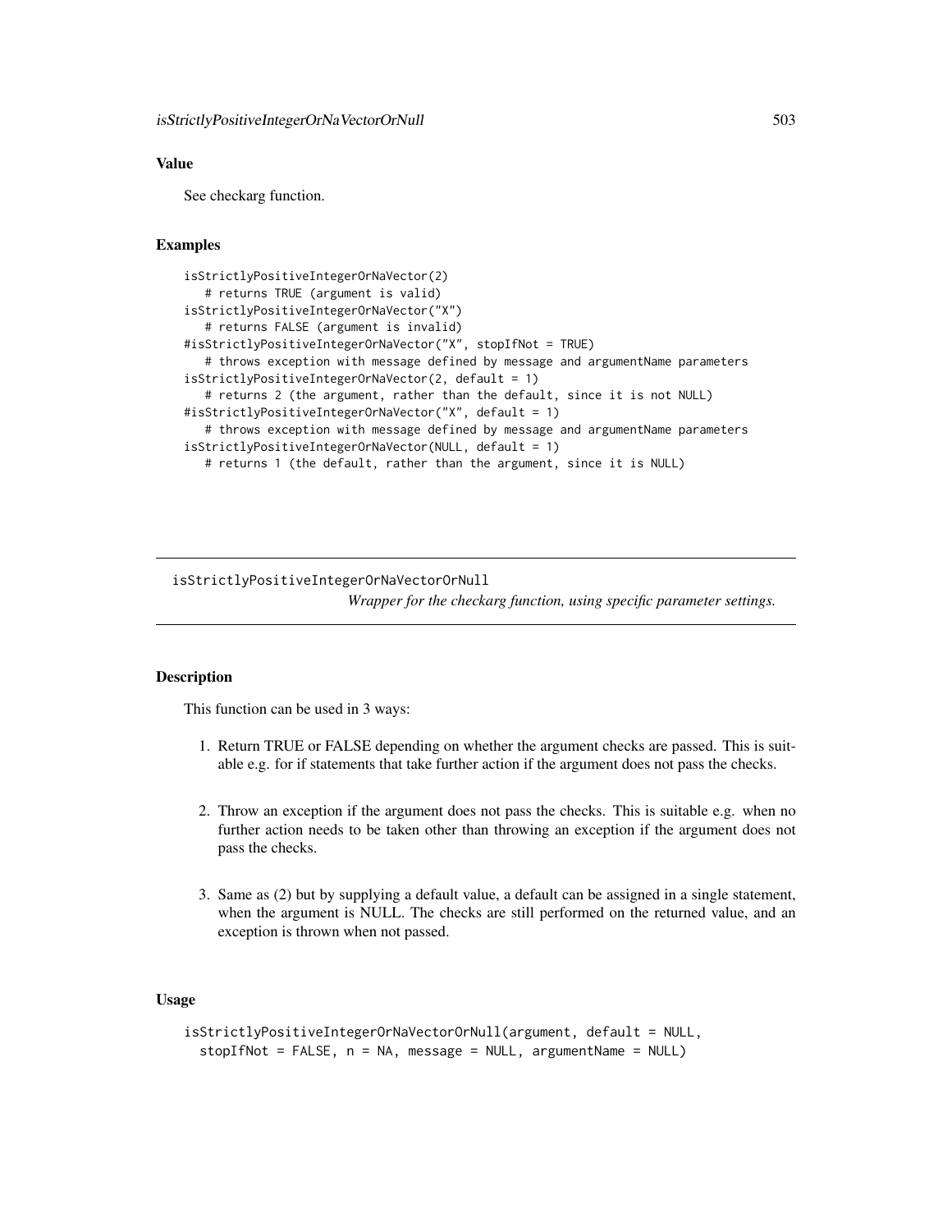### Value

See checkarg function.

### Examples

```
isStrictlyPositiveIntegerOrNaVector(2)
   # returns TRUE (argument is valid)
isStrictlyPositiveIntegerOrNaVector("X")
   # returns FALSE (argument is invalid)
#isStrictlyPositiveIntegerOrNaVector("X", stopIfNot = TRUE)
   # throws exception with message defined by message and argumentName parameters
isStrictlyPositiveIntegerOrNaVector(2, default = 1)
   # returns 2 (the argument, rather than the default, since it is not NULL)
#isStrictlyPositiveIntegerOrNaVector("X", default = 1)
   # throws exception with message defined by message and argumentName parameters
isStrictlyPositiveIntegerOrNaVector(NULL, default = 1)
   # returns 1 (the default, rather than the argument, since it is NULL)
```

---

## isStrictlyPositiveIntegerOrNaVectorOrNull

*Wrapper for the checkarg function, using specific parameter settings.*

---

### Description

This function can be used in 3 ways:

1. Return TRUE or FALSE depending on whether the argument checks are passed. This is suitable e.g. for if statements that take further action if the argument does not pass the checks.
2. Throw an exception if the argument does not pass the checks. This is suitable e.g. when no further action needs to be taken other than throwing an exception if the argument does not pass the checks.
3. Same as (2) but by supplying a default value, a default can be assigned in a single statement, when the argument is NULL. The checks are still performed on the returned value, and an exception is thrown when not passed.

### Usage

```
isStrictlyPositiveIntegerOrNaVectorOrNull(argument, default = NULL,
  stopIfNot = FALSE, n = NA, message = NULL, argumentName = NULL)
```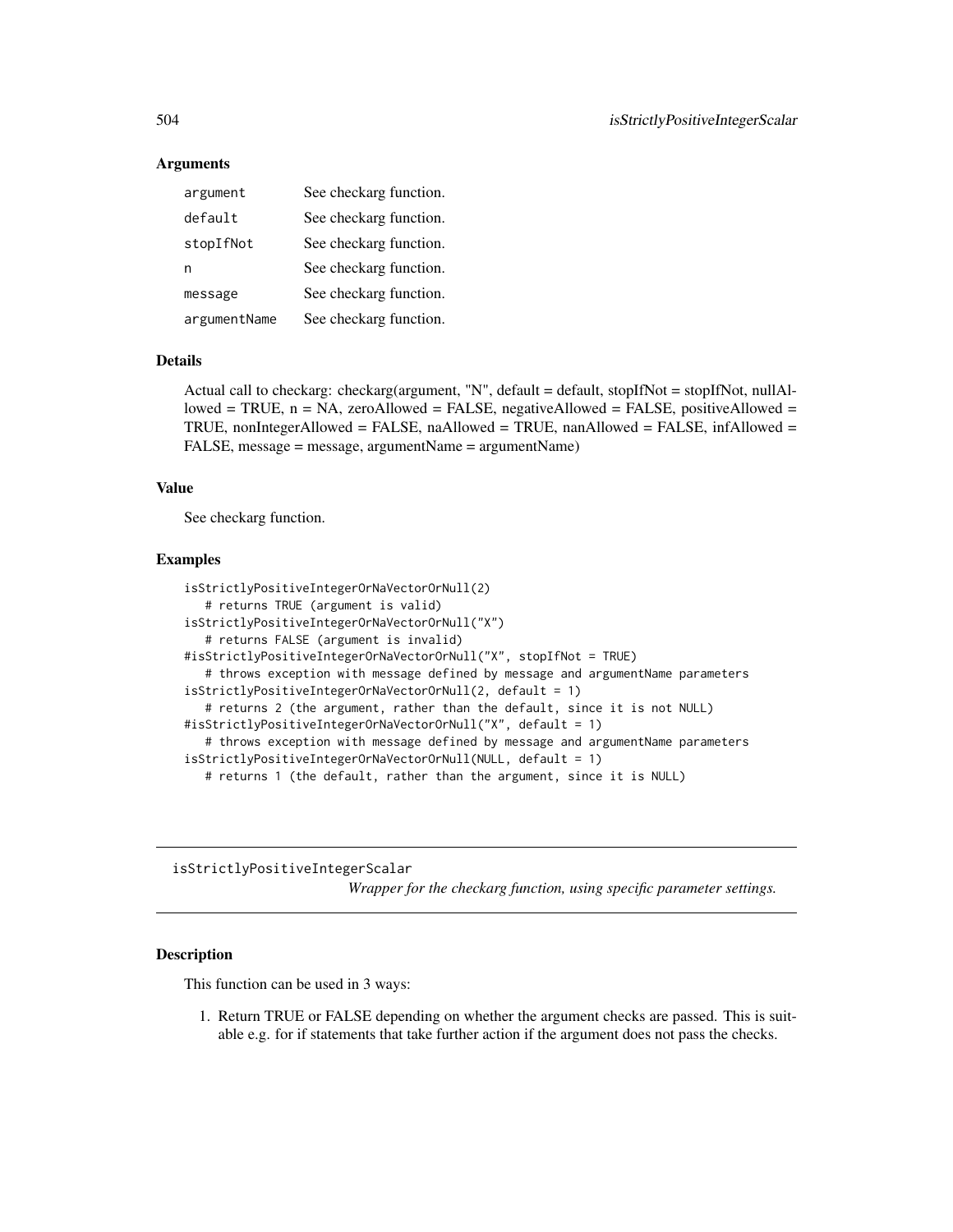### Arguments

| | |
|---|---|
| argument | See checkarg function. |
| default | See checkarg function. |
| stopIfNot | See checkarg function. |
| n | See checkarg function. |
| message | See checkarg function. |
| argumentName | See checkarg function. |

### Details

Actual call to checkarg: checkarg(argument, "N", default = default, stopIfNot = stopIfNot, nullAllowed = TRUE, n = NA, zeroAllowed = FALSE, negativeAllowed = FALSE, positiveAllowed = TRUE, nonIntegerAllowed = FALSE, naAllowed = TRUE, nanAllowed = FALSE, infAllowed = FALSE, message = message, argumentName = argumentName)

### Value

See checkarg function.

### Examples

```
isStrictlyPositiveIntegerOrNaVectorOrNull(2)
   # returns TRUE (argument is valid)
isStrictlyPositiveIntegerOrNaVectorOrNull("X")
   # returns FALSE (argument is invalid)
#isStrictlyPositiveIntegerOrNaVectorOrNull("X", stopIfNot = TRUE)
   # throws exception with message defined by message and argumentName parameters
isStrictlyPositiveIntegerOrNaVectorOrNull(2, default = 1)
   # returns 2 (the argument, rather than the default, since it is not NULL)
#isStrictlyPositiveIntegerOrNaVectorOrNull("X", default = 1)
   # throws exception with message defined by message and argumentName parameters
isStrictlyPositiveIntegerOrNaVectorOrNull(NULL, default = 1)
   # returns 1 (the default, rather than the argument, since it is NULL)
```

---

## isStrictlyPositiveIntegerScalar

*Wrapper for the checkarg function, using specific parameter settings.*

---

### Description

This function can be used in 3 ways:

1. Return TRUE or FALSE depending on whether the argument checks are passed. This is suitable e.g. for if statements that take further action if the argument does not pass the checks.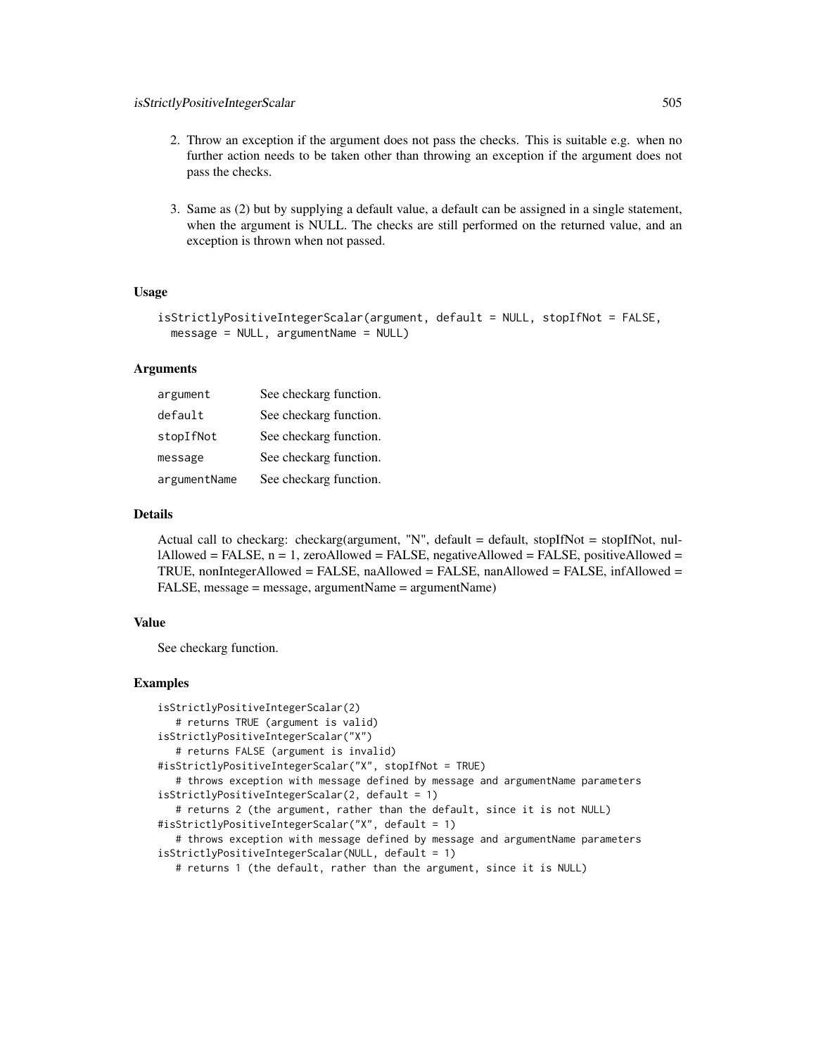2. Throw an exception if the argument does not pass the checks. This is suitable e.g. when no further action needs to be taken other than throwing an exception if the argument does not pass the checks.

3. Same as (2) but by supplying a default value, a default can be assigned in a single statement, when the argument is NULL. The checks are still performed on the returned value, and an exception is thrown when not passed.

### Usage

```
isStrictlyPositiveIntegerScalar(argument, default = NULL, stopIfNot = FALSE,
  message = NULL, argumentName = NULL)
```

### Arguments

| | |
|---|---|
| argument | See checkarg function. |
| default | See checkarg function. |
| stopIfNot | See checkarg function. |
| message | See checkarg function. |
| argumentName | See checkarg function. |

### Details

Actual call to checkarg: checkarg(argument, "N", default = default, stopIfNot = stopIfNot, nullAllowed = FALSE, n = 1, zeroAllowed = FALSE, negativeAllowed = FALSE, positiveAllowed = TRUE, nonIntegerAllowed = FALSE, naAllowed = FALSE, nanAllowed = FALSE, infAllowed = FALSE, message = message, argumentName = argumentName)

### Value

See checkarg function.

### Examples

```
isStrictlyPositiveIntegerScalar(2)
   # returns TRUE (argument is valid)
isStrictlyPositiveIntegerScalar("X")
   # returns FALSE (argument is invalid)
#isStrictlyPositiveIntegerScalar("X", stopIfNot = TRUE)
   # throws exception with message defined by message and argumentName parameters
isStrictlyPositiveIntegerScalar(2, default = 1)
   # returns 2 (the argument, rather than the default, since it is not NULL)
#isStrictlyPositiveIntegerScalar("X", default = 1)
   # throws exception with message defined by message and argumentName parameters
isStrictlyPositiveIntegerScalar(NULL, default = 1)
   # returns 1 (the default, rather than the argument, since it is NULL)
```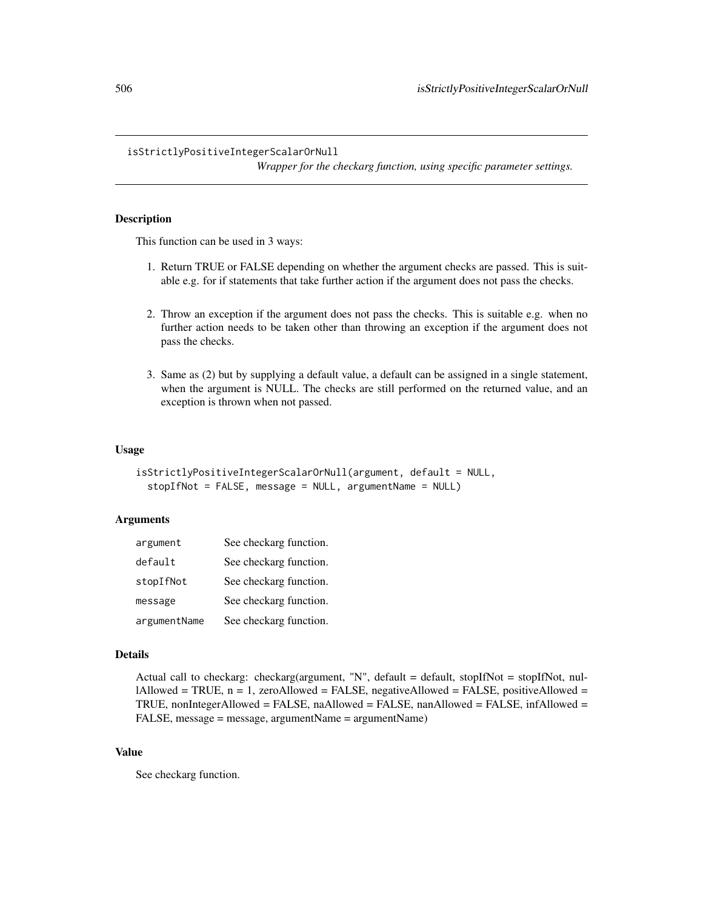isStrictlyPositiveIntegerScalarOrNull

*Wrapper for the checkarg function, using specific parameter settings.*

## Description

This function can be used in 3 ways:

1. Return TRUE or FALSE depending on whether the argument checks are passed. This is suitable e.g. for if statements that take further action if the argument does not pass the checks.
2. Throw an exception if the argument does not pass the checks. This is suitable e.g. when no further action needs to be taken other than throwing an exception if the argument does not pass the checks.
3. Same as (2) but by supplying a default value, a default can be assigned in a single statement, when the argument is NULL. The checks are still performed on the returned value, and an exception is thrown when not passed.

## Usage

```
isStrictlyPositiveIntegerScalarOrNull(argument, default = NULL,
  stopIfNot = FALSE, message = NULL, argumentName = NULL)
```

## Arguments

| | |
|---|---|
| argument | See checkarg function. |
| default | See checkarg function. |
| stopIfNot | See checkarg function. |
| message | See checkarg function. |
| argumentName | See checkarg function. |

## Details

Actual call to checkarg: checkarg(argument, "N", default = default, stopIfNot = stopIfNot, nullAllowed = TRUE, n = 1, zeroAllowed = FALSE, negativeAllowed = FALSE, positiveAllowed = TRUE, nonIntegerAllowed = FALSE, naAllowed = FALSE, nanAllowed = FALSE, infAllowed = FALSE, message = message, argumentName = argumentName)

## Value

See checkarg function.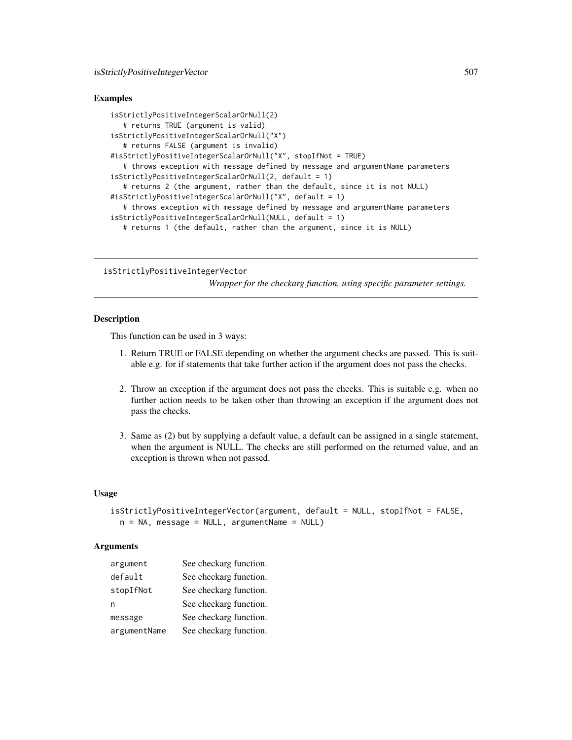### Examples

```
isStrictlyPositiveIntegerScalarOrNull(2)
   # returns TRUE (argument is valid)
isStrictlyPositiveIntegerScalarOrNull("X")
   # returns FALSE (argument is invalid)
#isStrictlyPositiveIntegerScalarOrNull("X", stopIfNot = TRUE)
   # throws exception with message defined by message and argumentName parameters
isStrictlyPositiveIntegerScalarOrNull(2, default = 1)
   # returns 2 (the argument, rather than the default, since it is not NULL)
#isStrictlyPositiveIntegerScalarOrNull("X", default = 1)
   # throws exception with message defined by message and argumentName parameters
isStrictlyPositiveIntegerScalarOrNull(NULL, default = 1)
   # returns 1 (the default, rather than the argument, since it is NULL)
```

---

## isStrictlyPositiveIntegerVector

*Wrapper for the checkarg function, using specific parameter settings.*

---

### Description

This function can be used in 3 ways:

1. Return TRUE or FALSE depending on whether the argument checks are passed. This is suitable e.g. for if statements that take further action if the argument does not pass the checks.
2. Throw an exception if the argument does not pass the checks. This is suitable e.g. when no further action needs to be taken other than throwing an exception if the argument does not pass the checks.
3. Same as (2) but by supplying a default value, a default can be assigned in a single statement, when the argument is NULL. The checks are still performed on the returned value, and an exception is thrown when not passed.

### Usage

```
isStrictlyPositiveIntegerVector(argument, default = NULL, stopIfNot = FALSE,
  n = NA, message = NULL, argumentName = NULL)
```

### Arguments

| | |
|---|---|
| argument | See checkarg function. |
| default | See checkarg function. |
| stopIfNot | See checkarg function. |
| n | See checkarg function. |
| message | See checkarg function. |
| argumentName | See checkarg function. |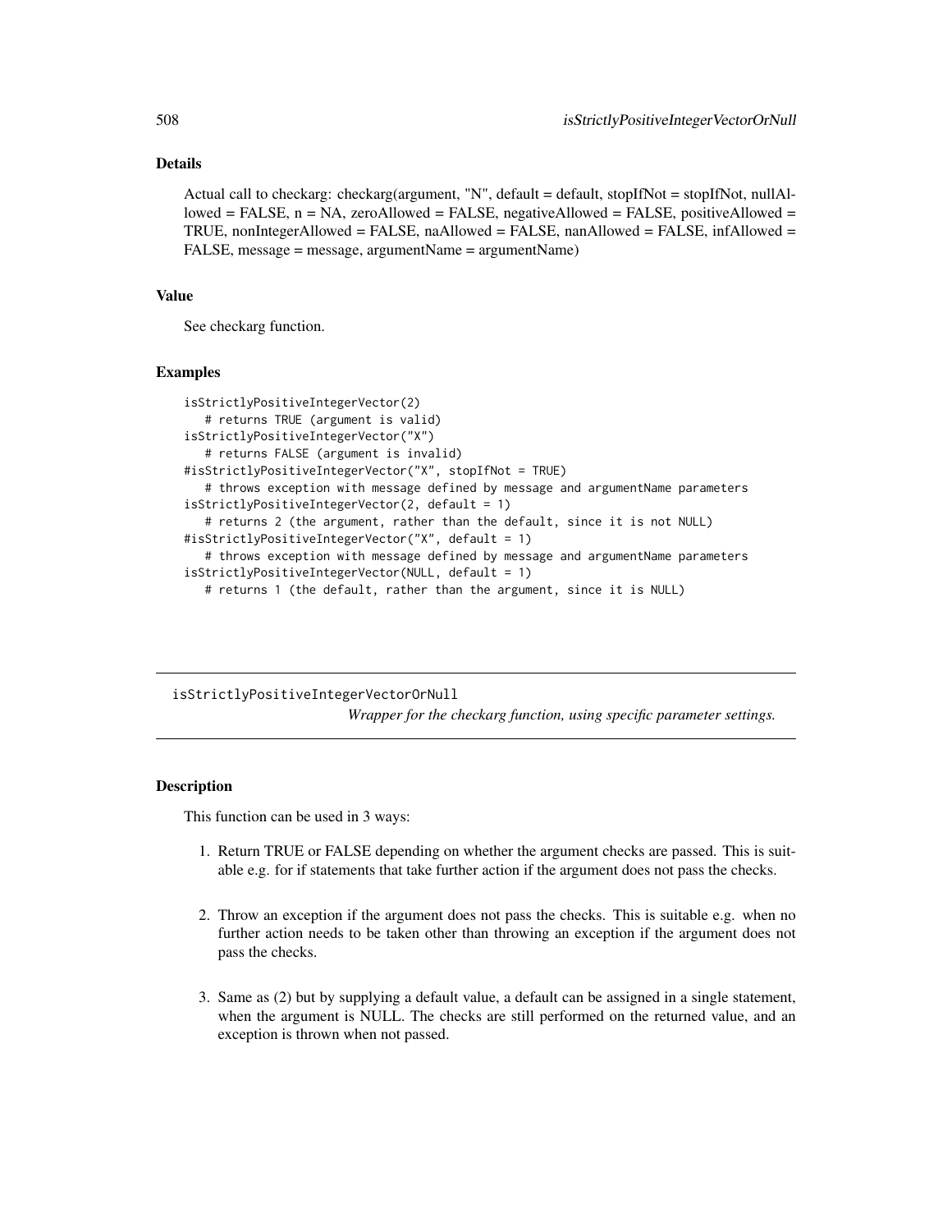### Details

Actual call to checkarg: checkarg(argument, "N", default = default, stopIfNot = stopIfNot, nullAllowed = FALSE, n = NA, zeroAllowed = FALSE, negativeAllowed = FALSE, positiveAllowed = TRUE, nonIntegerAllowed = FALSE, naAllowed = FALSE, nanAllowed = FALSE, infAllowed = FALSE, message = message, argumentName = argumentName)

### Value

See checkarg function.

### Examples

```
isStrictlyPositiveIntegerVector(2)
   # returns TRUE (argument is valid)
isStrictlyPositiveIntegerVector("X")
   # returns FALSE (argument is invalid)
#isStrictlyPositiveIntegerVector("X", stopIfNot = TRUE)
   # throws exception with message defined by message and argumentName parameters
isStrictlyPositiveIntegerVector(2, default = 1)
   # returns 2 (the argument, rather than the default, since it is not NULL)
#isStrictlyPositiveIntegerVector("X", default = 1)
   # throws exception with message defined by message and argumentName parameters
isStrictlyPositiveIntegerVector(NULL, default = 1)
   # returns 1 (the default, rather than the argument, since it is NULL)
```

---

## isStrictlyPositiveIntegerVectorOrNull

*Wrapper for the checkarg function, using specific parameter settings.*

---

### Description

This function can be used in 3 ways:

1. Return TRUE or FALSE depending on whether the argument checks are passed. This is suitable e.g. for if statements that take further action if the argument does not pass the checks.
2. Throw an exception if the argument does not pass the checks. This is suitable e.g. when no further action needs to be taken other than throwing an exception if the argument does not pass the checks.
3. Same as (2) but by supplying a default value, a default can be assigned in a single statement, when the argument is NULL. The checks are still performed on the returned value, and an exception is thrown when not passed.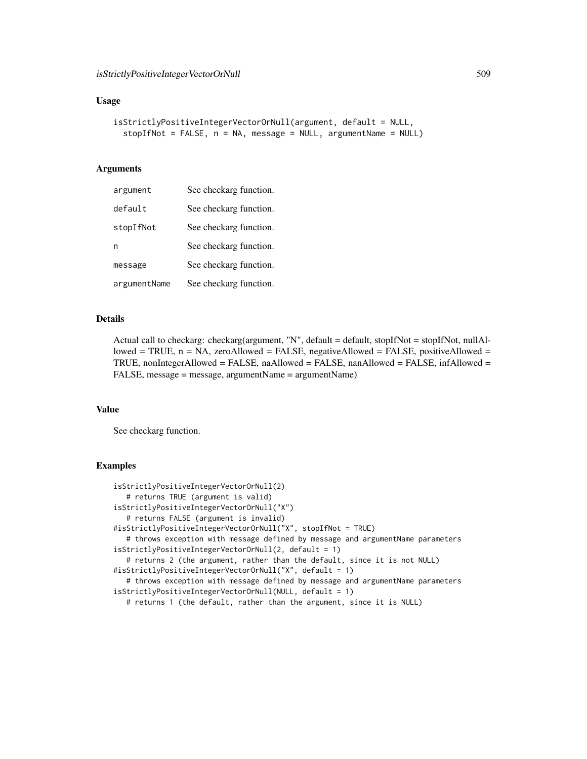### Usage

```
isStrictlyPositiveIntegerVectorOrNull(argument, default = NULL,
  stopIfNot = FALSE, n = NA, message = NULL, argumentName = NULL)
```

### Arguments

| | |
|---|---|
| argument | See checkarg function. |
| default | See checkarg function. |
| stopIfNot | See checkarg function. |
| n | See checkarg function. |
| message | See checkarg function. |
| argumentName | See checkarg function. |

### Details

Actual call to checkarg: checkarg(argument, "N", default = default, stopIfNot = stopIfNot, nullAllowed = TRUE, n = NA, zeroAllowed = FALSE, negativeAllowed = FALSE, positiveAllowed = TRUE, nonIntegerAllowed = FALSE, naAllowed = FALSE, nanAllowed = FALSE, infAllowed = FALSE, message = message, argumentName = argumentName)

### Value

See checkarg function.

### Examples

```
isStrictlyPositiveIntegerVectorOrNull(2)
   # returns TRUE (argument is valid)
isStrictlyPositiveIntegerVectorOrNull("X")
   # returns FALSE (argument is invalid)
#isStrictlyPositiveIntegerVectorOrNull("X", stopIfNot = TRUE)
   # throws exception with message defined by message and argumentName parameters
isStrictlyPositiveIntegerVectorOrNull(2, default = 1)
   # returns 2 (the argument, rather than the default, since it is not NULL)
#isStrictlyPositiveIntegerVectorOrNull("X", default = 1)
   # throws exception with message defined by message and argumentName parameters
isStrictlyPositiveIntegerVectorOrNull(NULL, default = 1)
   # returns 1 (the default, rather than the argument, since it is NULL)
```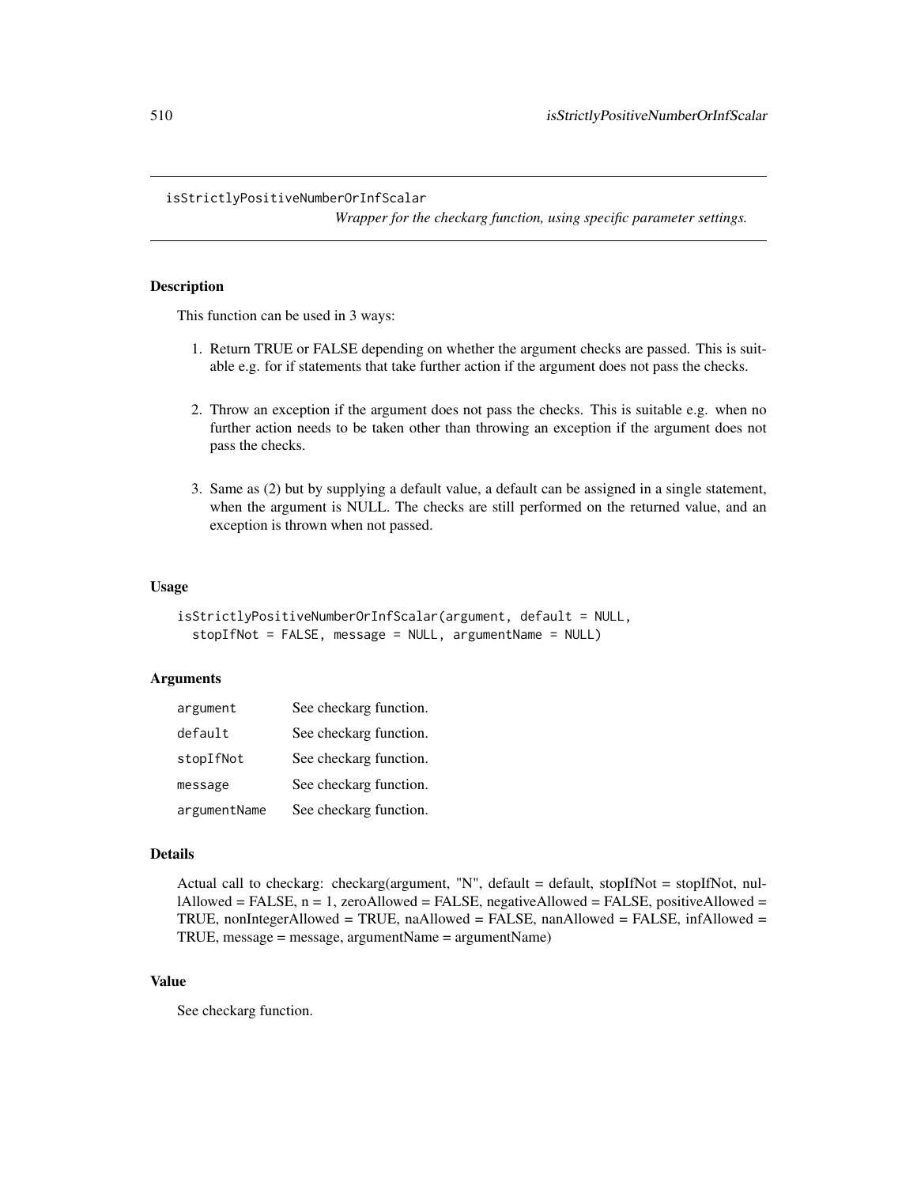isStrictlyPositiveNumberOrInfScalar

*Wrapper for the checkarg function, using specific parameter settings.*

## Description

This function can be used in 3 ways:

1. Return TRUE or FALSE depending on whether the argument checks are passed. This is suitable e.g. for if statements that take further action if the argument does not pass the checks.
2. Throw an exception if the argument does not pass the checks. This is suitable e.g. when no further action needs to be taken other than throwing an exception if the argument does not pass the checks.
3. Same as (2) but by supplying a default value, a default can be assigned in a single statement, when the argument is NULL. The checks are still performed on the returned value, and an exception is thrown when not passed.

## Usage

```
isStrictlyPositiveNumberOrInfScalar(argument, default = NULL,
  stopIfNot = FALSE, message = NULL, argumentName = NULL)
```

## Arguments

| | |
|---|---|
| argument | See checkarg function. |
| default | See checkarg function. |
| stopIfNot | See checkarg function. |
| message | See checkarg function. |
| argumentName | See checkarg function. |

## Details

Actual call to checkarg: checkarg(argument, "N", default = default, stopIfNot = stopIfNot, nullAllowed = FALSE, n = 1, zeroAllowed = FALSE, negativeAllowed = FALSE, positiveAllowed = TRUE, nonIntegerAllowed = TRUE, naAllowed = FALSE, nanAllowed = FALSE, infAllowed = TRUE, message = message, argumentName = argumentName)

## Value

See checkarg function.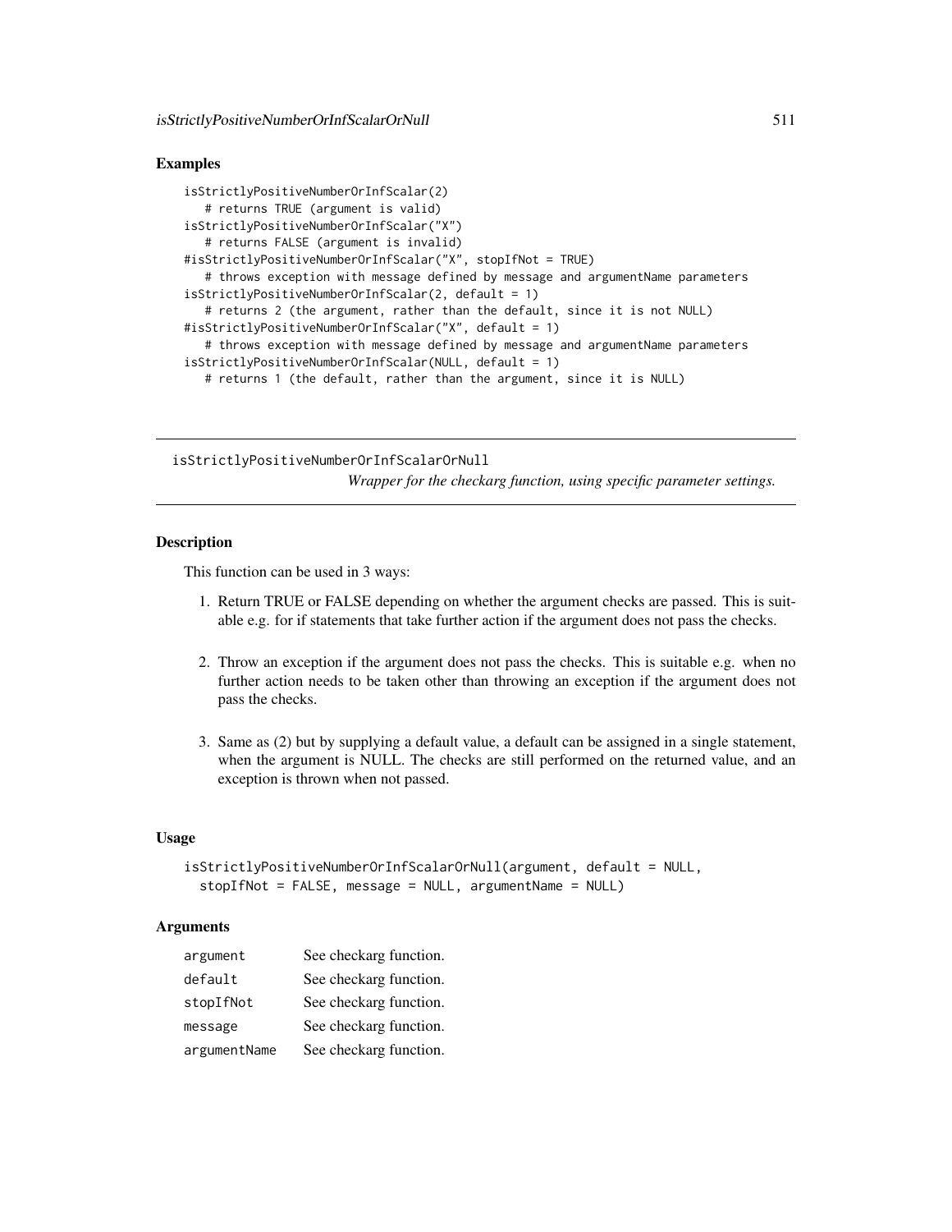## Examples

```
isStrictlyPositiveNumberOrInfScalar(2)
   # returns TRUE (argument is valid)
isStrictlyPositiveNumberOrInfScalar("X")
   # returns FALSE (argument is invalid)
#isStrictlyPositiveNumberOrInfScalar("X", stopIfNot = TRUE)
   # throws exception with message defined by message and argumentName parameters
isStrictlyPositiveNumberOrInfScalar(2, default = 1)
   # returns 2 (the argument, rather than the default, since it is not NULL)
#isStrictlyPositiveNumberOrInfScalar("X", default = 1)
   # throws exception with message defined by message and argumentName parameters
isStrictlyPositiveNumberOrInfScalar(NULL, default = 1)
   # returns 1 (the default, rather than the argument, since it is NULL)
```

---

# isStrictlyPositiveNumberOrInfScalarOrNull

*Wrapper for the checkarg function, using specific parameter settings.*

---

## Description

This function can be used in 3 ways:

1. Return TRUE or FALSE depending on whether the argument checks are passed. This is suitable e.g. for if statements that take further action if the argument does not pass the checks.
2. Throw an exception if the argument does not pass the checks. This is suitable e.g. when no further action needs to be taken other than throwing an exception if the argument does not pass the checks.
3. Same as (2) but by supplying a default value, a default can be assigned in a single statement, when the argument is NULL. The checks are still performed on the returned value, and an exception is thrown when not passed.

## Usage

```
isStrictlyPositiveNumberOrInfScalarOrNull(argument, default = NULL,
  stopIfNot = FALSE, message = NULL, argumentName = NULL)
```

## Arguments

| | |
|---|---|
| argument | See checkarg function. |
| default | See checkarg function. |
| stopIfNot | See checkarg function. |
| message | See checkarg function. |
| argumentName | See checkarg function. |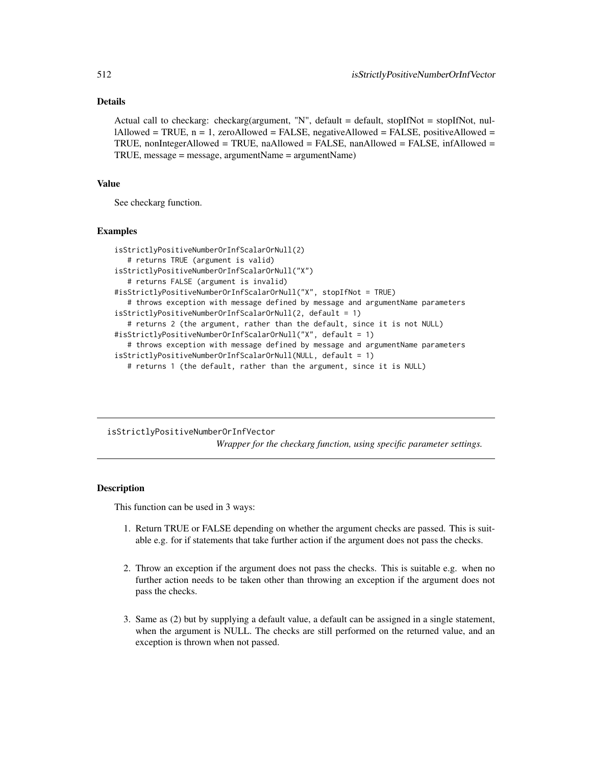## Details

Actual call to checkarg: checkarg(argument, "N", default = default, stopIfNot = stopIfNot, nullAllowed = TRUE, n = 1, zeroAllowed = FALSE, negativeAllowed = FALSE, positiveAllowed = TRUE, nonIntegerAllowed = TRUE, naAllowed = FALSE, nanAllowed = FALSE, infAllowed = TRUE, message = message, argumentName = argumentName)

## Value

See checkarg function.

## Examples

```
isStrictlyPositiveNumberOrInfScalarOrNull(2)
   # returns TRUE (argument is valid)
isStrictlyPositiveNumberOrInfScalarOrNull("X")
   # returns FALSE (argument is invalid)
#isStrictlyPositiveNumberOrInfScalarOrNull("X", stopIfNot = TRUE)
   # throws exception with message defined by message and argumentName parameters
isStrictlyPositiveNumberOrInfScalarOrNull(2, default = 1)
   # returns 2 (the argument, rather than the default, since it is not NULL)
#isStrictlyPositiveNumberOrInfScalarOrNull("X", default = 1)
   # throws exception with message defined by message and argumentName parameters
isStrictlyPositiveNumberOrInfScalarOrNull(NULL, default = 1)
   # returns 1 (the default, rather than the argument, since it is NULL)
```

---

# isStrictlyPositiveNumberOrInfVector

*Wrapper for the checkarg function, using specific parameter settings.*

---

## Description

This function can be used in 3 ways:

1. Return TRUE or FALSE depending on whether the argument checks are passed. This is suitable e.g. for if statements that take further action if the argument does not pass the checks.
2. Throw an exception if the argument does not pass the checks. This is suitable e.g. when no further action needs to be taken other than throwing an exception if the argument does not pass the checks.
3. Same as (2) but by supplying a default value, a default can be assigned in a single statement, when the argument is NULL. The checks are still performed on the returned value, and an exception is thrown when not passed.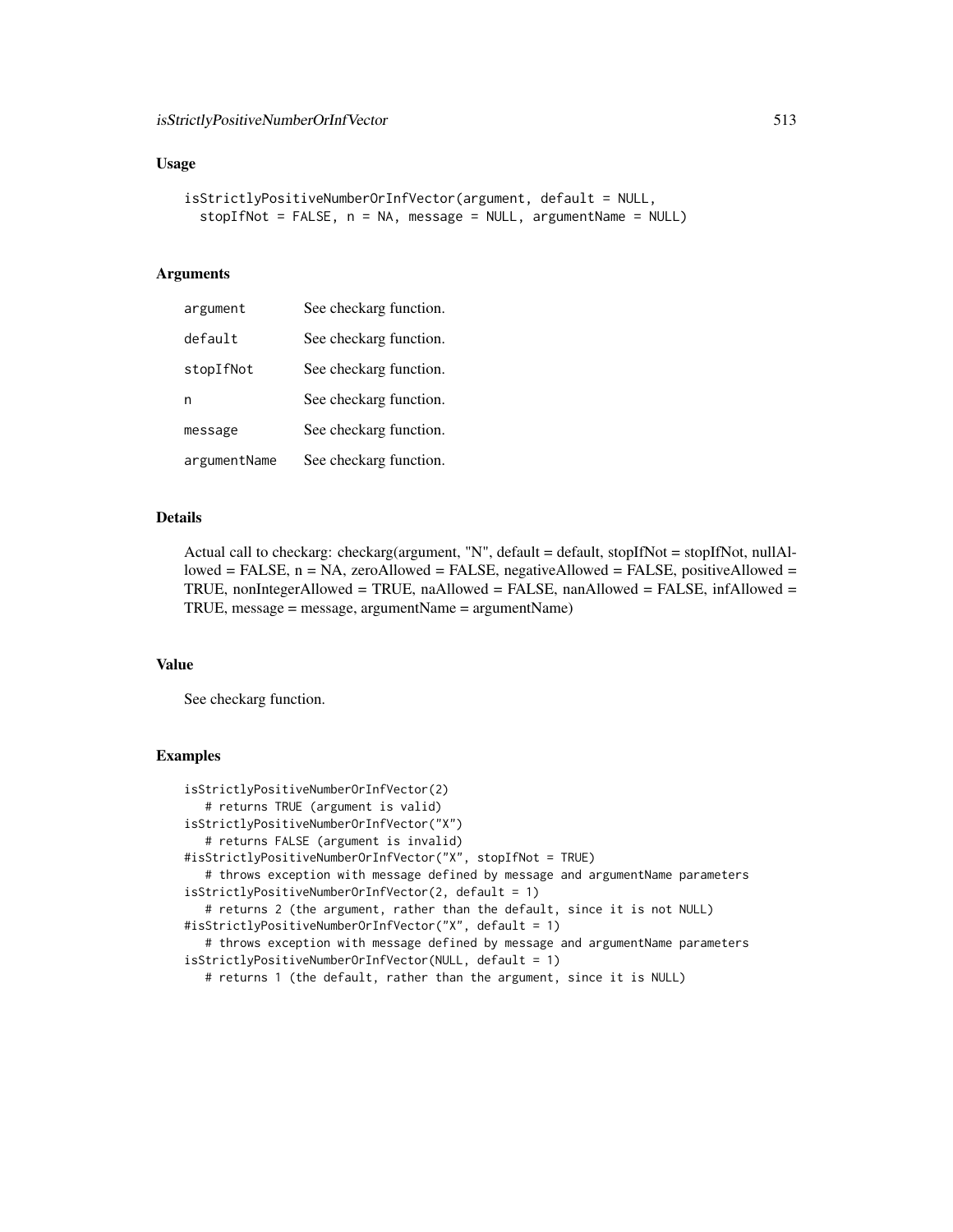### Usage

```
isStrictlyPositiveNumberOrInfVector(argument, default = NULL,
  stopIfNot = FALSE, n = NA, message = NULL, argumentName = NULL)
```

### Arguments

| | |
|---|---|
| argument | See checkarg function. |
| default | See checkarg function. |
| stopIfNot | See checkarg function. |
| n | See checkarg function. |
| message | See checkarg function. |
| argumentName | See checkarg function. |

### Details

Actual call to checkarg: checkarg(argument, "N", default = default, stopIfNot = stopIfNot, nullAllowed = FALSE, n = NA, zeroAllowed = FALSE, negativeAllowed = FALSE, positiveAllowed = TRUE, nonIntegerAllowed = TRUE, naAllowed = FALSE, nanAllowed = FALSE, infAllowed = TRUE, message = message, argumentName = argumentName)

### Value

See checkarg function.

### Examples

```
isStrictlyPositiveNumberOrInfVector(2)
   # returns TRUE (argument is valid)
isStrictlyPositiveNumberOrInfVector("X")
   # returns FALSE (argument is invalid)
#isStrictlyPositiveNumberOrInfVector("X", stopIfNot = TRUE)
   # throws exception with message defined by message and argumentName parameters
isStrictlyPositiveNumberOrInfVector(2, default = 1)
   # returns 2 (the argument, rather than the default, since it is not NULL)
#isStrictlyPositiveNumberOrInfVector("X", default = 1)
   # throws exception with message defined by message and argumentName parameters
isStrictlyPositiveNumberOrInfVector(NULL, default = 1)
   # returns 1 (the default, rather than the argument, since it is NULL)
```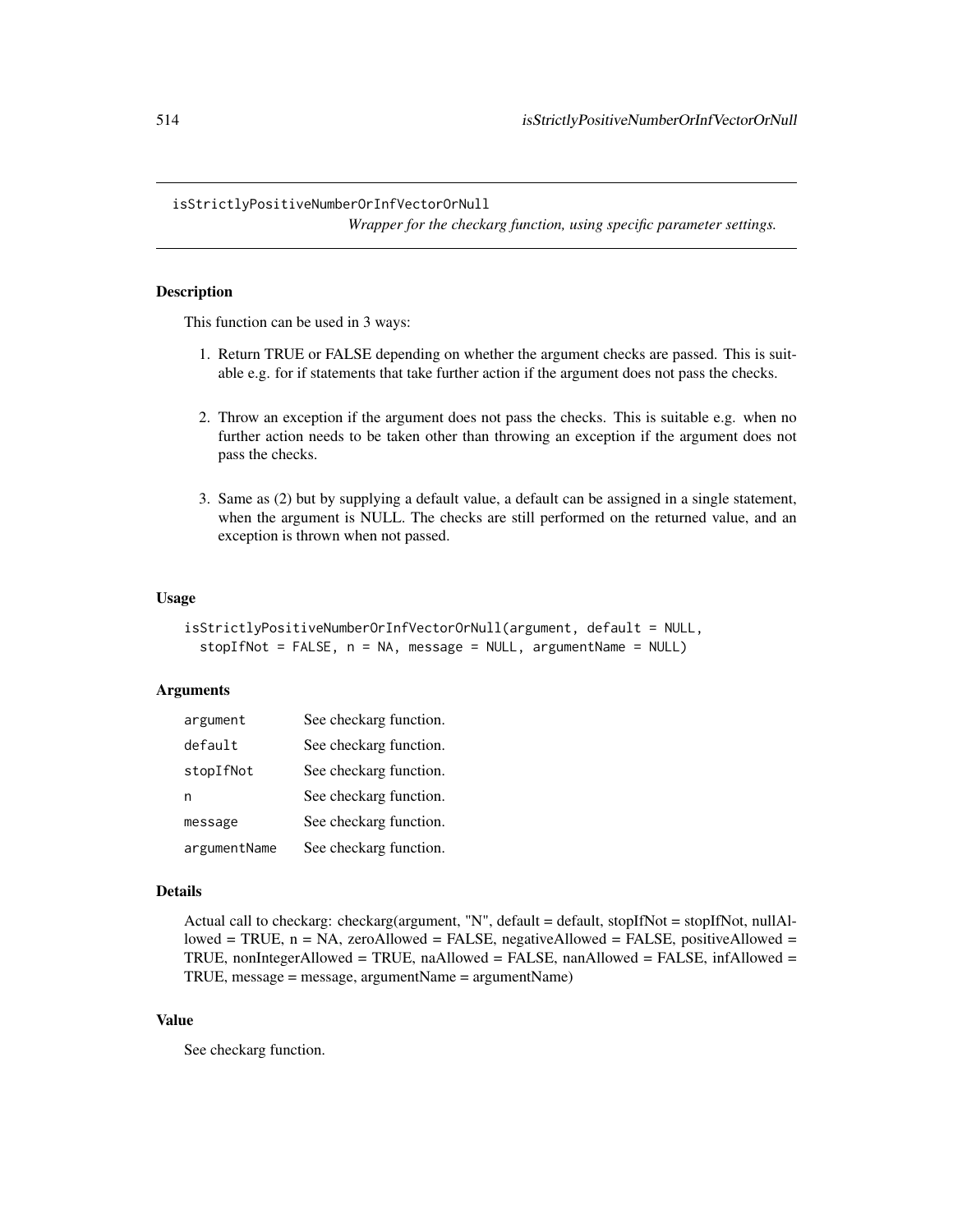`isStrictlyPositiveNumberOrInfVectorOrNull`

*Wrapper for the checkarg function, using specific parameter settings.*

### Description

This function can be used in 3 ways:

1. Return TRUE or FALSE depending on whether the argument checks are passed. This is suitable e.g. for if statements that take further action if the argument does not pass the checks.

2. Throw an exception if the argument does not pass the checks. This is suitable e.g. when no further action needs to be taken other than throwing an exception if the argument does not pass the checks.

3. Same as (2) but by supplying a default value, a default can be assigned in a single statement, when the argument is NULL. The checks are still performed on the returned value, and an exception is thrown when not passed.

### Usage

```
isStrictlyPositiveNumberOrInfVectorOrNull(argument, default = NULL,
  stopIfNot = FALSE, n = NA, message = NULL, argumentName = NULL)
```

### Arguments

| | |
|---|---|
| argument | See checkarg function. |
| default | See checkarg function. |
| stopIfNot | See checkarg function. |
| n | See checkarg function. |
| message | See checkarg function. |
| argumentName | See checkarg function. |

### Details

Actual call to checkarg: checkarg(argument, "N", default = default, stopIfNot = stopIfNot, nullAllowed = TRUE, n = NA, zeroAllowed = FALSE, negativeAllowed = FALSE, positiveAllowed = TRUE, nonIntegerAllowed = TRUE, naAllowed = FALSE, nanAllowed = FALSE, infAllowed = TRUE, message = message, argumentName = argumentName)

### Value

See checkarg function.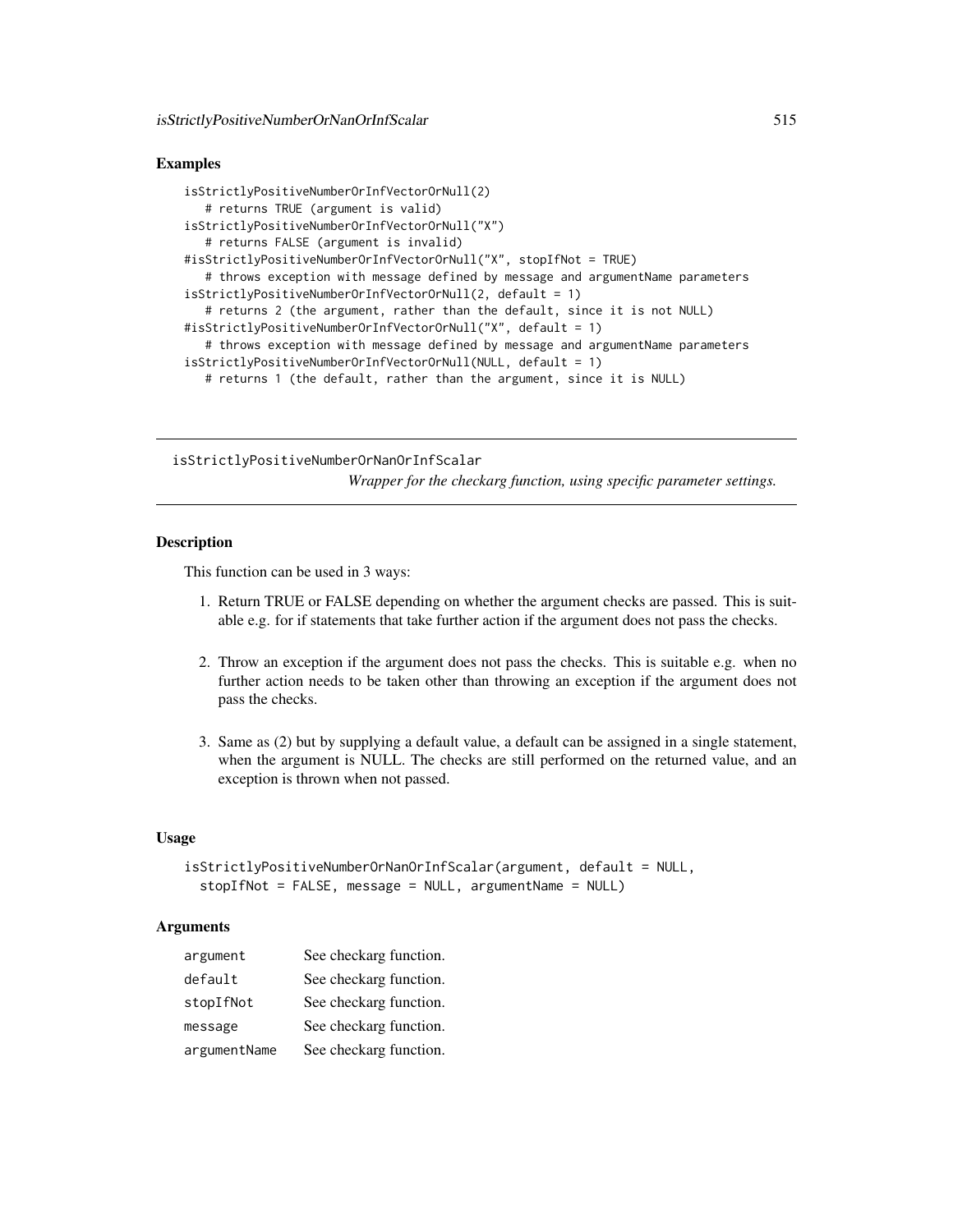### Examples

```
isStrictlyPositiveNumberOrInfVectorOrNull(2)
   # returns TRUE (argument is valid)
isStrictlyPositiveNumberOrInfVectorOrNull("X")
   # returns FALSE (argument is invalid)
#isStrictlyPositiveNumberOrInfVectorOrNull("X", stopIfNot = TRUE)
   # throws exception with message defined by message and argumentName parameters
isStrictlyPositiveNumberOrInfVectorOrNull(2, default = 1)
   # returns 2 (the argument, rather than the default, since it is not NULL)
#isStrictlyPositiveNumberOrInfVectorOrNull("X", default = 1)
   # throws exception with message defined by message and argumentName parameters
isStrictlyPositiveNumberOrInfVectorOrNull(NULL, default = 1)
   # returns 1 (the default, rather than the argument, since it is NULL)
```

---

## isStrictlyPositiveNumberOrNanOrInfScalar

*Wrapper for the checkarg function, using specific parameter settings.*

---

### Description

This function can be used in 3 ways:

1. Return TRUE or FALSE depending on whether the argument checks are passed. This is suitable e.g. for if statements that take further action if the argument does not pass the checks.
2. Throw an exception if the argument does not pass the checks. This is suitable e.g. when no further action needs to be taken other than throwing an exception if the argument does not pass the checks.
3. Same as (2) but by supplying a default value, a default can be assigned in a single statement, when the argument is NULL. The checks are still performed on the returned value, and an exception is thrown when not passed.

### Usage

```
isStrictlyPositiveNumberOrNanOrInfScalar(argument, default = NULL,
  stopIfNot = FALSE, message = NULL, argumentName = NULL)
```

### Arguments

| | |
|---|---|
| argument | See checkarg function. |
| default | See checkarg function. |
| stopIfNot | See checkarg function. |
| message | See checkarg function. |
| argumentName | See checkarg function. |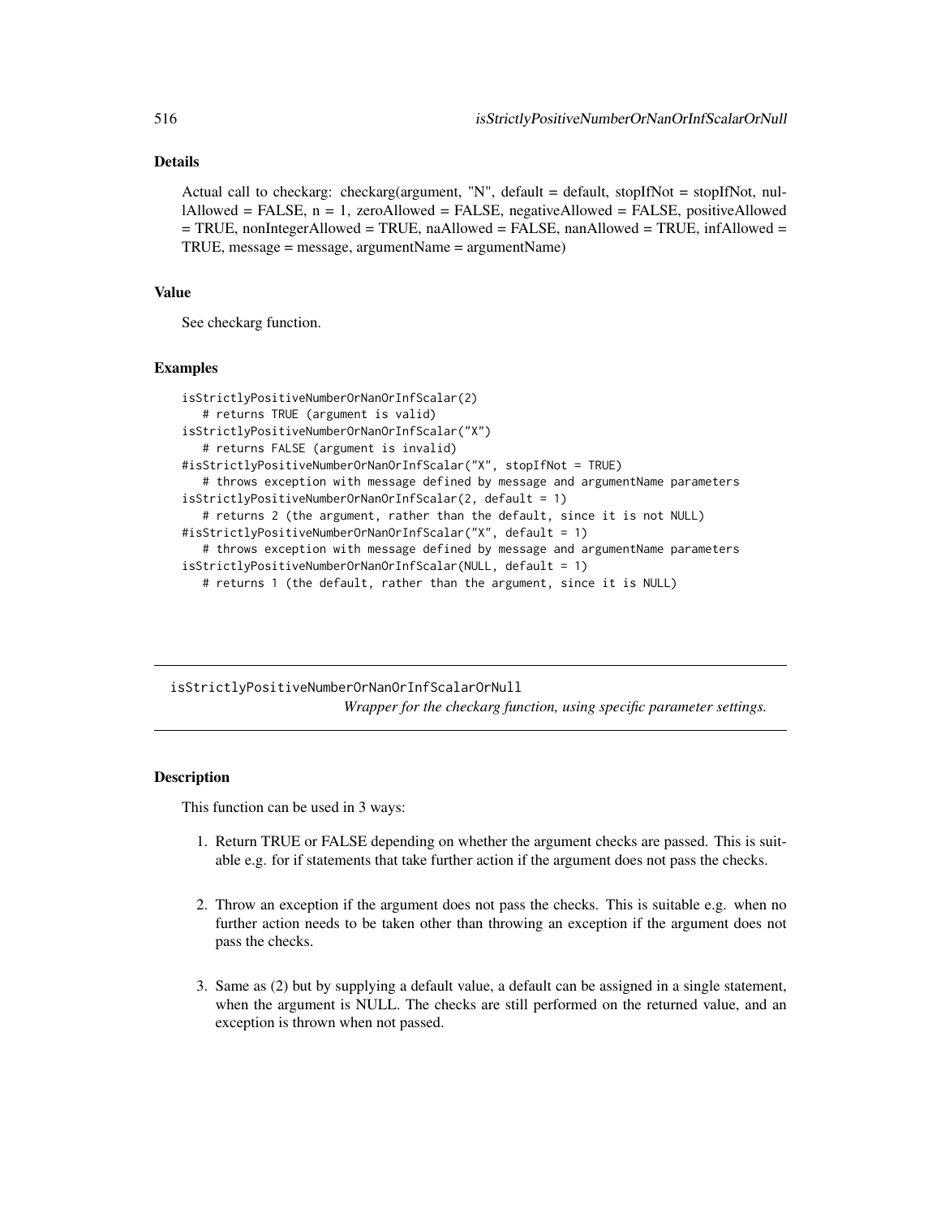### Details

Actual call to checkarg: checkarg(argument, "N", default = default, stopIfNot = stopIfNot, nullAllowed = FALSE, n = 1, zeroAllowed = FALSE, negativeAllowed = FALSE, positiveAllowed = TRUE, nonIntegerAllowed = TRUE, naAllowed = FALSE, nanAllowed = TRUE, infAllowed = TRUE, message = message, argumentName = argumentName)

### Value

See checkarg function.

### Examples

```
isStrictlyPositiveNumberOrNanOrInfScalar(2)
   # returns TRUE (argument is valid)
isStrictlyPositiveNumberOrNanOrInfScalar("X")
   # returns FALSE (argument is invalid)
#isStrictlyPositiveNumberOrNanOrInfScalar("X", stopIfNot = TRUE)
   # throws exception with message defined by message and argumentName parameters
isStrictlyPositiveNumberOrNanOrInfScalar(2, default = 1)
   # returns 2 (the argument, rather than the default, since it is not NULL)
#isStrictlyPositiveNumberOrNanOrInfScalar("X", default = 1)
   # throws exception with message defined by message and argumentName parameters
isStrictlyPositiveNumberOrNanOrInfScalar(NULL, default = 1)
   # returns 1 (the default, rather than the argument, since it is NULL)
```

---

## isStrictlyPositiveNumberOrNanOrInfScalarOrNull

*Wrapper for the checkarg function, using specific parameter settings.*

---

### Description

This function can be used in 3 ways:

1. Return TRUE or FALSE depending on whether the argument checks are passed. This is suitable e.g. for if statements that take further action if the argument does not pass the checks.
2. Throw an exception if the argument does not pass the checks. This is suitable e.g. when no further action needs to be taken other than throwing an exception if the argument does not pass the checks.
3. Same as (2) but by supplying a default value, a default can be assigned in a single statement, when the argument is NULL. The checks are still performed on the returned value, and an exception is thrown when not passed.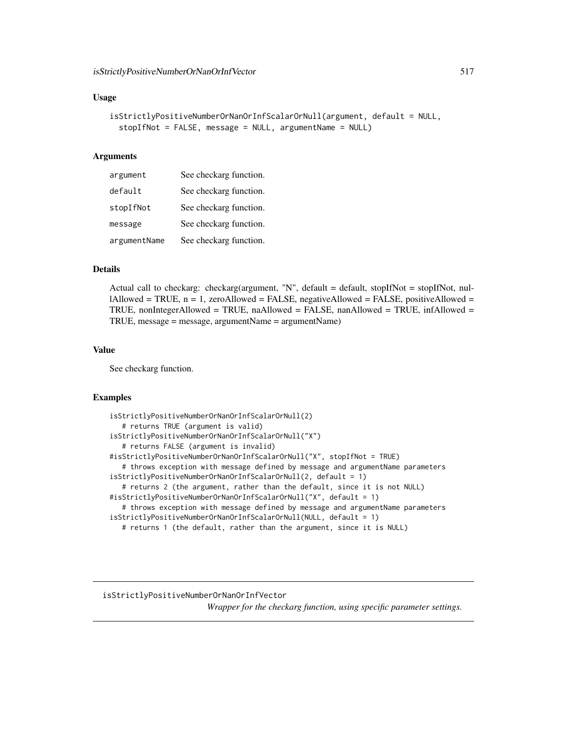## Usage

```
isStrictlyPositiveNumberOrNanOrInfScalarOrNull(argument, default = NULL,
  stopIfNot = FALSE, message = NULL, argumentName = NULL)
```

## Arguments

| | |
|---|---|
| argument | See checkarg function. |
| default | See checkarg function. |
| stopIfNot | See checkarg function. |
| message | See checkarg function. |
| argumentName | See checkarg function. |

## Details

Actual call to checkarg: checkarg(argument, "N", default = default, stopIfNot = stopIfNot, nullAllowed = TRUE, n = 1, zeroAllowed = FALSE, negativeAllowed = FALSE, positiveAllowed = TRUE, nonIntegerAllowed = TRUE, naAllowed = FALSE, nanAllowed = TRUE, infAllowed = TRUE, message = message, argumentName = argumentName)

## Value

See checkarg function.

## Examples

```
isStrictlyPositiveNumberOrNanOrInfScalarOrNull(2)
   # returns TRUE (argument is valid)
isStrictlyPositiveNumberOrNanOrInfScalarOrNull("X")
   # returns FALSE (argument is invalid)
#isStrictlyPositiveNumberOrNanOrInfScalarOrNull("X", stopIfNot = TRUE)
   # throws exception with message defined by message and argumentName parameters
isStrictlyPositiveNumberOrNanOrInfScalarOrNull(2, default = 1)
   # returns 2 (the argument, rather than the default, since it is not NULL)
#isStrictlyPositiveNumberOrNanOrInfScalarOrNull("X", default = 1)
   # throws exception with message defined by message and argumentName parameters
isStrictlyPositiveNumberOrNanOrInfScalarOrNull(NULL, default = 1)
   # returns 1 (the default, rather than the argument, since it is NULL)
```

---

# isStrictlyPositiveNumberOrNanOrInfVector

*Wrapper for the checkarg function, using specific parameter settings.*

---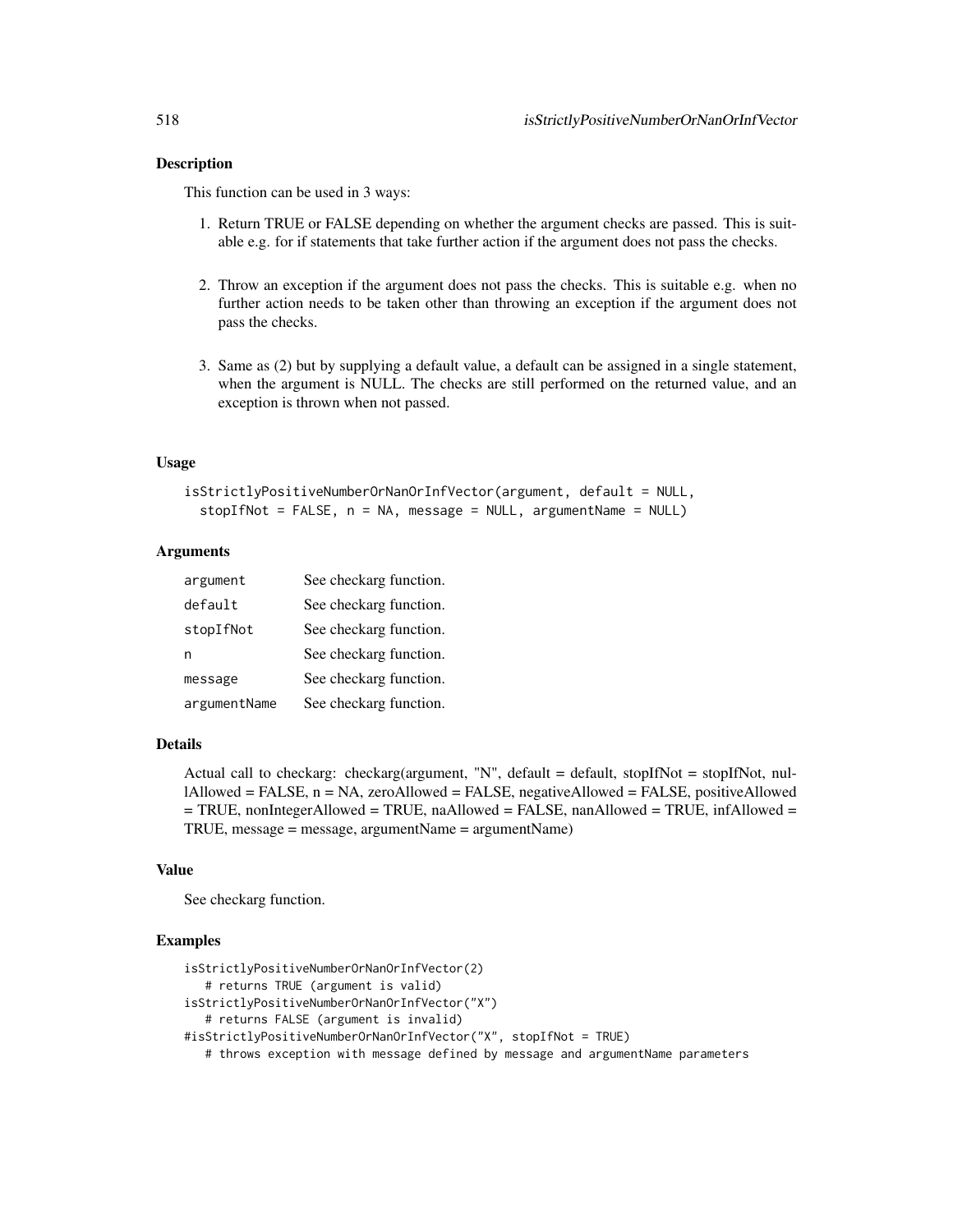### Description

This function can be used in 3 ways:

1. Return TRUE or FALSE depending on whether the argument checks are passed. This is suitable e.g. for if statements that take further action if the argument does not pass the checks.
2. Throw an exception if the argument does not pass the checks. This is suitable e.g. when no further action needs to be taken other than throwing an exception if the argument does not pass the checks.
3. Same as (2) but by supplying a default value, a default can be assigned in a single statement, when the argument is NULL. The checks are still performed on the returned value, and an exception is thrown when not passed.

### Usage

```
isStrictlyPositiveNumberOrNanOrInfVector(argument, default = NULL,
  stopIfNot = FALSE, n = NA, message = NULL, argumentName = NULL)
```

### Arguments

| | |
|---|---|
| argument | See checkarg function. |
| default | See checkarg function. |
| stopIfNot | See checkarg function. |
| n | See checkarg function. |
| message | See checkarg function. |
| argumentName | See checkarg function. |

### Details

Actual call to checkarg: checkarg(argument, "N", default = default, stopIfNot = stopIfNot, nullAllowed = FALSE, n = NA, zeroAllowed = FALSE, negativeAllowed = FALSE, positiveAllowed = TRUE, nonIntegerAllowed = TRUE, naAllowed = FALSE, nanAllowed = TRUE, infAllowed = TRUE, message = message, argumentName = argumentName)

### Value

See checkarg function.

### Examples

```
isStrictlyPositiveNumberOrNanOrInfVector(2)
   # returns TRUE (argument is valid)
isStrictlyPositiveNumberOrNanOrInfVector("X")
   # returns FALSE (argument is invalid)
#isStrictlyPositiveNumberOrNanOrInfVector("X", stopIfNot = TRUE)
   # throws exception with message defined by message and argumentName parameters
```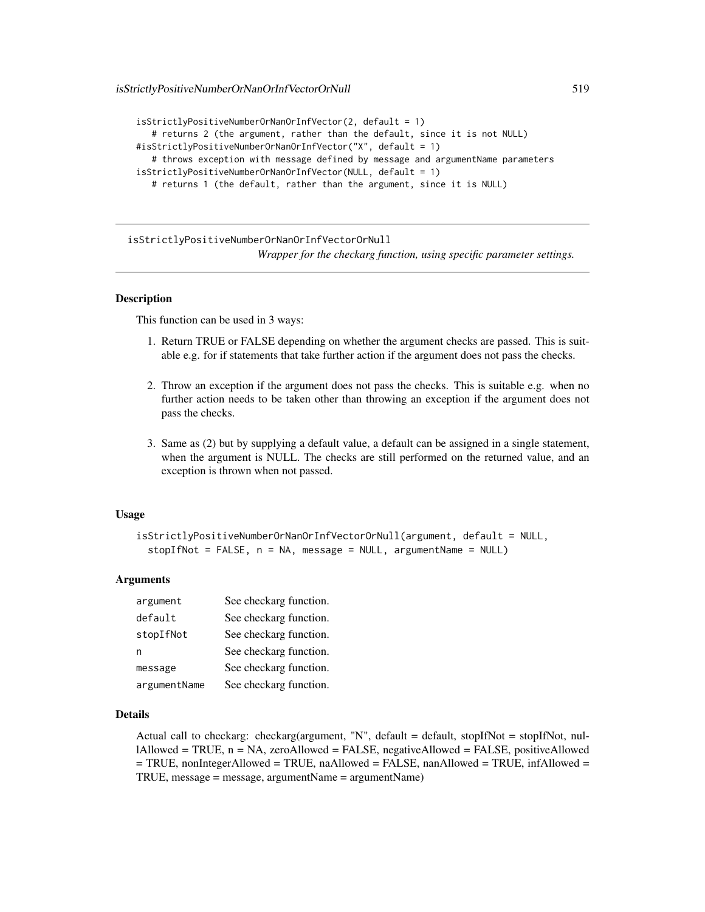```
isStrictlyPositiveNumberOrNanOrInfVector(2, default = 1)
   # returns 2 (the argument, rather than the default, since it is not NULL)
#isStrictlyPositiveNumberOrNanOrInfVector("X", default = 1)
   # throws exception with message defined by message and argumentName parameters
isStrictlyPositiveNumberOrNanOrInfVector(NULL, default = 1)
   # returns 1 (the default, rather than the argument, since it is NULL)
```

---

## isStrictlyPositiveNumberOrNanOrInfVectorOrNull

*Wrapper for the checkarg function, using specific parameter settings.*

---

### Description

This function can be used in 3 ways:

1. Return TRUE or FALSE depending on whether the argument checks are passed. This is suitable e.g. for if statements that take further action if the argument does not pass the checks.
2. Throw an exception if the argument does not pass the checks. This is suitable e.g. when no further action needs to be taken other than throwing an exception if the argument does not pass the checks.
3. Same as (2) but by supplying a default value, a default can be assigned in a single statement, when the argument is NULL. The checks are still performed on the returned value, and an exception is thrown when not passed.

### Usage

```
isStrictlyPositiveNumberOrNanOrInfVectorOrNull(argument, default = NULL,
  stopIfNot = FALSE, n = NA, message = NULL, argumentName = NULL)
```

### Arguments

| | |
|---|---|
| argument | See checkarg function. |
| default | See checkarg function. |
| stopIfNot | See checkarg function. |
| n | See checkarg function. |
| message | See checkarg function. |
| argumentName | See checkarg function. |

### Details

Actual call to checkarg: checkarg(argument, "N", default = default, stopIfNot = stopIfNot, nullAllowed = TRUE, n = NA, zeroAllowed = FALSE, negativeAllowed = FALSE, positiveAllowed = TRUE, nonIntegerAllowed = TRUE, naAllowed = FALSE, nanAllowed = TRUE, infAllowed = TRUE, message = message, argumentName = argumentName)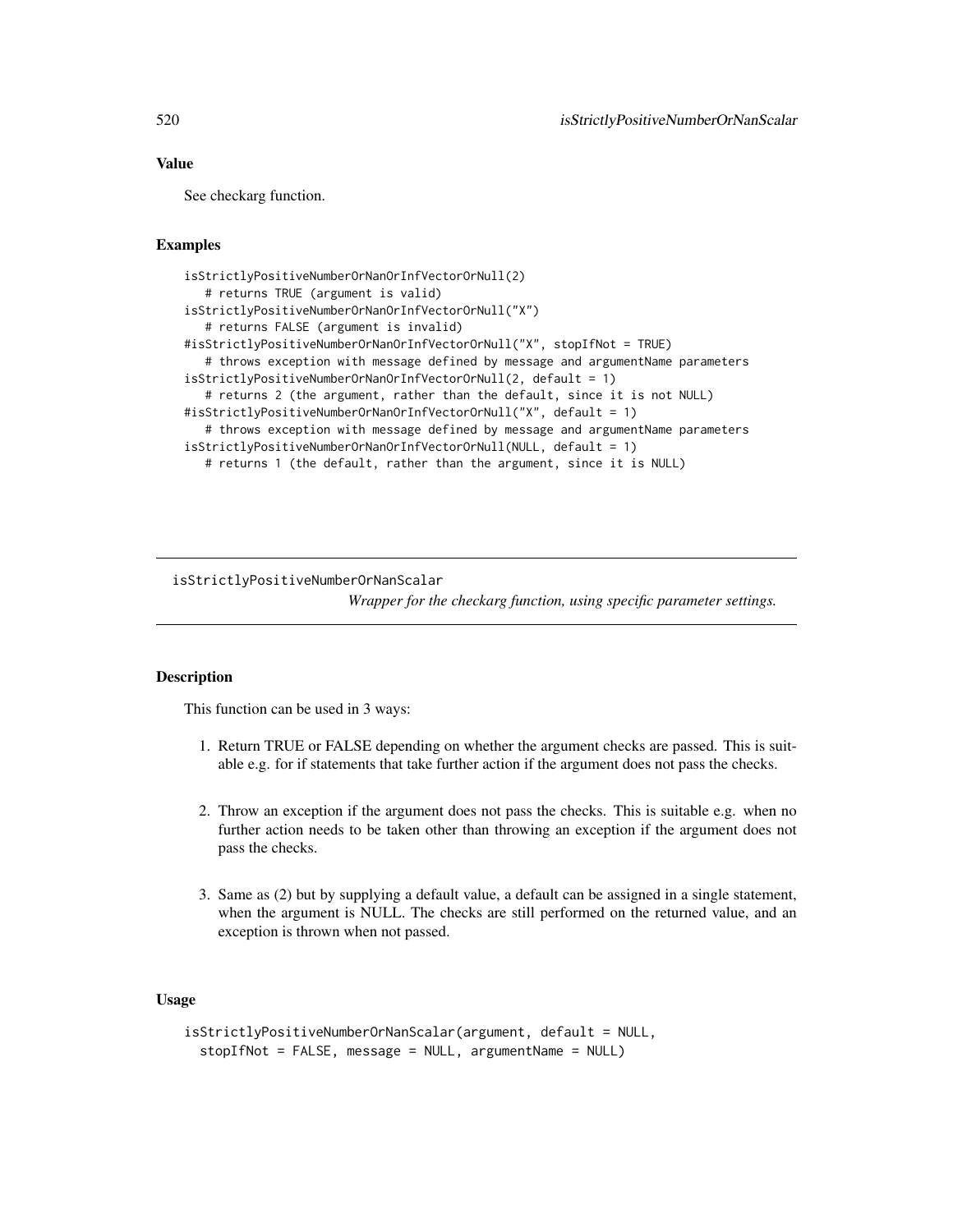### Value

See checkarg function.

### Examples

```
isStrictlyPositiveNumberOrNanOrInfVectorOrNull(2)
   # returns TRUE (argument is valid)
isStrictlyPositiveNumberOrNanOrInfVectorOrNull("X")
   # returns FALSE (argument is invalid)
#isStrictlyPositiveNumberOrNanOrInfVectorOrNull("X", stopIfNot = TRUE)
   # throws exception with message defined by message and argumentName parameters
isStrictlyPositiveNumberOrNanOrInfVectorOrNull(2, default = 1)
   # returns 2 (the argument, rather than the default, since it is not NULL)
#isStrictlyPositiveNumberOrNanOrInfVectorOrNull("X", default = 1)
   # throws exception with message defined by message and argumentName parameters
isStrictlyPositiveNumberOrNanOrInfVectorOrNull(NULL, default = 1)
   # returns 1 (the default, rather than the argument, since it is NULL)
```

---

## isStrictlyPositiveNumberOrNanScalar

*Wrapper for the checkarg function, using specific parameter settings.*

---

### Description

This function can be used in 3 ways:

1. Return TRUE or FALSE depending on whether the argument checks are passed. This is suitable e.g. for if statements that take further action if the argument does not pass the checks.
2. Throw an exception if the argument does not pass the checks. This is suitable e.g. when no further action needs to be taken other than throwing an exception if the argument does not pass the checks.
3. Same as (2) but by supplying a default value, a default can be assigned in a single statement, when the argument is NULL. The checks are still performed on the returned value, and an exception is thrown when not passed.

### Usage

```
isStrictlyPositiveNumberOrNanScalar(argument, default = NULL,
  stopIfNot = FALSE, message = NULL, argumentName = NULL)
```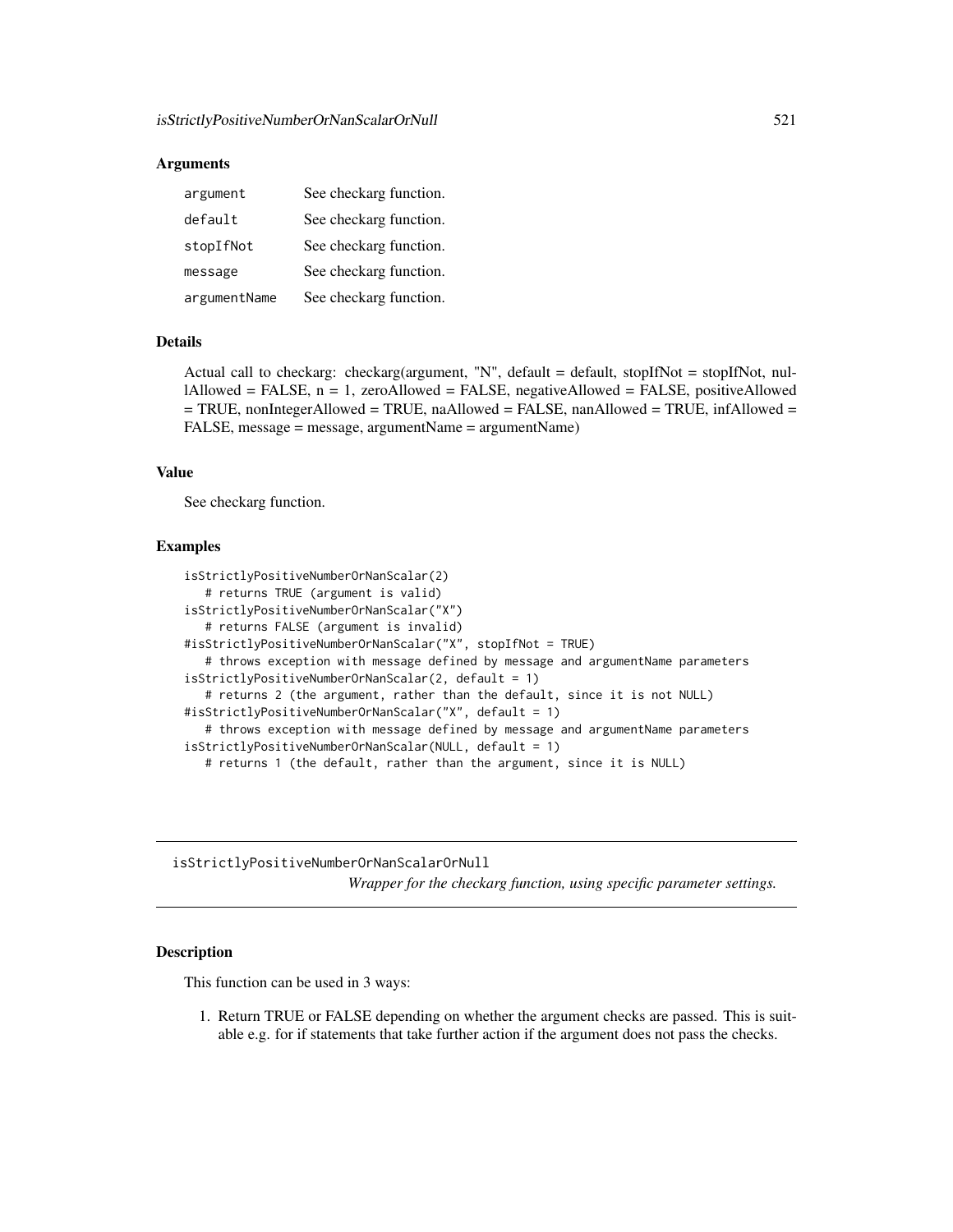### Arguments

| | |
|---|---|
| argument | See checkarg function. |
| default | See checkarg function. |
| stopIfNot | See checkarg function. |
| message | See checkarg function. |
| argumentName | See checkarg function. |

### Details

Actual call to checkarg: checkarg(argument, "N", default = default, stopIfNot = stopIfNot, nullAllowed = FALSE, n = 1, zeroAllowed = FALSE, negativeAllowed = FALSE, positiveAllowed = TRUE, nonIntegerAllowed = TRUE, naAllowed = FALSE, nanAllowed = TRUE, infAllowed = FALSE, message = message, argumentName = argumentName)

### Value

See checkarg function.

### Examples

```
isStrictlyPositiveNumberOrNanScalar(2)
   # returns TRUE (argument is valid)
isStrictlyPositiveNumberOrNanScalar("X")
   # returns FALSE (argument is invalid)
#isStrictlyPositiveNumberOrNanScalar("X", stopIfNot = TRUE)
   # throws exception with message defined by message and argumentName parameters
isStrictlyPositiveNumberOrNanScalar(2, default = 1)
   # returns 2 (the argument, rather than the default, since it is not NULL)
#isStrictlyPositiveNumberOrNanScalar("X", default = 1)
   # throws exception with message defined by message and argumentName parameters
isStrictlyPositiveNumberOrNanScalar(NULL, default = 1)
   # returns 1 (the default, rather than the argument, since it is NULL)
```

---

## isStrictlyPositiveNumberOrNanScalarOrNull

*Wrapper for the checkarg function, using specific parameter settings.*

---

### Description

This function can be used in 3 ways:

1. Return TRUE or FALSE depending on whether the argument checks are passed. This is suitable e.g. for if statements that take further action if the argument does not pass the checks.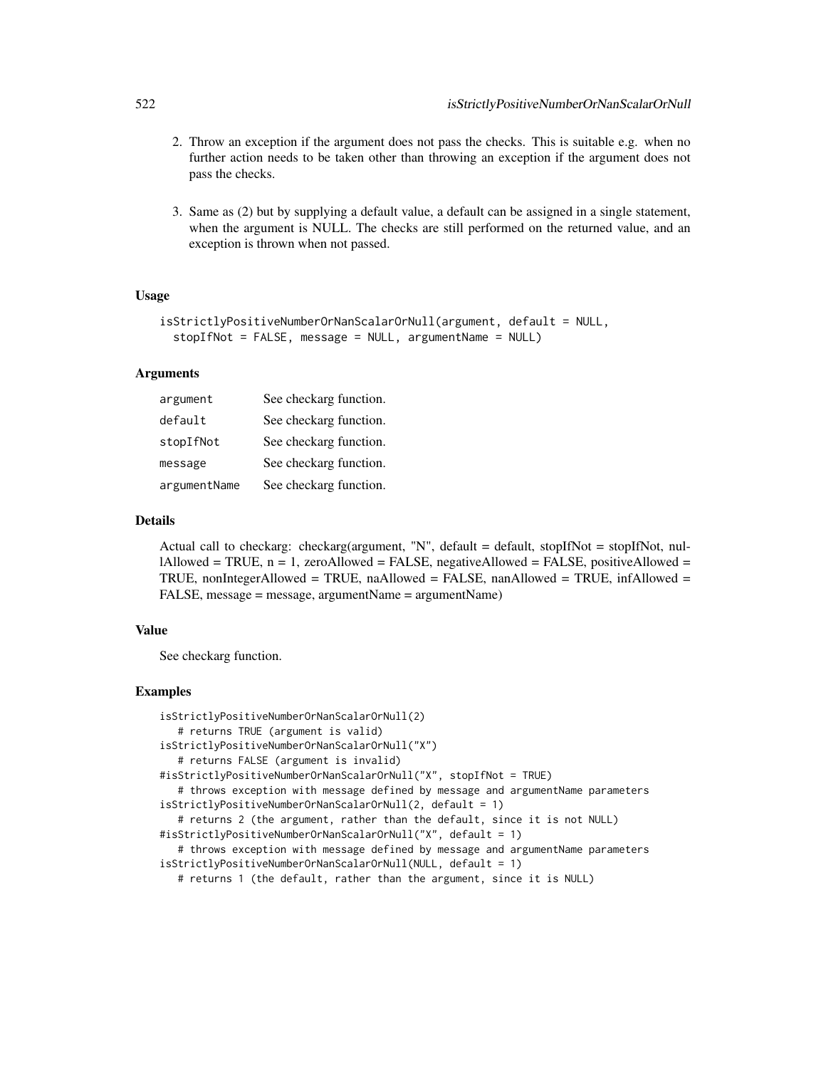2. Throw an exception if the argument does not pass the checks. This is suitable e.g. when no further action needs to be taken other than throwing an exception if the argument does not pass the checks.

3. Same as (2) but by supplying a default value, a default can be assigned in a single statement, when the argument is NULL. The checks are still performed on the returned value, and an exception is thrown when not passed.

### Usage

```
isStrictlyPositiveNumberOrNanScalarOrNull(argument, default = NULL,
  stopIfNot = FALSE, message = NULL, argumentName = NULL)
```

### Arguments

| | |
|---|---|
| argument | See checkarg function. |
| default | See checkarg function. |
| stopIfNot | See checkarg function. |
| message | See checkarg function. |
| argumentName | See checkarg function. |

### Details

Actual call to checkarg: checkarg(argument, "N", default = default, stopIfNot = stopIfNot, nullAllowed = TRUE, n = 1, zeroAllowed = FALSE, negativeAllowed = FALSE, positiveAllowed = TRUE, nonIntegerAllowed = TRUE, naAllowed = FALSE, nanAllowed = TRUE, infAllowed = FALSE, message = message, argumentName = argumentName)

### Value

See checkarg function.

### Examples

```
isStrictlyPositiveNumberOrNanScalarOrNull(2)
   # returns TRUE (argument is valid)
isStrictlyPositiveNumberOrNanScalarOrNull("X")
   # returns FALSE (argument is invalid)
#isStrictlyPositiveNumberOrNanScalarOrNull("X", stopIfNot = TRUE)
   # throws exception with message defined by message and argumentName parameters
isStrictlyPositiveNumberOrNanScalarOrNull(2, default = 1)
   # returns 2 (the argument, rather than the default, since it is not NULL)
#isStrictlyPositiveNumberOrNanScalarOrNull("X", default = 1)
   # throws exception with message defined by message and argumentName parameters
isStrictlyPositiveNumberOrNanScalarOrNull(NULL, default = 1)
   # returns 1 (the default, rather than the argument, since it is NULL)
```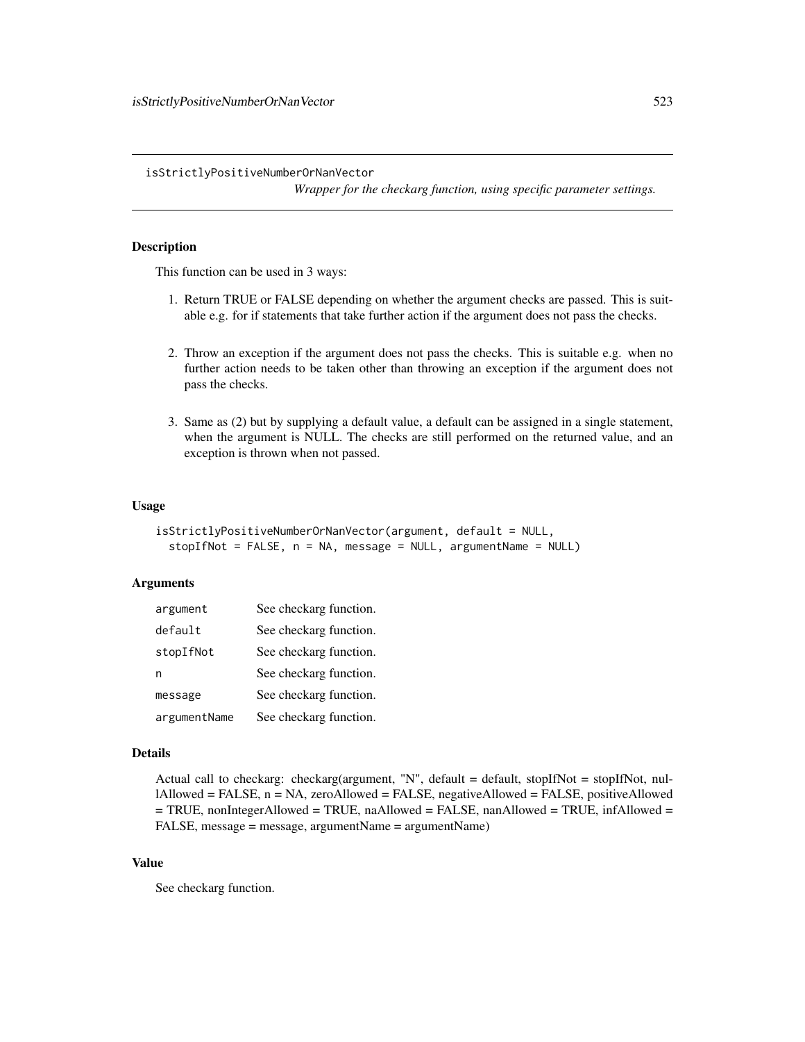## isStrictlyPositiveNumberOrNanVector

*Wrapper for the checkarg function, using specific parameter settings.*

### Description

This function can be used in 3 ways:

1. Return TRUE or FALSE depending on whether the argument checks are passed. This is suitable e.g. for if statements that take further action if the argument does not pass the checks.
2. Throw an exception if the argument does not pass the checks. This is suitable e.g. when no further action needs to be taken other than throwing an exception if the argument does not pass the checks.
3. Same as (2) but by supplying a default value, a default can be assigned in a single statement, when the argument is NULL. The checks are still performed on the returned value, and an exception is thrown when not passed.

### Usage

```
isStrictlyPositiveNumberOrNanVector(argument, default = NULL,
  stopIfNot = FALSE, n = NA, message = NULL, argumentName = NULL)
```

### Arguments

| | |
|---|---|
| argument | See checkarg function. |
| default | See checkarg function. |
| stopIfNot | See checkarg function. |
| n | See checkarg function. |
| message | See checkarg function. |
| argumentName | See checkarg function. |

### Details

Actual call to checkarg: checkarg(argument, "N", default = default, stopIfNot = stopIfNot, nullAllowed = FALSE, n = NA, zeroAllowed = FALSE, negativeAllowed = FALSE, positiveAllowed = TRUE, nonIntegerAllowed = TRUE, naAllowed = FALSE, nanAllowed = TRUE, infAllowed = FALSE, message = message, argumentName = argumentName)

### Value

See checkarg function.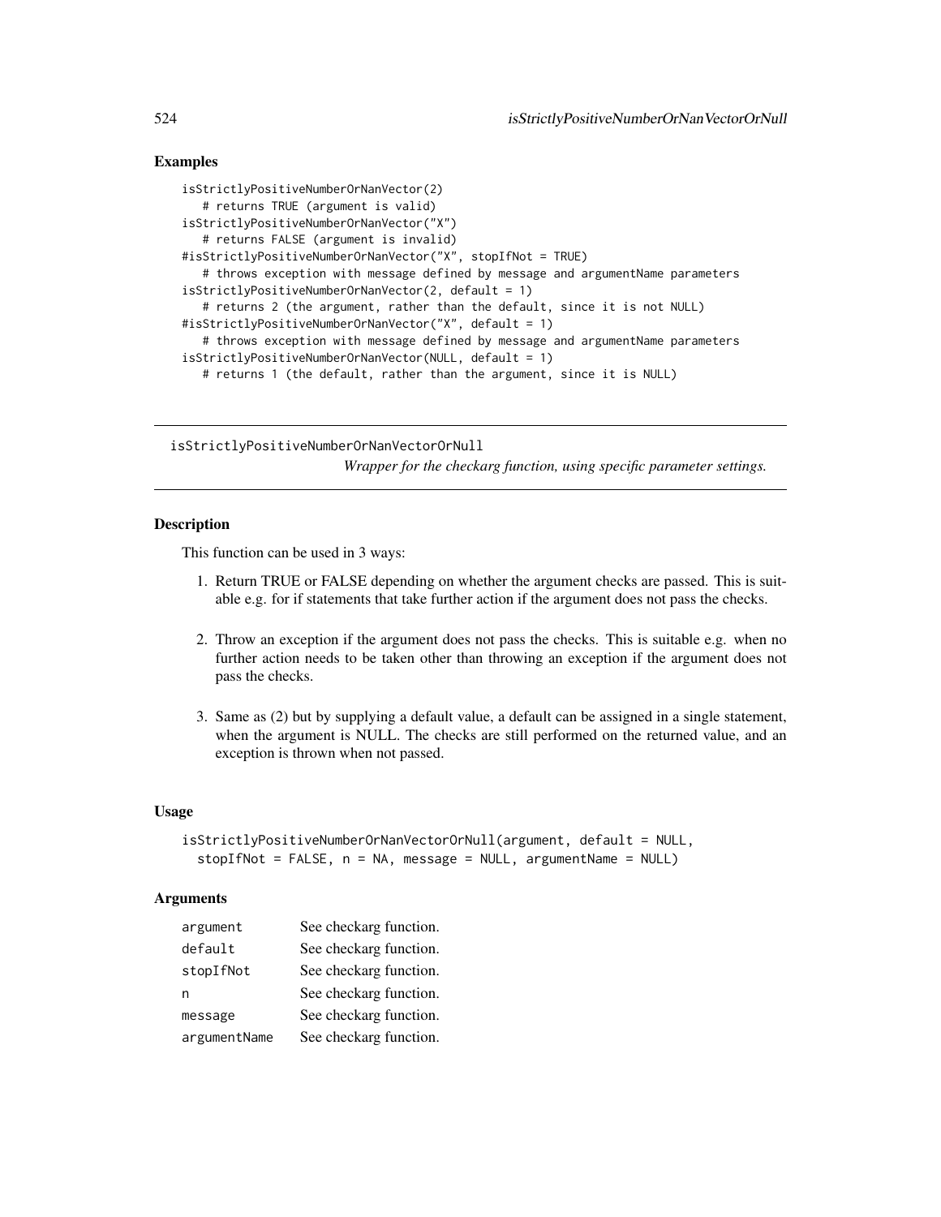## Examples

```
isStrictlyPositiveNumberOrNanVector(2)
   # returns TRUE (argument is valid)
isStrictlyPositiveNumberOrNanVector("X")
   # returns FALSE (argument is invalid)
#isStrictlyPositiveNumberOrNanVector("X", stopIfNot = TRUE)
   # throws exception with message defined by message and argumentName parameters
isStrictlyPositiveNumberOrNanVector(2, default = 1)
   # returns 2 (the argument, rather than the default, since it is not NULL)
#isStrictlyPositiveNumberOrNanVector("X", default = 1)
   # throws exception with message defined by message and argumentName parameters
isStrictlyPositiveNumberOrNanVector(NULL, default = 1)
   # returns 1 (the default, rather than the argument, since it is NULL)
```

---

# isStrictlyPositiveNumberOrNanVectorOrNull

*Wrapper for the checkarg function, using specific parameter settings.*

---

## Description

This function can be used in 3 ways:

1. Return TRUE or FALSE depending on whether the argument checks are passed. This is suitable e.g. for if statements that take further action if the argument does not pass the checks.
2. Throw an exception if the argument does not pass the checks. This is suitable e.g. when no further action needs to be taken other than throwing an exception if the argument does not pass the checks.
3. Same as (2) but by supplying a default value, a default can be assigned in a single statement, when the argument is NULL. The checks are still performed on the returned value, and an exception is thrown when not passed.

## Usage

```
isStrictlyPositiveNumberOrNanVectorOrNull(argument, default = NULL,
  stopIfNot = FALSE, n = NA, message = NULL, argumentName = NULL)
```

## Arguments

| | |
|---|---|
| argument | See checkarg function. |
| default | See checkarg function. |
| stopIfNot | See checkarg function. |
| n | See checkarg function. |
| message | See checkarg function. |
| argumentName | See checkarg function. |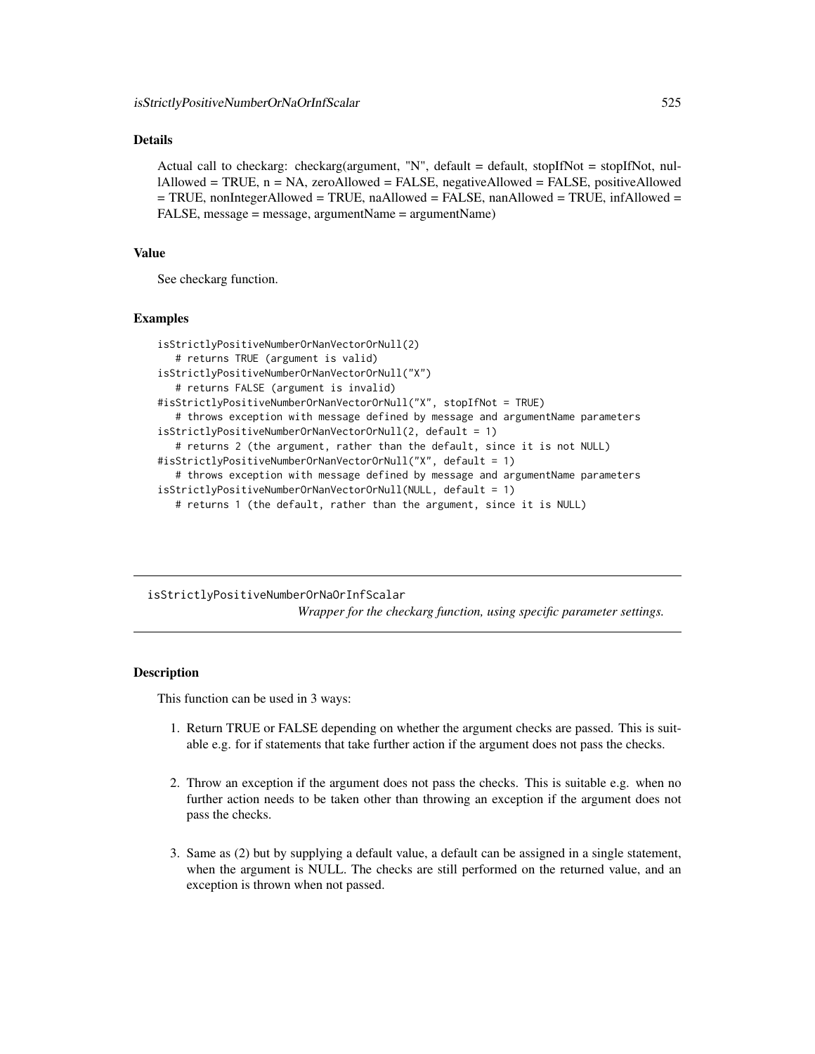### Details

Actual call to checkarg: checkarg(argument, "N", default = default, stopIfNot = stopIfNot, nullAllowed = TRUE, n = NA, zeroAllowed = FALSE, negativeAllowed = FALSE, positiveAllowed = TRUE, nonIntegerAllowed = TRUE, naAllowed = FALSE, nanAllowed = TRUE, infAllowed = FALSE, message = message, argumentName = argumentName)

### Value

See checkarg function.

### Examples

```
isStrictlyPositiveNumberOrNanVectorOrNull(2)
   # returns TRUE (argument is valid)
isStrictlyPositiveNumberOrNanVectorOrNull("X")
   # returns FALSE (argument is invalid)
#isStrictlyPositiveNumberOrNanVectorOrNull("X", stopIfNot = TRUE)
   # throws exception with message defined by message and argumentName parameters
isStrictlyPositiveNumberOrNanVectorOrNull(2, default = 1)
   # returns 2 (the argument, rather than the default, since it is not NULL)
#isStrictlyPositiveNumberOrNanVectorOrNull("X", default = 1)
   # throws exception with message defined by message and argumentName parameters
isStrictlyPositiveNumberOrNanVectorOrNull(NULL, default = 1)
   # returns 1 (the default, rather than the argument, since it is NULL)
```

---

## isStrictlyPositiveNumberOrNaOrInfScalar

*Wrapper for the checkarg function, using specific parameter settings.*

---

### Description

This function can be used in 3 ways:

1. Return TRUE or FALSE depending on whether the argument checks are passed. This is suitable e.g. for if statements that take further action if the argument does not pass the checks.
2. Throw an exception if the argument does not pass the checks. This is suitable e.g. when no further action needs to be taken other than throwing an exception if the argument does not pass the checks.
3. Same as (2) but by supplying a default value, a default can be assigned in a single statement, when the argument is NULL. The checks are still performed on the returned value, and an exception is thrown when not passed.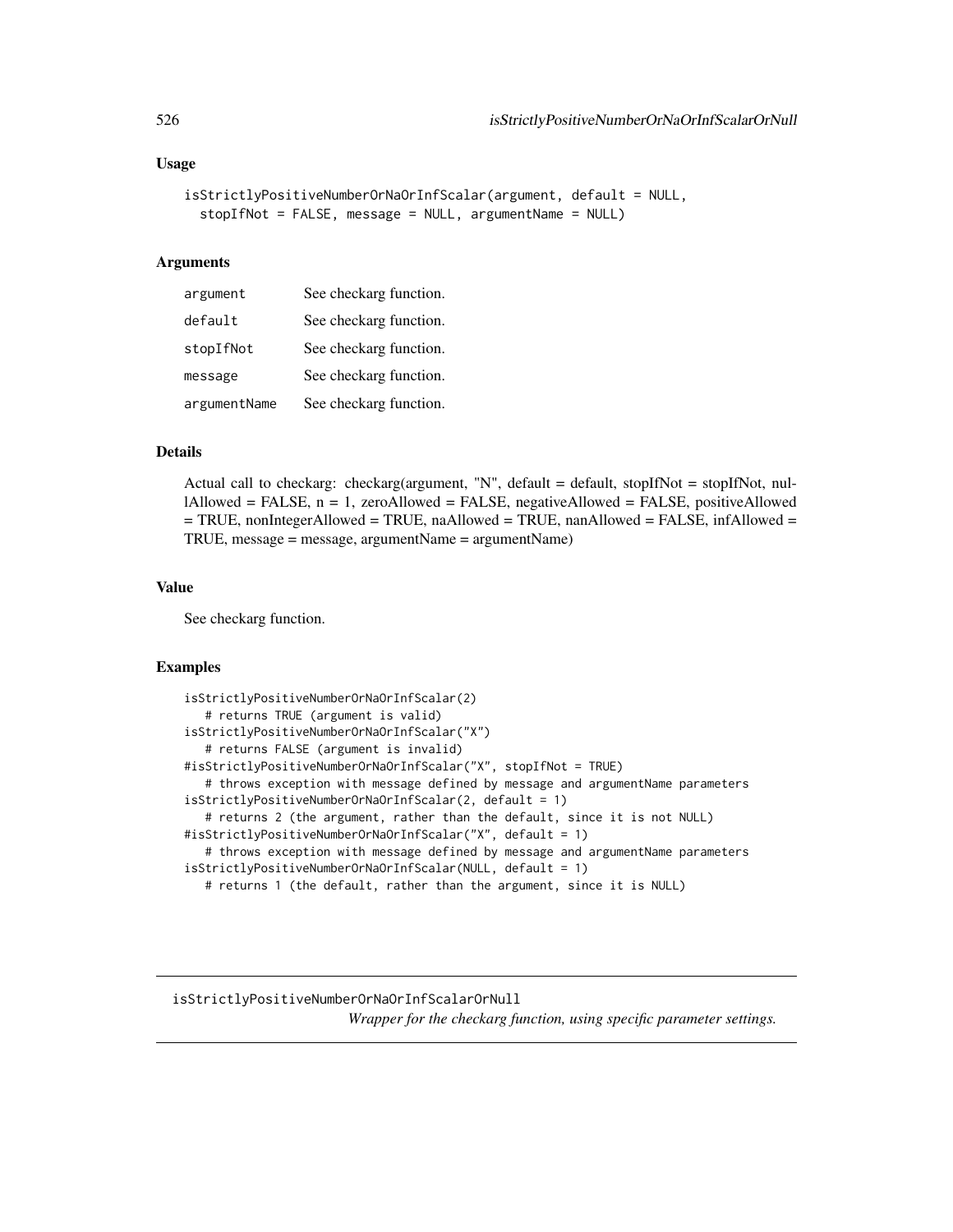### Usage

```
isStrictlyPositiveNumberOrNaOrInfScalar(argument, default = NULL,
  stopIfNot = FALSE, message = NULL, argumentName = NULL)
```

### Arguments

| | |
|---|---|
| argument | See checkarg function. |
| default | See checkarg function. |
| stopIfNot | See checkarg function. |
| message | See checkarg function. |
| argumentName | See checkarg function. |

### Details

Actual call to checkarg: checkarg(argument, "N", default = default, stopIfNot = stopIfNot, nullAllowed = FALSE, n = 1, zeroAllowed = FALSE, negativeAllowed = FALSE, positiveAllowed = TRUE, nonIntegerAllowed = TRUE, naAllowed = TRUE, nanAllowed = FALSE, infAllowed = TRUE, message = message, argumentName = argumentName)

### Value

See checkarg function.

### Examples

```
isStrictlyPositiveNumberOrNaOrInfScalar(2)
   # returns TRUE (argument is valid)
isStrictlyPositiveNumberOrNaOrInfScalar("X")
   # returns FALSE (argument is invalid)
#isStrictlyPositiveNumberOrNaOrInfScalar("X", stopIfNot = TRUE)
   # throws exception with message defined by message and argumentName parameters
isStrictlyPositiveNumberOrNaOrInfScalar(2, default = 1)
   # returns 2 (the argument, rather than the default, since it is not NULL)
#isStrictlyPositiveNumberOrNaOrInfScalar("X", default = 1)
   # throws exception with message defined by message and argumentName parameters
isStrictlyPositiveNumberOrNaOrInfScalar(NULL, default = 1)
   # returns 1 (the default, rather than the argument, since it is NULL)
```

---

## isStrictlyPositiveNumberOrNaOrInfScalarOrNull

*Wrapper for the checkarg function, using specific parameter settings.*

---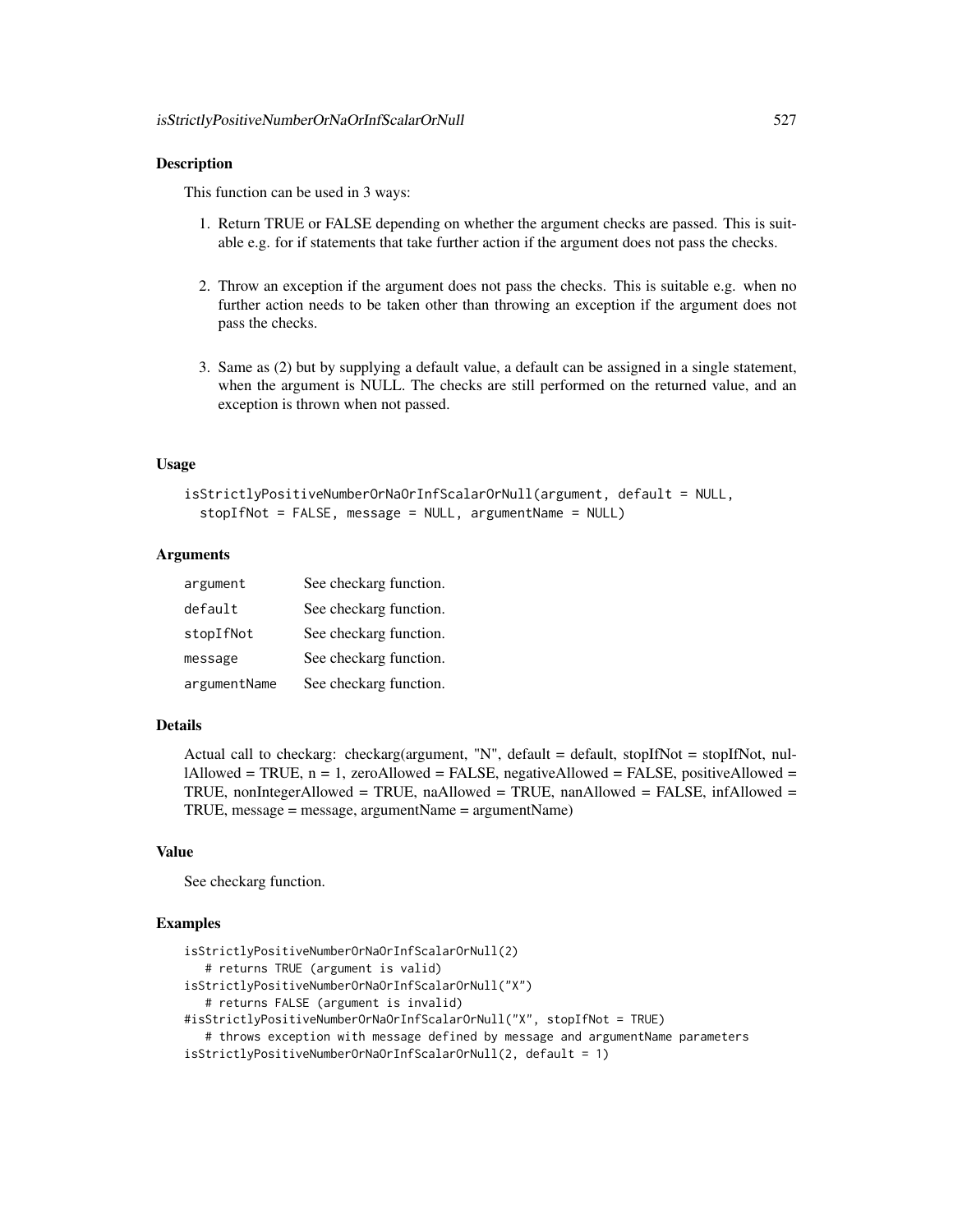## Description

This function can be used in 3 ways:

1. Return TRUE or FALSE depending on whether the argument checks are passed. This is suitable e.g. for if statements that take further action if the argument does not pass the checks.

2. Throw an exception if the argument does not pass the checks. This is suitable e.g. when no further action needs to be taken other than throwing an exception if the argument does not pass the checks.

3. Same as (2) but by supplying a default value, a default can be assigned in a single statement, when the argument is NULL. The checks are still performed on the returned value, and an exception is thrown when not passed.

## Usage

```
isStrictlyPositiveNumberOrNaOrInfScalarOrNull(argument, default = NULL,
  stopIfNot = FALSE, message = NULL, argumentName = NULL)
```

## Arguments

| | |
|---|---|
| argument | See checkarg function. |
| default | See checkarg function. |
| stopIfNot | See checkarg function. |
| message | See checkarg function. |
| argumentName | See checkarg function. |

## Details

Actual call to checkarg: checkarg(argument, "N", default = default, stopIfNot = stopIfNot, nullAllowed = TRUE, n = 1, zeroAllowed = FALSE, negativeAllowed = FALSE, positiveAllowed = TRUE, nonIntegerAllowed = TRUE, naAllowed = TRUE, nanAllowed = FALSE, infAllowed = TRUE, message = message, argumentName = argumentName)

## Value

See checkarg function.

## Examples

```
isStrictlyPositiveNumberOrNaOrInfScalarOrNull(2)
   # returns TRUE (argument is valid)
isStrictlyPositiveNumberOrNaOrInfScalarOrNull("X")
   # returns FALSE (argument is invalid)
#isStrictlyPositiveNumberOrNaOrInfScalarOrNull("X", stopIfNot = TRUE)
   # throws exception with message defined by message and argumentName parameters
isStrictlyPositiveNumberOrNaOrInfScalarOrNull(2, default = 1)
```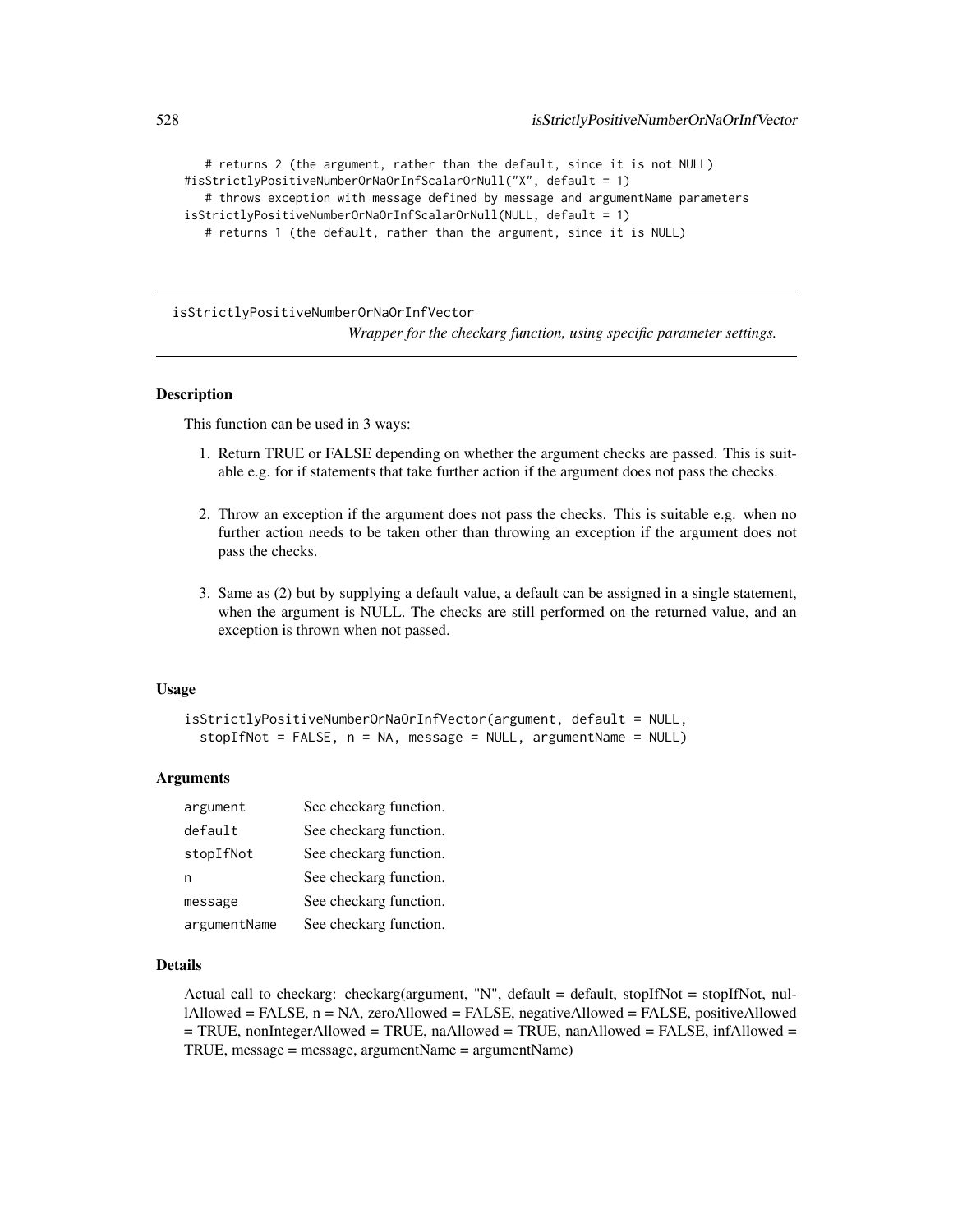```
    # returns 2 (the argument, rather than the default, since it is not NULL)
#isStrictlyPositiveNumberOrNaOrInfScalarOrNull("X", default = 1)
    # throws exception with message defined by message and argumentName parameters
isStrictlyPositiveNumberOrNaOrInfScalarOrNull(NULL, default = 1)
    # returns 1 (the default, rather than the argument, since it is NULL)
```

## isStrictlyPositiveNumberOrNaOrInfVector

*Wrapper for the checkarg function, using specific parameter settings.*

### Description

This function can be used in 3 ways:

1. Return TRUE or FALSE depending on whether the argument checks are passed. This is suitable e.g. for if statements that take further action if the argument does not pass the checks.
2. Throw an exception if the argument does not pass the checks. This is suitable e.g. when no further action needs to be taken other than throwing an exception if the argument does not pass the checks.
3. Same as (2) but by supplying a default value, a default can be assigned in a single statement, when the argument is NULL. The checks are still performed on the returned value, and an exception is thrown when not passed.

### Usage

```
isStrictlyPositiveNumberOrNaOrInfVector(argument, default = NULL,
  stopIfNot = FALSE, n = NA, message = NULL, argumentName = NULL)
```

### Arguments

| | |
|---|---|
| argument | See checkarg function. |
| default | See checkarg function. |
| stopIfNot | See checkarg function. |
| n | See checkarg function. |
| message | See checkarg function. |
| argumentName | See checkarg function. |

### Details

Actual call to checkarg: checkarg(argument, "N", default = default, stopIfNot = stopIfNot, nullAllowed = FALSE, n = NA, zeroAllowed = FALSE, negativeAllowed = FALSE, positiveAllowed = TRUE, nonIntegerAllowed = TRUE, naAllowed = TRUE, nanAllowed = FALSE, infAllowed = TRUE, message = message, argumentName = argumentName)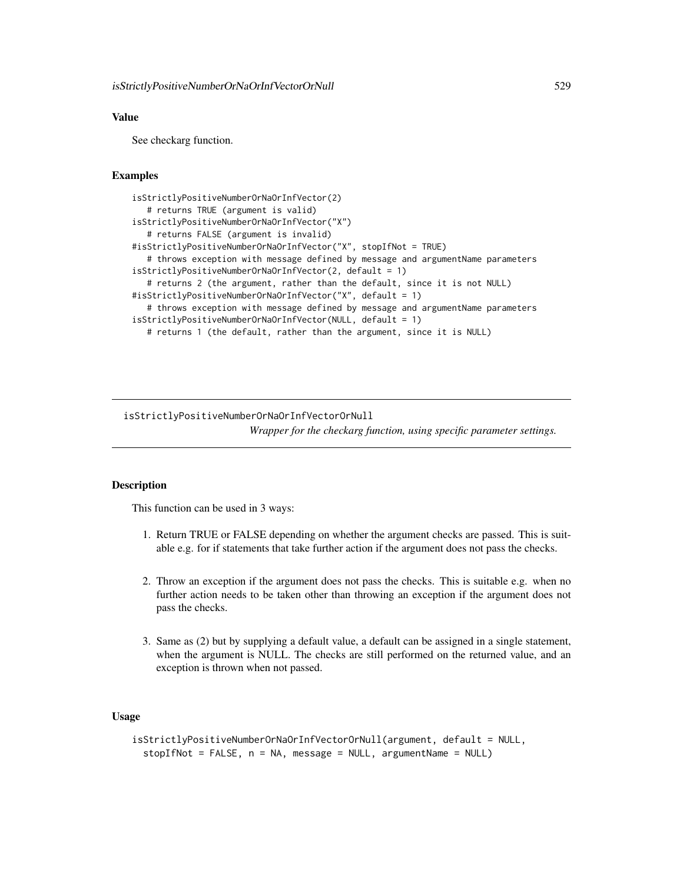### Value

See checkarg function.

### Examples

```
isStrictlyPositiveNumberOrNaOrInfVector(2)
   # returns TRUE (argument is valid)
isStrictlyPositiveNumberOrNaOrInfVector("X")
   # returns FALSE (argument is invalid)
#isStrictlyPositiveNumberOrNaOrInfVector("X", stopIfNot = TRUE)
   # throws exception with message defined by message and argumentName parameters
isStrictlyPositiveNumberOrNaOrInfVector(2, default = 1)
   # returns 2 (the argument, rather than the default, since it is not NULL)
#isStrictlyPositiveNumberOrNaOrInfVector("X", default = 1)
   # throws exception with message defined by message and argumentName parameters
isStrictlyPositiveNumberOrNaOrInfVector(NULL, default = 1)
   # returns 1 (the default, rather than the argument, since it is NULL)
```

---

## isStrictlyPositiveNumberOrNaOrInfVectorOrNull

*Wrapper for the checkarg function, using specific parameter settings.*

---

### Description

This function can be used in 3 ways:

1. Return TRUE or FALSE depending on whether the argument checks are passed. This is suitable e.g. for if statements that take further action if the argument does not pass the checks.
2. Throw an exception if the argument does not pass the checks. This is suitable e.g. when no further action needs to be taken other than throwing an exception if the argument does not pass the checks.
3. Same as (2) but by supplying a default value, a default can be assigned in a single statement, when the argument is NULL. The checks are still performed on the returned value, and an exception is thrown when not passed.

### Usage

```
isStrictlyPositiveNumberOrNaOrInfVectorOrNull(argument, default = NULL,
  stopIfNot = FALSE, n = NA, message = NULL, argumentName = NULL)
```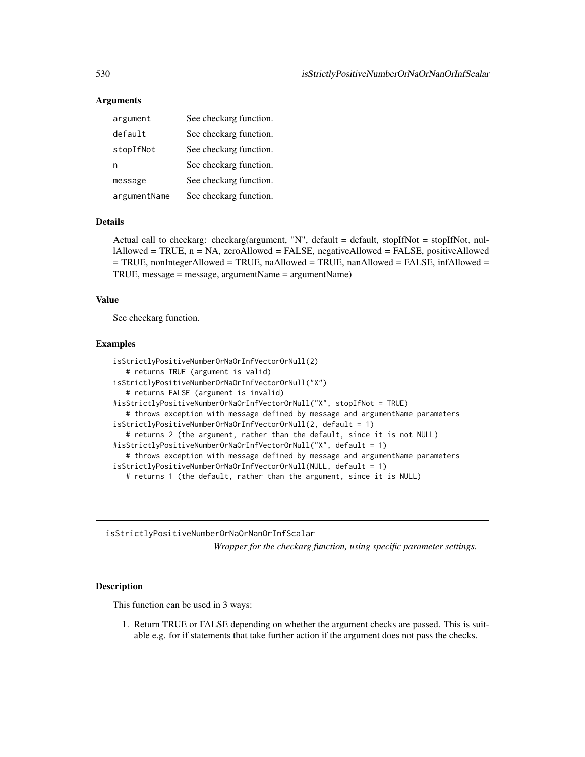### Arguments

| | |
|---|---|
| argument | See checkarg function. |
| default | See checkarg function. |
| stopIfNot | See checkarg function. |
| n | See checkarg function. |
| message | See checkarg function. |
| argumentName | See checkarg function. |

### Details

Actual call to checkarg: checkarg(argument, "N", default = default, stopIfNot = stopIfNot, nullAllowed = TRUE, n = NA, zeroAllowed = FALSE, negativeAllowed = FALSE, positiveAllowed = TRUE, nonIntegerAllowed = TRUE, naAllowed = TRUE, nanAllowed = FALSE, infAllowed = TRUE, message = message, argumentName = argumentName)

### Value

See checkarg function.

### Examples

```
isStrictlyPositiveNumberOrNaOrInfVectorOrNull(2)
   # returns TRUE (argument is valid)
isStrictlyPositiveNumberOrNaOrInfVectorOrNull("X")
   # returns FALSE (argument is invalid)
#isStrictlyPositiveNumberOrNaOrInfVectorOrNull("X", stopIfNot = TRUE)
   # throws exception with message defined by message and argumentName parameters
isStrictlyPositiveNumberOrNaOrInfVectorOrNull(2, default = 1)
   # returns 2 (the argument, rather than the default, since it is not NULL)
#isStrictlyPositiveNumberOrNaOrInfVectorOrNull("X", default = 1)
   # throws exception with message defined by message and argumentName parameters
isStrictlyPositiveNumberOrNaOrInfVectorOrNull(NULL, default = 1)
   # returns 1 (the default, rather than the argument, since it is NULL)
```

---

## isStrictlyPositiveNumberOrNaOrNanOrInfScalar

*Wrapper for the checkarg function, using specific parameter settings.*

---

### Description

This function can be used in 3 ways:

1. Return TRUE or FALSE depending on whether the argument checks are passed. This is suitable e.g. for if statements that take further action if the argument does not pass the checks.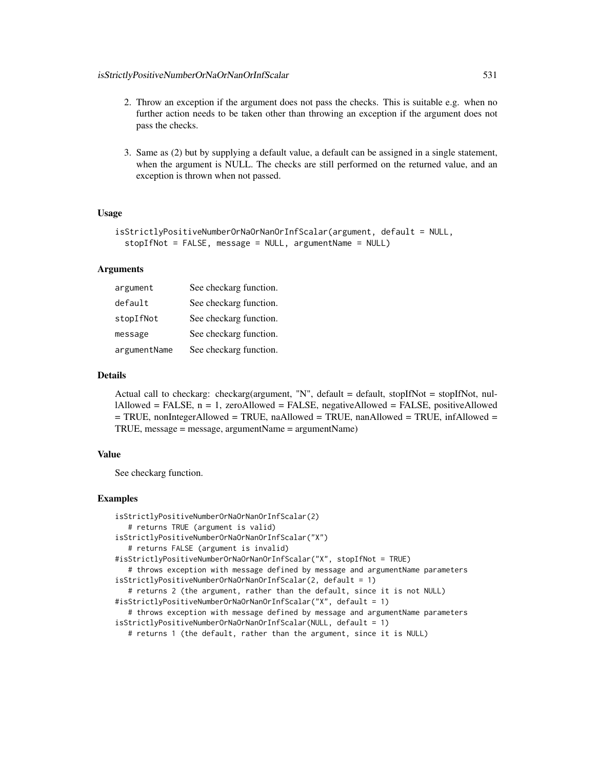2. Throw an exception if the argument does not pass the checks. This is suitable e.g. when no further action needs to be taken other than throwing an exception if the argument does not pass the checks.

3. Same as (2) but by supplying a default value, a default can be assigned in a single statement, when the argument is NULL. The checks are still performed on the returned value, and an exception is thrown when not passed.

### Usage

```
isStrictlyPositiveNumberOrNaOrNanOrInfScalar(argument, default = NULL,
  stopIfNot = FALSE, message = NULL, argumentName = NULL)
```

### Arguments

| | |
|---|---|
| argument | See checkarg function. |
| default | See checkarg function. |
| stopIfNot | See checkarg function. |
| message | See checkarg function. |
| argumentName | See checkarg function. |

### Details

Actual call to checkarg: checkarg(argument, "N", default = default, stopIfNot = stopIfNot, nullAllowed = FALSE, n = 1, zeroAllowed = FALSE, negativeAllowed = FALSE, positiveAllowed = TRUE, nonIntegerAllowed = TRUE, naAllowed = TRUE, nanAllowed = TRUE, infAllowed = TRUE, message = message, argumentName = argumentName)

### Value

See checkarg function.

### Examples

```
isStrictlyPositiveNumberOrNaOrNanOrInfScalar(2)
   # returns TRUE (argument is valid)
isStrictlyPositiveNumberOrNaOrNanOrInfScalar("X")
   # returns FALSE (argument is invalid)
#isStrictlyPositiveNumberOrNaOrNanOrInfScalar("X", stopIfNot = TRUE)
   # throws exception with message defined by message and argumentName parameters
isStrictlyPositiveNumberOrNaOrNanOrInfScalar(2, default = 1)
   # returns 2 (the argument, rather than the default, since it is not NULL)
#isStrictlyPositiveNumberOrNaOrNanOrInfScalar("X", default = 1)
   # throws exception with message defined by message and argumentName parameters
isStrictlyPositiveNumberOrNaOrNanOrInfScalar(NULL, default = 1)
   # returns 1 (the default, rather than the argument, since it is NULL)
```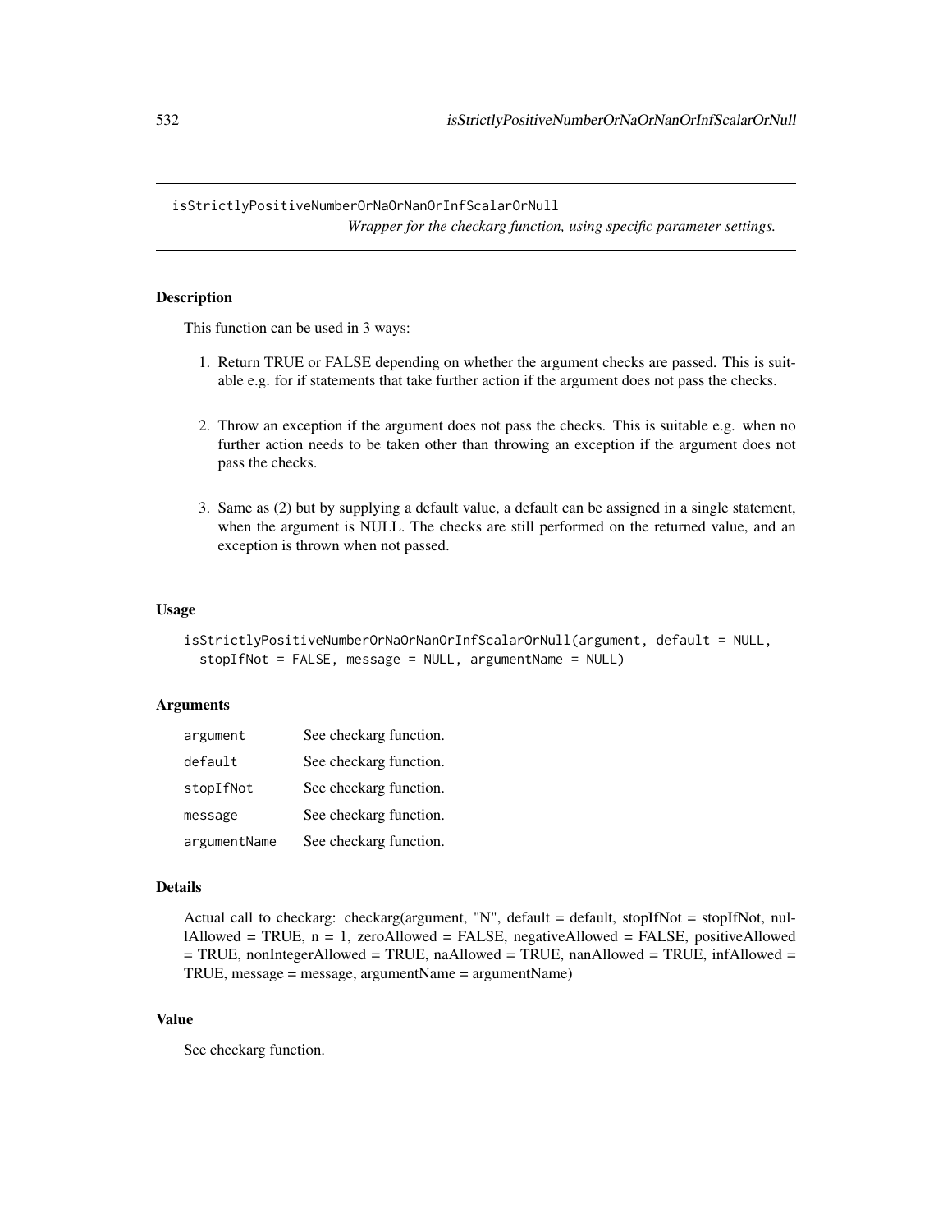isStrictlyPositiveNumberOrNaOrNanOrInfScalarOrNull

*Wrapper for the checkarg function, using specific parameter settings.*

## Description

This function can be used in 3 ways:

1. Return TRUE or FALSE depending on whether the argument checks are passed. This is suitable e.g. for if statements that take further action if the argument does not pass the checks.
2. Throw an exception if the argument does not pass the checks. This is suitable e.g. when no further action needs to be taken other than throwing an exception if the argument does not pass the checks.
3. Same as (2) but by supplying a default value, a default can be assigned in a single statement, when the argument is NULL. The checks are still performed on the returned value, and an exception is thrown when not passed.

## Usage

```
isStrictlyPositiveNumberOrNaOrNanOrInfScalarOrNull(argument, default = NULL,
  stopIfNot = FALSE, message = NULL, argumentName = NULL)
```

## Arguments

| | |
|---|---|
| argument | See checkarg function. |
| default | See checkarg function. |
| stopIfNot | See checkarg function. |
| message | See checkarg function. |
| argumentName | See checkarg function. |

## Details

Actual call to checkarg: checkarg(argument, "N", default = default, stopIfNot = stopIfNot, nullAllowed = TRUE, n = 1, zeroAllowed = FALSE, negativeAllowed = FALSE, positiveAllowed = TRUE, nonIntegerAllowed = TRUE, naAllowed = TRUE, nanAllowed = TRUE, infAllowed = TRUE, message = message, argumentName = argumentName)

## Value

See checkarg function.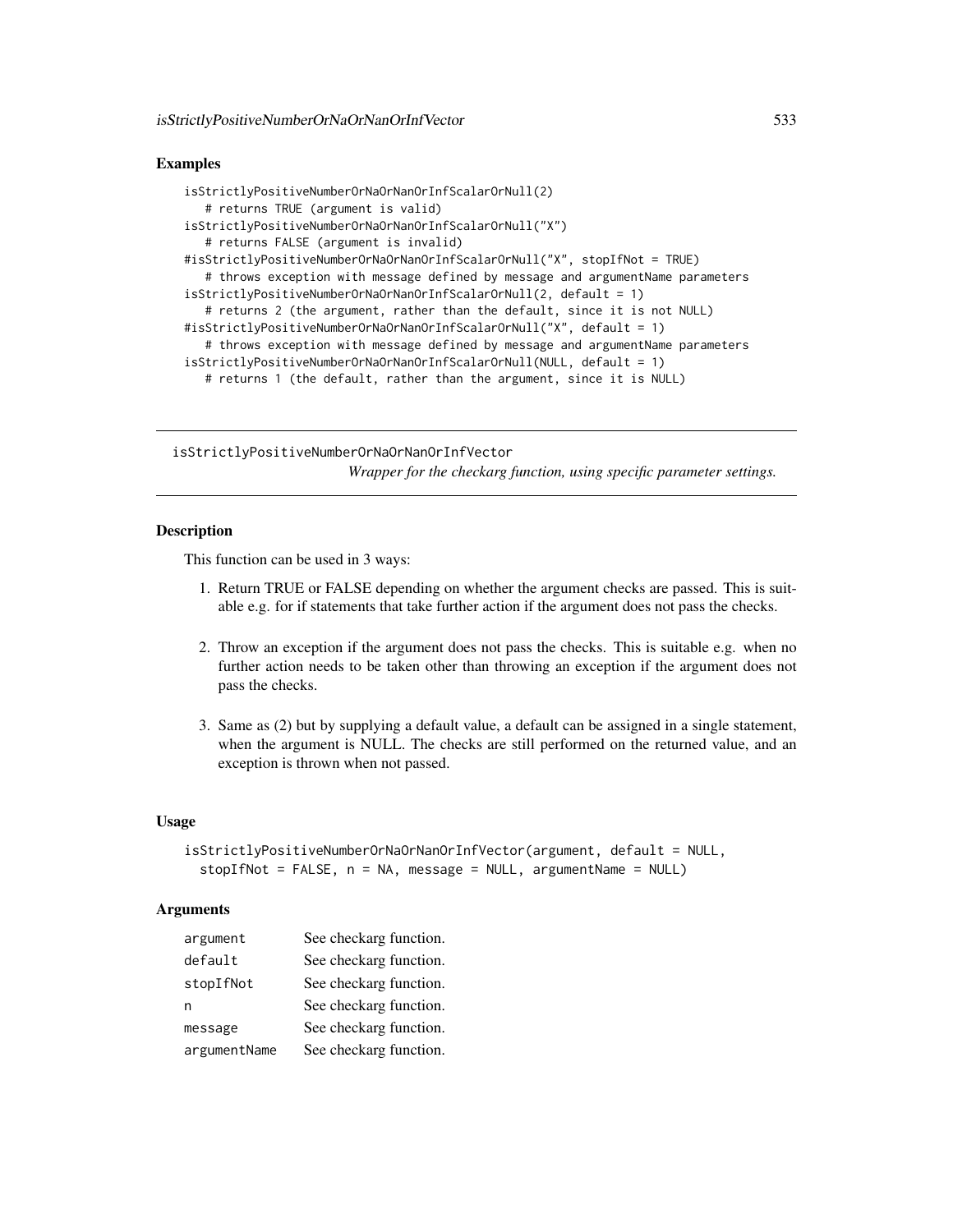## Examples

```
isStrictlyPositiveNumberOrNaOrNanOrInfScalarOrNull(2)
   # returns TRUE (argument is valid)
isStrictlyPositiveNumberOrNaOrNanOrInfScalarOrNull("X")
   # returns FALSE (argument is invalid)
#isStrictlyPositiveNumberOrNaOrNanOrInfScalarOrNull("X", stopIfNot = TRUE)
   # throws exception with message defined by message and argumentName parameters
isStrictlyPositiveNumberOrNaOrNanOrInfScalarOrNull(2, default = 1)
   # returns 2 (the argument, rather than the default, since it is not NULL)
#isStrictlyPositiveNumberOrNaOrNanOrInfScalarOrNull("X", default = 1)
   # throws exception with message defined by message and argumentName parameters
isStrictlyPositiveNumberOrNaOrNanOrInfScalarOrNull(NULL, default = 1)
   # returns 1 (the default, rather than the argument, since it is NULL)
```

---

# isStrictlyPositiveNumberOrNaOrNanOrInfVector

*Wrapper for the checkarg function, using specific parameter settings.*

---

## Description

This function can be used in 3 ways:

1. Return TRUE or FALSE depending on whether the argument checks are passed. This is suitable e.g. for if statements that take further action if the argument does not pass the checks.
2. Throw an exception if the argument does not pass the checks. This is suitable e.g. when no further action needs to be taken other than throwing an exception if the argument does not pass the checks.
3. Same as (2) but by supplying a default value, a default can be assigned in a single statement, when the argument is NULL. The checks are still performed on the returned value, and an exception is thrown when not passed.

## Usage

```
isStrictlyPositiveNumberOrNaOrNanOrInfVector(argument, default = NULL,
  stopIfNot = FALSE, n = NA, message = NULL, argumentName = NULL)
```

## Arguments

| | |
|---|---|
| argument | See checkarg function. |
| default | See checkarg function. |
| stopIfNot | See checkarg function. |
| n | See checkarg function. |
| message | See checkarg function. |
| argumentName | See checkarg function. |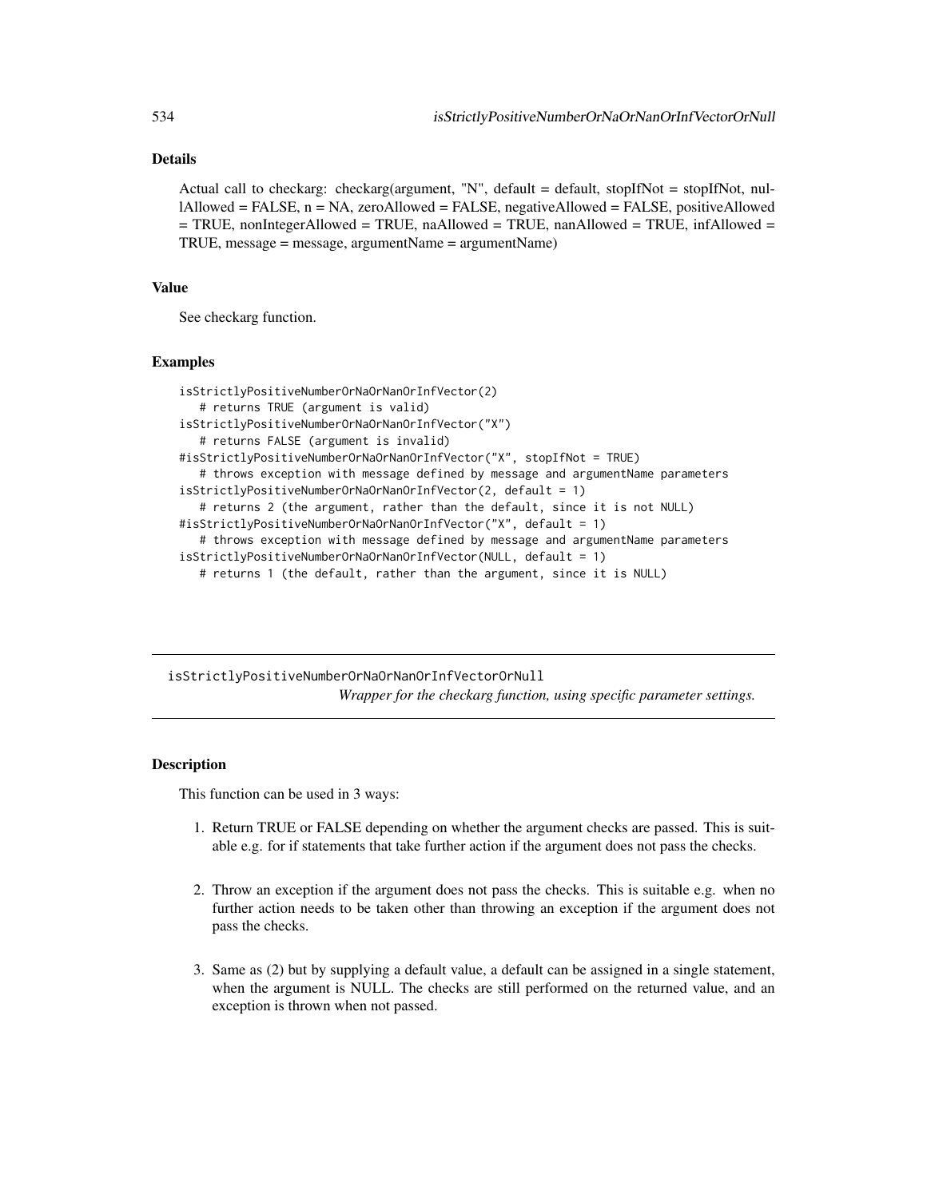### Details

Actual call to checkarg: checkarg(argument, "N", default = default, stopIfNot = stopIfNot, nullAllowed = FALSE, n = NA, zeroAllowed = FALSE, negativeAllowed = FALSE, positiveAllowed = TRUE, nonIntegerAllowed = TRUE, naAllowed = TRUE, nanAllowed = TRUE, infAllowed = TRUE, message = message, argumentName = argumentName)

### Value

See checkarg function.

### Examples

```
isStrictlyPositiveNumberOrNaOrNanOrInfVector(2)
   # returns TRUE (argument is valid)
isStrictlyPositiveNumberOrNaOrNanOrInfVector("X")
   # returns FALSE (argument is invalid)
#isStrictlyPositiveNumberOrNaOrNanOrInfVector("X", stopIfNot = TRUE)
   # throws exception with message defined by message and argumentName parameters
isStrictlyPositiveNumberOrNaOrNanOrInfVector(2, default = 1)
   # returns 2 (the argument, rather than the default, since it is not NULL)
#isStrictlyPositiveNumberOrNaOrNanOrInfVector("X", default = 1)
   # throws exception with message defined by message and argumentName parameters
isStrictlyPositiveNumberOrNaOrNanOrInfVector(NULL, default = 1)
   # returns 1 (the default, rather than the argument, since it is NULL)
```

---

## isStrictlyPositiveNumberOrNaOrNanOrInfVectorOrNull

*Wrapper for the checkarg function, using specific parameter settings.*

---

### Description

This function can be used in 3 ways:

1. Return TRUE or FALSE depending on whether the argument checks are passed. This is suitable e.g. for if statements that take further action if the argument does not pass the checks.
2. Throw an exception if the argument does not pass the checks. This is suitable e.g. when no further action needs to be taken other than throwing an exception if the argument does not pass the checks.
3. Same as (2) but by supplying a default value, a default can be assigned in a single statement, when the argument is NULL. The checks are still performed on the returned value, and an exception is thrown when not passed.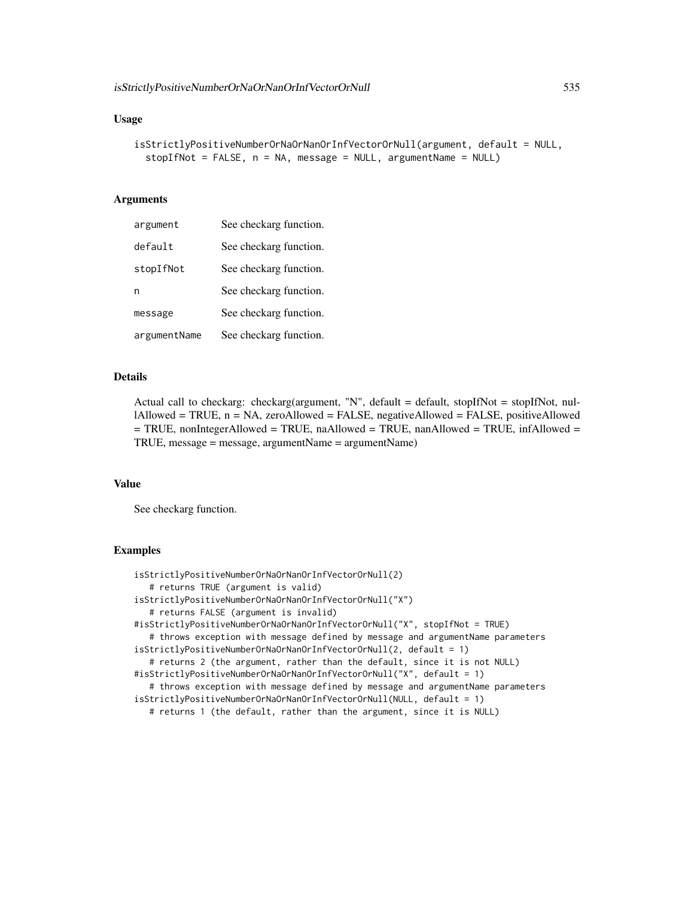## Usage

```
isStrictlyPositiveNumberOrNaOrNanOrInfVectorOrNull(argument, default = NULL,
  stopIfNot = FALSE, n = NA, message = NULL, argumentName = NULL)
```

## Arguments

| | |
|---|---|
| argument | See checkarg function. |
| default | See checkarg function. |
| stopIfNot | See checkarg function. |
| n | See checkarg function. |
| message | See checkarg function. |
| argumentName | See checkarg function. |

## Details

Actual call to checkarg: checkarg(argument, "N", default = default, stopIfNot = stopIfNot, nullAllowed = TRUE, n = NA, zeroAllowed = FALSE, negativeAllowed = FALSE, positiveAllowed = TRUE, nonIntegerAllowed = TRUE, naAllowed = TRUE, nanAllowed = TRUE, infAllowed = TRUE, message = message, argumentName = argumentName)

## Value

See checkarg function.

## Examples

```
isStrictlyPositiveNumberOrNaOrNanOrInfVectorOrNull(2)
   # returns TRUE (argument is valid)
isStrictlyPositiveNumberOrNaOrNanOrInfVectorOrNull("X")
   # returns FALSE (argument is invalid)
#isStrictlyPositiveNumberOrNaOrNanOrInfVectorOrNull("X", stopIfNot = TRUE)
   # throws exception with message defined by message and argumentName parameters
isStrictlyPositiveNumberOrNaOrNanOrInfVectorOrNull(2, default = 1)
   # returns 2 (the argument, rather than the default, since it is not NULL)
#isStrictlyPositiveNumberOrNaOrNanOrInfVectorOrNull("X", default = 1)
   # throws exception with message defined by message and argumentName parameters
isStrictlyPositiveNumberOrNaOrNanOrInfVectorOrNull(NULL, default = 1)
   # returns 1 (the default, rather than the argument, since it is NULL)
```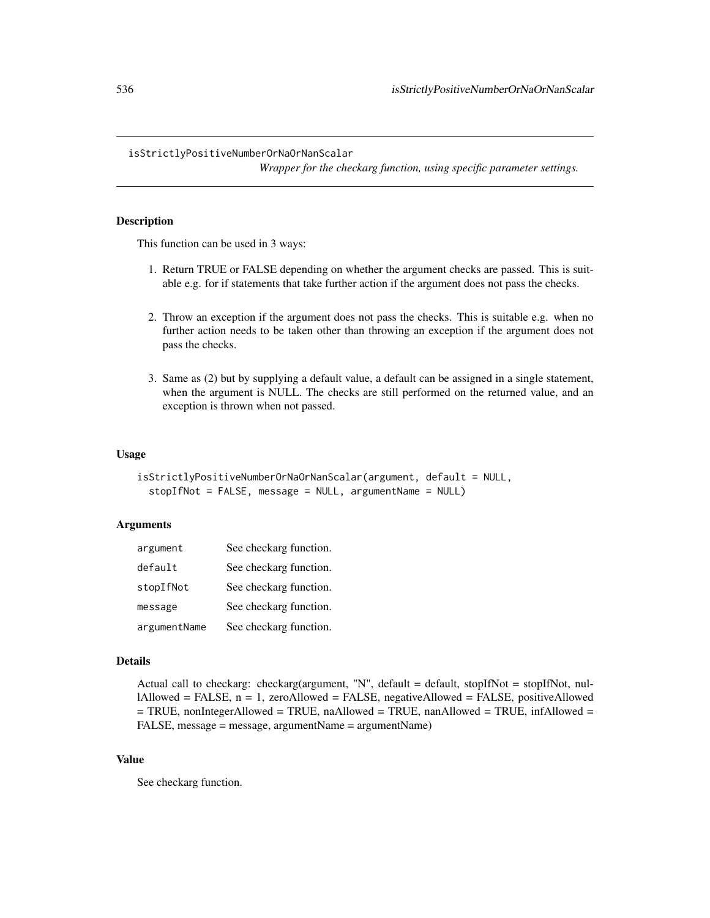isStrictlyPositiveNumberOrNaOrNanScalar

*Wrapper for the checkarg function, using specific parameter settings.*

## Description

This function can be used in 3 ways:

1. Return TRUE or FALSE depending on whether the argument checks are passed. This is suitable e.g. for if statements that take further action if the argument does not pass the checks.
2. Throw an exception if the argument does not pass the checks. This is suitable e.g. when no further action needs to be taken other than throwing an exception if the argument does not pass the checks.
3. Same as (2) but by supplying a default value, a default can be assigned in a single statement, when the argument is NULL. The checks are still performed on the returned value, and an exception is thrown when not passed.

## Usage

```
isStrictlyPositiveNumberOrNaOrNanScalar(argument, default = NULL,
  stopIfNot = FALSE, message = NULL, argumentName = NULL)
```

## Arguments

| | |
|---|---|
| argument | See checkarg function. |
| default | See checkarg function. |
| stopIfNot | See checkarg function. |
| message | See checkarg function. |
| argumentName | See checkarg function. |

## Details

Actual call to checkarg: checkarg(argument, "N", default = default, stopIfNot = stopIfNot, nullAllowed = FALSE, n = 1, zeroAllowed = FALSE, negativeAllowed = FALSE, positiveAllowed = TRUE, nonIntegerAllowed = TRUE, naAllowed = TRUE, nanAllowed = TRUE, infAllowed = FALSE, message = message, argumentName = argumentName)

## Value

See checkarg function.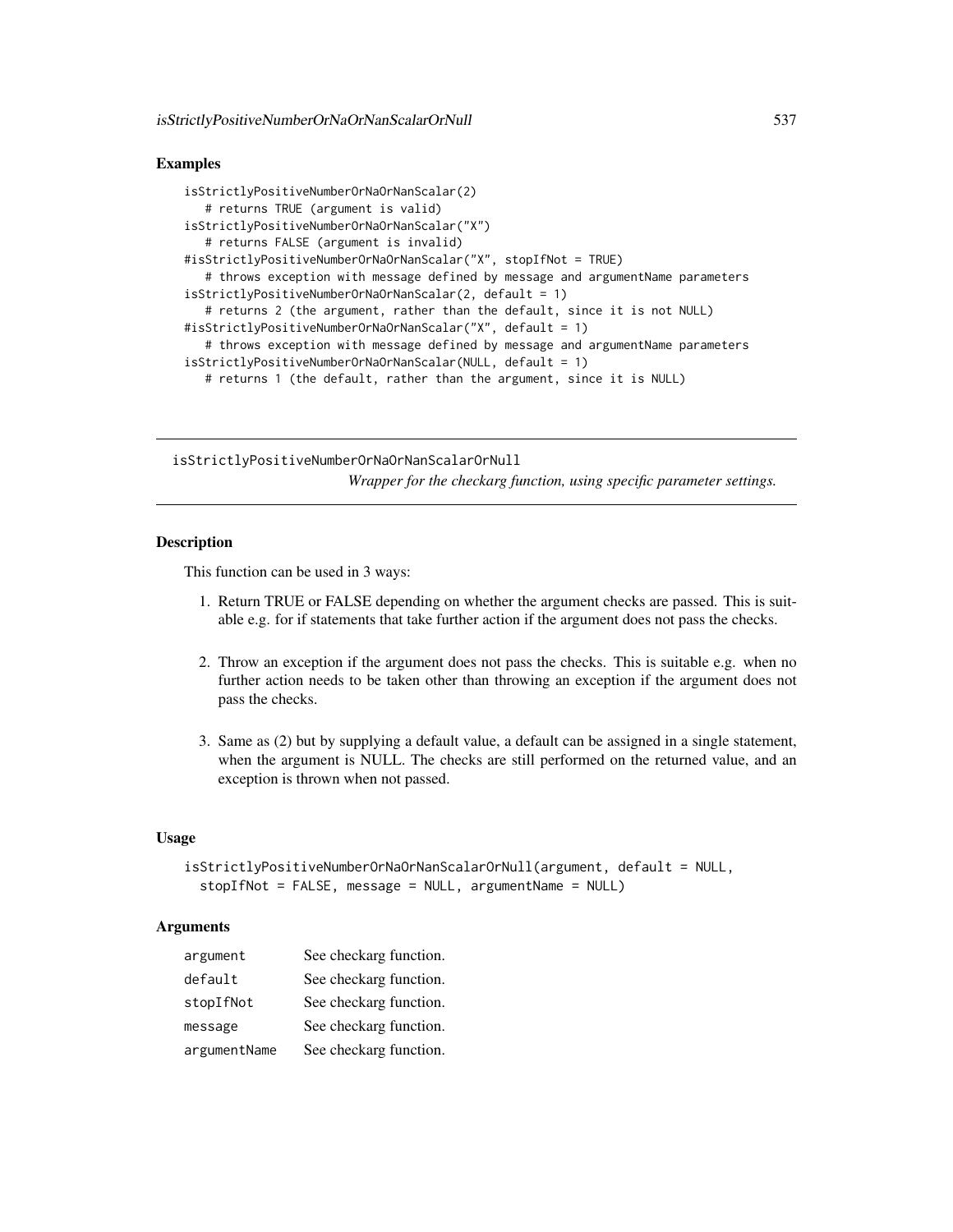### Examples

```
isStrictlyPositiveNumberOrNaOrNanScalar(2)
   # returns TRUE (argument is valid)
isStrictlyPositiveNumberOrNaOrNanScalar("X")
   # returns FALSE (argument is invalid)
#isStrictlyPositiveNumberOrNaOrNanScalar("X", stopIfNot = TRUE)
   # throws exception with message defined by message and argumentName parameters
isStrictlyPositiveNumberOrNaOrNanScalar(2, default = 1)
   # returns 2 (the argument, rather than the default, since it is not NULL)
#isStrictlyPositiveNumberOrNaOrNanScalar("X", default = 1)
   # throws exception with message defined by message and argumentName parameters
isStrictlyPositiveNumberOrNaOrNanScalar(NULL, default = 1)
   # returns 1 (the default, rather than the argument, since it is NULL)
```

---

## isStrictlyPositiveNumberOrNaOrNanScalarOrNull

*Wrapper for the checkarg function, using specific parameter settings.*

---

### Description

This function can be used in 3 ways:

1. Return TRUE or FALSE depending on whether the argument checks are passed. This is suitable e.g. for if statements that take further action if the argument does not pass the checks.
2. Throw an exception if the argument does not pass the checks. This is suitable e.g. when no further action needs to be taken other than throwing an exception if the argument does not pass the checks.
3. Same as (2) but by supplying a default value, a default can be assigned in a single statement, when the argument is NULL. The checks are still performed on the returned value, and an exception is thrown when not passed.

### Usage

```
isStrictlyPositiveNumberOrNaOrNanScalarOrNull(argument, default = NULL,
  stopIfNot = FALSE, message = NULL, argumentName = NULL)
```

### Arguments

| | |
|---|---|
| argument | See checkarg function. |
| default | See checkarg function. |
| stopIfNot | See checkarg function. |
| message | See checkarg function. |
| argumentName | See checkarg function. |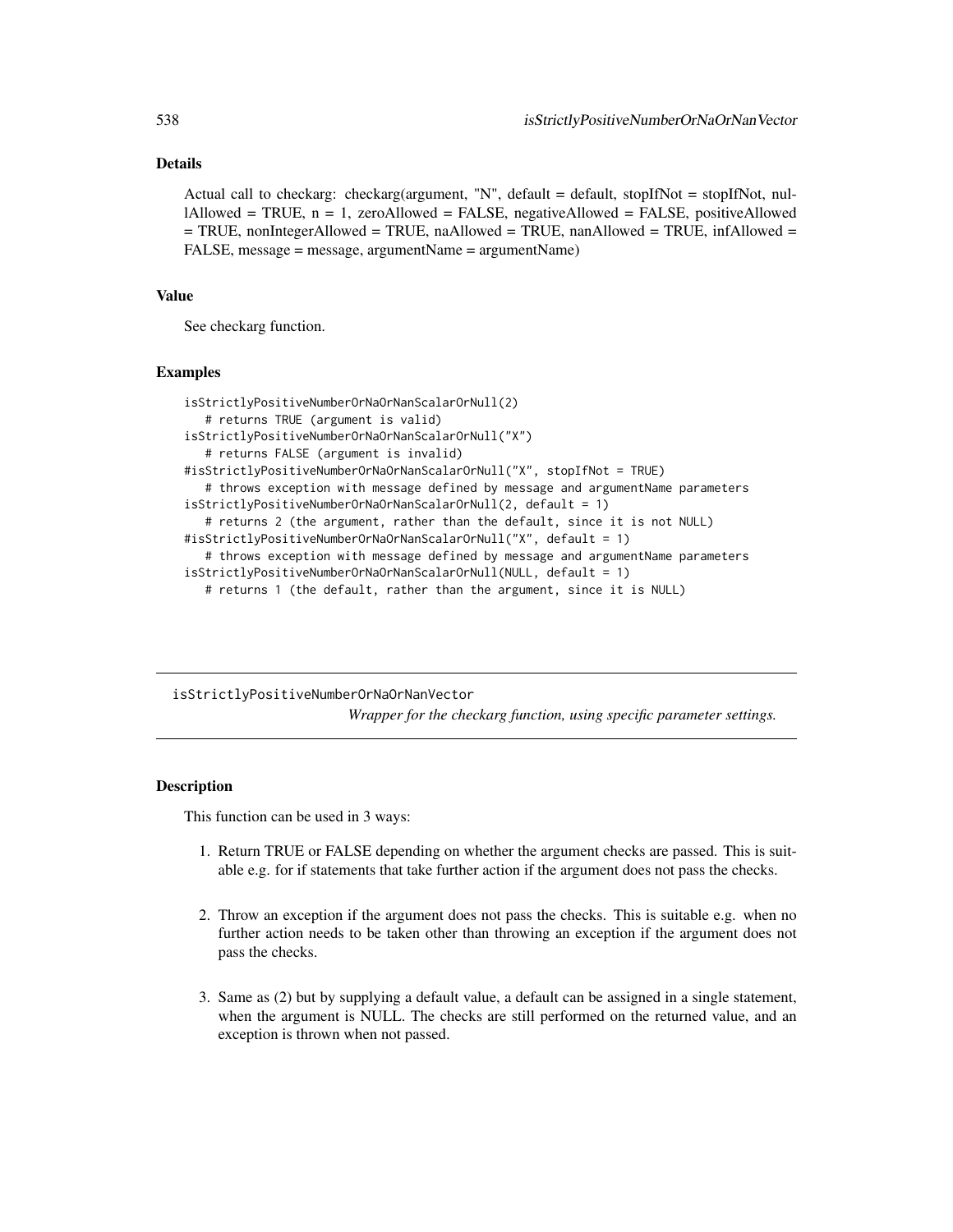### Details

Actual call to checkarg: checkarg(argument, "N", default = default, stopIfNot = stopIfNot, nullAllowed = TRUE, n = 1, zeroAllowed = FALSE, negativeAllowed = FALSE, positiveAllowed = TRUE, nonIntegerAllowed = TRUE, naAllowed = TRUE, nanAllowed = TRUE, infAllowed = FALSE, message = message, argumentName = argumentName)

### Value

See checkarg function.

### Examples

```
isStrictlyPositiveNumberOrNaOrNanScalarOrNull(2)
   # returns TRUE (argument is valid)
isStrictlyPositiveNumberOrNaOrNanScalarOrNull("X")
   # returns FALSE (argument is invalid)
#isStrictlyPositiveNumberOrNaOrNanScalarOrNull("X", stopIfNot = TRUE)
   # throws exception with message defined by message and argumentName parameters
isStrictlyPositiveNumberOrNaOrNanScalarOrNull(2, default = 1)
   # returns 2 (the argument, rather than the default, since it is not NULL)
#isStrictlyPositiveNumberOrNaOrNanScalarOrNull("X", default = 1)
   # throws exception with message defined by message and argumentName parameters
isStrictlyPositiveNumberOrNaOrNanScalarOrNull(NULL, default = 1)
   # returns 1 (the default, rather than the argument, since it is NULL)
```

---

## isStrictlyPositiveNumberOrNaOrNanVector

*Wrapper for the checkarg function, using specific parameter settings.*

---

### Description

This function can be used in 3 ways:

1. Return TRUE or FALSE depending on whether the argument checks are passed. This is suitable e.g. for if statements that take further action if the argument does not pass the checks.
2. Throw an exception if the argument does not pass the checks. This is suitable e.g. when no further action needs to be taken other than throwing an exception if the argument does not pass the checks.
3. Same as (2) but by supplying a default value, a default can be assigned in a single statement, when the argument is NULL. The checks are still performed on the returned value, and an exception is thrown when not passed.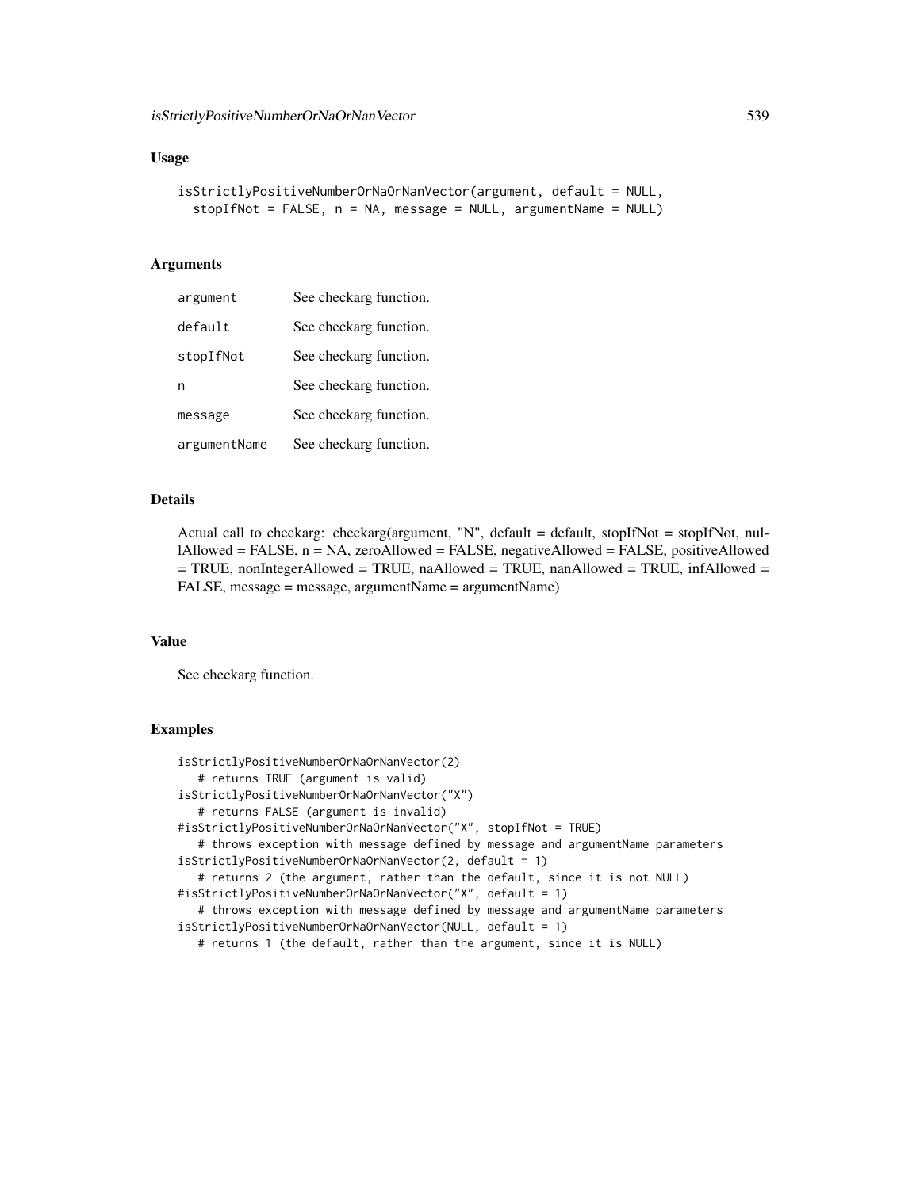### Usage

```
isStrictlyPositiveNumberOrNaOrNanVector(argument, default = NULL,
  stopIfNot = FALSE, n = NA, message = NULL, argumentName = NULL)
```

### Arguments

| | |
|---|---|
| argument | See checkarg function. |
| default | See checkarg function. |
| stopIfNot | See checkarg function. |
| n | See checkarg function. |
| message | See checkarg function. |
| argumentName | See checkarg function. |

### Details

Actual call to checkarg: checkarg(argument, "N", default = default, stopIfNot = stopIfNot, nullAllowed = FALSE, n = NA, zeroAllowed = FALSE, negativeAllowed = FALSE, positiveAllowed = TRUE, nonIntegerAllowed = TRUE, naAllowed = TRUE, nanAllowed = TRUE, infAllowed = FALSE, message = message, argumentName = argumentName)

### Value

See checkarg function.

### Examples

```
isStrictlyPositiveNumberOrNaOrNanVector(2)
   # returns TRUE (argument is valid)
isStrictlyPositiveNumberOrNaOrNanVector("X")
   # returns FALSE (argument is invalid)
#isStrictlyPositiveNumberOrNaOrNanVector("X", stopIfNot = TRUE)
   # throws exception with message defined by message and argumentName parameters
isStrictlyPositiveNumberOrNaOrNanVector(2, default = 1)
   # returns 2 (the argument, rather than the default, since it is not NULL)
#isStrictlyPositiveNumberOrNaOrNanVector("X", default = 1)
   # throws exception with message defined by message and argumentName parameters
isStrictlyPositiveNumberOrNaOrNanVector(NULL, default = 1)
   # returns 1 (the default, rather than the argument, since it is NULL)
```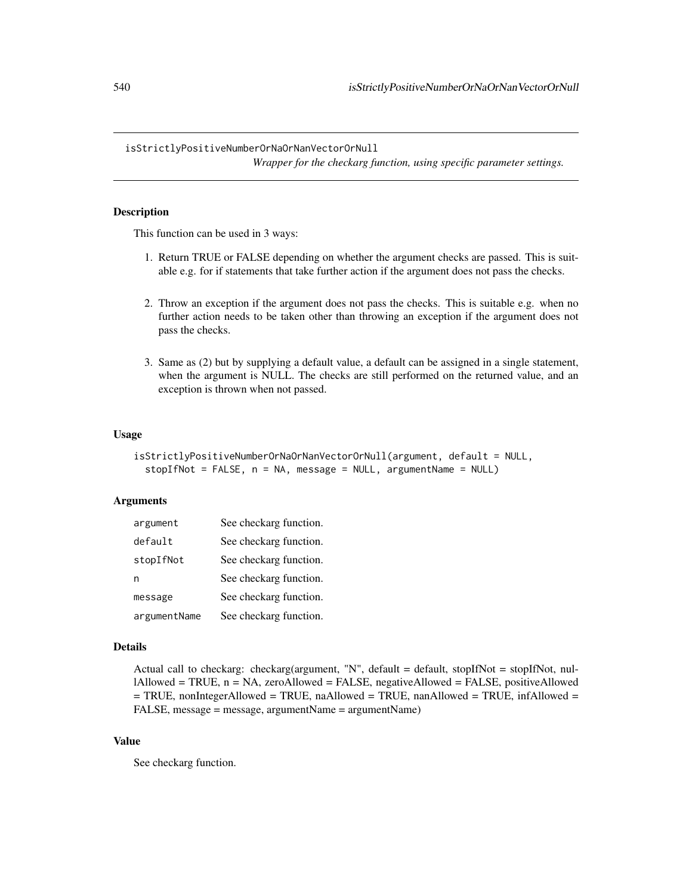# isStrictlyPositiveNumberOrNaOrNanVectorOrNull

*Wrapper for the checkarg function, using specific parameter settings.*

## Description

This function can be used in 3 ways:

1. Return TRUE or FALSE depending on whether the argument checks are passed. This is suitable e.g. for if statements that take further action if the argument does not pass the checks.
2. Throw an exception if the argument does not pass the checks. This is suitable e.g. when no further action needs to be taken other than throwing an exception if the argument does not pass the checks.
3. Same as (2) but by supplying a default value, a default can be assigned in a single statement, when the argument is NULL. The checks are still performed on the returned value, and an exception is thrown when not passed.

## Usage

```
isStrictlyPositiveNumberOrNaOrNanVectorOrNull(argument, default = NULL,
  stopIfNot = FALSE, n = NA, message = NULL, argumentName = NULL)
```

## Arguments

| | |
|---|---|
| argument | See checkarg function. |
| default | See checkarg function. |
| stopIfNot | See checkarg function. |
| n | See checkarg function. |
| message | See checkarg function. |
| argumentName | See checkarg function. |

## Details

Actual call to checkarg: checkarg(argument, "N", default = default, stopIfNot = stopIfNot, nullAllowed = TRUE, n = NA, zeroAllowed = FALSE, negativeAllowed = FALSE, positiveAllowed = TRUE, nonIntegerAllowed = TRUE, naAllowed = TRUE, nanAllowed = TRUE, infAllowed = FALSE, message = message, argumentName = argumentName)

## Value

See checkarg function.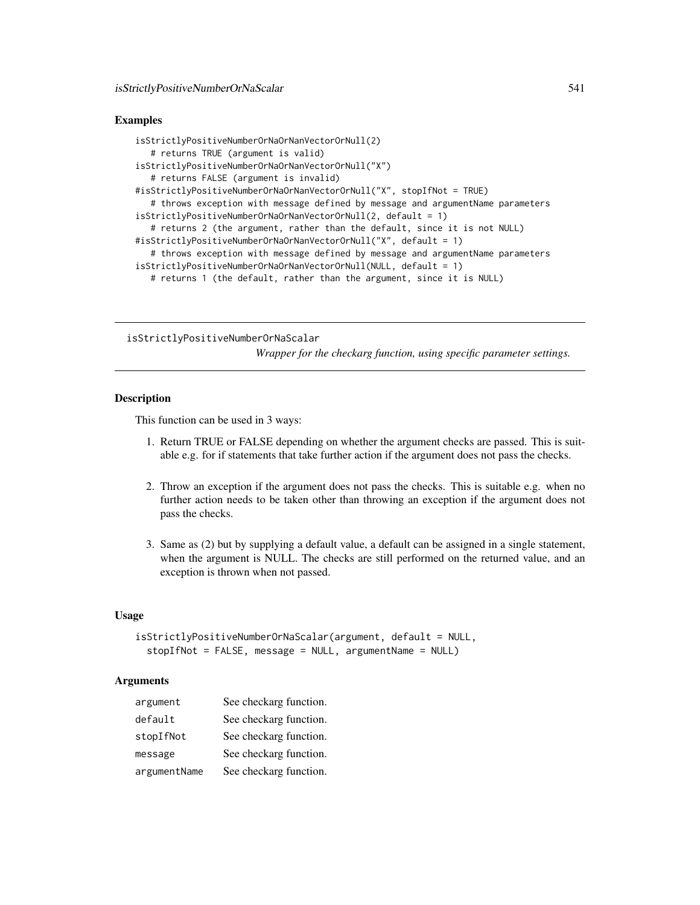### Examples

```
isStrictlyPositiveNumberOrNaOrNanVectorOrNull(2)
   # returns TRUE (argument is valid)
isStrictlyPositiveNumberOrNaOrNanVectorOrNull("X")
   # returns FALSE (argument is invalid)
#isStrictlyPositiveNumberOrNaOrNanVectorOrNull("X", stopIfNot = TRUE)
   # throws exception with message defined by message and argumentName parameters
isStrictlyPositiveNumberOrNaOrNanVectorOrNull(2, default = 1)
   # returns 2 (the argument, rather than the default, since it is not NULL)
#isStrictlyPositiveNumberOrNaOrNanVectorOrNull("X", default = 1)
   # throws exception with message defined by message and argumentName parameters
isStrictlyPositiveNumberOrNaOrNanVectorOrNull(NULL, default = 1)
   # returns 1 (the default, rather than the argument, since it is NULL)
```

---

## isStrictlyPositiveNumberOrNaScalar

*Wrapper for the checkarg function, using specific parameter settings.*

---

### Description

This function can be used in 3 ways:

1. Return TRUE or FALSE depending on whether the argument checks are passed. This is suitable e.g. for if statements that take further action if the argument does not pass the checks.
2. Throw an exception if the argument does not pass the checks. This is suitable e.g. when no further action needs to be taken other than throwing an exception if the argument does not pass the checks.
3. Same as (2) but by supplying a default value, a default can be assigned in a single statement, when the argument is NULL. The checks are still performed on the returned value, and an exception is thrown when not passed.

### Usage

```
isStrictlyPositiveNumberOrNaScalar(argument, default = NULL,
  stopIfNot = FALSE, message = NULL, argumentName = NULL)
```

### Arguments

| | |
|---|---|
| argument | See checkarg function. |
| default | See checkarg function. |
| stopIfNot | See checkarg function. |
| message | See checkarg function. |
| argumentName | See checkarg function. |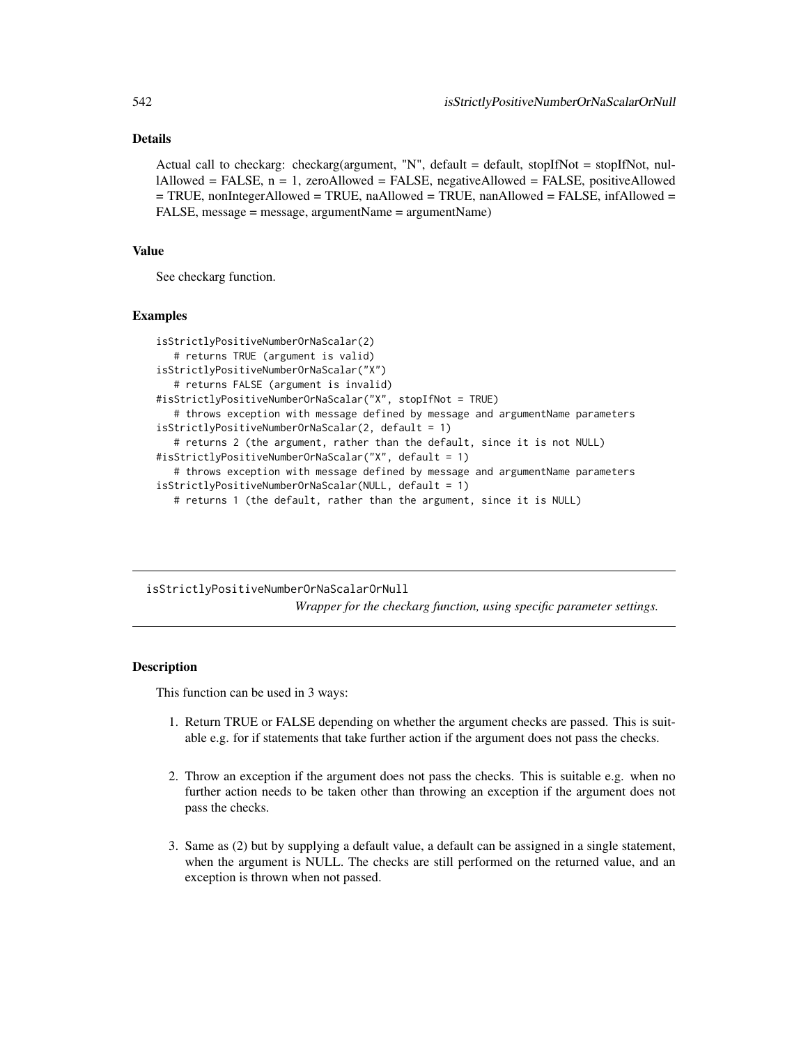### Details

Actual call to checkarg: checkarg(argument, "N", default = default, stopIfNot = stopIfNot, nullAllowed = FALSE, n = 1, zeroAllowed = FALSE, negativeAllowed = FALSE, positiveAllowed = TRUE, nonIntegerAllowed = TRUE, naAllowed = TRUE, nanAllowed = FALSE, infAllowed = FALSE, message = message, argumentName = argumentName)

### Value

See checkarg function.

### Examples

```
isStrictlyPositiveNumberOrNaScalar(2)
   # returns TRUE (argument is valid)
isStrictlyPositiveNumberOrNaScalar("X")
   # returns FALSE (argument is invalid)
#isStrictlyPositiveNumberOrNaScalar("X", stopIfNot = TRUE)
   # throws exception with message defined by message and argumentName parameters
isStrictlyPositiveNumberOrNaScalar(2, default = 1)
   # returns 2 (the argument, rather than the default, since it is not NULL)
#isStrictlyPositiveNumberOrNaScalar("X", default = 1)
   # throws exception with message defined by message and argumentName parameters
isStrictlyPositiveNumberOrNaScalar(NULL, default = 1)
   # returns 1 (the default, rather than the argument, since it is NULL)
```

## isStrictlyPositiveNumberOrNaScalarOrNull

*Wrapper for the checkarg function, using specific parameter settings.*

### Description

This function can be used in 3 ways:

1. Return TRUE or FALSE depending on whether the argument checks are passed. This is suitable e.g. for if statements that take further action if the argument does not pass the checks.
2. Throw an exception if the argument does not pass the checks. This is suitable e.g. when no further action needs to be taken other than throwing an exception if the argument does not pass the checks.
3. Same as (2) but by supplying a default value, a default can be assigned in a single statement, when the argument is NULL. The checks are still performed on the returned value, and an exception is thrown when not passed.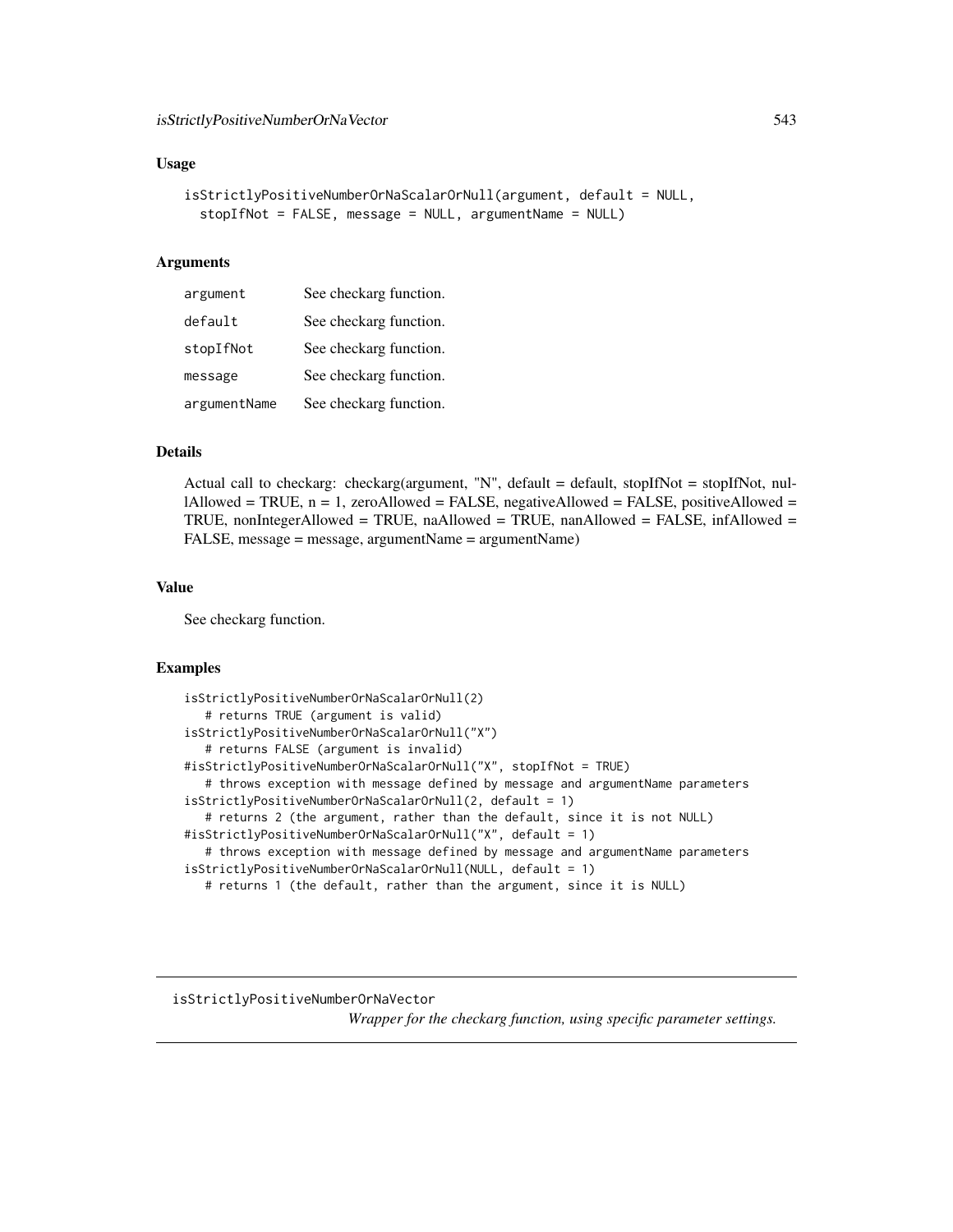### Usage

```
isStrictlyPositiveNumberOrNaScalarOrNull(argument, default = NULL,
  stopIfNot = FALSE, message = NULL, argumentName = NULL)
```

### Arguments

| | |
|---|---|
| argument | See checkarg function. |
| default | See checkarg function. |
| stopIfNot | See checkarg function. |
| message | See checkarg function. |
| argumentName | See checkarg function. |

### Details

Actual call to checkarg: checkarg(argument, "N", default = default, stopIfNot = stopIfNot, nullAllowed = TRUE, n = 1, zeroAllowed = FALSE, negativeAllowed = FALSE, positiveAllowed = TRUE, nonIntegerAllowed = TRUE, naAllowed = TRUE, nanAllowed = FALSE, infAllowed = FALSE, message = message, argumentName = argumentName)

### Value

See checkarg function.

### Examples

```
isStrictlyPositiveNumberOrNaScalarOrNull(2)
   # returns TRUE (argument is valid)
isStrictlyPositiveNumberOrNaScalarOrNull("X")
   # returns FALSE (argument is invalid)
#isStrictlyPositiveNumberOrNaScalarOrNull("X", stopIfNot = TRUE)
   # throws exception with message defined by message and argumentName parameters
isStrictlyPositiveNumberOrNaScalarOrNull(2, default = 1)
   # returns 2 (the argument, rather than the default, since it is not NULL)
#isStrictlyPositiveNumberOrNaScalarOrNull("X", default = 1)
   # throws exception with message defined by message and argumentName parameters
isStrictlyPositiveNumberOrNaScalarOrNull(NULL, default = 1)
   # returns 1 (the default, rather than the argument, since it is NULL)
```

---

## isStrictlyPositiveNumberOrNaVector

*Wrapper for the checkarg function, using specific parameter settings.*

---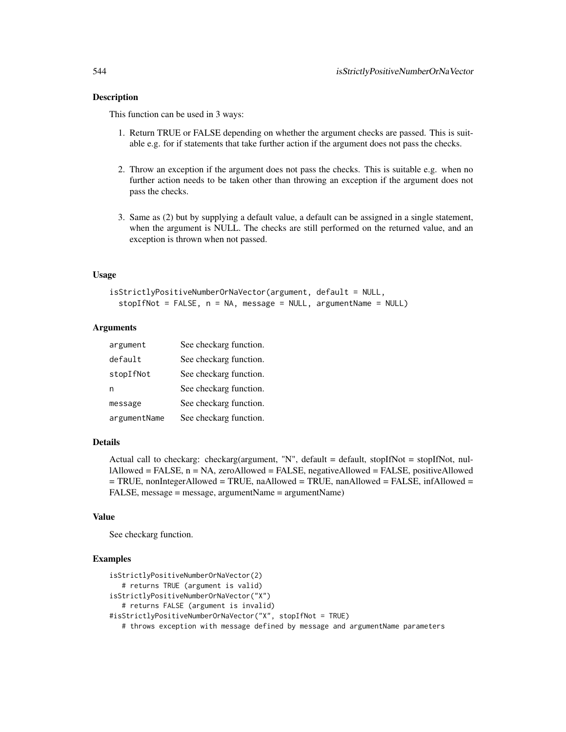## Description

This function can be used in 3 ways:

1. Return TRUE or FALSE depending on whether the argument checks are passed. This is suitable e.g. for if statements that take further action if the argument does not pass the checks.
2. Throw an exception if the argument does not pass the checks. This is suitable e.g. when no further action needs to be taken other than throwing an exception if the argument does not pass the checks.
3. Same as (2) but by supplying a default value, a default can be assigned in a single statement, when the argument is NULL. The checks are still performed on the returned value, and an exception is thrown when not passed.

## Usage

```
isStrictlyPositiveNumberOrNaVector(argument, default = NULL,
  stopIfNot = FALSE, n = NA, message = NULL, argumentName = NULL)
```

## Arguments

| | |
|---|---|
| argument | See checkarg function. |
| default | See checkarg function. |
| stopIfNot | See checkarg function. |
| n | See checkarg function. |
| message | See checkarg function. |
| argumentName | See checkarg function. |

## Details

Actual call to checkarg: checkarg(argument, "N", default = default, stopIfNot = stopIfNot, nullAllowed = FALSE, n = NA, zeroAllowed = FALSE, negativeAllowed = FALSE, positiveAllowed = TRUE, nonIntegerAllowed = TRUE, naAllowed = TRUE, nanAllowed = FALSE, infAllowed = FALSE, message = message, argumentName = argumentName)

## Value

See checkarg function.

## Examples

```
isStrictlyPositiveNumberOrNaVector(2)
   # returns TRUE (argument is valid)
isStrictlyPositiveNumberOrNaVector("X")
   # returns FALSE (argument is invalid)
#isStrictlyPositiveNumberOrNaVector("X", stopIfNot = TRUE)
   # throws exception with message defined by message and argumentName parameters
```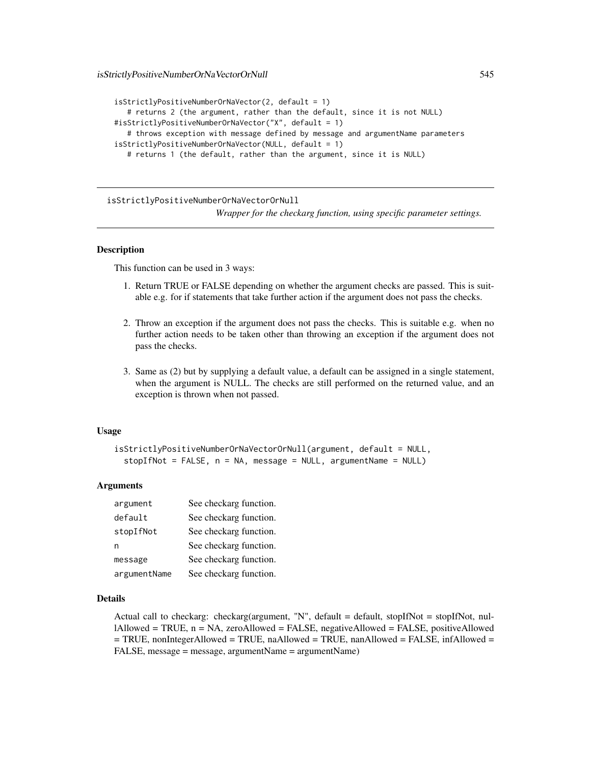```
isStrictlyPositiveNumberOrNaVector(2, default = 1)
   # returns 2 (the argument, rather than the default, since it is not NULL)
#isStrictlyPositiveNumberOrNaVector("X", default = 1)
   # throws exception with message defined by message and argumentName parameters
isStrictlyPositiveNumberOrNaVector(NULL, default = 1)
   # returns 1 (the default, rather than the argument, since it is NULL)
```

---

## isStrictlyPositiveNumberOrNaVectorOrNull

*Wrapper for the checkarg function, using specific parameter settings.*

---

### Description

This function can be used in 3 ways:

1. Return TRUE or FALSE depending on whether the argument checks are passed. This is suitable e.g. for if statements that take further action if the argument does not pass the checks.
2. Throw an exception if the argument does not pass the checks. This is suitable e.g. when no further action needs to be taken other than throwing an exception if the argument does not pass the checks.
3. Same as (2) but by supplying a default value, a default can be assigned in a single statement, when the argument is NULL. The checks are still performed on the returned value, and an exception is thrown when not passed.

### Usage

```
isStrictlyPositiveNumberOrNaVectorOrNull(argument, default = NULL,
  stopIfNot = FALSE, n = NA, message = NULL, argumentName = NULL)
```

### Arguments

| | |
|---|---|
| argument | See checkarg function. |
| default | See checkarg function. |
| stopIfNot | See checkarg function. |
| n | See checkarg function. |
| message | See checkarg function. |
| argumentName | See checkarg function. |

### Details

Actual call to checkarg: checkarg(argument, "N", default = default, stopIfNot = stopIfNot, nullAllowed = TRUE, n = NA, zeroAllowed = FALSE, negativeAllowed = FALSE, positiveAllowed = TRUE, nonIntegerAllowed = TRUE, naAllowed = TRUE, nanAllowed = FALSE, infAllowed = FALSE, message = message, argumentName = argumentName)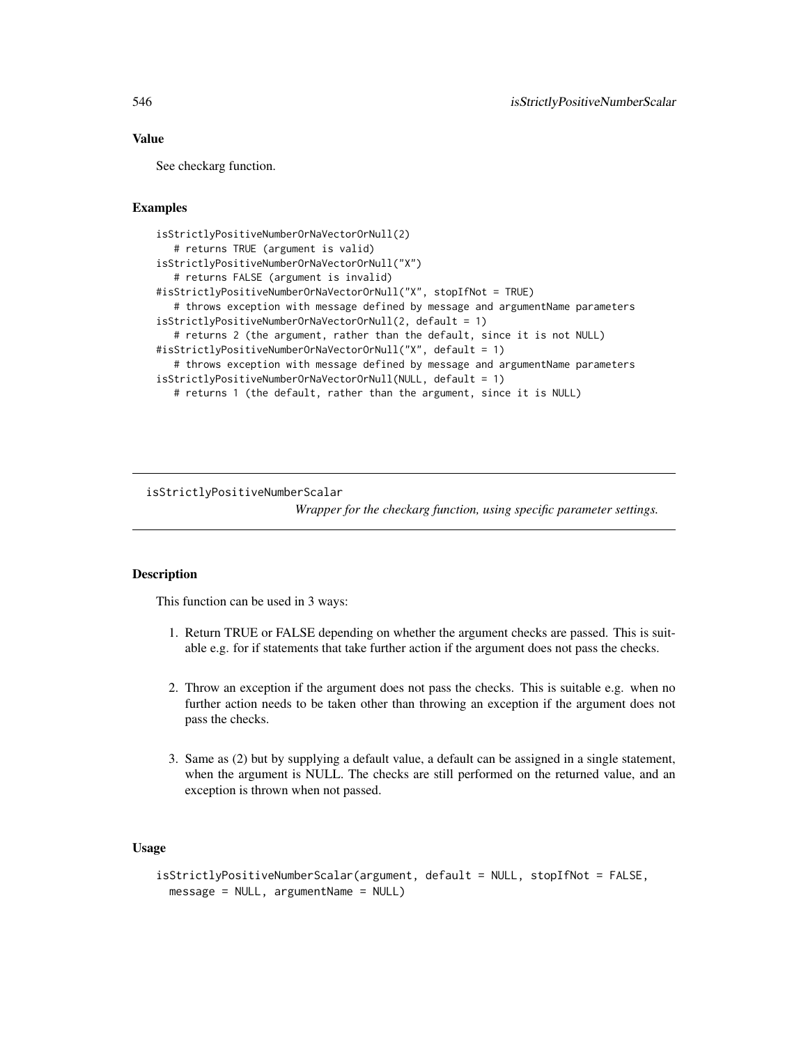### Value

See checkarg function.

### Examples

```
isStrictlyPositiveNumberOrNaVectorOrNull(2)
   # returns TRUE (argument is valid)
isStrictlyPositiveNumberOrNaVectorOrNull("X")
   # returns FALSE (argument is invalid)
#isStrictlyPositiveNumberOrNaVectorOrNull("X", stopIfNot = TRUE)
   # throws exception with message defined by message and argumentName parameters
isStrictlyPositiveNumberOrNaVectorOrNull(2, default = 1)
   # returns 2 (the argument, rather than the default, since it is not NULL)
#isStrictlyPositiveNumberOrNaVectorOrNull("X", default = 1)
   # throws exception with message defined by message and argumentName parameters
isStrictlyPositiveNumberOrNaVectorOrNull(NULL, default = 1)
   # returns 1 (the default, rather than the argument, since it is NULL)
```

---

## isStrictlyPositiveNumberScalar

*Wrapper for the checkarg function, using specific parameter settings.*

---

### Description

This function can be used in 3 ways:

1. Return TRUE or FALSE depending on whether the argument checks are passed. This is suitable e.g. for if statements that take further action if the argument does not pass the checks.
2. Throw an exception if the argument does not pass the checks. This is suitable e.g. when no further action needs to be taken other than throwing an exception if the argument does not pass the checks.
3. Same as (2) but by supplying a default value, a default can be assigned in a single statement, when the argument is NULL. The checks are still performed on the returned value, and an exception is thrown when not passed.

### Usage

```
isStrictlyPositiveNumberScalar(argument, default = NULL, stopIfNot = FALSE,
  message = NULL, argumentName = NULL)
```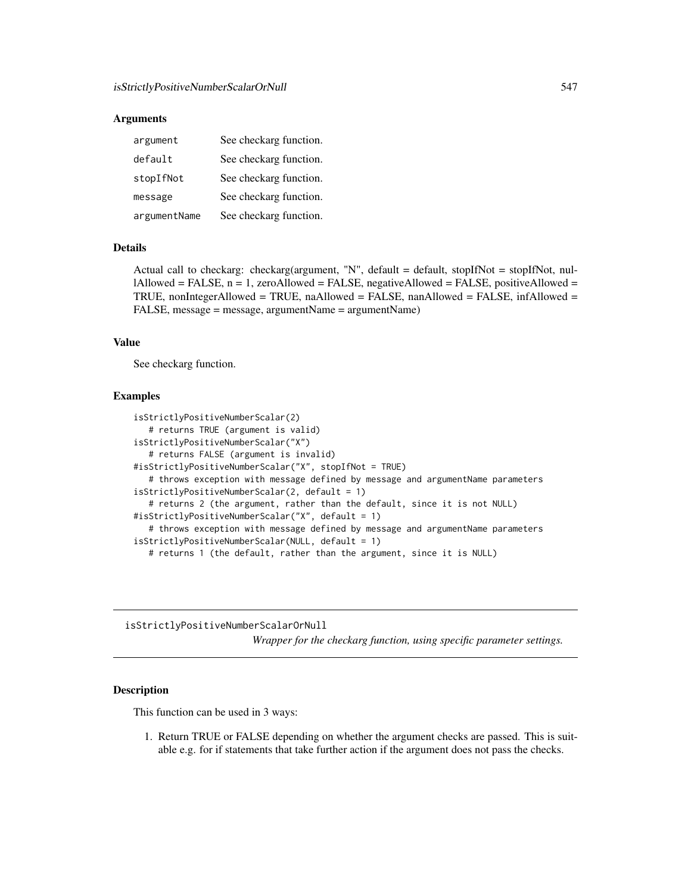### Arguments

| | |
|---|---|
| argument | See checkarg function. |
| default | See checkarg function. |
| stopIfNot | See checkarg function. |
| message | See checkarg function. |
| argumentName | See checkarg function. |

### Details

Actual call to checkarg: checkarg(argument, "N", default = default, stopIfNot = stopIfNot, nullAllowed = FALSE, n = 1, zeroAllowed = FALSE, negativeAllowed = FALSE, positiveAllowed = TRUE, nonIntegerAllowed = TRUE, naAllowed = FALSE, nanAllowed = FALSE, infAllowed = FALSE, message = message, argumentName = argumentName)

### Value

See checkarg function.

### Examples

```
isStrictlyPositiveNumberScalar(2)
   # returns TRUE (argument is valid)
isStrictlyPositiveNumberScalar("X")
   # returns FALSE (argument is invalid)
#isStrictlyPositiveNumberScalar("X", stopIfNot = TRUE)
   # throws exception with message defined by message and argumentName parameters
isStrictlyPositiveNumberScalar(2, default = 1)
   # returns 2 (the argument, rather than the default, since it is not NULL)
#isStrictlyPositiveNumberScalar("X", default = 1)
   # throws exception with message defined by message and argumentName parameters
isStrictlyPositiveNumberScalar(NULL, default = 1)
   # returns 1 (the default, rather than the argument, since it is NULL)
```

---

## isStrictlyPositiveNumberScalarOrNull

*Wrapper for the checkarg function, using specific parameter settings.*

---

### Description

This function can be used in 3 ways:

1. Return TRUE or FALSE depending on whether the argument checks are passed. This is suitable e.g. for if statements that take further action if the argument does not pass the checks.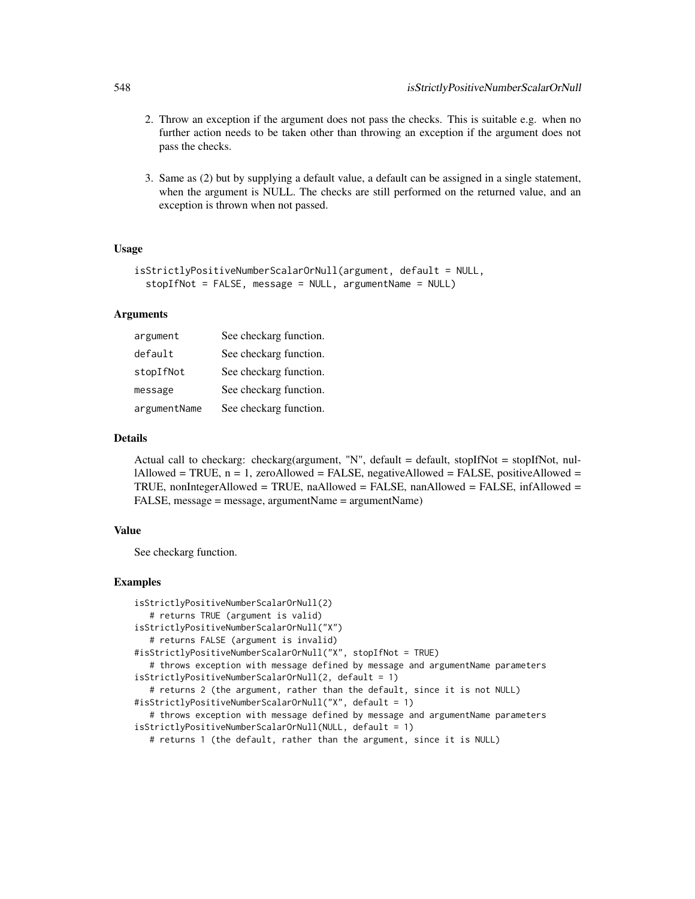2. Throw an exception if the argument does not pass the checks. This is suitable e.g. when no further action needs to be taken other than throwing an exception if the argument does not pass the checks.

3. Same as (2) but by supplying a default value, a default can be assigned in a single statement, when the argument is NULL. The checks are still performed on the returned value, and an exception is thrown when not passed.

### Usage

```
isStrictlyPositiveNumberScalarOrNull(argument, default = NULL,
  stopIfNot = FALSE, message = NULL, argumentName = NULL)
```

### Arguments

| | |
|---|---|
| `argument` | See checkarg function. |
| `default` | See checkarg function. |
| `stopIfNot` | See checkarg function. |
| `message` | See checkarg function. |
| `argumentName` | See checkarg function. |

### Details

Actual call to checkarg: checkarg(argument, "N", default = default, stopIfNot = stopIfNot, nullAllowed = TRUE, n = 1, zeroAllowed = FALSE, negativeAllowed = FALSE, positiveAllowed = TRUE, nonIntegerAllowed = TRUE, naAllowed = FALSE, nanAllowed = FALSE, infAllowed = FALSE, message = message, argumentName = argumentName)

### Value

See checkarg function.

### Examples

```
isStrictlyPositiveNumberScalarOrNull(2)
   # returns TRUE (argument is valid)
isStrictlyPositiveNumberScalarOrNull("X")
   # returns FALSE (argument is invalid)
#isStrictlyPositiveNumberScalarOrNull("X", stopIfNot = TRUE)
   # throws exception with message defined by message and argumentName parameters
isStrictlyPositiveNumberScalarOrNull(2, default = 1)
   # returns 2 (the argument, rather than the default, since it is not NULL)
#isStrictlyPositiveNumberScalarOrNull("X", default = 1)
   # throws exception with message defined by message and argumentName parameters
isStrictlyPositiveNumberScalarOrNull(NULL, default = 1)
   # returns 1 (the default, rather than the argument, since it is NULL)
```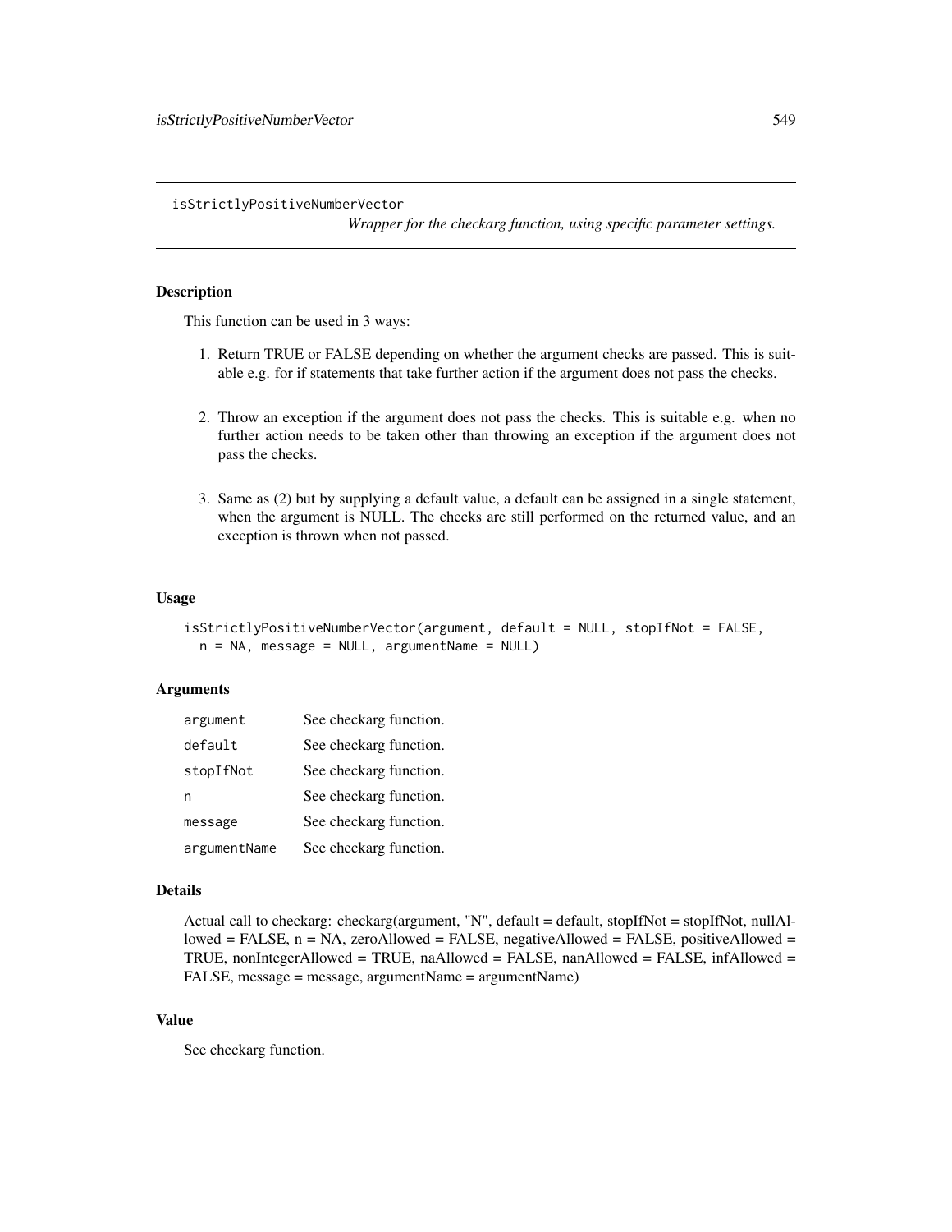# isStrictlyPositiveNumberVector

*Wrapper for the checkarg function, using specific parameter settings.*

### Description

This function can be used in 3 ways:

1. Return TRUE or FALSE depending on whether the argument checks are passed. This is suitable e.g. for if statements that take further action if the argument does not pass the checks.
2. Throw an exception if the argument does not pass the checks. This is suitable e.g. when no further action needs to be taken other than throwing an exception if the argument does not pass the checks.
3. Same as (2) but by supplying a default value, a default can be assigned in a single statement, when the argument is NULL. The checks are still performed on the returned value, and an exception is thrown when not passed.

### Usage

```
isStrictlyPositiveNumberVector(argument, default = NULL, stopIfNot = FALSE,
  n = NA, message = NULL, argumentName = NULL)
```

### Arguments

| | |
|---|---|
| argument | See checkarg function. |
| default | See checkarg function. |
| stopIfNot | See checkarg function. |
| n | See checkarg function. |
| message | See checkarg function. |
| argumentName | See checkarg function. |

### Details

Actual call to checkarg: checkarg(argument, "N", default = default, stopIfNot = stopIfNot, nullAllowed = FALSE, n = NA, zeroAllowed = FALSE, negativeAllowed = FALSE, positiveAllowed = TRUE, nonIntegerAllowed = TRUE, naAllowed = FALSE, nanAllowed = FALSE, infAllowed = FALSE, message = message, argumentName = argumentName)

### Value

See checkarg function.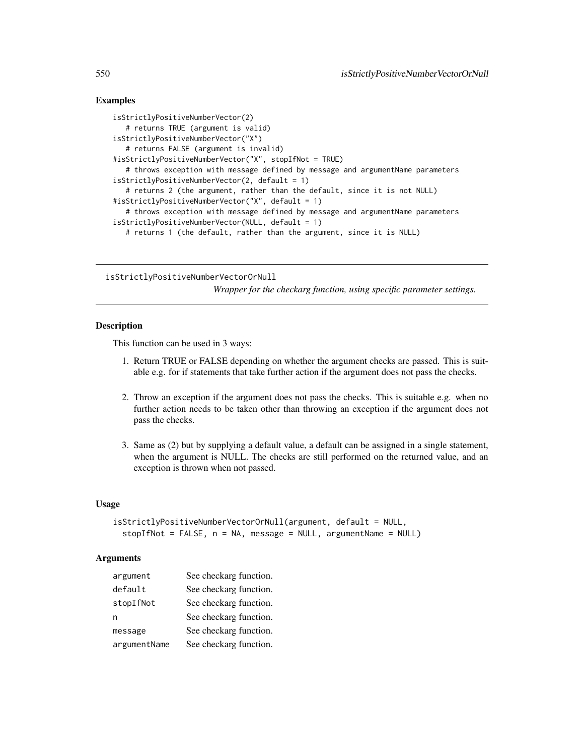## Examples

```
isStrictlyPositiveNumberVector(2)
   # returns TRUE (argument is valid)
isStrictlyPositiveNumberVector("X")
   # returns FALSE (argument is invalid)
#isStrictlyPositiveNumberVector("X", stopIfNot = TRUE)
   # throws exception with message defined by message and argumentName parameters
isStrictlyPositiveNumberVector(2, default = 1)
   # returns 2 (the argument, rather than the default, since it is not NULL)
#isStrictlyPositiveNumberVector("X", default = 1)
   # throws exception with message defined by message and argumentName parameters
isStrictlyPositiveNumberVector(NULL, default = 1)
   # returns 1 (the default, rather than the argument, since it is NULL)
```

---

# isStrictlyPositiveNumberVectorOrNull

*Wrapper for the checkarg function, using specific parameter settings.*

---

## Description

This function can be used in 3 ways:

1. Return TRUE or FALSE depending on whether the argument checks are passed. This is suitable e.g. for if statements that take further action if the argument does not pass the checks.
2. Throw an exception if the argument does not pass the checks. This is suitable e.g. when no further action needs to be taken other than throwing an exception if the argument does not pass the checks.
3. Same as (2) but by supplying a default value, a default can be assigned in a single statement, when the argument is NULL. The checks are still performed on the returned value, and an exception is thrown when not passed.

## Usage

```
isStrictlyPositiveNumberVectorOrNull(argument, default = NULL,
  stopIfNot = FALSE, n = NA, message = NULL, argumentName = NULL)
```

## Arguments

| | |
|---|---|
| argument | See checkarg function. |
| default | See checkarg function. |
| stopIfNot | See checkarg function. |
| n | See checkarg function. |
| message | See checkarg function. |
| argumentName | See checkarg function. |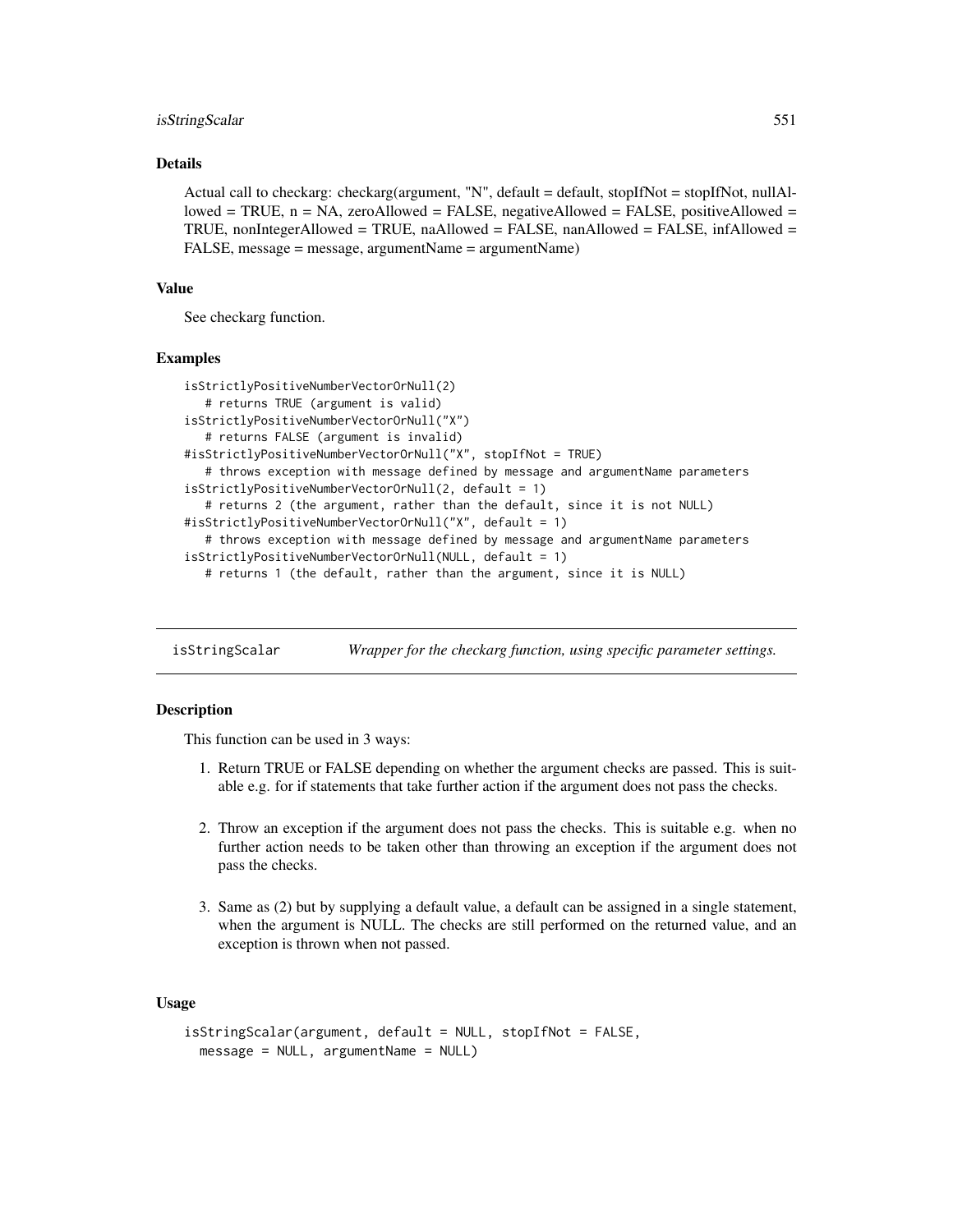### Details

Actual call to checkarg: checkarg(argument, "N", default = default, stopIfNot = stopIfNot, nullAllowed = TRUE, n = NA, zeroAllowed = FALSE, negativeAllowed = FALSE, positiveAllowed = TRUE, nonIntegerAllowed = TRUE, naAllowed = FALSE, nanAllowed = FALSE, infAllowed = FALSE, message = message, argumentName = argumentName)

### Value

See checkarg function.

### Examples

```
isStrictlyPositiveNumberVectorOrNull(2)
   # returns TRUE (argument is valid)
isStrictlyPositiveNumberVectorOrNull("X")
   # returns FALSE (argument is invalid)
#isStrictlyPositiveNumberVectorOrNull("X", stopIfNot = TRUE)
   # throws exception with message defined by message and argumentName parameters
isStrictlyPositiveNumberVectorOrNull(2, default = 1)
   # returns 2 (the argument, rather than the default, since it is not NULL)
#isStrictlyPositiveNumberVectorOrNull("X", default = 1)
   # throws exception with message defined by message and argumentName parameters
isStrictlyPositiveNumberVectorOrNull(NULL, default = 1)
   # returns 1 (the default, rather than the argument, since it is NULL)
```

---

## isStringScalar — *Wrapper for the checkarg function, using specific parameter settings.*

---

### Description

This function can be used in 3 ways:

1. Return TRUE or FALSE depending on whether the argument checks are passed. This is suitable e.g. for if statements that take further action if the argument does not pass the checks.
2. Throw an exception if the argument does not pass the checks. This is suitable e.g. when no further action needs to be taken other than throwing an exception if the argument does not pass the checks.
3. Same as (2) but by supplying a default value, a default can be assigned in a single statement, when the argument is NULL. The checks are still performed on the returned value, and an exception is thrown when not passed.

### Usage

```
isStringScalar(argument, default = NULL, stopIfNot = FALSE,
  message = NULL, argumentName = NULL)
```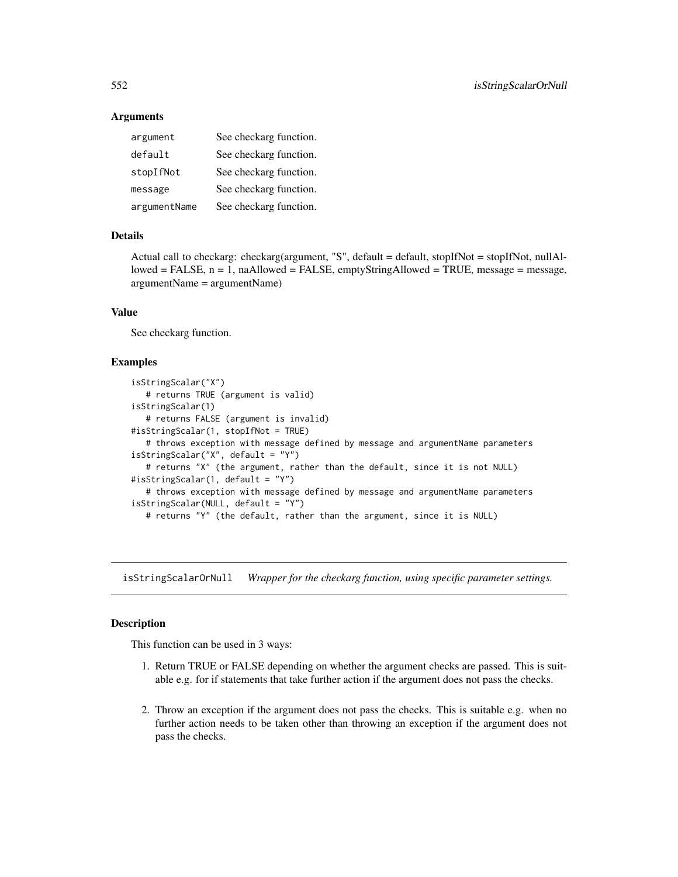### Arguments

| | |
|---|---|
| argument | See checkarg function. |
| default | See checkarg function. |
| stopIfNot | See checkarg function. |
| message | See checkarg function. |
| argumentName | See checkarg function. |

### Details

Actual call to checkarg: checkarg(argument, "S", default = default, stopIfNot = stopIfNot, nullAllowed = FALSE, n = 1, naAllowed = FALSE, emptyStringAllowed = TRUE, message = message, argumentName = argumentName)

### Value

See checkarg function.

### Examples

```
isStringScalar("X")
   # returns TRUE (argument is valid)
isStringScalar(1)
   # returns FALSE (argument is invalid)
#isStringScalar(1, stopIfNot = TRUE)
   # throws exception with message defined by message and argumentName parameters
isStringScalar("X", default = "Y")
   # returns "X" (the argument, rather than the default, since it is not NULL)
#isStringScalar(1, default = "Y")
   # throws exception with message defined by message and argumentName parameters
isStringScalar(NULL, default = "Y")
   # returns "Y" (the default, rather than the argument, since it is NULL)
```

---

## isStringScalarOrNull *Wrapper for the checkarg function, using specific parameter settings.*

---

### Description

This function can be used in 3 ways:

1. Return TRUE or FALSE depending on whether the argument checks are passed. This is suitable e.g. for if statements that take further action if the argument does not pass the checks.
2. Throw an exception if the argument does not pass the checks. This is suitable e.g. when no further action needs to be taken other than throwing an exception if the argument does not pass the checks.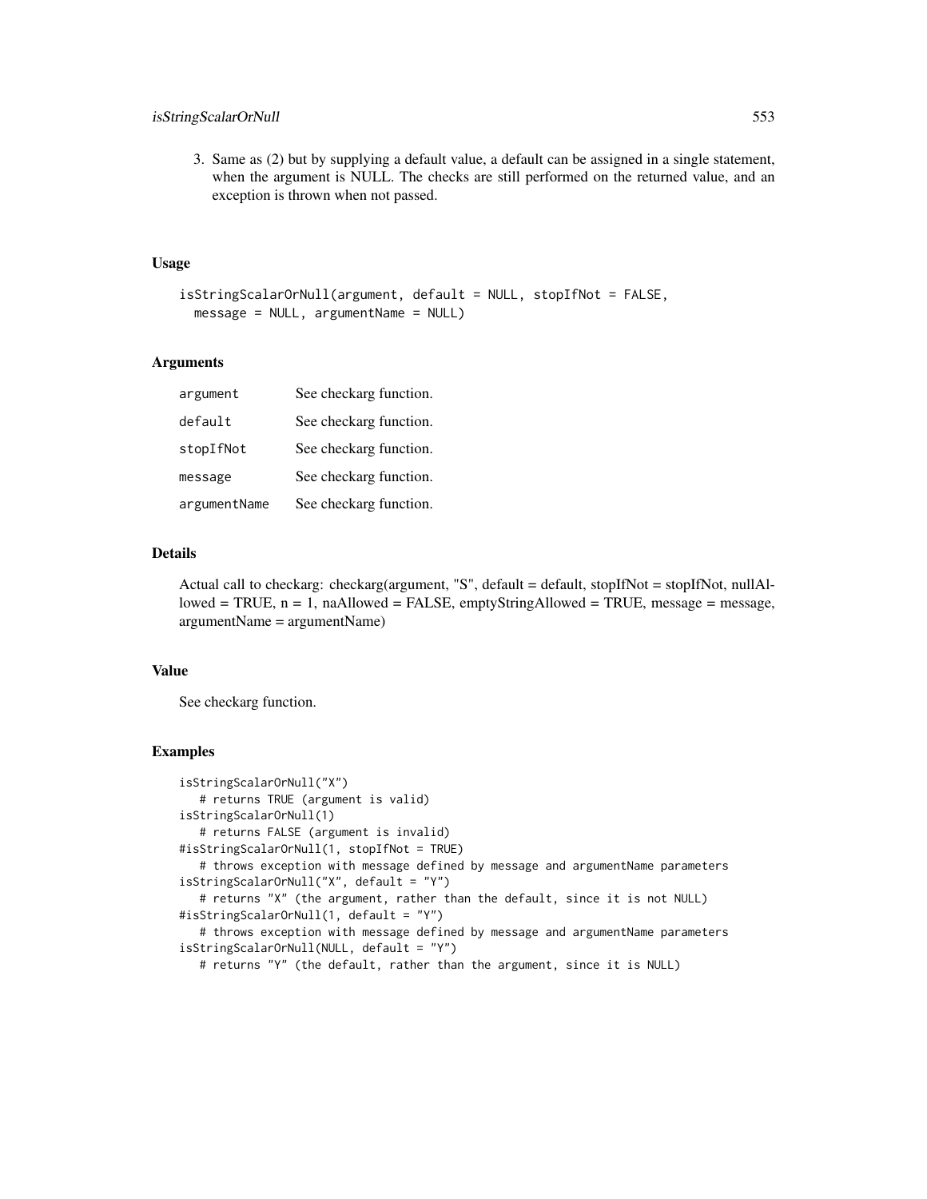3. Same as (2) but by supplying a default value, a default can be assigned in a single statement, when the argument is NULL. The checks are still performed on the returned value, and an exception is thrown when not passed.

### Usage

```
isStringScalarOrNull(argument, default = NULL, stopIfNot = FALSE,
  message = NULL, argumentName = NULL)
```

### Arguments

| | |
|---|---|
| argument | See checkarg function. |
| default | See checkarg function. |
| stopIfNot | See checkarg function. |
| message | See checkarg function. |
| argumentName | See checkarg function. |

### Details

Actual call to checkarg: checkarg(argument, "S", default = default, stopIfNot = stopIfNot, nullAllowed = TRUE, n = 1, naAllowed = FALSE, emptyStringAllowed = TRUE, message = message, argumentName = argumentName)

### Value

See checkarg function.

### Examples

```
isStringScalarOrNull("X")
   # returns TRUE (argument is valid)
isStringScalarOrNull(1)
   # returns FALSE (argument is invalid)
#isStringScalarOrNull(1, stopIfNot = TRUE)
   # throws exception with message defined by message and argumentName parameters
isStringScalarOrNull("X", default = "Y")
   # returns "X" (the argument, rather than the default, since it is not NULL)
#isStringScalarOrNull(1, default = "Y")
   # throws exception with message defined by message and argumentName parameters
isStringScalarOrNull(NULL, default = "Y")
   # returns "Y" (the default, rather than the argument, since it is NULL)
```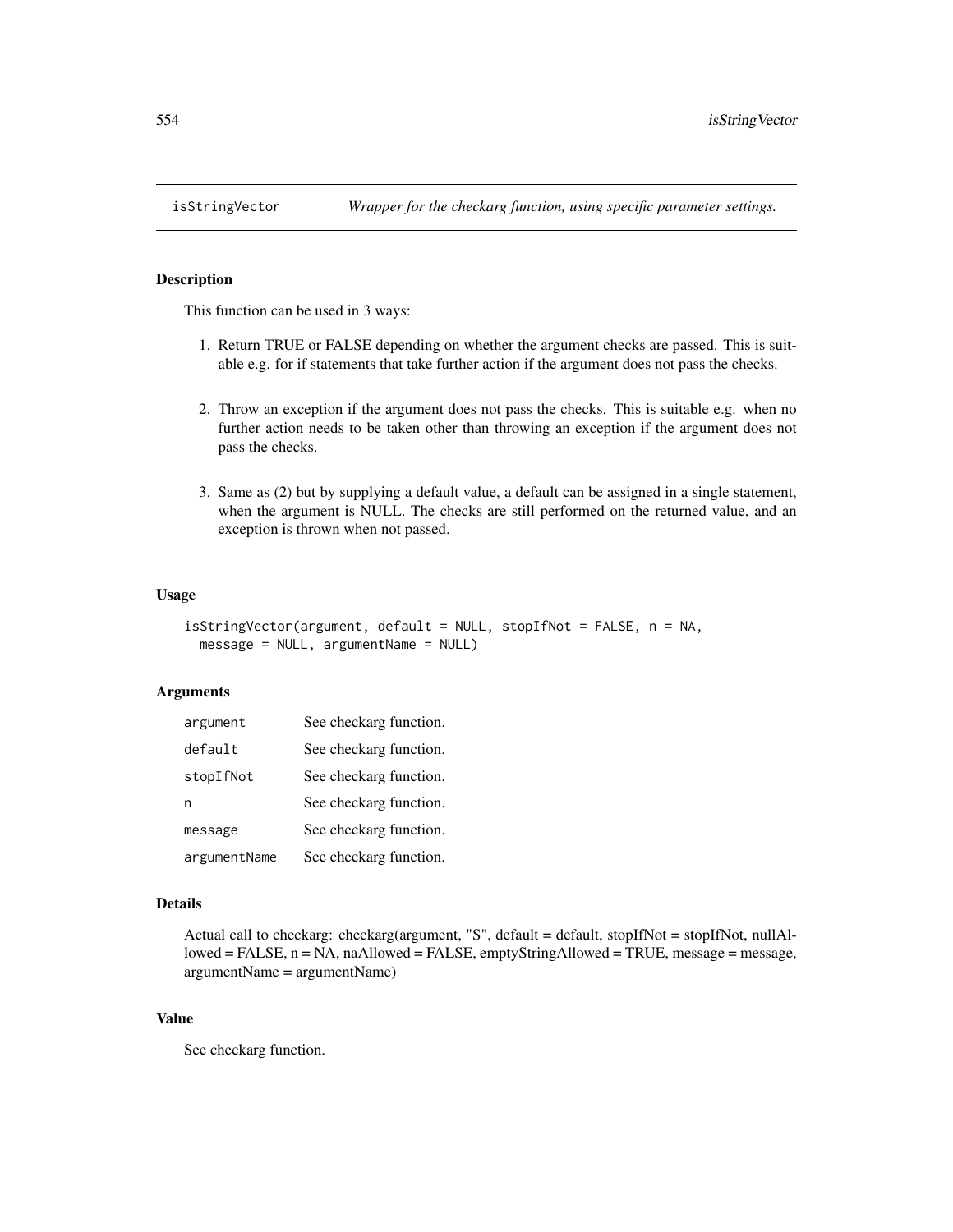# isStringVector — *Wrapper for the checkarg function, using specific parameter settings.*

## Description

This function can be used in 3 ways:

1. Return TRUE or FALSE depending on whether the argument checks are passed. This is suitable e.g. for if statements that take further action if the argument does not pass the checks.
2. Throw an exception if the argument does not pass the checks. This is suitable e.g. when no further action needs to be taken other than throwing an exception if the argument does not pass the checks.
3. Same as (2) but by supplying a default value, a default can be assigned in a single statement, when the argument is NULL. The checks are still performed on the returned value, and an exception is thrown when not passed.

## Usage

```
isStringVector(argument, default = NULL, stopIfNot = FALSE, n = NA,
  message = NULL, argumentName = NULL)
```

## Arguments

| | |
|---|---|
| argument | See checkarg function. |
| default | See checkarg function. |
| stopIfNot | See checkarg function. |
| n | See checkarg function. |
| message | See checkarg function. |
| argumentName | See checkarg function. |

## Details

Actual call to checkarg: checkarg(argument, "S", default = default, stopIfNot = stopIfNot, nullAllowed = FALSE, n = NA, naAllowed = FALSE, emptyStringAllowed = TRUE, message = message, argumentName = argumentName)

## Value

See checkarg function.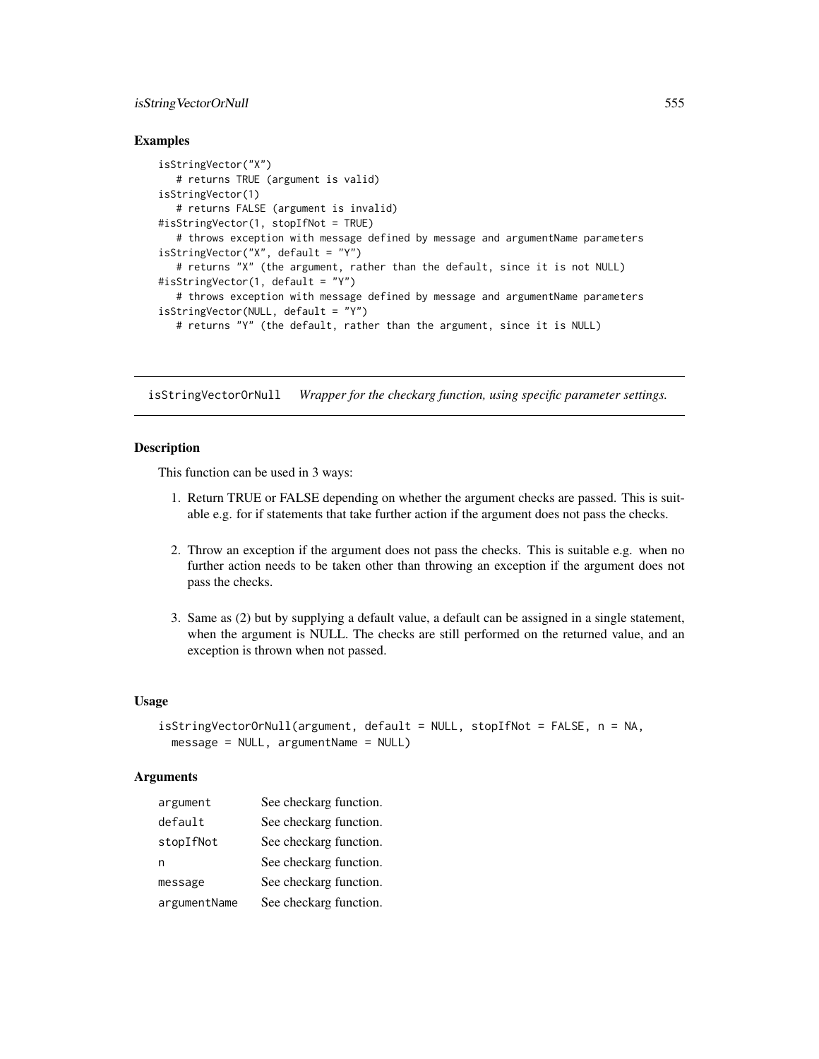### Examples

```
isStringVector("X")
   # returns TRUE (argument is valid)
isStringVector(1)
   # returns FALSE (argument is invalid)
#isStringVector(1, stopIfNot = TRUE)
   # throws exception with message defined by message and argumentName parameters
isStringVector("X", default = "Y")
   # returns "X" (the argument, rather than the default, since it is not NULL)
#isStringVector(1, default = "Y")
   # throws exception with message defined by message and argumentName parameters
isStringVector(NULL, default = "Y")
   # returns "Y" (the default, rather than the argument, since it is NULL)
```

---

## isStringVectorOrNull — *Wrapper for the checkarg function, using specific parameter settings.*

### Description

This function can be used in 3 ways:

1. Return TRUE or FALSE depending on whether the argument checks are passed. This is suitable e.g. for if statements that take further action if the argument does not pass the checks.
2. Throw an exception if the argument does not pass the checks. This is suitable e.g. when no further action needs to be taken other than throwing an exception if the argument does not pass the checks.
3. Same as (2) but by supplying a default value, a default can be assigned in a single statement, when the argument is NULL. The checks are still performed on the returned value, and an exception is thrown when not passed.

### Usage

```
isStringVectorOrNull(argument, default = NULL, stopIfNot = FALSE, n = NA,
  message = NULL, argumentName = NULL)
```

### Arguments

| | |
|---|---|
| argument | See checkarg function. |
| default | See checkarg function. |
| stopIfNot | See checkarg function. |
| n | See checkarg function. |
| message | See checkarg function. |
| argumentName | See checkarg function. |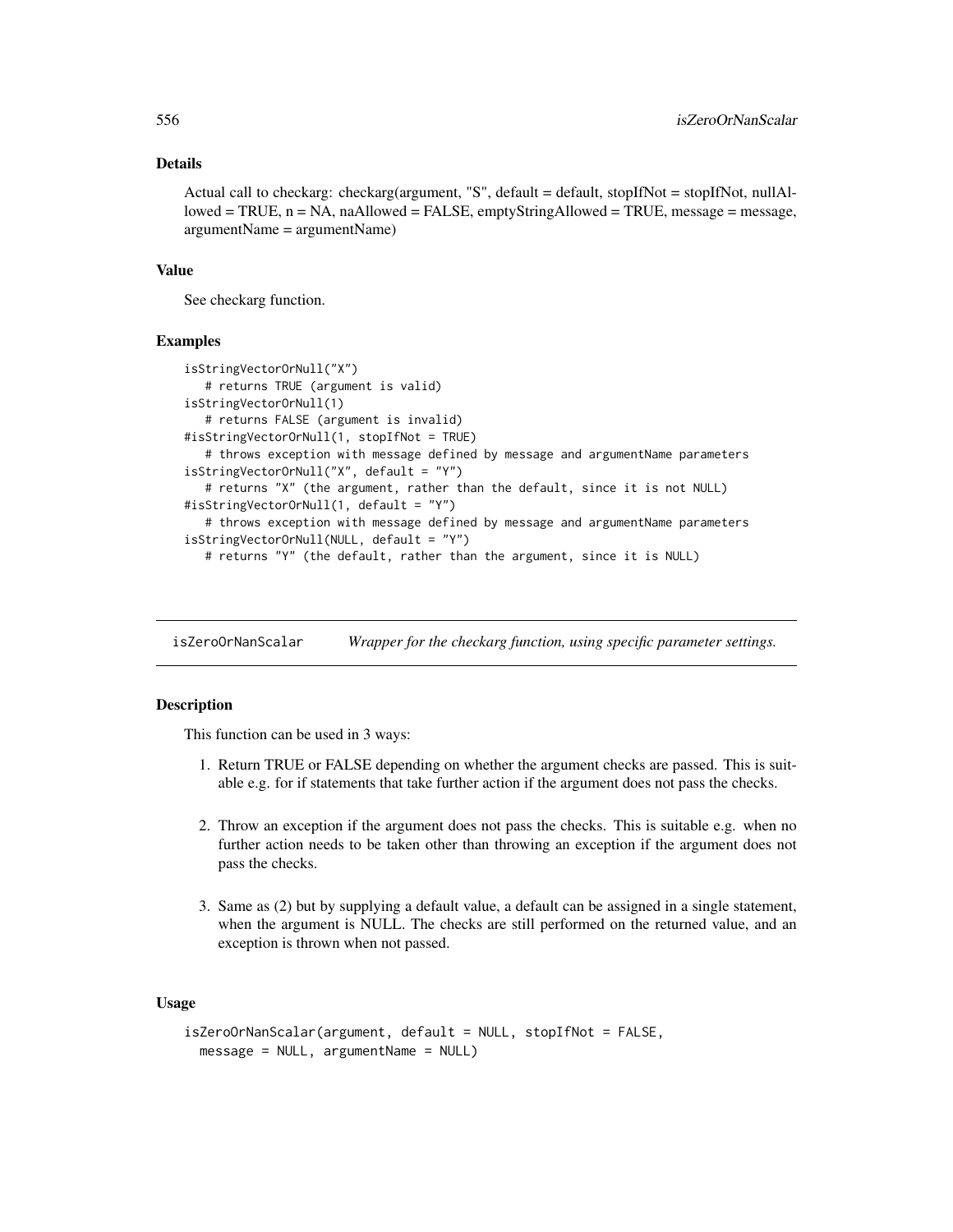### Details

Actual call to checkarg: checkarg(argument, "S", default = default, stopIfNot = stopIfNot, nullAllowed = TRUE, n = NA, naAllowed = FALSE, emptyStringAllowed = TRUE, message = message, argumentName = argumentName)

### Value

See checkarg function.

### Examples

```
isStringVectorOrNull("X")
   # returns TRUE (argument is valid)
isStringVectorOrNull(1)
   # returns FALSE (argument is invalid)
#isStringVectorOrNull(1, stopIfNot = TRUE)
   # throws exception with message defined by message and argumentName parameters
isStringVectorOrNull("X", default = "Y")
   # returns "X" (the argument, rather than the default, since it is not NULL)
#isStringVectorOrNull(1, default = "Y")
   # throws exception with message defined by message and argumentName parameters
isStringVectorOrNull(NULL, default = "Y")
   # returns "Y" (the default, rather than the argument, since it is NULL)
```

---

## isZeroOrNanScalar *Wrapper for the checkarg function, using specific parameter settings.*

---

### Description

This function can be used in 3 ways:

1. Return TRUE or FALSE depending on whether the argument checks are passed. This is suitable e.g. for if statements that take further action if the argument does not pass the checks.
2. Throw an exception if the argument does not pass the checks. This is suitable e.g. when no further action needs to be taken other than throwing an exception if the argument does not pass the checks.
3. Same as (2) but by supplying a default value, a default can be assigned in a single statement, when the argument is NULL. The checks are still performed on the returned value, and an exception is thrown when not passed.

### Usage

```
isZeroOrNanScalar(argument, default = NULL, stopIfNot = FALSE,
  message = NULL, argumentName = NULL)
```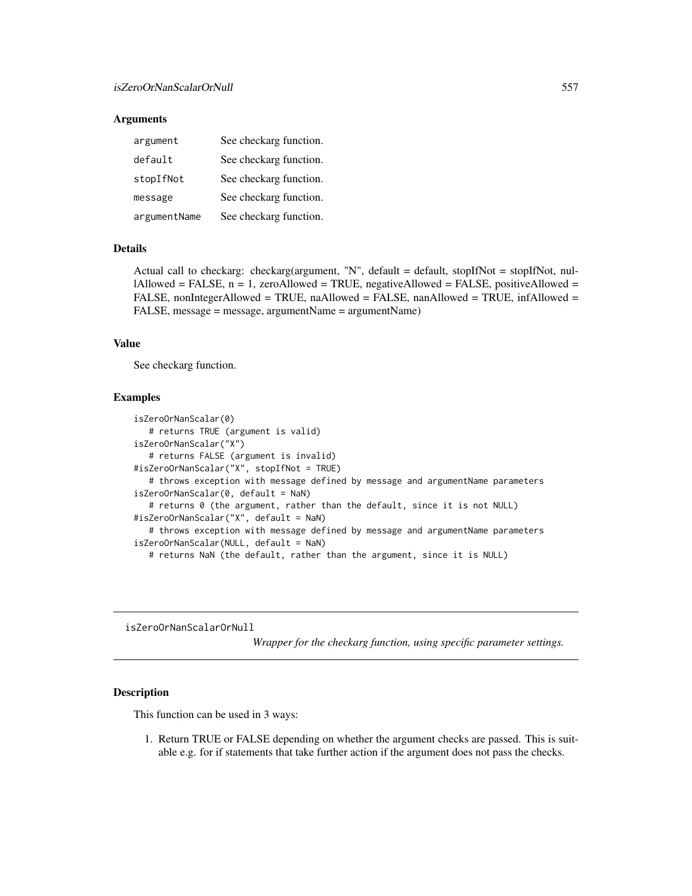### Arguments

| | |
|---|---|
| argument | See checkarg function. |
| default | See checkarg function. |
| stopIfNot | See checkarg function. |
| message | See checkarg function. |
| argumentName | See checkarg function. |

### Details

Actual call to checkarg: checkarg(argument, "N", default = default, stopIfNot = stopIfNot, nullAllowed = FALSE, n = 1, zeroAllowed = TRUE, negativeAllowed = FALSE, positiveAllowed = FALSE, nonIntegerAllowed = TRUE, naAllowed = FALSE, nanAllowed = TRUE, infAllowed = FALSE, message = message, argumentName = argumentName)

### Value

See checkarg function.

### Examples

```
isZeroOrNanScalar(0)
   # returns TRUE (argument is valid)
isZeroOrNanScalar("X")
   # returns FALSE (argument is invalid)
#isZeroOrNanScalar("X", stopIfNot = TRUE)
   # throws exception with message defined by message and argumentName parameters
isZeroOrNanScalar(0, default = NaN)
   # returns 0 (the argument, rather than the default, since it is not NULL)
#isZeroOrNanScalar("X", default = NaN)
   # throws exception with message defined by message and argumentName parameters
isZeroOrNanScalar(NULL, default = NaN)
   # returns NaN (the default, rather than the argument, since it is NULL)
```

---

## isZeroOrNanScalarOrNull

*Wrapper for the checkarg function, using specific parameter settings.*

---

### Description

This function can be used in 3 ways:

1. Return TRUE or FALSE depending on whether the argument checks are passed. This is suitable e.g. for if statements that take further action if the argument does not pass the checks.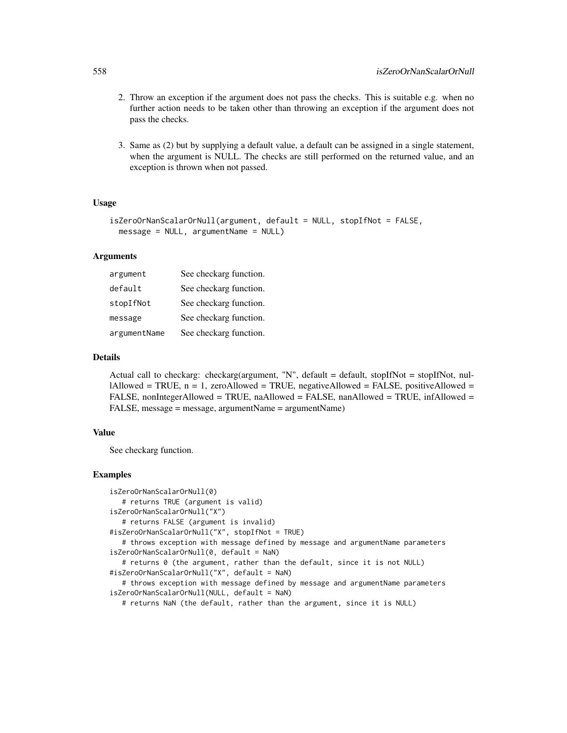2. Throw an exception if the argument does not pass the checks. This is suitable e.g. when no further action needs to be taken other than throwing an exception if the argument does not pass the checks.

3. Same as (2) but by supplying a default value, a default can be assigned in a single statement, when the argument is NULL. The checks are still performed on the returned value, and an exception is thrown when not passed.

### Usage

```
isZeroOrNanScalarOrNull(argument, default = NULL, stopIfNot = FALSE,
  message = NULL, argumentName = NULL)
```

### Arguments

| | |
|---|---|
| argument | See checkarg function. |
| default | See checkarg function. |
| stopIfNot | See checkarg function. |
| message | See checkarg function. |
| argumentName | See checkarg function. |

### Details

Actual call to checkarg: checkarg(argument, "N", default = default, stopIfNot = stopIfNot, nullAllowed = TRUE, n = 1, zeroAllowed = TRUE, negativeAllowed = FALSE, positiveAllowed = FALSE, nonIntegerAllowed = TRUE, naAllowed = FALSE, nanAllowed = TRUE, infAllowed = FALSE, message = message, argumentName = argumentName)

### Value

See checkarg function.

### Examples

```
isZeroOrNanScalarOrNull(0)
   # returns TRUE (argument is valid)
isZeroOrNanScalarOrNull("X")
   # returns FALSE (argument is invalid)
#isZeroOrNanScalarOrNull("X", stopIfNot = TRUE)
   # throws exception with message defined by message and argumentName parameters
isZeroOrNanScalarOrNull(0, default = NaN)
   # returns 0 (the argument, rather than the default, since it is not NULL)
#isZeroOrNanScalarOrNull("X", default = NaN)
   # throws exception with message defined by message and argumentName parameters
isZeroOrNanScalarOrNull(NULL, default = NaN)
   # returns NaN (the default, rather than the argument, since it is NULL)
```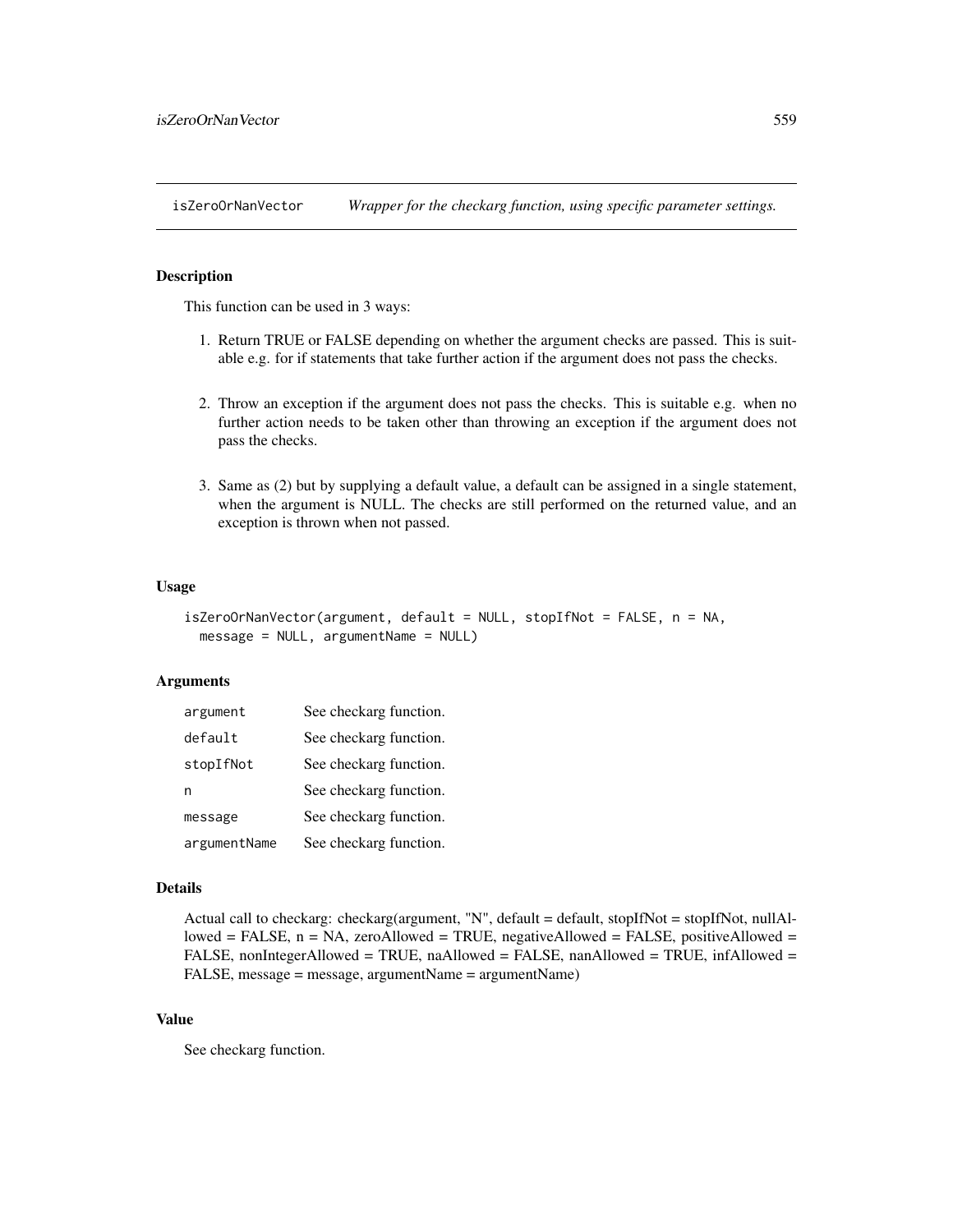# isZeroOrNanVector — *Wrapper for the checkarg function, using specific parameter settings.*

## Description

This function can be used in 3 ways:

1. Return TRUE or FALSE depending on whether the argument checks are passed. This is suitable e.g. for if statements that take further action if the argument does not pass the checks.
2. Throw an exception if the argument does not pass the checks. This is suitable e.g. when no further action needs to be taken other than throwing an exception if the argument does not pass the checks.
3. Same as (2) but by supplying a default value, a default can be assigned in a single statement, when the argument is NULL. The checks are still performed on the returned value, and an exception is thrown when not passed.

## Usage

```
isZeroOrNanVector(argument, default = NULL, stopIfNot = FALSE, n = NA,
  message = NULL, argumentName = NULL)
```

## Arguments

| | |
|---|---|
| `argument` | See checkarg function. |
| `default` | See checkarg function. |
| `stopIfNot` | See checkarg function. |
| `n` | See checkarg function. |
| `message` | See checkarg function. |
| `argumentName` | See checkarg function. |

## Details

Actual call to checkarg: checkarg(argument, "N", default = default, stopIfNot = stopIfNot, nullAllowed = FALSE, n = NA, zeroAllowed = TRUE, negativeAllowed = FALSE, positiveAllowed = FALSE, nonIntegerAllowed = TRUE, naAllowed = FALSE, nanAllowed = TRUE, infAllowed = FALSE, message = message, argumentName = argumentName)

## Value

See checkarg function.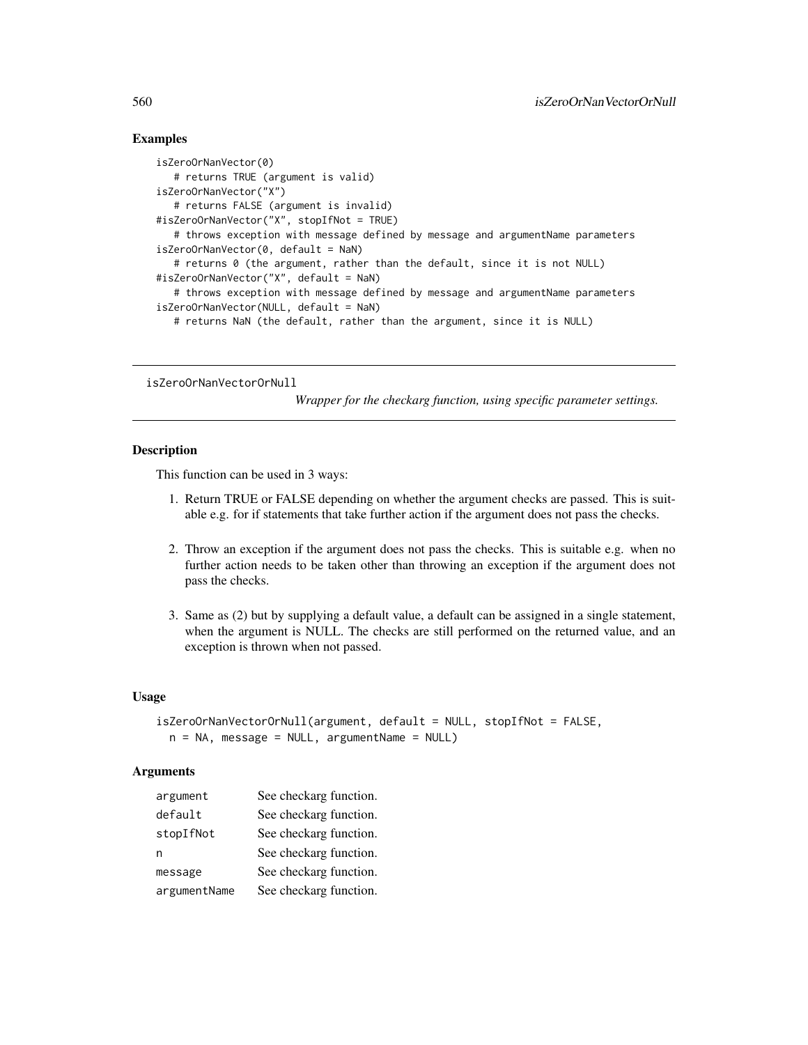## Examples

```
isZeroOrNanVector(0)
   # returns TRUE (argument is valid)
isZeroOrNanVector("X")
   # returns FALSE (argument is invalid)
#isZeroOrNanVector("X", stopIfNot = TRUE)
   # throws exception with message defined by message and argumentName parameters
isZeroOrNanVector(0, default = NaN)
   # returns 0 (the argument, rather than the default, since it is not NULL)
#isZeroOrNanVector("X", default = NaN)
   # throws exception with message defined by message and argumentName parameters
isZeroOrNanVector(NULL, default = NaN)
   # returns NaN (the default, rather than the argument, since it is NULL)
```

---

# isZeroOrNanVectorOrNull

*Wrapper for the checkarg function, using specific parameter settings.*

---

## Description

This function can be used in 3 ways:

1. Return TRUE or FALSE depending on whether the argument checks are passed. This is suitable e.g. for if statements that take further action if the argument does not pass the checks.
2. Throw an exception if the argument does not pass the checks. This is suitable e.g. when no further action needs to be taken other than throwing an exception if the argument does not pass the checks.
3. Same as (2) but by supplying a default value, a default can be assigned in a single statement, when the argument is NULL. The checks are still performed on the returned value, and an exception is thrown when not passed.

## Usage

```
isZeroOrNanVectorOrNull(argument, default = NULL, stopIfNot = FALSE,
  n = NA, message = NULL, argumentName = NULL)
```

## Arguments

| | |
|---|---|
| argument | See checkarg function. |
| default | See checkarg function. |
| stopIfNot | See checkarg function. |
| n | See checkarg function. |
| message | See checkarg function. |
| argumentName | See checkarg function. |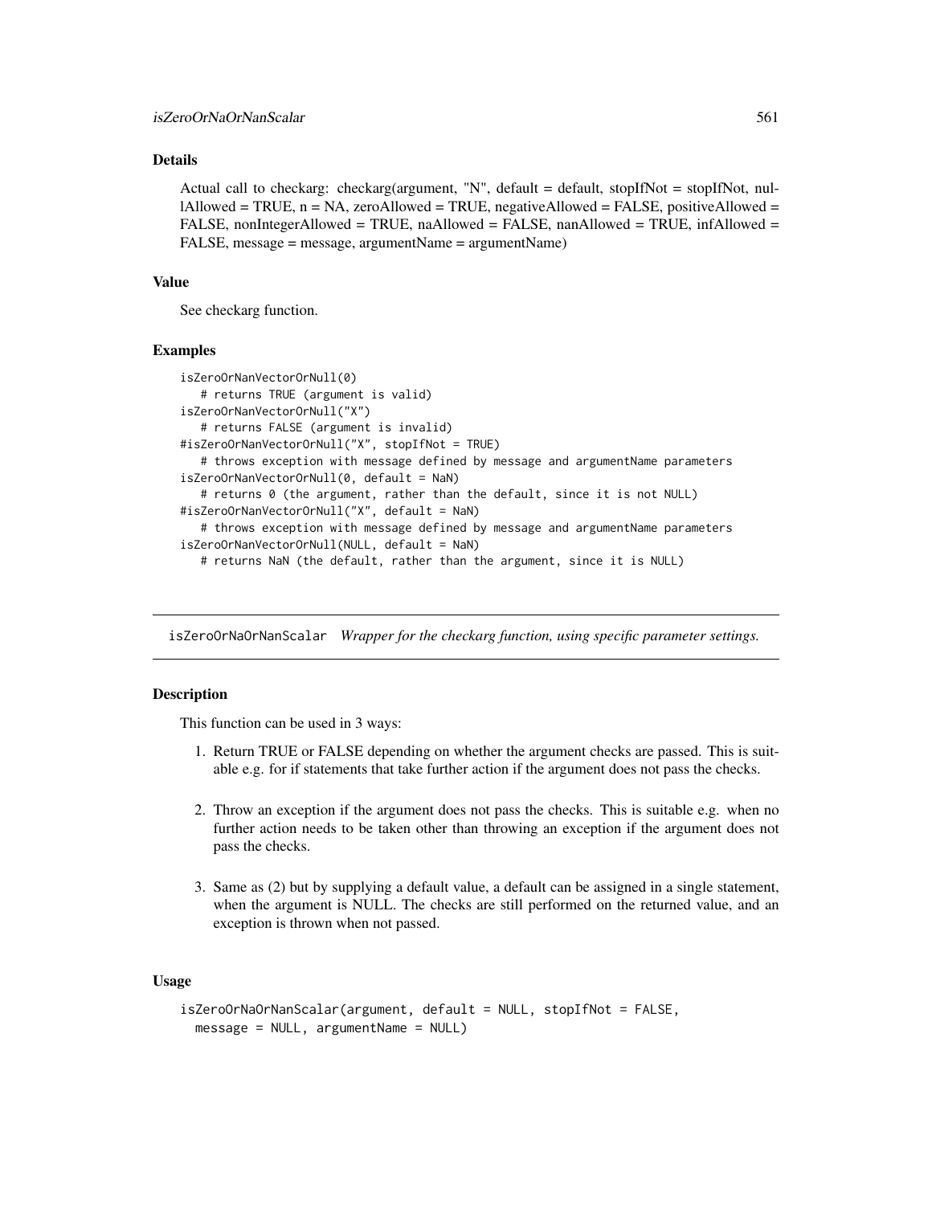### Details

Actual call to checkarg: checkarg(argument, "N", default = default, stopIfNot = stopIfNot, nullAllowed = TRUE, n = NA, zeroAllowed = TRUE, negativeAllowed = FALSE, positiveAllowed = FALSE, nonIntegerAllowed = TRUE, naAllowed = FALSE, nanAllowed = TRUE, infAllowed = FALSE, message = message, argumentName = argumentName)

### Value

See checkarg function.

### Examples

```
isZeroOrNanVectorOrNull(0)
   # returns TRUE (argument is valid)
isZeroOrNanVectorOrNull("X")
   # returns FALSE (argument is invalid)
#isZeroOrNanVectorOrNull("X", stopIfNot = TRUE)
   # throws exception with message defined by message and argumentName parameters
isZeroOrNanVectorOrNull(0, default = NaN)
   # returns 0 (the argument, rather than the default, since it is not NULL)
#isZeroOrNanVectorOrNull("X", default = NaN)
   # throws exception with message defined by message and argumentName parameters
isZeroOrNanVectorOrNull(NULL, default = NaN)
   # returns NaN (the default, rather than the argument, since it is NULL)
```

---

## isZeroOrNaOrNanScalar *Wrapper for the checkarg function, using specific parameter settings.*

---

### Description

This function can be used in 3 ways:

1. Return TRUE or FALSE depending on whether the argument checks are passed. This is suitable e.g. for if statements that take further action if the argument does not pass the checks.
2. Throw an exception if the argument does not pass the checks. This is suitable e.g. when no further action needs to be taken other than throwing an exception if the argument does not pass the checks.
3. Same as (2) but by supplying a default value, a default can be assigned in a single statement, when the argument is NULL. The checks are still performed on the returned value, and an exception is thrown when not passed.

### Usage

```
isZeroOrNaOrNanScalar(argument, default = NULL, stopIfNot = FALSE,
  message = NULL, argumentName = NULL)
```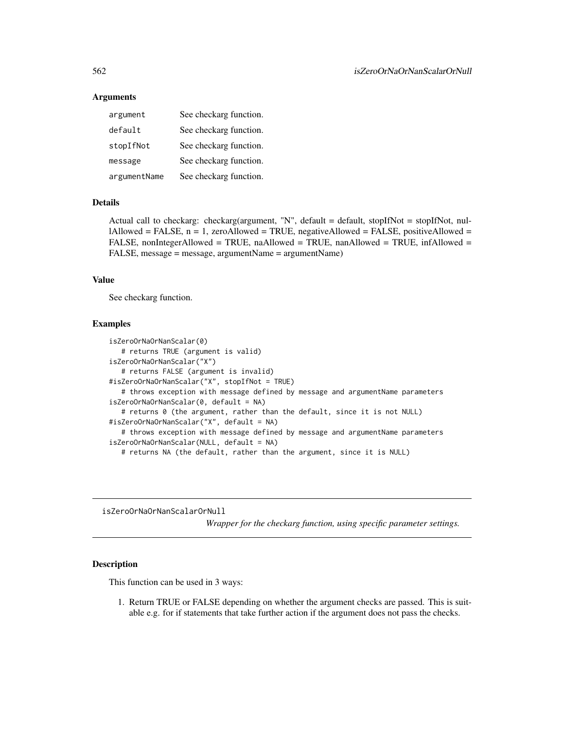### Arguments

| | |
|---|---|
| argument | See checkarg function. |
| default | See checkarg function. |
| stopIfNot | See checkarg function. |
| message | See checkarg function. |
| argumentName | See checkarg function. |

### Details

Actual call to checkarg: checkarg(argument, "N", default = default, stopIfNot = stopIfNot, nullAllowed = FALSE, n = 1, zeroAllowed = TRUE, negativeAllowed = FALSE, positiveAllowed = FALSE, nonIntegerAllowed = TRUE, naAllowed = TRUE, nanAllowed = TRUE, infAllowed = FALSE, message = message, argumentName = argumentName)

### Value

See checkarg function.

### Examples

```
isZeroOrNaOrNanScalar(0)
   # returns TRUE (argument is valid)
isZeroOrNaOrNanScalar("X")
   # returns FALSE (argument is invalid)
#isZeroOrNaOrNanScalar("X", stopIfNot = TRUE)
   # throws exception with message defined by message and argumentName parameters
isZeroOrNaOrNanScalar(0, default = NA)
   # returns 0 (the argument, rather than the default, since it is not NULL)
#isZeroOrNaOrNanScalar("X", default = NA)
   # throws exception with message defined by message and argumentName parameters
isZeroOrNaOrNanScalar(NULL, default = NA)
   # returns NA (the default, rather than the argument, since it is NULL)
```

---

## isZeroOrNaOrNanScalarOrNull

*Wrapper for the checkarg function, using specific parameter settings.*

---

### Description

This function can be used in 3 ways:

1. Return TRUE or FALSE depending on whether the argument checks are passed. This is suitable e.g. for if statements that take further action if the argument does not pass the checks.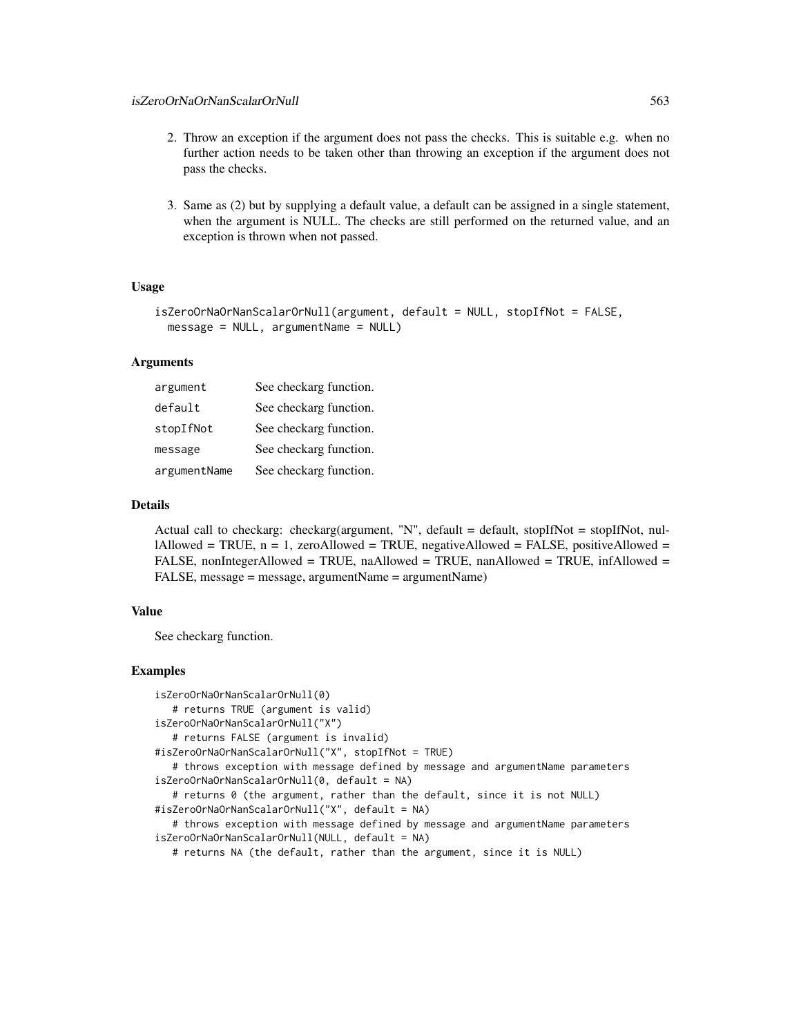2. Throw an exception if the argument does not pass the checks. This is suitable e.g. when no further action needs to be taken other than throwing an exception if the argument does not pass the checks.

3. Same as (2) but by supplying a default value, a default can be assigned in a single statement, when the argument is NULL. The checks are still performed on the returned value, and an exception is thrown when not passed.

### Usage

```
isZeroOrNaOrNanScalarOrNull(argument, default = NULL, stopIfNot = FALSE,
  message = NULL, argumentName = NULL)
```

### Arguments

| | |
|---|---|
| argument | See checkarg function. |
| default | See checkarg function. |
| stopIfNot | See checkarg function. |
| message | See checkarg function. |
| argumentName | See checkarg function. |

### Details

Actual call to checkarg: checkarg(argument, "N", default = default, stopIfNot = stopIfNot, nullAllowed = TRUE, n = 1, zeroAllowed = TRUE, negativeAllowed = FALSE, positiveAllowed = FALSE, nonIntegerAllowed = TRUE, naAllowed = TRUE, nanAllowed = TRUE, infAllowed = FALSE, message = message, argumentName = argumentName)

### Value

See checkarg function.

### Examples

```
isZeroOrNaOrNanScalarOrNull(0)
   # returns TRUE (argument is valid)
isZeroOrNaOrNanScalarOrNull("X")
   # returns FALSE (argument is invalid)
#isZeroOrNaOrNanScalarOrNull("X", stopIfNot = TRUE)
   # throws exception with message defined by message and argumentName parameters
isZeroOrNaOrNanScalarOrNull(0, default = NA)
   # returns 0 (the argument, rather than the default, since it is not NULL)
#isZeroOrNaOrNanScalarOrNull("X", default = NA)
   # throws exception with message defined by message and argumentName parameters
isZeroOrNaOrNanScalarOrNull(NULL, default = NA)
   # returns NA (the default, rather than the argument, since it is NULL)
```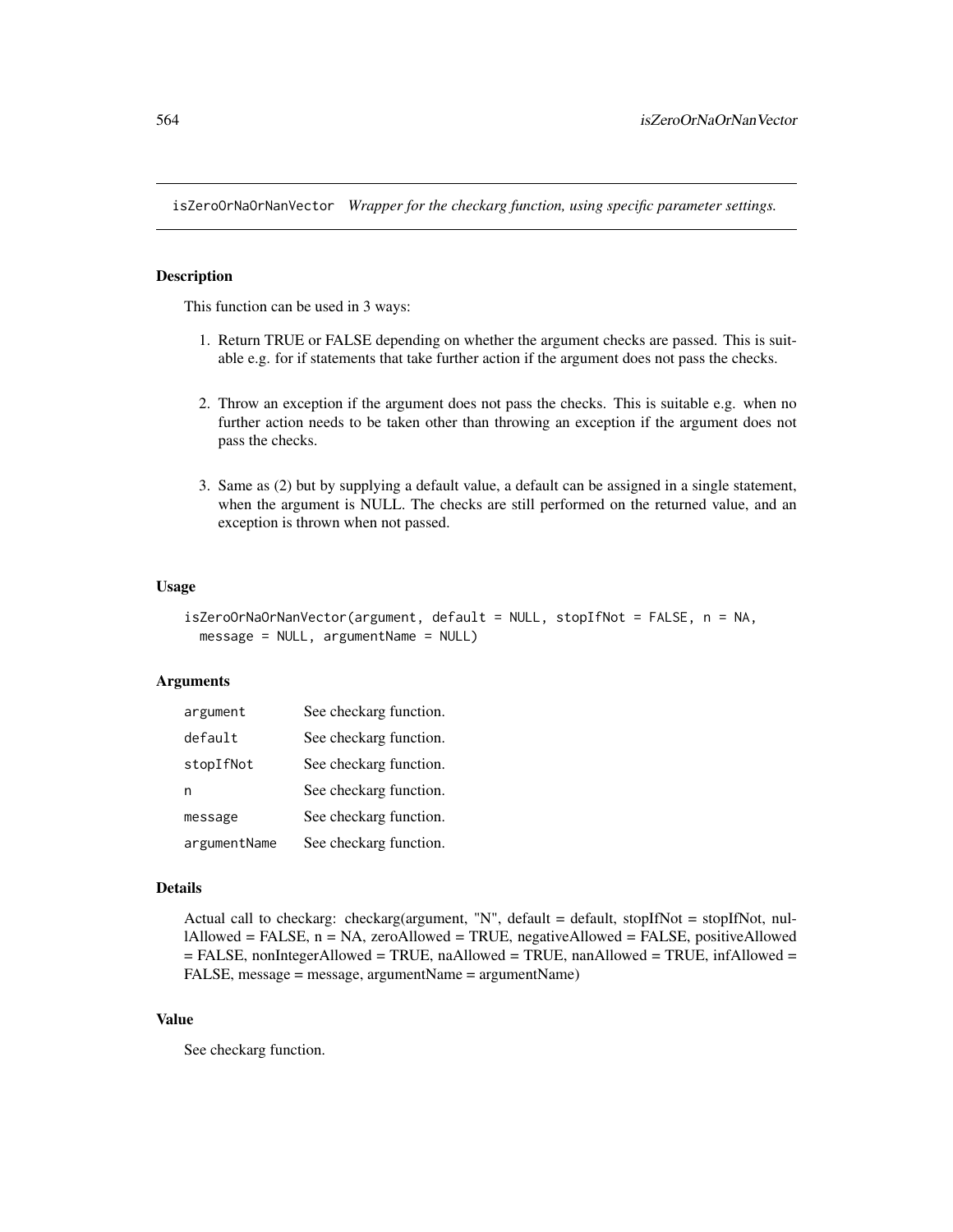## isZeroOrNaOrNanVector *Wrapper for the checkarg function, using specific parameter settings.*

### Description

This function can be used in 3 ways:

1. Return TRUE or FALSE depending on whether the argument checks are passed. This is suitable e.g. for if statements that take further action if the argument does not pass the checks.
2. Throw an exception if the argument does not pass the checks. This is suitable e.g. when no further action needs to be taken other than throwing an exception if the argument does not pass the checks.
3. Same as (2) but by supplying a default value, a default can be assigned in a single statement, when the argument is NULL. The checks are still performed on the returned value, and an exception is thrown when not passed.

### Usage

```
isZeroOrNaOrNanVector(argument, default = NULL, stopIfNot = FALSE, n = NA,
  message = NULL, argumentName = NULL)
```

### Arguments

| | |
|---|---|
| `argument` | See checkarg function. |
| `default` | See checkarg function. |
| `stopIfNot` | See checkarg function. |
| `n` | See checkarg function. |
| `message` | See checkarg function. |
| `argumentName` | See checkarg function. |

### Details

Actual call to checkarg: checkarg(argument, "N", default = default, stopIfNot = stopIfNot, nullAllowed = FALSE, n = NA, zeroAllowed = TRUE, negativeAllowed = FALSE, positiveAllowed = FALSE, nonIntegerAllowed = TRUE, naAllowed = TRUE, nanAllowed = TRUE, infAllowed = FALSE, message = message, argumentName = argumentName)

### Value

See checkarg function.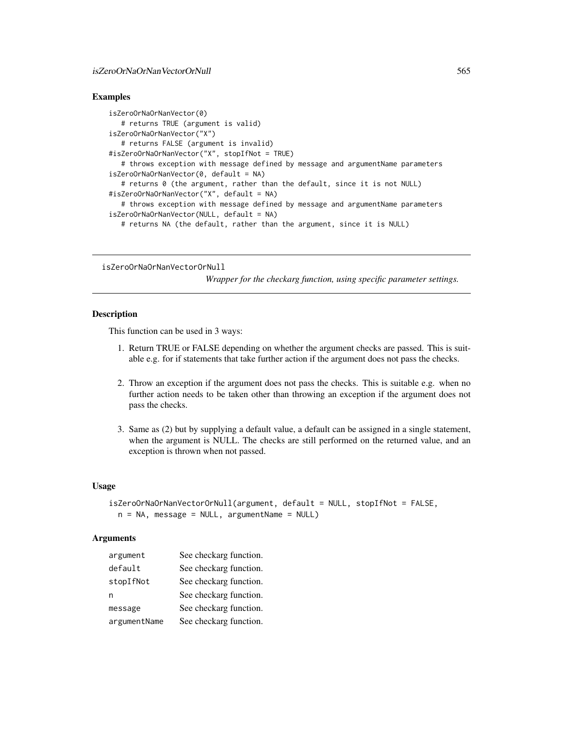## Examples

```
isZeroOrNaOrNanVector(0)
   # returns TRUE (argument is valid)
isZeroOrNaOrNanVector("X")
   # returns FALSE (argument is invalid)
#isZeroOrNaOrNanVector("X", stopIfNot = TRUE)
   # throws exception with message defined by message and argumentName parameters
isZeroOrNaOrNanVector(0, default = NA)
   # returns 0 (the argument, rather than the default, since it is not NULL)
#isZeroOrNaOrNanVector("X", default = NA)
   # throws exception with message defined by message and argumentName parameters
isZeroOrNaOrNanVector(NULL, default = NA)
   # returns NA (the default, rather than the argument, since it is NULL)
```

---

# isZeroOrNaOrNanVectorOrNull

*Wrapper for the checkarg function, using specific parameter settings.*

## Description

This function can be used in 3 ways:

1. Return TRUE or FALSE depending on whether the argument checks are passed. This is suitable e.g. for if statements that take further action if the argument does not pass the checks.
2. Throw an exception if the argument does not pass the checks. This is suitable e.g. when no further action needs to be taken other than throwing an exception if the argument does not pass the checks.
3. Same as (2) but by supplying a default value, a default can be assigned in a single statement, when the argument is NULL. The checks are still performed on the returned value, and an exception is thrown when not passed.

## Usage

```
isZeroOrNaOrNanVectorOrNull(argument, default = NULL, stopIfNot = FALSE,
  n = NA, message = NULL, argumentName = NULL)
```

## Arguments

| | |
|---|---|
| argument | See checkarg function. |
| default | See checkarg function. |
| stopIfNot | See checkarg function. |
| n | See checkarg function. |
| message | See checkarg function. |
| argumentName | See checkarg function. |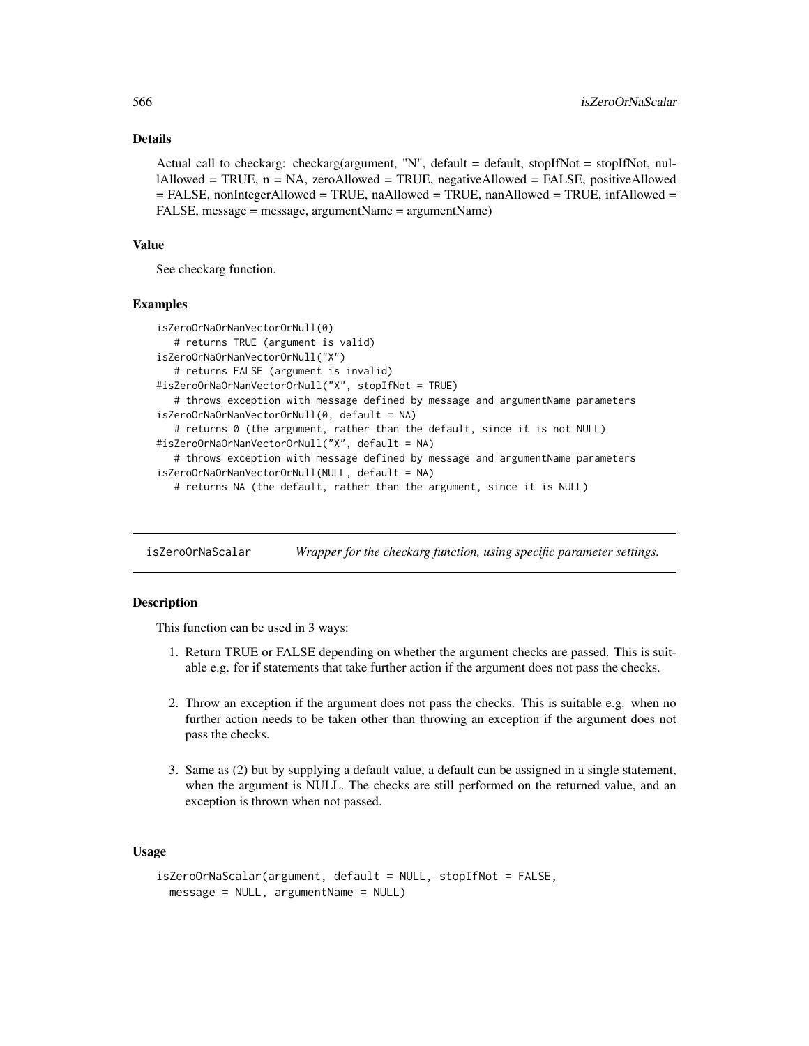### Details

Actual call to checkarg: checkarg(argument, "N", default = default, stopIfNot = stopIfNot, nullAllowed = TRUE, n = NA, zeroAllowed = TRUE, negativeAllowed = FALSE, positiveAllowed = FALSE, nonIntegerAllowed = TRUE, naAllowed = TRUE, nanAllowed = TRUE, infAllowed = FALSE, message = message, argumentName = argumentName)

### Value

See checkarg function.

### Examples

```
isZeroOrNaOrNanVectorOrNull(0)
   # returns TRUE (argument is valid)
isZeroOrNaOrNanVectorOrNull("X")
   # returns FALSE (argument is invalid)
#isZeroOrNaOrNanVectorOrNull("X", stopIfNot = TRUE)
   # throws exception with message defined by message and argumentName parameters
isZeroOrNaOrNanVectorOrNull(0, default = NA)
   # returns 0 (the argument, rather than the default, since it is not NULL)
#isZeroOrNaOrNanVectorOrNull("X", default = NA)
   # throws exception with message defined by message and argumentName parameters
isZeroOrNaOrNanVectorOrNull(NULL, default = NA)
   # returns NA (the default, rather than the argument, since it is NULL)
```

---

## isZeroOrNaScalar — *Wrapper for the checkarg function, using specific parameter settings.*

---

### Description

This function can be used in 3 ways:

1. Return TRUE or FALSE depending on whether the argument checks are passed. This is suitable e.g. for if statements that take further action if the argument does not pass the checks.
2. Throw an exception if the argument does not pass the checks. This is suitable e.g. when no further action needs to be taken other than throwing an exception if the argument does not pass the checks.
3. Same as (2) but by supplying a default value, a default can be assigned in a single statement, when the argument is NULL. The checks are still performed on the returned value, and an exception is thrown when not passed.

### Usage

```
isZeroOrNaScalar(argument, default = NULL, stopIfNot = FALSE,
  message = NULL, argumentName = NULL)
```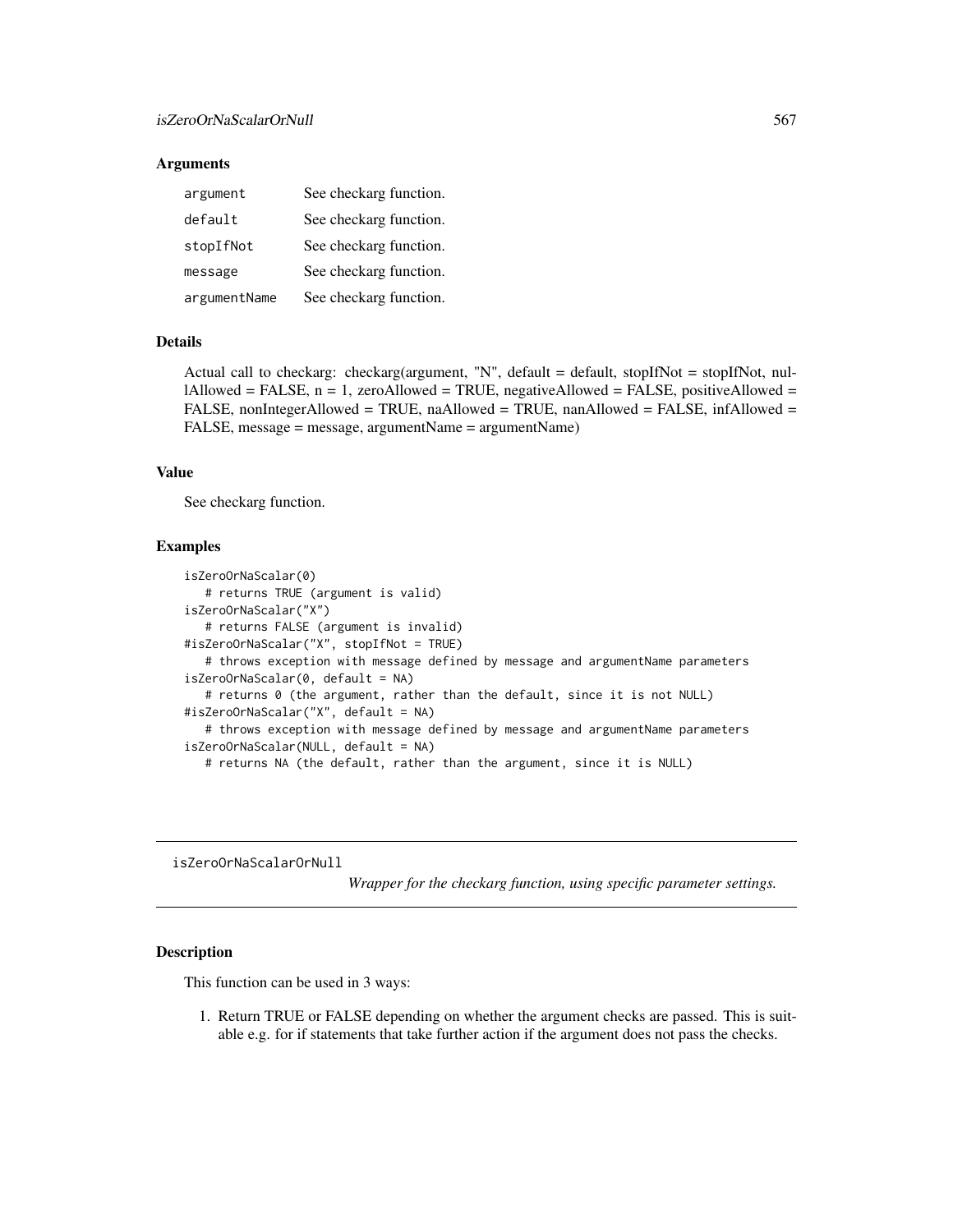### Arguments

| | |
|---|---|
| argument | See checkarg function. |
| default | See checkarg function. |
| stopIfNot | See checkarg function. |
| message | See checkarg function. |
| argumentName | See checkarg function. |

### Details

Actual call to checkarg: checkarg(argument, "N", default = default, stopIfNot = stopIfNot, nullAllowed = FALSE, n = 1, zeroAllowed = TRUE, negativeAllowed = FALSE, positiveAllowed = FALSE, nonIntegerAllowed = TRUE, naAllowed = TRUE, nanAllowed = FALSE, infAllowed = FALSE, message = message, argumentName = argumentName)

### Value

See checkarg function.

### Examples

```
isZeroOrNaScalar(0)
   # returns TRUE (argument is valid)
isZeroOrNaScalar("X")
   # returns FALSE (argument is invalid)
#isZeroOrNaScalar("X", stopIfNot = TRUE)
   # throws exception with message defined by message and argumentName parameters
isZeroOrNaScalar(0, default = NA)
   # returns 0 (the argument, rather than the default, since it is not NULL)
#isZeroOrNaScalar("X", default = NA)
   # throws exception with message defined by message and argumentName parameters
isZeroOrNaScalar(NULL, default = NA)
   # returns NA (the default, rather than the argument, since it is NULL)
```

---

## isZeroOrNaScalarOrNull

*Wrapper for the checkarg function, using specific parameter settings.*

---

### Description

This function can be used in 3 ways:

1. Return TRUE or FALSE depending on whether the argument checks are passed. This is suitable e.g. for if statements that take further action if the argument does not pass the checks.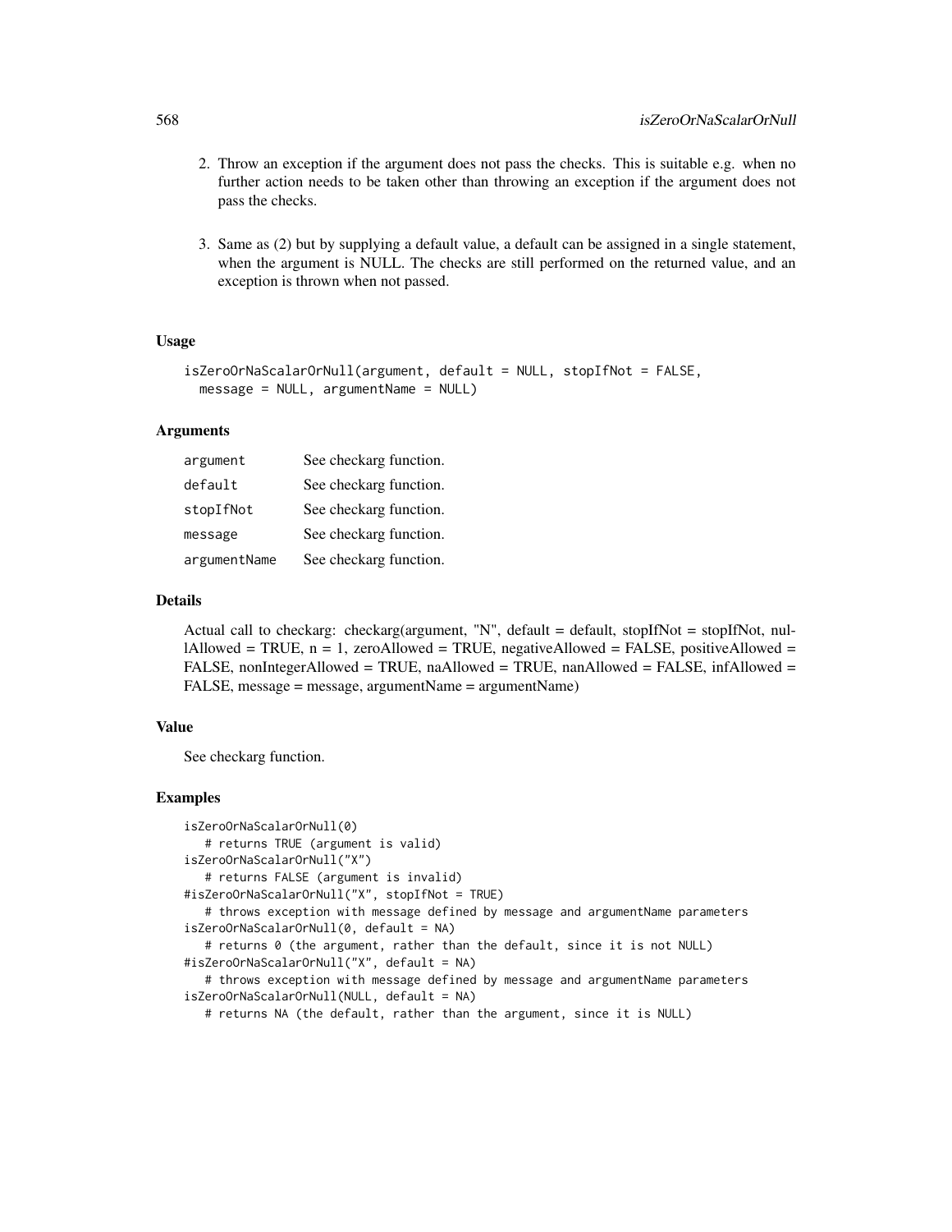2. Throw an exception if the argument does not pass the checks. This is suitable e.g. when no further action needs to be taken other than throwing an exception if the argument does not pass the checks.

3. Same as (2) but by supplying a default value, a default can be assigned in a single statement, when the argument is NULL. The checks are still performed on the returned value, and an exception is thrown when not passed.

### Usage

```
isZeroOrNaScalarOrNull(argument, default = NULL, stopIfNot = FALSE,
  message = NULL, argumentName = NULL)
```

### Arguments

| | |
|---|---|
| argument | See checkarg function. |
| default | See checkarg function. |
| stopIfNot | See checkarg function. |
| message | See checkarg function. |
| argumentName | See checkarg function. |

### Details

Actual call to checkarg: checkarg(argument, "N", default = default, stopIfNot = stopIfNot, nullAllowed = TRUE, n = 1, zeroAllowed = TRUE, negativeAllowed = FALSE, positiveAllowed = FALSE, nonIntegerAllowed = TRUE, naAllowed = TRUE, nanAllowed = FALSE, infAllowed = FALSE, message = message, argumentName = argumentName)

### Value

See checkarg function.

### Examples

```
isZeroOrNaScalarOrNull(0)
   # returns TRUE (argument is valid)
isZeroOrNaScalarOrNull("X")
   # returns FALSE (argument is invalid)
#isZeroOrNaScalarOrNull("X", stopIfNot = TRUE)
   # throws exception with message defined by message and argumentName parameters
isZeroOrNaScalarOrNull(0, default = NA)
   # returns 0 (the argument, rather than the default, since it is not NULL)
#isZeroOrNaScalarOrNull("X", default = NA)
   # throws exception with message defined by message and argumentName parameters
isZeroOrNaScalarOrNull(NULL, default = NA)
   # returns NA (the default, rather than the argument, since it is NULL)
```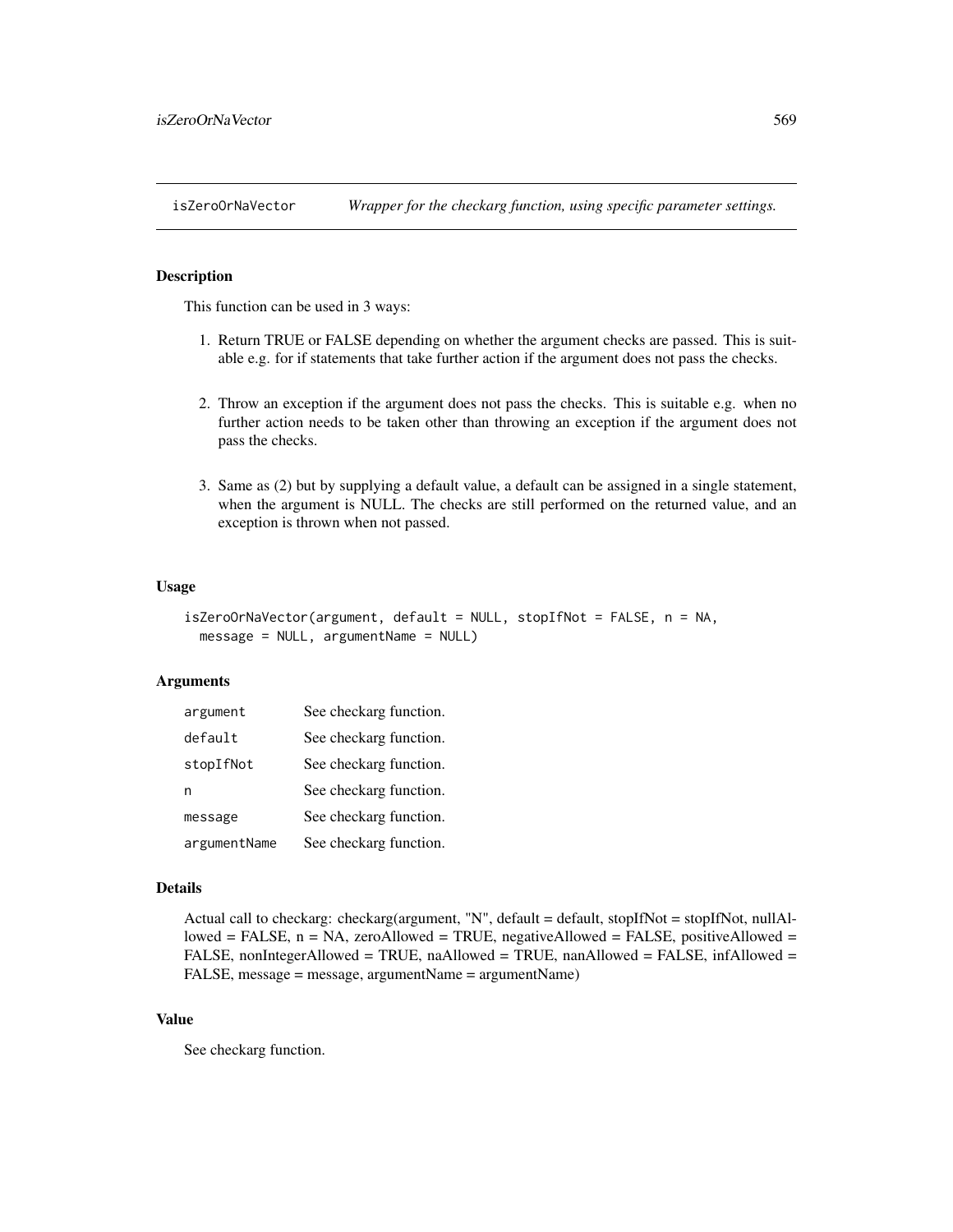## isZeroOrNaVector — *Wrapper for the checkarg function, using specific parameter settings.*

### Description

This function can be used in 3 ways:

1. Return TRUE or FALSE depending on whether the argument checks are passed. This is suitable e.g. for if statements that take further action if the argument does not pass the checks.
2. Throw an exception if the argument does not pass the checks. This is suitable e.g. when no further action needs to be taken other than throwing an exception if the argument does not pass the checks.
3. Same as (2) but by supplying a default value, a default can be assigned in a single statement, when the argument is NULL. The checks are still performed on the returned value, and an exception is thrown when not passed.

### Usage

```
isZeroOrNaVector(argument, default = NULL, stopIfNot = FALSE, n = NA,
  message = NULL, argumentName = NULL)
```

### Arguments

| | |
|---|---|
| argument | See checkarg function. |
| default | See checkarg function. |
| stopIfNot | See checkarg function. |
| n | See checkarg function. |
| message | See checkarg function. |
| argumentName | See checkarg function. |

### Details

Actual call to checkarg: checkarg(argument, "N", default = default, stopIfNot = stopIfNot, nullAllowed = FALSE, n = NA, zeroAllowed = TRUE, negativeAllowed = FALSE, positiveAllowed = FALSE, nonIntegerAllowed = TRUE, naAllowed = TRUE, nanAllowed = FALSE, infAllowed = FALSE, message = message, argumentName = argumentName)

### Value

See checkarg function.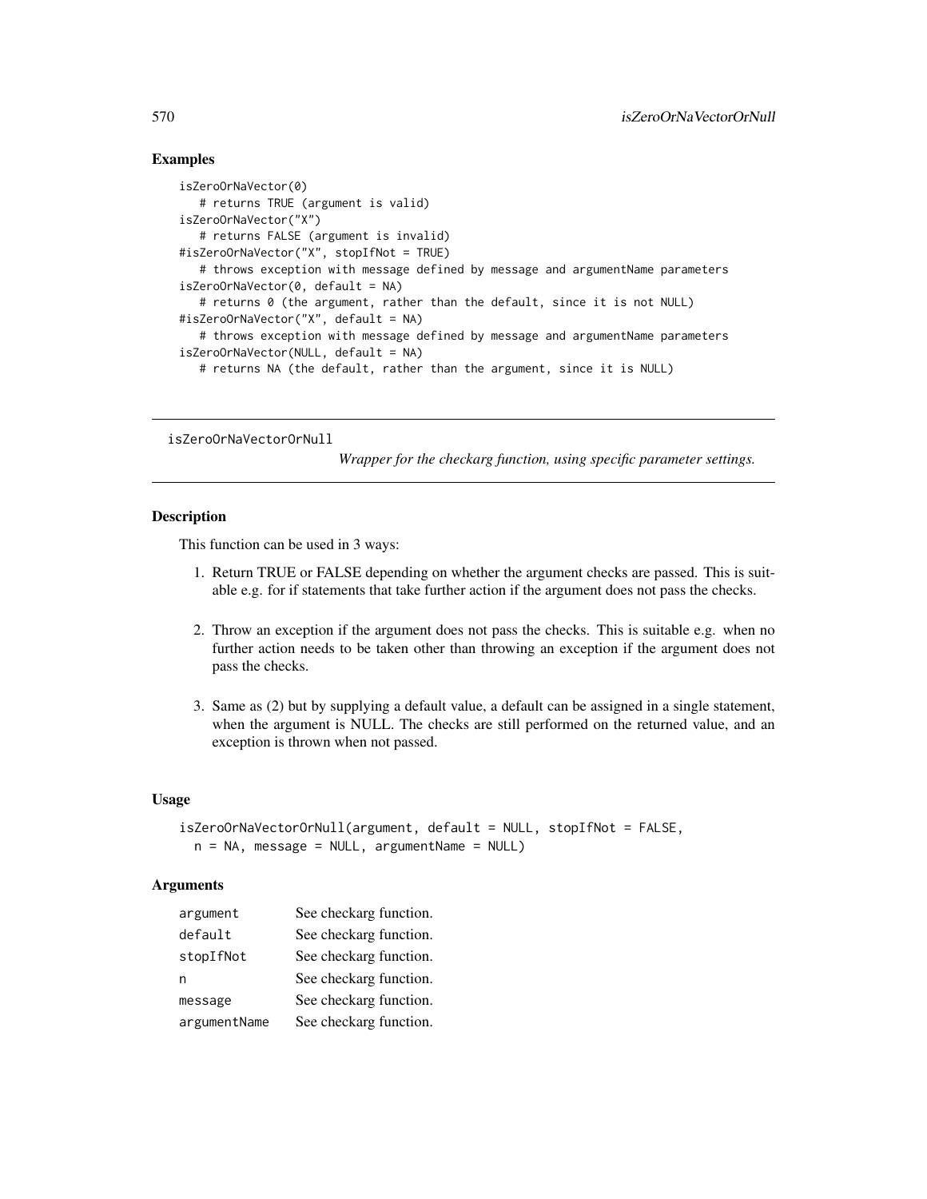## Examples

```
isZeroOrNaVector(0)
   # returns TRUE (argument is valid)
isZeroOrNaVector("X")
   # returns FALSE (argument is invalid)
#isZeroOrNaVector("X", stopIfNot = TRUE)
   # throws exception with message defined by message and argumentName parameters
isZeroOrNaVector(0, default = NA)
   # returns 0 (the argument, rather than the default, since it is not NULL)
#isZeroOrNaVector("X", default = NA)
   # throws exception with message defined by message and argumentName parameters
isZeroOrNaVector(NULL, default = NA)
   # returns NA (the default, rather than the argument, since it is NULL)
```

---

# isZeroOrNaVectorOrNull

*Wrapper for the checkarg function, using specific parameter settings.*

---

## Description

This function can be used in 3 ways:

1. Return TRUE or FALSE depending on whether the argument checks are passed. This is suitable e.g. for if statements that take further action if the argument does not pass the checks.
2. Throw an exception if the argument does not pass the checks. This is suitable e.g. when no further action needs to be taken other than throwing an exception if the argument does not pass the checks.
3. Same as (2) but by supplying a default value, a default can be assigned in a single statement, when the argument is NULL. The checks are still performed on the returned value, and an exception is thrown when not passed.

## Usage

```
isZeroOrNaVectorOrNull(argument, default = NULL, stopIfNot = FALSE,
  n = NA, message = NULL, argumentName = NULL)
```

## Arguments

| | |
|---|---|
| argument | See checkarg function. |
| default | See checkarg function. |
| stopIfNot | See checkarg function. |
| n | See checkarg function. |
| message | See checkarg function. |
| argumentName | See checkarg function. |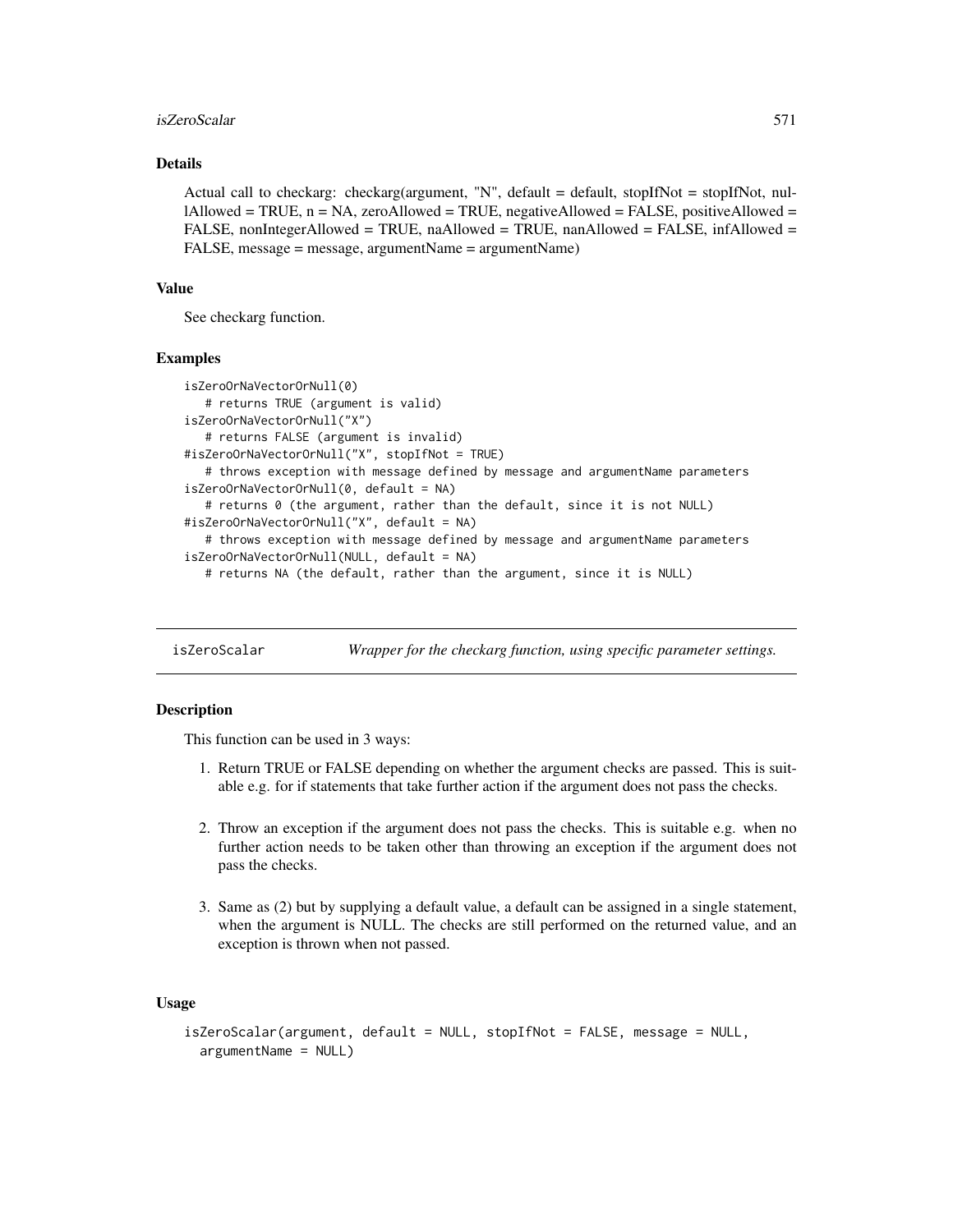### Details

Actual call to checkarg: checkarg(argument, "N", default = default, stopIfNot = stopIfNot, nullAllowed = TRUE, n = NA, zeroAllowed = TRUE, negativeAllowed = FALSE, positiveAllowed = FALSE, nonIntegerAllowed = TRUE, naAllowed = TRUE, nanAllowed = FALSE, infAllowed = FALSE, message = message, argumentName = argumentName)

### Value

See checkarg function.

### Examples

```
isZeroOrNaVectorOrNull(0)
   # returns TRUE (argument is valid)
isZeroOrNaVectorOrNull("X")
   # returns FALSE (argument is invalid)
#isZeroOrNaVectorOrNull("X", stopIfNot = TRUE)
   # throws exception with message defined by message and argumentName parameters
isZeroOrNaVectorOrNull(0, default = NA)
   # returns 0 (the argument, rather than the default, since it is not NULL)
#isZeroOrNaVectorOrNull("X", default = NA)
   # throws exception with message defined by message and argumentName parameters
isZeroOrNaVectorOrNull(NULL, default = NA)
   # returns NA (the default, rather than the argument, since it is NULL)
```

---

## isZeroScalar — *Wrapper for the checkarg function, using specific parameter settings.*

---

### Description

This function can be used in 3 ways:

1. Return TRUE or FALSE depending on whether the argument checks are passed. This is suitable e.g. for if statements that take further action if the argument does not pass the checks.
2. Throw an exception if the argument does not pass the checks. This is suitable e.g. when no further action needs to be taken other than throwing an exception if the argument does not pass the checks.
3. Same as (2) but by supplying a default value, a default can be assigned in a single statement, when the argument is NULL. The checks are still performed on the returned value, and an exception is thrown when not passed.

### Usage

```
isZeroScalar(argument, default = NULL, stopIfNot = FALSE, message = NULL,
  argumentName = NULL)
```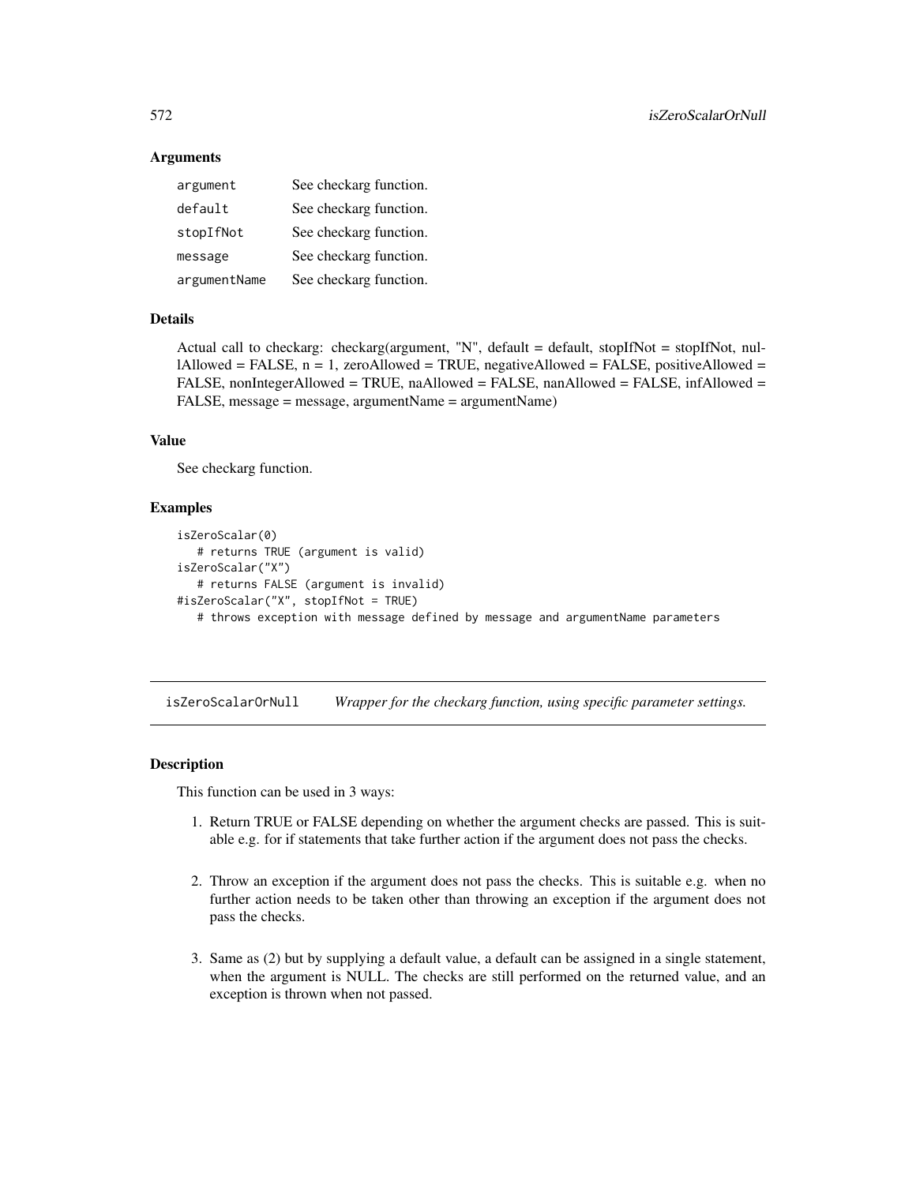### Arguments

| | |
|---|---|
| argument | See checkarg function. |
| default | See checkarg function. |
| stopIfNot | See checkarg function. |
| message | See checkarg function. |
| argumentName | See checkarg function. |

### Details

Actual call to checkarg: checkarg(argument, "N", default = default, stopIfNot = stopIfNot, nullAllowed = FALSE, n = 1, zeroAllowed = TRUE, negativeAllowed = FALSE, positiveAllowed = FALSE, nonIntegerAllowed = TRUE, naAllowed = FALSE, nanAllowed = FALSE, infAllowed = FALSE, message = message, argumentName = argumentName)

### Value

See checkarg function.

### Examples

```
isZeroScalar(0)
   # returns TRUE (argument is valid)
isZeroScalar("X")
   # returns FALSE (argument is invalid)
#isZeroScalar("X", stopIfNot = TRUE)
   # throws exception with message defined by message and argumentName parameters
```

---

## isZeroScalarOrNull *Wrapper for the checkarg function, using specific parameter settings.*

---

### Description

This function can be used in 3 ways:

1. Return TRUE or FALSE depending on whether the argument checks are passed. This is suitable e.g. for if statements that take further action if the argument does not pass the checks.
2. Throw an exception if the argument does not pass the checks. This is suitable e.g. when no further action needs to be taken other than throwing an exception if the argument does not pass the checks.
3. Same as (2) but by supplying a default value, a default can be assigned in a single statement, when the argument is NULL. The checks are still performed on the returned value, and an exception is thrown when not passed.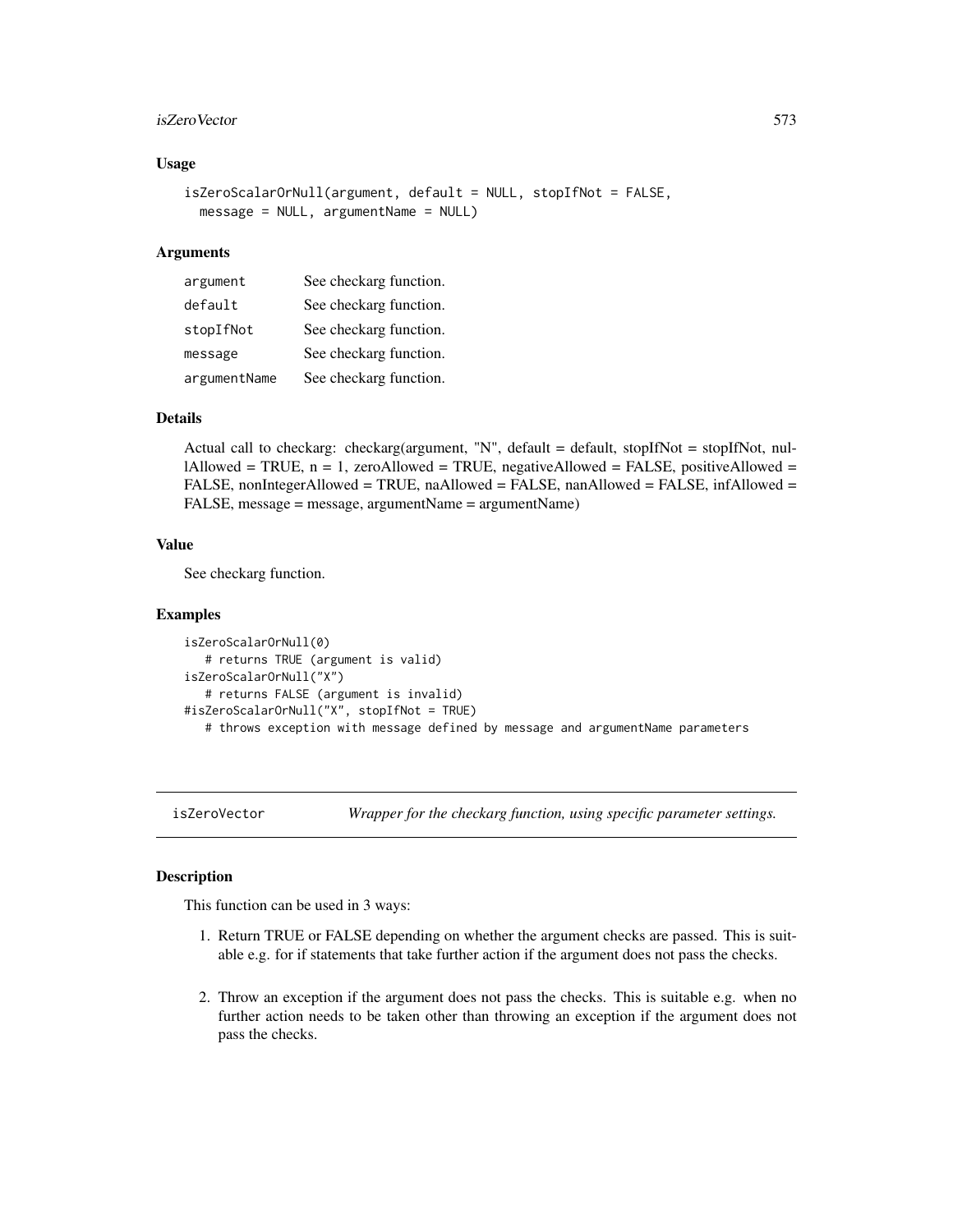### Usage

```
isZeroScalarOrNull(argument, default = NULL, stopIfNot = FALSE,
  message = NULL, argumentName = NULL)
```

### Arguments

| | |
|---|---|
| argument | See checkarg function. |
| default | See checkarg function. |
| stopIfNot | See checkarg function. |
| message | See checkarg function. |
| argumentName | See checkarg function. |

### Details

Actual call to checkarg: checkarg(argument, "N", default = default, stopIfNot = stopIfNot, nullAllowed = TRUE, n = 1, zeroAllowed = TRUE, negativeAllowed = FALSE, positiveAllowed = FALSE, nonIntegerAllowed = TRUE, naAllowed = FALSE, nanAllowed = FALSE, infAllowed = FALSE, message = message, argumentName = argumentName)

### Value

See checkarg function.

### Examples

```
isZeroScalarOrNull(0)
   # returns TRUE (argument is valid)
isZeroScalarOrNull("X")
   # returns FALSE (argument is invalid)
#isZeroScalarOrNull("X", stopIfNot = TRUE)
   # throws exception with message defined by message and argumentName parameters
```

---

## isZeroVector — *Wrapper for the checkarg function, using specific parameter settings.*

### Description

This function can be used in 3 ways:

1. Return TRUE or FALSE depending on whether the argument checks are passed. This is suitable e.g. for if statements that take further action if the argument does not pass the checks.
2. Throw an exception if the argument does not pass the checks. This is suitable e.g. when no further action needs to be taken other than throwing an exception if the argument does not pass the checks.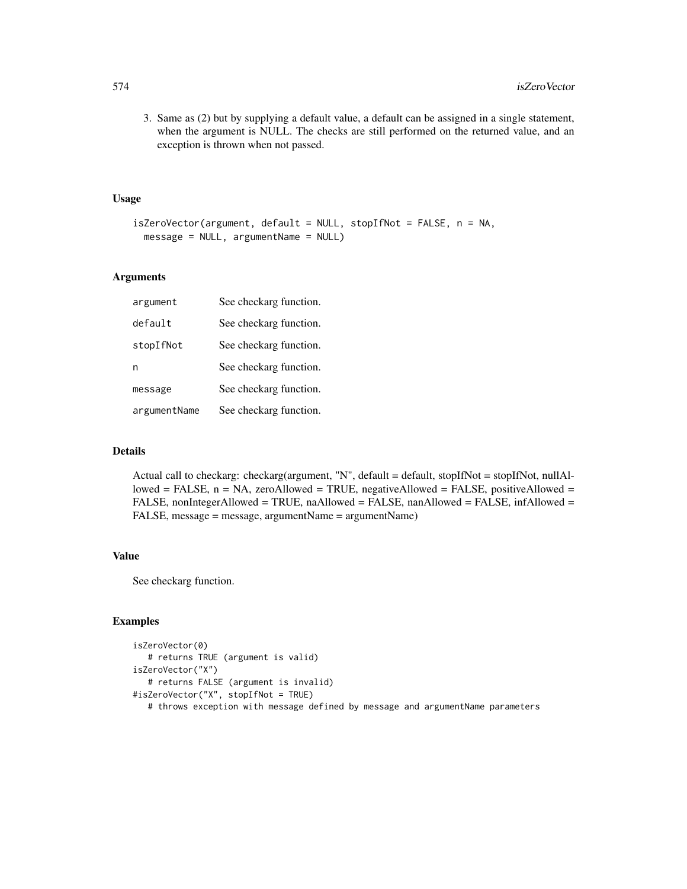3. Same as (2) but by supplying a default value, a default can be assigned in a single statement, when the argument is NULL. The checks are still performed on the returned value, and an exception is thrown when not passed.

## Usage

```
isZeroVector(argument, default = NULL, stopIfNot = FALSE, n = NA,
  message = NULL, argumentName = NULL)
```

## Arguments

| | |
|---|---|
| `argument` | See checkarg function. |
| `default` | See checkarg function. |
| `stopIfNot` | See checkarg function. |
| `n` | See checkarg function. |
| `message` | See checkarg function. |
| `argumentName` | See checkarg function. |

## Details

Actual call to checkarg: checkarg(argument, "N", default = default, stopIfNot = stopIfNot, nullAllowed = FALSE, n = NA, zeroAllowed = TRUE, negativeAllowed = FALSE, positiveAllowed = FALSE, nonIntegerAllowed = TRUE, naAllowed = FALSE, nanAllowed = FALSE, infAllowed = FALSE, message = message, argumentName = argumentName)

## Value

See checkarg function.

## Examples

```
isZeroVector(0)
   # returns TRUE (argument is valid)
isZeroVector("X")
   # returns FALSE (argument is invalid)
#isZeroVector("X", stopIfNot = TRUE)
   # throws exception with message defined by message and argumentName parameters
```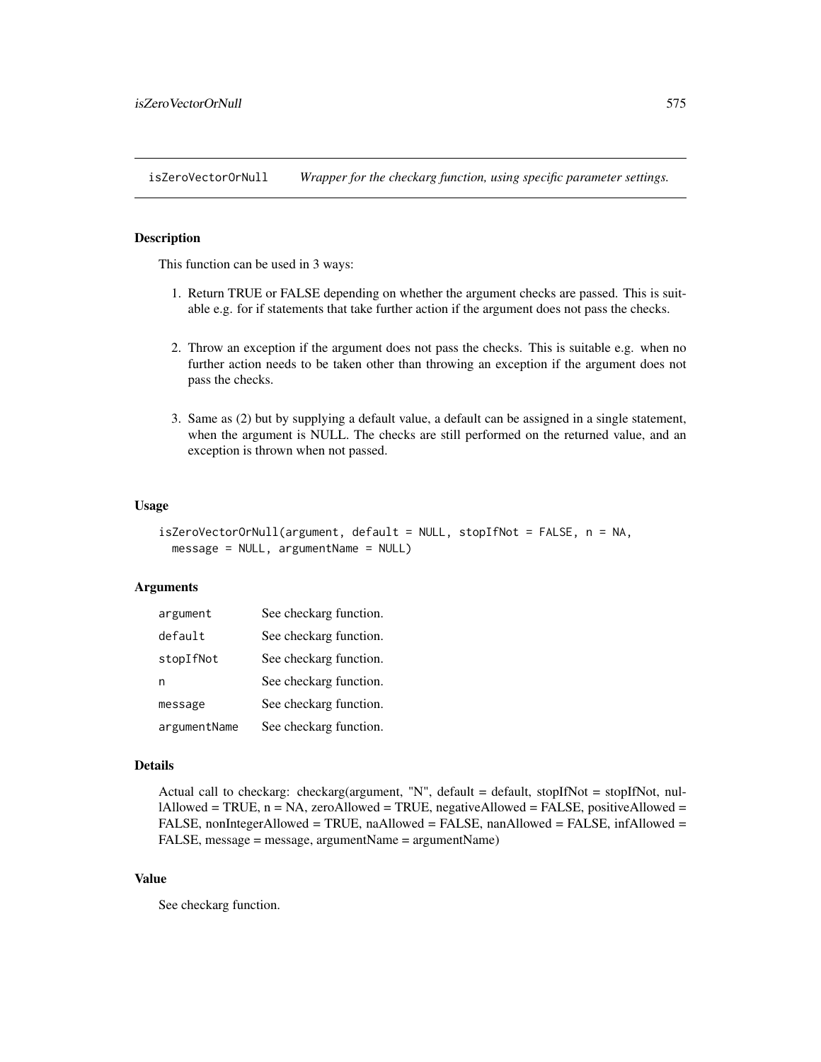# isZeroVectorOrNull — *Wrapper for the checkarg function, using specific parameter settings.*

## Description

This function can be used in 3 ways:

1. Return TRUE or FALSE depending on whether the argument checks are passed. This is suitable e.g. for if statements that take further action if the argument does not pass the checks.
2. Throw an exception if the argument does not pass the checks. This is suitable e.g. when no further action needs to be taken other than throwing an exception if the argument does not pass the checks.
3. Same as (2) but by supplying a default value, a default can be assigned in a single statement, when the argument is NULL. The checks are still performed on the returned value, and an exception is thrown when not passed.

## Usage

```
isZeroVectorOrNull(argument, default = NULL, stopIfNot = FALSE, n = NA,
  message = NULL, argumentName = NULL)
```

## Arguments

| | |
|---|---|
| argument | See checkarg function. |
| default | See checkarg function. |
| stopIfNot | See checkarg function. |
| n | See checkarg function. |
| message | See checkarg function. |
| argumentName | See checkarg function. |

## Details

Actual call to checkarg: checkarg(argument, "N", default = default, stopIfNot = stopIfNot, nullAllowed = TRUE, n = NA, zeroAllowed = TRUE, negativeAllowed = FALSE, positiveAllowed = FALSE, nonIntegerAllowed = TRUE, naAllowed = FALSE, nanAllowed = FALSE, infAllowed = FALSE, message = message, argumentName = argumentName)

## Value

See checkarg function.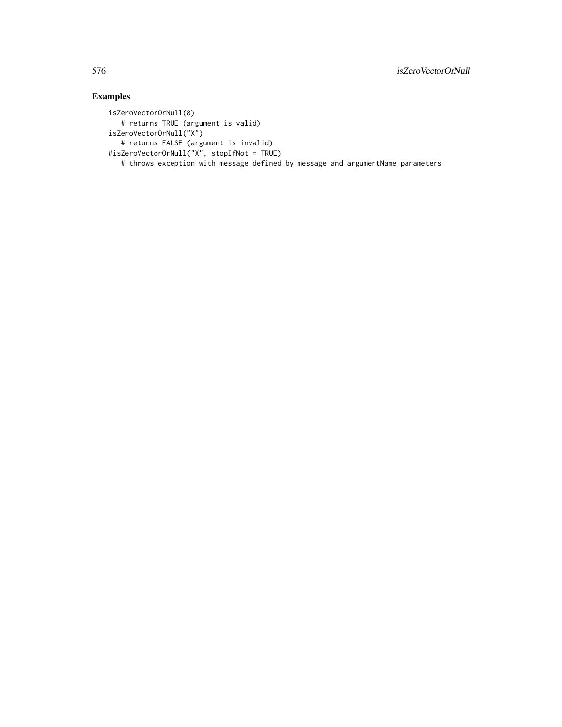## Examples

```
isZeroVectorOrNull(0)
   # returns TRUE (argument is valid)
isZeroVectorOrNull("X")
   # returns FALSE (argument is invalid)
#isZeroVectorOrNull("X", stopIfNot = TRUE)
   # throws exception with message defined by message and argumentName parameters
```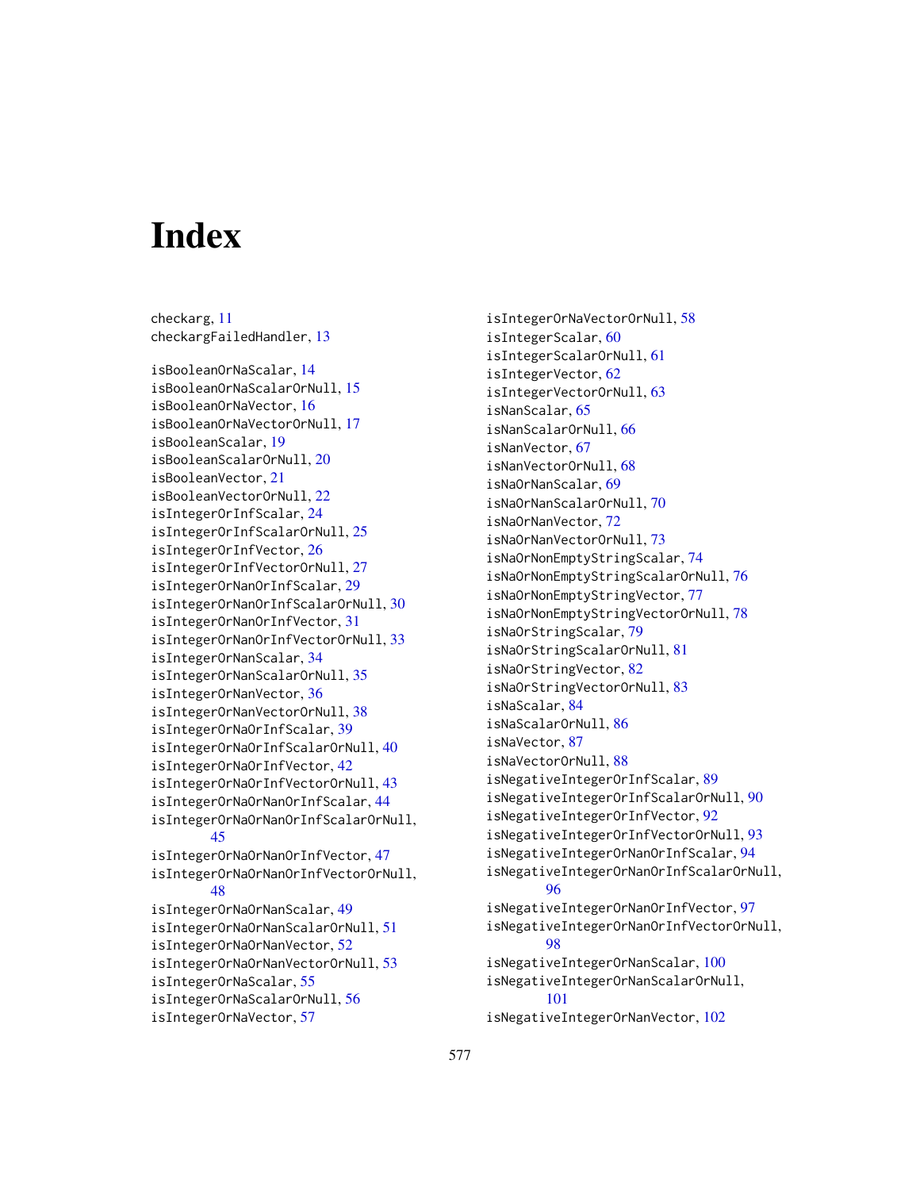# Index

checkarg, 11
checkargFailedHandler, 13

isBooleanOrNaScalar, 14
isBooleanOrNaScalarOrNull, 15
isBooleanOrNaVector, 16
isBooleanOrNaVectorOrNull, 17
isBooleanScalar, 19
isBooleanScalarOrNull, 20
isBooleanVector, 21
isBooleanVectorOrNull, 22
isIntegerOrInfScalar, 24
isIntegerOrInfScalarOrNull, 25
isIntegerOrInfVector, 26
isIntegerOrInfVectorOrNull, 27
isIntegerOrNanOrInfScalar, 29
isIntegerOrNanOrInfScalarOrNull, 30
isIntegerOrNanOrInfVector, 31
isIntegerOrNanOrInfVectorOrNull, 33
isIntegerOrNanScalar, 34
isIntegerOrNanScalarOrNull, 35
isIntegerOrNanVector, 36
isIntegerOrNanVectorOrNull, 38
isIntegerOrNaOrInfScalar, 39
isIntegerOrNaOrInfScalarOrNull, 40
isIntegerOrNaOrInfVector, 42
isIntegerOrNaOrInfVectorOrNull, 43
isIntegerOrNaOrNanOrInfScalar, 44
isIntegerOrNaOrNanOrInfScalarOrNull, 45
isIntegerOrNaOrNanOrInfVector, 47
isIntegerOrNaOrNanOrInfVectorOrNull, 48
isIntegerOrNaOrNanScalar, 49
isIntegerOrNaOrNanScalarOrNull, 51
isIntegerOrNaOrNanVector, 52
isIntegerOrNaOrNanVectorOrNull, 53
isIntegerOrNaScalar, 55
isIntegerOrNaScalarOrNull, 56
isIntegerOrNaVector, 57
isIntegerOrNaVectorOrNull, 58
isIntegerScalar, 60
isIntegerScalarOrNull, 61
isIntegerVector, 62
isIntegerVectorOrNull, 63
isNanScalar, 65
isNanScalarOrNull, 66
isNanVector, 67
isNanVectorOrNull, 68
isNaOrNanScalar, 69
isNaOrNanScalarOrNull, 70
isNaOrNanVector, 72
isNaOrNanVectorOrNull, 73
isNaOrNonEmptyStringScalar, 74
isNaOrNonEmptyStringScalarOrNull, 76
isNaOrNonEmptyStringVector, 77
isNaOrNonEmptyStringVectorOrNull, 78
isNaOrStringScalar, 79
isNaOrStringScalarOrNull, 81
isNaOrStringVector, 82
isNaOrStringVectorOrNull, 83
isNaScalar, 84
isNaScalarOrNull, 86
isNaVector, 87
isNaVectorOrNull, 88
isNegativeIntegerOrInfScalar, 89
isNegativeIntegerOrInfScalarOrNull, 90
isNegativeIntegerOrInfVector, 92
isNegativeIntegerOrInfVectorOrNull, 93
isNegativeIntegerOrNanOrInfScalar, 94
isNegativeIntegerOrNanOrInfScalarOrNull, 96
isNegativeIntegerOrNanOrInfVector, 97
isNegativeIntegerOrNanOrInfVectorOrNull, 98
isNegativeIntegerOrNanScalar, 100
isNegativeIntegerOrNanScalarOrNull, 101
isNegativeIntegerOrNanVector, 102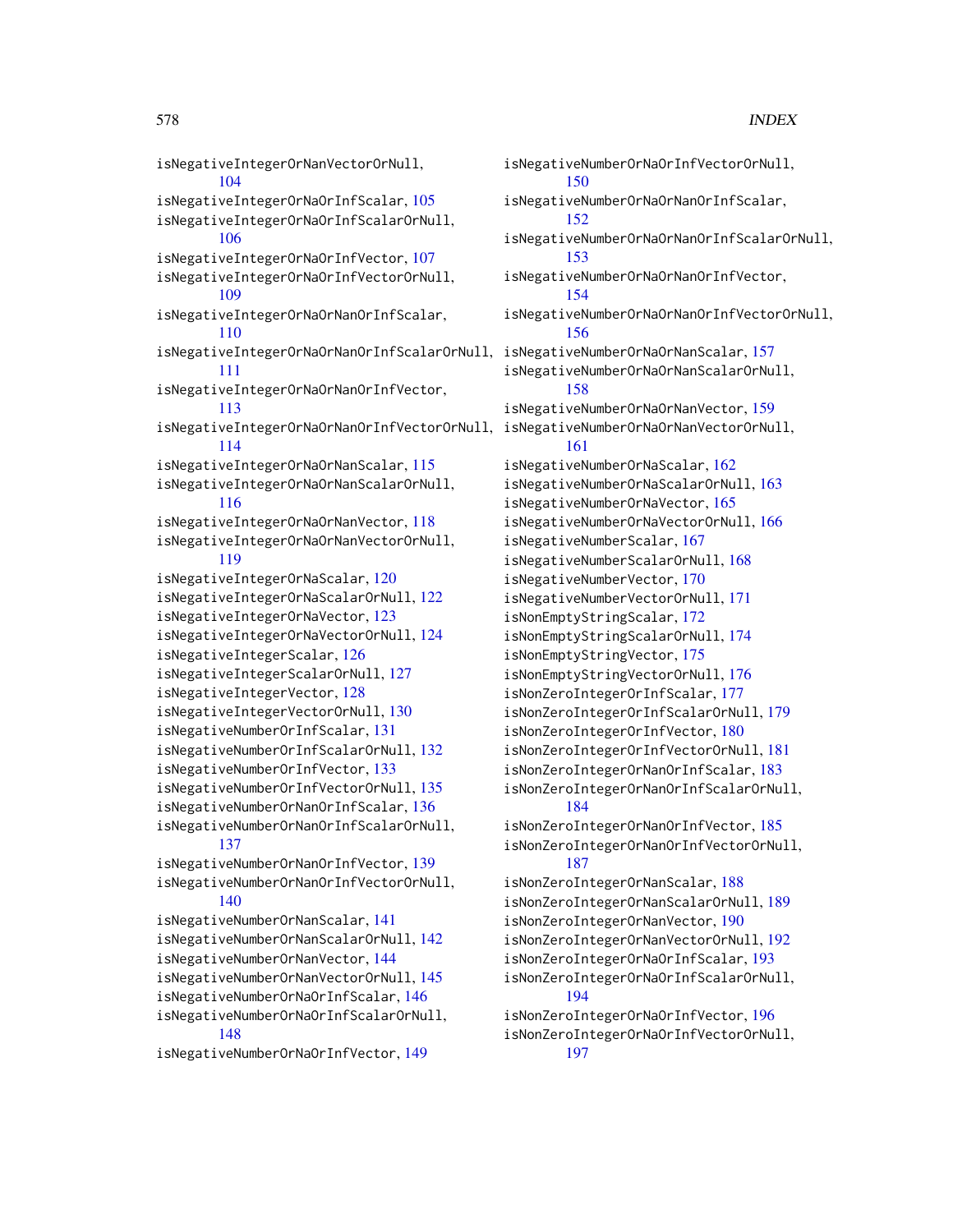isNegativeIntegerOrNanVectorOrNull, 104
isNegativeIntegerOrNaOrInfScalar, 105
isNegativeIntegerOrNaOrInfScalarOrNull, 106
isNegativeIntegerOrNaOrInfVector, 107
isNegativeIntegerOrNaOrInfVectorOrNull, 109
isNegativeIntegerOrNaOrNanOrInfScalar, 110
isNegativeIntegerOrNaOrNanOrInfScalarOrNull, 111
isNegativeIntegerOrNaOrNanOrInfVector, 113
isNegativeIntegerOrNaOrNanOrInfVectorOrNull, 114
isNegativeIntegerOrNaOrNanScalar, 115
isNegativeIntegerOrNaOrNanScalarOrNull, 116
isNegativeIntegerOrNaOrNanVector, 118
isNegativeIntegerOrNaOrNanVectorOrNull, 119
isNegativeIntegerOrNaScalar, 120
isNegativeIntegerOrNaScalarOrNull, 122
isNegativeIntegerOrNaVector, 123
isNegativeIntegerOrNaVectorOrNull, 124
isNegativeIntegerScalar, 126
isNegativeIntegerScalarOrNull, 127
isNegativeIntegerVector, 128
isNegativeIntegerVectorOrNull, 130
isNegativeNumberOrInfScalar, 131
isNegativeNumberOrInfScalarOrNull, 132
isNegativeNumberOrInfVector, 133
isNegativeNumberOrInfVectorOrNull, 135
isNegativeNumberOrNanOrInfScalar, 136
isNegativeNumberOrNanOrInfScalarOrNull, 137
isNegativeNumberOrNanOrInfVector, 139
isNegativeNumberOrNanOrInfVectorOrNull, 140
isNegativeNumberOrNanScalar, 141
isNegativeNumberOrNanScalarOrNull, 142
isNegativeNumberOrNanVector, 144
isNegativeNumberOrNanVectorOrNull, 145
isNegativeNumberOrNaOrInfScalar, 146
isNegativeNumberOrNaOrInfScalarOrNull, 148
isNegativeNumberOrNaOrInfVector, 149
isNegativeNumberOrNaOrInfVectorOrNull, 150
isNegativeNumberOrNaOrNanOrInfScalar, 152
isNegativeNumberOrNaOrNanOrInfScalarOrNull, 153
isNegativeNumberOrNaOrNanOrInfVector, 154
isNegativeNumberOrNaOrNanOrInfVectorOrNull, 156
isNegativeNumberOrNaOrNanScalar, 157
isNegativeNumberOrNaOrNanScalarOrNull, 158
isNegativeNumberOrNaOrNanVector, 159
isNegativeNumberOrNaOrNanVectorOrNull, 161
isNegativeNumberOrNaScalar, 162
isNegativeNumberOrNaScalarOrNull, 163
isNegativeNumberOrNaVector, 165
isNegativeNumberOrNaVectorOrNull, 166
isNegativeNumberScalar, 167
isNegativeNumberScalarOrNull, 168
isNegativeNumberVector, 170
isNegativeNumberVectorOrNull, 171
isNonEmptyStringScalar, 172
isNonEmptyStringScalarOrNull, 174
isNonEmptyStringVector, 175
isNonEmptyStringVectorOrNull, 176
isNonZeroIntegerOrInfScalar, 177
isNonZeroIntegerOrInfScalarOrNull, 179
isNonZeroIntegerOrInfVector, 180
isNonZeroIntegerOrInfVectorOrNull, 181
isNonZeroIntegerOrNanOrInfScalar, 183
isNonZeroIntegerOrNanOrInfScalarOrNull, 184
isNonZeroIntegerOrNanOrInfVector, 185
isNonZeroIntegerOrNanOrInfVectorOrNull, 187
isNonZeroIntegerOrNanScalar, 188
isNonZeroIntegerOrNanScalarOrNull, 189
isNonZeroIntegerOrNanVector, 190
isNonZeroIntegerOrNanVectorOrNull, 192
isNonZeroIntegerOrNaOrInfScalar, 193
isNonZeroIntegerOrNaOrInfScalarOrNull, 194
isNonZeroIntegerOrNaOrInfVector, 196
isNonZeroIntegerOrNaOrInfVectorOrNull, 197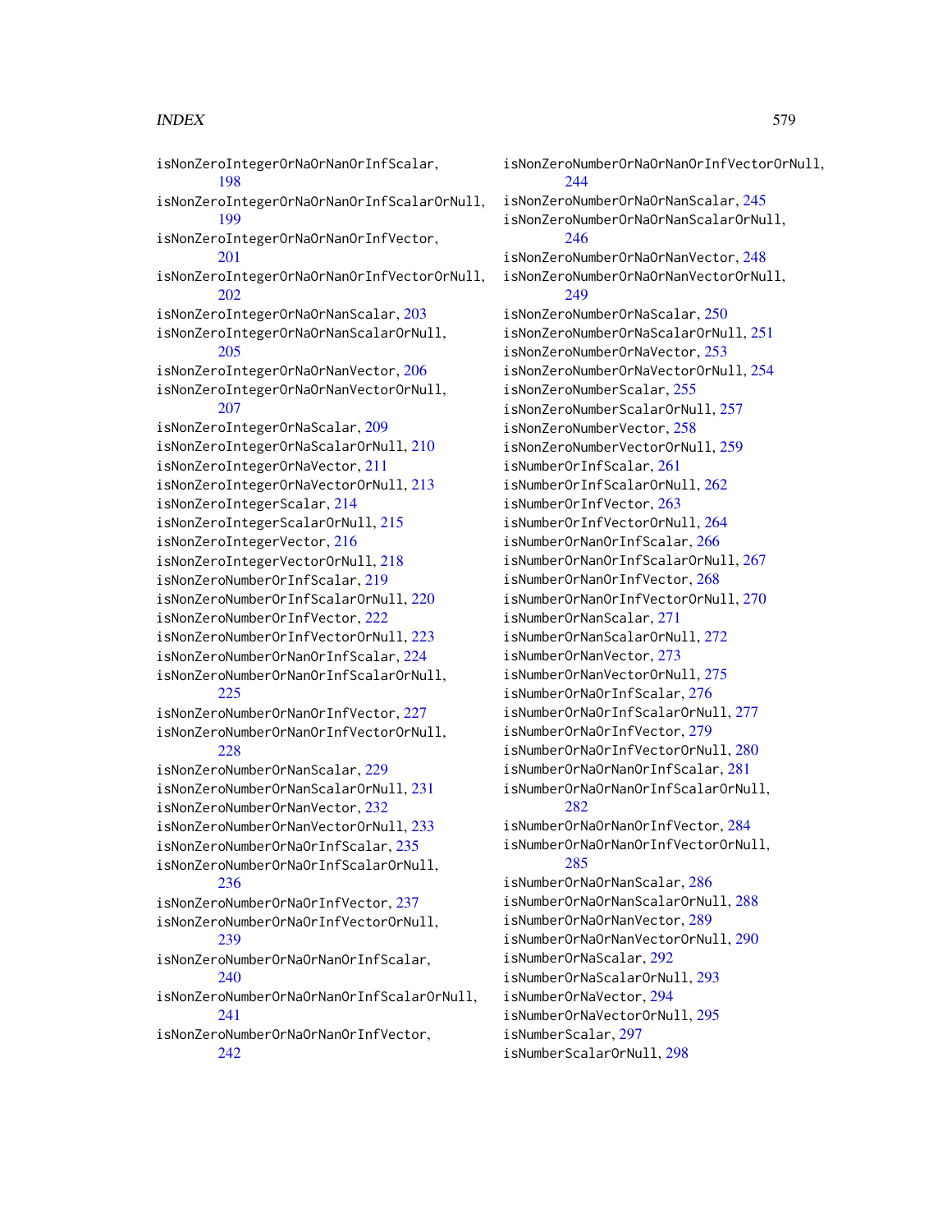isNonZeroIntegerOrNaOrNanOrInfScalar, 198
isNonZeroIntegerOrNaOrNanOrInfScalarOrNull, 199
isNonZeroIntegerOrNaOrNanOrInfVector, 201
isNonZeroIntegerOrNaOrNanOrInfVectorOrNull, 202
isNonZeroIntegerOrNaOrNanScalar, 203
isNonZeroIntegerOrNaOrNanScalarOrNull, 205
isNonZeroIntegerOrNaOrNanVector, 206
isNonZeroIntegerOrNaOrNanVectorOrNull, 207
isNonZeroIntegerOrNaScalar, 209
isNonZeroIntegerOrNaScalarOrNull, 210
isNonZeroIntegerOrNaVector, 211
isNonZeroIntegerOrNaVectorOrNull, 213
isNonZeroIntegerScalar, 214
isNonZeroIntegerScalarOrNull, 215
isNonZeroIntegerVector, 216
isNonZeroIntegerVectorOrNull, 218
isNonZeroNumberOrInfScalar, 219
isNonZeroNumberOrInfScalarOrNull, 220
isNonZeroNumberOrInfVector, 222
isNonZeroNumberOrInfVectorOrNull, 223
isNonZeroNumberOrNanOrInfScalar, 224
isNonZeroNumberOrNanOrInfScalarOrNull, 225
isNonZeroNumberOrNanOrInfVector, 227
isNonZeroNumberOrNanOrInfVectorOrNull, 228
isNonZeroNumberOrNanScalar, 229
isNonZeroNumberOrNanScalarOrNull, 231
isNonZeroNumberOrNanVector, 232
isNonZeroNumberOrNanVectorOrNull, 233
isNonZeroNumberOrNaOrInfScalar, 235
isNonZeroNumberOrNaOrInfScalarOrNull, 236
isNonZeroNumberOrNaOrInfVector, 237
isNonZeroNumberOrNaOrInfVectorOrNull, 239
isNonZeroNumberOrNaOrNanOrInfScalar, 240
isNonZeroNumberOrNaOrNanOrInfScalarOrNull, 241
isNonZeroNumberOrNaOrNanOrInfVector, 242
isNonZeroNumberOrNaOrNanOrInfVectorOrNull, 244
isNonZeroNumberOrNaOrNanScalar, 245
isNonZeroNumberOrNaOrNanScalarOrNull, 246
isNonZeroNumberOrNaOrNanVector, 248
isNonZeroNumberOrNaOrNanVectorOrNull, 249
isNonZeroNumberOrNaScalar, 250
isNonZeroNumberOrNaScalarOrNull, 251
isNonZeroNumberOrNaVector, 253
isNonZeroNumberOrNaVectorOrNull, 254
isNonZeroNumberScalar, 255
isNonZeroNumberScalarOrNull, 257
isNonZeroNumberVector, 258
isNonZeroNumberVectorOrNull, 259
isNumberOrInfScalar, 261
isNumberOrInfScalarOrNull, 262
isNumberOrInfVector, 263
isNumberOrInfVectorOrNull, 264
isNumberOrNanOrInfScalar, 266
isNumberOrNanOrInfScalarOrNull, 267
isNumberOrNanOrInfVector, 268
isNumberOrNanOrInfVectorOrNull, 270
isNumberOrNanScalar, 271
isNumberOrNanScalarOrNull, 272
isNumberOrNanVector, 273
isNumberOrNanVectorOrNull, 275
isNumberOrNaOrInfScalar, 276
isNumberOrNaOrInfScalarOrNull, 277
isNumberOrNaOrInfVector, 279
isNumberOrNaOrInfVectorOrNull, 280
isNumberOrNaOrNanOrInfScalar, 281
isNumberOrNaOrNanOrInfScalarOrNull, 282
isNumberOrNaOrNanOrInfVector, 284
isNumberOrNaOrNanOrInfVectorOrNull, 285
isNumberOrNaOrNanScalar, 286
isNumberOrNaOrNanScalarOrNull, 288
isNumberOrNaOrNanVector, 289
isNumberOrNaOrNanVectorOrNull, 290
isNumberOrNaScalar, 292
isNumberOrNaScalarOrNull, 293
isNumberOrNaVector, 294
isNumberOrNaVectorOrNull, 295
isNumberScalar, 297
isNumberScalarOrNull, 298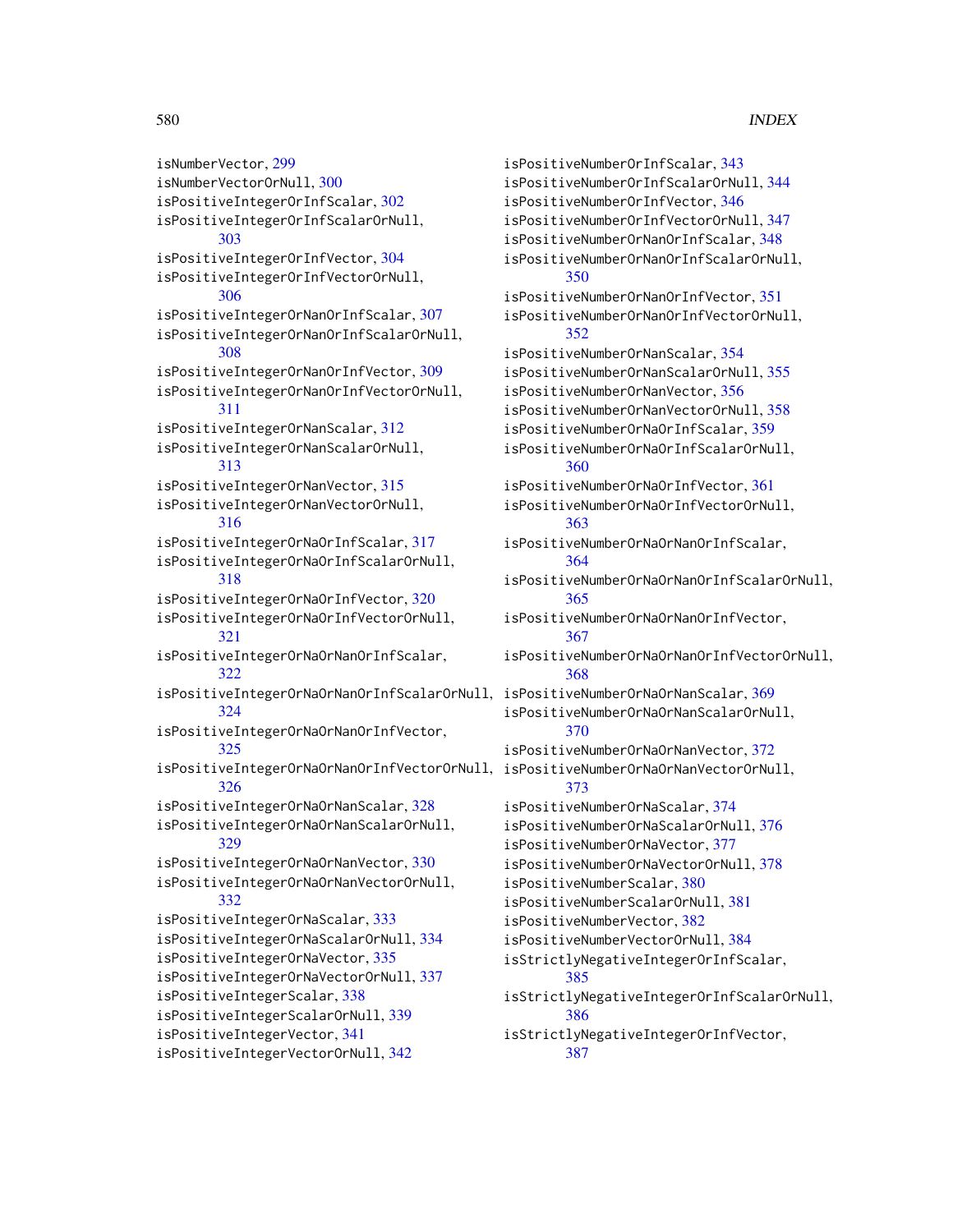isNumberVector, 299
isNumberVectorOrNull, 300
isPositiveIntegerOrInfScalar, 302
isPositiveIntegerOrInfScalarOrNull, 303
isPositiveIntegerOrInfVector, 304
isPositiveIntegerOrInfVectorOrNull, 306
isPositiveIntegerOrNanOrInfScalar, 307
isPositiveIntegerOrNanOrInfScalarOrNull, 308
isPositiveIntegerOrNanOrInfVector, 309
isPositiveIntegerOrNanOrInfVectorOrNull, 311
isPositiveIntegerOrNanScalar, 312
isPositiveIntegerOrNanScalarOrNull, 313
isPositiveIntegerOrNanVector, 315
isPositiveIntegerOrNanVectorOrNull, 316
isPositiveIntegerOrNaOrInfScalar, 317
isPositiveIntegerOrNaOrInfScalarOrNull, 318
isPositiveIntegerOrNaOrInfVector, 320
isPositiveIntegerOrNaOrInfVectorOrNull, 321
isPositiveIntegerOrNaOrNanOrInfScalar, 322
isPositiveIntegerOrNaOrNanOrInfScalarOrNull, 324
isPositiveIntegerOrNaOrNanOrInfVector, 325
isPositiveIntegerOrNaOrNanOrInfVectorOrNull, 326
isPositiveIntegerOrNaOrNanScalar, 328
isPositiveIntegerOrNaOrNanScalarOrNull, 329
isPositiveIntegerOrNaOrNanVector, 330
isPositiveIntegerOrNaOrNanVectorOrNull, 332
isPositiveIntegerOrNaScalar, 333
isPositiveIntegerOrNaScalarOrNull, 334
isPositiveIntegerOrNaVector, 335
isPositiveIntegerOrNaVectorOrNull, 337
isPositiveIntegerScalar, 338
isPositiveIntegerScalarOrNull, 339
isPositiveIntegerVector, 341
isPositiveIntegerVectorOrNull, 342
isPositiveNumberOrInfScalar, 343
isPositiveNumberOrInfScalarOrNull, 344
isPositiveNumberOrInfVector, 346
isPositiveNumberOrInfVectorOrNull, 347
isPositiveNumberOrNanOrInfScalar, 348
isPositiveNumberOrNanOrInfScalarOrNull, 350
isPositiveNumberOrNanOrInfVector, 351
isPositiveNumberOrNanOrInfVectorOrNull, 352
isPositiveNumberOrNanScalar, 354
isPositiveNumberOrNanScalarOrNull, 355
isPositiveNumberOrNanVector, 356
isPositiveNumberOrNanVectorOrNull, 358
isPositiveNumberOrNaOrInfScalar, 359
isPositiveNumberOrNaOrInfScalarOrNull, 360
isPositiveNumberOrNaOrInfVector, 361
isPositiveNumberOrNaOrInfVectorOrNull, 363
isPositiveNumberOrNaOrNanOrInfScalar, 364
isPositiveNumberOrNaOrNanOrInfScalarOrNull, 365
isPositiveNumberOrNaOrNanOrInfVector, 367
isPositiveNumberOrNaOrNanOrInfVectorOrNull, 368
isPositiveNumberOrNaOrNanScalar, 369
isPositiveNumberOrNaOrNanScalarOrNull, 370
isPositiveNumberOrNaOrNanVector, 372
isPositiveNumberOrNaOrNanVectorOrNull, 373
isPositiveNumberOrNaScalar, 374
isPositiveNumberOrNaScalarOrNull, 376
isPositiveNumberOrNaVector, 377
isPositiveNumberOrNaVectorOrNull, 378
isPositiveNumberScalar, 380
isPositiveNumberScalarOrNull, 381
isPositiveNumberVector, 382
isPositiveNumberVectorOrNull, 384
isStrictlyNegativeIntegerOrInfScalar, 385
isStrictlyNegativeIntegerOrInfScalarOrNull, 386
isStrictlyNegativeIntegerOrInfVector, 387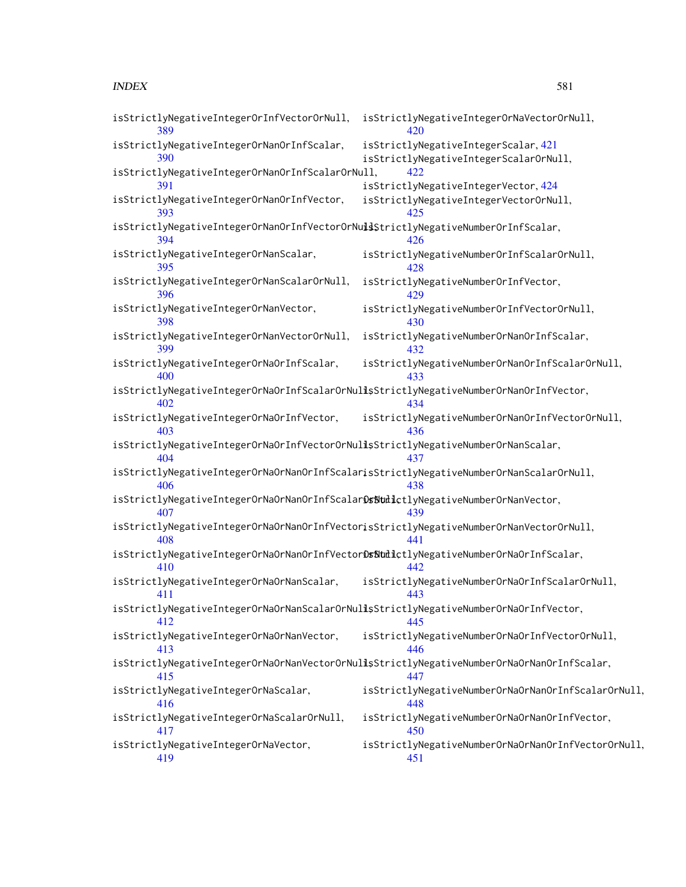isStrictlyNegativeIntegerOrInfVectorOrNull, 389
isStrictlyNegativeIntegerOrNanOrInfScalar, 390
isStrictlyNegativeIntegerOrNanOrInfScalarOrNull, 391
isStrictlyNegativeIntegerOrNanOrInfVector, 393
isStrictlyNegativeIntegerOrNanOrInfVectorOrNull, 394
isStrictlyNegativeIntegerOrNanScalar, 395
isStrictlyNegativeIntegerOrNanScalarOrNull, 396
isStrictlyNegativeIntegerOrNanVector, 398
isStrictlyNegativeIntegerOrNanVectorOrNull, 399
isStrictlyNegativeIntegerOrNaOrInfScalar, 400
isStrictlyNegativeIntegerOrNaOrInfScalarOrNull, 402
isStrictlyNegativeIntegerOrNaOrInfVector, 403
isStrictlyNegativeIntegerOrNaOrInfVectorOrNull, 404
isStrictlyNegativeIntegerOrNaOrNanOrInfScalar, 406
isStrictlyNegativeIntegerOrNaOrNanOrInfScalarOrNull, 407
isStrictlyNegativeIntegerOrNaOrNanOrInfVector, 408
isStrictlyNegativeIntegerOrNaOrNanOrInfVectorOrNull, 410
isStrictlyNegativeIntegerOrNaOrNanScalar, 411
isStrictlyNegativeIntegerOrNaOrNanScalarOrNull, 412
isStrictlyNegativeIntegerOrNaOrNanVector, 413
isStrictlyNegativeIntegerOrNaOrNanVectorOrNull, 415
isStrictlyNegativeIntegerOrNaScalar, 416
isStrictlyNegativeIntegerOrNaScalarOrNull, 417
isStrictlyNegativeIntegerOrNaVector, 419
isStrictlyNegativeIntegerOrNaVectorOrNull, 420
isStrictlyNegativeIntegerScalar, 421
isStrictlyNegativeIntegerScalarOrNull, 422
isStrictlyNegativeIntegerVector, 424
isStrictlyNegativeIntegerVectorOrNull, 425
isStrictlyNegativeNumberOrInfScalar, 426
isStrictlyNegativeNumberOrInfScalarOrNull, 428
isStrictlyNegativeNumberOrInfVector, 429
isStrictlyNegativeNumberOrInfVectorOrNull, 430
isStrictlyNegativeNumberOrNanOrInfScalar, 432
isStrictlyNegativeNumberOrNanOrInfScalarOrNull, 433
isStrictlyNegativeNumberOrNanOrInfVector, 434
isStrictlyNegativeNumberOrNanOrInfVectorOrNull, 436
isStrictlyNegativeNumberOrNanScalar, 437
isStrictlyNegativeNumberOrNanScalarOrNull, 438
isStrictlyNegativeNumberOrNanVector, 439
isStrictlyNegativeNumberOrNanVectorOrNull, 441
isStrictlyNegativeNumberOrNaOrInfScalar, 442
isStrictlyNegativeNumberOrNaOrInfScalarOrNull, 443
isStrictlyNegativeNumberOrNaOrInfVector, 445
isStrictlyNegativeNumberOrNaOrInfVectorOrNull, 446
isStrictlyNegativeNumberOrNaOrNanOrInfScalar, 447
isStrictlyNegativeNumberOrNaOrNanOrInfScalarOrNull, 448
isStrictlyNegativeNumberOrNaOrNanOrInfVector, 450
isStrictlyNegativeNumberOrNaOrNanOrInfVectorOrNull, 451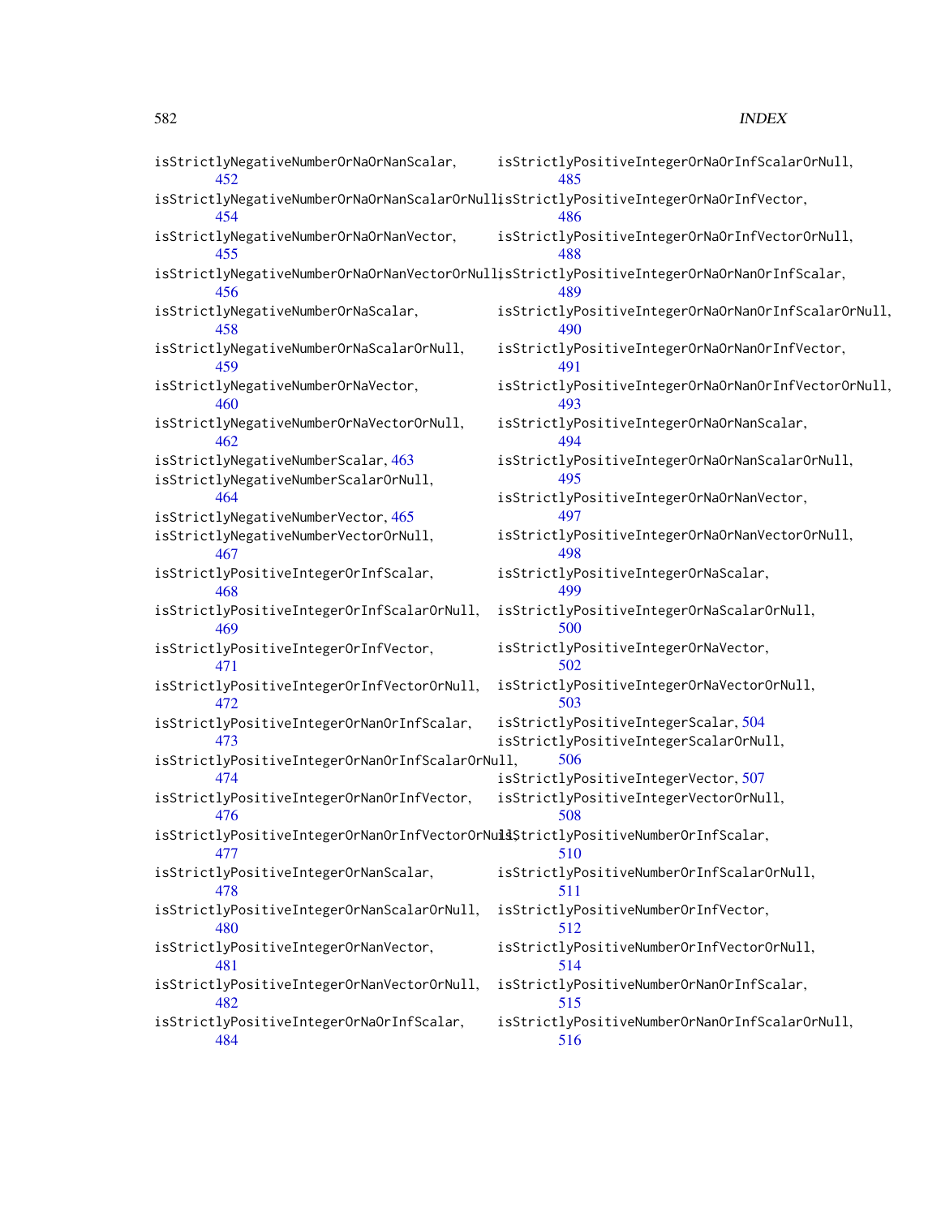isStrictlyNegativeNumberOrNaOrNanScalar, 452
isStrictlyNegativeNumberOrNaOrNanScalarOrNull, 454
isStrictlyNegativeNumberOrNaOrNanVector, 455
isStrictlyNegativeNumberOrNaOrNanVectorOrNull, 456
isStrictlyNegativeNumberOrNaScalar, 458
isStrictlyNegativeNumberOrNaScalarOrNull, 459
isStrictlyNegativeNumberOrNaVector, 460
isStrictlyNegativeNumberOrNaVectorOrNull, 462
isStrictlyNegativeNumberScalar, 463
isStrictlyNegativeNumberScalarOrNull, 464
isStrictlyNegativeNumberVector, 465
isStrictlyNegativeNumberVectorOrNull, 467
isStrictlyPositiveIntegerOrInfScalar, 468
isStrictlyPositiveIntegerOrInfScalarOrNull, 469
isStrictlyPositiveIntegerOrInfVector, 471
isStrictlyPositiveIntegerOrInfVectorOrNull, 472
isStrictlyPositiveIntegerOrNanOrInfScalar, 473
isStrictlyPositiveIntegerOrNanOrInfScalarOrNull, 474
isStrictlyPositiveIntegerOrNanOrInfVector, 476
isStrictlyPositiveIntegerOrNanOrInfVectorOrNull, 477
isStrictlyPositiveIntegerOrNanScalar, 478
isStrictlyPositiveIntegerOrNanScalarOrNull, 480
isStrictlyPositiveIntegerOrNanVector, 481
isStrictlyPositiveIntegerOrNanVectorOrNull, 482
isStrictlyPositiveIntegerOrNaOrInfScalar, 484
isStrictlyPositiveIntegerOrNaOrInfScalarOrNull, 485
isStrictlyPositiveIntegerOrNaOrInfVector, 486
isStrictlyPositiveIntegerOrNaOrInfVectorOrNull, 488
isStrictlyPositiveIntegerOrNaOrNanOrInfScalar, 489
isStrictlyPositiveIntegerOrNaOrNanOrInfScalarOrNull, 490
isStrictlyPositiveIntegerOrNaOrNanOrInfVector, 491
isStrictlyPositiveIntegerOrNaOrNanOrInfVectorOrNull, 493
isStrictlyPositiveIntegerOrNaOrNanScalar, 494
isStrictlyPositiveIntegerOrNaOrNanScalarOrNull, 495
isStrictlyPositiveIntegerOrNaOrNanVector, 497
isStrictlyPositiveIntegerOrNaOrNanVectorOrNull, 498
isStrictlyPositiveIntegerOrNaScalar, 499
isStrictlyPositiveIntegerOrNaScalarOrNull, 500
isStrictlyPositiveIntegerOrNaVector, 502
isStrictlyPositiveIntegerOrNaVectorOrNull, 503
isStrictlyPositiveIntegerScalar, 504
isStrictlyPositiveIntegerScalarOrNull, 506
isStrictlyPositiveIntegerVector, 507
isStrictlyPositiveIntegerVectorOrNull, 508
isStrictlyPositiveNumberOrInfScalar, 510
isStrictlyPositiveNumberOrInfScalarOrNull, 511
isStrictlyPositiveNumberOrInfVector, 512
isStrictlyPositiveNumberOrInfVectorOrNull, 514
isStrictlyPositiveNumberOrNanOrInfScalar, 515
isStrictlyPositiveNumberOrNanOrInfScalarOrNull, 516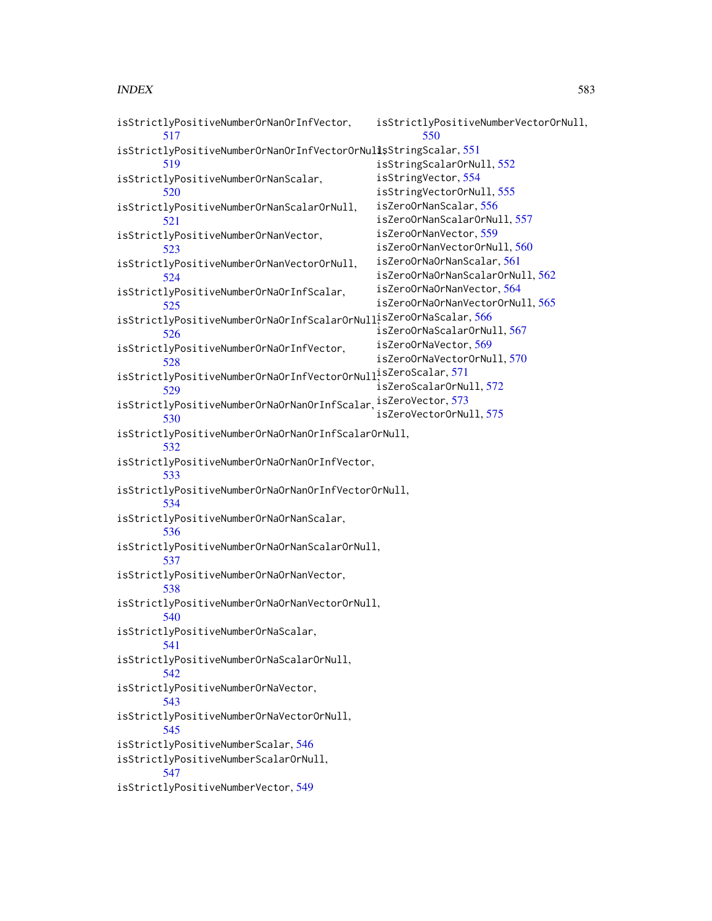isStrictlyPositiveNumberOrNanOrInfVector, 517
isStrictlyPositiveNumberOrNanOrInfVectorOrNull, 519
isStrictlyPositiveNumberOrNanScalar, 520
isStrictlyPositiveNumberOrNanScalarOrNull, 521
isStrictlyPositiveNumberOrNanVector, 523
isStrictlyPositiveNumberOrNanVectorOrNull, 524
isStrictlyPositiveNumberOrNaOrInfScalar, 525
isStrictlyPositiveNumberOrNaOrInfScalarOrNull, 526
isStrictlyPositiveNumberOrNaOrInfVector, 528
isStrictlyPositiveNumberOrNaOrInfVectorOrNull, 529
isStrictlyPositiveNumberOrNaOrNanOrInfScalar, 530
isStrictlyPositiveNumberOrNaOrNanOrInfScalarOrNull, 532
isStrictlyPositiveNumberOrNaOrNanOrInfVector, 533
isStrictlyPositiveNumberOrNaOrNanOrInfVectorOrNull, 534
isStrictlyPositiveNumberOrNaOrNanScalar, 536
isStrictlyPositiveNumberOrNaOrNanScalarOrNull, 537
isStrictlyPositiveNumberOrNaOrNanVector, 538
isStrictlyPositiveNumberOrNaOrNanVectorOrNull, 540
isStrictlyPositiveNumberOrNaScalar, 541
isStrictlyPositiveNumberOrNaScalarOrNull, 542
isStrictlyPositiveNumberOrNaVector, 543
isStrictlyPositiveNumberOrNaVectorOrNull, 545
isStrictlyPositiveNumberScalar, 546
isStrictlyPositiveNumberScalarOrNull, 547
isStrictlyPositiveNumberVector, 549
isStrictlyPositiveNumberVectorOrNull, 550
isStringScalar, 551
isStringScalarOrNull, 552
isStringVector, 554
isStringVectorOrNull, 555
isZeroOrNanScalar, 556
isZeroOrNanScalarOrNull, 557
isZeroOrNanVector, 559
isZeroOrNanVectorOrNull, 560
isZeroOrNaOrNanScalar, 561
isZeroOrNaOrNanScalarOrNull, 562
isZeroOrNaOrNanVector, 564
isZeroOrNaOrNanVectorOrNull, 565
isZeroOrNaScalar, 566
isZeroOrNaScalarOrNull, 567
isZeroOrNaVector, 569
isZeroOrNaVectorOrNull, 570
isZeroScalar, 571
isZeroScalarOrNull, 572
isZeroVector, 573
isZeroVectorOrNull, 575